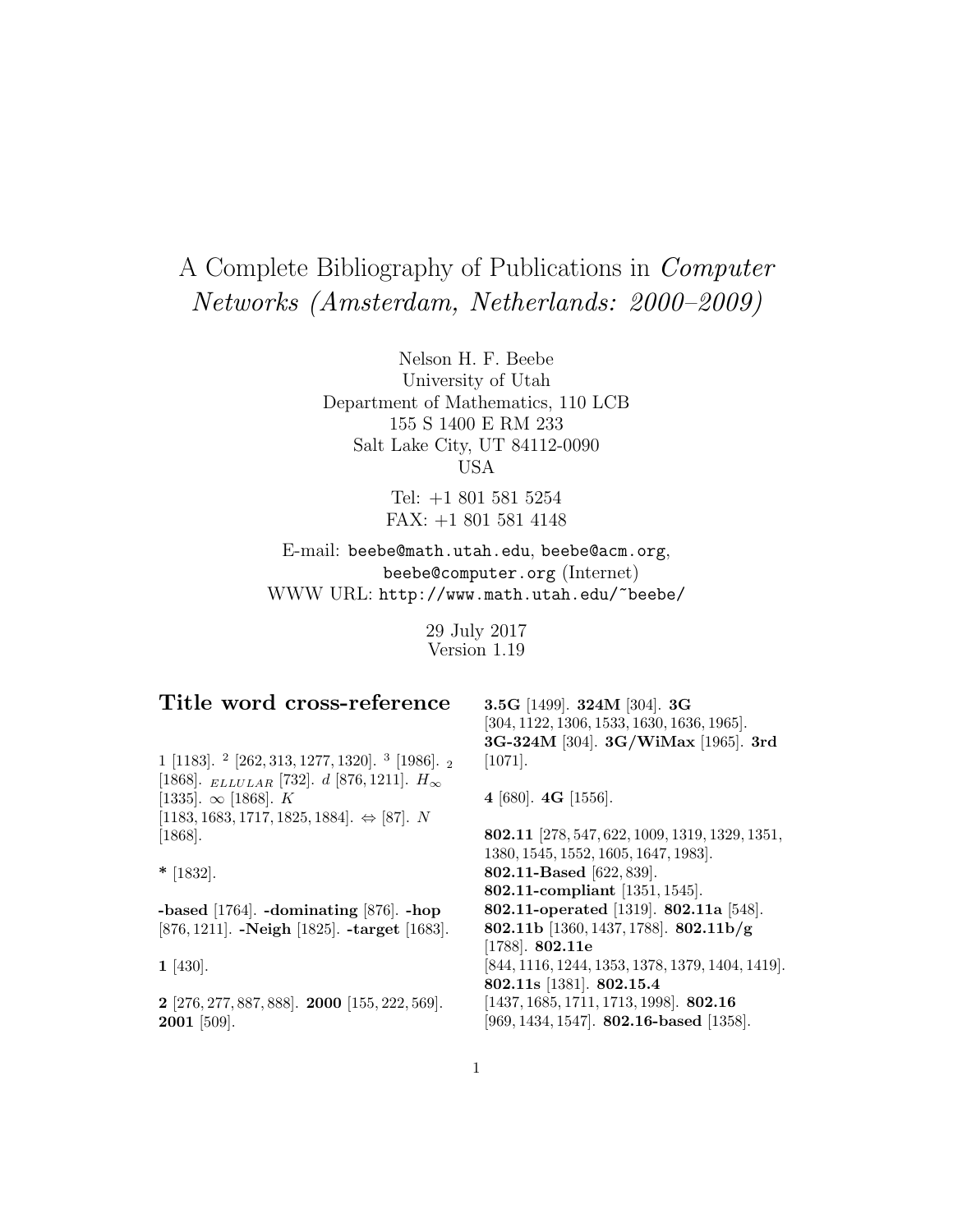# A Complete Bibliography of Publications in *Computer Networks (Amsterdam, Netherlands: 2000–2009)*

Nelson H. F. Beebe
University of Utah
Department of Mathematics, 110 LCB
155 S 1400 E RM 233
Salt Lake City, UT 84112-0090
USA

Tel: +1 801 581 5254
FAX: +1 801 581 4148

E-mail: `beebe@math.utah.edu`, `beebe@acm.org`, `beebe@computer.org` (Internet)
WWW URL: `http://www.math.utah.edu/~beebe/`

29 July 2017
Version 1.19

## Title word cross-reference

1 [1183]. $^2$ [262, 313, 1277, 1320]. $^3$ [1986]. $_2$ [1868]. $_{ELLULAR}$ [732]. $d$ [876, 1211]. $H_\infty$ [1335]. $\infty$ [1868]. $K$ [1183, 1683, 1717, 1825, 1884]. $\Leftrightarrow$ [87]. $N$ [1868].

**\*** [1832].

**-based** [1764]. **-dominating** [876]. **-hop** [876, 1211]. **-Neigh** [1825]. **-target** [1683].

**1** [430].

**2** [276, 277, 887, 888]. **2000** [155, 222, 569]. **2001** [509].

**3.5G** [1499]. **324M** [304]. **3G** [304, 1122, 1306, 1533, 1630, 1636, 1965]. **3G-324M** [304]. **3G/WiMax** [1965]. **3rd** [1071].

**4** [680]. **4G** [1556].

**802.11** [278, 547, 622, 1009, 1319, 1329, 1351, 1380, 1545, 1552, 1605, 1647, 1983]. **802.11-Based** [622, 839]. **802.11-compliant** [1351, 1545]. **802.11-operated** [1319]. **802.11a** [548]. **802.11b** [1360, 1437, 1788]. **802.11b/g** [1788]. **802.11e** [844, 1116, 1244, 1353, 1378, 1379, 1404, 1419]. **802.11s** [1381]. **802.15.4** [1437, 1685, 1711, 1713, 1998]. **802.16** [969, 1434, 1547]. **802.16-based** [1358].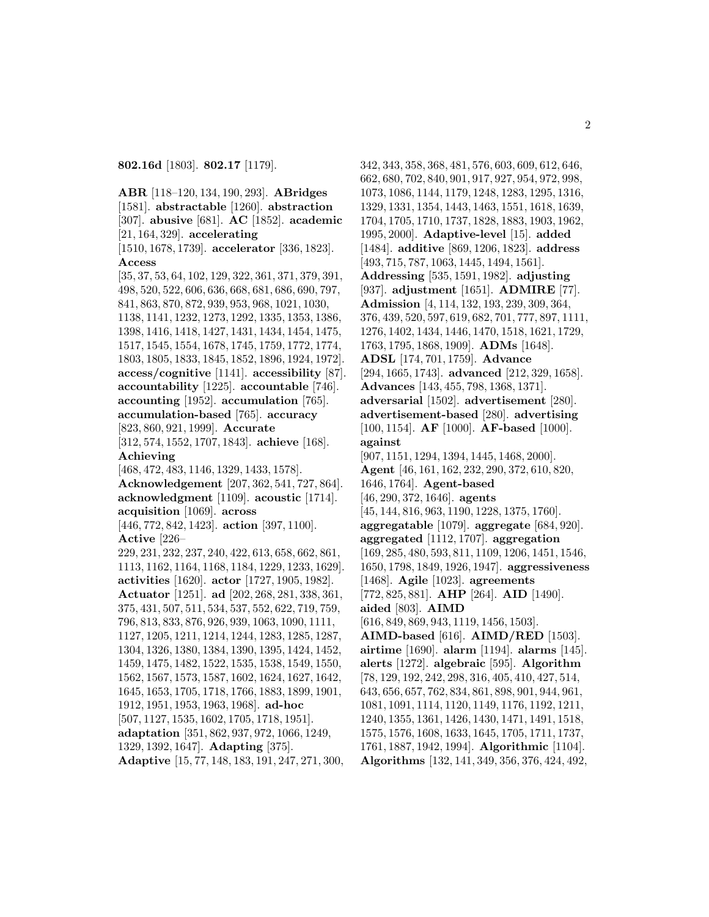**802.16d** [1803]. **802.17** [1179].

**ABR** [118–120, 134, 190, 293]. **ABridges** [1581]. **abstractable** [1260]. **abstraction** [307]. **abusive** [681]. **AC** [1852]. **academic** [21, 164, 329]. **accelerating** [1510, 1678, 1739]. **accelerator** [336, 1823]. **Access** [35, 37, 53, 64, 102, 129, 322, 361, 371, 379, 391, 498, 520, 522, 606, 636, 668, 681, 686, 690, 797, 841, 863, 870, 872, 939, 953, 968, 1021, 1030, 1138, 1141, 1232, 1273, 1292, 1335, 1353, 1386, 1398, 1416, 1418, 1427, 1431, 1434, 1454, 1475, 1517, 1545, 1554, 1678, 1745, 1759, 1772, 1774, 1803, 1805, 1833, 1845, 1852, 1896, 1924, 1972]. **access/cognitive** [1141]. **accessibility** [87]. **accountability** [1225]. **accountable** [746]. **accounting** [1952]. **accumulation** [765]. **accumulation-based** [765]. **accuracy** [823, 860, 921, 1999]. **Accurate** [312, 574, 1552, 1707, 1843]. **achieve** [168]. **Achieving** [468, 472, 483, 1146, 1329, 1433, 1578]. **Acknowledgement** [207, 362, 541, 727, 864]. **acknowledgment** [1109]. **acoustic** [1714]. **acquisition** [1069]. **across** [446, 772, 842, 1423]. **action** [397, 1100]. **Active** [226–229, 231, 232, 237, 240, 422, 613, 658, 662, 861, 1113, 1162, 1164, 1168, 1184, 1229, 1233, 1629]. **activities** [1620]. **actor** [1727, 1905, 1982]. **Actuator** [1251]. **ad** [202, 268, 281, 338, 361, 375, 431, 507, 511, 534, 537, 552, 622, 719, 759, 796, 813, 833, 876, 926, 939, 1063, 1090, 1111, 1127, 1205, 1211, 1214, 1244, 1283, 1285, 1287, 1304, 1326, 1380, 1384, 1390, 1395, 1424, 1452, 1459, 1475, 1482, 1522, 1535, 1538, 1549, 1550, 1562, 1567, 1573, 1587, 1602, 1624, 1627, 1642, 1645, 1653, 1705, 1718, 1766, 1883, 1899, 1901, 1912, 1951, 1953, 1963, 1968]. **ad-hoc** [507, 1127, 1535, 1602, 1705, 1718, 1951]. **adaptation** [351, 862, 937, 972, 1066, 1249, 1329, 1392, 1647]. **Adapting** [375]. **Adaptive** [15, 77, 148, 183, 191, 247, 271, 300, 342, 343, 358, 368, 481, 576, 603, 609, 612, 646, 662, 680, 702, 840, 901, 917, 927, 954, 972, 998, 1073, 1086, 1144, 1179, 1248, 1283, 1295, 1316, 1329, 1331, 1354, 1443, 1463, 1551, 1618, 1639, 1704, 1705, 1710, 1737, 1828, 1883, 1903, 1962, 1995, 2000]. **Adaptive-level** [15]. **added** [1484]. **additive** [869, 1206, 1823]. **address** [493, 715, 787, 1063, 1445, 1494, 1561]. **Addressing** [535, 1591, 1982]. **adjusting** [937]. **adjustment** [1651]. **ADMIRE** [77]. **Admission** [4, 114, 132, 193, 239, 309, 364, 376, 439, 520, 597, 619, 682, 701, 777, 897, 1111, 1276, 1402, 1434, 1446, 1470, 1518, 1621, 1729, 1763, 1795, 1868, 1909]. **ADMs** [1648]. **ADSL** [174, 701, 1759]. **Advance** [294, 1665, 1743]. **advanced** [212, 329, 1658]. **Advances** [143, 455, 798, 1368, 1371]. **adversarial** [1502]. **advertisement** [280]. **advertisement-based** [280]. **advertising** [100, 1154]. **AF** [1000]. **AF-based** [1000]. **against** [907, 1151, 1294, 1394, 1445, 1468, 2000]. **Agent** [46, 161, 162, 232, 290, 372, 610, 820, 1646, 1764]. **Agent-based** [46, 290, 372, 1646]. **agents** [45, 144, 816, 963, 1190, 1228, 1375, 1760]. **aggregatable** [1079]. **aggregate** [684, 920]. **aggregated** [1112, 1707]. **aggregation** [169, 285, 480, 593, 811, 1109, 1206, 1451, 1546, 1650, 1798, 1849, 1926, 1947]. **aggressiveness** [1468]. **Agile** [1023]. **agreements** [772, 825, 881]. **AHP** [264]. **AID** [1490]. **aided** [803]. **AIMD** [616, 849, 869, 943, 1119, 1456, 1503]. **AIMD-based** [616]. **AIMD/RED** [1503]. **airtime** [1690]. **alarm** [1194]. **alarms** [145]. **alerts** [1272]. **algebraic** [595]. **Algorithm** [78, 129, 192, 242, 298, 316, 405, 410, 427, 514, 643, 656, 657, 762, 834, 861, 898, 901, 944, 961, 1081, 1091, 1114, 1120, 1149, 1176, 1192, 1211, 1240, 1355, 1361, 1426, 1430, 1471, 1491, 1518, 1575, 1576, 1608, 1633, 1645, 1705, 1711, 1737, 1761, 1887, 1942, 1994]. **Algorithmic** [1104]. **Algorithms** [132, 141, 349, 356, 376, 424, 492,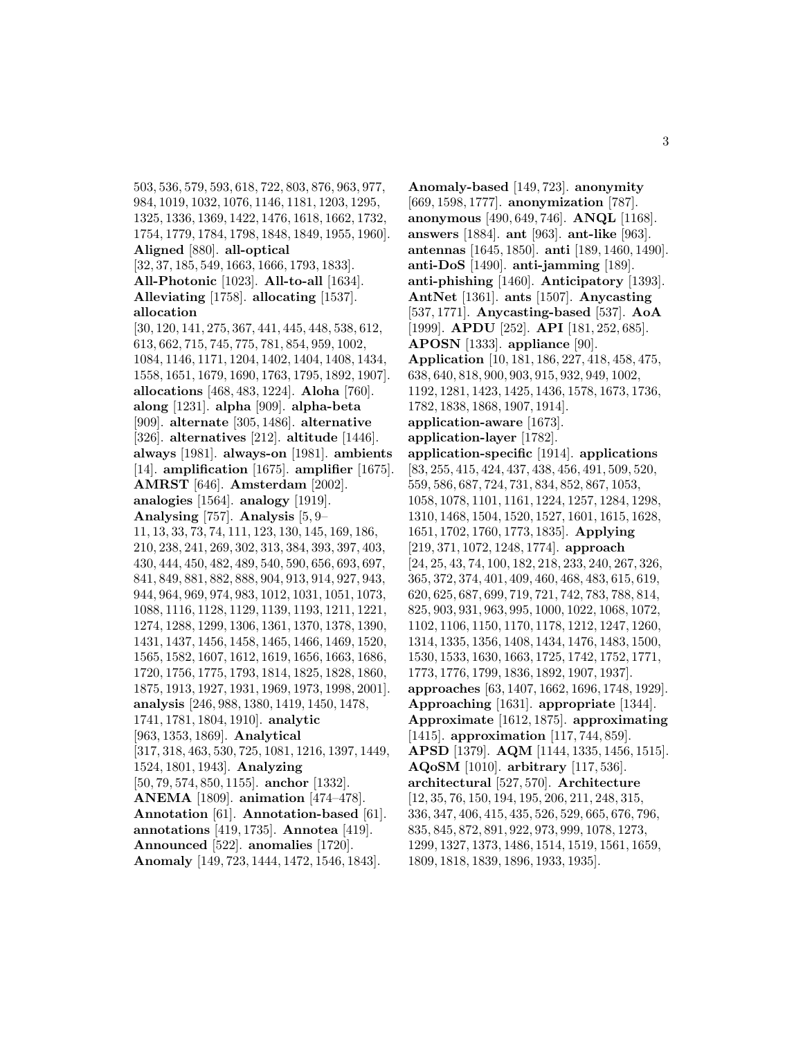503, 536, 579, 593, 618, 722, 803, 876, 963, 977, 984, 1019, 1032, 1076, 1146, 1181, 1203, 1295, 1325, 1336, 1369, 1422, 1476, 1618, 1662, 1732, 1754, 1779, 1784, 1798, 1848, 1849, 1955, 1960]. **Aligned** [880]. **all-optical** [32, 37, 185, 549, 1663, 1666, 1793, 1833]. **All-Photonic** [1023]. **All-to-all** [1634]. **Alleviating** [1758]. **allocating** [1537]. **allocation** [30, 120, 141, 275, 367, 441, 445, 448, 538, 612, 613, 662, 715, 745, 775, 781, 854, 959, 1002, 1084, 1146, 1171, 1204, 1402, 1404, 1408, 1434, 1558, 1651, 1679, 1690, 1763, 1795, 1892, 1907]. **allocations** [468, 483, 1224]. **Aloha** [760]. **along** [1231]. **alpha** [909]. **alpha-beta** [909]. **alternate** [305, 1486]. **alternative** [326]. **alternatives** [212]. **altitude** [1446]. **always** [1981]. **always-on** [1981]. **ambients** [14]. **amplification** [1675]. **amplifier** [1675]. **AMRST** [646]. **Amsterdam** [2002]. **analogies** [1564]. **analogy** [1919]. **Analysing** [757]. **Analysis** [5, 9–11, 13, 33, 73, 74, 111, 123, 130, 145, 169, 186, 210, 238, 241, 269, 302, 313, 384, 393, 397, 403, 430, 444, 450, 482, 489, 540, 590, 656, 693, 697, 841, 849, 881, 882, 888, 904, 913, 914, 927, 943, 944, 964, 969, 974, 983, 1012, 1031, 1051, 1073, 1088, 1116, 1128, 1129, 1139, 1193, 1211, 1221, 1274, 1288, 1299, 1306, 1361, 1370, 1378, 1390, 1431, 1437, 1456, 1458, 1465, 1466, 1469, 1520, 1565, 1582, 1607, 1612, 1619, 1656, 1663, 1686, 1720, 1756, 1775, 1793, 1814, 1825, 1828, 1860, 1875, 1913, 1927, 1931, 1969, 1973, 1998, 2001]. **analysis** [246, 988, 1380, 1419, 1450, 1478, 1741, 1781, 1804, 1910]. **analytic** [963, 1353, 1869]. **Analytical** [317, 318, 463, 530, 725, 1081, 1216, 1397, 1449, 1524, 1801, 1943]. **Analyzing** [50, 79, 574, 850, 1155]. **anchor** [1332]. **ANEMA** [1809]. **animation** [474–478]. **Annotation** [61]. **Annotation-based** [61]. **annotations** [419, 1735]. **Annotea** [419]. **Announced** [522]. **anomalies** [1720]. **Anomaly** [149, 723, 1444, 1472, 1546, 1843].

**Anomaly-based** [149, 723]. **anonymity** [669, 1598, 1777]. **anonymization** [787]. **anonymous** [490, 649, 746]. **ANQL** [1168]. **answers** [1884]. **ant** [963]. **ant-like** [963]. **antennas** [1645, 1850]. **anti** [189, 1460, 1490]. **anti-DoS** [1490]. **anti-jamming** [189]. **anti-phishing** [1460]. **Anticipatory** [1393]. **AntNet** [1361]. **ants** [1507]. **Anycasting** [537, 1771]. **Anycasting-based** [537]. **AoA** [1999]. **APDU** [252]. **API** [181, 252, 685]. **APOSN** [1333]. **appliance** [90]. **Application** [10, 181, 186, 227, 418, 458, 475, 638, 640, 818, 900, 903, 915, 932, 949, 1002, 1192, 1281, 1423, 1425, 1436, 1578, 1673, 1736, 1782, 1838, 1868, 1907, 1914]. **application-aware** [1673]. **application-layer** [1782]. **application-specific** [1914]. **applications** [83, 255, 415, 424, 437, 438, 456, 491, 509, 520, 559, 586, 687, 724, 731, 834, 852, 867, 1053, 1058, 1078, 1101, 1161, 1224, 1257, 1284, 1298, 1310, 1468, 1504, 1520, 1527, 1601, 1615, 1628, 1651, 1702, 1760, 1773, 1835]. **Applying** [219, 371, 1072, 1248, 1774]. **approach** [24, 25, 43, 74, 100, 182, 218, 233, 240, 267, 326, 365, 372, 374, 401, 409, 460, 468, 483, 615, 619, 620, 625, 687, 699, 719, 721, 742, 783, 788, 814, 825, 903, 931, 963, 995, 1000, 1022, 1068, 1072, 1102, 1106, 1150, 1170, 1178, 1212, 1247, 1260, 1314, 1335, 1356, 1408, 1434, 1476, 1483, 1500, 1530, 1533, 1630, 1663, 1725, 1742, 1752, 1771, 1773, 1776, 1799, 1836, 1892, 1907, 1937]. **approaches** [63, 1407, 1662, 1696, 1748, 1929]. **Approaching** [1631]. **appropriate** [1344]. **Approximate** [1612, 1875]. **approximating** [1415]. **approximation** [117, 744, 859]. **APSD** [1379]. **AQM** [1144, 1335, 1456, 1515]. **AQoSM** [1010]. **arbitrary** [117, 536]. **architectural** [527, 570]. **Architecture** [12, 35, 76, 150, 194, 195, 206, 211, 248, 315, 336, 347, 406, 415, 435, 526, 529, 665, 676, 796, 835, 845, 872, 891, 922, 973, 999, 1078, 1273, 1299, 1327, 1373, 1486, 1514, 1519, 1561, 1659, 1809, 1818, 1839, 1896, 1933, 1935].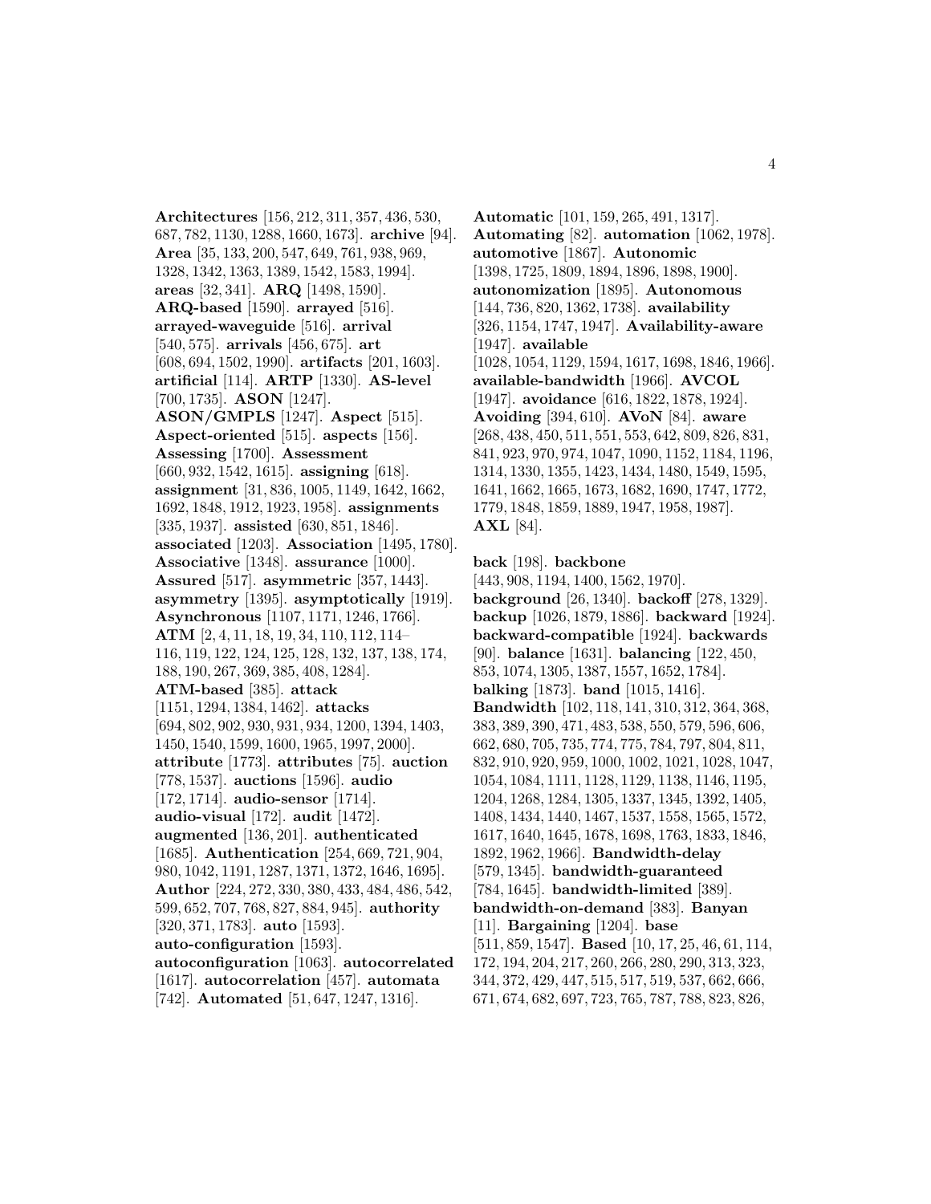**Architectures** [156, 212, 311, 357, 436, 530, 687, 782, 1130, 1288, 1660, 1673]. **archive** [94]. **Area** [35, 133, 200, 547, 649, 761, 938, 969, 1328, 1342, 1363, 1389, 1542, 1583, 1994]. **areas** [32, 341]. **ARQ** [1498, 1590]. **ARQ-based** [1590]. **arrayed** [516]. **arrayed-waveguide** [516]. **arrival** [540, 575]. **arrivals** [456, 675]. **art** [608, 694, 1502, 1990]. **artifacts** [201, 1603]. **artificial** [114]. **ARTP** [1330]. **AS-level** [700, 1735]. **ASON** [1247]. **ASON/GMPLS** [1247]. **Aspect** [515]. **Aspect-oriented** [515]. **aspects** [156]. **Assessing** [1700]. **Assessment** [660, 932, 1542, 1615]. **assigning** [618]. **assignment** [31, 836, 1005, 1149, 1642, 1662, 1692, 1848, 1912, 1923, 1958]. **assignments** [335, 1937]. **assisted** [630, 851, 1846]. **associated** [1203]. **Association** [1495, 1780]. **Associative** [1348]. **assurance** [1000]. **Assured** [517]. **asymmetric** [357, 1443]. **asymmetry** [1395]. **asymptotically** [1919]. **Asynchronous** [1107, 1171, 1246, 1766]. **ATM** [2, 4, 11, 18, 19, 34, 110, 112, 114–116, 119, 122, 124, 125, 128, 132, 137, 138, 174, 188, 190, 267, 369, 385, 408, 1284]. **ATM-based** [385]. **attack** [1151, 1294, 1384, 1462]. **attacks** [694, 802, 902, 930, 931, 934, 1200, 1394, 1403, 1450, 1540, 1599, 1600, 1965, 1997, 2000]. **attribute** [1773]. **attributes** [75]. **auction** [778, 1537]. **auctions** [1596]. **audio** [172, 1714]. **audio-sensor** [1714]. **audio-visual** [172]. **audit** [1472]. **augmented** [136, 201]. **authenticated** [1685]. **Authentication** [254, 669, 721, 904, 980, 1042, 1191, 1287, 1371, 1372, 1646, 1695]. **Author** [224, 272, 330, 380, 433, 484, 486, 542, 599, 652, 707, 768, 827, 884, 945]. **authority** [320, 371, 1783]. **auto** [1593]. **auto-configuration** [1593]. **autoconfiguration** [1063]. **autocorrelated** [1617]. **autocorrelation** [457]. **automata** [742]. **Automated** [51, 647, 1247, 1316].

**Automatic** [101, 159, 265, 491, 1317]. **Automating** [82]. **automation** [1062, 1978]. **automotive** [1867]. **Autonomic** [1398, 1725, 1809, 1894, 1896, 1898, 1900]. **autonomization** [1895]. **Autonomous** [144, 736, 820, 1362, 1738]. **availability** [326, 1154, 1747, 1947]. **Availability-aware** [1947]. **available** [1028, 1054, 1129, 1594, 1617, 1698, 1846, 1966]. **available-bandwidth** [1966]. **AVCOL** [1947]. **avoidance** [616, 1822, 1878, 1924]. **Avoiding** [394, 610]. **AVoN** [84]. **aware** [268, 438, 450, 511, 551, 553, 642, 809, 826, 831, 841, 923, 970, 974, 1047, 1090, 1152, 1184, 1196, 1314, 1330, 1355, 1423, 1434, 1480, 1549, 1595, 1641, 1662, 1665, 1673, 1682, 1690, 1747, 1772, 1779, 1848, 1859, 1889, 1947, 1958, 1987]. **AXL** [84].

**back** [198]. **backbone** [443, 908, 1194, 1400, 1562, 1970]. **background** [26, 1340]. **backoff** [278, 1329]. **backup** [1026, 1879, 1886]. **backward** [1924]. **backward-compatible** [1924]. **backwards** [90]. **balance** [1631]. **balancing** [122, 450, 853, 1074, 1305, 1387, 1557, 1652, 1784]. **balking** [1873]. **band** [1015, 1416]. **Bandwidth** [102, 118, 141, 310, 312, 364, 368, 383, 389, 390, 471, 483, 538, 550, 579, 596, 606, 662, 680, 705, 735, 774, 775, 784, 797, 804, 811, 832, 910, 920, 959, 1000, 1002, 1021, 1028, 1047, 1054, 1084, 1111, 1128, 1129, 1138, 1146, 1195, 1204, 1268, 1284, 1305, 1337, 1345, 1392, 1405, 1408, 1434, 1440, 1467, 1537, 1558, 1565, 1572, 1617, 1640, 1645, 1678, 1698, 1763, 1833, 1846, 1892, 1962, 1966]. **Bandwidth-delay** [579, 1345]. **bandwidth-guaranteed** [784, 1645]. **bandwidth-limited** [389]. **bandwidth-on-demand** [383]. **Banyan** [11]. **Bargaining** [1204]. **base** [511, 859, 1547]. **Based** [10, 17, 25, 46, 61, 114, 172, 194, 204, 217, 260, 266, 280, 290, 313, 323, 344, 372, 429, 447, 515, 517, 519, 537, 662, 666, 671, 674, 682, 697, 723, 765, 787, 788, 823, 826,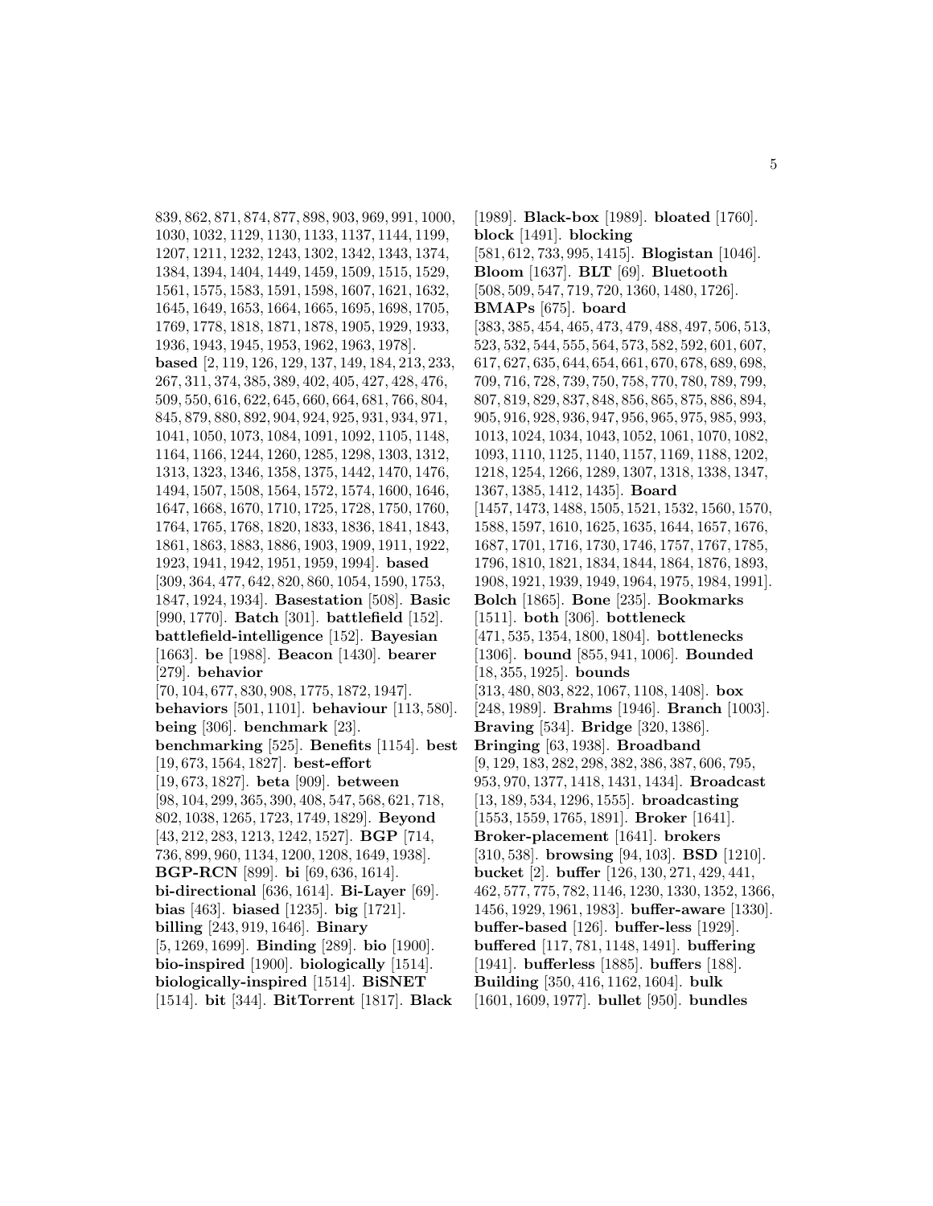839, 862, 871, 874, 877, 898, 903, 969, 991, 1000, 1030, 1032, 1129, 1130, 1133, 1137, 1144, 1199, 1207, 1211, 1232, 1243, 1302, 1342, 1343, 1374, 1384, 1394, 1404, 1449, 1459, 1509, 1515, 1529, 1561, 1575, 1583, 1591, 1598, 1607, 1621, 1632, 1645, 1649, 1653, 1664, 1665, 1695, 1698, 1705, 1769, 1778, 1818, 1871, 1878, 1905, 1929, 1933, 1936, 1943, 1945, 1953, 1962, 1963, 1978]. **based** [2, 119, 126, 129, 137, 149, 184, 213, 233, 267, 311, 374, 385, 389, 402, 405, 427, 428, 476, 509, 550, 616, 622, 645, 660, 664, 681, 766, 804, 845, 879, 880, 892, 904, 924, 925, 931, 934, 971, 1041, 1050, 1073, 1084, 1091, 1092, 1105, 1148, 1164, 1166, 1244, 1260, 1285, 1298, 1303, 1312, 1313, 1323, 1346, 1358, 1375, 1442, 1470, 1476, 1494, 1507, 1508, 1564, 1572, 1574, 1600, 1646, 1647, 1668, 1670, 1710, 1725, 1728, 1750, 1760, 1764, 1765, 1768, 1820, 1833, 1836, 1841, 1843, 1861, 1863, 1883, 1886, 1903, 1909, 1911, 1922, 1923, 1941, 1942, 1951, 1959, 1994]. **based** [309, 364, 477, 642, 820, 860, 1054, 1590, 1753, 1847, 1924, 1934]. **Basestation** [508]. **Basic** [990, 1770]. **Batch** [301]. **battlefield** [152]. **battlefield-intelligence** [152]. **Bayesian** [1663]. **be** [1988]. **Beacon** [1430]. **bearer** [279]. **behavior** [70, 104, 677, 830, 908, 1775, 1872, 1947]. **behaviors** [501, 1101]. **behaviour** [113, 580]. **being** [306]. **benchmark** [23]. **benchmarking** [525]. **Benefits** [1154]. **best** [19, 673, 1564, 1827]. **best-effort** [19, 673, 1827]. **beta** [909]. **between** [98, 104, 299, 365, 390, 408, 547, 568, 621, 718, 802, 1038, 1265, 1723, 1749, 1829]. **Beyond** [43, 212, 283, 1213, 1242, 1527]. **BGP** [714, 736, 899, 960, 1134, 1200, 1208, 1649, 1938]. **BGP-RCN** [899]. **bi** [69, 636, 1614]. **bi-directional** [636, 1614]. **Bi-Layer** [69]. **bias** [463]. **biased** [1235]. **big** [1721]. **billing** [243, 919, 1646]. **Binary** [5, 1269, 1699]. **Binding** [289]. **bio** [1900]. **bio-inspired** [1900]. **biologically** [1514]. **biologically-inspired** [1514]. **BiSNET** [1514]. **bit** [344]. **BitTorrent** [1817]. **Black** [1989]. **Black-box** [1989]. **bloated** [1760]. **block** [1491]. **blocking** [581, 612, 733, 995, 1415]. **Blogistan** [1046]. **Bloom** [1637]. **BLT** [69]. **Bluetooth** [508, 509, 547, 719, 720, 1360, 1480, 1726]. **BMAPs** [675]. **board** [383, 385, 454, 465, 473, 479, 488, 497, 506, 513, 523, 532, 544, 555, 564, 573, 582, 592, 601, 607, 617, 627, 635, 644, 654, 661, 670, 678, 689, 698, 709, 716, 728, 739, 750, 758, 770, 780, 789, 799, 807, 819, 829, 837, 848, 856, 865, 875, 886, 894, 905, 916, 928, 936, 947, 956, 965, 975, 985, 993, 1013, 1024, 1034, 1043, 1052, 1061, 1070, 1082, 1093, 1110, 1125, 1140, 1157, 1169, 1188, 1202, 1218, 1254, 1266, 1289, 1307, 1318, 1338, 1347, 1367, 1385, 1412, 1435]. **Board** [1457, 1473, 1488, 1505, 1521, 1532, 1560, 1570, 1588, 1597, 1610, 1625, 1635, 1644, 1657, 1676, 1687, 1701, 1716, 1730, 1746, 1757, 1767, 1785, 1796, 1810, 1821, 1834, 1844, 1864, 1876, 1893, 1908, 1921, 1939, 1949, 1964, 1975, 1984, 1991]. **Bolch** [1865]. **Bone** [235]. **Bookmarks** [1511]. **both** [306]. **bottleneck** [471, 535, 1354, 1800, 1804]. **bottlenecks** [1306]. **bound** [855, 941, 1006]. **Bounded** [18, 355, 1925]. **bounds** [313, 480, 803, 822, 1067, 1108, 1408]. **box** [248, 1989]. **Brahms** [1946]. **Branch** [1003]. **Braving** [534]. **Bridge** [320, 1386]. **Bringing** [63, 1938]. **Broadband** [9, 129, 183, 282, 298, 382, 386, 387, 606, 795, 953, 970, 1377, 1418, 1431, 1434]. **Broadcast** [13, 189, 534, 1296, 1555]. **broadcasting** [1553, 1559, 1765, 1891]. **Broker** [1641]. **Broker-placement** [1641]. **brokers** [310, 538]. **browsing** [94, 103]. **BSD** [1210]. **bucket** [2]. **buffer** [126, 130, 271, 429, 441, 462, 577, 775, 782, 1146, 1230, 1330, 1352, 1366, 1456, 1929, 1961, 1983]. **buffer-aware** [1330]. **buffer-based** [126]. **buffer-less** [1929]. **buffered** [117, 781, 1148, 1491]. **buffering** [1941]. **bufferless** [1885]. **buffers** [188]. **Building** [350, 416, 1162, 1604]. **bulk** [1601, 1609, 1977]. **bullet** [950]. **bundles**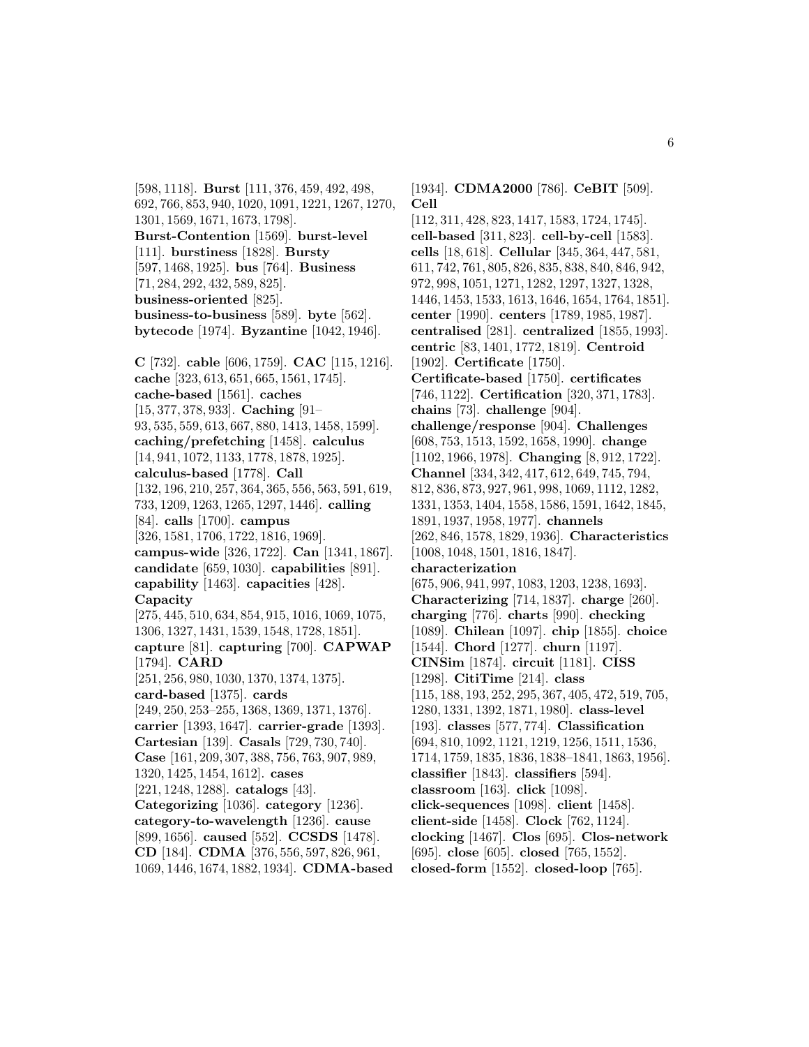[598, 1118]. **Burst** [111, 376, 459, 492, 498, 692, 766, 853, 940, 1020, 1091, 1221, 1267, 1270, 1301, 1569, 1671, 1673, 1798]. **Burst-Contention** [1569]. **burst-level** [111]. **burstiness** [1828]. **Bursty** [597, 1468, 1925]. **bus** [764]. **Business** [71, 284, 292, 432, 589, 825]. **business-oriented** [825]. **business-to-business** [589]. **byte** [562]. **bytecode** [1974]. **Byzantine** [1042, 1946].

**C** [732]. **cable** [606, 1759]. **CAC** [115, 1216]. **cache** [323, 613, 651, 665, 1561, 1745]. **cache-based** [1561]. **caches** [15, 377, 378, 933]. **Caching** [91–93, 535, 559, 613, 667, 880, 1413, 1458, 1599]. **caching/prefetching** [1458]. **calculus** [14, 941, 1072, 1133, 1778, 1878, 1925]. **calculus-based** [1778]. **Call** [132, 196, 210, 257, 364, 365, 556, 563, 591, 619, 733, 1209, 1263, 1265, 1297, 1446]. **calling** [84]. **calls** [1700]. **campus** [326, 1581, 1706, 1722, 1816, 1969]. **campus-wide** [326, 1722]. **Can** [1341, 1867]. **candidate** [659, 1030]. **capabilities** [891]. **capability** [1463]. **capacities** [428]. **Capacity** [275, 445, 510, 634, 854, 915, 1016, 1069, 1075, 1306, 1327, 1431, 1539, 1548, 1728, 1851]. **capture** [81]. **capturing** [700]. **CAPWAP** [1794]. **CARD** [251, 256, 980, 1030, 1370, 1374, 1375]. **card-based** [1375]. **cards** [249, 250, 253–255, 1368, 1369, 1371, 1376]. **carrier** [1393, 1647]. **carrier-grade** [1393]. **Cartesian** [139]. **Casals** [729, 730, 740]. **Case** [161, 209, 307, 388, 756, 763, 907, 989, 1320, 1425, 1454, 1612]. **cases** [221, 1248, 1288]. **catalogs** [43]. **Categorizing** [1036]. **category** [1236]. **category-to-wavelength** [1236]. **cause** [899, 1656]. **caused** [552]. **CCSDS** [1478]. **CD** [184]. **CDMA** [376, 556, 597, 826, 961, 1069, 1446, 1674, 1882, 1934]. **CDMA-based** [1934]. **CDMA2000** [786]. **CeBIT** [509]. **Cell** [112, 311, 428, 823, 1417, 1583, 1724, 1745]. **cell-based** [311, 823]. **cell-by-cell** [1583]. **cells** [18, 618]. **Cellular** [345, 364, 447, 581, 611, 742, 761, 805, 826, 835, 838, 840, 846, 942, 972, 998, 1051, 1271, 1282, 1297, 1327, 1328, 1446, 1453, 1533, 1613, 1646, 1654, 1764, 1851]. **center** [1990]. **centers** [1789, 1985, 1987]. **centralised** [281]. **centralized** [1855, 1993]. **centric** [83, 1401, 1772, 1819]. **Centroid** [1902]. **Certificate** [1750]. **Certificate-based** [1750]. **certificates** [746, 1122]. **Certification** [320, 371, 1783]. **chains** [73]. **challenge** [904]. **challenge/response** [904]. **Challenges** [608, 753, 1513, 1592, 1658, 1990]. **change** [1102, 1966, 1978]. **Changing** [8, 912, 1722]. **Channel** [334, 342, 417, 612, 649, 745, 794, 812, 836, 873, 927, 961, 998, 1069, 1112, 1282, 1331, 1353, 1404, 1558, 1586, 1591, 1642, 1845, 1891, 1937, 1958, 1977]. **channels** [262, 846, 1578, 1829, 1936]. **Characteristics** [1008, 1048, 1501, 1816, 1847]. **characterization** [675, 906, 941, 997, 1083, 1203, 1238, 1693]. **Characterizing** [714, 1837]. **charge** [260]. **charging** [776]. **charts** [990]. **checking** [1089]. **Chilean** [1097]. **chip** [1855]. **choice** [1544]. **Chord** [1277]. **churn** [1197]. **CINSim** [1874]. **circuit** [1181]. **CISS** [1298]. **CitiTime** [214]. **class** [115, 188, 193, 252, 295, 367, 405, 472, 519, 705, 1280, 1331, 1392, 1871, 1980]. **class-level** [193]. **classes** [577, 774]. **Classification** [694, 810, 1092, 1121, 1219, 1256, 1511, 1536, 1714, 1759, 1835, 1836, 1838–1841, 1863, 1956]. **classifier** [1843]. **classifiers** [594]. **classroom** [163]. **click** [1098]. **click-sequences** [1098]. **client** [1458]. **client-side** [1458]. **Clock** [762, 1124]. **clocking** [1467]. **Clos** [695]. **Clos-network** [695]. **close** [605]. **closed** [765, 1552]. **closed-form** [1552]. **closed-loop** [765].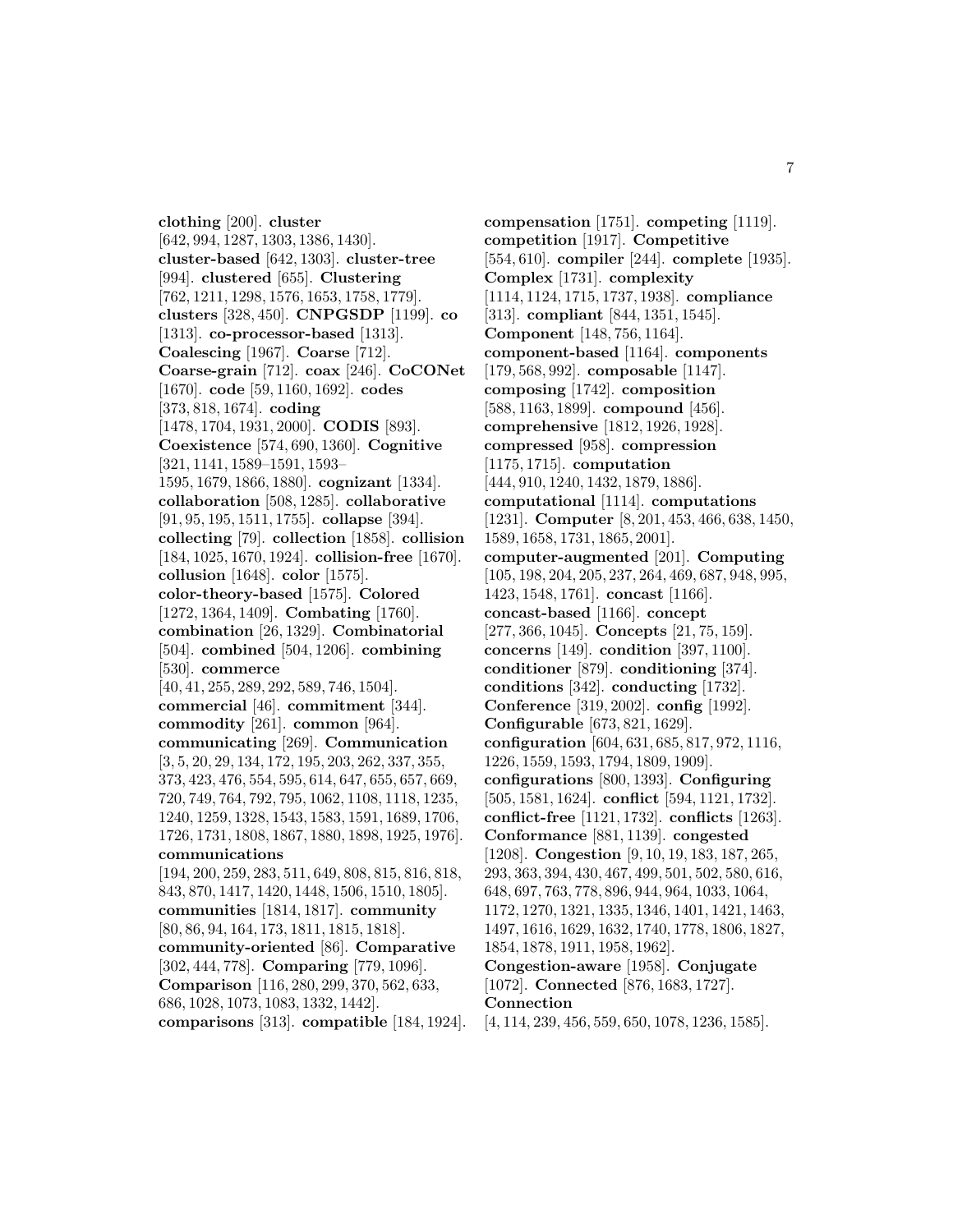**clothing** [200]. **cluster** [642, 994, 1287, 1303, 1386, 1430]. **cluster-based** [642, 1303]. **cluster-tree** [994]. **clustered** [655]. **Clustering** [762, 1211, 1298, 1576, 1653, 1758, 1779]. **clusters** [328, 450]. **CNPGSDP** [1199]. **co** [1313]. **co-processor-based** [1313]. **Coalescing** [1967]. **Coarse** [712]. **Coarse-grain** [712]. **coax** [246]. **CoCONet** [1670]. **code** [59, 1160, 1692]. **codes** [373, 818, 1674]. **coding** [1478, 1704, 1931, 2000]. **CODIS** [893]. **Coexistence** [574, 690, 1360]. **Cognitive** [321, 1141, 1589–1591, 1593–1595, 1679, 1866, 1880]. **cognizant** [1334]. **collaboration** [508, 1285]. **collaborative** [91, 95, 195, 1511, 1755]. **collapse** [394]. **collecting** [79]. **collection** [1858]. **collision** [184, 1025, 1670, 1924]. **collision-free** [1670]. **collusion** [1648]. **color** [1575]. **color-theory-based** [1575]. **Colored** [1272, 1364, 1409]. **Combating** [1760]. **combination** [26, 1329]. **Combinatorial** [504]. **combined** [504, 1206]. **combining** [530]. **commerce** [40, 41, 255, 289, 292, 589, 746, 1504]. **commercial** [46]. **commitment** [344]. **commodity** [261]. **common** [964]. **communicating** [269]. **Communication** [3, 5, 20, 29, 134, 172, 195, 203, 262, 337, 355, 373, 423, 476, 554, 595, 614, 647, 655, 657, 669, 720, 749, 764, 792, 795, 1062, 1108, 1118, 1235, 1240, 1259, 1328, 1543, 1583, 1591, 1689, 1706, 1726, 1731, 1808, 1867, 1880, 1898, 1925, 1976]. **communications** [194, 200, 259, 283, 511, 649, 808, 815, 816, 818, 843, 870, 1417, 1420, 1448, 1506, 1510, 1805]. **communities** [1814, 1817]. **community** [80, 86, 94, 164, 173, 1811, 1815, 1818]. **community-oriented** [86]. **Comparative** [302, 444, 778]. **Comparing** [779, 1096]. **Comparison** [116, 280, 299, 370, 562, 633, 686, 1028, 1073, 1083, 1332, 1442]. **comparisons** [313]. **compatible** [184, 1924].
**compensation** [1751]. **competing** [1119]. **competition** [1917]. **Competitive** [554, 610]. **compiler** [244]. **complete** [1935]. **Complex** [1731]. **complexity** [1114, 1124, 1715, 1737, 1938]. **compliance** [313]. **compliant** [844, 1351, 1545]. **Component** [148, 756, 1164]. **component-based** [1164]. **components** [179, 568, 992]. **composable** [1147]. **composing** [1742]. **composition** [588, 1163, 1899]. **compound** [456]. **comprehensive** [1812, 1926, 1928]. **compressed** [958]. **compression** [1175, 1715]. **computation** [444, 910, 1240, 1432, 1879, 1886]. **computational** [1114]. **computations** [1231]. **Computer** [8, 201, 453, 466, 638, 1450, 1589, 1658, 1731, 1865, 2001]. **computer-augmented** [201]. **Computing** [105, 198, 204, 205, 237, 264, 469, 687, 948, 995, 1423, 1548, 1761]. **concast** [1166]. **concast-based** [1166]. **concept** [277, 366, 1045]. **Concepts** [21, 75, 159]. **concerns** [149]. **condition** [397, 1100]. **conditioner** [879]. **conditioning** [374]. **conditions** [342]. **conducting** [1732]. **Conference** [319, 2002]. **config** [1992]. **Configurable** [673, 821, 1629]. **configuration** [604, 631, 685, 817, 972, 1116, 1226, 1559, 1593, 1794, 1809, 1909]. **configurations** [800, 1393]. **Configuring** [505, 1581, 1624]. **conflict** [594, 1121, 1732]. **conflict-free** [1121, 1732]. **conflicts** [1263]. **Conformance** [881, 1139]. **congested** [1208]. **Congestion** [9, 10, 19, 183, 187, 265, 293, 363, 394, 430, 467, 499, 501, 502, 580, 616, 648, 697, 763, 778, 896, 944, 964, 1033, 1064, 1172, 1270, 1321, 1335, 1346, 1401, 1421, 1463, 1497, 1616, 1629, 1632, 1740, 1778, 1806, 1827, 1854, 1878, 1911, 1958, 1962]. **Congestion-aware** [1958]. **Conjugate** [1072]. **Connected** [876, 1683, 1727]. **Connection** [4, 114, 239, 456, 559, 650, 1078, 1236, 1585].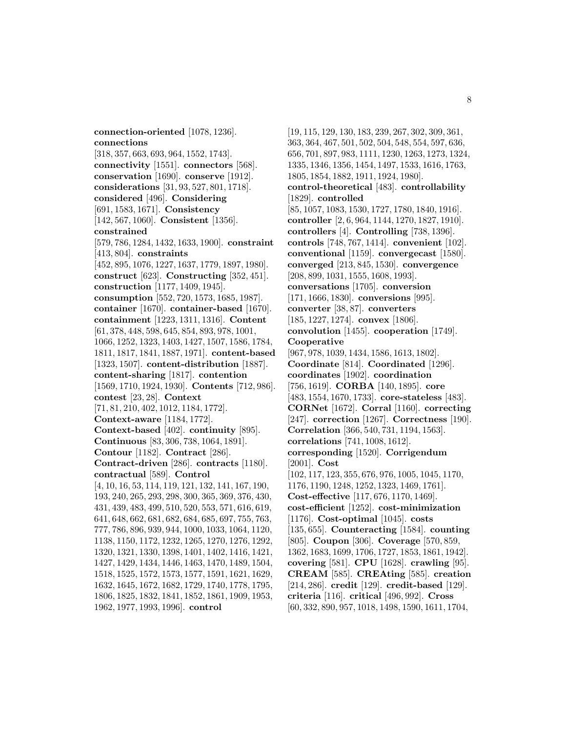**connection-oriented** [1078, 1236]. **connections** [318, 357, 663, 693, 964, 1552, 1743]. **connectivity** [1551]. **connectors** [568]. **conservation** [1690]. **conserve** [1912]. **considerations** [31, 93, 527, 801, 1718]. **considered** [496]. **Considering** [691, 1583, 1671]. **Consistency** [142, 567, 1060]. **Consistent** [1356]. **constrained** [579, 786, 1284, 1432, 1633, 1900]. **constraint** [413, 804]. **constraints** [452, 895, 1076, 1227, 1637, 1779, 1897, 1980]. **construct** [623]. **Constructing** [352, 451]. **construction** [1177, 1409, 1945]. **consumption** [552, 720, 1573, 1685, 1987]. **container** [1670]. **container-based** [1670]. **containment** [1223, 1311, 1316]. **Content** [61, 378, 448, 598, 645, 854, 893, 978, 1001, 1066, 1252, 1323, 1403, 1427, 1507, 1586, 1784, 1811, 1817, 1841, 1887, 1971]. **content-based** [1323, 1507]. **content-distribution** [1887]. **content-sharing** [1817]. **contention** [1569, 1710, 1924, 1930]. **Contents** [712, 986]. **contest** [23, 28]. **Context** [71, 81, 210, 402, 1012, 1184, 1772]. **Context-aware** [1184, 1772]. **Context-based** [402]. **continuity** [895]. **Continuous** [83, 306, 738, 1064, 1891]. **Contour** [1182]. **Contract** [286]. **Contract-driven** [286]. **contracts** [1180]. **contractual** [589]. **Control** [4, 10, 16, 53, 114, 119, 121, 132, 141, 167, 190, 193, 240, 265, 293, 298, 300, 365, 369, 376, 430, 431, 439, 483, 499, 510, 520, 553, 571, 616, 619, 641, 648, 662, 681, 682, 684, 685, 697, 755, 763, 777, 786, 896, 939, 944, 1000, 1033, 1064, 1120, 1138, 1150, 1172, 1232, 1265, 1270, 1276, 1292, 1320, 1321, 1330, 1398, 1401, 1402, 1416, 1421, 1427, 1429, 1434, 1446, 1463, 1470, 1489, 1504, 1518, 1525, 1572, 1573, 1577, 1591, 1621, 1629, 1632, 1645, 1672, 1682, 1729, 1740, 1778, 1795, 1806, 1825, 1832, 1841, 1852, 1861, 1909, 1953, 1962, 1977, 1993, 1996]. **control** [19, 115, 129, 130, 183, 239, 267, 302, 309, 361, 363, 364, 467, 501, 502, 504, 548, 554, 597, 636, 656, 701, 897, 983, 1111, 1230, 1263, 1273, 1324, 1335, 1346, 1356, 1454, 1497, 1533, 1616, 1763, 1805, 1854, 1882, 1911, 1924, 1980]. **control-theoretical** [483]. **controllability** [1829]. **controlled** [85, 1057, 1083, 1530, 1727, 1780, 1840, 1916]. **controller** [2, 6, 964, 1144, 1270, 1827, 1910]. **controllers** [4]. **Controlling** [738, 1396]. **controls** [748, 767, 1414]. **convenient** [102]. **conventional** [1159]. **convergecast** [1580]. **converged** [213, 845, 1530]. **convergence** [208, 899, 1031, 1555, 1608, 1993]. **conversations** [1705]. **conversion** [171, 1666, 1830]. **conversions** [995]. **converter** [38, 87]. **converters** [185, 1227, 1274]. **convex** [1806]. **convolution** [1455]. **cooperation** [1749]. **Cooperative** [967, 978, 1039, 1434, 1586, 1613, 1802]. **Coordinate** [814]. **Coordinated** [1296]. **coordinates** [1902]. **coordination** [756, 1619]. **CORBA** [140, 1895]. **core** [483, 1554, 1670, 1733]. **core-stateless** [483]. **CORNet** [1672]. **Corral** [1160]. **correcting** [247]. **correction** [1267]. **Correctness** [190]. **Correlation** [366, 540, 731, 1194, 1563]. **correlations** [741, 1008, 1612]. **corresponding** [1520]. **Corrigendum** [2001]. **Cost** [102, 117, 123, 355, 676, 976, 1005, 1045, 1170, 1176, 1190, 1248, 1252, 1323, 1469, 1761]. **Cost-effective** [117, 676, 1170, 1469]. **cost-efficient** [1252]. **cost-minimization** [1176]. **Cost-optimal** [1045]. **costs** [135, 655]. **Counteracting** [1584]. **counting** [805]. **Coupon** [306]. **Coverage** [570, 859, 1362, 1683, 1699, 1706, 1727, 1853, 1861, 1942]. **covering** [581]. **CPU** [1628]. **crawling** [95]. **CREAM** [585]. **CREAting** [585]. **creation** [214, 286]. **credit** [129]. **credit-based** [129]. **criteria** [116]. **critical** [496, 992]. **Cross** [60, 332, 890, 957, 1018, 1498, 1590, 1611, 1704,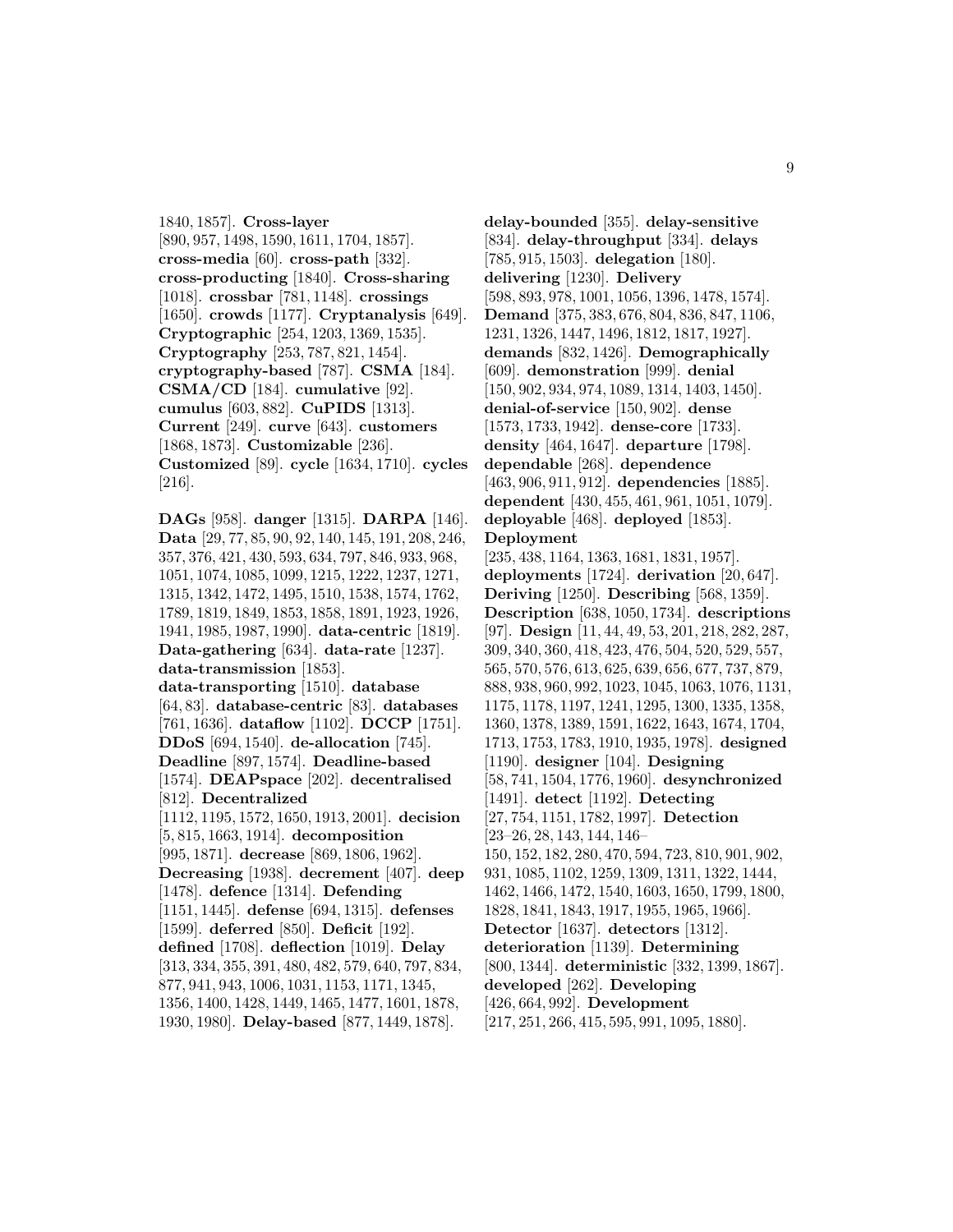1840, 1857]. **Cross-layer** [890, 957, 1498, 1590, 1611, 1704, 1857]. **cross-media** [60]. **cross-path** [332]. **cross-producting** [1840]. **Cross-sharing** [1018]. **crossbar** [781, 1148]. **crossings** [1650]. **crowds** [1177]. **Cryptanalysis** [649]. **Cryptographic** [254, 1203, 1369, 1535]. **Cryptography** [253, 787, 821, 1454]. **cryptography-based** [787]. **CSMA** [184]. **CSMA/CD** [184]. **cumulative** [92]. **cumulus** [603, 882]. **CuPIDS** [1313]. **Current** [249]. **curve** [643]. **customers** [1868, 1873]. **Customizable** [236]. **Customized** [89]. **cycle** [1634, 1710]. **cycles** [216].

**DAGs** [958]. **danger** [1315]. **DARPA** [146]. **Data** [29, 77, 85, 90, 92, 140, 145, 191, 208, 246, 357, 376, 421, 430, 593, 634, 797, 846, 933, 968, 1051, 1074, 1085, 1099, 1215, 1222, 1237, 1271, 1315, 1342, 1472, 1495, 1510, 1538, 1574, 1762, 1789, 1819, 1849, 1853, 1858, 1891, 1923, 1926, 1941, 1985, 1987, 1990]. **data-centric** [1819]. **Data-gathering** [634]. **data-rate** [1237]. **data-transmission** [1853]. **data-transporting** [1510]. **database** [64, 83]. **database-centric** [83]. **databases** [761, 1636]. **dataflow** [1102]. **DCCP** [1751]. **DDoS** [694, 1540]. **de-allocation** [745]. **Deadline** [897, 1574]. **Deadline-based** [1574]. **DEAPspace** [202]. **decentralised** [812]. **Decentralized** [1112, 1195, 1572, 1650, 1913, 2001]. **decision** [5, 815, 1663, 1914]. **decomposition** [995, 1871]. **decrease** [869, 1806, 1962]. **Decreasing** [1938]. **decrement** [407]. **deep** [1478]. **defence** [1314]. **Defending** [1151, 1445]. **defense** [694, 1315]. **defenses** [1599]. **deferred** [850]. **Deficit** [192]. **defined** [1708]. **deflection** [1019]. **Delay** [313, 334, 355, 391, 480, 482, 579, 640, 797, 834, 877, 941, 943, 1006, 1031, 1153, 1171, 1345, 1356, 1400, 1428, 1449, 1465, 1477, 1601, 1878, 1930, 1980]. **Delay-based** [877, 1449, 1878].

**delay-bounded** [355]. **delay-sensitive** [834]. **delay-throughput** [334]. **delays** [785, 915, 1503]. **delegation** [180]. **delivering** [1230]. **Delivery** [598, 893, 978, 1001, 1056, 1396, 1478, 1574]. **Demand** [375, 383, 676, 804, 836, 847, 1106, 1231, 1326, 1447, 1496, 1812, 1817, 1927]. **demands** [832, 1426]. **Demographically** [609]. **demonstration** [999]. **denial** [150, 902, 934, 974, 1089, 1314, 1403, 1450]. **denial-of-service** [150, 902]. **dense** [1573, 1733, 1942]. **dense-core** [1733]. **density** [464, 1647]. **departure** [1798]. **dependable** [268]. **dependence** [463, 906, 911, 912]. **dependencies** [1885]. **dependent** [430, 455, 461, 961, 1051, 1079]. **deployable** [468]. **deployed** [1853]. **Deployment** [235, 438, 1164, 1363, 1681, 1831, 1957]. **deployments** [1724]. **derivation** [20, 647]. **Deriving** [1250]. **Describing** [568, 1359]. **Description** [638, 1050, 1734]. **descriptions** [97]. **Design** [11, 44, 49, 53, 201, 218, 282, 287, 309, 340, 360, 418, 423, 476, 504, 520, 529, 557, 565, 570, 576, 613, 625, 639, 656, 677, 737, 879, 888, 938, 960, 992, 1023, 1045, 1063, 1076, 1131, 1175, 1178, 1197, 1241, 1295, 1300, 1335, 1358, 1360, 1378, 1389, 1591, 1622, 1643, 1674, 1704, 1713, 1753, 1783, 1910, 1935, 1978]. **designed** [1190]. **designer** [104]. **Designing** [58, 741, 1504, 1776, 1960]. **desynchronized** [1491]. **detect** [1192]. **Detecting** [27, 754, 1151, 1782, 1997]. **Detection** [23–26, 28, 143, 144, 146–150, 152, 182, 280, 470, 594, 723, 810, 901, 902, 931, 1085, 1102, 1259, 1309, 1311, 1322, 1444, 1462, 1466, 1472, 1540, 1603, 1650, 1799, 1800, 1828, 1841, 1843, 1917, 1955, 1965, 1966]. **Detector** [1637]. **detectors** [1312]. **deterioration** [1139]. **Determining** [800, 1344]. **deterministic** [332, 1399, 1867]. **developed** [262]. **Developing** [426, 664, 992]. **Development** [217, 251, 266, 415, 595, 991, 1095, 1880].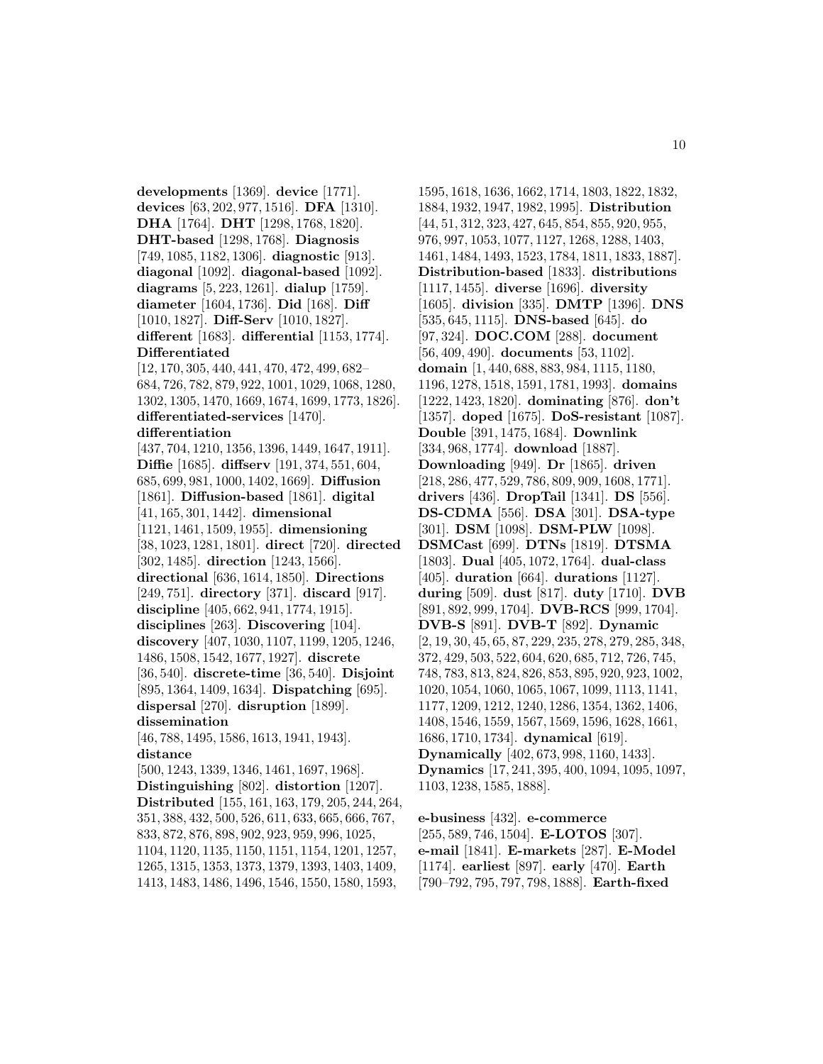**developments** [1369]. **device** [1771]. **devices** [63, 202, 977, 1516]. **DFA** [1310]. **DHA** [1764]. **DHT** [1298, 1768, 1820]. **DHT-based** [1298, 1768]. **Diagnosis** [749, 1085, 1182, 1306]. **diagnostic** [913]. **diagonal** [1092]. **diagonal-based** [1092]. **diagrams** [5, 223, 1261]. **dialup** [1759]. **diameter** [1604, 1736]. **Did** [168]. **Diff** [1010, 1827]. **Diff-Serv** [1010, 1827]. **different** [1683]. **differential** [1153, 1774]. **Differentiated** [12, 170, 305, 440, 441, 470, 472, 499, 682–684, 726, 782, 879, 922, 1001, 1029, 1068, 1280, 1302, 1305, 1470, 1669, 1674, 1699, 1773, 1826]. **differentiated-services** [1470]. **differentiation** [437, 704, 1210, 1356, 1396, 1449, 1647, 1911]. **Diffie** [1685]. **diffserv** [191, 374, 551, 604, 685, 699, 981, 1000, 1402, 1669]. **Diffusion** [1861]. **Diffusion-based** [1861]. **digital** [41, 165, 301, 1442]. **dimensional** [1121, 1461, 1509, 1955]. **dimensioning** [38, 1023, 1281, 1801]. **direct** [720]. **directed** [302, 1485]. **direction** [1243, 1566]. **directional** [636, 1614, 1850]. **Directions** [249, 751]. **directory** [371]. **discard** [917]. **discipline** [405, 662, 941, 1774, 1915]. **disciplines** [263]. **Discovering** [104]. **discovery** [407, 1030, 1107, 1199, 1205, 1246, 1486, 1508, 1542, 1677, 1927]. **discrete** [36, 540]. **discrete-time** [36, 540]. **Disjoint** [895, 1364, 1409, 1634]. **Dispatching** [695]. **dispersal** [270]. **disruption** [1899]. **dissemination** [46, 788, 1495, 1586, 1613, 1941, 1943]. **distance** [500, 1243, 1339, 1346, 1461, 1697, 1968]. **Distinguishing** [802]. **distortion** [1207]. **Distributed** [155, 161, 163, 179, 205, 244, 264, 351, 388, 432, 500, 526, 611, 633, 665, 666, 767, 833, 872, 876, 898, 902, 923, 959, 996, 1025, 1104, 1120, 1135, 1150, 1151, 1154, 1201, 1257, 1265, 1315, 1353, 1373, 1379, 1393, 1403, 1409, 1413, 1483, 1486, 1496, 1546, 1550, 1580, 1593, 1595, 1618, 1636, 1662, 1714, 1803, 1822, 1832, 1884, 1932, 1947, 1982, 1995]. **Distribution** [44, 51, 312, 323, 427, 645, 854, 855, 920, 955, 976, 997, 1053, 1077, 1127, 1268, 1288, 1403, 1461, 1484, 1493, 1523, 1784, 1811, 1833, 1887]. **Distribution-based** [1833]. **distributions** [1117, 1455]. **diverse** [1696]. **diversity** [1605]. **division** [335]. **DMTP** [1396]. **DNS** [535, 645, 1115]. **DNS-based** [645]. **do** [97, 324]. **DOC.COM** [288]. **document** [56, 409, 490]. **documents** [53, 1102]. **domain** [1, 440, 688, 883, 984, 1115, 1180, 1196, 1278, 1518, 1591, 1781, 1993]. **domains** [1222, 1423, 1820]. **dominating** [876]. **don't** [1357]. **doped** [1675]. **DoS-resistant** [1087]. **Double** [391, 1475, 1684]. **Downlink** [334, 968, 1774]. **download** [1887]. **Downloading** [949]. **Dr** [1865]. **driven** [218, 286, 477, 529, 786, 809, 909, 1608, 1771]. **drivers** [436]. **DropTail** [1341]. **DS** [556]. **DS-CDMA** [556]. **DSA** [301]. **DSA-type** [301]. **DSM** [1098]. **DSM-PLW** [1098]. **DSMCast** [699]. **DTNs** [1819]. **DTSMA** [1803]. **Dual** [405, 1072, 1764]. **dual-class** [405]. **duration** [664]. **durations** [1127]. **during** [509]. **dust** [817]. **duty** [1710]. **DVB** [891, 892, 999, 1704]. **DVB-RCS** [999, 1704]. **DVB-S** [891]. **DVB-T** [892]. **Dynamic** [2, 19, 30, 45, 65, 87, 229, 235, 278, 279, 285, 348, 372, 429, 503, 522, 604, 620, 685, 712, 726, 745, 748, 783, 813, 824, 826, 853, 895, 920, 923, 1002, 1020, 1054, 1060, 1065, 1067, 1099, 1113, 1141, 1177, 1209, 1212, 1240, 1286, 1354, 1362, 1406, 1408, 1546, 1559, 1567, 1569, 1596, 1628, 1661, 1686, 1710, 1734]. **dynamical** [619]. **Dynamically** [402, 673, 998, 1160, 1433]. **Dynamics** [17, 241, 395, 400, 1094, 1095, 1097, 1103, 1238, 1585, 1888].

**e-business** [432]. **e-commerce** [255, 589, 746, 1504]. **E-LOTOS** [307]. **e-mail** [1841]. **E-markets** [287]. **E-Model** [1174]. **earliest** [897]. **early** [470]. **Earth** [790–792, 795, 797, 798, 1888]. **Earth-fixed**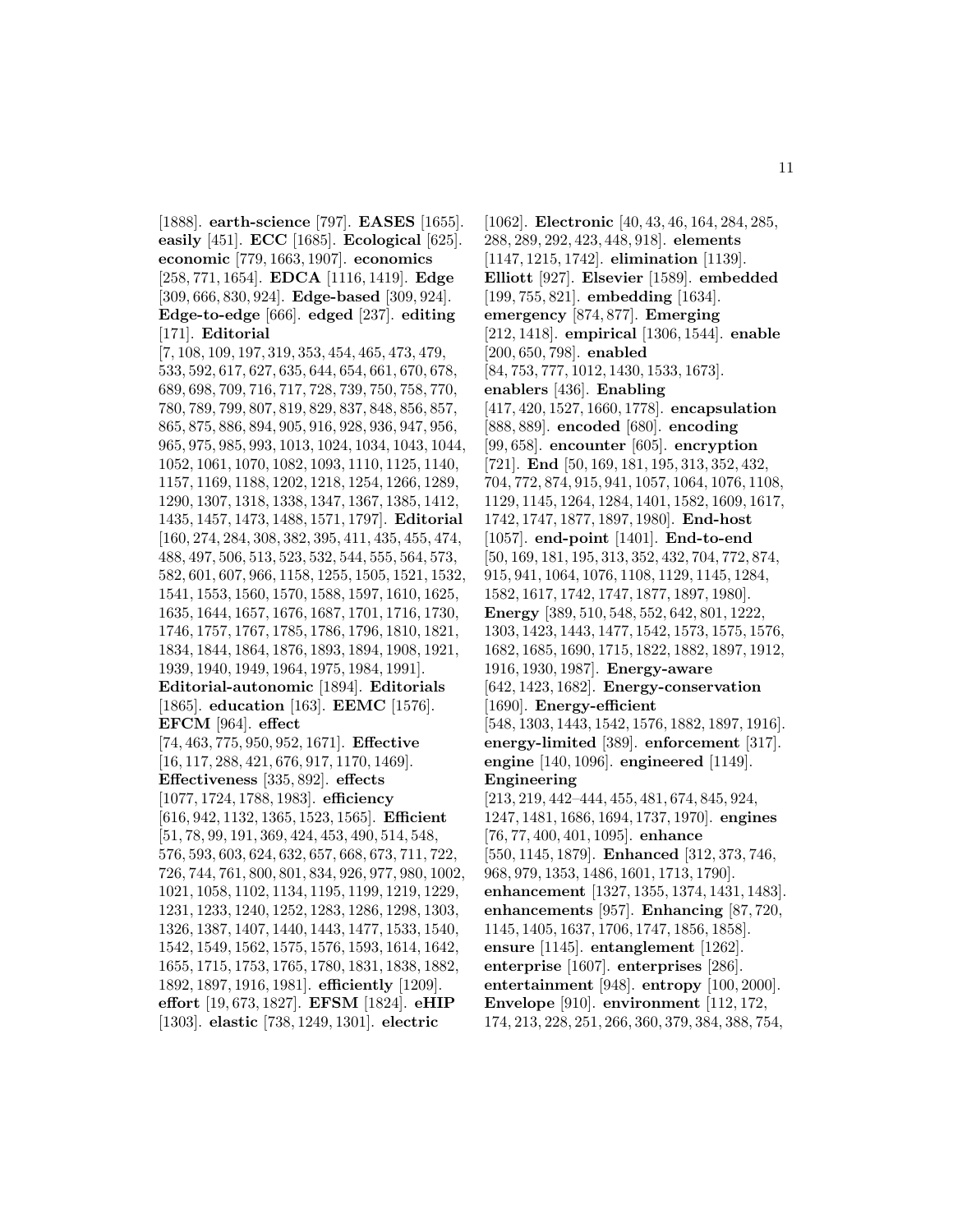[1888]. **earth-science** [797]. **EASES** [1655]. **easily** [451]. **ECC** [1685]. **Ecological** [625]. **economic** [779, 1663, 1907]. **economics** [258, 771, 1654]. **EDCA** [1116, 1419]. **Edge** [309, 666, 830, 924]. **Edge-based** [309, 924]. **Edge-to-edge** [666]. **edged** [237]. **editing** [171]. **Editorial** [7, 108, 109, 197, 319, 353, 454, 465, 473, 479, 533, 592, 617, 627, 635, 644, 654, 661, 670, 678, 689, 698, 709, 716, 717, 728, 739, 750, 758, 770, 780, 789, 799, 807, 819, 829, 837, 848, 856, 857, 865, 875, 886, 894, 905, 916, 928, 936, 947, 956, 965, 975, 985, 993, 1013, 1024, 1034, 1043, 1044, 1052, 1061, 1070, 1082, 1093, 1110, 1125, 1140, 1157, 1169, 1188, 1202, 1218, 1254, 1266, 1289, 1290, 1307, 1318, 1338, 1347, 1367, 1385, 1412, 1435, 1457, 1473, 1488, 1571, 1797]. **Editorial** [160, 274, 284, 308, 382, 395, 411, 435, 455, 474, 488, 497, 506, 513, 523, 532, 544, 555, 564, 573, 582, 601, 607, 966, 1158, 1255, 1505, 1521, 1532, 1541, 1553, 1560, 1570, 1588, 1597, 1610, 1625, 1635, 1644, 1657, 1676, 1687, 1701, 1716, 1730, 1746, 1757, 1767, 1785, 1786, 1796, 1810, 1821, 1834, 1844, 1864, 1876, 1893, 1894, 1908, 1921, 1939, 1940, 1949, 1964, 1975, 1984, 1991]. **Editorial-autonomic** [1894]. **Editorials** [1865]. **education** [163]. **EEMC** [1576]. **EFCM** [964]. **effect** [74, 463, 775, 950, 952, 1671]. **Effective** [16, 117, 288, 421, 676, 917, 1170, 1469]. **Effectiveness** [335, 892]. **effects** [1077, 1724, 1788, 1983]. **efficiency** [616, 942, 1132, 1365, 1523, 1565]. **Efficient** [51, 78, 99, 191, 369, 424, 453, 490, 514, 548, 576, 593, 603, 624, 632, 657, 668, 673, 711, 722, 726, 744, 761, 800, 801, 834, 926, 977, 980, 1002, 1021, 1058, 1102, 1134, 1195, 1199, 1219, 1229, 1231, 1233, 1240, 1252, 1283, 1286, 1298, 1303, 1326, 1387, 1407, 1440, 1443, 1477, 1533, 1540, 1542, 1549, 1562, 1575, 1576, 1593, 1614, 1642, 1655, 1715, 1753, 1765, 1780, 1831, 1838, 1882, 1892, 1897, 1916, 1981]. **efficiently** [1209]. **effort** [19, 673, 1827]. **EFSM** [1824]. **eHIP** [1303]. **elastic** [738, 1249, 1301]. **electric** [1062]. **Electronic** [40, 43, 46, 164, 284, 285, 288, 289, 292, 423, 448, 918]. **elements** [1147, 1215, 1742]. **elimination** [1139]. **Elliott** [927]. **Elsevier** [1589]. **embedded** [199, 755, 821]. **embedding** [1634]. **emergency** [874, 877]. **Emerging** [212, 1418]. **empirical** [1306, 1544]. **enable** [200, 650, 798]. **enabled** [84, 753, 777, 1012, 1430, 1533, 1673]. **enablers** [436]. **Enabling** [417, 420, 1527, 1660, 1778]. **encapsulation** [888, 889]. **encoded** [680]. **encoding** [99, 658]. **encounter** [605]. **encryption** [721]. **End** [50, 169, 181, 195, 313, 352, 432, 704, 772, 874, 915, 941, 1057, 1064, 1076, 1108, 1129, 1145, 1264, 1284, 1401, 1582, 1609, 1617, 1742, 1747, 1877, 1897, 1980]. **End-host** [1057]. **end-point** [1401]. **End-to-end** [50, 169, 181, 195, 313, 352, 432, 704, 772, 874, 915, 941, 1064, 1076, 1108, 1129, 1145, 1284, 1582, 1617, 1742, 1747, 1877, 1897, 1980]. **Energy** [389, 510, 548, 552, 642, 801, 1222, 1303, 1423, 1443, 1477, 1542, 1573, 1575, 1576, 1682, 1685, 1690, 1715, 1822, 1882, 1897, 1912, 1916, 1930, 1987]. **Energy-aware** [642, 1423, 1682]. **Energy-conservation** [1690]. **Energy-efficient** [548, 1303, 1443, 1542, 1576, 1882, 1897, 1916]. **energy-limited** [389]. **enforcement** [317]. **engine** [140, 1096]. **engineered** [1149]. **Engineering** [213, 219, 442–444, 455, 481, 674, 845, 924, 1247, 1481, 1686, 1694, 1737, 1970]. **engines** [76, 77, 400, 401, 1095]. **enhance** [550, 1145, 1879]. **Enhanced** [312, 373, 746, 968, 979, 1353, 1486, 1601, 1713, 1790]. **enhancement** [1327, 1355, 1374, 1431, 1483]. **enhancements** [957]. **Enhancing** [87, 720, 1145, 1405, 1637, 1706, 1747, 1856, 1858]. **ensure** [1145]. **entanglement** [1262]. **enterprise** [1607]. **enterprises** [286]. **entertainment** [948]. **entropy** [100, 2000]. **Envelope** [910]. **environment** [112, 172, 174, 213, 228, 251, 266, 360, 379, 384, 388, 754,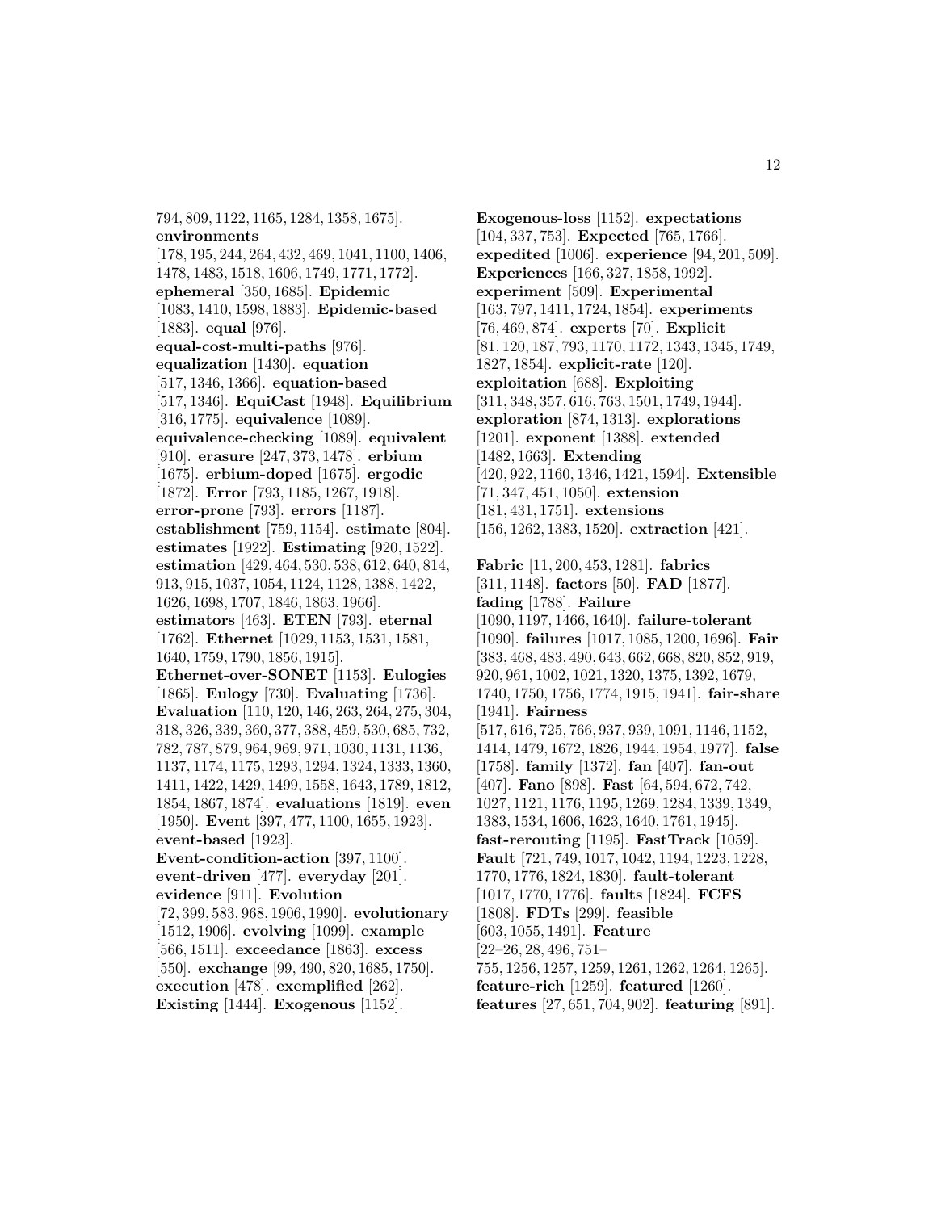794, 809, 1122, 1165, 1284, 1358, 1675]. **environments** [178, 195, 244, 264, 432, 469, 1041, 1100, 1406, 1478, 1483, 1518, 1606, 1749, 1771, 1772]. **ephemeral** [350, 1685]. **Epidemic** [1083, 1410, 1598, 1883]. **Epidemic-based** [1883]. **equal** [976]. **equal-cost-multi-paths** [976]. **equalization** [1430]. **equation** [517, 1346, 1366]. **equation-based** [517, 1346]. **EquiCast** [1948]. **Equilibrium** [316, 1775]. **equivalence** [1089]. **equivalence-checking** [1089]. **equivalent** [910]. **erasure** [247, 373, 1478]. **erbium** [1675]. **erbium-doped** [1675]. **ergodic** [1872]. **Error** [793, 1185, 1267, 1918]. **error-prone** [793]. **errors** [1187]. **establishment** [759, 1154]. **estimate** [804]. **estimates** [1922]. **Estimating** [920, 1522]. **estimation** [429, 464, 530, 538, 612, 640, 814, 913, 915, 1037, 1054, 1124, 1128, 1388, 1422, 1626, 1698, 1707, 1846, 1863, 1966]. **estimators** [463]. **ETEN** [793]. **eternal** [1762]. **Ethernet** [1029, 1153, 1531, 1581, 1640, 1759, 1790, 1856, 1915]. **Ethernet-over-SONET** [1153]. **Eulogies** [1865]. **Eulogy** [730]. **Evaluating** [1736]. **Evaluation** [110, 120, 146, 263, 264, 275, 304, 318, 326, 339, 360, 377, 388, 459, 530, 685, 732, 782, 787, 879, 964, 969, 971, 1030, 1131, 1136, 1137, 1174, 1175, 1293, 1294, 1324, 1333, 1360, 1411, 1422, 1429, 1499, 1558, 1643, 1789, 1812, 1854, 1867, 1874]. **evaluations** [1819]. **even** [1950]. **Event** [397, 477, 1100, 1655, 1923]. **event-based** [1923]. **Event-condition-action** [397, 1100]. **event-driven** [477]. **everyday** [201]. **evidence** [911]. **Evolution** [72, 399, 583, 968, 1906, 1990]. **evolutionary** [1512, 1906]. **evolving** [1099]. **example** [566, 1511]. **exceedance** [1863]. **excess** [550]. **exchange** [99, 490, 820, 1685, 1750]. **execution** [478]. **exemplified** [262]. **Existing** [1444]. **Exogenous** [1152]. **Exogenous-loss** [1152]. **expectations** [104, 337, 753]. **Expected** [765, 1766]. **expedited** [1006]. **experience** [94, 201, 509]. **Experiences** [166, 327, 1858, 1992]. **experiment** [509]. **Experimental** [163, 797, 1411, 1724, 1854]. **experiments** [76, 469, 874]. **experts** [70]. **Explicit** [81, 120, 187, 793, 1170, 1172, 1343, 1345, 1749, 1827, 1854]. **explicit-rate** [120]. **exploitation** [688]. **Exploiting** [311, 348, 357, 616, 763, 1501, 1749, 1944]. **exploration** [874, 1313]. **explorations** [1201]. **exponent** [1388]. **extended** [1482, 1663]. **Extending** [420, 922, 1160, 1346, 1421, 1594]. **Extensible** [71, 347, 451, 1050]. **extension** [181, 431, 1751]. **extensions** [156, 1262, 1383, 1520]. **extraction** [421].

**Fabric** [11, 200, 453, 1281]. **fabrics** [311, 1148]. **factors** [50]. **FAD** [1877]. **fading** [1788]. **Failure** [1090, 1197, 1466, 1640]. **failure-tolerant** [1090]. **failures** [1017, 1085, 1200, 1696]. **Fair** [383, 468, 483, 490, 643, 662, 668, 820, 852, 919, 920, 961, 1002, 1021, 1320, 1375, 1392, 1679, 1740, 1750, 1756, 1774, 1915, 1941]. **fair-share** [1941]. **Fairness** [517, 616, 725, 766, 937, 939, 1091, 1146, 1152, 1414, 1479, 1672, 1826, 1944, 1954, 1977]. **false** [1758]. **family** [1372]. **fan** [407]. **fan-out** [407]. **Fano** [898]. **Fast** [64, 594, 672, 742, 1027, 1121, 1176, 1195, 1269, 1284, 1339, 1349, 1383, 1534, 1606, 1623, 1640, 1761, 1945]. **fast-rerouting** [1195]. **FastTrack** [1059]. **Fault** [721, 749, 1017, 1042, 1194, 1223, 1228, 1770, 1776, 1824, 1830]. **fault-tolerant** [1017, 1770, 1776]. **faults** [1824]. **FCFS** [1808]. **FDTs** [299]. **feasible** [603, 1055, 1491]. **Feature** [22–26, 28, 496, 751–755, 1256, 1257, 1259, 1261, 1262, 1264, 1265]. **feature-rich** [1259]. **featured** [1260]. **features** [27, 651, 704, 902]. **featuring** [891].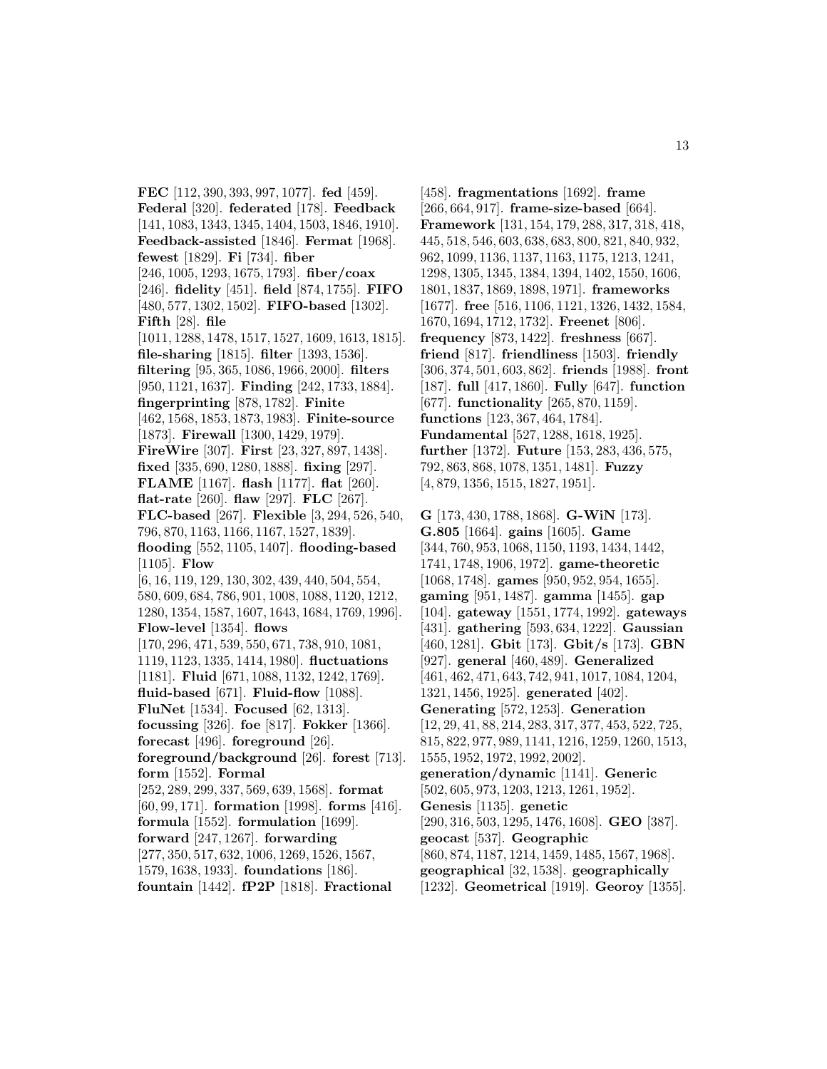**FEC** [112, 390, 393, 997, 1077]. **fed** [459]. **Federal** [320]. **federated** [178]. **Feedback** [141, 1083, 1343, 1345, 1404, 1503, 1846, 1910]. **Feedback-assisted** [1846]. **Fermat** [1968]. **fewest** [1829]. **Fi** [734]. **fiber** [246, 1005, 1293, 1675, 1793]. **fiber/coax** [246]. **fidelity** [451]. **field** [874, 1755]. **FIFO** [480, 577, 1302, 1502]. **FIFO-based** [1302]. **Fifth** [28]. **file** [1011, 1288, 1478, 1517, 1527, 1609, 1613, 1815]. **file-sharing** [1815]. **filter** [1393, 1536]. **filtering** [95, 365, 1086, 1966, 2000]. **filters** [950, 1121, 1637]. **Finding** [242, 1733, 1884]. **fingerprinting** [878, 1782]. **Finite** [462, 1568, 1853, 1873, 1983]. **Finite-source** [1873]. **Firewall** [1300, 1429, 1979]. **FireWire** [307]. **First** [23, 327, 897, 1438]. **fixed** [335, 690, 1280, 1888]. **fixing** [297]. **FLAME** [1167]. **flash** [1177]. **flat** [260]. **flat-rate** [260]. **flaw** [297]. **FLC** [267]. **FLC-based** [267]. **Flexible** [3, 294, 526, 540, 796, 870, 1163, 1166, 1167, 1527, 1839]. **flooding** [552, 1105, 1407]. **flooding-based** [1105]. **Flow** [6, 16, 119, 129, 130, 302, 439, 440, 504, 554, 580, 609, 684, 786, 901, 1008, 1088, 1120, 1212, 1280, 1354, 1587, 1607, 1643, 1684, 1769, 1996]. **Flow-level** [1354]. **flows** [170, 296, 471, 539, 550, 671, 738, 910, 1081, 1119, 1123, 1335, 1414, 1980]. **fluctuations** [1181]. **Fluid** [671, 1088, 1132, 1242, 1769]. **fluid-based** [671]. **Fluid-flow** [1088]. **FluNet** [1534]. **Focused** [62, 1313]. **focussing** [326]. **foe** [817]. **Fokker** [1366]. **forecast** [496]. **foreground** [26]. **foreground/background** [26]. **forest** [713]. **form** [1552]. **Formal** [252, 289, 299, 337, 569, 639, 1568]. **format** [60, 99, 171]. **formation** [1998]. **forms** [416]. **formula** [1552]. **formulation** [1699]. **forward** [247, 1267]. **forwarding** [277, 350, 517, 632, 1006, 1269, 1526, 1567, 1579, 1638, 1933]. **foundations** [186]. **fountain** [1442]. **fP2P** [1818]. **Fractional** [458]. **fragmentations** [1692]. **frame** [266, 664, 917]. **frame-size-based** [664]. **Framework** [131, 154, 179, 288, 317, 318, 418, 445, 518, 546, 603, 638, 683, 800, 821, 840, 932, 962, 1099, 1136, 1137, 1163, 1175, 1213, 1241, 1298, 1305, 1345, 1384, 1394, 1402, 1550, 1606, 1801, 1837, 1869, 1898, 1971]. **frameworks** [1677]. **free** [516, 1106, 1121, 1326, 1432, 1584, 1670, 1694, 1712, 1732]. **Freenet** [806]. **frequency** [873, 1422]. **freshness** [667]. **friend** [817]. **friendliness** [1503]. **friendly** [306, 374, 501, 603, 862]. **friends** [1988]. **front** [187]. **full** [417, 1860]. **Fully** [647]. **function** [677]. **functionality** [265, 870, 1159]. **functions** [123, 367, 464, 1784]. **Fundamental** [527, 1288, 1618, 1925]. **further** [1372]. **Future** [153, 283, 436, 575, 792, 863, 868, 1078, 1351, 1481]. **Fuzzy** [4, 879, 1356, 1515, 1827, 1951].

**G** [173, 430, 1788, 1868]. **G-WiN** [173]. **G.805** [1664]. **gains** [1605]. **Game** [344, 760, 953, 1068, 1150, 1193, 1434, 1442, 1741, 1748, 1906, 1972]. **game-theoretic** [1068, 1748]. **games** [950, 952, 954, 1655]. **gaming** [951, 1487]. **gamma** [1455]. **gap** [104]. **gateway** [1551, 1774, 1992]. **gateways** [431]. **gathering** [593, 634, 1222]. **Gaussian** [460, 1281]. **Gbit** [173]. **Gbit/s** [173]. **GBN** [927]. **general** [460, 489]. **Generalized** [461, 462, 471, 643, 742, 941, 1017, 1084, 1204, 1321, 1456, 1925]. **generated** [402]. **Generating** [572, 1253]. **Generation** [12, 29, 41, 88, 214, 283, 317, 377, 453, 522, 725, 815, 822, 977, 989, 1141, 1216, 1259, 1260, 1513, 1555, 1952, 1972, 1992, 2002]. **generation/dynamic** [1141]. **Generic** [502, 605, 973, 1203, 1213, 1261, 1952]. **Genesis** [1135]. **genetic** [290, 316, 503, 1295, 1476, 1608]. **GEO** [387]. **geocast** [537]. **Geographic** [860, 874, 1187, 1214, 1459, 1485, 1567, 1968]. **geographical** [32, 1538]. **geographically** [1232]. **Geometrical** [1919]. **Georoy** [1355].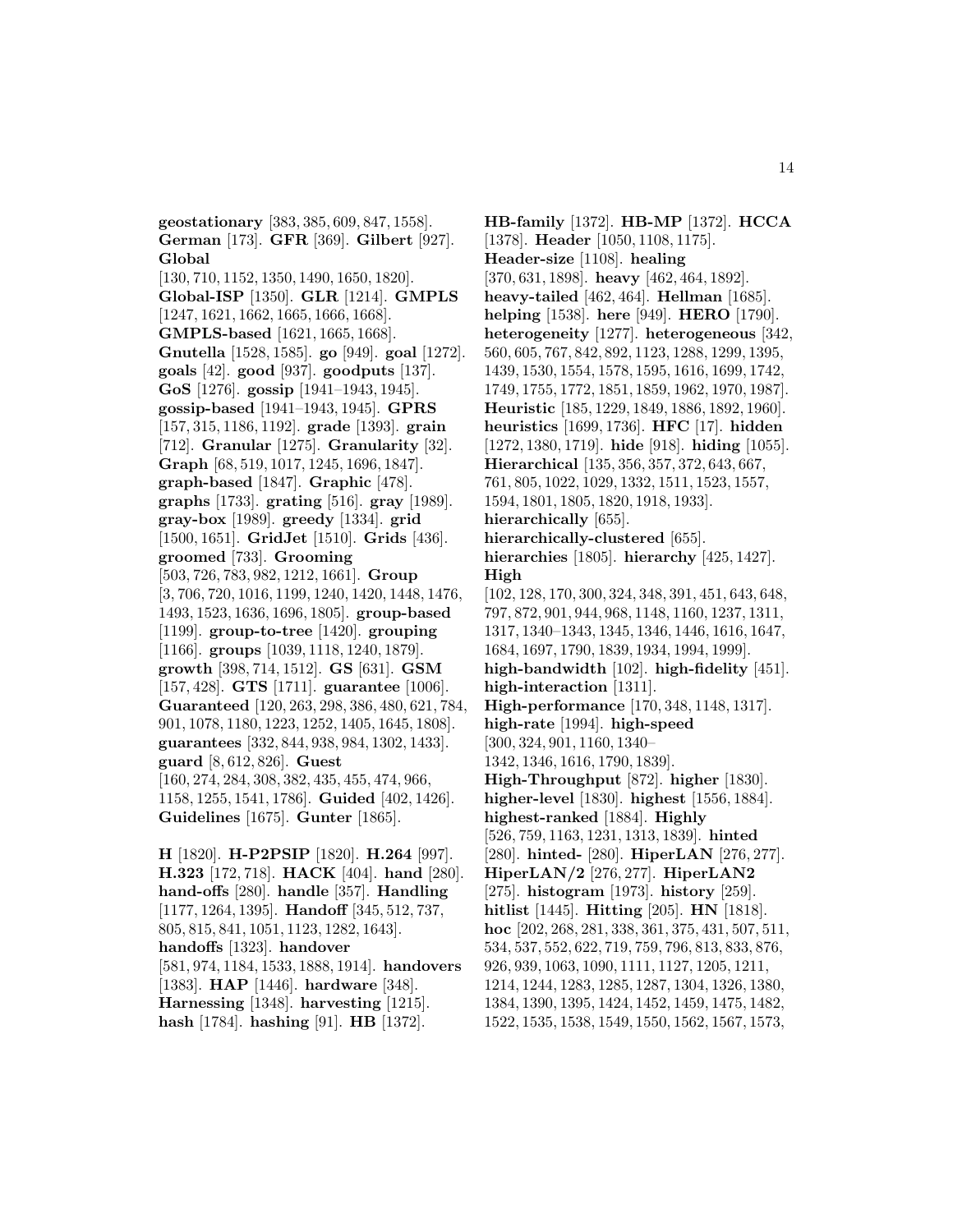**geostationary** [383, 385, 609, 847, 1558]. **German** [173]. **GFR** [369]. **Gilbert** [927]. **Global** [130, 710, 1152, 1350, 1490, 1650, 1820]. **Global-ISP** [1350]. **GLR** [1214]. **GMPLS** [1247, 1621, 1662, 1665, 1666, 1668]. **GMPLS-based** [1621, 1665, 1668]. **Gnutella** [1528, 1585]. **go** [949]. **goal** [1272]. **goals** [42]. **good** [937]. **goodputs** [137]. **GoS** [1276]. **gossip** [1941–1943, 1945]. **gossip-based** [1941–1943, 1945]. **GPRS** [157, 315, 1186, 1192]. **grade** [1393]. **grain** [712]. **Granular** [1275]. **Granularity** [32]. **Graph** [68, 519, 1017, 1245, 1696, 1847]. **graph-based** [1847]. **Graphic** [478]. **graphs** [1733]. **grating** [516]. **gray** [1989]. **gray-box** [1989]. **greedy** [1334]. **grid** [1500, 1651]. **GridJet** [1510]. **Grids** [436]. **groomed** [733]. **Grooming** [503, 726, 783, 982, 1212, 1661]. **Group** [3, 706, 720, 1016, 1199, 1240, 1420, 1448, 1476, 1493, 1523, 1636, 1696, 1805]. **group-based** [1199]. **group-to-tree** [1420]. **grouping** [1166]. **groups** [1039, 1118, 1240, 1879]. **growth** [398, 714, 1512]. **GS** [631]. **GSM** [157, 428]. **GTS** [1711]. **guarantee** [1006]. **Guaranteed** [120, 263, 298, 386, 480, 621, 784, 901, 1078, 1180, 1223, 1252, 1405, 1645, 1808]. **guarantees** [332, 844, 938, 984, 1302, 1433]. **guard** [8, 612, 826]. **Guest** [160, 274, 284, 308, 382, 435, 455, 474, 966, 1158, 1255, 1541, 1786]. **Guided** [402, 1426]. **Guidelines** [1675]. **Gunter** [1865].

**H** [1820]. **H-P2PSIP** [1820]. **H.264** [997]. **H.323** [172, 718]. **HACK** [404]. **hand** [280]. **hand-offs** [280]. **handle** [357]. **Handling** [1177, 1264, 1395]. **Handoff** [345, 512, 737, 805, 815, 841, 1051, 1123, 1282, 1643]. **handoffs** [1323]. **handover** [581, 974, 1184, 1533, 1888, 1914]. **handovers** [1383]. **HAP** [1446]. **hardware** [348]. **Harnessing** [1348]. **harvesting** [1215]. **hash** [1784]. **hashing** [91]. **HB** [1372].

**HB-family** [1372]. **HB-MP** [1372]. **HCCA** [1378]. **Header** [1050, 1108, 1175]. **Header-size** [1108]. **healing** [370, 631, 1898]. **heavy** [462, 464, 1892]. **heavy-tailed** [462, 464]. **Hellman** [1685]. **helping** [1538]. **here** [949]. **HERO** [1790]. **heterogeneity** [1277]. **heterogeneous** [342, 560, 605, 767, 842, 892, 1123, 1288, 1299, 1395, 1439, 1530, 1554, 1578, 1595, 1616, 1699, 1742, 1749, 1755, 1772, 1851, 1859, 1962, 1970, 1987]. **Heuristic** [185, 1229, 1849, 1886, 1892, 1960]. **heuristics** [1699, 1736]. **HFC** [17]. **hidden** [1272, 1380, 1719]. **hide** [918]. **hiding** [1055]. **Hierarchical** [135, 356, 357, 372, 643, 667, 761, 805, 1022, 1029, 1332, 1511, 1523, 1557, 1594, 1801, 1805, 1820, 1918, 1933]. **hierarchically** [655]. **hierarchically-clustered** [655]. **hierarchies** [1805]. **hierarchy** [425, 1427]. **High** [102, 128, 170, 300, 324, 348, 391, 451, 643, 648, 797, 872, 901, 944, 968, 1148, 1160, 1237, 1311, 1317, 1340–1343, 1345, 1346, 1446, 1616, 1647, 1684, 1697, 1790, 1839, 1934, 1994, 1999]. **high-bandwidth** [102]. **high-fidelity** [451]. **high-interaction** [1311]. **High-performance** [170, 348, 1148, 1317]. **high-rate** [1994]. **high-speed** [300, 324, 901, 1160, 1340–1342, 1346, 1616, 1790, 1839]. **High-Throughput** [872]. **higher** [1830]. **higher-level** [1830]. **highest** [1556, 1884]. **highest-ranked** [1884]. **Highly** [526, 759, 1163, 1231, 1313, 1839]. **hinted** [280]. **hinted-** [280]. **HiperLAN** [276, 277]. **HiperLAN/2** [276, 277]. **HiperLAN2** [275]. **histogram** [1973]. **history** [259]. **hitlist** [1445]. **Hitting** [205]. **HN** [1818]. **hoc** [202, 268, 281, 338, 361, 375, 431, 507, 511, 534, 537, 552, 622, 719, 759, 796, 813, 833, 876, 926, 939, 1063, 1090, 1111, 1127, 1205, 1211, 1214, 1244, 1283, 1285, 1287, 1304, 1326, 1380, 1384, 1390, 1395, 1424, 1452, 1459, 1475, 1482, 1522, 1535, 1538, 1549, 1550, 1562, 1567, 1573,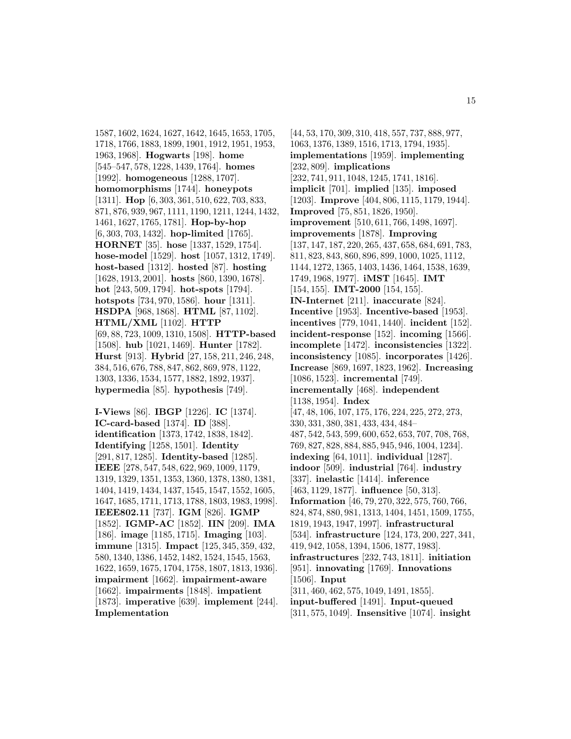1587, 1602, 1624, 1627, 1642, 1645, 1653, 1705, 1718, 1766, 1883, 1899, 1901, 1912, 1951, 1953, 1963, 1968]. **Hogwarts** [198]. **home** [545–547, 578, 1228, 1439, 1764]. **homes** [1992]. **homogeneous** [1288, 1707]. **homomorphisms** [1744]. **honeypots** [1311]. **Hop** [6, 303, 361, 510, 622, 703, 833, 871, 876, 939, 967, 1111, 1190, 1211, 1244, 1432, 1461, 1627, 1765, 1781]. **Hop-by-hop** [6, 303, 703, 1432]. **hop-limited** [1765]. **HORNET** [35]. **hose** [1337, 1529, 1754]. **hose-model** [1529]. **host** [1057, 1312, 1749]. **host-based** [1312]. **hosted** [87]. **hosting** [1628, 1913, 2001]. **hosts** [860, 1390, 1678]. **hot** [243, 509, 1794]. **hot-spots** [1794]. **hotspots** [734, 970, 1586]. **hour** [1311]. **HSDPA** [968, 1868]. **HTML** [87, 1102]. **HTML/XML** [1102]. **HTTP** [69, 88, 723, 1009, 1310, 1508]. **HTTP-based** [1508]. **hub** [1021, 1469]. **Hunter** [1782]. **Hurst** [913]. **Hybrid** [27, 158, 211, 246, 248, 384, 516, 676, 788, 847, 862, 869, 978, 1122, 1303, 1336, 1534, 1577, 1882, 1892, 1937]. **hypermedia** [85]. **hypothesis** [749].

**I-Views** [86]. **IBGP** [1226]. **IC** [1374]. **IC-card-based** [1374]. **ID** [388]. **identification** [1373, 1742, 1838, 1842]. **Identifying** [1258, 1501]. **Identity** [291, 817, 1285]. **Identity-based** [1285]. **IEEE** [278, 547, 548, 622, 969, 1009, 1179, 1319, 1329, 1351, 1353, 1360, 1378, 1380, 1381, 1404, 1419, 1434, 1437, 1545, 1547, 1552, 1605, 1647, 1685, 1711, 1713, 1788, 1803, 1983, 1998]. **IEEE802.11** [737]. **IGM** [826]. **IGMP** [1852]. **IGMP-AC** [1852]. **IIN** [209]. **IMA** [186]. **image** [1185, 1715]. **Imaging** [103]. **immune** [1315]. **Impact** [125, 345, 359, 432, 580, 1340, 1386, 1452, 1482, 1524, 1545, 1563, 1622, 1659, 1675, 1704, 1758, 1807, 1813, 1936]. **impairment** [1662]. **impairment-aware** [1662]. **impairments** [1848]. **impatient** [1873]. **imperative** [639]. **implement** [244]. **Implementation** [44, 53, 170, 309, 310, 418, 557, 737, 888, 977, 1063, 1376, 1389, 1516, 1713, 1794, 1935]. **implementations** [1959]. **implementing** [232, 809]. **implications** [232, 741, 911, 1048, 1245, 1741, 1816]. **implicit** [701]. **implied** [135]. **imposed** [1203]. **Improve** [404, 806, 1115, 1179, 1944]. **Improved** [75, 851, 1826, 1950]. **improvement** [510, 611, 766, 1498, 1697]. **improvements** [1878]. **Improving** [137, 147, 187, 220, 265, 437, 658, 684, 691, 783, 811, 823, 843, 860, 896, 899, 1000, 1025, 1112, 1144, 1272, 1365, 1403, 1436, 1464, 1538, 1639, 1749, 1968, 1977]. **iMST** [1645]. **IMT** [154, 155]. **IMT-2000** [154, 155]. **IN-Internet** [211]. **inaccurate** [824]. **Incentive** [1953]. **Incentive-based** [1953]. **incentives** [779, 1041, 1440]. **incident** [152]. **incident-response** [152]. **incoming** [1566]. **incomplete** [1472]. **inconsistencies** [1322]. **inconsistency** [1085]. **incorporates** [1426]. **Increase** [869, 1697, 1823, 1962]. **Increasing** [1086, 1523]. **incremental** [749]. **incrementally** [468]. **independent** [1138, 1954]. **Index** [47, 48, 106, 107, 175, 176, 224, 225, 272, 273, 330, 331, 380, 381, 433, 434, 484–487, 542, 543, 599, 600, 652, 653, 707, 708, 768, 769, 827, 828, 884, 885, 945, 946, 1004, 1234]. **indexing** [64, 1011]. **individual** [1287]. **indoor** [509]. **industrial** [764]. **industry** [337]. **inelastic** [1414]. **inference** [463, 1129, 1877]. **influence** [50, 313]. **Information** [46, 79, 270, 322, 575, 760, 766, 824, 874, 880, 981, 1313, 1404, 1451, 1509, 1755, 1819, 1943, 1947, 1997]. **infrastructural** [534]. **infrastructure** [124, 173, 200, 227, 341, 419, 942, 1058, 1394, 1506, 1877, 1983]. **infrastructures** [232, 743, 1811]. **initiation** [951]. **innovating** [1769]. **Innovations** [1506]. **Input** [311, 460, 462, 575, 1049, 1491, 1855]. **input-buffered** [1491]. **Input-queued** [311, 575, 1049]. **Insensitive** [1074]. **insight**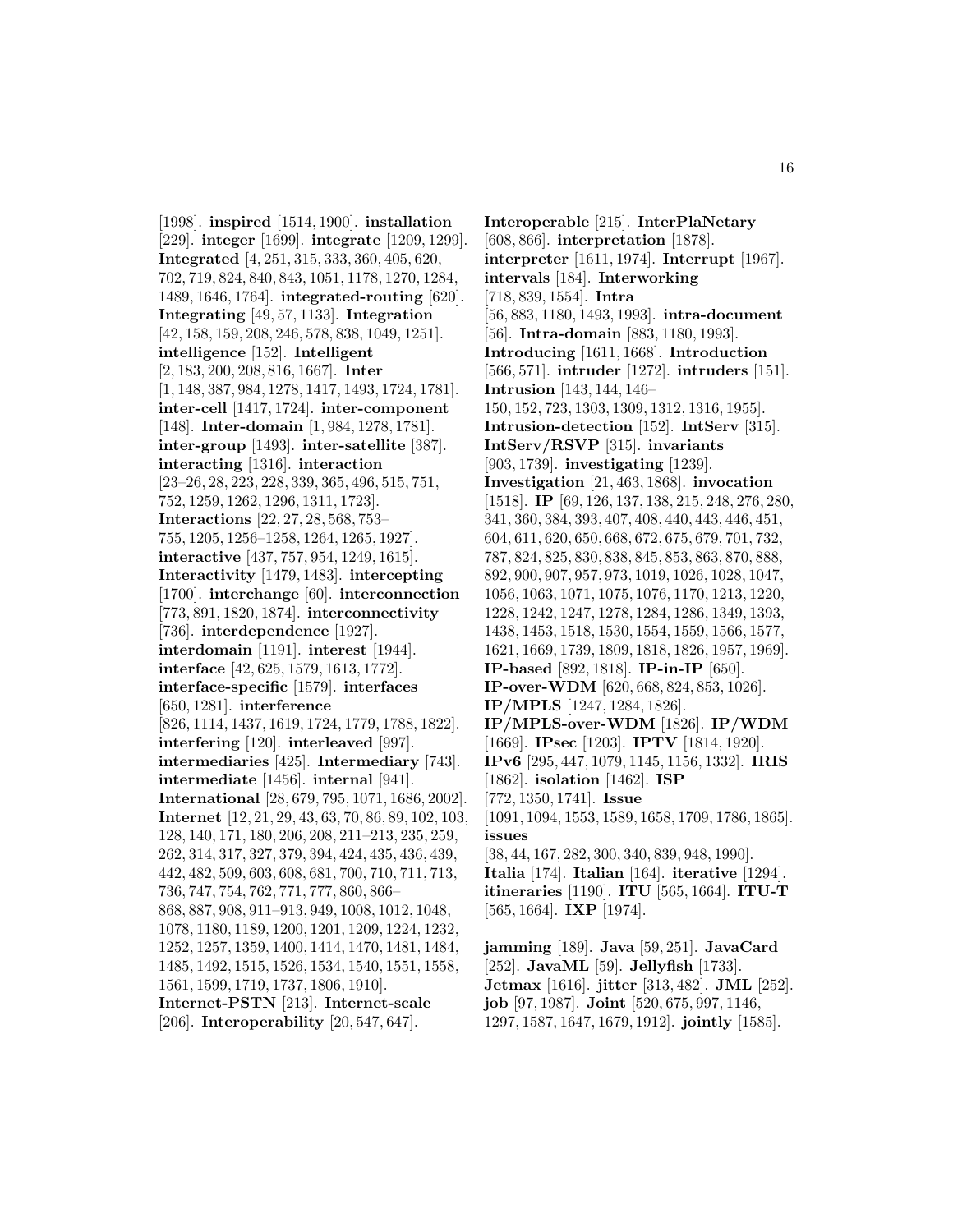[1998]. **inspired** [1514, 1900]. **installation** [229]. **integer** [1699]. **integrate** [1209, 1299]. **Integrated** [4, 251, 315, 333, 360, 405, 620, 702, 719, 824, 840, 843, 1051, 1178, 1270, 1284, 1489, 1646, 1764]. **integrated-routing** [620]. **Integrating** [49, 57, 1133]. **Integration** [42, 158, 159, 208, 246, 578, 838, 1049, 1251]. **intelligence** [152]. **Intelligent** [2, 183, 200, 208, 816, 1667]. **Inter** [1, 148, 387, 984, 1278, 1417, 1493, 1724, 1781]. **inter-cell** [1417, 1724]. **inter-component** [148]. **Inter-domain** [1, 984, 1278, 1781]. **inter-group** [1493]. **inter-satellite** [387]. **interacting** [1316]. **interaction** [23–26, 28, 223, 228, 339, 365, 496, 515, 751, 752, 1259, 1262, 1296, 1311, 1723]. **Interactions** [22, 27, 28, 568, 753–755, 1205, 1256–1258, 1264, 1265, 1927]. **interactive** [437, 757, 954, 1249, 1615]. **Interactivity** [1479, 1483]. **intercepting** [1700]. **interchange** [60]. **interconnection** [773, 891, 1820, 1874]. **interconnectivity** [736]. **interdependence** [1927]. **interdomain** [1191]. **interest** [1944]. **interface** [42, 625, 1579, 1613, 1772]. **interface-specific** [1579]. **interfaces** [650, 1281]. **interference** [826, 1114, 1437, 1619, 1724, 1779, 1788, 1822]. **interfering** [120]. **interleaved** [997]. **intermediaries** [425]. **Intermediary** [743]. **intermediate** [1456]. **internal** [941]. **International** [28, 679, 795, 1071, 1686, 2002]. **Internet** [12, 21, 29, 43, 63, 70, 86, 89, 102, 103, 128, 140, 171, 180, 206, 208, 211–213, 235, 259, 262, 314, 317, 327, 379, 394, 424, 435, 436, 439, 442, 482, 509, 603, 608, 681, 700, 710, 711, 713, 736, 747, 754, 762, 771, 777, 860, 866–868, 887, 908, 911–913, 949, 1008, 1012, 1048, 1078, 1180, 1189, 1200, 1201, 1209, 1224, 1232, 1252, 1257, 1359, 1400, 1414, 1470, 1481, 1484, 1485, 1492, 1515, 1526, 1534, 1540, 1551, 1558, 1561, 1599, 1719, 1737, 1806, 1910]. **Internet-PSTN** [213]. **Internet-scale** [206]. **Interoperability** [20, 547, 647]. **Interoperable** [215]. **InterPlaNetary** [608, 866]. **interpretation** [1878]. **interpreter** [1611, 1974]. **Interrupt** [1967]. **intervals** [184]. **Interworking** [718, 839, 1554]. **Intra** [56, 883, 1180, 1493, 1993]. **intra-document** [56]. **Intra-domain** [883, 1180, 1993]. **Introducing** [1611, 1668]. **Introduction** [566, 571]. **intruder** [1272]. **intruders** [151]. **Intrusion** [143, 144, 146–150, 152, 723, 1303, 1309, 1312, 1316, 1955]. **Intrusion-detection** [152]. **IntServ** [315]. **IntServ/RSVP** [315]. **invariants** [903, 1739]. **investigating** [1239]. **Investigation** [21, 463, 1868]. **invocation** [1518]. **IP** [69, 126, 137, 138, 215, 248, 276, 280, 341, 360, 384, 393, 407, 408, 440, 443, 446, 451, 604, 611, 620, 650, 668, 672, 675, 679, 701, 732, 787, 824, 825, 830, 838, 845, 853, 863, 870, 888, 892, 900, 907, 957, 973, 1019, 1026, 1028, 1047, 1056, 1063, 1071, 1075, 1076, 1170, 1213, 1220, 1228, 1242, 1247, 1278, 1284, 1286, 1349, 1393, 1438, 1453, 1518, 1530, 1554, 1559, 1566, 1577, 1621, 1669, 1739, 1809, 1818, 1826, 1957, 1969]. **IP-based** [892, 1818]. **IP-in-IP** [650]. **IP-over-WDM** [620, 668, 824, 853, 1026]. **IP/MPLS** [1247, 1284, 1826]. **IP/MPLS-over-WDM** [1826]. **IP/WDM** [1669]. **IPsec** [1203]. **IPTV** [1814, 1920]. **IPv6** [295, 447, 1079, 1145, 1156, 1332]. **IRIS** [1862]. **isolation** [1462]. **ISP** [772, 1350, 1741]. **Issue** [1091, 1094, 1553, 1589, 1658, 1709, 1786, 1865]. **issues** [38, 44, 167, 282, 300, 340, 839, 948, 1990]. **Italia** [174]. **Italian** [164]. **iterative** [1294]. **itineraries** [1190]. **ITU** [565, 1664]. **ITU-T** [565, 1664]. **IXP** [1974].

**jamming** [189]. **Java** [59, 251]. **JavaCard** [252]. **JavaML** [59]. **Jellyfish** [1733]. **Jetmax** [1616]. **jitter** [313, 482]. **JML** [252]. **job** [97, 1987]. **Joint** [520, 675, 997, 1146, 1297, 1587, 1647, 1679, 1912]. **jointly** [1585].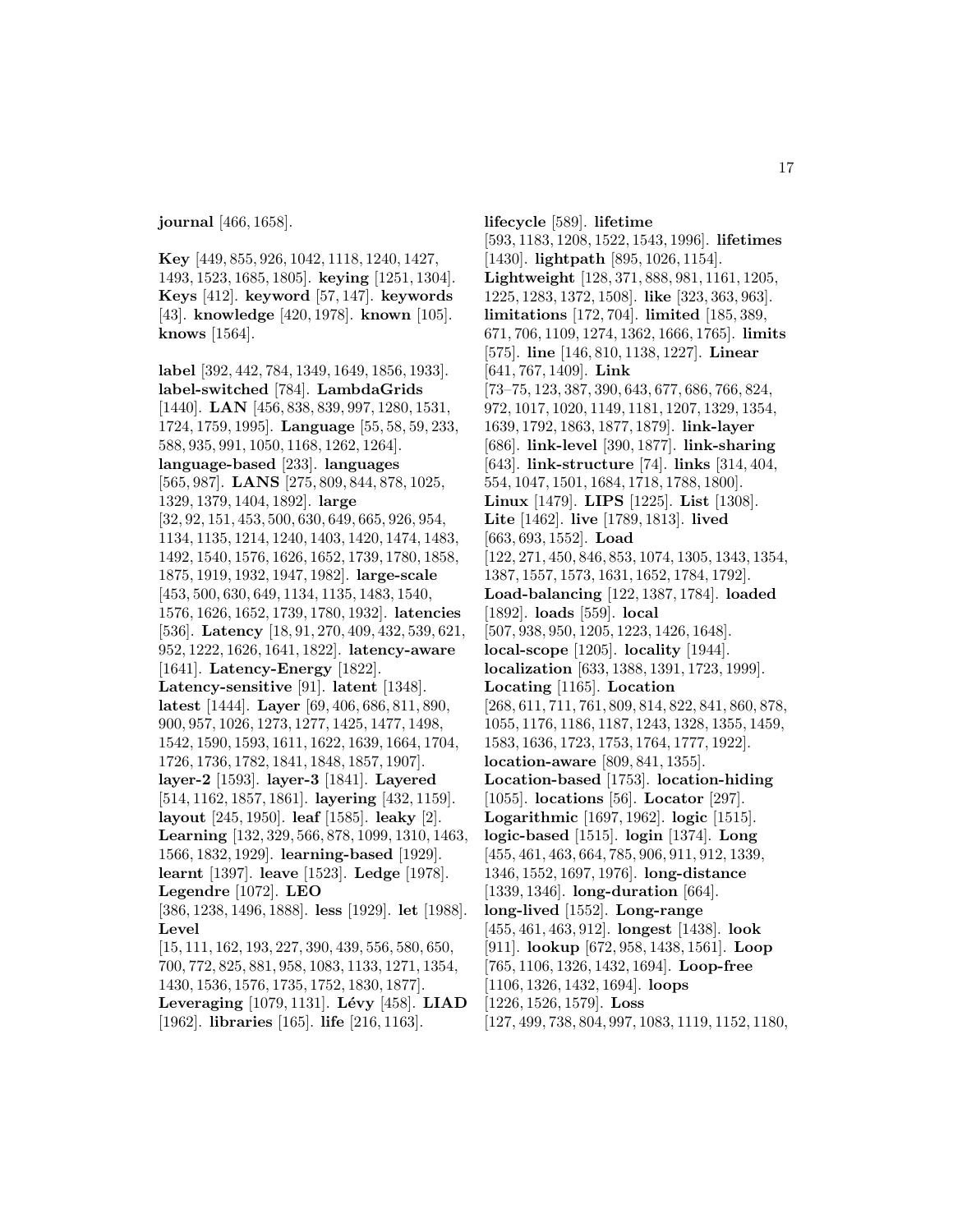**journal** [466, 1658].

**Key** [449, 855, 926, 1042, 1118, 1240, 1427, 1493, 1523, 1685, 1805]. **keying** [1251, 1304]. **Keys** [412]. **keyword** [57, 147]. **keywords** [43]. **knowledge** [420, 1978]. **known** [105]. **knows** [1564].

**label** [392, 442, 784, 1349, 1649, 1856, 1933]. **label-switched** [784]. **LambdaGrids** [1440]. **LAN** [456, 838, 839, 997, 1280, 1531, 1724, 1759, 1995]. **Language** [55, 58, 59, 233, 588, 935, 991, 1050, 1168, 1262, 1264]. **language-based** [233]. **languages** [565, 987]. **LANS** [275, 809, 844, 878, 1025, 1329, 1379, 1404, 1892]. **large** [32, 92, 151, 453, 500, 630, 649, 665, 926, 954, 1134, 1135, 1214, 1240, 1403, 1420, 1474, 1483, 1492, 1540, 1576, 1626, 1652, 1739, 1780, 1858, 1875, 1919, 1932, 1947, 1982]. **large-scale** [453, 500, 630, 649, 1134, 1135, 1483, 1540, 1576, 1626, 1652, 1739, 1780, 1932]. **latencies** [536]. **Latency** [18, 91, 270, 409, 432, 539, 621, 952, 1222, 1626, 1641, 1822]. **latency-aware** [1641]. **Latency-Energy** [1822]. **Latency-sensitive** [91]. **latent** [1348]. **latest** [1444]. **Layer** [69, 406, 686, 811, 890, 900, 957, 1026, 1273, 1277, 1425, 1477, 1498, 1542, 1590, 1593, 1611, 1622, 1639, 1664, 1704, 1726, 1736, 1782, 1841, 1848, 1857, 1907]. **layer-2** [1593]. **layer-3** [1841]. **Layered** [514, 1162, 1857, 1861]. **layering** [432, 1159]. **layout** [245, 1950]. **leaf** [1585]. **leaky** [2]. **Learning** [132, 329, 566, 878, 1099, 1310, 1463, 1566, 1832, 1929]. **learning-based** [1929]. **learnt** [1397]. **leave** [1523]. **Ledge** [1978]. **Legendre** [1072]. **LEO** [386, 1238, 1496, 1888]. **less** [1929]. **let** [1988]. **Level** [15, 111, 162, 193, 227, 390, 439, 556, 580, 650, 700, 772, 825, 881, 958, 1083, 1133, 1271, 1354, 1430, 1536, 1576, 1735, 1752, 1830, 1877]. **Leveraging** [1079, 1131]. **Lévy** [458]. **LIAD** [1962]. **libraries** [165]. **life** [216, 1163].

**lifecycle** [589]. **lifetime** [593, 1183, 1208, 1522, 1543, 1996]. **lifetimes** [1430]. **lightpath** [895, 1026, 1154]. **Lightweight** [128, 371, 888, 981, 1161, 1205, 1225, 1283, 1372, 1508]. **like** [323, 363, 963]. **limitations** [172, 704]. **limited** [185, 389, 671, 706, 1109, 1274, 1362, 1666, 1765]. **limits** [575]. **line** [146, 810, 1138, 1227]. **Linear** [641, 767, 1409]. **Link** [73–75, 123, 387, 390, 643, 677, 686, 766, 824, 972, 1017, 1020, 1149, 1181, 1207, 1329, 1354, 1639, 1792, 1863, 1877, 1879]. **link-layer** [686]. **link-level** [390, 1877]. **link-sharing** [643]. **link-structure** [74]. **links** [314, 404, 554, 1047, 1501, 1684, 1718, 1788, 1800]. **Linux** [1479]. **LIPS** [1225]. **List** [1308]. **Lite** [1462]. **live** [1789, 1813]. **lived** [663, 693, 1552]. **Load** [122, 271, 450, 846, 853, 1074, 1305, 1343, 1354, 1387, 1557, 1573, 1631, 1652, 1784, 1792]. **Load-balancing** [122, 1387, 1784]. **loaded** [1892]. **loads** [559]. **local** [507, 938, 950, 1205, 1223, 1426, 1648]. **local-scope** [1205]. **locality** [1944]. **localization** [633, 1388, 1391, 1723, 1999]. **Locating** [1165]. **Location** [268, 611, 711, 761, 809, 814, 822, 841, 860, 878, 1055, 1176, 1186, 1187, 1243, 1328, 1355, 1459, 1583, 1636, 1723, 1753, 1764, 1777, 1922]. **location-aware** [809, 841, 1355]. **Location-based** [1753]. **location-hiding** [1055]. **locations** [56]. **Locator** [297]. **Logarithmic** [1697, 1962]. **logic** [1515]. **logic-based** [1515]. **login** [1374]. **Long** [455, 461, 463, 664, 785, 906, 911, 912, 1339, 1346, 1552, 1697, 1976]. **long-distance** [1339, 1346]. **long-duration** [664]. **long-lived** [1552]. **Long-range** [455, 461, 463, 912]. **longest** [1438]. **look** [911]. **lookup** [672, 958, 1438, 1561]. **Loop** [765, 1106, 1326, 1432, 1694]. **Loop-free** [1106, 1326, 1432, 1694]. **loops** [1226, 1526, 1579]. **Loss** [127, 499, 738, 804, 997, 1083, 1119, 1152, 1180,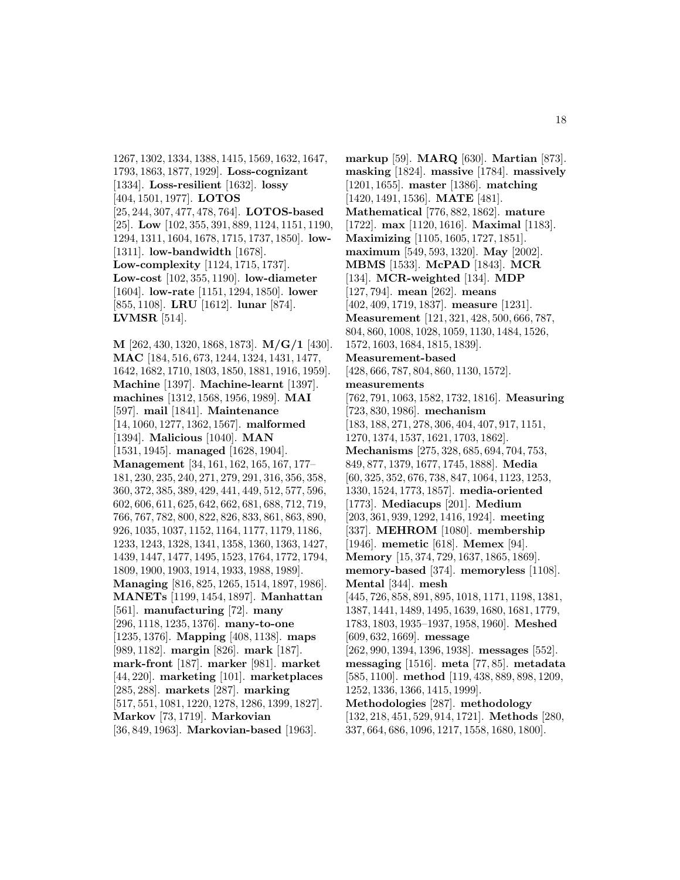1267, 1302, 1334, 1388, 1415, 1569, 1632, 1647, 1793, 1863, 1877, 1929]. **Loss-cognizant** [1334]. **Loss-resilient** [1632]. **lossy** [404, 1501, 1977]. **LOTOS** [25, 244, 307, 477, 478, 764]. **LOTOS-based** [25]. **Low** [102, 355, 391, 889, 1124, 1151, 1190, 1294, 1311, 1604, 1678, 1715, 1737, 1850]. **low-** [1311]. **low-bandwidth** [1678]. **Low-complexity** [1124, 1715, 1737]. **Low-cost** [102, 355, 1190]. **low-diameter** [1604]. **low-rate** [1151, 1294, 1850]. **lower** [855, 1108]. **LRU** [1612]. **lunar** [874]. **LVMSR** [514].

**M** [262, 430, 1320, 1868, 1873]. **M/G/1** [430]. **MAC** [184, 516, 673, 1244, 1324, 1431, 1477, 1642, 1682, 1710, 1803, 1850, 1881, 1916, 1959]. **Machine** [1397]. **Machine-learnt** [1397]. **machines** [1312, 1568, 1956, 1989]. **MAI** [597]. **mail** [1841]. **Maintenance** [14, 1060, 1277, 1362, 1567]. **malformed** [1394]. **Malicious** [1040]. **MAN** [1531, 1945]. **managed** [1628, 1904]. **Management** [34, 161, 162, 165, 167, 177–181, 230, 235, 240, 271, 279, 291, 316, 356, 358, 360, 372, 385, 389, 429, 441, 449, 512, 577, 596, 602, 606, 611, 625, 642, 662, 681, 688, 712, 719, 766, 767, 782, 800, 822, 826, 833, 861, 863, 890, 926, 1035, 1037, 1152, 1164, 1177, 1179, 1186, 1233, 1243, 1328, 1341, 1358, 1360, 1363, 1427, 1439, 1447, 1477, 1495, 1523, 1764, 1772, 1794, 1809, 1900, 1903, 1914, 1933, 1988, 1989]. **Managing** [816, 825, 1265, 1514, 1897, 1986]. **MANETs** [1199, 1454, 1897]. **Manhattan** [561]. **manufacturing** [72]. **many** [296, 1118, 1235, 1376]. **many-to-one** [1235, 1376]. **Mapping** [408, 1138]. **maps** [989, 1182]. **margin** [826]. **mark** [187]. **mark-front** [187]. **marker** [981]. **market** [44, 220]. **marketing** [101]. **marketplaces** [285, 288]. **markets** [287]. **marking** [517, 551, 1081, 1220, 1278, 1286, 1399, 1827]. **Markov** [73, 1719]. **Markovian** [36, 849, 1963]. **Markovian-based** [1963].

**markup** [59]. **MARQ** [630]. **Martian** [873]. **masking** [1824]. **massive** [1784]. **massively** [1201, 1655]. **master** [1386]. **matching** [1420, 1491, 1536]. **MATE** [481]. **Mathematical** [776, 882, 1862]. **mature** [1722]. **max** [1120, 1616]. **Maximal** [1183]. **Maximizing** [1105, 1605, 1727, 1851]. **maximum** [549, 593, 1320]. **May** [2002]. **MBMS** [1533]. **McPAD** [1843]. **MCR** [134]. **MCR-weighted** [134]. **MDP** [127, 794]. **mean** [262]. **means** [402, 409, 1719, 1837]. **measure** [1231]. **Measurement** [121, 321, 428, 500, 666, 787, 804, 860, 1008, 1028, 1059, 1130, 1484, 1526, 1572, 1603, 1684, 1815, 1839]. **Measurement-based** [428, 666, 787, 804, 860, 1130, 1572]. **measurements** [762, 791, 1063, 1582, 1732, 1816]. **Measuring** [723, 830, 1986]. **mechanism** [183, 188, 271, 278, 306, 404, 407, 917, 1151, 1270, 1374, 1537, 1621, 1703, 1862]. **Mechanisms** [275, 328, 685, 694, 704, 753, 849, 877, 1379, 1677, 1745, 1888]. **Media** [60, 325, 352, 676, 738, 847, 1064, 1123, 1253, 1330, 1524, 1773, 1857]. **media-oriented** [1773]. **Mediacups** [201]. **Medium** [203, 361, 939, 1292, 1416, 1924]. **meeting** [337]. **MEHROM** [1080]. **membership** [1946]. **memetic** [618]. **Memex** [94]. **Memory** [15, 374, 729, 1637, 1865, 1869]. **memory-based** [374]. **memoryless** [1108]. **Mental** [344]. **mesh** [445, 726, 858, 891, 895, 1018, 1171, 1198, 1381, 1387, 1441, 1489, 1495, 1639, 1680, 1681, 1779, 1783, 1803, 1935–1937, 1958, 1960]. **Meshed** [609, 632, 1669]. **message** [262, 990, 1394, 1396, 1938]. **messages** [552]. **messaging** [1516]. **meta** [77, 85]. **metadata** [585, 1100]. **method** [119, 438, 889, 898, 1209, 1252, 1336, 1366, 1415, 1999]. **Methodologies** [287]. **methodology** [132, 218, 451, 529, 914, 1721]. **Methods** [280, 337, 664, 686, 1096, 1217, 1558, 1680, 1800].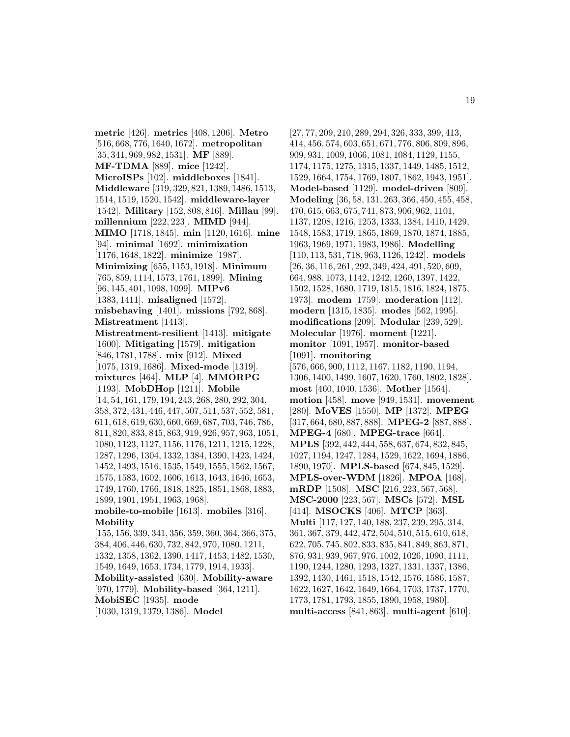**metric** [426]. **metrics** [408, 1206]. **Metro** [516, 668, 776, 1640, 1672]. **metropolitan** [35, 341, 969, 982, 1531]. **MF** [889]. **MF-TDMA** [889]. **mice** [1242]. **MicroISPs** [102]. **middleboxes** [1841]. **Middleware** [319, 329, 821, 1389, 1486, 1513, 1514, 1519, 1520, 1542]. **middleware-layer** [1542]. **Military** [152, 808, 816]. **Millau** [99]. **millennium** [222, 223]. **MIMD** [944]. **MIMO** [1718, 1845]. **min** [1120, 1616]. **mine** [94]. **minimal** [1692]. **minimization** [1176, 1648, 1822]. **minimize** [1987]. **Minimizing** [655, 1153, 1918]. **Minimum** [765, 859, 1114, 1573, 1761, 1899]. **Mining** [96, 145, 401, 1098, 1099]. **MIPv6** [1383, 1411]. **misaligned** [1572]. **misbehaving** [1401]. **missions** [792, 868]. **Mistreatment** [1413]. **Mistreatment-resilient** [1413]. **mitigate** [1600]. **Mitigating** [1579]. **mitigation** [846, 1781, 1788]. **mix** [912]. **Mixed** [1075, 1319, 1686]. **Mixed-mode** [1319]. **mixtures** [464]. **MLP** [4]. **MMORPG** [1193]. **MobDHop** [1211]. **Mobile** [14, 54, 161, 179, 194, 243, 268, 280, 292, 304, 358, 372, 431, 446, 447, 507, 511, 537, 552, 581, 611, 618, 619, 630, 660, 669, 687, 703, 746, 786, 811, 820, 833, 845, 863, 919, 926, 957, 963, 1051, 1080, 1123, 1127, 1156, 1176, 1211, 1215, 1228, 1287, 1296, 1304, 1332, 1384, 1390, 1423, 1424, 1452, 1493, 1516, 1535, 1549, 1555, 1562, 1567, 1575, 1583, 1602, 1606, 1613, 1643, 1646, 1653, 1749, 1760, 1766, 1818, 1825, 1851, 1868, 1883, 1899, 1901, 1951, 1963, 1968]. **mobile-to-mobile** [1613]. **mobiles** [316]. **Mobility** [155, 156, 339, 341, 356, 359, 360, 364, 366, 375, 384, 406, 446, 630, 732, 842, 970, 1080, 1211, 1332, 1358, 1362, 1390, 1417, 1453, 1482, 1530, 1549, 1649, 1653, 1734, 1779, 1914, 1933]. **Mobility-assisted** [630]. **Mobility-aware** [970, 1779]. **Mobility-based** [364, 1211]. **MobiSEC** [1935]. **mode** [1030, 1319, 1379, 1386]. **Model** [27, 77, 209, 210, 289, 294, 326, 333, 399, 413, 414, 456, 574, 603, 651, 671, 776, 806, 809, 896, 909, 931, 1009, 1066, 1081, 1084, 1129, 1155, 1174, 1175, 1275, 1315, 1337, 1449, 1485, 1512, 1529, 1664, 1754, 1769, 1807, 1862, 1943, 1951]. **Model-based** [1129]. **model-driven** [809]. **Modeling** [36, 58, 131, 263, 366, 450, 455, 458, 470, 615, 663, 675, 741, 873, 906, 962, 1101, 1137, 1208, 1216, 1253, 1333, 1384, 1410, 1429, 1548, 1583, 1719, 1865, 1869, 1870, 1874, 1885, 1963, 1969, 1971, 1983, 1986]. **Modelling** [110, 113, 531, 718, 963, 1126, 1242]. **models** [26, 36, 116, 261, 292, 349, 424, 491, 520, 609, 664, 988, 1073, 1142, 1242, 1260, 1397, 1422, 1502, 1528, 1680, 1719, 1815, 1816, 1824, 1875, 1973]. **modem** [1759]. **moderation** [112]. **modern** [1315, 1835]. **modes** [562, 1995]. **modifications** [209]. **Modular** [239, 529]. **Molecular** [1976]. **moment** [1221]. **monitor** [1091, 1957]. **monitor-based** [1091]. **monitoring** [576, 666, 900, 1112, 1167, 1182, 1190, 1194, 1306, 1400, 1499, 1607, 1620, 1760, 1802, 1828]. **most** [460, 1040, 1536]. **Mother** [1564]. **motion** [458]. **move** [949, 1531]. **movement** [280]. **MoVES** [1550]. **MP** [1372]. **MPEG** [317, 664, 680, 887, 888]. **MPEG-2** [887, 888]. **MPEG-4** [680]. **MPEG-trace** [664]. **MPLS** [392, 442, 444, 558, 637, 674, 832, 845, 1027, 1194, 1247, 1284, 1529, 1622, 1694, 1886, 1890, 1970]. **MPLS-based** [674, 845, 1529]. **MPLS-over-WDM** [1826]. **MPOA** [168]. **mRDP** [1508]. **MSC** [216, 223, 567, 568]. **MSC-2000** [223, 567]. **MSCs** [572]. **MSL** [414]. **MSOCKS** [406]. **MTCP** [363]. **Multi** [117, 127, 140, 188, 237, 239, 295, 314, 361, 367, 379, 442, 472, 504, 510, 515, 610, 618, 622, 705, 745, 802, 833, 835, 841, 849, 863, 871, 876, 931, 939, 967, 976, 1002, 1026, 1090, 1111, 1190, 1244, 1280, 1293, 1327, 1331, 1337, 1386, 1392, 1430, 1461, 1518, 1542, 1576, 1586, 1587, 1622, 1627, 1642, 1649, 1664, 1703, 1737, 1770, 1773, 1781, 1793, 1855, 1890, 1958, 1980]. **multi-access** [841, 863]. **multi-agent** [610].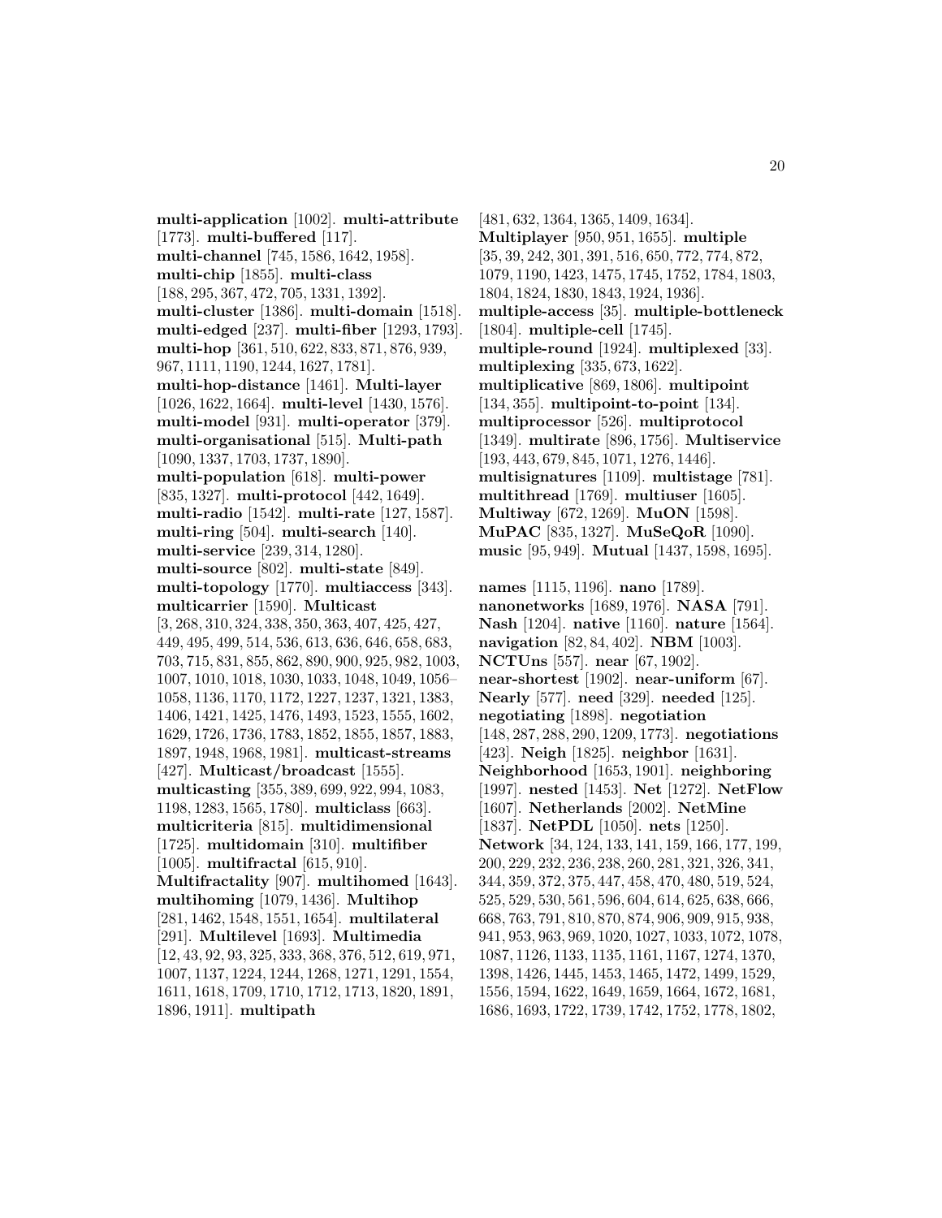**multi-application** [1002]. **multi-attribute** [1773]. **multi-buffered** [117]. **multi-channel** [745, 1586, 1642, 1958]. **multi-chip** [1855]. **multi-class** [188, 295, 367, 472, 705, 1331, 1392]. **multi-cluster** [1386]. **multi-domain** [1518]. **multi-edged** [237]. **multi-fiber** [1293, 1793]. **multi-hop** [361, 510, 622, 833, 871, 876, 939, 967, 1111, 1190, 1244, 1627, 1781]. **multi-hop-distance** [1461]. **Multi-layer** [1026, 1622, 1664]. **multi-level** [1430, 1576]. **multi-model** [931]. **multi-operator** [379]. **multi-organisational** [515]. **Multi-path** [1090, 1337, 1703, 1737, 1890]. **multi-population** [618]. **multi-power** [835, 1327]. **multi-protocol** [442, 1649]. **multi-radio** [1542]. **multi-rate** [127, 1587]. **multi-ring** [504]. **multi-search** [140]. **multi-service** [239, 314, 1280]. **multi-source** [802]. **multi-state** [849]. **multi-topology** [1770]. **multiaccess** [343]. **multicarrier** [1590]. **Multicast** [3, 268, 310, 324, 338, 350, 363, 407, 425, 427, 449, 495, 499, 514, 536, 613, 636, 646, 658, 683, 703, 715, 831, 855, 862, 890, 900, 925, 982, 1003, 1007, 1010, 1018, 1030, 1033, 1048, 1049, 1056–1058, 1136, 1170, 1172, 1227, 1237, 1321, 1383, 1406, 1421, 1425, 1476, 1493, 1523, 1555, 1602, 1629, 1726, 1736, 1783, 1852, 1855, 1857, 1883, 1897, 1948, 1968, 1981]. **multicast-streams** [427]. **Multicast/broadcast** [1555]. **multicasting** [355, 389, 699, 922, 994, 1083, 1198, 1283, 1565, 1780]. **multiclass** [663]. **multicriteria** [815]. **multidimensional** [1725]. **multidomain** [310]. **multifiber** [1005]. **multifractal** [615, 910]. **Multifractality** [907]. **multihomed** [1643]. **multihoming** [1079, 1436]. **Multihop** [281, 1462, 1548, 1551, 1654]. **multilateral** [291]. **Multilevel** [1693]. **Multimedia** [12, 43, 92, 93, 325, 333, 368, 376, 512, 619, 971, 1007, 1137, 1224, 1244, 1268, 1271, 1291, 1554, 1611, 1618, 1709, 1710, 1712, 1713, 1820, 1891, 1896, 1911]. **multipath** [481, 632, 1364, 1365, 1409, 1634]. **Multiplayer** [950, 951, 1655]. **multiple** [35, 39, 242, 301, 391, 516, 650, 772, 774, 872, 1079, 1190, 1423, 1475, 1745, 1752, 1784, 1803, 1804, 1824, 1830, 1843, 1924, 1936]. **multiple-access** [35]. **multiple-bottleneck** [1804]. **multiple-cell** [1745]. **multiple-round** [1924]. **multiplexed** [33]. **multiplexing** [335, 673, 1622]. **multiplicative** [869, 1806]. **multipoint** [134, 355]. **multipoint-to-point** [134]. **multiprocessor** [526]. **multiprotocol** [1349]. **multirate** [896, 1756]. **Multiservice** [193, 443, 679, 845, 1071, 1276, 1446]. **multisignatures** [1109]. **multistage** [781]. **multithread** [1769]. **multiuser** [1605]. **Multiway** [672, 1269]. **MuON** [1598]. **MuPAC** [835, 1327]. **MuSeQoR** [1090]. **music** [95, 949]. **Mutual** [1437, 1598, 1695].

**names** [1115, 1196]. **nano** [1789]. **nanonetworks** [1689, 1976]. **NASA** [791]. **Nash** [1204]. **native** [1160]. **nature** [1564]. **navigation** [82, 84, 402]. **NBM** [1003]. **NCTUns** [557]. **near** [67, 1902]. **near-shortest** [1902]. **near-uniform** [67]. **Nearly** [577]. **need** [329]. **needed** [125]. **negotiating** [1898]. **negotiation** [148, 287, 288, 290, 1209, 1773]. **negotiations** [423]. **Neigh** [1825]. **neighbor** [1631]. **Neighborhood** [1653, 1901]. **neighboring** [1997]. **nested** [1453]. **Net** [1272]. **NetFlow** [1607]. **Netherlands** [2002]. **NetMine** [1837]. **NetPDL** [1050]. **nets** [1250]. **Network** [34, 124, 133, 141, 159, 166, 177, 199, 200, 229, 232, 236, 238, 260, 281, 321, 326, 341, 344, 359, 372, 375, 447, 458, 470, 480, 519, 524, 525, 529, 530, 561, 596, 604, 614, 625, 638, 666, 668, 763, 791, 810, 870, 874, 906, 909, 915, 938, 941, 953, 963, 969, 1020, 1027, 1033, 1072, 1078, 1087, 1126, 1133, 1135, 1161, 1167, 1274, 1370, 1398, 1426, 1445, 1453, 1465, 1472, 1499, 1529, 1556, 1594, 1622, 1649, 1659, 1664, 1672, 1681, 1686, 1693, 1722, 1739, 1742, 1752, 1778, 1802,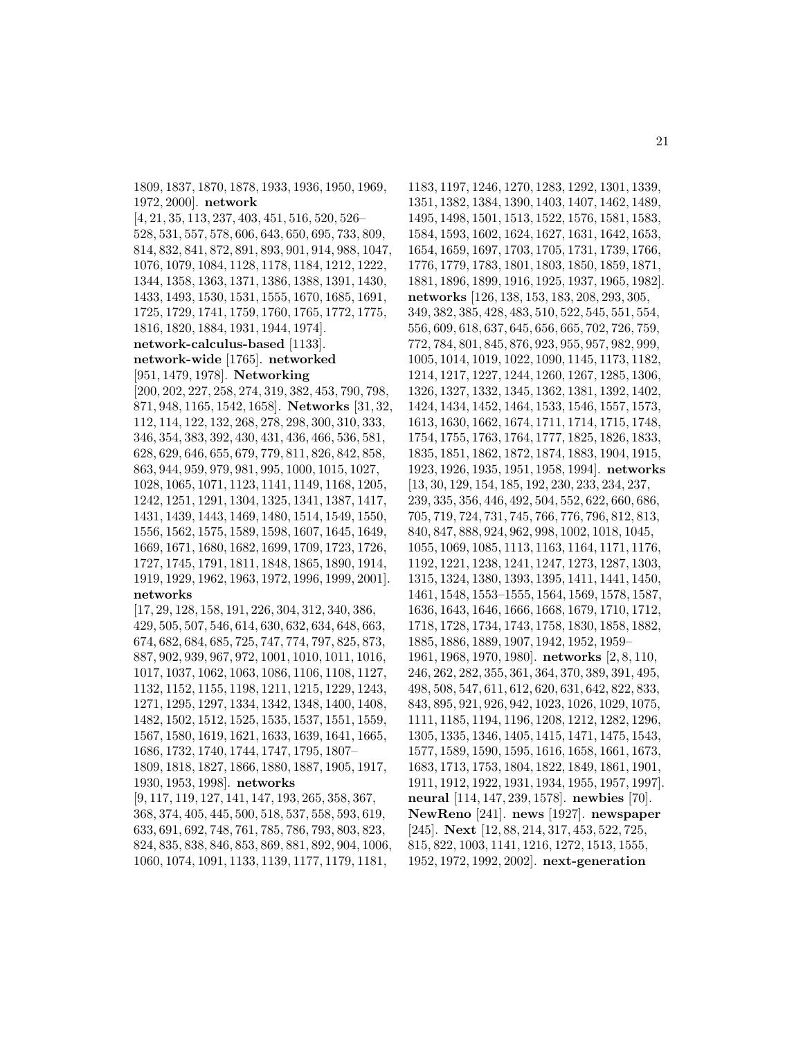1809, 1837, 1870, 1878, 1933, 1936, 1950, 1969, 1972, 2000]. **network** [4, 21, 35, 113, 237, 403, 451, 516, 520, 526–528, 531, 557, 578, 606, 643, 650, 695, 733, 809, 814, 832, 841, 872, 891, 893, 901, 914, 988, 1047, 1076, 1079, 1084, 1128, 1178, 1184, 1212, 1222, 1344, 1358, 1363, 1371, 1386, 1388, 1391, 1430, 1433, 1493, 1530, 1531, 1555, 1670, 1685, 1691, 1725, 1729, 1741, 1759, 1760, 1765, 1772, 1775, 1816, 1820, 1884, 1931, 1944, 1974]. **network-calculus-based** [1133]. **network-wide** [1765]. **networked** [951, 1479, 1978]. **Networking** [200, 202, 227, 258, 274, 319, 382, 453, 790, 798, 871, 948, 1165, 1542, 1658]. **Networks** [31, 32, 112, 114, 122, 132, 268, 278, 298, 300, 310, 333, 346, 354, 383, 392, 430, 431, 436, 466, 536, 581, 628, 629, 646, 655, 679, 779, 811, 826, 842, 858, 863, 944, 959, 979, 981, 995, 1000, 1015, 1027, 1028, 1065, 1071, 1123, 1141, 1149, 1168, 1205, 1242, 1251, 1291, 1304, 1325, 1341, 1387, 1417, 1431, 1439, 1443, 1469, 1480, 1514, 1549, 1550, 1556, 1562, 1575, 1589, 1598, 1607, 1645, 1649, 1669, 1671, 1680, 1682, 1699, 1709, 1723, 1726, 1727, 1745, 1791, 1811, 1848, 1865, 1890, 1914, 1919, 1929, 1962, 1963, 1972, 1996, 1999, 2001]. **networks** [17, 29, 128, 158, 191, 226, 304, 312, 340, 386, 429, 505, 507, 546, 614, 630, 632, 634, 648, 663, 674, 682, 684, 685, 725, 747, 774, 797, 825, 873, 887, 902, 939, 967, 972, 1001, 1010, 1011, 1016, 1017, 1037, 1062, 1063, 1086, 1106, 1108, 1127, 1132, 1152, 1155, 1198, 1211, 1215, 1229, 1243, 1271, 1295, 1297, 1334, 1342, 1348, 1400, 1408, 1482, 1502, 1512, 1525, 1535, 1537, 1551, 1559, 1567, 1580, 1619, 1621, 1633, 1639, 1641, 1665, 1686, 1732, 1740, 1744, 1747, 1795, 1807–1809, 1818, 1827, 1866, 1880, 1887, 1905, 1917, 1930, 1953, 1998]. **networks** [9, 117, 119, 127, 141, 147, 193, 265, 358, 367, 368, 374, 405, 445, 500, 518, 537, 558, 593, 619, 633, 691, 692, 748, 761, 785, 786, 793, 803, 823, 824, 835, 838, 846, 853, 869, 881, 892, 904, 1006, 1060, 1074, 1091, 1133, 1139, 1177, 1179, 1181, 1183, 1197, 1246, 1270, 1283, 1292, 1301, 1339, 1351, 1382, 1384, 1390, 1403, 1407, 1462, 1489, 1495, 1498, 1501, 1513, 1522, 1576, 1581, 1583, 1584, 1593, 1602, 1624, 1627, 1631, 1642, 1653, 1654, 1659, 1697, 1703, 1705, 1731, 1739, 1766, 1776, 1779, 1783, 1801, 1803, 1850, 1859, 1871, 1881, 1896, 1899, 1916, 1925, 1937, 1965, 1982]. **networks** [126, 138, 153, 183, 208, 293, 305, 349, 382, 385, 428, 483, 510, 522, 545, 551, 554, 556, 609, 618, 637, 645, 656, 665, 702, 726, 759, 772, 784, 801, 845, 876, 923, 955, 957, 982, 999, 1005, 1014, 1019, 1022, 1090, 1145, 1173, 1182, 1214, 1217, 1227, 1244, 1260, 1267, 1285, 1306, 1326, 1327, 1332, 1345, 1362, 1381, 1392, 1402, 1424, 1434, 1452, 1464, 1533, 1546, 1557, 1573, 1613, 1630, 1662, 1674, 1711, 1714, 1715, 1748, 1754, 1755, 1763, 1764, 1777, 1825, 1826, 1833, 1835, 1851, 1862, 1872, 1874, 1883, 1904, 1915, 1923, 1926, 1935, 1951, 1958, 1994]. **networks** [13, 30, 129, 154, 185, 192, 230, 233, 234, 237, 239, 335, 356, 446, 492, 504, 552, 622, 660, 686, 705, 719, 724, 731, 745, 766, 776, 796, 812, 813, 840, 847, 888, 924, 962, 998, 1002, 1018, 1045, 1055, 1069, 1085, 1113, 1163, 1164, 1171, 1176, 1192, 1221, 1238, 1241, 1247, 1273, 1287, 1303, 1315, 1324, 1380, 1393, 1395, 1411, 1441, 1450, 1461, 1548, 1553–1555, 1564, 1569, 1578, 1587, 1636, 1643, 1646, 1666, 1668, 1679, 1710, 1712, 1718, 1728, 1734, 1743, 1758, 1830, 1858, 1882, 1885, 1886, 1889, 1907, 1942, 1952, 1959–1961, 1968, 1970, 1980]. **networks** [2, 8, 110, 246, 262, 282, 355, 361, 364, 370, 389, 391, 495, 498, 508, 547, 611, 612, 620, 631, 642, 822, 833, 843, 895, 921, 926, 942, 1023, 1026, 1029, 1075, 1111, 1185, 1194, 1196, 1208, 1212, 1282, 1296, 1305, 1335, 1346, 1405, 1415, 1471, 1475, 1543, 1577, 1589, 1590, 1595, 1616, 1658, 1661, 1673, 1683, 1713, 1753, 1804, 1822, 1849, 1861, 1901, 1911, 1912, 1922, 1931, 1934, 1955, 1957, 1997]. **neural** [114, 147, 239, 1578]. **newbies** [70]. **NewReno** [241]. **news** [1927]. **newspaper** [245]. **Next** [12, 88, 214, 317, 453, 522, 725, 815, 822, 1003, 1141, 1216, 1272, 1513, 1555, 1952, 1972, 1992, 2002]. **next-generation**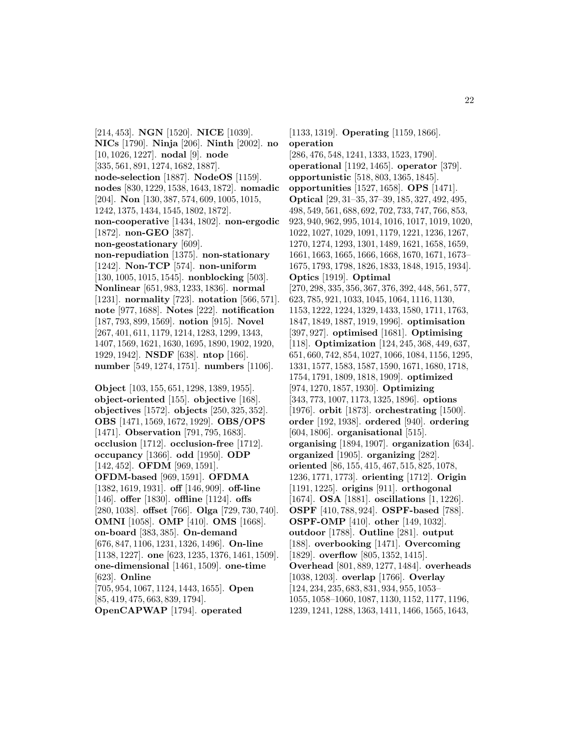[214, 453]. **NGN** [1520]. **NICE** [1039]. **NICs** [1790]. **Ninja** [206]. **Ninth** [2002]. **no** [10, 1026, 1227]. **nodal** [9]. **node** [335, 561, 891, 1274, 1682, 1887]. **node-selection** [1887]. **NodeOS** [1159]. **nodes** [830, 1229, 1538, 1643, 1872]. **nomadic** [204]. **Non** [130, 387, 574, 609, 1005, 1015, 1242, 1375, 1434, 1545, 1802, 1872]. **non-cooperative** [1434, 1802]. **non-ergodic** [1872]. **non-GEO** [387]. **non-geostationary** [609]. **non-repudiation** [1375]. **non-stationary** [1242]. **Non-TCP** [574]. **non-uniform** [130, 1005, 1015, 1545]. **nonblocking** [503]. **Nonlinear** [651, 983, 1233, 1836]. **normal** [1231]. **normality** [723]. **notation** [566, 571]. **note** [977, 1688]. **Notes** [222]. **notification** [187, 793, 899, 1569]. **notion** [915]. **Novel** [267, 401, 611, 1179, 1214, 1283, 1299, 1343, 1407, 1569, 1621, 1630, 1695, 1890, 1902, 1920, 1929, 1942]. **NSDF** [638]. **ntop** [166]. **number** [549, 1274, 1751]. **numbers** [1106].

**Object** [103, 155, 651, 1298, 1389, 1955]. **object-oriented** [155]. **objective** [168]. **objectives** [1572]. **objects** [250, 325, 352]. **OBS** [1471, 1569, 1672, 1929]. **OBS/OPS** [1471]. **Observation** [791, 795, 1683]. **occlusion** [1712]. **occlusion-free** [1712]. **occupancy** [1366]. **odd** [1950]. **ODP** [142, 452]. **OFDM** [969, 1591]. **OFDM-based** [969, 1591]. **OFDMA** [1382, 1619, 1931]. **off** [146, 909]. **off-line** [146]. **offer** [1830]. **offline** [1124]. **offs** [280, 1038]. **offset** [766]. **Olga** [729, 730, 740]. **OMNI** [1058]. **OMP** [410]. **OMS** [1668]. **on-board** [383, 385]. **On-demand** [676, 847, 1106, 1231, 1326, 1496]. **On-line** [1138, 1227]. **one** [623, 1235, 1376, 1461, 1509]. **one-dimensional** [1461, 1509]. **one-time** [623]. **Online** [705, 954, 1067, 1124, 1443, 1655]. **Open** [85, 419, 475, 663, 839, 1794]. **OpenCAPWAP** [1794]. **operated** [1133, 1319]. **Operating** [1159, 1866]. **operation** [286, 476, 548, 1241, 1333, 1523, 1790]. **operational** [1192, 1465]. **operator** [379]. **opportunistic** [518, 803, 1365, 1845]. **opportunities** [1527, 1658]. **OPS** [1471]. **Optical** [29, 31–35, 37–39, 185, 327, 492, 495, 498, 549, 561, 688, 692, 702, 733, 747, 766, 853, 923, 940, 962, 995, 1014, 1016, 1017, 1019, 1020, 1022, 1027, 1029, 1091, 1179, 1221, 1236, 1267, 1270, 1274, 1293, 1301, 1489, 1621, 1658, 1659, 1661, 1663, 1665, 1666, 1668, 1670, 1671, 1673–1675, 1793, 1798, 1826, 1833, 1848, 1915, 1934]. **Optics** [1919]. **Optimal** [270, 298, 335, 356, 367, 376, 392, 448, 561, 577, 623, 785, 921, 1033, 1045, 1064, 1116, 1130, 1153, 1222, 1224, 1329, 1433, 1580, 1711, 1763, 1847, 1849, 1887, 1919, 1996]. **optimisation** [397, 927]. **optimised** [1681]. **Optimising** [118]. **Optimization** [124, 245, 368, 449, 637, 651, 660, 742, 854, 1027, 1066, 1084, 1156, 1295, 1331, 1577, 1583, 1587, 1590, 1671, 1680, 1718, 1754, 1791, 1809, 1818, 1909]. **optimized** [974, 1270, 1857, 1930]. **Optimizing** [343, 773, 1007, 1173, 1325, 1896]. **options** [1976]. **orbit** [1873]. **orchestrating** [1500]. **order** [192, 1938]. **ordered** [940]. **ordering** [604, 1806]. **organisational** [515]. **organising** [1894, 1907]. **organization** [634]. **organized** [1905]. **organizing** [282]. **oriented** [86, 155, 415, 467, 515, 825, 1078, 1236, 1771, 1773]. **orienting** [1712]. **Origin** [1191, 1225]. **origins** [911]. **orthogonal** [1674]. **OSA** [1881]. **oscillations** [1, 1226]. **OSPF** [410, 788, 924]. **OSPF-based** [788]. **OSPF-OMP** [410]. **other** [149, 1032]. **outdoor** [1788]. **Outline** [281]. **output** [188]. **overbooking** [1471]. **Overcoming** [1829]. **overflow** [805, 1352, 1415]. **Overhead** [801, 889, 1277, 1484]. **overheads** [1038, 1203]. **overlap** [1766]. **Overlay** [124, 234, 235, 683, 831, 934, 955, 1053–1055, 1058–1060, 1087, 1130, 1152, 1177, 1196, 1239, 1241, 1288, 1363, 1411, 1466, 1565, 1643,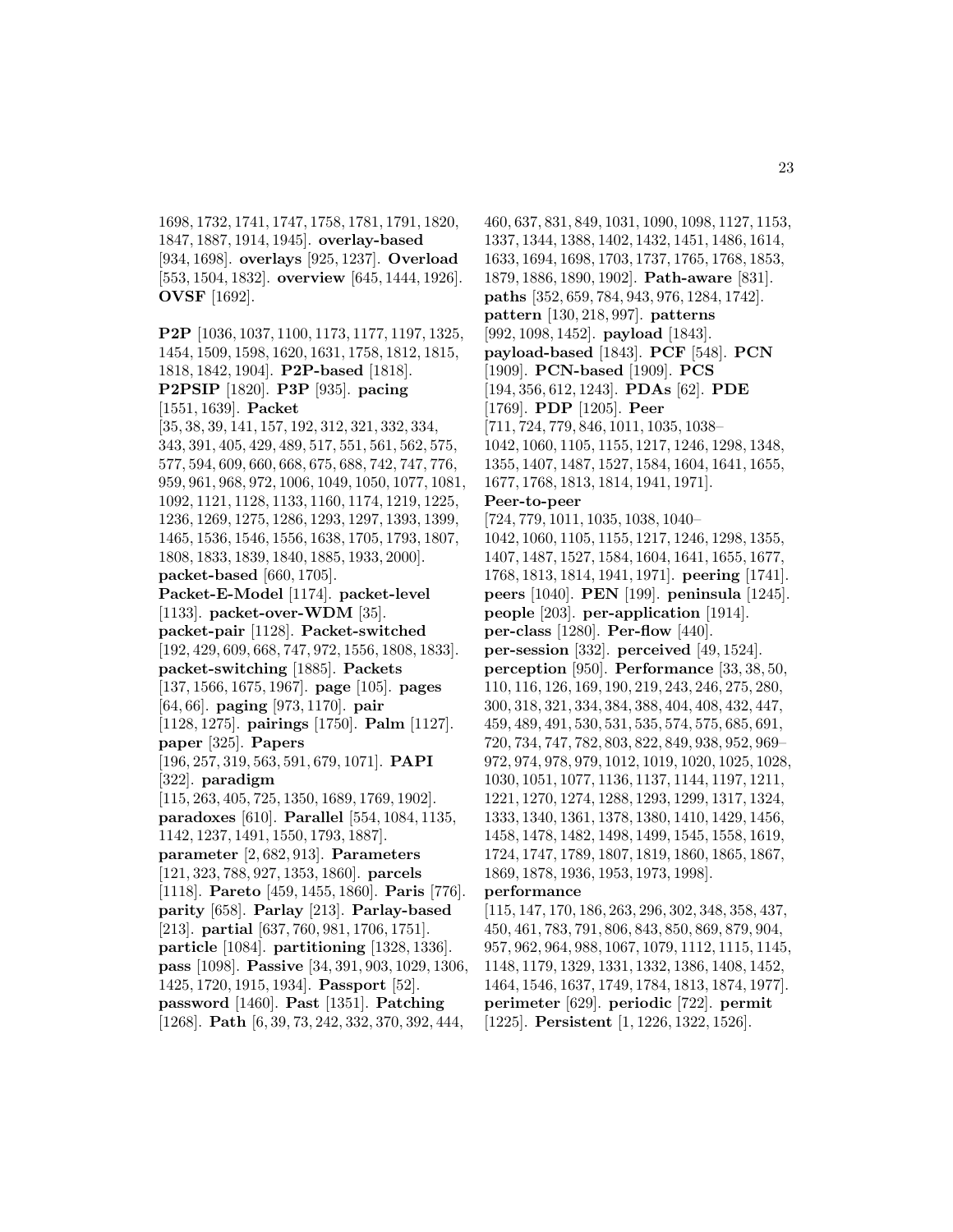1698, 1732, 1741, 1747, 1758, 1781, 1791, 1820, 1847, 1887, 1914, 1945]. **overlay-based** [934, 1698]. **overlays** [925, 1237]. **Overload** [553, 1504, 1832]. **overview** [645, 1444, 1926]. **OVSF** [1692].

**P2P** [1036, 1037, 1100, 1173, 1177, 1197, 1325, 1454, 1509, 1598, 1620, 1631, 1758, 1812, 1815, 1818, 1842, 1904]. **P2P-based** [1818]. **P2PSIP** [1820]. **P3P** [935]. **pacing** [1551, 1639]. **Packet** [35, 38, 39, 141, 157, 192, 312, 321, 332, 334, 343, 391, 405, 429, 489, 517, 551, 561, 562, 575, 577, 594, 609, 660, 668, 675, 688, 742, 747, 776, 959, 961, 968, 972, 1006, 1049, 1050, 1077, 1081, 1092, 1121, 1128, 1133, 1160, 1174, 1219, 1225, 1236, 1269, 1275, 1286, 1293, 1297, 1393, 1399, 1465, 1536, 1546, 1556, 1638, 1705, 1793, 1807, 1808, 1833, 1839, 1840, 1885, 1933, 2000]. **packet-based** [660, 1705]. **Packet-E-Model** [1174]. **packet-level** [1133]. **packet-over-WDM** [35]. **packet-pair** [1128]. **Packet-switched** [192, 429, 609, 668, 747, 972, 1556, 1808, 1833]. **packet-switching** [1885]. **Packets** [137, 1566, 1675, 1967]. **page** [105]. **pages** [64, 66]. **paging** [973, 1170]. **pair** [1128, 1275]. **pairings** [1750]. **Palm** [1127]. **paper** [325]. **Papers** [196, 257, 319, 563, 591, 679, 1071]. **PAPI** [322]. **paradigm** [115, 263, 405, 725, 1350, 1689, 1769, 1902]. **paradoxes** [610]. **Parallel** [554, 1084, 1135, 1142, 1237, 1491, 1550, 1793, 1887]. **parameter** [2, 682, 913]. **Parameters** [121, 323, 788, 927, 1353, 1860]. **parcels** [1118]. **Pareto** [459, 1455, 1860]. **Paris** [776]. **parity** [658]. **Parlay** [213]. **Parlay-based** [213]. **partial** [637, 760, 981, 1706, 1751]. **particle** [1084]. **partitioning** [1328, 1336]. **pass** [1098]. **Passive** [34, 391, 903, 1029, 1306, 1425, 1720, 1915, 1934]. **Passport** [52]. **password** [1460]. **Past** [1351]. **Patching** [1268]. **Path** [6, 39, 73, 242, 332, 370, 392, 444, 460, 637, 831, 849, 1031, 1090, 1098, 1127, 1153, 1337, 1344, 1388, 1402, 1432, 1451, 1486, 1614, 1633, 1694, 1698, 1703, 1737, 1765, 1768, 1853, 1879, 1886, 1890, 1902]. **Path-aware** [831]. **paths** [352, 659, 784, 943, 976, 1284, 1742]. **pattern** [130, 218, 997]. **patterns** [992, 1098, 1452]. **payload** [1843]. **payload-based** [1843]. **PCF** [548]. **PCN** [1909]. **PCN-based** [1909]. **PCS** [194, 356, 612, 1243]. **PDAs** [62]. **PDE** [1769]. **PDP** [1205]. **Peer** [711, 724, 779, 846, 1011, 1035, 1038–1042, 1060, 1105, 1155, 1217, 1246, 1298, 1348, 1355, 1407, 1487, 1527, 1584, 1604, 1641, 1655, 1677, 1768, 1813, 1814, 1941, 1971]. **Peer-to-peer** [724, 779, 1011, 1035, 1038, 1040–1042, 1060, 1105, 1155, 1217, 1246, 1298, 1355, 1407, 1487, 1527, 1584, 1604, 1641, 1655, 1677, 1768, 1813, 1814, 1941, 1971]. **peering** [1741]. **peers** [1040]. **PEN** [199]. **peninsula** [1245]. **people** [203]. **per-application** [1914]. **per-class** [1280]. **Per-flow** [440]. **per-session** [332]. **perceived** [49, 1524]. **perception** [950]. **Performance** [33, 38, 50, 110, 116, 126, 169, 190, 219, 243, 246, 275, 280, 300, 318, 321, 334, 384, 388, 404, 408, 432, 447, 459, 489, 491, 530, 531, 535, 574, 575, 685, 691, 720, 734, 747, 782, 803, 822, 849, 938, 952, 969–972, 974, 978, 979, 1012, 1019, 1020, 1025, 1028, 1030, 1051, 1077, 1136, 1137, 1144, 1197, 1211, 1221, 1270, 1274, 1288, 1293, 1299, 1317, 1324, 1333, 1340, 1361, 1378, 1380, 1410, 1429, 1456, 1458, 1478, 1482, 1498, 1499, 1545, 1558, 1619, 1724, 1747, 1789, 1807, 1819, 1860, 1865, 1867, 1869, 1878, 1936, 1953, 1973, 1998]. **performance** [115, 147, 170, 186, 263, 296, 302, 348, 358, 437, 450, 461, 783, 791, 806, 843, 850, 869, 879, 904, 957, 962, 964, 988, 1067, 1079, 1112, 1115, 1145, 1148, 1179, 1329, 1331, 1332, 1386, 1408, 1452, 1464, 1546, 1637, 1749, 1784, 1813, 1874, 1977]. **perimeter** [629]. **periodic** [722]. **permit** [1225]. **Persistent** [1, 1226, 1322, 1526].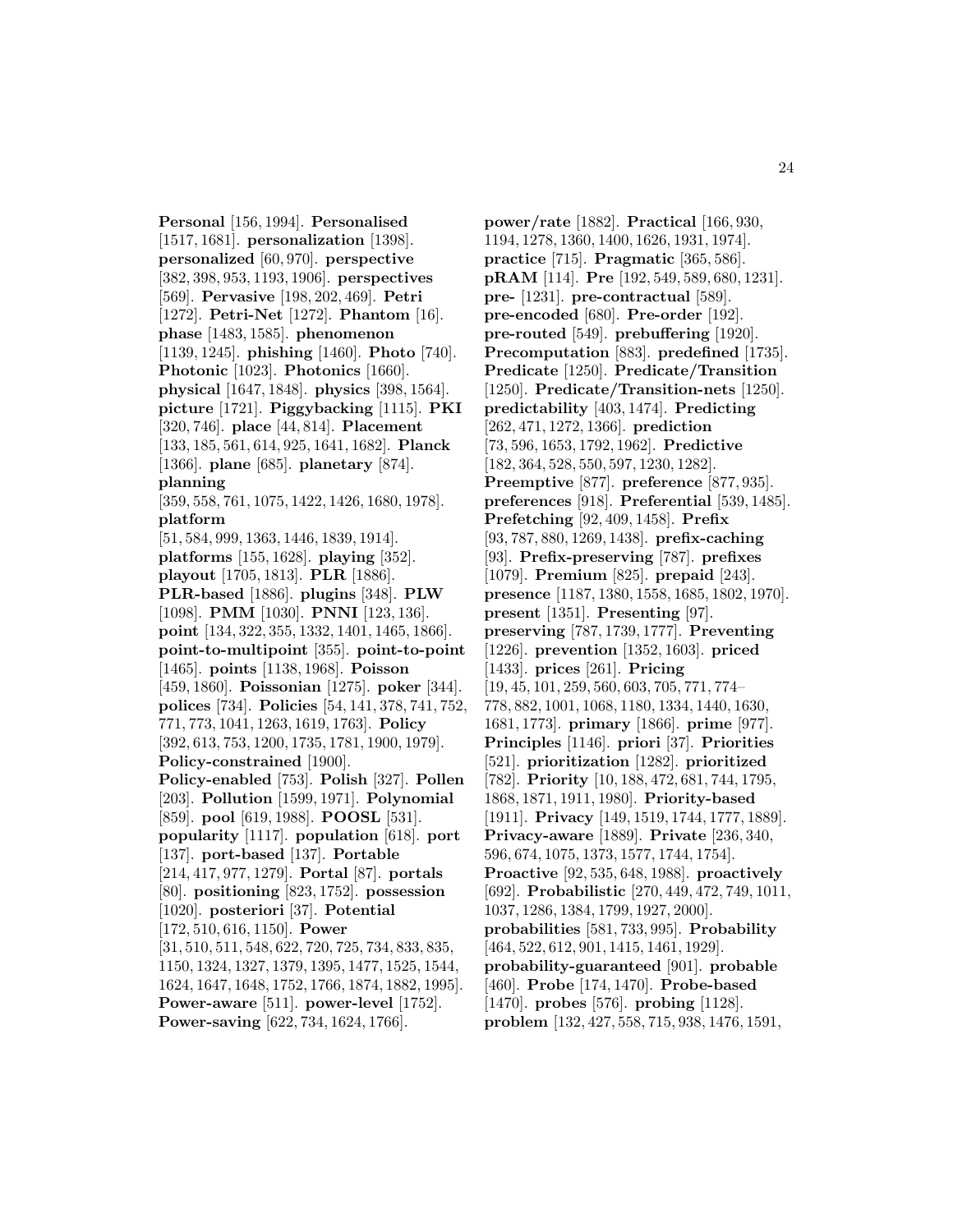**Personal** [156, 1994]. **Personalised** [1517, 1681]. **personalization** [1398]. **personalized** [60, 970]. **perspective** [382, 398, 953, 1193, 1906]. **perspectives** [569]. **Pervasive** [198, 202, 469]. **Petri** [1272]. **Petri-Net** [1272]. **Phantom** [16]. **phase** [1483, 1585]. **phenomenon** [1139, 1245]. **phishing** [1460]. **Photo** [740]. **Photonic** [1023]. **Photonics** [1660]. **physical** [1647, 1848]. **physics** [398, 1564]. **picture** [1721]. **Piggybacking** [1115]. **PKI** [320, 746]. **place** [44, 814]. **Placement** [133, 185, 561, 614, 925, 1641, 1682]. **Planck** [1366]. **plane** [685]. **planetary** [874]. **planning** [359, 558, 761, 1075, 1422, 1426, 1680, 1978]. **platform** [51, 584, 999, 1363, 1446, 1839, 1914]. **platforms** [155, 1628]. **playing** [352]. **playout** [1705, 1813]. **PLR** [1886]. **PLR-based** [1886]. **plugins** [348]. **PLW** [1098]. **PMM** [1030]. **PNNI** [123, 136]. **point** [134, 322, 355, 1332, 1401, 1465, 1866]. **point-to-multipoint** [355]. **point-to-point** [1465]. **points** [1138, 1968]. **Poisson** [459, 1860]. **Poissonian** [1275]. **poker** [344]. **polices** [734]. **Policies** [54, 141, 378, 741, 752, 771, 773, 1041, 1263, 1619, 1763]. **Policy** [392, 613, 753, 1200, 1735, 1781, 1900, 1979]. **Policy-constrained** [1900]. **Policy-enabled** [753]. **Polish** [327]. **Pollen** [203]. **Pollution** [1599, 1971]. **Polynomial** [859]. **pool** [619, 1988]. **POOSL** [531]. **popularity** [1117]. **population** [618]. **port** [137]. **port-based** [137]. **Portable** [214, 417, 977, 1279]. **Portal** [87]. **portals** [80]. **positioning** [823, 1752]. **possession** [1020]. **posteriori** [37]. **Potential** [172, 510, 616, 1150]. **Power** [31, 510, 511, 548, 622, 720, 725, 734, 833, 835, 1150, 1324, 1327, 1379, 1395, 1477, 1525, 1544, 1624, 1647, 1648, 1752, 1766, 1874, 1882, 1995]. **Power-aware** [511]. **power-level** [1752]. **Power-saving** [622, 734, 1624, 1766].

**power/rate** [1882]. **Practical** [166, 930, 1194, 1278, 1360, 1400, 1626, 1931, 1974]. **practice** [715]. **Pragmatic** [365, 586]. **pRAM** [114]. **Pre** [192, 549, 589, 680, 1231]. **pre-** [1231]. **pre-contractual** [589]. **pre-encoded** [680]. **Pre-order** [192]. **pre-routed** [549]. **prebuffering** [1920]. **Precomputation** [883]. **predefined** [1735]. **Predicate** [1250]. **Predicate/Transition** [1250]. **Predicate/Transition-nets** [1250]. **predictability** [403, 1474]. **Predicting** [262, 471, 1272, 1366]. **prediction** [73, 596, 1653, 1792, 1962]. **Predictive** [182, 364, 528, 550, 597, 1230, 1282]. **Preemptive** [877]. **preference** [877, 935]. **preferences** [918]. **Preferential** [539, 1485]. **Prefetching** [92, 409, 1458]. **Prefix** [93, 787, 880, 1269, 1438]. **prefix-caching** [93]. **Prefix-preserving** [787]. **prefixes** [1079]. **Premium** [825]. **prepaid** [243]. **presence** [1187, 1380, 1558, 1685, 1802, 1970]. **present** [1351]. **Presenting** [97]. **preserving** [787, 1739, 1777]. **Preventing** [1226]. **prevention** [1352, 1603]. **priced** [1433]. **prices** [261]. **Pricing** [19, 45, 101, 259, 560, 603, 705, 771, 774–778, 882, 1001, 1068, 1180, 1334, 1440, 1630, 1681, 1773]. **primary** [1866]. **prime** [977]. **Principles** [1146]. **priori** [37]. **Priorities** [521]. **prioritization** [1282]. **prioritized** [782]. **Priority** [10, 188, 472, 681, 744, 1795, 1868, 1871, 1911, 1980]. **Priority-based** [1911]. **Privacy** [149, 1519, 1744, 1777, 1889]. **Privacy-aware** [1889]. **Private** [236, 340, 596, 674, 1075, 1373, 1577, 1744, 1754]. **Proactive** [92, 535, 648, 1988]. **proactively** [692]. **Probabilistic** [270, 449, 472, 749, 1011, 1037, 1286, 1384, 1799, 1927, 2000]. **probabilities** [581, 733, 995]. **Probability** [464, 522, 612, 901, 1415, 1461, 1929]. **probability-guaranteed** [901]. **probable** [460]. **Probe** [174, 1470]. **Probe-based** [1470]. **probes** [576]. **probing** [1128]. **problem** [132, 427, 558, 715, 938, 1476, 1591,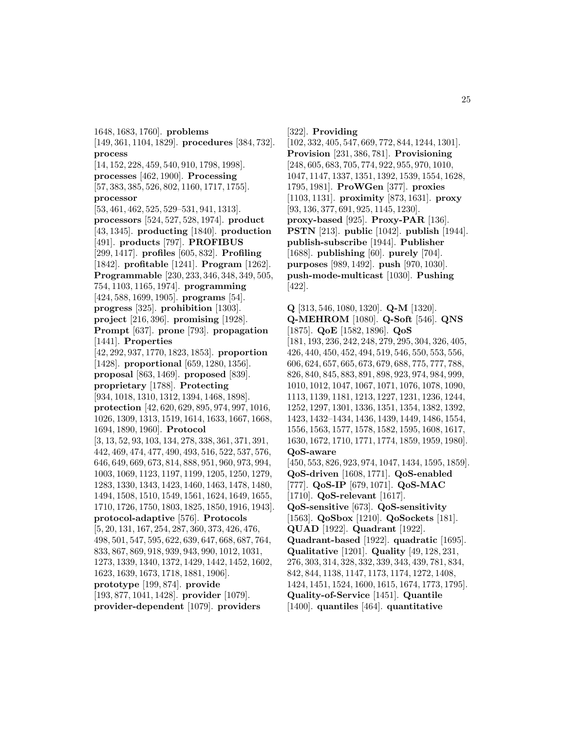1648, 1683, 1760]. **problems** [149, 361, 1104, 1829]. **procedures** [384, 732]. **process** [14, 152, 228, 459, 540, 910, 1798, 1998]. **processes** [462, 1900]. **Processing** [57, 383, 385, 526, 802, 1160, 1717, 1755]. **processor** [53, 461, 462, 525, 529–531, 941, 1313]. **processors** [524, 527, 528, 1974]. **product** [43, 1345]. **producting** [1840]. **production** [491]. **products** [797]. **PROFIBUS** [299, 1417]. **profiles** [605, 832]. **Profiling** [1842]. **profitable** [1241]. **Program** [1262]. **Programmable** [230, 233, 346, 348, 349, 505, 754, 1103, 1165, 1974]. **programming** [424, 588, 1699, 1905]. **programs** [54]. **progress** [325]. **prohibition** [1303]. **project** [216, 396]. **promising** [1928]. **Prompt** [637]. **prone** [793]. **propagation** [1441]. **Properties** [42, 292, 937, 1770, 1823, 1853]. **proportion** [1428]. **proportional** [659, 1280, 1356]. **proposal** [863, 1469]. **proposed** [839]. **proprietary** [1788]. **Protecting** [934, 1018, 1310, 1312, 1394, 1468, 1898]. **protection** [42, 620, 629, 895, 974, 997, 1016, 1026, 1309, 1313, 1519, 1614, 1633, 1667, 1668, 1694, 1890, 1960]. **Protocol** [3, 13, 52, 93, 103, 134, 278, 338, 361, 371, 391, 442, 469, 474, 477, 490, 493, 516, 522, 537, 576, 646, 649, 669, 673, 814, 888, 951, 960, 973, 994, 1003, 1069, 1123, 1197, 1199, 1205, 1250, 1279, 1283, 1330, 1343, 1423, 1460, 1463, 1478, 1480, 1494, 1508, 1510, 1549, 1561, 1624, 1649, 1655, 1710, 1726, 1750, 1803, 1825, 1850, 1916, 1943]. **protocol-adaptive** [576]. **Protocols** [5, 20, 131, 167, 254, 287, 360, 373, 426, 476, 498, 501, 547, 595, 622, 639, 647, 668, 687, 764, 833, 867, 869, 918, 939, 943, 990, 1012, 1031, 1273, 1339, 1340, 1372, 1429, 1442, 1452, 1602, 1623, 1639, 1673, 1718, 1881, 1906]. **prototype** [199, 874]. **provide** [193, 877, 1041, 1428]. **provider** [1079]. **provider-dependent** [1079]. **providers** [322]. **Providing** [102, 332, 405, 547, 669, 772, 844, 1244, 1301]. **Provision** [231, 386, 781]. **Provisioning** [248, 605, 683, 705, 774, 922, 955, 970, 1010, 1047, 1147, 1337, 1351, 1392, 1539, 1554, 1628, 1795, 1981]. **ProWGen** [377]. **proxies** [1103, 1131]. **proximity** [873, 1631]. **proxy** [93, 136, 377, 691, 925, 1145, 1230]. **proxy-based** [925]. **Proxy-PAR** [136]. **PSTN** [213]. **public** [1042]. **publish** [1944]. **publish-subscribe** [1944]. **Publisher** [1688]. **publishing** [60]. **purely** [704]. **purposes** [989, 1492]. **push** [970, 1030]. **push-mode-multicast** [1030]. **Pushing** [422].

**Q** [313, 546, 1080, 1320]. **Q-M** [1320]. **Q-MEHROM** [1080]. **Q-Soft** [546]. **QNS** [1875]. **QoE** [1582, 1896]. **QoS** [181, 193, 236, 242, 248, 279, 295, 304, 326, 405, 426, 440, 450, 452, 494, 519, 546, 550, 553, 556, 606, 624, 657, 665, 673, 679, 688, 775, 777, 788, 826, 840, 845, 883, 891, 898, 923, 974, 984, 999, 1010, 1012, 1047, 1067, 1071, 1076, 1078, 1090, 1113, 1139, 1181, 1213, 1227, 1231, 1236, 1244, 1252, 1297, 1301, 1336, 1351, 1354, 1382, 1392, 1423, 1432–1434, 1436, 1439, 1449, 1486, 1554, 1556, 1563, 1577, 1578, 1582, 1595, 1608, 1617, 1630, 1672, 1710, 1771, 1774, 1859, 1959, 1980]. **QoS-aware** [450, 553, 826, 923, 974, 1047, 1434, 1595, 1859]. **QoS-driven** [1608, 1771]. **QoS-enabled** [777]. **QoS-IP** [679, 1071]. **QoS-MAC** [1710]. **QoS-relevant** [1617]. **QoS-sensitive** [673]. **QoS-sensitivity** [1563]. **QoSbox** [1210]. **QoSockets** [181]. **QUAD** [1922]. **Quadrant** [1922]. **Quadrant-based** [1922]. **quadratic** [1695]. **Qualitative** [1201]. **Quality** [49, 128, 231, 276, 303, 314, 328, 332, 339, 343, 439, 781, 834, 842, 844, 1138, 1147, 1173, 1174, 1272, 1408, 1424, 1451, 1524, 1600, 1615, 1674, 1773, 1795]. **Quality-of-Service** [1451]. **Quantile** [1400]. **quantiles** [464]. **quantitative**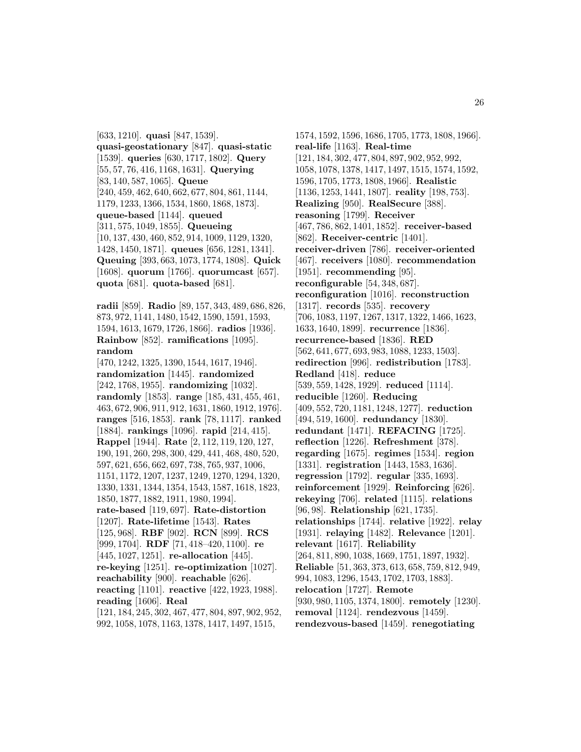[633, 1210]. **quasi** [847, 1539]. **quasi-geostationary** [847]. **quasi-static** [1539]. **queries** [630, 1717, 1802]. **Query** [55, 57, 76, 416, 1168, 1631]. **Querying** [83, 140, 587, 1065]. **Queue** [240, 459, 462, 640, 662, 677, 804, 861, 1144, 1179, 1233, 1366, 1534, 1860, 1868, 1873]. **queue-based** [1144]. **queued** [311, 575, 1049, 1855]. **Queueing** [10, 137, 430, 460, 852, 914, 1009, 1129, 1320, 1428, 1450, 1871]. **queues** [656, 1281, 1341]. **Queuing** [393, 663, 1073, 1774, 1808]. **Quick** [1608]. **quorum** [1766]. **quorumcast** [657]. **quota** [681]. **quota-based** [681].

**radii** [859]. **Radio** [89, 157, 343, 489, 686, 826, 873, 972, 1141, 1480, 1542, 1590, 1591, 1593, 1594, 1613, 1679, 1726, 1866]. **radios** [1936]. **Rainbow** [852]. **ramifications** [1095]. **random** [470, 1242, 1325, 1390, 1544, 1617, 1946]. **randomization** [1445]. **randomized** [242, 1768, 1955]. **randomizing** [1032]. **randomly** [1853]. **range** [185, 431, 455, 461, 463, 672, 906, 911, 912, 1631, 1860, 1912, 1976]. **ranges** [516, 1853]. **rank** [78, 1117]. **ranked** [1884]. **rankings** [1096]. **rapid** [214, 415]. **Rappel** [1944]. **Rate** [2, 112, 119, 120, 127, 190, 191, 260, 298, 300, 429, 441, 468, 480, 520, 597, 621, 656, 662, 697, 738, 765, 937, 1006, 1151, 1172, 1207, 1237, 1249, 1270, 1294, 1320, 1330, 1331, 1344, 1354, 1543, 1587, 1618, 1823, 1850, 1877, 1882, 1911, 1980, 1994]. **rate-based** [119, 697]. **Rate-distortion** [1207]. **Rate-lifetime** [1543]. **Rates** [125, 968]. **RBF** [902]. **RCN** [899]. **RCS** [999, 1704]. **RDF** [71, 418–420, 1100]. **re** [445, 1027, 1251]. **re-allocation** [445]. **re-keying** [1251]. **re-optimization** [1027]. **reachability** [900]. **reachable** [626]. **reacting** [1101]. **reactive** [422, 1923, 1988]. **reading** [1606]. **Real** [121, 184, 245, 302, 467, 477, 804, 897, 902, 952, 992, 1058, 1078, 1163, 1378, 1417, 1497, 1515, 1574, 1592, 1596, 1686, 1705, 1773, 1808, 1966]. **real-life** [1163]. **Real-time** [121, 184, 302, 477, 804, 897, 902, 952, 992, 1058, 1078, 1378, 1417, 1497, 1515, 1574, 1592, 1596, 1705, 1773, 1808, 1966]. **Realistic** [1136, 1253, 1441, 1807]. **reality** [198, 753]. **Realizing** [950]. **RealSecure** [388]. **reasoning** [1799]. **Receiver** [467, 786, 862, 1401, 1852]. **receiver-based** [862]. **Receiver-centric** [1401]. **receiver-driven** [786]. **receiver-oriented** [467]. **receivers** [1080]. **recommendation** [1951]. **recommending** [95]. **reconfigurable** [54, 348, 687]. **reconfiguration** [1016]. **reconstruction** [1317]. **records** [535]. **recovery** [706, 1083, 1197, 1267, 1317, 1322, 1466, 1623, 1633, 1640, 1899]. **recurrence** [1836]. **recurrence-based** [1836]. **RED** [562, 641, 677, 693, 983, 1088, 1233, 1503]. **redirection** [996]. **redistribution** [1783]. **Redland** [418]. **reduce** [539, 559, 1428, 1929]. **reduced** [1114]. **reducible** [1260]. **Reducing** [409, 552, 720, 1181, 1248, 1277]. **reduction** [494, 519, 1600]. **redundancy** [1830]. **redundant** [1471]. **REFACING** [1725]. **reflection** [1226]. **Refreshment** [378]. **regarding** [1675]. **regimes** [1534]. **region** [1331]. **registration** [1443, 1583, 1636]. **regression** [1792]. **regular** [335, 1693]. **reinforcement** [1929]. **Reinforcing** [626]. **rekeying** [706]. **related** [1115]. **relations** [96, 98]. **Relationship** [621, 1735]. **relationships** [1744]. **relative** [1922]. **relay** [1931]. **relaying** [1482]. **Relevance** [1201]. **relevant** [1617]. **Reliability** [264, 811, 890, 1038, 1669, 1751, 1897, 1932]. **Reliable** [51, 363, 373, 613, 658, 759, 812, 949, 994, 1083, 1296, 1543, 1702, 1703, 1883]. **relocation** [1727]. **Remote** [930, 980, 1105, 1374, 1800]. **remotely** [1230]. **removal** [1124]. **rendezvous** [1459]. **rendezvous-based** [1459]. **renegotiating**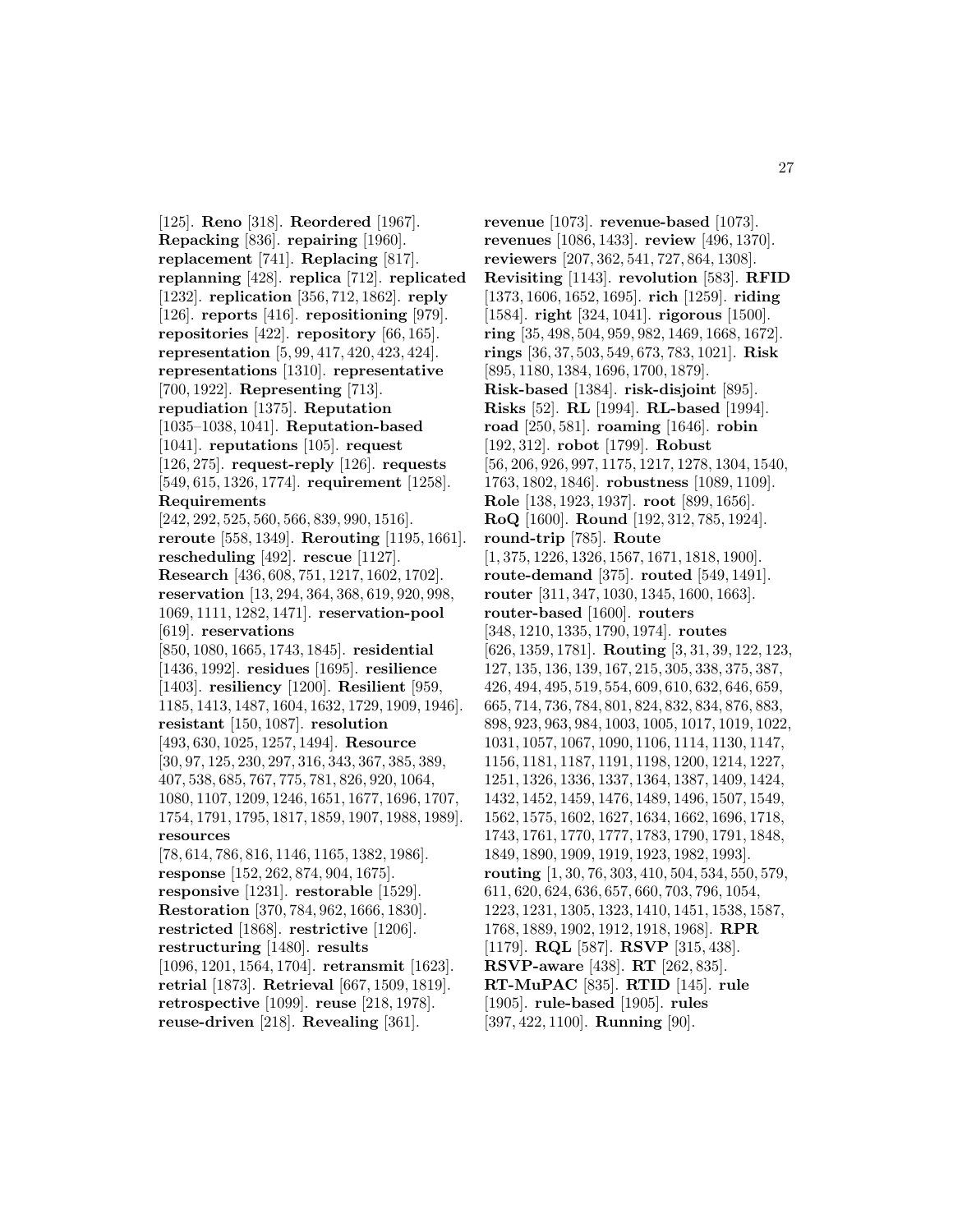[125]. **Reno** [318]. **Reordered** [1967]. **Repacking** [836]. **repairing** [1960]. **replacement** [741]. **Replacing** [817]. **replanning** [428]. **replica** [712]. **replicated** [1232]. **replication** [356, 712, 1862]. **reply** [126]. **reports** [416]. **repositioning** [979]. **repositories** [422]. **repository** [66, 165]. **representation** [5, 99, 417, 420, 423, 424]. **representations** [1310]. **representative** [700, 1922]. **Representing** [713]. **repudiation** [1375]. **Reputation** [1035–1038, 1041]. **Reputation-based** [1041]. **reputations** [105]. **request** [126, 275]. **request-reply** [126]. **requests** [549, 615, 1326, 1774]. **requirement** [1258]. **Requirements** [242, 292, 525, 560, 566, 839, 990, 1516]. **reroute** [558, 1349]. **Rerouting** [1195, 1661]. **rescheduling** [492]. **rescue** [1127]. **Research** [436, 608, 751, 1217, 1602, 1702]. **reservation** [13, 294, 364, 368, 619, 920, 998, 1069, 1111, 1282, 1471]. **reservation-pool** [619]. **reservations** [850, 1080, 1665, 1743, 1845]. **residential** [1436, 1992]. **residues** [1695]. **resilience** [1403]. **resiliency** [1200]. **Resilient** [959, 1185, 1413, 1487, 1604, 1632, 1729, 1909, 1946]. **resistant** [150, 1087]. **resolution** [493, 630, 1025, 1257, 1494]. **Resource** [30, 97, 125, 230, 297, 316, 343, 367, 385, 389, 407, 538, 685, 767, 775, 781, 826, 920, 1064, 1080, 1107, 1209, 1246, 1651, 1677, 1696, 1707, 1754, 1791, 1795, 1817, 1859, 1907, 1988, 1989]. **resources** [78, 614, 786, 816, 1146, 1165, 1382, 1986]. **response** [152, 262, 874, 904, 1675]. **responsive** [1231]. **restorable** [1529]. **Restoration** [370, 784, 962, 1666, 1830]. **restricted** [1868]. **restrictive** [1206]. **restructuring** [1480]. **results** [1096, 1201, 1564, 1704]. **retransmit** [1623]. **retrial** [1873]. **Retrieval** [667, 1509, 1819]. **retrospective** [1099]. **reuse** [218, 1978]. **reuse-driven** [218]. **Revealing** [361].

**revenue** [1073]. **revenue-based** [1073]. **revenues** [1086, 1433]. **review** [496, 1370]. **reviewers** [207, 362, 541, 727, 864, 1308]. **Revisiting** [1143]. **revolution** [583]. **RFID** [1373, 1606, 1652, 1695]. **rich** [1259]. **riding** [1584]. **right** [324, 1041]. **rigorous** [1500]. **ring** [35, 498, 504, 959, 982, 1469, 1668, 1672]. **rings** [36, 37, 503, 549, 673, 783, 1021]. **Risk** [895, 1180, 1384, 1696, 1700, 1879]. **Risk-based** [1384]. **risk-disjoint** [895]. **Risks** [52]. **RL** [1994]. **RL-based** [1994]. **road** [250, 581]. **roaming** [1646]. **robin** [192, 312]. **robot** [1799]. **Robust** [56, 206, 926, 997, 1175, 1217, 1278, 1304, 1540, 1763, 1802, 1846]. **robustness** [1089, 1109]. **Role** [138, 1923, 1937]. **root** [899, 1656]. **RoQ** [1600]. **Round** [192, 312, 785, 1924]. **round-trip** [785]. **Route** [1, 375, 1226, 1326, 1567, 1671, 1818, 1900]. **route-demand** [375]. **routed** [549, 1491]. **router** [311, 347, 1030, 1345, 1600, 1663]. **router-based** [1600]. **routers** [348, 1210, 1335, 1790, 1974]. **routes** [626, 1359, 1781]. **Routing** [3, 31, 39, 122, 123, 127, 135, 136, 139, 167, 215, 305, 338, 375, 387, 426, 494, 495, 519, 554, 609, 610, 632, 646, 659, 665, 714, 736, 784, 801, 824, 832, 834, 876, 883, 898, 923, 963, 984, 1003, 1005, 1017, 1019, 1022, 1031, 1057, 1067, 1090, 1106, 1114, 1130, 1147, 1156, 1181, 1187, 1191, 1198, 1200, 1214, 1227, 1251, 1326, 1336, 1337, 1364, 1387, 1409, 1424, 1432, 1452, 1459, 1476, 1489, 1496, 1507, 1549, 1562, 1575, 1602, 1627, 1634, 1662, 1696, 1718, 1743, 1761, 1770, 1777, 1783, 1790, 1791, 1848, 1849, 1890, 1909, 1919, 1923, 1982, 1993]. **routing** [1, 30, 76, 303, 410, 504, 534, 550, 579, 611, 620, 624, 636, 657, 660, 703, 796, 1054, 1223, 1231, 1305, 1323, 1410, 1451, 1538, 1587, 1768, 1889, 1902, 1912, 1918, 1968]. **RPR** [1179]. **RQL** [587]. **RSVP** [315, 438]. **RSVP-aware** [438]. **RT** [262, 835]. **RT-MuPAC** [835]. **RTID** [145]. **rule** [1905]. **rule-based** [1905]. **rules** [397, 422, 1100]. **Running** [90].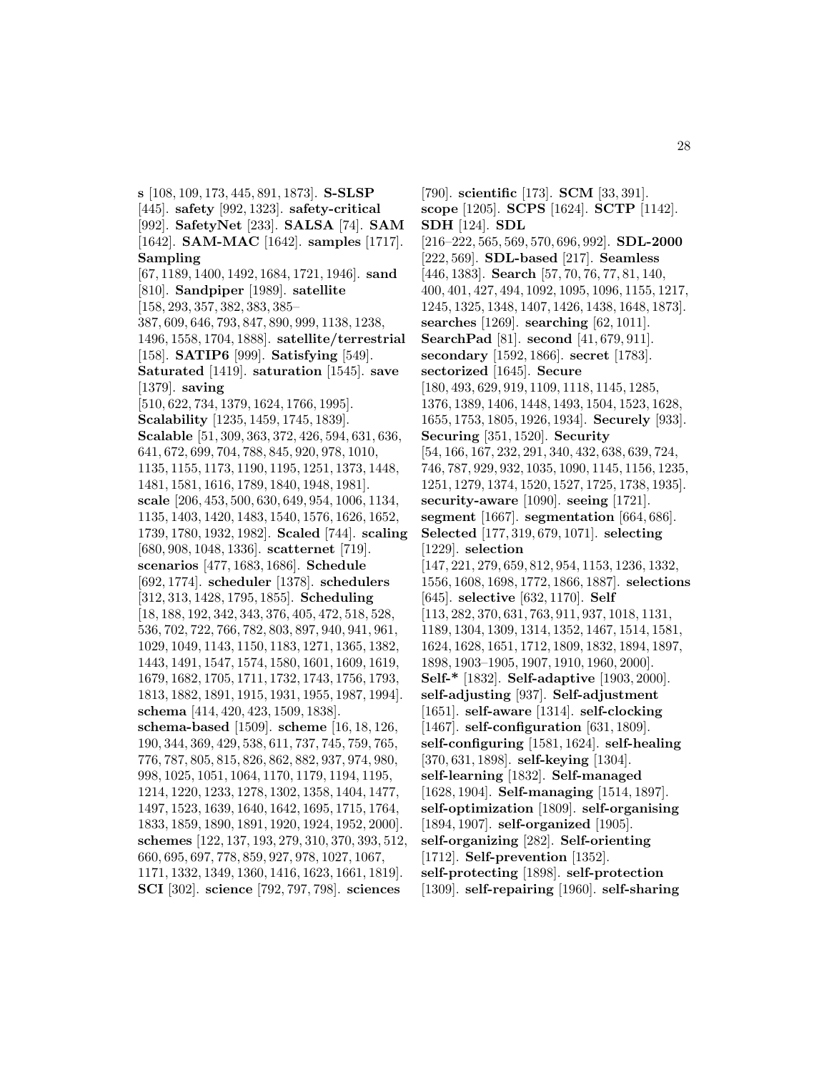**s** [108, 109, 173, 445, 891, 1873]. **S-SLSP** [445]. **safety** [992, 1323]. **safety-critical** [992]. **SafetyNet** [233]. **SALSA** [74]. **SAM** [1642]. **SAM-MAC** [1642]. **samples** [1717]. **Sampling** [67, 1189, 1400, 1492, 1684, 1721, 1946]. **sand** [810]. **Sandpiper** [1989]. **satellite** [158, 293, 357, 382, 383, 385–387, 609, 646, 793, 847, 890, 999, 1138, 1238, 1496, 1558, 1704, 1888]. **satellite/terrestrial** [158]. **SATIP6** [999]. **Satisfying** [549]. **Saturated** [1419]. **saturation** [1545]. **save** [1379]. **saving** [510, 622, 734, 1379, 1624, 1766, 1995]. **Scalability** [1235, 1459, 1745, 1839]. **Scalable** [51, 309, 363, 372, 426, 594, 631, 636, 641, 672, 699, 704, 788, 845, 920, 978, 1010, 1135, 1155, 1173, 1190, 1195, 1251, 1373, 1448, 1481, 1581, 1616, 1789, 1840, 1948, 1981]. **scale** [206, 453, 500, 630, 649, 954, 1006, 1134, 1135, 1403, 1420, 1483, 1540, 1576, 1626, 1652, 1739, 1780, 1932, 1982]. **Scaled** [744]. **scaling** [680, 908, 1048, 1336]. **scatternet** [719]. **scenarios** [477, 1683, 1686]. **Schedule** [692, 1774]. **scheduler** [1378]. **schedulers** [312, 313, 1428, 1795, 1855]. **Scheduling** [18, 188, 192, 342, 343, 376, 405, 472, 518, 528, 536, 702, 722, 766, 782, 803, 897, 940, 941, 961, 1029, 1049, 1143, 1150, 1183, 1271, 1365, 1382, 1443, 1491, 1547, 1574, 1580, 1601, 1609, 1619, 1679, 1682, 1705, 1711, 1732, 1743, 1756, 1793, 1813, 1882, 1891, 1915, 1931, 1955, 1987, 1994]. **schema** [414, 420, 423, 1509, 1838]. **schema-based** [1509]. **scheme** [16, 18, 126, 190, 344, 369, 429, 538, 611, 737, 745, 759, 765, 776, 787, 805, 815, 826, 862, 882, 937, 974, 980, 998, 1025, 1051, 1064, 1170, 1179, 1194, 1195, 1214, 1220, 1233, 1278, 1302, 1358, 1404, 1477, 1497, 1523, 1639, 1640, 1642, 1695, 1715, 1764, 1833, 1859, 1890, 1891, 1920, 1924, 1952, 2000]. **schemes** [122, 137, 193, 279, 310, 370, 393, 512, 660, 695, 697, 778, 859, 927, 978, 1027, 1067, 1171, 1332, 1349, 1360, 1416, 1623, 1661, 1819]. **SCI** [302]. **science** [792, 797, 798]. **sciences** [790]. **scientific** [173]. **SCM** [33, 391]. **scope** [1205]. **SCPS** [1624]. **SCTP** [1142]. **SDH** [124]. **SDL** [216–222, 565, 569, 570, 696, 992]. **SDL-2000** [222, 569]. **SDL-based** [217]. **Seamless** [446, 1383]. **Search** [57, 70, 76, 77, 81, 140, 400, 401, 427, 494, 1092, 1095, 1096, 1155, 1217, 1245, 1325, 1348, 1407, 1426, 1438, 1648, 1873]. **searches** [1269]. **searching** [62, 1011]. **SearchPad** [81]. **second** [41, 679, 911]. **secondary** [1592, 1866]. **secret** [1783]. **sectorized** [1645]. **Secure** [180, 493, 629, 919, 1109, 1118, 1145, 1285, 1376, 1389, 1406, 1448, 1493, 1504, 1523, 1628, 1655, 1753, 1805, 1926, 1934]. **Securely** [933]. **Securing** [351, 1520]. **Security** [54, 166, 167, 232, 291, 340, 432, 638, 639, 724, 746, 787, 929, 932, 1035, 1090, 1145, 1156, 1235, 1251, 1279, 1374, 1520, 1527, 1725, 1738, 1935]. **security-aware** [1090]. **seeing** [1721]. **segment** [1667]. **segmentation** [664, 686]. **Selected** [177, 319, 679, 1071]. **selecting** [1229]. **selection** [147, 221, 279, 659, 812, 954, 1153, 1236, 1332, 1556, 1608, 1698, 1772, 1866, 1887]. **selections** [645]. **selective** [632, 1170]. **Self** [113, 282, 370, 631, 763, 911, 937, 1018, 1131, 1189, 1304, 1309, 1314, 1352, 1467, 1514, 1581, 1624, 1628, 1651, 1712, 1809, 1832, 1894, 1897, 1898, 1903–1905, 1907, 1910, 1960, 2000]. **Self-*** [1832]. **Self-adaptive** [1903, 2000]. **self-adjusting** [937]. **Self-adjustment** [1651]. **self-aware** [1314]. **self-clocking** [1467]. **self-configuration** [631, 1809]. **self-configuring** [1581, 1624]. **self-healing** [370, 631, 1898]. **self-keying** [1304]. **self-learning** [1832]. **Self-managed** [1628, 1904]. **Self-managing** [1514, 1897]. **self-optimization** [1809]. **self-organising** [1894, 1907]. **self-organized** [1905]. **self-organizing** [282]. **Self-orienting** [1712]. **Self-prevention** [1352]. **self-protecting** [1898]. **self-protection** [1309]. **self-repairing** [1960]. **self-sharing**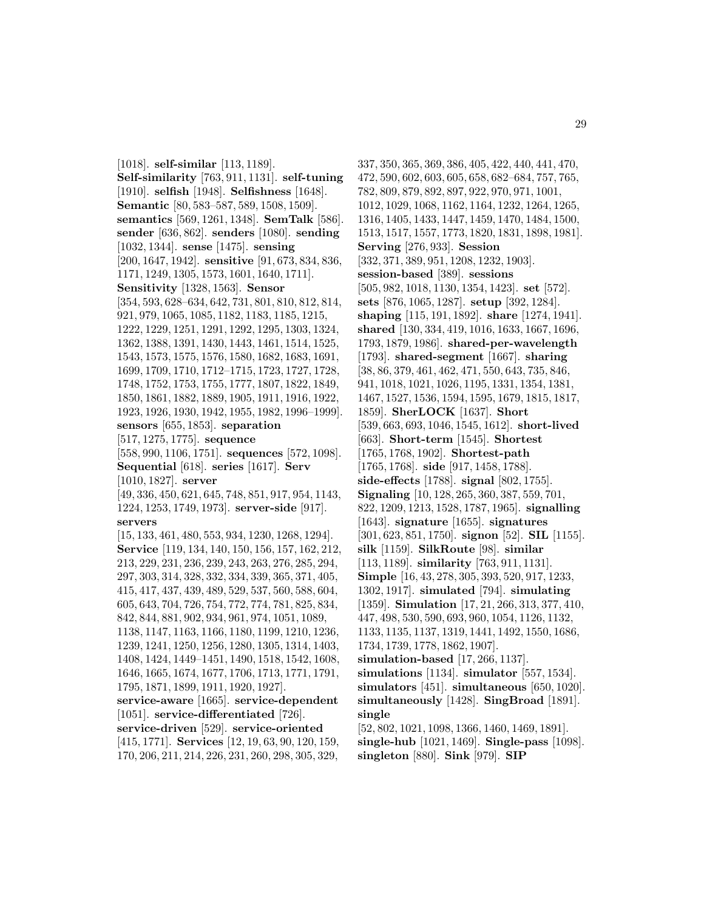[1018]. **self-similar** [113, 1189]. **Self-similarity** [763, 911, 1131]. **self-tuning** [1910]. **selfish** [1948]. **Selfishness** [1648]. **Semantic** [80, 583–587, 589, 1508, 1509]. **semantics** [569, 1261, 1348]. **SemTalk** [586]. **sender** [636, 862]. **senders** [1080]. **sending** [1032, 1344]. **sense** [1475]. **sensing** [200, 1647, 1942]. **sensitive** [91, 673, 834, 836, 1171, 1249, 1305, 1573, 1601, 1640, 1711]. **Sensitivity** [1328, 1563]. **Sensor** [354, 593, 628–634, 642, 731, 801, 810, 812, 814, 921, 979, 1065, 1085, 1182, 1183, 1185, 1215, 1222, 1229, 1251, 1291, 1292, 1295, 1303, 1324, 1362, 1388, 1391, 1430, 1443, 1461, 1514, 1525, 1543, 1573, 1575, 1576, 1580, 1682, 1683, 1691, 1699, 1709, 1710, 1712–1715, 1723, 1727, 1728, 1748, 1752, 1753, 1755, 1777, 1807, 1822, 1849, 1850, 1861, 1882, 1889, 1905, 1911, 1916, 1922, 1923, 1926, 1930, 1942, 1955, 1982, 1996–1999]. **sensors** [655, 1853]. **separation** [517, 1275, 1775]. **sequence** [558, 990, 1106, 1751]. **sequences** [572, 1098]. **Sequential** [618]. **series** [1617]. **Serv** [1010, 1827]. **server** [49, 336, 450, 621, 645, 748, 851, 917, 954, 1143, 1224, 1253, 1749, 1973]. **server-side** [917]. **servers** [15, 133, 461, 480, 553, 934, 1230, 1268, 1294]. **Service** [119, 134, 140, 150, 156, 157, 162, 212, 213, 229, 231, 236, 239, 243, 263, 276, 285, 294, 297, 303, 314, 328, 332, 334, 339, 365, 371, 405, 415, 417, 437, 439, 489, 529, 537, 560, 588, 604, 605, 643, 704, 726, 754, 772, 774, 781, 825, 834, 842, 844, 881, 902, 934, 961, 974, 1051, 1089, 1138, 1147, 1163, 1166, 1180, 1199, 1210, 1236, 1239, 1241, 1250, 1256, 1280, 1305, 1314, 1403, 1408, 1424, 1449–1451, 1490, 1518, 1542, 1608, 1646, 1665, 1674, 1677, 1706, 1713, 1771, 1791, 1795, 1871, 1899, 1911, 1920, 1927]. **service-aware** [1665]. **service-dependent** [1051]. **service-differentiated** [726]. **service-driven** [529]. **service-oriented** [415, 1771]. **Services** [12, 19, 63, 90, 120, 159, 170, 206, 211, 214, 226, 231, 260, 298, 305, 329, 337, 350, 365, 369, 386, 405, 422, 440, 441, 470, 472, 590, 602, 603, 605, 658, 682–684, 757, 765, 782, 809, 879, 892, 897, 922, 970, 971, 1001, 1012, 1029, 1068, 1162, 1164, 1232, 1264, 1265, 1316, 1405, 1433, 1447, 1459, 1470, 1484, 1500, 1513, 1517, 1557, 1773, 1820, 1831, 1898, 1981]. **Serving** [276, 933]. **Session** [332, 371, 389, 951, 1208, 1232, 1903]. **session-based** [389]. **sessions** [505, 982, 1018, 1130, 1354, 1423]. **set** [572]. **sets** [876, 1065, 1287]. **setup** [392, 1284]. **shaping** [115, 191, 1892]. **share** [1274, 1941]. **shared** [130, 334, 419, 1016, 1633, 1667, 1696, 1793, 1879, 1986]. **shared-per-wavelength** [1793]. **shared-segment** [1667]. **sharing** [38, 86, 379, 461, 462, 471, 550, 643, 735, 846, 941, 1018, 1021, 1026, 1195, 1331, 1354, 1381, 1467, 1527, 1536, 1594, 1595, 1679, 1815, 1817, 1859]. **SherLOCK** [1637]. **Short** [539, 663, 693, 1046, 1545, 1612]. **short-lived** [663]. **Short-term** [1545]. **Shortest** [1765, 1768, 1902]. **Shortest-path** [1765, 1768]. **side** [917, 1458, 1788]. **side-effects** [1788]. **signal** [802, 1755]. **Signaling** [10, 128, 265, 360, 387, 559, 701, 822, 1209, 1213, 1528, 1787, 1965]. **signalling** [1643]. **signature** [1655]. **signatures** [301, 623, 851, 1750]. **signon** [52]. **SIL** [1155]. **silk** [1159]. **SilkRoute** [98]. **similar** [113, 1189]. **similarity** [763, 911, 1131]. **Simple** [16, 43, 278, 305, 393, 520, 917, 1233, 1302, 1917]. **simulated** [794]. **simulating** [1359]. **Simulation** [17, 21, 266, 313, 377, 410, 447, 498, 530, 590, 693, 960, 1054, 1126, 1132, 1133, 1135, 1137, 1319, 1441, 1492, 1550, 1686, 1734, 1739, 1778, 1862, 1907]. **simulation-based** [17, 266, 1137]. **simulations** [1134]. **simulator** [557, 1534]. **simulators** [451]. **simultaneous** [650, 1020]. **simultaneously** [1428]. **SingBroad** [1891]. **single** [52, 802, 1021, 1098, 1366, 1460, 1469, 1891]. **single-hub** [1021, 1469]. **Single-pass** [1098]. **singleton** [880]. **Sink** [979]. **SIP**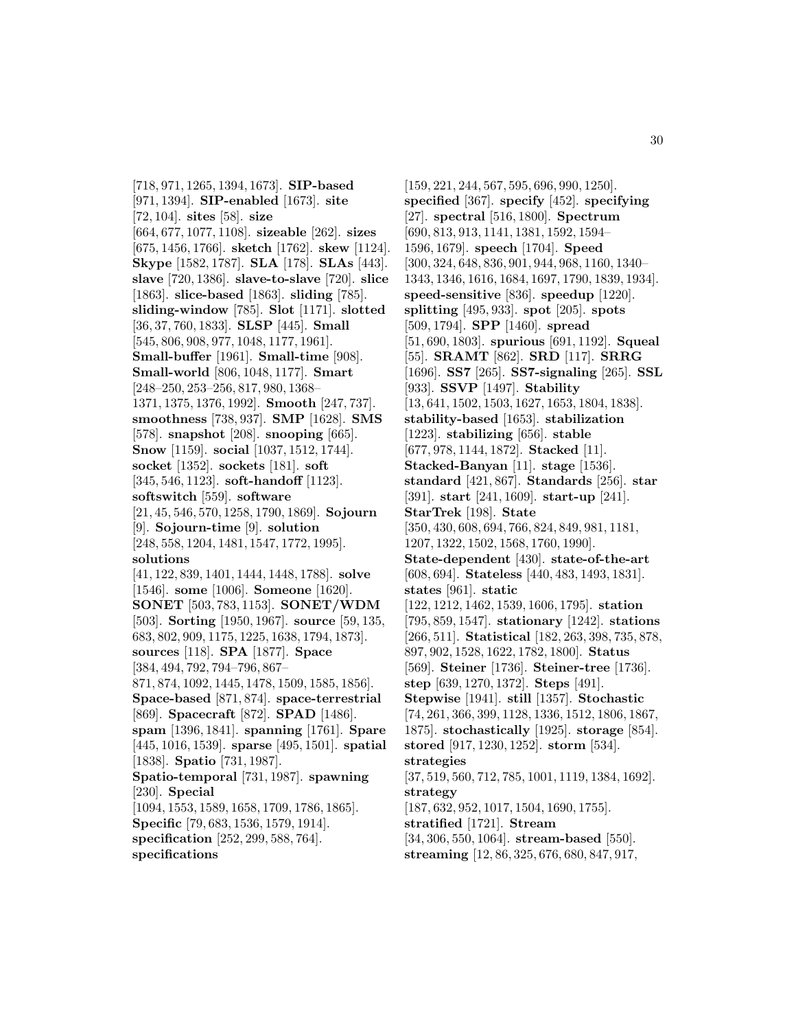[718, 971, 1265, 1394, 1673]. **SIP-based** [971, 1394]. **SIP-enabled** [1673]. **site** [72, 104]. **sites** [58]. **size** [664, 677, 1077, 1108]. **sizeable** [262]. **sizes** [675, 1456, 1766]. **sketch** [1762]. **skew** [1124]. **Skype** [1582, 1787]. **SLA** [178]. **SLAs** [443]. **slave** [720, 1386]. **slave-to-slave** [720]. **slice** [1863]. **slice-based** [1863]. **sliding** [785]. **sliding-window** [785]. **Slot** [1171]. **slotted** [36, 37, 760, 1833]. **SLSP** [445]. **Small** [545, 806, 908, 977, 1048, 1177, 1961]. **Small-buffer** [1961]. **Small-time** [908]. **Small-world** [806, 1048, 1177]. **Smart** [248–250, 253–256, 817, 980, 1368–1371, 1375, 1376, 1992]. **Smooth** [247, 737]. **smoothness** [738, 937]. **SMP** [1628]. **SMS** [578]. **snapshot** [208]. **snooping** [665]. **Snow** [1159]. **social** [1037, 1512, 1744]. **socket** [1352]. **sockets** [181]. **soft** [345, 546, 1123]. **soft-handoff** [1123]. **softswitch** [559]. **software** [21, 45, 546, 570, 1258, 1790, 1869]. **Sojourn** [9]. **Sojourn-time** [9]. **solution** [248, 558, 1204, 1481, 1547, 1772, 1995]. **solutions** [41, 122, 839, 1401, 1444, 1448, 1788]. **solve** [1546]. **some** [1006]. **Someone** [1620]. **SONET** [503, 783, 1153]. **SONET/WDM** [503]. **Sorting** [1950, 1967]. **source** [59, 135, 683, 802, 909, 1175, 1225, 1638, 1794, 1873]. **sources** [118]. **SPA** [1877]. **Space** [384, 494, 792, 794–796, 867–871, 874, 1092, 1445, 1478, 1509, 1585, 1856]. **Space-based** [871, 874]. **space-terrestrial** [869]. **Spacecraft** [872]. **SPAD** [1486]. **spam** [1396, 1841]. **spanning** [1761]. **Spare** [445, 1016, 1539]. **sparse** [495, 1501]. **spatial** [1838]. **Spatio** [731, 1987]. **Spatio-temporal** [731, 1987]. **spawning** [230]. **Special** [1094, 1553, 1589, 1658, 1709, 1786, 1865]. **Specific** [79, 683, 1536, 1579, 1914]. **specification** [252, 299, 588, 764]. **specifications** [159, 221, 244, 567, 595, 696, 990, 1250]. **specified** [367]. **specify** [452]. **specifying** [27]. **spectral** [516, 1800]. **Spectrum** [690, 813, 913, 1141, 1381, 1592, 1594–1596, 1679]. **speech** [1704]. **Speed** [300, 324, 648, 836, 901, 944, 968, 1160, 1340–1343, 1346, 1616, 1684, 1697, 1790, 1839, 1934]. **speed-sensitive** [836]. **speedup** [1220]. **splitting** [495, 933]. **spot** [205]. **spots** [509, 1794]. **SPP** [1460]. **spread** [51, 690, 1803]. **spurious** [691, 1192]. **Squeal** [55]. **SRAMT** [862]. **SRD** [117]. **SRRG** [1696]. **SS7** [265]. **SS7-signaling** [265]. **SSL** [933]. **SSVP** [1497]. **Stability** [13, 641, 1502, 1503, 1627, 1653, 1804, 1838]. **stability-based** [1653]. **stabilization** [1223]. **stabilizing** [656]. **stable** [677, 978, 1144, 1872]. **Stacked** [11]. **Stacked-Banyan** [11]. **stage** [1536]. **standard** [421, 867]. **Standards** [256]. **star** [391]. **start** [241, 1609]. **start-up** [241]. **StarTrek** [198]. **State** [350, 430, 608, 694, 766, 824, 849, 981, 1181, 1207, 1322, 1502, 1568, 1760, 1990]. **State-dependent** [430]. **state-of-the-art** [608, 694]. **Stateless** [440, 483, 1493, 1831]. **states** [961]. **static** [122, 1212, 1462, 1539, 1606, 1795]. **station** [795, 859, 1547]. **stationary** [1242]. **stations** [266, 511]. **Statistical** [182, 263, 398, 735, 878, 897, 902, 1528, 1622, 1782, 1800]. **Status** [569]. **Steiner** [1736]. **Steiner-tree** [1736]. **step** [639, 1270, 1372]. **Steps** [491]. **Stepwise** [1941]. **still** [1357]. **Stochastic** [74, 261, 366, 399, 1128, 1336, 1512, 1806, 1867, 1875]. **stochastically** [1925]. **storage** [854]. **stored** [917, 1230, 1252]. **storm** [534]. **strategies** [37, 519, 560, 712, 785, 1001, 1119, 1384, 1692]. **strategy** [187, 632, 952, 1017, 1504, 1690, 1755]. **stratified** [1721]. **Stream** [34, 306, 550, 1064]. **stream-based** [550]. **streaming** [12, 86, 325, 676, 680, 847, 917,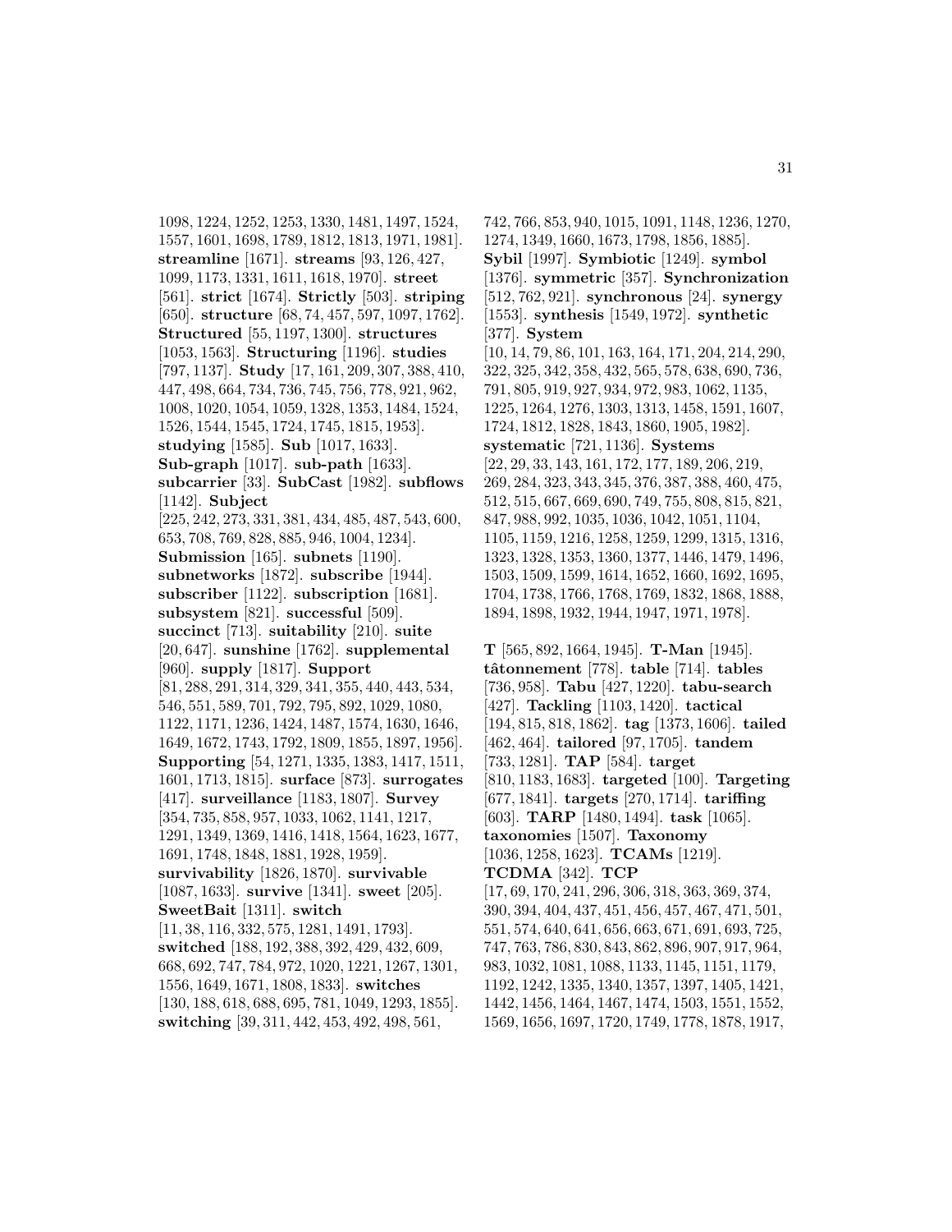1098, 1224, 1252, 1253, 1330, 1481, 1497, 1524, 1557, 1601, 1698, 1789, 1812, 1813, 1971, 1981]. **streamline** [1671]. **streams** [93, 126, 427, 1099, 1173, 1331, 1611, 1618, 1970]. **street** [561]. **strict** [1674]. **Strictly** [503]. **striping** [650]. **structure** [68, 74, 457, 597, 1097, 1762]. **Structured** [55, 1197, 1300]. **structures** [1053, 1563]. **Structuring** [1196]. **studies** [797, 1137]. **Study** [17, 161, 209, 307, 388, 410, 447, 498, 664, 734, 736, 745, 756, 778, 921, 962, 1008, 1020, 1054, 1059, 1328, 1353, 1484, 1524, 1526, 1544, 1545, 1724, 1745, 1815, 1953]. **studying** [1585]. **Sub** [1017, 1633]. **Sub-graph** [1017]. **sub-path** [1633]. **subcarrier** [33]. **SubCast** [1982]. **subflows** [1142]. **Subject** [225, 242, 273, 331, 381, 434, 485, 487, 543, 600, 653, 708, 769, 828, 885, 946, 1004, 1234]. **Submission** [165]. **subnets** [1190]. **subnetworks** [1872]. **subscribe** [1944]. **subscriber** [1122]. **subscription** [1681]. **subsystem** [821]. **successful** [509]. **succinct** [713]. **suitability** [210]. **suite** [20, 647]. **sunshine** [1762]. **supplemental** [960]. **supply** [1817]. **Support** [81, 288, 291, 314, 329, 341, 355, 440, 443, 534, 546, 551, 589, 701, 792, 795, 892, 1029, 1080, 1122, 1171, 1236, 1424, 1487, 1574, 1630, 1646, 1649, 1672, 1743, 1792, 1809, 1855, 1897, 1956]. **Supporting** [54, 1271, 1335, 1383, 1417, 1511, 1601, 1713, 1815]. **surface** [873]. **surrogates** [417]. **surveillance** [1183, 1807]. **Survey** [354, 735, 858, 957, 1033, 1062, 1141, 1217, 1291, 1349, 1369, 1416, 1418, 1564, 1623, 1677, 1691, 1748, 1848, 1881, 1928, 1959]. **survivability** [1826, 1870]. **survivable** [1087, 1633]. **survive** [1341]. **sweet** [205]. **SweetBait** [1311]. **switch** [11, 38, 116, 332, 575, 1281, 1491, 1793]. **switched** [188, 192, 388, 392, 429, 432, 609, 668, 692, 747, 784, 972, 1020, 1221, 1267, 1301, 1556, 1649, 1671, 1808, 1833]. **switches** [130, 188, 618, 688, 695, 781, 1049, 1293, 1855]. **switching** [39, 311, 442, 453, 492, 498, 561, 742, 766, 853, 940, 1015, 1091, 1148, 1236, 1270, 1274, 1349, 1660, 1673, 1798, 1856, 1885]. **Sybil** [1997]. **Symbiotic** [1249]. **symbol** [1376]. **symmetric** [357]. **Synchronization** [512, 762, 921]. **synchronous** [24]. **synergy** [1553]. **synthesis** [1549, 1972]. **synthetic** [377]. **System** [10, 14, 79, 86, 101, 163, 164, 171, 204, 214, 290, 322, 325, 342, 358, 432, 565, 578, 638, 690, 736, 791, 805, 919, 927, 934, 972, 983, 1062, 1135, 1225, 1264, 1276, 1303, 1313, 1458, 1591, 1607, 1724, 1812, 1828, 1843, 1860, 1905, 1982]. **systematic** [721, 1136]. **Systems** [22, 29, 33, 143, 161, 172, 177, 189, 206, 219, 269, 284, 323, 343, 345, 376, 387, 388, 460, 475, 512, 515, 667, 669, 690, 749, 755, 808, 815, 821, 847, 988, 992, 1035, 1036, 1042, 1051, 1104, 1105, 1159, 1216, 1258, 1259, 1299, 1315, 1316, 1323, 1328, 1353, 1360, 1377, 1446, 1479, 1496, 1503, 1509, 1599, 1614, 1652, 1660, 1692, 1695, 1704, 1738, 1766, 1768, 1769, 1832, 1868, 1888, 1894, 1898, 1932, 1944, 1947, 1971, 1978].

**T** [565, 892, 1664, 1945]. **T-Man** [1945]. **tâtonnement** [778]. **table** [714]. **tables** [736, 958]. **Tabu** [427, 1220]. **tabu-search** [427]. **Tackling** [1103, 1420]. **tactical** [194, 815, 818, 1862]. **tag** [1373, 1606]. **tailed** [462, 464]. **tailored** [97, 1705]. **tandem** [733, 1281]. **TAP** [584]. **target** [810, 1183, 1683]. **targeted** [100]. **Targeting** [677, 1841]. **targets** [270, 1714]. **tariffing** [603]. **TARP** [1480, 1494]. **task** [1065]. **taxonomies** [1507]. **Taxonomy** [1036, 1258, 1623]. **TCAMs** [1219]. **TCDMA** [342]. **TCP** [17, 69, 170, 241, 296, 306, 318, 363, 369, 374, 390, 394, 404, 437, 451, 456, 457, 467, 471, 501, 551, 574, 640, 641, 656, 663, 671, 691, 693, 725, 747, 763, 786, 830, 843, 862, 896, 907, 917, 964, 983, 1032, 1081, 1088, 1133, 1145, 1151, 1179, 1192, 1242, 1335, 1340, 1357, 1397, 1405, 1421, 1442, 1456, 1464, 1467, 1474, 1503, 1551, 1552, 1569, 1656, 1697, 1720, 1749, 1778, 1878, 1917,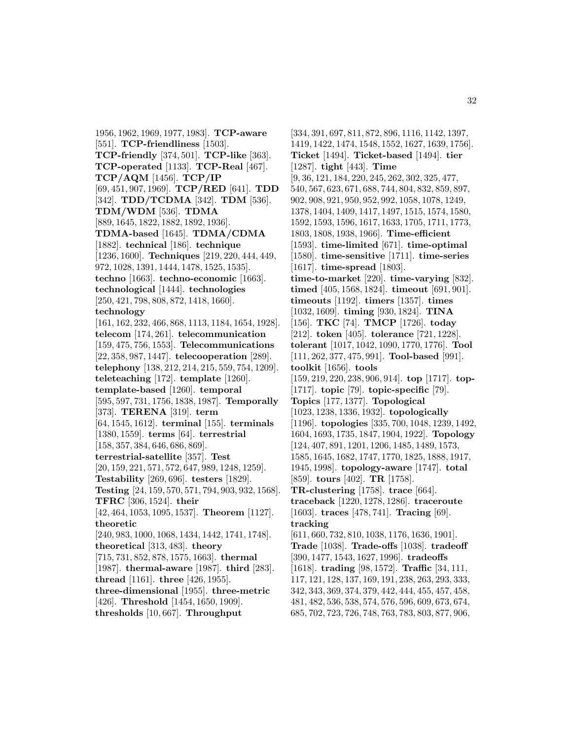1956, 1962, 1969, 1977, 1983]. **TCP-aware** [551]. **TCP-friendliness** [1503]. **TCP-friendly** [374, 501]. **TCP-like** [363]. **TCP-operated** [1133]. **TCP-Real** [467]. **TCP/AQM** [1456]. **TCP/IP** [69, 451, 907, 1969]. **TCP/RED** [641]. **TDD** [342]. **TDD/TCDMA** [342]. **TDM** [536]. **TDM/WDM** [536]. **TDMA** [889, 1645, 1822, 1882, 1892, 1936]. **TDMA-based** [1645]. **TDMA/CDMA** [1882]. **technical** [186]. **technique** [1236, 1600]. **Techniques** [219, 220, 444, 449, 972, 1028, 1391, 1444, 1478, 1525, 1535]. **techno** [1663]. **techno-economic** [1663]. **technological** [1444]. **technologies** [250, 421, 798, 808, 872, 1418, 1660]. **technology** [161, 162, 232, 466, 868, 1113, 1184, 1654, 1928]. **telecom** [174, 261]. **telecommunication** [159, 475, 756, 1553]. **Telecommunications** [22, 358, 987, 1447]. **telecooperation** [289]. **telephony** [138, 212, 214, 215, 559, 754, 1209]. **teleteaching** [172]. **template** [1260]. **template-based** [1260]. **temporal** [595, 597, 731, 1756, 1838, 1987]. **Temporally** [373]. **TERENA** [319]. **term** [64, 1545, 1612]. **terminal** [155]. **terminals** [1380, 1559]. **terms** [64]. **terrestrial** [158, 357, 384, 646, 686, 869]. **terrestrial-satellite** [357]. **Test** [20, 159, 221, 571, 572, 647, 989, 1248, 1259]. **Testability** [269, 696]. **testers** [1829]. **Testing** [24, 159, 570, 571, 794, 903, 932, 1568]. **TFRC** [306, 1524]. **their** [42, 464, 1053, 1095, 1537]. **Theorem** [1127]. **theoretic** [240, 983, 1000, 1068, 1434, 1442, 1741, 1748]. **theoretical** [313, 483]. **theory** [715, 731, 852, 878, 1575, 1663]. **thermal** [1987]. **thermal-aware** [1987]. **third** [283]. **thread** [1161]. **three** [426, 1955]. **three-dimensional** [1955]. **three-metric** [426]. **Threshold** [1454, 1650, 1909]. **thresholds** [10, 667]. **Throughput** [334, 391, 697, 811, 872, 896, 1116, 1142, 1397, 1419, 1422, 1474, 1548, 1552, 1627, 1639, 1756]. **Ticket** [1494]. **Ticket-based** [1494]. **tier** [1287]. **tight** [443]. **Time** [9, 36, 121, 184, 220, 245, 262, 302, 325, 477, 540, 567, 623, 671, 688, 744, 804, 832, 859, 897, 902, 908, 921, 950, 952, 992, 1058, 1078, 1249, 1378, 1404, 1409, 1417, 1497, 1515, 1574, 1580, 1592, 1593, 1596, 1617, 1633, 1705, 1711, 1773, 1803, 1808, 1938, 1966]. **Time-efficient** [1593]. **time-limited** [671]. **time-optimal** [1580]. **time-sensitive** [1711]. **time-series** [1617]. **time-spread** [1803]. **time-to-market** [220]. **time-varying** [832]. **timed** [405, 1568, 1824]. **timeout** [691, 901]. **timeouts** [1192]. **timers** [1357]. **times** [1032, 1609]. **timing** [930, 1824]. **TINA** [156]. **TKC** [74]. **TMCP** [1726]. **today** [212]. **token** [405]. **tolerance** [721, 1228]. **tolerant** [1017, 1042, 1090, 1770, 1776]. **Tool** [111, 262, 377, 475, 991]. **Tool-based** [991]. **toolkit** [1656]. **tools** [159, 219, 220, 238, 906, 914]. **top** [1717]. **top-** [1717]. **topic** [79]. **topic-specific** [79]. **Topics** [177, 1377]. **Topological** [1023, 1238, 1336, 1932]. **topologically** [1196]. **topologies** [335, 700, 1048, 1239, 1492, 1604, 1693, 1735, 1847, 1904, 1922]. **Topology** [124, 407, 891, 1201, 1206, 1485, 1489, 1573, 1585, 1645, 1682, 1747, 1770, 1825, 1888, 1917, 1945, 1998]. **topology-aware** [1747]. **total** [859]. **tours** [402]. **TR** [1758]. **TR-clustering** [1758]. **trace** [664]. **traceback** [1220, 1278, 1286]. **traceroute** [1603]. **traces** [478, 741]. **Tracing** [69]. **tracking** [611, 660, 732, 810, 1038, 1176, 1636, 1901]. **Trade** [1038]. **Trade-offs** [1038]. **tradeoff** [390, 1477, 1543, 1627, 1996]. **tradeoffs** [1618]. **trading** [98, 1572]. **Traffic** [34, 111, 117, 121, 128, 137, 169, 191, 238, 263, 293, 333, 342, 343, 369, 374, 379, 442, 444, 455, 457, 458, 481, 482, 536, 538, 574, 576, 596, 609, 673, 674, 685, 702, 723, 726, 748, 763, 783, 803, 877, 906,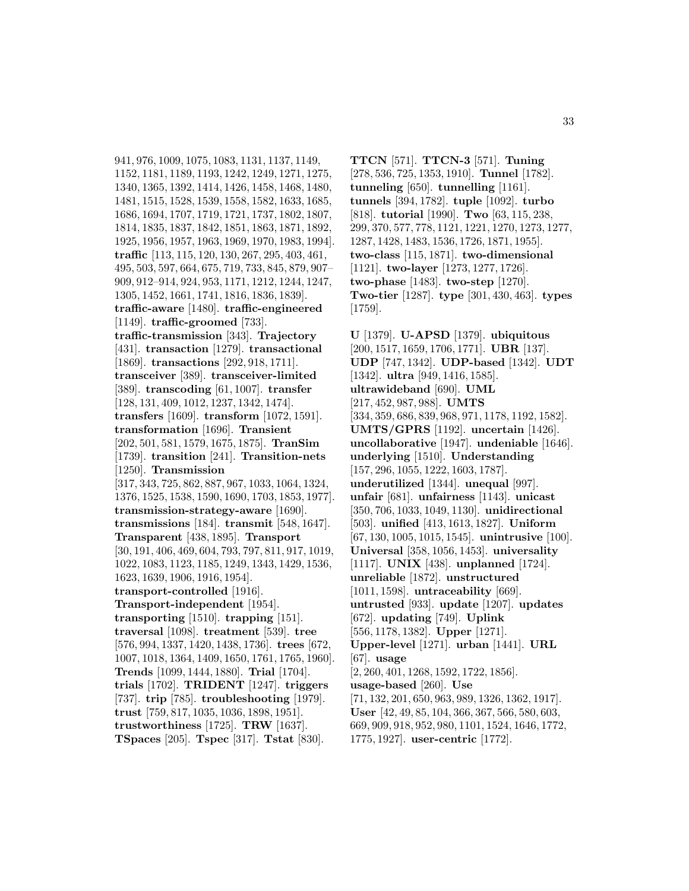941, 976, 1009, 1075, 1083, 1131, 1137, 1149, 1152, 1181, 1189, 1193, 1242, 1249, 1271, 1275, 1340, 1365, 1392, 1414, 1426, 1458, 1468, 1480, 1481, 1515, 1528, 1539, 1558, 1582, 1633, 1685, 1686, 1694, 1707, 1719, 1721, 1737, 1802, 1807, 1814, 1835, 1837, 1842, 1851, 1863, 1871, 1892, 1925, 1956, 1957, 1963, 1969, 1970, 1983, 1994]. **traffic** [113, 115, 120, 130, 267, 295, 403, 461, 495, 503, 597, 664, 675, 719, 733, 845, 879, 907–909, 912–914, 924, 953, 1171, 1212, 1244, 1247, 1305, 1452, 1661, 1741, 1816, 1836, 1839]. **traffic-aware** [1480]. **traffic-engineered** [1149]. **traffic-groomed** [733]. **traffic-transmission** [343]. **Trajectory** [431]. **transaction** [1279]. **transactional** [1869]. **transactions** [292, 918, 1711]. **transceiver** [389]. **transceiver-limited** [389]. **transcoding** [61, 1007]. **transfer** [128, 131, 409, 1012, 1237, 1342, 1474]. **transfers** [1609]. **transform** [1072, 1591]. **transformation** [1696]. **Transient** [202, 501, 581, 1579, 1675, 1875]. **TranSim** [1739]. **transition** [241]. **Transition-nets** [1250]. **Transmission** [317, 343, 725, 862, 887, 967, 1033, 1064, 1324, 1376, 1525, 1538, 1590, 1690, 1703, 1853, 1977]. **transmission-strategy-aware** [1690]. **transmissions** [184]. **transmit** [548, 1647]. **Transparent** [438, 1895]. **Transport** [30, 191, 406, 469, 604, 793, 797, 811, 917, 1019, 1022, 1083, 1123, 1185, 1249, 1343, 1429, 1536, 1623, 1639, 1906, 1916, 1954]. **transport-controlled** [1916]. **Transport-independent** [1954]. **transporting** [1510]. **trapping** [151]. **traversal** [1098]. **treatment** [539]. **tree** [576, 994, 1337, 1420, 1438, 1736]. **trees** [672, 1007, 1018, 1364, 1409, 1650, 1761, 1765, 1960]. **Trends** [1099, 1444, 1880]. **Trial** [1704]. **trials** [1702]. **TRIDENT** [1247]. **triggers** [737]. **trip** [785]. **troubleshooting** [1979]. **trust** [759, 817, 1035, 1036, 1898, 1951]. **trustworthiness** [1725]. **TRW** [1637]. **TSpaces** [205]. **Tspec** [317]. **Tstat** [830].

**TTCN** [571]. **TTCN-3** [571]. **Tuning** [278, 536, 725, 1353, 1910]. **Tunnel** [1782]. **tunneling** [650]. **tunnelling** [1161]. **tunnels** [394, 1782]. **tuple** [1092]. **turbo** [818]. **tutorial** [1990]. **Two** [63, 115, 238, 299, 370, 577, 778, 1121, 1221, 1270, 1273, 1277, 1287, 1428, 1483, 1536, 1726, 1871, 1955]. **two-class** [115, 1871]. **two-dimensional** [1121]. **two-layer** [1273, 1277, 1726]. **two-phase** [1483]. **two-step** [1270]. **Two-tier** [1287]. **type** [301, 430, 463]. **types** [1759].

**U** [1379]. **U-APSD** [1379]. **ubiquitous** [200, 1517, 1659, 1706, 1771]. **UBR** [137]. **UDP** [747, 1342]. **UDP-based** [1342]. **UDT** [1342]. **ultra** [949, 1416, 1585]. **ultrawideband** [690]. **UML** [217, 452, 987, 988]. **UMTS** [334, 359, 686, 839, 968, 971, 1178, 1192, 1582]. **UMTS/GPRS** [1192]. **uncertain** [1426]. **uncollaborative** [1947]. **undeniable** [1646]. **underlying** [1510]. **Understanding** [157, 296, 1055, 1222, 1603, 1787]. **underutilized** [1344]. **unequal** [997]. **unfair** [681]. **unfairness** [1143]. **unicast** [350, 706, 1033, 1049, 1130]. **unidirectional** [503]. **unified** [413, 1613, 1827]. **Uniform** [67, 130, 1005, 1015, 1545]. **unintrusive** [100]. **Universal** [358, 1056, 1453]. **universality** [1117]. **UNIX** [438]. **unplanned** [1724]. **unreliable** [1872]. **unstructured** [1011, 1598]. **untraceability** [669]. **untrusted** [933]. **update** [1207]. **updates** [672]. **updating** [749]. **Uplink** [556, 1178, 1382]. **Upper** [1271]. **Upper-level** [1271]. **urban** [1441]. **URL** [67]. **usage** [2, 260, 401, 1268, 1592, 1722, 1856]. **usage-based** [260]. **Use** [71, 132, 201, 650, 963, 989, 1326, 1362, 1917]. **User** [42, 49, 85, 104, 366, 367, 566, 580, 603, 669, 909, 918, 952, 980, 1101, 1524, 1646, 1772, 1775, 1927]. **user-centric** [1772].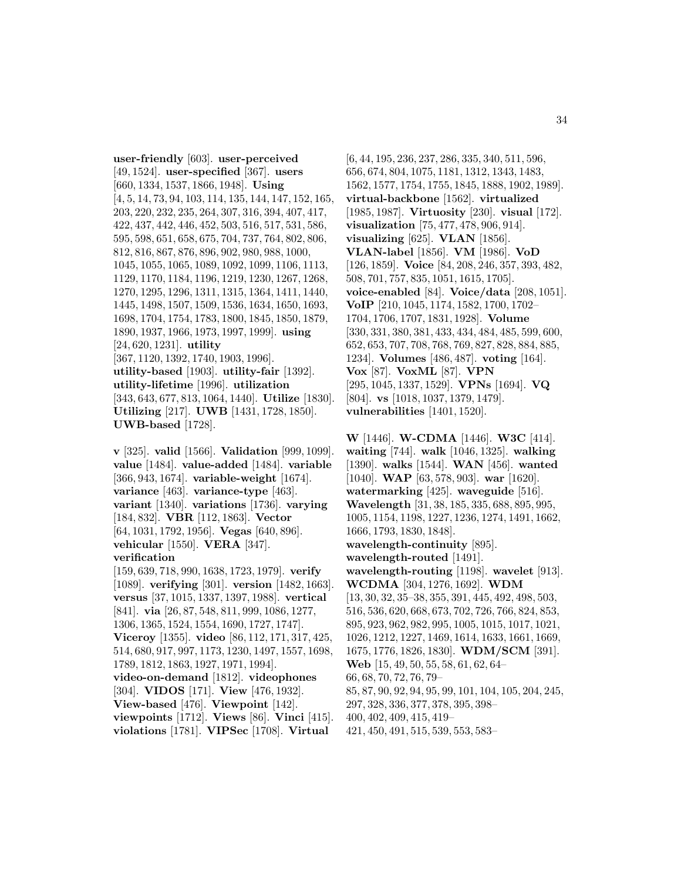**user-friendly** [603]. **user-perceived** [49, 1524]. **user-specified** [367]. **users** [660, 1334, 1537, 1866, 1948]. **Using** [4, 5, 14, 73, 94, 103, 114, 135, 144, 147, 152, 165, 203, 220, 232, 235, 264, 307, 316, 394, 407, 417, 422, 437, 442, 446, 452, 503, 516, 517, 531, 586, 595, 598, 651, 658, 675, 704, 737, 764, 802, 806, 812, 816, 867, 876, 896, 902, 980, 988, 1000, 1045, 1055, 1065, 1089, 1092, 1099, 1106, 1113, 1129, 1170, 1184, 1196, 1219, 1230, 1267, 1268, 1270, 1295, 1296, 1311, 1315, 1364, 1411, 1440, 1445, 1498, 1507, 1509, 1536, 1634, 1650, 1693, 1698, 1704, 1754, 1783, 1800, 1845, 1850, 1879, 1890, 1937, 1966, 1973, 1997, 1999]. **using** [24, 620, 1231]. **utility** [367, 1120, 1392, 1740, 1903, 1996]. **utility-based** [1903]. **utility-fair** [1392]. **utility-lifetime** [1996]. **utilization** [343, 643, 677, 813, 1064, 1440]. **Utilize** [1830]. **Utilizing** [217]. **UWB** [1431, 1728, 1850]. **UWB-based** [1728].

**v** [325]. **valid** [1566]. **Validation** [999, 1099]. **value** [1484]. **value-added** [1484]. **variable** [366, 943, 1674]. **variable-weight** [1674]. **variance** [463]. **variance-type** [463]. **variant** [1340]. **variations** [1736]. **varying** [184, 832]. **VBR** [112, 1863]. **Vector** [64, 1031, 1792, 1956]. **Vegas** [640, 896]. **vehicular** [1550]. **VERA** [347]. **verification** [159, 639, 718, 990, 1638, 1723, 1979]. **verify** [1089]. **verifying** [301]. **version** [1482, 1663]. **versus** [37, 1015, 1337, 1397, 1988]. **vertical** [841]. **via** [26, 87, 548, 811, 999, 1086, 1277, 1306, 1365, 1524, 1554, 1690, 1727, 1747]. **Viceroy** [1355]. **video** [86, 112, 171, 317, 425, 514, 680, 917, 997, 1173, 1230, 1497, 1557, 1698, 1789, 1812, 1863, 1927, 1971, 1994]. **video-on-demand** [1812]. **videophones** [304]. **VIDOS** [171]. **View** [476, 1932]. **View-based** [476]. **Viewpoint** [142]. **viewpoints** [1712]. **Views** [86]. **Vinci** [415]. **violations** [1781]. **VIPSec** [1708]. **Virtual** [6, 44, 195, 236, 237, 286, 335, 340, 511, 596, 656, 674, 804, 1075, 1181, 1312, 1343, 1483, 1562, 1577, 1754, 1755, 1845, 1888, 1902, 1989]. **virtual-backbone** [1562]. **virtualized** [1985, 1987]. **Virtuosity** [230]. **visual** [172]. **visualization** [75, 477, 478, 906, 914]. **visualizing** [625]. **VLAN** [1856]. **VLAN-label** [1856]. **VM** [1986]. **VoD** [126, 1859]. **Voice** [84, 208, 246, 357, 393, 482, 508, 701, 757, 835, 1051, 1615, 1705]. **voice-enabled** [84]. **Voice/data** [208, 1051]. **VoIP** [210, 1045, 1174, 1582, 1700, 1702–1704, 1706, 1707, 1831, 1928]. **Volume** [330, 331, 380, 381, 433, 434, 484, 485, 599, 600, 652, 653, 707, 708, 768, 769, 827, 828, 884, 885, 1234]. **Volumes** [486, 487]. **voting** [164]. **Vox** [87]. **VoxML** [87]. **VPN** [295, 1045, 1337, 1529]. **VPNs** [1694]. **VQ** [804]. **vs** [1018, 1037, 1379, 1479]. **vulnerabilities** [1401, 1520].

**W** [1446]. **W-CDMA** [1446]. **W3C** [414]. **waiting** [744]. **walk** [1046, 1325]. **walking** [1390]. **walks** [1544]. **WAN** [456]. **wanted** [1040]. **WAP** [63, 578, 903]. **war** [1620]. **watermarking** [425]. **waveguide** [516]. **Wavelength** [31, 38, 185, 335, 688, 895, 995, 1005, 1154, 1198, 1227, 1236, 1274, 1491, 1662, 1666, 1793, 1830, 1848]. **wavelength-continuity** [895]. **wavelength-routed** [1491]. **wavelength-routing** [1198]. **wavelet** [913]. **WCDMA** [304, 1276, 1692]. **WDM** [13, 30, 32, 35–38, 355, 391, 445, 492, 498, 503, 516, 536, 620, 668, 673, 702, 726, 766, 824, 853, 895, 923, 962, 982, 995, 1005, 1015, 1017, 1021, 1026, 1212, 1227, 1469, 1614, 1633, 1661, 1669, 1675, 1776, 1826, 1830]. **WDM/SCM** [391]. **Web** [15, 49, 50, 55, 58, 61, 62, 64–66, 68, 70, 72, 76, 79–85, 87, 90, 92, 94, 95, 99, 101, 104, 105, 204, 245, 297, 328, 336, 377, 378, 395, 398–400, 402, 409, 415, 419–421, 450, 491, 515, 539, 553, 583–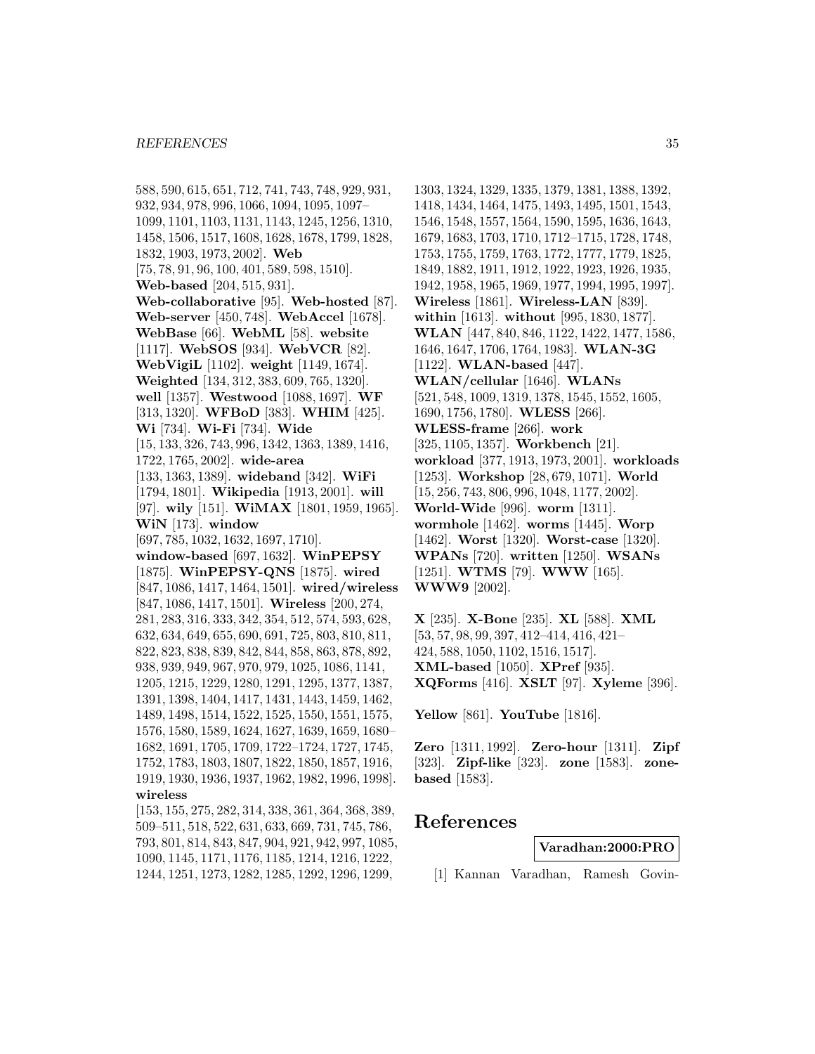588, 590, 615, 651, 712, 741, 743, 748, 929, 931, 932, 934, 978, 996, 1066, 1094, 1095, 1097–1099, 1101, 1103, 1131, 1143, 1245, 1256, 1310, 1458, 1506, 1517, 1608, 1628, 1678, 1799, 1828, 1832, 1903, 1973, 2002]. **Web** [75, 78, 91, 96, 100, 401, 589, 598, 1510]. **Web-based** [204, 515, 931]. **Web-collaborative** [95]. **Web-hosted** [87]. **Web-server** [450, 748]. **WebAccel** [1678]. **WebBase** [66]. **WebML** [58]. **website** [1117]. **WebSOS** [934]. **WebVCR** [82]. **WebVigiL** [1102]. **weight** [1149, 1674]. **Weighted** [134, 312, 383, 609, 765, 1320]. **well** [1357]. **Westwood** [1088, 1697]. **WF** [313, 1320]. **WFBoD** [383]. **WHIM** [425]. **Wi** [734]. **Wi-Fi** [734]. **Wide** [15, 133, 326, 743, 996, 1342, 1363, 1389, 1416, 1722, 1765, 2002]. **wide-area** [133, 1363, 1389]. **wideband** [342]. **WiFi** [1794, 1801]. **Wikipedia** [1913, 2001]. **will** [97]. **wily** [151]. **WiMAX** [1801, 1959, 1965]. **WiN** [173]. **window** [697, 785, 1032, 1632, 1697, 1710]. **window-based** [697, 1632]. **WinPEPSY** [1875]. **WinPEPSY-QNS** [1875]. **wired** [847, 1086, 1417, 1464, 1501]. **wired/wireless** [847, 1086, 1417, 1501]. **Wireless** [200, 274, 281, 283, 316, 333, 342, 354, 512, 574, 593, 628, 632, 634, 649, 655, 690, 691, 725, 803, 810, 811, 822, 823, 838, 839, 842, 844, 858, 863, 878, 892, 938, 939, 949, 967, 970, 979, 1025, 1086, 1141, 1205, 1215, 1229, 1280, 1291, 1295, 1377, 1387, 1391, 1398, 1404, 1417, 1431, 1443, 1459, 1462, 1489, 1498, 1514, 1522, 1525, 1550, 1551, 1575, 1576, 1580, 1589, 1624, 1627, 1639, 1659, 1680–1682, 1691, 1705, 1709, 1722–1724, 1727, 1745, 1752, 1783, 1803, 1807, 1822, 1850, 1857, 1916, 1919, 1930, 1936, 1937, 1962, 1982, 1996, 1998]. **wireless** [153, 155, 275, 282, 314, 338, 361, 364, 368, 389, 509–511, 518, 522, 631, 633, 669, 731, 745, 786, 793, 801, 814, 843, 847, 904, 921, 942, 997, 1085, 1090, 1145, 1171, 1176, 1185, 1214, 1216, 1222, 1244, 1251, 1273, 1282, 1285, 1292, 1296, 1299, 1303, 1324, 1329, 1335, 1379, 1381, 1388, 1392, 1418, 1434, 1464, 1475, 1493, 1495, 1501, 1543, 1546, 1548, 1557, 1564, 1590, 1595, 1636, 1643, 1679, 1683, 1703, 1710, 1712–1715, 1728, 1748, 1753, 1755, 1759, 1763, 1772, 1777, 1779, 1825, 1849, 1882, 1911, 1912, 1922, 1923, 1926, 1935, 1942, 1958, 1965, 1969, 1977, 1994, 1995, 1997]. **Wireless** [1861]. **Wireless-LAN** [839]. **within** [1613]. **without** [995, 1830, 1877]. **WLAN** [447, 840, 846, 1122, 1422, 1477, 1586, 1646, 1647, 1706, 1764, 1983]. **WLAN-3G** [1122]. **WLAN-based** [447]. **WLAN/cellular** [1646]. **WLANs** [521, 548, 1009, 1319, 1378, 1545, 1552, 1605, 1690, 1756, 1780]. **WLESS** [266]. **WLESS-frame** [266]. **work** [325, 1105, 1357]. **Workbench** [21]. **workload** [377, 1913, 1973, 2001]. **workloads** [1253]. **Workshop** [28, 679, 1071]. **World** [15, 256, 743, 806, 996, 1048, 1177, 2002]. **World-Wide** [996]. **worm** [1311]. **wormhole** [1462]. **worms** [1445]. **Worp** [1462]. **Worst** [1320]. **Worst-case** [1320]. **WPANs** [720]. **written** [1250]. **WSANs** [1251]. **WTMS** [79]. **WWW** [165]. **WWW9** [2002].

**X** [235]. **X-Bone** [235]. **XL** [588]. **XML** [53, 57, 98, 99, 397, 412–414, 416, 421–424, 588, 1050, 1102, 1516, 1517]. **XML-based** [1050]. **XPref** [935]. **XQForms** [416]. **XSLT** [97]. **Xyleme** [396].

**Yellow** [861]. **YouTube** [1816].

**Zero** [1311, 1992]. **Zero-hour** [1311]. **Zipf** [323]. **Zipf-like** [323]. **zone** [1583]. **zone-based** [1583].

# References

**Varadhan:2000:PRO**

[1] Kannan Varadhan, Ramesh Govin-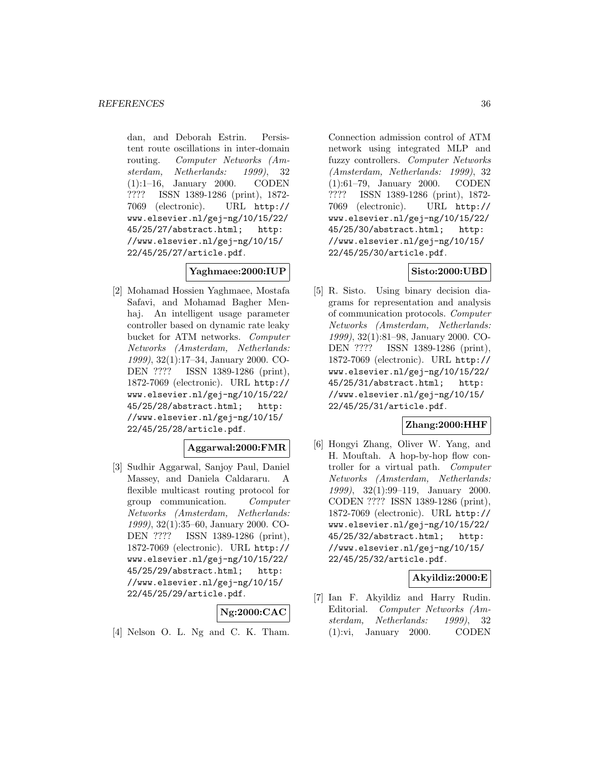dan, and Deborah Estrin. Persistent route oscillations in inter-domain routing. *Computer Networks (Amsterdam, Netherlands: 1999)*, 32 (1):1–16, January 2000. CODEN ???? ISSN 1389-1286 (print), 1872-7069 (electronic). URL http://www.elsevier.nl/gej-ng/10/15/22/45/25/27/abstract.html; http://www.elsevier.nl/gej-ng/10/15/22/45/25/27/article.pdf.

**Yaghmaee:2000:IUP**

[2] Mohamad Hossien Yaghmaee, Mostafa Safavi, and Mohamad Bagher Menhaj. An intelligent usage parameter controller based on dynamic rate leaky bucket for ATM networks. *Computer Networks (Amsterdam, Netherlands: 1999)*, 32(1):17–34, January 2000. CODEN ???? ISSN 1389-1286 (print), 1872-7069 (electronic). URL http://www.elsevier.nl/gej-ng/10/15/22/45/25/28/abstract.html; http://www.elsevier.nl/gej-ng/10/15/22/45/25/28/article.pdf.

**Aggarwal:2000:FMR**

[3] Sudhir Aggarwal, Sanjoy Paul, Daniel Massey, and Daniela Caldararu. A flexible multicast routing protocol for group communication. *Computer Networks (Amsterdam, Netherlands: 1999)*, 32(1):35–60, January 2000. CODEN ???? ISSN 1389-1286 (print), 1872-7069 (electronic). URL http://www.elsevier.nl/gej-ng/10/15/22/45/25/29/abstract.html; http://www.elsevier.nl/gej-ng/10/15/22/45/25/29/article.pdf.

**Ng:2000:CAC**

[4] Nelson O. L. Ng and C. K. Tham. Connection admission control of ATM network using integrated MLP and fuzzy controllers. *Computer Networks (Amsterdam, Netherlands: 1999)*, 32 (1):61–79, January 2000. CODEN ???? ISSN 1389-1286 (print), 1872-7069 (electronic). URL http://www.elsevier.nl/gej-ng/10/15/22/45/25/30/abstract.html; http://www.elsevier.nl/gej-ng/10/15/22/45/25/30/article.pdf.

**Sisto:2000:UBD**

[5] R. Sisto. Using binary decision diagrams for representation and analysis of communication protocols. *Computer Networks (Amsterdam, Netherlands: 1999)*, 32(1):81–98, January 2000. CODEN ???? ISSN 1389-1286 (print), 1872-7069 (electronic). URL http://www.elsevier.nl/gej-ng/10/15/22/45/25/31/abstract.html; http://www.elsevier.nl/gej-ng/10/15/22/45/25/31/article.pdf.

**Zhang:2000:HHF**

[6] Hongyi Zhang, Oliver W. Yang, and H. Mouftah. A hop-by-hop flow controller for a virtual path. *Computer Networks (Amsterdam, Netherlands: 1999)*, 32(1):99–119, January 2000. CODEN ???? ISSN 1389-1286 (print), 1872-7069 (electronic). URL http://www.elsevier.nl/gej-ng/10/15/22/45/25/32/abstract.html; http://www.elsevier.nl/gej-ng/10/15/22/45/25/32/article.pdf.

**Akyildiz:2000:E**

[7] Ian F. Akyildiz and Harry Rudin. Editorial. *Computer Networks (Amsterdam, Netherlands: 1999)*, 32 (1):vi, January 2000. CODEN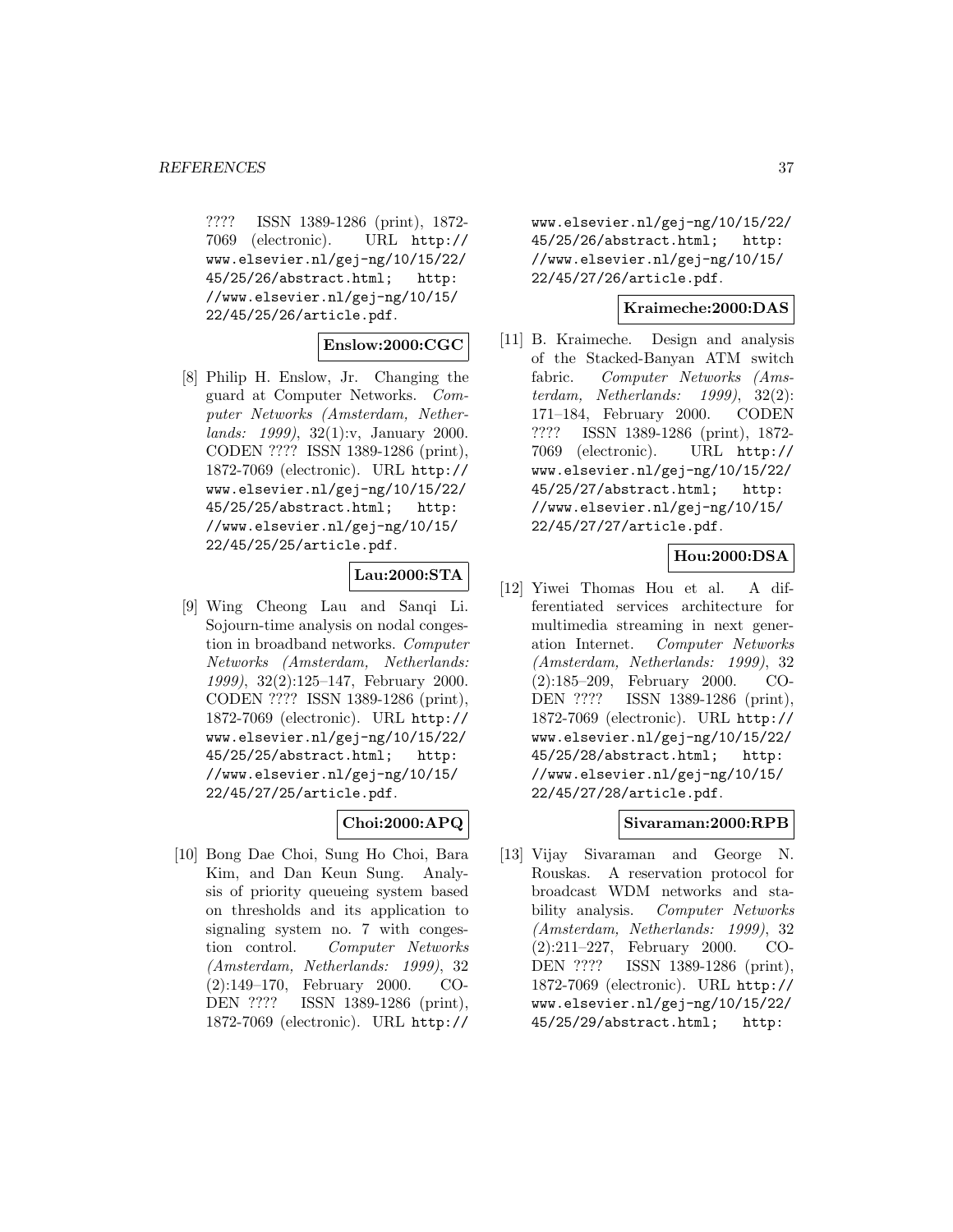???? ISSN 1389-1286 (print), 1872-7069 (electronic). URL http://www.elsevier.nl/gej-ng/10/15/22/45/25/26/abstract.html; http://www.elsevier.nl/gej-ng/10/15/22/45/25/26/article.pdf.

**Enslow:2000:CGC**

[8] Philip H. Enslow, Jr. Changing the guard at Computer Networks. *Computer Networks (Amsterdam, Netherlands: 1999)*, 32(1):v, January 2000. CODEN ???? ISSN 1389-1286 (print), 1872-7069 (electronic). URL http://www.elsevier.nl/gej-ng/10/15/22/45/25/25/abstract.html; http://www.elsevier.nl/gej-ng/10/15/22/45/25/25/article.pdf.

**Lau:2000:STA**

[9] Wing Cheong Lau and Sanqi Li. Sojourn-time analysis on nodal congestion in broadband networks. *Computer Networks (Amsterdam, Netherlands: 1999)*, 32(2):125–147, February 2000. CODEN ???? ISSN 1389-1286 (print), 1872-7069 (electronic). URL http://www.elsevier.nl/gej-ng/10/15/22/45/25/25/abstract.html; http://www.elsevier.nl/gej-ng/10/15/22/45/27/25/article.pdf.

**Choi:2000:APQ**

[10] Bong Dae Choi, Sung Ho Choi, Bara Kim, and Dan Keun Sung. Analysis of priority queueing system based on thresholds and its application to signaling system no. 7 with congestion control. *Computer Networks (Amsterdam, Netherlands: 1999)*, 32 (2):149–170, February 2000. CODEN ???? ISSN 1389-1286 (print), 1872-7069 (electronic). URL http://www.elsevier.nl/gej-ng/10/15/22/45/25/26/abstract.html; http://www.elsevier.nl/gej-ng/10/15/22/45/27/26/article.pdf.

**Kraimeche:2000:DAS**

[11] B. Kraimeche. Design and analysis of the Stacked-Banyan ATM switch fabric. *Computer Networks (Amsterdam, Netherlands: 1999)*, 32(2): 171–184, February 2000. CODEN ???? ISSN 1389-1286 (print), 1872-7069 (electronic). URL http://www.elsevier.nl/gej-ng/10/15/22/45/25/27/abstract.html; http://www.elsevier.nl/gej-ng/10/15/22/45/27/27/article.pdf.

**Hou:2000:DSA**

[12] Yiwei Thomas Hou et al. A differentiated services architecture for multimedia streaming in next generation Internet. *Computer Networks (Amsterdam, Netherlands: 1999)*, 32 (2):185–209, February 2000. CODEN ???? ISSN 1389-1286 (print), 1872-7069 (electronic). URL http://www.elsevier.nl/gej-ng/10/15/22/45/25/28/abstract.html; http://www.elsevier.nl/gej-ng/10/15/22/45/27/28/article.pdf.

**Sivaraman:2000:RPB**

[13] Vijay Sivaraman and George N. Rouskas. A reservation protocol for broadcast WDM networks and stability analysis. *Computer Networks (Amsterdam, Netherlands: 1999)*, 32 (2):211–227, February 2000. CODEN ???? ISSN 1389-1286 (print), 1872-7069 (electronic). URL http://www.elsevier.nl/gej-ng/10/15/22/45/25/29/abstract.html; http: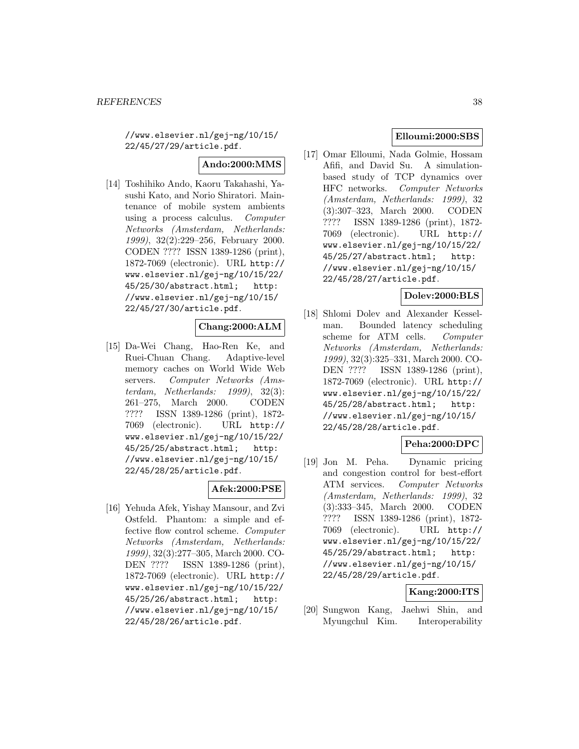//www.elsevier.nl/gej-ng/10/15/22/45/27/29/article.pdf.

**Ando:2000:MMS**

[14] Toshihiko Ando, Kaoru Takahashi, Yasushi Kato, and Norio Shiratori. Maintenance of mobile system ambients using a process calculus. *Computer Networks (Amsterdam, Netherlands: 1999)*, 32(2):229–256, February 2000. CODEN ???? ISSN 1389-1286 (print), 1872-7069 (electronic). URL http://www.elsevier.nl/gej-ng/10/15/22/45/25/30/abstract.html; http://www.elsevier.nl/gej-ng/10/15/22/45/27/30/article.pdf.

**Chang:2000:ALM**

[15] Da-Wei Chang, Hao-Ren Ke, and Ruei-Chuan Chang. Adaptive-level memory caches on World Wide Web servers. *Computer Networks (Amsterdam, Netherlands: 1999)*, 32(3):261–275, March 2000. CODEN ???? ISSN 1389-1286 (print), 1872-7069 (electronic). URL http://www.elsevier.nl/gej-ng/10/15/22/45/25/25/abstract.html; http://www.elsevier.nl/gej-ng/10/15/22/45/28/25/article.pdf.

**Afek:2000:PSE**

[16] Yehuda Afek, Yishay Mansour, and Zvi Ostfeld. Phantom: a simple and effective flow control scheme. *Computer Networks (Amsterdam, Netherlands: 1999)*, 32(3):277–305, March 2000. CODEN ???? ISSN 1389-1286 (print), 1872-7069 (electronic). URL http://www.elsevier.nl/gej-ng/10/15/22/45/25/26/abstract.html; http://www.elsevier.nl/gej-ng/10/15/22/45/28/26/article.pdf.

**Elloumi:2000:SBS**

[17] Omar Elloumi, Nada Golmie, Hossam Afifi, and David Su. A simulation-based study of TCP dynamics over HFC networks. *Computer Networks (Amsterdam, Netherlands: 1999)*, 32(3):307–323, March 2000. CODEN ???? ISSN 1389-1286 (print), 1872-7069 (electronic). URL http://www.elsevier.nl/gej-ng/10/15/22/45/25/27/abstract.html; http://www.elsevier.nl/gej-ng/10/15/22/45/28/27/article.pdf.

**Dolev:2000:BLS**

[18] Shlomi Dolev and Alexander Kesselman. Bounded latency scheduling scheme for ATM cells. *Computer Networks (Amsterdam, Netherlands: 1999)*, 32(3):325–331, March 2000. CODEN ???? ISSN 1389-1286 (print), 1872-7069 (electronic). URL http://www.elsevier.nl/gej-ng/10/15/22/45/25/28/abstract.html; http://www.elsevier.nl/gej-ng/10/15/22/45/28/28/article.pdf.

**Peha:2000:DPC**

[19] Jon M. Peha. Dynamic pricing and congestion control for best-effort ATM services. *Computer Networks (Amsterdam, Netherlands: 1999)*, 32(3):333–345, March 2000. CODEN ???? ISSN 1389-1286 (print), 1872-7069 (electronic). URL http://www.elsevier.nl/gej-ng/10/15/22/45/25/29/abstract.html; http://www.elsevier.nl/gej-ng/10/15/22/45/28/29/article.pdf.

**Kang:2000:ITS**

[20] Sungwon Kang, Jaehwi Shin, and Myungchul Kim. Interoperability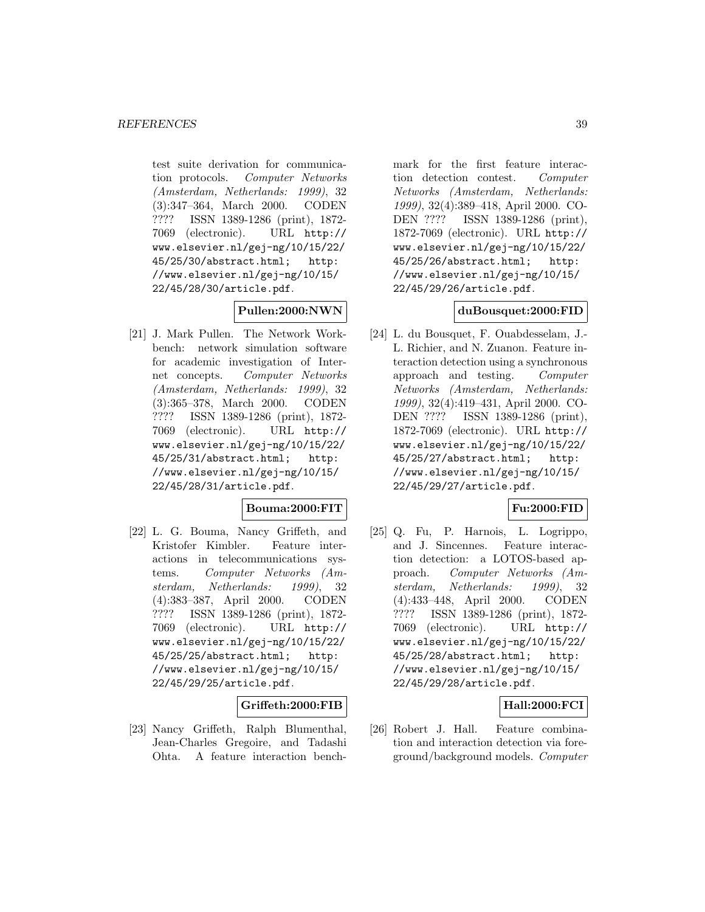test suite derivation for communication protocols. *Computer Networks (Amsterdam, Netherlands: 1999)*, 32 (3):347–364, March 2000. CODEN ???? ISSN 1389-1286 (print), 1872-7069 (electronic). URL http://www.elsevier.nl/gej-ng/10/15/22/45/25/30/abstract.html; http://www.elsevier.nl/gej-ng/10/15/22/45/28/30/article.pdf.

**Pullen:2000:NWN**

[21] J. Mark Pullen. The Network Workbench: network simulation software for academic investigation of Internet concepts. *Computer Networks (Amsterdam, Netherlands: 1999)*, 32 (3):365–378, March 2000. CODEN ???? ISSN 1389-1286 (print), 1872-7069 (electronic). URL http://www.elsevier.nl/gej-ng/10/15/22/45/25/31/abstract.html; http://www.elsevier.nl/gej-ng/10/15/22/45/28/31/article.pdf.

**Bouma:2000:FIT**

[22] L. G. Bouma, Nancy Griffeth, and Kristofer Kimbler. Feature interactions in telecommunications systems. *Computer Networks (Amsterdam, Netherlands: 1999)*, 32 (4):383–387, April 2000. CODEN ???? ISSN 1389-1286 (print), 1872-7069 (electronic). URL http://www.elsevier.nl/gej-ng/10/15/22/45/25/25/abstract.html; http://www.elsevier.nl/gej-ng/10/15/22/45/29/25/article.pdf.

**Griffeth:2000:FIB**

[23] Nancy Griffeth, Ralph Blumenthal, Jean-Charles Gregoire, and Tadashi Ohta. A feature interaction benchmark for the first feature interaction detection contest. *Computer Networks (Amsterdam, Netherlands: 1999)*, 32(4):389–418, April 2000. CODEN ???? ISSN 1389-1286 (print), 1872-7069 (electronic). URL http://www.elsevier.nl/gej-ng/10/15/22/45/25/26/abstract.html; http://www.elsevier.nl/gej-ng/10/15/22/45/29/26/article.pdf.

**duBousquet:2000:FID**

[24] L. du Bousquet, F. Ouabdesselam, J.-L. Richier, and N. Zuanon. Feature interaction detection using a synchronous approach and testing. *Computer Networks (Amsterdam, Netherlands: 1999)*, 32(4):419–431, April 2000. CODEN ???? ISSN 1389-1286 (print), 1872-7069 (electronic). URL http://www.elsevier.nl/gej-ng/10/15/22/45/25/27/abstract.html; http://www.elsevier.nl/gej-ng/10/15/22/45/29/27/article.pdf.

**Fu:2000:FID**

[25] Q. Fu, P. Harnois, L. Logrippo, and J. Sincennes. Feature interaction detection: a LOTOS-based approach. *Computer Networks (Amsterdam, Netherlands: 1999)*, 32 (4):433–448, April 2000. CODEN ???? ISSN 1389-1286 (print), 1872-7069 (electronic). URL http://www.elsevier.nl/gej-ng/10/15/22/45/25/28/abstract.html; http://www.elsevier.nl/gej-ng/10/15/22/45/29/28/article.pdf.

**Hall:2000:FCI**

[26] Robert J. Hall. Feature combination and interaction detection via foreground/background models. *Computer*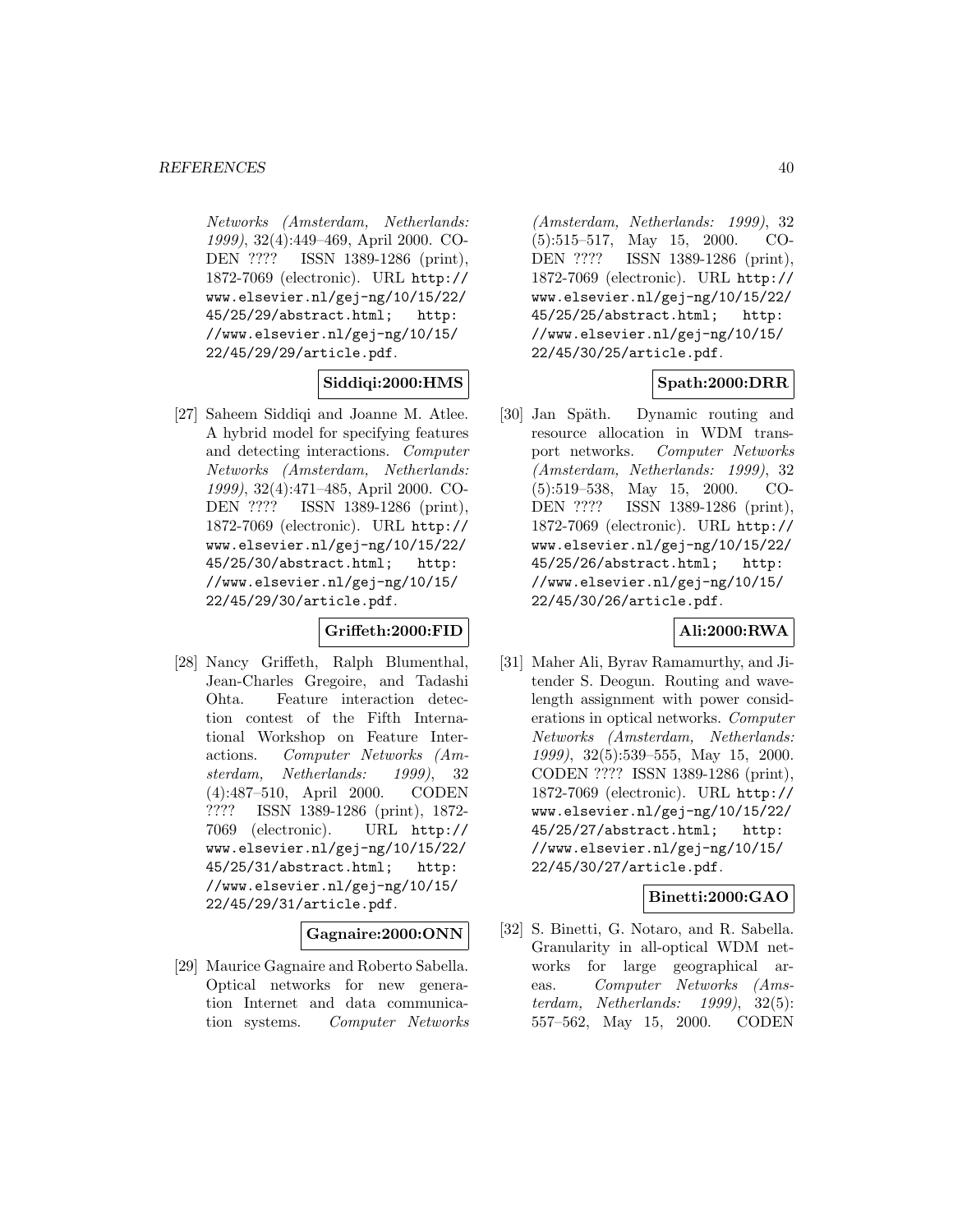*Networks (Amsterdam, Netherlands: 1999)*, 32(4):449–469, April 2000. CODEN ???? ISSN 1389-1286 (print), 1872-7069 (electronic). URL http://www.elsevier.nl/gej-ng/10/15/22/45/25/29/abstract.html; http://www.elsevier.nl/gej-ng/10/15/22/45/29/29/article.pdf.

**Siddiqi:2000:HMS**

[27] Saheem Siddiqi and Joanne M. Atlee. A hybrid model for specifying features and detecting interactions. *Computer Networks (Amsterdam, Netherlands: 1999)*, 32(4):471–485, April 2000. CODEN ???? ISSN 1389-1286 (print), 1872-7069 (electronic). URL http://www.elsevier.nl/gej-ng/10/15/22/45/25/30/abstract.html; http://www.elsevier.nl/gej-ng/10/15/22/45/29/30/article.pdf.

**Griffeth:2000:FID**

[28] Nancy Griffeth, Ralph Blumenthal, Jean-Charles Gregoire, and Tadashi Ohta. Feature interaction detection contest of the Fifth International Workshop on Feature Interactions. *Computer Networks (Amsterdam, Netherlands: 1999)*, 32(4):487–510, April 2000. CODEN ???? ISSN 1389-1286 (print), 1872-7069 (electronic). URL http://www.elsevier.nl/gej-ng/10/15/22/45/25/31/abstract.html; http://www.elsevier.nl/gej-ng/10/15/22/45/29/31/article.pdf.

**Gagnaire:2000:ONN**

[29] Maurice Gagnaire and Roberto Sabella. Optical networks for new generation Internet and data communication systems. *Computer Networks (Amsterdam, Netherlands: 1999)*, 32(5):515–517, May 15, 2000. CODEN ???? ISSN 1389-1286 (print), 1872-7069 (electronic). URL http://www.elsevier.nl/gej-ng/10/15/22/45/25/25/abstract.html; http://www.elsevier.nl/gej-ng/10/15/22/45/30/25/article.pdf.

**Spath:2000:DRR**

[30] Jan Späth. Dynamic routing and resource allocation in WDM transport networks. *Computer Networks (Amsterdam, Netherlands: 1999)*, 32(5):519–538, May 15, 2000. CODEN ???? ISSN 1389-1286 (print), 1872-7069 (electronic). URL http://www.elsevier.nl/gej-ng/10/15/22/45/25/26/abstract.html; http://www.elsevier.nl/gej-ng/10/15/22/45/30/26/article.pdf.

**Ali:2000:RWA**

[31] Maher Ali, Byrav Ramamurthy, and Jitender S. Deogun. Routing and wavelength assignment with power considerations in optical networks. *Computer Networks (Amsterdam, Netherlands: 1999)*, 32(5):539–555, May 15, 2000. CODEN ???? ISSN 1389-1286 (print), 1872-7069 (electronic). URL http://www.elsevier.nl/gej-ng/10/15/22/45/25/27/abstract.html; http://www.elsevier.nl/gej-ng/10/15/22/45/30/27/article.pdf.

**Binetti:2000:GAO**

[32] S. Binetti, G. Notaro, and R. Sabella. Granularity in all-optical WDM networks for large geographical areas. *Computer Networks (Amsterdam, Netherlands: 1999)*, 32(5):557–562, May 15, 2000. CODEN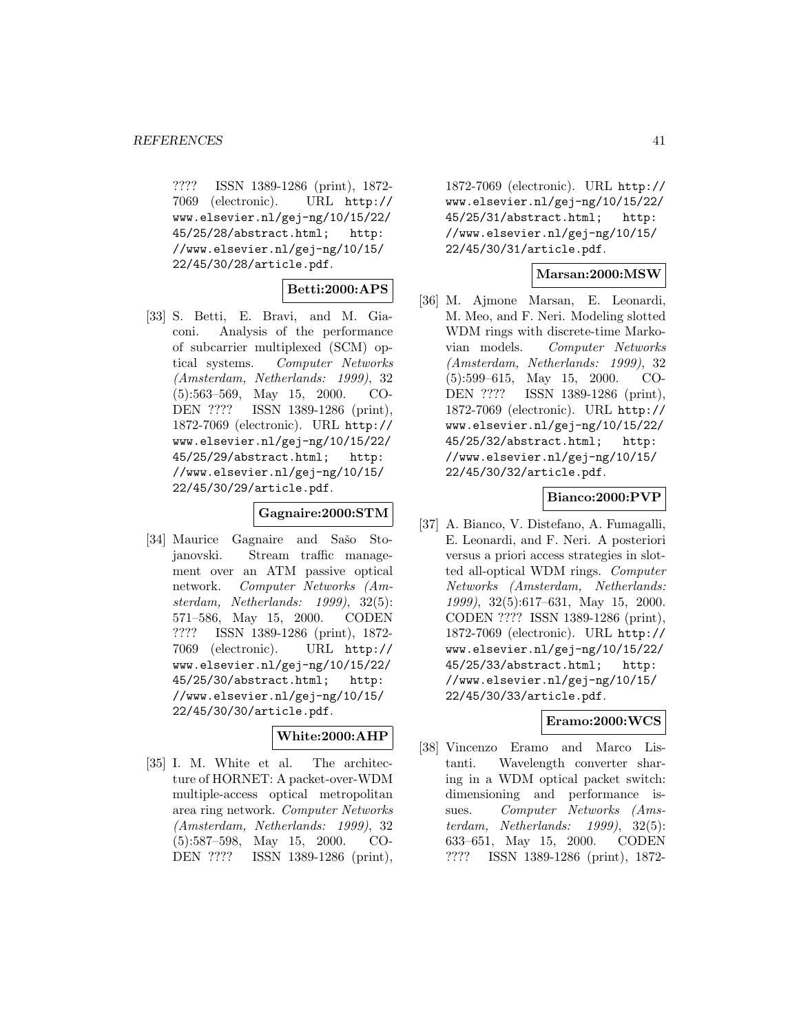???? ISSN 1389-1286 (print), 1872-7069 (electronic). URL http://www.elsevier.nl/gej-ng/10/15/22/45/25/28/abstract.html; http://www.elsevier.nl/gej-ng/10/15/22/45/30/28/article.pdf.

**Betti:2000:APS**

[33] S. Betti, E. Bravi, and M. Giaconi. Analysis of the performance of subcarrier multiplexed (SCM) optical systems. *Computer Networks (Amsterdam, Netherlands: 1999)*, 32 (5):563–569, May 15, 2000. CODEN ???? ISSN 1389-1286 (print), 1872-7069 (electronic). URL http://www.elsevier.nl/gej-ng/10/15/22/45/25/29/abstract.html; http://www.elsevier.nl/gej-ng/10/15/22/45/30/29/article.pdf.

**Gagnaire:2000:STM**

[34] Maurice Gagnaire and Sašo Stojanovski. Stream traffic management over an ATM passive optical network. *Computer Networks (Amsterdam, Netherlands: 1999)*, 32(5): 571–586, May 15, 2000. CODEN ???? ISSN 1389-1286 (print), 1872-7069 (electronic). URL http://www.elsevier.nl/gej-ng/10/15/22/45/25/30/abstract.html; http://www.elsevier.nl/gej-ng/10/15/22/45/30/30/article.pdf.

**White:2000:AHP**

[35] I. M. White et al. The architecture of HORNET: A packet-over-WDM multiple-access optical metropolitan area ring network. *Computer Networks (Amsterdam, Netherlands: 1999)*, 32 (5):587–598, May 15, 2000. CODEN ???? ISSN 1389-1286 (print), 1872-7069 (electronic). URL http://www.elsevier.nl/gej-ng/10/15/22/45/25/31/abstract.html; http://www.elsevier.nl/gej-ng/10/15/22/45/30/31/article.pdf.

**Marsan:2000:MSW**

[36] M. Ajmone Marsan, E. Leonardi, M. Meo, and F. Neri. Modeling slotted WDM rings with discrete-time Markovian models. *Computer Networks (Amsterdam, Netherlands: 1999)*, 32 (5):599–615, May 15, 2000. CODEN ???? ISSN 1389-1286 (print), 1872-7069 (electronic). URL http://www.elsevier.nl/gej-ng/10/15/22/45/25/32/abstract.html; http://www.elsevier.nl/gej-ng/10/15/22/45/30/32/article.pdf.

**Bianco:2000:PVP**

[37] A. Bianco, V. Distefano, A. Fumagalli, E. Leonardi, and F. Neri. A posteriori versus a priori access strategies in slotted all-optical WDM rings. *Computer Networks (Amsterdam, Netherlands: 1999)*, 32(5):617–631, May 15, 2000. CODEN ???? ISSN 1389-1286 (print), 1872-7069 (electronic). URL http://www.elsevier.nl/gej-ng/10/15/22/45/25/33/abstract.html; http://www.elsevier.nl/gej-ng/10/15/22/45/30/33/article.pdf.

**Eramo:2000:WCS**

[38] Vincenzo Eramo and Marco Listanti. Wavelength converter sharing in a WDM optical packet switch: dimensioning and performance issues. *Computer Networks (Amsterdam, Netherlands: 1999)*, 32(5): 633–651, May 15, 2000. CODEN ???? ISSN 1389-1286 (print), 1872-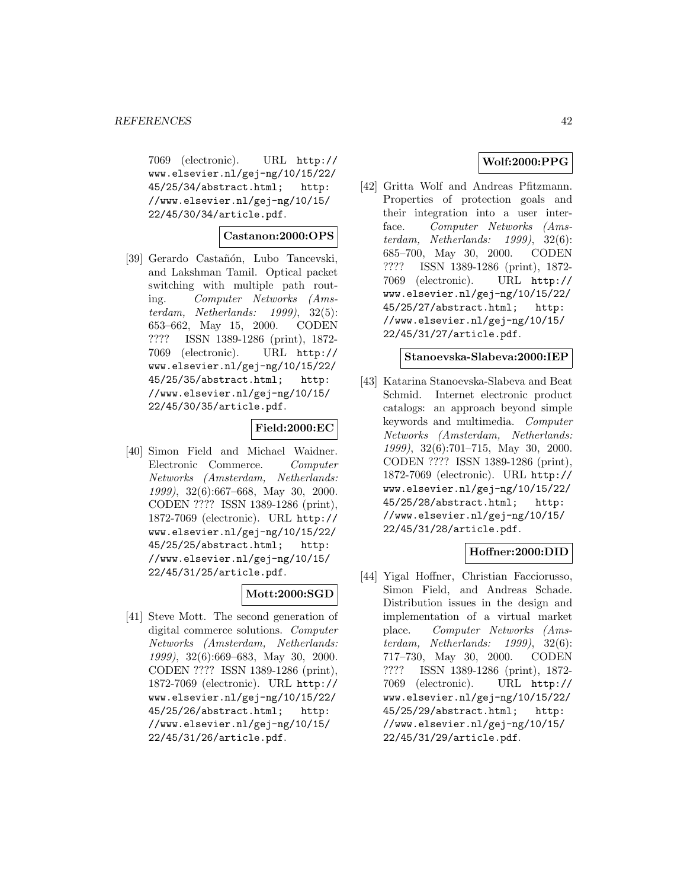7069 (electronic). URL http://www.elsevier.nl/gej-ng/10/15/22/45/25/34/abstract.html; http://www.elsevier.nl/gej-ng/10/15/22/45/30/34/article.pdf.

**Castanon:2000:OPS**

[39] Gerardo Castañón, Lubo Tancevski, and Lakshman Tamil. Optical packet switching with multiple path routing. *Computer Networks (Amsterdam, Netherlands: 1999)*, 32(5): 653–662, May 15, 2000. CODEN ???? ISSN 1389-1286 (print), 1872-7069 (electronic). URL http://www.elsevier.nl/gej-ng/10/15/22/45/25/35/abstract.html; http://www.elsevier.nl/gej-ng/10/15/22/45/30/35/article.pdf.

**Field:2000:EC**

[40] Simon Field and Michael Waidner. Electronic Commerce. *Computer Networks (Amsterdam, Netherlands: 1999)*, 32(6):667–668, May 30, 2000. CODEN ???? ISSN 1389-1286 (print), 1872-7069 (electronic). URL http://www.elsevier.nl/gej-ng/10/15/22/45/25/25/abstract.html; http://www.elsevier.nl/gej-ng/10/15/22/45/31/25/article.pdf.

**Mott:2000:SGD**

[41] Steve Mott. The second generation of digital commerce solutions. *Computer Networks (Amsterdam, Netherlands: 1999)*, 32(6):669–683, May 30, 2000. CODEN ???? ISSN 1389-1286 (print), 1872-7069 (electronic). URL http://www.elsevier.nl/gej-ng/10/15/22/45/25/26/abstract.html; http://www.elsevier.nl/gej-ng/10/15/22/45/31/26/article.pdf.

**Wolf:2000:PPG**

[42] Gritta Wolf and Andreas Pfitzmann. Properties of protection goals and their integration into a user interface. *Computer Networks (Amsterdam, Netherlands: 1999)*, 32(6): 685–700, May 30, 2000. CODEN ???? ISSN 1389-1286 (print), 1872-7069 (electronic). URL http://www.elsevier.nl/gej-ng/10/15/22/45/25/27/abstract.html; http://www.elsevier.nl/gej-ng/10/15/22/45/31/27/article.pdf.

**Stanoevska-Slabeva:2000:IEP**

[43] Katarina Stanoevska-Slabeva and Beat Schmid. Internet electronic product catalogs: an approach beyond simple keywords and multimedia. *Computer Networks (Amsterdam, Netherlands: 1999)*, 32(6):701–715, May 30, 2000. CODEN ???? ISSN 1389-1286 (print), 1872-7069 (electronic). URL http://www.elsevier.nl/gej-ng/10/15/22/45/25/28/abstract.html; http://www.elsevier.nl/gej-ng/10/15/22/45/31/28/article.pdf.

**Hoffner:2000:DID**

[44] Yigal Hoffner, Christian Facciorusso, Simon Field, and Andreas Schade. Distribution issues in the design and implementation of a virtual market place. *Computer Networks (Amsterdam, Netherlands: 1999)*, 32(6): 717–730, May 30, 2000. CODEN ???? ISSN 1389-1286 (print), 1872-7069 (electronic). URL http://www.elsevier.nl/gej-ng/10/15/22/45/25/29/abstract.html; http://www.elsevier.nl/gej-ng/10/15/22/45/31/29/article.pdf.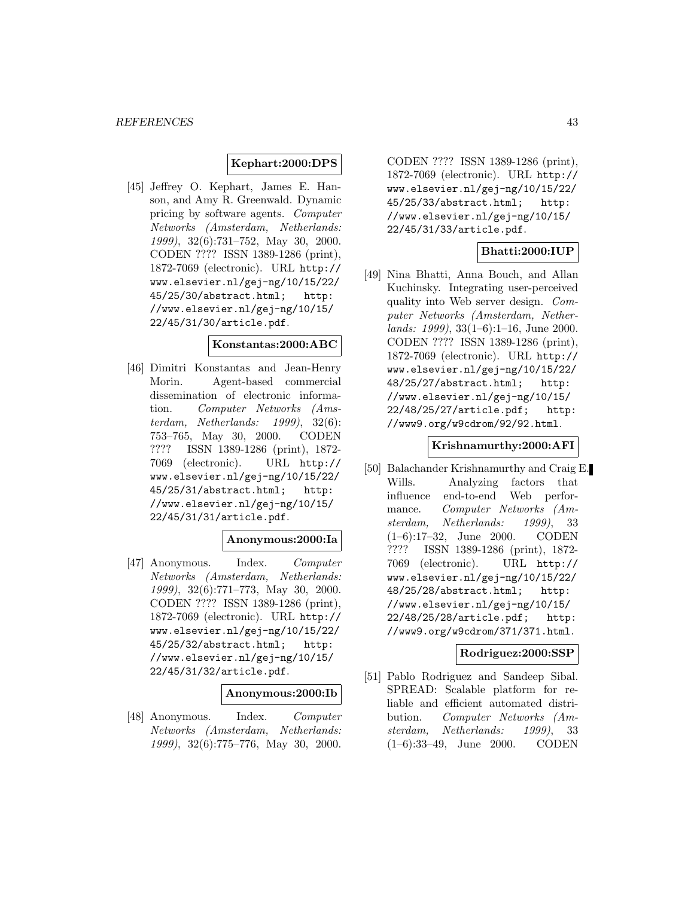**Kephart:2000:DPS**

[45] Jeffrey O. Kephart, James E. Hanson, and Amy R. Greenwald. Dynamic pricing by software agents. *Computer Networks (Amsterdam, Netherlands: 1999)*, 32(6):731–752, May 30, 2000. CODEN ???? ISSN 1389-1286 (print), 1872-7069 (electronic). URL http://www.elsevier.nl/gej-ng/10/15/22/45/25/30/abstract.html; http://www.elsevier.nl/gej-ng/10/15/22/45/31/30/article.pdf.

**Konstantas:2000:ABC**

[46] Dimitri Konstantas and Jean-Henry Morin. Agent-based commercial dissemination of electronic information. *Computer Networks (Amsterdam, Netherlands: 1999)*, 32(6): 753–765, May 30, 2000. CODEN ???? ISSN 1389-1286 (print), 1872-7069 (electronic). URL http://www.elsevier.nl/gej-ng/10/15/22/45/25/31/abstract.html; http://www.elsevier.nl/gej-ng/10/15/22/45/31/31/article.pdf.

**Anonymous:2000:Ia**

[47] Anonymous. Index. *Computer Networks (Amsterdam, Netherlands: 1999)*, 32(6):771–773, May 30, 2000. CODEN ???? ISSN 1389-1286 (print), 1872-7069 (electronic). URL http://www.elsevier.nl/gej-ng/10/15/22/45/25/32/abstract.html; http://www.elsevier.nl/gej-ng/10/15/22/45/31/32/article.pdf.

**Anonymous:2000:Ib**

[48] Anonymous. Index. *Computer Networks (Amsterdam, Netherlands: 1999)*, 32(6):775–776, May 30, 2000. CODEN ???? ISSN 1389-1286 (print), 1872-7069 (electronic). URL http://www.elsevier.nl/gej-ng/10/15/22/45/25/33/abstract.html; http://www.elsevier.nl/gej-ng/10/15/22/45/31/33/article.pdf.

**Bhatti:2000:IUP**

[49] Nina Bhatti, Anna Bouch, and Allan Kuchinsky. Integrating user-perceived quality into Web server design. *Computer Networks (Amsterdam, Netherlands: 1999)*, 33(1–6):1–16, June 2000. CODEN ???? ISSN 1389-1286 (print), 1872-7069 (electronic). URL http://www.elsevier.nl/gej-ng/10/15/22/48/25/27/abstract.html; http://www.elsevier.nl/gej-ng/10/15/22/48/25/27/article.pdf; http://www9.org/w9cdrom/92/92.html.

**Krishnamurthy:2000:AFI**

[50] Balachander Krishnamurthy and Craig E. Wills. Analyzing factors that influence end-to-end Web performance. *Computer Networks (Amsterdam, Netherlands: 1999)*, 33 (1–6):17–32, June 2000. CODEN ???? ISSN 1389-1286 (print), 1872-7069 (electronic). URL http://www.elsevier.nl/gej-ng/10/15/22/48/25/28/abstract.html; http://www.elsevier.nl/gej-ng/10/15/22/48/25/28/article.pdf; http://www9.org/w9cdrom/371/371.html.

**Rodriguez:2000:SSP**

[51] Pablo Rodriguez and Sandeep Sibal. SPREAD: Scalable platform for reliable and efficient automated distribution. *Computer Networks (Amsterdam, Netherlands: 1999)*, 33 (1–6):33–49, June 2000. CODEN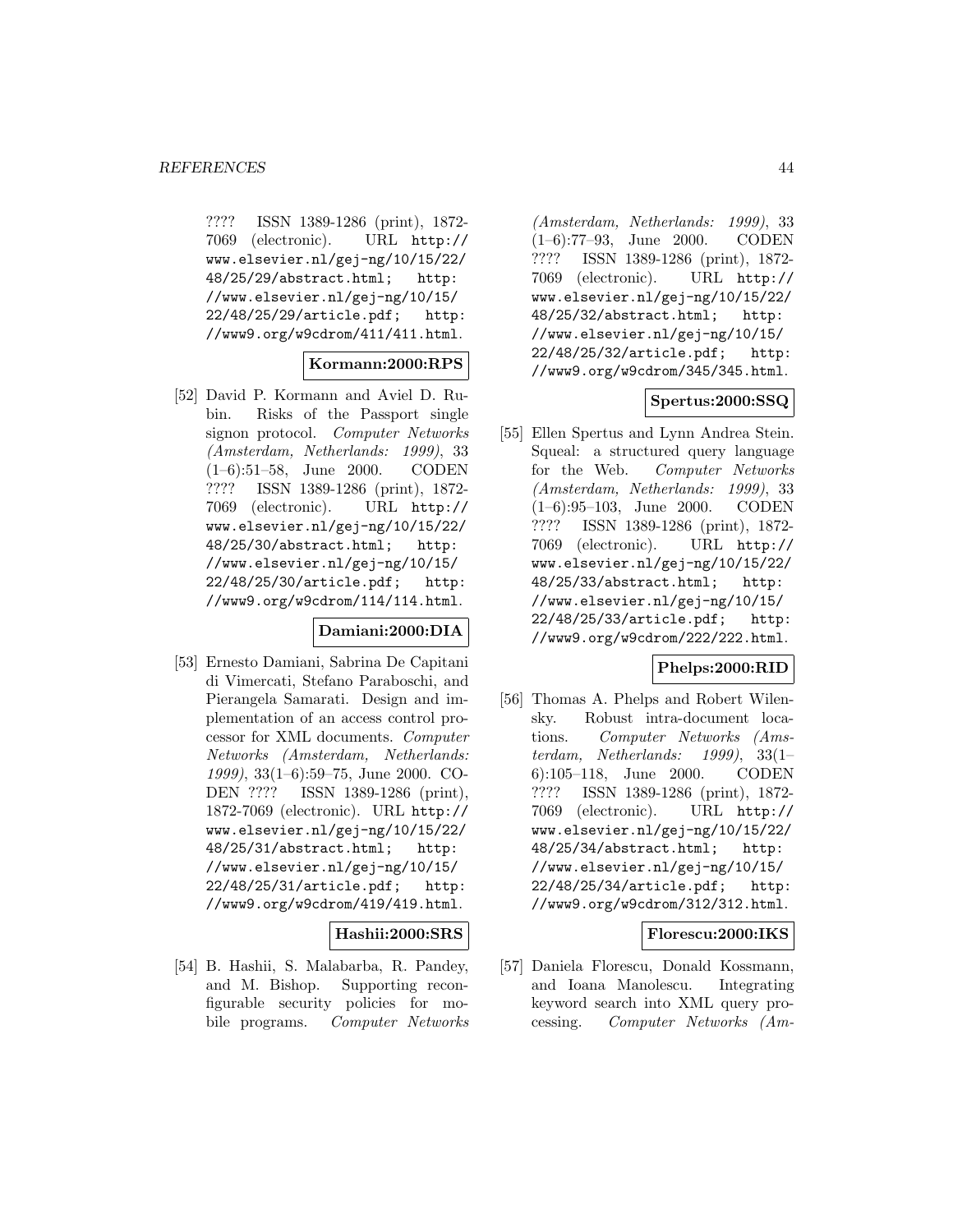???? ISSN 1389-1286 (print), 1872-7069 (electronic). URL http://www.elsevier.nl/gej-ng/10/15/22/48/25/29/abstract.html; http://www.elsevier.nl/gej-ng/10/15/22/48/25/29/article.pdf; http://www9.org/w9cdrom/411/411.html.

**Kormann:2000:RPS**

[52] David P. Kormann and Aviel D. Rubin. Risks of the Passport single signon protocol. *Computer Networks (Amsterdam, Netherlands: 1999)*, 33 (1–6):51–58, June 2000. CODEN ???? ISSN 1389-1286 (print), 1872-7069 (electronic). URL http://www.elsevier.nl/gej-ng/10/15/22/48/25/30/abstract.html; http://www.elsevier.nl/gej-ng/10/15/22/48/25/30/article.pdf; http://www9.org/w9cdrom/114/114.html.

**Damiani:2000:DIA**

[53] Ernesto Damiani, Sabrina De Capitani di Vimercati, Stefano Paraboschi, and Pierangela Samarati. Design and implementation of an access control processor for XML documents. *Computer Networks (Amsterdam, Netherlands: 1999)*, 33(1–6):59–75, June 2000. CODEN ???? ISSN 1389-1286 (print), 1872-7069 (electronic). URL http://www.elsevier.nl/gej-ng/10/15/22/48/25/31/abstract.html; http://www.elsevier.nl/gej-ng/10/15/22/48/25/31/article.pdf; http://www9.org/w9cdrom/419/419.html.

**Hashii:2000:SRS**

[54] B. Hashii, S. Malabarba, R. Pandey, and M. Bishop. Supporting reconfigurable security policies for mobile programs. *Computer Networks (Amsterdam, Netherlands: 1999)*, 33 (1–6):77–93, June 2000. CODEN ???? ISSN 1389-1286 (print), 1872-7069 (electronic). URL http://www.elsevier.nl/gej-ng/10/15/22/48/25/32/abstract.html; http://www.elsevier.nl/gej-ng/10/15/22/48/25/32/article.pdf; http://www9.org/w9cdrom/345/345.html.

**Spertus:2000:SSQ**

[55] Ellen Spertus and Lynn Andrea Stein. Squeal: a structured query language for the Web. *Computer Networks (Amsterdam, Netherlands: 1999)*, 33 (1–6):95–103, June 2000. CODEN ???? ISSN 1389-1286 (print), 1872-7069 (electronic). URL http://www.elsevier.nl/gej-ng/10/15/22/48/25/33/abstract.html; http://www.elsevier.nl/gej-ng/10/15/22/48/25/33/article.pdf; http://www9.org/w9cdrom/222/222.html.

**Phelps:2000:RID**

[56] Thomas A. Phelps and Robert Wilensky. Robust intra-document locations. *Computer Networks (Amsterdam, Netherlands: 1999)*, 33(1–6):105–118, June 2000. CODEN ???? ISSN 1389-1286 (print), 1872-7069 (electronic). URL http://www.elsevier.nl/gej-ng/10/15/22/48/25/34/abstract.html; http://www.elsevier.nl/gej-ng/10/15/22/48/25/34/article.pdf; http://www9.org/w9cdrom/312/312.html.

**Florescu:2000:IKS**

[57] Daniela Florescu, Donald Kossmann, and Ioana Manolescu. Integrating keyword search into XML query processing. *Computer Networks (Am-*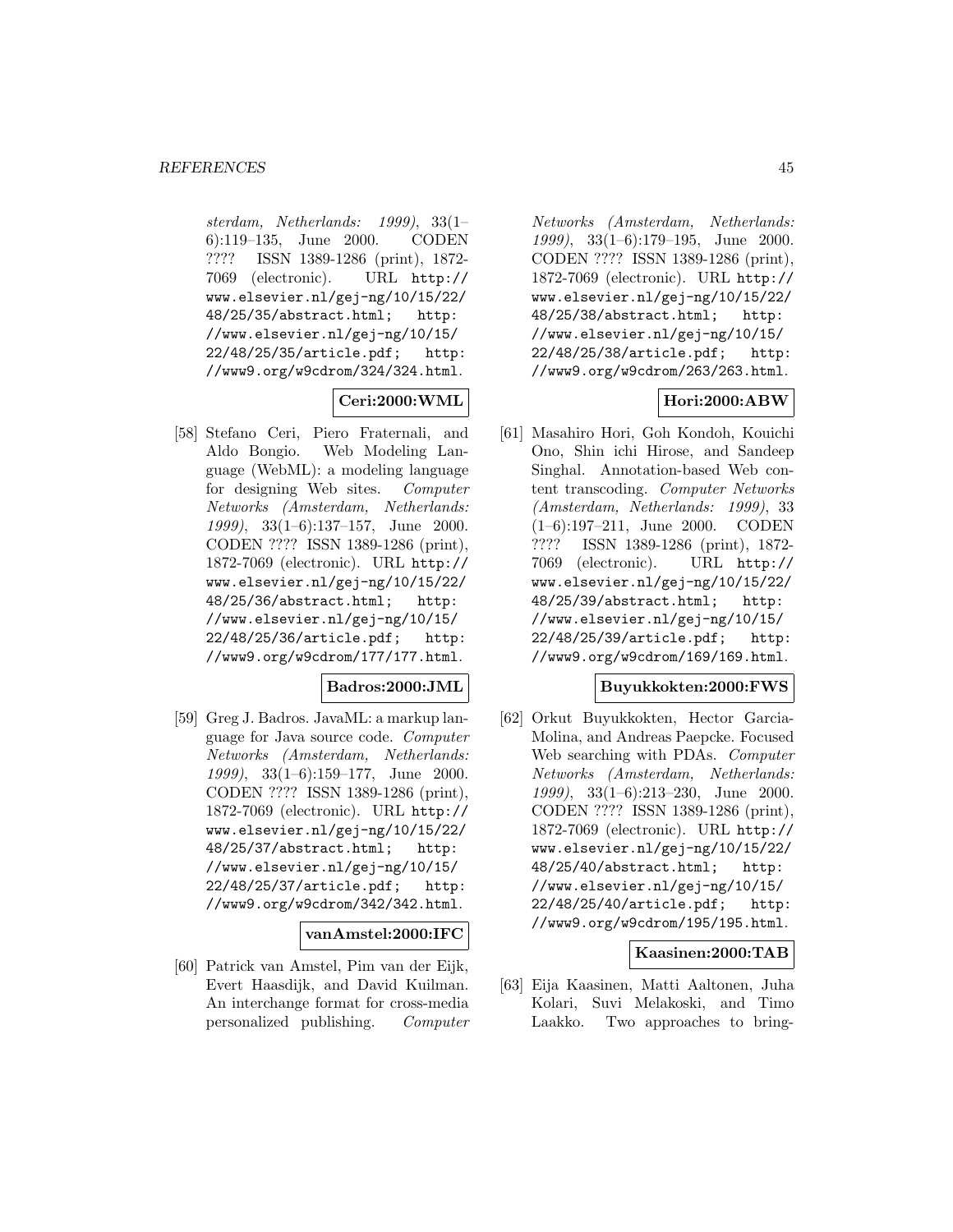sterdam, Netherlands: 1999)*, 33(1–6):119–135, June 2000. CODEN ???? ISSN 1389-1286 (print), 1872-7069 (electronic). URL http://www.elsevier.nl/gej-ng/10/15/22/48/25/35/abstract.html; http://www.elsevier.nl/gej-ng/10/15/22/48/25/35/article.pdf; http://www9.org/w9cdrom/324/324.html.

**Ceri:2000:WML**

[58] Stefano Ceri, Piero Fraternali, and Aldo Bongio. Web Modeling Language (WebML): a modeling language for designing Web sites. *Computer Networks (Amsterdam, Netherlands: 1999)*, 33(1–6):137–157, June 2000. CODEN ???? ISSN 1389-1286 (print), 1872-7069 (electronic). URL http://www.elsevier.nl/gej-ng/10/15/22/48/25/36/abstract.html; http://www.elsevier.nl/gej-ng/10/15/22/48/25/36/article.pdf; http://www9.org/w9cdrom/177/177.html.

**Badros:2000:JML**

[59] Greg J. Badros. JavaML: a markup language for Java source code. *Computer Networks (Amsterdam, Netherlands: 1999)*, 33(1–6):159–177, June 2000. CODEN ???? ISSN 1389-1286 (print), 1872-7069 (electronic). URL http://www.elsevier.nl/gej-ng/10/15/22/48/25/37/abstract.html; http://www.elsevier.nl/gej-ng/10/15/22/48/25/37/article.pdf; http://www9.org/w9cdrom/342/342.html.

**vanAmstel:2000:IFC**

[60] Patrick van Amstel, Pim van der Eijk, Evert Haasdijk, and David Kuilman. An interchange format for cross-media personalized publishing. *Computer Networks (Amsterdam, Netherlands: 1999)*, 33(1–6):179–195, June 2000. CODEN ???? ISSN 1389-1286 (print), 1872-7069 (electronic). URL http://www.elsevier.nl/gej-ng/10/15/22/48/25/38/abstract.html; http://www.elsevier.nl/gej-ng/10/15/22/48/25/38/article.pdf; http://www9.org/w9cdrom/263/263.html.

**Hori:2000:ABW**

[61] Masahiro Hori, Goh Kondoh, Kouichi Ono, Shin ichi Hirose, and Sandeep Singhal. Annotation-based Web content transcoding. *Computer Networks (Amsterdam, Netherlands: 1999)*, 33 (1–6):197–211, June 2000. CODEN ???? ISSN 1389-1286 (print), 1872-7069 (electronic). URL http://www.elsevier.nl/gej-ng/10/15/22/48/25/39/abstract.html; http://www.elsevier.nl/gej-ng/10/15/22/48/25/39/article.pdf; http://www9.org/w9cdrom/169/169.html.

**Buyukkokten:2000:FWS**

[62] Orkut Buyukkokten, Hector Garcia-Molina, and Andreas Paepcke. Focused Web searching with PDAs. *Computer Networks (Amsterdam, Netherlands: 1999)*, 33(1–6):213–230, June 2000. CODEN ???? ISSN 1389-1286 (print), 1872-7069 (electronic). URL http://www.elsevier.nl/gej-ng/10/15/22/48/25/40/abstract.html; http://www.elsevier.nl/gej-ng/10/15/22/48/25/40/article.pdf; http://www9.org/w9cdrom/195/195.html.

**Kaasinen:2000:TAB**

[63] Eija Kaasinen, Matti Aaltonen, Juha Kolari, Suvi Melakoski, and Timo Laakko. Two approaches to bring-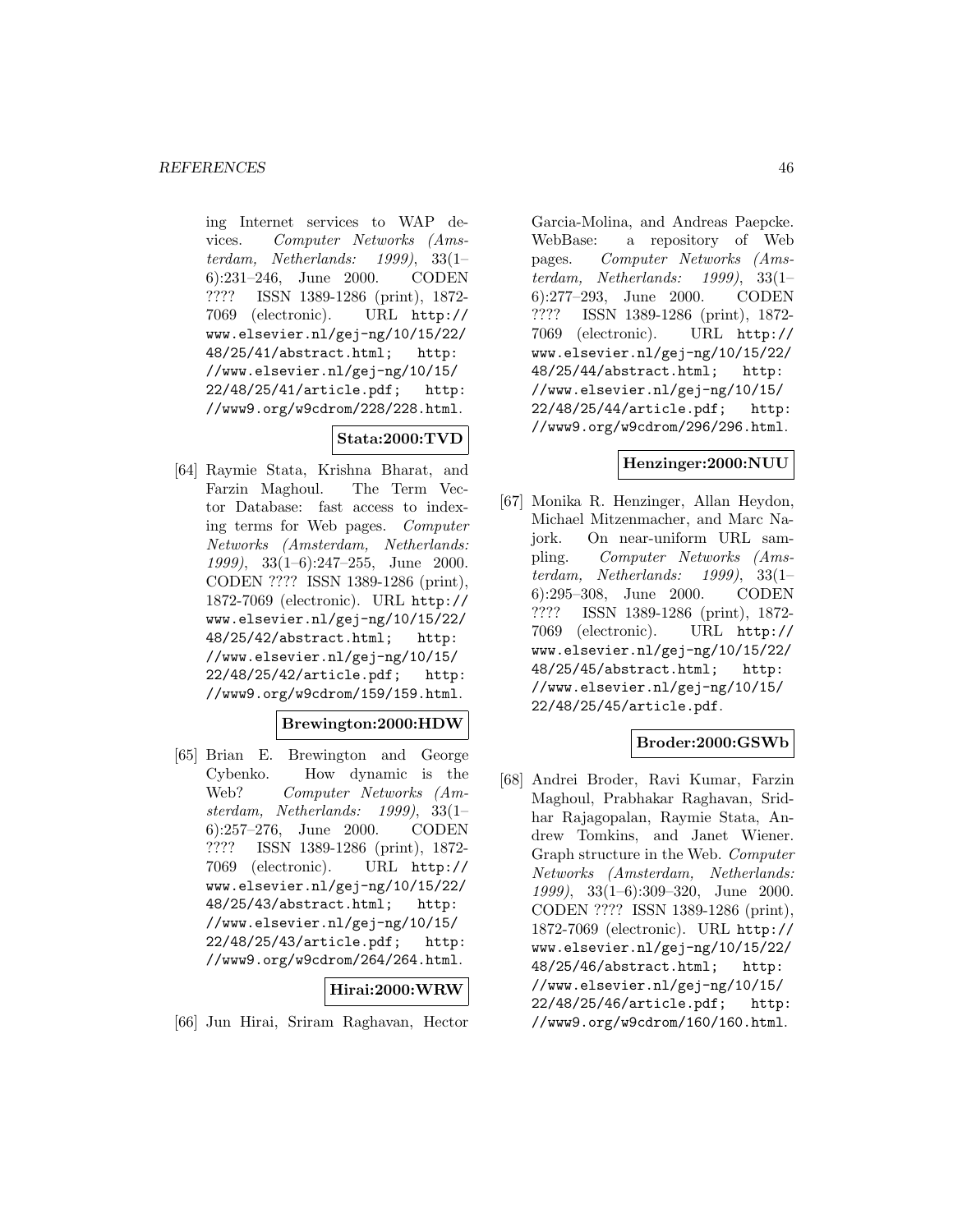ing Internet services to WAP devices. *Computer Networks (Amsterdam, Netherlands: 1999)*, 33(1–6):231–246, June 2000. CODEN ???? ISSN 1389-1286 (print), 1872-7069 (electronic). URL http://www.elsevier.nl/gej-ng/10/15/22/48/25/41/abstract.html; http://www.elsevier.nl/gej-ng/10/15/22/48/25/41/article.pdf; http://www9.org/w9cdrom/228/228.html.

**Stata:2000:TVD**

[64] Raymie Stata, Krishna Bharat, and Farzin Maghoul. The Term Vector Database: fast access to indexing terms for Web pages. *Computer Networks (Amsterdam, Netherlands: 1999)*, 33(1–6):247–255, June 2000. CODEN ???? ISSN 1389-1286 (print), 1872-7069 (electronic). URL http://www.elsevier.nl/gej-ng/10/15/22/48/25/42/abstract.html; http://www.elsevier.nl/gej-ng/10/15/22/48/25/42/article.pdf; http://www9.org/w9cdrom/159/159.html.

**Brewington:2000:HDW**

[65] Brian E. Brewington and George Cybenko. How dynamic is the Web? *Computer Networks (Amsterdam, Netherlands: 1999)*, 33(1–6):257–276, June 2000. CODEN ???? ISSN 1389-1286 (print), 1872-7069 (electronic). URL http://www.elsevier.nl/gej-ng/10/15/22/48/25/43/abstract.html; http://www.elsevier.nl/gej-ng/10/15/22/48/25/43/article.pdf; http://www9.org/w9cdrom/264/264.html.

**Hirai:2000:WRW**

[66] Jun Hirai, Sriram Raghavan, Hector Garcia-Molina, and Andreas Paepcke. WebBase: a repository of Web pages. *Computer Networks (Amsterdam, Netherlands: 1999)*, 33(1–6):277–293, June 2000. CODEN ???? ISSN 1389-1286 (print), 1872-7069 (electronic). URL http://www.elsevier.nl/gej-ng/10/15/22/48/25/44/abstract.html; http://www.elsevier.nl/gej-ng/10/15/22/48/25/44/article.pdf; http://www9.org/w9cdrom/296/296.html.

**Henzinger:2000:NUU**

[67] Monika R. Henzinger, Allan Heydon, Michael Mitzenmacher, and Marc Najork. On near-uniform URL sampling. *Computer Networks (Amsterdam, Netherlands: 1999)*, 33(1–6):295–308, June 2000. CODEN ???? ISSN 1389-1286 (print), 1872-7069 (electronic). URL http://www.elsevier.nl/gej-ng/10/15/22/48/25/45/abstract.html; http://www.elsevier.nl/gej-ng/10/15/22/48/25/45/article.pdf.

**Broder:2000:GSWb**

[68] Andrei Broder, Ravi Kumar, Farzin Maghoul, Prabhakar Raghavan, Sridhar Rajagopalan, Raymie Stata, Andrew Tomkins, and Janet Wiener. Graph structure in the Web. *Computer Networks (Amsterdam, Netherlands: 1999)*, 33(1–6):309–320, June 2000. CODEN ???? ISSN 1389-1286 (print), 1872-7069 (electronic). URL http://www.elsevier.nl/gej-ng/10/15/22/48/25/46/abstract.html; http://www.elsevier.nl/gej-ng/10/15/22/48/25/46/article.pdf; http://www9.org/w9cdrom/160/160.html.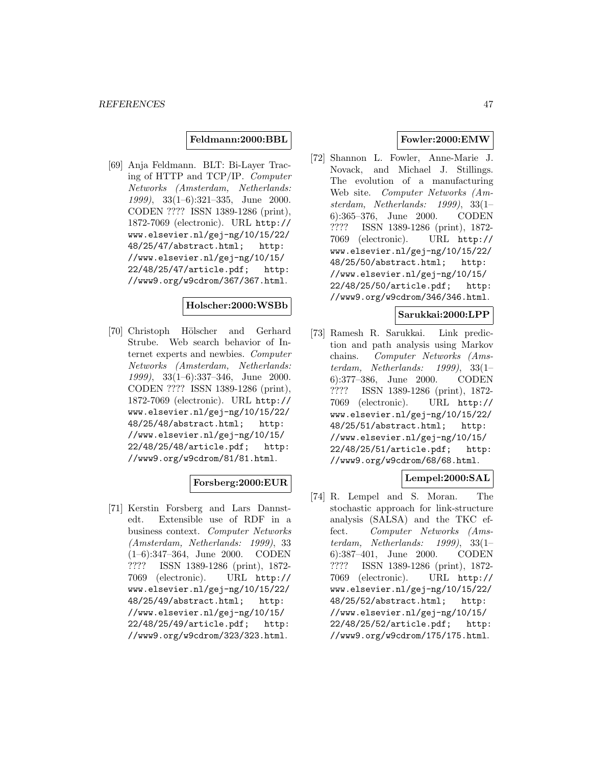**Feldmann:2000:BBL**

[69] Anja Feldmann. BLT: Bi-Layer Tracing of HTTP and TCP/IP. *Computer Networks (Amsterdam, Netherlands: 1999)*, 33(1–6):321–335, June 2000. CODEN ???? ISSN 1389-1286 (print), 1872-7069 (electronic). URL http://www.elsevier.nl/gej-ng/10/15/22/48/25/47/abstract.html; http://www.elsevier.nl/gej-ng/10/15/22/48/25/47/article.pdf; http://www9.org/w9cdrom/367/367.html.

**Holscher:2000:WSBb**

[70] Christoph Hölscher and Gerhard Strube. Web search behavior of Internet experts and newbies. *Computer Networks (Amsterdam, Netherlands: 1999)*, 33(1–6):337–346, June 2000. CODEN ???? ISSN 1389-1286 (print), 1872-7069 (electronic). URL http://www.elsevier.nl/gej-ng/10/15/22/48/25/48/abstract.html; http://www.elsevier.nl/gej-ng/10/15/22/48/25/48/article.pdf; http://www9.org/w9cdrom/81/81.html.

**Forsberg:2000:EUR**

[71] Kerstin Forsberg and Lars Dannstedt. Extensible use of RDF in a business context. *Computer Networks (Amsterdam, Netherlands: 1999)*, 33 (1–6):347–364, June 2000. CODEN ???? ISSN 1389-1286 (print), 1872-7069 (electronic). URL http://www.elsevier.nl/gej-ng/10/15/22/48/25/49/abstract.html; http://www.elsevier.nl/gej-ng/10/15/22/48/25/49/article.pdf; http://www9.org/w9cdrom/323/323.html.

**Fowler:2000:EMW**

[72] Shannon L. Fowler, Anne-Marie J. Novack, and Michael J. Stillings. The evolution of a manufacturing Web site. *Computer Networks (Amsterdam, Netherlands: 1999)*, 33(1–6):365–376, June 2000. CODEN ???? ISSN 1389-1286 (print), 1872-7069 (electronic). URL http://www.elsevier.nl/gej-ng/10/15/22/48/25/50/abstract.html; http://www.elsevier.nl/gej-ng/10/15/22/48/25/50/article.pdf; http://www9.org/w9cdrom/346/346.html.

**Sarukkai:2000:LPP**

[73] Ramesh R. Sarukkai. Link prediction and path analysis using Markov chains. *Computer Networks (Amsterdam, Netherlands: 1999)*, 33(1–6):377–386, June 2000. CODEN ???? ISSN 1389-1286 (print), 1872-7069 (electronic). URL http://www.elsevier.nl/gej-ng/10/15/22/48/25/51/abstract.html; http://www.elsevier.nl/gej-ng/10/15/22/48/25/51/article.pdf; http://www9.org/w9cdrom/68/68.html.

**Lempel:2000:SAL**

[74] R. Lempel and S. Moran. The stochastic approach for link-structure analysis (SALSA) and the TKC effect. *Computer Networks (Amsterdam, Netherlands: 1999)*, 33(1–6):387–401, June 2000. CODEN ???? ISSN 1389-1286 (print), 1872-7069 (electronic). URL http://www.elsevier.nl/gej-ng/10/15/22/48/25/52/abstract.html; http://www.elsevier.nl/gej-ng/10/15/22/48/25/52/article.pdf; http://www9.org/w9cdrom/175/175.html.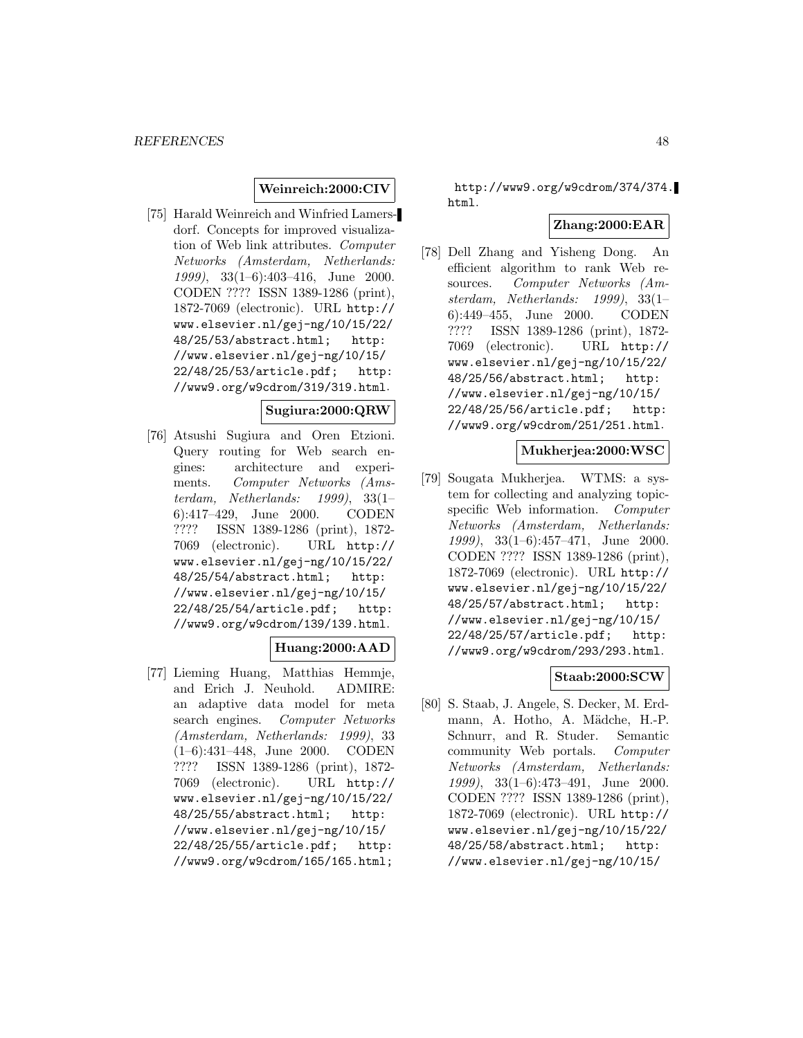**Weinreich:2000:CIV**

[75] Harald Weinreich and Winfried Lamersdorf. Concepts for improved visualization of Web link attributes. *Computer Networks (Amsterdam, Netherlands: 1999)*, 33(1–6):403–416, June 2000. CODEN ???? ISSN 1389-1286 (print), 1872-7069 (electronic). URL http://www.elsevier.nl/gej-ng/10/15/22/48/25/53/abstract.html; http://www.elsevier.nl/gej-ng/10/15/22/48/25/53/article.pdf; http://www9.org/w9cdrom/319/319.html.

**Sugiura:2000:QRW**

[76] Atsushi Sugiura and Oren Etzioni. Query routing for Web search engines: architecture and experiments. *Computer Networks (Amsterdam, Netherlands: 1999)*, 33(1–6):417–429, June 2000. CODEN ???? ISSN 1389-1286 (print), 1872-7069 (electronic). URL http://www.elsevier.nl/gej-ng/10/15/22/48/25/54/abstract.html; http://www.elsevier.nl/gej-ng/10/15/22/48/25/54/article.pdf; http://www9.org/w9cdrom/139/139.html.

**Huang:2000:AAD**

[77] Lieming Huang, Matthias Hemmje, and Erich J. Neuhold. ADMIRE: an adaptive data model for meta search engines. *Computer Networks (Amsterdam, Netherlands: 1999)*, 33 (1–6):431–448, June 2000. CODEN ???? ISSN 1389-1286 (print), 1872-7069 (electronic). URL http://www.elsevier.nl/gej-ng/10/15/22/48/25/55/abstract.html; http://www.elsevier.nl/gej-ng/10/15/22/48/25/55/article.pdf; http://www9.org/w9cdrom/165/165.html; http://www9.org/w9cdrom/374/374.html.

**Zhang:2000:EAR**

[78] Dell Zhang and Yisheng Dong. An efficient algorithm to rank Web resources. *Computer Networks (Amsterdam, Netherlands: 1999)*, 33(1–6):449–455, June 2000. CODEN ???? ISSN 1389-1286 (print), 1872-7069 (electronic). URL http://www.elsevier.nl/gej-ng/10/15/22/48/25/56/abstract.html; http://www.elsevier.nl/gej-ng/10/15/22/48/25/56/article.pdf; http://www9.org/w9cdrom/251/251.html.

**Mukherjea:2000:WSC**

[79] Sougata Mukherjea. WTMS: a system for collecting and analyzing topic-specific Web information. *Computer Networks (Amsterdam, Netherlands: 1999)*, 33(1–6):457–471, June 2000. CODEN ???? ISSN 1389-1286 (print), 1872-7069 (electronic). URL http://www.elsevier.nl/gej-ng/10/15/22/48/25/57/abstract.html; http://www.elsevier.nl/gej-ng/10/15/22/48/25/57/article.pdf; http://www9.org/w9cdrom/293/293.html.

**Staab:2000:SCW**

[80] S. Staab, J. Angele, S. Decker, M. Erdmann, A. Hotho, A. Mädche, H.-P. Schnurr, and R. Studer. Semantic community Web portals. *Computer Networks (Amsterdam, Netherlands: 1999)*, 33(1–6):473–491, June 2000. CODEN ???? ISSN 1389-1286 (print), 1872-7069 (electronic). URL http://www.elsevier.nl/gej-ng/10/15/22/48/25/58/abstract.html; http://www.elsevier.nl/gej-ng/10/15/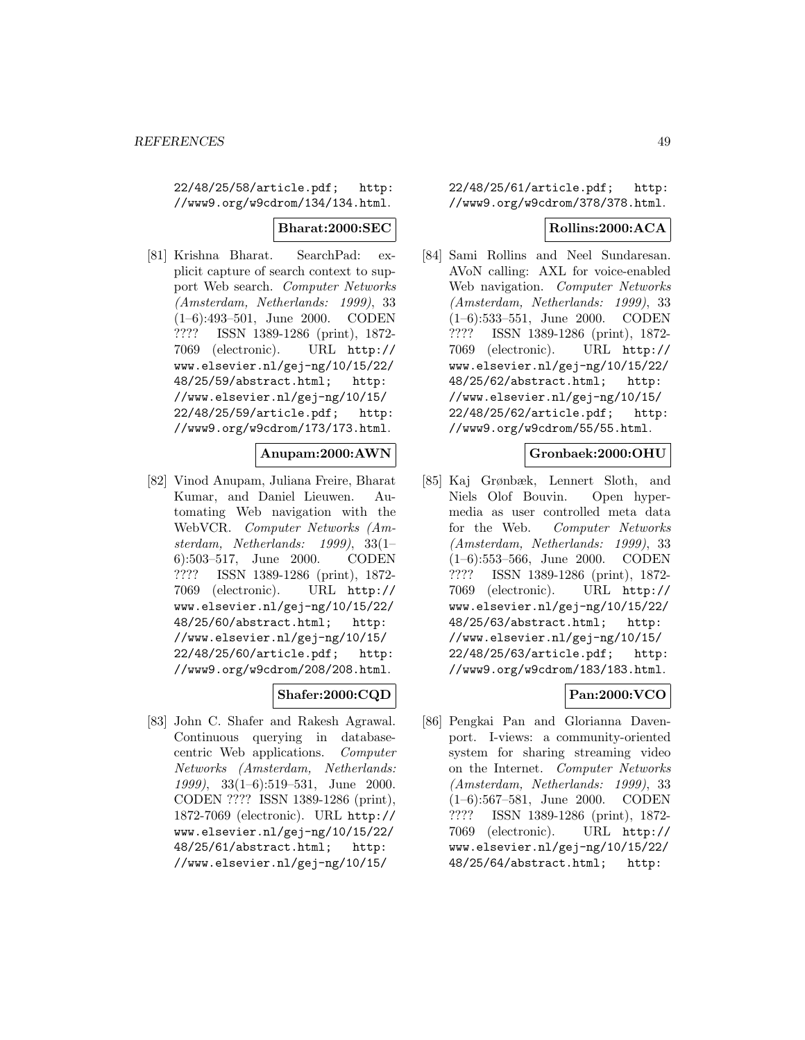22/48/25/58/article.pdf; http://www9.org/w9cdrom/134/134.html.

**Bharat:2000:SEC**

[81] Krishna Bharat. SearchPad: explicit capture of search context to support Web search. *Computer Networks (Amsterdam, Netherlands: 1999)*, 33 (1–6):493–501, June 2000. CODEN ???? ISSN 1389-1286 (print), 1872-7069 (electronic). URL http://www.elsevier.nl/gej-ng/10/15/22/48/25/59/abstract.html; http://www.elsevier.nl/gej-ng/10/15/22/48/25/59/article.pdf; http://www9.org/w9cdrom/173/173.html.

**Anupam:2000:AWN**

[82] Vinod Anupam, Juliana Freire, Bharat Kumar, and Daniel Lieuwen. Automating Web navigation with the WebVCR. *Computer Networks (Amsterdam, Netherlands: 1999)*, 33(1–6):503–517, June 2000. CODEN ???? ISSN 1389-1286 (print), 1872-7069 (electronic). URL http://www.elsevier.nl/gej-ng/10/15/22/48/25/60/abstract.html; http://www.elsevier.nl/gej-ng/10/15/22/48/25/60/article.pdf; http://www9.org/w9cdrom/208/208.html.

**Shafer:2000:CQD**

[83] John C. Shafer and Rakesh Agrawal. Continuous querying in database-centric Web applications. *Computer Networks (Amsterdam, Netherlands: 1999)*, 33(1–6):519–531, June 2000. CODEN ???? ISSN 1389-1286 (print), 1872-7069 (electronic). URL http://www.elsevier.nl/gej-ng/10/15/22/48/25/61/abstract.html; http://www.elsevier.nl/gej-ng/10/15/22/48/25/61/article.pdf; http://www9.org/w9cdrom/378/378.html.

**Rollins:2000:ACA**

[84] Sami Rollins and Neel Sundaresan. AVoN calling: AXL for voice-enabled Web navigation. *Computer Networks (Amsterdam, Netherlands: 1999)*, 33 (1–6):533–551, June 2000. CODEN ???? ISSN 1389-1286 (print), 1872-7069 (electronic). URL http://www.elsevier.nl/gej-ng/10/15/22/48/25/62/abstract.html; http://www.elsevier.nl/gej-ng/10/15/22/48/25/62/article.pdf; http://www9.org/w9cdrom/55/55.html.

**Gronbaek:2000:OHU**

[85] Kaj Grønbæk, Lennert Sloth, and Niels Olof Bouvin. Open hypermedia as user controlled meta data for the Web. *Computer Networks (Amsterdam, Netherlands: 1999)*, 33 (1–6):553–566, June 2000. CODEN ???? ISSN 1389-1286 (print), 1872-7069 (electronic). URL http://www.elsevier.nl/gej-ng/10/15/22/48/25/63/abstract.html; http://www.elsevier.nl/gej-ng/10/15/22/48/25/63/article.pdf; http://www9.org/w9cdrom/183/183.html.

**Pan:2000:VCO**

[86] Pengkai Pan and Glorianna Davenport. I-views: a community-oriented system for sharing streaming video on the Internet. *Computer Networks (Amsterdam, Netherlands: 1999)*, 33 (1–6):567–581, June 2000. CODEN ???? ISSN 1389-1286 (print), 1872-7069 (electronic). URL http://www.elsevier.nl/gej-ng/10/15/22/48/25/64/abstract.html; http: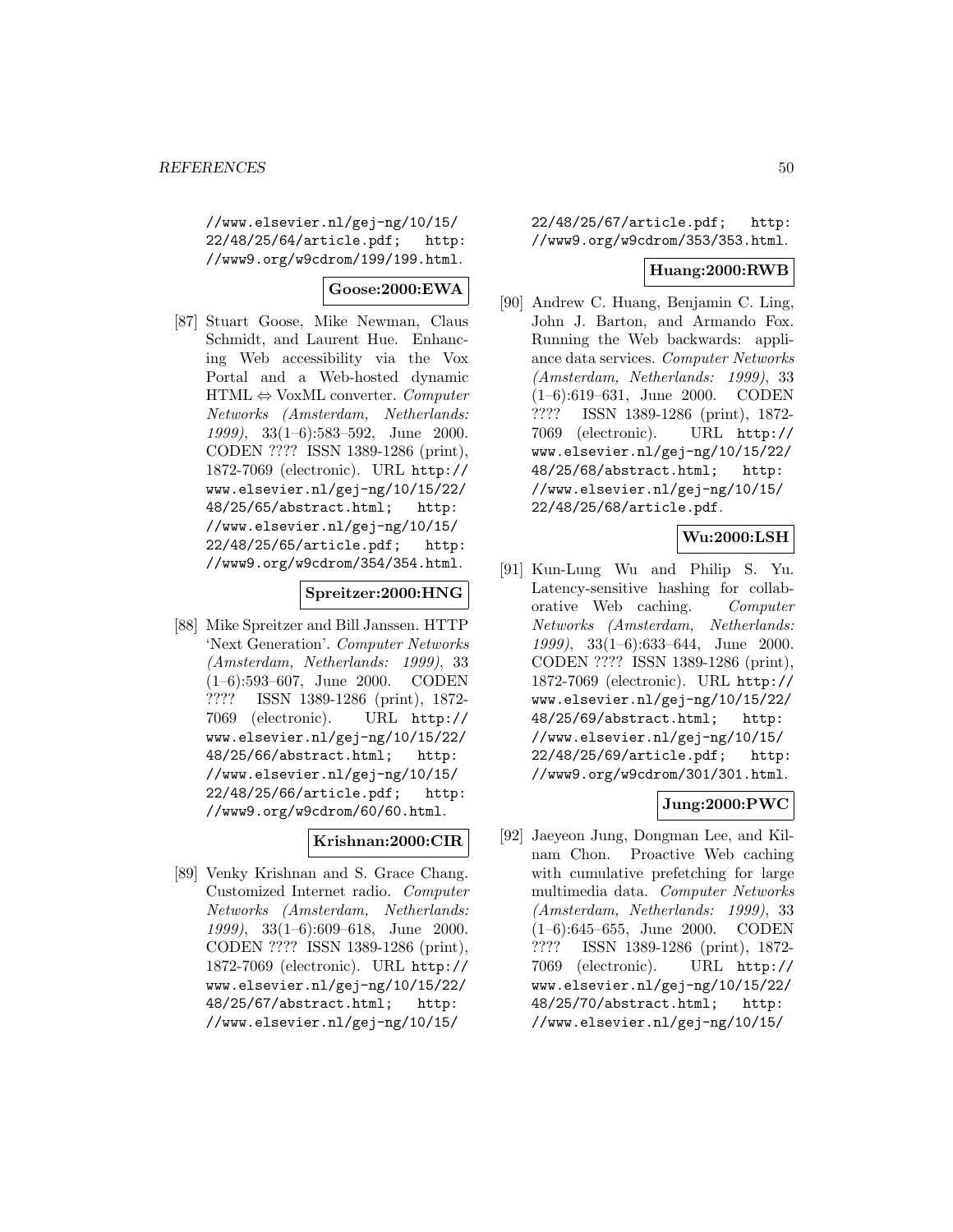//www.elsevier.nl/gej-ng/10/15/22/48/25/64/article.pdf; http://www9.org/w9cdrom/199/199.html.

**Goose:2000:EWA**

[87] Stuart Goose, Mike Newman, Claus Schmidt, and Laurent Hue. Enhancing Web accessibility via the Vox Portal and a Web-hosted dynamic HTML ⇔ VoxML converter. *Computer Networks (Amsterdam, Netherlands: 1999)*, 33(1–6):583–592, June 2000. CODEN ???? ISSN 1389-1286 (print), 1872-7069 (electronic). URL http://www.elsevier.nl/gej-ng/10/15/22/48/25/65/abstract.html; http://www.elsevier.nl/gej-ng/10/15/22/48/25/65/article.pdf; http://www9.org/w9cdrom/354/354.html.

**Spreitzer:2000:HNG**

[88] Mike Spreitzer and Bill Janssen. HTTP 'Next Generation'. *Computer Networks (Amsterdam, Netherlands: 1999)*, 33 (1–6):593–607, June 2000. CODEN ???? ISSN 1389-1286 (print), 1872-7069 (electronic). URL http://www.elsevier.nl/gej-ng/10/15/22/48/25/66/abstract.html; http://www.elsevier.nl/gej-ng/10/15/22/48/25/66/article.pdf; http://www9.org/w9cdrom/60/60.html.

**Krishnan:2000:CIR**

[89] Venky Krishnan and S. Grace Chang. Customized Internet radio. *Computer Networks (Amsterdam, Netherlands: 1999)*, 33(1–6):609–618, June 2000. CODEN ???? ISSN 1389-1286 (print), 1872-7069 (electronic). URL http://www.elsevier.nl/gej-ng/10/15/22/48/25/67/abstract.html; http://www.elsevier.nl/gej-ng/10/15/22/48/25/67/article.pdf; http://www9.org/w9cdrom/353/353.html.

**Huang:2000:RWB**

[90] Andrew C. Huang, Benjamin C. Ling, John J. Barton, and Armando Fox. Running the Web backwards: appliance data services. *Computer Networks (Amsterdam, Netherlands: 1999)*, 33 (1–6):619–631, June 2000. CODEN ???? ISSN 1389-1286 (print), 1872-7069 (electronic). URL http://www.elsevier.nl/gej-ng/10/15/22/48/25/68/abstract.html; http://www.elsevier.nl/gej-ng/10/15/22/48/25/68/article.pdf.

**Wu:2000:LSH**

[91] Kun-Lung Wu and Philip S. Yu. Latency-sensitive hashing for collaborative Web caching. *Computer Networks (Amsterdam, Netherlands: 1999)*, 33(1–6):633–644, June 2000. CODEN ???? ISSN 1389-1286 (print), 1872-7069 (electronic). URL http://www.elsevier.nl/gej-ng/10/15/22/48/25/69/abstract.html; http://www.elsevier.nl/gej-ng/10/15/22/48/25/69/article.pdf; http://www9.org/w9cdrom/301/301.html.

**Jung:2000:PWC**

[92] Jaeyeon Jung, Dongman Lee, and Kilnam Chon. Proactive Web caching with cumulative prefetching for large multimedia data. *Computer Networks (Amsterdam, Netherlands: 1999)*, 33 (1–6):645–655, June 2000. CODEN ???? ISSN 1389-1286 (print), 1872-7069 (electronic). URL http://www.elsevier.nl/gej-ng/10/15/22/48/25/70/abstract.html; http://www.elsevier.nl/gej-ng/10/15/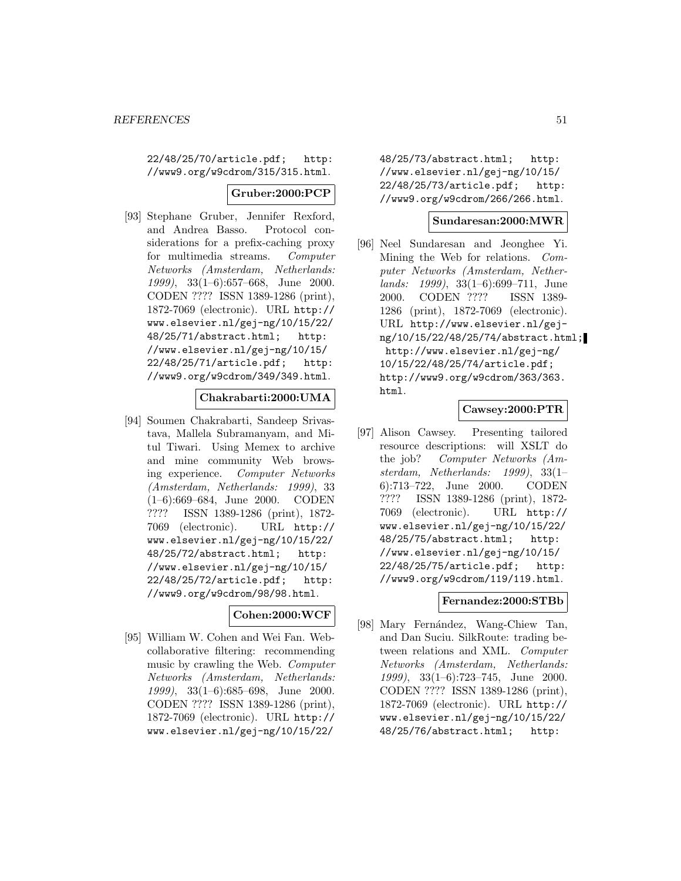22/48/25/70/article.pdf; http://www9.org/w9cdrom/315/315.html.

**Gruber:2000:PCP**

[93] Stephane Gruber, Jennifer Rexford, and Andrea Basso. Protocol considerations for a prefix-caching proxy for multimedia streams. *Computer Networks (Amsterdam, Netherlands: 1999)*, 33(1–6):657–668, June 2000. CODEN ???? ISSN 1389-1286 (print), 1872-7069 (electronic). URL http://www.elsevier.nl/gej-ng/10/15/22/48/25/71/abstract.html; http://www.elsevier.nl/gej-ng/10/15/22/48/25/71/article.pdf; http://www9.org/w9cdrom/349/349.html.

**Chakrabarti:2000:UMA**

[94] Soumen Chakrabarti, Sandeep Srivastava, Mallela Subramanyam, and Mitul Tiwari. Using Memex to archive and mine community Web browsing experience. *Computer Networks (Amsterdam, Netherlands: 1999)*, 33 (1–6):669–684, June 2000. CODEN ???? ISSN 1389-1286 (print), 1872-7069 (electronic). URL http://www.elsevier.nl/gej-ng/10/15/22/48/25/72/abstract.html; http://www.elsevier.nl/gej-ng/10/15/22/48/25/72/article.pdf; http://www9.org/w9cdrom/98/98.html.

**Cohen:2000:WCF**

[95] William W. Cohen and Wei Fan. Web-collaborative filtering: recommending music by crawling the Web. *Computer Networks (Amsterdam, Netherlands: 1999)*, 33(1–6):685–698, June 2000. CODEN ???? ISSN 1389-1286 (print), 1872-7069 (electronic). URL http://www.elsevier.nl/gej-ng/10/15/22/48/25/73/abstract.html; http://www.elsevier.nl/gej-ng/10/15/22/48/25/73/article.pdf; http://www9.org/w9cdrom/266/266.html.

**Sundaresan:2000:MWR**

[96] Neel Sundaresan and Jeonghee Yi. Mining the Web for relations. *Computer Networks (Amsterdam, Netherlands: 1999)*, 33(1–6):699–711, June 2000. CODEN ???? ISSN 1389-1286 (print), 1872-7069 (electronic). URL http://www.elsevier.nl/gej-ng/10/15/22/48/25/74/abstract.html; http://www.elsevier.nl/gej-ng/10/15/22/48/25/74/article.pdf; http://www9.org/w9cdrom/363/363.html.

**Cawsey:2000:PTR**

[97] Alison Cawsey. Presenting tailored resource descriptions: will XSLT do the job? *Computer Networks (Amsterdam, Netherlands: 1999)*, 33(1–6):713–722, June 2000. CODEN ???? ISSN 1389-1286 (print), 1872-7069 (electronic). URL http://www.elsevier.nl/gej-ng/10/15/22/48/25/75/abstract.html; http://www.elsevier.nl/gej-ng/10/15/22/48/25/75/article.pdf; http://www9.org/w9cdrom/119/119.html.

**Fernandez:2000:STBb**

[98] Mary Fernández, Wang-Chiew Tan, and Dan Suciu. SilkRoute: trading between relations and XML. *Computer Networks (Amsterdam, Netherlands: 1999)*, 33(1–6):723–745, June 2000. CODEN ???? ISSN 1389-1286 (print), 1872-7069 (electronic). URL http://www.elsevier.nl/gej-ng/10/15/22/48/25/76/abstract.html; http: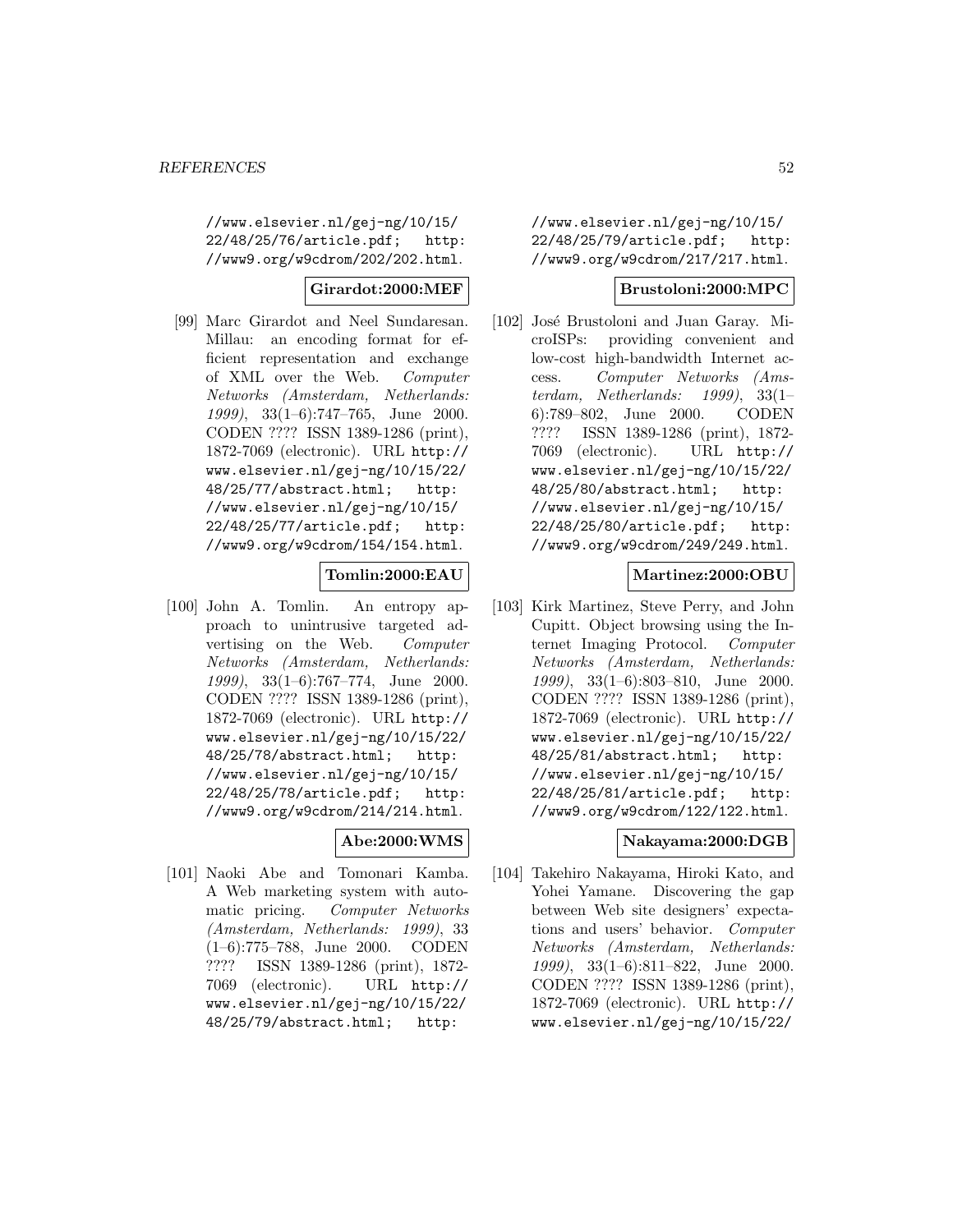//www.elsevier.nl/gej-ng/10/15/22/48/25/76/article.pdf; http://www9.org/w9cdrom/202/202.html.

**Girardot:2000:MEF**

[99] Marc Girardot and Neel Sundaresan. Millau: an encoding format for efficient representation and exchange of XML over the Web. *Computer Networks (Amsterdam, Netherlands: 1999)*, 33(1–6):747–765, June 2000. CODEN ???? ISSN 1389-1286 (print), 1872-7069 (electronic). URL http://www.elsevier.nl/gej-ng/10/15/22/48/25/77/abstract.html; http://www.elsevier.nl/gej-ng/10/15/22/48/25/77/article.pdf; http://www9.org/w9cdrom/154/154.html.

**Tomlin:2000:EAU**

[100] John A. Tomlin. An entropy approach to unintrusive targeted advertising on the Web. *Computer Networks (Amsterdam, Netherlands: 1999)*, 33(1–6):767–774, June 2000. CODEN ???? ISSN 1389-1286 (print), 1872-7069 (electronic). URL http://www.elsevier.nl/gej-ng/10/15/22/48/25/78/abstract.html; http://www.elsevier.nl/gej-ng/10/15/22/48/25/78/article.pdf; http://www9.org/w9cdrom/214/214.html.

**Abe:2000:WMS**

[101] Naoki Abe and Tomonari Kamba. A Web marketing system with automatic pricing. *Computer Networks (Amsterdam, Netherlands: 1999)*, 33 (1–6):775–788, June 2000. CODEN ???? ISSN 1389-1286 (print), 1872-7069 (electronic). URL http://www.elsevier.nl/gej-ng/10/15/22/48/25/79/abstract.html; http://www.elsevier.nl/gej-ng/10/15/22/48/25/79/article.pdf; http://www9.org/w9cdrom/217/217.html.

**Brustoloni:2000:MPC**

[102] José Brustoloni and Juan Garay. MicroISPs: providing convenient and low-cost high-bandwidth Internet access. *Computer Networks (Amsterdam, Netherlands: 1999)*, 33(1–6):789–802, June 2000. CODEN ???? ISSN 1389-1286 (print), 1872-7069 (electronic). URL http://www.elsevier.nl/gej-ng/10/15/22/48/25/80/abstract.html; http://www.elsevier.nl/gej-ng/10/15/22/48/25/80/article.pdf; http://www9.org/w9cdrom/249/249.html.

**Martinez:2000:OBU**

[103] Kirk Martinez, Steve Perry, and John Cupitt. Object browsing using the Internet Imaging Protocol. *Computer Networks (Amsterdam, Netherlands: 1999)*, 33(1–6):803–810, June 2000. CODEN ???? ISSN 1389-1286 (print), 1872-7069 (electronic). URL http://www.elsevier.nl/gej-ng/10/15/22/48/25/81/abstract.html; http://www.elsevier.nl/gej-ng/10/15/22/48/25/81/article.pdf; http://www9.org/w9cdrom/122/122.html.

**Nakayama:2000:DGB**

[104] Takehiro Nakayama, Hiroki Kato, and Yohei Yamane. Discovering the gap between Web site designers' expectations and users' behavior. *Computer Networks (Amsterdam, Netherlands: 1999)*, 33(1–6):811–822, June 2000. CODEN ???? ISSN 1389-1286 (print), 1872-7069 (electronic). URL http://www.elsevier.nl/gej-ng/10/15/22/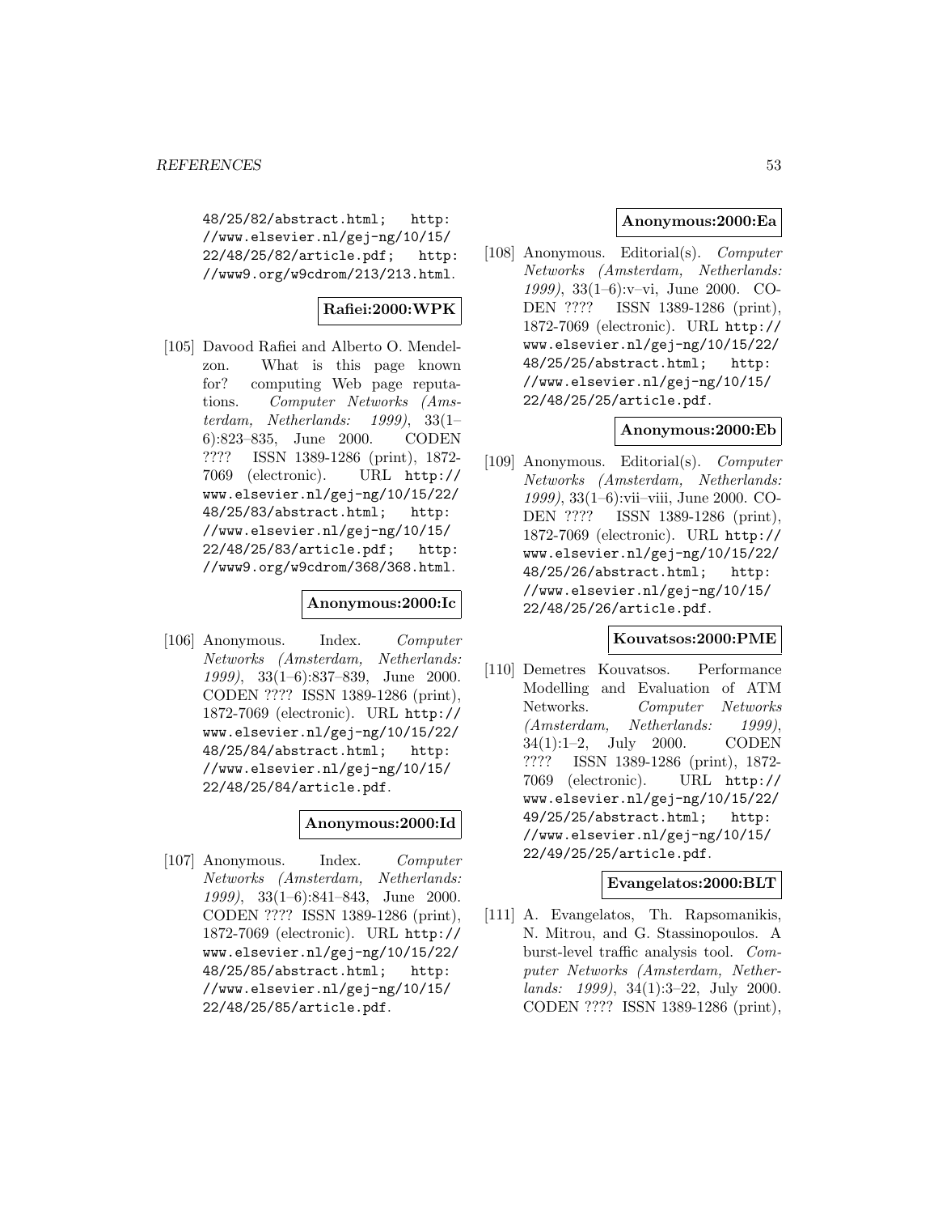48/25/82/abstract.html; http://www.elsevier.nl/gej-ng/10/15/22/48/25/82/article.pdf; http://www9.org/w9cdrom/213/213.html.

**Rafiei:2000:WPK**

[105] Davood Rafiei and Alberto O. Mendelzon. What is this page known for? computing Web page reputations. *Computer Networks (Amsterdam, Netherlands: 1999)*, 33(1–6):823–835, June 2000. CODEN ???? ISSN 1389-1286 (print), 1872-7069 (electronic). URL http://www.elsevier.nl/gej-ng/10/15/22/48/25/83/abstract.html; http://www.elsevier.nl/gej-ng/10/15/22/48/25/83/article.pdf; http://www9.org/w9cdrom/368/368.html.

**Anonymous:2000:Ic**

[106] Anonymous. Index. *Computer Networks (Amsterdam, Netherlands: 1999)*, 33(1–6):837–839, June 2000. CODEN ???? ISSN 1389-1286 (print), 1872-7069 (electronic). URL http://www.elsevier.nl/gej-ng/10/15/22/48/25/84/abstract.html; http://www.elsevier.nl/gej-ng/10/15/22/48/25/84/article.pdf.

**Anonymous:2000:Id**

[107] Anonymous. Index. *Computer Networks (Amsterdam, Netherlands: 1999)*, 33(1–6):841–843, June 2000. CODEN ???? ISSN 1389-1286 (print), 1872-7069 (electronic). URL http://www.elsevier.nl/gej-ng/10/15/22/48/25/85/abstract.html; http://www.elsevier.nl/gej-ng/10/15/22/48/25/85/article.pdf.

**Anonymous:2000:Ea**

[108] Anonymous. Editorial(s). *Computer Networks (Amsterdam, Netherlands: 1999)*, 33(1–6):v–vi, June 2000. CODEN ???? ISSN 1389-1286 (print), 1872-7069 (electronic). URL http://www.elsevier.nl/gej-ng/10/15/22/48/25/25/abstract.html; http://www.elsevier.nl/gej-ng/10/15/22/48/25/25/article.pdf.

**Anonymous:2000:Eb**

[109] Anonymous. Editorial(s). *Computer Networks (Amsterdam, Netherlands: 1999)*, 33(1–6):vii–viii, June 2000. CODEN ???? ISSN 1389-1286 (print), 1872-7069 (electronic). URL http://www.elsevier.nl/gej-ng/10/15/22/48/25/26/abstract.html; http://www.elsevier.nl/gej-ng/10/15/22/48/25/26/article.pdf.

**Kouvatsos:2000:PME**

[110] Demetres Kouvatsos. Performance Modelling and Evaluation of ATM Networks. *Computer Networks (Amsterdam, Netherlands: 1999)*, 34(1):1–2, July 2000. CODEN ???? ISSN 1389-1286 (print), 1872-7069 (electronic). URL http://www.elsevier.nl/gej-ng/10/15/22/49/25/25/abstract.html; http://www.elsevier.nl/gej-ng/10/15/22/49/25/25/article.pdf.

**Evangelatos:2000:BLT**

[111] A. Evangelatos, Th. Rapsomanikis, N. Mitrou, and G. Stassinopoulos. A burst-level traffic analysis tool. *Computer Networks (Amsterdam, Netherlands: 1999)*, 34(1):3–22, July 2000. CODEN ???? ISSN 1389-1286 (print),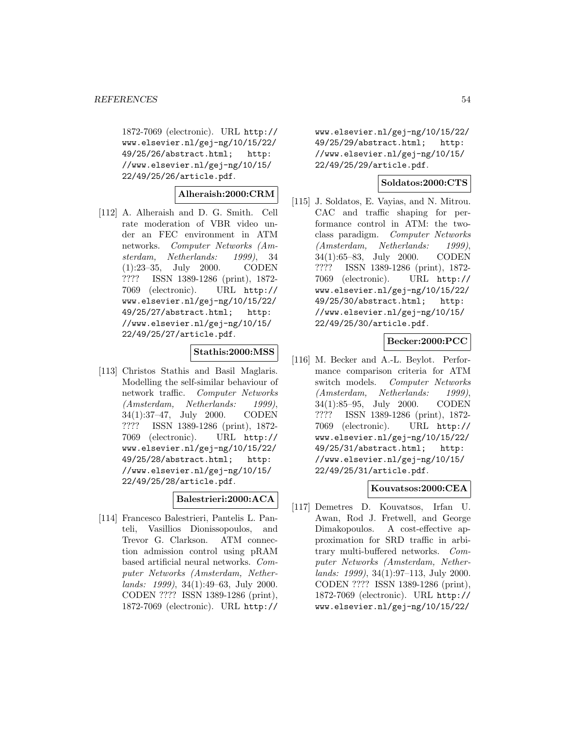1872-7069 (electronic). URL http://www.elsevier.nl/gej-ng/10/15/22/49/25/26/abstract.html; http://www.elsevier.nl/gej-ng/10/15/22/49/25/26/article.pdf.

**Alheraish:2000:CRM**

[112] A. Alheraish and D. G. Smith. Cell rate moderation of VBR video under an FEC environment in ATM networks. *Computer Networks (Amsterdam, Netherlands: 1999)*, 34 (1):23–35, July 2000. CODEN ???? ISSN 1389-1286 (print), 1872-7069 (electronic). URL http://www.elsevier.nl/gej-ng/10/15/22/49/25/27/abstract.html; http://www.elsevier.nl/gej-ng/10/15/22/49/25/27/article.pdf.

**Stathis:2000:MSS**

[113] Christos Stathis and Basil Maglaris. Modelling the self-similar behaviour of network traffic. *Computer Networks (Amsterdam, Netherlands: 1999)*, 34(1):37–47, July 2000. CODEN ???? ISSN 1389-1286 (print), 1872-7069 (electronic). URL http://www.elsevier.nl/gej-ng/10/15/22/49/25/28/abstract.html; http://www.elsevier.nl/gej-ng/10/15/22/49/25/28/article.pdf.

**Balestrieri:2000:ACA**

[114] Francesco Balestrieri, Pantelis L. Panteli, Vasillios Dionissopoulos, and Trevor G. Clarkson. ATM connection admission control using pRAM based artificial neural networks. *Computer Networks (Amsterdam, Netherlands: 1999)*, 34(1):49–63, July 2000. CODEN ???? ISSN 1389-1286 (print), 1872-7069 (electronic). URL http://www.elsevier.nl/gej-ng/10/15/22/49/25/29/abstract.html; http://www.elsevier.nl/gej-ng/10/15/22/49/25/29/article.pdf.

**Soldatos:2000:CTS**

[115] J. Soldatos, E. Vayias, and N. Mitrou. CAC and traffic shaping for performance control in ATM: the two-class paradigm. *Computer Networks (Amsterdam, Netherlands: 1999)*, 34(1):65–83, July 2000. CODEN ???? ISSN 1389-1286 (print), 1872-7069 (electronic). URL http://www.elsevier.nl/gej-ng/10/15/22/49/25/30/abstract.html; http://www.elsevier.nl/gej-ng/10/15/22/49/25/30/article.pdf.

**Becker:2000:PCC**

[116] M. Becker and A.-L. Beylot. Performance comparison criteria for ATM switch models. *Computer Networks (Amsterdam, Netherlands: 1999)*, 34(1):85–95, July 2000. CODEN ???? ISSN 1389-1286 (print), 1872-7069 (electronic). URL http://www.elsevier.nl/gej-ng/10/15/22/49/25/31/abstract.html; http://www.elsevier.nl/gej-ng/10/15/22/49/25/31/article.pdf.

**Kouvatsos:2000:CEA**

[117] Demetres D. Kouvatsos, Irfan U. Awan, Rod J. Fretwell, and George Dimakopoulos. A cost-effective approximation for SRD traffic in arbitrary multi-buffered networks. *Computer Networks (Amsterdam, Netherlands: 1999)*, 34(1):97–113, July 2000. CODEN ???? ISSN 1389-1286 (print), 1872-7069 (electronic). URL http://www.elsevier.nl/gej-ng/10/15/22/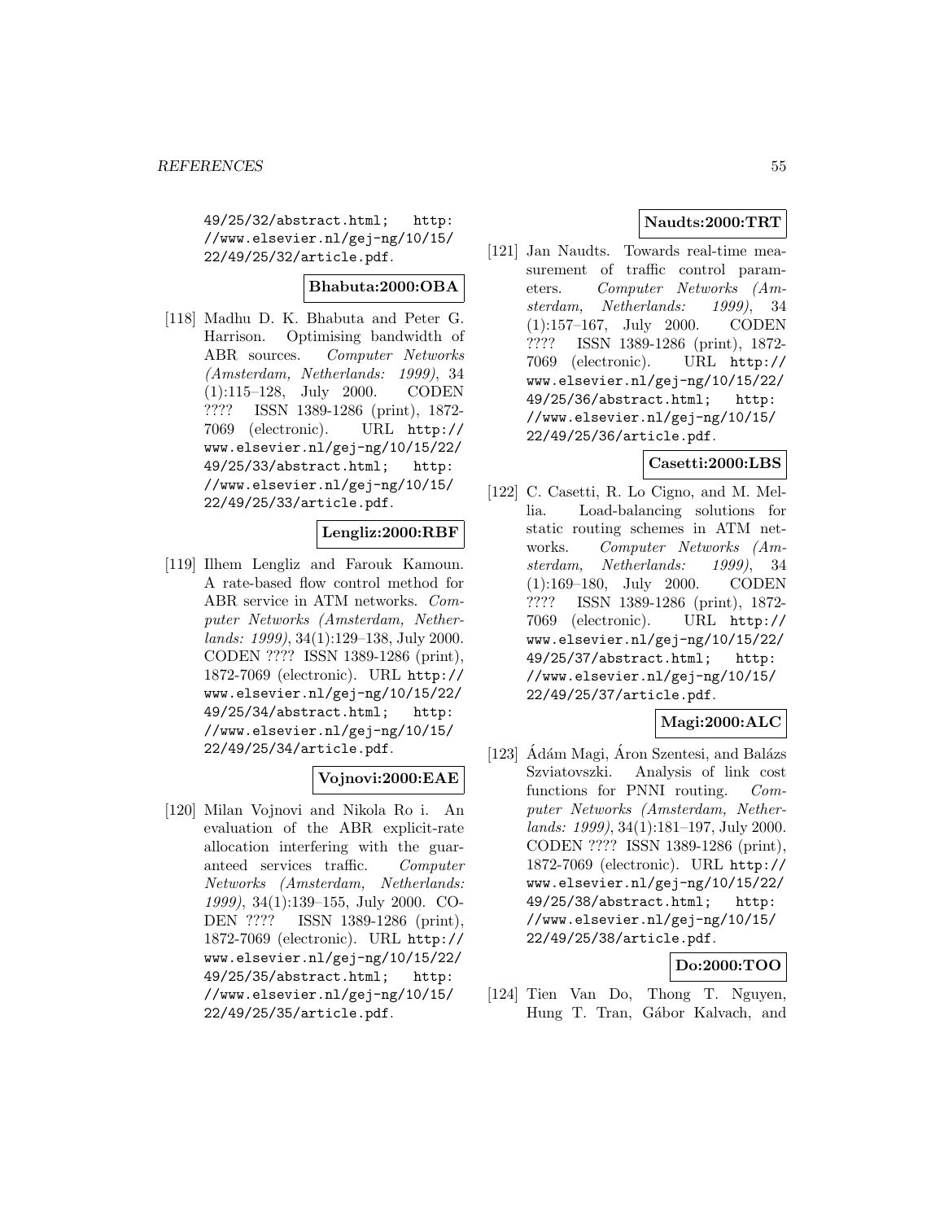49/25/32/abstract.html; http://www.elsevier.nl/gej-ng/10/15/22/49/25/32/article.pdf.

**Bhabuta:2000:OBA**

[118] Madhu D. K. Bhabuta and Peter G. Harrison. Optimising bandwidth of ABR sources. *Computer Networks (Amsterdam, Netherlands: 1999)*, 34 (1):115–128, July 2000. CODEN ???? ISSN 1389-1286 (print), 1872-7069 (electronic). URL http://www.elsevier.nl/gej-ng/10/15/22/49/25/33/abstract.html; http://www.elsevier.nl/gej-ng/10/15/22/49/25/33/article.pdf.

**Lengliz:2000:RBF**

[119] Ilhem Lengliz and Farouk Kamoun. A rate-based flow control method for ABR service in ATM networks. *Computer Networks (Amsterdam, Netherlands: 1999)*, 34(1):129–138, July 2000. CODEN ???? ISSN 1389-1286 (print), 1872-7069 (electronic). URL http://www.elsevier.nl/gej-ng/10/15/22/49/25/34/abstract.html; http://www.elsevier.nl/gej-ng/10/15/22/49/25/34/article.pdf.

**Vojnovi:2000:EAE**

[120] Milan Vojnovi and Nikola Ro i. An evaluation of the ABR explicit-rate allocation interfering with the guaranteed services traffic. *Computer Networks (Amsterdam, Netherlands: 1999)*, 34(1):139–155, July 2000. CODEN ???? ISSN 1389-1286 (print), 1872-7069 (electronic). URL http://www.elsevier.nl/gej-ng/10/15/22/49/25/35/abstract.html; http://www.elsevier.nl/gej-ng/10/15/22/49/25/35/article.pdf.

**Naudts:2000:TRT**

[121] Jan Naudts. Towards real-time measurement of traffic control parameters. *Computer Networks (Amsterdam, Netherlands: 1999)*, 34 (1):157–167, July 2000. CODEN ???? ISSN 1389-1286 (print), 1872-7069 (electronic). URL http://www.elsevier.nl/gej-ng/10/15/22/49/25/36/abstract.html; http://www.elsevier.nl/gej-ng/10/15/22/49/25/36/article.pdf.

**Casetti:2000:LBS**

[122] C. Casetti, R. Lo Cigno, and M. Mellia. Load-balancing solutions for static routing schemes in ATM networks. *Computer Networks (Amsterdam, Netherlands: 1999)*, 34 (1):169–180, July 2000. CODEN ???? ISSN 1389-1286 (print), 1872-7069 (electronic). URL http://www.elsevier.nl/gej-ng/10/15/22/49/25/37/abstract.html; http://www.elsevier.nl/gej-ng/10/15/22/49/25/37/article.pdf.

**Magi:2000:ALC**

[123] Ádám Magi, Áron Szentesi, and Balázs Szviatovszki. Analysis of link cost functions for PNNI routing. *Computer Networks (Amsterdam, Netherlands: 1999)*, 34(1):181–197, July 2000. CODEN ???? ISSN 1389-1286 (print), 1872-7069 (electronic). URL http://www.elsevier.nl/gej-ng/10/15/22/49/25/38/abstract.html; http://www.elsevier.nl/gej-ng/10/15/22/49/25/38/article.pdf.

**Do:2000:TOO**

[124] Tien Van Do, Thong T. Nguyen, Hung T. Tran, Gábor Kalvach, and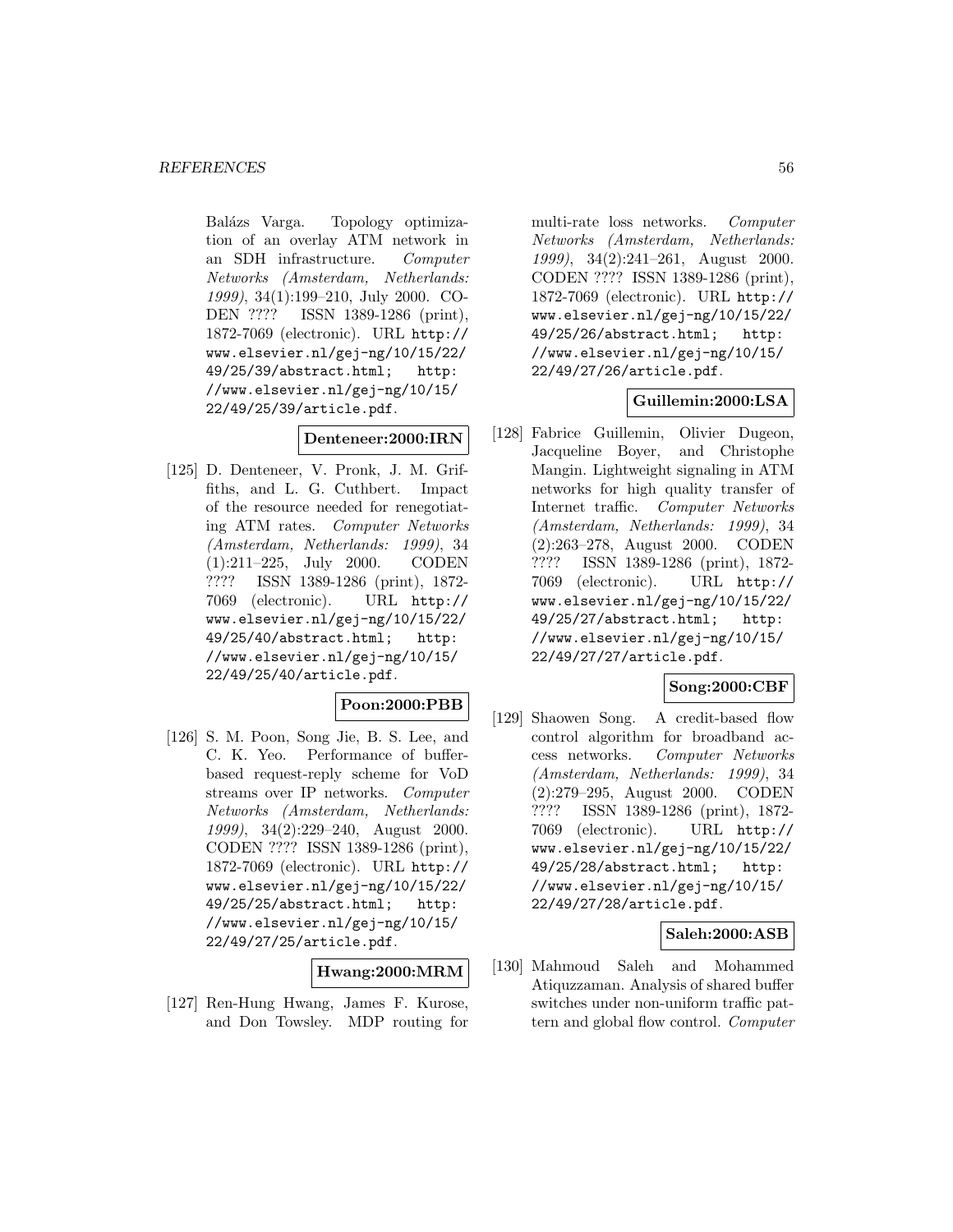Balázs Varga. Topology optimization of an overlay ATM network in an SDH infrastructure. *Computer Networks (Amsterdam, Netherlands: 1999)*, 34(1):199–210, July 2000. CODEN ???? ISSN 1389-1286 (print), 1872-7069 (electronic). URL http://www.elsevier.nl/gej-ng/10/15/22/49/25/39/abstract.html; http://www.elsevier.nl/gej-ng/10/15/22/49/25/39/article.pdf.

**Denteneer:2000:IRN**

[125] D. Denteneer, V. Pronk, J. M. Griffiths, and L. G. Cuthbert. Impact of the resource needed for renegotiating ATM rates. *Computer Networks (Amsterdam, Netherlands: 1999)*, 34 (1):211–225, July 2000. CODEN ???? ISSN 1389-1286 (print), 1872-7069 (electronic). URL http://www.elsevier.nl/gej-ng/10/15/22/49/25/40/abstract.html; http://www.elsevier.nl/gej-ng/10/15/22/49/25/40/article.pdf.

**Poon:2000:PBB**

[126] S. M. Poon, Song Jie, B. S. Lee, and C. K. Yeo. Performance of buffer-based request-reply scheme for VoD streams over IP networks. *Computer Networks (Amsterdam, Netherlands: 1999)*, 34(2):229–240, August 2000. CODEN ???? ISSN 1389-1286 (print), 1872-7069 (electronic). URL http://www.elsevier.nl/gej-ng/10/15/22/49/25/25/abstract.html; http://www.elsevier.nl/gej-ng/10/15/22/49/27/25/article.pdf.

**Hwang:2000:MRM**

[127] Ren-Hung Hwang, James F. Kurose, and Don Towsley. MDP routing for multi-rate loss networks. *Computer Networks (Amsterdam, Netherlands: 1999)*, 34(2):241–261, August 2000. CODEN ???? ISSN 1389-1286 (print), 1872-7069 (electronic). URL http://www.elsevier.nl/gej-ng/10/15/22/49/25/26/abstract.html; http://www.elsevier.nl/gej-ng/10/15/22/49/27/26/article.pdf.

**Guillemin:2000:LSA**

[128] Fabrice Guillemin, Olivier Dugeon, Jacqueline Boyer, and Christophe Mangin. Lightweight signaling in ATM networks for high quality transfer of Internet traffic. *Computer Networks (Amsterdam, Netherlands: 1999)*, 34 (2):263–278, August 2000. CODEN ???? ISSN 1389-1286 (print), 1872-7069 (electronic). URL http://www.elsevier.nl/gej-ng/10/15/22/49/25/27/abstract.html; http://www.elsevier.nl/gej-ng/10/15/22/49/27/27/article.pdf.

**Song:2000:CBF**

[129] Shaowen Song. A credit-based flow control algorithm for broadband access networks. *Computer Networks (Amsterdam, Netherlands: 1999)*, 34 (2):279–295, August 2000. CODEN ???? ISSN 1389-1286 (print), 1872-7069 (electronic). URL http://www.elsevier.nl/gej-ng/10/15/22/49/25/28/abstract.html; http://www.elsevier.nl/gej-ng/10/15/22/49/27/28/article.pdf.

**Saleh:2000:ASB**

[130] Mahmoud Saleh and Mohammed Atiquzzaman. Analysis of shared buffer switches under non-uniform traffic pattern and global flow control. *Computer*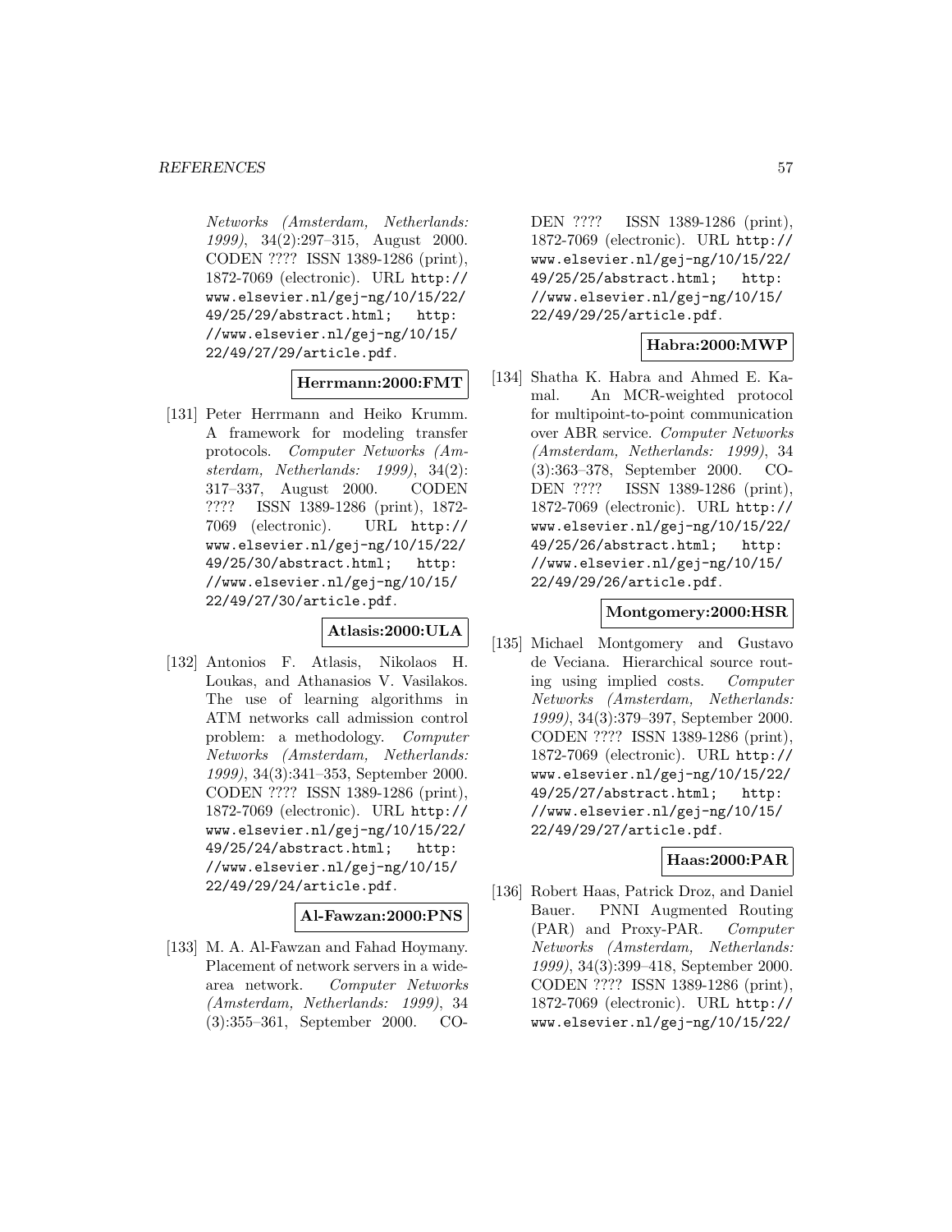*Networks (Amsterdam, Netherlands: 1999)*, 34(2):297–315, August 2000. CODEN ???? ISSN 1389-1286 (print), 1872-7069 (electronic). URL http://www.elsevier.nl/gej-ng/10/15/22/49/25/29/abstract.html; http://www.elsevier.nl/gej-ng/10/15/22/49/27/29/article.pdf.

**Herrmann:2000:FMT**

[131] Peter Herrmann and Heiko Krumm. A framework for modeling transfer protocols. *Computer Networks (Amsterdam, Netherlands: 1999)*, 34(2): 317–337, August 2000. CODEN ???? ISSN 1389-1286 (print), 1872-7069 (electronic). URL http://www.elsevier.nl/gej-ng/10/15/22/49/25/30/abstract.html; http://www.elsevier.nl/gej-ng/10/15/22/49/27/30/article.pdf.

**Atlasis:2000:ULA**

[132] Antonios F. Atlasis, Nikolaos H. Loukas, and Athanasios V. Vasilakos. The use of learning algorithms in ATM networks call admission control problem: a methodology. *Computer Networks (Amsterdam, Netherlands: 1999)*, 34(3):341–353, September 2000. CODEN ???? ISSN 1389-1286 (print), 1872-7069 (electronic). URL http://www.elsevier.nl/gej-ng/10/15/22/49/25/24/abstract.html; http://www.elsevier.nl/gej-ng/10/15/22/49/29/24/article.pdf.

**Al-Fawzan:2000:PNS**

[133] M. A. Al-Fawzan and Fahad Hoymany. Placement of network servers in a wide-area network. *Computer Networks (Amsterdam, Netherlands: 1999)*, 34 (3):355–361, September 2000. CODEN ???? ISSN 1389-1286 (print), 1872-7069 (electronic). URL http://www.elsevier.nl/gej-ng/10/15/22/49/25/25/abstract.html; http://www.elsevier.nl/gej-ng/10/15/22/49/29/25/article.pdf.

**Habra:2000:MWP**

[134] Shatha K. Habra and Ahmed E. Kamal. An MCR-weighted protocol for multipoint-to-point communication over ABR service. *Computer Networks (Amsterdam, Netherlands: 1999)*, 34 (3):363–378, September 2000. CODEN ???? ISSN 1389-1286 (print), 1872-7069 (electronic). URL http://www.elsevier.nl/gej-ng/10/15/22/49/25/26/abstract.html; http://www.elsevier.nl/gej-ng/10/15/22/49/29/26/article.pdf.

**Montgomery:2000:HSR**

[135] Michael Montgomery and Gustavo de Veciana. Hierarchical source routing using implied costs. *Computer Networks (Amsterdam, Netherlands: 1999)*, 34(3):379–397, September 2000. CODEN ???? ISSN 1389-1286 (print), 1872-7069 (electronic). URL http://www.elsevier.nl/gej-ng/10/15/22/49/25/27/abstract.html; http://www.elsevier.nl/gej-ng/10/15/22/49/29/27/article.pdf.

**Haas:2000:PAR**

[136] Robert Haas, Patrick Droz, and Daniel Bauer. PNNI Augmented Routing (PAR) and Proxy-PAR. *Computer Networks (Amsterdam, Netherlands: 1999)*, 34(3):399–418, September 2000. CODEN ???? ISSN 1389-1286 (print), 1872-7069 (electronic). URL http://www.elsevier.nl/gej-ng/10/15/22/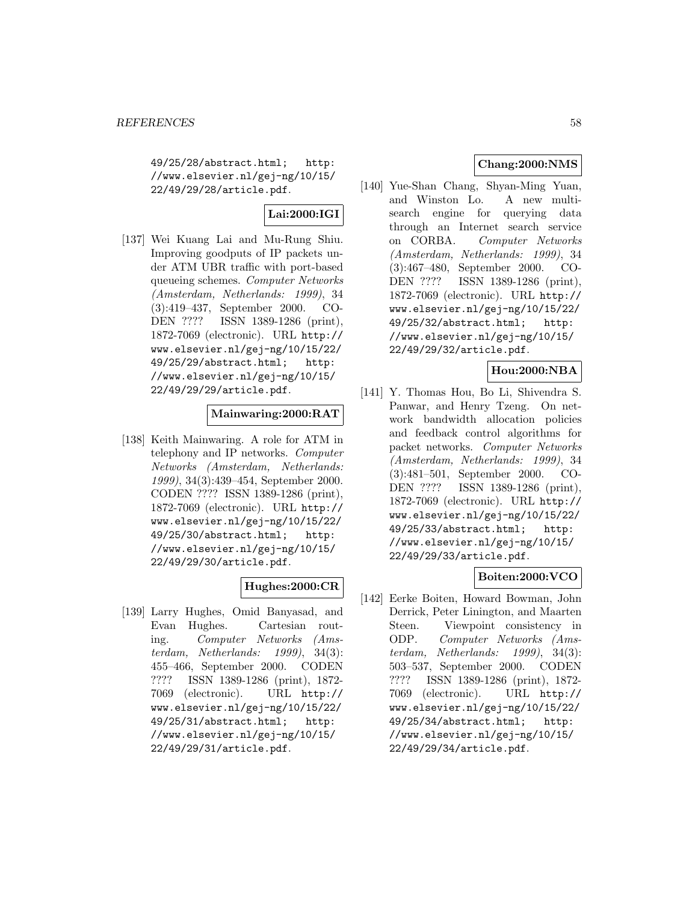49/25/28/abstract.html; http://www.elsevier.nl/gej-ng/10/15/22/49/29/28/article.pdf.

**Lai:2000:IGI**

[137] Wei Kuang Lai and Mu-Rung Shiu. Improving goodputs of IP packets under ATM UBR traffic with port-based queueing schemes. *Computer Networks (Amsterdam, Netherlands: 1999)*, 34 (3):419–437, September 2000. CODEN ???? ISSN 1389-1286 (print), 1872-7069 (electronic). URL http://www.elsevier.nl/gej-ng/10/15/22/49/25/29/abstract.html; http://www.elsevier.nl/gej-ng/10/15/22/49/29/29/article.pdf.

**Mainwaring:2000:RAT**

[138] Keith Mainwaring. A role for ATM in telephony and IP networks. *Computer Networks (Amsterdam, Netherlands: 1999)*, 34(3):439–454, September 2000. CODEN ???? ISSN 1389-1286 (print), 1872-7069 (electronic). URL http://www.elsevier.nl/gej-ng/10/15/22/49/25/30/abstract.html; http://www.elsevier.nl/gej-ng/10/15/22/49/29/30/article.pdf.

**Hughes:2000:CR**

[139] Larry Hughes, Omid Banyasad, and Evan Hughes. Cartesian routing. *Computer Networks (Amsterdam, Netherlands: 1999)*, 34(3): 455–466, September 2000. CODEN ???? ISSN 1389-1286 (print), 1872-7069 (electronic). URL http://www.elsevier.nl/gej-ng/10/15/22/49/25/31/abstract.html; http://www.elsevier.nl/gej-ng/10/15/22/49/29/31/article.pdf.

**Chang:2000:NMS**

[140] Yue-Shan Chang, Shyan-Ming Yuan, and Winston Lo. A new multi-search engine for querying data through an Internet search service on CORBA. *Computer Networks (Amsterdam, Netherlands: 1999)*, 34 (3):467–480, September 2000. CODEN ???? ISSN 1389-1286 (print), 1872-7069 (electronic). URL http://www.elsevier.nl/gej-ng/10/15/22/49/25/32/abstract.html; http://www.elsevier.nl/gej-ng/10/15/22/49/29/32/article.pdf.

**Hou:2000:NBA**

[141] Y. Thomas Hou, Bo Li, Shivendra S. Panwar, and Henry Tzeng. On network bandwidth allocation policies and feedback control algorithms for packet networks. *Computer Networks (Amsterdam, Netherlands: 1999)*, 34 (3):481–501, September 2000. CODEN ???? ISSN 1389-1286 (print), 1872-7069 (electronic). URL http://www.elsevier.nl/gej-ng/10/15/22/49/25/33/abstract.html; http://www.elsevier.nl/gej-ng/10/15/22/49/29/33/article.pdf.

**Boiten:2000:VCO**

[142] Eerke Boiten, Howard Bowman, John Derrick, Peter Linington, and Maarten Steen. Viewpoint consistency in ODP. *Computer Networks (Amsterdam, Netherlands: 1999)*, 34(3): 503–537, September 2000. CODEN ???? ISSN 1389-1286 (print), 1872-7069 (electronic). URL http://www.elsevier.nl/gej-ng/10/15/22/49/25/34/abstract.html; http://www.elsevier.nl/gej-ng/10/15/22/49/29/34/article.pdf.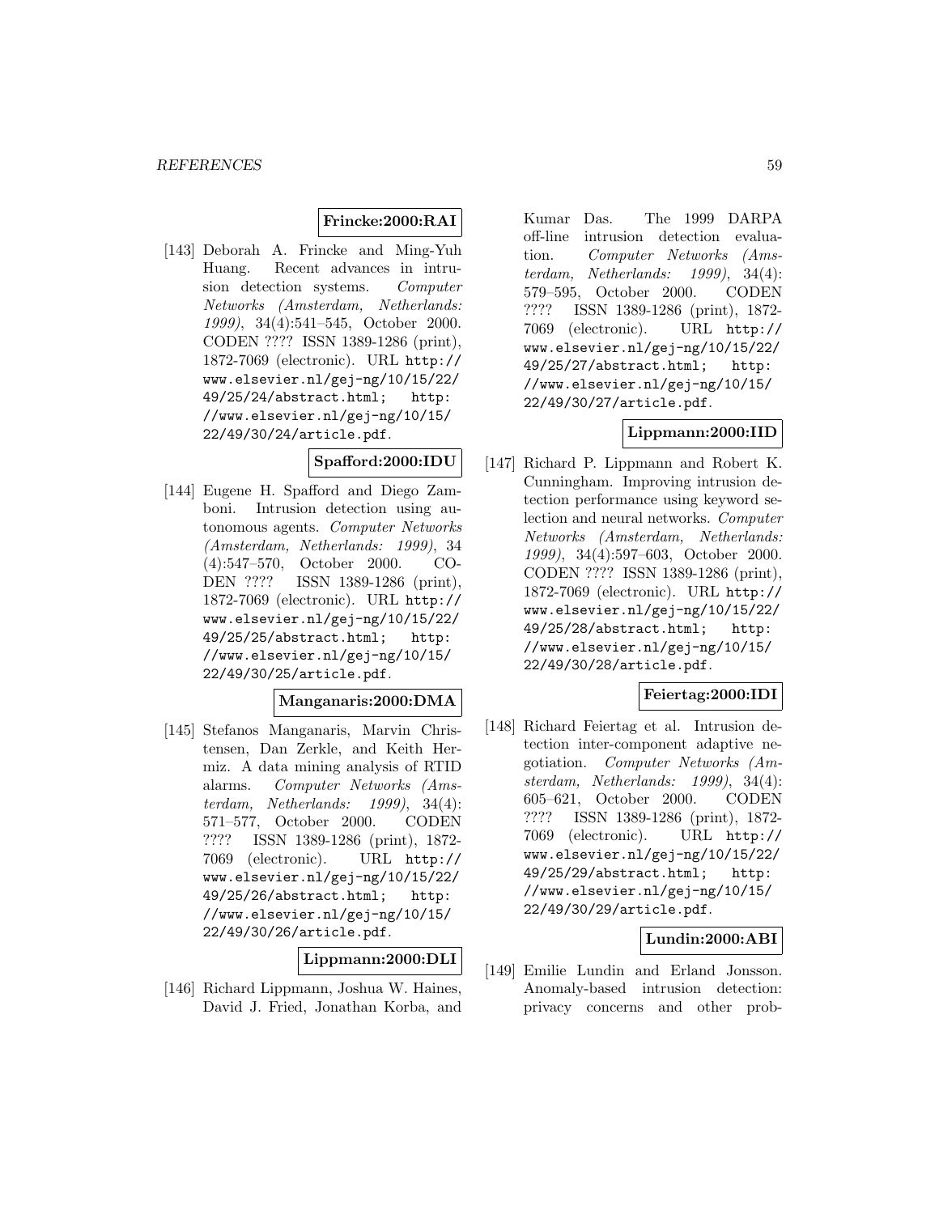**Frincke:2000:RAI**

[143] Deborah A. Frincke and Ming-Yuh Huang. Recent advances in intrusion detection systems. *Computer Networks (Amsterdam, Netherlands: 1999)*, 34(4):541–545, October 2000. CODEN ???? ISSN 1389-1286 (print), 1872-7069 (electronic). URL `http://www.elsevier.nl/gej-ng/10/15/22/49/25/24/abstract.html`; `http://www.elsevier.nl/gej-ng/10/15/22/49/30/24/article.pdf`.

**Spafford:2000:IDU**

[144] Eugene H. Spafford and Diego Zamboni. Intrusion detection using autonomous agents. *Computer Networks (Amsterdam, Netherlands: 1999)*, 34(4):547–570, October 2000. CODEN ???? ISSN 1389-1286 (print), 1872-7069 (electronic). URL `http://www.elsevier.nl/gej-ng/10/15/22/49/25/25/abstract.html`; `http://www.elsevier.nl/gej-ng/10/15/22/49/30/25/article.pdf`.

**Manganaris:2000:DMA**

[145] Stefanos Manganaris, Marvin Christensen, Dan Zerkle, and Keith Hermiz. A data mining analysis of RTID alarms. *Computer Networks (Amsterdam, Netherlands: 1999)*, 34(4):571–577, October 2000. CODEN ???? ISSN 1389-1286 (print), 1872-7069 (electronic). URL `http://www.elsevier.nl/gej-ng/10/15/22/49/25/26/abstract.html`; `http://www.elsevier.nl/gej-ng/10/15/22/49/30/26/article.pdf`.

**Lippmann:2000:DLI**

[146] Richard Lippmann, Joshua W. Haines, David J. Fried, Jonathan Korba, and Kumar Das. The 1999 DARPA off-line intrusion detection evaluation. *Computer Networks (Amsterdam, Netherlands: 1999)*, 34(4):579–595, October 2000. CODEN ???? ISSN 1389-1286 (print), 1872-7069 (electronic). URL `http://www.elsevier.nl/gej-ng/10/15/22/49/25/27/abstract.html`; `http://www.elsevier.nl/gej-ng/10/15/22/49/30/27/article.pdf`.

**Lippmann:2000:IID**

[147] Richard P. Lippmann and Robert K. Cunningham. Improving intrusion detection performance using keyword selection and neural networks. *Computer Networks (Amsterdam, Netherlands: 1999)*, 34(4):597–603, October 2000. CODEN ???? ISSN 1389-1286 (print), 1872-7069 (electronic). URL `http://www.elsevier.nl/gej-ng/10/15/22/49/25/28/abstract.html`; `http://www.elsevier.nl/gej-ng/10/15/22/49/30/28/article.pdf`.

**Feiertag:2000:IDI**

[148] Richard Feiertag et al. Intrusion detection inter-component adaptive negotiation. *Computer Networks (Amsterdam, Netherlands: 1999)*, 34(4):605–621, October 2000. CODEN ???? ISSN 1389-1286 (print), 1872-7069 (electronic). URL `http://www.elsevier.nl/gej-ng/10/15/22/49/25/29/abstract.html`; `http://www.elsevier.nl/gej-ng/10/15/22/49/30/29/article.pdf`.

**Lundin:2000:ABI**

[149] Emilie Lundin and Erland Jonsson. Anomaly-based intrusion detection: privacy concerns and other prob-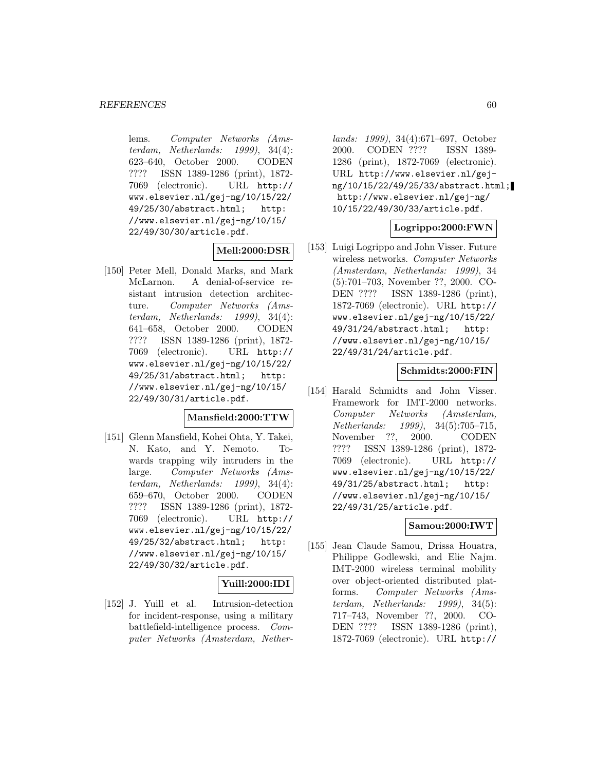lems. *Computer Networks (Amsterdam, Netherlands: 1999)*, 34(4): 623–640, October 2000. CODEN ???? ISSN 1389-1286 (print), 1872-7069 (electronic). URL http://www.elsevier.nl/gej-ng/10/15/22/49/25/30/abstract.html; http://www.elsevier.nl/gej-ng/10/15/22/49/30/30/article.pdf.

**Mell:2000:DSR**

[150] Peter Mell, Donald Marks, and Mark McLarnon. A denial-of-service resistant intrusion detection architecture. *Computer Networks (Amsterdam, Netherlands: 1999)*, 34(4): 641–658, October 2000. CODEN ???? ISSN 1389-1286 (print), 1872-7069 (electronic). URL http://www.elsevier.nl/gej-ng/10/15/22/49/25/31/abstract.html; http://www.elsevier.nl/gej-ng/10/15/22/49/30/31/article.pdf.

**Mansfield:2000:TTW**

[151] Glenn Mansfield, Kohei Ohta, Y. Takei, N. Kato, and Y. Nemoto. Towards trapping wily intruders in the large. *Computer Networks (Amsterdam, Netherlands: 1999)*, 34(4): 659–670, October 2000. CODEN ???? ISSN 1389-1286 (print), 1872-7069 (electronic). URL http://www.elsevier.nl/gej-ng/10/15/22/49/25/32/abstract.html; http://www.elsevier.nl/gej-ng/10/15/22/49/30/32/article.pdf.

**Yuill:2000:IDI**

[152] J. Yuill et al. Intrusion-detection for incident-response, using a military battlefield-intelligence process. *Computer Networks (Amsterdam, Netherlands: 1999)*, 34(4):671–697, October 2000. CODEN ???? ISSN 1389-1286 (print), 1872-7069 (electronic). URL http://www.elsevier.nl/gej-ng/10/15/22/49/25/33/abstract.html; http://www.elsevier.nl/gej-ng/10/15/22/49/30/33/article.pdf.

**Logrippo:2000:FWN**

[153] Luigi Logrippo and John Visser. Future wireless networks. *Computer Networks (Amsterdam, Netherlands: 1999)*, 34 (5):701–703, November ??, 2000. CODEN ???? ISSN 1389-1286 (print), 1872-7069 (electronic). URL http://www.elsevier.nl/gej-ng/10/15/22/49/31/24/abstract.html; http://www.elsevier.nl/gej-ng/10/15/22/49/31/24/article.pdf.

**Schmidts:2000:FIN**

[154] Harald Schmidts and John Visser. Framework for IMT-2000 networks. *Computer Networks (Amsterdam, Netherlands: 1999)*, 34(5):705–715, November ??, 2000. CODEN ???? ISSN 1389-1286 (print), 1872-7069 (electronic). URL http://www.elsevier.nl/gej-ng/10/15/22/49/31/25/abstract.html; http://www.elsevier.nl/gej-ng/10/15/22/49/31/25/article.pdf.

**Samou:2000:IWT**

[155] Jean Claude Samou, Drissa Houatra, Philippe Godlewski, and Elie Najm. IMT-2000 wireless terminal mobility over object-oriented distributed platforms. *Computer Networks (Amsterdam, Netherlands: 1999)*, 34(5): 717–743, November ??, 2000. CODEN ???? ISSN 1389-1286 (print), 1872-7069 (electronic). URL http://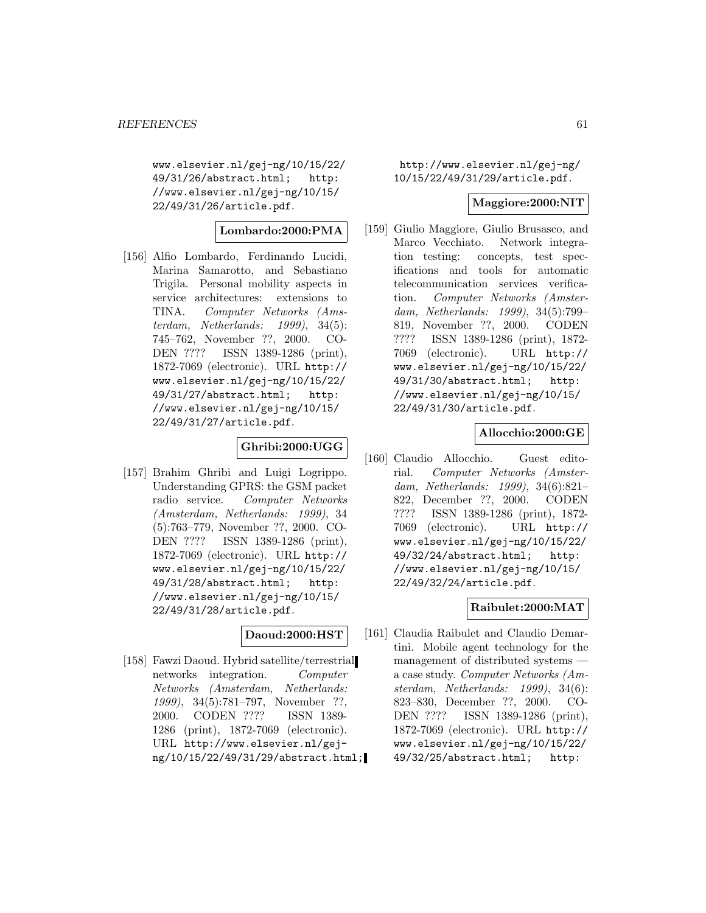www.elsevier.nl/gej-ng/10/15/22/49/31/26/abstract.html; http://www.elsevier.nl/gej-ng/10/15/22/49/31/26/article.pdf.

**Lombardo:2000:PMA**

[156] Alfio Lombardo, Ferdinando Lucidi, Marina Samarotto, and Sebastiano Trigila. Personal mobility aspects in service architectures: extensions to TINA. *Computer Networks (Amsterdam, Netherlands: 1999)*, 34(5): 745–762, November ??, 2000. CODEN ???? ISSN 1389-1286 (print), 1872-7069 (electronic). URL http://www.elsevier.nl/gej-ng/10/15/22/49/31/27/abstract.html; http://www.elsevier.nl/gej-ng/10/15/22/49/31/27/article.pdf.

**Ghribi:2000:UGG**

[157] Brahim Ghribi and Luigi Logrippo. Understanding GPRS: the GSM packet radio service. *Computer Networks (Amsterdam, Netherlands: 1999)*, 34 (5):763–779, November ??, 2000. CODEN ???? ISSN 1389-1286 (print), 1872-7069 (electronic). URL http://www.elsevier.nl/gej-ng/10/15/22/49/31/28/abstract.html; http://www.elsevier.nl/gej-ng/10/15/22/49/31/28/article.pdf.

**Daoud:2000:HST**

[158] Fawzi Daoud. Hybrid satellite/terrestrial networks integration. *Computer Networks (Amsterdam, Netherlands: 1999)*, 34(5):781–797, November ??, 2000. CODEN ???? ISSN 1389-1286 (print), 1872-7069 (electronic). URL http://www.elsevier.nl/gej-ng/10/15/22/49/31/29/abstract.html; http://www.elsevier.nl/gej-ng/10/15/22/49/31/29/article.pdf.

**Maggiore:2000:NIT**

[159] Giulio Maggiore, Giulio Brusasco, and Marco Vecchiato. Network integration testing: concepts, test specifications and tools for automatic telecommunication services verification. *Computer Networks (Amsterdam, Netherlands: 1999)*, 34(5):799–819, November ??, 2000. CODEN ???? ISSN 1389-1286 (print), 1872-7069 (electronic). URL http://www.elsevier.nl/gej-ng/10/15/22/49/31/30/abstract.html; http://www.elsevier.nl/gej-ng/10/15/22/49/31/30/article.pdf.

**Allocchio:2000:GE**

[160] Claudio Allocchio. Guest editorial. *Computer Networks (Amsterdam, Netherlands: 1999)*, 34(6):821–822, December ??, 2000. CODEN ???? ISSN 1389-1286 (print), 1872-7069 (electronic). URL http://www.elsevier.nl/gej-ng/10/15/22/49/32/24/abstract.html; http://www.elsevier.nl/gej-ng/10/15/22/49/32/24/article.pdf.

**Raibulet:2000:MAT**

[161] Claudia Raibulet and Claudio Demartini. Mobile agent technology for the management of distributed systems — a case study. *Computer Networks (Amsterdam, Netherlands: 1999)*, 34(6): 823–830, December ??, 2000. CODEN ???? ISSN 1389-1286 (print), 1872-7069 (electronic). URL http://www.elsevier.nl/gej-ng/10/15/22/49/32/25/abstract.html; http: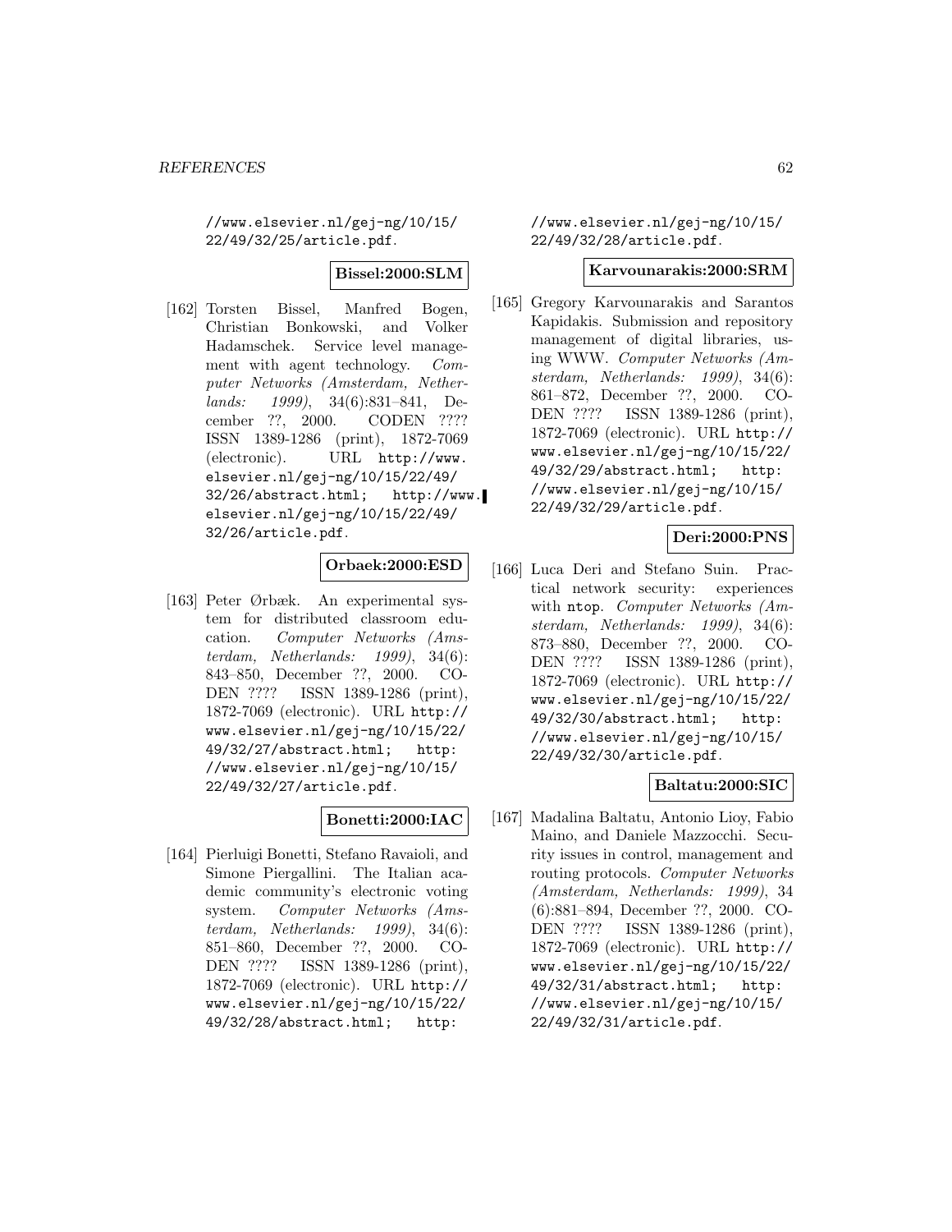//www.elsevier.nl/gej-ng/10/15/22/49/32/25/article.pdf.

**Bissel:2000:SLM**

[162] Torsten Bissel, Manfred Bogen, Christian Bonkowski, and Volker Hadamschek. Service level management with agent technology. *Computer Networks (Amsterdam, Netherlands: 1999)*, 34(6):831–841, December ??, 2000. CODEN ???? ISSN 1389-1286 (print), 1872-7069 (electronic). URL http://www.elsevier.nl/gej-ng/10/15/22/49/32/26/abstract.html; http://www.elsevier.nl/gej-ng/10/15/22/49/32/26/article.pdf.

**Orbaek:2000:ESD**

[163] Peter Ørbæk. An experimental system for distributed classroom education. *Computer Networks (Amsterdam, Netherlands: 1999)*, 34(6):843–850, December ??, 2000. CODEN ???? ISSN 1389-1286 (print), 1872-7069 (electronic). URL http://www.elsevier.nl/gej-ng/10/15/22/49/32/27/abstract.html; http://www.elsevier.nl/gej-ng/10/15/22/49/32/27/article.pdf.

**Bonetti:2000:IAC**

[164] Pierluigi Bonetti, Stefano Ravaioli, and Simone Piergallini. The Italian academic community's electronic voting system. *Computer Networks (Amsterdam, Netherlands: 1999)*, 34(6):851–860, December ??, 2000. CODEN ???? ISSN 1389-1286 (print), 1872-7069 (electronic). URL http://www.elsevier.nl/gej-ng/10/15/22/49/32/28/abstract.html; http://www.elsevier.nl/gej-ng/10/15/22/49/32/28/article.pdf.

**Karvounarakis:2000:SRM**

[165] Gregory Karvounarakis and Sarantos Kapidakis. Submission and repository management of digital libraries, using WWW. *Computer Networks (Amsterdam, Netherlands: 1999)*, 34(6):861–872, December ??, 2000. CODEN ???? ISSN 1389-1286 (print), 1872-7069 (electronic). URL http://www.elsevier.nl/gej-ng/10/15/22/49/32/29/abstract.html; http://www.elsevier.nl/gej-ng/10/15/22/49/32/29/article.pdf.

**Deri:2000:PNS**

[166] Luca Deri and Stefano Suin. Practical network security: experiences with ntop. *Computer Networks (Amsterdam, Netherlands: 1999)*, 34(6):873–880, December ??, 2000. CODEN ???? ISSN 1389-1286 (print), 1872-7069 (electronic). URL http://www.elsevier.nl/gej-ng/10/15/22/49/32/30/abstract.html; http://www.elsevier.nl/gej-ng/10/15/22/49/32/30/article.pdf.

**Baltatu:2000:SIC**

[167] Madalina Baltatu, Antonio Lioy, Fabio Maino, and Daniele Mazzocchi. Security issues in control, management and routing protocols. *Computer Networks (Amsterdam, Netherlands: 1999)*, 34(6):881–894, December ??, 2000. CODEN ???? ISSN 1389-1286 (print), 1872-7069 (electronic). URL http://www.elsevier.nl/gej-ng/10/15/22/49/32/31/abstract.html; http://www.elsevier.nl/gej-ng/10/15/22/49/32/31/article.pdf.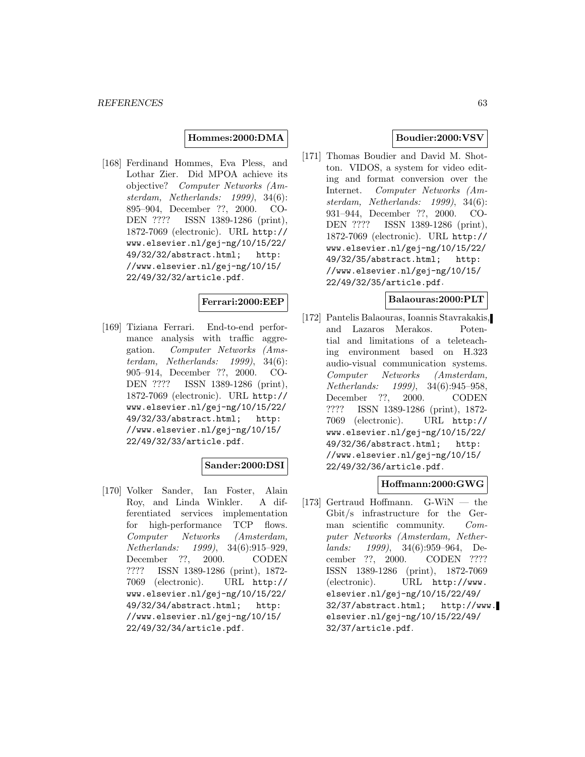**Hommes:2000:DMA**

[168] Ferdinand Hommes, Eva Pless, and Lothar Zier. Did MPOA achieve its objective? *Computer Networks (Amsterdam, Netherlands: 1999)*, 34(6): 895–904, December ??, 2000. CODEN ???? ISSN 1389-1286 (print), 1872-7069 (electronic). URL http://www.elsevier.nl/gej-ng/10/15/22/49/32/32/abstract.html; http://www.elsevier.nl/gej-ng/10/15/22/49/32/32/article.pdf.

**Ferrari:2000:EEP**

[169] Tiziana Ferrari. End-to-end performance analysis with traffic aggregation. *Computer Networks (Amsterdam, Netherlands: 1999)*, 34(6): 905–914, December ??, 2000. CODEN ???? ISSN 1389-1286 (print), 1872-7069 (electronic). URL http://www.elsevier.nl/gej-ng/10/15/22/49/32/33/abstract.html; http://www.elsevier.nl/gej-ng/10/15/22/49/32/33/article.pdf.

**Sander:2000:DSI**

[170] Volker Sander, Ian Foster, Alain Roy, and Linda Winkler. A differentiated services implementation for high-performance TCP flows. *Computer Networks (Amsterdam, Netherlands: 1999)*, 34(6):915–929, December ??, 2000. CODEN ???? ISSN 1389-1286 (print), 1872-7069 (electronic). URL http://www.elsevier.nl/gej-ng/10/15/22/49/32/34/abstract.html; http://www.elsevier.nl/gej-ng/10/15/22/49/32/34/article.pdf.

**Boudier:2000:VSV**

[171] Thomas Boudier and David M. Shotton. VIDOS, a system for video editing and format conversion over the Internet. *Computer Networks (Amsterdam, Netherlands: 1999)*, 34(6): 931–944, December ??, 2000. CODEN ???? ISSN 1389-1286 (print), 1872-7069 (electronic). URL http://www.elsevier.nl/gej-ng/10/15/22/49/32/35/abstract.html; http://www.elsevier.nl/gej-ng/10/15/22/49/32/35/article.pdf.

**Balaouras:2000:PLT**

[172] Pantelis Balaouras, Ioannis Stavrakakis, and Lazaros Merakos. Potential and limitations of a teleteaching environment based on H.323 audio-visual communication systems. *Computer Networks (Amsterdam, Netherlands: 1999)*, 34(6):945–958, December ??, 2000. CODEN ???? ISSN 1389-1286 (print), 1872-7069 (electronic). URL http://www.elsevier.nl/gej-ng/10/15/22/49/32/36/abstract.html; http://www.elsevier.nl/gej-ng/10/15/22/49/32/36/article.pdf.

**Hoffmann:2000:GWG**

[173] Gertraud Hoffmann. G-WiN — the Gbit/s infrastructure for the German scientific community. *Computer Networks (Amsterdam, Netherlands: 1999)*, 34(6):959–964, December ??, 2000. CODEN ???? ISSN 1389-1286 (print), 1872-7069 (electronic). URL http://www.elsevier.nl/gej-ng/10/15/22/49/32/37/abstract.html; http://www.elsevier.nl/gej-ng/10/15/22/49/32/37/article.pdf.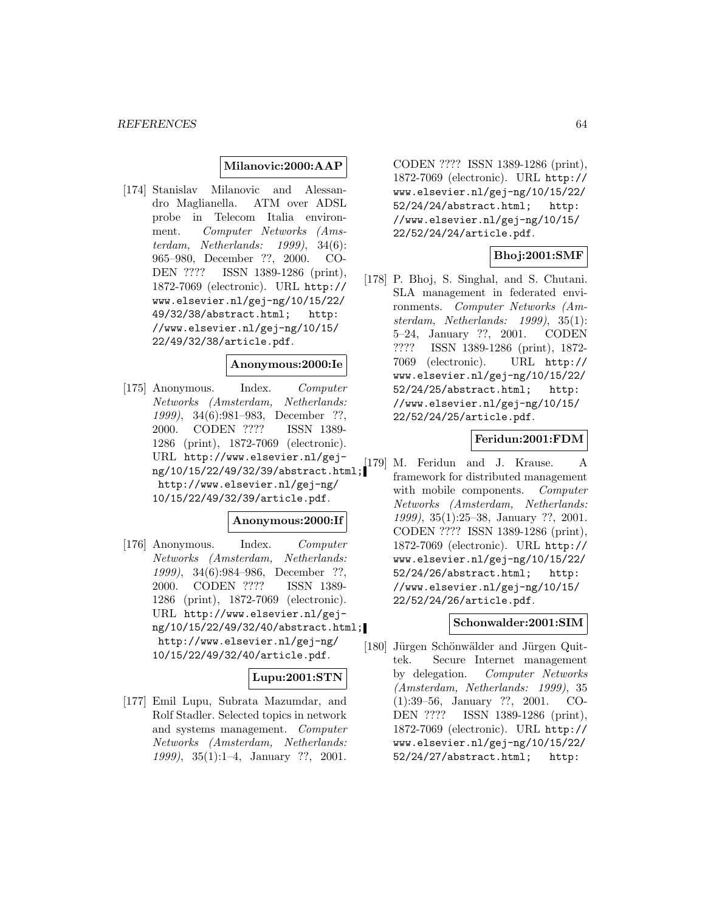**Milanovic:2000:AAP**

[174] Stanislav Milanovic and Alessandro Maglianella. ATM over ADSL probe in Telecom Italia environment. *Computer Networks (Amsterdam, Netherlands: 1999)*, 34(6): 965–980, December ??, 2000. CODEN ???? ISSN 1389-1286 (print), 1872-7069 (electronic). URL http://www.elsevier.nl/gej-ng/10/15/22/49/32/38/abstract.html; http://www.elsevier.nl/gej-ng/10/15/22/49/32/38/article.pdf.

**Anonymous:2000:Ie**

[175] Anonymous. Index. *Computer Networks (Amsterdam, Netherlands: 1999)*, 34(6):981–983, December ??, 2000. CODEN ???? ISSN 1389-1286 (print), 1872-7069 (electronic). URL http://www.elsevier.nl/gej-ng/10/15/22/49/32/39/abstract.html; http://www.elsevier.nl/gej-ng/10/15/22/49/32/39/article.pdf.

**Anonymous:2000:If**

[176] Anonymous. Index. *Computer Networks (Amsterdam, Netherlands: 1999)*, 34(6):984–986, December ??, 2000. CODEN ???? ISSN 1389-1286 (print), 1872-7069 (electronic). URL http://www.elsevier.nl/gej-ng/10/15/22/49/32/40/abstract.html; http://www.elsevier.nl/gej-ng/10/15/22/49/32/40/article.pdf.

**Lupu:2001:STN**

[177] Emil Lupu, Subrata Mazumdar, and Rolf Stadler. Selected topics in network and systems management. *Computer Networks (Amsterdam, Netherlands: 1999)*, 35(1):1–4, January ??, 2001. CODEN ???? ISSN 1389-1286 (print), 1872-7069 (electronic). URL http://www.elsevier.nl/gej-ng/10/15/22/52/24/24/abstract.html; http://www.elsevier.nl/gej-ng/10/15/22/52/24/24/article.pdf.

**Bhoj:2001:SMF**

[178] P. Bhoj, S. Singhal, and S. Chutani. SLA management in federated environments. *Computer Networks (Amsterdam, Netherlands: 1999)*, 35(1): 5–24, January ??, 2001. CODEN ???? ISSN 1389-1286 (print), 1872-7069 (electronic). URL http://www.elsevier.nl/gej-ng/10/15/22/52/24/25/abstract.html; http://www.elsevier.nl/gej-ng/10/15/22/52/24/25/article.pdf.

**Feridun:2001:FDM**

[179] M. Feridun and J. Krause. A framework for distributed management with mobile components. *Computer Networks (Amsterdam, Netherlands: 1999)*, 35(1):25–38, January ??, 2001. CODEN ???? ISSN 1389-1286 (print), 1872-7069 (electronic). URL http://www.elsevier.nl/gej-ng/10/15/22/52/24/26/abstract.html; http://www.elsevier.nl/gej-ng/10/15/22/52/24/26/article.pdf.

**Schonwalder:2001:SIM**

[180] Jürgen Schönwälder and Jürgen Quittek. Secure Internet management by delegation. *Computer Networks (Amsterdam, Netherlands: 1999)*, 35 (1):39–56, January ??, 2001. CODEN ???? ISSN 1389-1286 (print), 1872-7069 (electronic). URL http://www.elsevier.nl/gej-ng/10/15/22/52/24/27/abstract.html; http: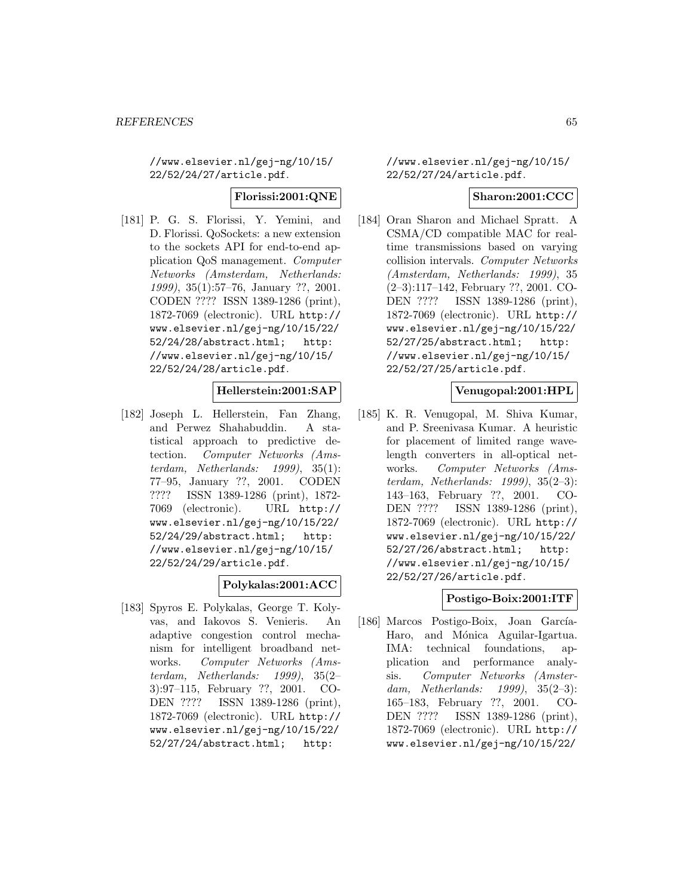//www.elsevier.nl/gej-ng/10/15/22/52/24/27/article.pdf.

**Florissi:2001:QNE**

[181] P. G. S. Florissi, Y. Yemini, and D. Florissi. QoSockets: a new extension to the sockets API for end-to-end application QoS management. *Computer Networks (Amsterdam, Netherlands: 1999)*, 35(1):57–76, January ??, 2001. CODEN ???? ISSN 1389-1286 (print), 1872-7069 (electronic). URL http://www.elsevier.nl/gej-ng/10/15/22/52/24/28/abstract.html; http://www.elsevier.nl/gej-ng/10/15/22/52/24/28/article.pdf.

**Hellerstein:2001:SAP**

[182] Joseph L. Hellerstein, Fan Zhang, and Perwez Shahabuddin. A statistical approach to predictive detection. *Computer Networks (Amsterdam, Netherlands: 1999)*, 35(1):77–95, January ??, 2001. CODEN ???? ISSN 1389-1286 (print), 1872-7069 (electronic). URL http://www.elsevier.nl/gej-ng/10/15/22/52/24/29/abstract.html; http://www.elsevier.nl/gej-ng/10/15/22/52/24/29/article.pdf.

**Polykalas:2001:ACC**

[183] Spyros E. Polykalas, George T. Kolyvas, and Iakovos S. Venieris. An adaptive congestion control mechanism for intelligent broadband networks. *Computer Networks (Amsterdam, Netherlands: 1999)*, 35(2–3):97–115, February ??, 2001. CODEN ???? ISSN 1389-1286 (print), 1872-7069 (electronic). URL http://www.elsevier.nl/gej-ng/10/15/22/52/27/24/abstract.html; http://www.elsevier.nl/gej-ng/10/15/22/52/27/24/article.pdf.

**Sharon:2001:CCC**

[184] Oran Sharon and Michael Spratt. A CSMA/CD compatible MAC for real-time transmissions based on varying collision intervals. *Computer Networks (Amsterdam, Netherlands: 1999)*, 35(2–3):117–142, February ??, 2001. CODEN ???? ISSN 1389-1286 (print), 1872-7069 (electronic). URL http://www.elsevier.nl/gej-ng/10/15/22/52/27/25/abstract.html; http://www.elsevier.nl/gej-ng/10/15/22/52/27/25/article.pdf.

**Venugopal:2001:HPL**

[185] K. R. Venugopal, M. Shiva Kumar, and P. Sreenivasa Kumar. A heuristic for placement of limited range wavelength converters in all-optical networks. *Computer Networks (Amsterdam, Netherlands: 1999)*, 35(2–3):143–163, February ??, 2001. CODEN ???? ISSN 1389-1286 (print), 1872-7069 (electronic). URL http://www.elsevier.nl/gej-ng/10/15/22/52/27/26/abstract.html; http://www.elsevier.nl/gej-ng/10/15/22/52/27/26/article.pdf.

**Postigo-Boix:2001:ITF**

[186] Marcos Postigo-Boix, Joan García-Haro, and Mónica Aguilar-Igartua. IMA: technical foundations, application and performance analysis. *Computer Networks (Amsterdam, Netherlands: 1999)*, 35(2–3):165–183, February ??, 2001. CODEN ???? ISSN 1389-1286 (print), 1872-7069 (electronic). URL http://www.elsevier.nl/gej-ng/10/15/22/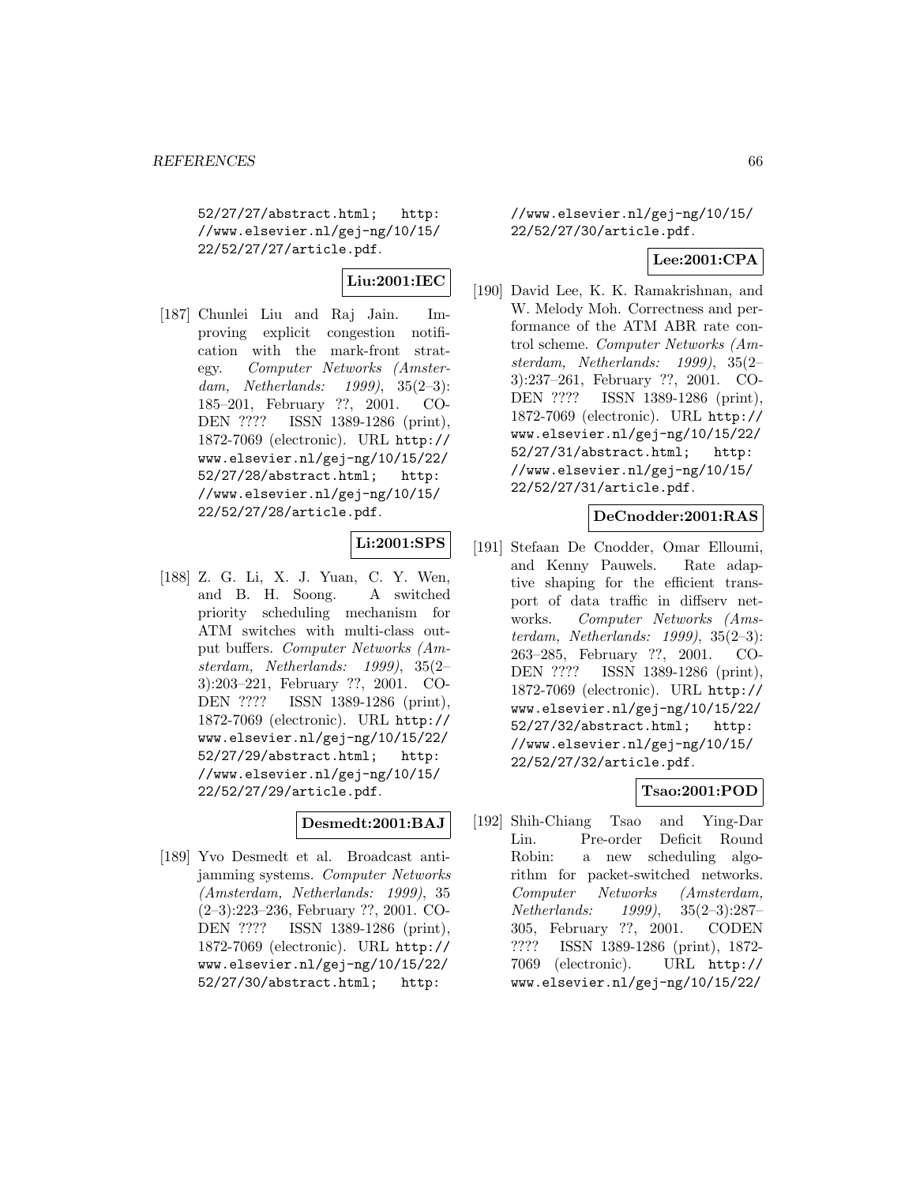52/27/27/abstract.html; http://www.elsevier.nl/gej-ng/10/15/22/52/27/27/article.pdf.

**Liu:2001:IEC**

[187] Chunlei Liu and Raj Jain. Improving explicit congestion notification with the mark-front strategy. *Computer Networks (Amsterdam, Netherlands: 1999)*, 35(2–3): 185–201, February ??, 2001. CODEN ???? ISSN 1389-1286 (print), 1872-7069 (electronic). URL http://www.elsevier.nl/gej-ng/10/15/22/52/27/28/abstract.html; http://www.elsevier.nl/gej-ng/10/15/22/52/27/28/article.pdf.

**Li:2001:SPS**

[188] Z. G. Li, X. J. Yuan, C. Y. Wen, and B. H. Soong. A switched priority scheduling mechanism for ATM switches with multi-class output buffers. *Computer Networks (Amsterdam, Netherlands: 1999)*, 35(2–3):203–221, February ??, 2001. CODEN ???? ISSN 1389-1286 (print), 1872-7069 (electronic). URL http://www.elsevier.nl/gej-ng/10/15/22/52/27/29/abstract.html; http://www.elsevier.nl/gej-ng/10/15/22/52/27/29/article.pdf.

**Desmedt:2001:BAJ**

[189] Yvo Desmedt et al. Broadcast antijamming systems. *Computer Networks (Amsterdam, Netherlands: 1999)*, 35 (2–3):223–236, February ??, 2001. CODEN ???? ISSN 1389-1286 (print), 1872-7069 (electronic). URL http://www.elsevier.nl/gej-ng/10/15/22/52/27/30/abstract.html; http://www.elsevier.nl/gej-ng/10/15/22/52/27/30/article.pdf.

**Lee:2001:CPA**

[190] David Lee, K. K. Ramakrishnan, and W. Melody Moh. Correctness and performance of the ATM ABR rate control scheme. *Computer Networks (Amsterdam, Netherlands: 1999)*, 35(2–3):237–261, February ??, 2001. CODEN ???? ISSN 1389-1286 (print), 1872-7069 (electronic). URL http://www.elsevier.nl/gej-ng/10/15/22/52/27/31/abstract.html; http://www.elsevier.nl/gej-ng/10/15/22/52/27/31/article.pdf.

**DeCnodder:2001:RAS**

[191] Stefaan De Cnodder, Omar Elloumi, and Kenny Pauwels. Rate adaptive shaping for the efficient transport of data traffic in diffserv networks. *Computer Networks (Amsterdam, Netherlands: 1999)*, 35(2–3): 263–285, February ??, 2001. CODEN ???? ISSN 1389-1286 (print), 1872-7069 (electronic). URL http://www.elsevier.nl/gej-ng/10/15/22/52/27/32/abstract.html; http://www.elsevier.nl/gej-ng/10/15/22/52/27/32/article.pdf.

**Tsao:2001:POD**

[192] Shih-Chiang Tsao and Ying-Dar Lin. Pre-order Deficit Round Robin: a new scheduling algorithm for packet-switched networks. *Computer Networks (Amsterdam, Netherlands: 1999)*, 35(2–3):287–305, February ??, 2001. CODEN ???? ISSN 1389-1286 (print), 1872-7069 (electronic). URL http://www.elsevier.nl/gej-ng/10/15/22/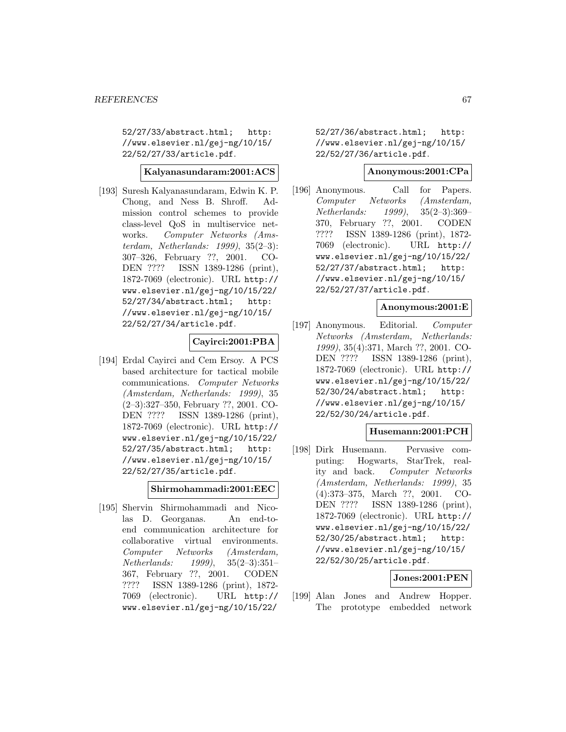52/27/33/abstract.html; http://www.elsevier.nl/gej-ng/10/15/22/52/27/33/article.pdf.

**Kalyanasundaram:2001:ACS**

[193] Suresh Kalyanasundaram, Edwin K. P. Chong, and Ness B. Shroff. Admission control schemes to provide class-level QoS in multiservice networks. *Computer Networks (Amsterdam, Netherlands: 1999)*, 35(2–3): 307–326, February ??, 2001. CODEN ???? ISSN 1389-1286 (print), 1872-7069 (electronic). URL http://www.elsevier.nl/gej-ng/10/15/22/52/27/34/abstract.html; http://www.elsevier.nl/gej-ng/10/15/22/52/27/34/article.pdf.

**Cayirci:2001:PBA**

[194] Erdal Cayirci and Cem Ersoy. A PCS based architecture for tactical mobile communications. *Computer Networks (Amsterdam, Netherlands: 1999)*, 35 (2–3):327–350, February ??, 2001. CODEN ???? ISSN 1389-1286 (print), 1872-7069 (electronic). URL http://www.elsevier.nl/gej-ng/10/15/22/52/27/35/abstract.html; http://www.elsevier.nl/gej-ng/10/15/22/52/27/35/article.pdf.

**Shirmohammadi:2001:EEC**

[195] Shervin Shirmohammadi and Nicolas D. Georganas. An end-to-end communication architecture for collaborative virtual environments. *Computer Networks (Amsterdam, Netherlands: 1999)*, 35(2–3):351–367, February ??, 2001. CODEN ???? ISSN 1389-1286 (print), 1872-7069 (electronic). URL http://www.elsevier.nl/gej-ng/10/15/22/52/27/36/abstract.html; http://www.elsevier.nl/gej-ng/10/15/22/52/27/36/article.pdf.

**Anonymous:2001:CPa**

[196] Anonymous. Call for Papers. *Computer Networks (Amsterdam, Netherlands: 1999)*, 35(2–3):369–370, February ??, 2001. CODEN ???? ISSN 1389-1286 (print), 1872-7069 (electronic). URL http://www.elsevier.nl/gej-ng/10/15/22/52/27/37/abstract.html; http://www.elsevier.nl/gej-ng/10/15/22/52/27/37/article.pdf.

**Anonymous:2001:E**

[197] Anonymous. Editorial. *Computer Networks (Amsterdam, Netherlands: 1999)*, 35(4):371, March ??, 2001. CODEN ???? ISSN 1389-1286 (print), 1872-7069 (electronic). URL http://www.elsevier.nl/gej-ng/10/15/22/52/30/24/abstract.html; http://www.elsevier.nl/gej-ng/10/15/22/52/30/24/article.pdf.

**Husemann:2001:PCH**

[198] Dirk Husemann. Pervasive computing: Hogwarts, StarTrek, reality and back. *Computer Networks (Amsterdam, Netherlands: 1999)*, 35 (4):373–375, March ??, 2001. CODEN ???? ISSN 1389-1286 (print), 1872-7069 (electronic). URL http://www.elsevier.nl/gej-ng/10/15/22/52/30/25/abstract.html; http://www.elsevier.nl/gej-ng/10/15/22/52/30/25/article.pdf.

**Jones:2001:PEN**

[199] Alan Jones and Andrew Hopper. The prototype embedded network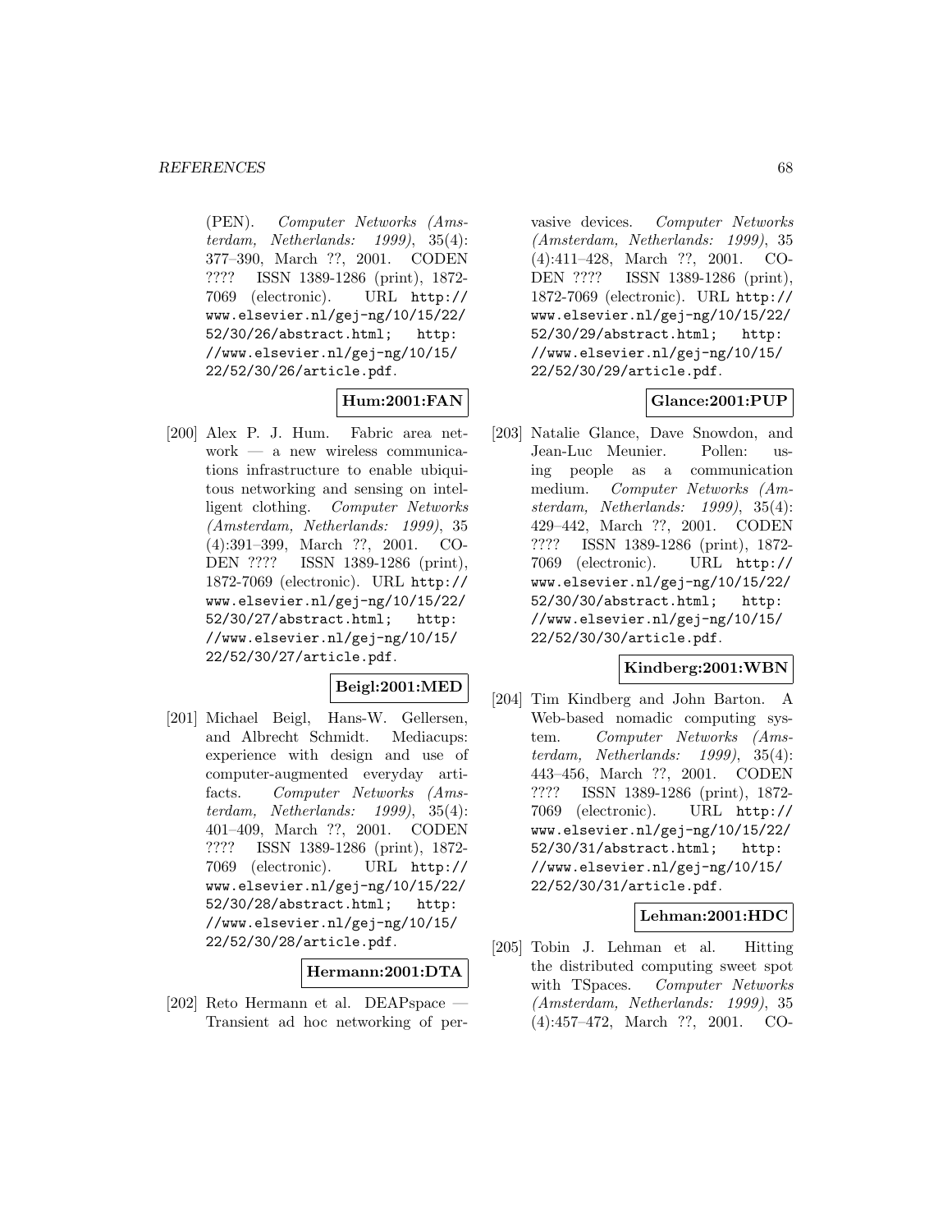(PEN). *Computer Networks (Amsterdam, Netherlands: 1999)*, 35(4): 377–390, March ??, 2001. CODEN ???? ISSN 1389-1286 (print), 1872-7069 (electronic). URL http://www.elsevier.nl/gej-ng/10/15/22/52/30/26/abstract.html; http://www.elsevier.nl/gej-ng/10/15/22/52/30/26/article.pdf.

**Hum:2001:FAN**

[200] Alex P. J. Hum. Fabric area network — a new wireless communications infrastructure to enable ubiquitous networking and sensing on intelligent clothing. *Computer Networks (Amsterdam, Netherlands: 1999)*, 35 (4):391–399, March ??, 2001. CODEN ???? ISSN 1389-1286 (print), 1872-7069 (electronic). URL http://www.elsevier.nl/gej-ng/10/15/22/52/30/27/abstract.html; http://www.elsevier.nl/gej-ng/10/15/22/52/30/27/article.pdf.

**Beigl:2001:MED**

[201] Michael Beigl, Hans-W. Gellersen, and Albrecht Schmidt. Mediacups: experience with design and use of computer-augmented everyday artifacts. *Computer Networks (Amsterdam, Netherlands: 1999)*, 35(4): 401–409, March ??, 2001. CODEN ???? ISSN 1389-1286 (print), 1872-7069 (electronic). URL http://www.elsevier.nl/gej-ng/10/15/22/52/30/28/abstract.html; http://www.elsevier.nl/gej-ng/10/15/22/52/30/28/article.pdf.

**Hermann:2001:DTA**

[202] Reto Hermann et al. DEAPspace — Transient ad hoc networking of pervasive devices. *Computer Networks (Amsterdam, Netherlands: 1999)*, 35 (4):411–428, March ??, 2001. CODEN ???? ISSN 1389-1286 (print), 1872-7069 (electronic). URL http://www.elsevier.nl/gej-ng/10/15/22/52/30/29/abstract.html; http://www.elsevier.nl/gej-ng/10/15/22/52/30/29/article.pdf.

**Glance:2001:PUP**

[203] Natalie Glance, Dave Snowdon, and Jean-Luc Meunier. Pollen: using people as a communication medium. *Computer Networks (Amsterdam, Netherlands: 1999)*, 35(4): 429–442, March ??, 2001. CODEN ???? ISSN 1389-1286 (print), 1872-7069 (electronic). URL http://www.elsevier.nl/gej-ng/10/15/22/52/30/30/abstract.html; http://www.elsevier.nl/gej-ng/10/15/22/52/30/30/article.pdf.

**Kindberg:2001:WBN**

[204] Tim Kindberg and John Barton. A Web-based nomadic computing system. *Computer Networks (Amsterdam, Netherlands: 1999)*, 35(4): 443–456, March ??, 2001. CODEN ???? ISSN 1389-1286 (print), 1872-7069 (electronic). URL http://www.elsevier.nl/gej-ng/10/15/22/52/30/31/abstract.html; http://www.elsevier.nl/gej-ng/10/15/22/52/30/31/article.pdf.

**Lehman:2001:HDC**

[205] Tobin J. Lehman et al. Hitting the distributed computing sweet spot with TSpaces. *Computer Networks (Amsterdam, Netherlands: 1999)*, 35 (4):457–472, March ??, 2001. CO-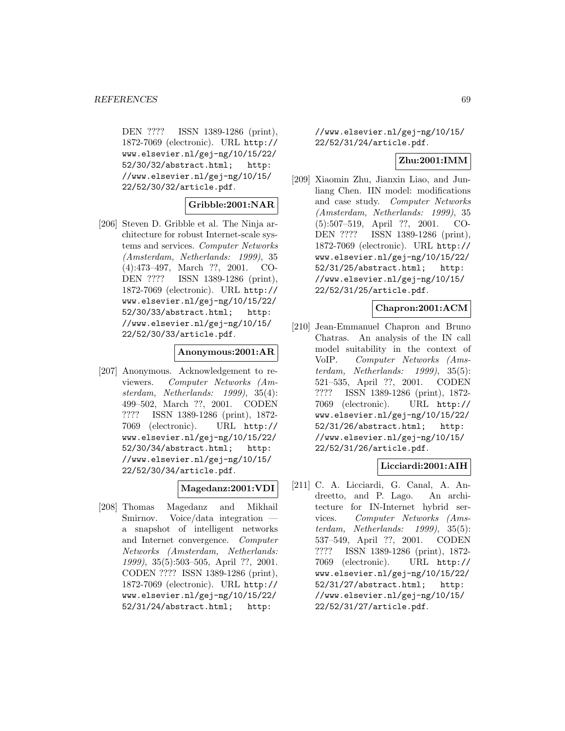DEN ???? ISSN 1389-1286 (print), 1872-7069 (electronic). URL http://www.elsevier.nl/gej-ng/10/15/22/52/30/32/abstract.html; http://www.elsevier.nl/gej-ng/10/15/22/52/30/32/article.pdf.

**Gribble:2001:NAR**

[206] Steven D. Gribble et al. The Ninja architecture for robust Internet-scale systems and services. *Computer Networks (Amsterdam, Netherlands: 1999)*, 35 (4):473–497, March ??, 2001. CODEN ???? ISSN 1389-1286 (print), 1872-7069 (electronic). URL http://www.elsevier.nl/gej-ng/10/15/22/52/30/33/abstract.html; http://www.elsevier.nl/gej-ng/10/15/22/52/30/33/article.pdf.

**Anonymous:2001:AR**

[207] Anonymous. Acknowledgement to reviewers. *Computer Networks (Amsterdam, Netherlands: 1999)*, 35(4): 499–502, March ??, 2001. CODEN ???? ISSN 1389-1286 (print), 1872-7069 (electronic). URL http://www.elsevier.nl/gej-ng/10/15/22/52/30/34/abstract.html; http://www.elsevier.nl/gej-ng/10/15/22/52/30/34/article.pdf.

**Magedanz:2001:VDI**

[208] Thomas Magedanz and Mikhail Smirnov. Voice/data integration — a snapshot of intelligent networks and Internet convergence. *Computer Networks (Amsterdam, Netherlands: 1999)*, 35(5):503–505, April ??, 2001. CODEN ???? ISSN 1389-1286 (print), 1872-7069 (electronic). URL http://www.elsevier.nl/gej-ng/10/15/22/52/31/24/abstract.html; http://www.elsevier.nl/gej-ng/10/15/22/52/31/24/article.pdf.

**Zhu:2001:IMM**

[209] Xiaomin Zhu, Jianxin Liao, and Junliang Chen. IIN model: modifications and case study. *Computer Networks (Amsterdam, Netherlands: 1999)*, 35 (5):507–519, April ??, 2001. CODEN ???? ISSN 1389-1286 (print), 1872-7069 (electronic). URL http://www.elsevier.nl/gej-ng/10/15/22/52/31/25/abstract.html; http://www.elsevier.nl/gej-ng/10/15/22/52/31/25/article.pdf.

**Chapron:2001:ACM**

[210] Jean-Emmanuel Chapron and Bruno Chatras. An analysis of the IN call model suitability in the context of VoIP. *Computer Networks (Amsterdam, Netherlands: 1999)*, 35(5): 521–535, April ??, 2001. CODEN ???? ISSN 1389-1286 (print), 1872-7069 (electronic). URL http://www.elsevier.nl/gej-ng/10/15/22/52/31/26/abstract.html; http://www.elsevier.nl/gej-ng/10/15/22/52/31/26/article.pdf.

**Licciardi:2001:AIH**

[211] C. A. Licciardi, G. Canal, A. Andreetto, and P. Lago. An architecture for IN-Internet hybrid services. *Computer Networks (Amsterdam, Netherlands: 1999)*, 35(5): 537–549, April ??, 2001. CODEN ???? ISSN 1389-1286 (print), 1872-7069 (electronic). URL http://www.elsevier.nl/gej-ng/10/15/22/52/31/27/abstract.html; http://www.elsevier.nl/gej-ng/10/15/22/52/31/27/article.pdf.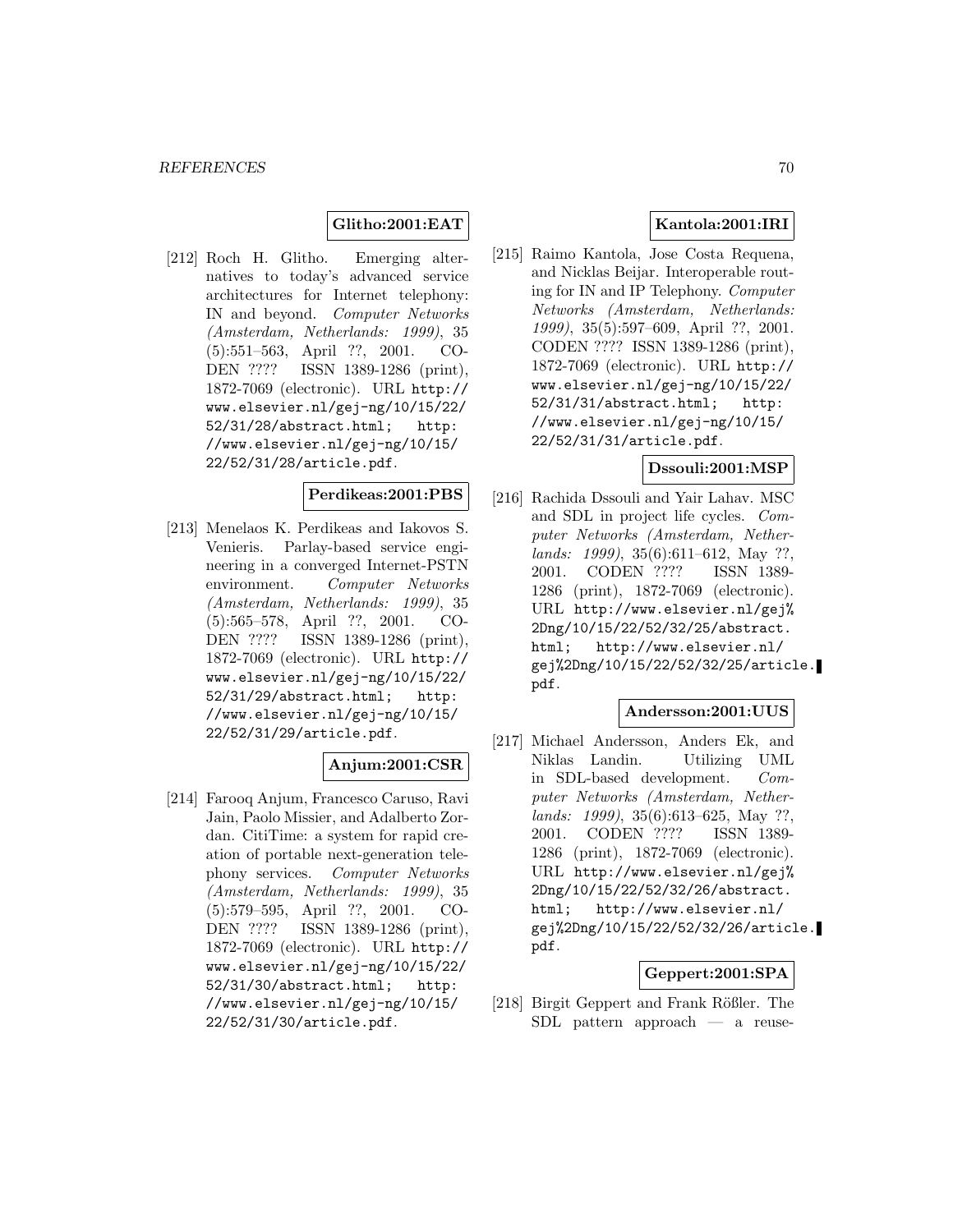**Glitho:2001:EAT**

[212] Roch H. Glitho. Emerging alternatives to today's advanced service architectures for Internet telephony: IN and beyond. *Computer Networks (Amsterdam, Netherlands: 1999)*, 35 (5):551–563, April ??, 2001. CODEN ???? ISSN 1389-1286 (print), 1872-7069 (electronic). URL http://www.elsevier.nl/gej-ng/10/15/22/52/31/28/abstract.html; http://www.elsevier.nl/gej-ng/10/15/22/52/31/28/article.pdf.

**Perdikeas:2001:PBS**

[213] Menelaos K. Perdikeas and Iakovos S. Venieris. Parlay-based service engineering in a converged Internet-PSTN environment. *Computer Networks (Amsterdam, Netherlands: 1999)*, 35 (5):565–578, April ??, 2001. CODEN ???? ISSN 1389-1286 (print), 1872-7069 (electronic). URL http://www.elsevier.nl/gej-ng/10/15/22/52/31/29/abstract.html; http://www.elsevier.nl/gej-ng/10/15/22/52/31/29/article.pdf.

**Anjum:2001:CSR**

[214] Farooq Anjum, Francesco Caruso, Ravi Jain, Paolo Missier, and Adalberto Zordan. CitiTime: a system for rapid creation of portable next-generation telephony services. *Computer Networks (Amsterdam, Netherlands: 1999)*, 35 (5):579–595, April ??, 2001. CODEN ???? ISSN 1389-1286 (print), 1872-7069 (electronic). URL http://www.elsevier.nl/gej-ng/10/15/22/52/31/30/abstract.html; http://www.elsevier.nl/gej-ng/10/15/22/52/31/30/article.pdf.

**Kantola:2001:IRI**

[215] Raimo Kantola, Jose Costa Requena, and Nicklas Beijar. Interoperable routing for IN and IP Telephony. *Computer Networks (Amsterdam, Netherlands: 1999)*, 35(5):597–609, April ??, 2001. CODEN ???? ISSN 1389-1286 (print), 1872-7069 (electronic). URL http://www.elsevier.nl/gej-ng/10/15/22/52/31/31/abstract.html; http://www.elsevier.nl/gej-ng/10/15/22/52/31/31/article.pdf.

**Dssouli:2001:MSP**

[216] Rachida Dssouli and Yair Lahav. MSC and SDL in project life cycles. *Computer Networks (Amsterdam, Netherlands: 1999)*, 35(6):611–612, May ??, 2001. CODEN ???? ISSN 1389-1286 (print), 1872-7069 (electronic). URL http://www.elsevier.nl/gej%2Dng/10/15/22/52/32/25/abstract.html; http://www.elsevier.nl/gej%2Dng/10/15/22/52/32/25/article.pdf.

**Andersson:2001:UUS**

[217] Michael Andersson, Anders Ek, and Niklas Landin. Utilizing UML in SDL-based development. *Computer Networks (Amsterdam, Netherlands: 1999)*, 35(6):613–625, May ??, 2001. CODEN ???? ISSN 1389-1286 (print), 1872-7069 (electronic). URL http://www.elsevier.nl/gej%2Dng/10/15/22/52/32/26/abstract.html; http://www.elsevier.nl/gej%2Dng/10/15/22/52/32/26/article.pdf.

**Geppert:2001:SPA**

[218] Birgit Geppert and Frank Rößler. The SDL pattern approach — a reuse-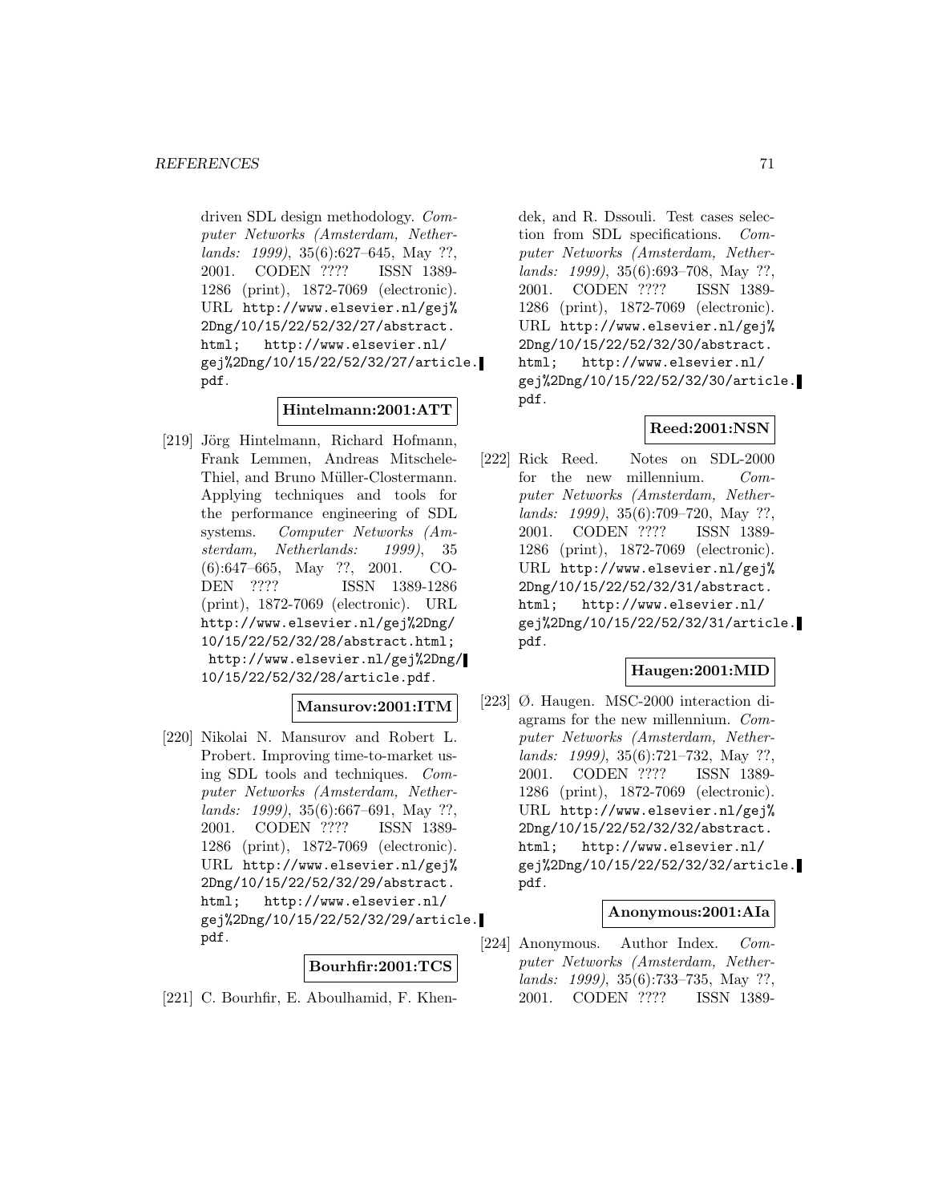driven SDL design methodology. *Computer Networks (Amsterdam, Netherlands: 1999)*, 35(6):627–645, May ??, 2001. CODEN ???? ISSN 1389-1286 (print), 1872-7069 (electronic). URL http://www.elsevier.nl/gej%2Dng/10/15/22/52/32/27/abstract.html; http://www.elsevier.nl/gej%2Dng/10/15/22/52/32/27/article.pdf.

**Hintelmann:2001:ATT**

[219] Jörg Hintelmann, Richard Hofmann, Frank Lemmen, Andreas Mitschele-Thiel, and Bruno Müller-Clostermann. Applying techniques and tools for the performance engineering of SDL systems. *Computer Networks (Amsterdam, Netherlands: 1999)*, 35 (6):647–665, May ??, 2001. CODEN ???? ISSN 1389-1286 (print), 1872-7069 (electronic). URL http://www.elsevier.nl/gej%2Dng/10/15/22/52/32/28/abstract.html; http://www.elsevier.nl/gej%2Dng/10/15/22/52/32/28/article.pdf.

**Mansurov:2001:ITM**

[220] Nikolai N. Mansurov and Robert L. Probert. Improving time-to-market using SDL tools and techniques. *Computer Networks (Amsterdam, Netherlands: 1999)*, 35(6):667–691, May ??, 2001. CODEN ???? ISSN 1389-1286 (print), 1872-7069 (electronic). URL http://www.elsevier.nl/gej%2Dng/10/15/22/52/32/29/abstract.html; http://www.elsevier.nl/gej%2Dng/10/15/22/52/32/29/article.pdf.

**Bourhfir:2001:TCS**

[221] C. Bourhfir, E. Aboulhamid, F. Khendek, and R. Dssouli. Test cases selection from SDL specifications. *Computer Networks (Amsterdam, Netherlands: 1999)*, 35(6):693–708, May ??, 2001. CODEN ???? ISSN 1389-1286 (print), 1872-7069 (electronic). URL http://www.elsevier.nl/gej%2Dng/10/15/22/52/32/30/abstract.html; http://www.elsevier.nl/gej%2Dng/10/15/22/52/32/30/article.pdf.

**Reed:2001:NSN**

[222] Rick Reed. Notes on SDL-2000 for the new millennium. *Computer Networks (Amsterdam, Netherlands: 1999)*, 35(6):709–720, May ??, 2001. CODEN ???? ISSN 1389-1286 (print), 1872-7069 (electronic). URL http://www.elsevier.nl/gej%2Dng/10/15/22/52/32/31/abstract.html; http://www.elsevier.nl/gej%2Dng/10/15/22/52/32/31/article.pdf.

**Haugen:2001:MID**

[223] Ø. Haugen. MSC-2000 interaction diagrams for the new millennium. *Computer Networks (Amsterdam, Netherlands: 1999)*, 35(6):721–732, May ??, 2001. CODEN ???? ISSN 1389-1286 (print), 1872-7069 (electronic). URL http://www.elsevier.nl/gej%2Dng/10/15/22/52/32/32/abstract.html; http://www.elsevier.nl/gej%2Dng/10/15/22/52/32/32/article.pdf.

**Anonymous:2001:AIa**

[224] Anonymous. Author Index. *Computer Networks (Amsterdam, Netherlands: 1999)*, 35(6):733–735, May ??, 2001. CODEN ???? ISSN 1389-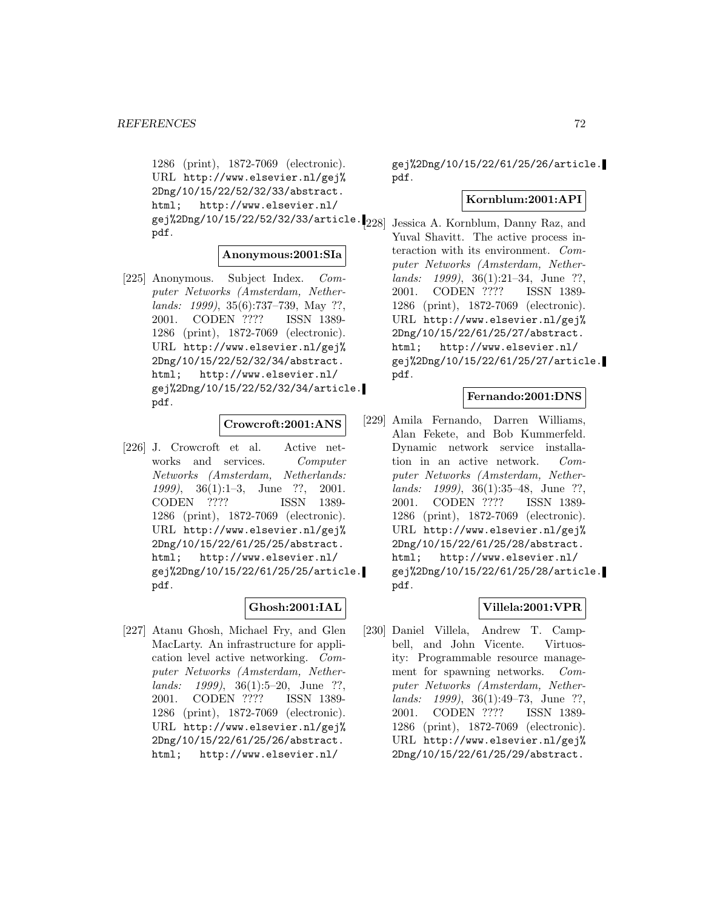1286 (print), 1872-7069 (electronic). URL http://www.elsevier.nl/gej%2Dng/10/15/22/52/32/33/abstract.html; http://www.elsevier.nl/gej%2Dng/10/15/22/52/32/33/article.pdf.

**Anonymous:2001:SIa**

[225] Anonymous. Subject Index. *Computer Networks (Amsterdam, Netherlands: 1999)*, 35(6):737–739, May ??, 2001. CODEN ???? ISSN 1389-1286 (print), 1872-7069 (electronic). URL http://www.elsevier.nl/gej%2Dng/10/15/22/52/32/34/abstract.html; http://www.elsevier.nl/gej%2Dng/10/15/22/52/32/34/article.pdf.

**Crowcroft:2001:ANS**

[226] J. Crowcroft et al. Active networks and services. *Computer Networks (Amsterdam, Netherlands: 1999)*, 36(1):1–3, June ??, 2001. CODEN ???? ISSN 1389-1286 (print), 1872-7069 (electronic). URL http://www.elsevier.nl/gej%2Dng/10/15/22/61/25/25/abstract.html; http://www.elsevier.nl/gej%2Dng/10/15/22/61/25/25/article.pdf.

**Ghosh:2001:IAL**

[227] Atanu Ghosh, Michael Fry, and Glen MacLarty. An infrastructure for application level active networking. *Computer Networks (Amsterdam, Netherlands: 1999)*, 36(1):5–20, June ??, 2001. CODEN ???? ISSN 1389-1286 (print), 1872-7069 (electronic). URL http://www.elsevier.nl/gej%2Dng/10/15/22/61/25/26/abstract.html; http://www.elsevier.nl/gej%2Dng/10/15/22/61/25/26/article.pdf.

**Kornblum:2001:API**

[228] Jessica A. Kornblum, Danny Raz, and Yuval Shavitt. The active process interaction with its environment. *Computer Networks (Amsterdam, Netherlands: 1999)*, 36(1):21–34, June ??, 2001. CODEN ???? ISSN 1389-1286 (print), 1872-7069 (electronic). URL http://www.elsevier.nl/gej%2Dng/10/15/22/61/25/27/abstract.html; http://www.elsevier.nl/gej%2Dng/10/15/22/61/25/27/article.pdf.

**Fernando:2001:DNS**

[229] Amila Fernando, Darren Williams, Alan Fekete, and Bob Kummerfeld. Dynamic network service installation in an active network. *Computer Networks (Amsterdam, Netherlands: 1999)*, 36(1):35–48, June ??, 2001. CODEN ???? ISSN 1389-1286 (print), 1872-7069 (electronic). URL http://www.elsevier.nl/gej%2Dng/10/15/22/61/25/28/abstract.html; http://www.elsevier.nl/gej%2Dng/10/15/22/61/25/28/article.pdf.

**Villela:2001:VPR**

[230] Daniel Villela, Andrew T. Campbell, and John Vicente. Virtuosity: Programmable resource management for spawning networks. *Computer Networks (Amsterdam, Netherlands: 1999)*, 36(1):49–73, June ??, 2001. CODEN ???? ISSN 1389-1286 (print), 1872-7069 (electronic). URL http://www.elsevier.nl/gej%2Dng/10/15/22/61/25/29/abstract.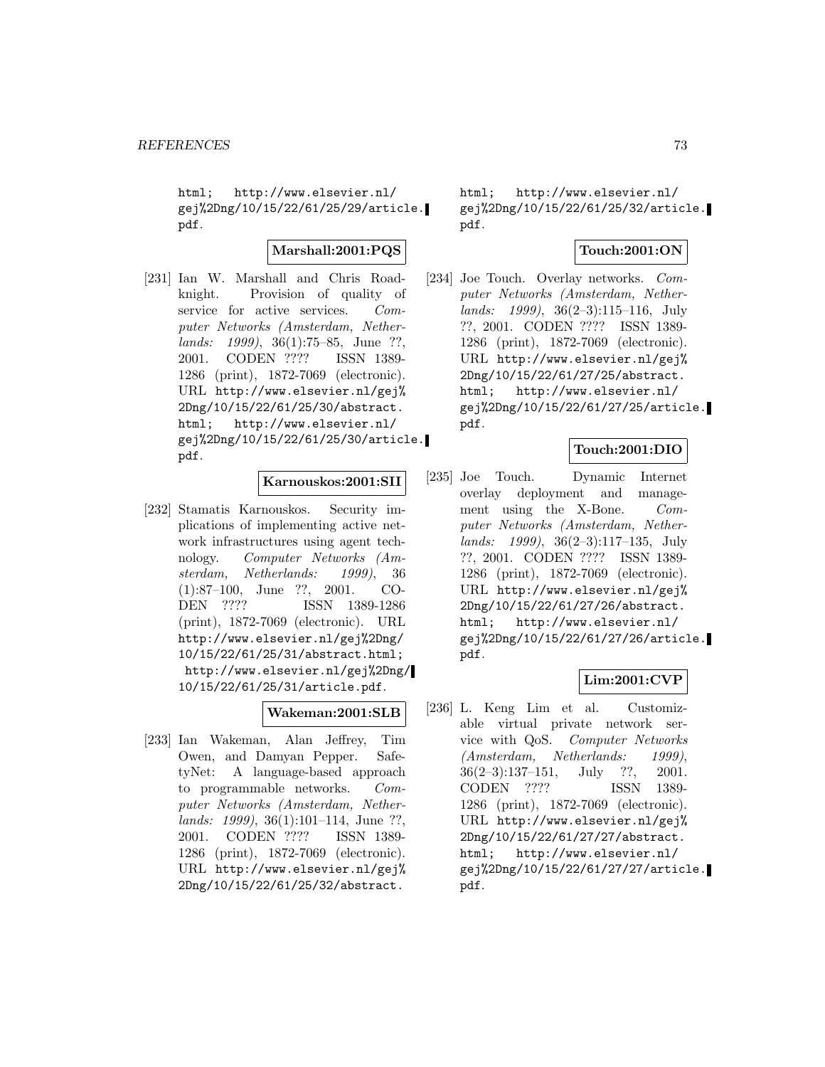html; http://www.elsevier.nl/gej%2Dng/10/15/22/61/25/29/article.pdf.

**Marshall:2001:PQS**

[231] Ian W. Marshall and Chris Roadknight. Provision of quality of service for active services. *Computer Networks (Amsterdam, Netherlands: 1999)*, 36(1):75–85, June ??, 2001. CODEN ???? ISSN 1389-1286 (print), 1872-7069 (electronic). URL http://www.elsevier.nl/gej%2Dng/10/15/22/61/25/30/abstract.html; http://www.elsevier.nl/gej%2Dng/10/15/22/61/25/30/article.pdf.

**Karnouskos:2001:SII**

[232] Stamatis Karnouskos. Security implications of implementing active network infrastructures using agent technology. *Computer Networks (Amsterdam, Netherlands: 1999)*, 36(1):87–100, June ??, 2001. CODEN ???? ISSN 1389-1286 (print), 1872-7069 (electronic). URL http://www.elsevier.nl/gej%2Dng/10/15/22/61/25/31/abstract.html; http://www.elsevier.nl/gej%2Dng/10/15/22/61/25/31/article.pdf.

**Wakeman:2001:SLB**

[233] Ian Wakeman, Alan Jeffrey, Tim Owen, and Damyan Pepper. SafetyNet: A language-based approach to programmable networks. *Computer Networks (Amsterdam, Netherlands: 1999)*, 36(1):101–114, June ??, 2001. CODEN ???? ISSN 1389-1286 (print), 1872-7069 (electronic). URL http://www.elsevier.nl/gej%2Dng/10/15/22/61/25/32/abstract.html; http://www.elsevier.nl/gej%2Dng/10/15/22/61/25/32/article.pdf.

**Touch:2001:ON**

[234] Joe Touch. Overlay networks. *Computer Networks (Amsterdam, Netherlands: 1999)*, 36(2–3):115–116, July ??, 2001. CODEN ???? ISSN 1389-1286 (print), 1872-7069 (electronic). URL http://www.elsevier.nl/gej%2Dng/10/15/22/61/27/25/abstract.html; http://www.elsevier.nl/gej%2Dng/10/15/22/61/27/25/article.pdf.

**Touch:2001:DIO**

[235] Joe Touch. Dynamic Internet overlay deployment and management using the X-Bone. *Computer Networks (Amsterdam, Netherlands: 1999)*, 36(2–3):117–135, July ??, 2001. CODEN ???? ISSN 1389-1286 (print), 1872-7069 (electronic). URL http://www.elsevier.nl/gej%2Dng/10/15/22/61/27/26/abstract.html; http://www.elsevier.nl/gej%2Dng/10/15/22/61/27/26/article.pdf.

**Lim:2001:CVP**

[236] L. Keng Lim et al. Customizable virtual private network service with QoS. *Computer Networks (Amsterdam, Netherlands: 1999)*, 36(2–3):137–151, July ??, 2001. CODEN ???? ISSN 1389-1286 (print), 1872-7069 (electronic). URL http://www.elsevier.nl/gej%2Dng/10/15/22/61/27/27/abstract.html; http://www.elsevier.nl/gej%2Dng/10/15/22/61/27/27/article.pdf.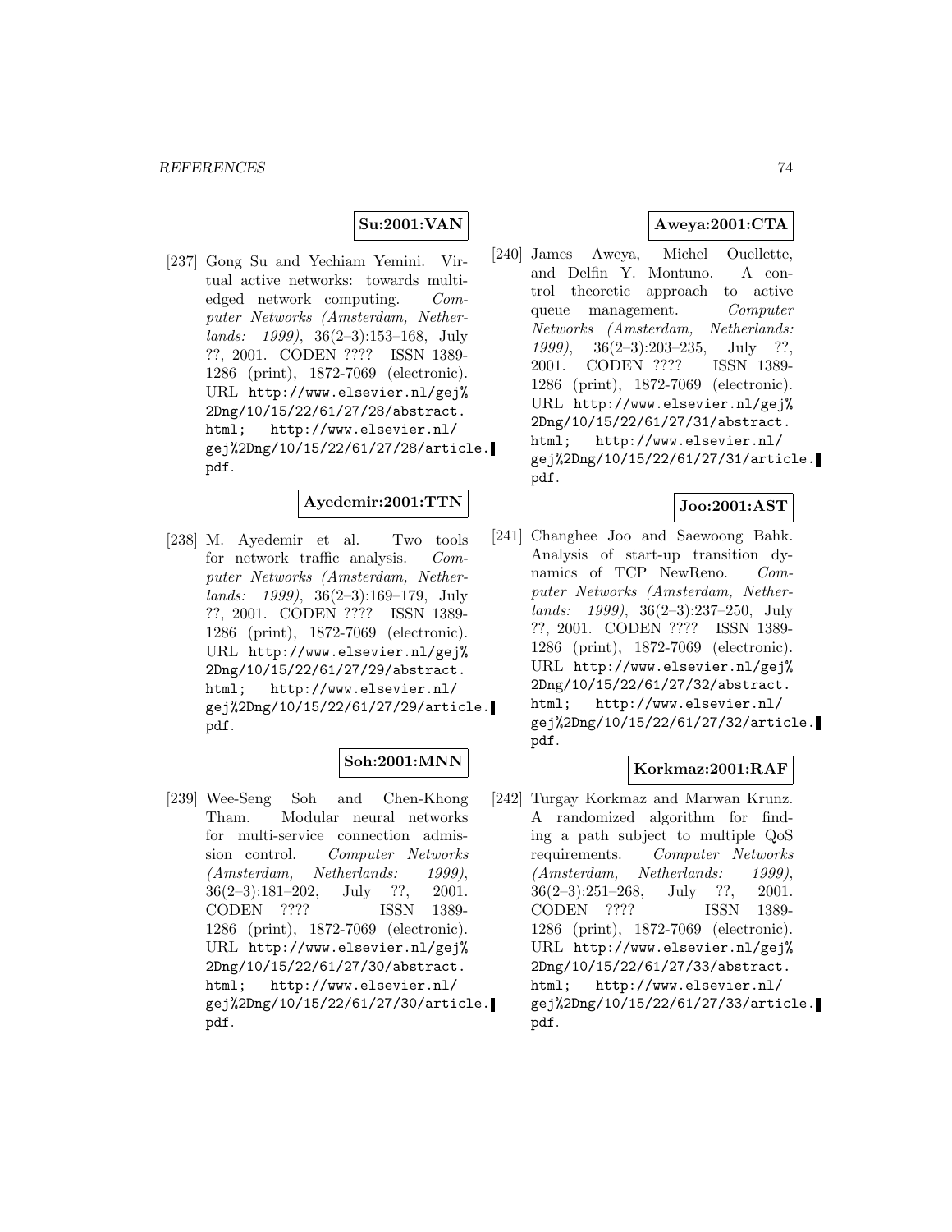**Su:2001:VAN**

[237] Gong Su and Yechiam Yemini. Virtual active networks: towards multi-edged network computing. *Computer Networks (Amsterdam, Netherlands: 1999)*, 36(2–3):153–168, July ??, 2001. CODEN ???? ISSN 1389-1286 (print), 1872-7069 (electronic). URL `http://www.elsevier.nl/gej%2Dng/10/15/22/61/27/28/abstract.html`; `http://www.elsevier.nl/gej%2Dng/10/15/22/61/27/28/article.pdf`.

**Ayedemir:2001:TTN**

[238] M. Ayedemir et al. Two tools for network traffic analysis. *Computer Networks (Amsterdam, Netherlands: 1999)*, 36(2–3):169–179, July ??, 2001. CODEN ???? ISSN 1389-1286 (print), 1872-7069 (electronic). URL `http://www.elsevier.nl/gej%2Dng/10/15/22/61/27/29/abstract.html`; `http://www.elsevier.nl/gej%2Dng/10/15/22/61/27/29/article.pdf`.

**Soh:2001:MNN**

[239] Wee-Seng Soh and Chen-Khong Tham. Modular neural networks for multi-service connection admission control. *Computer Networks (Amsterdam, Netherlands: 1999)*, 36(2–3):181–202, July ??, 2001. CODEN ???? ISSN 1389-1286 (print), 1872-7069 (electronic). URL `http://www.elsevier.nl/gej%2Dng/10/15/22/61/27/30/abstract.html`; `http://www.elsevier.nl/gej%2Dng/10/15/22/61/27/30/article.pdf`.

**Aweya:2001:CTA**

[240] James Aweya, Michel Ouellette, and Delfin Y. Montuno. A control theoretic approach to active queue management. *Computer Networks (Amsterdam, Netherlands: 1999)*, 36(2–3):203–235, July ??, 2001. CODEN ???? ISSN 1389-1286 (print), 1872-7069 (electronic). URL `http://www.elsevier.nl/gej%2Dng/10/15/22/61/27/31/abstract.html`; `http://www.elsevier.nl/gej%2Dng/10/15/22/61/27/31/article.pdf`.

**Joo:2001:AST**

[241] Changhee Joo and Saewoong Bahk. Analysis of start-up transition dynamics of TCP NewReno. *Computer Networks (Amsterdam, Netherlands: 1999)*, 36(2–3):237–250, July ??, 2001. CODEN ???? ISSN 1389-1286 (print), 1872-7069 (electronic). URL `http://www.elsevier.nl/gej%2Dng/10/15/22/61/27/32/abstract.html`; `http://www.elsevier.nl/gej%2Dng/10/15/22/61/27/32/article.pdf`.

**Korkmaz:2001:RAF**

[242] Turgay Korkmaz and Marwan Krunz. A randomized algorithm for finding a path subject to multiple QoS requirements. *Computer Networks (Amsterdam, Netherlands: 1999)*, 36(2–3):251–268, July ??, 2001. CODEN ???? ISSN 1389-1286 (print), 1872-7069 (electronic). URL `http://www.elsevier.nl/gej%2Dng/10/15/22/61/27/33/abstract.html`; `http://www.elsevier.nl/gej%2Dng/10/15/22/61/27/33/article.pdf`.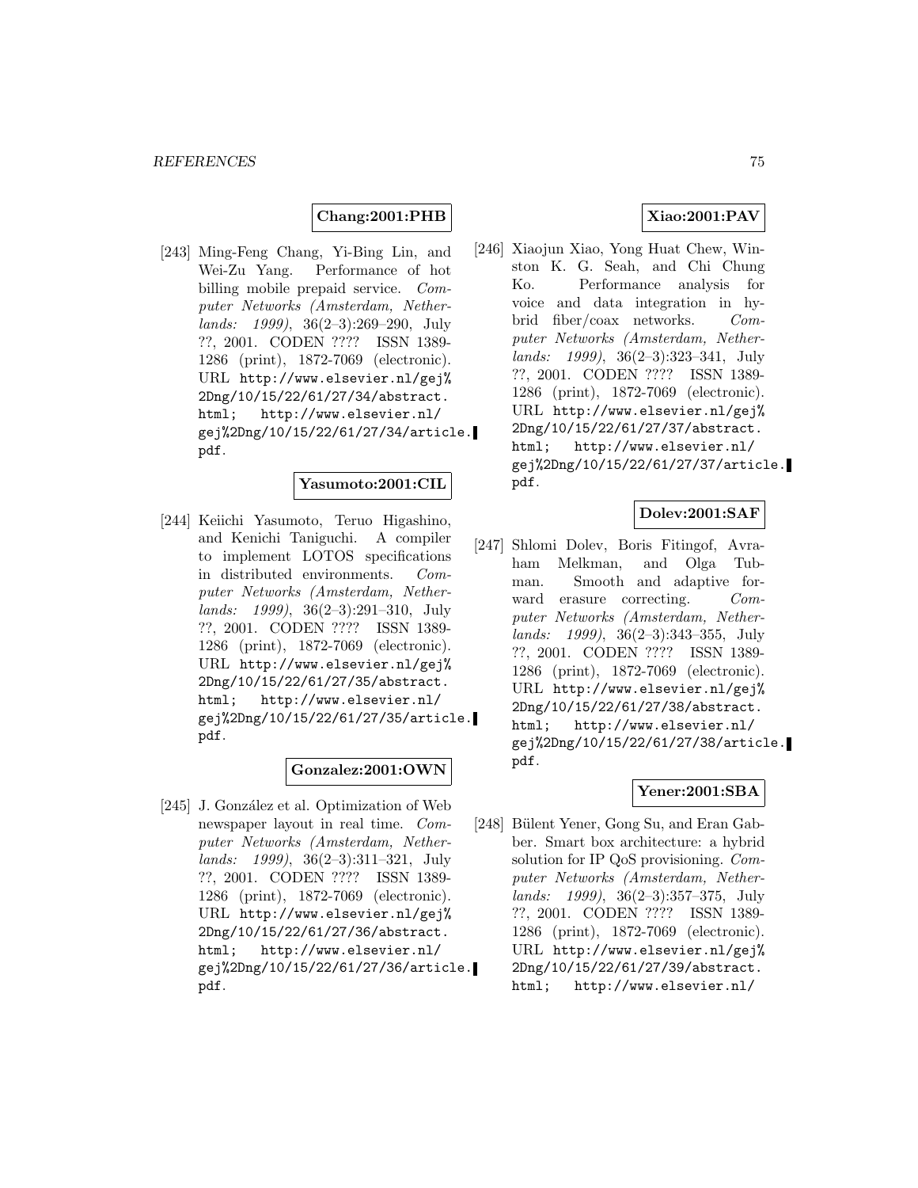**Chang:2001:PHB**

[243] Ming-Feng Chang, Yi-Bing Lin, and Wei-Zu Yang. Performance of hot billing mobile prepaid service. *Computer Networks (Amsterdam, Netherlands: 1999)*, 36(2–3):269–290, July ??, 2001. CODEN ???? ISSN 1389-1286 (print), 1872-7069 (electronic). URL `http://www.elsevier.nl/gej%2Dng/10/15/22/61/27/34/abstract.html`; `http://www.elsevier.nl/gej%2Dng/10/15/22/61/27/34/article.pdf`.

**Yasumoto:2001:CIL**

[244] Keiichi Yasumoto, Teruo Higashino, and Kenichi Taniguchi. A compiler to implement LOTOS specifications in distributed environments. *Computer Networks (Amsterdam, Netherlands: 1999)*, 36(2–3):291–310, July ??, 2001. CODEN ???? ISSN 1389-1286 (print), 1872-7069 (electronic). URL `http://www.elsevier.nl/gej%2Dng/10/15/22/61/27/35/abstract.html`; `http://www.elsevier.nl/gej%2Dng/10/15/22/61/27/35/article.pdf`.

**Gonzalez:2001:OWN**

[245] J. González et al. Optimization of Web newspaper layout in real time. *Computer Networks (Amsterdam, Netherlands: 1999)*, 36(2–3):311–321, July ??, 2001. CODEN ???? ISSN 1389-1286 (print), 1872-7069 (electronic). URL `http://www.elsevier.nl/gej%2Dng/10/15/22/61/27/36/abstract.html`; `http://www.elsevier.nl/gej%2Dng/10/15/22/61/27/36/article.pdf`.

**Xiao:2001:PAV**

[246] Xiaojun Xiao, Yong Huat Chew, Winston K. G. Seah, and Chi Chung Ko. Performance analysis for voice and data integration in hybrid fiber/coax networks. *Computer Networks (Amsterdam, Netherlands: 1999)*, 36(2–3):323–341, July ??, 2001. CODEN ???? ISSN 1389-1286 (print), 1872-7069 (electronic). URL `http://www.elsevier.nl/gej%2Dng/10/15/22/61/27/37/abstract.html`; `http://www.elsevier.nl/gej%2Dng/10/15/22/61/27/37/article.pdf`.

**Dolev:2001:SAF**

[247] Shlomi Dolev, Boris Fitingof, Avraham Melkman, and Olga Tubman. Smooth and adaptive forward erasure correcting. *Computer Networks (Amsterdam, Netherlands: 1999)*, 36(2–3):343–355, July ??, 2001. CODEN ???? ISSN 1389-1286 (print), 1872-7069 (electronic). URL `http://www.elsevier.nl/gej%2Dng/10/15/22/61/27/38/abstract.html`; `http://www.elsevier.nl/gej%2Dng/10/15/22/61/27/38/article.pdf`.

**Yener:2001:SBA**

[248] Bülent Yener, Gong Su, and Eran Gabber. Smart box architecture: a hybrid solution for IP QoS provisioning. *Computer Networks (Amsterdam, Netherlands: 1999)*, 36(2–3):357–375, July ??, 2001. CODEN ???? ISSN 1389-1286 (print), 1872-7069 (electronic). URL `http://www.elsevier.nl/gej%2Dng/10/15/22/61/27/39/abstract.html`; `http://www.elsevier.nl/`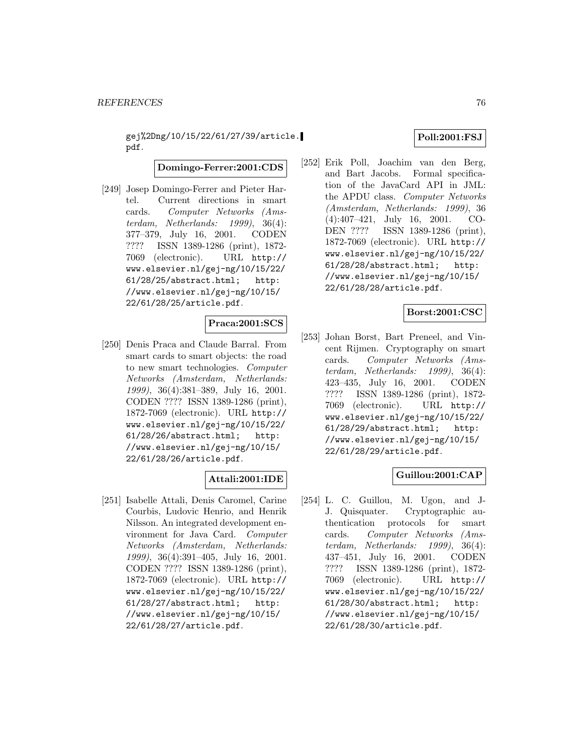gej%2Dng/10/15/22/61/27/39/article.pdf.

**Domingo-Ferrer:2001:CDS**

[249] Josep Domingo-Ferrer and Pieter Hartel. Current directions in smart cards. *Computer Networks (Amsterdam, Netherlands: 1999)*, 36(4): 377–379, July 16, 2001. CODEN ???? ISSN 1389-1286 (print), 1872-7069 (electronic). URL http://www.elsevier.nl/gej-ng/10/15/22/61/28/25/abstract.html; http://www.elsevier.nl/gej-ng/10/15/22/61/28/25/article.pdf.

**Praca:2001:SCS**

[250] Denis Praca and Claude Barral. From smart cards to smart objects: the road to new smart technologies. *Computer Networks (Amsterdam, Netherlands: 1999)*, 36(4):381–389, July 16, 2001. CODEN ???? ISSN 1389-1286 (print), 1872-7069 (electronic). URL http://www.elsevier.nl/gej-ng/10/15/22/61/28/26/abstract.html; http://www.elsevier.nl/gej-ng/10/15/22/61/28/26/article.pdf.

**Attali:2001:IDE**

[251] Isabelle Attali, Denis Caromel, Carine Courbis, Ludovic Henrio, and Henrik Nilsson. An integrated development environment for Java Card. *Computer Networks (Amsterdam, Netherlands: 1999)*, 36(4):391–405, July 16, 2001. CODEN ???? ISSN 1389-1286 (print), 1872-7069 (electronic). URL http://www.elsevier.nl/gej-ng/10/15/22/61/28/27/abstract.html; http://www.elsevier.nl/gej-ng/10/15/22/61/28/27/article.pdf.

**Poll:2001:FSJ**

[252] Erik Poll, Joachim van den Berg, and Bart Jacobs. Formal specification of the JavaCard API in JML: the APDU class. *Computer Networks (Amsterdam, Netherlands: 1999)*, 36 (4):407–421, July 16, 2001. CODEN ???? ISSN 1389-1286 (print), 1872-7069 (electronic). URL http://www.elsevier.nl/gej-ng/10/15/22/61/28/28/abstract.html; http://www.elsevier.nl/gej-ng/10/15/22/61/28/28/article.pdf.

**Borst:2001:CSC**

[253] Johan Borst, Bart Preneel, and Vincent Rijmen. Cryptography on smart cards. *Computer Networks (Amsterdam, Netherlands: 1999)*, 36(4): 423–435, July 16, 2001. CODEN ???? ISSN 1389-1286 (print), 1872-7069 (electronic). URL http://www.elsevier.nl/gej-ng/10/15/22/61/28/29/abstract.html; http://www.elsevier.nl/gej-ng/10/15/22/61/28/29/article.pdf.

**Guillou:2001:CAP**

[254] L. C. Guillou, M. Ugon, and J-J. Quisquater. Cryptographic authentication protocols for smart cards. *Computer Networks (Amsterdam, Netherlands: 1999)*, 36(4): 437–451, July 16, 2001. CODEN ???? ISSN 1389-1286 (print), 1872-7069 (electronic). URL http://www.elsevier.nl/gej-ng/10/15/22/61/28/30/abstract.html; http://www.elsevier.nl/gej-ng/10/15/22/61/28/30/article.pdf.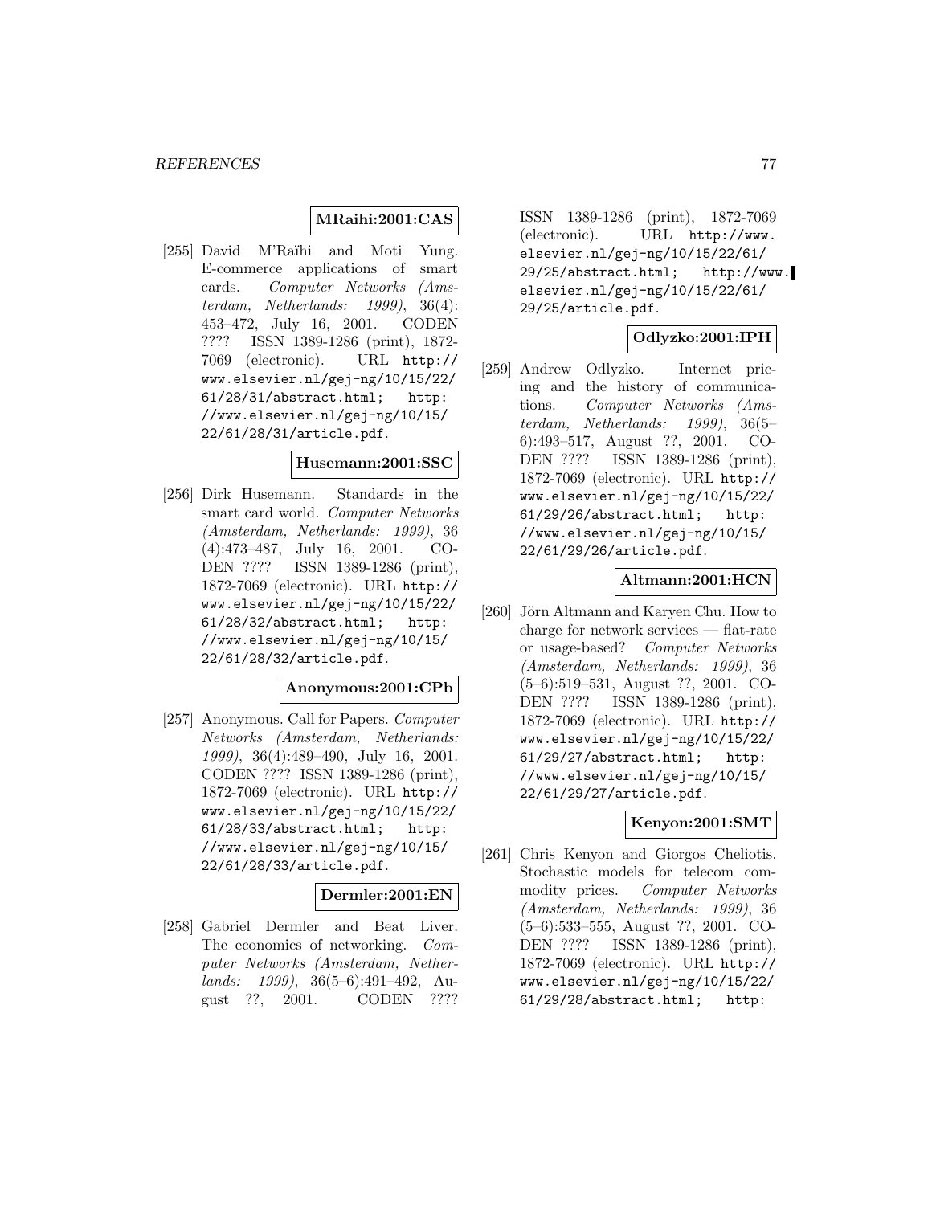**MRaihi:2001:CAS**

[255] David M'Raïhi and Moti Yung. E-commerce applications of smart cards. *Computer Networks (Amsterdam, Netherlands: 1999)*, 36(4): 453–472, July 16, 2001. CODEN ???? ISSN 1389-1286 (print), 1872-7069 (electronic). URL http://www.elsevier.nl/gej-ng/10/15/22/61/28/31/abstract.html; http://www.elsevier.nl/gej-ng/10/15/22/61/28/31/article.pdf.

**Husemann:2001:SSC**

[256] Dirk Husemann. Standards in the smart card world. *Computer Networks (Amsterdam, Netherlands: 1999)*, 36 (4):473–487, July 16, 2001. CODEN ???? ISSN 1389-1286 (print), 1872-7069 (electronic). URL http://www.elsevier.nl/gej-ng/10/15/22/61/28/32/abstract.html; http://www.elsevier.nl/gej-ng/10/15/22/61/28/32/article.pdf.

**Anonymous:2001:CPb**

[257] Anonymous. Call for Papers. *Computer Networks (Amsterdam, Netherlands: 1999)*, 36(4):489–490, July 16, 2001. CODEN ???? ISSN 1389-1286 (print), 1872-7069 (electronic). URL http://www.elsevier.nl/gej-ng/10/15/22/61/28/33/abstract.html; http://www.elsevier.nl/gej-ng/10/15/22/61/28/33/article.pdf.

**Dermler:2001:EN**

[258] Gabriel Dermler and Beat Liver. The economics of networking. *Computer Networks (Amsterdam, Netherlands: 1999)*, 36(5–6):491–492, August ??, 2001. CODEN ???? ISSN 1389-1286 (print), 1872-7069 (electronic). URL http://www.elsevier.nl/gej-ng/10/15/22/61/29/25/abstract.html; http://www.elsevier.nl/gej-ng/10/15/22/61/29/25/article.pdf.

**Odlyzko:2001:IPH**

[259] Andrew Odlyzko. Internet pricing and the history of communications. *Computer Networks (Amsterdam, Netherlands: 1999)*, 36(5–6):493–517, August ??, 2001. CODEN ???? ISSN 1389-1286 (print), 1872-7069 (electronic). URL http://www.elsevier.nl/gej-ng/10/15/22/61/29/26/abstract.html; http://www.elsevier.nl/gej-ng/10/15/22/61/29/26/article.pdf.

**Altmann:2001:HCN**

[260] Jörn Altmann and Karyen Chu. How to charge for network services — flat-rate or usage-based? *Computer Networks (Amsterdam, Netherlands: 1999)*, 36 (5–6):519–531, August ??, 2001. CODEN ???? ISSN 1389-1286 (print), 1872-7069 (electronic). URL http://www.elsevier.nl/gej-ng/10/15/22/61/29/27/abstract.html; http://www.elsevier.nl/gej-ng/10/15/22/61/29/27/article.pdf.

**Kenyon:2001:SMT**

[261] Chris Kenyon and Giorgos Cheliotis. Stochastic models for telecom commodity prices. *Computer Networks (Amsterdam, Netherlands: 1999)*, 36 (5–6):533–555, August ??, 2001. CODEN ???? ISSN 1389-1286 (print), 1872-7069 (electronic). URL http://www.elsevier.nl/gej-ng/10/15/22/61/29/28/abstract.html; http: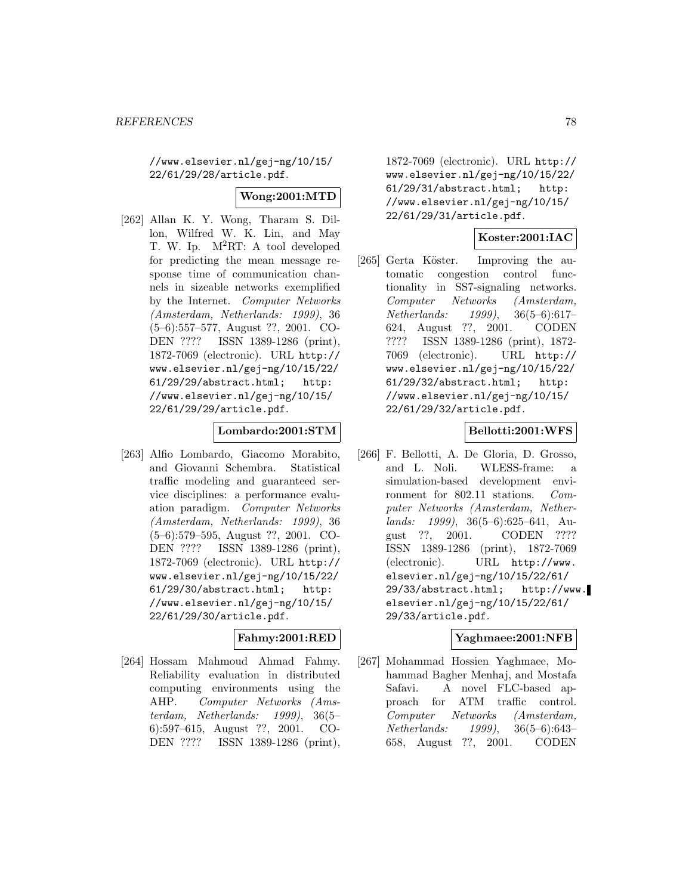//www.elsevier.nl/gej-ng/10/15/22/61/29/28/article.pdf.

**Wong:2001:MTD**

[262] Allan K. Y. Wong, Tharam S. Dillon, Wilfred W. K. Lin, and May T. W. Ip. $M^2$RT: A tool developed for predicting the mean message response time of communication channels in sizeable networks exemplified by the Internet. *Computer Networks (Amsterdam, Netherlands: 1999)*, 36 (5–6):557–577, August ??, 2001. CODEN ???? ISSN 1389-1286 (print), 1872-7069 (electronic). URL http://www.elsevier.nl/gej-ng/10/15/22/61/29/29/abstract.html; http://www.elsevier.nl/gej-ng/10/15/22/61/29/29/article.pdf.

**Lombardo:2001:STM**

[263] Alfio Lombardo, Giacomo Morabito, and Giovanni Schembra. Statistical traffic modeling and guaranteed service disciplines: a performance evaluation paradigm. *Computer Networks (Amsterdam, Netherlands: 1999)*, 36 (5–6):579–595, August ??, 2001. CODEN ???? ISSN 1389-1286 (print), 1872-7069 (electronic). URL http://www.elsevier.nl/gej-ng/10/15/22/61/29/30/abstract.html; http://www.elsevier.nl/gej-ng/10/15/22/61/29/30/article.pdf.

**Fahmy:2001:RED**

[264] Hossam Mahmoud Ahmad Fahmy. Reliability evaluation in distributed computing environments using the AHP. *Computer Networks (Amsterdam, Netherlands: 1999)*, 36(5–6):597–615, August ??, 2001. CODEN ???? ISSN 1389-1286 (print), 1872-7069 (electronic). URL http://www.elsevier.nl/gej-ng/10/15/22/61/29/31/abstract.html; http://www.elsevier.nl/gej-ng/10/15/22/61/29/31/article.pdf.

**Koster:2001:IAC**

[265] Gerta Köster. Improving the automatic congestion control functionality in SS7-signaling networks. *Computer Networks (Amsterdam, Netherlands: 1999)*, 36(5–6):617–624, August ??, 2001. CODEN ???? ISSN 1389-1286 (print), 1872-7069 (electronic). URL http://www.elsevier.nl/gej-ng/10/15/22/61/29/32/abstract.html; http://www.elsevier.nl/gej-ng/10/15/22/61/29/32/article.pdf.

**Bellotti:2001:WFS**

[266] F. Bellotti, A. De Gloria, D. Grosso, and L. Noli. WLESS-frame: a simulation-based development environment for 802.11 stations. *Computer Networks (Amsterdam, Netherlands: 1999)*, 36(5–6):625–641, August ??, 2001. CODEN ???? ISSN 1389-1286 (print), 1872-7069 (electronic). URL http://www.elsevier.nl/gej-ng/10/15/22/61/29/33/abstract.html; http://www.elsevier.nl/gej-ng/10/15/22/61/29/33/article.pdf.

**Yaghmaee:2001:NFB**

[267] Mohammad Hossien Yaghmaee, Mohammad Bagher Menhaj, and Mostafa Safavi. A novel FLC-based approach for ATM traffic control. *Computer Networks (Amsterdam, Netherlands: 1999)*, 36(5–6):643–658, August ??, 2001. CODEN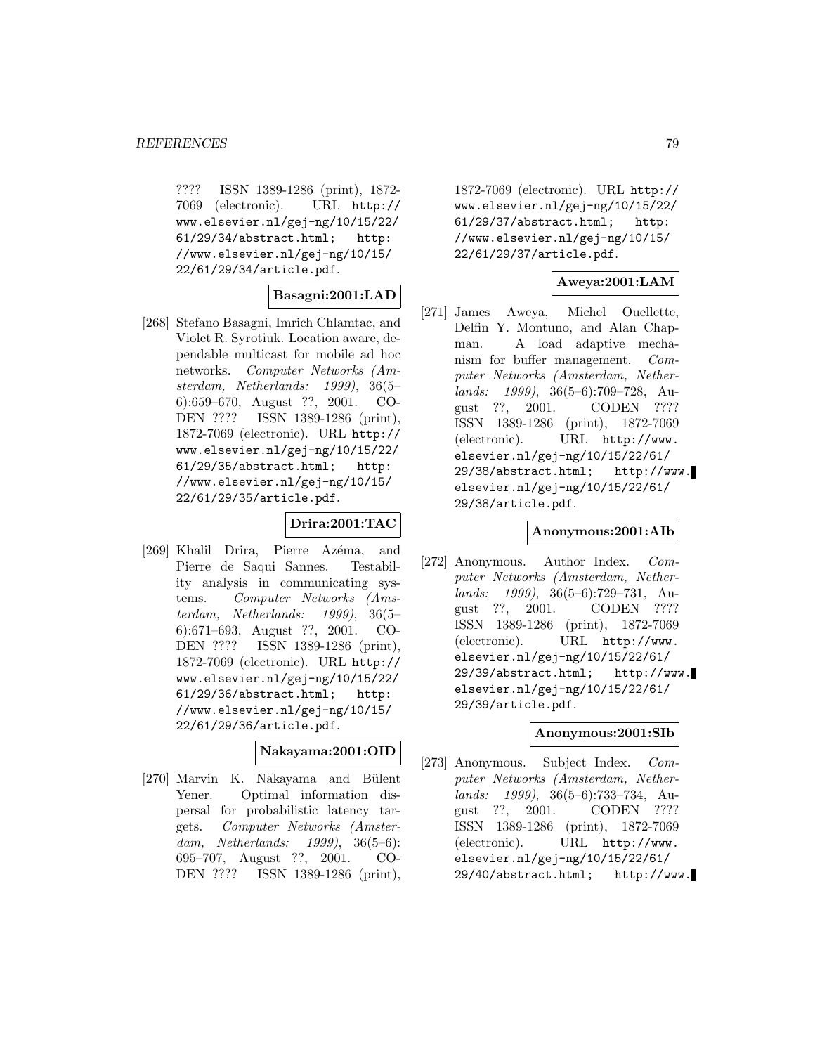???? ISSN 1389-1286 (print), 1872-7069 (electronic). URL http://www.elsevier.nl/gej-ng/10/15/22/61/29/34/abstract.html; http://www.elsevier.nl/gej-ng/10/15/22/61/29/34/article.pdf.

**Basagni:2001:LAD**

[268] Stefano Basagni, Imrich Chlamtac, and Violet R. Syrotiuk. Location aware, dependable multicast for mobile ad hoc networks. *Computer Networks (Amsterdam, Netherlands: 1999)*, 36(5–6):659–670, August ??, 2001. CODEN ???? ISSN 1389-1286 (print), 1872-7069 (electronic). URL http://www.elsevier.nl/gej-ng/10/15/22/61/29/35/abstract.html; http://www.elsevier.nl/gej-ng/10/15/22/61/29/35/article.pdf.

**Drira:2001:TAC**

[269] Khalil Drira, Pierre Azéma, and Pierre de Saqui Sannes. Testability analysis in communicating systems. *Computer Networks (Amsterdam, Netherlands: 1999)*, 36(5–6):671–693, August ??, 2001. CODEN ???? ISSN 1389-1286 (print), 1872-7069 (electronic). URL http://www.elsevier.nl/gej-ng/10/15/22/61/29/36/abstract.html; http://www.elsevier.nl/gej-ng/10/15/22/61/29/36/article.pdf.

**Nakayama:2001:OID**

[270] Marvin K. Nakayama and Bülent Yener. Optimal information dispersal for probabilistic latency targets. *Computer Networks (Amsterdam, Netherlands: 1999)*, 36(5–6):695–707, August ??, 2001. CODEN ???? ISSN 1389-1286 (print), 1872-7069 (electronic). URL http://www.elsevier.nl/gej-ng/10/15/22/61/29/37/abstract.html; http://www.elsevier.nl/gej-ng/10/15/22/61/29/37/article.pdf.

**Aweya:2001:LAM**

[271] James Aweya, Michel Ouellette, Delfin Y. Montuno, and Alan Chapman. A load adaptive mechanism for buffer management. *Computer Networks (Amsterdam, Netherlands: 1999)*, 36(5–6):709–728, August ??, 2001. CODEN ???? ISSN 1389-1286 (print), 1872-7069 (electronic). URL http://www.elsevier.nl/gej-ng/10/15/22/61/29/38/abstract.html; http://www.elsevier.nl/gej-ng/10/15/22/61/29/38/article.pdf.

**Anonymous:2001:AIb**

[272] Anonymous. Author Index. *Computer Networks (Amsterdam, Netherlands: 1999)*, 36(5–6):729–731, August ??, 2001. CODEN ???? ISSN 1389-1286 (print), 1872-7069 (electronic). URL http://www.elsevier.nl/gej-ng/10/15/22/61/29/39/abstract.html; http://www.elsevier.nl/gej-ng/10/15/22/61/29/39/article.pdf.

**Anonymous:2001:SIb**

[273] Anonymous. Subject Index. *Computer Networks (Amsterdam, Netherlands: 1999)*, 36(5–6):733–734, August ??, 2001. CODEN ???? ISSN 1389-1286 (print), 1872-7069 (electronic). URL http://www.elsevier.nl/gej-ng/10/15/22/61/29/40/abstract.html; http://www.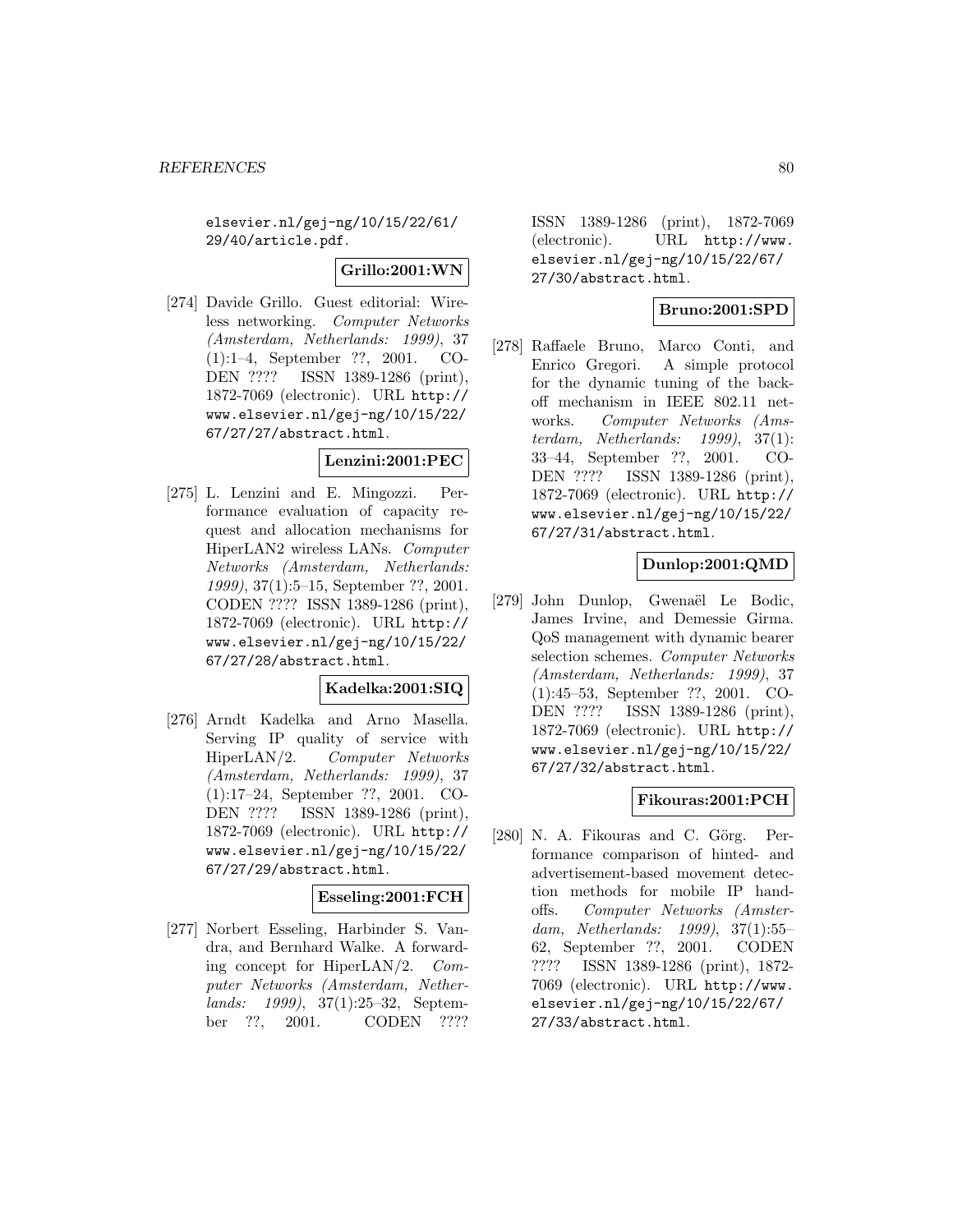elsevier.nl/gej-ng/10/15/22/61/29/40/article.pdf.

**Grillo:2001:WN**

[274] Davide Grillo. Guest editorial: Wireless networking. *Computer Networks (Amsterdam, Netherlands: 1999)*, 37 (1):1–4, September ??, 2001. CODEN ???? ISSN 1389-1286 (print), 1872-7069 (electronic). URL http://www.elsevier.nl/gej-ng/10/15/22/67/27/27/abstract.html.

**Lenzini:2001:PEC**

[275] L. Lenzini and E. Mingozzi. Performance evaluation of capacity request and allocation mechanisms for HiperLAN2 wireless LANs. *Computer Networks (Amsterdam, Netherlands: 1999)*, 37(1):5–15, September ??, 2001. CODEN ???? ISSN 1389-1286 (print), 1872-7069 (electronic). URL http://www.elsevier.nl/gej-ng/10/15/22/67/27/28/abstract.html.

**Kadelka:2001:SIQ**

[276] Arndt Kadelka and Arno Masella. Serving IP quality of service with HiperLAN/2. *Computer Networks (Amsterdam, Netherlands: 1999)*, 37 (1):17–24, September ??, 2001. CODEN ???? ISSN 1389-1286 (print), 1872-7069 (electronic). URL http://www.elsevier.nl/gej-ng/10/15/22/67/27/29/abstract.html.

**Esseling:2001:FCH**

[277] Norbert Esseling, Harbinder S. Vandra, and Bernhard Walke. A forwarding concept for HiperLAN/2. *Computer Networks (Amsterdam, Netherlands: 1999)*, 37(1):25–32, September ??, 2001. CODEN ???? ISSN 1389-1286 (print), 1872-7069 (electronic). URL http://www.elsevier.nl/gej-ng/10/15/22/67/27/30/abstract.html.

**Bruno:2001:SPD**

[278] Raffaele Bruno, Marco Conti, and Enrico Gregori. A simple protocol for the dynamic tuning of the backoff mechanism in IEEE 802.11 networks. *Computer Networks (Amsterdam, Netherlands: 1999)*, 37(1): 33–44, September ??, 2001. CODEN ???? ISSN 1389-1286 (print), 1872-7069 (electronic). URL http://www.elsevier.nl/gej-ng/10/15/22/67/27/31/abstract.html.

**Dunlop:2001:QMD**

[279] John Dunlop, Gwenaël Le Bodic, James Irvine, and Demessie Girma. QoS management with dynamic bearer selection schemes. *Computer Networks (Amsterdam, Netherlands: 1999)*, 37 (1):45–53, September ??, 2001. CODEN ???? ISSN 1389-1286 (print), 1872-7069 (electronic). URL http://www.elsevier.nl/gej-ng/10/15/22/67/27/32/abstract.html.

**Fikouras:2001:PCH**

[280] N. A. Fikouras and C. Görg. Performance comparison of hinted- and advertisement-based movement detection methods for mobile IP handoffs. *Computer Networks (Amsterdam, Netherlands: 1999)*, 37(1):55–62, September ??, 2001. CODEN ???? ISSN 1389-1286 (print), 1872-7069 (electronic). URL http://www.elsevier.nl/gej-ng/10/15/22/67/27/33/abstract.html.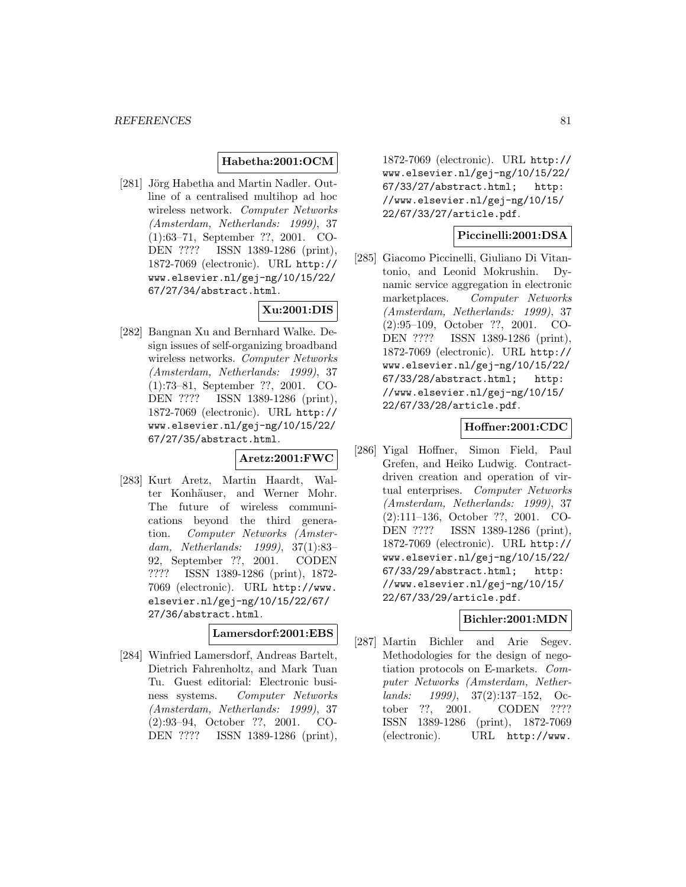**Habetha:2001:OCM**

[281] Jörg Habetha and Martin Nadler. Outline of a centralised multihop ad hoc wireless network. *Computer Networks (Amsterdam, Netherlands: 1999)*, 37 (1):63–71, September ??, 2001. CODEN ???? ISSN 1389-1286 (print), 1872-7069 (electronic). URL http://www.elsevier.nl/gej-ng/10/15/22/67/27/34/abstract.html.

**Xu:2001:DIS**

[282] Bangnan Xu and Bernhard Walke. Design issues of self-organizing broadband wireless networks. *Computer Networks (Amsterdam, Netherlands: 1999)*, 37 (1):73–81, September ??, 2001. CODEN ???? ISSN 1389-1286 (print), 1872-7069 (electronic). URL http://www.elsevier.nl/gej-ng/10/15/22/67/27/35/abstract.html.

**Aretz:2001:FWC**

[283] Kurt Aretz, Martin Haardt, Walter Konhäuser, and Werner Mohr. The future of wireless communications beyond the third generation. *Computer Networks (Amsterdam, Netherlands: 1999)*, 37(1):83–92, September ??, 2001. CODEN ???? ISSN 1389-1286 (print), 1872-7069 (electronic). URL http://www.elsevier.nl/gej-ng/10/15/22/67/27/36/abstract.html.

**Lamersdorf:2001:EBS**

[284] Winfried Lamersdorf, Andreas Bartelt, Dietrich Fahrenholtz, and Mark Tuan Tu. Guest editorial: Electronic business systems. *Computer Networks (Amsterdam, Netherlands: 1999)*, 37 (2):93–94, October ??, 2001. CODEN ???? ISSN 1389-1286 (print), 1872-7069 (electronic). URL http://www.elsevier.nl/gej-ng/10/15/22/67/33/27/abstract.html; http://www.elsevier.nl/gej-ng/10/15/22/67/33/27/article.pdf.

**Piccinelli:2001:DSA**

[285] Giacomo Piccinelli, Giuliano Di Vitantonio, and Leonid Mokrushin. Dynamic service aggregation in electronic marketplaces. *Computer Networks (Amsterdam, Netherlands: 1999)*, 37 (2):95–109, October ??, 2001. CODEN ???? ISSN 1389-1286 (print), 1872-7069 (electronic). URL http://www.elsevier.nl/gej-ng/10/15/22/67/33/28/abstract.html; http://www.elsevier.nl/gej-ng/10/15/22/67/33/28/article.pdf.

**Hoffner:2001:CDC**

[286] Yigal Hoffner, Simon Field, Paul Grefen, and Heiko Ludwig. Contract-driven creation and operation of virtual enterprises. *Computer Networks (Amsterdam, Netherlands: 1999)*, 37 (2):111–136, October ??, 2001. CODEN ???? ISSN 1389-1286 (print), 1872-7069 (electronic). URL http://www.elsevier.nl/gej-ng/10/15/22/67/33/29/abstract.html; http://www.elsevier.nl/gej-ng/10/15/22/67/33/29/article.pdf.

**Bichler:2001:MDN**

[287] Martin Bichler and Arie Segev. Methodologies for the design of negotiation protocols on E-markets. *Computer Networks (Amsterdam, Netherlands: 1999)*, 37(2):137–152, October ??, 2001. CODEN ???? ISSN 1389-1286 (print), 1872-7069 (electronic). URL http://www.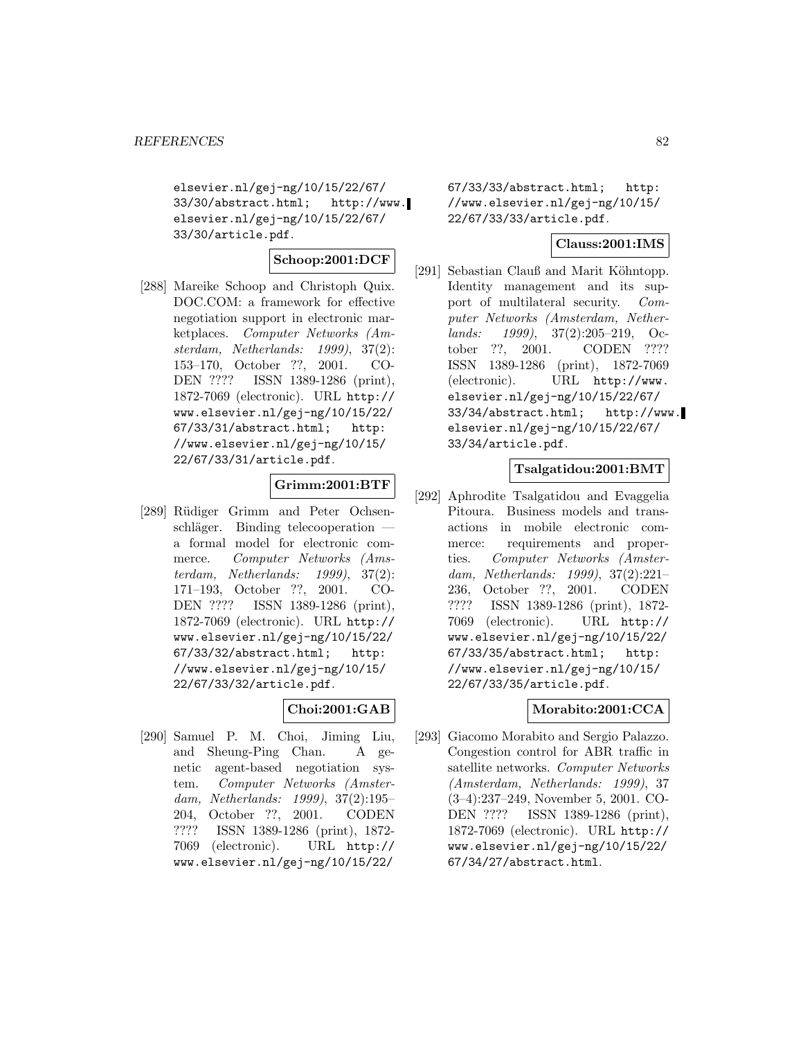elsevier.nl/gej-ng/10/15/22/67/33/30/abstract.html; http://www.elsevier.nl/gej-ng/10/15/22/67/33/30/article.pdf.

**Schoop:2001:DCF**

[288] Mareike Schoop and Christoph Quix. DOC.COM: a framework for effective negotiation support in electronic marketplaces. *Computer Networks (Amsterdam, Netherlands: 1999)*, 37(2): 153–170, October ??, 2001. CODEN ???? ISSN 1389-1286 (print), 1872-7069 (electronic). URL http://www.elsevier.nl/gej-ng/10/15/22/67/33/31/abstract.html; http://www.elsevier.nl/gej-ng/10/15/22/67/33/31/article.pdf.

**Grimm:2001:BTF**

[289] Rüdiger Grimm and Peter Ochsenschläger. Binding telecooperation — a formal model for electronic commerce. *Computer Networks (Amsterdam, Netherlands: 1999)*, 37(2): 171–193, October ??, 2001. CODEN ???? ISSN 1389-1286 (print), 1872-7069 (electronic). URL http://www.elsevier.nl/gej-ng/10/15/22/67/33/32/abstract.html; http://www.elsevier.nl/gej-ng/10/15/22/67/33/32/article.pdf.

**Choi:2001:GAB**

[290] Samuel P. M. Choi, Jiming Liu, and Sheung-Ping Chan. A genetic agent-based negotiation system. *Computer Networks (Amsterdam, Netherlands: 1999)*, 37(2):195–204, October ??, 2001. CODEN ???? ISSN 1389-1286 (print), 1872-7069 (electronic). URL http://www.elsevier.nl/gej-ng/10/15/22/67/33/33/abstract.html; http://www.elsevier.nl/gej-ng/10/15/22/67/33/33/article.pdf.

**Clauss:2001:IMS**

[291] Sebastian Clauß and Marit Köhntopp. Identity management and its support of multilateral security. *Computer Networks (Amsterdam, Netherlands: 1999)*, 37(2):205–219, October ??, 2001. CODEN ???? ISSN 1389-1286 (print), 1872-7069 (electronic). URL http://www.elsevier.nl/gej-ng/10/15/22/67/33/34/abstract.html; http://www.elsevier.nl/gej-ng/10/15/22/67/33/34/article.pdf.

**Tsalgatidou:2001:BMT**

[292] Aphrodite Tsalgatidou and Evaggelia Pitoura. Business models and transactions in mobile electronic commerce: requirements and properties. *Computer Networks (Amsterdam, Netherlands: 1999)*, 37(2):221–236, October ??, 2001. CODEN ???? ISSN 1389-1286 (print), 1872-7069 (electronic). URL http://www.elsevier.nl/gej-ng/10/15/22/67/33/35/abstract.html; http://www.elsevier.nl/gej-ng/10/15/22/67/33/35/article.pdf.

**Morabito:2001:CCA**

[293] Giacomo Morabito and Sergio Palazzo. Congestion control for ABR traffic in satellite networks. *Computer Networks (Amsterdam, Netherlands: 1999)*, 37 (3–4):237–249, November 5, 2001. CODEN ???? ISSN 1389-1286 (print), 1872-7069 (electronic). URL http://www.elsevier.nl/gej-ng/10/15/22/67/34/27/abstract.html.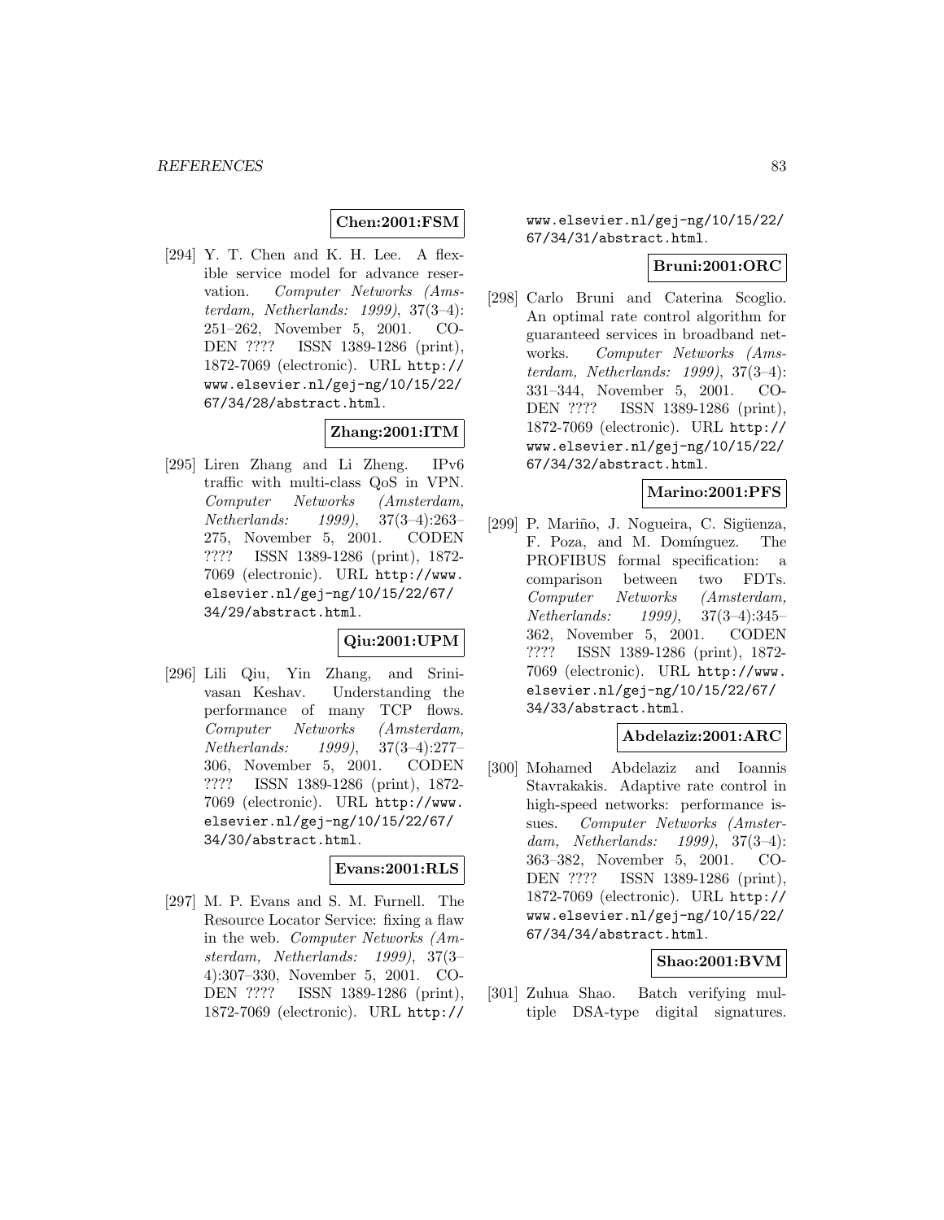**Chen:2001:FSM**

[294] Y. T. Chen and K. H. Lee. A flexible service model for advance reservation. *Computer Networks (Amsterdam, Netherlands: 1999)*, 37(3–4): 251–262, November 5, 2001. CODEN ???? ISSN 1389-1286 (print), 1872-7069 (electronic). URL http://www.elsevier.nl/gej-ng/10/15/22/67/34/28/abstract.html.

**Zhang:2001:ITM**

[295] Liren Zhang and Li Zheng. IPv6 traffic with multi-class QoS in VPN. *Computer Networks (Amsterdam, Netherlands: 1999)*, 37(3–4):263–275, November 5, 2001. CODEN ???? ISSN 1389-1286 (print), 1872-7069 (electronic). URL http://www.elsevier.nl/gej-ng/10/15/22/67/34/29/abstract.html.

**Qiu:2001:UPM**

[296] Lili Qiu, Yin Zhang, and Srinivasan Keshav. Understanding the performance of many TCP flows. *Computer Networks (Amsterdam, Netherlands: 1999)*, 37(3–4):277–306, November 5, 2001. CODEN ???? ISSN 1389-1286 (print), 1872-7069 (electronic). URL http://www.elsevier.nl/gej-ng/10/15/22/67/34/30/abstract.html.

**Evans:2001:RLS**

[297] M. P. Evans and S. M. Furnell. The Resource Locator Service: fixing a flaw in the web. *Computer Networks (Amsterdam, Netherlands: 1999)*, 37(3–4):307–330, November 5, 2001. CODEN ???? ISSN 1389-1286 (print), 1872-7069 (electronic). URL http://www.elsevier.nl/gej-ng/10/15/22/67/34/31/abstract.html.

**Bruni:2001:ORC**

[298] Carlo Bruni and Caterina Scoglio. An optimal rate control algorithm for guaranteed services in broadband networks. *Computer Networks (Amsterdam, Netherlands: 1999)*, 37(3–4): 331–344, November 5, 2001. CODEN ???? ISSN 1389-1286 (print), 1872-7069 (electronic). URL http://www.elsevier.nl/gej-ng/10/15/22/67/34/32/abstract.html.

**Marino:2001:PFS**

[299] P. Mariño, J. Nogueira, C. Sigüenza, F. Poza, and M. Domínguez. The PROFIBUS formal specification: a comparison between two FDTs. *Computer Networks (Amsterdam, Netherlands: 1999)*, 37(3–4):345–362, November 5, 2001. CODEN ???? ISSN 1389-1286 (print), 1872-7069 (electronic). URL http://www.elsevier.nl/gej-ng/10/15/22/67/34/33/abstract.html.

**Abdelaziz:2001:ARC**

[300] Mohamed Abdelaziz and Ioannis Stavrakakis. Adaptive rate control in high-speed networks: performance issues. *Computer Networks (Amsterdam, Netherlands: 1999)*, 37(3–4): 363–382, November 5, 2001. CODEN ???? ISSN 1389-1286 (print), 1872-7069 (electronic). URL http://www.elsevier.nl/gej-ng/10/15/22/67/34/34/abstract.html.

**Shao:2001:BVM**

[301] Zuhua Shao. Batch verifying multiple DSA-type digital signatures.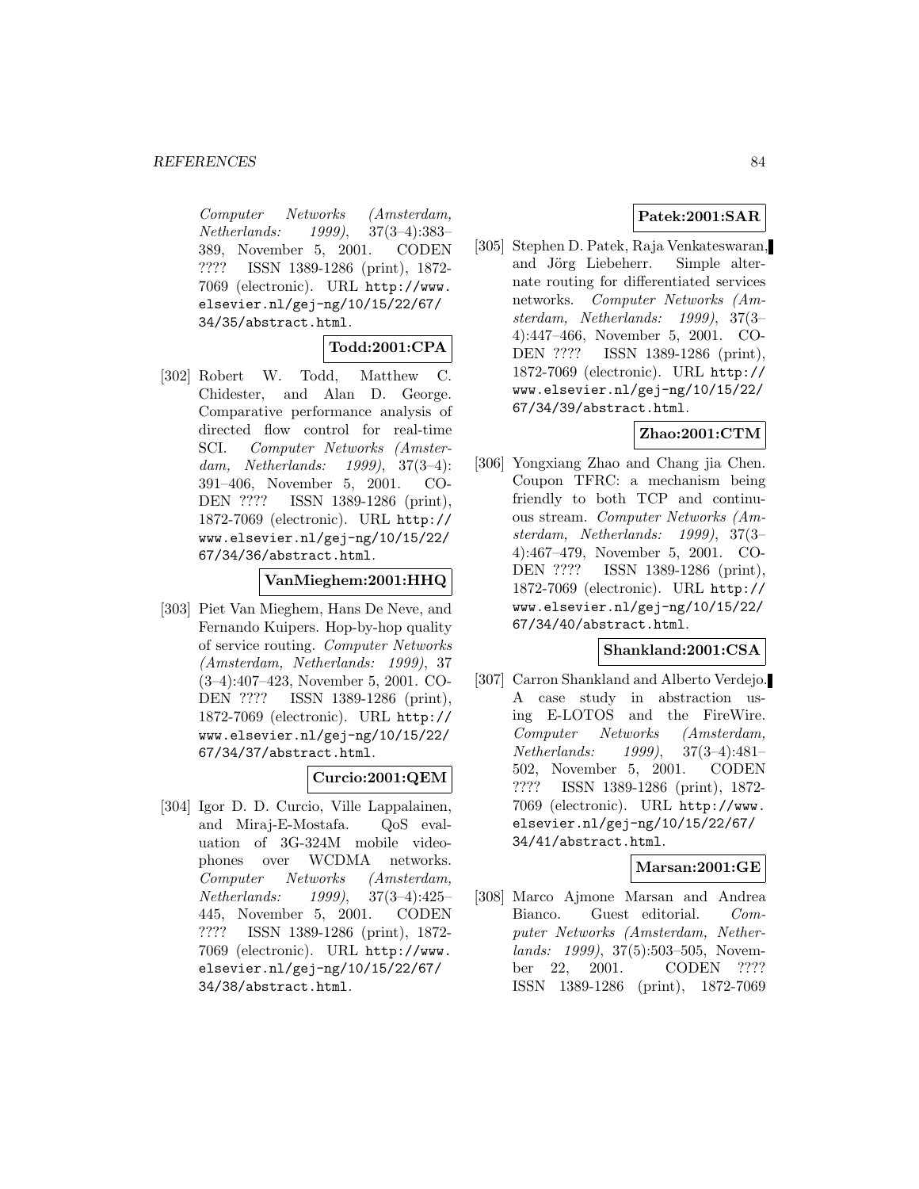*Computer Networks (Amsterdam, Netherlands: 1999)*, 37(3–4):383–389, November 5, 2001. CODEN ???? ISSN 1389-1286 (print), 1872-7069 (electronic). URL `http://www.elsevier.nl/gej-ng/10/15/22/67/34/35/abstract.html`.

**Todd:2001:CPA**

[302] Robert W. Todd, Matthew C. Chidester, and Alan D. George. Comparative performance analysis of directed flow control for real-time SCI. *Computer Networks (Amsterdam, Netherlands: 1999)*, 37(3–4): 391–406, November 5, 2001. CODEN ???? ISSN 1389-1286 (print), 1872-7069 (electronic). URL `http://www.elsevier.nl/gej-ng/10/15/22/67/34/36/abstract.html`.

**VanMieghem:2001:HHQ**

[303] Piet Van Mieghem, Hans De Neve, and Fernando Kuipers. Hop-by-hop quality of service routing. *Computer Networks (Amsterdam, Netherlands: 1999)*, 37 (3–4):407–423, November 5, 2001. CODEN ???? ISSN 1389-1286 (print), 1872-7069 (electronic). URL `http://www.elsevier.nl/gej-ng/10/15/22/67/34/37/abstract.html`.

**Curcio:2001:QEM**

[304] Igor D. D. Curcio, Ville Lappalainen, and Miraj-E-Mostafa. QoS evaluation of 3G-324M mobile videophones over WCDMA networks. *Computer Networks (Amsterdam, Netherlands: 1999)*, 37(3–4):425–445, November 5, 2001. CODEN ???? ISSN 1389-1286 (print), 1872-7069 (electronic). URL `http://www.elsevier.nl/gej-ng/10/15/22/67/34/38/abstract.html`.

**Patek:2001:SAR**

[305] Stephen D. Patek, Raja Venkateswaran, and Jörg Liebeherr. Simple alternate routing for differentiated services networks. *Computer Networks (Amsterdam, Netherlands: 1999)*, 37(3–4):447–466, November 5, 2001. CODEN ???? ISSN 1389-1286 (print), 1872-7069 (electronic). URL `http://www.elsevier.nl/gej-ng/10/15/22/67/34/39/abstract.html`.

**Zhao:2001:CTM**

[306] Yongxiang Zhao and Chang jia Chen. Coupon TFRC: a mechanism being friendly to both TCP and continuous stream. *Computer Networks (Amsterdam, Netherlands: 1999)*, 37(3–4):467–479, November 5, 2001. CODEN ???? ISSN 1389-1286 (print), 1872-7069 (electronic). URL `http://www.elsevier.nl/gej-ng/10/15/22/67/34/40/abstract.html`.

**Shankland:2001:CSA**

[307] Carron Shankland and Alberto Verdejo. A case study in abstraction using E-LOTOS and the FireWire. *Computer Networks (Amsterdam, Netherlands: 1999)*, 37(3–4):481–502, November 5, 2001. CODEN ???? ISSN 1389-1286 (print), 1872-7069 (electronic). URL `http://www.elsevier.nl/gej-ng/10/15/22/67/34/41/abstract.html`.

**Marsan:2001:GE**

[308] Marco Ajmone Marsan and Andrea Bianco. Guest editorial. *Computer Networks (Amsterdam, Netherlands: 1999)*, 37(5):503–505, November 22, 2001. CODEN ???? ISSN 1389-1286 (print), 1872-7069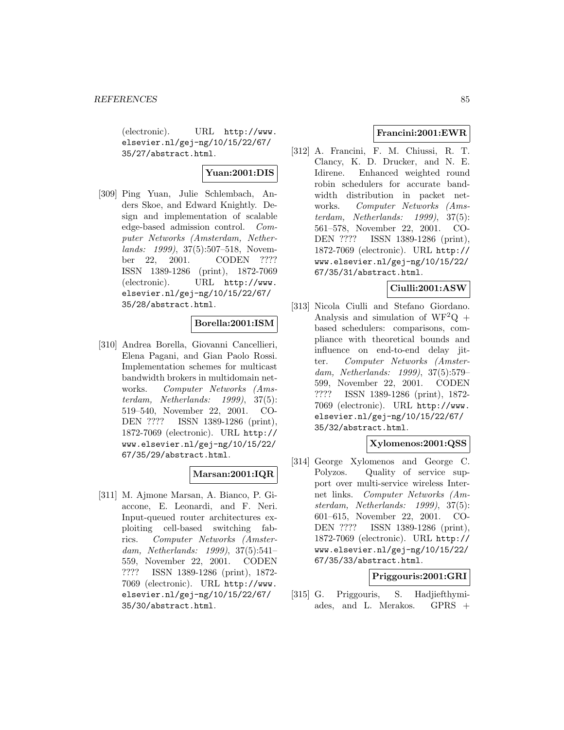(electronic). URL http://www.elsevier.nl/gej-ng/10/15/22/67/35/27/abstract.html.

**Yuan:2001:DIS**

[309] Ping Yuan, Julie Schlembach, Anders Skoe, and Edward Knightly. Design and implementation of scalable edge-based admission control. *Computer Networks (Amsterdam, Netherlands: 1999)*, 37(5):507–518, November 22, 2001. CODEN ???? ISSN 1389-1286 (print), 1872-7069 (electronic). URL http://www.elsevier.nl/gej-ng/10/15/22/67/35/28/abstract.html.

**Borella:2001:ISM**

[310] Andrea Borella, Giovanni Cancellieri, Elena Pagani, and Gian Paolo Rossi. Implementation schemes for multicast bandwidth brokers in multidomain networks. *Computer Networks (Amsterdam, Netherlands: 1999)*, 37(5):519–540, November 22, 2001. CODEN ???? ISSN 1389-1286 (print), 1872-7069 (electronic). URL http://www.elsevier.nl/gej-ng/10/15/22/67/35/29/abstract.html.

**Marsan:2001:IQR**

[311] M. Ajmone Marsan, A. Bianco, P. Giaccone, E. Leonardi, and F. Neri. Input-queued router architectures exploiting cell-based switching fabrics. *Computer Networks (Amsterdam, Netherlands: 1999)*, 37(5):541–559, November 22, 2001. CODEN ???? ISSN 1389-1286 (print), 1872-7069 (electronic). URL http://www.elsevier.nl/gej-ng/10/15/22/67/35/30/abstract.html.

**Francini:2001:EWR**

[312] A. Francini, F. M. Chiussi, R. T. Clancy, K. D. Drucker, and N. E. Idirene. Enhanced weighted round robin schedulers for accurate bandwidth distribution in packet networks. *Computer Networks (Amsterdam, Netherlands: 1999)*, 37(5):561–578, November 22, 2001. CODEN ???? ISSN 1389-1286 (print), 1872-7069 (electronic). URL http://www.elsevier.nl/gej-ng/10/15/22/67/35/31/abstract.html.

**Ciulli:2001:ASW**

[313] Nicola Ciulli and Stefano Giordano. Analysis and simulation of $\mathrm{WF}^2\mathrm{Q}$ + based schedulers: comparisons, compliance with theoretical bounds and influence on end-to-end delay jitter. *Computer Networks (Amsterdam, Netherlands: 1999)*, 37(5):579–599, November 22, 2001. CODEN ???? ISSN 1389-1286 (print), 1872-7069 (electronic). URL http://www.elsevier.nl/gej-ng/10/15/22/67/35/32/abstract.html.

**Xylomenos:2001:QSS**

[314] George Xylomenos and George C. Polyzos. Quality of service support over multi-service wireless Internet links. *Computer Networks (Amsterdam, Netherlands: 1999)*, 37(5):601–615, November 22, 2001. CODEN ???? ISSN 1389-1286 (print), 1872-7069 (electronic). URL http://www.elsevier.nl/gej-ng/10/15/22/67/35/33/abstract.html.

**Priggouris:2001:GRI**

[315] G. Priggouris, S. Hadjiefthymiades, and L. Merakos. GPRS +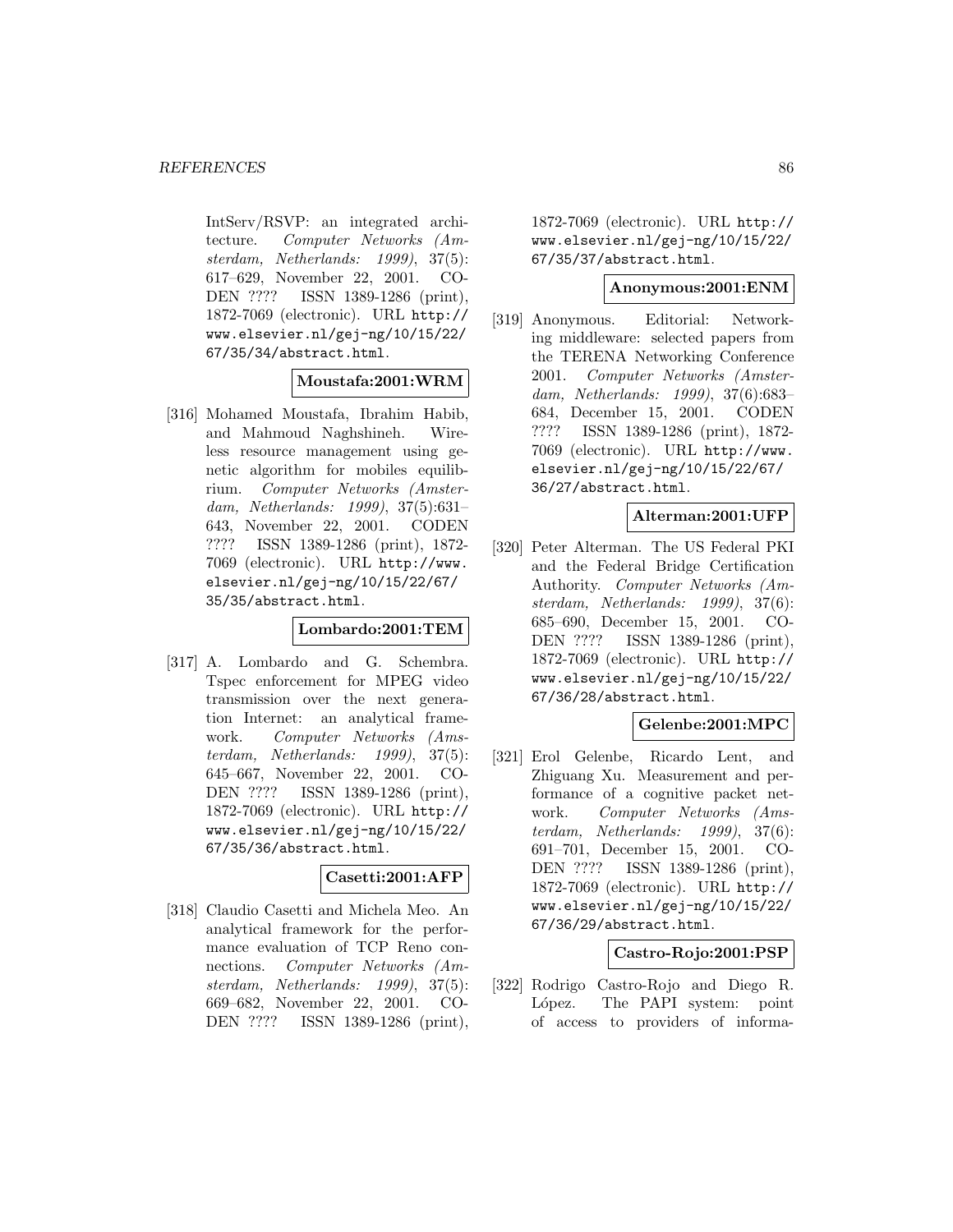IntServ/RSVP: an integrated architecture. *Computer Networks (Amsterdam, Netherlands: 1999)*, 37(5): 617–629, November 22, 2001. CODEN ???? ISSN 1389-1286 (print), 1872-7069 (electronic). URL `http://www.elsevier.nl/gej-ng/10/15/22/67/35/34/abstract.html`.

**Moustafa:2001:WRM**

[316] Mohamed Moustafa, Ibrahim Habib, and Mahmoud Naghshineh. Wireless resource management using genetic algorithm for mobiles equilibrium. *Computer Networks (Amsterdam, Netherlands: 1999)*, 37(5):631–643, November 22, 2001. CODEN ???? ISSN 1389-1286 (print), 1872-7069 (electronic). URL `http://www.elsevier.nl/gej-ng/10/15/22/67/35/35/abstract.html`.

**Lombardo:2001:TEM**

[317] A. Lombardo and G. Schembra. Tspec enforcement for MPEG video transmission over the next generation Internet: an analytical framework. *Computer Networks (Amsterdam, Netherlands: 1999)*, 37(5): 645–667, November 22, 2001. CODEN ???? ISSN 1389-1286 (print), 1872-7069 (electronic). URL `http://www.elsevier.nl/gej-ng/10/15/22/67/35/36/abstract.html`.

**Casetti:2001:AFP**

[318] Claudio Casetti and Michela Meo. An analytical framework for the performance evaluation of TCP Reno connections. *Computer Networks (Amsterdam, Netherlands: 1999)*, 37(5): 669–682, November 22, 2001. CODEN ???? ISSN 1389-1286 (print), 1872-7069 (electronic). URL `http://www.elsevier.nl/gej-ng/10/15/22/67/35/37/abstract.html`.

**Anonymous:2001:ENM**

[319] Anonymous. Editorial: Networking middleware: selected papers from the TERENA Networking Conference 2001. *Computer Networks (Amsterdam, Netherlands: 1999)*, 37(6):683–684, December 15, 2001. CODEN ???? ISSN 1389-1286 (print), 1872-7069 (electronic). URL `http://www.elsevier.nl/gej-ng/10/15/22/67/36/27/abstract.html`.

**Alterman:2001:UFP**

[320] Peter Alterman. The US Federal PKI and the Federal Bridge Certification Authority. *Computer Networks (Amsterdam, Netherlands: 1999)*, 37(6): 685–690, December 15, 2001. CODEN ???? ISSN 1389-1286 (print), 1872-7069 (electronic). URL `http://www.elsevier.nl/gej-ng/10/15/22/67/36/28/abstract.html`.

**Gelenbe:2001:MPC**

[321] Erol Gelenbe, Ricardo Lent, and Zhiguang Xu. Measurement and performance of a cognitive packet network. *Computer Networks (Amsterdam, Netherlands: 1999)*, 37(6): 691–701, December 15, 2001. CODEN ???? ISSN 1389-1286 (print), 1872-7069 (electronic). URL `http://www.elsevier.nl/gej-ng/10/15/22/67/36/29/abstract.html`.

**Castro-Rojo:2001:PSP**

[322] Rodrigo Castro-Rojo and Diego R. López. The PAPI system: point of access to providers of informa-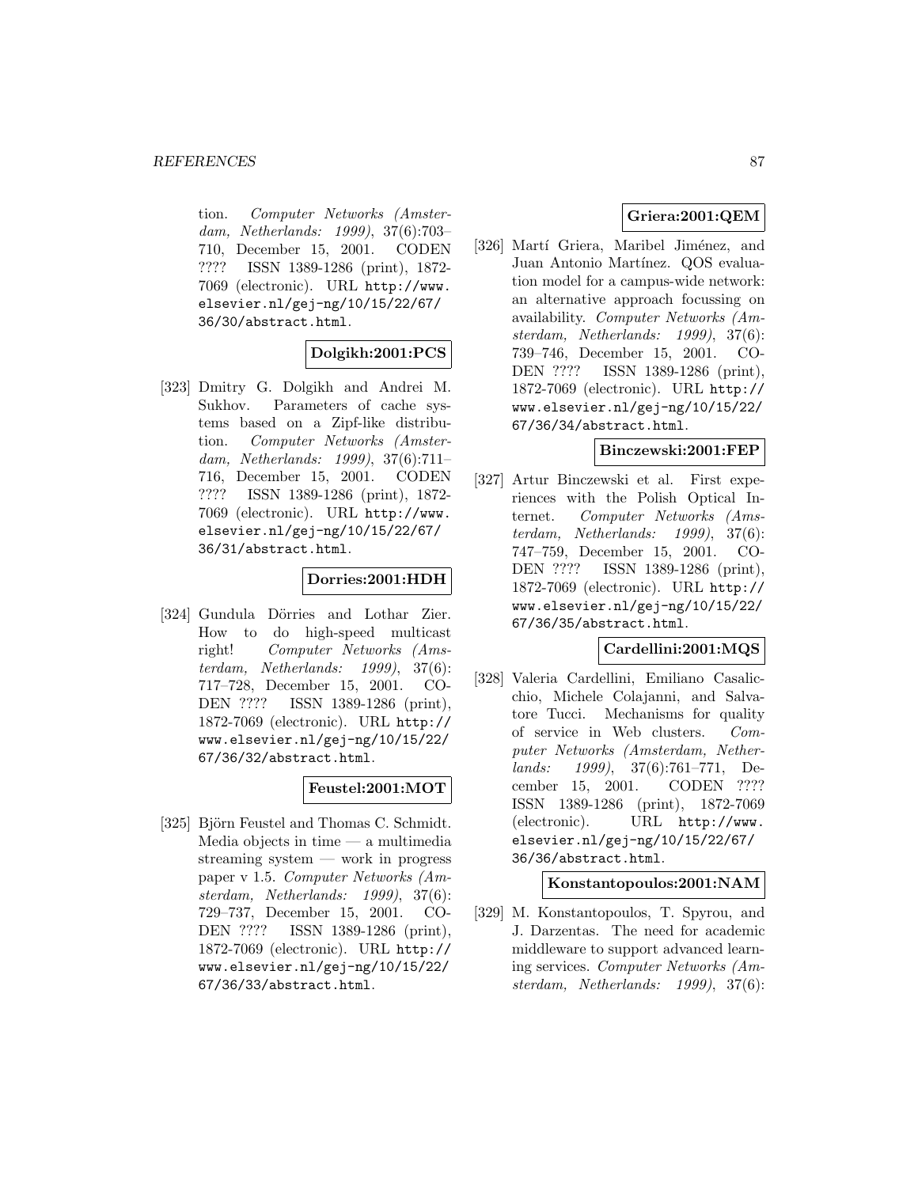tion. *Computer Networks (Amsterdam, Netherlands: 1999)*, 37(6):703–710, December 15, 2001. CODEN ???? ISSN 1389-1286 (print), 1872-7069 (electronic). URL `http://www.elsevier.nl/gej-ng/10/15/22/67/36/30/abstract.html`.

**Dolgikh:2001:PCS**

[323] Dmitry G. Dolgikh and Andrei M. Sukhov. Parameters of cache systems based on a Zipf-like distribution. *Computer Networks (Amsterdam, Netherlands: 1999)*, 37(6):711–716, December 15, 2001. CODEN ???? ISSN 1389-1286 (print), 1872-7069 (electronic). URL `http://www.elsevier.nl/gej-ng/10/15/22/67/36/31/abstract.html`.

**Dorries:2001:HDH**

[324] Gundula Dörries and Lothar Zier. How to do high-speed multicast right! *Computer Networks (Amsterdam, Netherlands: 1999)*, 37(6):717–728, December 15, 2001. CODEN ???? ISSN 1389-1286 (print), 1872-7069 (electronic). URL `http://www.elsevier.nl/gej-ng/10/15/22/67/36/32/abstract.html`.

**Feustel:2001:MOT**

[325] Björn Feustel and Thomas C. Schmidt. Media objects in time — a multimedia streaming system — work in progress paper v 1.5. *Computer Networks (Amsterdam, Netherlands: 1999)*, 37(6):729–737, December 15, 2001. CODEN ???? ISSN 1389-1286 (print), 1872-7069 (electronic). URL `http://www.elsevier.nl/gej-ng/10/15/22/67/36/33/abstract.html`.

**Griera:2001:QEM**

[326] Martí Griera, Maribel Jiménez, and Juan Antonio Martínez. QOS evaluation model for a campus-wide network: an alternative approach focussing on availability. *Computer Networks (Amsterdam, Netherlands: 1999)*, 37(6):739–746, December 15, 2001. CODEN ???? ISSN 1389-1286 (print), 1872-7069 (electronic). URL `http://www.elsevier.nl/gej-ng/10/15/22/67/36/34/abstract.html`.

**Binczewski:2001:FEP**

[327] Artur Binczewski et al. First experiences with the Polish Optical Internet. *Computer Networks (Amsterdam, Netherlands: 1999)*, 37(6):747–759, December 15, 2001. CODEN ???? ISSN 1389-1286 (print), 1872-7069 (electronic). URL `http://www.elsevier.nl/gej-ng/10/15/22/67/36/35/abstract.html`.

**Cardellini:2001:MQS**

[328] Valeria Cardellini, Emiliano Casalicchio, Michele Colajanni, and Salvatore Tucci. Mechanisms for quality of service in Web clusters. *Computer Networks (Amsterdam, Netherlands: 1999)*, 37(6):761–771, December 15, 2001. CODEN ???? ISSN 1389-1286 (print), 1872-7069 (electronic). URL `http://www.elsevier.nl/gej-ng/10/15/22/67/36/36/abstract.html`.

**Konstantopoulos:2001:NAM**

[329] M. Konstantopoulos, T. Spyrou, and J. Darzentas. The need for academic middleware to support advanced learning services. *Computer Networks (Amsterdam, Netherlands: 1999)*, 37(6):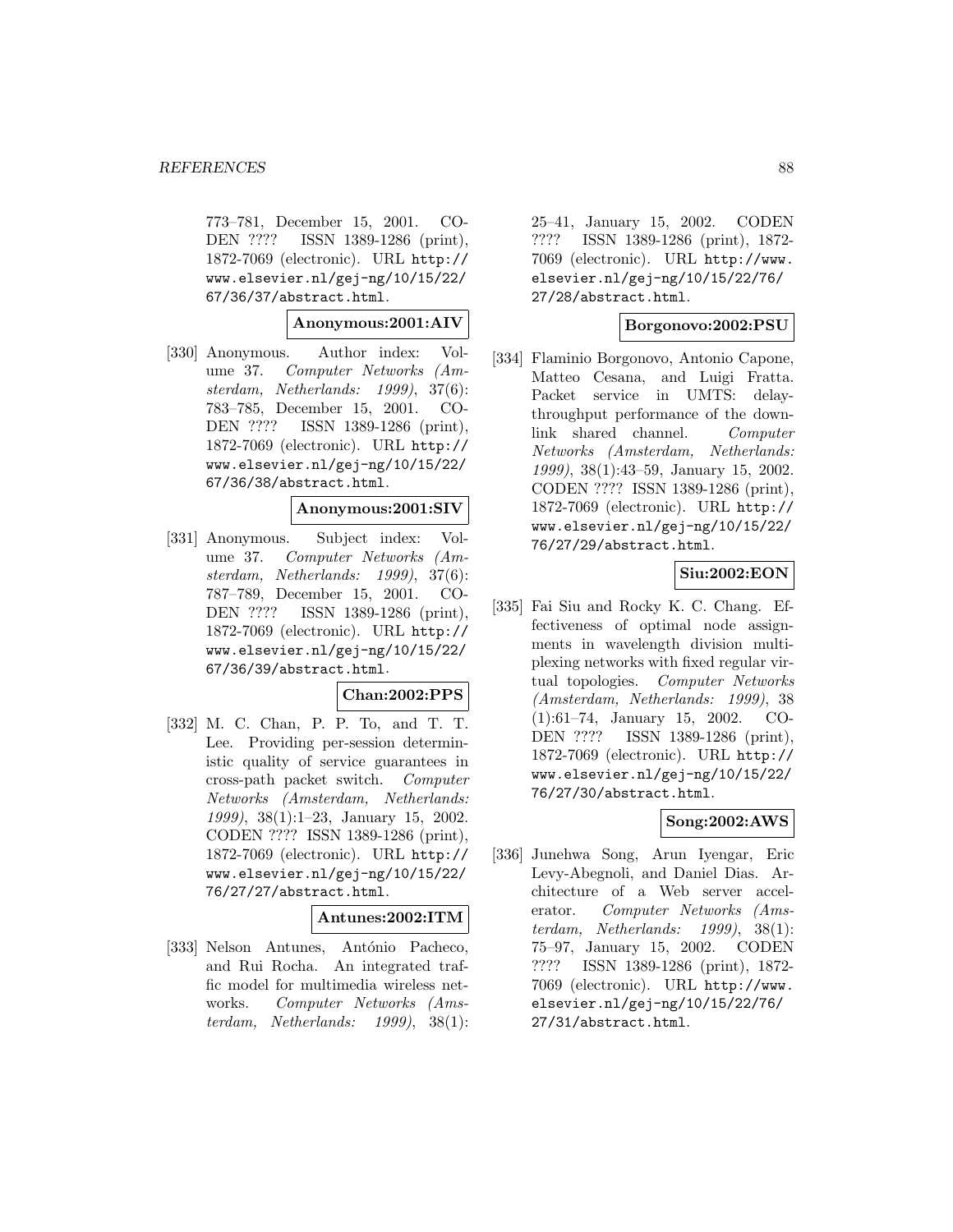773–781, December 15, 2001. CODEN ???? ISSN 1389-1286 (print), 1872-7069 (electronic). URL http://www.elsevier.nl/gej-ng/10/15/22/67/36/37/abstract.html.

**Anonymous:2001:AIV**

[330] Anonymous. Author index: Volume 37. *Computer Networks (Amsterdam, Netherlands: 1999)*, 37(6): 783–785, December 15, 2001. CODEN ???? ISSN 1389-1286 (print), 1872-7069 (electronic). URL http://www.elsevier.nl/gej-ng/10/15/22/67/36/38/abstract.html.

**Anonymous:2001:SIV**

[331] Anonymous. Subject index: Volume 37. *Computer Networks (Amsterdam, Netherlands: 1999)*, 37(6): 787–789, December 15, 2001. CODEN ???? ISSN 1389-1286 (print), 1872-7069 (electronic). URL http://www.elsevier.nl/gej-ng/10/15/22/67/36/39/abstract.html.

**Chan:2002:PPS**

[332] M. C. Chan, P. P. To, and T. T. Lee. Providing per-session deterministic quality of service guarantees in cross-path packet switch. *Computer Networks (Amsterdam, Netherlands: 1999)*, 38(1):1–23, January 15, 2002. CODEN ???? ISSN 1389-1286 (print), 1872-7069 (electronic). URL http://www.elsevier.nl/gej-ng/10/15/22/76/27/27/abstract.html.

**Antunes:2002:ITM**

[333] Nelson Antunes, António Pacheco, and Rui Rocha. An integrated traffic model for multimedia wireless networks. *Computer Networks (Amsterdam, Netherlands: 1999)*, 38(1): 25–41, January 15, 2002. CODEN ???? ISSN 1389-1286 (print), 1872-7069 (electronic). URL http://www.elsevier.nl/gej-ng/10/15/22/76/27/28/abstract.html.

**Borgonovo:2002:PSU**

[334] Flaminio Borgonovo, Antonio Capone, Matteo Cesana, and Luigi Fratta. Packet service in UMTS: delay-throughput performance of the downlink shared channel. *Computer Networks (Amsterdam, Netherlands: 1999)*, 38(1):43–59, January 15, 2002. CODEN ???? ISSN 1389-1286 (print), 1872-7069 (electronic). URL http://www.elsevier.nl/gej-ng/10/15/22/76/27/29/abstract.html.

**Siu:2002:EON**

[335] Fai Siu and Rocky K. C. Chang. Effectiveness of optimal node assignments in wavelength division multiplexing networks with fixed regular virtual topologies. *Computer Networks (Amsterdam, Netherlands: 1999)*, 38 (1):61–74, January 15, 2002. CODEN ???? ISSN 1389-1286 (print), 1872-7069 (electronic). URL http://www.elsevier.nl/gej-ng/10/15/22/76/27/30/abstract.html.

**Song:2002:AWS**

[336] Junehwa Song, Arun Iyengar, Eric Levy-Abegnoli, and Daniel Dias. Architecture of a Web server accelerator. *Computer Networks (Amsterdam, Netherlands: 1999)*, 38(1): 75–97, January 15, 2002. CODEN ???? ISSN 1389-1286 (print), 1872-7069 (electronic). URL http://www.elsevier.nl/gej-ng/10/15/22/76/27/31/abstract.html.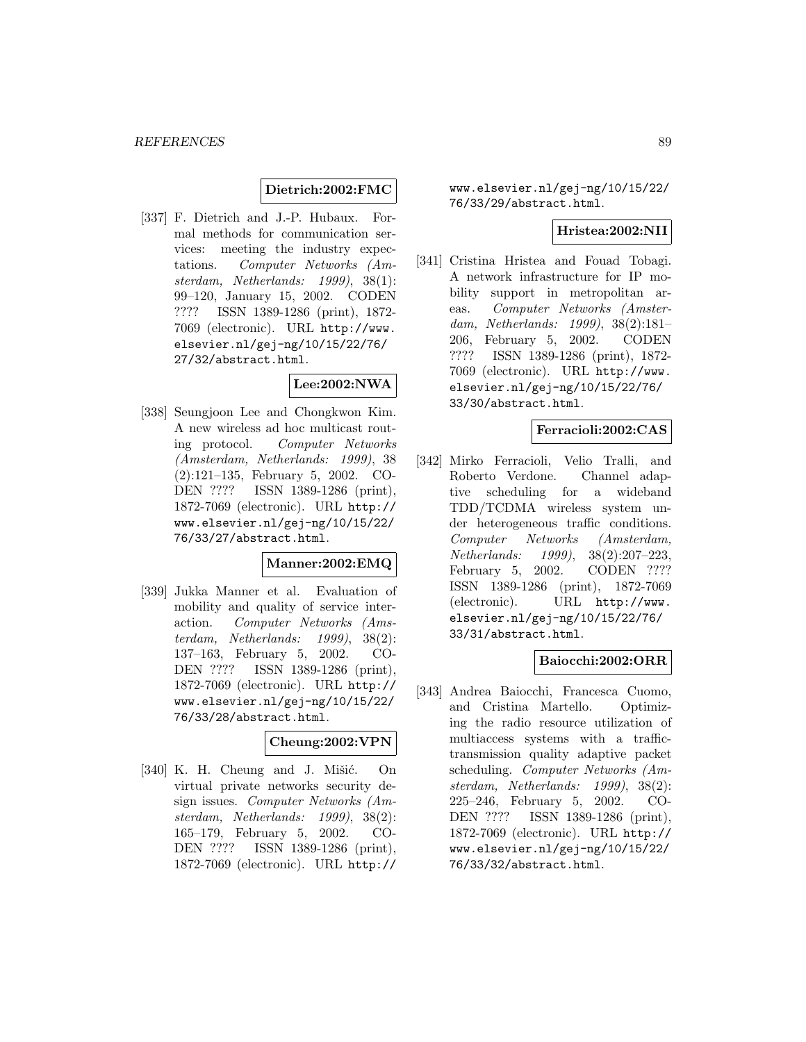**Dietrich:2002:FMC**

[337] F. Dietrich and J.-P. Hubaux. Formal methods for communication services: meeting the industry expectations. *Computer Networks (Amsterdam, Netherlands: 1999)*, 38(1): 99–120, January 15, 2002. CODEN ???? ISSN 1389-1286 (print), 1872-7069 (electronic). URL http://www.elsevier.nl/gej-ng/10/15/22/76/27/32/abstract.html.

**Lee:2002:NWA**

[338] Seungjoon Lee and Chongkwon Kim. A new wireless ad hoc multicast routing protocol. *Computer Networks (Amsterdam, Netherlands: 1999)*, 38 (2):121–135, February 5, 2002. CODEN ???? ISSN 1389-1286 (print), 1872-7069 (electronic). URL http://www.elsevier.nl/gej-ng/10/15/22/76/33/27/abstract.html.

**Manner:2002:EMQ**

[339] Jukka Manner et al. Evaluation of mobility and quality of service interaction. *Computer Networks (Amsterdam, Netherlands: 1999)*, 38(2): 137–163, February 5, 2002. CODEN ???? ISSN 1389-1286 (print), 1872-7069 (electronic). URL http://www.elsevier.nl/gej-ng/10/15/22/76/33/28/abstract.html.

**Cheung:2002:VPN**

[340] K. H. Cheung and J. Mišić. On virtual private networks security design issues. *Computer Networks (Amsterdam, Netherlands: 1999)*, 38(2): 165–179, February 5, 2002. CODEN ???? ISSN 1389-1286 (print), 1872-7069 (electronic). URL http://www.elsevier.nl/gej-ng/10/15/22/76/33/29/abstract.html.

**Hristea:2002:NII**

[341] Cristina Hristea and Fouad Tobagi. A network infrastructure for IP mobility support in metropolitan areas. *Computer Networks (Amsterdam, Netherlands: 1999)*, 38(2):181–206, February 5, 2002. CODEN ???? ISSN 1389-1286 (print), 1872-7069 (electronic). URL http://www.elsevier.nl/gej-ng/10/15/22/76/33/30/abstract.html.

**Ferracioli:2002:CAS**

[342] Mirko Ferracioli, Velio Tralli, and Roberto Verdone. Channel adaptive scheduling for a wideband TDD/TCDMA wireless system under heterogeneous traffic conditions. *Computer Networks (Amsterdam, Netherlands: 1999)*, 38(2):207–223, February 5, 2002. CODEN ???? ISSN 1389-1286 (print), 1872-7069 (electronic). URL http://www.elsevier.nl/gej-ng/10/15/22/76/33/31/abstract.html.

**Baiocchi:2002:ORR**

[343] Andrea Baiocchi, Francesca Cuomo, and Cristina Martello. Optimizing the radio resource utilization of multiaccess systems with a traffic-transmission quality adaptive packet scheduling. *Computer Networks (Amsterdam, Netherlands: 1999)*, 38(2): 225–246, February 5, 2002. CODEN ???? ISSN 1389-1286 (print), 1872-7069 (electronic). URL http://www.elsevier.nl/gej-ng/10/15/22/76/33/32/abstract.html.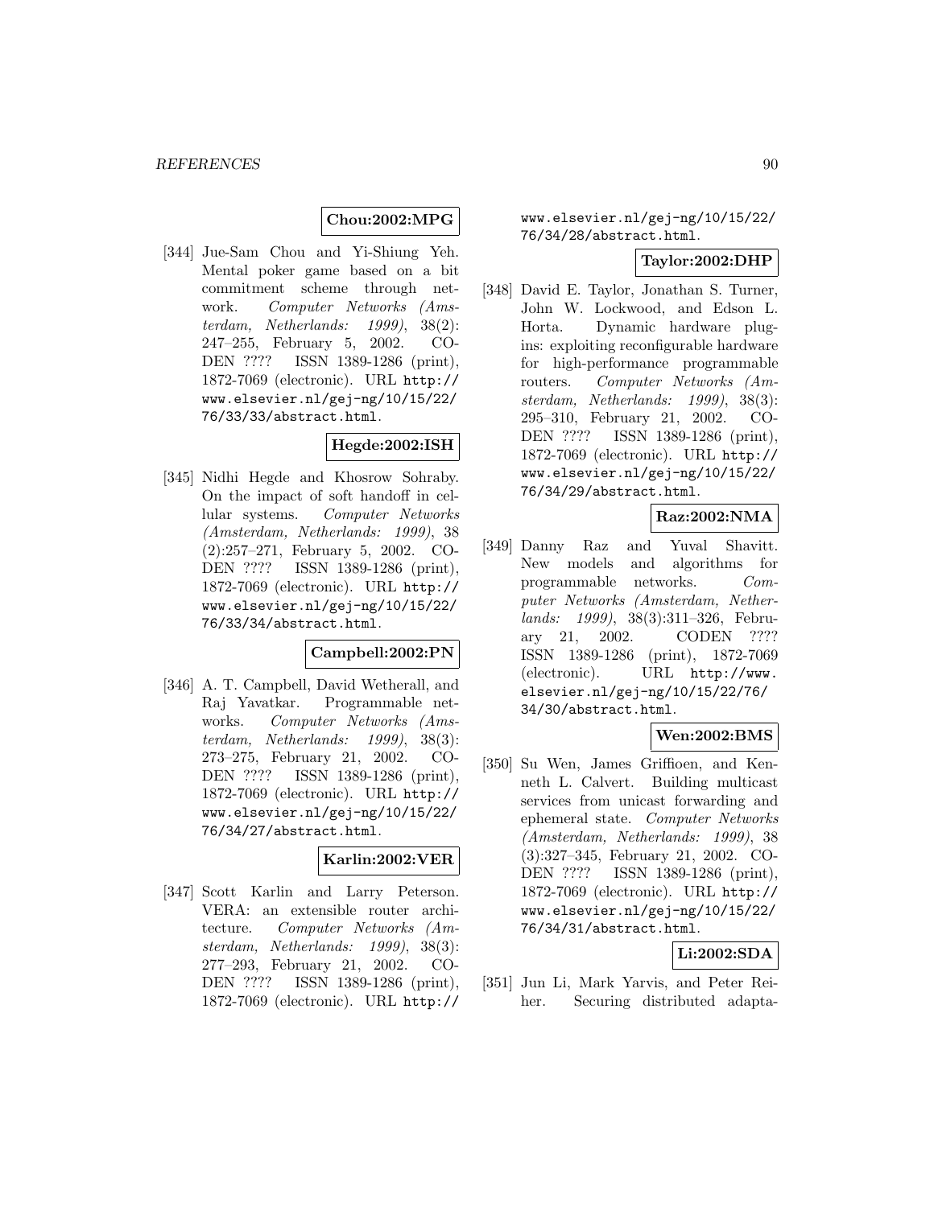**Chou:2002:MPG**

[344] Jue-Sam Chou and Yi-Shiung Yeh. Mental poker game based on a bit commitment scheme through network. *Computer Networks (Amsterdam, Netherlands: 1999)*, 38(2): 247–255, February 5, 2002. CODEN ???? ISSN 1389-1286 (print), 1872-7069 (electronic). URL http://www.elsevier.nl/gej-ng/10/15/22/76/33/33/abstract.html.

**Hegde:2002:ISH**

[345] Nidhi Hegde and Khosrow Sohraby. On the impact of soft handoff in cellular systems. *Computer Networks (Amsterdam, Netherlands: 1999)*, 38 (2):257–271, February 5, 2002. CODEN ???? ISSN 1389-1286 (print), 1872-7069 (electronic). URL http://www.elsevier.nl/gej-ng/10/15/22/76/33/34/abstract.html.

**Campbell:2002:PN**

[346] A. T. Campbell, David Wetherall, and Raj Yavatkar. Programmable networks. *Computer Networks (Amsterdam, Netherlands: 1999)*, 38(3): 273–275, February 21, 2002. CODEN ???? ISSN 1389-1286 (print), 1872-7069 (electronic). URL http://www.elsevier.nl/gej-ng/10/15/22/76/34/27/abstract.html.

**Karlin:2002:VER**

[347] Scott Karlin and Larry Peterson. VERA: an extensible router architecture. *Computer Networks (Amsterdam, Netherlands: 1999)*, 38(3): 277–293, February 21, 2002. CODEN ???? ISSN 1389-1286 (print), 1872-7069 (electronic). URL http://www.elsevier.nl/gej-ng/10/15/22/76/34/28/abstract.html.

**Taylor:2002:DHP**

[348] David E. Taylor, Jonathan S. Turner, John W. Lockwood, and Edson L. Horta. Dynamic hardware plugins: exploiting reconfigurable hardware for high-performance programmable routers. *Computer Networks (Amsterdam, Netherlands: 1999)*, 38(3): 295–310, February 21, 2002. CODEN ???? ISSN 1389-1286 (print), 1872-7069 (electronic). URL http://www.elsevier.nl/gej-ng/10/15/22/76/34/29/abstract.html.

**Raz:2002:NMA**

[349] Danny Raz and Yuval Shavitt. New models and algorithms for programmable networks. *Computer Networks (Amsterdam, Netherlands: 1999)*, 38(3):311–326, February 21, 2002. CODEN ???? ISSN 1389-1286 (print), 1872-7069 (electronic). URL http://www.elsevier.nl/gej-ng/10/15/22/76/34/30/abstract.html.

**Wen:2002:BMS**

[350] Su Wen, James Griffioen, and Kenneth L. Calvert. Building multicast services from unicast forwarding and ephemeral state. *Computer Networks (Amsterdam, Netherlands: 1999)*, 38 (3):327–345, February 21, 2002. CODEN ???? ISSN 1389-1286 (print), 1872-7069 (electronic). URL http://www.elsevier.nl/gej-ng/10/15/22/76/34/31/abstract.html.

**Li:2002:SDA**

[351] Jun Li, Mark Yarvis, and Peter Reiher. Securing distributed adapta-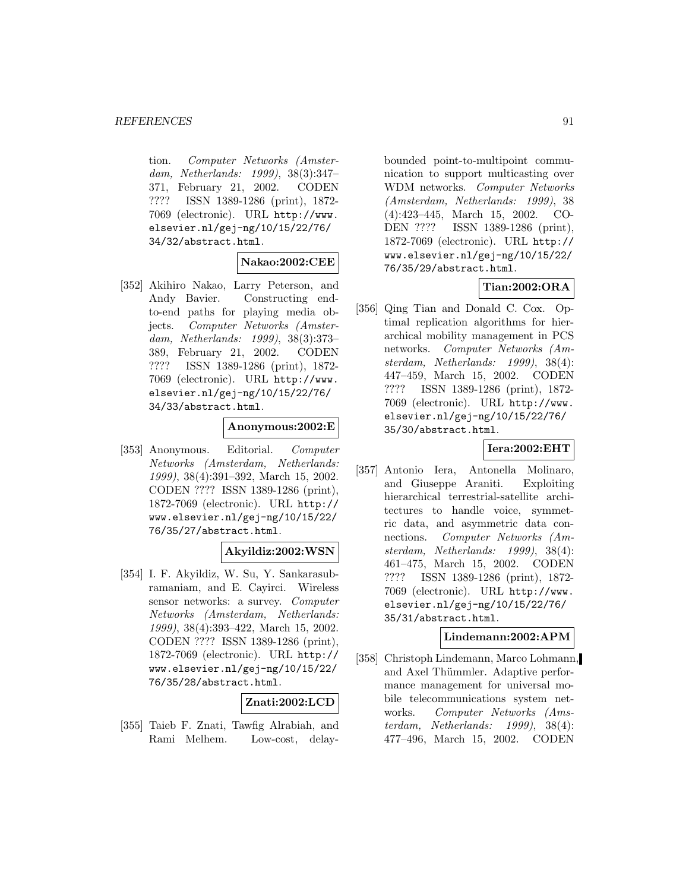tion. *Computer Networks (Amsterdam, Netherlands: 1999)*, 38(3):347–371, February 21, 2002. CODEN ???? ISSN 1389-1286 (print), 1872-7069 (electronic). URL http://www.elsevier.nl/gej-ng/10/15/22/76/34/32/abstract.html.

**Nakao:2002:CEE**

[352] Akihiro Nakao, Larry Peterson, and Andy Bavier. Constructing end-to-end paths for playing media objects. *Computer Networks (Amsterdam, Netherlands: 1999)*, 38(3):373–389, February 21, 2002. CODEN ???? ISSN 1389-1286 (print), 1872-7069 (electronic). URL http://www.elsevier.nl/gej-ng/10/15/22/76/34/33/abstract.html.

**Anonymous:2002:E**

[353] Anonymous. Editorial. *Computer Networks (Amsterdam, Netherlands: 1999)*, 38(4):391–392, March 15, 2002. CODEN ???? ISSN 1389-1286 (print), 1872-7069 (electronic). URL http://www.elsevier.nl/gej-ng/10/15/22/76/35/27/abstract.html.

**Akyildiz:2002:WSN**

[354] I. F. Akyildiz, W. Su, Y. Sankarasubramaniam, and E. Cayirci. Wireless sensor networks: a survey. *Computer Networks (Amsterdam, Netherlands: 1999)*, 38(4):393–422, March 15, 2002. CODEN ???? ISSN 1389-1286 (print), 1872-7069 (electronic). URL http://www.elsevier.nl/gej-ng/10/15/22/76/35/28/abstract.html.

**Znati:2002:LCD**

[355] Taieb F. Znati, Tawfig Alrabiah, and Rami Melhem. Low-cost, delay-bounded point-to-multipoint communication to support multicasting over WDM networks. *Computer Networks (Amsterdam, Netherlands: 1999)*, 38(4):423–445, March 15, 2002. CODEN ???? ISSN 1389-1286 (print), 1872-7069 (electronic). URL http://www.elsevier.nl/gej-ng/10/15/22/76/35/29/abstract.html.

**Tian:2002:ORA**

[356] Qing Tian and Donald C. Cox. Optimal replication algorithms for hierarchical mobility management in PCS networks. *Computer Networks (Amsterdam, Netherlands: 1999)*, 38(4):447–459, March 15, 2002. CODEN ???? ISSN 1389-1286 (print), 1872-7069 (electronic). URL http://www.elsevier.nl/gej-ng/10/15/22/76/35/30/abstract.html.

**Iera:2002:EHT**

[357] Antonio Iera, Antonella Molinaro, and Giuseppe Araniti. Exploiting hierarchical terrestrial-satellite architectures to handle voice, symmetric data, and asymmetric data connections. *Computer Networks (Amsterdam, Netherlands: 1999)*, 38(4):461–475, March 15, 2002. CODEN ???? ISSN 1389-1286 (print), 1872-7069 (electronic). URL http://www.elsevier.nl/gej-ng/10/15/22/76/35/31/abstract.html.

**Lindemann:2002:APM**

[358] Christoph Lindemann, Marco Lohmann, and Axel Thümmler. Adaptive performance management for universal mobile telecommunications system networks. *Computer Networks (Amsterdam, Netherlands: 1999)*, 38(4):477–496, March 15, 2002. CODEN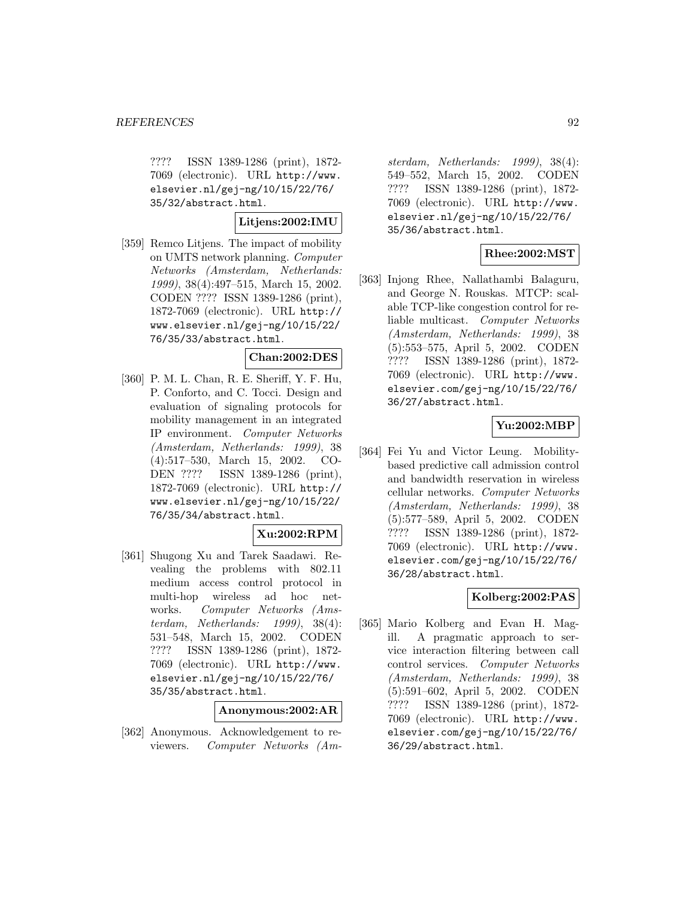???? ISSN 1389-1286 (print), 1872-7069 (electronic). URL http://www.elsevier.nl/gej-ng/10/15/22/76/35/32/abstract.html.

**Litjens:2002:IMU**

[359] Remco Litjens. The impact of mobility on UMTS network planning. *Computer Networks (Amsterdam, Netherlands: 1999)*, 38(4):497–515, March 15, 2002. CODEN ???? ISSN 1389-1286 (print), 1872-7069 (electronic). URL http://www.elsevier.nl/gej-ng/10/15/22/76/35/33/abstract.html.

**Chan:2002:DES**

[360] P. M. L. Chan, R. E. Sheriff, Y. F. Hu, P. Conforto, and C. Tocci. Design and evaluation of signaling protocols for mobility management in an integrated IP environment. *Computer Networks (Amsterdam, Netherlands: 1999)*, 38(4):517–530, March 15, 2002. CODEN ???? ISSN 1389-1286 (print), 1872-7069 (electronic). URL http://www.elsevier.nl/gej-ng/10/15/22/76/35/34/abstract.html.

**Xu:2002:RPM**

[361] Shugong Xu and Tarek Saadawi. Revealing the problems with 802.11 medium access control protocol in multi-hop wireless ad hoc networks. *Computer Networks (Amsterdam, Netherlands: 1999)*, 38(4):531–548, March 15, 2002. CODEN ???? ISSN 1389-1286 (print), 1872-7069 (electronic). URL http://www.elsevier.nl/gej-ng/10/15/22/76/35/35/abstract.html.

**Anonymous:2002:AR**

[362] Anonymous. Acknowledgement to reviewers. *Computer Networks (Amsterdam, Netherlands: 1999)*, 38(4):549–552, March 15, 2002. CODEN ???? ISSN 1389-1286 (print), 1872-7069 (electronic). URL http://www.elsevier.nl/gej-ng/10/15/22/76/35/36/abstract.html.

**Rhee:2002:MST**

[363] Injong Rhee, Nallathambi Balaguru, and George N. Rouskas. MTCP: scalable TCP-like congestion control for reliable multicast. *Computer Networks (Amsterdam, Netherlands: 1999)*, 38(5):553–575, April 5, 2002. CODEN ???? ISSN 1389-1286 (print), 1872-7069 (electronic). URL http://www.elsevier.com/gej-ng/10/15/22/76/36/27/abstract.html.

**Yu:2002:MBP**

[364] Fei Yu and Victor Leung. Mobility-based predictive call admission control and bandwidth reservation in wireless cellular networks. *Computer Networks (Amsterdam, Netherlands: 1999)*, 38(5):577–589, April 5, 2002. CODEN ???? ISSN 1389-1286 (print), 1872-7069 (electronic). URL http://www.elsevier.com/gej-ng/10/15/22/76/36/28/abstract.html.

**Kolberg:2002:PAS**

[365] Mario Kolberg and Evan H. Magill. A pragmatic approach to service interaction filtering between call control services. *Computer Networks (Amsterdam, Netherlands: 1999)*, 38(5):591–602, April 5, 2002. CODEN ???? ISSN 1389-1286 (print), 1872-7069 (electronic). URL http://www.elsevier.com/gej-ng/10/15/22/76/36/29/abstract.html.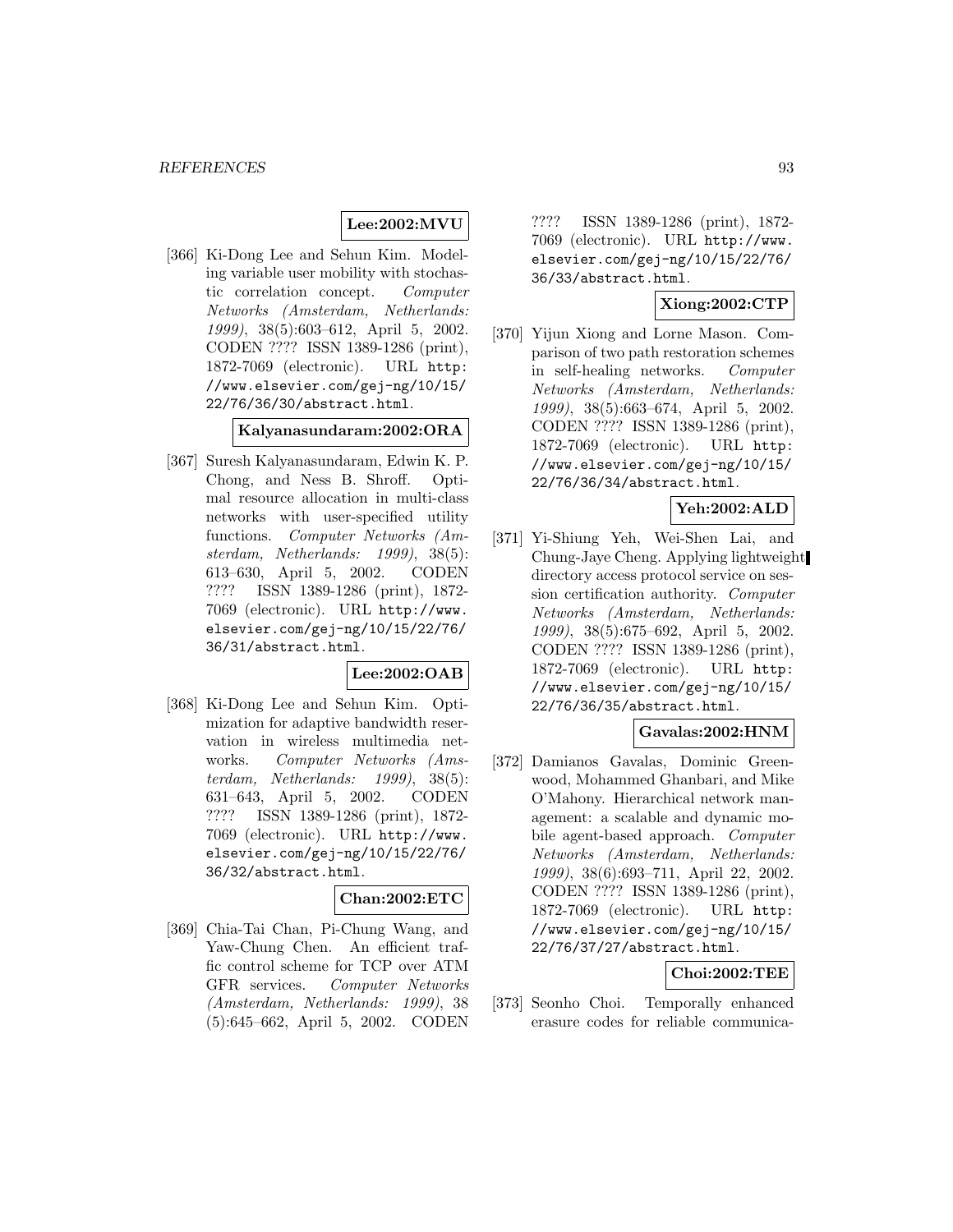**Lee:2002:MVU**

[366] Ki-Dong Lee and Sehun Kim. Modeling variable user mobility with stochastic correlation concept. *Computer Networks (Amsterdam, Netherlands: 1999)*, 38(5):603–612, April 5, 2002. CODEN ???? ISSN 1389-1286 (print), 1872-7069 (electronic). URL http://www.elsevier.com/gej-ng/10/15/22/76/36/30/abstract.html.

**Kalyanasundaram:2002:ORA**

[367] Suresh Kalyanasundaram, Edwin K. P. Chong, and Ness B. Shroff. Optimal resource allocation in multi-class networks with user-specified utility functions. *Computer Networks (Amsterdam, Netherlands: 1999)*, 38(5): 613–630, April 5, 2002. CODEN ???? ISSN 1389-1286 (print), 1872-7069 (electronic). URL http://www.elsevier.com/gej-ng/10/15/22/76/36/31/abstract.html.

**Lee:2002:OAB**

[368] Ki-Dong Lee and Sehun Kim. Optimization for adaptive bandwidth reservation in wireless multimedia networks. *Computer Networks (Amsterdam, Netherlands: 1999)*, 38(5): 631–643, April 5, 2002. CODEN ???? ISSN 1389-1286 (print), 1872-7069 (electronic). URL http://www.elsevier.com/gej-ng/10/15/22/76/36/32/abstract.html.

**Chan:2002:ETC**

[369] Chia-Tai Chan, Pi-Chung Wang, and Yaw-Chung Chen. An efficient traffic control scheme for TCP over ATM GFR services. *Computer Networks (Amsterdam, Netherlands: 1999)*, 38 (5):645–662, April 5, 2002. CODEN ???? ISSN 1389-1286 (print), 1872-7069 (electronic). URL http://www.elsevier.com/gej-ng/10/15/22/76/36/33/abstract.html.

**Xiong:2002:CTP**

[370] Yijun Xiong and Lorne Mason. Comparison of two path restoration schemes in self-healing networks. *Computer Networks (Amsterdam, Netherlands: 1999)*, 38(5):663–674, April 5, 2002. CODEN ???? ISSN 1389-1286 (print), 1872-7069 (electronic). URL http://www.elsevier.com/gej-ng/10/15/22/76/36/34/abstract.html.

**Yeh:2002:ALD**

[371] Yi-Shiung Yeh, Wei-Shen Lai, and Chung-Jaye Cheng. Applying lightweight directory access protocol service on session certification authority. *Computer Networks (Amsterdam, Netherlands: 1999)*, 38(5):675–692, April 5, 2002. CODEN ???? ISSN 1389-1286 (print), 1872-7069 (electronic). URL http://www.elsevier.com/gej-ng/10/15/22/76/36/35/abstract.html.

**Gavalas:2002:HNM**

[372] Damianos Gavalas, Dominic Greenwood, Mohammed Ghanbari, and Mike O'Mahony. Hierarchical network management: a scalable and dynamic mobile agent-based approach. *Computer Networks (Amsterdam, Netherlands: 1999)*, 38(6):693–711, April 22, 2002. CODEN ???? ISSN 1389-1286 (print), 1872-7069 (electronic). URL http://www.elsevier.com/gej-ng/10/15/22/76/37/27/abstract.html.

**Choi:2002:TEE**

[373] Seonho Choi. Temporally enhanced erasure codes for reliable communica-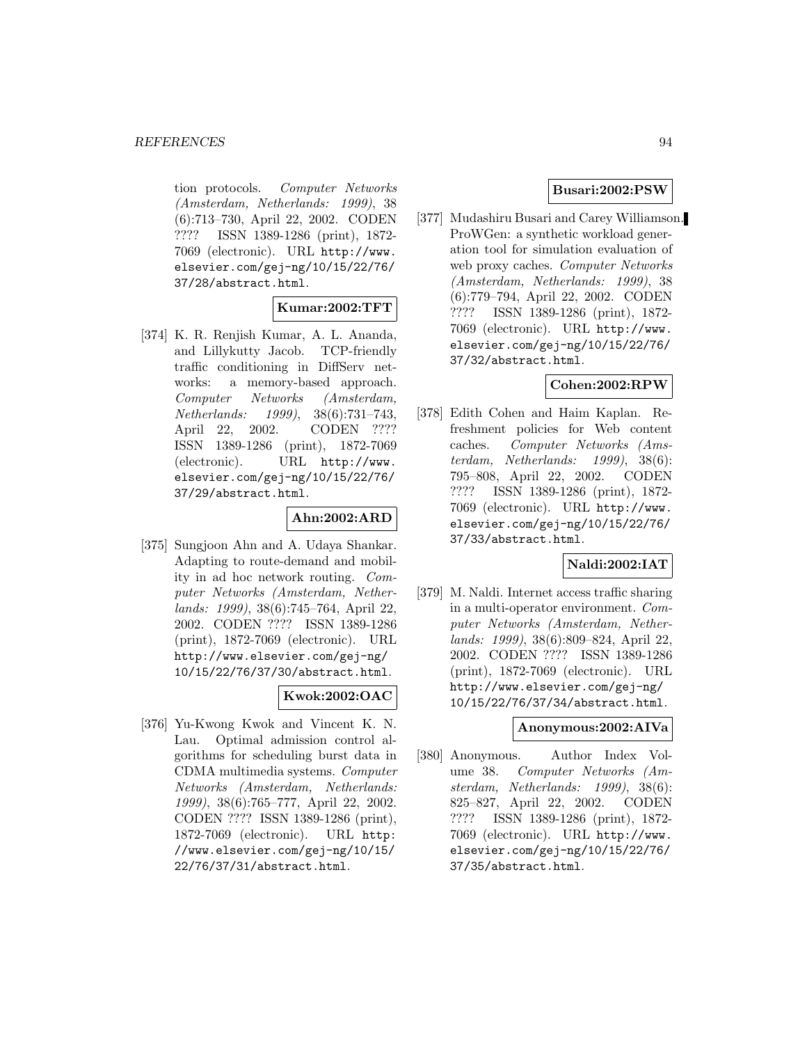tion protocols. *Computer Networks (Amsterdam, Netherlands: 1999)*, 38 (6):713–730, April 22, 2002. CODEN ???? ISSN 1389-1286 (print), 1872-7069 (electronic). URL http://www.elsevier.com/gej-ng/10/15/22/76/37/28/abstract.html.

**Kumar:2002:TFT**

[374] K. R. Renjish Kumar, A. L. Ananda, and Lillykutty Jacob. TCP-friendly traffic conditioning in DiffServ networks: a memory-based approach. *Computer Networks (Amsterdam, Netherlands: 1999)*, 38(6):731–743, April 22, 2002. CODEN ???? ISSN 1389-1286 (print), 1872-7069 (electronic). URL http://www.elsevier.com/gej-ng/10/15/22/76/37/29/abstract.html.

**Ahn:2002:ARD**

[375] Sungjoon Ahn and A. Udaya Shankar. Adapting to route-demand and mobility in ad hoc network routing. *Computer Networks (Amsterdam, Netherlands: 1999)*, 38(6):745–764, April 22, 2002. CODEN ???? ISSN 1389-1286 (print), 1872-7069 (electronic). URL http://www.elsevier.com/gej-ng/10/15/22/76/37/30/abstract.html.

**Kwok:2002:OAC**

[376] Yu-Kwong Kwok and Vincent K. N. Lau. Optimal admission control algorithms for scheduling burst data in CDMA multimedia systems. *Computer Networks (Amsterdam, Netherlands: 1999)*, 38(6):765–777, April 22, 2002. CODEN ???? ISSN 1389-1286 (print), 1872-7069 (electronic). URL http://www.elsevier.com/gej-ng/10/15/22/76/37/31/abstract.html.

**Busari:2002:PSW**

[377] Mudashiru Busari and Carey Williamson. ProWGen: a synthetic workload generation tool for simulation evaluation of web proxy caches. *Computer Networks (Amsterdam, Netherlands: 1999)*, 38 (6):779–794, April 22, 2002. CODEN ???? ISSN 1389-1286 (print), 1872-7069 (electronic). URL http://www.elsevier.com/gej-ng/10/15/22/76/37/32/abstract.html.

**Cohen:2002:RPW**

[378] Edith Cohen and Haim Kaplan. Refreshment policies for Web content caches. *Computer Networks (Amsterdam, Netherlands: 1999)*, 38(6): 795–808, April 22, 2002. CODEN ???? ISSN 1389-1286 (print), 1872-7069 (electronic). URL http://www.elsevier.com/gej-ng/10/15/22/76/37/33/abstract.html.

**Naldi:2002:IAT**

[379] M. Naldi. Internet access traffic sharing in a multi-operator environment. *Computer Networks (Amsterdam, Netherlands: 1999)*, 38(6):809–824, April 22, 2002. CODEN ???? ISSN 1389-1286 (print), 1872-7069 (electronic). URL http://www.elsevier.com/gej-ng/10/15/22/76/37/34/abstract.html.

**Anonymous:2002:AIVa**

[380] Anonymous. Author Index Volume 38. *Computer Networks (Amsterdam, Netherlands: 1999)*, 38(6): 825–827, April 22, 2002. CODEN ???? ISSN 1389-1286 (print), 1872-7069 (electronic). URL http://www.elsevier.com/gej-ng/10/15/22/76/37/35/abstract.html.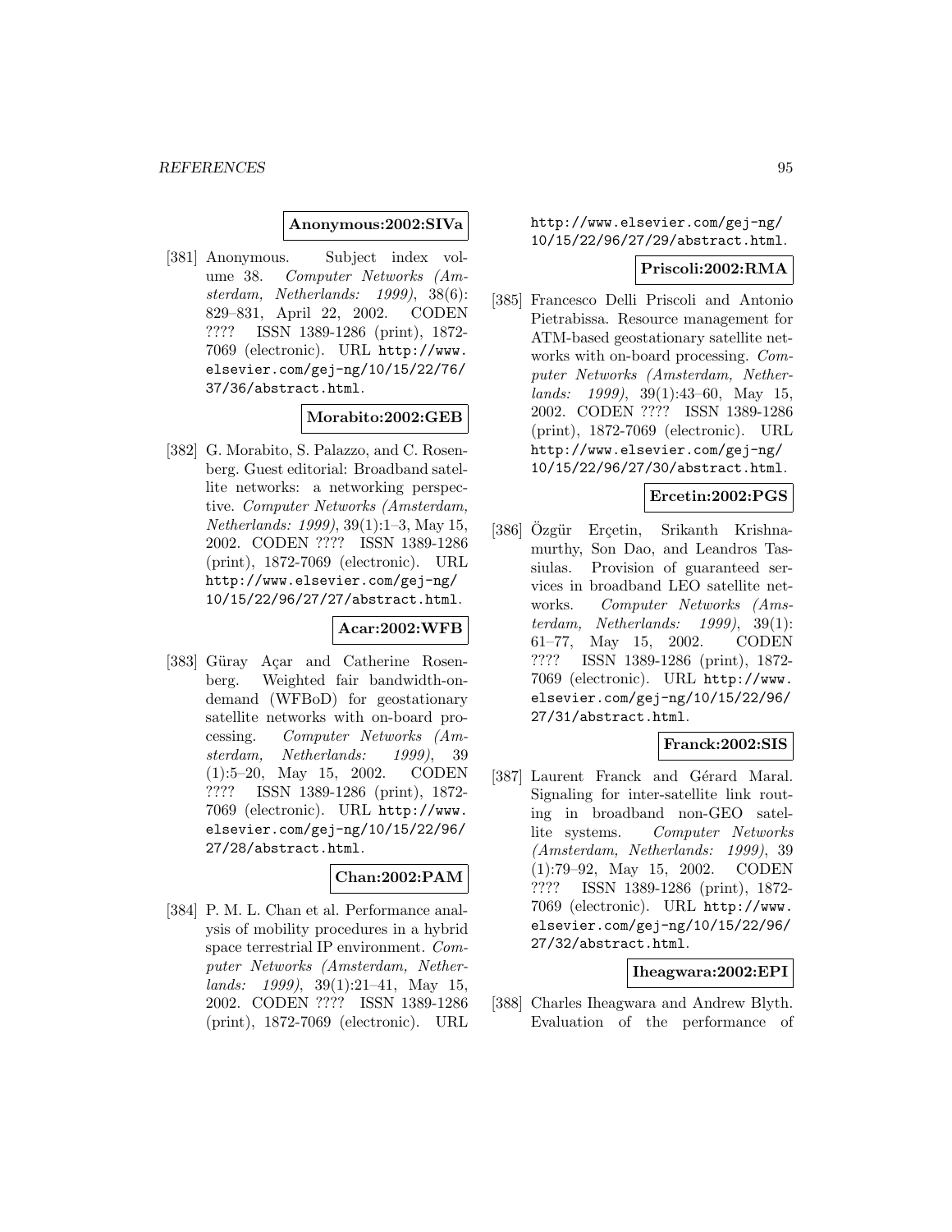**Anonymous:2002:SIVa**

[381] Anonymous. Subject index volume 38. *Computer Networks (Amsterdam, Netherlands: 1999)*, 38(6): 829–831, April 22, 2002. CODEN ???? ISSN 1389-1286 (print), 1872-7069 (electronic). URL http://www.elsevier.com/gej-ng/10/15/22/76/37/36/abstract.html.

**Morabito:2002:GEB**

[382] G. Morabito, S. Palazzo, and C. Rosenberg. Guest editorial: Broadband satellite networks: a networking perspective. *Computer Networks (Amsterdam, Netherlands: 1999)*, 39(1):1–3, May 15, 2002. CODEN ???? ISSN 1389-1286 (print), 1872-7069 (electronic). URL http://www.elsevier.com/gej-ng/10/15/22/96/27/27/abstract.html.

**Acar:2002:WFB**

[383] Güray Açar and Catherine Rosenberg. Weighted fair bandwidth-on-demand (WFBoD) for geostationary satellite networks with on-board processing. *Computer Networks (Amsterdam, Netherlands: 1999)*, 39 (1):5–20, May 15, 2002. CODEN ???? ISSN 1389-1286 (print), 1872-7069 (electronic). URL http://www.elsevier.com/gej-ng/10/15/22/96/27/28/abstract.html.

**Chan:2002:PAM**

[384] P. M. L. Chan et al. Performance analysis of mobility procedures in a hybrid space terrestrial IP environment. *Computer Networks (Amsterdam, Netherlands: 1999)*, 39(1):21–41, May 15, 2002. CODEN ???? ISSN 1389-1286 (print), 1872-7069 (electronic). URL http://www.elsevier.com/gej-ng/10/15/22/96/27/29/abstract.html.

**Priscoli:2002:RMA**

[385] Francesco Delli Priscoli and Antonio Pietrabissa. Resource management for ATM-based geostationary satellite networks with on-board processing. *Computer Networks (Amsterdam, Netherlands: 1999)*, 39(1):43–60, May 15, 2002. CODEN ???? ISSN 1389-1286 (print), 1872-7069 (electronic). URL http://www.elsevier.com/gej-ng/10/15/22/96/27/30/abstract.html.

**Ercetin:2002:PGS**

[386] Özgür Erçetin, Srikanth Krishnamurthy, Son Dao, and Leandros Tassiulas. Provision of guaranteed services in broadband LEO satellite networks. *Computer Networks (Amsterdam, Netherlands: 1999)*, 39(1): 61–77, May 15, 2002. CODEN ???? ISSN 1389-1286 (print), 1872-7069 (electronic). URL http://www.elsevier.com/gej-ng/10/15/22/96/27/31/abstract.html.

**Franck:2002:SIS**

[387] Laurent Franck and Gérard Maral. Signaling for inter-satellite link routing in broadband non-GEO satellite systems. *Computer Networks (Amsterdam, Netherlands: 1999)*, 39 (1):79–92, May 15, 2002. CODEN ???? ISSN 1389-1286 (print), 1872-7069 (electronic). URL http://www.elsevier.com/gej-ng/10/15/22/96/27/32/abstract.html.

**Iheagwara:2002:EPI**

[388] Charles Iheagwara and Andrew Blyth. Evaluation of the performance of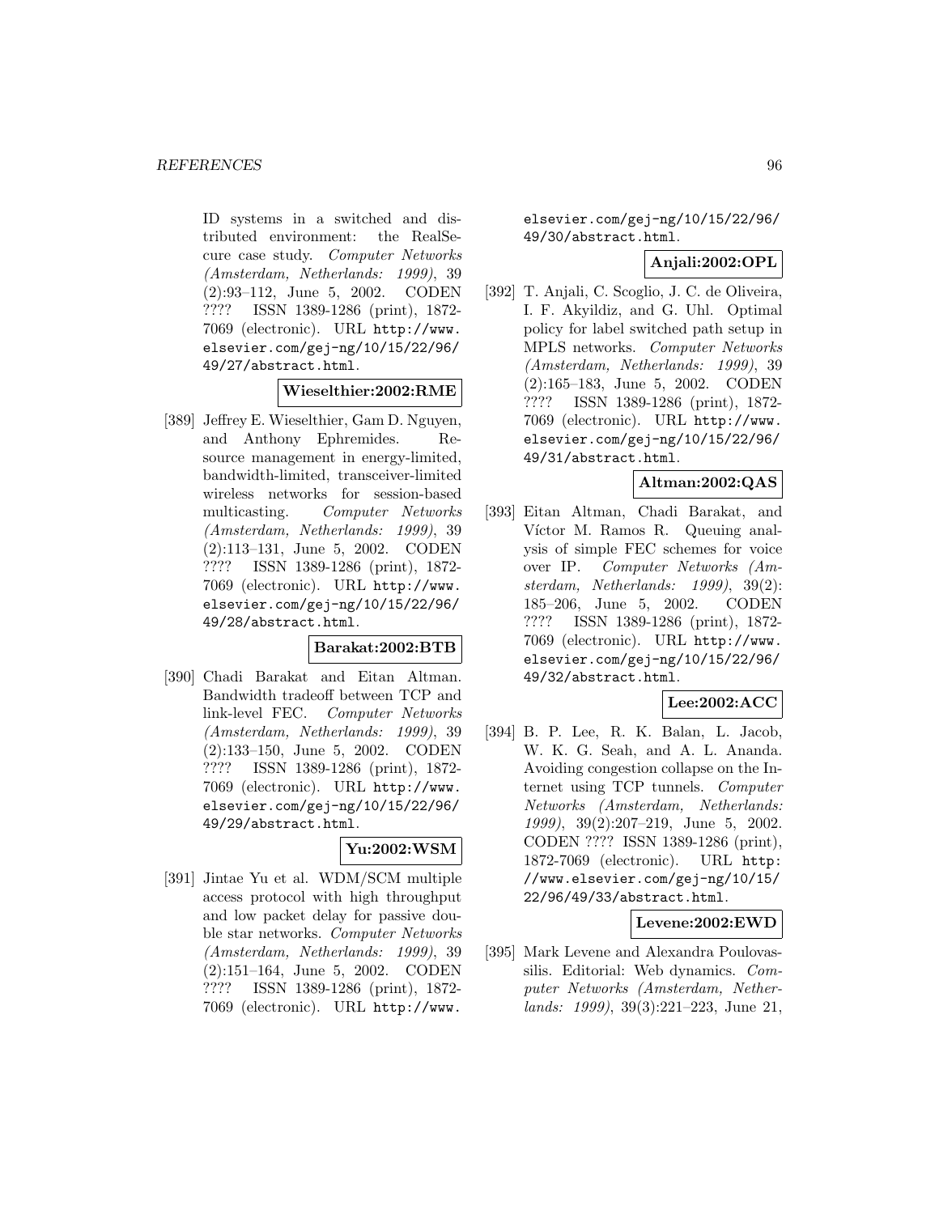ID systems in a switched and distributed environment: the RealSecure case study. *Computer Networks (Amsterdam, Netherlands: 1999)*, 39 (2):93–112, June 5, 2002. CODEN ???? ISSN 1389-1286 (print), 1872-7069 (electronic). URL http://www.elsevier.com/gej-ng/10/15/22/96/49/27/abstract.html.

**Wieselthier:2002:RME**

[389] Jeffrey E. Wieselthier, Gam D. Nguyen, and Anthony Ephremides. Resource management in energy-limited, bandwidth-limited, transceiver-limited wireless networks for session-based multicasting. *Computer Networks (Amsterdam, Netherlands: 1999)*, 39 (2):113–131, June 5, 2002. CODEN ???? ISSN 1389-1286 (print), 1872-7069 (electronic). URL http://www.elsevier.com/gej-ng/10/15/22/96/49/28/abstract.html.

**Barakat:2002:BTB**

[390] Chadi Barakat and Eitan Altman. Bandwidth tradeoff between TCP and link-level FEC. *Computer Networks (Amsterdam, Netherlands: 1999)*, 39 (2):133–150, June 5, 2002. CODEN ???? ISSN 1389-1286 (print), 1872-7069 (electronic). URL http://www.elsevier.com/gej-ng/10/15/22/96/49/29/abstract.html.

**Yu:2002:WSM**

[391] Jintae Yu et al. WDM/SCM multiple access protocol with high throughput and low packet delay for passive double star networks. *Computer Networks (Amsterdam, Netherlands: 1999)*, 39 (2):151–164, June 5, 2002. CODEN ???? ISSN 1389-1286 (print), 1872-7069 (electronic). URL http://www.elsevier.com/gej-ng/10/15/22/96/49/30/abstract.html.

**Anjali:2002:OPL**

[392] T. Anjali, C. Scoglio, J. C. de Oliveira, I. F. Akyildiz, and G. Uhl. Optimal policy for label switched path setup in MPLS networks. *Computer Networks (Amsterdam, Netherlands: 1999)*, 39 (2):165–183, June 5, 2002. CODEN ???? ISSN 1389-1286 (print), 1872-7069 (electronic). URL http://www.elsevier.com/gej-ng/10/15/22/96/49/31/abstract.html.

**Altman:2002:QAS**

[393] Eitan Altman, Chadi Barakat, and Víctor M. Ramos R. Queuing analysis of simple FEC schemes for voice over IP. *Computer Networks (Amsterdam, Netherlands: 1999)*, 39(2): 185–206, June 5, 2002. CODEN ???? ISSN 1389-1286 (print), 1872-7069 (electronic). URL http://www.elsevier.com/gej-ng/10/15/22/96/49/32/abstract.html.

**Lee:2002:ACC**

[394] B. P. Lee, R. K. Balan, L. Jacob, W. K. G. Seah, and A. L. Ananda. Avoiding congestion collapse on the Internet using TCP tunnels. *Computer Networks (Amsterdam, Netherlands: 1999)*, 39(2):207–219, June 5, 2002. CODEN ???? ISSN 1389-1286 (print), 1872-7069 (electronic). URL http://www.elsevier.com/gej-ng/10/15/22/96/49/33/abstract.html.

**Levene:2002:EWD**

[395] Mark Levene and Alexandra Poulovassilis. Editorial: Web dynamics. *Computer Networks (Amsterdam, Netherlands: 1999)*, 39(3):221–223, June 21,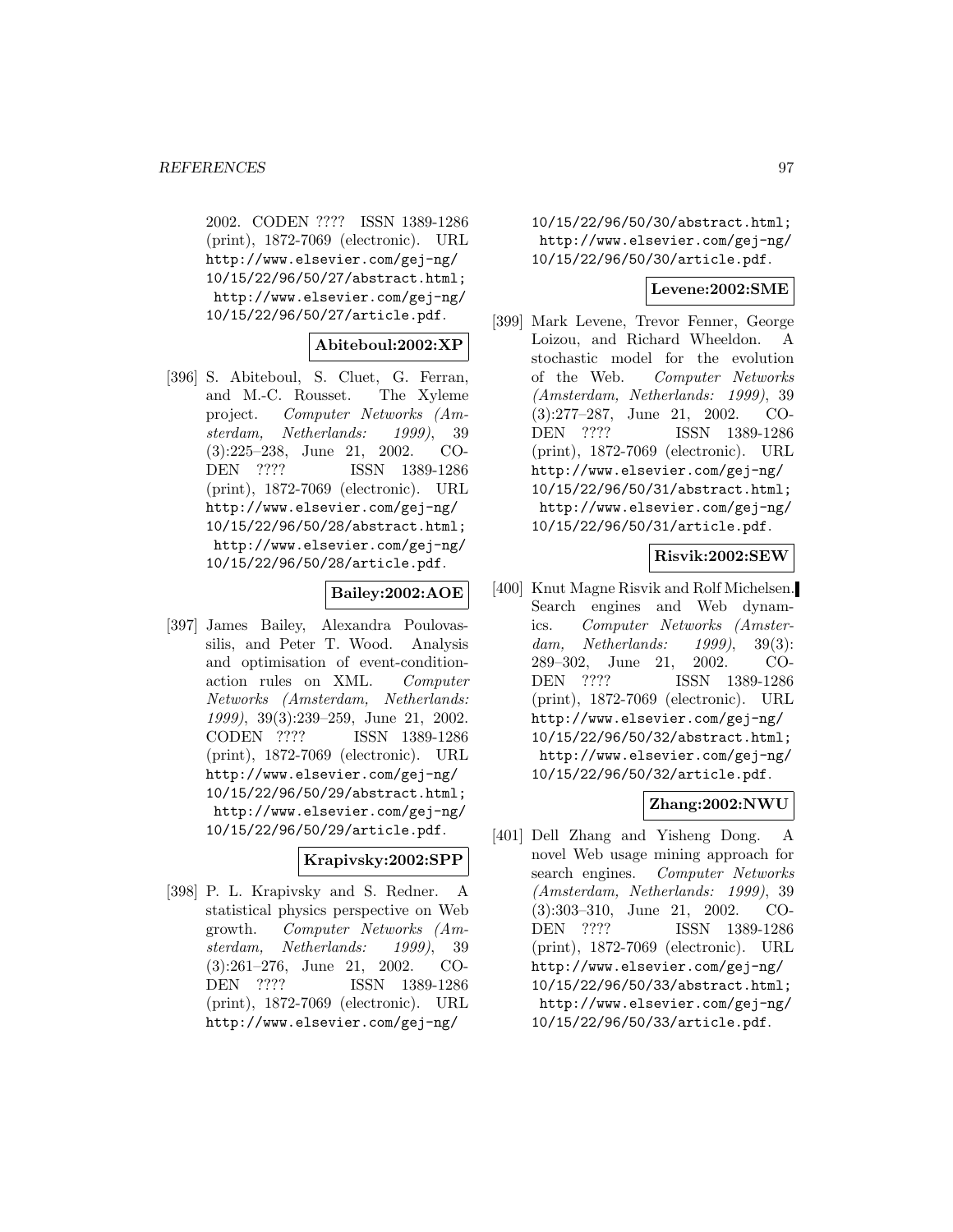2002. CODEN ???? ISSN 1389-1286 (print), 1872-7069 (electronic). URL http://www.elsevier.com/gej-ng/10/15/22/96/50/27/abstract.html; http://www.elsevier.com/gej-ng/10/15/22/96/50/27/article.pdf.

**Abiteboul:2002:XP**

[396] S. Abiteboul, S. Cluet, G. Ferran, and M.-C. Rousset. The Xyleme project. *Computer Networks (Amsterdam, Netherlands: 1999)*, 39 (3):225–238, June 21, 2002. CODEN ???? ISSN 1389-1286 (print), 1872-7069 (electronic). URL http://www.elsevier.com/gej-ng/10/15/22/96/50/28/abstract.html; http://www.elsevier.com/gej-ng/10/15/22/96/50/28/article.pdf.

**Bailey:2002:AOE**

[397] James Bailey, Alexandra Poulovassilis, and Peter T. Wood. Analysis and optimisation of event-condition-action rules on XML. *Computer Networks (Amsterdam, Netherlands: 1999)*, 39(3):239–259, June 21, 2002. CODEN ???? ISSN 1389-1286 (print), 1872-7069 (electronic). URL http://www.elsevier.com/gej-ng/10/15/22/96/50/29/abstract.html; http://www.elsevier.com/gej-ng/10/15/22/96/50/29/article.pdf.

**Krapivsky:2002:SPP**

[398] P. L. Krapivsky and S. Redner. A statistical physics perspective on Web growth. *Computer Networks (Amsterdam, Netherlands: 1999)*, 39 (3):261–276, June 21, 2002. CODEN ???? ISSN 1389-1286 (print), 1872-7069 (electronic). URL http://www.elsevier.com/gej-ng/10/15/22/96/50/30/abstract.html; http://www.elsevier.com/gej-ng/10/15/22/96/50/30/article.pdf.

**Levene:2002:SME**

[399] Mark Levene, Trevor Fenner, George Loizou, and Richard Wheeldon. A stochastic model for the evolution of the Web. *Computer Networks (Amsterdam, Netherlands: 1999)*, 39 (3):277–287, June 21, 2002. CODEN ???? ISSN 1389-1286 (print), 1872-7069 (electronic). URL http://www.elsevier.com/gej-ng/10/15/22/96/50/31/abstract.html; http://www.elsevier.com/gej-ng/10/15/22/96/50/31/article.pdf.

**Risvik:2002:SEW**

[400] Knut Magne Risvik and Rolf Michelsen. Search engines and Web dynamics. *Computer Networks (Amsterdam, Netherlands: 1999)*, 39(3): 289–302, June 21, 2002. CODEN ???? ISSN 1389-1286 (print), 1872-7069 (electronic). URL http://www.elsevier.com/gej-ng/10/15/22/96/50/32/abstract.html; http://www.elsevier.com/gej-ng/10/15/22/96/50/32/article.pdf.

**Zhang:2002:NWU**

[401] Dell Zhang and Yisheng Dong. A novel Web usage mining approach for search engines. *Computer Networks (Amsterdam, Netherlands: 1999)*, 39 (3):303–310, June 21, 2002. CODEN ???? ISSN 1389-1286 (print), 1872-7069 (electronic). URL http://www.elsevier.com/gej-ng/10/15/22/96/50/33/abstract.html; http://www.elsevier.com/gej-ng/10/15/22/96/50/33/article.pdf.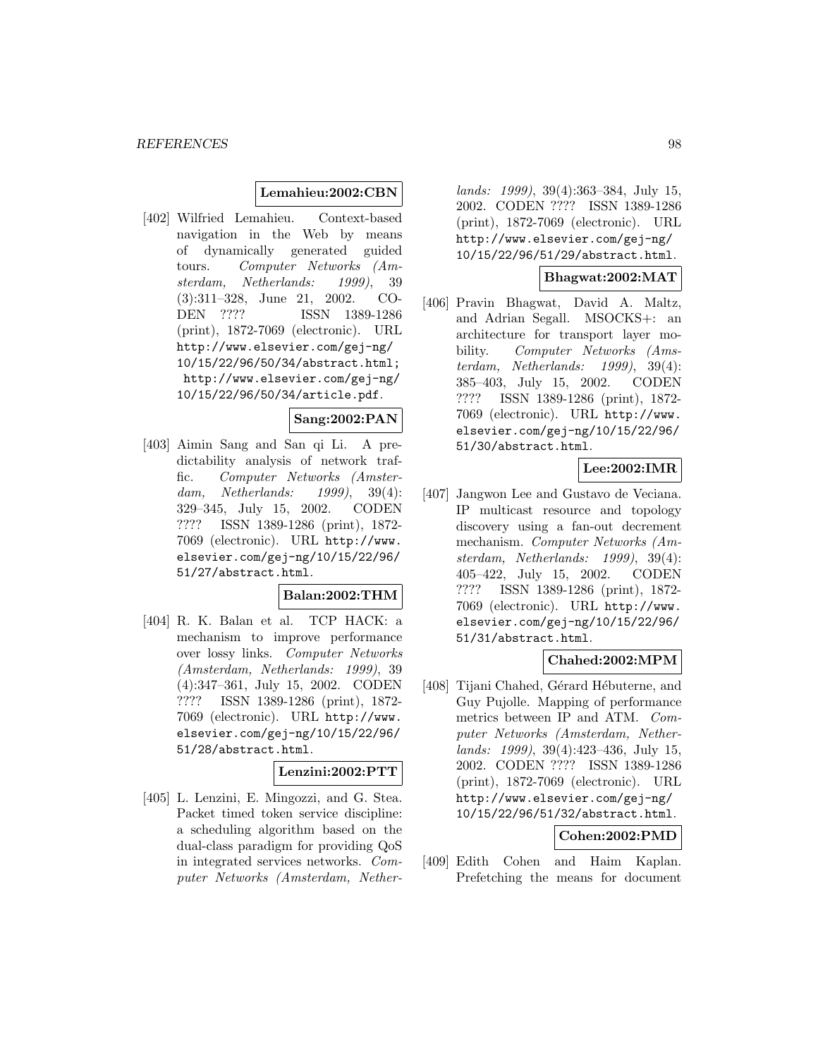**Lemahieu:2002:CBN**

[402] Wilfried Lemahieu. Context-based navigation in the Web by means of dynamically generated guided tours. *Computer Networks (Amsterdam, Netherlands: 1999)*, 39 (3):311–328, June 21, 2002. CODEN ???? ISSN 1389-1286 (print), 1872-7069 (electronic). URL http://www.elsevier.com/gej-ng/10/15/22/96/50/34/abstract.html; http://www.elsevier.com/gej-ng/10/15/22/96/50/34/article.pdf.

**Sang:2002:PAN**

[403] Aimin Sang and San qi Li. A predictability analysis of network traffic. *Computer Networks (Amsterdam, Netherlands: 1999)*, 39(4): 329–345, July 15, 2002. CODEN ???? ISSN 1389-1286 (print), 1872-7069 (electronic). URL http://www.elsevier.com/gej-ng/10/15/22/96/51/27/abstract.html.

**Balan:2002:THM**

[404] R. K. Balan et al. TCP HACK: a mechanism to improve performance over lossy links. *Computer Networks (Amsterdam, Netherlands: 1999)*, 39 (4):347–361, July 15, 2002. CODEN ???? ISSN 1389-1286 (print), 1872-7069 (electronic). URL http://www.elsevier.com/gej-ng/10/15/22/96/51/28/abstract.html.

**Lenzini:2002:PTT**

[405] L. Lenzini, E. Mingozzi, and G. Stea. Packet timed token service discipline: a scheduling algorithm based on the dual-class paradigm for providing QoS in integrated services networks. *Computer Networks (Amsterdam, Netherlands: 1999)*, 39(4):363–384, July 15, 2002. CODEN ???? ISSN 1389-1286 (print), 1872-7069 (electronic). URL http://www.elsevier.com/gej-ng/10/15/22/96/51/29/abstract.html.

**Bhagwat:2002:MAT**

[406] Pravin Bhagwat, David A. Maltz, and Adrian Segall. MSOCKS+: an architecture for transport layer mobility. *Computer Networks (Amsterdam, Netherlands: 1999)*, 39(4): 385–403, July 15, 2002. CODEN ???? ISSN 1389-1286 (print), 1872-7069 (electronic). URL http://www.elsevier.com/gej-ng/10/15/22/96/51/30/abstract.html.

**Lee:2002:IMR**

[407] Jangwon Lee and Gustavo de Veciana. IP multicast resource and topology discovery using a fan-out decrement mechanism. *Computer Networks (Amsterdam, Netherlands: 1999)*, 39(4): 405–422, July 15, 2002. CODEN ???? ISSN 1389-1286 (print), 1872-7069 (electronic). URL http://www.elsevier.com/gej-ng/10/15/22/96/51/31/abstract.html.

**Chahed:2002:MPM**

[408] Tijani Chahed, Gérard Hébuterne, and Guy Pujolle. Mapping of performance metrics between IP and ATM. *Computer Networks (Amsterdam, Netherlands: 1999)*, 39(4):423–436, July 15, 2002. CODEN ???? ISSN 1389-1286 (print), 1872-7069 (electronic). URL http://www.elsevier.com/gej-ng/10/15/22/96/51/32/abstract.html.

**Cohen:2002:PMD**

[409] Edith Cohen and Haim Kaplan. Prefetching the means for document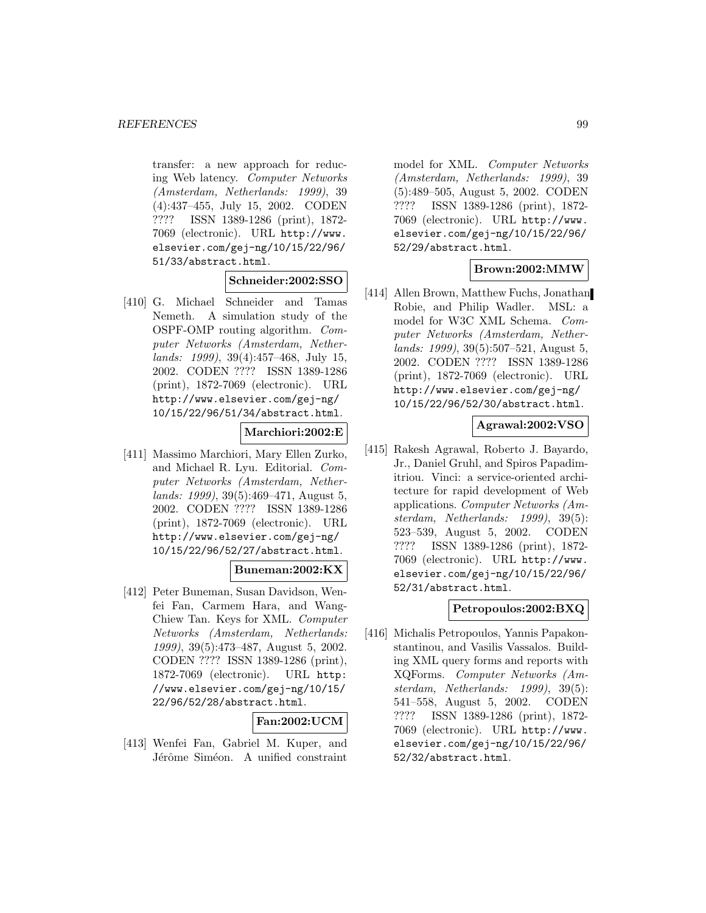transfer: a new approach for reducing Web latency. *Computer Networks (Amsterdam, Netherlands: 1999)*, 39 (4):437–455, July 15, 2002. CODEN ???? ISSN 1389-1286 (print), 1872-7069 (electronic). URL http://www.elsevier.com/gej-ng/10/15/22/96/51/33/abstract.html.

**Schneider:2002:SSO**

[410] G. Michael Schneider and Tamas Nemeth. A simulation study of the OSPF-OMP routing algorithm. *Computer Networks (Amsterdam, Netherlands: 1999)*, 39(4):457–468, July 15, 2002. CODEN ???? ISSN 1389-1286 (print), 1872-7069 (electronic). URL http://www.elsevier.com/gej-ng/10/15/22/96/51/34/abstract.html.

**Marchiori:2002:E**

[411] Massimo Marchiori, Mary Ellen Zurko, and Michael R. Lyu. Editorial. *Computer Networks (Amsterdam, Netherlands: 1999)*, 39(5):469–471, August 5, 2002. CODEN ???? ISSN 1389-1286 (print), 1872-7069 (electronic). URL http://www.elsevier.com/gej-ng/10/15/22/96/52/27/abstract.html.

**Buneman:2002:KX**

[412] Peter Buneman, Susan Davidson, Wenfei Fan, Carmem Hara, and Wang-Chiew Tan. Keys for XML. *Computer Networks (Amsterdam, Netherlands: 1999)*, 39(5):473–487, August 5, 2002. CODEN ???? ISSN 1389-1286 (print), 1872-7069 (electronic). URL http://www.elsevier.com/gej-ng/10/15/22/96/52/28/abstract.html.

**Fan:2002:UCM**

[413] Wenfei Fan, Gabriel M. Kuper, and Jérôme Siméon. A unified constraint model for XML. *Computer Networks (Amsterdam, Netherlands: 1999)*, 39 (5):489–505, August 5, 2002. CODEN ???? ISSN 1389-1286 (print), 1872-7069 (electronic). URL http://www.elsevier.com/gej-ng/10/15/22/96/52/29/abstract.html.

**Brown:2002:MMW**

[414] Allen Brown, Matthew Fuchs, Jonathan Robie, and Philip Wadler. MSL: a model for W3C XML Schema. *Computer Networks (Amsterdam, Netherlands: 1999)*, 39(5):507–521, August 5, 2002. CODEN ???? ISSN 1389-1286 (print), 1872-7069 (electronic). URL http://www.elsevier.com/gej-ng/10/15/22/96/52/30/abstract.html.

**Agrawal:2002:VSO**

[415] Rakesh Agrawal, Roberto J. Bayardo, Jr., Daniel Gruhl, and Spiros Papadimitriou. Vinci: a service-oriented architecture for rapid development of Web applications. *Computer Networks (Amsterdam, Netherlands: 1999)*, 39(5): 523–539, August 5, 2002. CODEN ???? ISSN 1389-1286 (print), 1872-7069 (electronic). URL http://www.elsevier.com/gej-ng/10/15/22/96/52/31/abstract.html.

**Petropoulos:2002:BXQ**

[416] Michalis Petropoulos, Yannis Papakonstantinou, and Vasilis Vassalos. Building XML query forms and reports with XQForms. *Computer Networks (Amsterdam, Netherlands: 1999)*, 39(5): 541–558, August 5, 2002. CODEN ???? ISSN 1389-1286 (print), 1872-7069 (electronic). URL http://www.elsevier.com/gej-ng/10/15/22/96/52/32/abstract.html.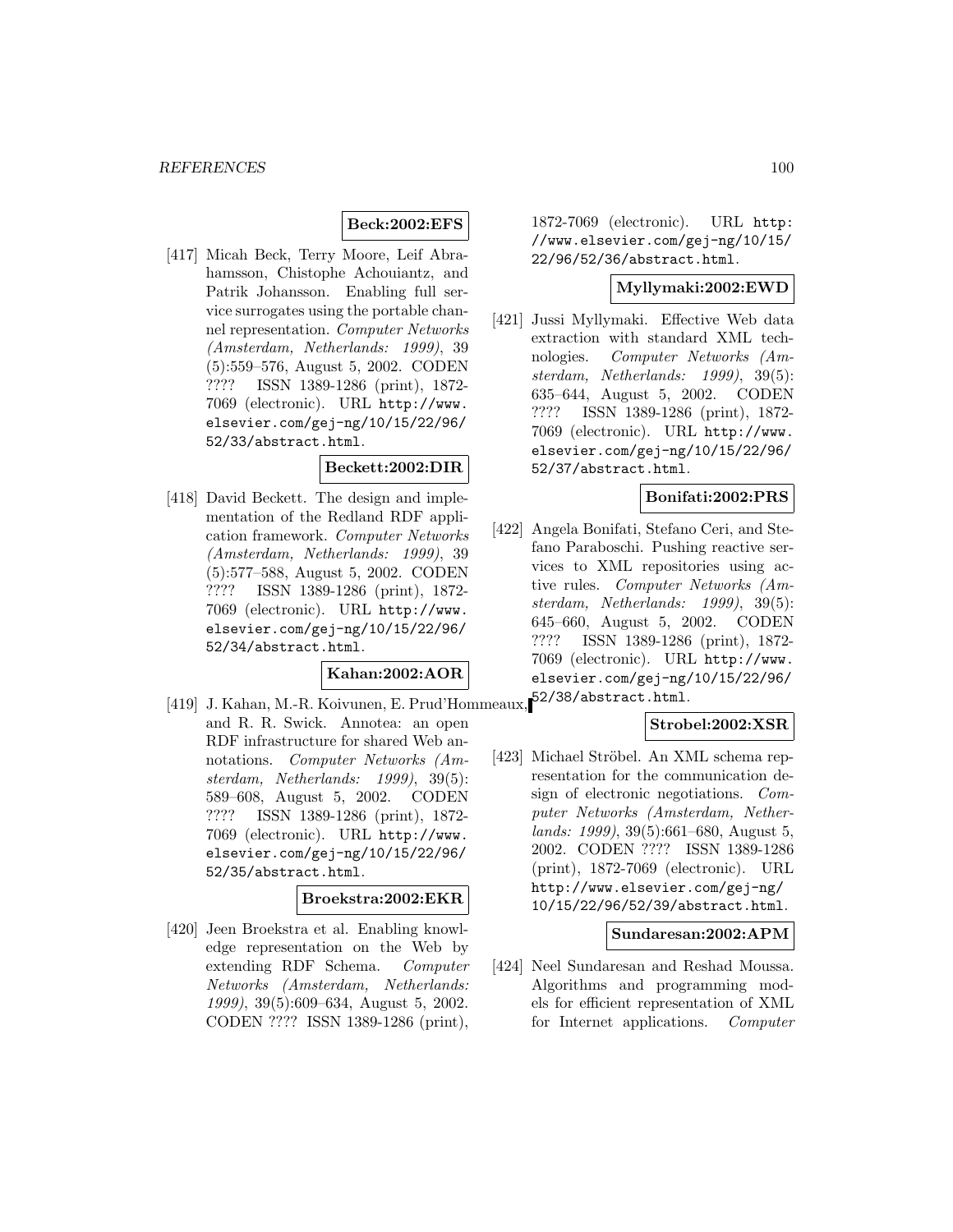**Beck:2002:EFS**

[417] Micah Beck, Terry Moore, Leif Abrahamsson, Chistophe Achouiantz, and Patrik Johansson. Enabling full service surrogates using the portable channel representation. *Computer Networks (Amsterdam, Netherlands: 1999)*, 39 (5):559–576, August 5, 2002. CODEN ???? ISSN 1389-1286 (print), 1872-7069 (electronic). URL http://www.elsevier.com/gej-ng/10/15/22/96/52/33/abstract.html.

**Beckett:2002:DIR**

[418] David Beckett. The design and implementation of the Redland RDF application framework. *Computer Networks (Amsterdam, Netherlands: 1999)*, 39 (5):577–588, August 5, 2002. CODEN ???? ISSN 1389-1286 (print), 1872-7069 (electronic). URL http://www.elsevier.com/gej-ng/10/15/22/96/52/34/abstract.html.

**Kahan:2002:AOR**

[419] J. Kahan, M.-R. Koivunen, E. Prud'Hommeaux, and R. R. Swick. Annotea: an open RDF infrastructure for shared Web annotations. *Computer Networks (Amsterdam, Netherlands: 1999)*, 39(5): 589–608, August 5, 2002. CODEN ???? ISSN 1389-1286 (print), 1872-7069 (electronic). URL http://www.elsevier.com/gej-ng/10/15/22/96/52/35/abstract.html.

**Broekstra:2002:EKR**

[420] Jeen Broekstra et al. Enabling knowledge representation on the Web by extending RDF Schema. *Computer Networks (Amsterdam, Netherlands: 1999)*, 39(5):609–634, August 5, 2002. CODEN ???? ISSN 1389-1286 (print), 1872-7069 (electronic). URL http://www.elsevier.com/gej-ng/10/15/22/96/52/36/abstract.html.

**Myllymaki:2002:EWD**

[421] Jussi Myllymaki. Effective Web data extraction with standard XML technologies. *Computer Networks (Amsterdam, Netherlands: 1999)*, 39(5): 635–644, August 5, 2002. CODEN ???? ISSN 1389-1286 (print), 1872-7069 (electronic). URL http://www.elsevier.com/gej-ng/10/15/22/96/52/37/abstract.html.

**Bonifati:2002:PRS**

[422] Angela Bonifati, Stefano Ceri, and Stefano Paraboschi. Pushing reactive services to XML repositories using active rules. *Computer Networks (Amsterdam, Netherlands: 1999)*, 39(5): 645–660, August 5, 2002. CODEN ???? ISSN 1389-1286 (print), 1872-7069 (electronic). URL http://www.elsevier.com/gej-ng/10/15/22/96/52/38/abstract.html.

**Strobel:2002:XSR**

[423] Michael Ströbel. An XML schema representation for the communication design of electronic negotiations. *Computer Networks (Amsterdam, Netherlands: 1999)*, 39(5):661–680, August 5, 2002. CODEN ???? ISSN 1389-1286 (print), 1872-7069 (electronic). URL http://www.elsevier.com/gej-ng/10/15/22/96/52/39/abstract.html.

**Sundaresan:2002:APM**

[424] Neel Sundaresan and Reshad Moussa. Algorithms and programming models for efficient representation of XML for Internet applications. *Computer*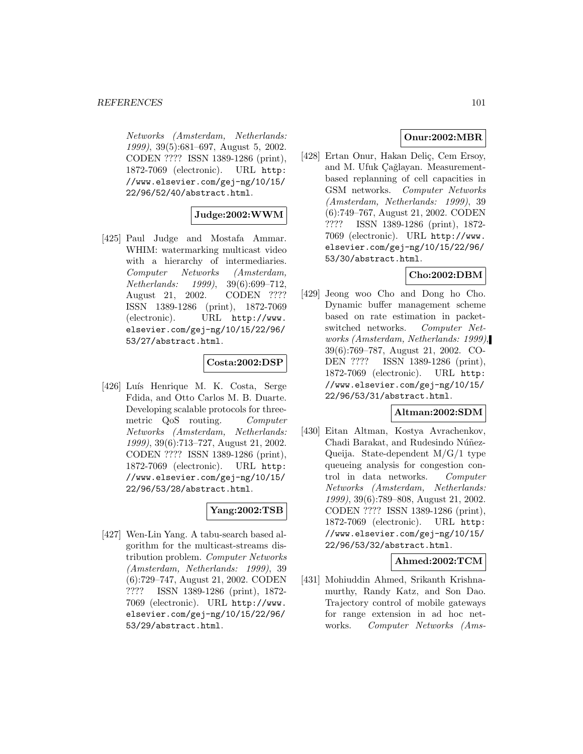Networks (Amsterdam, Netherlands: 1999)*, 39(5):681–697, August 5, 2002. CODEN ???? ISSN 1389-1286 (print), 1872-7069 (electronic). URL http://www.elsevier.com/gej-ng/10/15/22/96/52/40/abstract.html.

**Judge:2002:WWM**

[425] Paul Judge and Mostafa Ammar. WHIM: watermarking multicast video with a hierarchy of intermediaries. *Computer Networks (Amsterdam, Netherlands: 1999)*, 39(6):699–712, August 21, 2002. CODEN ???? ISSN 1389-1286 (print), 1872-7069 (electronic). URL http://www.elsevier.com/gej-ng/10/15/22/96/53/27/abstract.html.

**Costa:2002:DSP**

[426] Luís Henrique M. K. Costa, Serge Fdida, and Otto Carlos M. B. Duarte. Developing scalable protocols for three-metric QoS routing. *Computer Networks (Amsterdam, Netherlands: 1999)*, 39(6):713–727, August 21, 2002. CODEN ???? ISSN 1389-1286 (print), 1872-7069 (electronic). URL http://www.elsevier.com/gej-ng/10/15/22/96/53/28/abstract.html.

**Yang:2002:TSB**

[427] Wen-Lin Yang. A tabu-search based algorithm for the multicast-streams distribution problem. *Computer Networks (Amsterdam, Netherlands: 1999)*, 39 (6):729–747, August 21, 2002. CODEN ???? ISSN 1389-1286 (print), 1872-7069 (electronic). URL http://www.elsevier.com/gej-ng/10/15/22/96/53/29/abstract.html.

**Onur:2002:MBR**

[428] Ertan Onur, Hakan Deliç, Cem Ersoy, and M. Ufuk Çağlayan. Measurement-based replanning of cell capacities in GSM networks. *Computer Networks (Amsterdam, Netherlands: 1999)*, 39 (6):749–767, August 21, 2002. CODEN ???? ISSN 1389-1286 (print), 1872-7069 (electronic). URL http://www.elsevier.com/gej-ng/10/15/22/96/53/30/abstract.html.

**Cho:2002:DBM**

[429] Jeong woo Cho and Dong ho Cho. Dynamic buffer management scheme based on rate estimation in packet-switched networks. *Computer Networks (Amsterdam, Netherlands: 1999)*, 39(6):769–787, August 21, 2002. CODEN ???? ISSN 1389-1286 (print), 1872-7069 (electronic). URL http://www.elsevier.com/gej-ng/10/15/22/96/53/31/abstract.html.

**Altman:2002:SDM**

[430] Eitan Altman, Kostya Avrachenkov, Chadi Barakat, and Rudesindo Núñez-Queija. State-dependent M/G/1 type queueing analysis for congestion control in data networks. *Computer Networks (Amsterdam, Netherlands: 1999)*, 39(6):789–808, August 21, 2002. CODEN ???? ISSN 1389-1286 (print), 1872-7069 (electronic). URL http://www.elsevier.com/gej-ng/10/15/22/96/53/32/abstract.html.

**Ahmed:2002:TCM**

[431] Mohiuddin Ahmed, Srikanth Krishnamurthy, Randy Katz, and Son Dao. Trajectory control of mobile gateways for range extension in ad hoc networks. *Computer Networks (Ams-*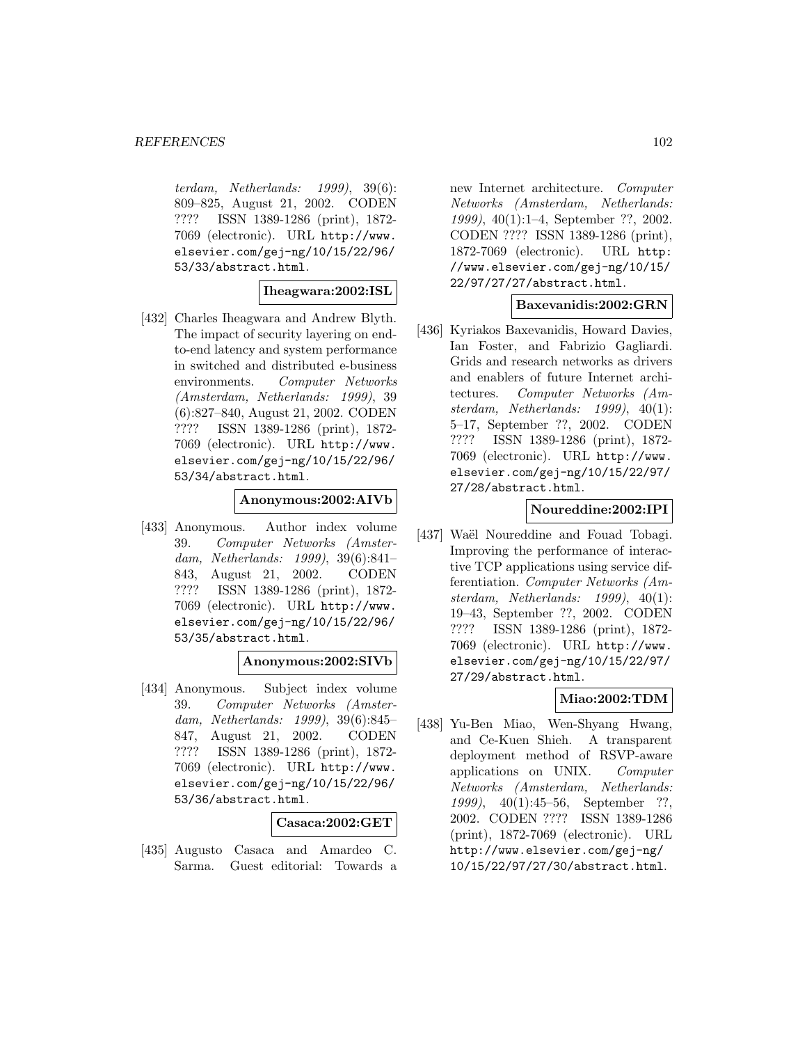terdam, Netherlands: 1999)*, 39(6): 809–825, August 21, 2002. CODEN ???? ISSN 1389-1286 (print), 1872-7069 (electronic). URL http://www.elsevier.com/gej-ng/10/15/22/96/53/33/abstract.html.

**Iheagwara:2002:ISL**

[432] Charles Iheagwara and Andrew Blyth. The impact of security layering on end-to-end latency and system performance in switched and distributed e-business environments. *Computer Networks (Amsterdam, Netherlands: 1999)*, 39 (6):827–840, August 21, 2002. CODEN ???? ISSN 1389-1286 (print), 1872-7069 (electronic). URL http://www.elsevier.com/gej-ng/10/15/22/96/53/34/abstract.html.

**Anonymous:2002:AIVb**

[433] Anonymous. Author index volume 39. *Computer Networks (Amsterdam, Netherlands: 1999)*, 39(6):841–843, August 21, 2002. CODEN ???? ISSN 1389-1286 (print), 1872-7069 (electronic). URL http://www.elsevier.com/gej-ng/10/15/22/96/53/35/abstract.html.

**Anonymous:2002:SIVb**

[434] Anonymous. Subject index volume 39. *Computer Networks (Amsterdam, Netherlands: 1999)*, 39(6):845–847, August 21, 2002. CODEN ???? ISSN 1389-1286 (print), 1872-7069 (electronic). URL http://www.elsevier.com/gej-ng/10/15/22/96/53/36/abstract.html.

**Casaca:2002:GET**

[435] Augusto Casaca and Amardeo C. Sarma. Guest editorial: Towards a new Internet architecture. *Computer Networks (Amsterdam, Netherlands: 1999)*, 40(1):1–4, September ??, 2002. CODEN ???? ISSN 1389-1286 (print), 1872-7069 (electronic). URL http://www.elsevier.com/gej-ng/10/15/22/97/27/27/abstract.html.

**Baxevanidis:2002:GRN**

[436] Kyriakos Baxevanidis, Howard Davies, Ian Foster, and Fabrizio Gagliardi. Grids and research networks as drivers and enablers of future Internet architectures. *Computer Networks (Amsterdam, Netherlands: 1999)*, 40(1): 5–17, September ??, 2002. CODEN ???? ISSN 1389-1286 (print), 1872-7069 (electronic). URL http://www.elsevier.com/gej-ng/10/15/22/97/27/28/abstract.html.

**Noureddine:2002:IPI**

[437] Waël Noureddine and Fouad Tobagi. Improving the performance of interactive TCP applications using service differentiation. *Computer Networks (Amsterdam, Netherlands: 1999)*, 40(1): 19–43, September ??, 2002. CODEN ???? ISSN 1389-1286 (print), 1872-7069 (electronic). URL http://www.elsevier.com/gej-ng/10/15/22/97/27/29/abstract.html.

**Miao:2002:TDM**

[438] Yu-Ben Miao, Wen-Shyang Hwang, and Ce-Kuen Shieh. A transparent deployment method of RSVP-aware applications on UNIX. *Computer Networks (Amsterdam, Netherlands: 1999)*, 40(1):45–56, September ??, 2002. CODEN ???? ISSN 1389-1286 (print), 1872-7069 (electronic). URL http://www.elsevier.com/gej-ng/10/15/22/97/27/30/abstract.html.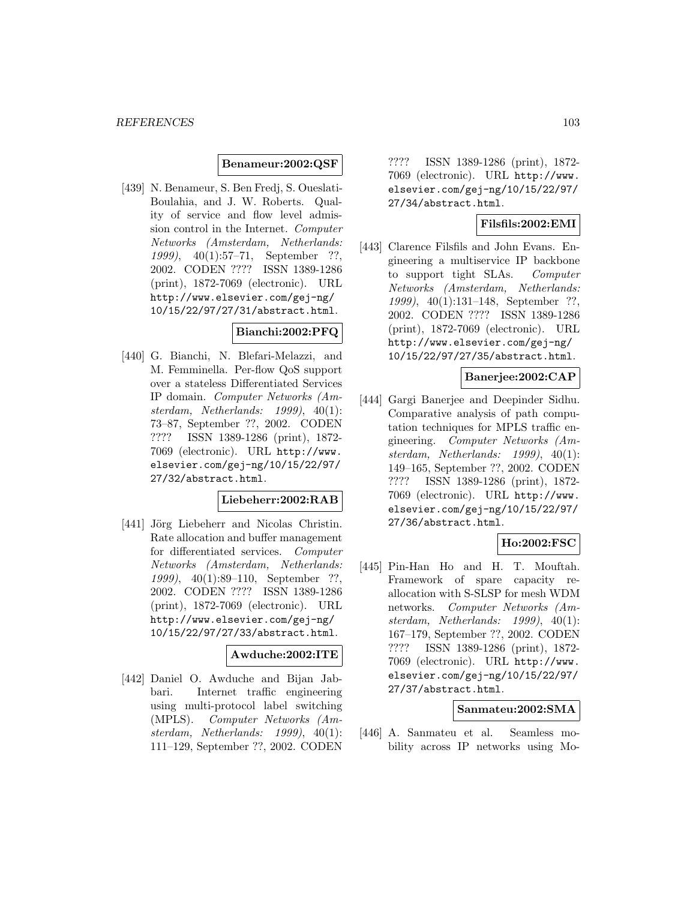**Benameur:2002:QSF**

[439] N. Benameur, S. Ben Fredj, S. Oueslati-Boulahia, and J. W. Roberts. Quality of service and flow level admission control in the Internet. *Computer Networks (Amsterdam, Netherlands: 1999)*, 40(1):57–71, September ??, 2002. CODEN ???? ISSN 1389-1286 (print), 1872-7069 (electronic). URL http://www.elsevier.com/gej-ng/10/15/22/97/27/31/abstract.html.

**Bianchi:2002:PFQ**

[440] G. Bianchi, N. Blefari-Melazzi, and M. Femminella. Per-flow QoS support over a stateless Differentiated Services IP domain. *Computer Networks (Amsterdam, Netherlands: 1999)*, 40(1):73–87, September ??, 2002. CODEN ???? ISSN 1389-1286 (print), 1872-7069 (electronic). URL http://www.elsevier.com/gej-ng/10/15/22/97/27/32/abstract.html.

**Liebeherr:2002:RAB**

[441] Jörg Liebeherr and Nicolas Christin. Rate allocation and buffer management for differentiated services. *Computer Networks (Amsterdam, Netherlands: 1999)*, 40(1):89–110, September ??, 2002. CODEN ???? ISSN 1389-1286 (print), 1872-7069 (electronic). URL http://www.elsevier.com/gej-ng/10/15/22/97/27/33/abstract.html.

**Awduche:2002:ITE**

[442] Daniel O. Awduche and Bijan Jabbari. Internet traffic engineering using multi-protocol label switching (MPLS). *Computer Networks (Amsterdam, Netherlands: 1999)*, 40(1):111–129, September ??, 2002. CODEN ???? ISSN 1389-1286 (print), 1872-7069 (electronic). URL http://www.elsevier.com/gej-ng/10/15/22/97/27/34/abstract.html.

**Filsfils:2002:EMI**

[443] Clarence Filsfils and John Evans. Engineering a multiservice IP backbone to support tight SLAs. *Computer Networks (Amsterdam, Netherlands: 1999)*, 40(1):131–148, September ??, 2002. CODEN ???? ISSN 1389-1286 (print), 1872-7069 (electronic). URL http://www.elsevier.com/gej-ng/10/15/22/97/27/35/abstract.html.

**Banerjee:2002:CAP**

[444] Gargi Banerjee and Deepinder Sidhu. Comparative analysis of path computation techniques for MPLS traffic engineering. *Computer Networks (Amsterdam, Netherlands: 1999)*, 40(1):149–165, September ??, 2002. CODEN ???? ISSN 1389-1286 (print), 1872-7069 (electronic). URL http://www.elsevier.com/gej-ng/10/15/22/97/27/36/abstract.html.

**Ho:2002:FSC**

[445] Pin-Han Ho and H. T. Mouftah. Framework of spare capacity reallocation with S-SLSP for mesh WDM networks. *Computer Networks (Amsterdam, Netherlands: 1999)*, 40(1):167–179, September ??, 2002. CODEN ???? ISSN 1389-1286 (print), 1872-7069 (electronic). URL http://www.elsevier.com/gej-ng/10/15/22/97/27/37/abstract.html.

**Sanmateu:2002:SMA**

[446] A. Sanmateu et al. Seamless mobility across IP networks using Mo-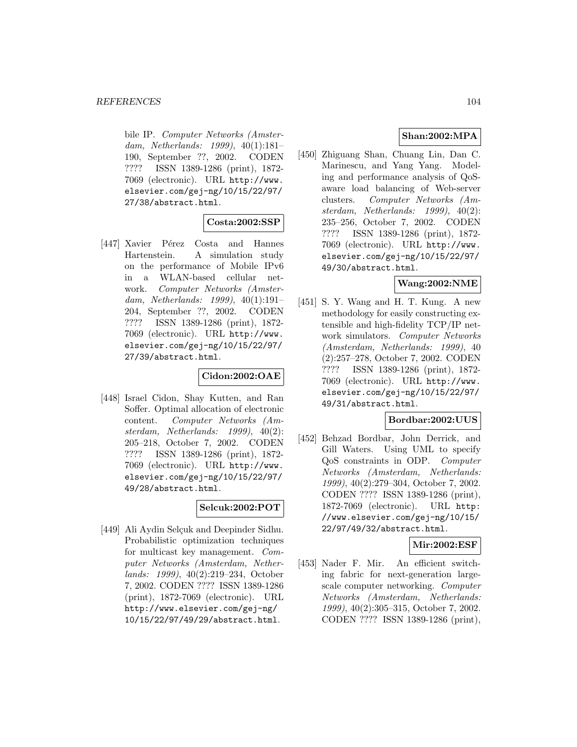bile IP. *Computer Networks (Amsterdam, Netherlands: 1999)*, 40(1):181–190, September ??, 2002. CODEN ???? ISSN 1389-1286 (print), 1872-7069 (electronic). URL http://www.elsevier.com/gej-ng/10/15/22/97/27/38/abstract.html.

**Costa:2002:SSP**

[447] Xavier Pérez Costa and Hannes Hartenstein. A simulation study on the performance of Mobile IPv6 in a WLAN-based cellular network. *Computer Networks (Amsterdam, Netherlands: 1999)*, 40(1):191–204, September ??, 2002. CODEN ???? ISSN 1389-1286 (print), 1872-7069 (electronic). URL http://www.elsevier.com/gej-ng/10/15/22/97/27/39/abstract.html.

**Cidon:2002:OAE**

[448] Israel Cidon, Shay Kutten, and Ran Soffer. Optimal allocation of electronic content. *Computer Networks (Amsterdam, Netherlands: 1999)*, 40(2):205–218, October 7, 2002. CODEN ???? ISSN 1389-1286 (print), 1872-7069 (electronic). URL http://www.elsevier.com/gej-ng/10/15/22/97/49/28/abstract.html.

**Selcuk:2002:POT**

[449] Ali Aydin Selçuk and Deepinder Sidhu. Probabilistic optimization techniques for multicast key management. *Computer Networks (Amsterdam, Netherlands: 1999)*, 40(2):219–234, October 7, 2002. CODEN ???? ISSN 1389-1286 (print), 1872-7069 (electronic). URL http://www.elsevier.com/gej-ng/10/15/22/97/49/29/abstract.html.

**Shan:2002:MPA**

[450] Zhiguang Shan, Chuang Lin, Dan C. Marinescu, and Yang Yang. Modeling and performance analysis of QoS-aware load balancing of Web-server clusters. *Computer Networks (Amsterdam, Netherlands: 1999)*, 40(2):235–256, October 7, 2002. CODEN ???? ISSN 1389-1286 (print), 1872-7069 (electronic). URL http://www.elsevier.com/gej-ng/10/15/22/97/49/30/abstract.html.

**Wang:2002:NME**

[451] S. Y. Wang and H. T. Kung. A new methodology for easily constructing extensible and high-fidelity TCP/IP network simulators. *Computer Networks (Amsterdam, Netherlands: 1999)*, 40(2):257–278, October 7, 2002. CODEN ???? ISSN 1389-1286 (print), 1872-7069 (electronic). URL http://www.elsevier.com/gej-ng/10/15/22/97/49/31/abstract.html.

**Bordbar:2002:UUS**

[452] Behzad Bordbar, John Derrick, and Gill Waters. Using UML to specify QoS constraints in ODP. *Computer Networks (Amsterdam, Netherlands: 1999)*, 40(2):279–304, October 7, 2002. CODEN ???? ISSN 1389-1286 (print), 1872-7069 (electronic). URL http://www.elsevier.com/gej-ng/10/15/22/97/49/32/abstract.html.

**Mir:2002:ESF**

[453] Nader F. Mir. An efficient switching fabric for next-generation large-scale computer networking. *Computer Networks (Amsterdam, Netherlands: 1999)*, 40(2):305–315, October 7, 2002. CODEN ???? ISSN 1389-1286 (print),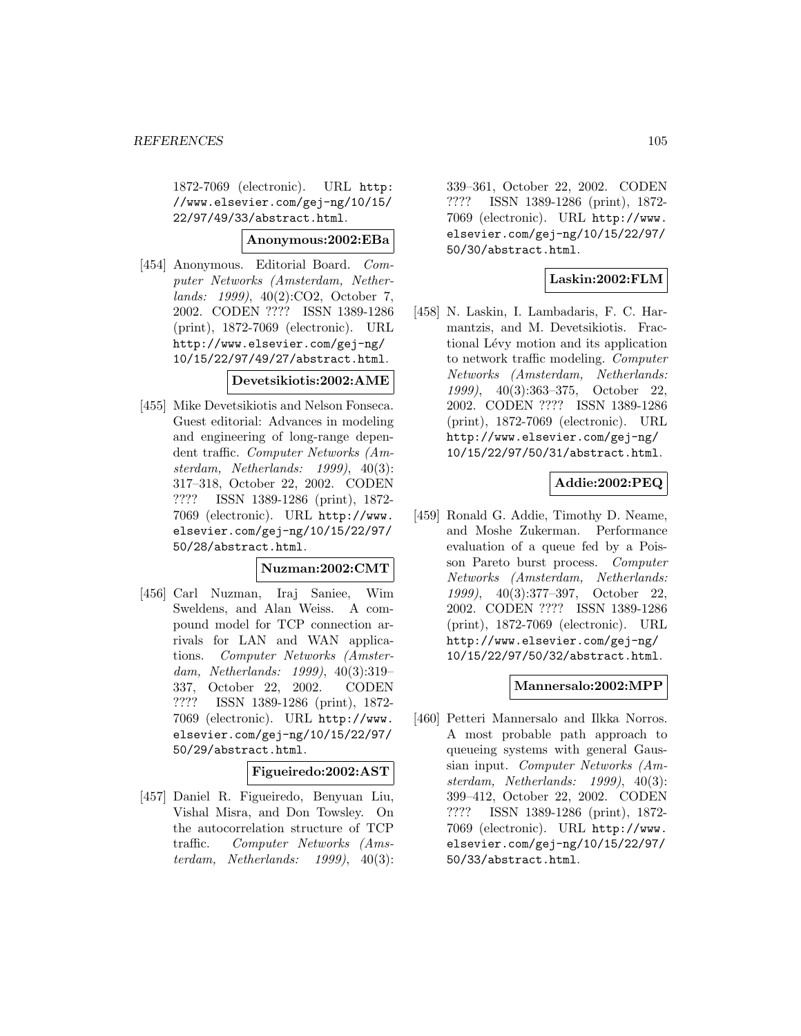1872-7069 (electronic). URL http://www.elsevier.com/gej-ng/10/15/22/97/49/33/abstract.html.

**Anonymous:2002:EBa**

[454] Anonymous. Editorial Board. *Computer Networks (Amsterdam, Netherlands: 1999)*, 40(2):CO2, October 7, 2002. CODEN ???? ISSN 1389-1286 (print), 1872-7069 (electronic). URL http://www.elsevier.com/gej-ng/10/15/22/97/49/27/abstract.html.

**Devetsikiotis:2002:AME**

[455] Mike Devetsikiotis and Nelson Fonseca. Guest editorial: Advances in modeling and engineering of long-range dependent traffic. *Computer Networks (Amsterdam, Netherlands: 1999)*, 40(3): 317–318, October 22, 2002. CODEN ???? ISSN 1389-1286 (print), 1872-7069 (electronic). URL http://www.elsevier.com/gej-ng/10/15/22/97/50/28/abstract.html.

**Nuzman:2002:CMT**

[456] Carl Nuzman, Iraj Saniee, Wim Sweldens, and Alan Weiss. A compound model for TCP connection arrivals for LAN and WAN applications. *Computer Networks (Amsterdam, Netherlands: 1999)*, 40(3):319–337, October 22, 2002. CODEN ???? ISSN 1389-1286 (print), 1872-7069 (electronic). URL http://www.elsevier.com/gej-ng/10/15/22/97/50/29/abstract.html.

**Figueiredo:2002:AST**

[457] Daniel R. Figueiredo, Benyuan Liu, Vishal Misra, and Don Towsley. On the autocorrelation structure of TCP traffic. *Computer Networks (Amsterdam, Netherlands: 1999)*, 40(3): 339–361, October 22, 2002. CODEN ???? ISSN 1389-1286 (print), 1872-7069 (electronic). URL http://www.elsevier.com/gej-ng/10/15/22/97/50/30/abstract.html.

**Laskin:2002:FLM**

[458] N. Laskin, I. Lambadaris, F. C. Harmantzis, and M. Devetsikiotis. Fractional Lévy motion and its application to network traffic modeling. *Computer Networks (Amsterdam, Netherlands: 1999)*, 40(3):363–375, October 22, 2002. CODEN ???? ISSN 1389-1286 (print), 1872-7069 (electronic). URL http://www.elsevier.com/gej-ng/10/15/22/97/50/31/abstract.html.

**Addie:2002:PEQ**

[459] Ronald G. Addie, Timothy D. Neame, and Moshe Zukerman. Performance evaluation of a queue fed by a Poisson Pareto burst process. *Computer Networks (Amsterdam, Netherlands: 1999)*, 40(3):377–397, October 22, 2002. CODEN ???? ISSN 1389-1286 (print), 1872-7069 (electronic). URL http://www.elsevier.com/gej-ng/10/15/22/97/50/32/abstract.html.

**Mannersalo:2002:MPP**

[460] Petteri Mannersalo and Ilkka Norros. A most probable path approach to queueing systems with general Gaussian input. *Computer Networks (Amsterdam, Netherlands: 1999)*, 40(3): 399–412, October 22, 2002. CODEN ???? ISSN 1389-1286 (print), 1872-7069 (electronic). URL http://www.elsevier.com/gej-ng/10/15/22/97/50/33/abstract.html.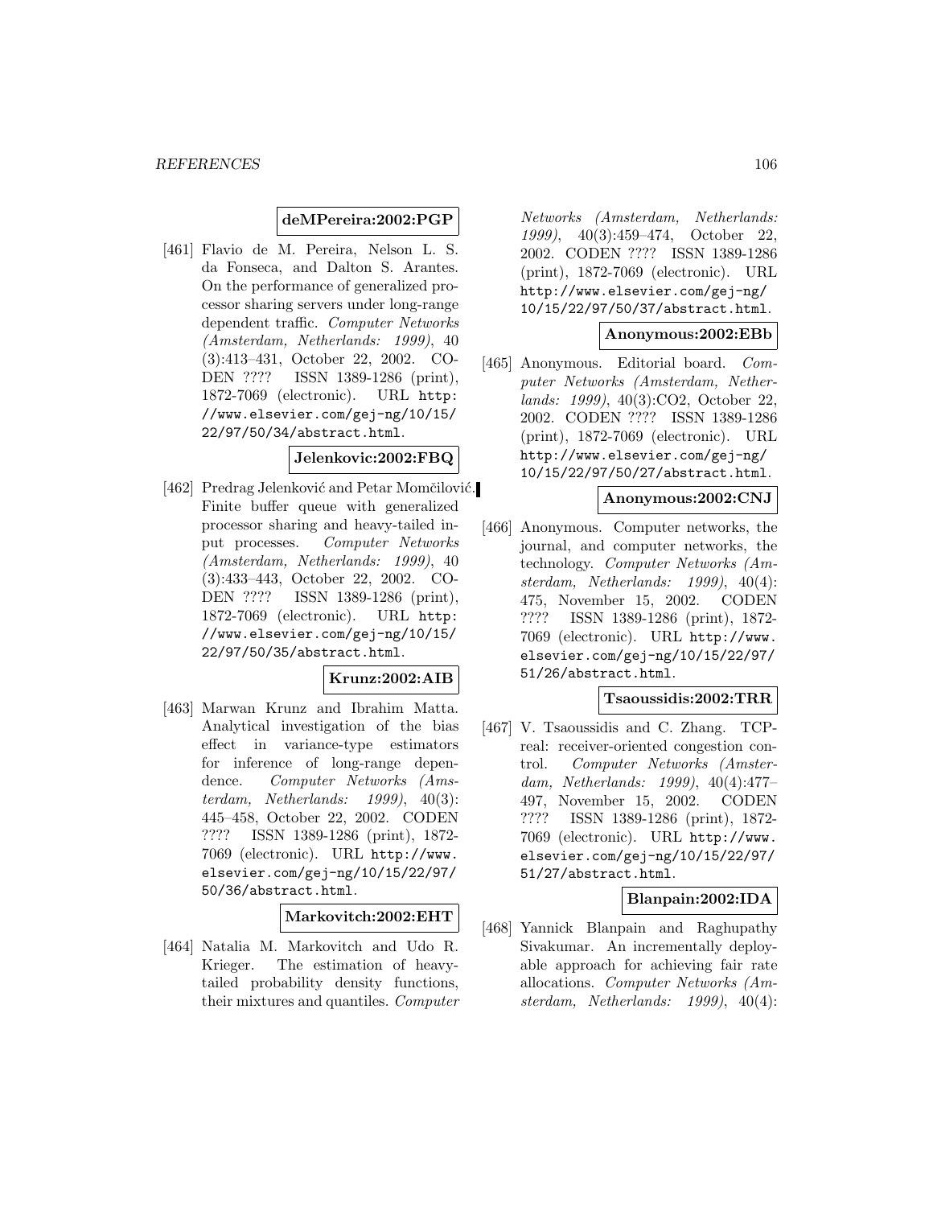**deMPereira:2002:PGP**

[461] Flavio de M. Pereira, Nelson L. S. da Fonseca, and Dalton S. Arantes. On the performance of generalized processor sharing servers under long-range dependent traffic. *Computer Networks (Amsterdam, Netherlands: 1999)*, 40 (3):413–431, October 22, 2002. CODEN ???? ISSN 1389-1286 (print), 1872-7069 (electronic). URL http://www.elsevier.com/gej-ng/10/15/22/97/50/34/abstract.html.

**Jelenkovic:2002:FBQ**

[462] Predrag Jelenković and Petar Momčilović. Finite buffer queue with generalized processor sharing and heavy-tailed input processes. *Computer Networks (Amsterdam, Netherlands: 1999)*, 40 (3):433–443, October 22, 2002. CODEN ???? ISSN 1389-1286 (print), 1872-7069 (electronic). URL http://www.elsevier.com/gej-ng/10/15/22/97/50/35/abstract.html.

**Krunz:2002:AIB**

[463] Marwan Krunz and Ibrahim Matta. Analytical investigation of the bias effect in variance-type estimators for inference of long-range dependence. *Computer Networks (Amsterdam, Netherlands: 1999)*, 40(3): 445–458, October 22, 2002. CODEN ???? ISSN 1389-1286 (print), 1872-7069 (electronic). URL http://www.elsevier.com/gej-ng/10/15/22/97/50/36/abstract.html.

**Markovitch:2002:EHT**

[464] Natalia M. Markovitch and Udo R. Krieger. The estimation of heavy-tailed probability density functions, their mixtures and quantiles. *Computer Networks (Amsterdam, Netherlands: 1999)*, 40(3):459–474, October 22, 2002. CODEN ???? ISSN 1389-1286 (print), 1872-7069 (electronic). URL http://www.elsevier.com/gej-ng/10/15/22/97/50/37/abstract.html.

**Anonymous:2002:EBb**

[465] Anonymous. Editorial board. *Computer Networks (Amsterdam, Netherlands: 1999)*, 40(3):CO2, October 22, 2002. CODEN ???? ISSN 1389-1286 (print), 1872-7069 (electronic). URL http://www.elsevier.com/gej-ng/10/15/22/97/50/27/abstract.html.

**Anonymous:2002:CNJ**

[466] Anonymous. Computer networks, the journal, and computer networks, the technology. *Computer Networks (Amsterdam, Netherlands: 1999)*, 40(4): 475, November 15, 2002. CODEN ???? ISSN 1389-1286 (print), 1872-7069 (electronic). URL http://www.elsevier.com/gej-ng/10/15/22/97/51/26/abstract.html.

**Tsaoussidis:2002:TRR**

[467] V. Tsaoussidis and C. Zhang. TCP-real: receiver-oriented congestion control. *Computer Networks (Amsterdam, Netherlands: 1999)*, 40(4):477–497, November 15, 2002. CODEN ???? ISSN 1389-1286 (print), 1872-7069 (electronic). URL http://www.elsevier.com/gej-ng/10/15/22/97/51/27/abstract.html.

**Blanpain:2002:IDA**

[468] Yannick Blanpain and Raghupathy Sivakumar. An incrementally deployable approach for achieving fair rate allocations. *Computer Networks (Amsterdam, Netherlands: 1999)*, 40(4):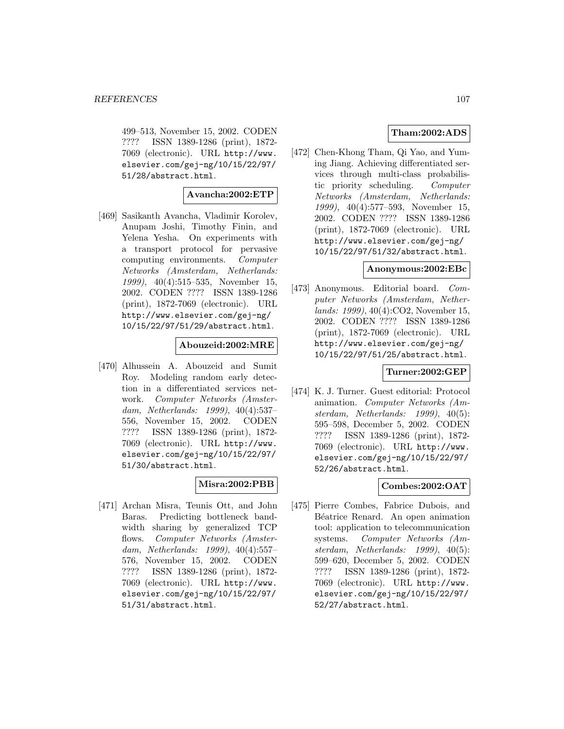499–513, November 15, 2002. CODEN ???? ISSN 1389-1286 (print), 1872-7069 (electronic). URL http://www.elsevier.com/gej-ng/10/15/22/97/51/28/abstract.html.

**Avancha:2002:ETP**

[469] Sasikanth Avancha, Vladimir Korolev, Anupam Joshi, Timothy Finin, and Yelena Yesha. On experiments with a transport protocol for pervasive computing environments. *Computer Networks (Amsterdam, Netherlands: 1999)*, 40(4):515–535, November 15, 2002. CODEN ???? ISSN 1389-1286 (print), 1872-7069 (electronic). URL http://www.elsevier.com/gej-ng/10/15/22/97/51/29/abstract.html.

**Abouzeid:2002:MRE**

[470] Alhussein A. Abouzeid and Sumit Roy. Modeling random early detection in a differentiated services network. *Computer Networks (Amsterdam, Netherlands: 1999)*, 40(4):537–556, November 15, 2002. CODEN ???? ISSN 1389-1286 (print), 1872-7069 (electronic). URL http://www.elsevier.com/gej-ng/10/15/22/97/51/30/abstract.html.

**Misra:2002:PBB**

[471] Archan Misra, Teunis Ott, and John Baras. Predicting bottleneck bandwidth sharing by generalized TCP flows. *Computer Networks (Amsterdam, Netherlands: 1999)*, 40(4):557–576, November 15, 2002. CODEN ???? ISSN 1389-1286 (print), 1872-7069 (electronic). URL http://www.elsevier.com/gej-ng/10/15/22/97/51/31/abstract.html.

**Tham:2002:ADS**

[472] Chen-Khong Tham, Qi Yao, and Yuming Jiang. Achieving differentiated services through multi-class probabilistic priority scheduling. *Computer Networks (Amsterdam, Netherlands: 1999)*, 40(4):577–593, November 15, 2002. CODEN ???? ISSN 1389-1286 (print), 1872-7069 (electronic). URL http://www.elsevier.com/gej-ng/10/15/22/97/51/32/abstract.html.

**Anonymous:2002:EBc**

[473] Anonymous. Editorial board. *Computer Networks (Amsterdam, Netherlands: 1999)*, 40(4):CO2, November 15, 2002. CODEN ???? ISSN 1389-1286 (print), 1872-7069 (electronic). URL http://www.elsevier.com/gej-ng/10/15/22/97/51/25/abstract.html.

**Turner:2002:GEP**

[474] K. J. Turner. Guest editorial: Protocol animation. *Computer Networks (Amsterdam, Netherlands: 1999)*, 40(5):595–598, December 5, 2002. CODEN ???? ISSN 1389-1286 (print), 1872-7069 (electronic). URL http://www.elsevier.com/gej-ng/10/15/22/97/52/26/abstract.html.

**Combes:2002:OAT**

[475] Pierre Combes, Fabrice Dubois, and Béatrice Renard. An open animation tool: application to telecommunication systems. *Computer Networks (Amsterdam, Netherlands: 1999)*, 40(5):599–620, December 5, 2002. CODEN ???? ISSN 1389-1286 (print), 1872-7069 (electronic). URL http://www.elsevier.com/gej-ng/10/15/22/97/52/27/abstract.html.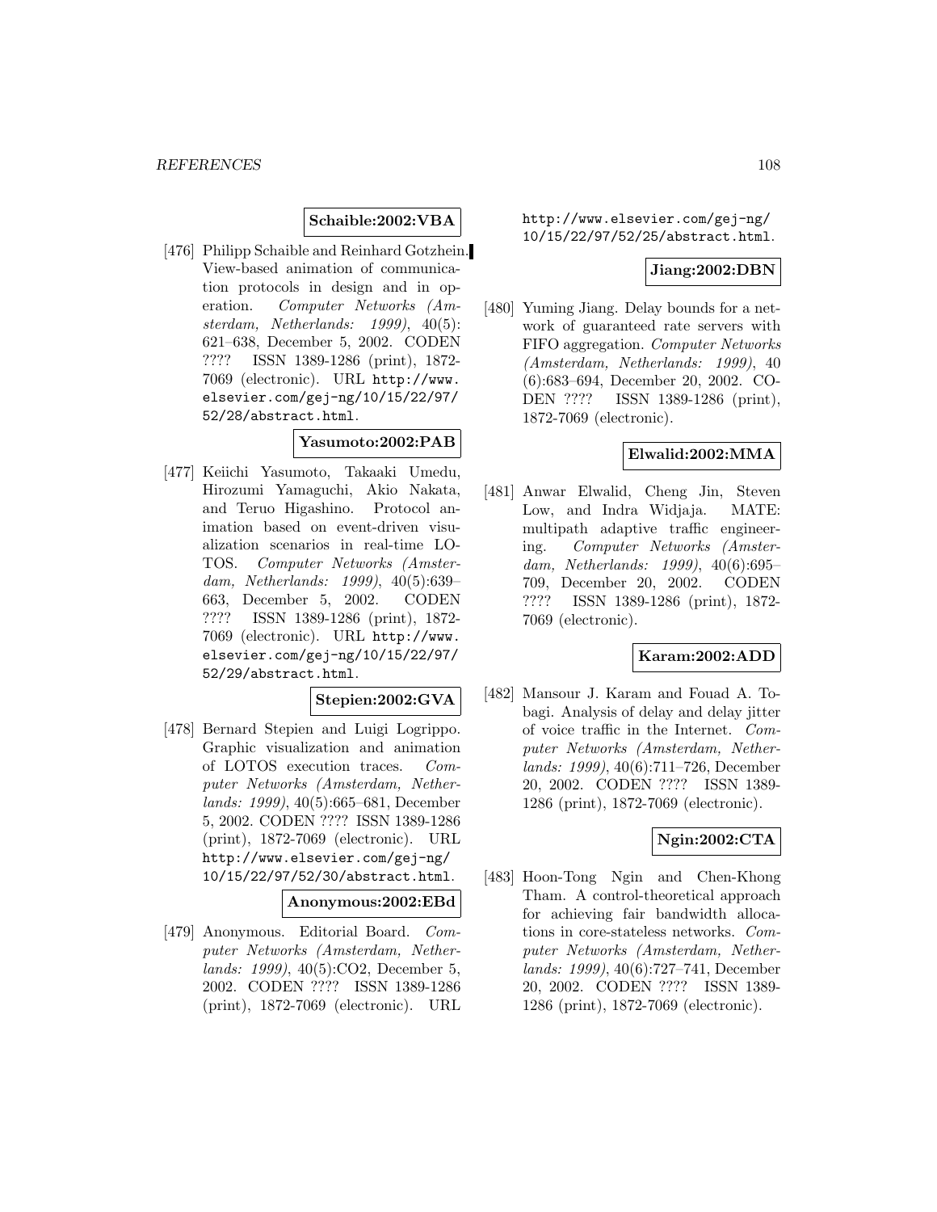**Schaible:2002:VBA**

[476] Philipp Schaible and Reinhard Gotzhein. View-based animation of communication protocols in design and in operation. *Computer Networks (Amsterdam, Netherlands: 1999)*, 40(5): 621–638, December 5, 2002. CODEN ???? ISSN 1389-1286 (print), 1872-7069 (electronic). URL `http://www.elsevier.com/gej-ng/10/15/22/97/52/28/abstract.html`.

**Yasumoto:2002:PAB**

[477] Keiichi Yasumoto, Takaaki Umedu, Hirozumi Yamaguchi, Akio Nakata, and Teruo Higashino. Protocol animation based on event-driven visualization scenarios in real-time LOTOS. *Computer Networks (Amsterdam, Netherlands: 1999)*, 40(5):639–663, December 5, 2002. CODEN ???? ISSN 1389-1286 (print), 1872-7069 (electronic). URL `http://www.elsevier.com/gej-ng/10/15/22/97/52/29/abstract.html`.

**Stepien:2002:GVA**

[478] Bernard Stepien and Luigi Logrippo. Graphic visualization and animation of LOTOS execution traces. *Computer Networks (Amsterdam, Netherlands: 1999)*, 40(5):665–681, December 5, 2002. CODEN ???? ISSN 1389-1286 (print), 1872-7069 (electronic). URL `http://www.elsevier.com/gej-ng/10/15/22/97/52/30/abstract.html`.

**Anonymous:2002:EBd**

[479] Anonymous. Editorial Board. *Computer Networks (Amsterdam, Netherlands: 1999)*, 40(5):CO2, December 5, 2002. CODEN ???? ISSN 1389-1286 (print), 1872-7069 (electronic). URL `http://www.elsevier.com/gej-ng/10/15/22/97/52/25/abstract.html`.

**Jiang:2002:DBN**

[480] Yuming Jiang. Delay bounds for a network of guaranteed rate servers with FIFO aggregation. *Computer Networks (Amsterdam, Netherlands: 1999)*, 40 (6):683–694, December 20, 2002. CODEN ???? ISSN 1389-1286 (print), 1872-7069 (electronic).

**Elwalid:2002:MMA**

[481] Anwar Elwalid, Cheng Jin, Steven Low, and Indra Widjaja. MATE: multipath adaptive traffic engineering. *Computer Networks (Amsterdam, Netherlands: 1999)*, 40(6):695–709, December 20, 2002. CODEN ???? ISSN 1389-1286 (print), 1872-7069 (electronic).

**Karam:2002:ADD**

[482] Mansour J. Karam and Fouad A. Tobagi. Analysis of delay and delay jitter of voice traffic in the Internet. *Computer Networks (Amsterdam, Netherlands: 1999)*, 40(6):711–726, December 20, 2002. CODEN ???? ISSN 1389-1286 (print), 1872-7069 (electronic).

**Ngin:2002:CTA**

[483] Hoon-Tong Ngin and Chen-Khong Tham. A control-theoretical approach for achieving fair bandwidth allocations in core-stateless networks. *Computer Networks (Amsterdam, Netherlands: 1999)*, 40(6):727–741, December 20, 2002. CODEN ???? ISSN 1389-1286 (print), 1872-7069 (electronic).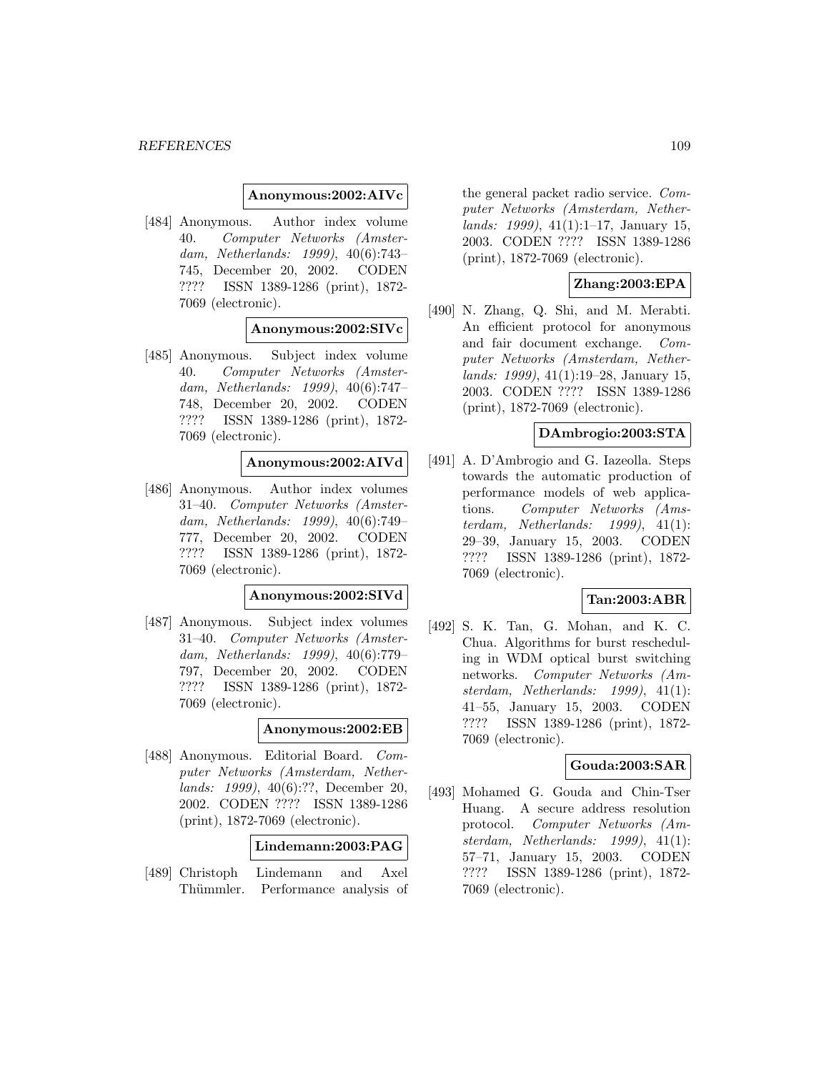**Anonymous:2002:AIVc**

[484] Anonymous. Author index volume 40. *Computer Networks (Amsterdam, Netherlands: 1999)*, 40(6):743–745, December 20, 2002. CODEN ???? ISSN 1389-1286 (print), 1872-7069 (electronic).

**Anonymous:2002:SIVc**

[485] Anonymous. Subject index volume 40. *Computer Networks (Amsterdam, Netherlands: 1999)*, 40(6):747–748, December 20, 2002. CODEN ???? ISSN 1389-1286 (print), 1872-7069 (electronic).

**Anonymous:2002:AIVd**

[486] Anonymous. Author index volumes 31–40. *Computer Networks (Amsterdam, Netherlands: 1999)*, 40(6):749–777, December 20, 2002. CODEN ???? ISSN 1389-1286 (print), 1872-7069 (electronic).

**Anonymous:2002:SIVd**

[487] Anonymous. Subject index volumes 31–40. *Computer Networks (Amsterdam, Netherlands: 1999)*, 40(6):779–797, December 20, 2002. CODEN ???? ISSN 1389-1286 (print), 1872-7069 (electronic).

**Anonymous:2002:EB**

[488] Anonymous. Editorial Board. *Computer Networks (Amsterdam, Netherlands: 1999)*, 40(6):??, December 20, 2002. CODEN ???? ISSN 1389-1286 (print), 1872-7069 (electronic).

**Lindemann:2003:PAG**

[489] Christoph Lindemann and Axel Thümmler. Performance analysis of the general packet radio service. *Computer Networks (Amsterdam, Netherlands: 1999)*, 41(1):1–17, January 15, 2003. CODEN ???? ISSN 1389-1286 (print), 1872-7069 (electronic).

**Zhang:2003:EPA**

[490] N. Zhang, Q. Shi, and M. Merabti. An efficient protocol for anonymous and fair document exchange. *Computer Networks (Amsterdam, Netherlands: 1999)*, 41(1):19–28, January 15, 2003. CODEN ???? ISSN 1389-1286 (print), 1872-7069 (electronic).

**DAmbrogio:2003:STA**

[491] A. D'Ambrogio and G. Iazeolla. Steps towards the automatic production of performance models of web applications. *Computer Networks (Amsterdam, Netherlands: 1999)*, 41(1): 29–39, January 15, 2003. CODEN ???? ISSN 1389-1286 (print), 1872-7069 (electronic).

**Tan:2003:ABR**

[492] S. K. Tan, G. Mohan, and K. C. Chua. Algorithms for burst rescheduling in WDM optical burst switching networks. *Computer Networks (Amsterdam, Netherlands: 1999)*, 41(1): 41–55, January 15, 2003. CODEN ???? ISSN 1389-1286 (print), 1872-7069 (electronic).

**Gouda:2003:SAR**

[493] Mohamed G. Gouda and Chin-Tser Huang. A secure address resolution protocol. *Computer Networks (Amsterdam, Netherlands: 1999)*, 41(1): 57–71, January 15, 2003. CODEN ???? ISSN 1389-1286 (print), 1872-7069 (electronic).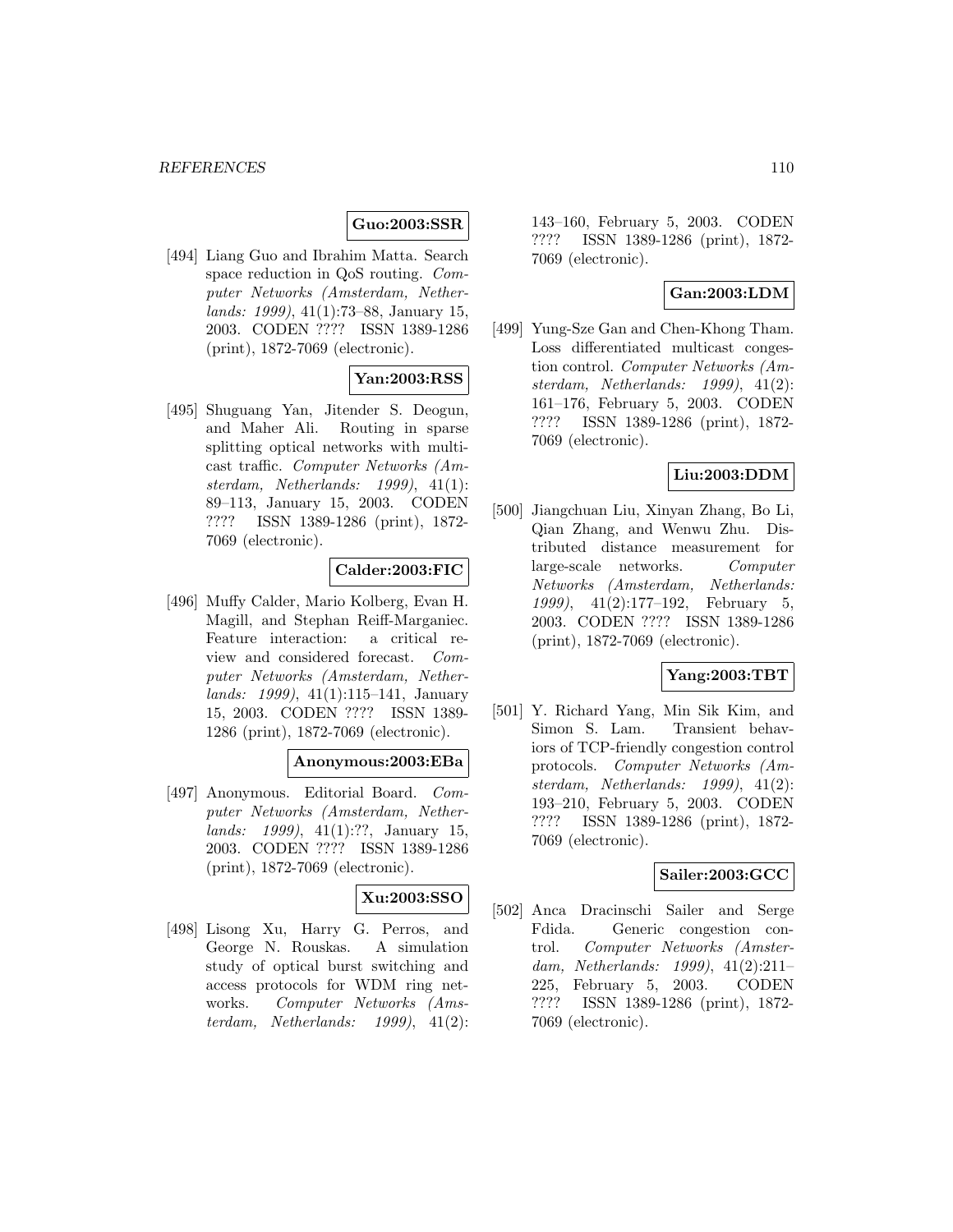**Guo:2003:SSR**

[494] Liang Guo and Ibrahim Matta. Search space reduction in QoS routing. *Computer Networks (Amsterdam, Netherlands: 1999)*, 41(1):73–88, January 15, 2003. CODEN ???? ISSN 1389-1286 (print), 1872-7069 (electronic).

**Yan:2003:RSS**

[495] Shuguang Yan, Jitender S. Deogun, and Maher Ali. Routing in sparse splitting optical networks with multicast traffic. *Computer Networks (Amsterdam, Netherlands: 1999)*, 41(1): 89–113, January 15, 2003. CODEN ???? ISSN 1389-1286 (print), 1872-7069 (electronic).

**Calder:2003:FIC**

[496] Muffy Calder, Mario Kolberg, Evan H. Magill, and Stephan Reiff-Marganiec. Feature interaction: a critical review and considered forecast. *Computer Networks (Amsterdam, Netherlands: 1999)*, 41(1):115–141, January 15, 2003. CODEN ???? ISSN 1389-1286 (print), 1872-7069 (electronic).

**Anonymous:2003:EBa**

[497] Anonymous. Editorial Board. *Computer Networks (Amsterdam, Netherlands: 1999)*, 41(1):??, January 15, 2003. CODEN ???? ISSN 1389-1286 (print), 1872-7069 (electronic).

**Xu:2003:SSO**

[498] Lisong Xu, Harry G. Perros, and George N. Rouskas. A simulation study of optical burst switching and access protocols for WDM ring networks. *Computer Networks (Amsterdam, Netherlands: 1999)*, 41(2): 143–160, February 5, 2003. CODEN ???? ISSN 1389-1286 (print), 1872-7069 (electronic).

**Gan:2003:LDM**

[499] Yung-Sze Gan and Chen-Khong Tham. Loss differentiated multicast congestion control. *Computer Networks (Amsterdam, Netherlands: 1999)*, 41(2): 161–176, February 5, 2003. CODEN ???? ISSN 1389-1286 (print), 1872-7069 (electronic).

**Liu:2003:DDM**

[500] Jiangchuan Liu, Xinyan Zhang, Bo Li, Qian Zhang, and Wenwu Zhu. Distributed distance measurement for large-scale networks. *Computer Networks (Amsterdam, Netherlands: 1999)*, 41(2):177–192, February 5, 2003. CODEN ???? ISSN 1389-1286 (print), 1872-7069 (electronic).

**Yang:2003:TBT**

[501] Y. Richard Yang, Min Sik Kim, and Simon S. Lam. Transient behaviors of TCP-friendly congestion control protocols. *Computer Networks (Amsterdam, Netherlands: 1999)*, 41(2): 193–210, February 5, 2003. CODEN ???? ISSN 1389-1286 (print), 1872-7069 (electronic).

**Sailer:2003:GCC**

[502] Anca Dracinschi Sailer and Serge Fdida. Generic congestion control. *Computer Networks (Amsterdam, Netherlands: 1999)*, 41(2):211–225, February 5, 2003. CODEN ???? ISSN 1389-1286 (print), 1872-7069 (electronic).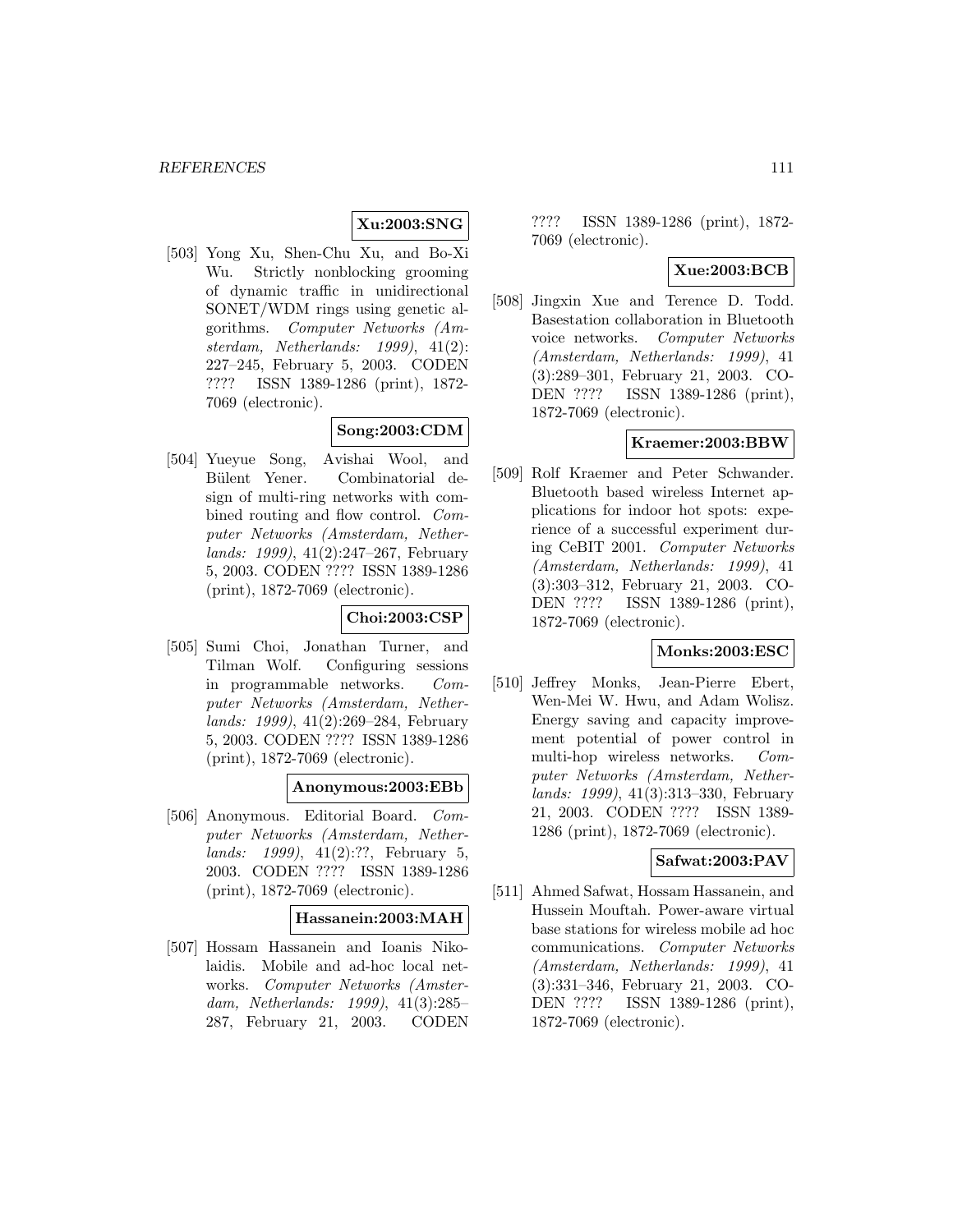**Xu:2003:SNG**

[503] Yong Xu, Shen-Chu Xu, and Bo-Xi Wu. Strictly nonblocking grooming of dynamic traffic in unidirectional SONET/WDM rings using genetic algorithms. *Computer Networks (Amsterdam, Netherlands: 1999)*, 41(2): 227–245, February 5, 2003. CODEN ???? ISSN 1389-1286 (print), 1872-7069 (electronic).

**Song:2003:CDM**

[504] Yueyue Song, Avishai Wool, and Bülent Yener. Combinatorial design of multi-ring networks with combined routing and flow control. *Computer Networks (Amsterdam, Netherlands: 1999)*, 41(2):247–267, February 5, 2003. CODEN ???? ISSN 1389-1286 (print), 1872-7069 (electronic).

**Choi:2003:CSP**

[505] Sumi Choi, Jonathan Turner, and Tilman Wolf. Configuring sessions in programmable networks. *Computer Networks (Amsterdam, Netherlands: 1999)*, 41(2):269–284, February 5, 2003. CODEN ???? ISSN 1389-1286 (print), 1872-7069 (electronic).

**Anonymous:2003:EBb**

[506] Anonymous. Editorial Board. *Computer Networks (Amsterdam, Netherlands: 1999)*, 41(2):??, February 5, 2003. CODEN ???? ISSN 1389-1286 (print), 1872-7069 (electronic).

**Hassanein:2003:MAH**

[507] Hossam Hassanein and Ioanis Nikolaidis. Mobile and ad-hoc local networks. *Computer Networks (Amsterdam, Netherlands: 1999)*, 41(3):285–287, February 21, 2003. CODEN ???? ISSN 1389-1286 (print), 1872-7069 (electronic).

**Xue:2003:BCB**

[508] Jingxin Xue and Terence D. Todd. Basestation collaboration in Bluetooth voice networks. *Computer Networks (Amsterdam, Netherlands: 1999)*, 41 (3):289–301, February 21, 2003. CODEN ???? ISSN 1389-1286 (print), 1872-7069 (electronic).

**Kraemer:2003:BBW**

[509] Rolf Kraemer and Peter Schwander. Bluetooth based wireless Internet applications for indoor hot spots: experience of a successful experiment during CeBIT 2001. *Computer Networks (Amsterdam, Netherlands: 1999)*, 41 (3):303–312, February 21, 2003. CODEN ???? ISSN 1389-1286 (print), 1872-7069 (electronic).

**Monks:2003:ESC**

[510] Jeffrey Monks, Jean-Pierre Ebert, Wen-Mei W. Hwu, and Adam Wolisz. Energy saving and capacity improvement potential of power control in multi-hop wireless networks. *Computer Networks (Amsterdam, Netherlands: 1999)*, 41(3):313–330, February 21, 2003. CODEN ???? ISSN 1389-1286 (print), 1872-7069 (electronic).

**Safwat:2003:PAV**

[511] Ahmed Safwat, Hossam Hassanein, and Hussein Mouftah. Power-aware virtual base stations for wireless mobile ad hoc communications. *Computer Networks (Amsterdam, Netherlands: 1999)*, 41 (3):331–346, February 21, 2003. CODEN ???? ISSN 1389-1286 (print), 1872-7069 (electronic).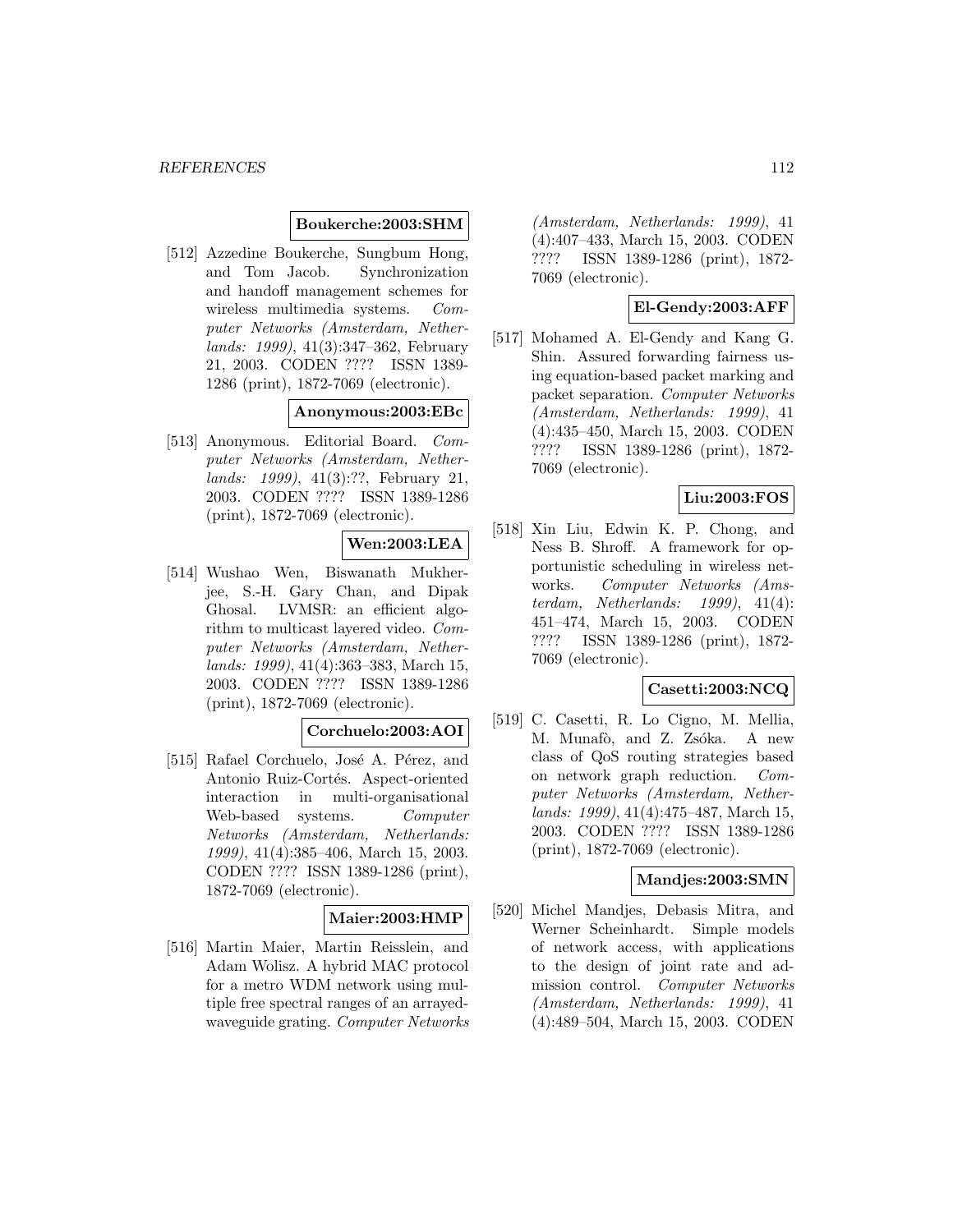**Boukerche:2003:SHM**

[512] Azzedine Boukerche, Sungbum Hong, and Tom Jacob. Synchronization and handoff management schemes for wireless multimedia systems. *Computer Networks (Amsterdam, Netherlands: 1999)*, 41(3):347–362, February 21, 2003. CODEN ???? ISSN 1389-1286 (print), 1872-7069 (electronic).

**Anonymous:2003:EBc**

[513] Anonymous. Editorial Board. *Computer Networks (Amsterdam, Netherlands: 1999)*, 41(3):??, February 21, 2003. CODEN ???? ISSN 1389-1286 (print), 1872-7069 (electronic).

**Wen:2003:LEA**

[514] Wushao Wen, Biswanath Mukherjee, S.-H. Gary Chan, and Dipak Ghosal. LVMSR: an efficient algorithm to multicast layered video. *Computer Networks (Amsterdam, Netherlands: 1999)*, 41(4):363–383, March 15, 2003. CODEN ???? ISSN 1389-1286 (print), 1872-7069 (electronic).

**Corchuelo:2003:AOI**

[515] Rafael Corchuelo, José A. Pérez, and Antonio Ruiz-Cortés. Aspect-oriented interaction in multi-organisational Web-based systems. *Computer Networks (Amsterdam, Netherlands: 1999)*, 41(4):385–406, March 15, 2003. CODEN ???? ISSN 1389-1286 (print), 1872-7069 (electronic).

**Maier:2003:HMP**

[516] Martin Maier, Martin Reisslein, and Adam Wolisz. A hybrid MAC protocol for a metro WDM network using multiple free spectral ranges of an arrayed-waveguide grating. *Computer Networks (Amsterdam, Netherlands: 1999)*, 41 (4):407–433, March 15, 2003. CODEN ???? ISSN 1389-1286 (print), 1872-7069 (electronic).

**El-Gendy:2003:AFF**

[517] Mohamed A. El-Gendy and Kang G. Shin. Assured forwarding fairness using equation-based packet marking and packet separation. *Computer Networks (Amsterdam, Netherlands: 1999)*, 41 (4):435–450, March 15, 2003. CODEN ???? ISSN 1389-1286 (print), 1872-7069 (electronic).

**Liu:2003:FOS**

[518] Xin Liu, Edwin K. P. Chong, and Ness B. Shroff. A framework for opportunistic scheduling in wireless networks. *Computer Networks (Amsterdam, Netherlands: 1999)*, 41(4): 451–474, March 15, 2003. CODEN ???? ISSN 1389-1286 (print), 1872-7069 (electronic).

**Casetti:2003:NCQ**

[519] C. Casetti, R. Lo Cigno, M. Mellia, M. Munafò, and Z. Zsóka. A new class of QoS routing strategies based on network graph reduction. *Computer Networks (Amsterdam, Netherlands: 1999)*, 41(4):475–487, March 15, 2003. CODEN ???? ISSN 1389-1286 (print), 1872-7069 (electronic).

**Mandjes:2003:SMN**

[520] Michel Mandjes, Debasis Mitra, and Werner Scheinhardt. Simple models of network access, with applications to the design of joint rate and admission control. *Computer Networks (Amsterdam, Netherlands: 1999)*, 41 (4):489–504, March 15, 2003. CODEN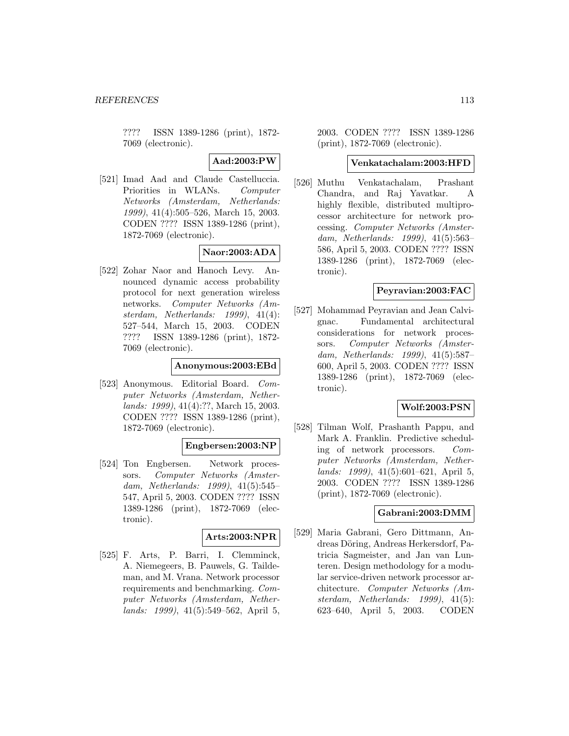???? ISSN 1389-1286 (print), 1872-7069 (electronic).

**Aad:2003:PW**

[521] Imad Aad and Claude Castelluccia. Priorities in WLANs. *Computer Networks (Amsterdam, Netherlands: 1999)*, 41(4):505–526, March 15, 2003. CODEN ???? ISSN 1389-1286 (print), 1872-7069 (electronic).

**Naor:2003:ADA**

[522] Zohar Naor and Hanoch Levy. Announced dynamic access probability protocol for next generation wireless networks. *Computer Networks (Amsterdam, Netherlands: 1999)*, 41(4): 527–544, March 15, 2003. CODEN ???? ISSN 1389-1286 (print), 1872-7069 (electronic).

**Anonymous:2003:EBd**

[523] Anonymous. Editorial Board. *Computer Networks (Amsterdam, Netherlands: 1999)*, 41(4):??, March 15, 2003. CODEN ???? ISSN 1389-1286 (print), 1872-7069 (electronic).

**Engbersen:2003:NP**

[524] Ton Engbersen. Network processors. *Computer Networks (Amsterdam, Netherlands: 1999)*, 41(5):545–547, April 5, 2003. CODEN ???? ISSN 1389-1286 (print), 1872-7069 (electronic).

**Arts:2003:NPR**

[525] F. Arts, P. Barri, I. Clemminck, A. Niemegeers, B. Pauwels, G. Taildeman, and M. Vrana. Network processor requirements and benchmarking. *Computer Networks (Amsterdam, Netherlands: 1999)*, 41(5):549–562, April 5, 2003. CODEN ???? ISSN 1389-1286 (print), 1872-7069 (electronic).

**Venkatachalam:2003:HFD**

[526] Muthu Venkatachalam, Prashant Chandra, and Raj Yavatkar. A highly flexible, distributed multiprocessor architecture for network processing. *Computer Networks (Amsterdam, Netherlands: 1999)*, 41(5):563–586, April 5, 2003. CODEN ???? ISSN 1389-1286 (print), 1872-7069 (electronic).

**Peyravian:2003:FAC**

[527] Mohammad Peyravian and Jean Calvignac. Fundamental architectural considerations for network processors. *Computer Networks (Amsterdam, Netherlands: 1999)*, 41(5):587–600, April 5, 2003. CODEN ???? ISSN 1389-1286 (print), 1872-7069 (electronic).

**Wolf:2003:PSN**

[528] Tilman Wolf, Prashanth Pappu, and Mark A. Franklin. Predictive scheduling of network processors. *Computer Networks (Amsterdam, Netherlands: 1999)*, 41(5):601–621, April 5, 2003. CODEN ???? ISSN 1389-1286 (print), 1872-7069 (electronic).

**Gabrani:2003:DMM**

[529] Maria Gabrani, Gero Dittmann, Andreas Döring, Andreas Herkersdorf, Patricia Sagmeister, and Jan van Lunteren. Design methodology for a modular service-driven network processor architecture. *Computer Networks (Amsterdam, Netherlands: 1999)*, 41(5): 623–640, April 5, 2003. CODEN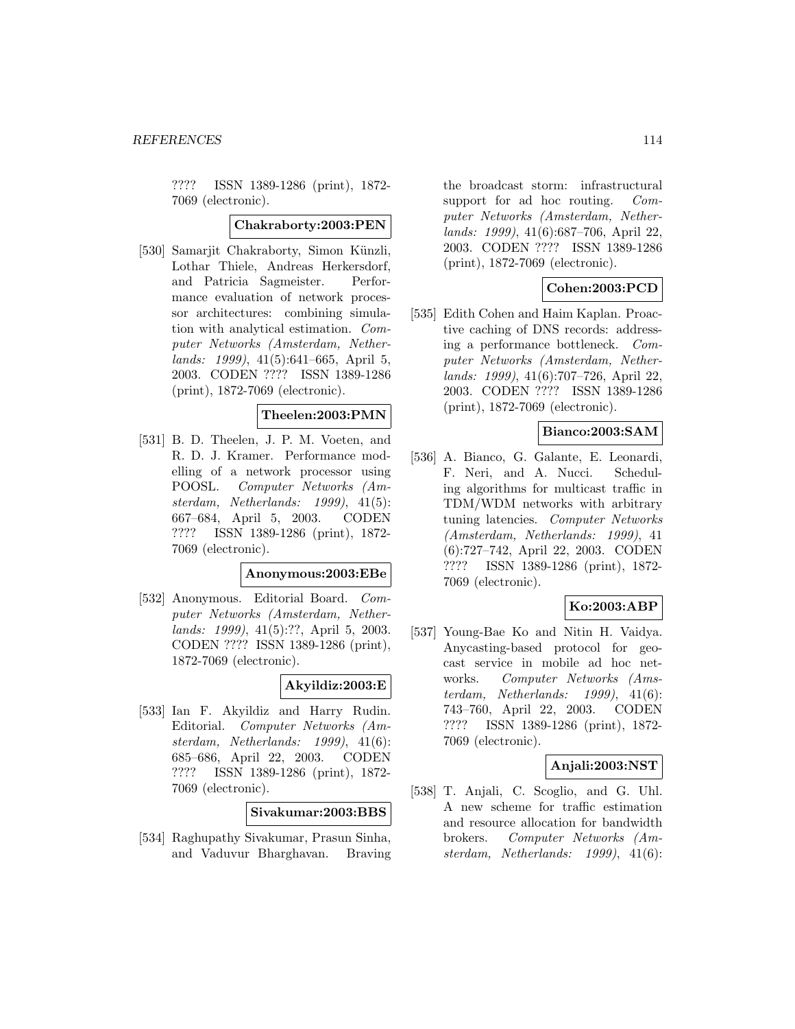???? ISSN 1389-1286 (print), 1872-7069 (electronic).

**Chakraborty:2003:PEN**

[530] Samarjit Chakraborty, Simon Künzli, Lothar Thiele, Andreas Herkersdorf, and Patricia Sagmeister. Performance evaluation of network processor architectures: combining simulation with analytical estimation. *Computer Networks (Amsterdam, Netherlands: 1999)*, 41(5):641–665, April 5, 2003. CODEN ???? ISSN 1389-1286 (print), 1872-7069 (electronic).

**Theelen:2003:PMN**

[531] B. D. Theelen, J. P. M. Voeten, and R. D. J. Kramer. Performance modelling of a network processor using POOSL. *Computer Networks (Amsterdam, Netherlands: 1999)*, 41(5): 667–684, April 5, 2003. CODEN ???? ISSN 1389-1286 (print), 1872-7069 (electronic).

**Anonymous:2003:EBe**

[532] Anonymous. Editorial Board. *Computer Networks (Amsterdam, Netherlands: 1999)*, 41(5):??, April 5, 2003. CODEN ???? ISSN 1389-1286 (print), 1872-7069 (electronic).

**Akyildiz:2003:E**

[533] Ian F. Akyildiz and Harry Rudin. Editorial. *Computer Networks (Amsterdam, Netherlands: 1999)*, 41(6): 685–686, April 22, 2003. CODEN ???? ISSN 1389-1286 (print), 1872-7069 (electronic).

**Sivakumar:2003:BBS**

[534] Raghupathy Sivakumar, Prasun Sinha, and Vaduvur Bharghavan. Braving the broadcast storm: infrastructural support for ad hoc routing. *Computer Networks (Amsterdam, Netherlands: 1999)*, 41(6):687–706, April 22, 2003. CODEN ???? ISSN 1389-1286 (print), 1872-7069 (electronic).

**Cohen:2003:PCD**

[535] Edith Cohen and Haim Kaplan. Proactive caching of DNS records: addressing a performance bottleneck. *Computer Networks (Amsterdam, Netherlands: 1999)*, 41(6):707–726, April 22, 2003. CODEN ???? ISSN 1389-1286 (print), 1872-7069 (electronic).

**Bianco:2003:SAM**

[536] A. Bianco, G. Galante, E. Leonardi, F. Neri, and A. Nucci. Scheduling algorithms for multicast traffic in TDM/WDM networks with arbitrary tuning latencies. *Computer Networks (Amsterdam, Netherlands: 1999)*, 41 (6):727–742, April 22, 2003. CODEN ???? ISSN 1389-1286 (print), 1872-7069 (electronic).

**Ko:2003:ABP**

[537] Young-Bae Ko and Nitin H. Vaidya. Anycasting-based protocol for geocast service in mobile ad hoc networks. *Computer Networks (Amsterdam, Netherlands: 1999)*, 41(6): 743–760, April 22, 2003. CODEN ???? ISSN 1389-1286 (print), 1872-7069 (electronic).

**Anjali:2003:NST**

[538] T. Anjali, C. Scoglio, and G. Uhl. A new scheme for traffic estimation and resource allocation for bandwidth brokers. *Computer Networks (Amsterdam, Netherlands: 1999)*, 41(6):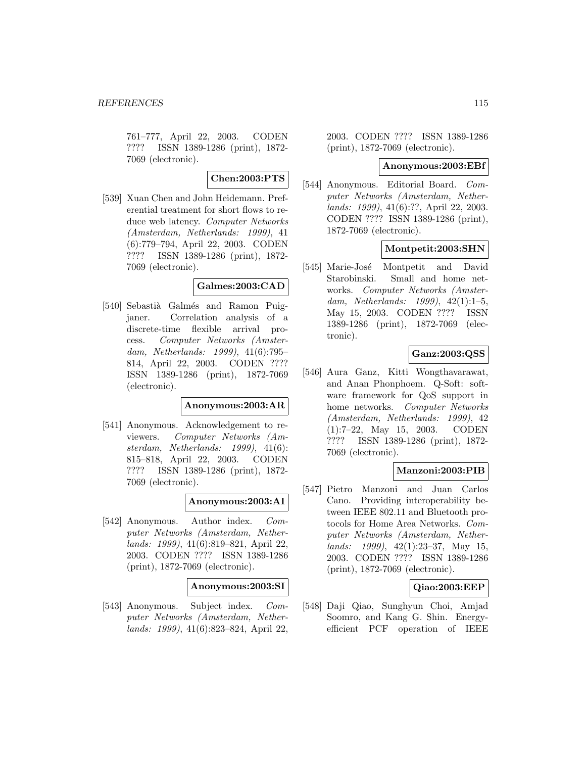761–777, April 22, 2003. CODEN ???? ISSN 1389-1286 (print), 1872-7069 (electronic).

**Chen:2003:PTS**

[539] Xuan Chen and John Heidemann. Preferential treatment for short flows to reduce web latency. *Computer Networks (Amsterdam, Netherlands: 1999)*, 41 (6):779–794, April 22, 2003. CODEN ???? ISSN 1389-1286 (print), 1872-7069 (electronic).

**Galmes:2003:CAD**

[540] Sebastià Galmés and Ramon Puigjaner. Correlation analysis of a discrete-time flexible arrival process. *Computer Networks (Amsterdam, Netherlands: 1999)*, 41(6):795–814, April 22, 2003. CODEN ???? ISSN 1389-1286 (print), 1872-7069 (electronic).

**Anonymous:2003:AR**

[541] Anonymous. Acknowledgement to reviewers. *Computer Networks (Amsterdam, Netherlands: 1999)*, 41(6): 815–818, April 22, 2003. CODEN ???? ISSN 1389-1286 (print), 1872-7069 (electronic).

**Anonymous:2003:AI**

[542] Anonymous. Author index. *Computer Networks (Amsterdam, Netherlands: 1999)*, 41(6):819–821, April 22, 2003. CODEN ???? ISSN 1389-1286 (print), 1872-7069 (electronic).

**Anonymous:2003:SI**

[543] Anonymous. Subject index. *Computer Networks (Amsterdam, Netherlands: 1999)*, 41(6):823–824, April 22, 2003. CODEN ???? ISSN 1389-1286 (print), 1872-7069 (electronic).

**Anonymous:2003:EBf**

[544] Anonymous. Editorial Board. *Computer Networks (Amsterdam, Netherlands: 1999)*, 41(6):??, April 22, 2003. CODEN ???? ISSN 1389-1286 (print), 1872-7069 (electronic).

**Montpetit:2003:SHN**

[545] Marie-José Montpetit and David Starobinski. Small and home networks. *Computer Networks (Amsterdam, Netherlands: 1999)*, 42(1):1–5, May 15, 2003. CODEN ???? ISSN 1389-1286 (print), 1872-7069 (electronic).

**Ganz:2003:QSS**

[546] Aura Ganz, Kitti Wongthavarawat, and Anan Phonphoem. Q-Soft: software framework for QoS support in home networks. *Computer Networks (Amsterdam, Netherlands: 1999)*, 42 (1):7–22, May 15, 2003. CODEN ???? ISSN 1389-1286 (print), 1872-7069 (electronic).

**Manzoni:2003:PIB**

[547] Pietro Manzoni and Juan Carlos Cano. Providing interoperability between IEEE 802.11 and Bluetooth protocols for Home Area Networks. *Computer Networks (Amsterdam, Netherlands: 1999)*, 42(1):23–37, May 15, 2003. CODEN ???? ISSN 1389-1286 (print), 1872-7069 (electronic).

**Qiao:2003:EEP**

[548] Daji Qiao, Sunghyun Choi, Amjad Soomro, and Kang G. Shin. Energy-efficient PCF operation of IEEE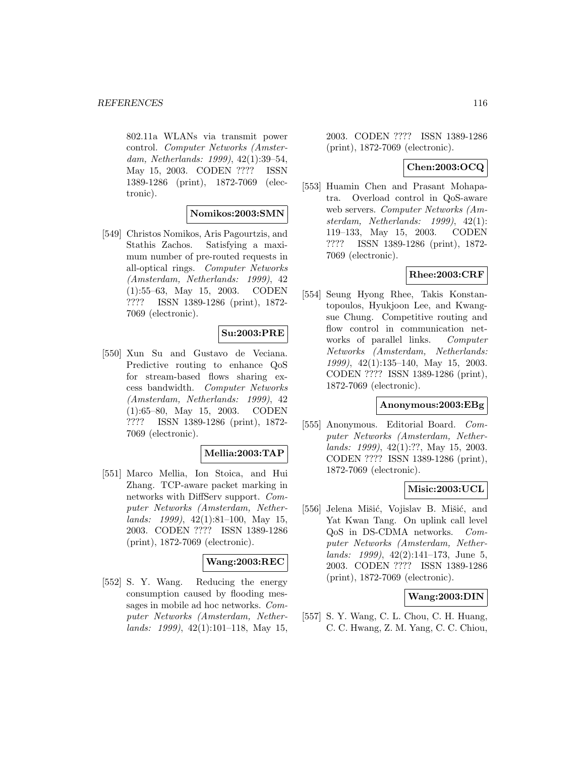802.11a WLANs via transmit power control. *Computer Networks (Amsterdam, Netherlands: 1999)*, 42(1):39–54, May 15, 2003. CODEN ???? ISSN 1389-1286 (print), 1872-7069 (electronic).

**Nomikos:2003:SMN**

[549] Christos Nomikos, Aris Pagourtzis, and Stathis Zachos. Satisfying a maximum number of pre-routed requests in all-optical rings. *Computer Networks (Amsterdam, Netherlands: 1999)*, 42 (1):55–63, May 15, 2003. CODEN ???? ISSN 1389-1286 (print), 1872-7069 (electronic).

**Su:2003:PRE**

[550] Xun Su and Gustavo de Veciana. Predictive routing to enhance QoS for stream-based flows sharing excess bandwidth. *Computer Networks (Amsterdam, Netherlands: 1999)*, 42 (1):65–80, May 15, 2003. CODEN ???? ISSN 1389-1286 (print), 1872-7069 (electronic).

**Mellia:2003:TAP**

[551] Marco Mellia, Ion Stoica, and Hui Zhang. TCP-aware packet marking in networks with DiffServ support. *Computer Networks (Amsterdam, Netherlands: 1999)*, 42(1):81–100, May 15, 2003. CODEN ???? ISSN 1389-1286 (print), 1872-7069 (electronic).

**Wang:2003:REC**

[552] S. Y. Wang. Reducing the energy consumption caused by flooding messages in mobile ad hoc networks. *Computer Networks (Amsterdam, Netherlands: 1999)*, 42(1):101–118, May 15, 2003. CODEN ???? ISSN 1389-1286 (print), 1872-7069 (electronic).

**Chen:2003:OCQ**

[553] Huamin Chen and Prasant Mohapatra. Overload control in QoS-aware web servers. *Computer Networks (Amsterdam, Netherlands: 1999)*, 42(1): 119–133, May 15, 2003. CODEN ???? ISSN 1389-1286 (print), 1872-7069 (electronic).

**Rhee:2003:CRF**

[554] Seung Hyong Rhee, Takis Konstantopoulos, Hyukjoon Lee, and Kwangsue Chung. Competitive routing and flow control in communication networks of parallel links. *Computer Networks (Amsterdam, Netherlands: 1999)*, 42(1):135–140, May 15, 2003. CODEN ???? ISSN 1389-1286 (print), 1872-7069 (electronic).

**Anonymous:2003:EBg**

[555] Anonymous. Editorial Board. *Computer Networks (Amsterdam, Netherlands: 1999)*, 42(1):??, May 15, 2003. CODEN ???? ISSN 1389-1286 (print), 1872-7069 (electronic).

**Misic:2003:UCL**

[556] Jelena Mišić, Vojislav B. Mišić, and Yat Kwan Tang. On uplink call level QoS in DS-CDMA networks. *Computer Networks (Amsterdam, Netherlands: 1999)*, 42(2):141–173, June 5, 2003. CODEN ???? ISSN 1389-1286 (print), 1872-7069 (electronic).

**Wang:2003:DIN**

[557] S. Y. Wang, C. L. Chou, C. H. Huang, C. C. Hwang, Z. M. Yang, C. C. Chiou,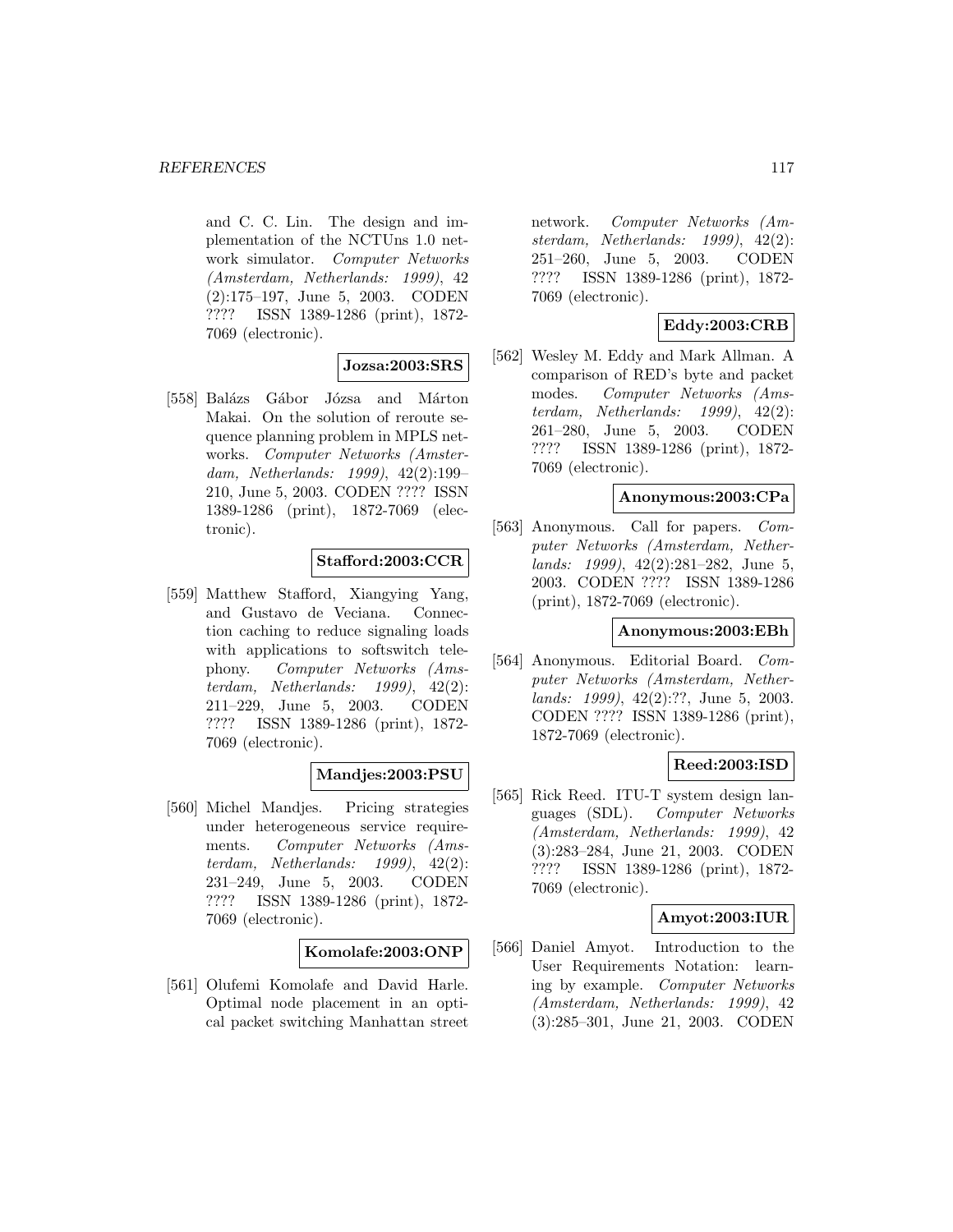and C. C. Lin. The design and implementation of the NCTUns 1.0 network simulator. *Computer Networks (Amsterdam, Netherlands: 1999)*, 42 (2):175–197, June 5, 2003. CODEN ???? ISSN 1389-1286 (print), 1872-7069 (electronic).

**Jozsa:2003:SRS**

[558] Balázs Gábor Józsa and Márton Makai. On the solution of reroute sequence planning problem in MPLS networks. *Computer Networks (Amsterdam, Netherlands: 1999)*, 42(2):199–210, June 5, 2003. CODEN ???? ISSN 1389-1286 (print), 1872-7069 (electronic).

**Stafford:2003:CCR**

[559] Matthew Stafford, Xiangying Yang, and Gustavo de Veciana. Connection caching to reduce signaling loads with applications to softswitch telephony. *Computer Networks (Amsterdam, Netherlands: 1999)*, 42(2): 211–229, June 5, 2003. CODEN ???? ISSN 1389-1286 (print), 1872-7069 (electronic).

**Mandjes:2003:PSU**

[560] Michel Mandjes. Pricing strategies under heterogeneous service requirements. *Computer Networks (Amsterdam, Netherlands: 1999)*, 42(2): 231–249, June 5, 2003. CODEN ???? ISSN 1389-1286 (print), 1872-7069 (electronic).

**Komolafe:2003:ONP**

[561] Olufemi Komolafe and David Harle. Optimal node placement in an optical packet switching Manhattan street network. *Computer Networks (Amsterdam, Netherlands: 1999)*, 42(2): 251–260, June 5, 2003. CODEN ???? ISSN 1389-1286 (print), 1872-7069 (electronic).

**Eddy:2003:CRB**

[562] Wesley M. Eddy and Mark Allman. A comparison of RED's byte and packet modes. *Computer Networks (Amsterdam, Netherlands: 1999)*, 42(2): 261–280, June 5, 2003. CODEN ???? ISSN 1389-1286 (print), 1872-7069 (electronic).

**Anonymous:2003:CPa**

[563] Anonymous. Call for papers. *Computer Networks (Amsterdam, Netherlands: 1999)*, 42(2):281–282, June 5, 2003. CODEN ???? ISSN 1389-1286 (print), 1872-7069 (electronic).

**Anonymous:2003:EBh**

[564] Anonymous. Editorial Board. *Computer Networks (Amsterdam, Netherlands: 1999)*, 42(2):??, June 5, 2003. CODEN ???? ISSN 1389-1286 (print), 1872-7069 (electronic).

**Reed:2003:ISD**

[565] Rick Reed. ITU-T system design languages (SDL). *Computer Networks (Amsterdam, Netherlands: 1999)*, 42 (3):283–284, June 21, 2003. CODEN ???? ISSN 1389-1286 (print), 1872-7069 (electronic).

**Amyot:2003:IUR**

[566] Daniel Amyot. Introduction to the User Requirements Notation: learning by example. *Computer Networks (Amsterdam, Netherlands: 1999)*, 42 (3):285–301, June 21, 2003. CODEN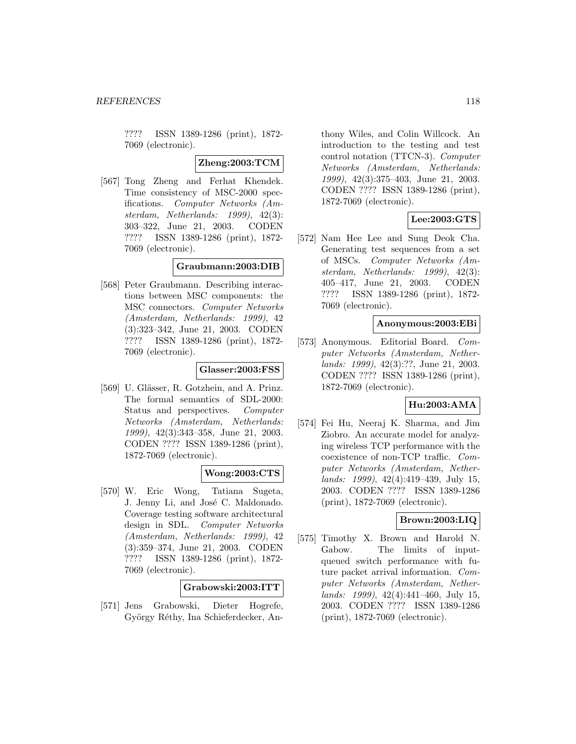???? ISSN 1389-1286 (print), 1872-7069 (electronic).

**Zheng:2003:TCM**

[567] Tong Zheng and Ferhat Khendek. Time consistency of MSC-2000 specifications. *Computer Networks (Amsterdam, Netherlands: 1999)*, 42(3): 303–322, June 21, 2003. CODEN ???? ISSN 1389-1286 (print), 1872-7069 (electronic).

**Graubmann:2003:DIB**

[568] Peter Graubmann. Describing interactions between MSC components: the MSC connectors. *Computer Networks (Amsterdam, Netherlands: 1999)*, 42 (3):323–342, June 21, 2003. CODEN ???? ISSN 1389-1286 (print), 1872-7069 (electronic).

**Glasser:2003:FSS**

[569] U. Glässer, R. Gotzhein, and A. Prinz. The formal semantics of SDL-2000: Status and perspectives. *Computer Networks (Amsterdam, Netherlands: 1999)*, 42(3):343–358, June 21, 2003. CODEN ???? ISSN 1389-1286 (print), 1872-7069 (electronic).

**Wong:2003:CTS**

[570] W. Eric Wong, Tatiana Sugeta, J. Jenny Li, and José C. Maldonado. Coverage testing software architectural design in SDL. *Computer Networks (Amsterdam, Netherlands: 1999)*, 42 (3):359–374, June 21, 2003. CODEN ???? ISSN 1389-1286 (print), 1872-7069 (electronic).

**Grabowski:2003:ITT**

[571] Jens Grabowski, Dieter Hogrefe, György Réthy, Ina Schieferdecker, Anthony Wiles, and Colin Willcock. An introduction to the testing and test control notation (TTCN-3). *Computer Networks (Amsterdam, Netherlands: 1999)*, 42(3):375–403, June 21, 2003. CODEN ???? ISSN 1389-1286 (print), 1872-7069 (electronic).

**Lee:2003:GTS**

[572] Nam Hee Lee and Sung Deok Cha. Generating test sequences from a set of MSCs. *Computer Networks (Amsterdam, Netherlands: 1999)*, 42(3): 405–417, June 21, 2003. CODEN ???? ISSN 1389-1286 (print), 1872-7069 (electronic).

**Anonymous:2003:EBi**

[573] Anonymous. Editorial Board. *Computer Networks (Amsterdam, Netherlands: 1999)*, 42(3):??, June 21, 2003. CODEN ???? ISSN 1389-1286 (print), 1872-7069 (electronic).

**Hu:2003:AMA**

[574] Fei Hu, Neeraj K. Sharma, and Jim Ziobro. An accurate model for analyzing wireless TCP performance with the coexistence of non-TCP traffic. *Computer Networks (Amsterdam, Netherlands: 1999)*, 42(4):419–439, July 15, 2003. CODEN ???? ISSN 1389-1286 (print), 1872-7069 (electronic).

**Brown:2003:LIQ**

[575] Timothy X. Brown and Harold N. Gabow. The limits of input-queued switch performance with future packet arrival information. *Computer Networks (Amsterdam, Netherlands: 1999)*, 42(4):441–460, July 15, 2003. CODEN ???? ISSN 1389-1286 (print), 1872-7069 (electronic).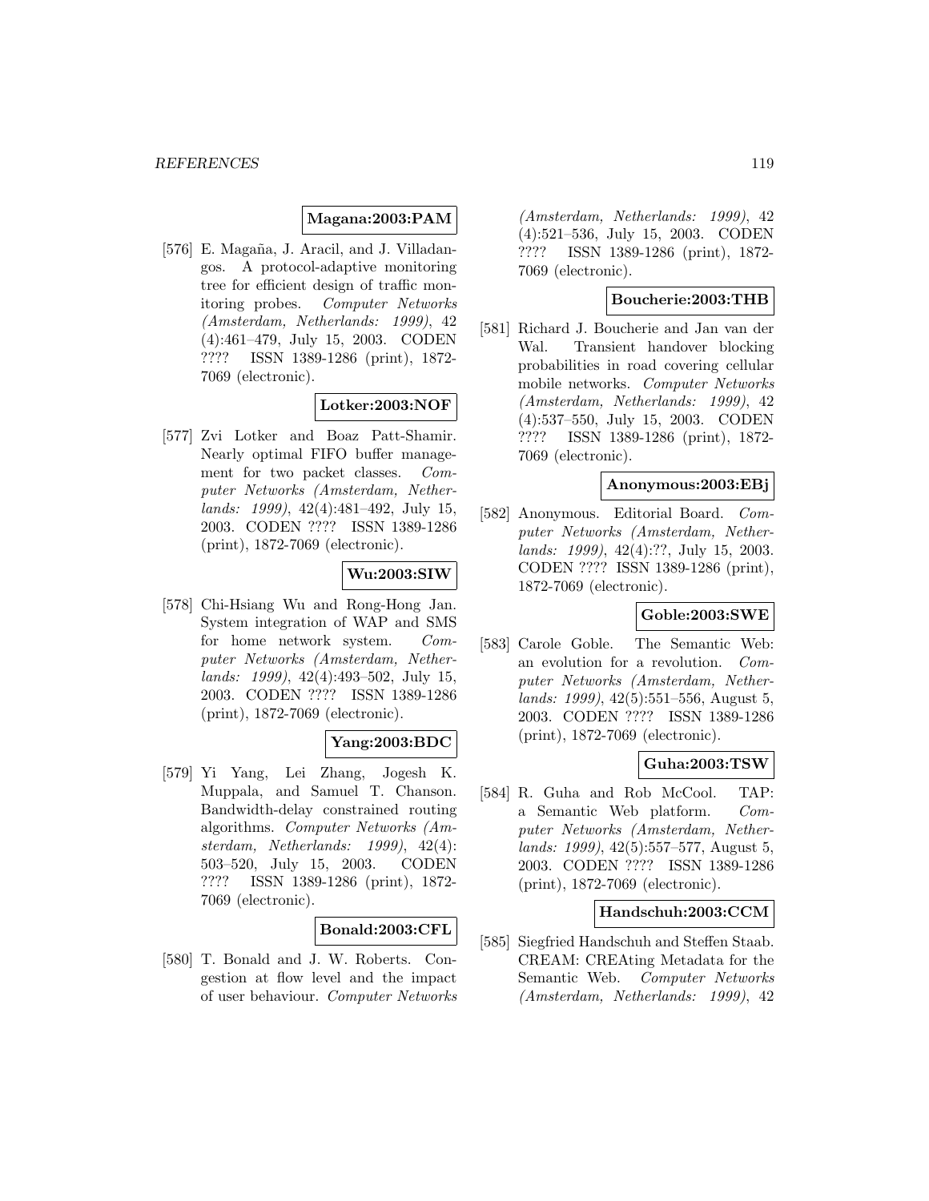**Magana:2003:PAM**

[576] E. Magaña, J. Aracil, and J. Villadangos. A protocol-adaptive monitoring tree for efficient design of traffic monitoring probes. *Computer Networks (Amsterdam, Netherlands: 1999)*, 42 (4):461–479, July 15, 2003. CODEN ???? ISSN 1389-1286 (print), 1872-7069 (electronic).

**Lotker:2003:NOF**

[577] Zvi Lotker and Boaz Patt-Shamir. Nearly optimal FIFO buffer management for two packet classes. *Computer Networks (Amsterdam, Netherlands: 1999)*, 42(4):481–492, July 15, 2003. CODEN ???? ISSN 1389-1286 (print), 1872-7069 (electronic).

**Wu:2003:SIW**

[578] Chi-Hsiang Wu and Rong-Hong Jan. System integration of WAP and SMS for home network system. *Computer Networks (Amsterdam, Netherlands: 1999)*, 42(4):493–502, July 15, 2003. CODEN ???? ISSN 1389-1286 (print), 1872-7069 (electronic).

**Yang:2003:BDC**

[579] Yi Yang, Lei Zhang, Jogesh K. Muppala, and Samuel T. Chanson. Bandwidth-delay constrained routing algorithms. *Computer Networks (Amsterdam, Netherlands: 1999)*, 42(4): 503–520, July 15, 2003. CODEN ???? ISSN 1389-1286 (print), 1872-7069 (electronic).

**Bonald:2003:CFL**

[580] T. Bonald and J. W. Roberts. Congestion at flow level and the impact of user behaviour. *Computer Networks (Amsterdam, Netherlands: 1999)*, 42 (4):521–536, July 15, 2003. CODEN ???? ISSN 1389-1286 (print), 1872-7069 (electronic).

**Boucherie:2003:THB**

[581] Richard J. Boucherie and Jan van der Wal. Transient handover blocking probabilities in road covering cellular mobile networks. *Computer Networks (Amsterdam, Netherlands: 1999)*, 42 (4):537–550, July 15, 2003. CODEN ???? ISSN 1389-1286 (print), 1872-7069 (electronic).

**Anonymous:2003:EBj**

[582] Anonymous. Editorial Board. *Computer Networks (Amsterdam, Netherlands: 1999)*, 42(4):??, July 15, 2003. CODEN ???? ISSN 1389-1286 (print), 1872-7069 (electronic).

**Goble:2003:SWE**

[583] Carole Goble. The Semantic Web: an evolution for a revolution. *Computer Networks (Amsterdam, Netherlands: 1999)*, 42(5):551–556, August 5, 2003. CODEN ???? ISSN 1389-1286 (print), 1872-7069 (electronic).

**Guha:2003:TSW**

[584] R. Guha and Rob McCool. TAP: a Semantic Web platform. *Computer Networks (Amsterdam, Netherlands: 1999)*, 42(5):557–577, August 5, 2003. CODEN ???? ISSN 1389-1286 (print), 1872-7069 (electronic).

**Handschuh:2003:CCM**

[585] Siegfried Handschuh and Steffen Staab. CREAM: CREAting Metadata for the Semantic Web. *Computer Networks (Amsterdam, Netherlands: 1999)*, 42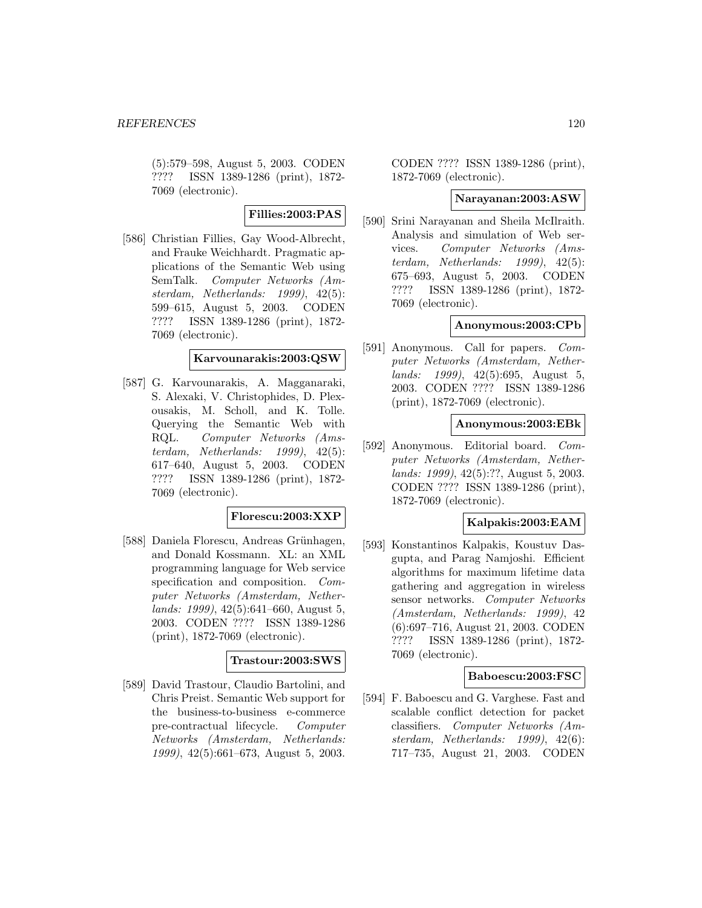(5):579–598, August 5, 2003. CODEN ???? ISSN 1389-1286 (print), 1872-7069 (electronic).

**Fillies:2003:PAS**

[586] Christian Fillies, Gay Wood-Albrecht, and Frauke Weichhardt. Pragmatic applications of the Semantic Web using SemTalk. *Computer Networks (Amsterdam, Netherlands: 1999)*, 42(5): 599–615, August 5, 2003. CODEN ???? ISSN 1389-1286 (print), 1872-7069 (electronic).

**Karvounarakis:2003:QSW**

[587] G. Karvounarakis, A. Magganaraki, S. Alexaki, V. Christophides, D. Plexousakis, M. Scholl, and K. Tolle. Querying the Semantic Web with RQL. *Computer Networks (Amsterdam, Netherlands: 1999)*, 42(5): 617–640, August 5, 2003. CODEN ???? ISSN 1389-1286 (print), 1872-7069 (electronic).

**Florescu:2003:XXP**

[588] Daniela Florescu, Andreas Grünhagen, and Donald Kossmann. XL: an XML programming language for Web service specification and composition. *Computer Networks (Amsterdam, Netherlands: 1999)*, 42(5):641–660, August 5, 2003. CODEN ???? ISSN 1389-1286 (print), 1872-7069 (electronic).

**Trastour:2003:SWS**

[589] David Trastour, Claudio Bartolini, and Chris Preist. Semantic Web support for the business-to-business e-commerce pre-contractual lifecycle. *Computer Networks (Amsterdam, Netherlands: 1999)*, 42(5):661–673, August 5, 2003. CODEN ???? ISSN 1389-1286 (print), 1872-7069 (electronic).

**Narayanan:2003:ASW**

[590] Srini Narayanan and Sheila McIlraith. Analysis and simulation of Web services. *Computer Networks (Amsterdam, Netherlands: 1999)*, 42(5): 675–693, August 5, 2003. CODEN ???? ISSN 1389-1286 (print), 1872-7069 (electronic).

**Anonymous:2003:CPb**

[591] Anonymous. Call for papers. *Computer Networks (Amsterdam, Netherlands: 1999)*, 42(5):695, August 5, 2003. CODEN ???? ISSN 1389-1286 (print), 1872-7069 (electronic).

**Anonymous:2003:EBk**

[592] Anonymous. Editorial board. *Computer Networks (Amsterdam, Netherlands: 1999)*, 42(5):??, August 5, 2003. CODEN ???? ISSN 1389-1286 (print), 1872-7069 (electronic).

**Kalpakis:2003:EAM**

[593] Konstantinos Kalpakis, Koustuv Dasgupta, and Parag Namjoshi. Efficient algorithms for maximum lifetime data gathering and aggregation in wireless sensor networks. *Computer Networks (Amsterdam, Netherlands: 1999)*, 42 (6):697–716, August 21, 2003. CODEN ???? ISSN 1389-1286 (print), 1872-7069 (electronic).

**Baboescu:2003:FSC**

[594] F. Baboescu and G. Varghese. Fast and scalable conflict detection for packet classifiers. *Computer Networks (Amsterdam, Netherlands: 1999)*, 42(6): 717–735, August 21, 2003. CODEN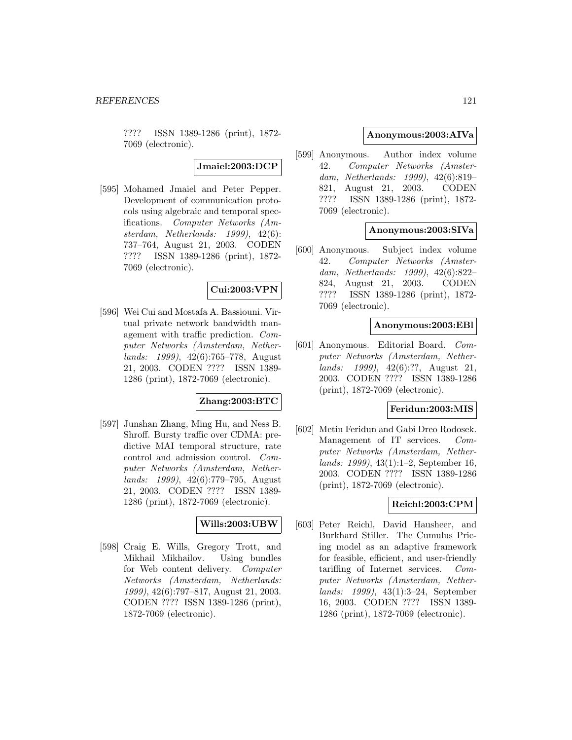???? ISSN 1389-1286 (print), 1872-7069 (electronic).

**Jmaiel:2003:DCP**

[595] Mohamed Jmaiel and Peter Pepper. Development of communication protocols using algebraic and temporal specifications. *Computer Networks (Amsterdam, Netherlands: 1999)*, 42(6): 737–764, August 21, 2003. CODEN ???? ISSN 1389-1286 (print), 1872-7069 (electronic).

**Cui:2003:VPN**

[596] Wei Cui and Mostafa A. Bassiouni. Virtual private network bandwidth management with traffic prediction. *Computer Networks (Amsterdam, Netherlands: 1999)*, 42(6):765–778, August 21, 2003. CODEN ???? ISSN 1389-1286 (print), 1872-7069 (electronic).

**Zhang:2003:BTC**

[597] Junshan Zhang, Ming Hu, and Ness B. Shroff. Bursty traffic over CDMA: predictive MAI temporal structure, rate control and admission control. *Computer Networks (Amsterdam, Netherlands: 1999)*, 42(6):779–795, August 21, 2003. CODEN ???? ISSN 1389-1286 (print), 1872-7069 (electronic).

**Wills:2003:UBW**

[598] Craig E. Wills, Gregory Trott, and Mikhail Mikhailov. Using bundles for Web content delivery. *Computer Networks (Amsterdam, Netherlands: 1999)*, 42(6):797–817, August 21, 2003. CODEN ???? ISSN 1389-1286 (print), 1872-7069 (electronic).

**Anonymous:2003:AIVa**

[599] Anonymous. Author index volume 42. *Computer Networks (Amsterdam, Netherlands: 1999)*, 42(6):819–821, August 21, 2003. CODEN ???? ISSN 1389-1286 (print), 1872-7069 (electronic).

**Anonymous:2003:SIVa**

[600] Anonymous. Subject index volume 42. *Computer Networks (Amsterdam, Netherlands: 1999)*, 42(6):822–824, August 21, 2003. CODEN ???? ISSN 1389-1286 (print), 1872-7069 (electronic).

**Anonymous:2003:EBl**

[601] Anonymous. Editorial Board. *Computer Networks (Amsterdam, Netherlands: 1999)*, 42(6):??, August 21, 2003. CODEN ???? ISSN 1389-1286 (print), 1872-7069 (electronic).

**Feridun:2003:MIS**

[602] Metin Feridun and Gabi Dreo Rodosek. Management of IT services. *Computer Networks (Amsterdam, Netherlands: 1999)*, 43(1):1–2, September 16, 2003. CODEN ???? ISSN 1389-1286 (print), 1872-7069 (electronic).

**Reichl:2003:CPM**

[603] Peter Reichl, David Hausheer, and Burkhard Stiller. The Cumulus Pricing model as an adaptive framework for feasible, efficient, and user-friendly tariffing of Internet services. *Computer Networks (Amsterdam, Netherlands: 1999)*, 43(1):3–24, September 16, 2003. CODEN ???? ISSN 1389-1286 (print), 1872-7069 (electronic).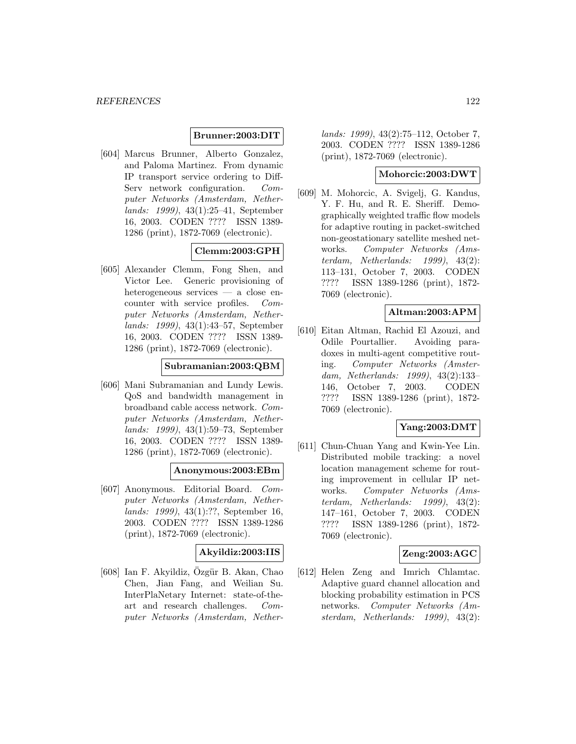**Brunner:2003:DIT**

[604] Marcus Brunner, Alberto Gonzalez, and Paloma Martinez. From dynamic IP transport service ordering to DiffServ network configuration. *Computer Networks (Amsterdam, Netherlands: 1999)*, 43(1):25–41, September 16, 2003. CODEN ???? ISSN 1389-1286 (print), 1872-7069 (electronic).

**Clemm:2003:GPH**

[605] Alexander Clemm, Fong Shen, and Victor Lee. Generic provisioning of heterogeneous services — a close encounter with service profiles. *Computer Networks (Amsterdam, Netherlands: 1999)*, 43(1):43–57, September 16, 2003. CODEN ???? ISSN 1389-1286 (print), 1872-7069 (electronic).

**Subramanian:2003:QBM**

[606] Mani Subramanian and Lundy Lewis. QoS and bandwidth management in broadband cable access network. *Computer Networks (Amsterdam, Netherlands: 1999)*, 43(1):59–73, September 16, 2003. CODEN ???? ISSN 1389-1286 (print), 1872-7069 (electronic).

**Anonymous:2003:EBm**

[607] Anonymous. Editorial Board. *Computer Networks (Amsterdam, Netherlands: 1999)*, 43(1):??, September 16, 2003. CODEN ???? ISSN 1389-1286 (print), 1872-7069 (electronic).

**Akyildiz:2003:IIS**

[608] Ian F. Akyildiz, Özgür B. Akan, Chao Chen, Jian Fang, and Weilian Su. InterPlaNetary Internet: state-of-the-art and research challenges. *Computer Networks (Amsterdam, Netherlands: 1999)*, 43(2):75–112, October 7, 2003. CODEN ???? ISSN 1389-1286 (print), 1872-7069 (electronic).

**Mohorcic:2003:DWT**

[609] M. Mohorcic, A. Svigelj, G. Kandus, Y. F. Hu, and R. E. Sheriff. Demographically weighted traffic flow models for adaptive routing in packet-switched non-geostationary satellite meshed networks. *Computer Networks (Amsterdam, Netherlands: 1999)*, 43(2): 113–131, October 7, 2003. CODEN ???? ISSN 1389-1286 (print), 1872-7069 (electronic).

**Altman:2003:APM**

[610] Eitan Altman, Rachid El Azouzi, and Odile Pourtallier. Avoiding paradoxes in multi-agent competitive routing. *Computer Networks (Amsterdam, Netherlands: 1999)*, 43(2):133–146, October 7, 2003. CODEN ???? ISSN 1389-1286 (print), 1872-7069 (electronic).

**Yang:2003:DMT**

[611] Chun-Chuan Yang and Kwin-Yee Lin. Distributed mobile tracking: a novel location management scheme for routing improvement in cellular IP networks. *Computer Networks (Amsterdam, Netherlands: 1999)*, 43(2): 147–161, October 7, 2003. CODEN ???? ISSN 1389-1286 (print), 1872-7069 (electronic).

**Zeng:2003:AGC**

[612] Helen Zeng and Imrich Chlamtac. Adaptive guard channel allocation and blocking probability estimation in PCS networks. *Computer Networks (Amsterdam, Netherlands: 1999)*, 43(2):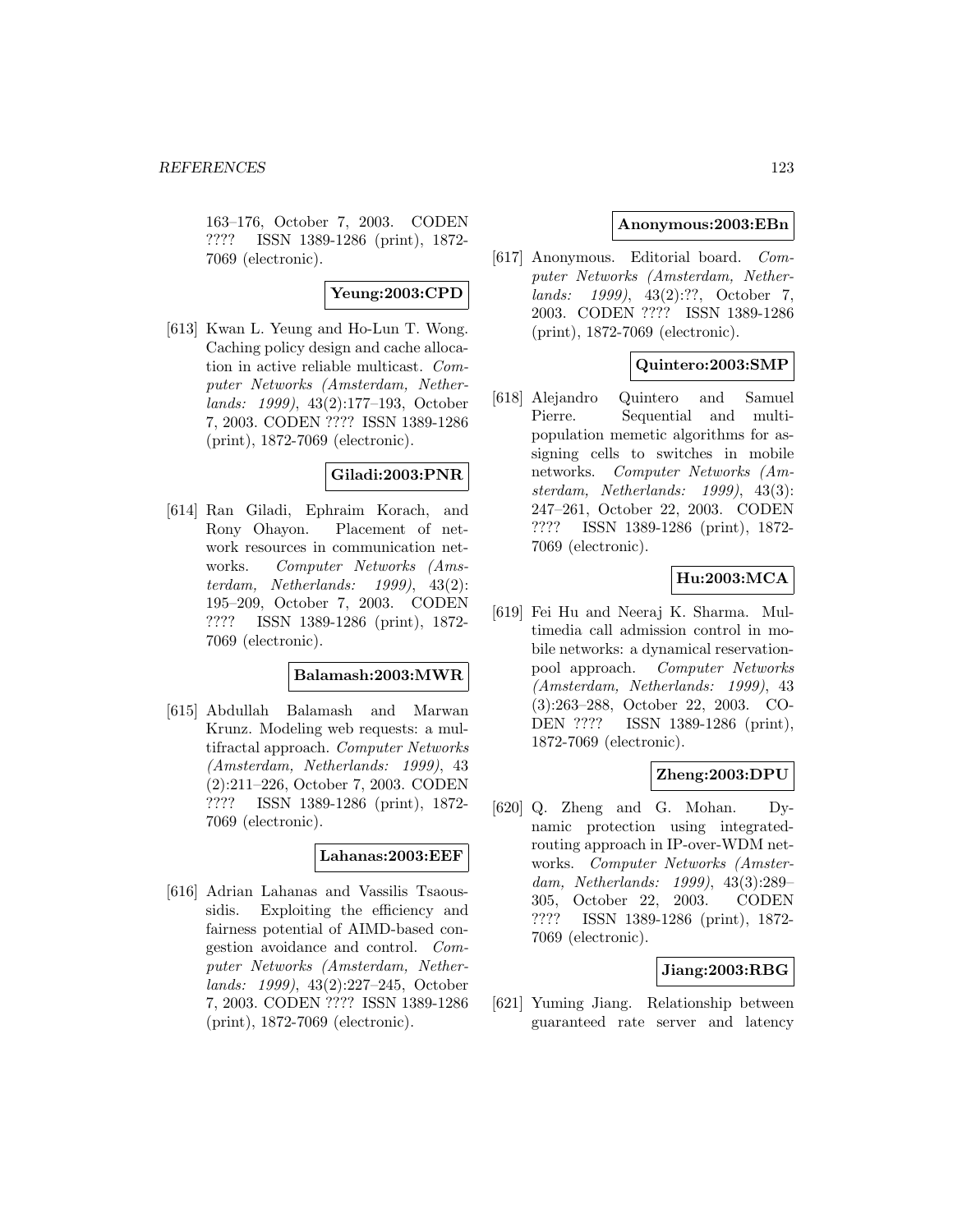163–176, October 7, 2003. CODEN ???? ISSN 1389-1286 (print), 1872-7069 (electronic).

**Yeung:2003:CPD**

[613] Kwan L. Yeung and Ho-Lun T. Wong. Caching policy design and cache allocation in active reliable multicast. *Computer Networks (Amsterdam, Netherlands: 1999)*, 43(2):177–193, October 7, 2003. CODEN ???? ISSN 1389-1286 (print), 1872-7069 (electronic).

**Giladi:2003:PNR**

[614] Ran Giladi, Ephraim Korach, and Rony Ohayon. Placement of network resources in communication networks. *Computer Networks (Amsterdam, Netherlands: 1999)*, 43(2): 195–209, October 7, 2003. CODEN ???? ISSN 1389-1286 (print), 1872-7069 (electronic).

**Balamash:2003:MWR**

[615] Abdullah Balamash and Marwan Krunz. Modeling web requests: a multifractal approach. *Computer Networks (Amsterdam, Netherlands: 1999)*, 43 (2):211–226, October 7, 2003. CODEN ???? ISSN 1389-1286 (print), 1872-7069 (electronic).

**Lahanas:2003:EEF**

[616] Adrian Lahanas and Vassilis Tsaoussidis. Exploiting the efficiency and fairness potential of AIMD-based congestion avoidance and control. *Computer Networks (Amsterdam, Netherlands: 1999)*, 43(2):227–245, October 7, 2003. CODEN ???? ISSN 1389-1286 (print), 1872-7069 (electronic).

**Anonymous:2003:EBn**

[617] Anonymous. Editorial board. *Computer Networks (Amsterdam, Netherlands: 1999)*, 43(2):??, October 7, 2003. CODEN ???? ISSN 1389-1286 (print), 1872-7069 (electronic).

**Quintero:2003:SMP**

[618] Alejandro Quintero and Samuel Pierre. Sequential and multi-population memetic algorithms for assigning cells to switches in mobile networks. *Computer Networks (Amsterdam, Netherlands: 1999)*, 43(3): 247–261, October 22, 2003. CODEN ???? ISSN 1389-1286 (print), 1872-7069 (electronic).

**Hu:2003:MCA**

[619] Fei Hu and Neeraj K. Sharma. Multimedia call admission control in mobile networks: a dynamical reservation-pool approach. *Computer Networks (Amsterdam, Netherlands: 1999)*, 43 (3):263–288, October 22, 2003. CODEN ???? ISSN 1389-1286 (print), 1872-7069 (electronic).

**Zheng:2003:DPU**

[620] Q. Zheng and G. Mohan. Dynamic protection using integrated-routing approach in IP-over-WDM networks. *Computer Networks (Amsterdam, Netherlands: 1999)*, 43(3):289–305, October 22, 2003. CODEN ???? ISSN 1389-1286 (print), 1872-7069 (electronic).

**Jiang:2003:RBG**

[621] Yuming Jiang. Relationship between guaranteed rate server and latency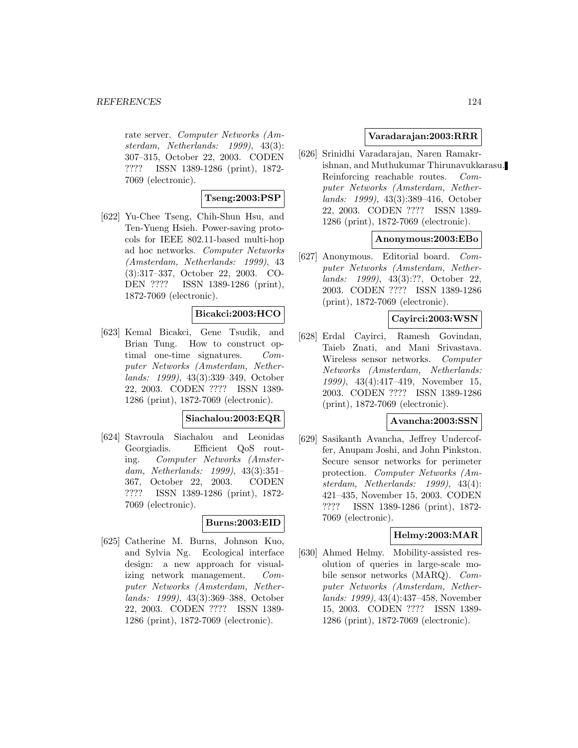rate server. *Computer Networks (Amsterdam, Netherlands: 1999)*, 43(3): 307–315, October 22, 2003. CODEN ???? ISSN 1389-1286 (print), 1872-7069 (electronic).

**Tseng:2003:PSP**

[622] Yu-Chee Tseng, Chih-Shun Hsu, and Ten-Yueng Hsieh. Power-saving protocols for IEEE 802.11-based multi-hop ad hoc networks. *Computer Networks (Amsterdam, Netherlands: 1999)*, 43 (3):317–337, October 22, 2003. CODEN ???? ISSN 1389-1286 (print), 1872-7069 (electronic).

**Bicakci:2003:HCO**

[623] Kemal Bicakci, Gene Tsudik, and Brian Tung. How to construct optimal one-time signatures. *Computer Networks (Amsterdam, Netherlands: 1999)*, 43(3):339–349, October 22, 2003. CODEN ???? ISSN 1389-1286 (print), 1872-7069 (electronic).

**Siachalou:2003:EQR**

[624] Stavroula Siachalou and Leonidas Georgiadis. Efficient QoS routing. *Computer Networks (Amsterdam, Netherlands: 1999)*, 43(3):351–367, October 22, 2003. CODEN ???? ISSN 1389-1286 (print), 1872-7069 (electronic).

**Burns:2003:EID**

[625] Catherine M. Burns, Johnson Kuo, and Sylvia Ng. Ecological interface design: a new approach for visualizing network management. *Computer Networks (Amsterdam, Netherlands: 1999)*, 43(3):369–388, October 22, 2003. CODEN ???? ISSN 1389-1286 (print), 1872-7069 (electronic).

**Varadarajan:2003:RRR**

[626] Srinidhi Varadarajan, Naren Ramakrishnan, and Muthukumar Thirunavukkarasu. Reinforcing reachable routes. *Computer Networks (Amsterdam, Netherlands: 1999)*, 43(3):389–416, October 22, 2003. CODEN ???? ISSN 1389-1286 (print), 1872-7069 (electronic).

**Anonymous:2003:EBo**

[627] Anonymous. Editorial board. *Computer Networks (Amsterdam, Netherlands: 1999)*, 43(3):??, October 22, 2003. CODEN ???? ISSN 1389-1286 (print), 1872-7069 (electronic).

**Cayirci:2003:WSN**

[628] Erdal Cayirci, Ramesh Govindan, Taieb Znati, and Mani Srivastava. Wireless sensor networks. *Computer Networks (Amsterdam, Netherlands: 1999)*, 43(4):417–419, November 15, 2003. CODEN ???? ISSN 1389-1286 (print), 1872-7069 (electronic).

**Avancha:2003:SSN**

[629] Sasikanth Avancha, Jeffrey Undercoffer, Anupam Joshi, and John Pinkston. Secure sensor networks for perimeter protection. *Computer Networks (Amsterdam, Netherlands: 1999)*, 43(4): 421–435, November 15, 2003. CODEN ???? ISSN 1389-1286 (print), 1872-7069 (electronic).

**Helmy:2003:MAR**

[630] Ahmed Helmy. Mobility-assisted resolution of queries in large-scale mobile sensor networks (MARQ). *Computer Networks (Amsterdam, Netherlands: 1999)*, 43(4):437–458, November 15, 2003. CODEN ???? ISSN 1389-1286 (print), 1872-7069 (electronic).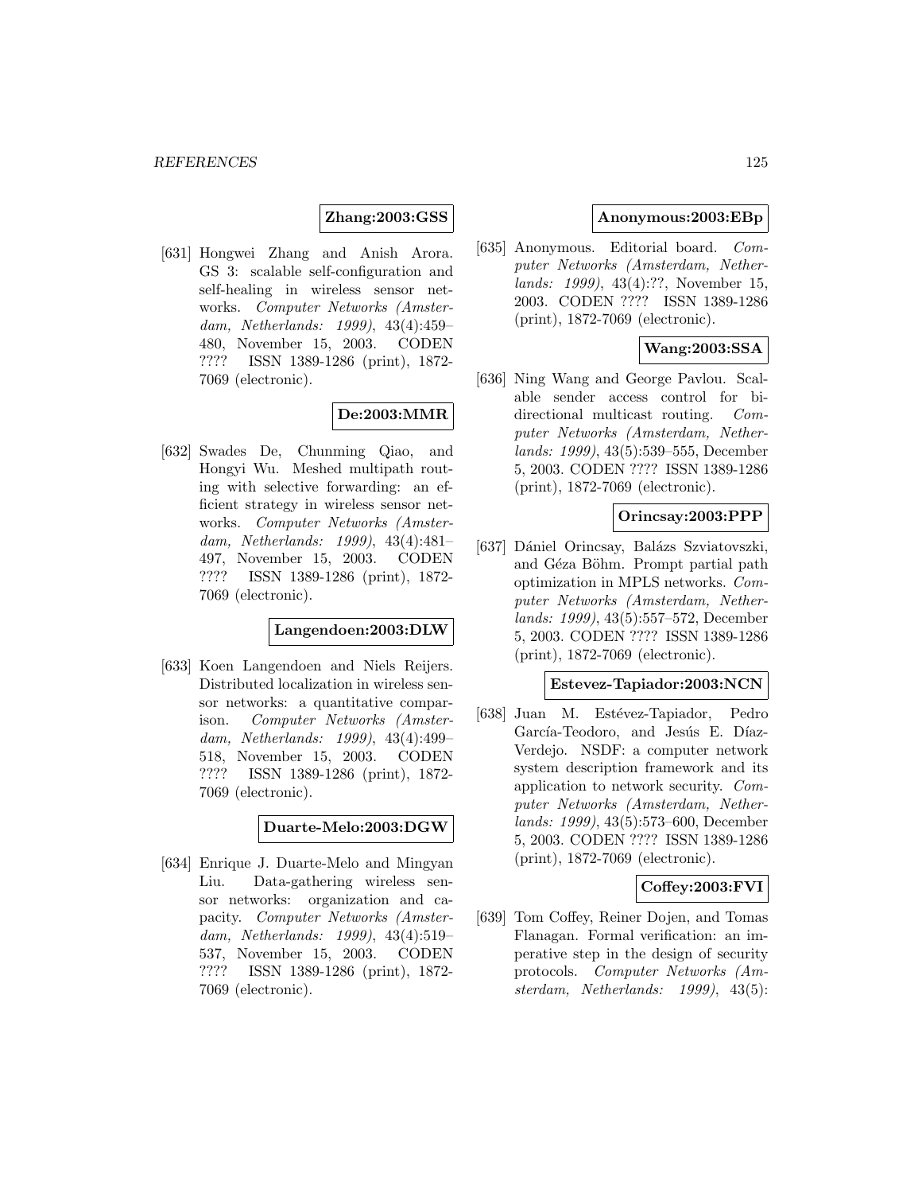**Zhang:2003:GSS**

[631] Hongwei Zhang and Anish Arora. GS 3: scalable self-configuration and self-healing in wireless sensor networks. *Computer Networks (Amsterdam, Netherlands: 1999)*, 43(4):459–480, November 15, 2003. CODEN ???? ISSN 1389-1286 (print), 1872-7069 (electronic).

**De:2003:MMR**

[632] Swades De, Chunming Qiao, and Hongyi Wu. Meshed multipath routing with selective forwarding: an efficient strategy in wireless sensor networks. *Computer Networks (Amsterdam, Netherlands: 1999)*, 43(4):481–497, November 15, 2003. CODEN ???? ISSN 1389-1286 (print), 1872-7069 (electronic).

**Langendoen:2003:DLW**

[633] Koen Langendoen and Niels Reijers. Distributed localization in wireless sensor networks: a quantitative comparison. *Computer Networks (Amsterdam, Netherlands: 1999)*, 43(4):499–518, November 15, 2003. CODEN ???? ISSN 1389-1286 (print), 1872-7069 (electronic).

**Duarte-Melo:2003:DGW**

[634] Enrique J. Duarte-Melo and Mingyan Liu. Data-gathering wireless sensor networks: organization and capacity. *Computer Networks (Amsterdam, Netherlands: 1999)*, 43(4):519–537, November 15, 2003. CODEN ???? ISSN 1389-1286 (print), 1872-7069 (electronic).

**Anonymous:2003:EBp**

[635] Anonymous. Editorial board. *Computer Networks (Amsterdam, Netherlands: 1999)*, 43(4):??, November 15, 2003. CODEN ???? ISSN 1389-1286 (print), 1872-7069 (electronic).

**Wang:2003:SSA**

[636] Ning Wang and George Pavlou. Scalable sender access control for bi-directional multicast routing. *Computer Networks (Amsterdam, Netherlands: 1999)*, 43(5):539–555, December 5, 2003. CODEN ???? ISSN 1389-1286 (print), 1872-7069 (electronic).

**Orincsay:2003:PPP**

[637] Dániel Orincsay, Balázs Szviatovszki, and Géza Böhm. Prompt partial path optimization in MPLS networks. *Computer Networks (Amsterdam, Netherlands: 1999)*, 43(5):557–572, December 5, 2003. CODEN ???? ISSN 1389-1286 (print), 1872-7069 (electronic).

**Estevez-Tapiador:2003:NCN**

[638] Juan M. Estévez-Tapiador, Pedro García-Teodoro, and Jesús E. Díaz-Verdejo. NSDF: a computer network system description framework and its application to network security. *Computer Networks (Amsterdam, Netherlands: 1999)*, 43(5):573–600, December 5, 2003. CODEN ???? ISSN 1389-1286 (print), 1872-7069 (electronic).

**Coffey:2003:FVI**

[639] Tom Coffey, Reiner Dojen, and Tomas Flanagan. Formal verification: an imperative step in the design of security protocols. *Computer Networks (Amsterdam, Netherlands: 1999)*, 43(5):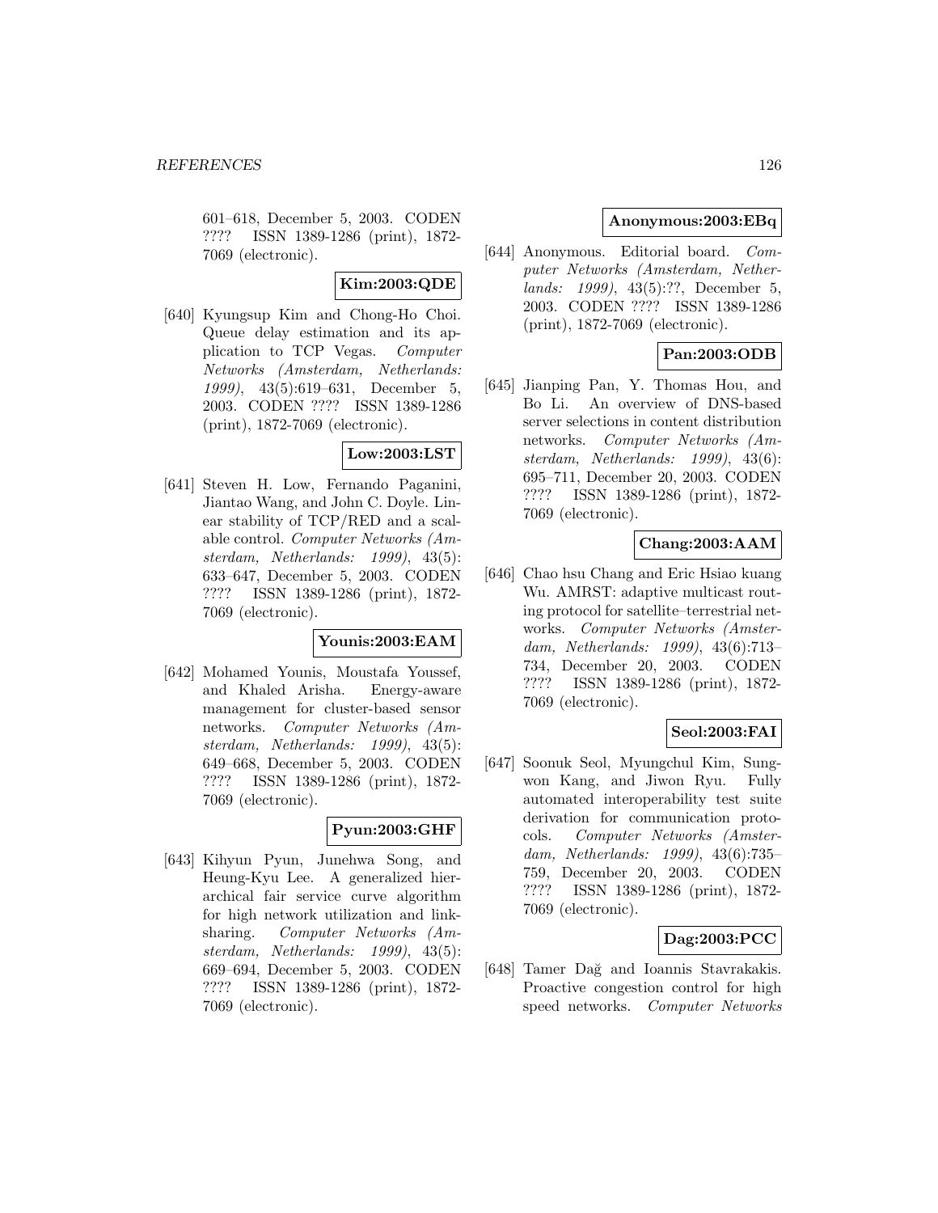601–618, December 5, 2003. CODEN ???? ISSN 1389-1286 (print), 1872-7069 (electronic).

**Kim:2003:QDE**

[640] Kyungsup Kim and Chong-Ho Choi. Queue delay estimation and its application to TCP Vegas. *Computer Networks (Amsterdam, Netherlands: 1999)*, 43(5):619–631, December 5, 2003. CODEN ???? ISSN 1389-1286 (print), 1872-7069 (electronic).

**Low:2003:LST**

[641] Steven H. Low, Fernando Paganini, Jiantao Wang, and John C. Doyle. Linear stability of TCP/RED and a scalable control. *Computer Networks (Amsterdam, Netherlands: 1999)*, 43(5): 633–647, December 5, 2003. CODEN ???? ISSN 1389-1286 (print), 1872-7069 (electronic).

**Younis:2003:EAM**

[642] Mohamed Younis, Moustafa Youssef, and Khaled Arisha. Energy-aware management for cluster-based sensor networks. *Computer Networks (Amsterdam, Netherlands: 1999)*, 43(5): 649–668, December 5, 2003. CODEN ???? ISSN 1389-1286 (print), 1872-7069 (electronic).

**Pyun:2003:GHF**

[643] Kihyun Pyun, Junehwa Song, and Heung-Kyu Lee. A generalized hierarchical fair service curve algorithm for high network utilization and link-sharing. *Computer Networks (Amsterdam, Netherlands: 1999)*, 43(5): 669–694, December 5, 2003. CODEN ???? ISSN 1389-1286 (print), 1872-7069 (electronic).

**Anonymous:2003:EBq**

[644] Anonymous. Editorial board. *Computer Networks (Amsterdam, Netherlands: 1999)*, 43(5):??, December 5, 2003. CODEN ???? ISSN 1389-1286 (print), 1872-7069 (electronic).

**Pan:2003:ODB**

[645] Jianping Pan, Y. Thomas Hou, and Bo Li. An overview of DNS-based server selections in content distribution networks. *Computer Networks (Amsterdam, Netherlands: 1999)*, 43(6): 695–711, December 20, 2003. CODEN ???? ISSN 1389-1286 (print), 1872-7069 (electronic).

**Chang:2003:AAM**

[646] Chao hsu Chang and Eric Hsiao kuang Wu. AMRST: adaptive multicast routing protocol for satellite–terrestrial networks. *Computer Networks (Amsterdam, Netherlands: 1999)*, 43(6):713–734, December 20, 2003. CODEN ???? ISSN 1389-1286 (print), 1872-7069 (electronic).

**Seol:2003:FAI**

[647] Soonuk Seol, Myungchul Kim, Sungwon Kang, and Jiwon Ryu. Fully automated interoperability test suite derivation for communication protocols. *Computer Networks (Amsterdam, Netherlands: 1999)*, 43(6):735–759, December 20, 2003. CODEN ???? ISSN 1389-1286 (print), 1872-7069 (electronic).

**Dag:2003:PCC**

[648] Tamer Dağ and Ioannis Stavrakakis. Proactive congestion control for high speed networks. *Computer Networks*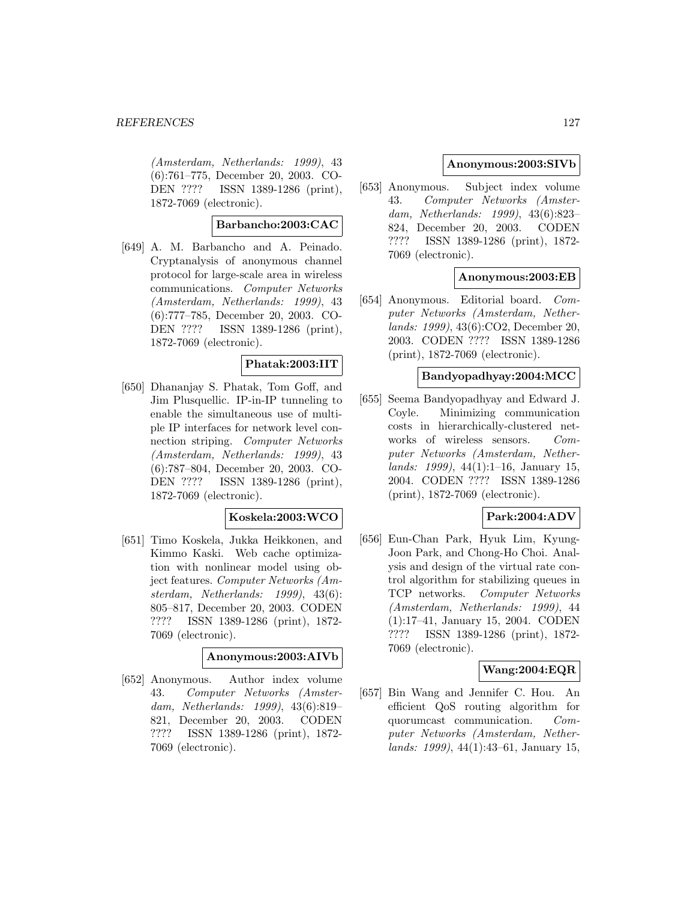*(Amsterdam, Netherlands: 1999)*, 43 (6):761–775, December 20, 2003. CODEN ???? ISSN 1389-1286 (print), 1872-7069 (electronic).

**Barbancho:2003:CAC**

[649] A. M. Barbancho and A. Peinado. Cryptanalysis of anonymous channel protocol for large-scale area in wireless communications. *Computer Networks (Amsterdam, Netherlands: 1999)*, 43 (6):777–785, December 20, 2003. CODEN ???? ISSN 1389-1286 (print), 1872-7069 (electronic).

**Phatak:2003:IIT**

[650] Dhananjay S. Phatak, Tom Goff, and Jim Plusquellic. IP-in-IP tunneling to enable the simultaneous use of multiple IP interfaces for network level connection striping. *Computer Networks (Amsterdam, Netherlands: 1999)*, 43 (6):787–804, December 20, 2003. CODEN ???? ISSN 1389-1286 (print), 1872-7069 (electronic).

**Koskela:2003:WCO**

[651] Timo Koskela, Jukka Heikkonen, and Kimmo Kaski. Web cache optimization with nonlinear model using object features. *Computer Networks (Amsterdam, Netherlands: 1999)*, 43(6): 805–817, December 20, 2003. CODEN ???? ISSN 1389-1286 (print), 1872-7069 (electronic).

**Anonymous:2003:AIVb**

[652] Anonymous. Author index volume 43. *Computer Networks (Amsterdam, Netherlands: 1999)*, 43(6):819–821, December 20, 2003. CODEN ???? ISSN 1389-1286 (print), 1872-7069 (electronic).

**Anonymous:2003:SIVb**

[653] Anonymous. Subject index volume 43. *Computer Networks (Amsterdam, Netherlands: 1999)*, 43(6):823–824, December 20, 2003. CODEN ???? ISSN 1389-1286 (print), 1872-7069 (electronic).

**Anonymous:2003:EB**

[654] Anonymous. Editorial board. *Computer Networks (Amsterdam, Netherlands: 1999)*, 43(6):CO2, December 20, 2003. CODEN ???? ISSN 1389-1286 (print), 1872-7069 (electronic).

**Bandyopadhyay:2004:MCC**

[655] Seema Bandyopadhyay and Edward J. Coyle. Minimizing communication costs in hierarchically-clustered networks of wireless sensors. *Computer Networks (Amsterdam, Netherlands: 1999)*, 44(1):1–16, January 15, 2004. CODEN ???? ISSN 1389-1286 (print), 1872-7069 (electronic).

**Park:2004:ADV**

[656] Eun-Chan Park, Hyuk Lim, Kyung-Joon Park, and Chong-Ho Choi. Analysis and design of the virtual rate control algorithm for stabilizing queues in TCP networks. *Computer Networks (Amsterdam, Netherlands: 1999)*, 44 (1):17–41, January 15, 2004. CODEN ???? ISSN 1389-1286 (print), 1872-7069 (electronic).

**Wang:2004:EQR**

[657] Bin Wang and Jennifer C. Hou. An efficient QoS routing algorithm for quorumcast communication. *Computer Networks (Amsterdam, Netherlands: 1999)*, 44(1):43–61, January 15,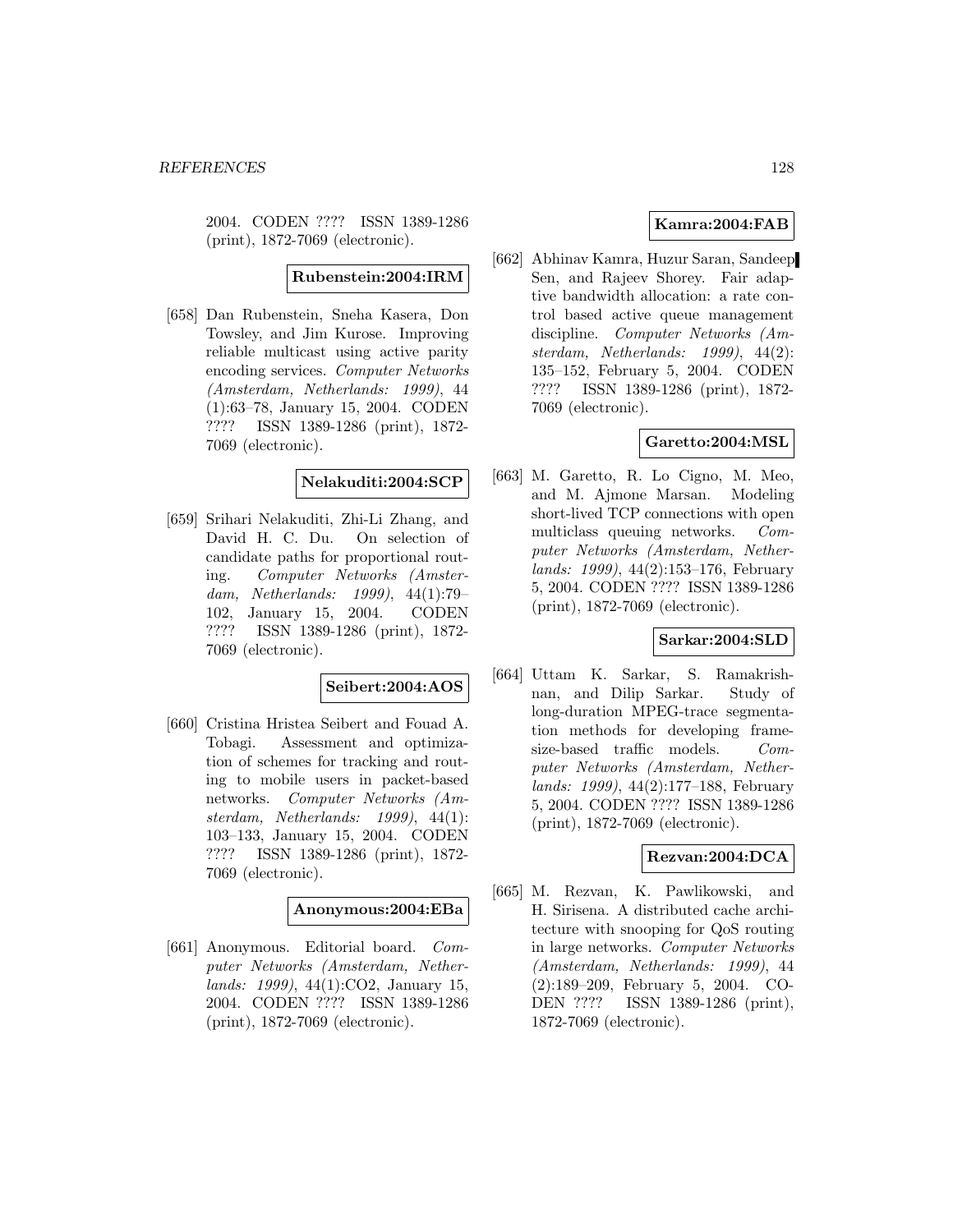2004. CODEN ???? ISSN 1389-1286 (print), 1872-7069 (electronic).

**Rubenstein:2004:IRM**

[658] Dan Rubenstein, Sneha Kasera, Don Towsley, and Jim Kurose. Improving reliable multicast using active parity encoding services. *Computer Networks (Amsterdam, Netherlands: 1999)*, 44 (1):63–78, January 15, 2004. CODEN ???? ISSN 1389-1286 (print), 1872-7069 (electronic).

**Nelakuditi:2004:SCP**

[659] Srihari Nelakuditi, Zhi-Li Zhang, and David H. C. Du. On selection of candidate paths for proportional routing. *Computer Networks (Amsterdam, Netherlands: 1999)*, 44(1):79–102, January 15, 2004. CODEN ???? ISSN 1389-1286 (print), 1872-7069 (electronic).

**Seibert:2004:AOS**

[660] Cristina Hristea Seibert and Fouad A. Tobagi. Assessment and optimization of schemes for tracking and routing to mobile users in packet-based networks. *Computer Networks (Amsterdam, Netherlands: 1999)*, 44(1): 103–133, January 15, 2004. CODEN ???? ISSN 1389-1286 (print), 1872-7069 (electronic).

**Anonymous:2004:EBa**

[661] Anonymous. Editorial board. *Computer Networks (Amsterdam, Netherlands: 1999)*, 44(1):CO2, January 15, 2004. CODEN ???? ISSN 1389-1286 (print), 1872-7069 (electronic).

**Kamra:2004:FAB**

[662] Abhinav Kamra, Huzur Saran, Sandeep Sen, and Rajeev Shorey. Fair adaptive bandwidth allocation: a rate control based active queue management discipline. *Computer Networks (Amsterdam, Netherlands: 1999)*, 44(2): 135–152, February 5, 2004. CODEN ???? ISSN 1389-1286 (print), 1872-7069 (electronic).

**Garetto:2004:MSL**

[663] M. Garetto, R. Lo Cigno, M. Meo, and M. Ajmone Marsan. Modeling short-lived TCP connections with open multiclass queuing networks. *Computer Networks (Amsterdam, Netherlands: 1999)*, 44(2):153–176, February 5, 2004. CODEN ???? ISSN 1389-1286 (print), 1872-7069 (electronic).

**Sarkar:2004:SLD**

[664] Uttam K. Sarkar, S. Ramakrishnan, and Dilip Sarkar. Study of long-duration MPEG-trace segmentation methods for developing frame-size-based traffic models. *Computer Networks (Amsterdam, Netherlands: 1999)*, 44(2):177–188, February 5, 2004. CODEN ???? ISSN 1389-1286 (print), 1872-7069 (electronic).

**Rezvan:2004:DCA**

[665] M. Rezvan, K. Pawlikowski, and H. Sirisena. A distributed cache architecture with snooping for QoS routing in large networks. *Computer Networks (Amsterdam, Netherlands: 1999)*, 44 (2):189–209, February 5, 2004. CODEN ???? ISSN 1389-1286 (print), 1872-7069 (electronic).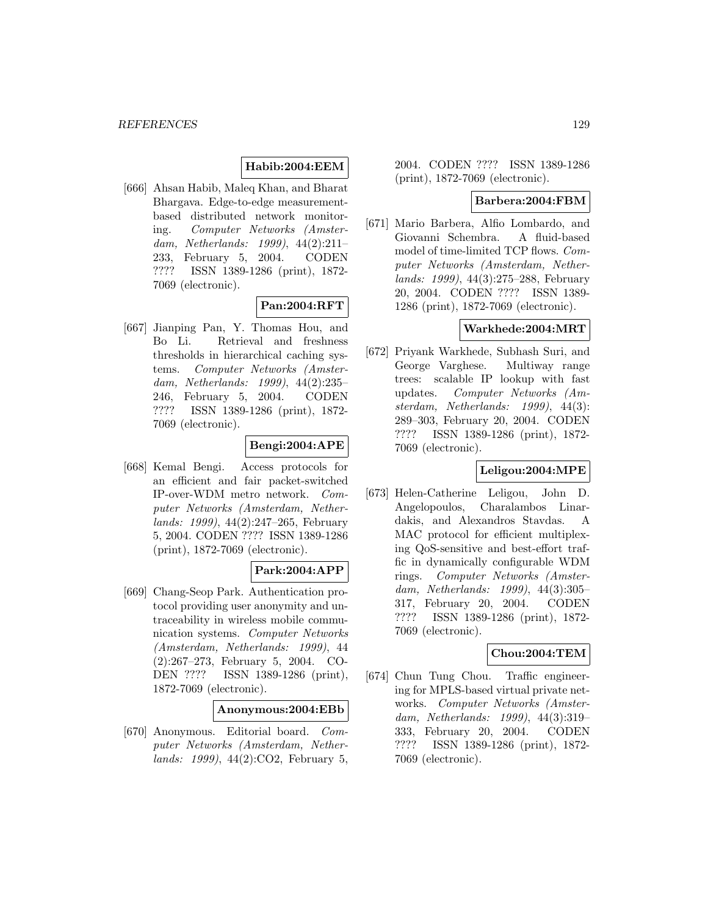**Habib:2004:EEM**

[666] Ahsan Habib, Maleq Khan, and Bharat Bhargava. Edge-to-edge measurement-based distributed network monitoring. *Computer Networks (Amsterdam, Netherlands: 1999)*, 44(2):211–233, February 5, 2004. CODEN ???? ISSN 1389-1286 (print), 1872-7069 (electronic).

**Pan:2004:RFT**

[667] Jianping Pan, Y. Thomas Hou, and Bo Li. Retrieval and freshness thresholds in hierarchical caching systems. *Computer Networks (Amsterdam, Netherlands: 1999)*, 44(2):235–246, February 5, 2004. CODEN ???? ISSN 1389-1286 (print), 1872-7069 (electronic).

**Bengi:2004:APE**

[668] Kemal Bengi. Access protocols for an efficient and fair packet-switched IP-over-WDM metro network. *Computer Networks (Amsterdam, Netherlands: 1999)*, 44(2):247–265, February 5, 2004. CODEN ???? ISSN 1389-1286 (print), 1872-7069 (electronic).

**Park:2004:APP**

[669] Chang-Seop Park. Authentication protocol providing user anonymity and untraceability in wireless mobile communication systems. *Computer Networks (Amsterdam, Netherlands: 1999)*, 44 (2):267–273, February 5, 2004. CODEN ???? ISSN 1389-1286 (print), 1872-7069 (electronic).

**Anonymous:2004:EBb**

[670] Anonymous. Editorial board. *Computer Networks (Amsterdam, Netherlands: 1999)*, 44(2):CO2, February 5, 2004. CODEN ???? ISSN 1389-1286 (print), 1872-7069 (electronic).

**Barbera:2004:FBM**

[671] Mario Barbera, Alfio Lombardo, and Giovanni Schembra. A fluid-based model of time-limited TCP flows. *Computer Networks (Amsterdam, Netherlands: 1999)*, 44(3):275–288, February 20, 2004. CODEN ???? ISSN 1389-1286 (print), 1872-7069 (electronic).

**Warkhede:2004:MRT**

[672] Priyank Warkhede, Subhash Suri, and George Varghese. Multiway range trees: scalable IP lookup with fast updates. *Computer Networks (Amsterdam, Netherlands: 1999)*, 44(3): 289–303, February 20, 2004. CODEN ???? ISSN 1389-1286 (print), 1872-7069 (electronic).

**Leligou:2004:MPE**

[673] Helen-Catherine Leligou, John D. Angelopoulos, Charalambos Linardakis, and Alexandros Stavdas. A MAC protocol for efficient multiplexing QoS-sensitive and best-effort traffic in dynamically configurable WDM rings. *Computer Networks (Amsterdam, Netherlands: 1999)*, 44(3):305–317, February 20, 2004. CODEN ???? ISSN 1389-1286 (print), 1872-7069 (electronic).

**Chou:2004:TEM**

[674] Chun Tung Chou. Traffic engineering for MPLS-based virtual private networks. *Computer Networks (Amsterdam, Netherlands: 1999)*, 44(3):319–333, February 20, 2004. CODEN ???? ISSN 1389-1286 (print), 1872-7069 (electronic).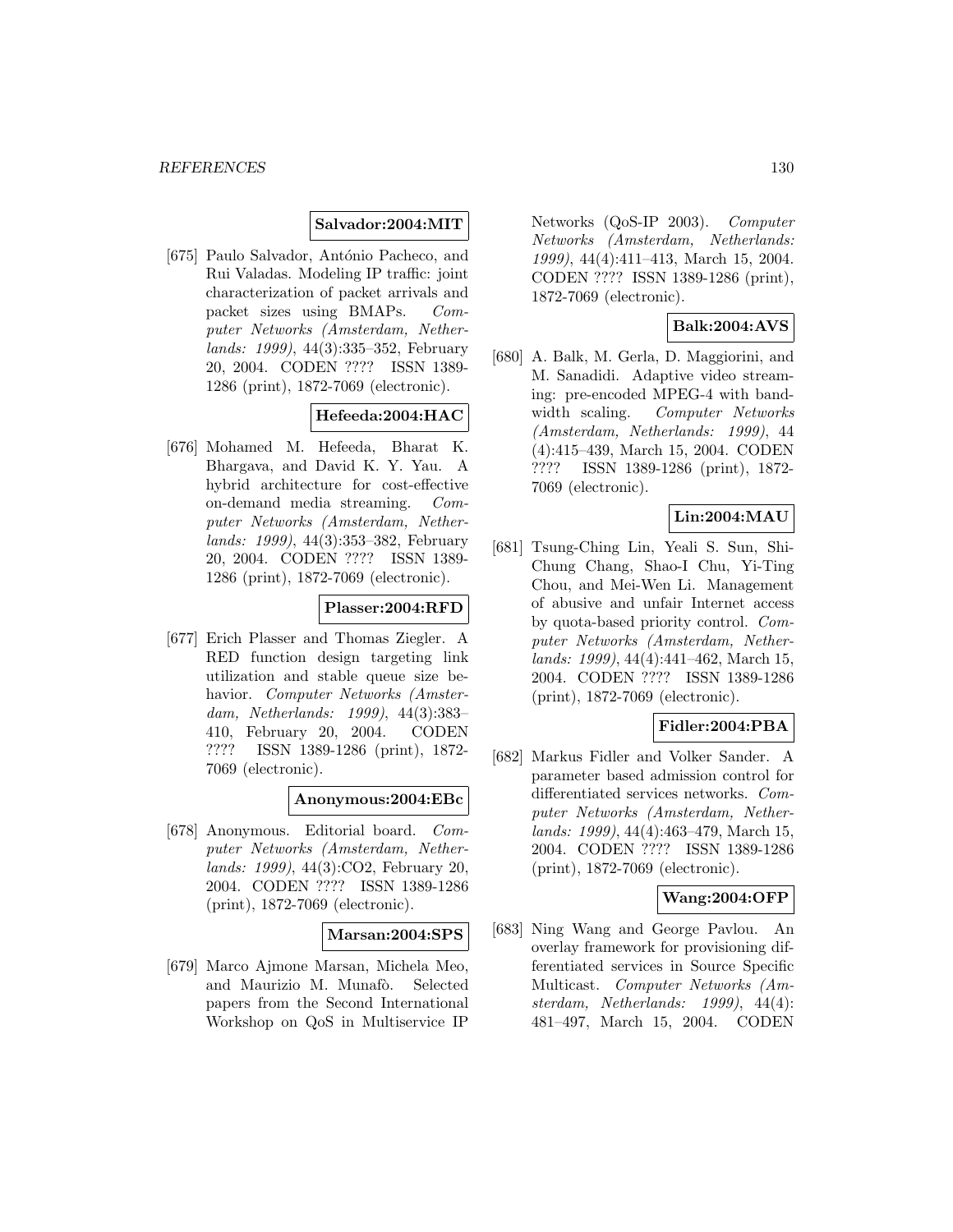**Salvador:2004:MIT**

[675] Paulo Salvador, António Pacheco, and Rui Valadas. Modeling IP traffic: joint characterization of packet arrivals and packet sizes using BMAPs. *Computer Networks (Amsterdam, Netherlands: 1999)*, 44(3):335–352, February 20, 2004. CODEN ???? ISSN 1389-1286 (print), 1872-7069 (electronic).

**Hefeeda:2004:HAC**

[676] Mohamed M. Hefeeda, Bharat K. Bhargava, and David K. Y. Yau. A hybrid architecture for cost-effective on-demand media streaming. *Computer Networks (Amsterdam, Netherlands: 1999)*, 44(3):353–382, February 20, 2004. CODEN ???? ISSN 1389-1286 (print), 1872-7069 (electronic).

**Plasser:2004:RFD**

[677] Erich Plasser and Thomas Ziegler. A RED function design targeting link utilization and stable queue size behavior. *Computer Networks (Amsterdam, Netherlands: 1999)*, 44(3):383–410, February 20, 2004. CODEN ???? ISSN 1389-1286 (print), 1872-7069 (electronic).

**Anonymous:2004:EBc**

[678] Anonymous. Editorial board. *Computer Networks (Amsterdam, Netherlands: 1999)*, 44(3):CO2, February 20, 2004. CODEN ???? ISSN 1389-1286 (print), 1872-7069 (electronic).

**Marsan:2004:SPS**

[679] Marco Ajmone Marsan, Michela Meo, and Maurizio M. Munafò. Selected papers from the Second International Workshop on QoS in Multiservice IP Networks (QoS-IP 2003). *Computer Networks (Amsterdam, Netherlands: 1999)*, 44(4):411–413, March 15, 2004. CODEN ???? ISSN 1389-1286 (print), 1872-7069 (electronic).

**Balk:2004:AVS**

[680] A. Balk, M. Gerla, D. Maggiorini, and M. Sanadidi. Adaptive video streaming: pre-encoded MPEG-4 with bandwidth scaling. *Computer Networks (Amsterdam, Netherlands: 1999)*, 44(4):415–439, March 15, 2004. CODEN ???? ISSN 1389-1286 (print), 1872-7069 (electronic).

**Lin:2004:MAU**

[681] Tsung-Ching Lin, Yeali S. Sun, Shi-Chung Chang, Shao-I Chu, Yi-Ting Chou, and Mei-Wen Li. Management of abusive and unfair Internet access by quota-based priority control. *Computer Networks (Amsterdam, Netherlands: 1999)*, 44(4):441–462, March 15, 2004. CODEN ???? ISSN 1389-1286 (print), 1872-7069 (electronic).

**Fidler:2004:PBA**

[682] Markus Fidler and Volker Sander. A parameter based admission control for differentiated services networks. *Computer Networks (Amsterdam, Netherlands: 1999)*, 44(4):463–479, March 15, 2004. CODEN ???? ISSN 1389-1286 (print), 1872-7069 (electronic).

**Wang:2004:OFP**

[683] Ning Wang and George Pavlou. An overlay framework for provisioning differentiated services in Source Specific Multicast. *Computer Networks (Amsterdam, Netherlands: 1999)*, 44(4):481–497, March 15, 2004. CODEN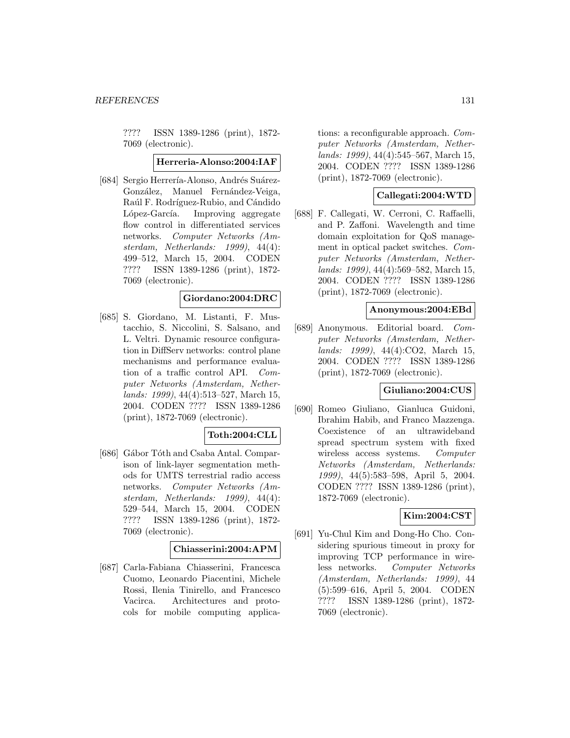???? ISSN 1389-1286 (print), 1872-7069 (electronic).

**Herreria-Alonso:2004:IAF**

[684] Sergio Herrería-Alonso, Andrés Suárez-González, Manuel Fernández-Veiga, Raúl F. Rodríguez-Rubio, and Cándido López-García. Improving aggregate flow control in differentiated services networks. *Computer Networks (Amsterdam, Netherlands: 1999)*, 44(4): 499–512, March 15, 2004. CODEN ???? ISSN 1389-1286 (print), 1872-7069 (electronic).

**Giordano:2004:DRC**

[685] S. Giordano, M. Listanti, F. Mustacchio, S. Niccolini, S. Salsano, and L. Veltri. Dynamic resource configuration in DiffServ networks: control plane mechanisms and performance evaluation of a traffic control API. *Computer Networks (Amsterdam, Netherlands: 1999)*, 44(4):513–527, March 15, 2004. CODEN ???? ISSN 1389-1286 (print), 1872-7069 (electronic).

**Toth:2004:CLL**

[686] Gábor Tóth and Csaba Antal. Comparison of link-layer segmentation methods for UMTS terrestrial radio access networks. *Computer Networks (Amsterdam, Netherlands: 1999)*, 44(4): 529–544, March 15, 2004. CODEN ???? ISSN 1389-1286 (print), 1872-7069 (electronic).

**Chiasserini:2004:APM**

[687] Carla-Fabiana Chiasserini, Francesca Cuomo, Leonardo Piacentini, Michele Rossi, Ilenia Tinirello, and Francesco Vacirca. Architectures and protocols for mobile computing applications: a reconfigurable approach. *Computer Networks (Amsterdam, Netherlands: 1999)*, 44(4):545–567, March 15, 2004. CODEN ???? ISSN 1389-1286 (print), 1872-7069 (electronic).

**Callegati:2004:WTD**

[688] F. Callegati, W. Cerroni, C. Raffaelli, and P. Zaffoni. Wavelength and time domain exploitation for QoS management in optical packet switches. *Computer Networks (Amsterdam, Netherlands: 1999)*, 44(4):569–582, March 15, 2004. CODEN ???? ISSN 1389-1286 (print), 1872-7069 (electronic).

**Anonymous:2004:EBd**

[689] Anonymous. Editorial board. *Computer Networks (Amsterdam, Netherlands: 1999)*, 44(4):CO2, March 15, 2004. CODEN ???? ISSN 1389-1286 (print), 1872-7069 (electronic).

**Giuliano:2004:CUS**

[690] Romeo Giuliano, Gianluca Guidoni, Ibrahim Habib, and Franco Mazzenga. Coexistence of an ultrawideband spread spectrum system with fixed wireless access systems. *Computer Networks (Amsterdam, Netherlands: 1999)*, 44(5):583–598, April 5, 2004. CODEN ???? ISSN 1389-1286 (print), 1872-7069 (electronic).

**Kim:2004:CST**

[691] Yu-Chul Kim and Dong-Ho Cho. Considering spurious timeout in proxy for improving TCP performance in wireless networks. *Computer Networks (Amsterdam, Netherlands: 1999)*, 44 (5):599–616, April 5, 2004. CODEN ???? ISSN 1389-1286 (print), 1872-7069 (electronic).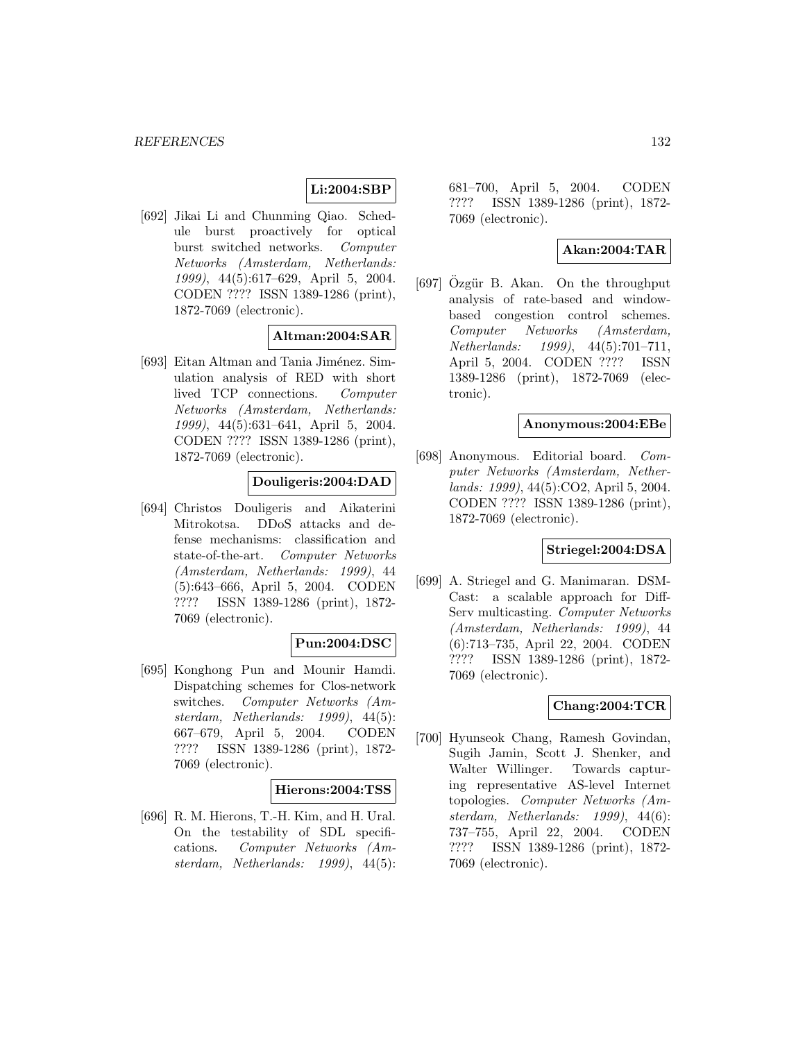**Li:2004:SBP**

[692] Jikai Li and Chunming Qiao. Schedule burst proactively for optical burst switched networks. *Computer Networks (Amsterdam, Netherlands: 1999)*, 44(5):617–629, April 5, 2004. CODEN ???? ISSN 1389-1286 (print), 1872-7069 (electronic).

**Altman:2004:SAR**

[693] Eitan Altman and Tania Jiménez. Simulation analysis of RED with short lived TCP connections. *Computer Networks (Amsterdam, Netherlands: 1999)*, 44(5):631–641, April 5, 2004. CODEN ???? ISSN 1389-1286 (print), 1872-7069 (electronic).

**Douligeris:2004:DAD**

[694] Christos Douligeris and Aikaterini Mitrokotsa. DDoS attacks and defense mechanisms: classification and state-of-the-art. *Computer Networks (Amsterdam, Netherlands: 1999)*, 44 (5):643–666, April 5, 2004. CODEN ???? ISSN 1389-1286 (print), 1872-7069 (electronic).

**Pun:2004:DSC**

[695] Konghong Pun and Mounir Hamdi. Dispatching schemes for Clos-network switches. *Computer Networks (Amsterdam, Netherlands: 1999)*, 44(5): 667–679, April 5, 2004. CODEN ???? ISSN 1389-1286 (print), 1872-7069 (electronic).

**Hierons:2004:TSS**

[696] R. M. Hierons, T.-H. Kim, and H. Ural. On the testability of SDL specifications. *Computer Networks (Amsterdam, Netherlands: 1999)*, 44(5): 681–700, April 5, 2004. CODEN ???? ISSN 1389-1286 (print), 1872-7069 (electronic).

**Akan:2004:TAR**

[697] Özgür B. Akan. On the throughput analysis of rate-based and window-based congestion control schemes. *Computer Networks (Amsterdam, Netherlands: 1999)*, 44(5):701–711, April 5, 2004. CODEN ???? ISSN 1389-1286 (print), 1872-7069 (electronic).

**Anonymous:2004:EBe**

[698] Anonymous. Editorial board. *Computer Networks (Amsterdam, Netherlands: 1999)*, 44(5):CO2, April 5, 2004. CODEN ???? ISSN 1389-1286 (print), 1872-7069 (electronic).

**Striegel:2004:DSA**

[699] A. Striegel and G. Manimaran. DSM-Cast: a scalable approach for Diff-Serv multicasting. *Computer Networks (Amsterdam, Netherlands: 1999)*, 44 (6):713–735, April 22, 2004. CODEN ???? ISSN 1389-1286 (print), 1872-7069 (electronic).

**Chang:2004:TCR**

[700] Hyunseok Chang, Ramesh Govindan, Sugih Jamin, Scott J. Shenker, and Walter Willinger. Towards capturing representative AS-level Internet topologies. *Computer Networks (Amsterdam, Netherlands: 1999)*, 44(6): 737–755, April 22, 2004. CODEN ???? ISSN 1389-1286 (print), 1872-7069 (electronic).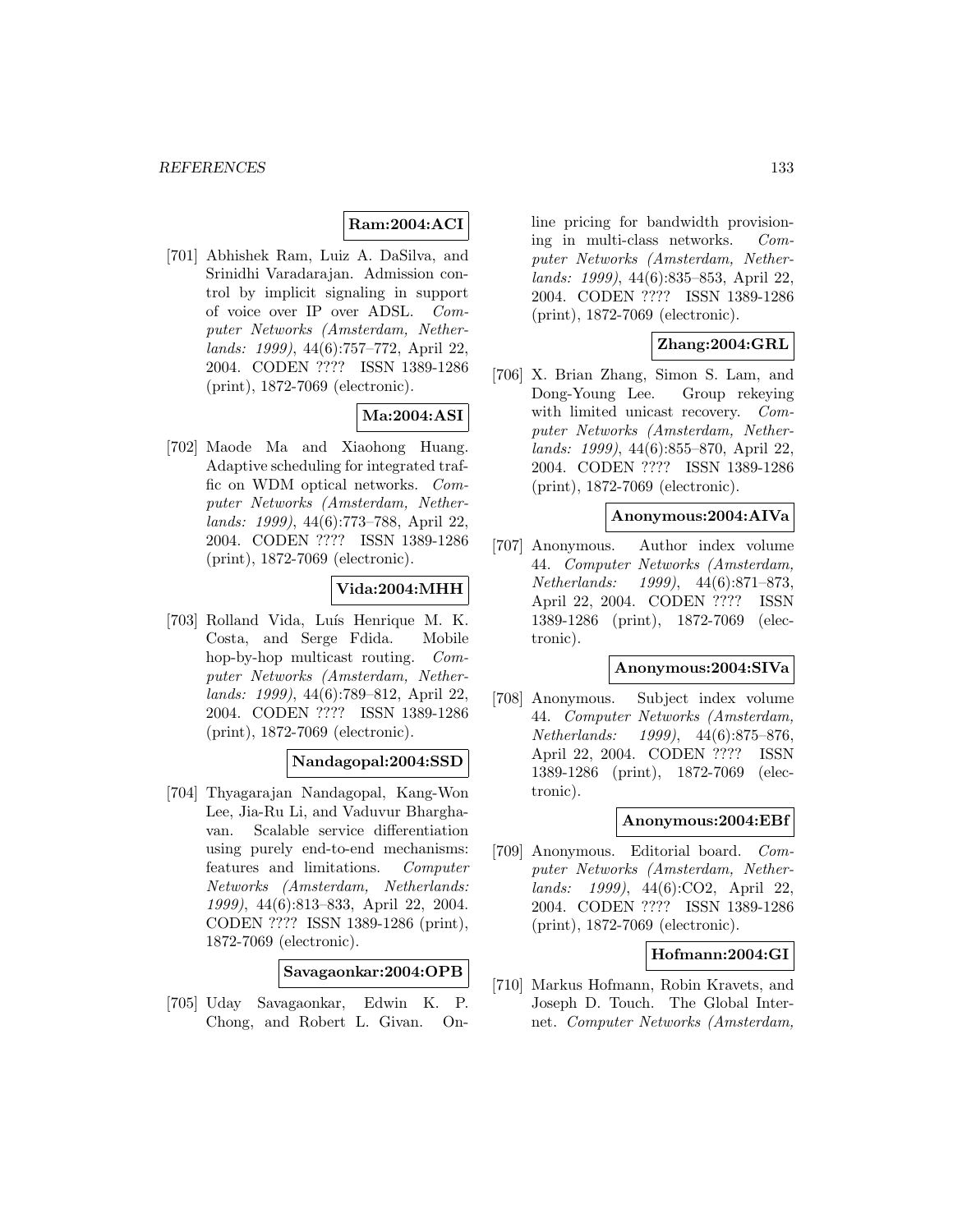**Ram:2004:ACI**

[701] Abhishek Ram, Luiz A. DaSilva, and Srinidhi Varadarajan. Admission control by implicit signaling in support of voice over IP over ADSL. *Computer Networks (Amsterdam, Netherlands: 1999)*, 44(6):757–772, April 22, 2004. CODEN ???? ISSN 1389-1286 (print), 1872-7069 (electronic).

**Ma:2004:ASI**

[702] Maode Ma and Xiaohong Huang. Adaptive scheduling for integrated traffic on WDM optical networks. *Computer Networks (Amsterdam, Netherlands: 1999)*, 44(6):773–788, April 22, 2004. CODEN ???? ISSN 1389-1286 (print), 1872-7069 (electronic).

**Vida:2004:MHH**

[703] Rolland Vida, Luís Henrique M. K. Costa, and Serge Fdida. Mobile hop-by-hop multicast routing. *Computer Networks (Amsterdam, Netherlands: 1999)*, 44(6):789–812, April 22, 2004. CODEN ???? ISSN 1389-1286 (print), 1872-7069 (electronic).

**Nandagopal:2004:SSD**

[704] Thyagarajan Nandagopal, Kang-Won Lee, Jia-Ru Li, and Vaduvur Bharghavan. Scalable service differentiation using purely end-to-end mechanisms: features and limitations. *Computer Networks (Amsterdam, Netherlands: 1999)*, 44(6):813–833, April 22, 2004. CODEN ???? ISSN 1389-1286 (print), 1872-7069 (electronic).

**Savagaonkar:2004:OPB**

[705] Uday Savagaonkar, Edwin K. P. Chong, and Robert L. Givan. Online pricing for bandwidth provisioning in multi-class networks. *Computer Networks (Amsterdam, Netherlands: 1999)*, 44(6):835–853, April 22, 2004. CODEN ???? ISSN 1389-1286 (print), 1872-7069 (electronic).

**Zhang:2004:GRL**

[706] X. Brian Zhang, Simon S. Lam, and Dong-Young Lee. Group rekeying with limited unicast recovery. *Computer Networks (Amsterdam, Netherlands: 1999)*, 44(6):855–870, April 22, 2004. CODEN ???? ISSN 1389-1286 (print), 1872-7069 (electronic).

**Anonymous:2004:AIVa**

[707] Anonymous. Author index volume 44. *Computer Networks (Amsterdam, Netherlands: 1999)*, 44(6):871–873, April 22, 2004. CODEN ???? ISSN 1389-1286 (print), 1872-7069 (electronic).

**Anonymous:2004:SIVa**

[708] Anonymous. Subject index volume 44. *Computer Networks (Amsterdam, Netherlands: 1999)*, 44(6):875–876, April 22, 2004. CODEN ???? ISSN 1389-1286 (print), 1872-7069 (electronic).

**Anonymous:2004:EBf**

[709] Anonymous. Editorial board. *Computer Networks (Amsterdam, Netherlands: 1999)*, 44(6):CO2, April 22, 2004. CODEN ???? ISSN 1389-1286 (print), 1872-7069 (electronic).

**Hofmann:2004:GI**

[710] Markus Hofmann, Robin Kravets, and Joseph D. Touch. The Global Internet. *Computer Networks (Amsterdam,*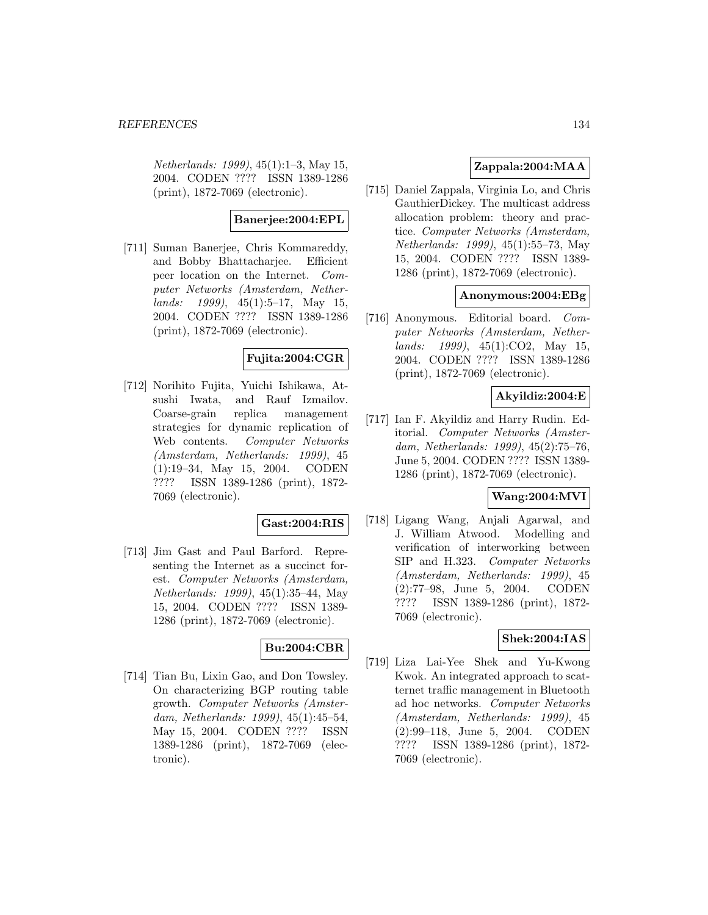*Netherlands: 1999)*, 45(1):1–3, May 15, 2004. CODEN ???? ISSN 1389-1286 (print), 1872-7069 (electronic).

**Banerjee:2004:EPL**

[711] Suman Banerjee, Chris Kommareddy, and Bobby Bhattacharjee. Efficient peer location on the Internet. *Computer Networks (Amsterdam, Netherlands: 1999)*, 45(1):5–17, May 15, 2004. CODEN ???? ISSN 1389-1286 (print), 1872-7069 (electronic).

**Fujita:2004:CGR**

[712] Norihito Fujita, Yuichi Ishikawa, Atsushi Iwata, and Rauf Izmailov. Coarse-grain replica management strategies for dynamic replication of Web contents. *Computer Networks (Amsterdam, Netherlands: 1999)*, 45 (1):19–34, May 15, 2004. CODEN ???? ISSN 1389-1286 (print), 1872-7069 (electronic).

**Gast:2004:RIS**

[713] Jim Gast and Paul Barford. Representing the Internet as a succinct forest. *Computer Networks (Amsterdam, Netherlands: 1999)*, 45(1):35–44, May 15, 2004. CODEN ???? ISSN 1389-1286 (print), 1872-7069 (electronic).

**Bu:2004:CBR**

[714] Tian Bu, Lixin Gao, and Don Towsley. On characterizing BGP routing table growth. *Computer Networks (Amsterdam, Netherlands: 1999)*, 45(1):45–54, May 15, 2004. CODEN ???? ISSN 1389-1286 (print), 1872-7069 (electronic).

**Zappala:2004:MAA**

[715] Daniel Zappala, Virginia Lo, and Chris GauthierDickey. The multicast address allocation problem: theory and practice. *Computer Networks (Amsterdam, Netherlands: 1999)*, 45(1):55–73, May 15, 2004. CODEN ???? ISSN 1389-1286 (print), 1872-7069 (electronic).

**Anonymous:2004:EBg**

[716] Anonymous. Editorial board. *Computer Networks (Amsterdam, Netherlands: 1999)*, 45(1):CO2, May 15, 2004. CODEN ???? ISSN 1389-1286 (print), 1872-7069 (electronic).

**Akyildiz:2004:E**

[717] Ian F. Akyildiz and Harry Rudin. Editorial. *Computer Networks (Amsterdam, Netherlands: 1999)*, 45(2):75–76, June 5, 2004. CODEN ???? ISSN 1389-1286 (print), 1872-7069 (electronic).

**Wang:2004:MVI**

[718] Ligang Wang, Anjali Agarwal, and J. William Atwood. Modelling and verification of interworking between SIP and H.323. *Computer Networks (Amsterdam, Netherlands: 1999)*, 45 (2):77–98, June 5, 2004. CODEN ???? ISSN 1389-1286 (print), 1872-7069 (electronic).

**Shek:2004:IAS**

[719] Liza Lai-Yee Shek and Yu-Kwong Kwok. An integrated approach to scatternet traffic management in Bluetooth ad hoc networks. *Computer Networks (Amsterdam, Netherlands: 1999)*, 45 (2):99–118, June 5, 2004. CODEN ???? ISSN 1389-1286 (print), 1872-7069 (electronic).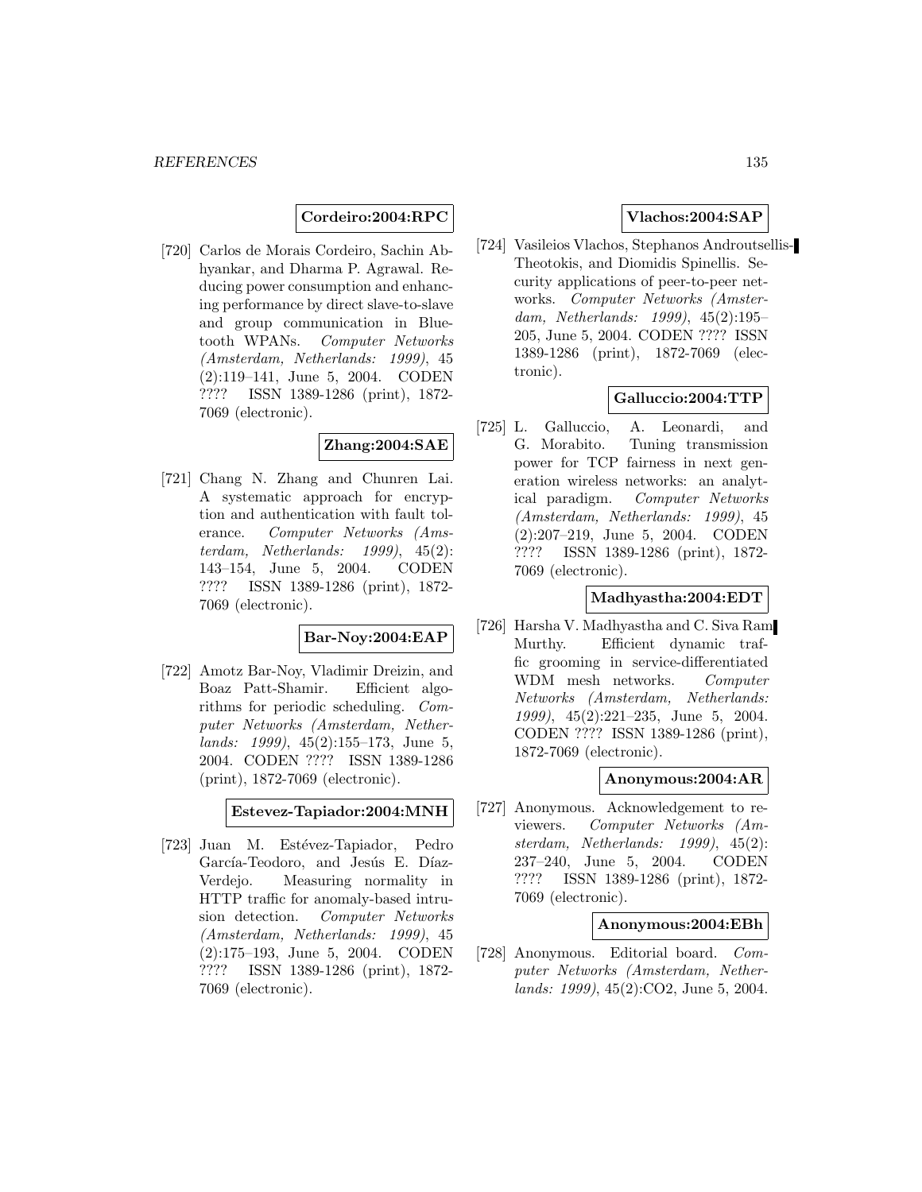**Cordeiro:2004:RPC**

[720] Carlos de Morais Cordeiro, Sachin Abhyankar, and Dharma P. Agrawal. Reducing power consumption and enhancing performance by direct slave-to-slave and group communication in Bluetooth WPANs. *Computer Networks (Amsterdam, Netherlands: 1999)*, 45 (2):119–141, June 5, 2004. CODEN ???? ISSN 1389-1286 (print), 1872-7069 (electronic).

**Zhang:2004:SAE**

[721] Chang N. Zhang and Chunren Lai. A systematic approach for encryption and authentication with fault tolerance. *Computer Networks (Amsterdam, Netherlands: 1999)*, 45(2): 143–154, June 5, 2004. CODEN ???? ISSN 1389-1286 (print), 1872-7069 (electronic).

**Bar-Noy:2004:EAP**

[722] Amotz Bar-Noy, Vladimir Dreizin, and Boaz Patt-Shamir. Efficient algorithms for periodic scheduling. *Computer Networks (Amsterdam, Netherlands: 1999)*, 45(2):155–173, June 5, 2004. CODEN ???? ISSN 1389-1286 (print), 1872-7069 (electronic).

**Estevez-Tapiador:2004:MNH**

[723] Juan M. Estévez-Tapiador, Pedro García-Teodoro, and Jesús E. Díaz-Verdejo. Measuring normality in HTTP traffic for anomaly-based intrusion detection. *Computer Networks (Amsterdam, Netherlands: 1999)*, 45 (2):175–193, June 5, 2004. CODEN ???? ISSN 1389-1286 (print), 1872-7069 (electronic).

**Vlachos:2004:SAP**

[724] Vasileios Vlachos, Stephanos Androutsellis-Theotokis, and Diomidis Spinellis. Security applications of peer-to-peer networks. *Computer Networks (Amsterdam, Netherlands: 1999)*, 45(2):195–205, June 5, 2004. CODEN ???? ISSN 1389-1286 (print), 1872-7069 (electronic).

**Galluccio:2004:TTP**

[725] L. Galluccio, A. Leonardi, and G. Morabito. Tuning transmission power for TCP fairness in next generation wireless networks: an analytical paradigm. *Computer Networks (Amsterdam, Netherlands: 1999)*, 45 (2):207–219, June 5, 2004. CODEN ???? ISSN 1389-1286 (print), 1872-7069 (electronic).

**Madhyastha:2004:EDT**

[726] Harsha V. Madhyastha and C. Siva Ram Murthy. Efficient dynamic traffic grooming in service-differentiated WDM mesh networks. *Computer Networks (Amsterdam, Netherlands: 1999)*, 45(2):221–235, June 5, 2004. CODEN ???? ISSN 1389-1286 (print), 1872-7069 (electronic).

**Anonymous:2004:AR**

[727] Anonymous. Acknowledgement to reviewers. *Computer Networks (Amsterdam, Netherlands: 1999)*, 45(2): 237–240, June 5, 2004. CODEN ???? ISSN 1389-1286 (print), 1872-7069 (electronic).

**Anonymous:2004:EBh**

[728] Anonymous. Editorial board. *Computer Networks (Amsterdam, Netherlands: 1999)*, 45(2):CO2, June 5, 2004.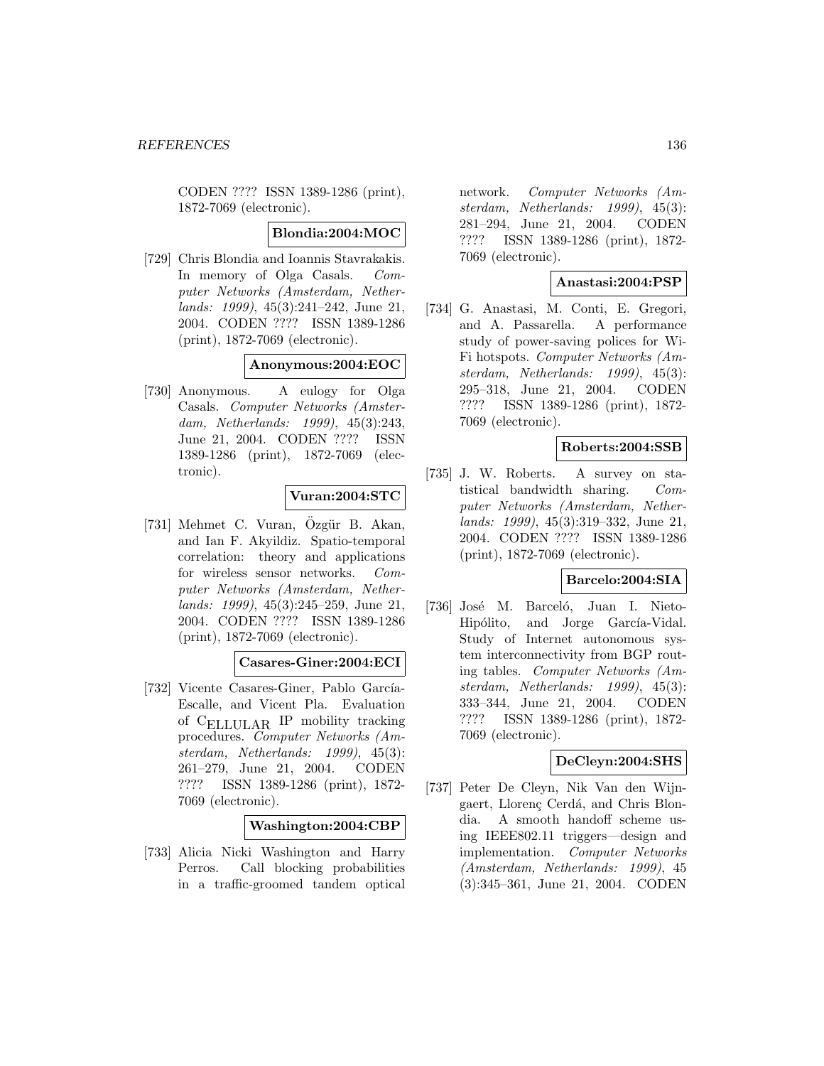CODEN ???? ISSN 1389-1286 (print), 1872-7069 (electronic).

**Blondia:2004:MOC**

[729] Chris Blondia and Ioannis Stavrakakis. In memory of Olga Casals. *Computer Networks (Amsterdam, Netherlands: 1999)*, 45(3):241–242, June 21, 2004. CODEN ???? ISSN 1389-1286 (print), 1872-7069 (electronic).

**Anonymous:2004:EOC**

[730] Anonymous. A eulogy for Olga Casals. *Computer Networks (Amsterdam, Netherlands: 1999)*, 45(3):243, June 21, 2004. CODEN ???? ISSN 1389-1286 (print), 1872-7069 (electronic).

**Vuran:2004:STC**

[731] Mehmet C. Vuran, Özgür B. Akan, and Ian F. Akyildiz. Spatio-temporal correlation: theory and applications for wireless sensor networks. *Computer Networks (Amsterdam, Netherlands: 1999)*, 45(3):245–259, June 21, 2004. CODEN ???? ISSN 1389-1286 (print), 1872-7069 (electronic).

**Casares-Giner:2004:ECI**

[732] Vicente Casares-Giner, Pablo García-Escalle, and Vicent Pla. Evaluation of CELLULAR IP mobility tracking procedures. *Computer Networks (Amsterdam, Netherlands: 1999)*, 45(3): 261–279, June 21, 2004. CODEN ???? ISSN 1389-1286 (print), 1872-7069 (electronic).

**Washington:2004:CBP**

[733] Alicia Nicki Washington and Harry Perros. Call blocking probabilities in a traffic-groomed tandem optical network. *Computer Networks (Amsterdam, Netherlands: 1999)*, 45(3): 281–294, June 21, 2004. CODEN ???? ISSN 1389-1286 (print), 1872-7069 (electronic).

**Anastasi:2004:PSP**

[734] G. Anastasi, M. Conti, E. Gregori, and A. Passarella. A performance study of power-saving polices for Wi-Fi hotspots. *Computer Networks (Amsterdam, Netherlands: 1999)*, 45(3): 295–318, June 21, 2004. CODEN ???? ISSN 1389-1286 (print), 1872-7069 (electronic).

**Roberts:2004:SSB**

[735] J. W. Roberts. A survey on statistical bandwidth sharing. *Computer Networks (Amsterdam, Netherlands: 1999)*, 45(3):319–332, June 21, 2004. CODEN ???? ISSN 1389-1286 (print), 1872-7069 (electronic).

**Barcelo:2004:SIA**

[736] José M. Barceló, Juan I. Nieto-Hipólito, and Jorge García-Vidal. Study of Internet autonomous system interconnectivity from BGP routing tables. *Computer Networks (Amsterdam, Netherlands: 1999)*, 45(3): 333–344, June 21, 2004. CODEN ???? ISSN 1389-1286 (print), 1872-7069 (electronic).

**DeCleyn:2004:SHS**

[737] Peter De Cleyn, Nik Van den Wijngaert, Llorenç Cerdá, and Chris Blondia. A smooth handoff scheme using IEEE802.11 triggers—design and implementation. *Computer Networks (Amsterdam, Netherlands: 1999)*, 45 (3):345–361, June 21, 2004. CODEN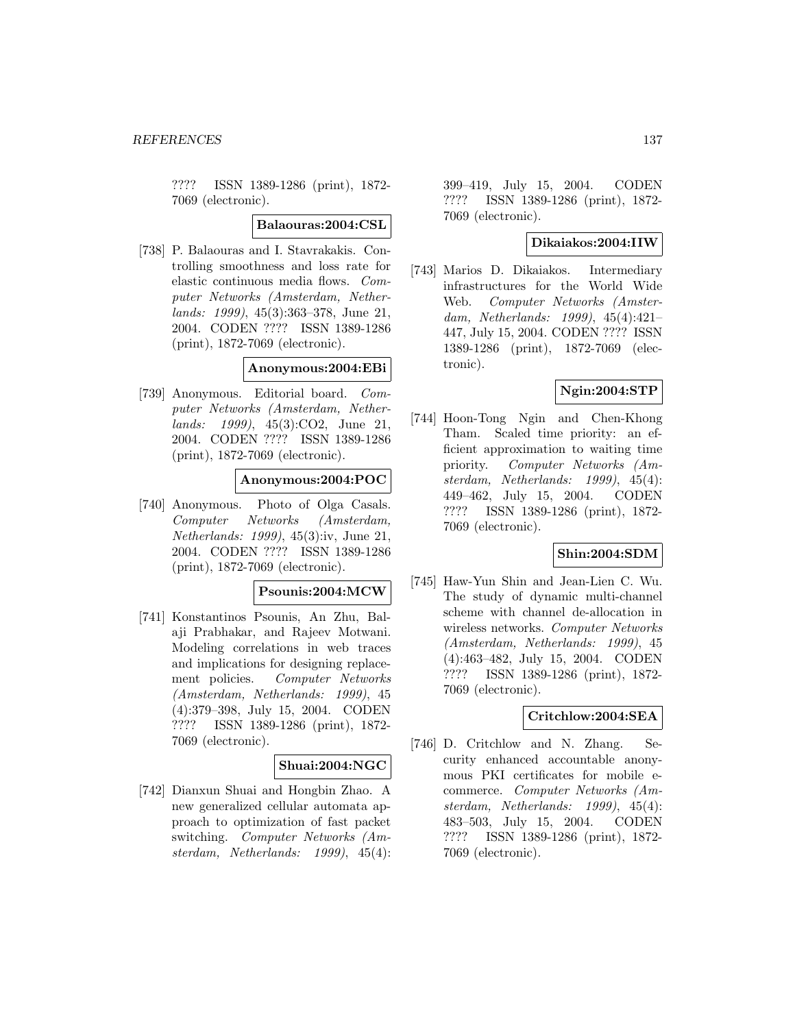???? ISSN 1389-1286 (print), 1872-7069 (electronic).

**Balaouras:2004:CSL**

[738] P. Balaouras and I. Stavrakakis. Controlling smoothness and loss rate for elastic continuous media flows. *Computer Networks (Amsterdam, Netherlands: 1999)*, 45(3):363–378, June 21, 2004. CODEN ???? ISSN 1389-1286 (print), 1872-7069 (electronic).

**Anonymous:2004:EBi**

[739] Anonymous. Editorial board. *Computer Networks (Amsterdam, Netherlands: 1999)*, 45(3):CO2, June 21, 2004. CODEN ???? ISSN 1389-1286 (print), 1872-7069 (electronic).

**Anonymous:2004:POC**

[740] Anonymous. Photo of Olga Casals. *Computer Networks (Amsterdam, Netherlands: 1999)*, 45(3):iv, June 21, 2004. CODEN ???? ISSN 1389-1286 (print), 1872-7069 (electronic).

**Psounis:2004:MCW**

[741] Konstantinos Psounis, An Zhu, Balaji Prabhakar, and Rajeev Motwani. Modeling correlations in web traces and implications for designing replacement policies. *Computer Networks (Amsterdam, Netherlands: 1999)*, 45 (4):379–398, July 15, 2004. CODEN ???? ISSN 1389-1286 (print), 1872-7069 (electronic).

**Shuai:2004:NGC**

[742] Dianxun Shuai and Hongbin Zhao. A new generalized cellular automata approach to optimization of fast packet switching. *Computer Networks (Amsterdam, Netherlands: 1999)*, 45(4): 399–419, July 15, 2004. CODEN ???? ISSN 1389-1286 (print), 1872-7069 (electronic).

**Dikaiakos:2004:IIW**

[743] Marios D. Dikaiakos. Intermediary infrastructures for the World Wide Web. *Computer Networks (Amsterdam, Netherlands: 1999)*, 45(4):421–447, July 15, 2004. CODEN ???? ISSN 1389-1286 (print), 1872-7069 (electronic).

**Ngin:2004:STP**

[744] Hoon-Tong Ngin and Chen-Khong Tham. Scaled time priority: an efficient approximation to waiting time priority. *Computer Networks (Amsterdam, Netherlands: 1999)*, 45(4): 449–462, July 15, 2004. CODEN ???? ISSN 1389-1286 (print), 1872-7069 (electronic).

**Shin:2004:SDM**

[745] Haw-Yun Shin and Jean-Lien C. Wu. The study of dynamic multi-channel scheme with channel de-allocation in wireless networks. *Computer Networks (Amsterdam, Netherlands: 1999)*, 45 (4):463–482, July 15, 2004. CODEN ???? ISSN 1389-1286 (print), 1872-7069 (electronic).

**Critchlow:2004:SEA**

[746] D. Critchlow and N. Zhang. Security enhanced accountable anonymous PKI certificates for mobile e-commerce. *Computer Networks (Amsterdam, Netherlands: 1999)*, 45(4): 483–503, July 15, 2004. CODEN ???? ISSN 1389-1286 (print), 1872-7069 (electronic).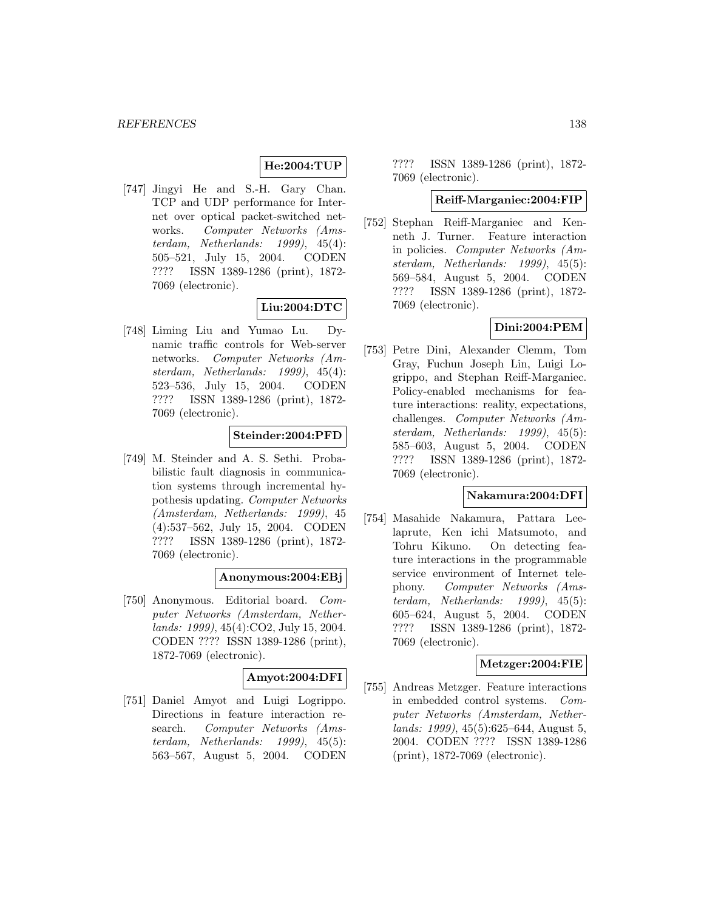**He:2004:TUP**

[747] Jingyi He and S.-H. Gary Chan. TCP and UDP performance for Internet over optical packet-switched networks. *Computer Networks (Amsterdam, Netherlands: 1999)*, 45(4): 505–521, July 15, 2004. CODEN ???? ISSN 1389-1286 (print), 1872-7069 (electronic).

**Liu:2004:DTC**

[748] Liming Liu and Yumao Lu. Dynamic traffic controls for Web-server networks. *Computer Networks (Amsterdam, Netherlands: 1999)*, 45(4): 523–536, July 15, 2004. CODEN ???? ISSN 1389-1286 (print), 1872-7069 (electronic).

**Steinder:2004:PFD**

[749] M. Steinder and A. S. Sethi. Probabilistic fault diagnosis in communication systems through incremental hypothesis updating. *Computer Networks (Amsterdam, Netherlands: 1999)*, 45 (4):537–562, July 15, 2004. CODEN ???? ISSN 1389-1286 (print), 1872-7069 (electronic).

**Anonymous:2004:EBj**

[750] Anonymous. Editorial board. *Computer Networks (Amsterdam, Netherlands: 1999)*, 45(4):CO2, July 15, 2004. CODEN ???? ISSN 1389-1286 (print), 1872-7069 (electronic).

**Amyot:2004:DFI**

[751] Daniel Amyot and Luigi Logrippo. Directions in feature interaction research. *Computer Networks (Amsterdam, Netherlands: 1999)*, 45(5): 563–567, August 5, 2004. CODEN ???? ISSN 1389-1286 (print), 1872-7069 (electronic).

**Reiff-Marganiec:2004:FIP**

[752] Stephan Reiff-Marganiec and Kenneth J. Turner. Feature interaction in policies. *Computer Networks (Amsterdam, Netherlands: 1999)*, 45(5): 569–584, August 5, 2004. CODEN ???? ISSN 1389-1286 (print), 1872-7069 (electronic).

**Dini:2004:PEM**

[753] Petre Dini, Alexander Clemm, Tom Gray, Fuchun Joseph Lin, Luigi Logrippo, and Stephan Reiff-Marganiec. Policy-enabled mechanisms for feature interactions: reality, expectations, challenges. *Computer Networks (Amsterdam, Netherlands: 1999)*, 45(5): 585–603, August 5, 2004. CODEN ???? ISSN 1389-1286 (print), 1872-7069 (electronic).

**Nakamura:2004:DFI**

[754] Masahide Nakamura, Pattara Leelaprute, Ken ichi Matsumoto, and Tohru Kikuno. On detecting feature interactions in the programmable service environment of Internet telephony. *Computer Networks (Amsterdam, Netherlands: 1999)*, 45(5): 605–624, August 5, 2004. CODEN ???? ISSN 1389-1286 (print), 1872-7069 (electronic).

**Metzger:2004:FIE**

[755] Andreas Metzger. Feature interactions in embedded control systems. *Computer Networks (Amsterdam, Netherlands: 1999)*, 45(5):625–644, August 5, 2004. CODEN ???? ISSN 1389-1286 (print), 1872-7069 (electronic).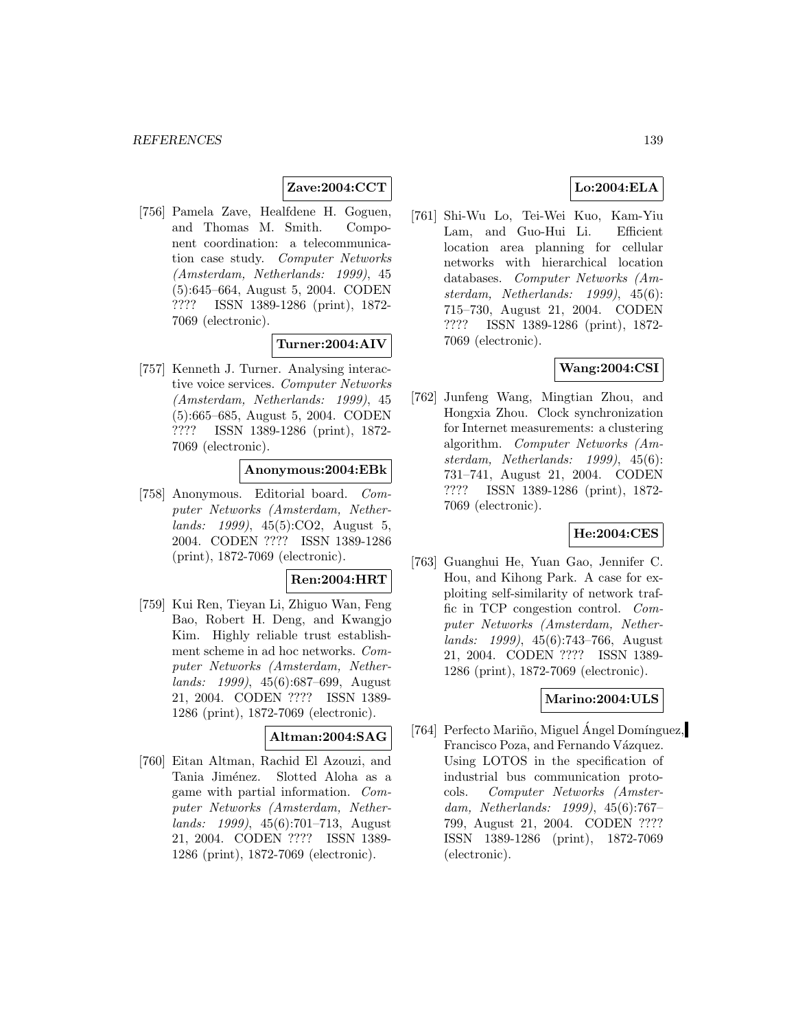**Zave:2004:CCT**

[756] Pamela Zave, Healfdene H. Goguen, and Thomas M. Smith. Component coordination: a telecommunication case study. *Computer Networks (Amsterdam, Netherlands: 1999)*, 45 (5):645–664, August 5, 2004. CODEN ???? ISSN 1389-1286 (print), 1872-7069 (electronic).

**Turner:2004:AIV**

[757] Kenneth J. Turner. Analysing interactive voice services. *Computer Networks (Amsterdam, Netherlands: 1999)*, 45 (5):665–685, August 5, 2004. CODEN ???? ISSN 1389-1286 (print), 1872-7069 (electronic).

**Anonymous:2004:EBk**

[758] Anonymous. Editorial board. *Computer Networks (Amsterdam, Netherlands: 1999)*, 45(5):CO2, August 5, 2004. CODEN ???? ISSN 1389-1286 (print), 1872-7069 (electronic).

**Ren:2004:HRT**

[759] Kui Ren, Tieyan Li, Zhiguo Wan, Feng Bao, Robert H. Deng, and Kwangjo Kim. Highly reliable trust establishment scheme in ad hoc networks. *Computer Networks (Amsterdam, Netherlands: 1999)*, 45(6):687–699, August 21, 2004. CODEN ???? ISSN 1389-1286 (print), 1872-7069 (electronic).

**Altman:2004:SAG**

[760] Eitan Altman, Rachid El Azouzi, and Tania Jiménez. Slotted Aloha as a game with partial information. *Computer Networks (Amsterdam, Netherlands: 1999)*, 45(6):701–713, August 21, 2004. CODEN ???? ISSN 1389-1286 (print), 1872-7069 (electronic).

**Lo:2004:ELA**

[761] Shi-Wu Lo, Tei-Wei Kuo, Kam-Yiu Lam, and Guo-Hui Li. Efficient location area planning for cellular networks with hierarchical location databases. *Computer Networks (Amsterdam, Netherlands: 1999)*, 45(6): 715–730, August 21, 2004. CODEN ???? ISSN 1389-1286 (print), 1872-7069 (electronic).

**Wang:2004:CSI**

[762] Junfeng Wang, Mingtian Zhou, and Hongxia Zhou. Clock synchronization for Internet measurements: a clustering algorithm. *Computer Networks (Amsterdam, Netherlands: 1999)*, 45(6): 731–741, August 21, 2004. CODEN ???? ISSN 1389-1286 (print), 1872-7069 (electronic).

**He:2004:CES**

[763] Guanghui He, Yuan Gao, Jennifer C. Hou, and Kihong Park. A case for exploiting self-similarity of network traffic in TCP congestion control. *Computer Networks (Amsterdam, Netherlands: 1999)*, 45(6):743–766, August 21, 2004. CODEN ???? ISSN 1389-1286 (print), 1872-7069 (electronic).

**Marino:2004:ULS**

[764] Perfecto Mariño, Miguel Ángel Domínguez, Francisco Poza, and Fernando Vázquez. Using LOTOS in the specification of industrial bus communication protocols. *Computer Networks (Amsterdam, Netherlands: 1999)*, 45(6):767–799, August 21, 2004. CODEN ???? ISSN 1389-1286 (print), 1872-7069 (electronic).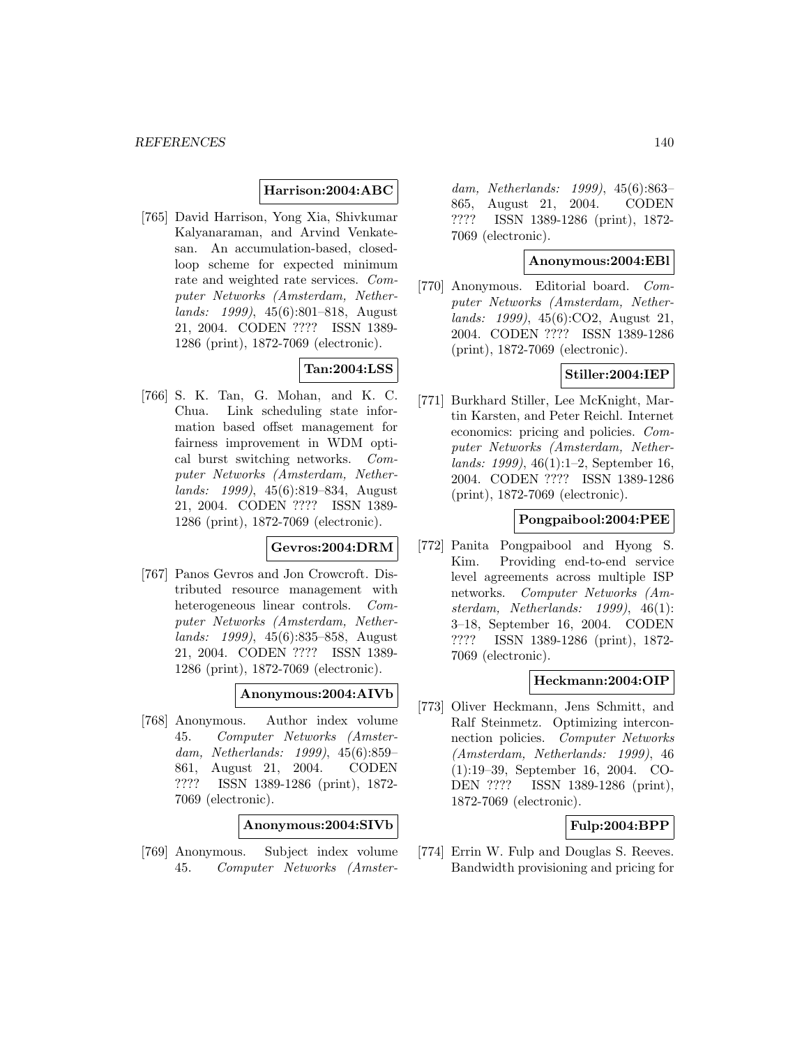**Harrison:2004:ABC**

[765] David Harrison, Yong Xia, Shivkumar Kalyanaraman, and Arvind Venkatesan. An accumulation-based, closed-loop scheme for expected minimum rate and weighted rate services. *Computer Networks (Amsterdam, Netherlands: 1999)*, 45(6):801–818, August 21, 2004. CODEN ???? ISSN 1389-1286 (print), 1872-7069 (electronic).

**Tan:2004:LSS**

[766] S. K. Tan, G. Mohan, and K. C. Chua. Link scheduling state information based offset management for fairness improvement in WDM optical burst switching networks. *Computer Networks (Amsterdam, Netherlands: 1999)*, 45(6):819–834, August 21, 2004. CODEN ???? ISSN 1389-1286 (print), 1872-7069 (electronic).

**Gevros:2004:DRM**

[767] Panos Gevros and Jon Crowcroft. Distributed resource management with heterogeneous linear controls. *Computer Networks (Amsterdam, Netherlands: 1999)*, 45(6):835–858, August 21, 2004. CODEN ???? ISSN 1389-1286 (print), 1872-7069 (electronic).

**Anonymous:2004:AIVb**

[768] Anonymous. Author index volume 45. *Computer Networks (Amsterdam, Netherlands: 1999)*, 45(6):859–861, August 21, 2004. CODEN ???? ISSN 1389-1286 (print), 1872-7069 (electronic).

**Anonymous:2004:SIVb**

[769] Anonymous. Subject index volume 45. *Computer Networks (Amsterdam, Netherlands: 1999)*, 45(6):863–865, August 21, 2004. CODEN ???? ISSN 1389-1286 (print), 1872-7069 (electronic).

**Anonymous:2004:EBl**

[770] Anonymous. Editorial board. *Computer Networks (Amsterdam, Netherlands: 1999)*, 45(6):CO2, August 21, 2004. CODEN ???? ISSN 1389-1286 (print), 1872-7069 (electronic).

**Stiller:2004:IEP**

[771] Burkhard Stiller, Lee McKnight, Martin Karsten, and Peter Reichl. Internet economics: pricing and policies. *Computer Networks (Amsterdam, Netherlands: 1999)*, 46(1):1–2, September 16, 2004. CODEN ???? ISSN 1389-1286 (print), 1872-7069 (electronic).

**Pongpaibool:2004:PEE**

[772] Panita Pongpaibool and Hyong S. Kim. Providing end-to-end service level agreements across multiple ISP networks. *Computer Networks (Amsterdam, Netherlands: 1999)*, 46(1): 3–18, September 16, 2004. CODEN ???? ISSN 1389-1286 (print), 1872-7069 (electronic).

**Heckmann:2004:OIP**

[773] Oliver Heckmann, Jens Schmitt, and Ralf Steinmetz. Optimizing interconnection policies. *Computer Networks (Amsterdam, Netherlands: 1999)*, 46 (1):19–39, September 16, 2004. CODEN ???? ISSN 1389-1286 (print), 1872-7069 (electronic).

**Fulp:2004:BPP**

[774] Errin W. Fulp and Douglas S. Reeves. Bandwidth provisioning and pricing for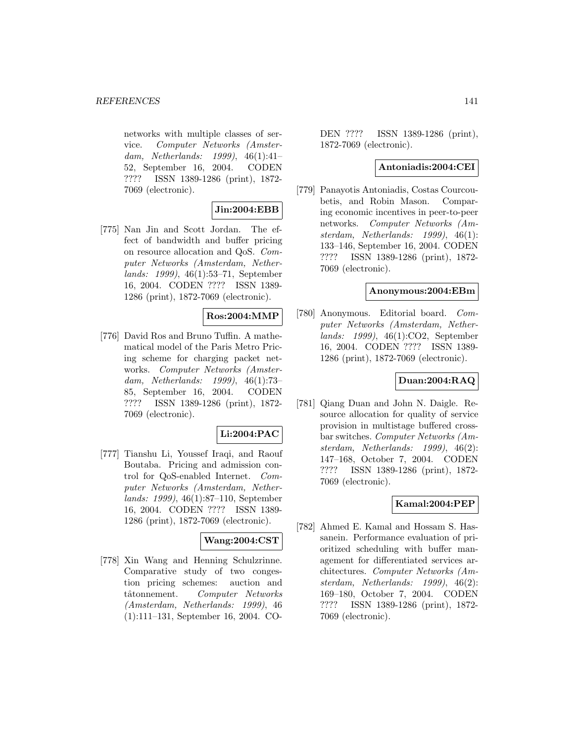networks with multiple classes of service. *Computer Networks (Amsterdam, Netherlands: 1999)*, 46(1):41–52, September 16, 2004. CODEN ???? ISSN 1389-1286 (print), 1872-7069 (electronic).

**Jin:2004:EBB**

[775] Nan Jin and Scott Jordan. The effect of bandwidth and buffer pricing on resource allocation and QoS. *Computer Networks (Amsterdam, Netherlands: 1999)*, 46(1):53–71, September 16, 2004. CODEN ???? ISSN 1389-1286 (print), 1872-7069 (electronic).

**Ros:2004:MMP**

[776] David Ros and Bruno Tuffin. A mathematical model of the Paris Metro Pricing scheme for charging packet networks. *Computer Networks (Amsterdam, Netherlands: 1999)*, 46(1):73–85, September 16, 2004. CODEN ???? ISSN 1389-1286 (print), 1872-7069 (electronic).

**Li:2004:PAC**

[777] Tianshu Li, Youssef Iraqi, and Raouf Boutaba. Pricing and admission control for QoS-enabled Internet. *Computer Networks (Amsterdam, Netherlands: 1999)*, 46(1):87–110, September 16, 2004. CODEN ???? ISSN 1389-1286 (print), 1872-7069 (electronic).

**Wang:2004:CST**

[778] Xin Wang and Henning Schulzrinne. Comparative study of two congestion pricing schemes: auction and tâtonnement. *Computer Networks (Amsterdam, Netherlands: 1999)*, 46(1):111–131, September 16, 2004. CODEN ???? ISSN 1389-1286 (print), 1872-7069 (electronic).

**Antoniadis:2004:CEI**

[779] Panayotis Antoniadis, Costas Courcoubetis, and Robin Mason. Comparing economic incentives in peer-to-peer networks. *Computer Networks (Amsterdam, Netherlands: 1999)*, 46(1):133–146, September 16, 2004. CODEN ???? ISSN 1389-1286 (print), 1872-7069 (electronic).

**Anonymous:2004:EBm**

[780] Anonymous. Editorial board. *Computer Networks (Amsterdam, Netherlands: 1999)*, 46(1):CO2, September 16, 2004. CODEN ???? ISSN 1389-1286 (print), 1872-7069 (electronic).

**Duan:2004:RAQ**

[781] Qiang Duan and John N. Daigle. Resource allocation for quality of service provision in multistage buffered crossbar switches. *Computer Networks (Amsterdam, Netherlands: 1999)*, 46(2):147–168, October 7, 2004. CODEN ???? ISSN 1389-1286 (print), 1872-7069 (electronic).

**Kamal:2004:PEP**

[782] Ahmed E. Kamal and Hossam S. Hassanein. Performance evaluation of prioritized scheduling with buffer management for differentiated services architectures. *Computer Networks (Amsterdam, Netherlands: 1999)*, 46(2):169–180, October 7, 2004. CODEN ???? ISSN 1389-1286 (print), 1872-7069 (electronic).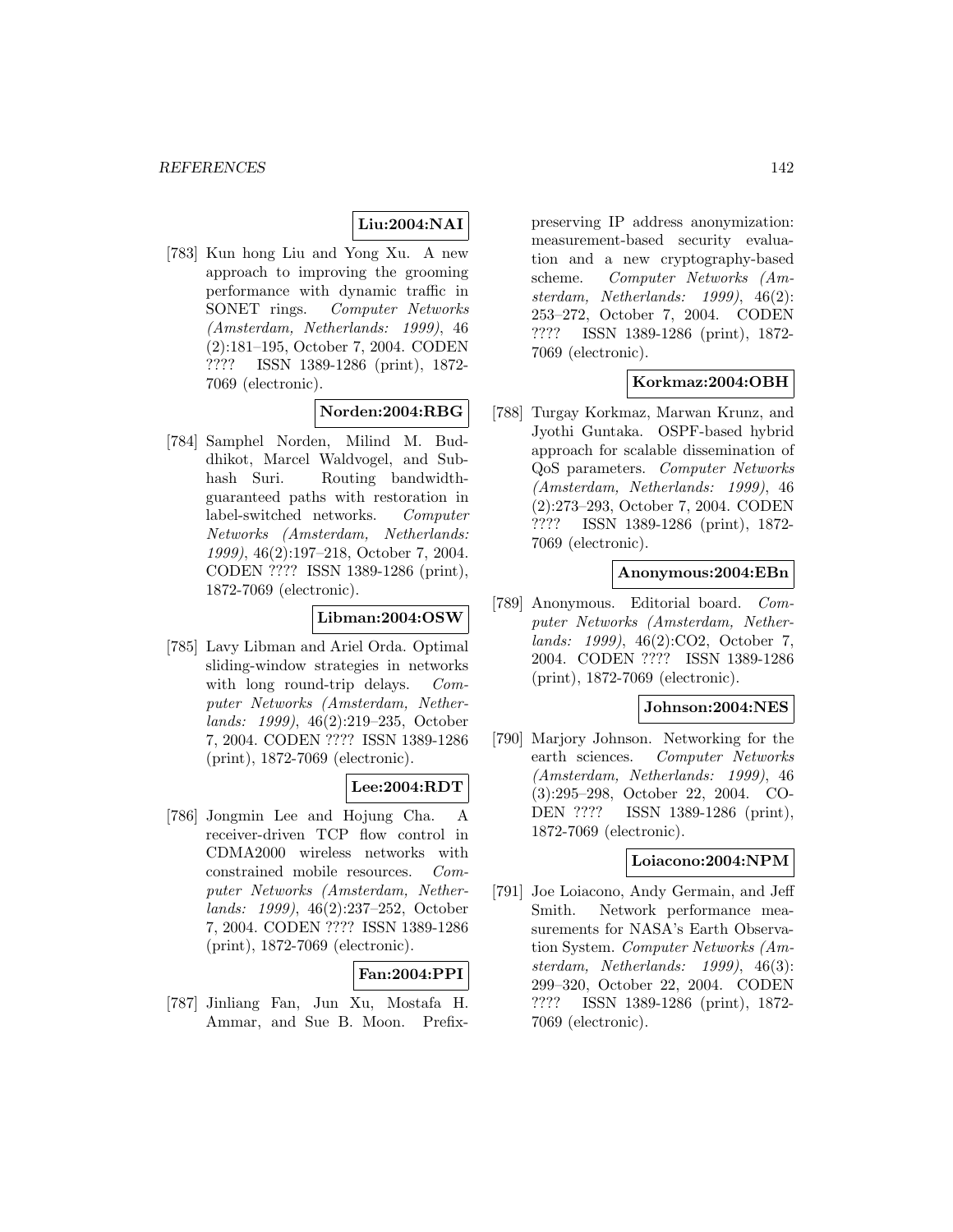**Liu:2004:NAI**

[783] Kun hong Liu and Yong Xu. A new approach to improving the grooming performance with dynamic traffic in SONET rings. *Computer Networks (Amsterdam, Netherlands: 1999)*, 46 (2):181–195, October 7, 2004. CODEN ???? ISSN 1389-1286 (print), 1872-7069 (electronic).

**Norden:2004:RBG**

[784] Samphel Norden, Milind M. Buddhikot, Marcel Waldvogel, and Subhash Suri. Routing bandwidth-guaranteed paths with restoration in label-switched networks. *Computer Networks (Amsterdam, Netherlands: 1999)*, 46(2):197–218, October 7, 2004. CODEN ???? ISSN 1389-1286 (print), 1872-7069 (electronic).

**Libman:2004:OSW**

[785] Lavy Libman and Ariel Orda. Optimal sliding-window strategies in networks with long round-trip delays. *Computer Networks (Amsterdam, Netherlands: 1999)*, 46(2):219–235, October 7, 2004. CODEN ???? ISSN 1389-1286 (print), 1872-7069 (electronic).

**Lee:2004:RDT**

[786] Jongmin Lee and Hojung Cha. A receiver-driven TCP flow control in CDMA2000 wireless networks with constrained mobile resources. *Computer Networks (Amsterdam, Netherlands: 1999)*, 46(2):237–252, October 7, 2004. CODEN ???? ISSN 1389-1286 (print), 1872-7069 (electronic).

**Fan:2004:PPI**

[787] Jinliang Fan, Jun Xu, Mostafa H. Ammar, and Sue B. Moon. Prefix-preserving IP address anonymization: measurement-based security evaluation and a new cryptography-based scheme. *Computer Networks (Amsterdam, Netherlands: 1999)*, 46(2): 253–272, October 7, 2004. CODEN ???? ISSN 1389-1286 (print), 1872-7069 (electronic).

**Korkmaz:2004:OBH**

[788] Turgay Korkmaz, Marwan Krunz, and Jyothi Guntaka. OSPF-based hybrid approach for scalable dissemination of QoS parameters. *Computer Networks (Amsterdam, Netherlands: 1999)*, 46 (2):273–293, October 7, 2004. CODEN ???? ISSN 1389-1286 (print), 1872-7069 (electronic).

**Anonymous:2004:EBn**

[789] Anonymous. Editorial board. *Computer Networks (Amsterdam, Netherlands: 1999)*, 46(2):CO2, October 7, 2004. CODEN ???? ISSN 1389-1286 (print), 1872-7069 (electronic).

**Johnson:2004:NES**

[790] Marjory Johnson. Networking for the earth sciences. *Computer Networks (Amsterdam, Netherlands: 1999)*, 46 (3):295–298, October 22, 2004. CODEN ???? ISSN 1389-1286 (print), 1872-7069 (electronic).

**Loiacono:2004:NPM**

[791] Joe Loiacono, Andy Germain, and Jeff Smith. Network performance measurements for NASA's Earth Observation System. *Computer Networks (Amsterdam, Netherlands: 1999)*, 46(3): 299–320, October 22, 2004. CODEN ???? ISSN 1389-1286 (print), 1872-7069 (electronic).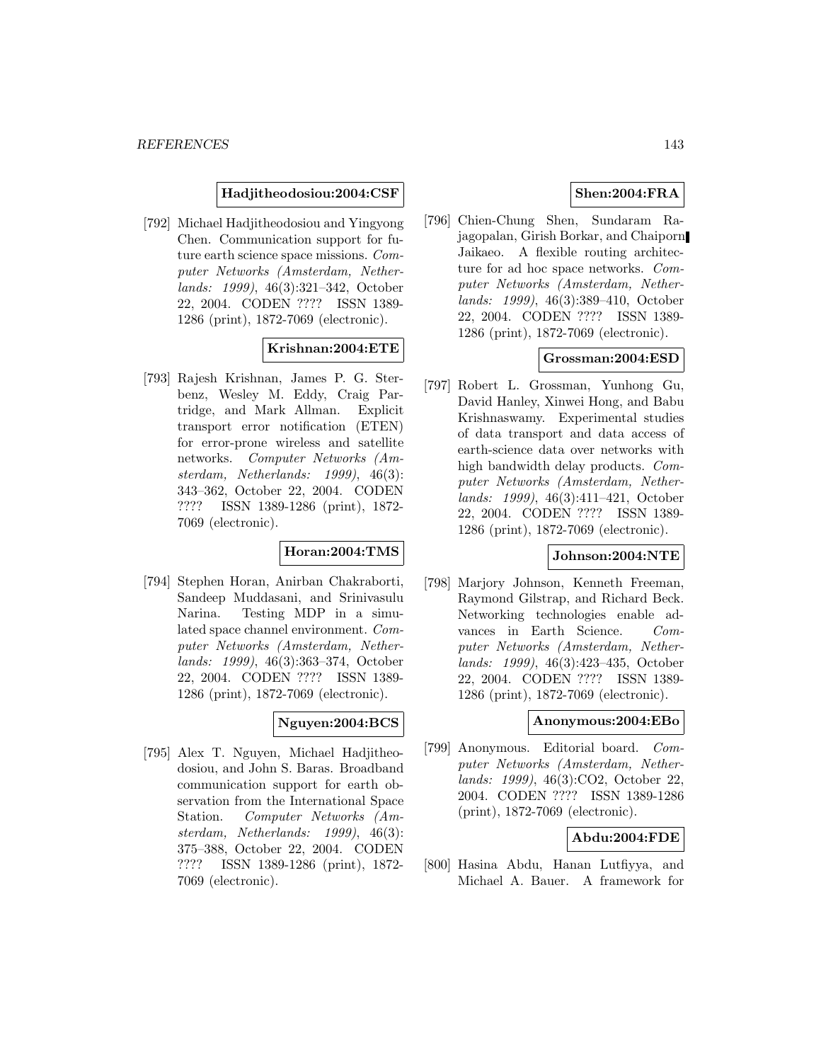**Hadjitheodosiou:2004:CSF**

[792] Michael Hadjitheodosiou and Yingyong Chen. Communication support for future earth science space missions. *Computer Networks (Amsterdam, Netherlands: 1999)*, 46(3):321–342, October 22, 2004. CODEN ???? ISSN 1389-1286 (print), 1872-7069 (electronic).

**Krishnan:2004:ETE**

[793] Rajesh Krishnan, James P. G. Sterbenz, Wesley M. Eddy, Craig Partridge, and Mark Allman. Explicit transport error notification (ETEN) for error-prone wireless and satellite networks. *Computer Networks (Amsterdam, Netherlands: 1999)*, 46(3): 343–362, October 22, 2004. CODEN ???? ISSN 1389-1286 (print), 1872-7069 (electronic).

**Horan:2004:TMS**

[794] Stephen Horan, Anirban Chakraborti, Sandeep Muddasani, and Srinivasulu Narina. Testing MDP in a simulated space channel environment. *Computer Networks (Amsterdam, Netherlands: 1999)*, 46(3):363–374, October 22, 2004. CODEN ???? ISSN 1389-1286 (print), 1872-7069 (electronic).

**Nguyen:2004:BCS**

[795] Alex T. Nguyen, Michael Hadjitheodosiou, and John S. Baras. Broadband communication support for earth observation from the International Space Station. *Computer Networks (Amsterdam, Netherlands: 1999)*, 46(3): 375–388, October 22, 2004. CODEN ???? ISSN 1389-1286 (print), 1872-7069 (electronic).

**Shen:2004:FRA**

[796] Chien-Chung Shen, Sundaram Rajagopalan, Girish Borkar, and Chaiporn Jaikaeo. A flexible routing architecture for ad hoc space networks. *Computer Networks (Amsterdam, Netherlands: 1999)*, 46(3):389–410, October 22, 2004. CODEN ???? ISSN 1389-1286 (print), 1872-7069 (electronic).

**Grossman:2004:ESD**

[797] Robert L. Grossman, Yunhong Gu, David Hanley, Xinwei Hong, and Babu Krishnaswamy. Experimental studies of data transport and data access of earth-science data over networks with high bandwidth delay products. *Computer Networks (Amsterdam, Netherlands: 1999)*, 46(3):411–421, October 22, 2004. CODEN ???? ISSN 1389-1286 (print), 1872-7069 (electronic).

**Johnson:2004:NTE**

[798] Marjory Johnson, Kenneth Freeman, Raymond Gilstrap, and Richard Beck. Networking technologies enable advances in Earth Science. *Computer Networks (Amsterdam, Netherlands: 1999)*, 46(3):423–435, October 22, 2004. CODEN ???? ISSN 1389-1286 (print), 1872-7069 (electronic).

**Anonymous:2004:EBo**

[799] Anonymous. Editorial board. *Computer Networks (Amsterdam, Netherlands: 1999)*, 46(3):CO2, October 22, 2004. CODEN ???? ISSN 1389-1286 (print), 1872-7069 (electronic).

**Abdu:2004:FDE**

[800] Hasina Abdu, Hanan Lutfiyya, and Michael A. Bauer. A framework for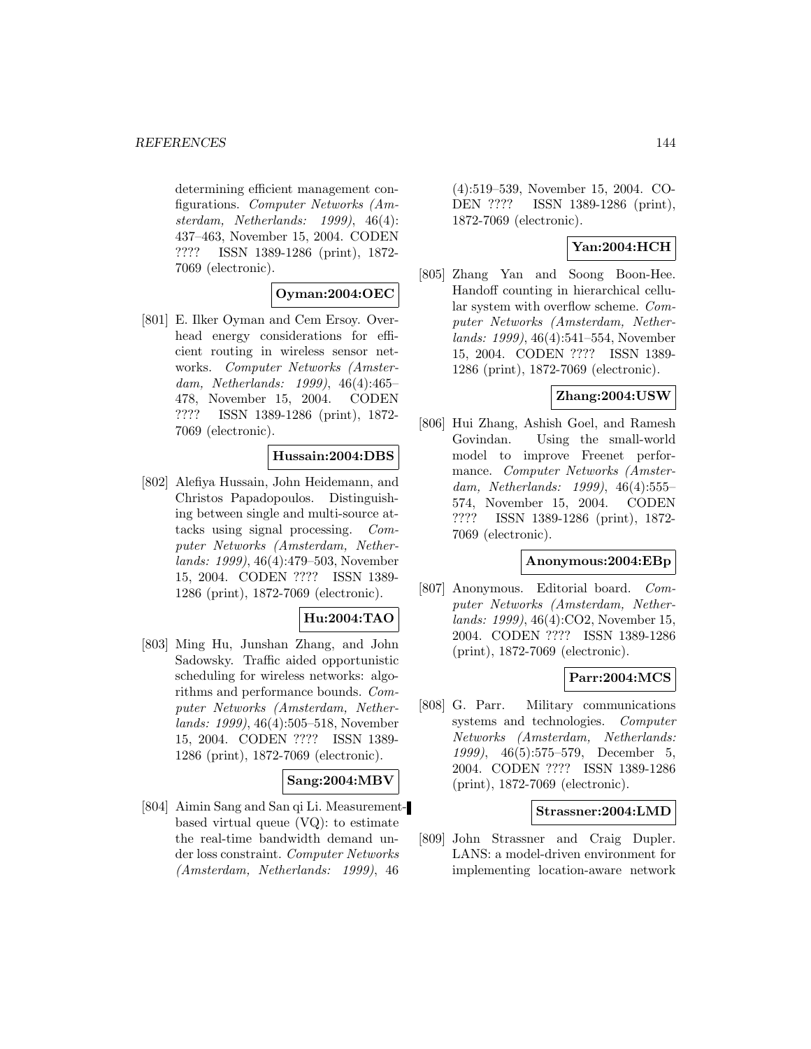determining efficient management configurations. *Computer Networks (Amsterdam, Netherlands: 1999)*, 46(4): 437–463, November 15, 2004. CODEN ???? ISSN 1389-1286 (print), 1872-7069 (electronic).

**Oyman:2004:OEC**

[801] E. Ilker Oyman and Cem Ersoy. Overhead energy considerations for efficient routing in wireless sensor networks. *Computer Networks (Amsterdam, Netherlands: 1999)*, 46(4):465–478, November 15, 2004. CODEN ???? ISSN 1389-1286 (print), 1872-7069 (electronic).

**Hussain:2004:DBS**

[802] Alefiya Hussain, John Heidemann, and Christos Papadopoulos. Distinguishing between single and multi-source attacks using signal processing. *Computer Networks (Amsterdam, Netherlands: 1999)*, 46(4):479–503, November 15, 2004. CODEN ???? ISSN 1389-1286 (print), 1872-7069 (electronic).

**Hu:2004:TAO**

[803] Ming Hu, Junshan Zhang, and John Sadowsky. Traffic aided opportunistic scheduling for wireless networks: algorithms and performance bounds. *Computer Networks (Amsterdam, Netherlands: 1999)*, 46(4):505–518, November 15, 2004. CODEN ???? ISSN 1389-1286 (print), 1872-7069 (electronic).

**Sang:2004:MBV**

[804] Aimin Sang and San qi Li. Measurement-based virtual queue (VQ): to estimate the real-time bandwidth demand under loss constraint. *Computer Networks (Amsterdam, Netherlands: 1999)*, 46 (4):519–539, November 15, 2004. CODEN ???? ISSN 1389-1286 (print), 1872-7069 (electronic).

**Yan:2004:HCH**

[805] Zhang Yan and Soong Boon-Hee. Handoff counting in hierarchical cellular system with overflow scheme. *Computer Networks (Amsterdam, Netherlands: 1999)*, 46(4):541–554, November 15, 2004. CODEN ???? ISSN 1389-1286 (print), 1872-7069 (electronic).

**Zhang:2004:USW**

[806] Hui Zhang, Ashish Goel, and Ramesh Govindan. Using the small-world model to improve Freenet performance. *Computer Networks (Amsterdam, Netherlands: 1999)*, 46(4):555–574, November 15, 2004. CODEN ???? ISSN 1389-1286 (print), 1872-7069 (electronic).

**Anonymous:2004:EBp**

[807] Anonymous. Editorial board. *Computer Networks (Amsterdam, Netherlands: 1999)*, 46(4):CO2, November 15, 2004. CODEN ???? ISSN 1389-1286 (print), 1872-7069 (electronic).

**Parr:2004:MCS**

[808] G. Parr. Military communications systems and technologies. *Computer Networks (Amsterdam, Netherlands: 1999)*, 46(5):575–579, December 5, 2004. CODEN ???? ISSN 1389-1286 (print), 1872-7069 (electronic).

**Strassner:2004:LMD**

[809] John Strassner and Craig Dupler. LANS: a model-driven environment for implementing location-aware network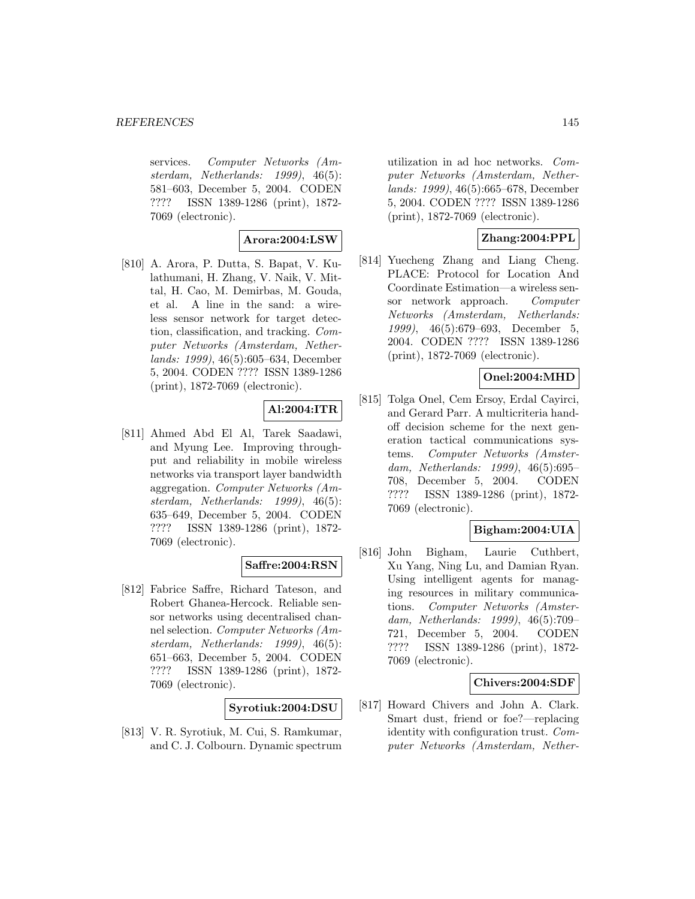services. *Computer Networks (Amsterdam, Netherlands: 1999)*, 46(5): 581–603, December 5, 2004. CODEN ???? ISSN 1389-1286 (print), 1872-7069 (electronic).

**Arora:2004:LSW**

[810] A. Arora, P. Dutta, S. Bapat, V. Kulathumani, H. Zhang, V. Naik, V. Mittal, H. Cao, M. Demirbas, M. Gouda, et al. A line in the sand: a wireless sensor network for target detection, classification, and tracking. *Computer Networks (Amsterdam, Netherlands: 1999)*, 46(5):605–634, December 5, 2004. CODEN ???? ISSN 1389-1286 (print), 1872-7069 (electronic).

**Al:2004:ITR**

[811] Ahmed Abd El Al, Tarek Saadawi, and Myung Lee. Improving throughput and reliability in mobile wireless networks via transport layer bandwidth aggregation. *Computer Networks (Amsterdam, Netherlands: 1999)*, 46(5): 635–649, December 5, 2004. CODEN ???? ISSN 1389-1286 (print), 1872-7069 (electronic).

**Saffre:2004:RSN**

[812] Fabrice Saffre, Richard Tateson, and Robert Ghanea-Hercock. Reliable sensor networks using decentralised channel selection. *Computer Networks (Amsterdam, Netherlands: 1999)*, 46(5): 651–663, December 5, 2004. CODEN ???? ISSN 1389-1286 (print), 1872-7069 (electronic).

**Syrotiuk:2004:DSU**

[813] V. R. Syrotiuk, M. Cui, S. Ramkumar, and C. J. Colbourn. Dynamic spectrum utilization in ad hoc networks. *Computer Networks (Amsterdam, Netherlands: 1999)*, 46(5):665–678, December 5, 2004. CODEN ???? ISSN 1389-1286 (print), 1872-7069 (electronic).

**Zhang:2004:PPL**

[814] Yuecheng Zhang and Liang Cheng. PLACE: Protocol for Location And Coordinate Estimation—a wireless sensor network approach. *Computer Networks (Amsterdam, Netherlands: 1999)*, 46(5):679–693, December 5, 2004. CODEN ???? ISSN 1389-1286 (print), 1872-7069 (electronic).

**Onel:2004:MHD**

[815] Tolga Onel, Cem Ersoy, Erdal Cayirci, and Gerard Parr. A multicriteria handoff decision scheme for the next generation tactical communications systems. *Computer Networks (Amsterdam, Netherlands: 1999)*, 46(5):695–708, December 5, 2004. CODEN ???? ISSN 1389-1286 (print), 1872-7069 (electronic).

**Bigham:2004:UIA**

[816] John Bigham, Laurie Cuthbert, Xu Yang, Ning Lu, and Damian Ryan. Using intelligent agents for managing resources in military communications. *Computer Networks (Amsterdam, Netherlands: 1999)*, 46(5):709–721, December 5, 2004. CODEN ???? ISSN 1389-1286 (print), 1872-7069 (electronic).

**Chivers:2004:SDF**

[817] Howard Chivers and John A. Clark. Smart dust, friend or foe?—replacing identity with configuration trust. *Computer Networks (Amsterdam, Nether-*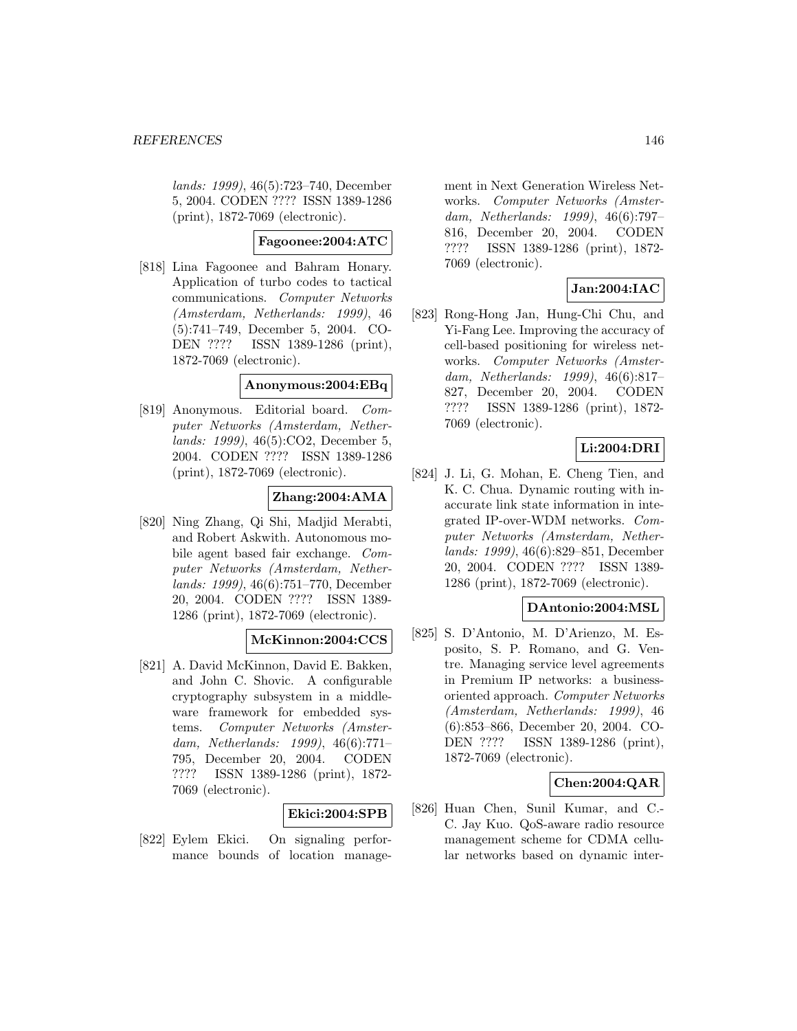*lands: 1999)*, 46(5):723–740, December 5, 2004. CODEN ???? ISSN 1389-1286 (print), 1872-7069 (electronic).

**Fagoonee:2004:ATC**

[818] Lina Fagoonee and Bahram Honary. Application of turbo codes to tactical communications. *Computer Networks (Amsterdam, Netherlands: 1999)*, 46 (5):741–749, December 5, 2004. CODEN ???? ISSN 1389-1286 (print), 1872-7069 (electronic).

**Anonymous:2004:EBq**

[819] Anonymous. Editorial board. *Computer Networks (Amsterdam, Netherlands: 1999)*, 46(5):CO2, December 5, 2004. CODEN ???? ISSN 1389-1286 (print), 1872-7069 (electronic).

**Zhang:2004:AMA**

[820] Ning Zhang, Qi Shi, Madjid Merabti, and Robert Askwith. Autonomous mobile agent based fair exchange. *Computer Networks (Amsterdam, Netherlands: 1999)*, 46(6):751–770, December 20, 2004. CODEN ???? ISSN 1389-1286 (print), 1872-7069 (electronic).

**McKinnon:2004:CCS**

[821] A. David McKinnon, David E. Bakken, and John C. Shovic. A configurable cryptography subsystem in a middleware framework for embedded systems. *Computer Networks (Amsterdam, Netherlands: 1999)*, 46(6):771–795, December 20, 2004. CODEN ???? ISSN 1389-1286 (print), 1872-7069 (electronic).

**Ekici:2004:SPB**

[822] Eylem Ekici. On signaling performance bounds of location management in Next Generation Wireless Networks. *Computer Networks (Amsterdam, Netherlands: 1999)*, 46(6):797–816, December 20, 2004. CODEN ???? ISSN 1389-1286 (print), 1872-7069 (electronic).

**Jan:2004:IAC**

[823] Rong-Hong Jan, Hung-Chi Chu, and Yi-Fang Lee. Improving the accuracy of cell-based positioning for wireless networks. *Computer Networks (Amsterdam, Netherlands: 1999)*, 46(6):817–827, December 20, 2004. CODEN ???? ISSN 1389-1286 (print), 1872-7069 (electronic).

**Li:2004:DRI**

[824] J. Li, G. Mohan, E. Cheng Tien, and K. C. Chua. Dynamic routing with inaccurate link state information in integrated IP-over-WDM networks. *Computer Networks (Amsterdam, Netherlands: 1999)*, 46(6):829–851, December 20, 2004. CODEN ???? ISSN 1389-1286 (print), 1872-7069 (electronic).

**DAntonio:2004:MSL**

[825] S. D'Antonio, M. D'Arienzo, M. Esposito, S. P. Romano, and G. Ventre. Managing service level agreements in Premium IP networks: a business-oriented approach. *Computer Networks (Amsterdam, Netherlands: 1999)*, 46 (6):853–866, December 20, 2004. CODEN ???? ISSN 1389-1286 (print), 1872-7069 (electronic).

**Chen:2004:QAR**

[826] Huan Chen, Sunil Kumar, and C.-C. Jay Kuo. QoS-aware radio resource management scheme for CDMA cellular networks based on dynamic inter-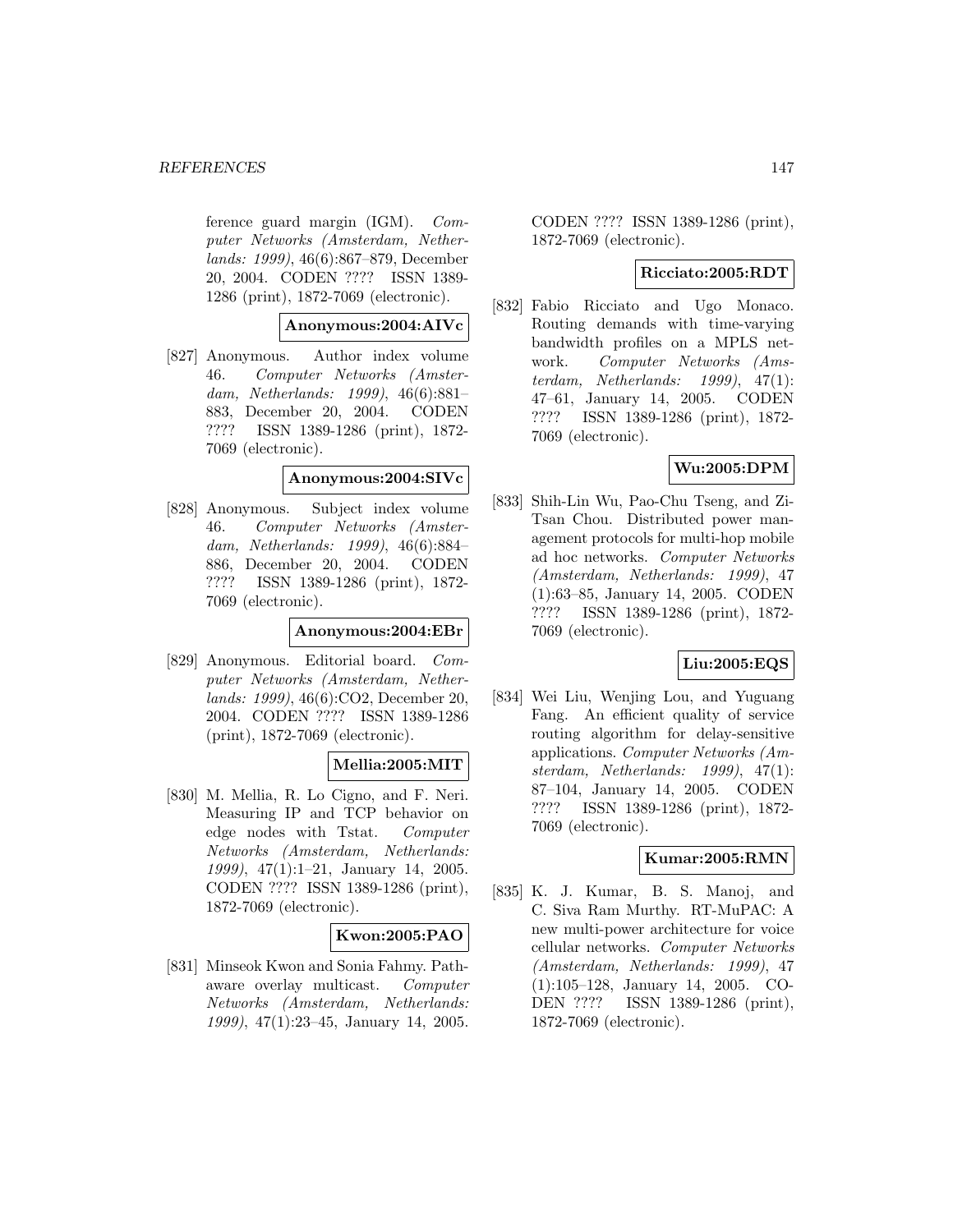ference guard margin (IGM). *Computer Networks (Amsterdam, Netherlands: 1999)*, 46(6):867–879, December 20, 2004. CODEN ???? ISSN 1389-1286 (print), 1872-7069 (electronic).

**Anonymous:2004:AIVc**

[827] Anonymous. Author index volume 46. *Computer Networks (Amsterdam, Netherlands: 1999)*, 46(6):881–883, December 20, 2004. CODEN ???? ISSN 1389-1286 (print), 1872-7069 (electronic).

**Anonymous:2004:SIVc**

[828] Anonymous. Subject index volume 46. *Computer Networks (Amsterdam, Netherlands: 1999)*, 46(6):884–886, December 20, 2004. CODEN ???? ISSN 1389-1286 (print), 1872-7069 (electronic).

**Anonymous:2004:EBr**

[829] Anonymous. Editorial board. *Computer Networks (Amsterdam, Netherlands: 1999)*, 46(6):CO2, December 20, 2004. CODEN ???? ISSN 1389-1286 (print), 1872-7069 (electronic).

**Mellia:2005:MIT**

[830] M. Mellia, R. Lo Cigno, and F. Neri. Measuring IP and TCP behavior on edge nodes with Tstat. *Computer Networks (Amsterdam, Netherlands: 1999)*, 47(1):1–21, January 14, 2005. CODEN ???? ISSN 1389-1286 (print), 1872-7069 (electronic).

**Kwon:2005:PAO**

[831] Minseok Kwon and Sonia Fahmy. Path-aware overlay multicast. *Computer Networks (Amsterdam, Netherlands: 1999)*, 47(1):23–45, January 14, 2005. CODEN ???? ISSN 1389-1286 (print), 1872-7069 (electronic).

**Ricciato:2005:RDT**

[832] Fabio Ricciato and Ugo Monaco. Routing demands with time-varying bandwidth profiles on a MPLS network. *Computer Networks (Amsterdam, Netherlands: 1999)*, 47(1): 47–61, January 14, 2005. CODEN ???? ISSN 1389-1286 (print), 1872-7069 (electronic).

**Wu:2005:DPM**

[833] Shih-Lin Wu, Pao-Chu Tseng, and Zi-Tsan Chou. Distributed power management protocols for multi-hop mobile ad hoc networks. *Computer Networks (Amsterdam, Netherlands: 1999)*, 47 (1):63–85, January 14, 2005. CODEN ???? ISSN 1389-1286 (print), 1872-7069 (electronic).

**Liu:2005:EQS**

[834] Wei Liu, Wenjing Lou, and Yuguang Fang. An efficient quality of service routing algorithm for delay-sensitive applications. *Computer Networks (Amsterdam, Netherlands: 1999)*, 47(1): 87–104, January 14, 2005. CODEN ???? ISSN 1389-1286 (print), 1872-7069 (electronic).

**Kumar:2005:RMN**

[835] K. J. Kumar, B. S. Manoj, and C. Siva Ram Murthy. RT-MuPAC: A new multi-power architecture for voice cellular networks. *Computer Networks (Amsterdam, Netherlands: 1999)*, 47 (1):105–128, January 14, 2005. CODEN ???? ISSN 1389-1286 (print), 1872-7069 (electronic).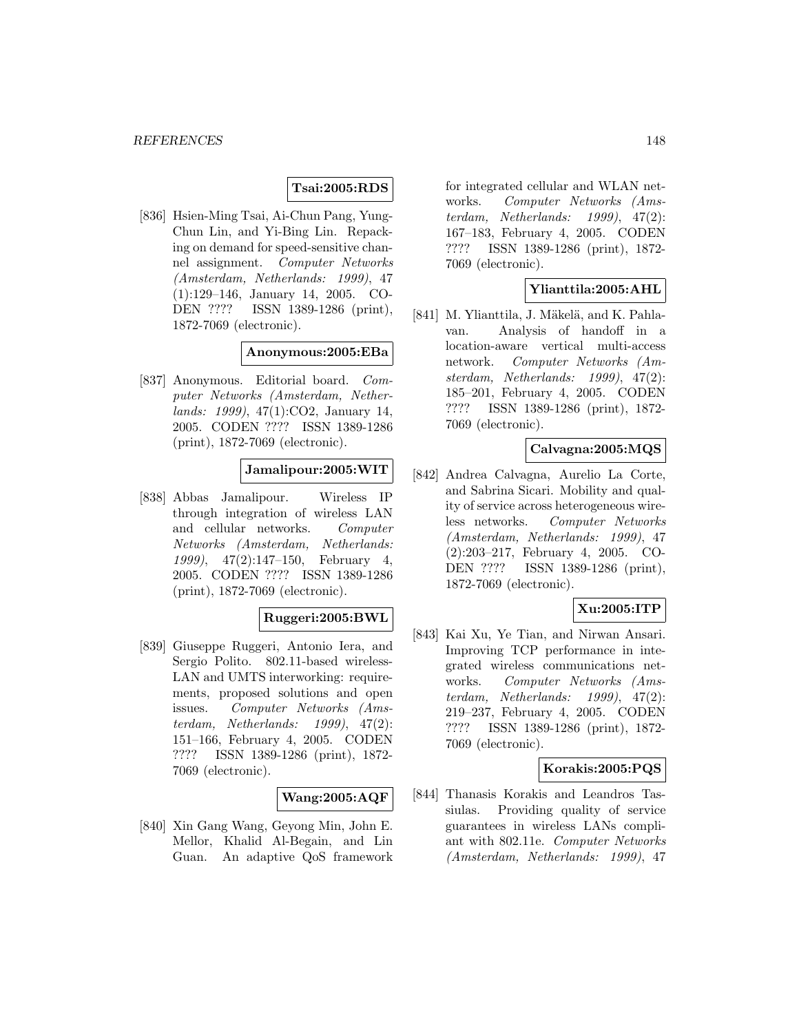**Tsai:2005:RDS**

[836] Hsien-Ming Tsai, Ai-Chun Pang, Yung-Chun Lin, and Yi-Bing Lin. Repacking on demand for speed-sensitive channel assignment. *Computer Networks (Amsterdam, Netherlands: 1999)*, 47 (1):129–146, January 14, 2005. CODEN ???? ISSN 1389-1286 (print), 1872-7069 (electronic).

**Anonymous:2005:EBa**

[837] Anonymous. Editorial board. *Computer Networks (Amsterdam, Netherlands: 1999)*, 47(1):CO2, January 14, 2005. CODEN ???? ISSN 1389-1286 (print), 1872-7069 (electronic).

**Jamalipour:2005:WIT**

[838] Abbas Jamalipour. Wireless IP through integration of wireless LAN and cellular networks. *Computer Networks (Amsterdam, Netherlands: 1999)*, 47(2):147–150, February 4, 2005. CODEN ???? ISSN 1389-1286 (print), 1872-7069 (electronic).

**Ruggeri:2005:BWL**

[839] Giuseppe Ruggeri, Antonio Iera, and Sergio Polito. 802.11-based wireless-LAN and UMTS interworking: requirements, proposed solutions and open issues. *Computer Networks (Amsterdam, Netherlands: 1999)*, 47(2): 151–166, February 4, 2005. CODEN ???? ISSN 1389-1286 (print), 1872-7069 (electronic).

**Wang:2005:AQF**

[840] Xin Gang Wang, Geyong Min, John E. Mellor, Khalid Al-Begain, and Lin Guan. An adaptive QoS framework for integrated cellular and WLAN networks. *Computer Networks (Amsterdam, Netherlands: 1999)*, 47(2): 167–183, February 4, 2005. CODEN ???? ISSN 1389-1286 (print), 1872-7069 (electronic).

**Ylianttila:2005:AHL**

[841] M. Ylianttila, J. Mäkelä, and K. Pahlavan. Analysis of handoff in a location-aware vertical multi-access network. *Computer Networks (Amsterdam, Netherlands: 1999)*, 47(2): 185–201, February 4, 2005. CODEN ???? ISSN 1389-1286 (print), 1872-7069 (electronic).

**Calvagna:2005:MQS**

[842] Andrea Calvagna, Aurelio La Corte, and Sabrina Sicari. Mobility and quality of service across heterogeneous wireless networks. *Computer Networks (Amsterdam, Netherlands: 1999)*, 47 (2):203–217, February 4, 2005. CODEN ???? ISSN 1389-1286 (print), 1872-7069 (electronic).

**Xu:2005:ITP**

[843] Kai Xu, Ye Tian, and Nirwan Ansari. Improving TCP performance in integrated wireless communications networks. *Computer Networks (Amsterdam, Netherlands: 1999)*, 47(2): 219–237, February 4, 2005. CODEN ???? ISSN 1389-1286 (print), 1872-7069 (electronic).

**Korakis:2005:PQS**

[844] Thanasis Korakis and Leandros Tassiulas. Providing quality of service guarantees in wireless LANs compliant with 802.11e. *Computer Networks (Amsterdam, Netherlands: 1999)*, 47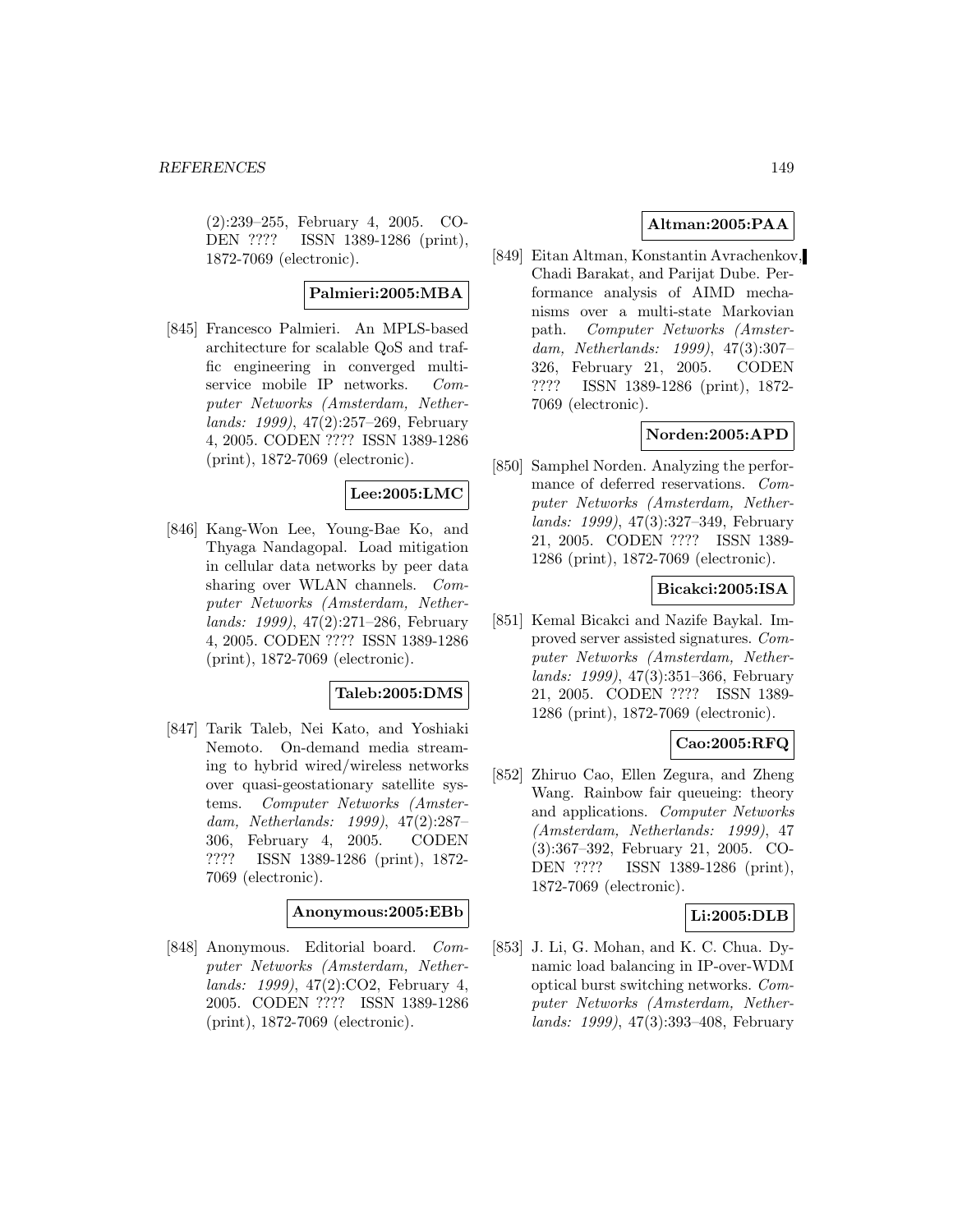(2):239–255, February 4, 2005. CODEN ???? ISSN 1389-1286 (print), 1872-7069 (electronic).

**Palmieri:2005:MBA**

[845] Francesco Palmieri. An MPLS-based architecture for scalable QoS and traffic engineering in converged multiservice mobile IP networks. *Computer Networks (Amsterdam, Netherlands: 1999)*, 47(2):257–269, February 4, 2005. CODEN ???? ISSN 1389-1286 (print), 1872-7069 (electronic).

**Lee:2005:LMC**

[846] Kang-Won Lee, Young-Bae Ko, and Thyaga Nandagopal. Load mitigation in cellular data networks by peer data sharing over WLAN channels. *Computer Networks (Amsterdam, Netherlands: 1999)*, 47(2):271–286, February 4, 2005. CODEN ???? ISSN 1389-1286 (print), 1872-7069 (electronic).

**Taleb:2005:DMS**

[847] Tarik Taleb, Nei Kato, and Yoshiaki Nemoto. On-demand media streaming to hybrid wired/wireless networks over quasi-geostationary satellite systems. *Computer Networks (Amsterdam, Netherlands: 1999)*, 47(2):287–306, February 4, 2005. CODEN ???? ISSN 1389-1286 (print), 1872-7069 (electronic).

**Anonymous:2005:EBb**

[848] Anonymous. Editorial board. *Computer Networks (Amsterdam, Netherlands: 1999)*, 47(2):CO2, February 4, 2005. CODEN ???? ISSN 1389-1286 (print), 1872-7069 (electronic).

**Altman:2005:PAA**

[849] Eitan Altman, Konstantin Avrachenkov, Chadi Barakat, and Parijat Dube. Performance analysis of AIMD mechanisms over a multi-state Markovian path. *Computer Networks (Amsterdam, Netherlands: 1999)*, 47(3):307–326, February 21, 2005. CODEN ???? ISSN 1389-1286 (print), 1872-7069 (electronic).

**Norden:2005:APD**

[850] Samphel Norden. Analyzing the performance of deferred reservations. *Computer Networks (Amsterdam, Netherlands: 1999)*, 47(3):327–349, February 21, 2005. CODEN ???? ISSN 1389-1286 (print), 1872-7069 (electronic).

**Bicakci:2005:ISA**

[851] Kemal Bicakci and Nazife Baykal. Improved server assisted signatures. *Computer Networks (Amsterdam, Netherlands: 1999)*, 47(3):351–366, February 21, 2005. CODEN ???? ISSN 1389-1286 (print), 1872-7069 (electronic).

**Cao:2005:RFQ**

[852] Zhiruo Cao, Ellen Zegura, and Zheng Wang. Rainbow fair queueing: theory and applications. *Computer Networks (Amsterdam, Netherlands: 1999)*, 47 (3):367–392, February 21, 2005. CODEN ???? ISSN 1389-1286 (print), 1872-7069 (electronic).

**Li:2005:DLB**

[853] J. Li, G. Mohan, and K. C. Chua. Dynamic load balancing in IP-over-WDM optical burst switching networks. *Computer Networks (Amsterdam, Netherlands: 1999)*, 47(3):393–408, February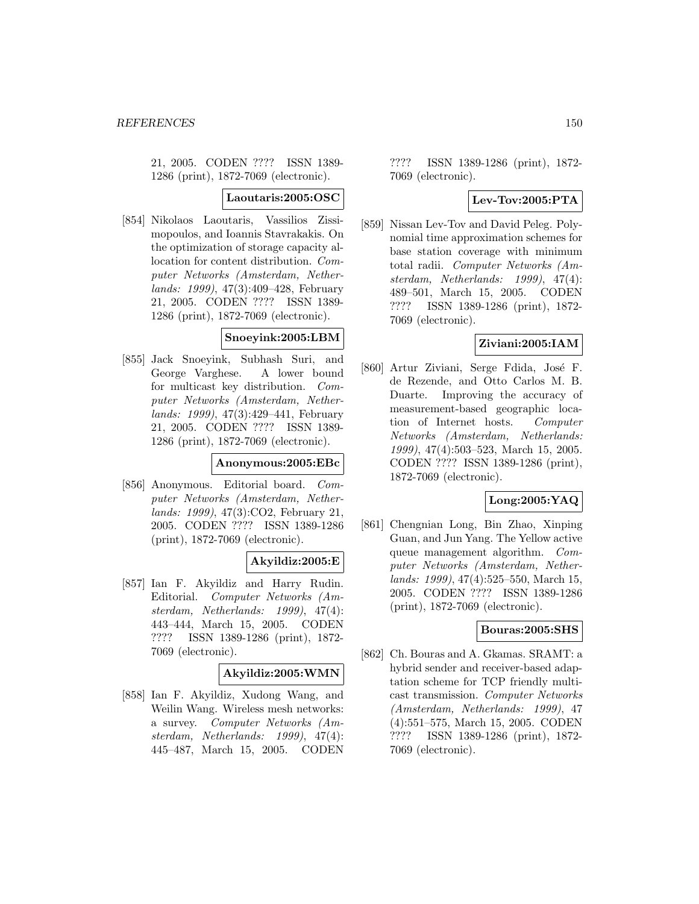21, 2005. CODEN ???? ISSN 1389-1286 (print), 1872-7069 (electronic).

**Laoutaris:2005:OSC**

[854] Nikolaos Laoutaris, Vassilios Zissimopoulos, and Ioannis Stavrakakis. On the optimization of storage capacity allocation for content distribution. *Computer Networks (Amsterdam, Netherlands: 1999)*, 47(3):409–428, February 21, 2005. CODEN ???? ISSN 1389-1286 (print), 1872-7069 (electronic).

**Snoeyink:2005:LBM**

[855] Jack Snoeyink, Subhash Suri, and George Varghese. A lower bound for multicast key distribution. *Computer Networks (Amsterdam, Netherlands: 1999)*, 47(3):429–441, February 21, 2005. CODEN ???? ISSN 1389-1286 (print), 1872-7069 (electronic).

**Anonymous:2005:EBc**

[856] Anonymous. Editorial board. *Computer Networks (Amsterdam, Netherlands: 1999)*, 47(3):CO2, February 21, 2005. CODEN ???? ISSN 1389-1286 (print), 1872-7069 (electronic).

**Akyildiz:2005:E**

[857] Ian F. Akyildiz and Harry Rudin. Editorial. *Computer Networks (Amsterdam, Netherlands: 1999)*, 47(4): 443–444, March 15, 2005. CODEN ???? ISSN 1389-1286 (print), 1872-7069 (electronic).

**Akyildiz:2005:WMN**

[858] Ian F. Akyildiz, Xudong Wang, and Weilin Wang. Wireless mesh networks: a survey. *Computer Networks (Amsterdam, Netherlands: 1999)*, 47(4): 445–487, March 15, 2005. CODEN ???? ISSN 1389-1286 (print), 1872-7069 (electronic).

**Lev-Tov:2005:PTA**

[859] Nissan Lev-Tov and David Peleg. Polynomial time approximation schemes for base station coverage with minimum total radii. *Computer Networks (Amsterdam, Netherlands: 1999)*, 47(4): 489–501, March 15, 2005. CODEN ???? ISSN 1389-1286 (print), 1872-7069 (electronic).

**Ziviani:2005:IAM**

[860] Artur Ziviani, Serge Fdida, José F. de Rezende, and Otto Carlos M. B. Duarte. Improving the accuracy of measurement-based geographic location of Internet hosts. *Computer Networks (Amsterdam, Netherlands: 1999)*, 47(4):503–523, March 15, 2005. CODEN ???? ISSN 1389-1286 (print), 1872-7069 (electronic).

**Long:2005:YAQ**

[861] Chengnian Long, Bin Zhao, Xinping Guan, and Jun Yang. The Yellow active queue management algorithm. *Computer Networks (Amsterdam, Netherlands: 1999)*, 47(4):525–550, March 15, 2005. CODEN ???? ISSN 1389-1286 (print), 1872-7069 (electronic).

**Bouras:2005:SHS**

[862] Ch. Bouras and A. Gkamas. SRAMT: a hybrid sender and receiver-based adaptation scheme for TCP friendly multicast transmission. *Computer Networks (Amsterdam, Netherlands: 1999)*, 47 (4):551–575, March 15, 2005. CODEN ???? ISSN 1389-1286 (print), 1872-7069 (electronic).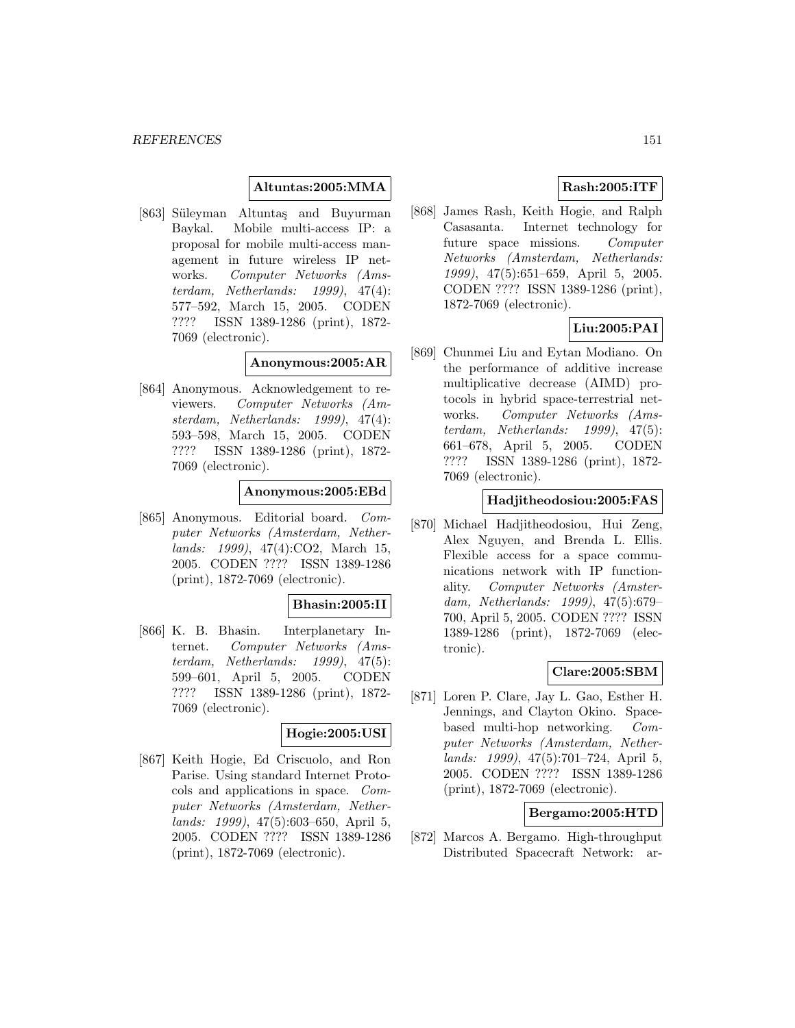**Altuntas:2005:MMA**

[863] Süleyman Altuntaş and Buyurman Baykal. Mobile multi-access IP: a proposal for mobile multi-access management in future wireless IP networks. *Computer Networks (Amsterdam, Netherlands: 1999)*, 47(4): 577–592, March 15, 2005. CODEN ???? ISSN 1389-1286 (print), 1872-7069 (electronic).

**Anonymous:2005:AR**

[864] Anonymous. Acknowledgement to reviewers. *Computer Networks (Amsterdam, Netherlands: 1999)*, 47(4): 593–598, March 15, 2005. CODEN ???? ISSN 1389-1286 (print), 1872-7069 (electronic).

**Anonymous:2005:EBd**

[865] Anonymous. Editorial board. *Computer Networks (Amsterdam, Netherlands: 1999)*, 47(4):CO2, March 15, 2005. CODEN ???? ISSN 1389-1286 (print), 1872-7069 (electronic).

**Bhasin:2005:II**

[866] K. B. Bhasin. Interplanetary Internet. *Computer Networks (Amsterdam, Netherlands: 1999)*, 47(5): 599–601, April 5, 2005. CODEN ???? ISSN 1389-1286 (print), 1872-7069 (electronic).

**Hogie:2005:USI**

[867] Keith Hogie, Ed Criscuolo, and Ron Parise. Using standard Internet Protocols and applications in space. *Computer Networks (Amsterdam, Netherlands: 1999)*, 47(5):603–650, April 5, 2005. CODEN ???? ISSN 1389-1286 (print), 1872-7069 (electronic).

**Rash:2005:ITF**

[868] James Rash, Keith Hogie, and Ralph Casasanta. Internet technology for future space missions. *Computer Networks (Amsterdam, Netherlands: 1999)*, 47(5):651–659, April 5, 2005. CODEN ???? ISSN 1389-1286 (print), 1872-7069 (electronic).

**Liu:2005:PAI**

[869] Chunmei Liu and Eytan Modiano. On the performance of additive increase multiplicative decrease (AIMD) protocols in hybrid space-terrestrial networks. *Computer Networks (Amsterdam, Netherlands: 1999)*, 47(5): 661–678, April 5, 2005. CODEN ???? ISSN 1389-1286 (print), 1872-7069 (electronic).

**Hadjitheodosiou:2005:FAS**

[870] Michael Hadjitheodosiou, Hui Zeng, Alex Nguyen, and Brenda L. Ellis. Flexible access for a space communications network with IP functionality. *Computer Networks (Amsterdam, Netherlands: 1999)*, 47(5):679–700, April 5, 2005. CODEN ???? ISSN 1389-1286 (print), 1872-7069 (electronic).

**Clare:2005:SBM**

[871] Loren P. Clare, Jay L. Gao, Esther H. Jennings, and Clayton Okino. Space-based multi-hop networking. *Computer Networks (Amsterdam, Netherlands: 1999)*, 47(5):701–724, April 5, 2005. CODEN ???? ISSN 1389-1286 (print), 1872-7069 (electronic).

**Bergamo:2005:HTD**

[872] Marcos A. Bergamo. High-throughput Distributed Spacecraft Network: ar-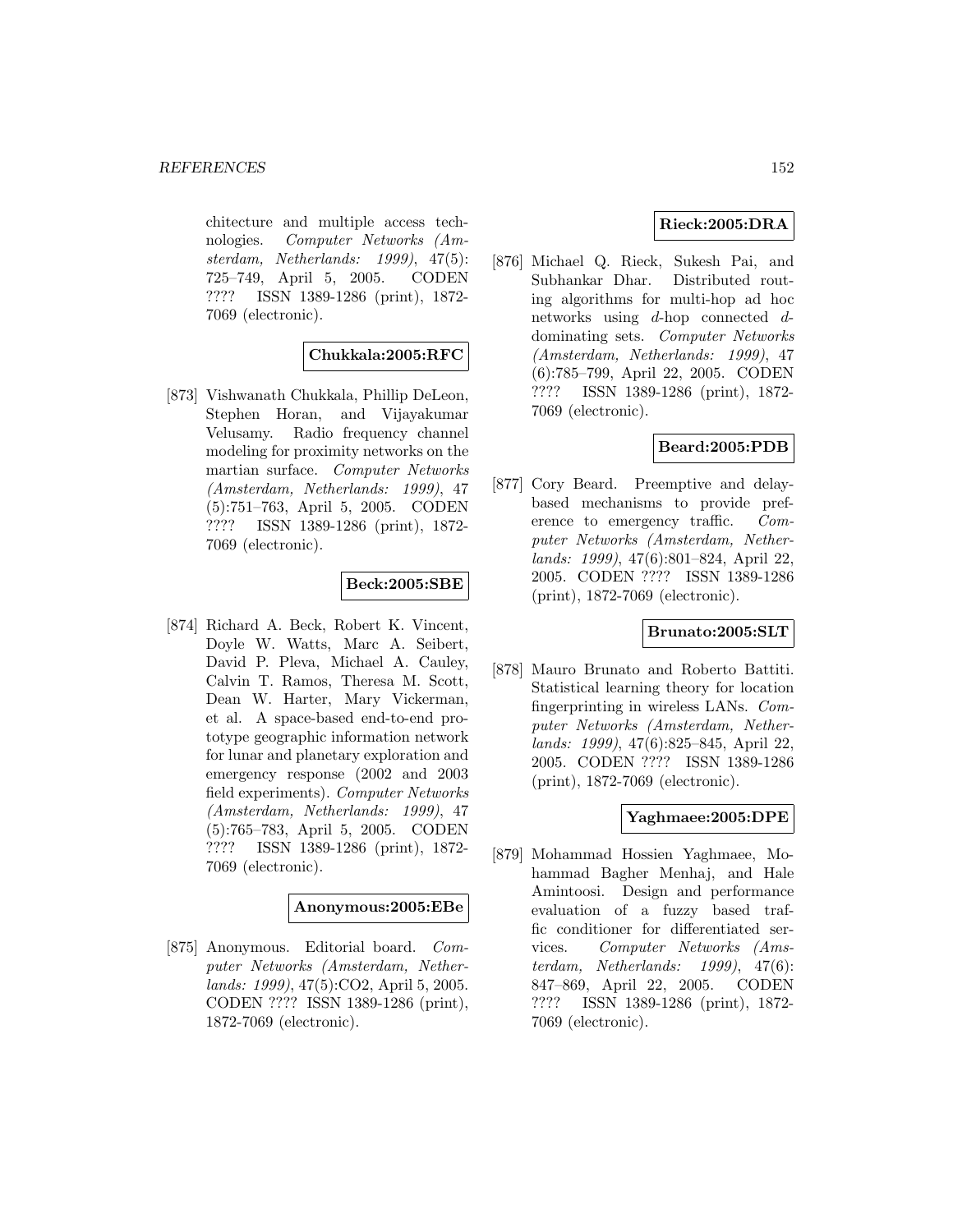chitecture and multiple access technologies. *Computer Networks (Amsterdam, Netherlands: 1999)*, 47(5): 725–749, April 5, 2005. CODEN ???? ISSN 1389-1286 (print), 1872-7069 (electronic).

**Chukkala:2005:RFC**

[873] Vishwanath Chukkala, Phillip DeLeon, Stephen Horan, and Vijayakumar Velusamy. Radio frequency channel modeling for proximity networks on the martian surface. *Computer Networks (Amsterdam, Netherlands: 1999)*, 47 (5):751–763, April 5, 2005. CODEN ???? ISSN 1389-1286 (print), 1872-7069 (electronic).

**Beck:2005:SBE**

[874] Richard A. Beck, Robert K. Vincent, Doyle W. Watts, Marc A. Seibert, David P. Pleva, Michael A. Cauley, Calvin T. Ramos, Theresa M. Scott, Dean W. Harter, Mary Vickerman, et al. A space-based end-to-end prototype geographic information network for lunar and planetary exploration and emergency response (2002 and 2003 field experiments). *Computer Networks (Amsterdam, Netherlands: 1999)*, 47 (5):765–783, April 5, 2005. CODEN ???? ISSN 1389-1286 (print), 1872-7069 (electronic).

**Anonymous:2005:EBe**

[875] Anonymous. Editorial board. *Computer Networks (Amsterdam, Netherlands: 1999)*, 47(5):CO2, April 5, 2005. CODEN ???? ISSN 1389-1286 (print), 1872-7069 (electronic).

**Rieck:2005:DRA**

[876] Michael Q. Rieck, Sukesh Pai, and Subhankar Dhar. Distributed routing algorithms for multi-hop ad hoc networks using $d$-hop connected $d$-dominating sets. *Computer Networks (Amsterdam, Netherlands: 1999)*, 47 (6):785–799, April 22, 2005. CODEN ???? ISSN 1389-1286 (print), 1872-7069 (electronic).

**Beard:2005:PDB**

[877] Cory Beard. Preemptive and delay-based mechanisms to provide preference to emergency traffic. *Computer Networks (Amsterdam, Netherlands: 1999)*, 47(6):801–824, April 22, 2005. CODEN ???? ISSN 1389-1286 (print), 1872-7069 (electronic).

**Brunato:2005:SLT**

[878] Mauro Brunato and Roberto Battiti. Statistical learning theory for location fingerprinting in wireless LANs. *Computer Networks (Amsterdam, Netherlands: 1999)*, 47(6):825–845, April 22, 2005. CODEN ???? ISSN 1389-1286 (print), 1872-7069 (electronic).

**Yaghmaee:2005:DPE**

[879] Mohammad Hossien Yaghmaee, Mohammad Bagher Menhaj, and Hale Amintoosi. Design and performance evaluation of a fuzzy based traffic conditioner for differentiated services. *Computer Networks (Amsterdam, Netherlands: 1999)*, 47(6): 847–869, April 22, 2005. CODEN ???? ISSN 1389-1286 (print), 1872-7069 (electronic).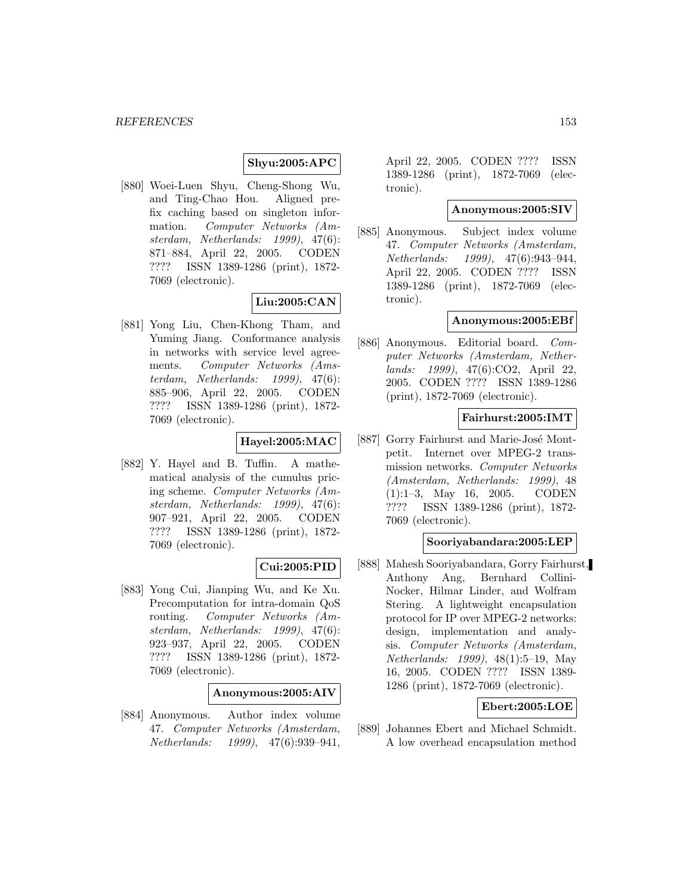**Shyu:2005:APC**

[880] Woei-Luen Shyu, Cheng-Shong Wu, and Ting-Chao Hou. Aligned prefix caching based on singleton information. *Computer Networks (Amsterdam, Netherlands: 1999)*, 47(6): 871–884, April 22, 2005. CODEN ???? ISSN 1389-1286 (print), 1872-7069 (electronic).

**Liu:2005:CAN**

[881] Yong Liu, Chen-Khong Tham, and Yuming Jiang. Conformance analysis in networks with service level agreements. *Computer Networks (Amsterdam, Netherlands: 1999)*, 47(6): 885–906, April 22, 2005. CODEN ???? ISSN 1389-1286 (print), 1872-7069 (electronic).

**Hayel:2005:MAC**

[882] Y. Hayel and B. Tuffin. A mathematical analysis of the cumulus pricing scheme. *Computer Networks (Amsterdam, Netherlands: 1999)*, 47(6): 907–921, April 22, 2005. CODEN ???? ISSN 1389-1286 (print), 1872-7069 (electronic).

**Cui:2005:PID**

[883] Yong Cui, Jianping Wu, and Ke Xu. Precomputation for intra-domain QoS routing. *Computer Networks (Amsterdam, Netherlands: 1999)*, 47(6): 923–937, April 22, 2005. CODEN ???? ISSN 1389-1286 (print), 1872-7069 (electronic).

**Anonymous:2005:AIV**

[884] Anonymous. Author index volume 47. *Computer Networks (Amsterdam, Netherlands: 1999)*, 47(6):939–941, April 22, 2005. CODEN ???? ISSN 1389-1286 (print), 1872-7069 (electronic).

**Anonymous:2005:SIV**

[885] Anonymous. Subject index volume 47. *Computer Networks (Amsterdam, Netherlands: 1999)*, 47(6):943–944, April 22, 2005. CODEN ???? ISSN 1389-1286 (print), 1872-7069 (electronic).

**Anonymous:2005:EBf**

[886] Anonymous. Editorial board. *Computer Networks (Amsterdam, Netherlands: 1999)*, 47(6):CO2, April 22, 2005. CODEN ???? ISSN 1389-1286 (print), 1872-7069 (electronic).

**Fairhurst:2005:IMT**

[887] Gorry Fairhurst and Marie-José Montpetit. Internet over MPEG-2 transmission networks. *Computer Networks (Amsterdam, Netherlands: 1999)*, 48 (1):1–3, May 16, 2005. CODEN ???? ISSN 1389-1286 (print), 1872-7069 (electronic).

**Sooriyabandara:2005:LEP**

[888] Mahesh Sooriyabandara, Gorry Fairhurst, Anthony Ang, Bernhard Collini-Nocker, Hilmar Linder, and Wolfram Stering. A lightweight encapsulation protocol for IP over MPEG-2 networks: design, implementation and analysis. *Computer Networks (Amsterdam, Netherlands: 1999)*, 48(1):5–19, May 16, 2005. CODEN ???? ISSN 1389-1286 (print), 1872-7069 (electronic).

**Ebert:2005:LOE**

[889] Johannes Ebert and Michael Schmidt. A low overhead encapsulation method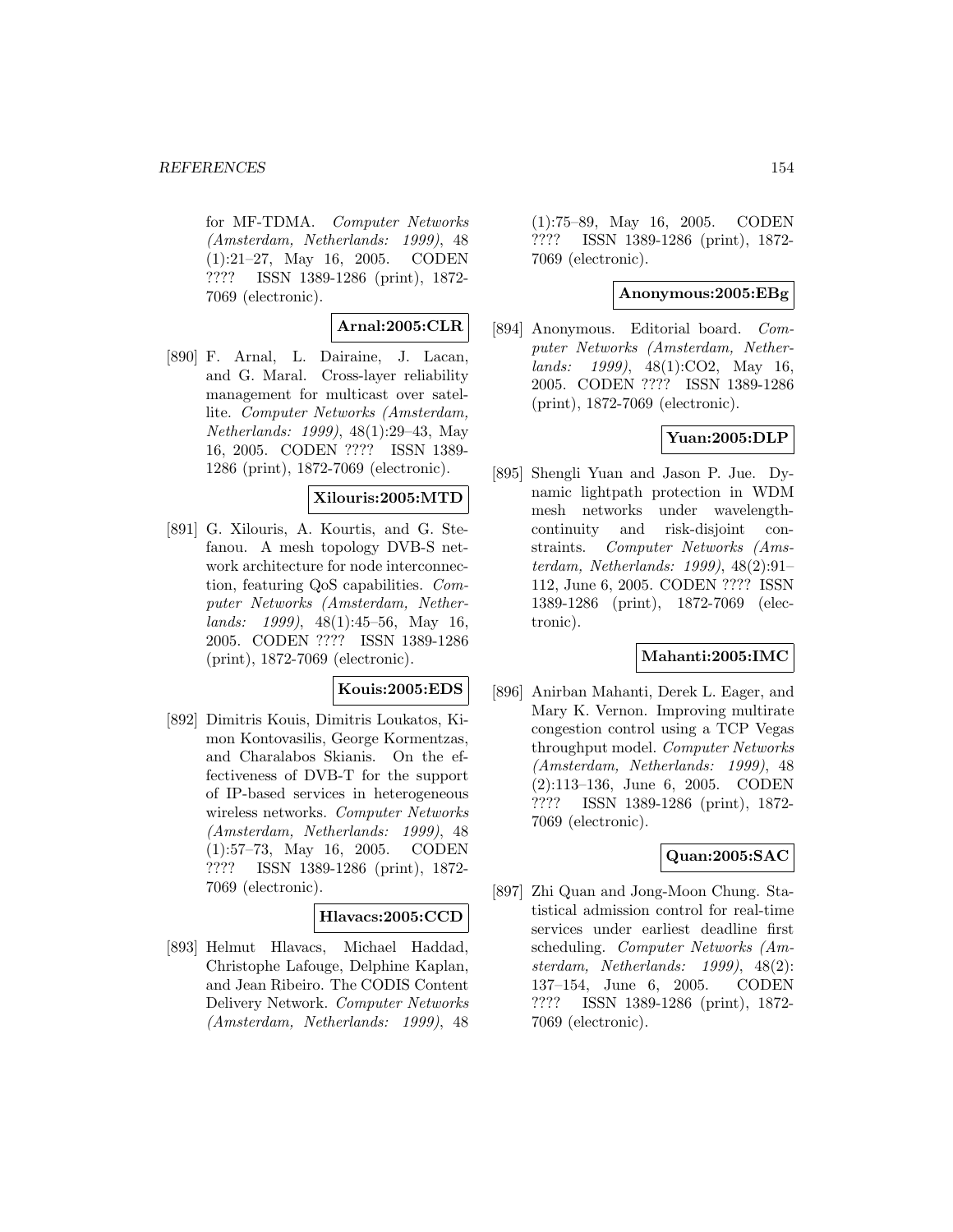for MF-TDMA. *Computer Networks (Amsterdam, Netherlands: 1999)*, 48 (1):21–27, May 16, 2005. CODEN ???? ISSN 1389-1286 (print), 1872-7069 (electronic).

**Arnal:2005:CLR**

[890] F. Arnal, L. Dairaine, J. Lacan, and G. Maral. Cross-layer reliability management for multicast over satellite. *Computer Networks (Amsterdam, Netherlands: 1999)*, 48(1):29–43, May 16, 2005. CODEN ???? ISSN 1389-1286 (print), 1872-7069 (electronic).

**Xilouris:2005:MTD**

[891] G. Xilouris, A. Kourtis, and G. Stefanou. A mesh topology DVB-S network architecture for node interconnection, featuring QoS capabilities. *Computer Networks (Amsterdam, Netherlands: 1999)*, 48(1):45–56, May 16, 2005. CODEN ???? ISSN 1389-1286 (print), 1872-7069 (electronic).

**Kouis:2005:EDS**

[892] Dimitris Kouis, Dimitris Loukatos, Kimon Kontovasilis, George Kormentzas, and Charalabos Skianis. On the effectiveness of DVB-T for the support of IP-based services in heterogeneous wireless networks. *Computer Networks (Amsterdam, Netherlands: 1999)*, 48 (1):57–73, May 16, 2005. CODEN ???? ISSN 1389-1286 (print), 1872-7069 (electronic).

**Hlavacs:2005:CCD**

[893] Helmut Hlavacs, Michael Haddad, Christophe Lafouge, Delphine Kaplan, and Jean Ribeiro. The CODIS Content Delivery Network. *Computer Networks (Amsterdam, Netherlands: 1999)*, 48 (1):75–89, May 16, 2005. CODEN ???? ISSN 1389-1286 (print), 1872-7069 (electronic).

**Anonymous:2005:EBg**

[894] Anonymous. Editorial board. *Computer Networks (Amsterdam, Netherlands: 1999)*, 48(1):CO2, May 16, 2005. CODEN ???? ISSN 1389-1286 (print), 1872-7069 (electronic).

**Yuan:2005:DLP**

[895] Shengli Yuan and Jason P. Jue. Dynamic lightpath protection in WDM mesh networks under wavelength-continuity and risk-disjoint constraints. *Computer Networks (Amsterdam, Netherlands: 1999)*, 48(2):91–112, June 6, 2005. CODEN ???? ISSN 1389-1286 (print), 1872-7069 (electronic).

**Mahanti:2005:IMC**

[896] Anirban Mahanti, Derek L. Eager, and Mary K. Vernon. Improving multirate congestion control using a TCP Vegas throughput model. *Computer Networks (Amsterdam, Netherlands: 1999)*, 48 (2):113–136, June 6, 2005. CODEN ???? ISSN 1389-1286 (print), 1872-7069 (electronic).

**Quan:2005:SAC**

[897] Zhi Quan and Jong-Moon Chung. Statistical admission control for real-time services under earliest deadline first scheduling. *Computer Networks (Amsterdam, Netherlands: 1999)*, 48(2): 137–154, June 6, 2005. CODEN ???? ISSN 1389-1286 (print), 1872-7069 (electronic).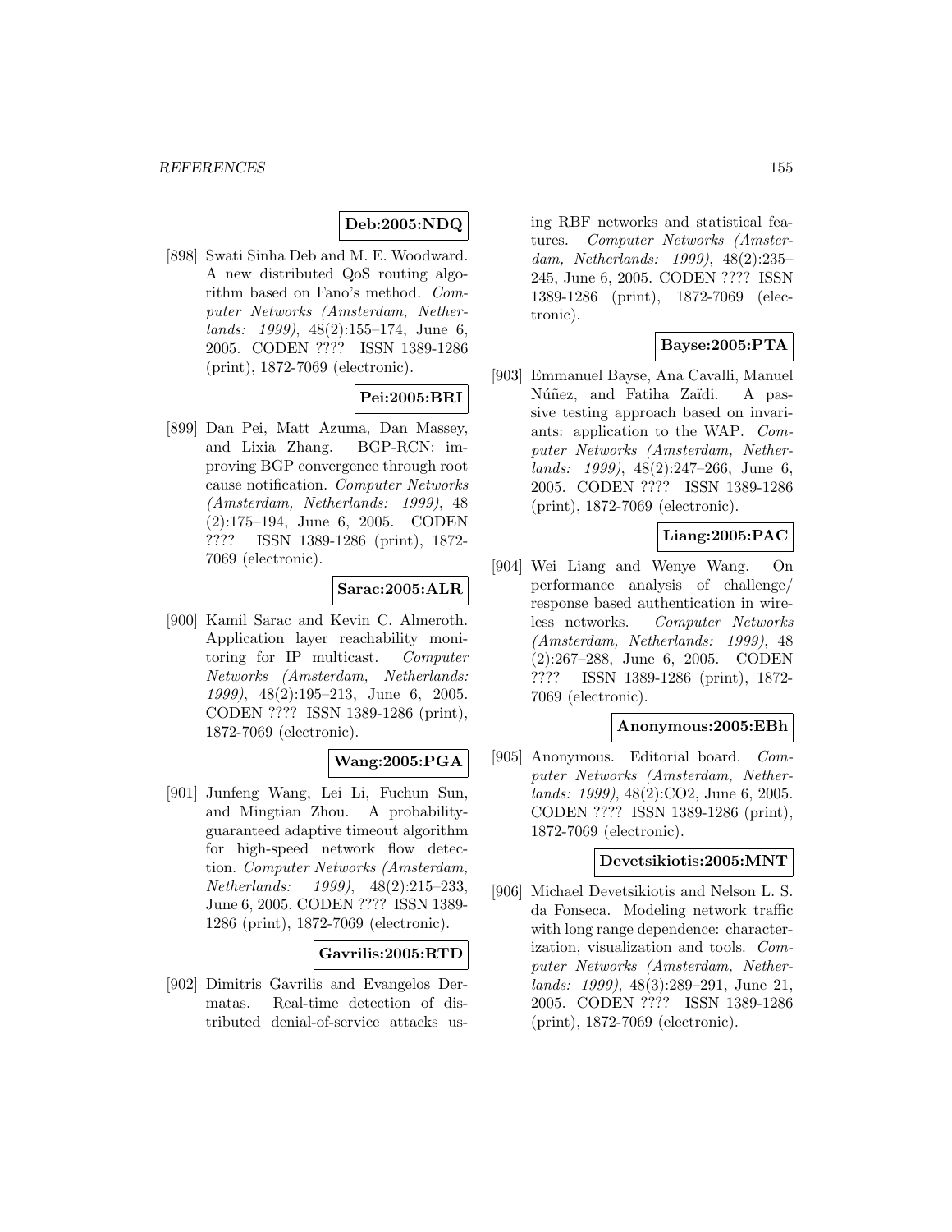**Deb:2005:NDQ**

[898] Swati Sinha Deb and M. E. Woodward. A new distributed QoS routing algorithm based on Fano's method. *Computer Networks (Amsterdam, Netherlands: 1999)*, 48(2):155–174, June 6, 2005. CODEN ???? ISSN 1389-1286 (print), 1872-7069 (electronic).

**Pei:2005:BRI**

[899] Dan Pei, Matt Azuma, Dan Massey, and Lixia Zhang. BGP-RCN: improving BGP convergence through root cause notification. *Computer Networks (Amsterdam, Netherlands: 1999)*, 48 (2):175–194, June 6, 2005. CODEN ???? ISSN 1389-1286 (print), 1872-7069 (electronic).

**Sarac:2005:ALR**

[900] Kamil Sarac and Kevin C. Almeroth. Application layer reachability monitoring for IP multicast. *Computer Networks (Amsterdam, Netherlands: 1999)*, 48(2):195–213, June 6, 2005. CODEN ???? ISSN 1389-1286 (print), 1872-7069 (electronic).

**Wang:2005:PGA**

[901] Junfeng Wang, Lei Li, Fuchun Sun, and Mingtian Zhou. A probability-guaranteed adaptive timeout algorithm for high-speed network flow detection. *Computer Networks (Amsterdam, Netherlands: 1999)*, 48(2):215–233, June 6, 2005. CODEN ???? ISSN 1389-1286 (print), 1872-7069 (electronic).

**Gavrilis:2005:RTD**

[902] Dimitris Gavrilis and Evangelos Dermatas. Real-time detection of distributed denial-of-service attacks using RBF networks and statistical features. *Computer Networks (Amsterdam, Netherlands: 1999)*, 48(2):235–245, June 6, 2005. CODEN ???? ISSN 1389-1286 (print), 1872-7069 (electronic).

**Bayse:2005:PTA**

[903] Emmanuel Bayse, Ana Cavalli, Manuel Núñez, and Fatiha Zaïdi. A passive testing approach based on invariants: application to the WAP. *Computer Networks (Amsterdam, Netherlands: 1999)*, 48(2):247–266, June 6, 2005. CODEN ???? ISSN 1389-1286 (print), 1872-7069 (electronic).

**Liang:2005:PAC**

[904] Wei Liang and Wenye Wang. On performance analysis of challenge/response based authentication in wireless networks. *Computer Networks (Amsterdam, Netherlands: 1999)*, 48 (2):267–288, June 6, 2005. CODEN ???? ISSN 1389-1286 (print), 1872-7069 (electronic).

**Anonymous:2005:EBh**

[905] Anonymous. Editorial board. *Computer Networks (Amsterdam, Netherlands: 1999)*, 48(2):CO2, June 6, 2005. CODEN ???? ISSN 1389-1286 (print), 1872-7069 (electronic).

**Devetsikiotis:2005:MNT**

[906] Michael Devetsikiotis and Nelson L. S. da Fonseca. Modeling network traffic with long range dependence: characterization, visualization and tools. *Computer Networks (Amsterdam, Netherlands: 1999)*, 48(3):289–291, June 21, 2005. CODEN ???? ISSN 1389-1286 (print), 1872-7069 (electronic).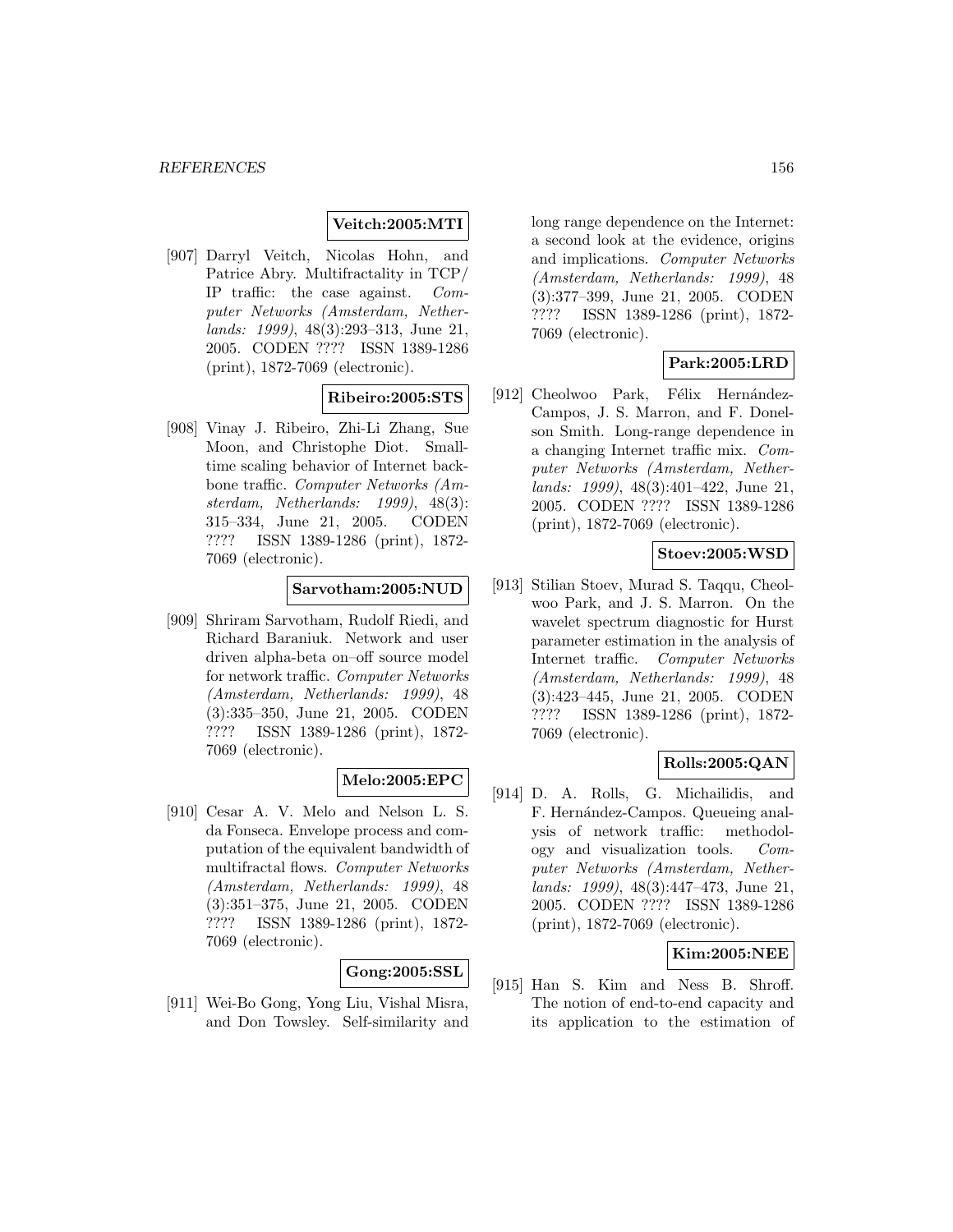**Veitch:2005:MTI**

[907] Darryl Veitch, Nicolas Hohn, and Patrice Abry. Multifractality in TCP/IP traffic: the case against. *Computer Networks (Amsterdam, Netherlands: 1999)*, 48(3):293–313, June 21, 2005. CODEN ???? ISSN 1389-1286 (print), 1872-7069 (electronic).

**Ribeiro:2005:STS**

[908] Vinay J. Ribeiro, Zhi-Li Zhang, Sue Moon, and Christophe Diot. Small-time scaling behavior of Internet backbone traffic. *Computer Networks (Amsterdam, Netherlands: 1999)*, 48(3): 315–334, June 21, 2005. CODEN ???? ISSN 1389-1286 (print), 1872-7069 (electronic).

**Sarvotham:2005:NUD**

[909] Shriram Sarvotham, Rudolf Riedi, and Richard Baraniuk. Network and user driven alpha-beta on–off source model for network traffic. *Computer Networks (Amsterdam, Netherlands: 1999)*, 48 (3):335–350, June 21, 2005. CODEN ???? ISSN 1389-1286 (print), 1872-7069 (electronic).

**Melo:2005:EPC**

[910] Cesar A. V. Melo and Nelson L. S. da Fonseca. Envelope process and computation of the equivalent bandwidth of multifractal flows. *Computer Networks (Amsterdam, Netherlands: 1999)*, 48 (3):351–375, June 21, 2005. CODEN ???? ISSN 1389-1286 (print), 1872-7069 (electronic).

**Gong:2005:SSL**

[911] Wei-Bo Gong, Yong Liu, Vishal Misra, and Don Towsley. Self-similarity and long range dependence on the Internet: a second look at the evidence, origins and implications. *Computer Networks (Amsterdam, Netherlands: 1999)*, 48 (3):377–399, June 21, 2005. CODEN ???? ISSN 1389-1286 (print), 1872-7069 (electronic).

**Park:2005:LRD**

[912] Cheolwoo Park, Félix Hernández-Campos, J. S. Marron, and F. Donelson Smith. Long-range dependence in a changing Internet traffic mix. *Computer Networks (Amsterdam, Netherlands: 1999)*, 48(3):401–422, June 21, 2005. CODEN ???? ISSN 1389-1286 (print), 1872-7069 (electronic).

**Stoev:2005:WSD**

[913] Stilian Stoev, Murad S. Taqqu, Cheolwoo Park, and J. S. Marron. On the wavelet spectrum diagnostic for Hurst parameter estimation in the analysis of Internet traffic. *Computer Networks (Amsterdam, Netherlands: 1999)*, 48 (3):423–445, June 21, 2005. CODEN ???? ISSN 1389-1286 (print), 1872-7069 (electronic).

**Rolls:2005:QAN**

[914] D. A. Rolls, G. Michailidis, and F. Hernández-Campos. Queueing analysis of network traffic: methodology and visualization tools. *Computer Networks (Amsterdam, Netherlands: 1999)*, 48(3):447–473, June 21, 2005. CODEN ???? ISSN 1389-1286 (print), 1872-7069 (electronic).

**Kim:2005:NEE**

[915] Han S. Kim and Ness B. Shroff. The notion of end-to-end capacity and its application to the estimation of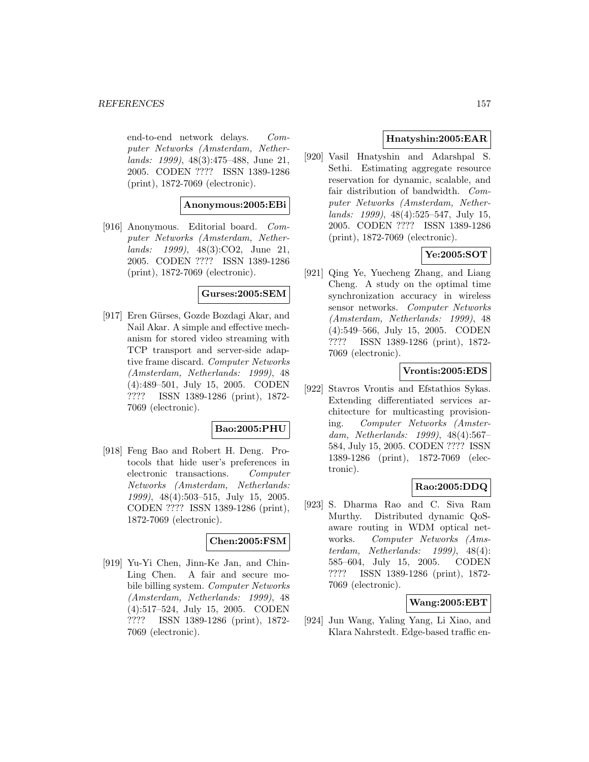end-to-end network delays. *Computer Networks (Amsterdam, Netherlands: 1999)*, 48(3):475–488, June 21, 2005. CODEN ???? ISSN 1389-1286 (print), 1872-7069 (electronic).

**Anonymous:2005:EBi**

[916] Anonymous. Editorial board. *Computer Networks (Amsterdam, Netherlands: 1999)*, 48(3):CO2, June 21, 2005. CODEN ???? ISSN 1389-1286 (print), 1872-7069 (electronic).

**Gurses:2005:SEM**

[917] Eren Gürses, Gozde Bozdagi Akar, and Nail Akar. A simple and effective mechanism for stored video streaming with TCP transport and server-side adaptive frame discard. *Computer Networks (Amsterdam, Netherlands: 1999)*, 48 (4):489–501, July 15, 2005. CODEN ???? ISSN 1389-1286 (print), 1872-7069 (electronic).

**Bao:2005:PHU**

[918] Feng Bao and Robert H. Deng. Protocols that hide user's preferences in electronic transactions. *Computer Networks (Amsterdam, Netherlands: 1999)*, 48(4):503–515, July 15, 2005. CODEN ???? ISSN 1389-1286 (print), 1872-7069 (electronic).

**Chen:2005:FSM**

[919] Yu-Yi Chen, Jinn-Ke Jan, and Chin-Ling Chen. A fair and secure mobile billing system. *Computer Networks (Amsterdam, Netherlands: 1999)*, 48 (4):517–524, July 15, 2005. CODEN ???? ISSN 1389-1286 (print), 1872-7069 (electronic).

**Hnatyshin:2005:EAR**

[920] Vasil Hnatyshin and Adarshpal S. Sethi. Estimating aggregate resource reservation for dynamic, scalable, and fair distribution of bandwidth. *Computer Networks (Amsterdam, Netherlands: 1999)*, 48(4):525–547, July 15, 2005. CODEN ???? ISSN 1389-1286 (print), 1872-7069 (electronic).

**Ye:2005:SOT**

[921] Qing Ye, Yuecheng Zhang, and Liang Cheng. A study on the optimal time synchronization accuracy in wireless sensor networks. *Computer Networks (Amsterdam, Netherlands: 1999)*, 48 (4):549–566, July 15, 2005. CODEN ???? ISSN 1389-1286 (print), 1872-7069 (electronic).

**Vrontis:2005:EDS**

[922] Stavros Vrontis and Efstathios Sykas. Extending differentiated services architecture for multicasting provisioning. *Computer Networks (Amsterdam, Netherlands: 1999)*, 48(4):567–584, July 15, 2005. CODEN ???? ISSN 1389-1286 (print), 1872-7069 (electronic).

**Rao:2005:DDQ**

[923] S. Dharma Rao and C. Siva Ram Murthy. Distributed dynamic QoS-aware routing in WDM optical networks. *Computer Networks (Amsterdam, Netherlands: 1999)*, 48(4): 585–604, July 15, 2005. CODEN ???? ISSN 1389-1286 (print), 1872-7069 (electronic).

**Wang:2005:EBT**

[924] Jun Wang, Yaling Yang, Li Xiao, and Klara Nahrstedt. Edge-based traffic en-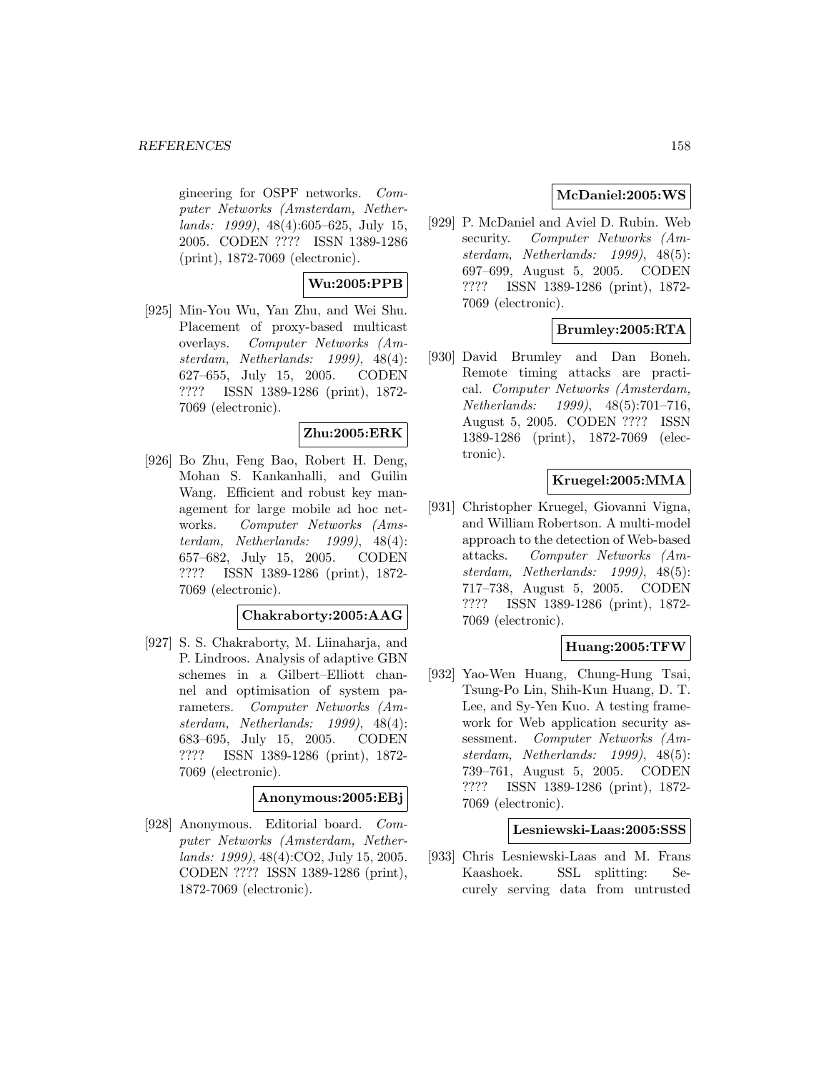gineering for OSPF networks. *Computer Networks (Amsterdam, Netherlands: 1999)*, 48(4):605–625, July 15, 2005. CODEN ???? ISSN 1389-1286 (print), 1872-7069 (electronic).

**Wu:2005:PPB**

[925] Min-You Wu, Yan Zhu, and Wei Shu. Placement of proxy-based multicast overlays. *Computer Networks (Amsterdam, Netherlands: 1999)*, 48(4): 627–655, July 15, 2005. CODEN ???? ISSN 1389-1286 (print), 1872-7069 (electronic).

**Zhu:2005:ERK**

[926] Bo Zhu, Feng Bao, Robert H. Deng, Mohan S. Kankanhalli, and Guilin Wang. Efficient and robust key management for large mobile ad hoc networks. *Computer Networks (Amsterdam, Netherlands: 1999)*, 48(4): 657–682, July 15, 2005. CODEN ???? ISSN 1389-1286 (print), 1872-7069 (electronic).

**Chakraborty:2005:AAG**

[927] S. S. Chakraborty, M. Liinaharja, and P. Lindroos. Analysis of adaptive GBN schemes in a Gilbert–Elliott channel and optimisation of system parameters. *Computer Networks (Amsterdam, Netherlands: 1999)*, 48(4): 683–695, July 15, 2005. CODEN ???? ISSN 1389-1286 (print), 1872-7069 (electronic).

**Anonymous:2005:EBj**

[928] Anonymous. Editorial board. *Computer Networks (Amsterdam, Netherlands: 1999)*, 48(4):CO2, July 15, 2005. CODEN ???? ISSN 1389-1286 (print), 1872-7069 (electronic).

**McDaniel:2005:WS**

[929] P. McDaniel and Aviel D. Rubin. Web security. *Computer Networks (Amsterdam, Netherlands: 1999)*, 48(5): 697–699, August 5, 2005. CODEN ???? ISSN 1389-1286 (print), 1872-7069 (electronic).

**Brumley:2005:RTA**

[930] David Brumley and Dan Boneh. Remote timing attacks are practical. *Computer Networks (Amsterdam, Netherlands: 1999)*, 48(5):701–716, August 5, 2005. CODEN ???? ISSN 1389-1286 (print), 1872-7069 (electronic).

**Kruegel:2005:MMA**

[931] Christopher Kruegel, Giovanni Vigna, and William Robertson. A multi-model approach to the detection of Web-based attacks. *Computer Networks (Amsterdam, Netherlands: 1999)*, 48(5): 717–738, August 5, 2005. CODEN ???? ISSN 1389-1286 (print), 1872-7069 (electronic).

**Huang:2005:TFW**

[932] Yao-Wen Huang, Chung-Hung Tsai, Tsung-Po Lin, Shih-Kun Huang, D. T. Lee, and Sy-Yen Kuo. A testing framework for Web application security assessment. *Computer Networks (Amsterdam, Netherlands: 1999)*, 48(5): 739–761, August 5, 2005. CODEN ???? ISSN 1389-1286 (print), 1872-7069 (electronic).

**Lesniewski-Laas:2005:SSS**

[933] Chris Lesniewski-Laas and M. Frans Kaashoek. SSL splitting: Securely serving data from untrusted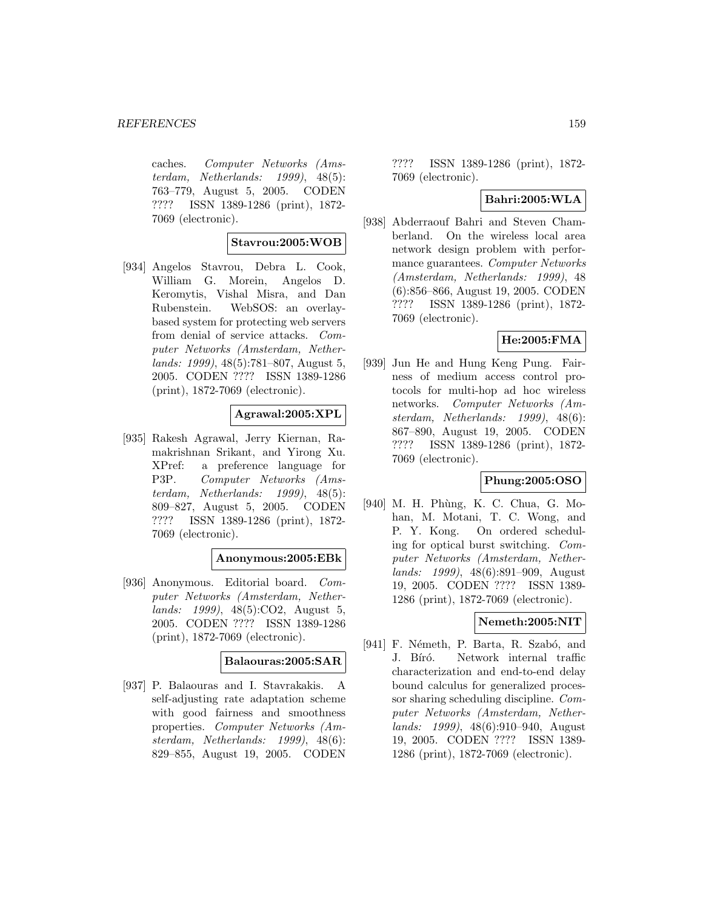caches. *Computer Networks (Amsterdam, Netherlands: 1999)*, 48(5): 763–779, August 5, 2005. CODEN ???? ISSN 1389-1286 (print), 1872-7069 (electronic).

**Stavrou:2005:WOB**

[934] Angelos Stavrou, Debra L. Cook, William G. Morein, Angelos D. Keromytis, Vishal Misra, and Dan Rubenstein. WebSOS: an overlay-based system for protecting web servers from denial of service attacks. *Computer Networks (Amsterdam, Netherlands: 1999)*, 48(5):781–807, August 5, 2005. CODEN ???? ISSN 1389-1286 (print), 1872-7069 (electronic).

**Agrawal:2005:XPL**

[935] Rakesh Agrawal, Jerry Kiernan, Ramakrishnan Srikant, and Yirong Xu. XPref: a preference language for P3P. *Computer Networks (Amsterdam, Netherlands: 1999)*, 48(5): 809–827, August 5, 2005. CODEN ???? ISSN 1389-1286 (print), 1872-7069 (electronic).

**Anonymous:2005:EBk**

[936] Anonymous. Editorial board. *Computer Networks (Amsterdam, Netherlands: 1999)*, 48(5):CO2, August 5, 2005. CODEN ???? ISSN 1389-1286 (print), 1872-7069 (electronic).

**Balaouras:2005:SAR**

[937] P. Balaouras and I. Stavrakakis. A self-adjusting rate adaptation scheme with good fairness and smoothness properties. *Computer Networks (Amsterdam, Netherlands: 1999)*, 48(6): 829–855, August 19, 2005. CODEN ???? ISSN 1389-1286 (print), 1872-7069 (electronic).

**Bahri:2005:WLA**

[938] Abderraouf Bahri and Steven Chamberland. On the wireless local area network design problem with performance guarantees. *Computer Networks (Amsterdam, Netherlands: 1999)*, 48 (6):856–866, August 19, 2005. CODEN ???? ISSN 1389-1286 (print), 1872-7069 (electronic).

**He:2005:FMA**

[939] Jun He and Hung Keng Pung. Fairness of medium access control protocols for multi-hop ad hoc wireless networks. *Computer Networks (Amsterdam, Netherlands: 1999)*, 48(6): 867–890, August 19, 2005. CODEN ???? ISSN 1389-1286 (print), 1872-7069 (electronic).

**Phung:2005:OSO**

[940] M. H. Phùng, K. C. Chua, G. Mohan, M. Motani, T. C. Wong, and P. Y. Kong. On ordered scheduling for optical burst switching. *Computer Networks (Amsterdam, Netherlands: 1999)*, 48(6):891–909, August 19, 2005. CODEN ???? ISSN 1389-1286 (print), 1872-7069 (electronic).

**Nemeth:2005:NIT**

[941] F. Németh, P. Barta, R. Szabó, and J. Bíró. Network internal traffic characterization and end-to-end delay bound calculus for generalized processor sharing scheduling discipline. *Computer Networks (Amsterdam, Netherlands: 1999)*, 48(6):910–940, August 19, 2005. CODEN ???? ISSN 1389-1286 (print), 1872-7069 (electronic).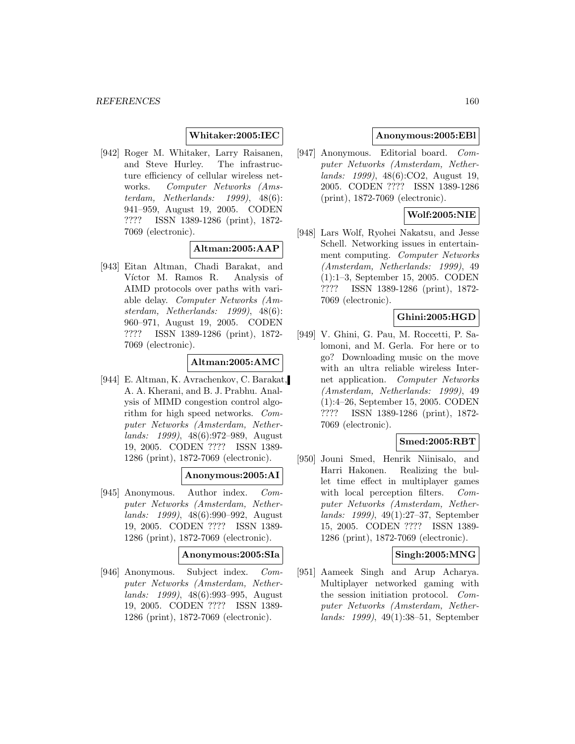**Whitaker:2005:IEC**

[942] Roger M. Whitaker, Larry Raisanen, and Steve Hurley. The infrastructure efficiency of cellular wireless networks. *Computer Networks (Amsterdam, Netherlands: 1999)*, 48(6): 941–959, August 19, 2005. CODEN ???? ISSN 1389-1286 (print), 1872-7069 (electronic).

**Altman:2005:AAP**

[943] Eitan Altman, Chadi Barakat, and Víctor M. Ramos R. Analysis of AIMD protocols over paths with variable delay. *Computer Networks (Amsterdam, Netherlands: 1999)*, 48(6): 960–971, August 19, 2005. CODEN ???? ISSN 1389-1286 (print), 1872-7069 (electronic).

**Altman:2005:AMC**

[944] E. Altman, K. Avrachenkov, C. Barakat, A. A. Kherani, and B. J. Prabhu. Analysis of MIMD congestion control algorithm for high speed networks. *Computer Networks (Amsterdam, Netherlands: 1999)*, 48(6):972–989, August 19, 2005. CODEN ???? ISSN 1389-1286 (print), 1872-7069 (electronic).

**Anonymous:2005:AI**

[945] Anonymous. Author index. *Computer Networks (Amsterdam, Netherlands: 1999)*, 48(6):990–992, August 19, 2005. CODEN ???? ISSN 1389-1286 (print), 1872-7069 (electronic).

**Anonymous:2005:SIa**

[946] Anonymous. Subject index. *Computer Networks (Amsterdam, Netherlands: 1999)*, 48(6):993–995, August 19, 2005. CODEN ???? ISSN 1389-1286 (print), 1872-7069 (electronic).

**Anonymous:2005:EBl**

[947] Anonymous. Editorial board. *Computer Networks (Amsterdam, Netherlands: 1999)*, 48(6):CO2, August 19, 2005. CODEN ???? ISSN 1389-1286 (print), 1872-7069 (electronic).

**Wolf:2005:NIE**

[948] Lars Wolf, Ryohei Nakatsu, and Jesse Schell. Networking issues in entertainment computing. *Computer Networks (Amsterdam, Netherlands: 1999)*, 49 (1):1–3, September 15, 2005. CODEN ???? ISSN 1389-1286 (print), 1872-7069 (electronic).

**Ghini:2005:HGD**

[949] V. Ghini, G. Pau, M. Roccetti, P. Salomoni, and M. Gerla. For here or to go? Downloading music on the move with an ultra reliable wireless Internet application. *Computer Networks (Amsterdam, Netherlands: 1999)*, 49 (1):4–26, September 15, 2005. CODEN ???? ISSN 1389-1286 (print), 1872-7069 (electronic).

**Smed:2005:RBT**

[950] Jouni Smed, Henrik Niinisalo, and Harri Hakonen. Realizing the bullet time effect in multiplayer games with local perception filters. *Computer Networks (Amsterdam, Netherlands: 1999)*, 49(1):27–37, September 15, 2005. CODEN ???? ISSN 1389-1286 (print), 1872-7069 (electronic).

**Singh:2005:MNG**

[951] Aameek Singh and Arup Acharya. Multiplayer networked gaming with the session initiation protocol. *Computer Networks (Amsterdam, Netherlands: 1999)*, 49(1):38–51, September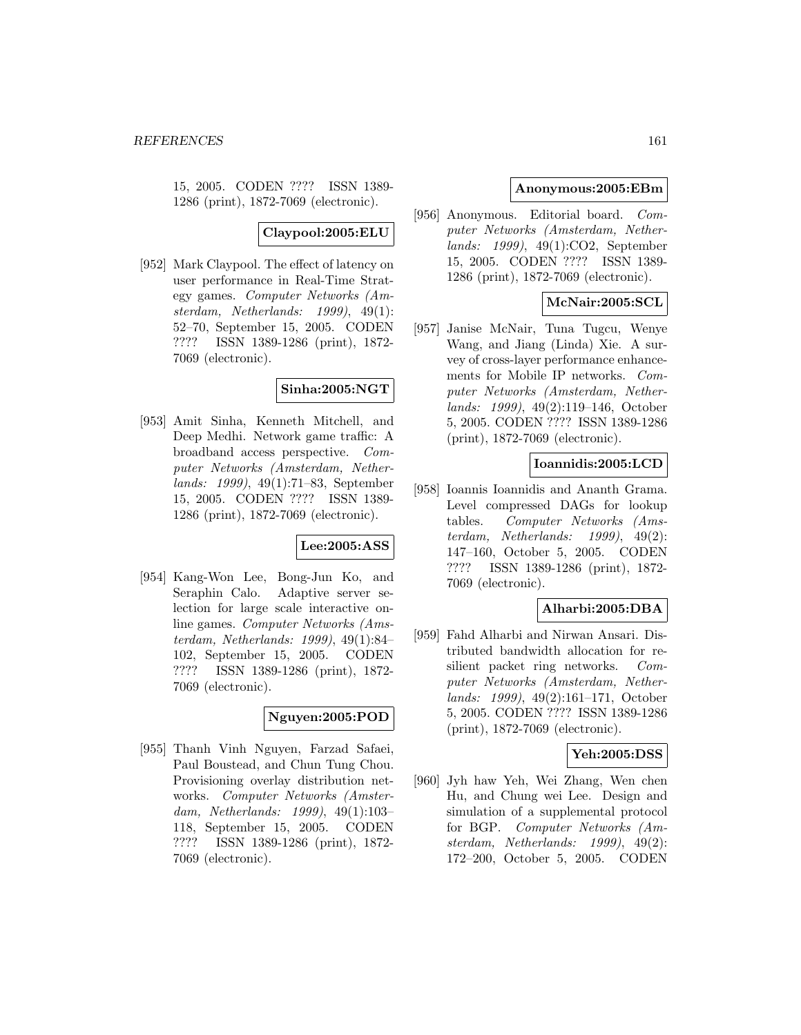15, 2005. CODEN ???? ISSN 1389-1286 (print), 1872-7069 (electronic).

**Claypool:2005:ELU**

[952] Mark Claypool. The effect of latency on user performance in Real-Time Strategy games. *Computer Networks (Amsterdam, Netherlands: 1999)*, 49(1): 52–70, September 15, 2005. CODEN ???? ISSN 1389-1286 (print), 1872-7069 (electronic).

**Sinha:2005:NGT**

[953] Amit Sinha, Kenneth Mitchell, and Deep Medhi. Network game traffic: A broadband access perspective. *Computer Networks (Amsterdam, Netherlands: 1999)*, 49(1):71–83, September 15, 2005. CODEN ???? ISSN 1389-1286 (print), 1872-7069 (electronic).

**Lee:2005:ASS**

[954] Kang-Won Lee, Bong-Jun Ko, and Seraphin Calo. Adaptive server selection for large scale interactive online games. *Computer Networks (Amsterdam, Netherlands: 1999)*, 49(1):84–102, September 15, 2005. CODEN ???? ISSN 1389-1286 (print), 1872-7069 (electronic).

**Nguyen:2005:POD**

[955] Thanh Vinh Nguyen, Farzad Safaei, Paul Boustead, and Chun Tung Chou. Provisioning overlay distribution networks. *Computer Networks (Amsterdam, Netherlands: 1999)*, 49(1):103–118, September 15, 2005. CODEN ???? ISSN 1389-1286 (print), 1872-7069 (electronic).

**Anonymous:2005:EBm**

[956] Anonymous. Editorial board. *Computer Networks (Amsterdam, Netherlands: 1999)*, 49(1):CO2, September 15, 2005. CODEN ???? ISSN 1389-1286 (print), 1872-7069 (electronic).

**McNair:2005:SCL**

[957] Janise McNair, Tuna Tugcu, Wenye Wang, and Jiang (Linda) Xie. A survey of cross-layer performance enhancements for Mobile IP networks. *Computer Networks (Amsterdam, Netherlands: 1999)*, 49(2):119–146, October 5, 2005. CODEN ???? ISSN 1389-1286 (print), 1872-7069 (electronic).

**Ioannidis:2005:LCD**

[958] Ioannis Ioannidis and Ananth Grama. Level compressed DAGs for lookup tables. *Computer Networks (Amsterdam, Netherlands: 1999)*, 49(2): 147–160, October 5, 2005. CODEN ???? ISSN 1389-1286 (print), 1872-7069 (electronic).

**Alharbi:2005:DBA**

[959] Fahd Alharbi and Nirwan Ansari. Distributed bandwidth allocation for resilient packet ring networks. *Computer Networks (Amsterdam, Netherlands: 1999)*, 49(2):161–171, October 5, 2005. CODEN ???? ISSN 1389-1286 (print), 1872-7069 (electronic).

**Yeh:2005:DSS**

[960] Jyh haw Yeh, Wei Zhang, Wen chen Hu, and Chung wei Lee. Design and simulation of a supplemental protocol for BGP. *Computer Networks (Amsterdam, Netherlands: 1999)*, 49(2): 172–200, October 5, 2005. CODEN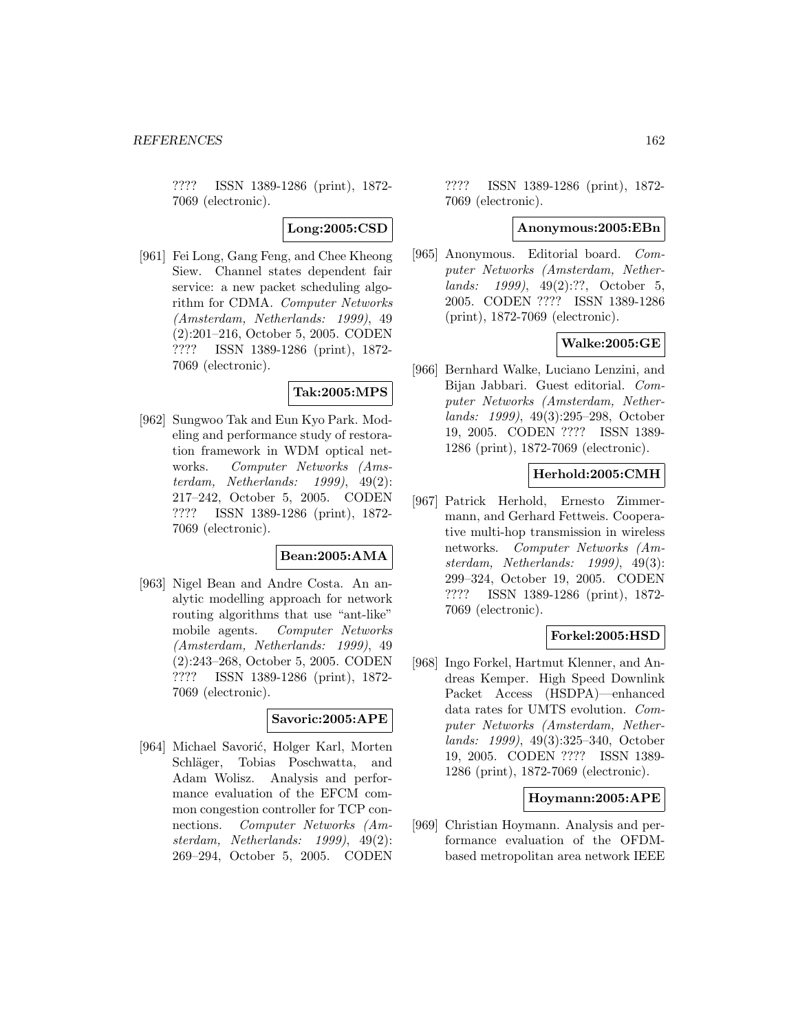???? ISSN 1389-1286 (print), 1872-7069 (electronic).

**Long:2005:CSD**

[961] Fei Long, Gang Feng, and Chee Kheong Siew. Channel states dependent fair service: a new packet scheduling algorithm for CDMA. *Computer Networks (Amsterdam, Netherlands: 1999)*, 49 (2):201–216, October 5, 2005. CODEN ???? ISSN 1389-1286 (print), 1872-7069 (electronic).

**Tak:2005:MPS**

[962] Sungwoo Tak and Eun Kyo Park. Modeling and performance study of restoration framework in WDM optical networks. *Computer Networks (Amsterdam, Netherlands: 1999)*, 49(2): 217–242, October 5, 2005. CODEN ???? ISSN 1389-1286 (print), 1872-7069 (electronic).

**Bean:2005:AMA**

[963] Nigel Bean and Andre Costa. An analytic modelling approach for network routing algorithms that use "ant-like" mobile agents. *Computer Networks (Amsterdam, Netherlands: 1999)*, 49 (2):243–268, October 5, 2005. CODEN ???? ISSN 1389-1286 (print), 1872-7069 (electronic).

**Savoric:2005:APE**

[964] Michael Savorić, Holger Karl, Morten Schläger, Tobias Poschwatta, and Adam Wolisz. Analysis and performance evaluation of the EFCM common congestion controller for TCP connections. *Computer Networks (Amsterdam, Netherlands: 1999)*, 49(2): 269–294, October 5, 2005. CODEN ???? ISSN 1389-1286 (print), 1872-7069 (electronic).

**Anonymous:2005:EBn**

[965] Anonymous. Editorial board. *Computer Networks (Amsterdam, Netherlands: 1999)*, 49(2):??, October 5, 2005. CODEN ???? ISSN 1389-1286 (print), 1872-7069 (electronic).

**Walke:2005:GE**

[966] Bernhard Walke, Luciano Lenzini, and Bijan Jabbari. Guest editorial. *Computer Networks (Amsterdam, Netherlands: 1999)*, 49(3):295–298, October 19, 2005. CODEN ???? ISSN 1389-1286 (print), 1872-7069 (electronic).

**Herhold:2005:CMH**

[967] Patrick Herhold, Ernesto Zimmermann, and Gerhard Fettweis. Cooperative multi-hop transmission in wireless networks. *Computer Networks (Amsterdam, Netherlands: 1999)*, 49(3): 299–324, October 19, 2005. CODEN ???? ISSN 1389-1286 (print), 1872-7069 (electronic).

**Forkel:2005:HSD**

[968] Ingo Forkel, Hartmut Klenner, and Andreas Kemper. High Speed Downlink Packet Access (HSDPA)—enhanced data rates for UMTS evolution. *Computer Networks (Amsterdam, Netherlands: 1999)*, 49(3):325–340, October 19, 2005. CODEN ???? ISSN 1389-1286 (print), 1872-7069 (electronic).

**Hoymann:2005:APE**

[969] Christian Hoymann. Analysis and performance evaluation of the OFDM-based metropolitan area network IEEE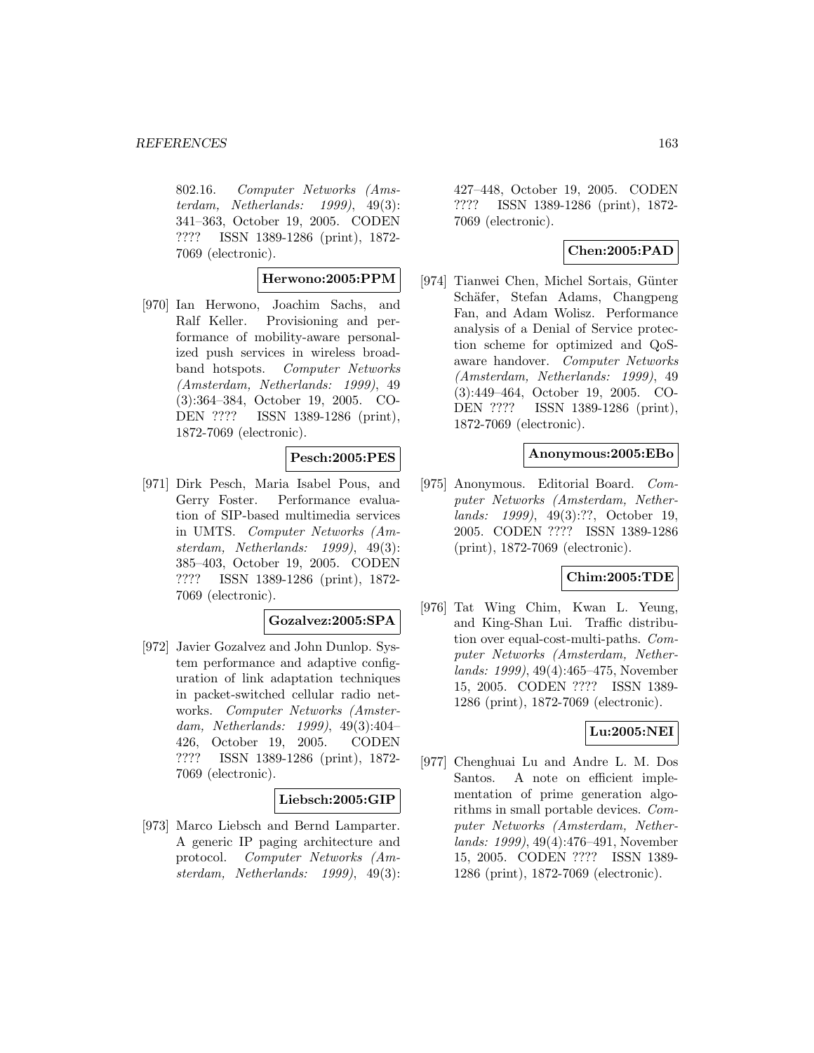802.16. *Computer Networks (Amsterdam, Netherlands: 1999)*, 49(3): 341–363, October 19, 2005. CODEN ???? ISSN 1389-1286 (print), 1872-7069 (electronic).

**Herwono:2005:PPM**

[970] Ian Herwono, Joachim Sachs, and Ralf Keller. Provisioning and performance of mobility-aware personalized push services in wireless broadband hotspots. *Computer Networks (Amsterdam, Netherlands: 1999)*, 49 (3):364–384, October 19, 2005. CODEN ???? ISSN 1389-1286 (print), 1872-7069 (electronic).

**Pesch:2005:PES**

[971] Dirk Pesch, Maria Isabel Pous, and Gerry Foster. Performance evaluation of SIP-based multimedia services in UMTS. *Computer Networks (Amsterdam, Netherlands: 1999)*, 49(3): 385–403, October 19, 2005. CODEN ???? ISSN 1389-1286 (print), 1872-7069 (electronic).

**Gozalvez:2005:SPA**

[972] Javier Gozalvez and John Dunlop. System performance and adaptive configuration of link adaptation techniques in packet-switched cellular radio networks. *Computer Networks (Amsterdam, Netherlands: 1999)*, 49(3):404–426, October 19, 2005. CODEN ???? ISSN 1389-1286 (print), 1872-7069 (electronic).

**Liebsch:2005:GIP**

[973] Marco Liebsch and Bernd Lamparter. A generic IP paging architecture and protocol. *Computer Networks (Amsterdam, Netherlands: 1999)*, 49(3): 427–448, October 19, 2005. CODEN ???? ISSN 1389-1286 (print), 1872-7069 (electronic).

**Chen:2005:PAD**

[974] Tianwei Chen, Michel Sortais, Günter Schäfer, Stefan Adams, Changpeng Fan, and Adam Wolisz. Performance analysis of a Denial of Service protection scheme for optimized and QoS-aware handover. *Computer Networks (Amsterdam, Netherlands: 1999)*, 49 (3):449–464, October 19, 2005. CODEN ???? ISSN 1389-1286 (print), 1872-7069 (electronic).

**Anonymous:2005:EBo**

[975] Anonymous. Editorial Board. *Computer Networks (Amsterdam, Netherlands: 1999)*, 49(3):??, October 19, 2005. CODEN ???? ISSN 1389-1286 (print), 1872-7069 (electronic).

**Chim:2005:TDE**

[976] Tat Wing Chim, Kwan L. Yeung, and King-Shan Lui. Traffic distribution over equal-cost-multi-paths. *Computer Networks (Amsterdam, Netherlands: 1999)*, 49(4):465–475, November 15, 2005. CODEN ???? ISSN 1389-1286 (print), 1872-7069 (electronic).

**Lu:2005:NEI**

[977] Chenghuai Lu and Andre L. M. Dos Santos. A note on efficient implementation of prime generation algorithms in small portable devices. *Computer Networks (Amsterdam, Netherlands: 1999)*, 49(4):476–491, November 15, 2005. CODEN ???? ISSN 1389-1286 (print), 1872-7069 (electronic).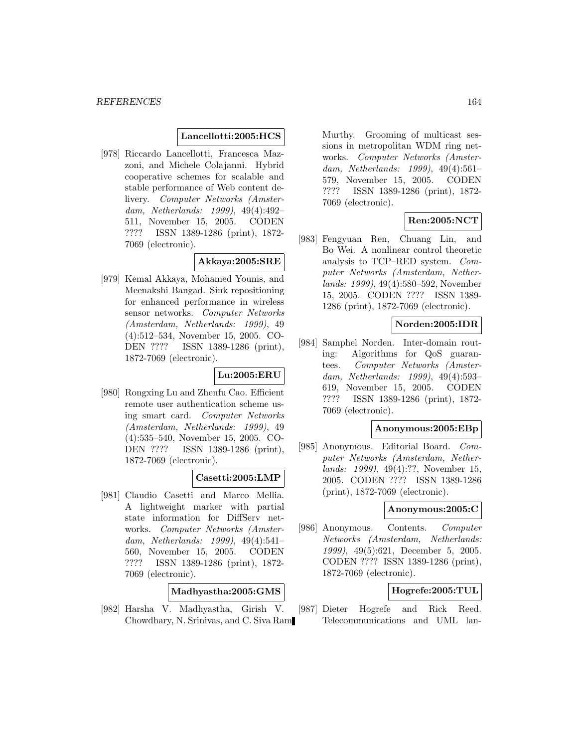**Lancellotti:2005:HCS**

[978] Riccardo Lancellotti, Francesca Mazzoni, and Michele Colajanni. Hybrid cooperative schemes for scalable and stable performance of Web content delivery. *Computer Networks (Amsterdam, Netherlands: 1999)*, 49(4):492–511, November 15, 2005. CODEN ???? ISSN 1389-1286 (print), 1872-7069 (electronic).

**Akkaya:2005:SRE**

[979] Kemal Akkaya, Mohamed Younis, and Meenakshi Bangad. Sink repositioning for enhanced performance in wireless sensor networks. *Computer Networks (Amsterdam, Netherlands: 1999)*, 49 (4):512–534, November 15, 2005. CODEN ???? ISSN 1389-1286 (print), 1872-7069 (electronic).

**Lu:2005:ERU**

[980] Rongxing Lu and Zhenfu Cao. Efficient remote user authentication scheme using smart card. *Computer Networks (Amsterdam, Netherlands: 1999)*, 49 (4):535–540, November 15, 2005. CODEN ???? ISSN 1389-1286 (print), 1872-7069 (electronic).

**Casetti:2005:LMP**

[981] Claudio Casetti and Marco Mellia. A lightweight marker with partial state information for DiffServ networks. *Computer Networks (Amsterdam, Netherlands: 1999)*, 49(4):541–560, November 15, 2005. CODEN ???? ISSN 1389-1286 (print), 1872-7069 (electronic).

**Madhyastha:2005:GMS**

[982] Harsha V. Madhyastha, Girish V. Chowdhary, N. Srinivas, and C. Siva Ram Murthy. Grooming of multicast sessions in metropolitan WDM ring networks. *Computer Networks (Amsterdam, Netherlands: 1999)*, 49(4):561–579, November 15, 2005. CODEN ???? ISSN 1389-1286 (print), 1872-7069 (electronic).

**Ren:2005:NCT**

[983] Fengyuan Ren, Chuang Lin, and Bo Wei. A nonlinear control theoretic analysis to TCP–RED system. *Computer Networks (Amsterdam, Netherlands: 1999)*, 49(4):580–592, November 15, 2005. CODEN ???? ISSN 1389-1286 (print), 1872-7069 (electronic).

**Norden:2005:IDR**

[984] Samphel Norden. Inter-domain routing: Algorithms for QoS guarantees. *Computer Networks (Amsterdam, Netherlands: 1999)*, 49(4):593–619, November 15, 2005. CODEN ???? ISSN 1389-1286 (print), 1872-7069 (electronic).

**Anonymous:2005:EBp**

[985] Anonymous. Editorial Board. *Computer Networks (Amsterdam, Netherlands: 1999)*, 49(4):??, November 15, 2005. CODEN ???? ISSN 1389-1286 (print), 1872-7069 (electronic).

**Anonymous:2005:C**

[986] Anonymous. Contents. *Computer Networks (Amsterdam, Netherlands: 1999)*, 49(5):621, December 5, 2005. CODEN ???? ISSN 1389-1286 (print), 1872-7069 (electronic).

**Hogrefe:2005:TUL**

[987] Dieter Hogrefe and Rick Reed. Telecommunications and UML lan-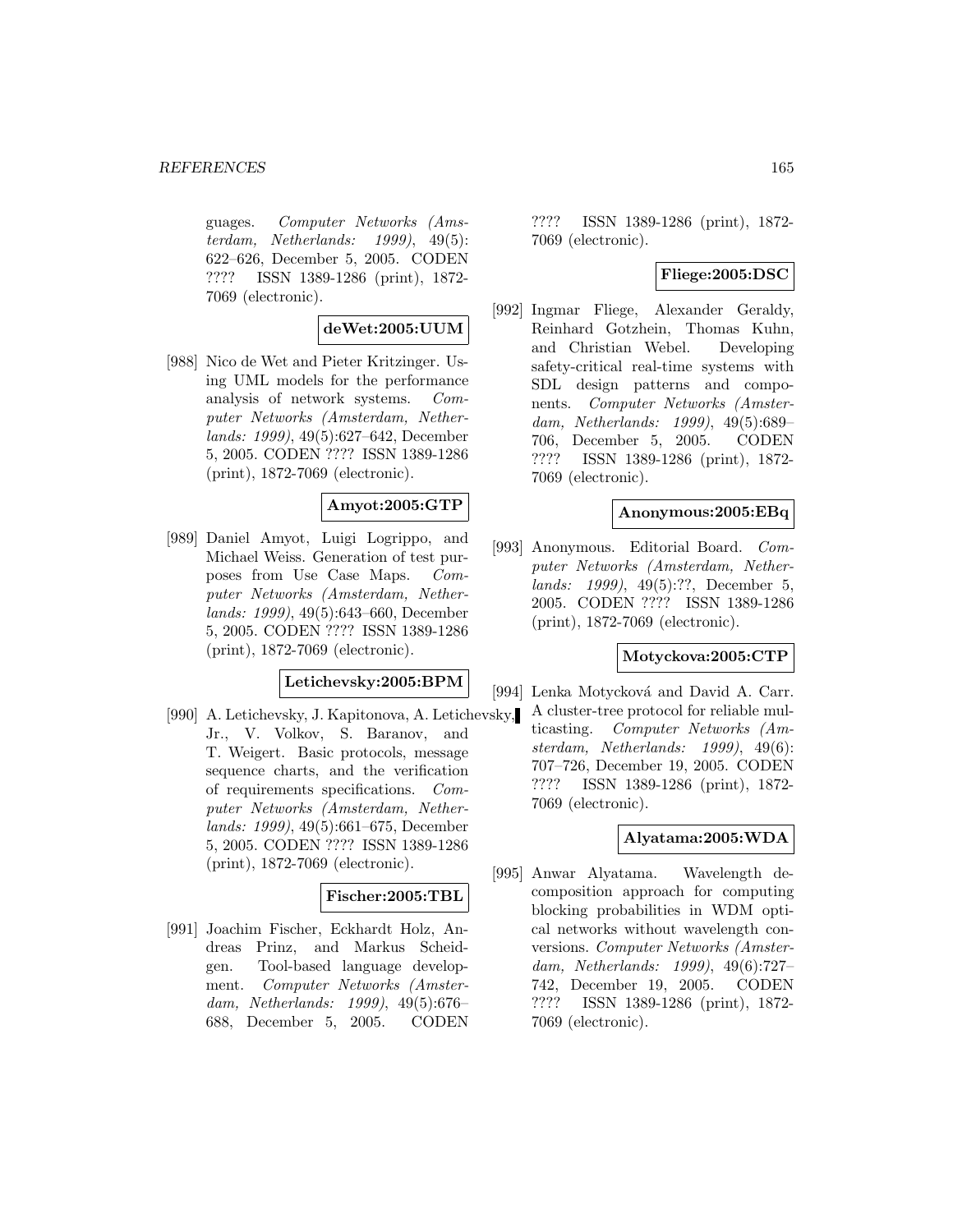guages. *Computer Networks (Amsterdam, Netherlands: 1999)*, 49(5): 622–626, December 5, 2005. CODEN ???? ISSN 1389-1286 (print), 1872-7069 (electronic).

**deWet:2005:UUM**

[988] Nico de Wet and Pieter Kritzinger. Using UML models for the performance analysis of network systems. *Computer Networks (Amsterdam, Netherlands: 1999)*, 49(5):627–642, December 5, 2005. CODEN ???? ISSN 1389-1286 (print), 1872-7069 (electronic).

**Amyot:2005:GTP**

[989] Daniel Amyot, Luigi Logrippo, and Michael Weiss. Generation of test purposes from Use Case Maps. *Computer Networks (Amsterdam, Netherlands: 1999)*, 49(5):643–660, December 5, 2005. CODEN ???? ISSN 1389-1286 (print), 1872-7069 (electronic).

**Letichevsky:2005:BPM**

[990] A. Letichevsky, J. Kapitonova, A. Letichevsky, Jr., V. Volkov, S. Baranov, and T. Weigert. Basic protocols, message sequence charts, and the verification of requirements specifications. *Computer Networks (Amsterdam, Netherlands: 1999)*, 49(5):661–675, December 5, 2005. CODEN ???? ISSN 1389-1286 (print), 1872-7069 (electronic).

**Fischer:2005:TBL**

[991] Joachim Fischer, Eckhardt Holz, Andreas Prinz, and Markus Scheidgen. Tool-based language development. *Computer Networks (Amsterdam, Netherlands: 1999)*, 49(5):676–688, December 5, 2005. CODEN ???? ISSN 1389-1286 (print), 1872-7069 (electronic).

**Fliege:2005:DSC**

[992] Ingmar Fliege, Alexander Geraldy, Reinhard Gotzhein, Thomas Kuhn, and Christian Webel. Developing safety-critical real-time systems with SDL design patterns and components. *Computer Networks (Amsterdam, Netherlands: 1999)*, 49(5):689–706, December 5, 2005. CODEN ???? ISSN 1389-1286 (print), 1872-7069 (electronic).

**Anonymous:2005:EBq**

[993] Anonymous. Editorial Board. *Computer Networks (Amsterdam, Netherlands: 1999)*, 49(5):??, December 5, 2005. CODEN ???? ISSN 1389-1286 (print), 1872-7069 (electronic).

**Motyckova:2005:CTP**

[994] Lenka Motycková and David A. Carr. A cluster-tree protocol for reliable multicasting. *Computer Networks (Amsterdam, Netherlands: 1999)*, 49(6): 707–726, December 19, 2005. CODEN ???? ISSN 1389-1286 (print), 1872-7069 (electronic).

**Alyatama:2005:WDA**

[995] Anwar Alyatama. Wavelength decomposition approach for computing blocking probabilities in WDM optical networks without wavelength conversions. *Computer Networks (Amsterdam, Netherlands: 1999)*, 49(6):727–742, December 19, 2005. CODEN ???? ISSN 1389-1286 (print), 1872-7069 (electronic).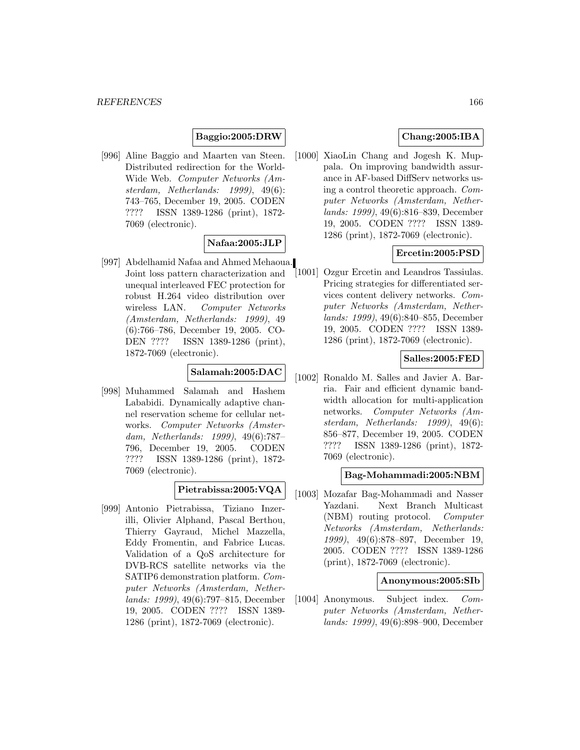**Baggio:2005:DRW**

[996] Aline Baggio and Maarten van Steen. Distributed redirection for the World-Wide Web. *Computer Networks (Amsterdam, Netherlands: 1999)*, 49(6): 743–765, December 19, 2005. CODEN ???? ISSN 1389-1286 (print), 1872-7069 (electronic).

**Nafaa:2005:JLP**

[997] Abdelhamid Nafaa and Ahmed Mehaoua. Joint loss pattern characterization and unequal interleaved FEC protection for robust H.264 video distribution over wireless LAN. *Computer Networks (Amsterdam, Netherlands: 1999)*, 49 (6):766–786, December 19, 2005. CODEN ???? ISSN 1389-1286 (print), 1872-7069 (electronic).

**Salamah:2005:DAC**

[998] Muhammed Salamah and Hashem Lababidi. Dynamically adaptive channel reservation scheme for cellular networks. *Computer Networks (Amsterdam, Netherlands: 1999)*, 49(6):787–796, December 19, 2005. CODEN ???? ISSN 1389-1286 (print), 1872-7069 (electronic).

**Pietrabissa:2005:VQA**

[999] Antonio Pietrabissa, Tiziano Inzerilli, Olivier Alphand, Pascal Berthou, Thierry Gayraud, Michel Mazzella, Eddy Fromentin, and Fabrice Lucas. Validation of a QoS architecture for DVB-RCS satellite networks via the SATIP6 demonstration platform. *Computer Networks (Amsterdam, Netherlands: 1999)*, 49(6):797–815, December 19, 2005. CODEN ???? ISSN 1389-1286 (print), 1872-7069 (electronic).

**Chang:2005:IBA**

[1000] XiaoLin Chang and Jogesh K. Muppala. On improving bandwidth assurance in AF-based DiffServ networks using a control theoretic approach. *Computer Networks (Amsterdam, Netherlands: 1999)*, 49(6):816–839, December 19, 2005. CODEN ???? ISSN 1389-1286 (print), 1872-7069 (electronic).

**Ercetin:2005:PSD**

[1001] Ozgur Ercetin and Leandros Tassiulas. Pricing strategies for differentiated services content delivery networks. *Computer Networks (Amsterdam, Netherlands: 1999)*, 49(6):840–855, December 19, 2005. CODEN ???? ISSN 1389-1286 (print), 1872-7069 (electronic).

**Salles:2005:FED**

[1002] Ronaldo M. Salles and Javier A. Barria. Fair and efficient dynamic bandwidth allocation for multi-application networks. *Computer Networks (Amsterdam, Netherlands: 1999)*, 49(6): 856–877, December 19, 2005. CODEN ???? ISSN 1389-1286 (print), 1872-7069 (electronic).

**Bag-Mohammadi:2005:NBM**

[1003] Mozafar Bag-Mohammadi and Nasser Yazdani. Next Branch Multicast (NBM) routing protocol. *Computer Networks (Amsterdam, Netherlands: 1999)*, 49(6):878–897, December 19, 2005. CODEN ???? ISSN 1389-1286 (print), 1872-7069 (electronic).

**Anonymous:2005:SIb**

[1004] Anonymous. Subject index. *Computer Networks (Amsterdam, Netherlands: 1999)*, 49(6):898–900, December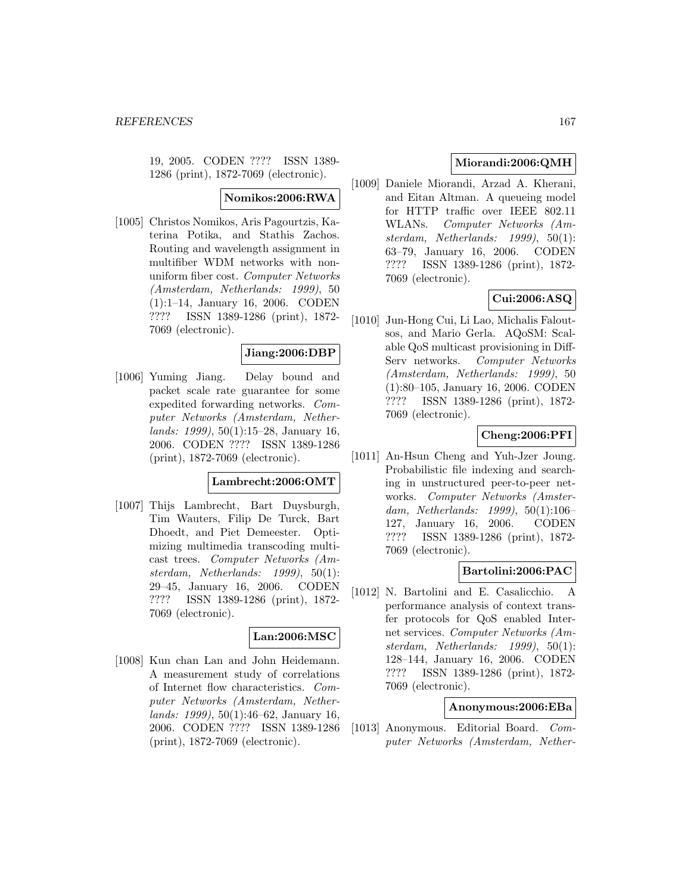19, 2005. CODEN ???? ISSN 1389-1286 (print), 1872-7069 (electronic).

**Nomikos:2006:RWA**

[1005] Christos Nomikos, Aris Pagourtzis, Katerina Potika, and Stathis Zachos. Routing and wavelength assignment in multifiber WDM networks with non-uniform fiber cost. *Computer Networks (Amsterdam, Netherlands: 1999)*, 50 (1):1–14, January 16, 2006. CODEN ???? ISSN 1389-1286 (print), 1872-7069 (electronic).

**Jiang:2006:DBP**

[1006] Yuming Jiang. Delay bound and packet scale rate guarantee for some expedited forwarding networks. *Computer Networks (Amsterdam, Netherlands: 1999)*, 50(1):15–28, January 16, 2006. CODEN ???? ISSN 1389-1286 (print), 1872-7069 (electronic).

**Lambrecht:2006:OMT**

[1007] Thijs Lambrecht, Bart Duysburgh, Tim Wauters, Filip De Turck, Bart Dhoedt, and Piet Demeester. Optimizing multimedia transcoding multicast trees. *Computer Networks (Amsterdam, Netherlands: 1999)*, 50(1): 29–45, January 16, 2006. CODEN ???? ISSN 1389-1286 (print), 1872-7069 (electronic).

**Lan:2006:MSC**

[1008] Kun chan Lan and John Heidemann. A measurement study of correlations of Internet flow characteristics. *Computer Networks (Amsterdam, Netherlands: 1999)*, 50(1):46–62, January 16, 2006. CODEN ???? ISSN 1389-1286 (print), 1872-7069 (electronic).

**Miorandi:2006:QMH**

[1009] Daniele Miorandi, Arzad A. Kherani, and Eitan Altman. A queueing model for HTTP traffic over IEEE 802.11 WLANs. *Computer Networks (Amsterdam, Netherlands: 1999)*, 50(1): 63–79, January 16, 2006. CODEN ???? ISSN 1389-1286 (print), 1872-7069 (electronic).

**Cui:2006:ASQ**

[1010] Jun-Hong Cui, Li Lao, Michalis Faloutsos, and Mario Gerla. AQoSM: Scalable QoS multicast provisioning in Diff-Serv networks. *Computer Networks (Amsterdam, Netherlands: 1999)*, 50 (1):80–105, January 16, 2006. CODEN ???? ISSN 1389-1286 (print), 1872-7069 (electronic).

**Cheng:2006:PFI**

[1011] An-Hsun Cheng and Yuh-Jzer Joung. Probabilistic file indexing and searching in unstructured peer-to-peer networks. *Computer Networks (Amsterdam, Netherlands: 1999)*, 50(1):106–127, January 16, 2006. CODEN ???? ISSN 1389-1286 (print), 1872-7069 (electronic).

**Bartolini:2006:PAC**

[1012] N. Bartolini and E. Casalicchio. A performance analysis of context transfer protocols for QoS enabled Internet services. *Computer Networks (Amsterdam, Netherlands: 1999)*, 50(1): 128–144, January 16, 2006. CODEN ???? ISSN 1389-1286 (print), 1872-7069 (electronic).

**Anonymous:2006:EBa**

[1013] Anonymous. Editorial Board. *Computer Networks (Amsterdam, Nether-*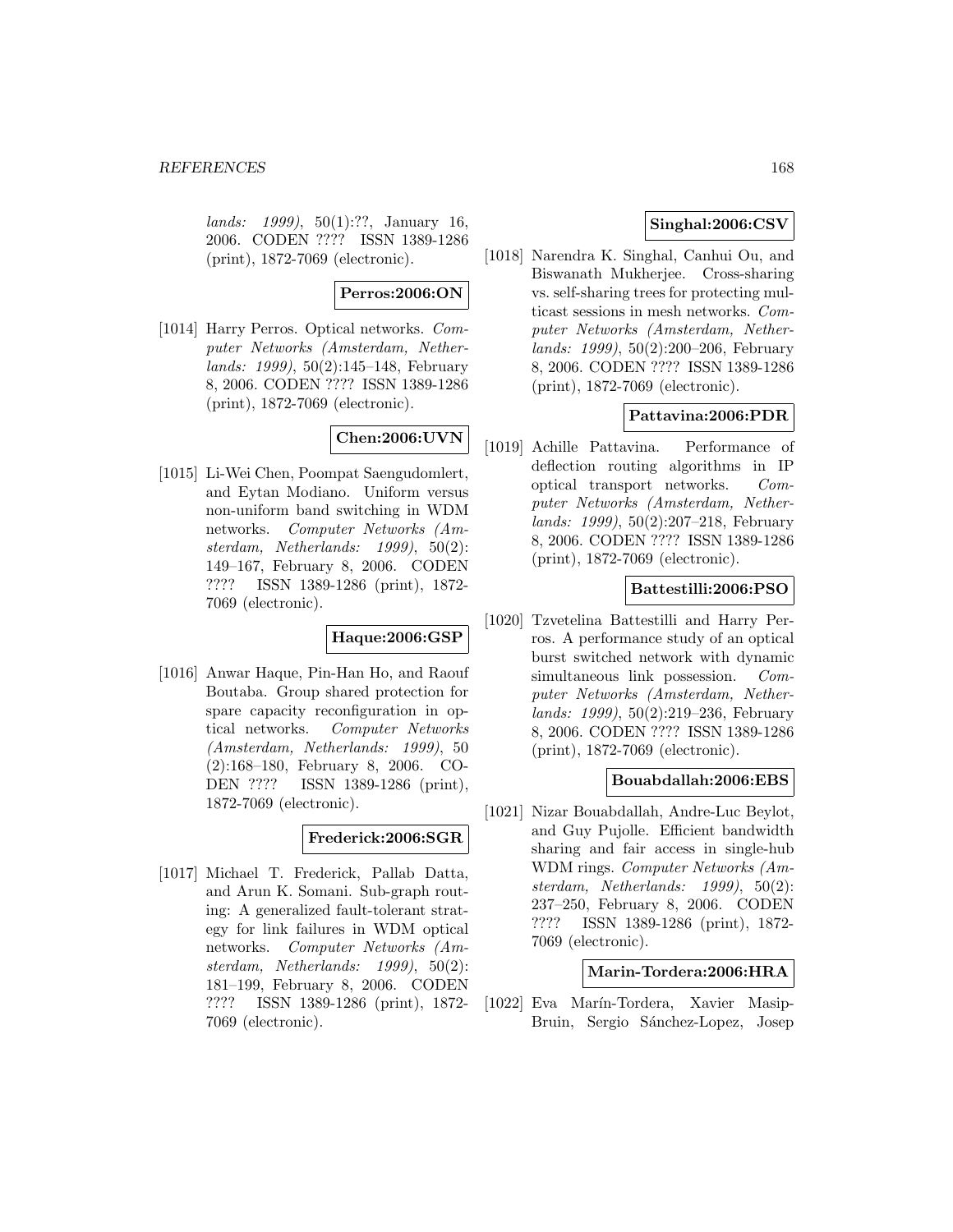*lands: 1999)*, 50(1):??, January 16, 2006. CODEN ???? ISSN 1389-1286 (print), 1872-7069 (electronic).

**Perros:2006:ON**

[1014] Harry Perros. Optical networks. *Computer Networks (Amsterdam, Netherlands: 1999)*, 50(2):145–148, February 8, 2006. CODEN ???? ISSN 1389-1286 (print), 1872-7069 (electronic).

**Chen:2006:UVN**

[1015] Li-Wei Chen, Poompat Saengudomlert, and Eytan Modiano. Uniform versus non-uniform band switching in WDM networks. *Computer Networks (Amsterdam, Netherlands: 1999)*, 50(2): 149–167, February 8, 2006. CODEN ???? ISSN 1389-1286 (print), 1872-7069 (electronic).

**Haque:2006:GSP**

[1016] Anwar Haque, Pin-Han Ho, and Raouf Boutaba. Group shared protection for spare capacity reconfiguration in optical networks. *Computer Networks (Amsterdam, Netherlands: 1999)*, 50 (2):168–180, February 8, 2006. CODEN ???? ISSN 1389-1286 (print), 1872-7069 (electronic).

**Frederick:2006:SGR**

[1017] Michael T. Frederick, Pallab Datta, and Arun K. Somani. Sub-graph routing: A generalized fault-tolerant strategy for link failures in WDM optical networks. *Computer Networks (Amsterdam, Netherlands: 1999)*, 50(2): 181–199, February 8, 2006. CODEN ???? ISSN 1389-1286 (print), 1872-7069 (electronic).

**Singhal:2006:CSV**

[1018] Narendra K. Singhal, Canhui Ou, and Biswanath Mukherjee. Cross-sharing vs. self-sharing trees for protecting multicast sessions in mesh networks. *Computer Networks (Amsterdam, Netherlands: 1999)*, 50(2):200–206, February 8, 2006. CODEN ???? ISSN 1389-1286 (print), 1872-7069 (electronic).

**Pattavina:2006:PDR**

[1019] Achille Pattavina. Performance of deflection routing algorithms in IP optical transport networks. *Computer Networks (Amsterdam, Netherlands: 1999)*, 50(2):207–218, February 8, 2006. CODEN ???? ISSN 1389-1286 (print), 1872-7069 (electronic).

**Battestilli:2006:PSO**

[1020] Tzvetelina Battestilli and Harry Perros. A performance study of an optical burst switched network with dynamic simultaneous link possession. *Computer Networks (Amsterdam, Netherlands: 1999)*, 50(2):219–236, February 8, 2006. CODEN ???? ISSN 1389-1286 (print), 1872-7069 (electronic).

**Bouabdallah:2006:EBS**

[1021] Nizar Bouabdallah, Andre-Luc Beylot, and Guy Pujolle. Efficient bandwidth sharing and fair access in single-hub WDM rings. *Computer Networks (Amsterdam, Netherlands: 1999)*, 50(2): 237–250, February 8, 2006. CODEN ???? ISSN 1389-1286 (print), 1872-7069 (electronic).

**Marin-Tordera:2006:HRA**

[1022] Eva Marín-Tordera, Xavier Masip-Bruin, Sergio Sánchez-Lopez, Josep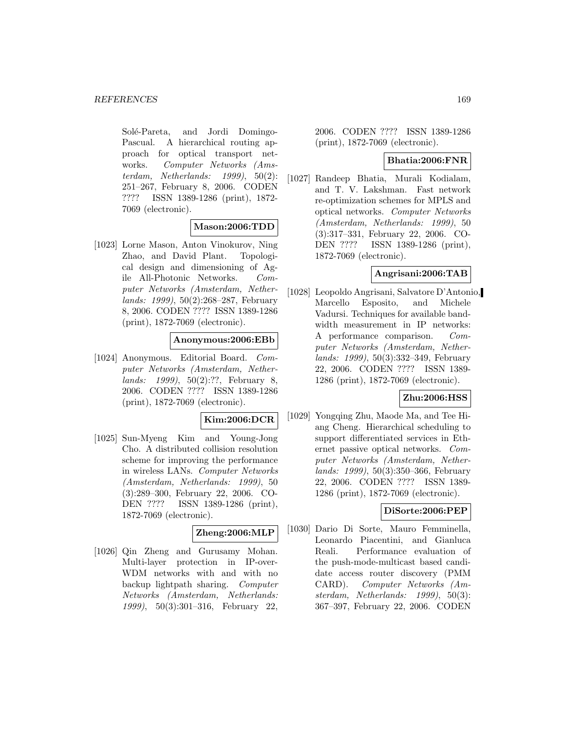Solé-Pareta, and Jordi Domingo-Pascual. A hierarchical routing approach for optical transport networks. *Computer Networks (Amsterdam, Netherlands: 1999)*, 50(2): 251–267, February 8, 2006. CODEN ???? ISSN 1389-1286 (print), 1872-7069 (electronic).

**Mason:2006:TDD**

[1023] Lorne Mason, Anton Vinokurov, Ning Zhao, and David Plant. Topological design and dimensioning of Agile All-Photonic Networks. *Computer Networks (Amsterdam, Netherlands: 1999)*, 50(2):268–287, February 8, 2006. CODEN ???? ISSN 1389-1286 (print), 1872-7069 (electronic).

**Anonymous:2006:EBb**

[1024] Anonymous. Editorial Board. *Computer Networks (Amsterdam, Netherlands: 1999)*, 50(2):??, February 8, 2006. CODEN ???? ISSN 1389-1286 (print), 1872-7069 (electronic).

**Kim:2006:DCR**

[1025] Sun-Myeng Kim and Young-Jong Cho. A distributed collision resolution scheme for improving the performance in wireless LANs. *Computer Networks (Amsterdam, Netherlands: 1999)*, 50 (3):289–300, February 22, 2006. CODEN ???? ISSN 1389-1286 (print), 1872-7069 (electronic).

**Zheng:2006:MLP**

[1026] Qin Zheng and Gurusamy Mohan. Multi-layer protection in IP-over-WDM networks with and with no backup lightpath sharing. *Computer Networks (Amsterdam, Netherlands: 1999)*, 50(3):301–316, February 22, 2006. CODEN ???? ISSN 1389-1286 (print), 1872-7069 (electronic).

**Bhatia:2006:FNR**

[1027] Randeep Bhatia, Murali Kodialam, and T. V. Lakshman. Fast network re-optimization schemes for MPLS and optical networks. *Computer Networks (Amsterdam, Netherlands: 1999)*, 50 (3):317–331, February 22, 2006. CODEN ???? ISSN 1389-1286 (print), 1872-7069 (electronic).

**Angrisani:2006:TAB**

[1028] Leopoldo Angrisani, Salvatore D'Antonio, Marcello Esposito, and Michele Vadursi. Techniques for available bandwidth measurement in IP networks: A performance comparison. *Computer Networks (Amsterdam, Netherlands: 1999)*, 50(3):332–349, February 22, 2006. CODEN ???? ISSN 1389-1286 (print), 1872-7069 (electronic).

**Zhu:2006:HSS**

[1029] Yongqing Zhu, Maode Ma, and Tee Hiang Cheng. Hierarchical scheduling to support differentiated services in Ethernet passive optical networks. *Computer Networks (Amsterdam, Netherlands: 1999)*, 50(3):350–366, February 22, 2006. CODEN ???? ISSN 1389-1286 (print), 1872-7069 (electronic).

**DiSorte:2006:PEP**

[1030] Dario Di Sorte, Mauro Femminella, Leonardo Piacentini, and Gianluca Reali. Performance evaluation of the push-mode-multicast based candidate access router discovery (PMM CARD). *Computer Networks (Amsterdam, Netherlands: 1999)*, 50(3): 367–397, February 22, 2006. CODEN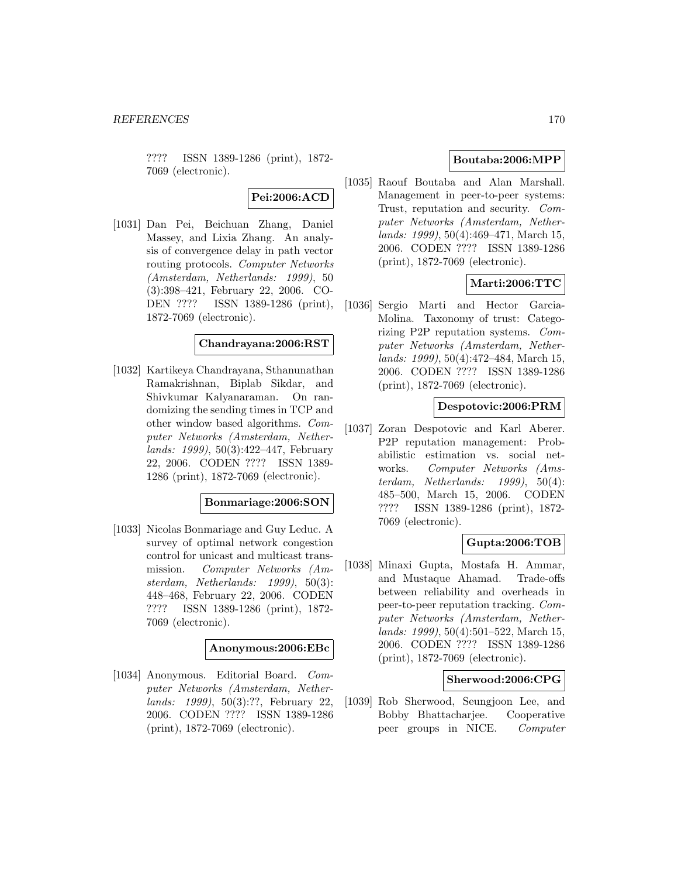???? ISSN 1389-1286 (print), 1872-7069 (electronic).

**Pei:2006:ACD**

[1031] Dan Pei, Beichuan Zhang, Daniel Massey, and Lixia Zhang. An analysis of convergence delay in path vector routing protocols. *Computer Networks (Amsterdam, Netherlands: 1999)*, 50 (3):398–421, February 22, 2006. CODEN ???? ISSN 1389-1286 (print), 1872-7069 (electronic).

**Chandrayana:2006:RST**

[1032] Kartikeya Chandrayana, Sthanunathan Ramakrishnan, Biplab Sikdar, and Shivkumar Kalyanaraman. On randomizing the sending times in TCP and other window based algorithms. *Computer Networks (Amsterdam, Netherlands: 1999)*, 50(3):422–447, February 22, 2006. CODEN ???? ISSN 1389-1286 (print), 1872-7069 (electronic).

**Bonmariage:2006:SON**

[1033] Nicolas Bonmariage and Guy Leduc. A survey of optimal network congestion control for unicast and multicast transmission. *Computer Networks (Amsterdam, Netherlands: 1999)*, 50(3): 448–468, February 22, 2006. CODEN ???? ISSN 1389-1286 (print), 1872-7069 (electronic).

**Anonymous:2006:EBc**

[1034] Anonymous. Editorial Board. *Computer Networks (Amsterdam, Netherlands: 1999)*, 50(3):??, February 22, 2006. CODEN ???? ISSN 1389-1286 (print), 1872-7069 (electronic).

**Boutaba:2006:MPP**

[1035] Raouf Boutaba and Alan Marshall. Management in peer-to-peer systems: Trust, reputation and security. *Computer Networks (Amsterdam, Netherlands: 1999)*, 50(4):469–471, March 15, 2006. CODEN ???? ISSN 1389-1286 (print), 1872-7069 (electronic).

**Marti:2006:TTC**

[1036] Sergio Marti and Hector Garcia-Molina. Taxonomy of trust: Categorizing P2P reputation systems. *Computer Networks (Amsterdam, Netherlands: 1999)*, 50(4):472–484, March 15, 2006. CODEN ???? ISSN 1389-1286 (print), 1872-7069 (electronic).

**Despotovic:2006:PRM**

[1037] Zoran Despotovic and Karl Aberer. P2P reputation management: Probabilistic estimation vs. social networks. *Computer Networks (Amsterdam, Netherlands: 1999)*, 50(4): 485–500, March 15, 2006. CODEN ???? ISSN 1389-1286 (print), 1872-7069 (electronic).

**Gupta:2006:TOB**

[1038] Minaxi Gupta, Mostafa H. Ammar, and Mustaque Ahamad. Trade-offs between reliability and overheads in peer-to-peer reputation tracking. *Computer Networks (Amsterdam, Netherlands: 1999)*, 50(4):501–522, March 15, 2006. CODEN ???? ISSN 1389-1286 (print), 1872-7069 (electronic).

**Sherwood:2006:CPG**

[1039] Rob Sherwood, Seungjoon Lee, and Bobby Bhattacharjee. Cooperative peer groups in NICE. *Computer*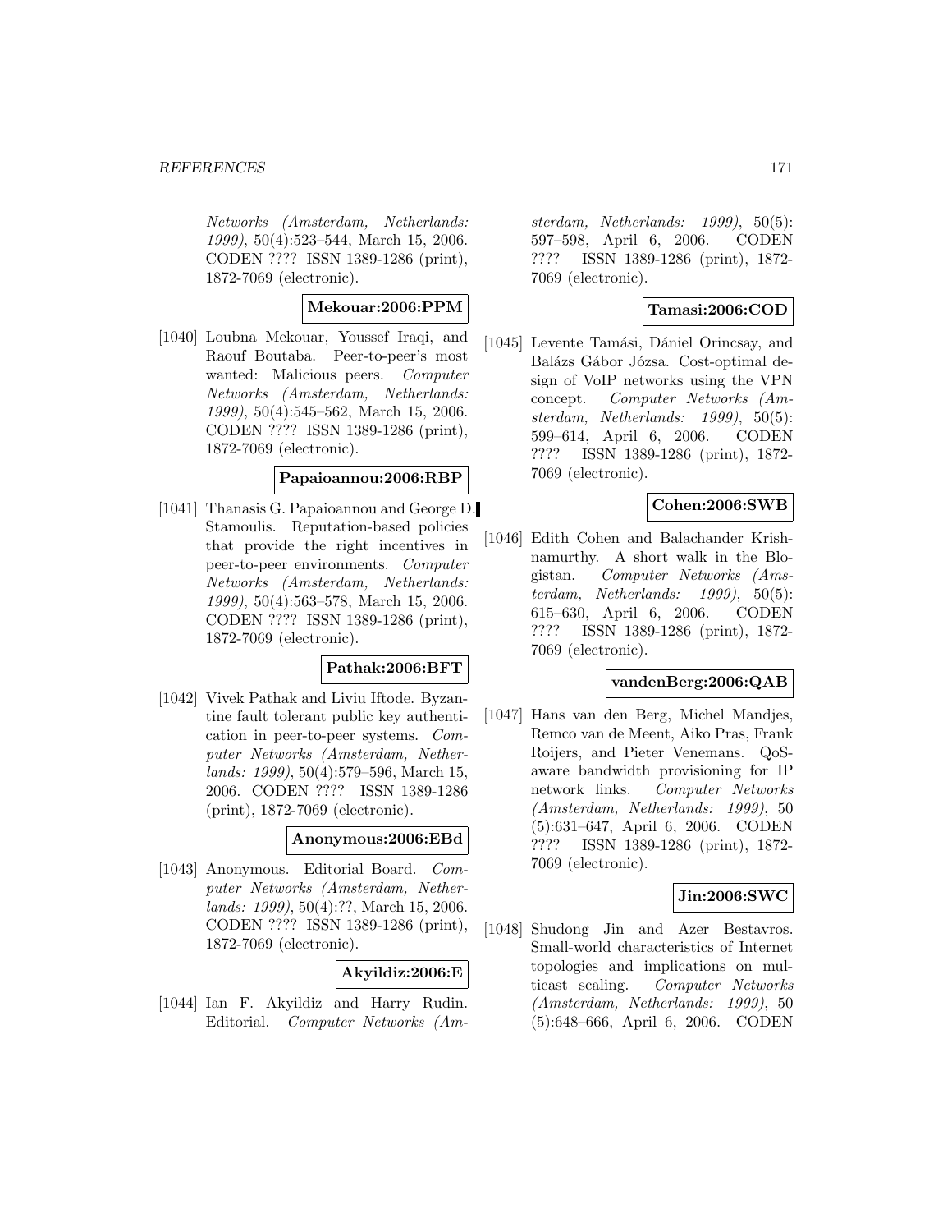Networks (Amsterdam, Netherlands: 1999)*, 50(4):523–544, March 15, 2006. CODEN ???? ISSN 1389-1286 (print), 1872-7069 (electronic).

**Mekouar:2006:PPM**

[1040] Loubna Mekouar, Youssef Iraqi, and Raouf Boutaba. Peer-to-peer's most wanted: Malicious peers. *Computer Networks (Amsterdam, Netherlands: 1999)*, 50(4):545–562, March 15, 2006. CODEN ???? ISSN 1389-1286 (print), 1872-7069 (electronic).

**Papaioannou:2006:RBP**

[1041] Thanasis G. Papaioannou and George D. Stamoulis. Reputation-based policies that provide the right incentives in peer-to-peer environments. *Computer Networks (Amsterdam, Netherlands: 1999)*, 50(4):563–578, March 15, 2006. CODEN ???? ISSN 1389-1286 (print), 1872-7069 (electronic).

**Pathak:2006:BFT**

[1042] Vivek Pathak and Liviu Iftode. Byzantine fault tolerant public key authentication in peer-to-peer systems. *Computer Networks (Amsterdam, Netherlands: 1999)*, 50(4):579–596, March 15, 2006. CODEN ???? ISSN 1389-1286 (print), 1872-7069 (electronic).

**Anonymous:2006:EBd**

[1043] Anonymous. Editorial Board. *Computer Networks (Amsterdam, Netherlands: 1999)*, 50(4):??, March 15, 2006. CODEN ???? ISSN 1389-1286 (print), 1872-7069 (electronic).

**Akyildiz:2006:E**

[1044] Ian F. Akyildiz and Harry Rudin. Editorial. *Computer Networks (Amsterdam, Netherlands: 1999)*, 50(5): 597–598, April 6, 2006. CODEN ???? ISSN 1389-1286 (print), 1872-7069 (electronic).

**Tamasi:2006:COD**

[1045] Levente Tamási, Dániel Orincsay, and Balázs Gábor Józsa. Cost-optimal design of VoIP networks using the VPN concept. *Computer Networks (Amsterdam, Netherlands: 1999)*, 50(5): 599–614, April 6, 2006. CODEN ???? ISSN 1389-1286 (print), 1872-7069 (electronic).

**Cohen:2006:SWB**

[1046] Edith Cohen and Balachander Krishnamurthy. A short walk in the Blogistan. *Computer Networks (Amsterdam, Netherlands: 1999)*, 50(5): 615–630, April 6, 2006. CODEN ???? ISSN 1389-1286 (print), 1872-7069 (electronic).

**vandenBerg:2006:QAB**

[1047] Hans van den Berg, Michel Mandjes, Remco van de Meent, Aiko Pras, Frank Roijers, and Pieter Venemans. QoS-aware bandwidth provisioning for IP network links. *Computer Networks (Amsterdam, Netherlands: 1999)*, 50 (5):631–647, April 6, 2006. CODEN ???? ISSN 1389-1286 (print), 1872-7069 (electronic).

**Jin:2006:SWC**

[1048] Shudong Jin and Azer Bestavros. Small-world characteristics of Internet topologies and implications on multicast scaling. *Computer Networks (Amsterdam, Netherlands: 1999)*, 50 (5):648–666, April 6, 2006. CODEN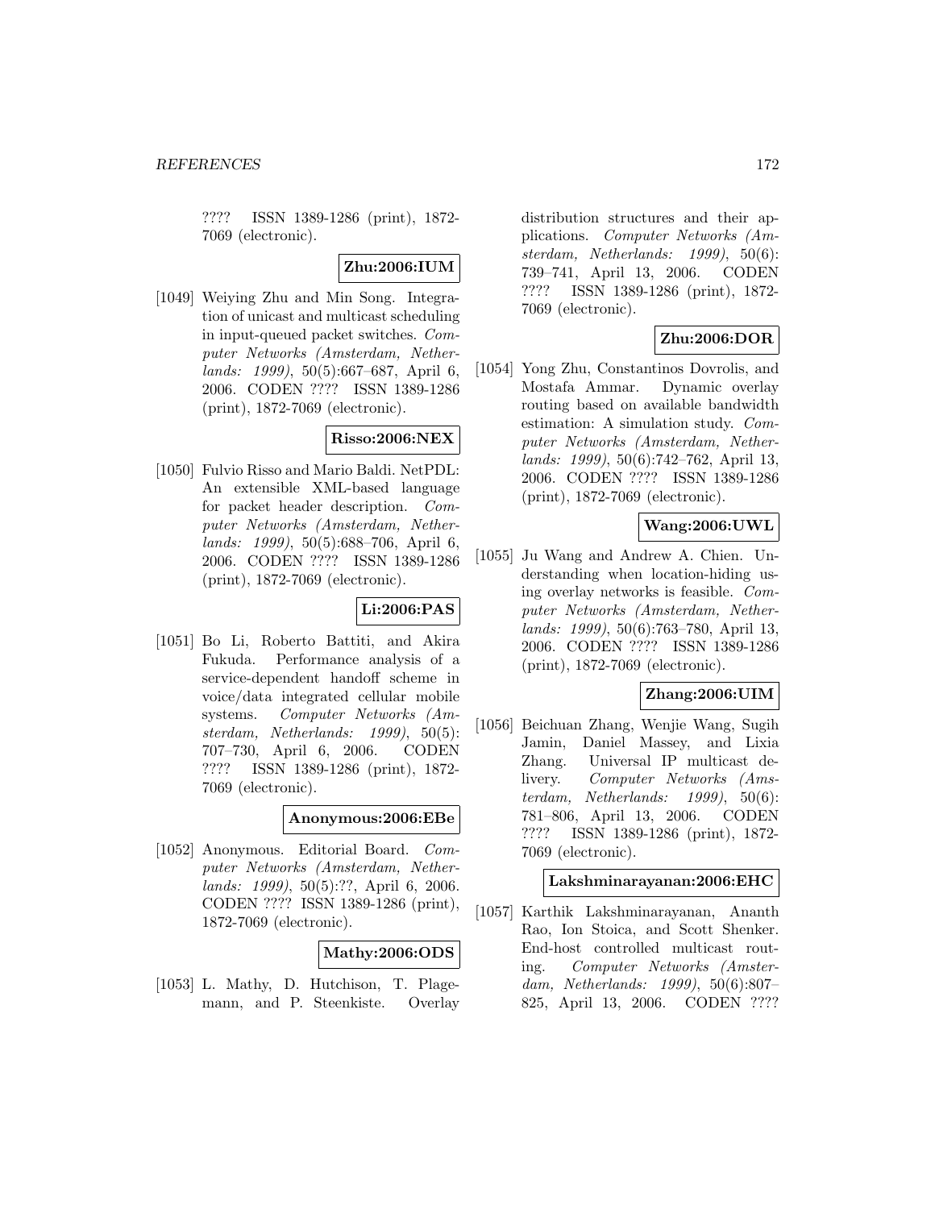???? ISSN 1389-1286 (print), 1872-7069 (electronic).

**Zhu:2006:IUM**

[1049] Weiying Zhu and Min Song. Integration of unicast and multicast scheduling in input-queued packet switches. *Computer Networks (Amsterdam, Netherlands: 1999)*, 50(5):667–687, April 6, 2006. CODEN ???? ISSN 1389-1286 (print), 1872-7069 (electronic).

**Risso:2006:NEX**

[1050] Fulvio Risso and Mario Baldi. NetPDL: An extensible XML-based language for packet header description. *Computer Networks (Amsterdam, Netherlands: 1999)*, 50(5):688–706, April 6, 2006. CODEN ???? ISSN 1389-1286 (print), 1872-7069 (electronic).

**Li:2006:PAS**

[1051] Bo Li, Roberto Battiti, and Akira Fukuda. Performance analysis of a service-dependent handoff scheme in voice/data integrated cellular mobile systems. *Computer Networks (Amsterdam, Netherlands: 1999)*, 50(5): 707–730, April 6, 2006. CODEN ???? ISSN 1389-1286 (print), 1872-7069 (electronic).

**Anonymous:2006:EBe**

[1052] Anonymous. Editorial Board. *Computer Networks (Amsterdam, Netherlands: 1999)*, 50(5):??, April 6, 2006. CODEN ???? ISSN 1389-1286 (print), 1872-7069 (electronic).

**Mathy:2006:ODS**

[1053] L. Mathy, D. Hutchison, T. Plagemann, and P. Steenkiste. Overlay distribution structures and their applications. *Computer Networks (Amsterdam, Netherlands: 1999)*, 50(6): 739–741, April 13, 2006. CODEN ???? ISSN 1389-1286 (print), 1872-7069 (electronic).

**Zhu:2006:DOR**

[1054] Yong Zhu, Constantinos Dovrolis, and Mostafa Ammar. Dynamic overlay routing based on available bandwidth estimation: A simulation study. *Computer Networks (Amsterdam, Netherlands: 1999)*, 50(6):742–762, April 13, 2006. CODEN ???? ISSN 1389-1286 (print), 1872-7069 (electronic).

**Wang:2006:UWL**

[1055] Ju Wang and Andrew A. Chien. Understanding when location-hiding using overlay networks is feasible. *Computer Networks (Amsterdam, Netherlands: 1999)*, 50(6):763–780, April 13, 2006. CODEN ???? ISSN 1389-1286 (print), 1872-7069 (electronic).

**Zhang:2006:UIM**

[1056] Beichuan Zhang, Wenjie Wang, Sugih Jamin, Daniel Massey, and Lixia Zhang. Universal IP multicast delivery. *Computer Networks (Amsterdam, Netherlands: 1999)*, 50(6): 781–806, April 13, 2006. CODEN ???? ISSN 1389-1286 (print), 1872-7069 (electronic).

**Lakshminarayanan:2006:EHC**

[1057] Karthik Lakshminarayanan, Ananth Rao, Ion Stoica, and Scott Shenker. End-host controlled multicast routing. *Computer Networks (Amsterdam, Netherlands: 1999)*, 50(6):807–825, April 13, 2006. CODEN ????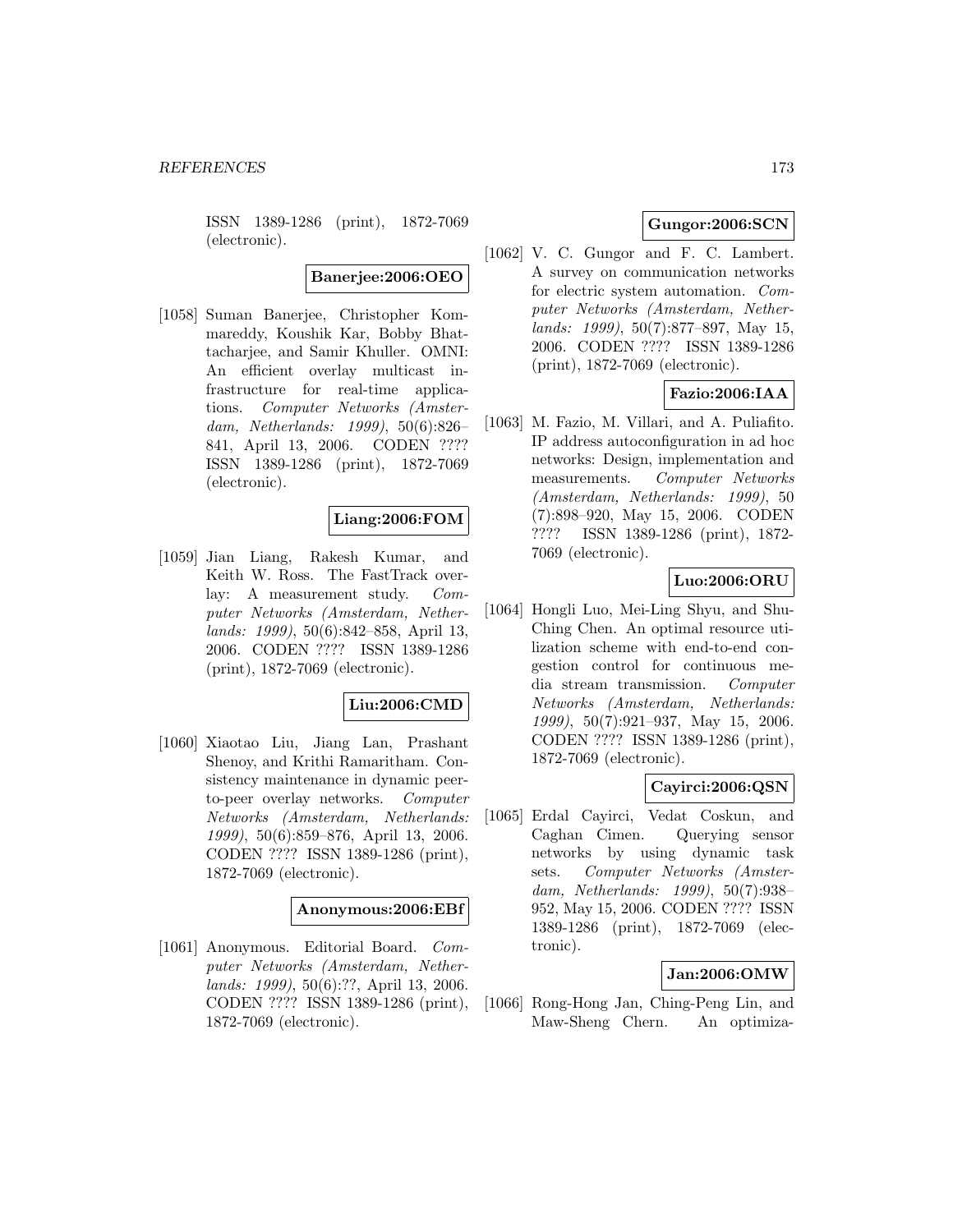ISSN 1389-1286 (print), 1872-7069 (electronic).

**Banerjee:2006:OEO**

[1058] Suman Banerjee, Christopher Kommareddy, Koushik Kar, Bobby Bhattacharjee, and Samir Khuller. OMNI: An efficient overlay multicast infrastructure for real-time applications. *Computer Networks (Amsterdam, Netherlands: 1999)*, 50(6):826–841, April 13, 2006. CODEN ???? ISSN 1389-1286 (print), 1872-7069 (electronic).

**Liang:2006:FOM**

[1059] Jian Liang, Rakesh Kumar, and Keith W. Ross. The FastTrack overlay: A measurement study. *Computer Networks (Amsterdam, Netherlands: 1999)*, 50(6):842–858, April 13, 2006. CODEN ???? ISSN 1389-1286 (print), 1872-7069 (electronic).

**Liu:2006:CMD**

[1060] Xiaotao Liu, Jiang Lan, Prashant Shenoy, and Krithi Ramaritham. Consistency maintenance in dynamic peer-to-peer overlay networks. *Computer Networks (Amsterdam, Netherlands: 1999)*, 50(6):859–876, April 13, 2006. CODEN ???? ISSN 1389-1286 (print), 1872-7069 (electronic).

**Anonymous:2006:EBf**

[1061] Anonymous. Editorial Board. *Computer Networks (Amsterdam, Netherlands: 1999)*, 50(6):??, April 13, 2006. CODEN ???? ISSN 1389-1286 (print), 1872-7069 (electronic).

**Gungor:2006:SCN**

[1062] V. C. Gungor and F. C. Lambert. A survey on communication networks for electric system automation. *Computer Networks (Amsterdam, Netherlands: 1999)*, 50(7):877–897, May 15, 2006. CODEN ???? ISSN 1389-1286 (print), 1872-7069 (electronic).

**Fazio:2006:IAA**

[1063] M. Fazio, M. Villari, and A. Puliafito. IP address autoconfiguration in ad hoc networks: Design, implementation and measurements. *Computer Networks (Amsterdam, Netherlands: 1999)*, 50 (7):898–920, May 15, 2006. CODEN ???? ISSN 1389-1286 (print), 1872-7069 (electronic).

**Luo:2006:ORU**

[1064] Hongli Luo, Mei-Ling Shyu, and Shu-Ching Chen. An optimal resource utilization scheme with end-to-end congestion control for continuous media stream transmission. *Computer Networks (Amsterdam, Netherlands: 1999)*, 50(7):921–937, May 15, 2006. CODEN ???? ISSN 1389-1286 (print), 1872-7069 (electronic).

**Cayirci:2006:QSN**

[1065] Erdal Cayirci, Vedat Coskun, and Caghan Cimen. Querying sensor networks by using dynamic task sets. *Computer Networks (Amsterdam, Netherlands: 1999)*, 50(7):938–952, May 15, 2006. CODEN ???? ISSN 1389-1286 (print), 1872-7069 (electronic).

**Jan:2006:OMW**

[1066] Rong-Hong Jan, Ching-Peng Lin, and Maw-Sheng Chern. An optimiza-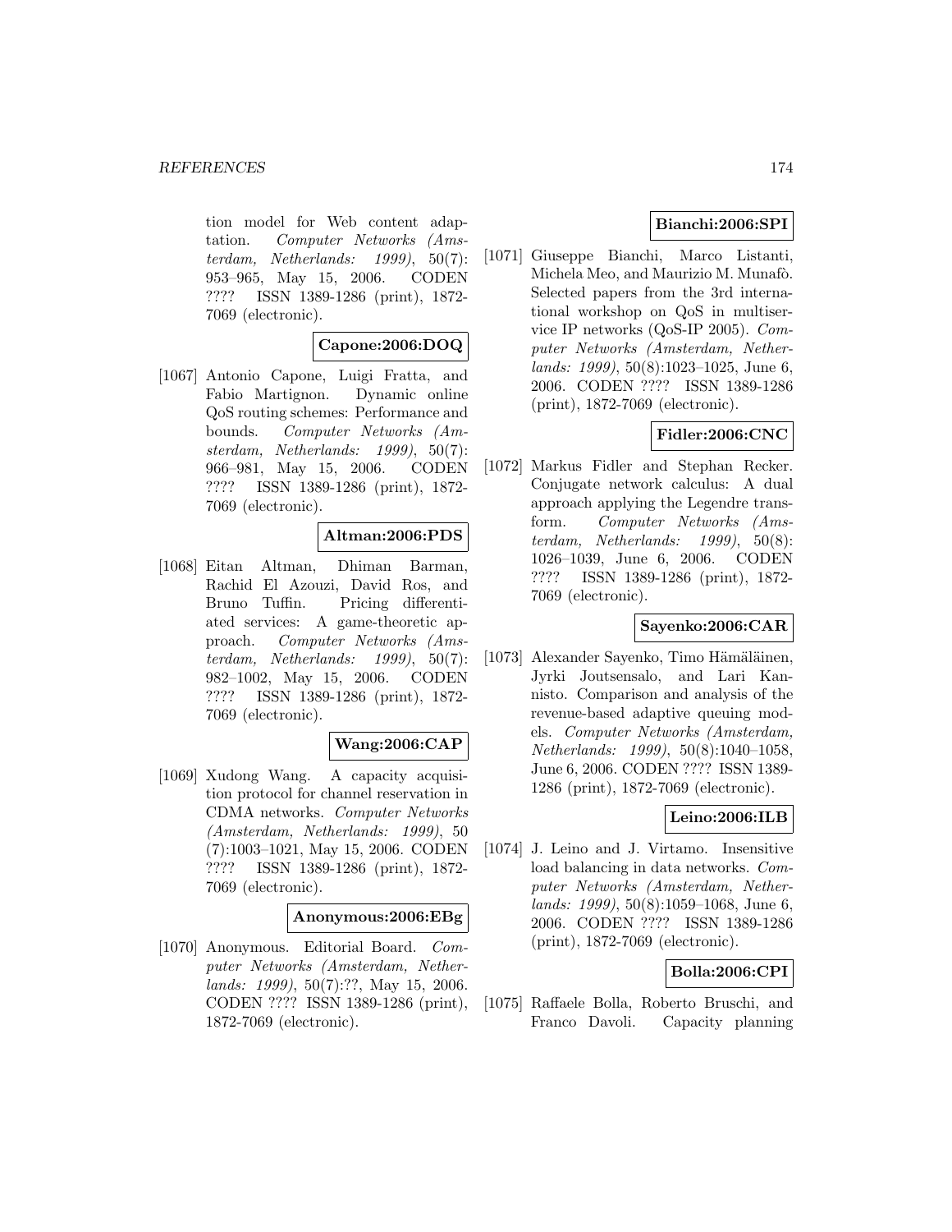tion model for Web content adaptation. *Computer Networks (Amsterdam, Netherlands: 1999)*, 50(7): 953–965, May 15, 2006. CODEN ???? ISSN 1389-1286 (print), 1872-7069 (electronic).

**Capone:2006:DOQ**

[1067] Antonio Capone, Luigi Fratta, and Fabio Martignon. Dynamic online QoS routing schemes: Performance and bounds. *Computer Networks (Amsterdam, Netherlands: 1999)*, 50(7): 966–981, May 15, 2006. CODEN ???? ISSN 1389-1286 (print), 1872-7069 (electronic).

**Altman:2006:PDS**

[1068] Eitan Altman, Dhiman Barman, Rachid El Azouzi, David Ros, and Bruno Tuffin. Pricing differentiated services: A game-theoretic approach. *Computer Networks (Amsterdam, Netherlands: 1999)*, 50(7): 982–1002, May 15, 2006. CODEN ???? ISSN 1389-1286 (print), 1872-7069 (electronic).

**Wang:2006:CAP**

[1069] Xudong Wang. A capacity acquisition protocol for channel reservation in CDMA networks. *Computer Networks (Amsterdam, Netherlands: 1999)*, 50 (7):1003–1021, May 15, 2006. CODEN ???? ISSN 1389-1286 (print), 1872-7069 (electronic).

**Anonymous:2006:EBg**

[1070] Anonymous. Editorial Board. *Computer Networks (Amsterdam, Netherlands: 1999)*, 50(7):??, May 15, 2006. CODEN ???? ISSN 1389-1286 (print), 1872-7069 (electronic).

**Bianchi:2006:SPI**

[1071] Giuseppe Bianchi, Marco Listanti, Michela Meo, and Maurizio M. Munafò. Selected papers from the 3rd international workshop on QoS in multiservice IP networks (QoS-IP 2005). *Computer Networks (Amsterdam, Netherlands: 1999)*, 50(8):1023–1025, June 6, 2006. CODEN ???? ISSN 1389-1286 (print), 1872-7069 (electronic).

**Fidler:2006:CNC**

[1072] Markus Fidler and Stephan Recker. Conjugate network calculus: A dual approach applying the Legendre transform. *Computer Networks (Amsterdam, Netherlands: 1999)*, 50(8): 1026–1039, June 6, 2006. CODEN ???? ISSN 1389-1286 (print), 1872-7069 (electronic).

**Sayenko:2006:CAR**

[1073] Alexander Sayenko, Timo Hämäläinen, Jyrki Joutsensalo, and Lari Kannisto. Comparison and analysis of the revenue-based adaptive queuing models. *Computer Networks (Amsterdam, Netherlands: 1999)*, 50(8):1040–1058, June 6, 2006. CODEN ???? ISSN 1389-1286 (print), 1872-7069 (electronic).

**Leino:2006:ILB**

[1074] J. Leino and J. Virtamo. Insensitive load balancing in data networks. *Computer Networks (Amsterdam, Netherlands: 1999)*, 50(8):1059–1068, June 6, 2006. CODEN ???? ISSN 1389-1286 (print), 1872-7069 (electronic).

**Bolla:2006:CPI**

[1075] Raffaele Bolla, Roberto Bruschi, and Franco Davoli. Capacity planning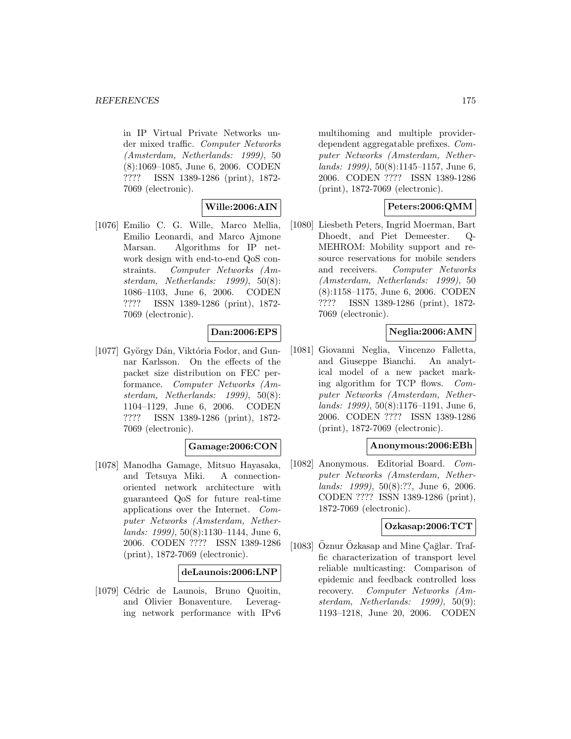in IP Virtual Private Networks under mixed traffic. *Computer Networks (Amsterdam, Netherlands: 1999)*, 50 (8):1069–1085, June 6, 2006. CODEN ???? ISSN 1389-1286 (print), 1872-7069 (electronic).

**Wille:2006:AIN**

[1076] Emilio C. G. Wille, Marco Mellia, Emilio Leonardi, and Marco Ajmone Marsan. Algorithms for IP network design with end-to-end QoS constraints. *Computer Networks (Amsterdam, Netherlands: 1999)*, 50(8): 1086–1103, June 6, 2006. CODEN ???? ISSN 1389-1286 (print), 1872-7069 (electronic).

**Dan:2006:EPS**

[1077] György Dán, Viktória Fodor, and Gunnar Karlsson. On the effects of the packet size distribution on FEC performance. *Computer Networks (Amsterdam, Netherlands: 1999)*, 50(8): 1104–1129, June 6, 2006. CODEN ???? ISSN 1389-1286 (print), 1872-7069 (electronic).

**Gamage:2006:CON**

[1078] Manodha Gamage, Mitsuo Hayasaka, and Tetsuya Miki. A connection-oriented network architecture with guaranteed QoS for future real-time applications over the Internet. *Computer Networks (Amsterdam, Netherlands: 1999)*, 50(8):1130–1144, June 6, 2006. CODEN ???? ISSN 1389-1286 (print), 1872-7069 (electronic).

**deLaunois:2006:LNP**

[1079] Cédric de Launois, Bruno Quoitin, and Olivier Bonaventure. Leveraging network performance with IPv6 multihoming and multiple provider-dependent aggregatable prefixes. *Computer Networks (Amsterdam, Netherlands: 1999)*, 50(8):1145–1157, June 6, 2006. CODEN ???? ISSN 1389-1286 (print), 1872-7069 (electronic).

**Peters:2006:QMM**

[1080] Liesbeth Peters, Ingrid Moerman, Bart Dhoedt, and Piet Demeester. Q-MEHROM: Mobility support and resource reservations for mobile senders and receivers. *Computer Networks (Amsterdam, Netherlands: 1999)*, 50 (8):1158–1175, June 6, 2006. CODEN ???? ISSN 1389-1286 (print), 1872-7069 (electronic).

**Neglia:2006:AMN**

[1081] Giovanni Neglia, Vincenzo Falletta, and Giuseppe Bianchi. An analytical model of a new packet marking algorithm for TCP flows. *Computer Networks (Amsterdam, Netherlands: 1999)*, 50(8):1176–1191, June 6, 2006. CODEN ???? ISSN 1389-1286 (print), 1872-7069 (electronic).

**Anonymous:2006:EBh**

[1082] Anonymous. Editorial Board. *Computer Networks (Amsterdam, Netherlands: 1999)*, 50(8):??, June 6, 2006. CODEN ???? ISSN 1389-1286 (print), 1872-7069 (electronic).

**Ozkasap:2006:TCT**

[1083] Öznur Özkasap and Mine Çağlar. Traffic characterization of transport level reliable multicasting: Comparison of epidemic and feedback controlled loss recovery. *Computer Networks (Amsterdam, Netherlands: 1999)*, 50(9): 1193–1218, June 20, 2006. CODEN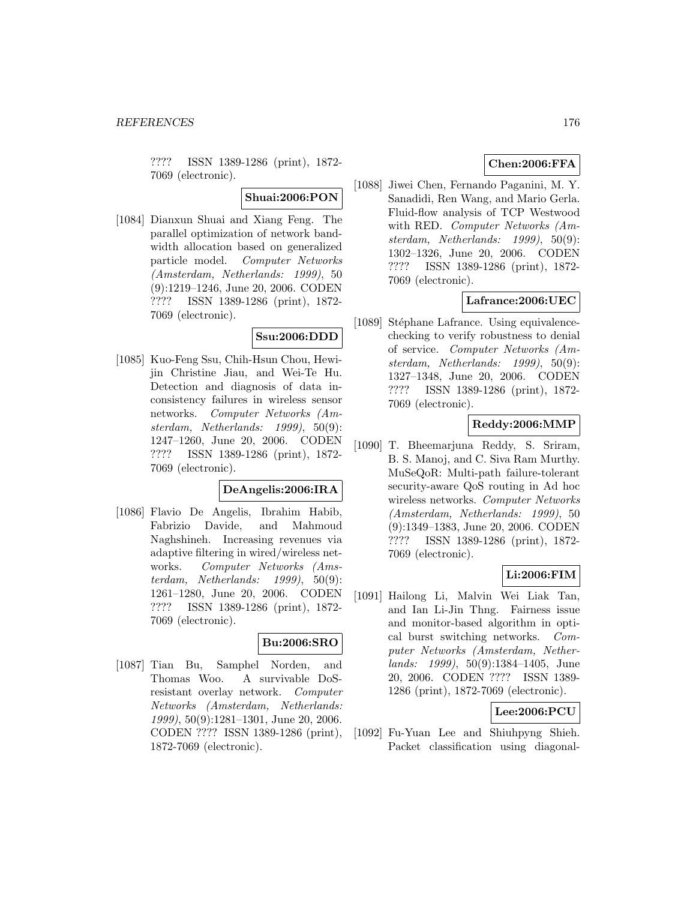???? ISSN 1389-1286 (print), 1872-7069 (electronic).

**Shuai:2006:PON**

[1084] Dianxun Shuai and Xiang Feng. The parallel optimization of network bandwidth allocation based on generalized particle model. *Computer Networks (Amsterdam, Netherlands: 1999)*, 50 (9):1219–1246, June 20, 2006. CODEN ???? ISSN 1389-1286 (print), 1872-7069 (electronic).

**Ssu:2006:DDD**

[1085] Kuo-Feng Ssu, Chih-Hsun Chou, Hewijin Christine Jiau, and Wei-Te Hu. Detection and diagnosis of data inconsistency failures in wireless sensor networks. *Computer Networks (Amsterdam, Netherlands: 1999)*, 50(9): 1247–1260, June 20, 2006. CODEN ???? ISSN 1389-1286 (print), 1872-7069 (electronic).

**DeAngelis:2006:IRA**

[1086] Flavio De Angelis, Ibrahim Habib, Fabrizio Davide, and Mahmoud Naghshineh. Increasing revenues via adaptive filtering in wired/wireless networks. *Computer Networks (Amsterdam, Netherlands: 1999)*, 50(9): 1261–1280, June 20, 2006. CODEN ???? ISSN 1389-1286 (print), 1872-7069 (electronic).

**Bu:2006:SRO**

[1087] Tian Bu, Samphel Norden, and Thomas Woo. A survivable DoS-resistant overlay network. *Computer Networks (Amsterdam, Netherlands: 1999)*, 50(9):1281–1301, June 20, 2006. CODEN ???? ISSN 1389-1286 (print), 1872-7069 (electronic).

**Chen:2006:FFA**

[1088] Jiwei Chen, Fernando Paganini, M. Y. Sanadidi, Ren Wang, and Mario Gerla. Fluid-flow analysis of TCP Westwood with RED. *Computer Networks (Amsterdam, Netherlands: 1999)*, 50(9): 1302–1326, June 20, 2006. CODEN ???? ISSN 1389-1286 (print), 1872-7069 (electronic).

**Lafrance:2006:UEC**

[1089] Stéphane Lafrance. Using equivalence-checking to verify robustness to denial of service. *Computer Networks (Amsterdam, Netherlands: 1999)*, 50(9): 1327–1348, June 20, 2006. CODEN ???? ISSN 1389-1286 (print), 1872-7069 (electronic).

**Reddy:2006:MMP**

[1090] T. Bheemarjuna Reddy, S. Sriram, B. S. Manoj, and C. Siva Ram Murthy. MuSeQoR: Multi-path failure-tolerant security-aware QoS routing in Ad hoc wireless networks. *Computer Networks (Amsterdam, Netherlands: 1999)*, 50 (9):1349–1383, June 20, 2006. CODEN ???? ISSN 1389-1286 (print), 1872-7069 (electronic).

**Li:2006:FIM**

[1091] Hailong Li, Malvin Wei Liak Tan, and Ian Li-Jin Thng. Fairness issue and monitor-based algorithm in optical burst switching networks. *Computer Networks (Amsterdam, Netherlands: 1999)*, 50(9):1384–1405, June 20, 2006. CODEN ???? ISSN 1389-1286 (print), 1872-7069 (electronic).

**Lee:2006:PCU**

[1092] Fu-Yuan Lee and Shiuhpyng Shieh. Packet classification using diagonal-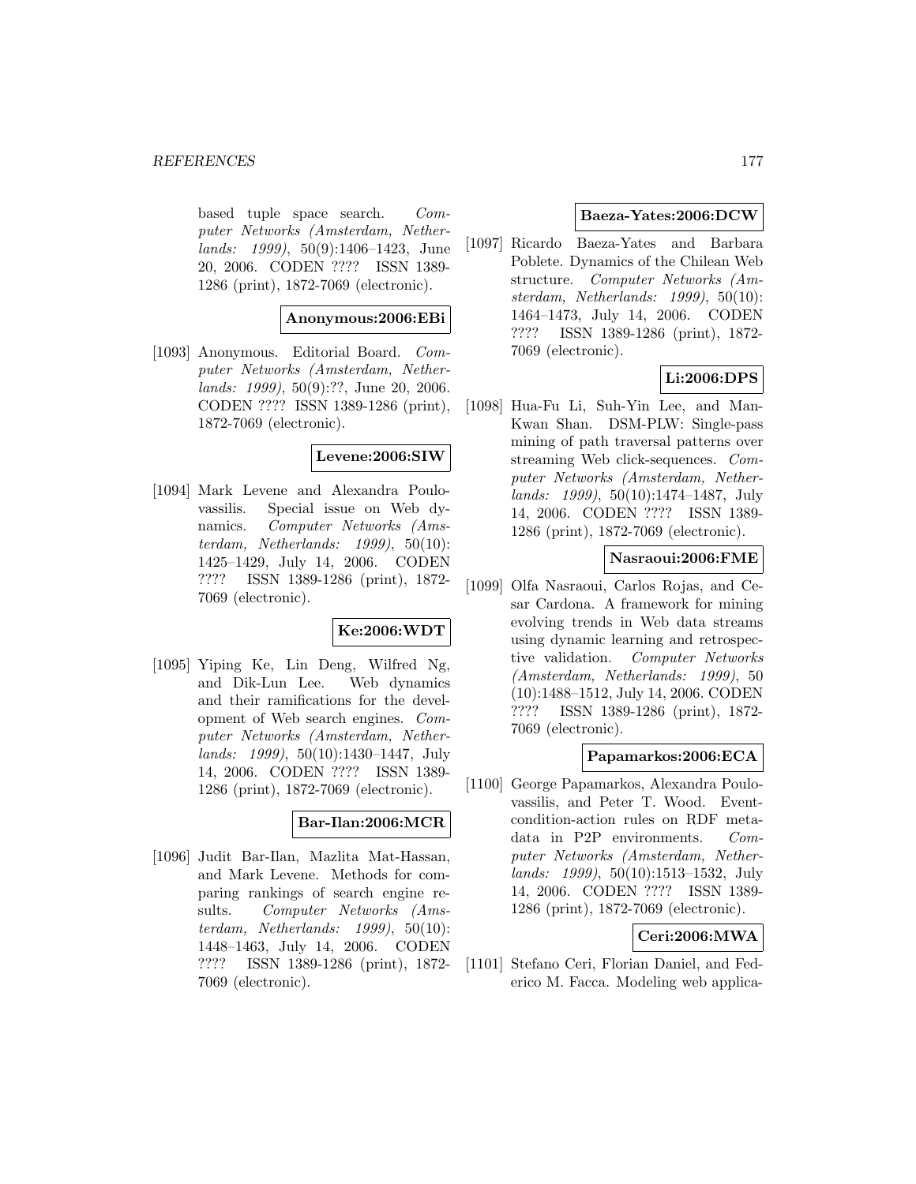based tuple space search. *Computer Networks (Amsterdam, Netherlands: 1999)*, 50(9):1406–1423, June 20, 2006. CODEN ???? ISSN 1389-1286 (print), 1872-7069 (electronic).

**Anonymous:2006:EBi**

[1093] Anonymous. Editorial Board. *Computer Networks (Amsterdam, Netherlands: 1999)*, 50(9):??, June 20, 2006. CODEN ???? ISSN 1389-1286 (print), 1872-7069 (electronic).

**Levene:2006:SIW**

[1094] Mark Levene and Alexandra Poulovassilis. Special issue on Web dynamics. *Computer Networks (Amsterdam, Netherlands: 1999)*, 50(10): 1425–1429, July 14, 2006. CODEN ???? ISSN 1389-1286 (print), 1872-7069 (electronic).

**Ke:2006:WDT**

[1095] Yiping Ke, Lin Deng, Wilfred Ng, and Dik-Lun Lee. Web dynamics and their ramifications for the development of Web search engines. *Computer Networks (Amsterdam, Netherlands: 1999)*, 50(10):1430–1447, July 14, 2006. CODEN ???? ISSN 1389-1286 (print), 1872-7069 (electronic).

**Bar-Ilan:2006:MCR**

[1096] Judit Bar-Ilan, Mazlita Mat-Hassan, and Mark Levene. Methods for comparing rankings of search engine results. *Computer Networks (Amsterdam, Netherlands: 1999)*, 50(10): 1448–1463, July 14, 2006. CODEN ???? ISSN 1389-1286 (print), 1872-7069 (electronic).

**Baeza-Yates:2006:DCW**

[1097] Ricardo Baeza-Yates and Barbara Poblete. Dynamics of the Chilean Web structure. *Computer Networks (Amsterdam, Netherlands: 1999)*, 50(10): 1464–1473, July 14, 2006. CODEN ???? ISSN 1389-1286 (print), 1872-7069 (electronic).

**Li:2006:DPS**

[1098] Hua-Fu Li, Suh-Yin Lee, and Man-Kwan Shan. DSM-PLW: Single-pass mining of path traversal patterns over streaming Web click-sequences. *Computer Networks (Amsterdam, Netherlands: 1999)*, 50(10):1474–1487, July 14, 2006. CODEN ???? ISSN 1389-1286 (print), 1872-7069 (electronic).

**Nasraoui:2006:FME**

[1099] Olfa Nasraoui, Carlos Rojas, and Cesar Cardona. A framework for mining evolving trends in Web data streams using dynamic learning and retrospective validation. *Computer Networks (Amsterdam, Netherlands: 1999)*, 50 (10):1488–1512, July 14, 2006. CODEN ???? ISSN 1389-1286 (print), 1872-7069 (electronic).

**Papamarkos:2006:ECA**

[1100] George Papamarkos, Alexandra Poulovassilis, and Peter T. Wood. Event-condition-action rules on RDF metadata in P2P environments. *Computer Networks (Amsterdam, Netherlands: 1999)*, 50(10):1513–1532, July 14, 2006. CODEN ???? ISSN 1389-1286 (print), 1872-7069 (electronic).

**Ceri:2006:MWA**

[1101] Stefano Ceri, Florian Daniel, and Federico M. Facca. Modeling web applica-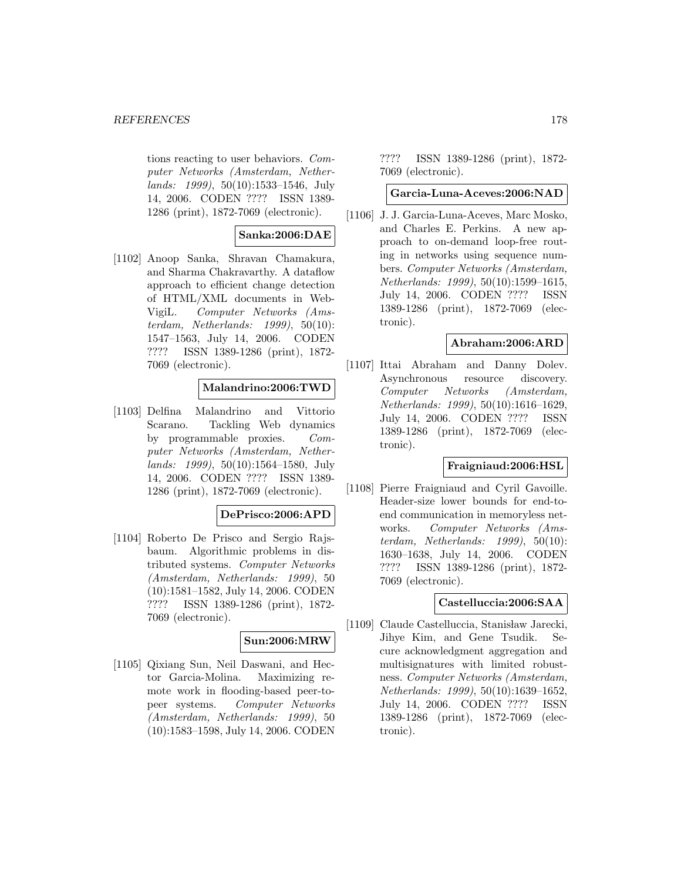tions reacting to user behaviors. *Computer Networks (Amsterdam, Netherlands: 1999)*, 50(10):1533–1546, July 14, 2006. CODEN ???? ISSN 1389-1286 (print), 1872-7069 (electronic).

**Sanka:2006:DAE**

[1102] Anoop Sanka, Shravan Chamakura, and Sharma Chakravarthy. A dataflow approach to efficient change detection of HTML/XML documents in WebVigiL. *Computer Networks (Amsterdam, Netherlands: 1999)*, 50(10): 1547–1563, July 14, 2006. CODEN ???? ISSN 1389-1286 (print), 1872-7069 (electronic).

**Malandrino:2006:TWD**

[1103] Delfina Malandrino and Vittorio Scarano. Tackling Web dynamics by programmable proxies. *Computer Networks (Amsterdam, Netherlands: 1999)*, 50(10):1564–1580, July 14, 2006. CODEN ???? ISSN 1389-1286 (print), 1872-7069 (electronic).

**DePrisco:2006:APD**

[1104] Roberto De Prisco and Sergio Rajsbaum. Algorithmic problems in distributed systems. *Computer Networks (Amsterdam, Netherlands: 1999)*, 50 (10):1581–1582, July 14, 2006. CODEN ???? ISSN 1389-1286 (print), 1872-7069 (electronic).

**Sun:2006:MRW**

[1105] Qixiang Sun, Neil Daswani, and Hector Garcia-Molina. Maximizing remote work in flooding-based peer-to-peer systems. *Computer Networks (Amsterdam, Netherlands: 1999)*, 50 (10):1583–1598, July 14, 2006. CODEN ???? ISSN 1389-1286 (print), 1872-7069 (electronic).

**Garcia-Luna-Aceves:2006:NAD**

[1106] J. J. Garcia-Luna-Aceves, Marc Mosko, and Charles E. Perkins. A new approach to on-demand loop-free routing in networks using sequence numbers. *Computer Networks (Amsterdam, Netherlands: 1999)*, 50(10):1599–1615, July 14, 2006. CODEN ???? ISSN 1389-1286 (print), 1872-7069 (electronic).

**Abraham:2006:ARD**

[1107] Ittai Abraham and Danny Dolev. Asynchronous resource discovery. *Computer Networks (Amsterdam, Netherlands: 1999)*, 50(10):1616–1629, July 14, 2006. CODEN ???? ISSN 1389-1286 (print), 1872-7069 (electronic).

**Fraigniaud:2006:HSL**

[1108] Pierre Fraigniaud and Cyril Gavoille. Header-size lower bounds for end-to-end communication in memoryless networks. *Computer Networks (Amsterdam, Netherlands: 1999)*, 50(10): 1630–1638, July 14, 2006. CODEN ???? ISSN 1389-1286 (print), 1872-7069 (electronic).

**Castelluccia:2006:SAA**

[1109] Claude Castelluccia, Stanisław Jarecki, Jihye Kim, and Gene Tsudik. Secure acknowledgment aggregation and multisignatures with limited robustness. *Computer Networks (Amsterdam, Netherlands: 1999)*, 50(10):1639–1652, July 14, 2006. CODEN ???? ISSN 1389-1286 (print), 1872-7069 (electronic).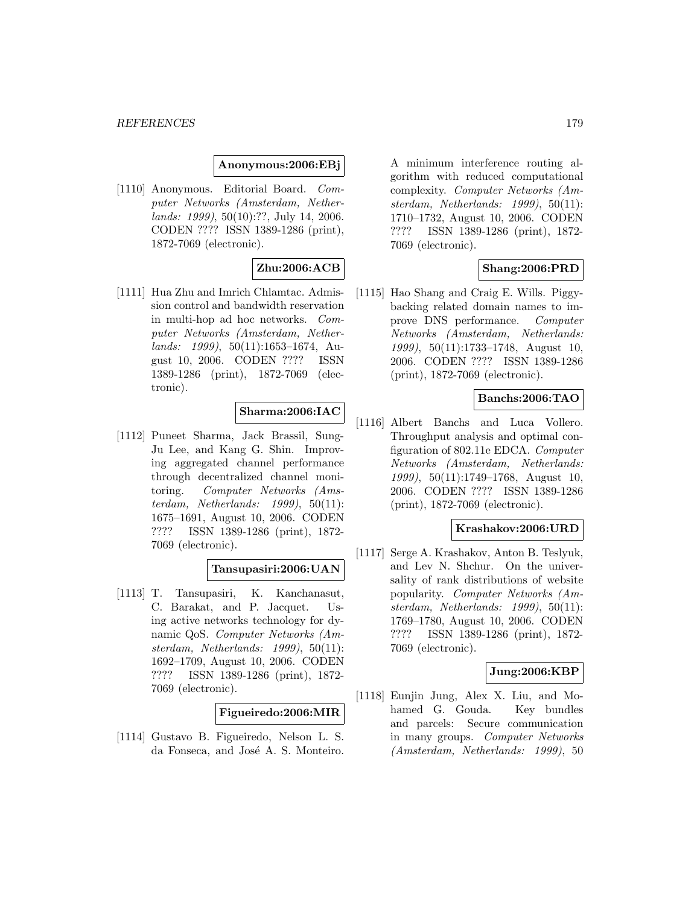**Anonymous:2006:EBj**

[1110] Anonymous. Editorial Board. *Computer Networks (Amsterdam, Netherlands: 1999)*, 50(10):??, July 14, 2006. CODEN ???? ISSN 1389-1286 (print), 1872-7069 (electronic).

**Zhu:2006:ACB**

[1111] Hua Zhu and Imrich Chlamtac. Admission control and bandwidth reservation in multi-hop ad hoc networks. *Computer Networks (Amsterdam, Netherlands: 1999)*, 50(11):1653–1674, August 10, 2006. CODEN ???? ISSN 1389-1286 (print), 1872-7069 (electronic).

**Sharma:2006:IAC**

[1112] Puneet Sharma, Jack Brassil, Sung-Ju Lee, and Kang G. Shin. Improving aggregated channel performance through decentralized channel monitoring. *Computer Networks (Amsterdam, Netherlands: 1999)*, 50(11): 1675–1691, August 10, 2006. CODEN ???? ISSN 1389-1286 (print), 1872-7069 (electronic).

**Tansupasiri:2006:UAN**

[1113] T. Tansupasiri, K. Kanchanasut, C. Barakat, and P. Jacquet. Using active networks technology for dynamic QoS. *Computer Networks (Amsterdam, Netherlands: 1999)*, 50(11): 1692–1709, August 10, 2006. CODEN ???? ISSN 1389-1286 (print), 1872-7069 (electronic).

**Figueiredo:2006:MIR**

[1114] Gustavo B. Figueiredo, Nelson L. S. da Fonseca, and José A. S. Monteiro. A minimum interference routing algorithm with reduced computational complexity. *Computer Networks (Amsterdam, Netherlands: 1999)*, 50(11): 1710–1732, August 10, 2006. CODEN ???? ISSN 1389-1286 (print), 1872-7069 (electronic).

**Shang:2006:PRD**

[1115] Hao Shang and Craig E. Wills. Piggybacking related domain names to improve DNS performance. *Computer Networks (Amsterdam, Netherlands: 1999)*, 50(11):1733–1748, August 10, 2006. CODEN ???? ISSN 1389-1286 (print), 1872-7069 (electronic).

**Banchs:2006:TAO**

[1116] Albert Banchs and Luca Vollero. Throughput analysis and optimal configuration of 802.11e EDCA. *Computer Networks (Amsterdam, Netherlands: 1999)*, 50(11):1749–1768, August 10, 2006. CODEN ???? ISSN 1389-1286 (print), 1872-7069 (electronic).

**Krashakov:2006:URD**

[1117] Serge A. Krashakov, Anton B. Teslyuk, and Lev N. Shchur. On the universality of rank distributions of website popularity. *Computer Networks (Amsterdam, Netherlands: 1999)*, 50(11): 1769–1780, August 10, 2006. CODEN ???? ISSN 1389-1286 (print), 1872-7069 (electronic).

**Jung:2006:KBP**

[1118] Eunjin Jung, Alex X. Liu, and Mohamed G. Gouda. Key bundles and parcels: Secure communication in many groups. *Computer Networks (Amsterdam, Netherlands: 1999)*, 50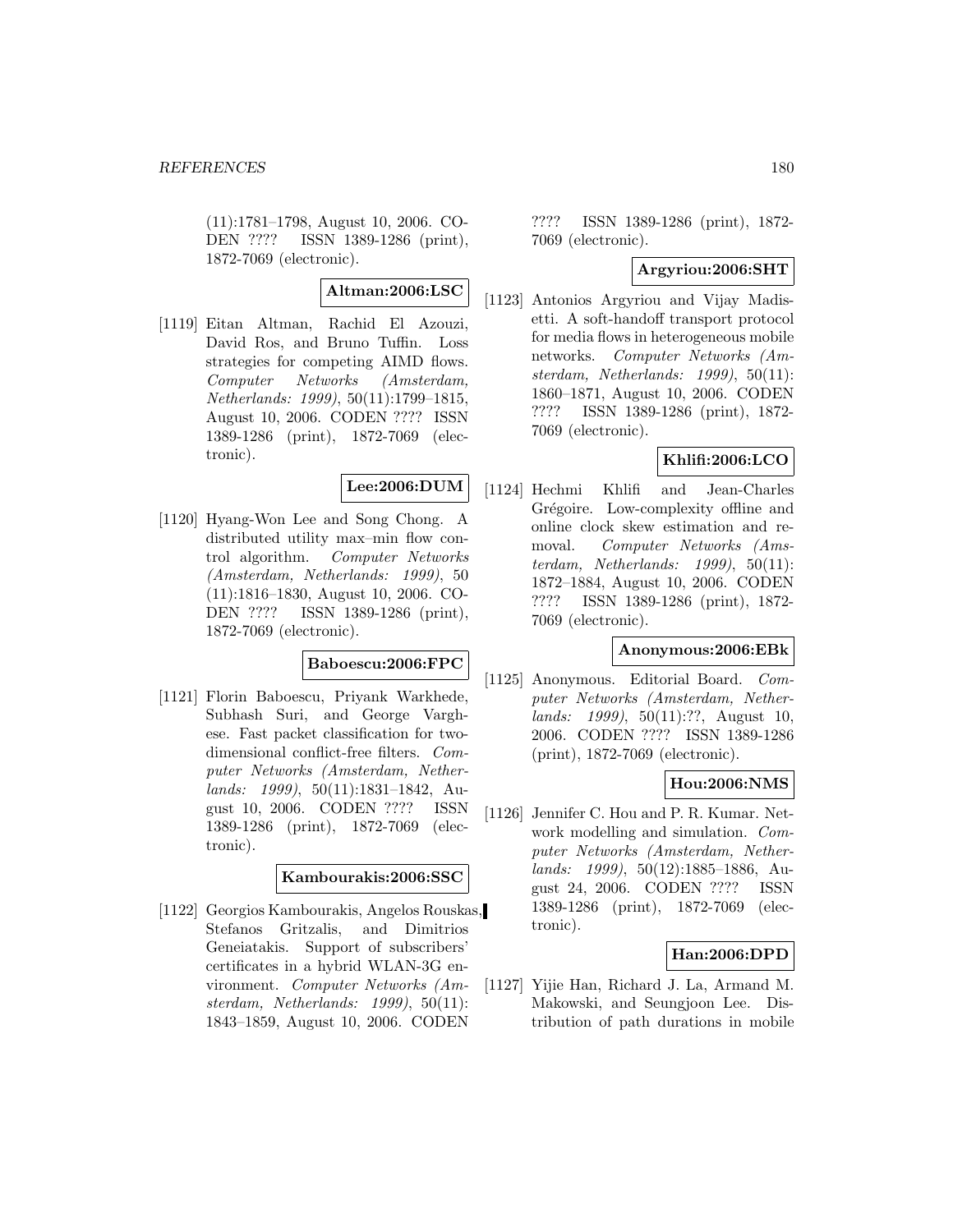(11):1781–1798, August 10, 2006. CODEN ???? ISSN 1389-1286 (print), 1872-7069 (electronic).

**Altman:2006:LSC**

[1119] Eitan Altman, Rachid El Azouzi, David Ros, and Bruno Tuffin. Loss strategies for competing AIMD flows. *Computer Networks (Amsterdam, Netherlands: 1999)*, 50(11):1799–1815, August 10, 2006. CODEN ???? ISSN 1389-1286 (print), 1872-7069 (electronic).

**Lee:2006:DUM**

[1120] Hyang-Won Lee and Song Chong. A distributed utility max–min flow control algorithm. *Computer Networks (Amsterdam, Netherlands: 1999)*, 50 (11):1816–1830, August 10, 2006. CODEN ???? ISSN 1389-1286 (print), 1872-7069 (electronic).

**Baboescu:2006:FPC**

[1121] Florin Baboescu, Priyank Warkhede, Subhash Suri, and George Varghese. Fast packet classification for two-dimensional conflict-free filters. *Computer Networks (Amsterdam, Netherlands: 1999)*, 50(11):1831–1842, August 10, 2006. CODEN ???? ISSN 1389-1286 (print), 1872-7069 (electronic).

**Kambourakis:2006:SSC**

[1122] Georgios Kambourakis, Angelos Rouskas, Stefanos Gritzalis, and Dimitrios Geneiatakis. Support of subscribers' certificates in a hybrid WLAN-3G environment. *Computer Networks (Amsterdam, Netherlands: 1999)*, 50(11): 1843–1859, August 10, 2006. CODEN ???? ISSN 1389-1286 (print), 1872-7069 (electronic).

**Argyriou:2006:SHT**

[1123] Antonios Argyriou and Vijay Madisetti. A soft-handoff transport protocol for media flows in heterogeneous mobile networks. *Computer Networks (Amsterdam, Netherlands: 1999)*, 50(11): 1860–1871, August 10, 2006. CODEN ???? ISSN 1389-1286 (print), 1872-7069 (electronic).

**Khlifi:2006:LCO**

[1124] Hechmi Khlifi and Jean-Charles Grégoire. Low-complexity offline and online clock skew estimation and removal. *Computer Networks (Amsterdam, Netherlands: 1999)*, 50(11): 1872–1884, August 10, 2006. CODEN ???? ISSN 1389-1286 (print), 1872-7069 (electronic).

**Anonymous:2006:EBk**

[1125] Anonymous. Editorial Board. *Computer Networks (Amsterdam, Netherlands: 1999)*, 50(11):??, August 10, 2006. CODEN ???? ISSN 1389-1286 (print), 1872-7069 (electronic).

**Hou:2006:NMS**

[1126] Jennifer C. Hou and P. R. Kumar. Network modelling and simulation. *Computer Networks (Amsterdam, Netherlands: 1999)*, 50(12):1885–1886, August 24, 2006. CODEN ???? ISSN 1389-1286 (print), 1872-7069 (electronic).

**Han:2006:DPD**

[1127] Yijie Han, Richard J. La, Armand M. Makowski, and Seungjoon Lee. Distribution of path durations in mobile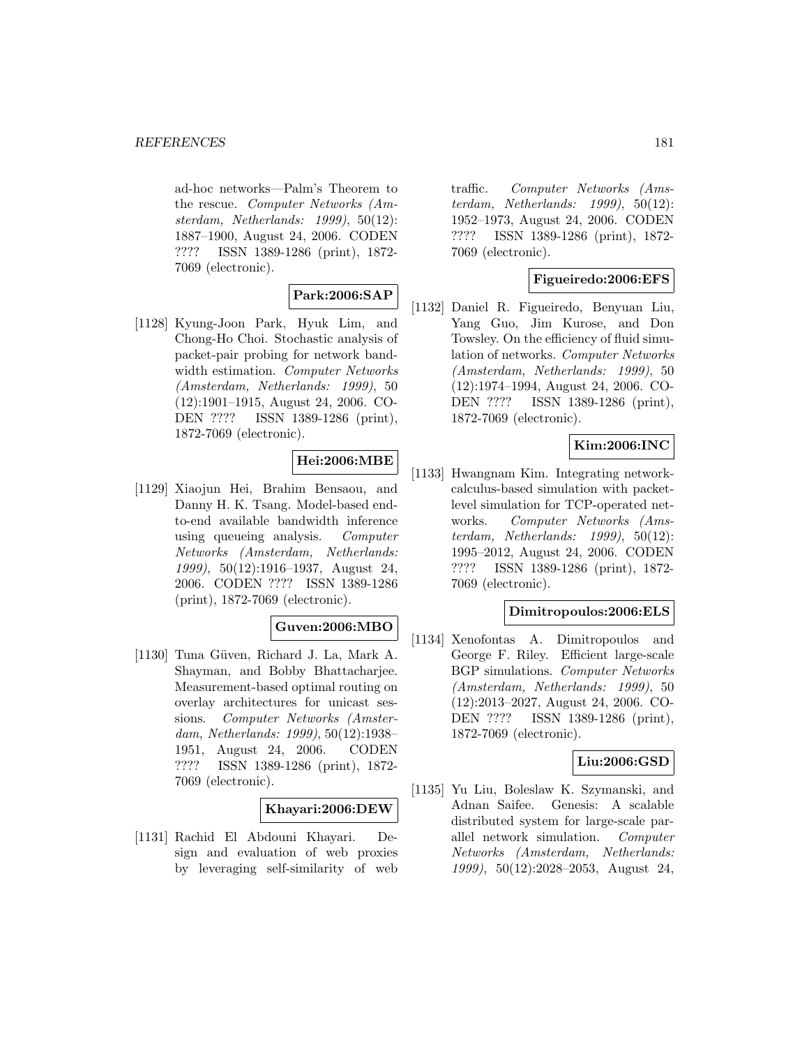ad-hoc networks—Palm's Theorem to the rescue. *Computer Networks (Amsterdam, Netherlands: 1999)*, 50(12): 1887–1900, August 24, 2006. CODEN ???? ISSN 1389-1286 (print), 1872-7069 (electronic).

**Park:2006:SAP**

[1128] Kyung-Joon Park, Hyuk Lim, and Chong-Ho Choi. Stochastic analysis of packet-pair probing for network bandwidth estimation. *Computer Networks (Amsterdam, Netherlands: 1999)*, 50 (12):1901–1915, August 24, 2006. CODEN ???? ISSN 1389-1286 (print), 1872-7069 (electronic).

**Hei:2006:MBE**

[1129] Xiaojun Hei, Brahim Bensaou, and Danny H. K. Tsang. Model-based end-to-end available bandwidth inference using queueing analysis. *Computer Networks (Amsterdam, Netherlands: 1999)*, 50(12):1916–1937, August 24, 2006. CODEN ???? ISSN 1389-1286 (print), 1872-7069 (electronic).

**Guven:2006:MBO**

[1130] Tuna Güven, Richard J. La, Mark A. Shayman, and Bobby Bhattacharjee. Measurement-based optimal routing on overlay architectures for unicast sessions. *Computer Networks (Amsterdam, Netherlands: 1999)*, 50(12):1938–1951, August 24, 2006. CODEN ???? ISSN 1389-1286 (print), 1872-7069 (electronic).

**Khayari:2006:DEW**

[1131] Rachid El Abdouni Khayari. Design and evaluation of web proxies by leveraging self-similarity of web traffic. *Computer Networks (Amsterdam, Netherlands: 1999)*, 50(12): 1952–1973, August 24, 2006. CODEN ???? ISSN 1389-1286 (print), 1872-7069 (electronic).

**Figueiredo:2006:EFS**

[1132] Daniel R. Figueiredo, Benyuan Liu, Yang Guo, Jim Kurose, and Don Towsley. On the efficiency of fluid simulation of networks. *Computer Networks (Amsterdam, Netherlands: 1999)*, 50 (12):1974–1994, August 24, 2006. CODEN ???? ISSN 1389-1286 (print), 1872-7069 (electronic).

**Kim:2006:INC**

[1133] Hwangnam Kim. Integrating network-calculus-based simulation with packet-level simulation for TCP-operated networks. *Computer Networks (Amsterdam, Netherlands: 1999)*, 50(12): 1995–2012, August 24, 2006. CODEN ???? ISSN 1389-1286 (print), 1872-7069 (electronic).

**Dimitropoulos:2006:ELS**

[1134] Xenofontas A. Dimitropoulos and George F. Riley. Efficient large-scale BGP simulations. *Computer Networks (Amsterdam, Netherlands: 1999)*, 50 (12):2013–2027, August 24, 2006. CODEN ???? ISSN 1389-1286 (print), 1872-7069 (electronic).

**Liu:2006:GSD**

[1135] Yu Liu, Boleslaw K. Szymanski, and Adnan Saifee. Genesis: A scalable distributed system for large-scale parallel network simulation. *Computer Networks (Amsterdam, Netherlands: 1999)*, 50(12):2028–2053, August 24,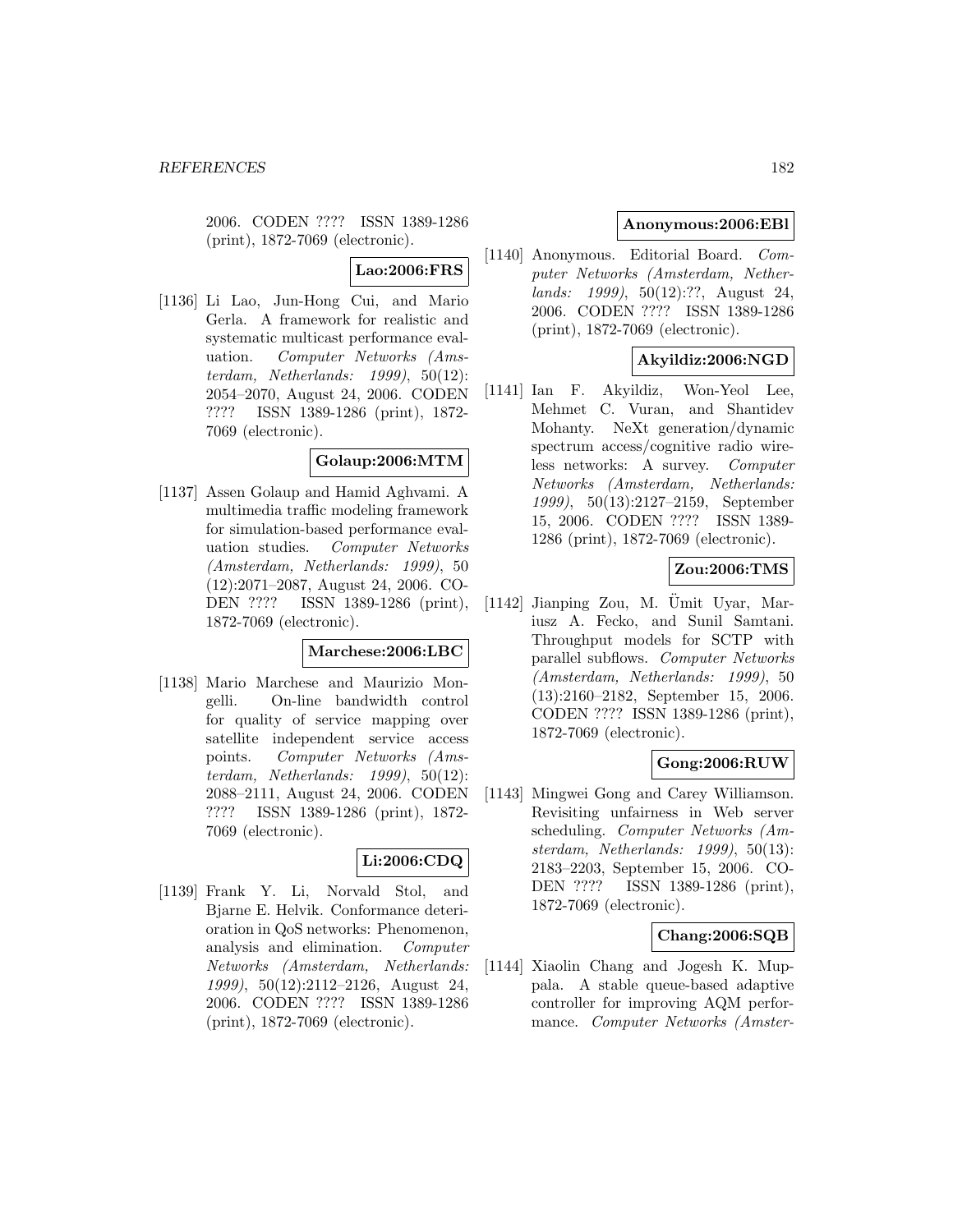2006. CODEN ???? ISSN 1389-1286 (print), 1872-7069 (electronic).

**Lao:2006:FRS**

[1136] Li Lao, Jun-Hong Cui, and Mario Gerla. A framework for realistic and systematic multicast performance evaluation. *Computer Networks (Amsterdam, Netherlands: 1999)*, 50(12): 2054–2070, August 24, 2006. CODEN ???? ISSN 1389-1286 (print), 1872-7069 (electronic).

**Golaup:2006:MTM**

[1137] Assen Golaup and Hamid Aghvami. A multimedia traffic modeling framework for simulation-based performance evaluation studies. *Computer Networks (Amsterdam, Netherlands: 1999)*, 50 (12):2071–2087, August 24, 2006. CODEN ???? ISSN 1389-1286 (print), 1872-7069 (electronic).

**Marchese:2006:LBC**

[1138] Mario Marchese and Maurizio Mongelli. On-line bandwidth control for quality of service mapping over satellite independent service access points. *Computer Networks (Amsterdam, Netherlands: 1999)*, 50(12): 2088–2111, August 24, 2006. CODEN ???? ISSN 1389-1286 (print), 1872-7069 (electronic).

**Li:2006:CDQ**

[1139] Frank Y. Li, Norvald Stol, and Bjarne E. Helvik. Conformance deterioration in QoS networks: Phenomenon, analysis and elimination. *Computer Networks (Amsterdam, Netherlands: 1999)*, 50(12):2112–2126, August 24, 2006. CODEN ???? ISSN 1389-1286 (print), 1872-7069 (electronic).

**Anonymous:2006:EBl**

[1140] Anonymous. Editorial Board. *Computer Networks (Amsterdam, Netherlands: 1999)*, 50(12):??, August 24, 2006. CODEN ???? ISSN 1389-1286 (print), 1872-7069 (electronic).

**Akyildiz:2006:NGD**

[1141] Ian F. Akyildiz, Won-Yeol Lee, Mehmet C. Vuran, and Shantidev Mohanty. NeXt generation/dynamic spectrum access/cognitive radio wireless networks: A survey. *Computer Networks (Amsterdam, Netherlands: 1999)*, 50(13):2127–2159, September 15, 2006. CODEN ???? ISSN 1389-1286 (print), 1872-7069 (electronic).

**Zou:2006:TMS**

[1142] Jianping Zou, M. Ümit Uyar, Mariusz A. Fecko, and Sunil Samtani. Throughput models for SCTP with parallel subflows. *Computer Networks (Amsterdam, Netherlands: 1999)*, 50 (13):2160–2182, September 15, 2006. CODEN ???? ISSN 1389-1286 (print), 1872-7069 (electronic).

**Gong:2006:RUW**

[1143] Mingwei Gong and Carey Williamson. Revisiting unfairness in Web server scheduling. *Computer Networks (Amsterdam, Netherlands: 1999)*, 50(13): 2183–2203, September 15, 2006. CODEN ???? ISSN 1389-1286 (print), 1872-7069 (electronic).

**Chang:2006:SQB**

[1144] Xiaolin Chang and Jogesh K. Muppala. A stable queue-based adaptive controller for improving AQM performance. *Computer Networks (Amster-*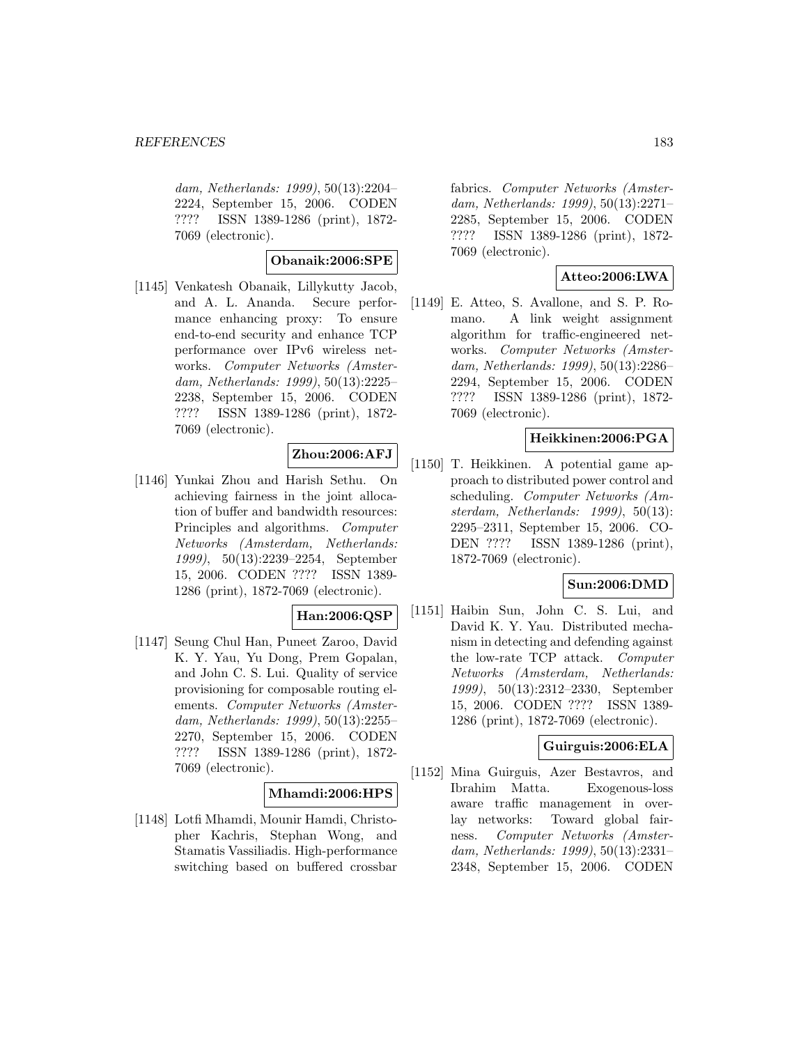*dam, Netherlands: 1999)*, 50(13):2204–2224, September 15, 2006. CODEN ???? ISSN 1389-1286 (print), 1872-7069 (electronic).

**Obanaik:2006:SPE**

[1145] Venkatesh Obanaik, Lillykutty Jacob, and A. L. Ananda. Secure performance enhancing proxy: To ensure end-to-end security and enhance TCP performance over IPv6 wireless networks. *Computer Networks (Amsterdam, Netherlands: 1999)*, 50(13):2225–2238, September 15, 2006. CODEN ???? ISSN 1389-1286 (print), 1872-7069 (electronic).

**Zhou:2006:AFJ**

[1146] Yunkai Zhou and Harish Sethu. On achieving fairness in the joint allocation of buffer and bandwidth resources: Principles and algorithms. *Computer Networks (Amsterdam, Netherlands: 1999)*, 50(13):2239–2254, September 15, 2006. CODEN ???? ISSN 1389-1286 (print), 1872-7069 (electronic).

**Han:2006:QSP**

[1147] Seung Chul Han, Puneet Zaroo, David K. Y. Yau, Yu Dong, Prem Gopalan, and John C. S. Lui. Quality of service provisioning for composable routing elements. *Computer Networks (Amsterdam, Netherlands: 1999)*, 50(13):2255–2270, September 15, 2006. CODEN ???? ISSN 1389-1286 (print), 1872-7069 (electronic).

**Mhamdi:2006:HPS**

[1148] Lotfi Mhamdi, Mounir Hamdi, Christopher Kachris, Stephan Wong, and Stamatis Vassiliadis. High-performance switching based on buffered crossbar fabrics. *Computer Networks (Amsterdam, Netherlands: 1999)*, 50(13):2271–2285, September 15, 2006. CODEN ???? ISSN 1389-1286 (print), 1872-7069 (electronic).

**Atteo:2006:LWA**

[1149] E. Atteo, S. Avallone, and S. P. Romano. A link weight assignment algorithm for traffic-engineered networks. *Computer Networks (Amsterdam, Netherlands: 1999)*, 50(13):2286–2294, September 15, 2006. CODEN ???? ISSN 1389-1286 (print), 1872-7069 (electronic).

**Heikkinen:2006:PGA**

[1150] T. Heikkinen. A potential game approach to distributed power control and scheduling. *Computer Networks (Amsterdam, Netherlands: 1999)*, 50(13):2295–2311, September 15, 2006. CODEN ???? ISSN 1389-1286 (print), 1872-7069 (electronic).

**Sun:2006:DMD**

[1151] Haibin Sun, John C. S. Lui, and David K. Y. Yau. Distributed mechanism in detecting and defending against the low-rate TCP attack. *Computer Networks (Amsterdam, Netherlands: 1999)*, 50(13):2312–2330, September 15, 2006. CODEN ???? ISSN 1389-1286 (print), 1872-7069 (electronic).

**Guirguis:2006:ELA**

[1152] Mina Guirguis, Azer Bestavros, and Ibrahim Matta. Exogenous-loss aware traffic management in overlay networks: Toward global fairness. *Computer Networks (Amsterdam, Netherlands: 1999)*, 50(13):2331–2348, September 15, 2006. CODEN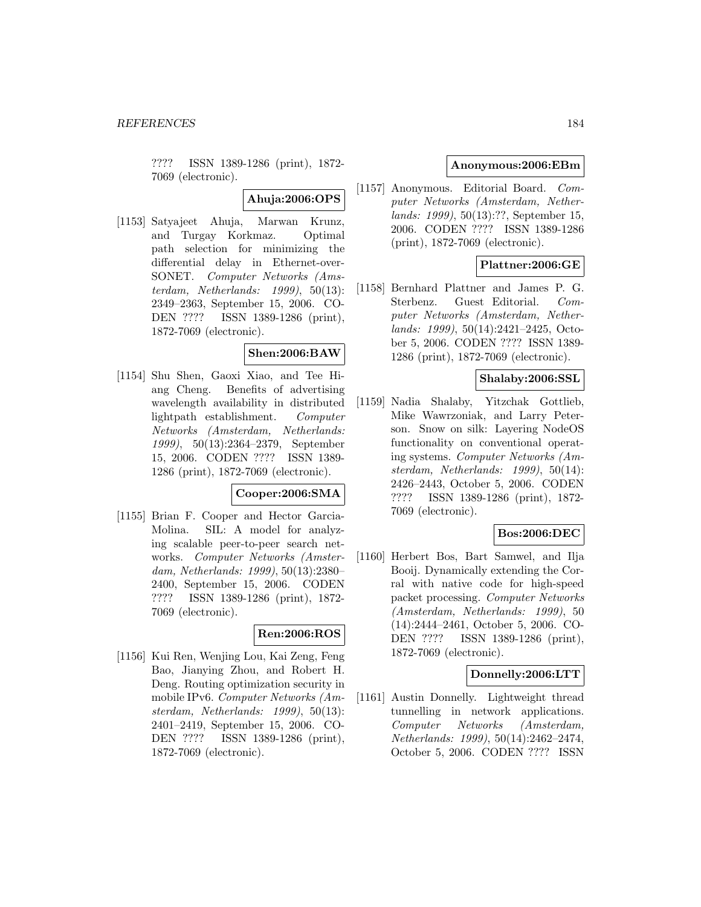???? ISSN 1389-1286 (print), 1872-7069 (electronic).

**Ahuja:2006:OPS**

[1153] Satyajeet Ahuja, Marwan Krunz, and Turgay Korkmaz. Optimal path selection for minimizing the differential delay in Ethernet-over-SONET. *Computer Networks (Amsterdam, Netherlands: 1999)*, 50(13): 2349–2363, September 15, 2006. CODEN ???? ISSN 1389-1286 (print), 1872-7069 (electronic).

**Shen:2006:BAW**

[1154] Shu Shen, Gaoxi Xiao, and Tee Hiang Cheng. Benefits of advertising wavelength availability in distributed lightpath establishment. *Computer Networks (Amsterdam, Netherlands: 1999)*, 50(13):2364–2379, September 15, 2006. CODEN ???? ISSN 1389-1286 (print), 1872-7069 (electronic).

**Cooper:2006:SMA**

[1155] Brian F. Cooper and Hector Garcia-Molina. SIL: A model for analyzing scalable peer-to-peer search networks. *Computer Networks (Amsterdam, Netherlands: 1999)*, 50(13):2380–2400, September 15, 2006. CODEN ???? ISSN 1389-1286 (print), 1872-7069 (electronic).

**Ren:2006:ROS**

[1156] Kui Ren, Wenjing Lou, Kai Zeng, Feng Bao, Jianying Zhou, and Robert H. Deng. Routing optimization security in mobile IPv6. *Computer Networks (Amsterdam, Netherlands: 1999)*, 50(13): 2401–2419, September 15, 2006. CODEN ???? ISSN 1389-1286 (print), 1872-7069 (electronic).

**Anonymous:2006:EBm**

[1157] Anonymous. Editorial Board. *Computer Networks (Amsterdam, Netherlands: 1999)*, 50(13):??, September 15, 2006. CODEN ???? ISSN 1389-1286 (print), 1872-7069 (electronic).

**Plattner:2006:GE**

[1158] Bernhard Plattner and James P. G. Sterbenz. Guest Editorial. *Computer Networks (Amsterdam, Netherlands: 1999)*, 50(14):2421–2425, October 5, 2006. CODEN ???? ISSN 1389-1286 (print), 1872-7069 (electronic).

**Shalaby:2006:SSL**

[1159] Nadia Shalaby, Yitzchak Gottlieb, Mike Wawrzoniak, and Larry Peterson. Snow on silk: Layering NodeOS functionality on conventional operating systems. *Computer Networks (Amsterdam, Netherlands: 1999)*, 50(14): 2426–2443, October 5, 2006. CODEN ???? ISSN 1389-1286 (print), 1872-7069 (electronic).

**Bos:2006:DEC**

[1160] Herbert Bos, Bart Samwel, and Ilja Booij. Dynamically extending the Corral with native code for high-speed packet processing. *Computer Networks (Amsterdam, Netherlands: 1999)*, 50 (14):2444–2461, October 5, 2006. CODEN ???? ISSN 1389-1286 (print), 1872-7069 (electronic).

**Donnelly:2006:LTT**

[1161] Austin Donnelly. Lightweight thread tunnelling in network applications. *Computer Networks (Amsterdam, Netherlands: 1999)*, 50(14):2462–2474, October 5, 2006. CODEN ???? ISSN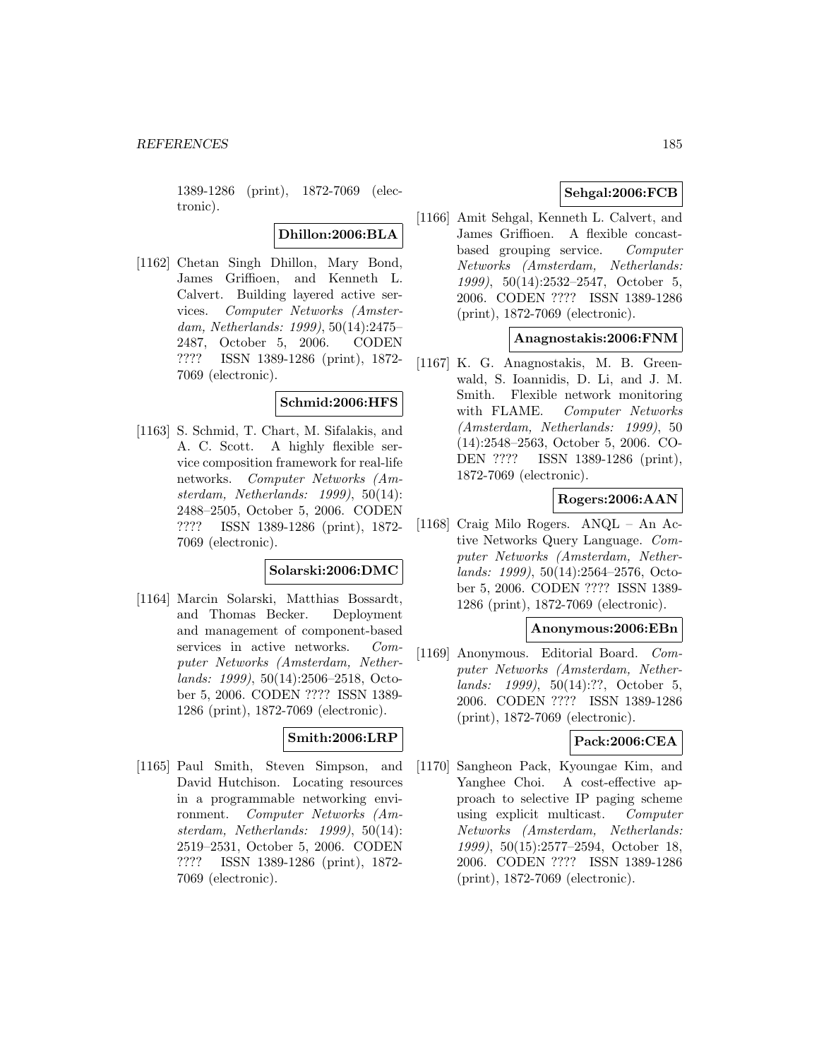1389-1286 (print), 1872-7069 (electronic).

**Dhillon:2006:BLA**

[1162] Chetan Singh Dhillon, Mary Bond, James Griffioen, and Kenneth L. Calvert. Building layered active services. *Computer Networks (Amsterdam, Netherlands: 1999)*, 50(14):2475–2487, October 5, 2006. CODEN ???? ISSN 1389-1286 (print), 1872-7069 (electronic).

**Schmid:2006:HFS**

[1163] S. Schmid, T. Chart, M. Sifalakis, and A. C. Scott. A highly flexible service composition framework for real-life networks. *Computer Networks (Amsterdam, Netherlands: 1999)*, 50(14): 2488–2505, October 5, 2006. CODEN ???? ISSN 1389-1286 (print), 1872-7069 (electronic).

**Solarski:2006:DMC**

[1164] Marcin Solarski, Matthias Bossardt, and Thomas Becker. Deployment and management of component-based services in active networks. *Computer Networks (Amsterdam, Netherlands: 1999)*, 50(14):2506–2518, October 5, 2006. CODEN ???? ISSN 1389-1286 (print), 1872-7069 (electronic).

**Smith:2006:LRP**

[1165] Paul Smith, Steven Simpson, and David Hutchison. Locating resources in a programmable networking environment. *Computer Networks (Amsterdam, Netherlands: 1999)*, 50(14): 2519–2531, October 5, 2006. CODEN ???? ISSN 1389-1286 (print), 1872-7069 (electronic).

**Sehgal:2006:FCB**

[1166] Amit Sehgal, Kenneth L. Calvert, and James Griffioen. A flexible concast-based grouping service. *Computer Networks (Amsterdam, Netherlands: 1999)*, 50(14):2532–2547, October 5, 2006. CODEN ???? ISSN 1389-1286 (print), 1872-7069 (electronic).

**Anagnostakis:2006:FNM**

[1167] K. G. Anagnostakis, M. B. Greenwald, S. Ioannidis, D. Li, and J. M. Smith. Flexible network monitoring with FLAME. *Computer Networks (Amsterdam, Netherlands: 1999)*, 50 (14):2548–2563, October 5, 2006. CODEN ???? ISSN 1389-1286 (print), 1872-7069 (electronic).

**Rogers:2006:AAN**

[1168] Craig Milo Rogers. ANQL – An Active Networks Query Language. *Computer Networks (Amsterdam, Netherlands: 1999)*, 50(14):2564–2576, October 5, 2006. CODEN ???? ISSN 1389-1286 (print), 1872-7069 (electronic).

**Anonymous:2006:EBn**

[1169] Anonymous. Editorial Board. *Computer Networks (Amsterdam, Netherlands: 1999)*, 50(14):??, October 5, 2006. CODEN ???? ISSN 1389-1286 (print), 1872-7069 (electronic).

**Pack:2006:CEA**

[1170] Sangheon Pack, Kyoungae Kim, and Yanghee Choi. A cost-effective approach to selective IP paging scheme using explicit multicast. *Computer Networks (Amsterdam, Netherlands: 1999)*, 50(15):2577–2594, October 18, 2006. CODEN ???? ISSN 1389-1286 (print), 1872-7069 (electronic).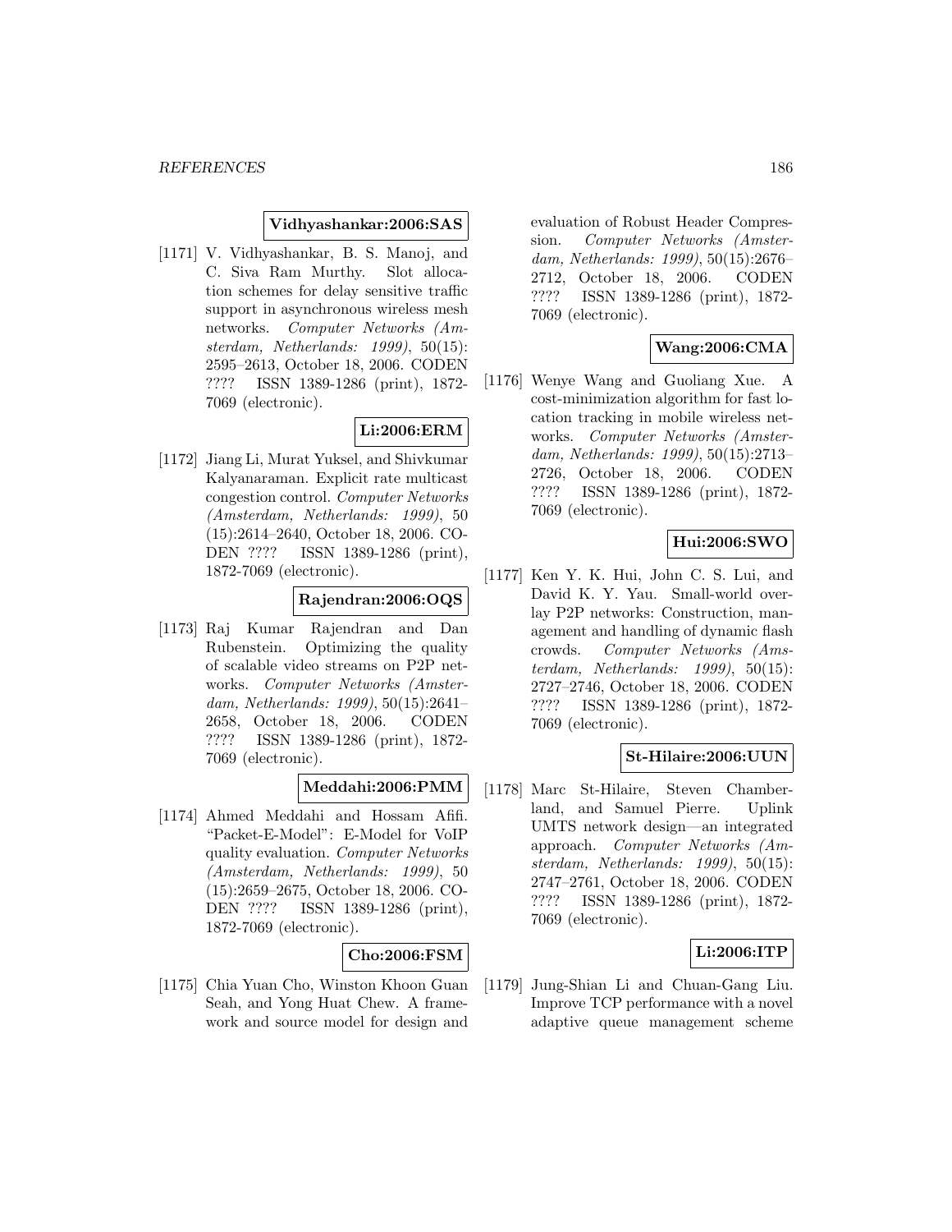**Vidhyashankar:2006:SAS**

[1171] V. Vidhyashankar, B. S. Manoj, and C. Siva Ram Murthy. Slot allocation schemes for delay sensitive traffic support in asynchronous wireless mesh networks. *Computer Networks (Amsterdam, Netherlands: 1999)*, 50(15): 2595–2613, October 18, 2006. CODEN ???? ISSN 1389-1286 (print), 1872-7069 (electronic).

**Li:2006:ERM**

[1172] Jiang Li, Murat Yuksel, and Shivkumar Kalyanaraman. Explicit rate multicast congestion control. *Computer Networks (Amsterdam, Netherlands: 1999)*, 50 (15):2614–2640, October 18, 2006. CODEN ???? ISSN 1389-1286 (print), 1872-7069 (electronic).

**Rajendran:2006:OQS**

[1173] Raj Kumar Rajendran and Dan Rubenstein. Optimizing the quality of scalable video streams on P2P networks. *Computer Networks (Amsterdam, Netherlands: 1999)*, 50(15):2641–2658, October 18, 2006. CODEN ???? ISSN 1389-1286 (print), 1872-7069 (electronic).

**Meddahi:2006:PMM**

[1174] Ahmed Meddahi and Hossam Afifi. "Packet-E-Model": E-Model for VoIP quality evaluation. *Computer Networks (Amsterdam, Netherlands: 1999)*, 50 (15):2659–2675, October 18, 2006. CODEN ???? ISSN 1389-1286 (print), 1872-7069 (electronic).

**Cho:2006:FSM**

[1175] Chia Yuan Cho, Winston Khoon Guan Seah, and Yong Huat Chew. A framework and source model for design and evaluation of Robust Header Compression. *Computer Networks (Amsterdam, Netherlands: 1999)*, 50(15):2676–2712, October 18, 2006. CODEN ???? ISSN 1389-1286 (print), 1872-7069 (electronic).

**Wang:2006:CMA**

[1176] Wenye Wang and Guoliang Xue. A cost-minimization algorithm for fast location tracking in mobile wireless networks. *Computer Networks (Amsterdam, Netherlands: 1999)*, 50(15):2713–2726, October 18, 2006. CODEN ???? ISSN 1389-1286 (print), 1872-7069 (electronic).

**Hui:2006:SWO**

[1177] Ken Y. K. Hui, John C. S. Lui, and David K. Y. Yau. Small-world overlay P2P networks: Construction, management and handling of dynamic flash crowds. *Computer Networks (Amsterdam, Netherlands: 1999)*, 50(15): 2727–2746, October 18, 2006. CODEN ???? ISSN 1389-1286 (print), 1872-7069 (electronic).

**St-Hilaire:2006:UUN**

[1178] Marc St-Hilaire, Steven Chamberland, and Samuel Pierre. Uplink UMTS network design—an integrated approach. *Computer Networks (Amsterdam, Netherlands: 1999)*, 50(15): 2747–2761, October 18, 2006. CODEN ???? ISSN 1389-1286 (print), 1872-7069 (electronic).

**Li:2006:ITP**

[1179] Jung-Shian Li and Chuan-Gang Liu. Improve TCP performance with a novel adaptive queue management scheme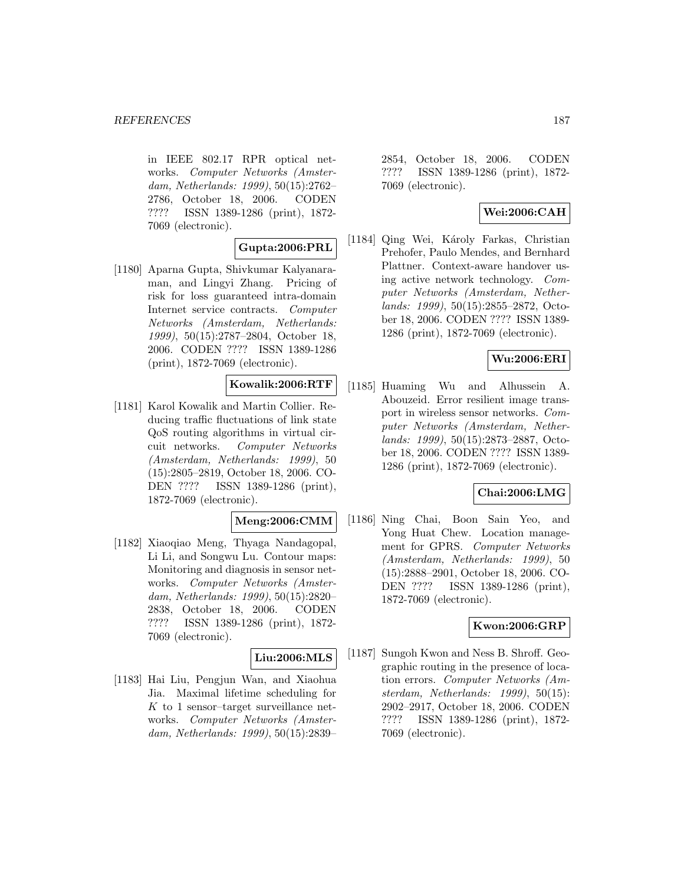in IEEE 802.17 RPR optical networks. *Computer Networks (Amsterdam, Netherlands: 1999)*, 50(15):2762–2786, October 18, 2006. CODEN ???? ISSN 1389-1286 (print), 1872-7069 (electronic).

**Gupta:2006:PRL**

[1180] Aparna Gupta, Shivkumar Kalyanaraman, and Lingyi Zhang. Pricing of risk for loss guaranteed intra-domain Internet service contracts. *Computer Networks (Amsterdam, Netherlands: 1999)*, 50(15):2787–2804, October 18, 2006. CODEN ???? ISSN 1389-1286 (print), 1872-7069 (electronic).

**Kowalik:2006:RTF**

[1181] Karol Kowalik and Martin Collier. Reducing traffic fluctuations of link state QoS routing algorithms in virtual circuit networks. *Computer Networks (Amsterdam, Netherlands: 1999)*, 50 (15):2805–2819, October 18, 2006. CODEN ???? ISSN 1389-1286 (print), 1872-7069 (electronic).

**Meng:2006:CMM**

[1182] Xiaoqiao Meng, Thyaga Nandagopal, Li Li, and Songwu Lu. Contour maps: Monitoring and diagnosis in sensor networks. *Computer Networks (Amsterdam, Netherlands: 1999)*, 50(15):2820–2838, October 18, 2006. CODEN ???? ISSN 1389-1286 (print), 1872-7069 (electronic).

**Liu:2006:MLS**

[1183] Hai Liu, Pengjun Wan, and Xiaohua Jia. Maximal lifetime scheduling for $K$ to 1 sensor–target surveillance networks. *Computer Networks (Amsterdam, Netherlands: 1999)*, 50(15):2839–2854, October 18, 2006. CODEN ???? ISSN 1389-1286 (print), 1872-7069 (electronic).

**Wei:2006:CAH**

[1184] Qing Wei, Károly Farkas, Christian Prehofer, Paulo Mendes, and Bernhard Plattner. Context-aware handover using active network technology. *Computer Networks (Amsterdam, Netherlands: 1999)*, 50(15):2855–2872, October 18, 2006. CODEN ???? ISSN 1389-1286 (print), 1872-7069 (electronic).

**Wu:2006:ERI**

[1185] Huaming Wu and Alhussein A. Abouzeid. Error resilient image transport in wireless sensor networks. *Computer Networks (Amsterdam, Netherlands: 1999)*, 50(15):2873–2887, October 18, 2006. CODEN ???? ISSN 1389-1286 (print), 1872-7069 (electronic).

**Chai:2006:LMG**

[1186] Ning Chai, Boon Sain Yeo, and Yong Huat Chew. Location management for GPRS. *Computer Networks (Amsterdam, Netherlands: 1999)*, 50 (15):2888–2901, October 18, 2006. CODEN ???? ISSN 1389-1286 (print), 1872-7069 (electronic).

**Kwon:2006:GRP**

[1187] Sungoh Kwon and Ness B. Shroff. Geographic routing in the presence of location errors. *Computer Networks (Amsterdam, Netherlands: 1999)*, 50(15): 2902–2917, October 18, 2006. CODEN ???? ISSN 1389-1286 (print), 1872-7069 (electronic).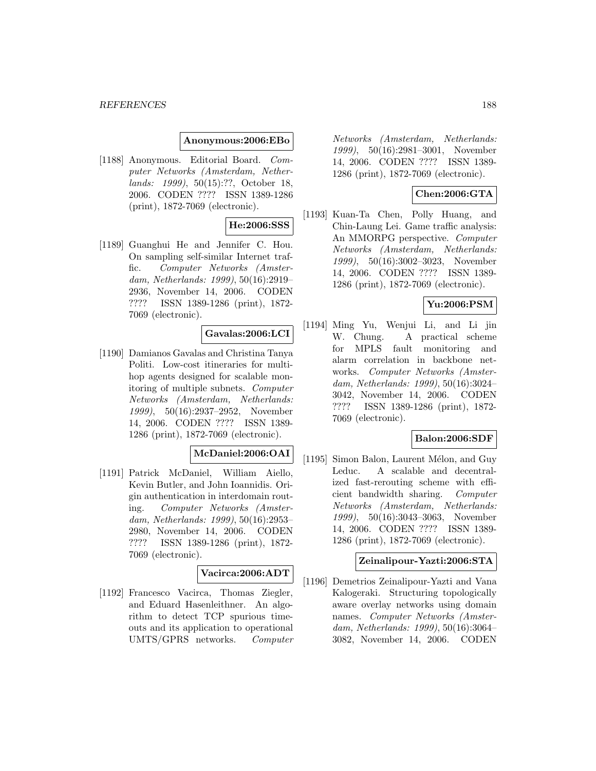**Anonymous:2006:EBo**

[1188] Anonymous. Editorial Board. *Computer Networks (Amsterdam, Netherlands: 1999)*, 50(15):??, October 18, 2006. CODEN ???? ISSN 1389-1286 (print), 1872-7069 (electronic).

**He:2006:SSS**

[1189] Guanghui He and Jennifer C. Hou. On sampling self-similar Internet traffic. *Computer Networks (Amsterdam, Netherlands: 1999)*, 50(16):2919–2936, November 14, 2006. CODEN ???? ISSN 1389-1286 (print), 1872-7069 (electronic).

**Gavalas:2006:LCI**

[1190] Damianos Gavalas and Christina Tanya Politi. Low-cost itineraries for multi-hop agents designed for scalable monitoring of multiple subnets. *Computer Networks (Amsterdam, Netherlands: 1999)*, 50(16):2937–2952, November 14, 2006. CODEN ???? ISSN 1389-1286 (print), 1872-7069 (electronic).

**McDaniel:2006:OAI**

[1191] Patrick McDaniel, William Aiello, Kevin Butler, and John Ioannidis. Origin authentication in interdomain routing. *Computer Networks (Amsterdam, Netherlands: 1999)*, 50(16):2953–2980, November 14, 2006. CODEN ???? ISSN 1389-1286 (print), 1872-7069 (electronic).

**Vacirca:2006:ADT**

[1192] Francesco Vacirca, Thomas Ziegler, and Eduard Hasenleithner. An algorithm to detect TCP spurious timeouts and its application to operational UMTS/GPRS networks. *Computer Networks (Amsterdam, Netherlands: 1999)*, 50(16):2981–3001, November 14, 2006. CODEN ???? ISSN 1389-1286 (print), 1872-7069 (electronic).

**Chen:2006:GTA**

[1193] Kuan-Ta Chen, Polly Huang, and Chin-Laung Lei. Game traffic analysis: An MMORPG perspective. *Computer Networks (Amsterdam, Netherlands: 1999)*, 50(16):3002–3023, November 14, 2006. CODEN ???? ISSN 1389-1286 (print), 1872-7069 (electronic).

**Yu:2006:PSM**

[1194] Ming Yu, Wenjui Li, and Li jin W. Chung. A practical scheme for MPLS fault monitoring and alarm correlation in backbone networks. *Computer Networks (Amsterdam, Netherlands: 1999)*, 50(16):3024–3042, November 14, 2006. CODEN ???? ISSN 1389-1286 (print), 1872-7069 (electronic).

**Balon:2006:SDF**

[1195] Simon Balon, Laurent Mélon, and Guy Leduc. A scalable and decentralized fast-rerouting scheme with efficient bandwidth sharing. *Computer Networks (Amsterdam, Netherlands: 1999)*, 50(16):3043–3063, November 14, 2006. CODEN ???? ISSN 1389-1286 (print), 1872-7069 (electronic).

**Zeinalipour-Yazti:2006:STA**

[1196] Demetrios Zeinalipour-Yazti and Vana Kalogeraki. Structuring topologically aware overlay networks using domain names. *Computer Networks (Amsterdam, Netherlands: 1999)*, 50(16):3064–3082, November 14, 2006. CODEN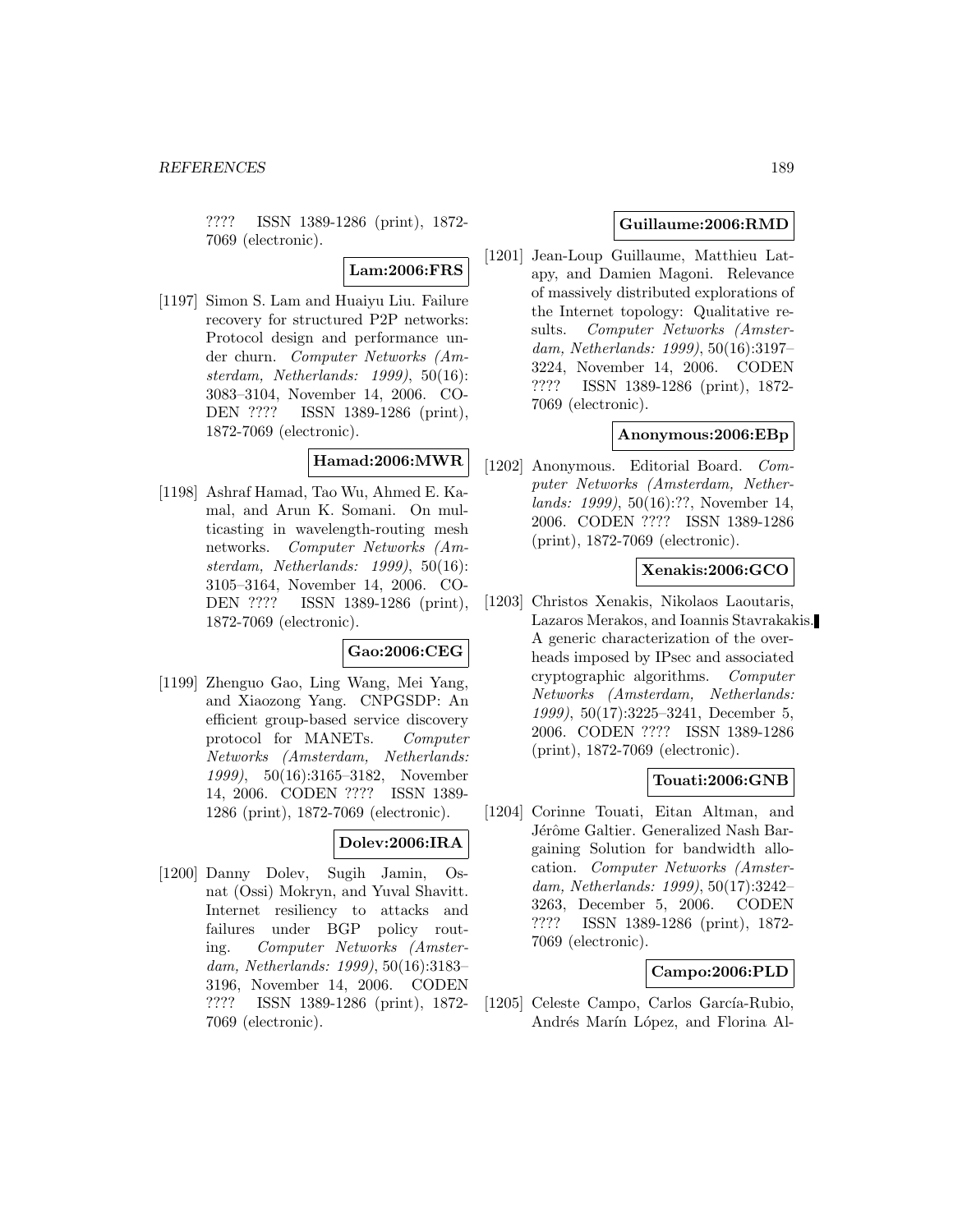???? ISSN 1389-1286 (print), 1872-7069 (electronic).

**Lam:2006:FRS**

[1197] Simon S. Lam and Huaiyu Liu. Failure recovery for structured P2P networks: Protocol design and performance under churn. *Computer Networks (Amsterdam, Netherlands: 1999)*, 50(16): 3083–3104, November 14, 2006. CODEN ???? ISSN 1389-1286 (print), 1872-7069 (electronic).

**Hamad:2006:MWR**

[1198] Ashraf Hamad, Tao Wu, Ahmed E. Kamal, and Arun K. Somani. On multicasting in wavelength-routing mesh networks. *Computer Networks (Amsterdam, Netherlands: 1999)*, 50(16): 3105–3164, November 14, 2006. CODEN ???? ISSN 1389-1286 (print), 1872-7069 (electronic).

**Gao:2006:CEG**

[1199] Zhenguo Gao, Ling Wang, Mei Yang, and Xiaozong Yang. CNPGSDP: An efficient group-based service discovery protocol for MANETs. *Computer Networks (Amsterdam, Netherlands: 1999)*, 50(16):3165–3182, November 14, 2006. CODEN ???? ISSN 1389-1286 (print), 1872-7069 (electronic).

**Dolev:2006:IRA**

[1200] Danny Dolev, Sugih Jamin, Osnat (Ossi) Mokryn, and Yuval Shavitt. Internet resiliency to attacks and failures under BGP policy routing. *Computer Networks (Amsterdam, Netherlands: 1999)*, 50(16):3183–3196, November 14, 2006. CODEN ???? ISSN 1389-1286 (print), 1872-7069 (electronic).

**Guillaume:2006:RMD**

[1201] Jean-Loup Guillaume, Matthieu Latapy, and Damien Magoni. Relevance of massively distributed explorations of the Internet topology: Qualitative results. *Computer Networks (Amsterdam, Netherlands: 1999)*, 50(16):3197–3224, November 14, 2006. CODEN ???? ISSN 1389-1286 (print), 1872-7069 (electronic).

**Anonymous:2006:EBp**

[1202] Anonymous. Editorial Board. *Computer Networks (Amsterdam, Netherlands: 1999)*, 50(16):??, November 14, 2006. CODEN ???? ISSN 1389-1286 (print), 1872-7069 (electronic).

**Xenakis:2006:GCO**

[1203] Christos Xenakis, Nikolaos Laoutaris, Lazaros Merakos, and Ioannis Stavrakakis. A generic characterization of the overheads imposed by IPsec and associated cryptographic algorithms. *Computer Networks (Amsterdam, Netherlands: 1999)*, 50(17):3225–3241, December 5, 2006. CODEN ???? ISSN 1389-1286 (print), 1872-7069 (electronic).

**Touati:2006:GNB**

[1204] Corinne Touati, Eitan Altman, and Jérôme Galtier. Generalized Nash Bargaining Solution for bandwidth allocation. *Computer Networks (Amsterdam, Netherlands: 1999)*, 50(17):3242–3263, December 5, 2006. CODEN ???? ISSN 1389-1286 (print), 1872-7069 (electronic).

**Campo:2006:PLD**

[1205] Celeste Campo, Carlos García-Rubio, Andrés Marín López, and Florina Al-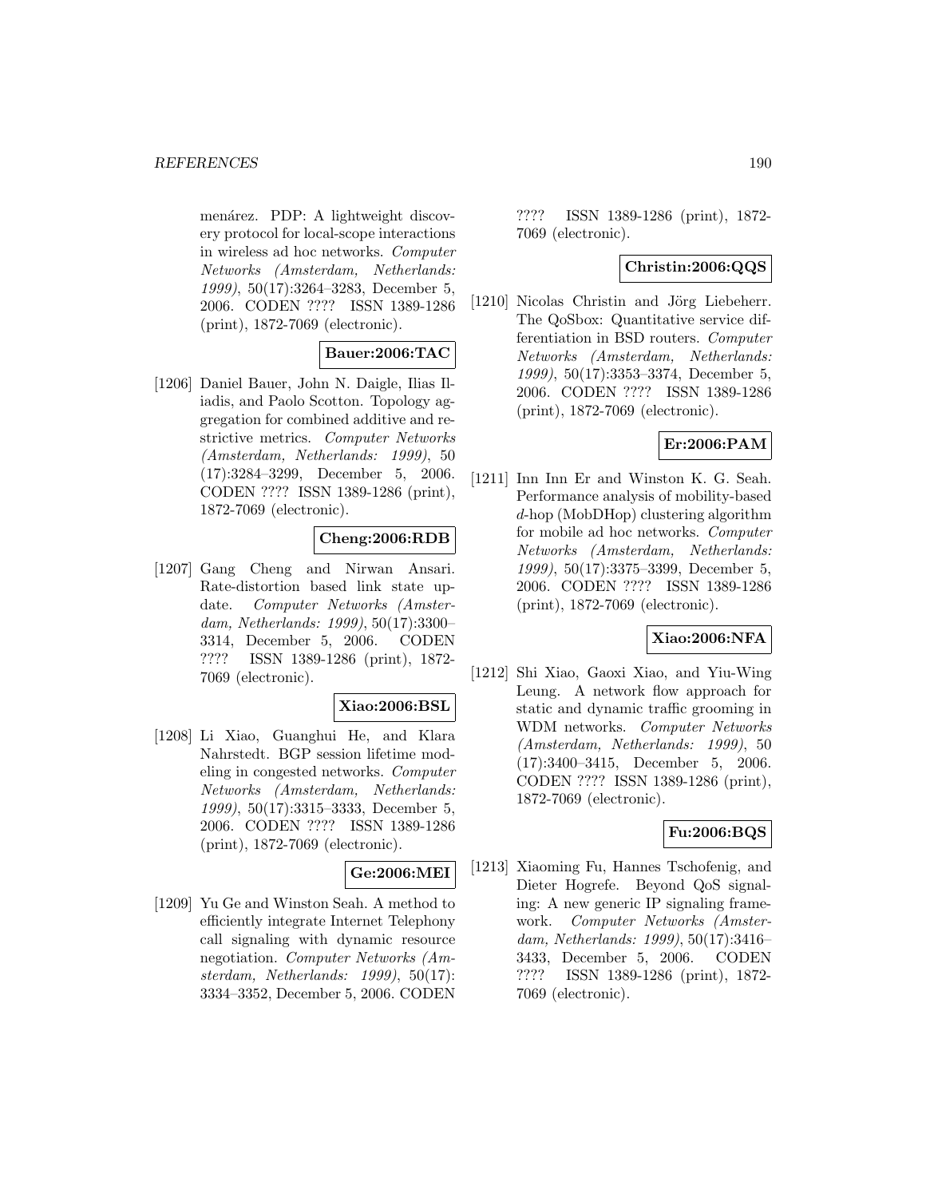menárez. PDP: A lightweight discovery protocol for local-scope interactions in wireless ad hoc networks. *Computer Networks (Amsterdam, Netherlands: 1999)*, 50(17):3264–3283, December 5, 2006. CODEN ???? ISSN 1389-1286 (print), 1872-7069 (electronic).

**Bauer:2006:TAC**

[1206] Daniel Bauer, John N. Daigle, Ilias Iliadis, and Paolo Scotton. Topology aggregation for combined additive and restrictive metrics. *Computer Networks (Amsterdam, Netherlands: 1999)*, 50 (17):3284–3299, December 5, 2006. CODEN ???? ISSN 1389-1286 (print), 1872-7069 (electronic).

**Cheng:2006:RDB**

[1207] Gang Cheng and Nirwan Ansari. Rate-distortion based link state update. *Computer Networks (Amsterdam, Netherlands: 1999)*, 50(17):3300–3314, December 5, 2006. CODEN ???? ISSN 1389-1286 (print), 1872-7069 (electronic).

**Xiao:2006:BSL**

[1208] Li Xiao, Guanghui He, and Klara Nahrstedt. BGP session lifetime modeling in congested networks. *Computer Networks (Amsterdam, Netherlands: 1999)*, 50(17):3315–3333, December 5, 2006. CODEN ???? ISSN 1389-1286 (print), 1872-7069 (electronic).

**Ge:2006:MEI**

[1209] Yu Ge and Winston Seah. A method to efficiently integrate Internet Telephony call signaling with dynamic resource negotiation. *Computer Networks (Amsterdam, Netherlands: 1999)*, 50(17): 3334–3352, December 5, 2006. CODEN ???? ISSN 1389-1286 (print), 1872-7069 (electronic).

**Christin:2006:QQS**

[1210] Nicolas Christin and Jörg Liebeherr. The QoSbox: Quantitative service differentiation in BSD routers. *Computer Networks (Amsterdam, Netherlands: 1999)*, 50(17):3353–3374, December 5, 2006. CODEN ???? ISSN 1389-1286 (print), 1872-7069 (electronic).

**Er:2006:PAM**

[1211] Inn Inn Er and Winston K. G. Seah. Performance analysis of mobility-based $d$-hop (MobDHop) clustering algorithm for mobile ad hoc networks. *Computer Networks (Amsterdam, Netherlands: 1999)*, 50(17):3375–3399, December 5, 2006. CODEN ???? ISSN 1389-1286 (print), 1872-7069 (electronic).

**Xiao:2006:NFA**

[1212] Shi Xiao, Gaoxi Xiao, and Yiu-Wing Leung. A network flow approach for static and dynamic traffic grooming in WDM networks. *Computer Networks (Amsterdam, Netherlands: 1999)*, 50 (17):3400–3415, December 5, 2006. CODEN ???? ISSN 1389-1286 (print), 1872-7069 (electronic).

**Fu:2006:BQS**

[1213] Xiaoming Fu, Hannes Tschofenig, and Dieter Hogrefe. Beyond QoS signaling: A new generic IP signaling framework. *Computer Networks (Amsterdam, Netherlands: 1999)*, 50(17):3416–3433, December 5, 2006. CODEN ???? ISSN 1389-1286 (print), 1872-7069 (electronic).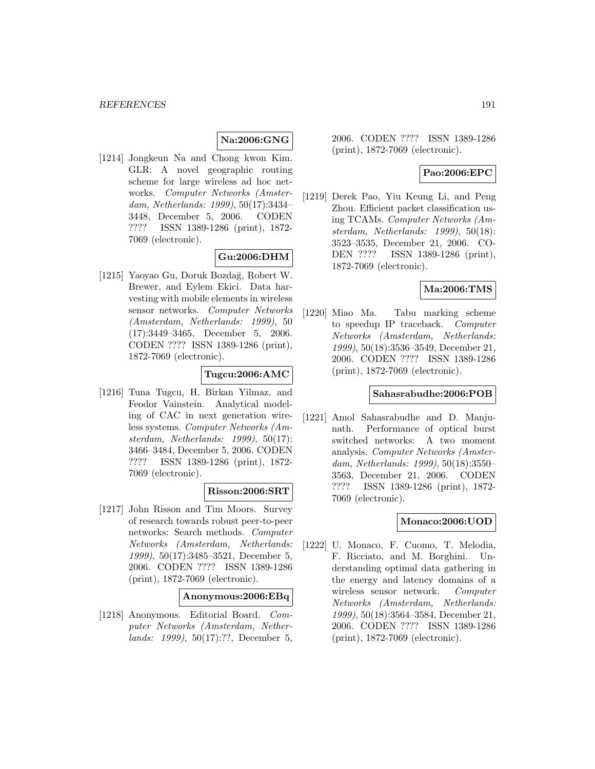**Na:2006:GNG**

[1214] Jongkeun Na and Chong kwon Kim. GLR: A novel geographic routing scheme for large wireless ad hoc networks. *Computer Networks (Amsterdam, Netherlands: 1999)*, 50(17):3434–3448, December 5, 2006. CODEN ???? ISSN 1389-1286 (print), 1872-7069 (electronic).

**Gu:2006:DHM**

[1215] Yaoyao Gu, Doruk Bozdağ, Robert W. Brewer, and Eylem Ekici. Data harvesting with mobile elements in wireless sensor networks. *Computer Networks (Amsterdam, Netherlands: 1999)*, 50 (17):3449–3465, December 5, 2006. CODEN ???? ISSN 1389-1286 (print), 1872-7069 (electronic).

**Tugcu:2006:AMC**

[1216] Tuna Tugcu, H. Birkan Yilmaz, and Feodor Vainstein. Analytical modeling of CAC in next generation wireless systems. *Computer Networks (Amsterdam, Netherlands: 1999)*, 50(17): 3466–3484, December 5, 2006. CODEN ???? ISSN 1389-1286 (print), 1872-7069 (electronic).

**Risson:2006:SRT**

[1217] John Risson and Tim Moors. Survey of research towards robust peer-to-peer networks: Search methods. *Computer Networks (Amsterdam, Netherlands: 1999)*, 50(17):3485–3521, December 5, 2006. CODEN ???? ISSN 1389-1286 (print), 1872-7069 (electronic).

**Anonymous:2006:EBq**

[1218] Anonymous. Editorial Board. *Computer Networks (Amsterdam, Netherlands: 1999)*, 50(17):??, December 5, 2006. CODEN ???? ISSN 1389-1286 (print), 1872-7069 (electronic).

**Pao:2006:EPC**

[1219] Derek Pao, Yiu Keung Li, and Peng Zhou. Efficient packet classification using TCAMs. *Computer Networks (Amsterdam, Netherlands: 1999)*, 50(18): 3523–3535, December 21, 2006. CODEN ???? ISSN 1389-1286 (print), 1872-7069 (electronic).

**Ma:2006:TMS**

[1220] Miao Ma. Tabu marking scheme to speedup IP traceback. *Computer Networks (Amsterdam, Netherlands: 1999)*, 50(18):3536–3549, December 21, 2006. CODEN ???? ISSN 1389-1286 (print), 1872-7069 (electronic).

**Sahasrabudhe:2006:POB**

[1221] Amol Sahasrabudhe and D. Manjunath. Performance of optical burst switched networks: A two moment analysis. *Computer Networks (Amsterdam, Netherlands: 1999)*, 50(18):3550–3563, December 21, 2006. CODEN ???? ISSN 1389-1286 (print), 1872-7069 (electronic).

**Monaco:2006:UOD**

[1222] U. Monaco, F. Cuomo, T. Melodia, F. Ricciato, and M. Borghini. Understanding optimal data gathering in the energy and latency domains of a wireless sensor network. *Computer Networks (Amsterdam, Netherlands: 1999)*, 50(18):3564–3584, December 21, 2006. CODEN ???? ISSN 1389-1286 (print), 1872-7069 (electronic).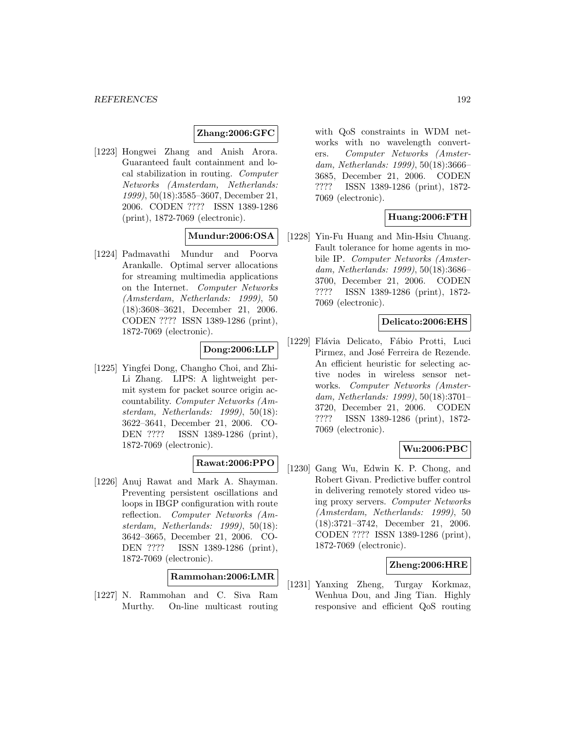**Zhang:2006:GFC**

[1223] Hongwei Zhang and Anish Arora. Guaranteed fault containment and local stabilization in routing. *Computer Networks (Amsterdam, Netherlands: 1999)*, 50(18):3585–3607, December 21, 2006. CODEN ???? ISSN 1389-1286 (print), 1872-7069 (electronic).

**Mundur:2006:OSA**

[1224] Padmavathi Mundur and Poorva Arankalle. Optimal server allocations for streaming multimedia applications on the Internet. *Computer Networks (Amsterdam, Netherlands: 1999)*, 50 (18):3608–3621, December 21, 2006. CODEN ???? ISSN 1389-1286 (print), 1872-7069 (electronic).

**Dong:2006:LLP**

[1225] Yingfei Dong, Changho Choi, and Zhi-Li Zhang. LIPS: A lightweight permit system for packet source origin accountability. *Computer Networks (Amsterdam, Netherlands: 1999)*, 50(18): 3622–3641, December 21, 2006. CODEN ???? ISSN 1389-1286 (print), 1872-7069 (electronic).

**Rawat:2006:PPO**

[1226] Anuj Rawat and Mark A. Shayman. Preventing persistent oscillations and loops in IBGP configuration with route reflection. *Computer Networks (Amsterdam, Netherlands: 1999)*, 50(18): 3642–3665, December 21, 2006. CODEN ???? ISSN 1389-1286 (print), 1872-7069 (electronic).

**Rammohan:2006:LMR**

[1227] N. Rammohan and C. Siva Ram Murthy. On-line multicast routing with QoS constraints in WDM networks with no wavelength converters. *Computer Networks (Amsterdam, Netherlands: 1999)*, 50(18):3666–3685, December 21, 2006. CODEN ???? ISSN 1389-1286 (print), 1872-7069 (electronic).

**Huang:2006:FTH**

[1228] Yin-Fu Huang and Min-Hsiu Chuang. Fault tolerance for home agents in mobile IP. *Computer Networks (Amsterdam, Netherlands: 1999)*, 50(18):3686–3700, December 21, 2006. CODEN ???? ISSN 1389-1286 (print), 1872-7069 (electronic).

**Delicato:2006:EHS**

[1229] Flávia Delicato, Fábio Protti, Luci Pirmez, and José Ferreira de Rezende. An efficient heuristic for selecting active nodes in wireless sensor networks. *Computer Networks (Amsterdam, Netherlands: 1999)*, 50(18):3701–3720, December 21, 2006. CODEN ???? ISSN 1389-1286 (print), 1872-7069 (electronic).

**Wu:2006:PBC**

[1230] Gang Wu, Edwin K. P. Chong, and Robert Givan. Predictive buffer control in delivering remotely stored video using proxy servers. *Computer Networks (Amsterdam, Netherlands: 1999)*, 50 (18):3721–3742, December 21, 2006. CODEN ???? ISSN 1389-1286 (print), 1872-7069 (electronic).

**Zheng:2006:HRE**

[1231] Yanxing Zheng, Turgay Korkmaz, Wenhua Dou, and Jing Tian. Highly responsive and efficient QoS routing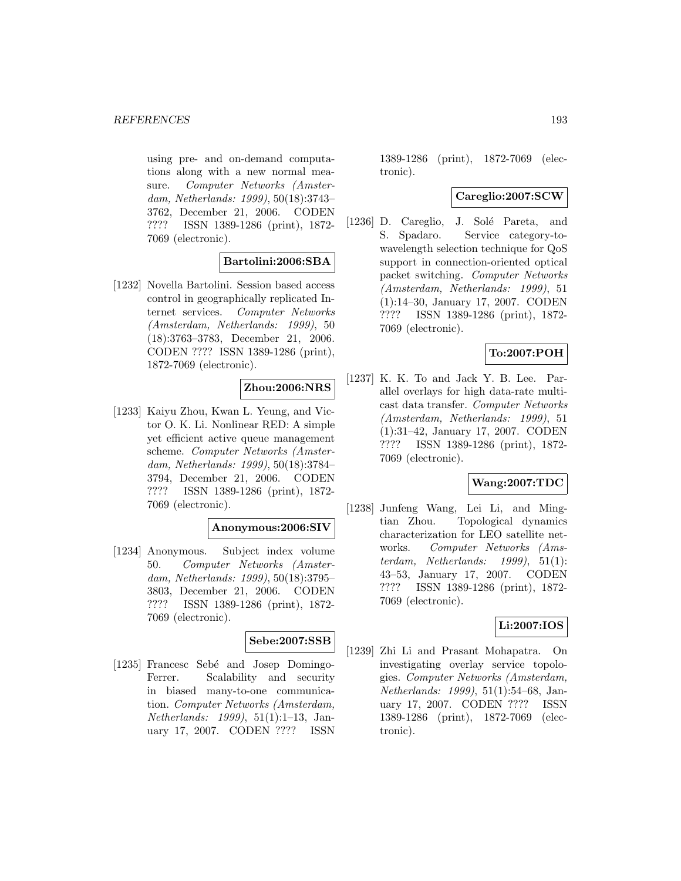using pre- and on-demand computations along with a new normal measure. *Computer Networks (Amsterdam, Netherlands: 1999)*, 50(18):3743–3762, December 21, 2006. CODEN ???? ISSN 1389-1286 (print), 1872-7069 (electronic).

**Bartolini:2006:SBA**

[1232] Novella Bartolini. Session based access control in geographically replicated Internet services. *Computer Networks (Amsterdam, Netherlands: 1999)*, 50 (18):3763–3783, December 21, 2006. CODEN ???? ISSN 1389-1286 (print), 1872-7069 (electronic).

**Zhou:2006:NRS**

[1233] Kaiyu Zhou, Kwan L. Yeung, and Victor O. K. Li. Nonlinear RED: A simple yet efficient active queue management scheme. *Computer Networks (Amsterdam, Netherlands: 1999)*, 50(18):3784–3794, December 21, 2006. CODEN ???? ISSN 1389-1286 (print), 1872-7069 (electronic).

**Anonymous:2006:SIV**

[1234] Anonymous. Subject index volume 50. *Computer Networks (Amsterdam, Netherlands: 1999)*, 50(18):3795–3803, December 21, 2006. CODEN ???? ISSN 1389-1286 (print), 1872-7069 (electronic).

**Sebe:2007:SSB**

[1235] Francesc Sebé and Josep Domingo-Ferrer. Scalability and security in biased many-to-one communication. *Computer Networks (Amsterdam, Netherlands: 1999)*, 51(1):1–13, January 17, 2007. CODEN ???? ISSN 1389-1286 (print), 1872-7069 (electronic).

**Careglio:2007:SCW**

[1236] D. Careglio, J. Solé Pareta, and S. Spadaro. Service category-to-wavelength selection technique for QoS support in connection-oriented optical packet switching. *Computer Networks (Amsterdam, Netherlands: 1999)*, 51 (1):14–30, January 17, 2007. CODEN ???? ISSN 1389-1286 (print), 1872-7069 (electronic).

**To:2007:POH**

[1237] K. K. To and Jack Y. B. Lee. Parallel overlays for high data-rate multicast data transfer. *Computer Networks (Amsterdam, Netherlands: 1999)*, 51 (1):31–42, January 17, 2007. CODEN ???? ISSN 1389-1286 (print), 1872-7069 (electronic).

**Wang:2007:TDC**

[1238] Junfeng Wang, Lei Li, and Mingtian Zhou. Topological dynamics characterization for LEO satellite networks. *Computer Networks (Amsterdam, Netherlands: 1999)*, 51(1):43–53, January 17, 2007. CODEN ???? ISSN 1389-1286 (print), 1872-7069 (electronic).

**Li:2007:IOS**

[1239] Zhi Li and Prasant Mohapatra. On investigating overlay service topologies. *Computer Networks (Amsterdam, Netherlands: 1999)*, 51(1):54–68, January 17, 2007. CODEN ???? ISSN 1389-1286 (print), 1872-7069 (electronic).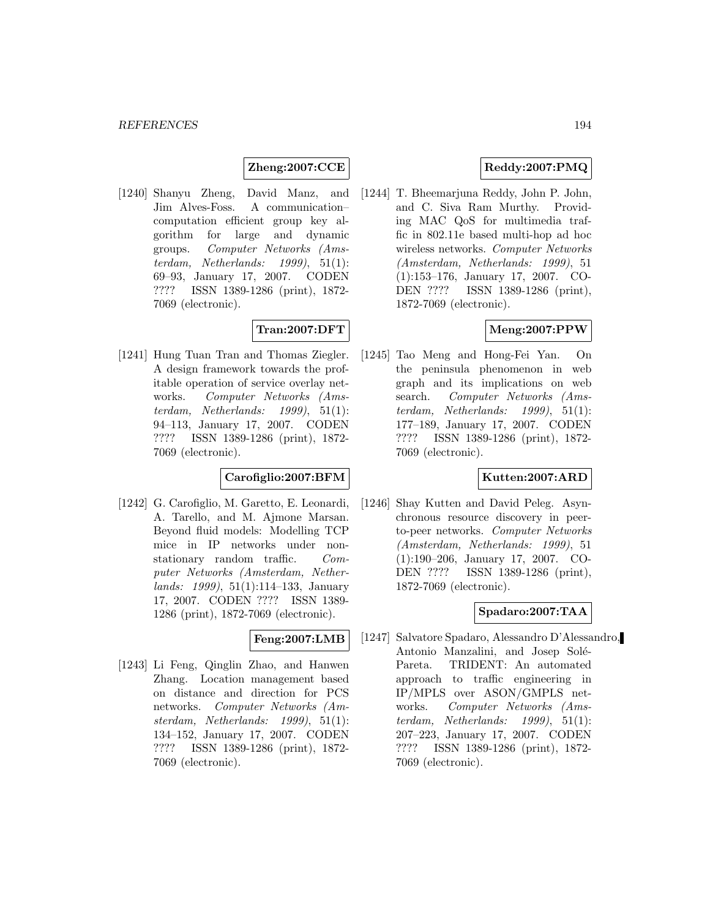**Zheng:2007:CCE**

[1240] Shanyu Zheng, David Manz, and Jim Alves-Foss. A communication–computation efficient group key algorithm for large and dynamic groups. *Computer Networks (Amsterdam, Netherlands: 1999)*, 51(1): 69–93, January 17, 2007. CODEN ???? ISSN 1389-1286 (print), 1872-7069 (electronic).

**Tran:2007:DFT**

[1241] Hung Tuan Tran and Thomas Ziegler. A design framework towards the profitable operation of service overlay networks. *Computer Networks (Amsterdam, Netherlands: 1999)*, 51(1): 94–113, January 17, 2007. CODEN ???? ISSN 1389-1286 (print), 1872-7069 (electronic).

**Carofiglio:2007:BFM**

[1242] G. Carofiglio, M. Garetto, E. Leonardi, A. Tarello, and M. Ajmone Marsan. Beyond fluid models: Modelling TCP mice in IP networks under non-stationary random traffic. *Computer Networks (Amsterdam, Netherlands: 1999)*, 51(1):114–133, January 17, 2007. CODEN ???? ISSN 1389-1286 (print), 1872-7069 (electronic).

**Feng:2007:LMB**

[1243] Li Feng, Qinglin Zhao, and Hanwen Zhang. Location management based on distance and direction for PCS networks. *Computer Networks (Amsterdam, Netherlands: 1999)*, 51(1): 134–152, January 17, 2007. CODEN ???? ISSN 1389-1286 (print), 1872-7069 (electronic).

**Reddy:2007:PMQ**

[1244] T. Bheemarjuna Reddy, John P. John, and C. Siva Ram Murthy. Providing MAC QoS for multimedia traffic in 802.11e based multi-hop ad hoc wireless networks. *Computer Networks (Amsterdam, Netherlands: 1999)*, 51 (1):153–176, January 17, 2007. CODEN ???? ISSN 1389-1286 (print), 1872-7069 (electronic).

**Meng:2007:PPW**

[1245] Tao Meng and Hong-Fei Yan. On the peninsula phenomenon in web graph and its implications on web search. *Computer Networks (Amsterdam, Netherlands: 1999)*, 51(1): 177–189, January 17, 2007. CODEN ???? ISSN 1389-1286 (print), 1872-7069 (electronic).

**Kutten:2007:ARD**

[1246] Shay Kutten and David Peleg. Asynchronous resource discovery in peer-to-peer networks. *Computer Networks (Amsterdam, Netherlands: 1999)*, 51 (1):190–206, January 17, 2007. CODEN ???? ISSN 1389-1286 (print), 1872-7069 (electronic).

**Spadaro:2007:TAA**

[1247] Salvatore Spadaro, Alessandro D'Alessandro, Antonio Manzalini, and Josep Solé-Pareta. TRIDENT: An automated approach to traffic engineering in IP/MPLS over ASON/GMPLS networks. *Computer Networks (Amsterdam, Netherlands: 1999)*, 51(1): 207–223, January 17, 2007. CODEN ???? ISSN 1389-1286 (print), 1872-7069 (electronic).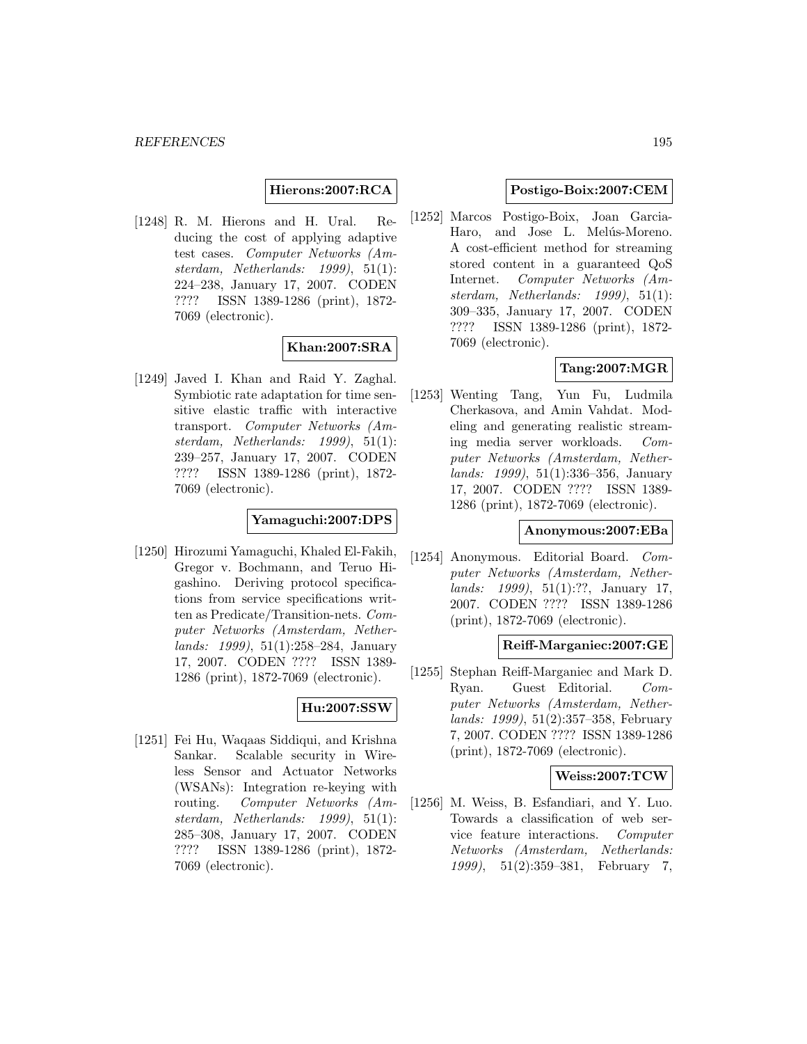**Hierons:2007:RCA**

[1248] R. M. Hierons and H. Ural. Reducing the cost of applying adaptive test cases. *Computer Networks (Amsterdam, Netherlands: 1999)*, 51(1): 224–238, January 17, 2007. CODEN ???? ISSN 1389-1286 (print), 1872-7069 (electronic).

**Khan:2007:SRA**

[1249] Javed I. Khan and Raid Y. Zaghal. Symbiotic rate adaptation for time sensitive elastic traffic with interactive transport. *Computer Networks (Amsterdam, Netherlands: 1999)*, 51(1): 239–257, January 17, 2007. CODEN ???? ISSN 1389-1286 (print), 1872-7069 (electronic).

**Yamaguchi:2007:DPS**

[1250] Hirozumi Yamaguchi, Khaled El-Fakih, Gregor v. Bochmann, and Teruo Higashino. Deriving protocol specifications from service specifications written as Predicate/Transition-nets. *Computer Networks (Amsterdam, Netherlands: 1999)*, 51(1):258–284, January 17, 2007. CODEN ???? ISSN 1389-1286 (print), 1872-7069 (electronic).

**Hu:2007:SSW**

[1251] Fei Hu, Waqaas Siddiqui, and Krishna Sankar. Scalable security in Wireless Sensor and Actuator Networks (WSANs): Integration re-keying with routing. *Computer Networks (Amsterdam, Netherlands: 1999)*, 51(1): 285–308, January 17, 2007. CODEN ???? ISSN 1389-1286 (print), 1872-7069 (electronic).

**Postigo-Boix:2007:CEM**

[1252] Marcos Postigo-Boix, Joan Garcia-Haro, and Jose L. Melús-Moreno. A cost-efficient method for streaming stored content in a guaranteed QoS Internet. *Computer Networks (Amsterdam, Netherlands: 1999)*, 51(1): 309–335, January 17, 2007. CODEN ???? ISSN 1389-1286 (print), 1872-7069 (electronic).

**Tang:2007:MGR**

[1253] Wenting Tang, Yun Fu, Ludmila Cherkasova, and Amin Vahdat. Modeling and generating realistic streaming media server workloads. *Computer Networks (Amsterdam, Netherlands: 1999)*, 51(1):336–356, January 17, 2007. CODEN ???? ISSN 1389-1286 (print), 1872-7069 (electronic).

**Anonymous:2007:EBa**

[1254] Anonymous. Editorial Board. *Computer Networks (Amsterdam, Netherlands: 1999)*, 51(1):??, January 17, 2007. CODEN ???? ISSN 1389-1286 (print), 1872-7069 (electronic).

**Reiff-Marganiec:2007:GE**

[1255] Stephan Reiff-Marganiec and Mark D. Ryan. Guest Editorial. *Computer Networks (Amsterdam, Netherlands: 1999)*, 51(2):357–358, February 7, 2007. CODEN ???? ISSN 1389-1286 (print), 1872-7069 (electronic).

**Weiss:2007:TCW**

[1256] M. Weiss, B. Esfandiari, and Y. Luo. Towards a classification of web service feature interactions. *Computer Networks (Amsterdam, Netherlands: 1999)*, 51(2):359–381, February 7,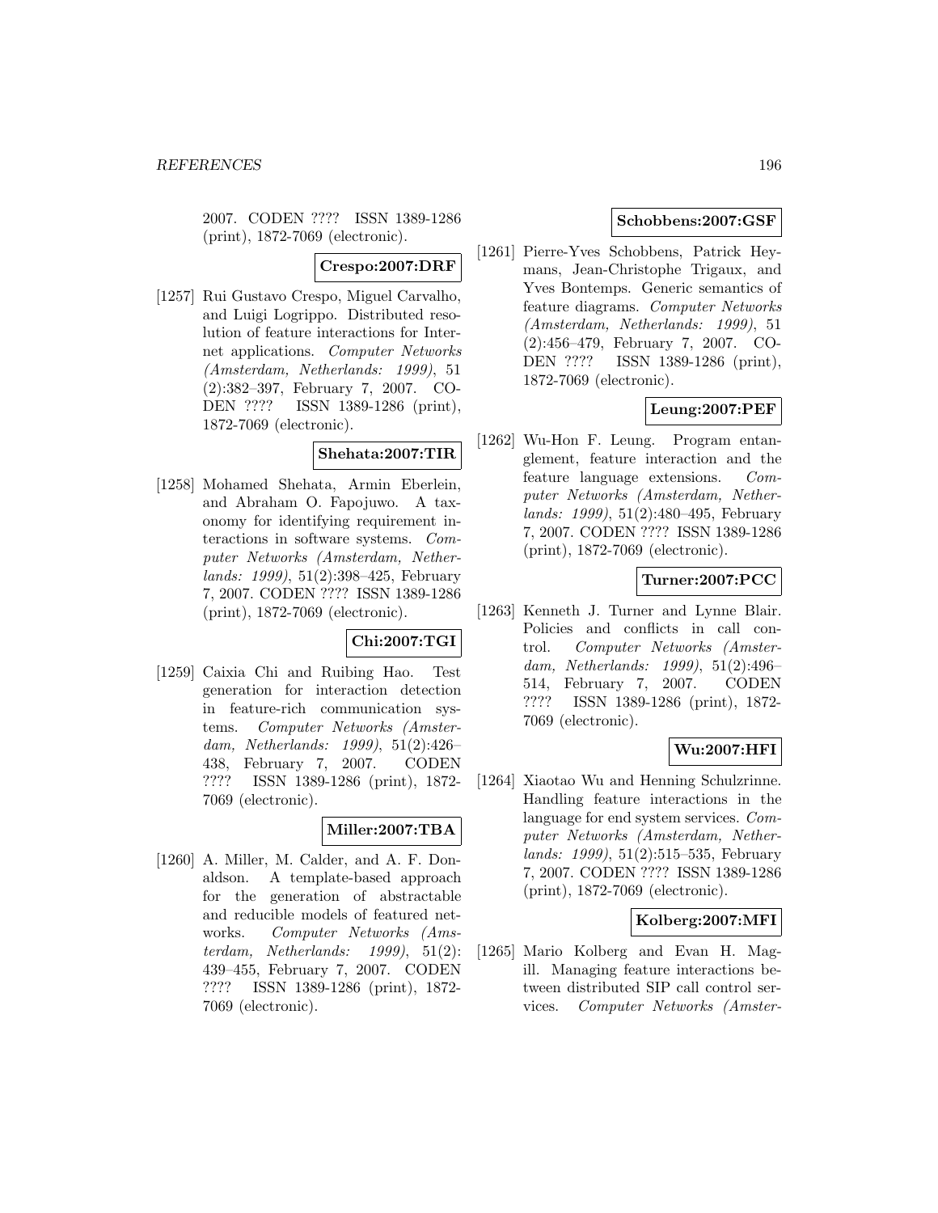2007. CODEN ???? ISSN 1389-1286 (print), 1872-7069 (electronic).

**Crespo:2007:DRF**

[1257] Rui Gustavo Crespo, Miguel Carvalho, and Luigi Logrippo. Distributed resolution of feature interactions for Internet applications. *Computer Networks (Amsterdam, Netherlands: 1999)*, 51 (2):382–397, February 7, 2007. CODEN ???? ISSN 1389-1286 (print), 1872-7069 (electronic).

**Shehata:2007:TIR**

[1258] Mohamed Shehata, Armin Eberlein, and Abraham O. Fapojuwo. A taxonomy for identifying requirement interactions in software systems. *Computer Networks (Amsterdam, Netherlands: 1999)*, 51(2):398–425, February 7, 2007. CODEN ???? ISSN 1389-1286 (print), 1872-7069 (electronic).

**Chi:2007:TGI**

[1259] Caixia Chi and Ruibing Hao. Test generation for interaction detection in feature-rich communication systems. *Computer Networks (Amsterdam, Netherlands: 1999)*, 51(2):426–438, February 7, 2007. CODEN ???? ISSN 1389-1286 (print), 1872-7069 (electronic).

**Miller:2007:TBA**

[1260] A. Miller, M. Calder, and A. F. Donaldson. A template-based approach for the generation of abstractable and reducible models of featured networks. *Computer Networks (Amsterdam, Netherlands: 1999)*, 51(2): 439–455, February 7, 2007. CODEN ???? ISSN 1389-1286 (print), 1872-7069 (electronic).

**Schobbens:2007:GSF**

[1261] Pierre-Yves Schobbens, Patrick Heymans, Jean-Christophe Trigaux, and Yves Bontemps. Generic semantics of feature diagrams. *Computer Networks (Amsterdam, Netherlands: 1999)*, 51 (2):456–479, February 7, 2007. CODEN ???? ISSN 1389-1286 (print), 1872-7069 (electronic).

**Leung:2007:PEF**

[1262] Wu-Hon F. Leung. Program entanglement, feature interaction and the feature language extensions. *Computer Networks (Amsterdam, Netherlands: 1999)*, 51(2):480–495, February 7, 2007. CODEN ???? ISSN 1389-1286 (print), 1872-7069 (electronic).

**Turner:2007:PCC**

[1263] Kenneth J. Turner and Lynne Blair. Policies and conflicts in call control. *Computer Networks (Amsterdam, Netherlands: 1999)*, 51(2):496–514, February 7, 2007. CODEN ???? ISSN 1389-1286 (print), 1872-7069 (electronic).

**Wu:2007:HFI**

[1264] Xiaotao Wu and Henning Schulzrinne. Handling feature interactions in the language for end system services. *Computer Networks (Amsterdam, Netherlands: 1999)*, 51(2):515–535, February 7, 2007. CODEN ???? ISSN 1389-1286 (print), 1872-7069 (electronic).

**Kolberg:2007:MFI**

[1265] Mario Kolberg and Evan H. Magill. Managing feature interactions between distributed SIP call control services. *Computer Networks (Amster-*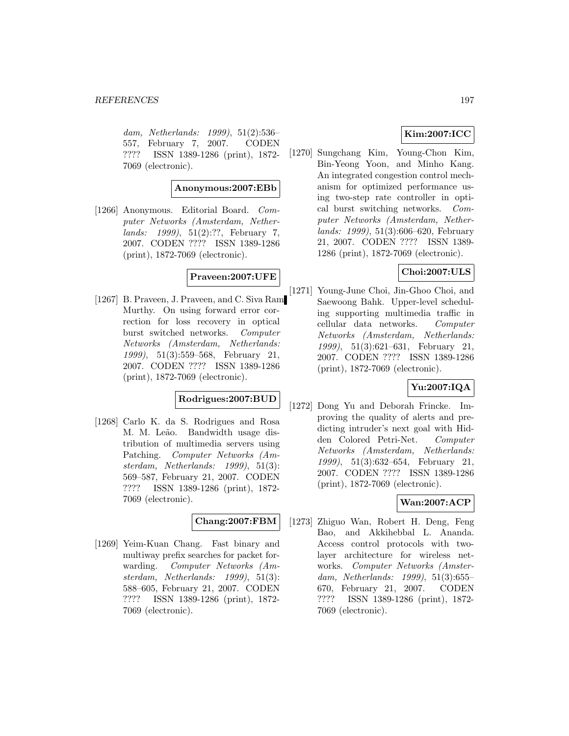*dam, Netherlands: 1999)*, 51(2):536–557, February 7, 2007. CODEN ???? ISSN 1389-1286 (print), 1872-7069 (electronic).

**Anonymous:2007:EBb**

[1266] Anonymous. Editorial Board. *Computer Networks (Amsterdam, Netherlands: 1999)*, 51(2):??, February 7, 2007. CODEN ???? ISSN 1389-1286 (print), 1872-7069 (electronic).

**Praveen:2007:UFE**

[1267] B. Praveen, J. Praveen, and C. Siva Ram Murthy. On using forward error correction for loss recovery in optical burst switched networks. *Computer Networks (Amsterdam, Netherlands: 1999)*, 51(3):559–568, February 21, 2007. CODEN ???? ISSN 1389-1286 (print), 1872-7069 (electronic).

**Rodrigues:2007:BUD**

[1268] Carlo K. da S. Rodrigues and Rosa M. M. Leão. Bandwidth usage distribution of multimedia servers using Patching. *Computer Networks (Amsterdam, Netherlands: 1999)*, 51(3): 569–587, February 21, 2007. CODEN ???? ISSN 1389-1286 (print), 1872-7069 (electronic).

**Chang:2007:FBM**

[1269] Yeim-Kuan Chang. Fast binary and multiway prefix searches for packet forwarding. *Computer Networks (Amsterdam, Netherlands: 1999)*, 51(3): 588–605, February 21, 2007. CODEN ???? ISSN 1389-1286 (print), 1872-7069 (electronic).

**Kim:2007:ICC**

[1270] Sungchang Kim, Young-Chon Kim, Bin-Yeong Yoon, and Minho Kang. An integrated congestion control mechanism for optimized performance using two-step rate controller in optical burst switching networks. *Computer Networks (Amsterdam, Netherlands: 1999)*, 51(3):606–620, February 21, 2007. CODEN ???? ISSN 1389-1286 (print), 1872-7069 (electronic).

**Choi:2007:ULS**

[1271] Young-June Choi, Jin-Ghoo Choi, and Saewoong Bahk. Upper-level scheduling supporting multimedia traffic in cellular data networks. *Computer Networks (Amsterdam, Netherlands: 1999)*, 51(3):621–631, February 21, 2007. CODEN ???? ISSN 1389-1286 (print), 1872-7069 (electronic).

**Yu:2007:IQA**

[1272] Dong Yu and Deborah Frincke. Improving the quality of alerts and predicting intruder's next goal with Hidden Colored Petri-Net. *Computer Networks (Amsterdam, Netherlands: 1999)*, 51(3):632–654, February 21, 2007. CODEN ???? ISSN 1389-1286 (print), 1872-7069 (electronic).

**Wan:2007:ACP**

[1273] Zhiguo Wan, Robert H. Deng, Feng Bao, and Akkihebbal L. Ananda. Access control protocols with two-layer architecture for wireless networks. *Computer Networks (Amsterdam, Netherlands: 1999)*, 51(3):655–670, February 21, 2007. CODEN ???? ISSN 1389-1286 (print), 1872-7069 (electronic).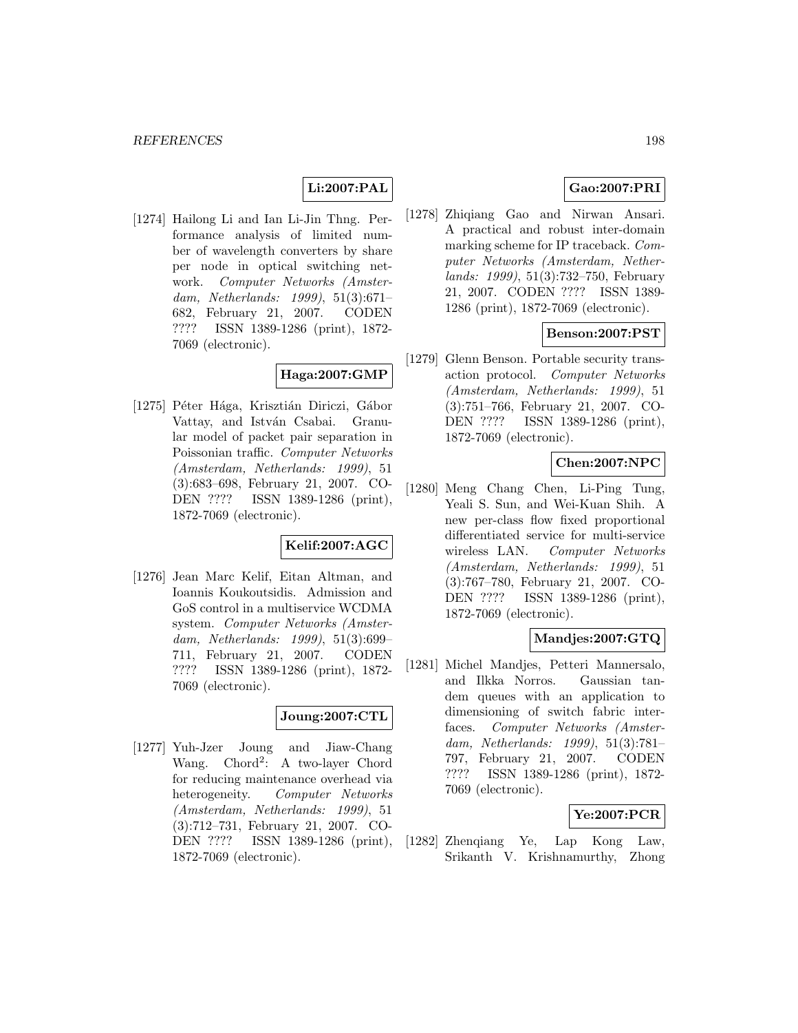**Li:2007:PAL**

[1274] Hailong Li and Ian Li-Jin Thng. Performance analysis of limited number of wavelength converters by share per node in optical switching network. *Computer Networks (Amsterdam, Netherlands: 1999)*, 51(3):671–682, February 21, 2007. CODEN ???? ISSN 1389-1286 (print), 1872-7069 (electronic).

**Haga:2007:GMP**

[1275] Péter Hága, Krisztián Diriczi, Gábor Vattay, and István Csabai. Granular model of packet pair separation in Poissonian traffic. *Computer Networks (Amsterdam, Netherlands: 1999)*, 51 (3):683–698, February 21, 2007. CODEN ???? ISSN 1389-1286 (print), 1872-7069 (electronic).

**Kelif:2007:AGC**

[1276] Jean Marc Kelif, Eitan Altman, and Ioannis Koukoutsidis. Admission and GoS control in a multiservice WCDMA system. *Computer Networks (Amsterdam, Netherlands: 1999)*, 51(3):699–711, February 21, 2007. CODEN ???? ISSN 1389-1286 (print), 1872-7069 (electronic).

**Joung:2007:CTL**

[1277] Yuh-Jzer Joung and Jiaw-Chang Wang. Chord$^2$: A two-layer Chord for reducing maintenance overhead via heterogeneity. *Computer Networks (Amsterdam, Netherlands: 1999)*, 51 (3):712–731, February 21, 2007. CODEN ???? ISSN 1389-1286 (print), 1872-7069 (electronic).

**Gao:2007:PRI**

[1278] Zhiqiang Gao and Nirwan Ansari. A practical and robust inter-domain marking scheme for IP traceback. *Computer Networks (Amsterdam, Netherlands: 1999)*, 51(3):732–750, February 21, 2007. CODEN ???? ISSN 1389-1286 (print), 1872-7069 (electronic).

**Benson:2007:PST**

[1279] Glenn Benson. Portable security transaction protocol. *Computer Networks (Amsterdam, Netherlands: 1999)*, 51 (3):751–766, February 21, 2007. CODEN ???? ISSN 1389-1286 (print), 1872-7069 (electronic).

**Chen:2007:NPC**

[1280] Meng Chang Chen, Li-Ping Tung, Yeali S. Sun, and Wei-Kuan Shih. A new per-class flow fixed proportional differentiated service for multi-service wireless LAN. *Computer Networks (Amsterdam, Netherlands: 1999)*, 51 (3):767–780, February 21, 2007. CODEN ???? ISSN 1389-1286 (print), 1872-7069 (electronic).

**Mandjes:2007:GTQ**

[1281] Michel Mandjes, Petteri Mannersalo, and Ilkka Norros. Gaussian tandem queues with an application to dimensioning of switch fabric interfaces. *Computer Networks (Amsterdam, Netherlands: 1999)*, 51(3):781–797, February 21, 2007. CODEN ???? ISSN 1389-1286 (print), 1872-7069 (electronic).

**Ye:2007:PCR**

[1282] Zhenqiang Ye, Lap Kong Law, Srikanth V. Krishnamurthy, Zhong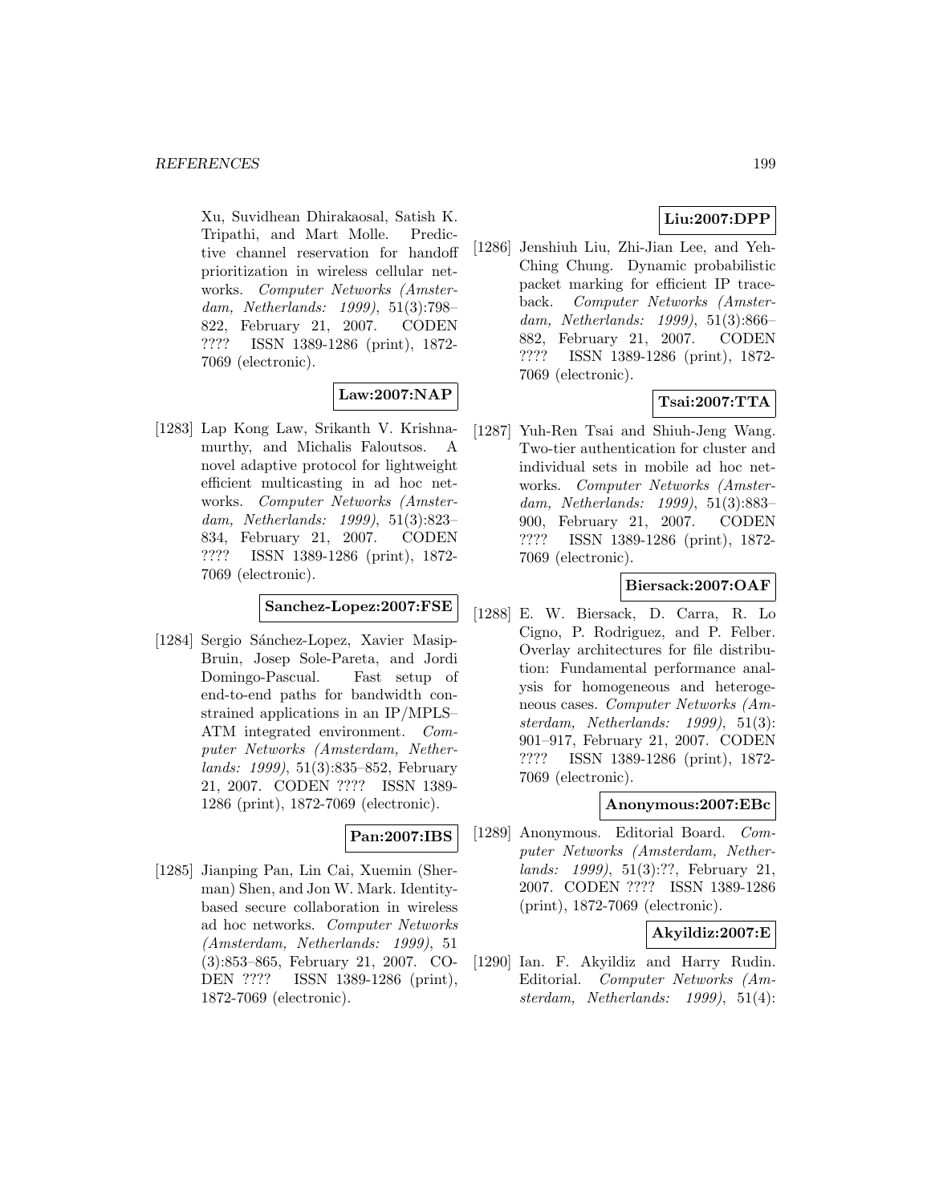Xu, Suvidhean Dhirakaosal, Satish K. Tripathi, and Mart Molle. Predictive channel reservation for handoff prioritization in wireless cellular networks. *Computer Networks (Amsterdam, Netherlands: 1999)*, 51(3):798–822, February 21, 2007. CODEN ???? ISSN 1389-1286 (print), 1872-7069 (electronic).

**Law:2007:NAP**

[1283] Lap Kong Law, Srikanth V. Krishnamurthy, and Michalis Faloutsos. A novel adaptive protocol for lightweight efficient multicasting in ad hoc networks. *Computer Networks (Amsterdam, Netherlands: 1999)*, 51(3):823–834, February 21, 2007. CODEN ???? ISSN 1389-1286 (print), 1872-7069 (electronic).

**Sanchez-Lopez:2007:FSE**

[1284] Sergio Sánchez-Lopez, Xavier Masip-Bruin, Josep Sole-Pareta, and Jordi Domingo-Pascual. Fast setup of end-to-end paths for bandwidth constrained applications in an IP/MPLS–ATM integrated environment. *Computer Networks (Amsterdam, Netherlands: 1999)*, 51(3):835–852, February 21, 2007. CODEN ???? ISSN 1389-1286 (print), 1872-7069 (electronic).

**Pan:2007:IBS**

[1285] Jianping Pan, Lin Cai, Xuemin (Sherman) Shen, and Jon W. Mark. Identity-based secure collaboration in wireless ad hoc networks. *Computer Networks (Amsterdam, Netherlands: 1999)*, 51(3):853–865, February 21, 2007. CODEN ???? ISSN 1389-1286 (print), 1872-7069 (electronic).

**Liu:2007:DPP**

[1286] Jenshiuh Liu, Zhi-Jian Lee, and Yeh-Ching Chung. Dynamic probabilistic packet marking for efficient IP traceback. *Computer Networks (Amsterdam, Netherlands: 1999)*, 51(3):866–882, February 21, 2007. CODEN ???? ISSN 1389-1286 (print), 1872-7069 (electronic).

**Tsai:2007:TTA**

[1287] Yuh-Ren Tsai and Shiuh-Jeng Wang. Two-tier authentication for cluster and individual sets in mobile ad hoc networks. *Computer Networks (Amsterdam, Netherlands: 1999)*, 51(3):883–900, February 21, 2007. CODEN ???? ISSN 1389-1286 (print), 1872-7069 (electronic).

**Biersack:2007:OAF**

[1288] E. W. Biersack, D. Carra, R. Lo Cigno, P. Rodriguez, and P. Felber. Overlay architectures for file distribution: Fundamental performance analysis for homogeneous and heterogeneous cases. *Computer Networks (Amsterdam, Netherlands: 1999)*, 51(3):901–917, February 21, 2007. CODEN ???? ISSN 1389-1286 (print), 1872-7069 (electronic).

**Anonymous:2007:EBc**

[1289] Anonymous. Editorial Board. *Computer Networks (Amsterdam, Netherlands: 1999)*, 51(3):??, February 21, 2007. CODEN ???? ISSN 1389-1286 (print), 1872-7069 (electronic).

**Akyildiz:2007:E**

[1290] Ian. F. Akyildiz and Harry Rudin. Editorial. *Computer Networks (Amsterdam, Netherlands: 1999)*, 51(4):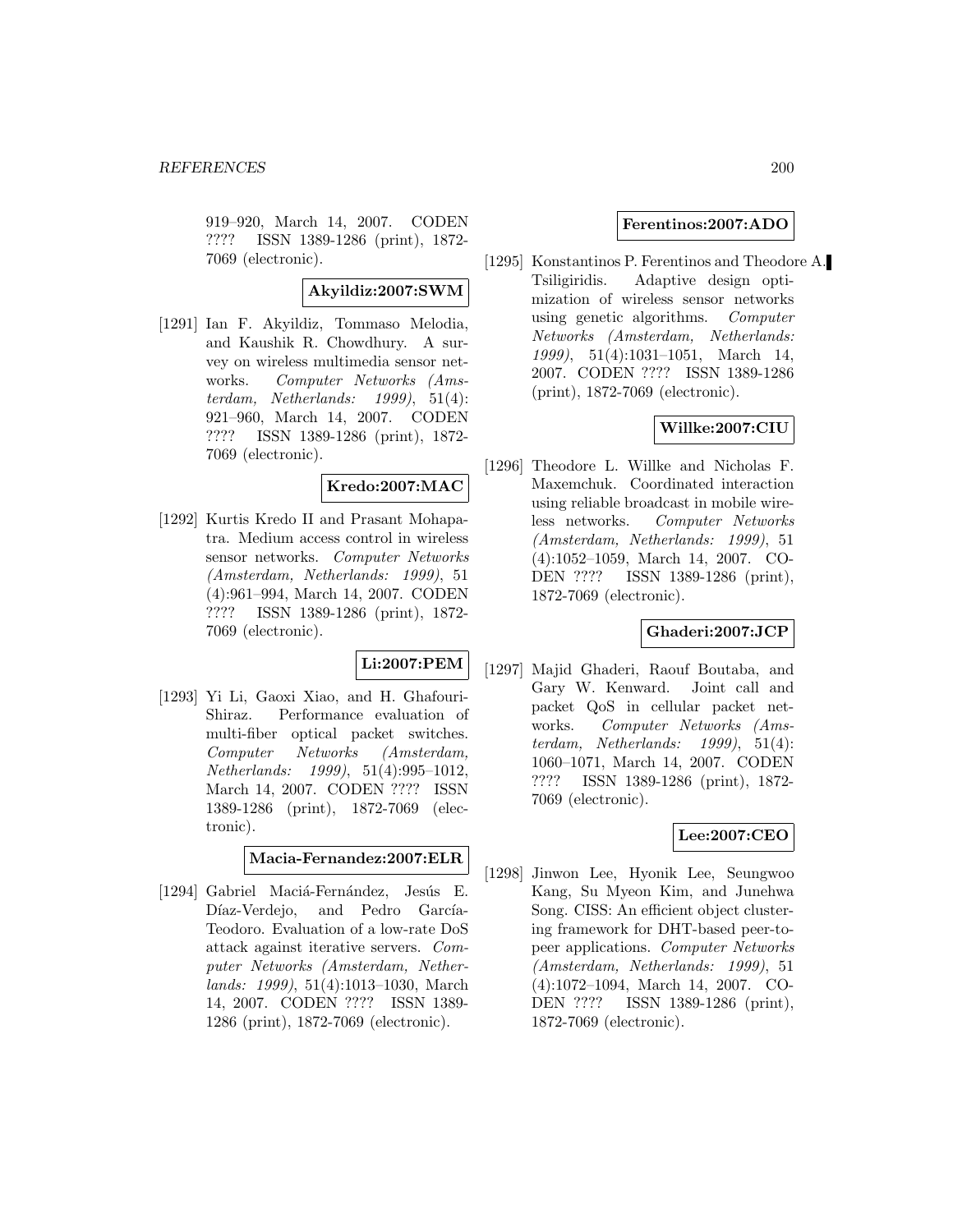919–920, March 14, 2007. CODEN ???? ISSN 1389-1286 (print), 1872-7069 (electronic).

**Akyildiz:2007:SWM**

[1291] Ian F. Akyildiz, Tommaso Melodia, and Kaushik R. Chowdhury. A survey on wireless multimedia sensor networks. *Computer Networks (Amsterdam, Netherlands: 1999)*, 51(4): 921–960, March 14, 2007. CODEN ???? ISSN 1389-1286 (print), 1872-7069 (electronic).

**Kredo:2007:MAC**

[1292] Kurtis Kredo II and Prasant Mohapatra. Medium access control in wireless sensor networks. *Computer Networks (Amsterdam, Netherlands: 1999)*, 51 (4):961–994, March 14, 2007. CODEN ???? ISSN 1389-1286 (print), 1872-7069 (electronic).

**Li:2007:PEM**

[1293] Yi Li, Gaoxi Xiao, and H. Ghafouri-Shiraz. Performance evaluation of multi-fiber optical packet switches. *Computer Networks (Amsterdam, Netherlands: 1999)*, 51(4):995–1012, March 14, 2007. CODEN ???? ISSN 1389-1286 (print), 1872-7069 (electronic).

**Macia-Fernandez:2007:ELR**

[1294] Gabriel Maciá-Fernández, Jesús E. Díaz-Verdejo, and Pedro García-Teodoro. Evaluation of a low-rate DoS attack against iterative servers. *Computer Networks (Amsterdam, Netherlands: 1999)*, 51(4):1013–1030, March 14, 2007. CODEN ???? ISSN 1389-1286 (print), 1872-7069 (electronic).

**Ferentinos:2007:ADO**

[1295] Konstantinos P. Ferentinos and Theodore A. Tsiligiridis. Adaptive design optimization of wireless sensor networks using genetic algorithms. *Computer Networks (Amsterdam, Netherlands: 1999)*, 51(4):1031–1051, March 14, 2007. CODEN ???? ISSN 1389-1286 (print), 1872-7069 (electronic).

**Willke:2007:CIU**

[1296] Theodore L. Willke and Nicholas F. Maxemchuk. Coordinated interaction using reliable broadcast in mobile wireless networks. *Computer Networks (Amsterdam, Netherlands: 1999)*, 51 (4):1052–1059, March 14, 2007. CODEN ???? ISSN 1389-1286 (print), 1872-7069 (electronic).

**Ghaderi:2007:JCP**

[1297] Majid Ghaderi, Raouf Boutaba, and Gary W. Kenward. Joint call and packet QoS in cellular packet networks. *Computer Networks (Amsterdam, Netherlands: 1999)*, 51(4): 1060–1071, March 14, 2007. CODEN ???? ISSN 1389-1286 (print), 1872-7069 (electronic).

**Lee:2007:CEO**

[1298] Jinwon Lee, Hyonik Lee, Seungwoo Kang, Su Myeon Kim, and Junehwa Song. CISS: An efficient object clustering framework for DHT-based peer-to-peer applications. *Computer Networks (Amsterdam, Netherlands: 1999)*, 51 (4):1072–1094, March 14, 2007. CODEN ???? ISSN 1389-1286 (print), 1872-7069 (electronic).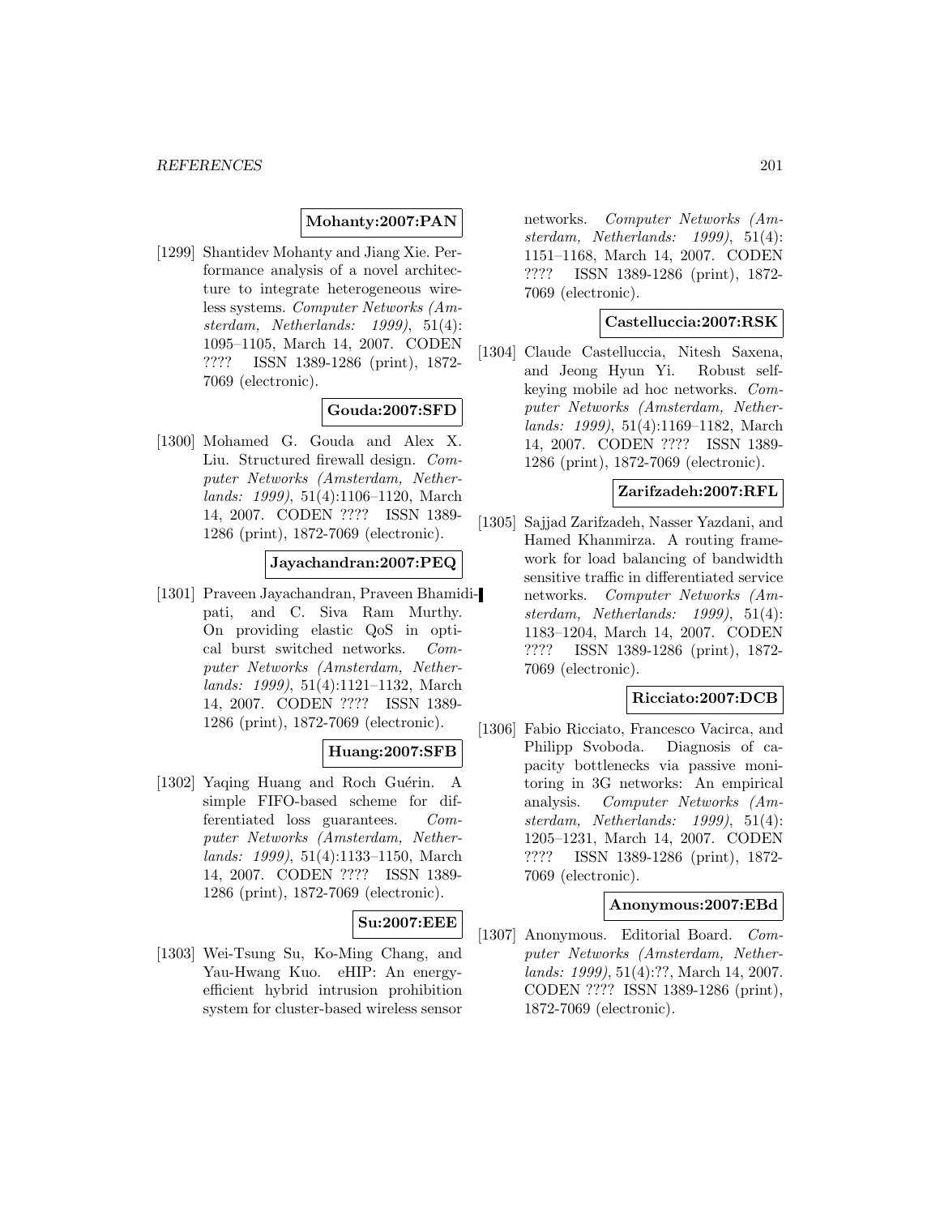**Mohanty:2007:PAN**

[1299] Shantidev Mohanty and Jiang Xie. Performance analysis of a novel architecture to integrate heterogeneous wireless systems. *Computer Networks (Amsterdam, Netherlands: 1999)*, 51(4): 1095–1105, March 14, 2007. CODEN ???? ISSN 1389-1286 (print), 1872-7069 (electronic).

**Gouda:2007:SFD**

[1300] Mohamed G. Gouda and Alex X. Liu. Structured firewall design. *Computer Networks (Amsterdam, Netherlands: 1999)*, 51(4):1106–1120, March 14, 2007. CODEN ???? ISSN 1389-1286 (print), 1872-7069 (electronic).

**Jayachandran:2007:PEQ**

[1301] Praveen Jayachandran, Praveen Bhamidipati, and C. Siva Ram Murthy. On providing elastic QoS in optical burst switched networks. *Computer Networks (Amsterdam, Netherlands: 1999)*, 51(4):1121–1132, March 14, 2007. CODEN ???? ISSN 1389-1286 (print), 1872-7069 (electronic).

**Huang:2007:SFB**

[1302] Yaqing Huang and Roch Guérin. A simple FIFO-based scheme for differentiated loss guarantees. *Computer Networks (Amsterdam, Netherlands: 1999)*, 51(4):1133–1150, March 14, 2007. CODEN ???? ISSN 1389-1286 (print), 1872-7069 (electronic).

**Su:2007:EEE**

[1303] Wei-Tsung Su, Ko-Ming Chang, and Yau-Hwang Kuo. eHIP: An energy-efficient hybrid intrusion prohibition system for cluster-based wireless sensor networks. *Computer Networks (Amsterdam, Netherlands: 1999)*, 51(4): 1151–1168, March 14, 2007. CODEN ???? ISSN 1389-1286 (print), 1872-7069 (electronic).

**Castelluccia:2007:RSK**

[1304] Claude Castelluccia, Nitesh Saxena, and Jeong Hyun Yi. Robust self-keying mobile ad hoc networks. *Computer Networks (Amsterdam, Netherlands: 1999)*, 51(4):1169–1182, March 14, 2007. CODEN ???? ISSN 1389-1286 (print), 1872-7069 (electronic).

**Zarifzadeh:2007:RFL**

[1305] Sajjad Zarifzadeh, Nasser Yazdani, and Hamed Khanmirza. A routing framework for load balancing of bandwidth sensitive traffic in differentiated service networks. *Computer Networks (Amsterdam, Netherlands: 1999)*, 51(4): 1183–1204, March 14, 2007. CODEN ???? ISSN 1389-1286 (print), 1872-7069 (electronic).

**Ricciato:2007:DCB**

[1306] Fabio Ricciato, Francesco Vacirca, and Philipp Svoboda. Diagnosis of capacity bottlenecks via passive monitoring in 3G networks: An empirical analysis. *Computer Networks (Amsterdam, Netherlands: 1999)*, 51(4): 1205–1231, March 14, 2007. CODEN ???? ISSN 1389-1286 (print), 1872-7069 (electronic).

**Anonymous:2007:EBd**

[1307] Anonymous. Editorial Board. *Computer Networks (Amsterdam, Netherlands: 1999)*, 51(4):??, March 14, 2007. CODEN ???? ISSN 1389-1286 (print), 1872-7069 (electronic).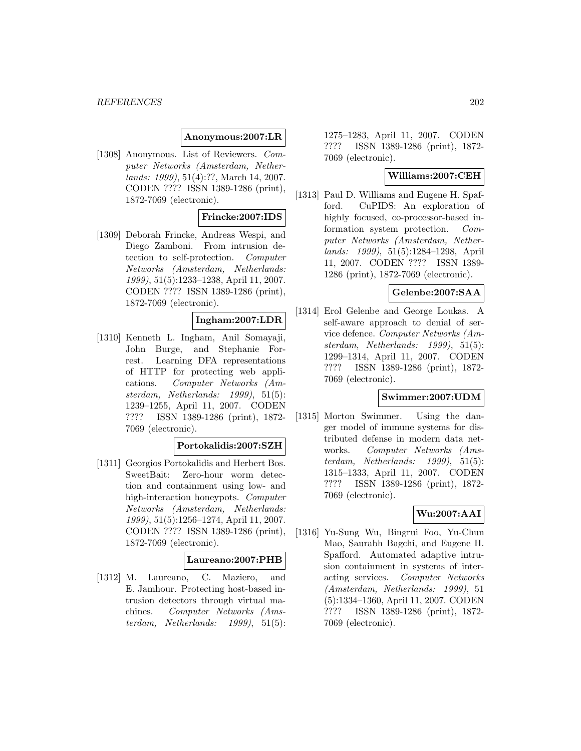**Anonymous:2007:LR**

[1308] Anonymous. List of Reviewers. *Computer Networks (Amsterdam, Netherlands: 1999)*, 51(4):??, March 14, 2007. CODEN ???? ISSN 1389-1286 (print), 1872-7069 (electronic).

**Frincke:2007:IDS**

[1309] Deborah Frincke, Andreas Wespi, and Diego Zamboni. From intrusion detection to self-protection. *Computer Networks (Amsterdam, Netherlands: 1999)*, 51(5):1233–1238, April 11, 2007. CODEN ???? ISSN 1389-1286 (print), 1872-7069 (electronic).

**Ingham:2007:LDR**

[1310] Kenneth L. Ingham, Anil Somayaji, John Burge, and Stephanie Forrest. Learning DFA representations of HTTP for protecting web applications. *Computer Networks (Amsterdam, Netherlands: 1999)*, 51(5): 1239–1255, April 11, 2007. CODEN ???? ISSN 1389-1286 (print), 1872-7069 (electronic).

**Portokalidis:2007:SZH**

[1311] Georgios Portokalidis and Herbert Bos. SweetBait: Zero-hour worm detection and containment using low- and high-interaction honeypots. *Computer Networks (Amsterdam, Netherlands: 1999)*, 51(5):1256–1274, April 11, 2007. CODEN ???? ISSN 1389-1286 (print), 1872-7069 (electronic).

**Laureano:2007:PHB**

[1312] M. Laureano, C. Maziero, and E. Jamhour. Protecting host-based intrusion detectors through virtual machines. *Computer Networks (Amsterdam, Netherlands: 1999)*, 51(5): 1275–1283, April 11, 2007. CODEN ???? ISSN 1389-1286 (print), 1872-7069 (electronic).

**Williams:2007:CEH**

[1313] Paul D. Williams and Eugene H. Spafford. CuPIDS: An exploration of highly focused, co-processor-based information system protection. *Computer Networks (Amsterdam, Netherlands: 1999)*, 51(5):1284–1298, April 11, 2007. CODEN ???? ISSN 1389-1286 (print), 1872-7069 (electronic).

**Gelenbe:2007:SAA**

[1314] Erol Gelenbe and George Loukas. A self-aware approach to denial of service defence. *Computer Networks (Amsterdam, Netherlands: 1999)*, 51(5): 1299–1314, April 11, 2007. CODEN ???? ISSN 1389-1286 (print), 1872-7069 (electronic).

**Swimmer:2007:UDM**

[1315] Morton Swimmer. Using the danger model of immune systems for distributed defense in modern data networks. *Computer Networks (Amsterdam, Netherlands: 1999)*, 51(5): 1315–1333, April 11, 2007. CODEN ???? ISSN 1389-1286 (print), 1872-7069 (electronic).

**Wu:2007:AAI**

[1316] Yu-Sung Wu, Bingrui Foo, Yu-Chun Mao, Saurabh Bagchi, and Eugene H. Spafford. Automated adaptive intrusion containment in systems of interacting services. *Computer Networks (Amsterdam, Netherlands: 1999)*, 51 (5):1334–1360, April 11, 2007. CODEN ???? ISSN 1389-1286 (print), 1872-7069 (electronic).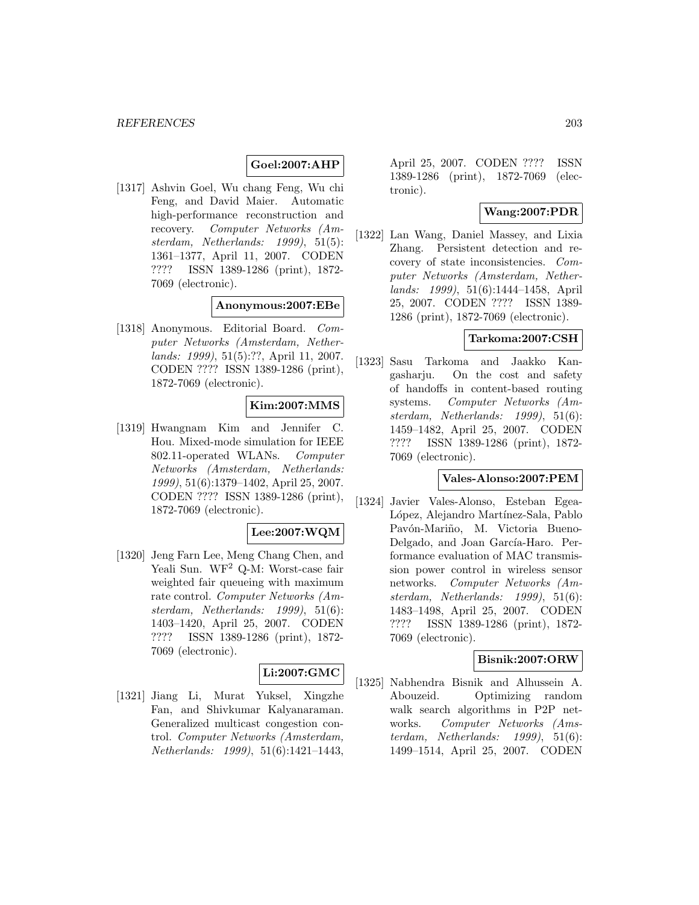**Goel:2007:AHP**

[1317] Ashvin Goel, Wu chang Feng, Wu chi Feng, and David Maier. Automatic high-performance reconstruction and recovery. *Computer Networks (Amsterdam, Netherlands: 1999)*, 51(5): 1361–1377, April 11, 2007. CODEN ???? ISSN 1389-1286 (print), 1872-7069 (electronic).

**Anonymous:2007:EBe**

[1318] Anonymous. Editorial Board. *Computer Networks (Amsterdam, Netherlands: 1999)*, 51(5):??, April 11, 2007. CODEN ???? ISSN 1389-1286 (print), 1872-7069 (electronic).

**Kim:2007:MMS**

[1319] Hwangnam Kim and Jennifer C. Hou. Mixed-mode simulation for IEEE 802.11-operated WLANs. *Computer Networks (Amsterdam, Netherlands: 1999)*, 51(6):1379–1402, April 25, 2007. CODEN ???? ISSN 1389-1286 (print), 1872-7069 (electronic).

**Lee:2007:WQM**

[1320] Jeng Farn Lee, Meng Chang Chen, and Yeali Sun. $WF^2$ Q-M: Worst-case fair weighted fair queueing with maximum rate control. *Computer Networks (Amsterdam, Netherlands: 1999)*, 51(6): 1403–1420, April 25, 2007. CODEN ???? ISSN 1389-1286 (print), 1872-7069 (electronic).

**Li:2007:GMC**

[1321] Jiang Li, Murat Yuksel, Xingzhe Fan, and Shivkumar Kalyanaraman. Generalized multicast congestion control. *Computer Networks (Amsterdam, Netherlands: 1999)*, 51(6):1421–1443, April 25, 2007. CODEN ???? ISSN 1389-1286 (print), 1872-7069 (electronic).

**Wang:2007:PDR**

[1322] Lan Wang, Daniel Massey, and Lixia Zhang. Persistent detection and recovery of state inconsistencies. *Computer Networks (Amsterdam, Netherlands: 1999)*, 51(6):1444–1458, April 25, 2007. CODEN ???? ISSN 1389-1286 (print), 1872-7069 (electronic).

**Tarkoma:2007:CSH**

[1323] Sasu Tarkoma and Jaakko Kangasharju. On the cost and safety of handoffs in content-based routing systems. *Computer Networks (Amsterdam, Netherlands: 1999)*, 51(6): 1459–1482, April 25, 2007. CODEN ???? ISSN 1389-1286 (print), 1872-7069 (electronic).

**Vales-Alonso:2007:PEM**

[1324] Javier Vales-Alonso, Esteban Egea-López, Alejandro Martínez-Sala, Pablo Pavón-Mariño, M. Victoria Bueno-Delgado, and Joan García-Haro. Performance evaluation of MAC transmission power control in wireless sensor networks. *Computer Networks (Amsterdam, Netherlands: 1999)*, 51(6): 1483–1498, April 25, 2007. CODEN ???? ISSN 1389-1286 (print), 1872-7069 (electronic).

**Bisnik:2007:ORW**

[1325] Nabhendra Bisnik and Alhussein A. Abouzeid. Optimizing random walk search algorithms in P2P networks. *Computer Networks (Amsterdam, Netherlands: 1999)*, 51(6): 1499–1514, April 25, 2007. CODEN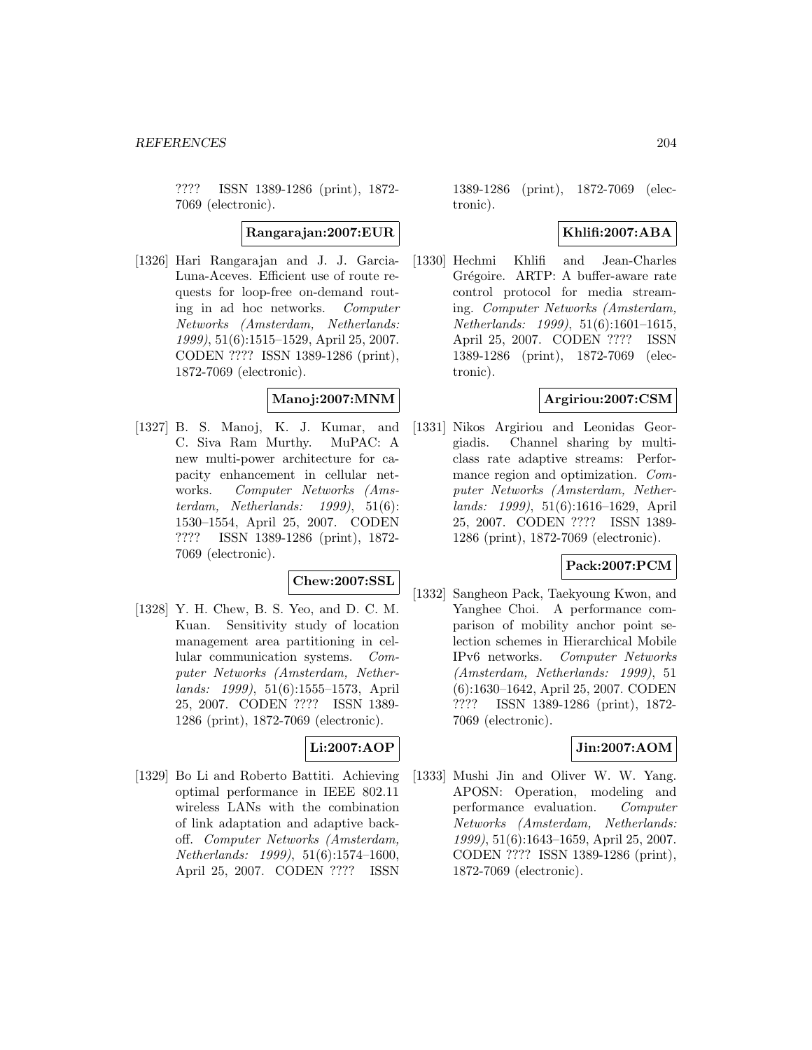???? ISSN 1389-1286 (print), 1872-7069 (electronic).

**Rangarajan:2007:EUR**

[1326] Hari Rangarajan and J. J. Garcia-Luna-Aceves. Efficient use of route requests for loop-free on-demand routing in ad hoc networks. *Computer Networks (Amsterdam, Netherlands: 1999)*, 51(6):1515–1529, April 25, 2007. CODEN ???? ISSN 1389-1286 (print), 1872-7069 (electronic).

**Manoj:2007:MNM**

[1327] B. S. Manoj, K. J. Kumar, and C. Siva Ram Murthy. MuPAC: A new multi-power architecture for capacity enhancement in cellular networks. *Computer Networks (Amsterdam, Netherlands: 1999)*, 51(6): 1530–1554, April 25, 2007. CODEN ???? ISSN 1389-1286 (print), 1872-7069 (electronic).

**Chew:2007:SSL**

[1328] Y. H. Chew, B. S. Yeo, and D. C. M. Kuan. Sensitivity study of location management area partitioning in cellular communication systems. *Computer Networks (Amsterdam, Netherlands: 1999)*, 51(6):1555–1573, April 25, 2007. CODEN ???? ISSN 1389-1286 (print), 1872-7069 (electronic).

**Li:2007:AOP**

[1329] Bo Li and Roberto Battiti. Achieving optimal performance in IEEE 802.11 wireless LANs with the combination of link adaptation and adaptive backoff. *Computer Networks (Amsterdam, Netherlands: 1999)*, 51(6):1574–1600, April 25, 2007. CODEN ???? ISSN 1389-1286 (print), 1872-7069 (electronic).

**Khlifi:2007:ABA**

[1330] Hechmi Khlifi and Jean-Charles Grégoire. ARTP: A buffer-aware rate control protocol for media streaming. *Computer Networks (Amsterdam, Netherlands: 1999)*, 51(6):1601–1615, April 25, 2007. CODEN ???? ISSN 1389-1286 (print), 1872-7069 (electronic).

**Argiriou:2007:CSM**

[1331] Nikos Argiriou and Leonidas Georgiadis. Channel sharing by multi-class rate adaptive streams: Performance region and optimization. *Computer Networks (Amsterdam, Netherlands: 1999)*, 51(6):1616–1629, April 25, 2007. CODEN ???? ISSN 1389-1286 (print), 1872-7069 (electronic).

**Pack:2007:PCM**

[1332] Sangheon Pack, Taekyoung Kwon, and Yanghee Choi. A performance comparison of mobility anchor point selection schemes in Hierarchical Mobile IPv6 networks. *Computer Networks (Amsterdam, Netherlands: 1999)*, 51 (6):1630–1642, April 25, 2007. CODEN ???? ISSN 1389-1286 (print), 1872-7069 (electronic).

**Jin:2007:AOM**

[1333] Mushi Jin and Oliver W. W. Yang. APOSN: Operation, modeling and performance evaluation. *Computer Networks (Amsterdam, Netherlands: 1999)*, 51(6):1643–1659, April 25, 2007. CODEN ???? ISSN 1389-1286 (print), 1872-7069 (electronic).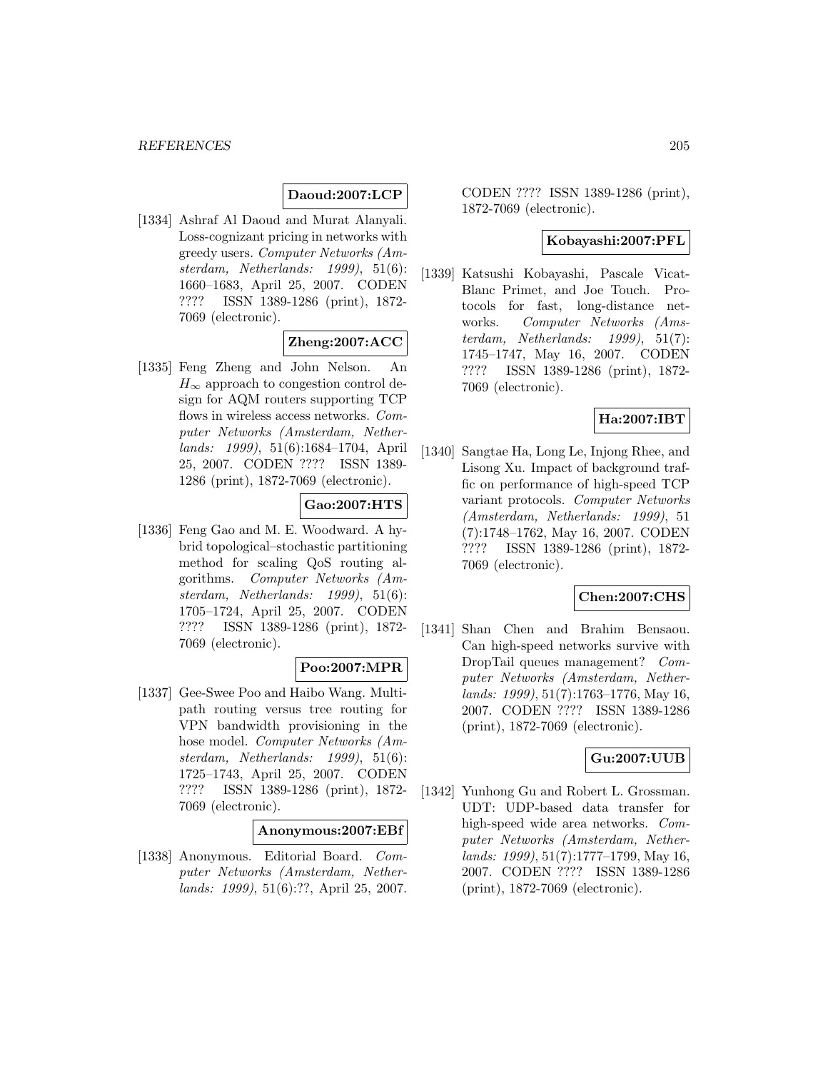**Daoud:2007:LCP**

[1334] Ashraf Al Daoud and Murat Alanyali. Loss-cognizant pricing in networks with greedy users. *Computer Networks (Amsterdam, Netherlands: 1999)*, 51(6): 1660–1683, April 25, 2007. CODEN ???? ISSN 1389-1286 (print), 1872-7069 (electronic).

**Zheng:2007:ACC**

[1335] Feng Zheng and John Nelson. An $H_\infty$ approach to congestion control design for AQM routers supporting TCP flows in wireless access networks. *Computer Networks (Amsterdam, Netherlands: 1999)*, 51(6):1684–1704, April 25, 2007. CODEN ???? ISSN 1389-1286 (print), 1872-7069 (electronic).

**Gao:2007:HTS**

[1336] Feng Gao and M. E. Woodward. A hybrid topological–stochastic partitioning method for scaling QoS routing algorithms. *Computer Networks (Amsterdam, Netherlands: 1999)*, 51(6): 1705–1724, April 25, 2007. CODEN ???? ISSN 1389-1286 (print), 1872-7069 (electronic).

**Poo:2007:MPR**

[1337] Gee-Swee Poo and Haibo Wang. Multipath routing versus tree routing for VPN bandwidth provisioning in the hose model. *Computer Networks (Amsterdam, Netherlands: 1999)*, 51(6): 1725–1743, April 25, 2007. CODEN ???? ISSN 1389-1286 (print), 1872-7069 (electronic).

**Anonymous:2007:EBf**

[1338] Anonymous. Editorial Board. *Computer Networks (Amsterdam, Netherlands: 1999)*, 51(6):??, April 25, 2007. CODEN ???? ISSN 1389-1286 (print), 1872-7069 (electronic).

**Kobayashi:2007:PFL**

[1339] Katsushi Kobayashi, Pascale Vicat-Blanc Primet, and Joe Touch. Protocols for fast, long-distance networks. *Computer Networks (Amsterdam, Netherlands: 1999)*, 51(7): 1745–1747, May 16, 2007. CODEN ???? ISSN 1389-1286 (print), 1872-7069 (electronic).

**Ha:2007:IBT**

[1340] Sangtae Ha, Long Le, Injong Rhee, and Lisong Xu. Impact of background traffic on performance of high-speed TCP variant protocols. *Computer Networks (Amsterdam, Netherlands: 1999)*, 51 (7):1748–1762, May 16, 2007. CODEN ???? ISSN 1389-1286 (print), 1872-7069 (electronic).

**Chen:2007:CHS**

[1341] Shan Chen and Brahim Bensaou. Can high-speed networks survive with DropTail queues management? *Computer Networks (Amsterdam, Netherlands: 1999)*, 51(7):1763–1776, May 16, 2007. CODEN ???? ISSN 1389-1286 (print), 1872-7069 (electronic).

**Gu:2007:UUB**

[1342] Yunhong Gu and Robert L. Grossman. UDT: UDP-based data transfer for high-speed wide area networks. *Computer Networks (Amsterdam, Netherlands: 1999)*, 51(7):1777–1799, May 16, 2007. CODEN ???? ISSN 1389-1286 (print), 1872-7069 (electronic).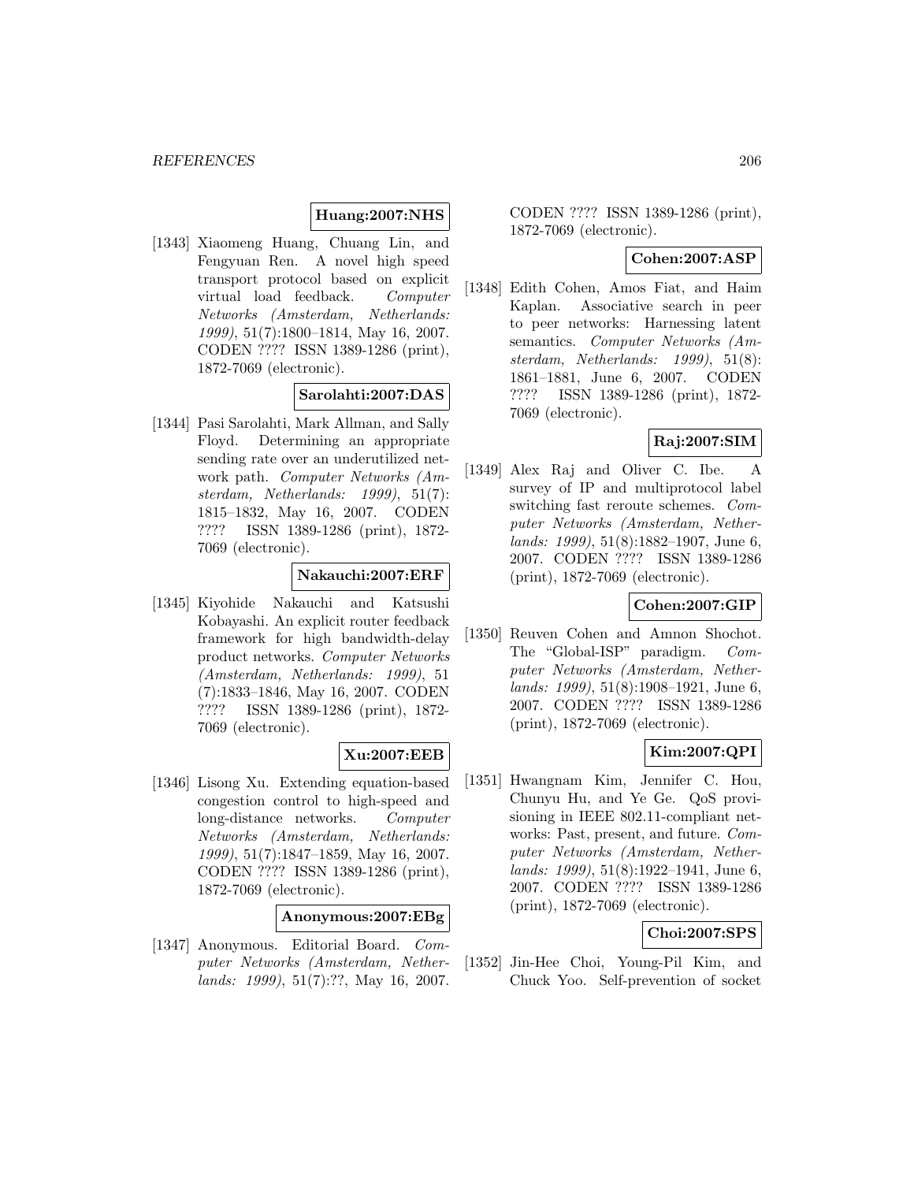**Huang:2007:NHS**

[1343] Xiaomeng Huang, Chuang Lin, and Fengyuan Ren. A novel high speed transport protocol based on explicit virtual load feedback. *Computer Networks (Amsterdam, Netherlands: 1999)*, 51(7):1800–1814, May 16, 2007. CODEN ???? ISSN 1389-1286 (print), 1872-7069 (electronic).

**Sarolahti:2007:DAS**

[1344] Pasi Sarolahti, Mark Allman, and Sally Floyd. Determining an appropriate sending rate over an underutilized network path. *Computer Networks (Amsterdam, Netherlands: 1999)*, 51(7): 1815–1832, May 16, 2007. CODEN ???? ISSN 1389-1286 (print), 1872-7069 (electronic).

**Nakauchi:2007:ERF**

[1345] Kiyohide Nakauchi and Katsushi Kobayashi. An explicit router feedback framework for high bandwidth-delay product networks. *Computer Networks (Amsterdam, Netherlands: 1999)*, 51 (7):1833–1846, May 16, 2007. CODEN ???? ISSN 1389-1286 (print), 1872-7069 (electronic).

**Xu:2007:EEB**

[1346] Lisong Xu. Extending equation-based congestion control to high-speed and long-distance networks. *Computer Networks (Amsterdam, Netherlands: 1999)*, 51(7):1847–1859, May 16, 2007. CODEN ???? ISSN 1389-1286 (print), 1872-7069 (electronic).

**Anonymous:2007:EBg**

[1347] Anonymous. Editorial Board. *Computer Networks (Amsterdam, Netherlands: 1999)*, 51(7):??, May 16, 2007. CODEN ???? ISSN 1389-1286 (print), 1872-7069 (electronic).

**Cohen:2007:ASP**

[1348] Edith Cohen, Amos Fiat, and Haim Kaplan. Associative search in peer to peer networks: Harnessing latent semantics. *Computer Networks (Amsterdam, Netherlands: 1999)*, 51(8): 1861–1881, June 6, 2007. CODEN ???? ISSN 1389-1286 (print), 1872-7069 (electronic).

**Raj:2007:SIM**

[1349] Alex Raj and Oliver C. Ibe. A survey of IP and multiprotocol label switching fast reroute schemes. *Computer Networks (Amsterdam, Netherlands: 1999)*, 51(8):1882–1907, June 6, 2007. CODEN ???? ISSN 1389-1286 (print), 1872-7069 (electronic).

**Cohen:2007:GIP**

[1350] Reuven Cohen and Amnon Shochot. The "Global-ISP" paradigm. *Computer Networks (Amsterdam, Netherlands: 1999)*, 51(8):1908–1921, June 6, 2007. CODEN ???? ISSN 1389-1286 (print), 1872-7069 (electronic).

**Kim:2007:QPI**

[1351] Hwangnam Kim, Jennifer C. Hou, Chunyu Hu, and Ye Ge. QoS provisioning in IEEE 802.11-compliant networks: Past, present, and future. *Computer Networks (Amsterdam, Netherlands: 1999)*, 51(8):1922–1941, June 6, 2007. CODEN ???? ISSN 1389-1286 (print), 1872-7069 (electronic).

**Choi:2007:SPS**

[1352] Jin-Hee Choi, Young-Pil Kim, and Chuck Yoo. Self-prevention of socket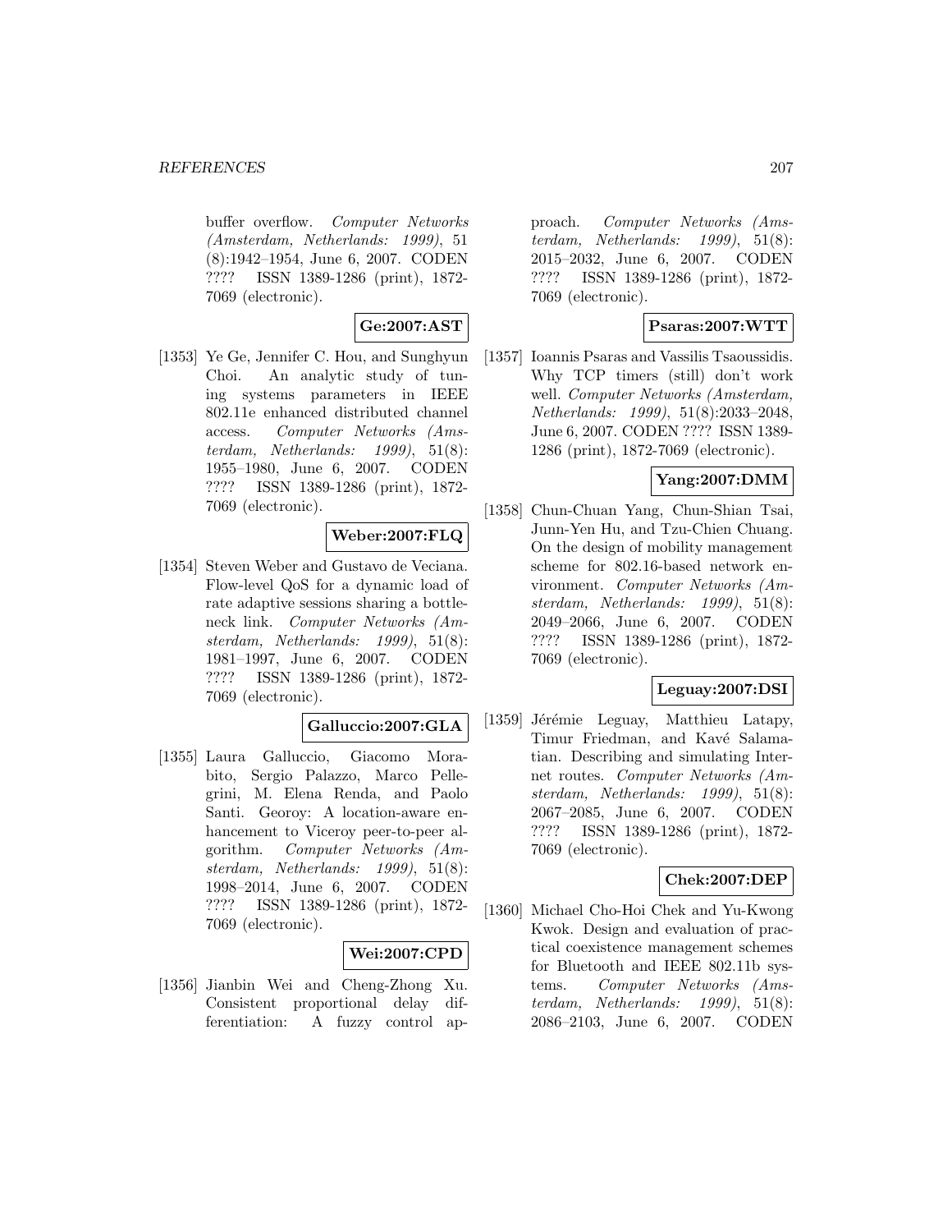buffer overflow. *Computer Networks (Amsterdam, Netherlands: 1999)*, 51 (8):1942–1954, June 6, 2007. CODEN ???? ISSN 1389-1286 (print), 1872-7069 (electronic).

**Ge:2007:AST**

[1353] Ye Ge, Jennifer C. Hou, and Sunghyun Choi. An analytic study of tuning systems parameters in IEEE 802.11e enhanced distributed channel access. *Computer Networks (Amsterdam, Netherlands: 1999)*, 51(8): 1955–1980, June 6, 2007. CODEN ???? ISSN 1389-1286 (print), 1872-7069 (electronic).

**Weber:2007:FLQ**

[1354] Steven Weber and Gustavo de Veciana. Flow-level QoS for a dynamic load of rate adaptive sessions sharing a bottleneck link. *Computer Networks (Amsterdam, Netherlands: 1999)*, 51(8): 1981–1997, June 6, 2007. CODEN ???? ISSN 1389-1286 (print), 1872-7069 (electronic).

**Galluccio:2007:GLA**

[1355] Laura Galluccio, Giacomo Morabito, Sergio Palazzo, Marco Pellegrini, M. Elena Renda, and Paolo Santi. Georoy: A location-aware enhancement to Viceroy peer-to-peer algorithm. *Computer Networks (Amsterdam, Netherlands: 1999)*, 51(8): 1998–2014, June 6, 2007. CODEN ???? ISSN 1389-1286 (print), 1872-7069 (electronic).

**Wei:2007:CPD**

[1356] Jianbin Wei and Cheng-Zhong Xu. Consistent proportional delay differentiation: A fuzzy control approach. *Computer Networks (Amsterdam, Netherlands: 1999)*, 51(8): 2015–2032, June 6, 2007. CODEN ???? ISSN 1389-1286 (print), 1872-7069 (electronic).

**Psaras:2007:WTT**

[1357] Ioannis Psaras and Vassilis Tsaoussidis. Why TCP timers (still) don't work well. *Computer Networks (Amsterdam, Netherlands: 1999)*, 51(8):2033–2048, June 6, 2007. CODEN ???? ISSN 1389-1286 (print), 1872-7069 (electronic).

**Yang:2007:DMM**

[1358] Chun-Chuan Yang, Chun-Shian Tsai, Junn-Yen Hu, and Tzu-Chien Chuang. On the design of mobility management scheme for 802.16-based network environment. *Computer Networks (Amsterdam, Netherlands: 1999)*, 51(8): 2049–2066, June 6, 2007. CODEN ???? ISSN 1389-1286 (print), 1872-7069 (electronic).

**Leguay:2007:DSI**

[1359] Jérémie Leguay, Matthieu Latapy, Timur Friedman, and Kavé Salamatian. Describing and simulating Internet routes. *Computer Networks (Amsterdam, Netherlands: 1999)*, 51(8): 2067–2085, June 6, 2007. CODEN ???? ISSN 1389-1286 (print), 1872-7069 (electronic).

**Chek:2007:DEP**

[1360] Michael Cho-Hoi Chek and Yu-Kwong Kwok. Design and evaluation of practical coexistence management schemes for Bluetooth and IEEE 802.11b systems. *Computer Networks (Amsterdam, Netherlands: 1999)*, 51(8): 2086–2103, June 6, 2007. CODEN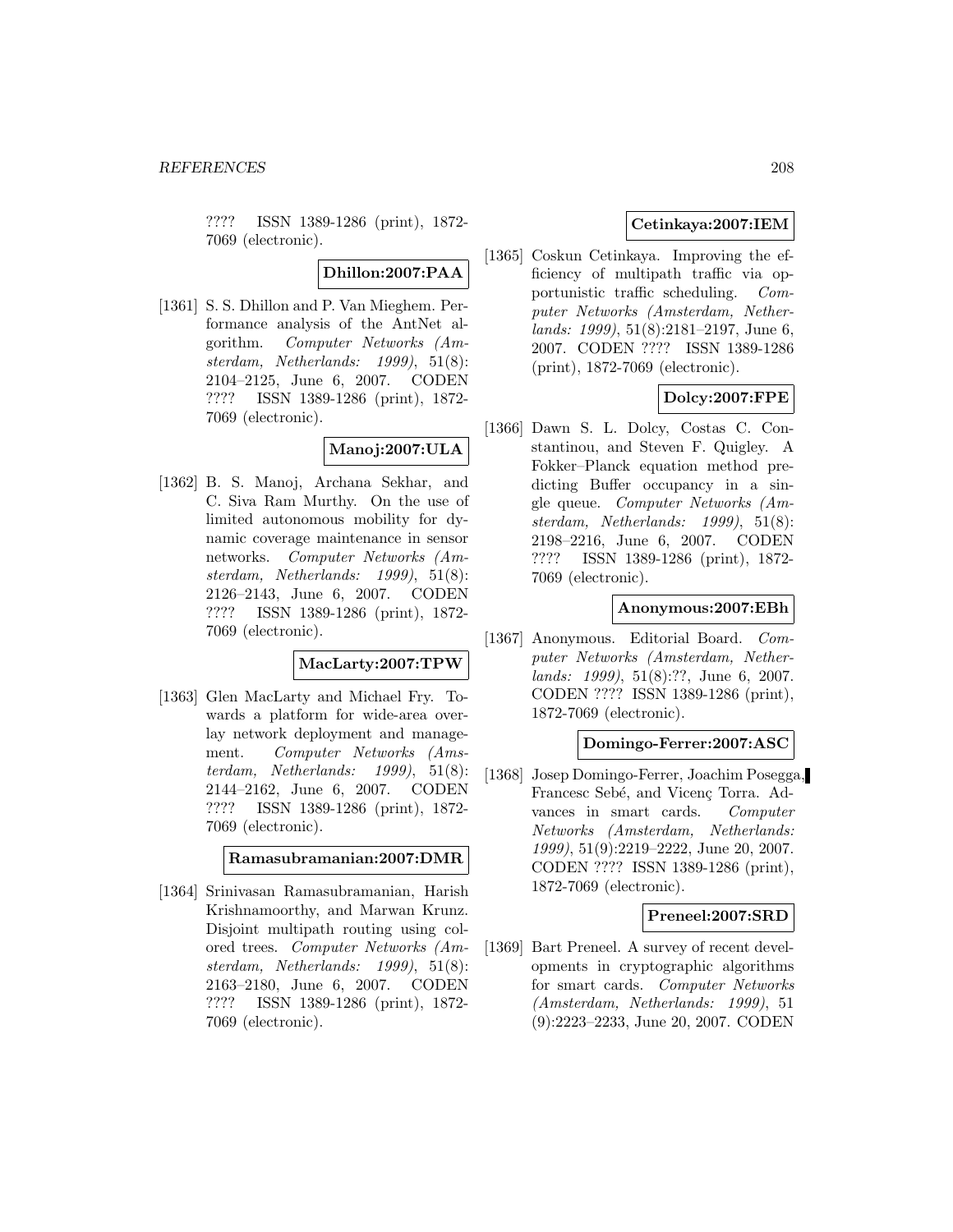???? ISSN 1389-1286 (print), 1872-7069 (electronic).

**Dhillon:2007:PAA**

[1361] S. S. Dhillon and P. Van Mieghem. Performance analysis of the AntNet algorithm. *Computer Networks (Amsterdam, Netherlands: 1999)*, 51(8): 2104–2125, June 6, 2007. CODEN ???? ISSN 1389-1286 (print), 1872-7069 (electronic).

**Manoj:2007:ULA**

[1362] B. S. Manoj, Archana Sekhar, and C. Siva Ram Murthy. On the use of limited autonomous mobility for dynamic coverage maintenance in sensor networks. *Computer Networks (Amsterdam, Netherlands: 1999)*, 51(8): 2126–2143, June 6, 2007. CODEN ???? ISSN 1389-1286 (print), 1872-7069 (electronic).

**MacLarty:2007:TPW**

[1363] Glen MacLarty and Michael Fry. Towards a platform for wide-area overlay network deployment and management. *Computer Networks (Amsterdam, Netherlands: 1999)*, 51(8): 2144–2162, June 6, 2007. CODEN ???? ISSN 1389-1286 (print), 1872-7069 (electronic).

**Ramasubramanian:2007:DMR**

[1364] Srinivasan Ramasubramanian, Harish Krishnamoorthy, and Marwan Krunz. Disjoint multipath routing using colored trees. *Computer Networks (Amsterdam, Netherlands: 1999)*, 51(8): 2163–2180, June 6, 2007. CODEN ???? ISSN 1389-1286 (print), 1872-7069 (electronic).

**Cetinkaya:2007:IEM**

[1365] Coskun Cetinkaya. Improving the efficiency of multipath traffic via opportunistic traffic scheduling. *Computer Networks (Amsterdam, Netherlands: 1999)*, 51(8):2181–2197, June 6, 2007. CODEN ???? ISSN 1389-1286 (print), 1872-7069 (electronic).

**Dolcy:2007:FPE**

[1366] Dawn S. L. Dolcy, Costas C. Constantinou, and Steven F. Quigley. A Fokker–Planck equation method predicting Buffer occupancy in a single queue. *Computer Networks (Amsterdam, Netherlands: 1999)*, 51(8): 2198–2216, June 6, 2007. CODEN ???? ISSN 1389-1286 (print), 1872-7069 (electronic).

**Anonymous:2007:EBh**

[1367] Anonymous. Editorial Board. *Computer Networks (Amsterdam, Netherlands: 1999)*, 51(8):??, June 6, 2007. CODEN ???? ISSN 1389-1286 (print), 1872-7069 (electronic).

**Domingo-Ferrer:2007:ASC**

[1368] Josep Domingo-Ferrer, Joachim Posegga, Francesc Sebé, and Vicenç Torra. Advances in smart cards. *Computer Networks (Amsterdam, Netherlands: 1999)*, 51(9):2219–2222, June 20, 2007. CODEN ???? ISSN 1389-1286 (print), 1872-7069 (electronic).

**Preneel:2007:SRD**

[1369] Bart Preneel. A survey of recent developments in cryptographic algorithms for smart cards. *Computer Networks (Amsterdam, Netherlands: 1999)*, 51 (9):2223–2233, June 20, 2007. CODEN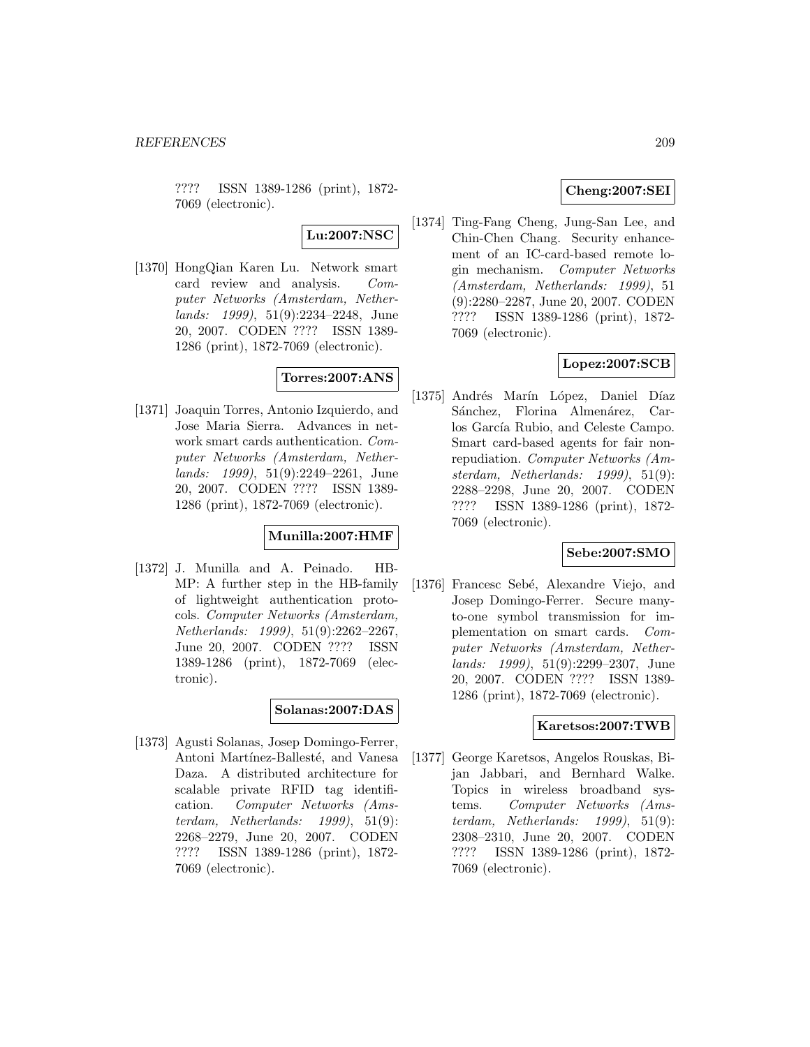???? ISSN 1389-1286 (print), 1872-7069 (electronic).

**Lu:2007:NSC**

[1370] HongQian Karen Lu. Network smart card review and analysis. *Computer Networks (Amsterdam, Netherlands: 1999)*, 51(9):2234–2248, June 20, 2007. CODEN ???? ISSN 1389-1286 (print), 1872-7069 (electronic).

**Torres:2007:ANS**

[1371] Joaquin Torres, Antonio Izquierdo, and Jose Maria Sierra. Advances in network smart cards authentication. *Computer Networks (Amsterdam, Netherlands: 1999)*, 51(9):2249–2261, June 20, 2007. CODEN ???? ISSN 1389-1286 (print), 1872-7069 (electronic).

**Munilla:2007:HMF**

[1372] J. Munilla and A. Peinado. HB-MP: A further step in the HB-family of lightweight authentication protocols. *Computer Networks (Amsterdam, Netherlands: 1999)*, 51(9):2262–2267, June 20, 2007. CODEN ???? ISSN 1389-1286 (print), 1872-7069 (electronic).

**Solanas:2007:DAS**

[1373] Agusti Solanas, Josep Domingo-Ferrer, Antoni Martínez-Ballesté, and Vanesa Daza. A distributed architecture for scalable private RFID tag identification. *Computer Networks (Amsterdam, Netherlands: 1999)*, 51(9): 2268–2279, June 20, 2007. CODEN ???? ISSN 1389-1286 (print), 1872-7069 (electronic).

**Cheng:2007:SEI**

[1374] Ting-Fang Cheng, Jung-San Lee, and Chin-Chen Chang. Security enhancement of an IC-card-based remote login mechanism. *Computer Networks (Amsterdam, Netherlands: 1999)*, 51 (9):2280–2287, June 20, 2007. CODEN ???? ISSN 1389-1286 (print), 1872-7069 (electronic).

**Lopez:2007:SCB**

[1375] Andrés Marín López, Daniel Díaz Sánchez, Florina Almenárez, Carlos García Rubio, and Celeste Campo. Smart card-based agents for fair non-repudiation. *Computer Networks (Amsterdam, Netherlands: 1999)*, 51(9): 2288–2298, June 20, 2007. CODEN ???? ISSN 1389-1286 (print), 1872-7069 (electronic).

**Sebe:2007:SMO**

[1376] Francesc Sebé, Alexandre Viejo, and Josep Domingo-Ferrer. Secure many-to-one symbol transmission for implementation on smart cards. *Computer Networks (Amsterdam, Netherlands: 1999)*, 51(9):2299–2307, June 20, 2007. CODEN ???? ISSN 1389-1286 (print), 1872-7069 (electronic).

**Karetsos:2007:TWB**

[1377] George Karetsos, Angelos Rouskas, Bijan Jabbari, and Bernhard Walke. Topics in wireless broadband systems. *Computer Networks (Amsterdam, Netherlands: 1999)*, 51(9): 2308–2310, June 20, 2007. CODEN ???? ISSN 1389-1286 (print), 1872-7069 (electronic).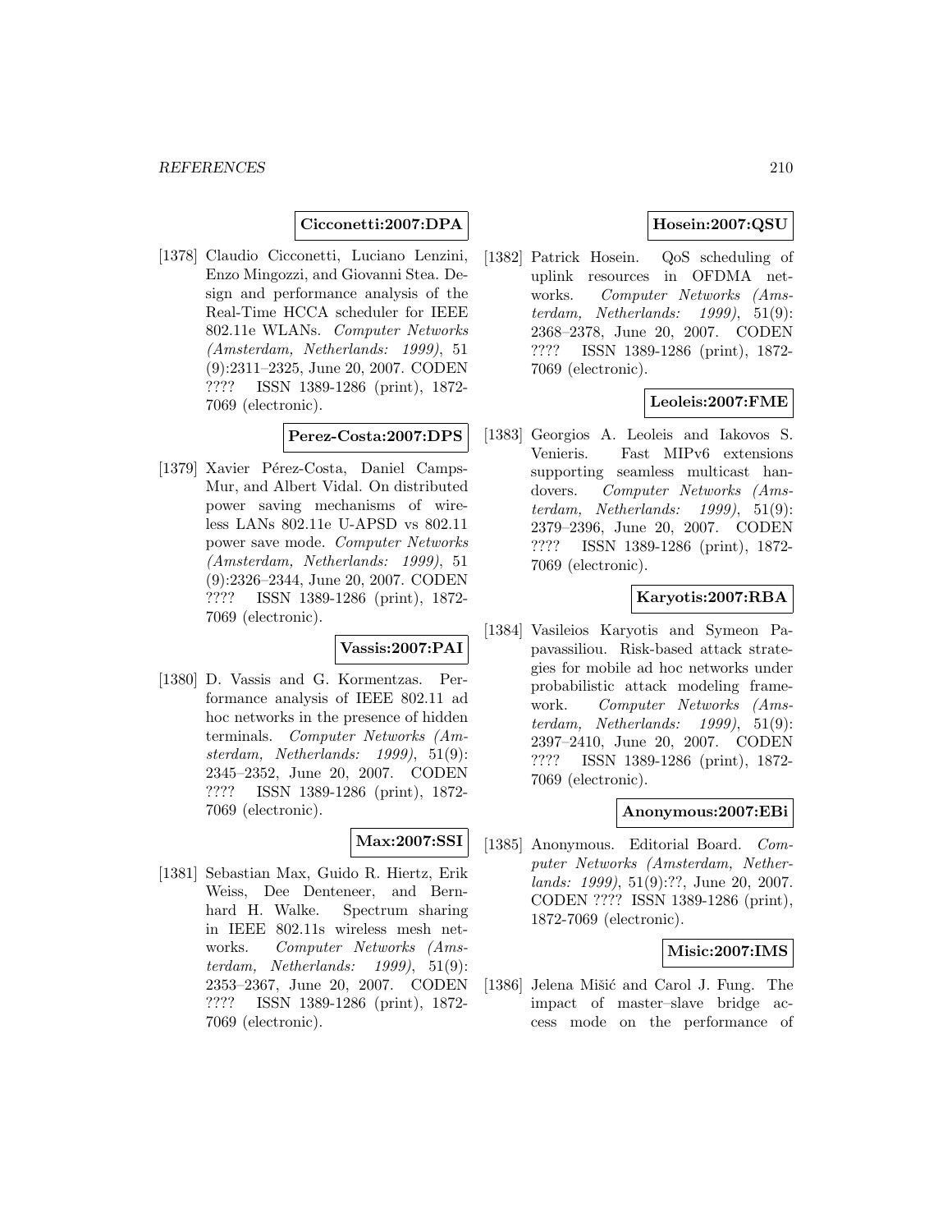**Cicconetti:2007:DPA**

[1378] Claudio Cicconetti, Luciano Lenzini, Enzo Mingozzi, and Giovanni Stea. Design and performance analysis of the Real-Time HCCA scheduler for IEEE 802.11e WLANs. *Computer Networks (Amsterdam, Netherlands: 1999)*, 51 (9):2311–2325, June 20, 2007. CODEN ???? ISSN 1389-1286 (print), 1872-7069 (electronic).

**Perez-Costa:2007:DPS**

[1379] Xavier Pérez-Costa, Daniel Camps-Mur, and Albert Vidal. On distributed power saving mechanisms of wireless LANs 802.11e U-APSD vs 802.11 power save mode. *Computer Networks (Amsterdam, Netherlands: 1999)*, 51 (9):2326–2344, June 20, 2007. CODEN ???? ISSN 1389-1286 (print), 1872-7069 (electronic).

**Vassis:2007:PAI**

[1380] D. Vassis and G. Kormentzas. Performance analysis of IEEE 802.11 ad hoc networks in the presence of hidden terminals. *Computer Networks (Amsterdam, Netherlands: 1999)*, 51(9): 2345–2352, June 20, 2007. CODEN ???? ISSN 1389-1286 (print), 1872-7069 (electronic).

**Max:2007:SSI**

[1381] Sebastian Max, Guido R. Hiertz, Erik Weiss, Dee Denteneer, and Bernhard H. Walke. Spectrum sharing in IEEE 802.11s wireless mesh networks. *Computer Networks (Amsterdam, Netherlands: 1999)*, 51(9): 2353–2367, June 20, 2007. CODEN ???? ISSN 1389-1286 (print), 1872-7069 (electronic).

**Hosein:2007:QSU**

[1382] Patrick Hosein. QoS scheduling of uplink resources in OFDMA networks. *Computer Networks (Amsterdam, Netherlands: 1999)*, 51(9): 2368–2378, June 20, 2007. CODEN ???? ISSN 1389-1286 (print), 1872-7069 (electronic).

**Leoleis:2007:FME**

[1383] Georgios A. Leoleis and Iakovos S. Venieris. Fast MIPv6 extensions supporting seamless multicast handovers. *Computer Networks (Amsterdam, Netherlands: 1999)*, 51(9): 2379–2396, June 20, 2007. CODEN ???? ISSN 1389-1286 (print), 1872-7069 (electronic).

**Karyotis:2007:RBA**

[1384] Vasileios Karyotis and Symeon Papavassiliou. Risk-based attack strategies for mobile ad hoc networks under probabilistic attack modeling framework. *Computer Networks (Amsterdam, Netherlands: 1999)*, 51(9): 2397–2410, June 20, 2007. CODEN ???? ISSN 1389-1286 (print), 1872-7069 (electronic).

**Anonymous:2007:EBi**

[1385] Anonymous. Editorial Board. *Computer Networks (Amsterdam, Netherlands: 1999)*, 51(9):??, June 20, 2007. CODEN ???? ISSN 1389-1286 (print), 1872-7069 (electronic).

**Misic:2007:IMS**

[1386] Jelena Mišić and Carol J. Fung. The impact of master–slave bridge access mode on the performance of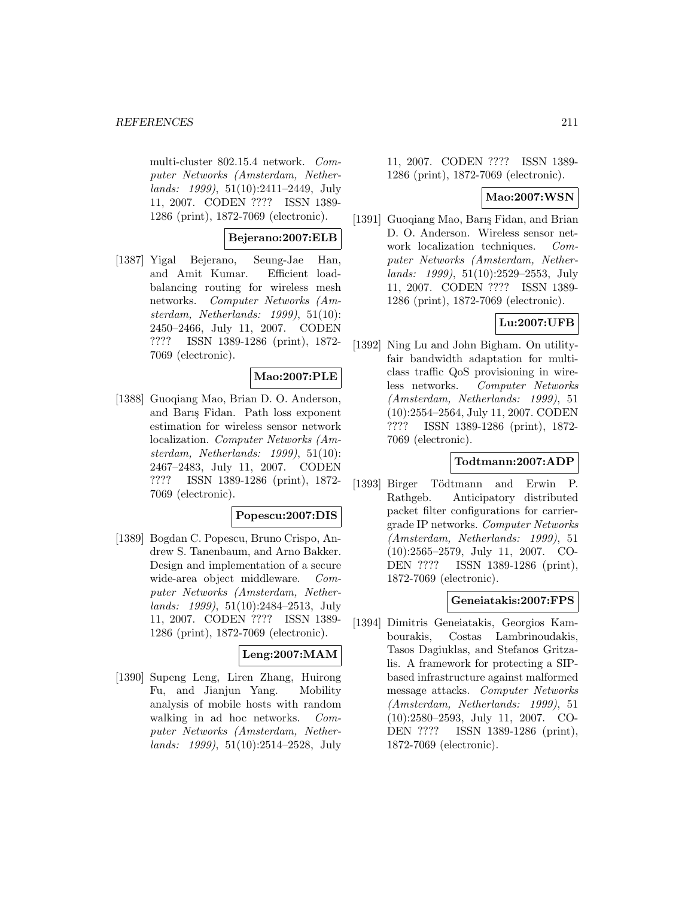multi-cluster 802.15.4 network. *Computer Networks (Amsterdam, Netherlands: 1999)*, 51(10):2411–2449, July 11, 2007. CODEN ???? ISSN 1389-1286 (print), 1872-7069 (electronic).

**Bejerano:2007:ELB**

[1387] Yigal Bejerano, Seung-Jae Han, and Amit Kumar. Efficient load-balancing routing for wireless mesh networks. *Computer Networks (Amsterdam, Netherlands: 1999)*, 51(10): 2450–2466, July 11, 2007. CODEN ???? ISSN 1389-1286 (print), 1872-7069 (electronic).

**Mao:2007:PLE**

[1388] Guoqiang Mao, Brian D. O. Anderson, and Barış Fidan. Path loss exponent estimation for wireless sensor network localization. *Computer Networks (Amsterdam, Netherlands: 1999)*, 51(10): 2467–2483, July 11, 2007. CODEN ???? ISSN 1389-1286 (print), 1872-7069 (electronic).

**Popescu:2007:DIS**

[1389] Bogdan C. Popescu, Bruno Crispo, Andrew S. Tanenbaum, and Arno Bakker. Design and implementation of a secure wide-area object middleware. *Computer Networks (Amsterdam, Netherlands: 1999)*, 51(10):2484–2513, July 11, 2007. CODEN ???? ISSN 1389-1286 (print), 1872-7069 (electronic).

**Leng:2007:MAM**

[1390] Supeng Leng, Liren Zhang, Huirong Fu, and Jianjun Yang. Mobility analysis of mobile hosts with random walking in ad hoc networks. *Computer Networks (Amsterdam, Netherlands: 1999)*, 51(10):2514–2528, July 11, 2007. CODEN ???? ISSN 1389-1286 (print), 1872-7069 (electronic).

**Mao:2007:WSN**

[1391] Guoqiang Mao, Barış Fidan, and Brian D. O. Anderson. Wireless sensor network localization techniques. *Computer Networks (Amsterdam, Netherlands: 1999)*, 51(10):2529–2553, July 11, 2007. CODEN ???? ISSN 1389-1286 (print), 1872-7069 (electronic).

**Lu:2007:UFB**

[1392] Ning Lu and John Bigham. On utility-fair bandwidth adaptation for multi-class traffic QoS provisioning in wireless networks. *Computer Networks (Amsterdam, Netherlands: 1999)*, 51 (10):2554–2564, July 11, 2007. CODEN ???? ISSN 1389-1286 (print), 1872-7069 (electronic).

**Todtmann:2007:ADP**

[1393] Birger Tödtmann and Erwin P. Rathgeb. Anticipatory distributed packet filter configurations for carrier-grade IP networks. *Computer Networks (Amsterdam, Netherlands: 1999)*, 51 (10):2565–2579, July 11, 2007. CODEN ???? ISSN 1389-1286 (print), 1872-7069 (electronic).

**Geneiatakis:2007:FPS**

[1394] Dimitris Geneiatakis, Georgios Kambourakis, Costas Lambrinoudakis, Tasos Dagiuklas, and Stefanos Gritzalis. A framework for protecting a SIP-based infrastructure against malformed message attacks. *Computer Networks (Amsterdam, Netherlands: 1999)*, 51 (10):2580–2593, July 11, 2007. CODEN ???? ISSN 1389-1286 (print), 1872-7069 (electronic).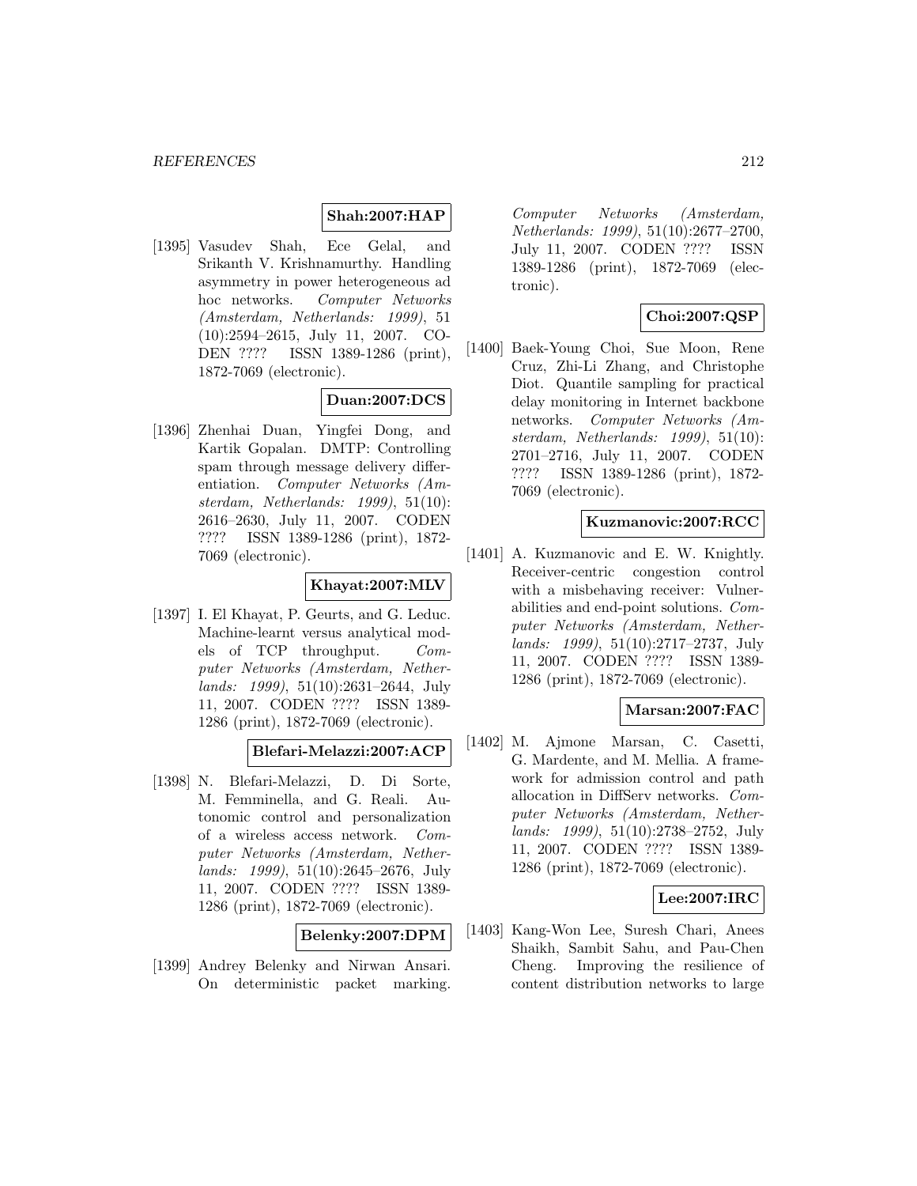**Shah:2007:HAP**

[1395] Vasudev Shah, Ece Gelal, and Srikanth V. Krishnamurthy. Handling asymmetry in power heterogeneous ad hoc networks. *Computer Networks (Amsterdam, Netherlands: 1999)*, 51 (10):2594–2615, July 11, 2007. CODEN ???? ISSN 1389-1286 (print), 1872-7069 (electronic).

**Duan:2007:DCS**

[1396] Zhenhai Duan, Yingfei Dong, and Kartik Gopalan. DMTP: Controlling spam through message delivery differentiation. *Computer Networks (Amsterdam, Netherlands: 1999)*, 51(10): 2616–2630, July 11, 2007. CODEN ???? ISSN 1389-1286 (print), 1872-7069 (electronic).

**Khayat:2007:MLV**

[1397] I. El Khayat, P. Geurts, and G. Leduc. Machine-learnt versus analytical models of TCP throughput. *Computer Networks (Amsterdam, Netherlands: 1999)*, 51(10):2631–2644, July 11, 2007. CODEN ???? ISSN 1389-1286 (print), 1872-7069 (electronic).

**Blefari-Melazzi:2007:ACP**

[1398] N. Blefari-Melazzi, D. Di Sorte, M. Femminella, and G. Reali. Autonomic control and personalization of a wireless access network. *Computer Networks (Amsterdam, Netherlands: 1999)*, 51(10):2645–2676, July 11, 2007. CODEN ???? ISSN 1389-1286 (print), 1872-7069 (electronic).

**Belenky:2007:DPM**

[1399] Andrey Belenky and Nirwan Ansari. On deterministic packet marking. *Computer Networks (Amsterdam, Netherlands: 1999)*, 51(10):2677–2700, July 11, 2007. CODEN ???? ISSN 1389-1286 (print), 1872-7069 (electronic).

**Choi:2007:QSP**

[1400] Baek-Young Choi, Sue Moon, Rene Cruz, Zhi-Li Zhang, and Christophe Diot. Quantile sampling for practical delay monitoring in Internet backbone networks. *Computer Networks (Amsterdam, Netherlands: 1999)*, 51(10): 2701–2716, July 11, 2007. CODEN ???? ISSN 1389-1286 (print), 1872-7069 (electronic).

**Kuzmanovic:2007:RCC**

[1401] A. Kuzmanovic and E. W. Knightly. Receiver-centric congestion control with a misbehaving receiver: Vulnerabilities and end-point solutions. *Computer Networks (Amsterdam, Netherlands: 1999)*, 51(10):2717–2737, July 11, 2007. CODEN ???? ISSN 1389-1286 (print), 1872-7069 (electronic).

**Marsan:2007:FAC**

[1402] M. Ajmone Marsan, C. Casetti, G. Mardente, and M. Mellia. A framework for admission control and path allocation in DiffServ networks. *Computer Networks (Amsterdam, Netherlands: 1999)*, 51(10):2738–2752, July 11, 2007. CODEN ???? ISSN 1389-1286 (print), 1872-7069 (electronic).

**Lee:2007:IRC**

[1403] Kang-Won Lee, Suresh Chari, Anees Shaikh, Sambit Sahu, and Pau-Chen Cheng. Improving the resilience of content distribution networks to large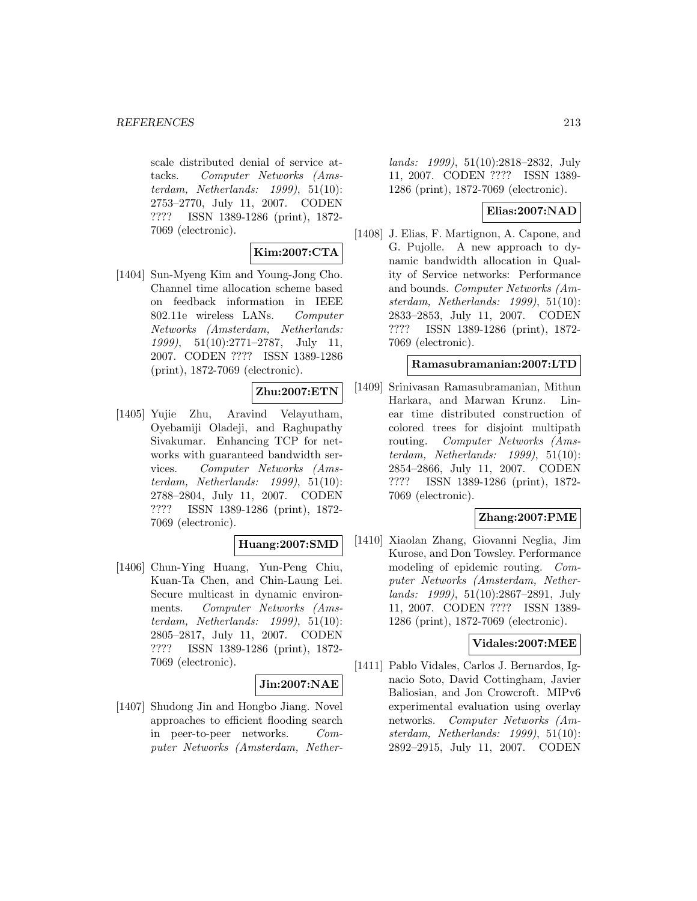scale distributed denial of service attacks. *Computer Networks (Amsterdam, Netherlands: 1999)*, 51(10): 2753–2770, July 11, 2007. CODEN ???? ISSN 1389-1286 (print), 1872-7069 (electronic).

**Kim:2007:CTA**

[1404] Sun-Myeng Kim and Young-Jong Cho. Channel time allocation scheme based on feedback information in IEEE 802.11e wireless LANs. *Computer Networks (Amsterdam, Netherlands: 1999)*, 51(10):2771–2787, July 11, 2007. CODEN ???? ISSN 1389-1286 (print), 1872-7069 (electronic).

**Zhu:2007:ETN**

[1405] Yujie Zhu, Aravind Velayutham, Oyebamiji Oladeji, and Raghupathy Sivakumar. Enhancing TCP for networks with guaranteed bandwidth services. *Computer Networks (Amsterdam, Netherlands: 1999)*, 51(10): 2788–2804, July 11, 2007. CODEN ???? ISSN 1389-1286 (print), 1872-7069 (electronic).

**Huang:2007:SMD**

[1406] Chun-Ying Huang, Yun-Peng Chiu, Kuan-Ta Chen, and Chin-Laung Lei. Secure multicast in dynamic environments. *Computer Networks (Amsterdam, Netherlands: 1999)*, 51(10): 2805–2817, July 11, 2007. CODEN ???? ISSN 1389-1286 (print), 1872-7069 (electronic).

**Jin:2007:NAE**

[1407] Shudong Jin and Hongbo Jiang. Novel approaches to efficient flooding search in peer-to-peer networks. *Computer Networks (Amsterdam, Netherlands: 1999)*, 51(10):2818–2832, July 11, 2007. CODEN ???? ISSN 1389-1286 (print), 1872-7069 (electronic).

**Elias:2007:NAD**

[1408] J. Elias, F. Martignon, A. Capone, and G. Pujolle. A new approach to dynamic bandwidth allocation in Quality of Service networks: Performance and bounds. *Computer Networks (Amsterdam, Netherlands: 1999)*, 51(10): 2833–2853, July 11, 2007. CODEN ???? ISSN 1389-1286 (print), 1872-7069 (electronic).

**Ramasubramanian:2007:LTD**

[1409] Srinivasan Ramasubramanian, Mithun Harkara, and Marwan Krunz. Linear time distributed construction of colored trees for disjoint multipath routing. *Computer Networks (Amsterdam, Netherlands: 1999)*, 51(10): 2854–2866, July 11, 2007. CODEN ???? ISSN 1389-1286 (print), 1872-7069 (electronic).

**Zhang:2007:PME**

[1410] Xiaolan Zhang, Giovanni Neglia, Jim Kurose, and Don Towsley. Performance modeling of epidemic routing. *Computer Networks (Amsterdam, Netherlands: 1999)*, 51(10):2867–2891, July 11, 2007. CODEN ???? ISSN 1389-1286 (print), 1872-7069 (electronic).

**Vidales:2007:MEE**

[1411] Pablo Vidales, Carlos J. Bernardos, Ignacio Soto, David Cottingham, Javier Baliosian, and Jon Crowcroft. MIPv6 experimental evaluation using overlay networks. *Computer Networks (Amsterdam, Netherlands: 1999)*, 51(10): 2892–2915, July 11, 2007. CODEN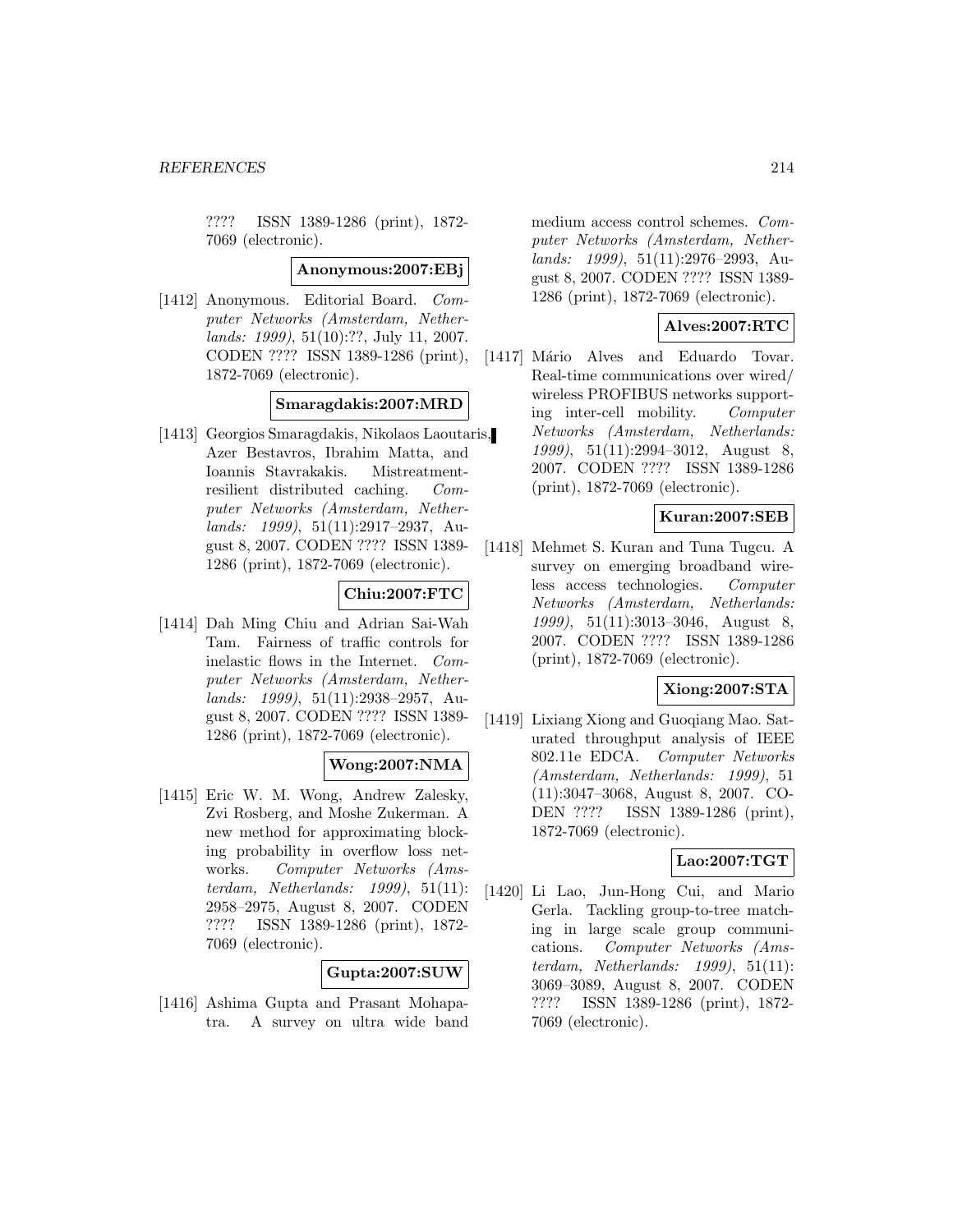???? ISSN 1389-1286 (print), 1872-7069 (electronic).

**Anonymous:2007:EBj**

[1412] Anonymous. Editorial Board. *Computer Networks (Amsterdam, Netherlands: 1999)*, 51(10):??, July 11, 2007. CODEN ???? ISSN 1389-1286 (print), 1872-7069 (electronic).

**Smaragdakis:2007:MRD**

[1413] Georgios Smaragdakis, Nikolaos Laoutaris, Azer Bestavros, Ibrahim Matta, and Ioannis Stavrakakis. Mistreatment-resilient distributed caching. *Computer Networks (Amsterdam, Netherlands: 1999)*, 51(11):2917–2937, August 8, 2007. CODEN ???? ISSN 1389-1286 (print), 1872-7069 (electronic).

**Chiu:2007:FTC**

[1414] Dah Ming Chiu and Adrian Sai-Wah Tam. Fairness of traffic controls for inelastic flows in the Internet. *Computer Networks (Amsterdam, Netherlands: 1999)*, 51(11):2938–2957, August 8, 2007. CODEN ???? ISSN 1389-1286 (print), 1872-7069 (electronic).

**Wong:2007:NMA**

[1415] Eric W. M. Wong, Andrew Zalesky, Zvi Rosberg, and Moshe Zukerman. A new method for approximating blocking probability in overflow loss networks. *Computer Networks (Amsterdam, Netherlands: 1999)*, 51(11): 2958–2975, August 8, 2007. CODEN ???? ISSN 1389-1286 (print), 1872-7069 (electronic).

**Gupta:2007:SUW**

[1416] Ashima Gupta and Prasant Mohapatra. A survey on ultra wide band medium access control schemes. *Computer Networks (Amsterdam, Netherlands: 1999)*, 51(11):2976–2993, August 8, 2007. CODEN ???? ISSN 1389-1286 (print), 1872-7069 (electronic).

**Alves:2007:RTC**

[1417] Mário Alves and Eduardo Tovar. Real-time communications over wired/wireless PROFIBUS networks supporting inter-cell mobility. *Computer Networks (Amsterdam, Netherlands: 1999)*, 51(11):2994–3012, August 8, 2007. CODEN ???? ISSN 1389-1286 (print), 1872-7069 (electronic).

**Kuran:2007:SEB**

[1418] Mehmet S. Kuran and Tuna Tugcu. A survey on emerging broadband wireless access technologies. *Computer Networks (Amsterdam, Netherlands: 1999)*, 51(11):3013–3046, August 8, 2007. CODEN ???? ISSN 1389-1286 (print), 1872-7069 (electronic).

**Xiong:2007:STA**

[1419] Lixiang Xiong and Guoqiang Mao. Saturated throughput analysis of IEEE 802.11e EDCA. *Computer Networks (Amsterdam, Netherlands: 1999)*, 51 (11):3047–3068, August 8, 2007. CODEN ???? ISSN 1389-1286 (print), 1872-7069 (electronic).

**Lao:2007:TGT**

[1420] Li Lao, Jun-Hong Cui, and Mario Gerla. Tackling group-to-tree matching in large scale group communications. *Computer Networks (Amsterdam, Netherlands: 1999)*, 51(11): 3069–3089, August 8, 2007. CODEN ???? ISSN 1389-1286 (print), 1872-7069 (electronic).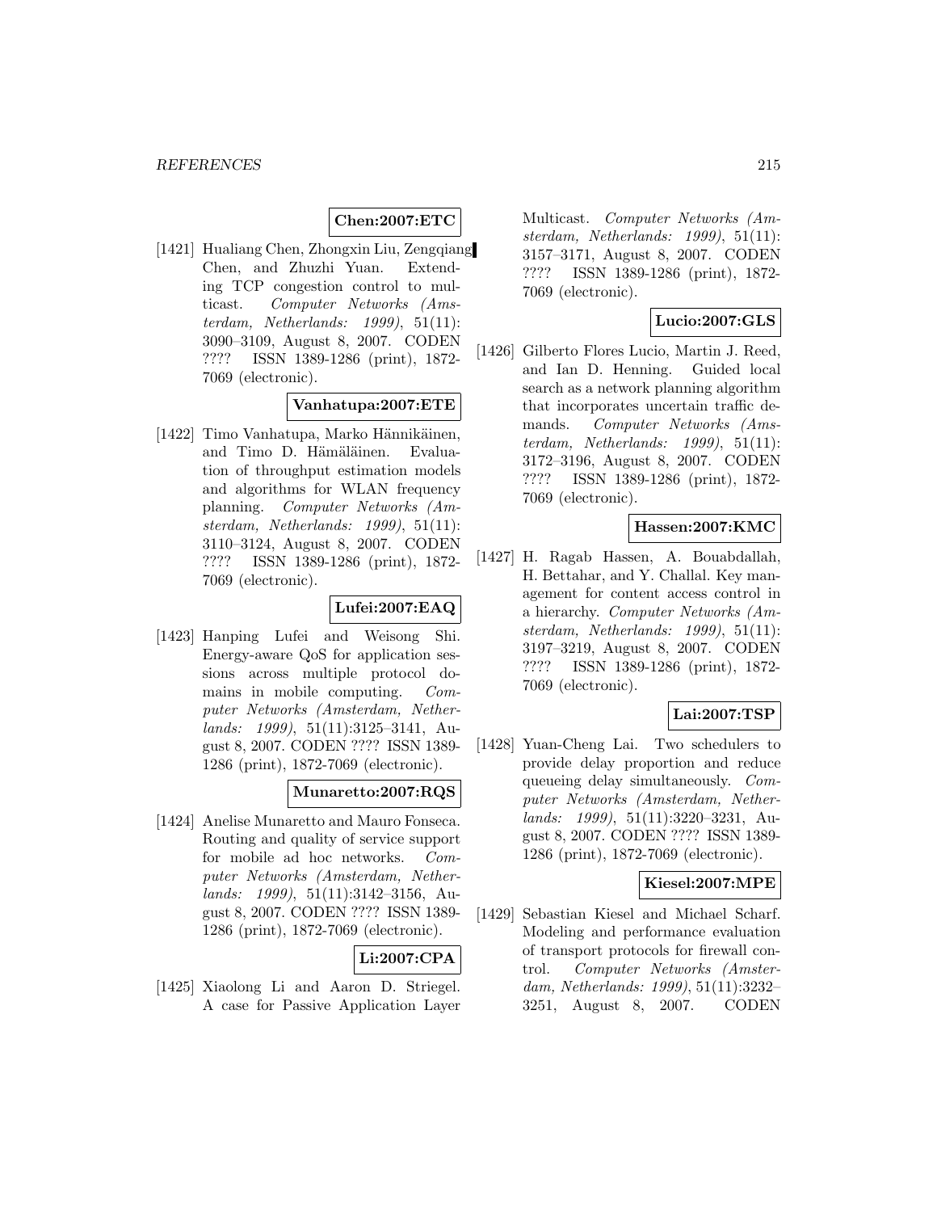**Chen:2007:ETC**

[1421] Hualiang Chen, Zhongxin Liu, Zengqiang Chen, and Zhuzhi Yuan. Extending TCP congestion control to multicast. *Computer Networks (Amsterdam, Netherlands: 1999)*, 51(11): 3090–3109, August 8, 2007. CODEN ???? ISSN 1389-1286 (print), 1872-7069 (electronic).

**Vanhatupa:2007:ETE**

[1422] Timo Vanhatupa, Marko Hännikäinen, and Timo D. Hämäläinen. Evaluation of throughput estimation models and algorithms for WLAN frequency planning. *Computer Networks (Amsterdam, Netherlands: 1999)*, 51(11): 3110–3124, August 8, 2007. CODEN ???? ISSN 1389-1286 (print), 1872-7069 (electronic).

**Lufei:2007:EAQ**

[1423] Hanping Lufei and Weisong Shi. Energy-aware QoS for application sessions across multiple protocol domains in mobile computing. *Computer Networks (Amsterdam, Netherlands: 1999)*, 51(11):3125–3141, August 8, 2007. CODEN ???? ISSN 1389-1286 (print), 1872-7069 (electronic).

**Munaretto:2007:RQS**

[1424] Anelise Munaretto and Mauro Fonseca. Routing and quality of service support for mobile ad hoc networks. *Computer Networks (Amsterdam, Netherlands: 1999)*, 51(11):3142–3156, August 8, 2007. CODEN ???? ISSN 1389-1286 (print), 1872-7069 (electronic).

**Li:2007:CPA**

[1425] Xiaolong Li and Aaron D. Striegel. A case for Passive Application Layer Multicast. *Computer Networks (Amsterdam, Netherlands: 1999)*, 51(11): 3157–3171, August 8, 2007. CODEN ???? ISSN 1389-1286 (print), 1872-7069 (electronic).

**Lucio:2007:GLS**

[1426] Gilberto Flores Lucio, Martin J. Reed, and Ian D. Henning. Guided local search as a network planning algorithm that incorporates uncertain traffic demands. *Computer Networks (Amsterdam, Netherlands: 1999)*, 51(11): 3172–3196, August 8, 2007. CODEN ???? ISSN 1389-1286 (print), 1872-7069 (electronic).

**Hassen:2007:KMC**

[1427] H. Ragab Hassen, A. Bouabdallah, H. Bettahar, and Y. Challal. Key management for content access control in a hierarchy. *Computer Networks (Amsterdam, Netherlands: 1999)*, 51(11): 3197–3219, August 8, 2007. CODEN ???? ISSN 1389-1286 (print), 1872-7069 (electronic).

**Lai:2007:TSP**

[1428] Yuan-Cheng Lai. Two schedulers to provide delay proportion and reduce queueing delay simultaneously. *Computer Networks (Amsterdam, Netherlands: 1999)*, 51(11):3220–3231, August 8, 2007. CODEN ???? ISSN 1389-1286 (print), 1872-7069 (electronic).

**Kiesel:2007:MPE**

[1429] Sebastian Kiesel and Michael Scharf. Modeling and performance evaluation of transport protocols for firewall control. *Computer Networks (Amsterdam, Netherlands: 1999)*, 51(11):3232–3251, August 8, 2007. CODEN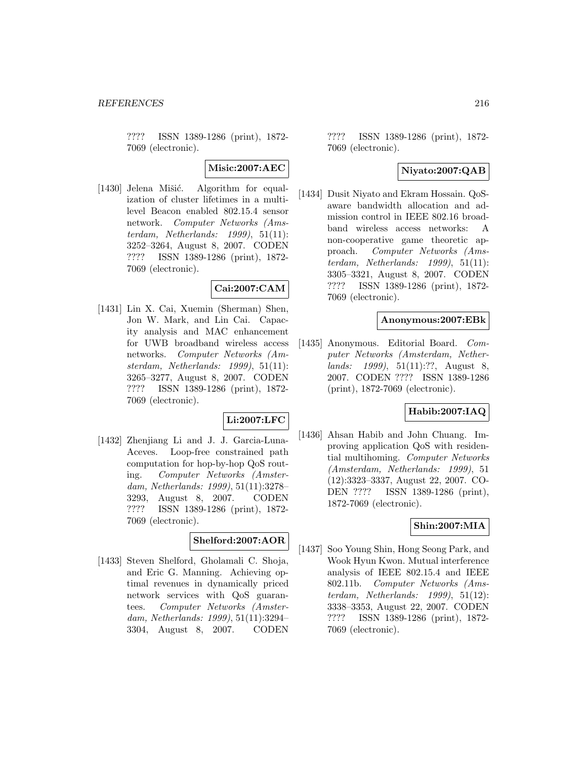???? ISSN 1389-1286 (print), 1872-7069 (electronic).

**Misic:2007:AEC**

[1430] Jelena Mišić. Algorithm for equalization of cluster lifetimes in a multilevel Beacon enabled 802.15.4 sensor network. *Computer Networks (Amsterdam, Netherlands: 1999)*, 51(11): 3252–3264, August 8, 2007. CODEN ???? ISSN 1389-1286 (print), 1872-7069 (electronic).

**Cai:2007:CAM**

[1431] Lin X. Cai, Xuemin (Sherman) Shen, Jon W. Mark, and Lin Cai. Capacity analysis and MAC enhancement for UWB broadband wireless access networks. *Computer Networks (Amsterdam, Netherlands: 1999)*, 51(11): 3265–3277, August 8, 2007. CODEN ???? ISSN 1389-1286 (print), 1872-7069 (electronic).

**Li:2007:LFC**

[1432] Zhenjiang Li and J. J. Garcia-Luna-Aceves. Loop-free constrained path computation for hop-by-hop QoS routing. *Computer Networks (Amsterdam, Netherlands: 1999)*, 51(11):3278–3293, August 8, 2007. CODEN ???? ISSN 1389-1286 (print), 1872-7069 (electronic).

**Shelford:2007:AOR**

[1433] Steven Shelford, Gholamali C. Shoja, and Eric G. Manning. Achieving optimal revenues in dynamically priced network services with QoS guarantees. *Computer Networks (Amsterdam, Netherlands: 1999)*, 51(11):3294–3304, August 8, 2007. CODEN ???? ISSN 1389-1286 (print), 1872-7069 (electronic).

**Niyato:2007:QAB**

[1434] Dusit Niyato and Ekram Hossain. QoS-aware bandwidth allocation and admission control in IEEE 802.16 broadband wireless access networks: A non-cooperative game theoretic approach. *Computer Networks (Amsterdam, Netherlands: 1999)*, 51(11): 3305–3321, August 8, 2007. CODEN ???? ISSN 1389-1286 (print), 1872-7069 (electronic).

**Anonymous:2007:EBk**

[1435] Anonymous. Editorial Board. *Computer Networks (Amsterdam, Netherlands: 1999)*, 51(11):??, August 8, 2007. CODEN ???? ISSN 1389-1286 (print), 1872-7069 (electronic).

**Habib:2007:IAQ**

[1436] Ahsan Habib and John Chuang. Improving application QoS with residential multihoming. *Computer Networks (Amsterdam, Netherlands: 1999)*, 51 (12):3323–3337, August 22, 2007. CODEN ???? ISSN 1389-1286 (print), 1872-7069 (electronic).

**Shin:2007:MIA**

[1437] Soo Young Shin, Hong Seong Park, and Wook Hyun Kwon. Mutual interference analysis of IEEE 802.15.4 and IEEE 802.11b. *Computer Networks (Amsterdam, Netherlands: 1999)*, 51(12): 3338–3353, August 22, 2007. CODEN ???? ISSN 1389-1286 (print), 1872-7069 (electronic).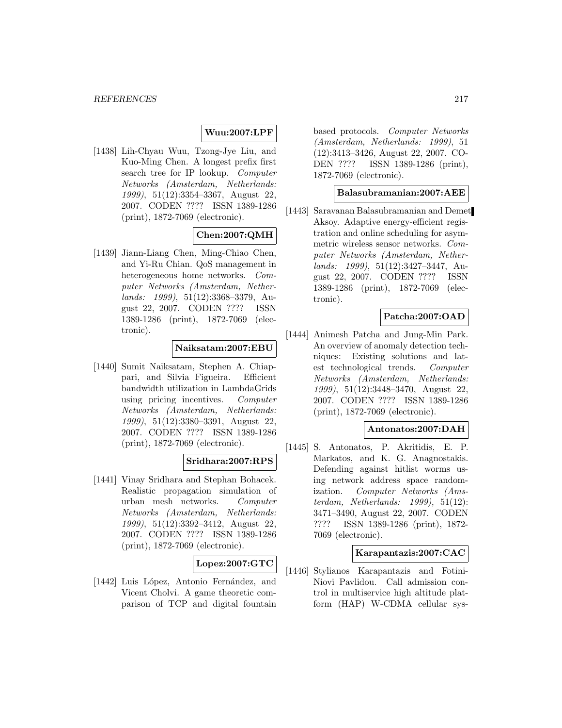**Wuu:2007:LPF**

[1438] Lih-Chyau Wuu, Tzong-Jye Liu, and Kuo-Ming Chen. A longest prefix first search tree for IP lookup. *Computer Networks (Amsterdam, Netherlands: 1999)*, 51(12):3354–3367, August 22, 2007. CODEN ???? ISSN 1389-1286 (print), 1872-7069 (electronic).

**Chen:2007:QMH**

[1439] Jiann-Liang Chen, Ming-Chiao Chen, and Yi-Ru Chian. QoS management in heterogeneous home networks. *Computer Networks (Amsterdam, Netherlands: 1999)*, 51(12):3368–3379, August 22, 2007. CODEN ???? ISSN 1389-1286 (print), 1872-7069 (electronic).

**Naiksatam:2007:EBU**

[1440] Sumit Naiksatam, Stephen A. Chiappari, and Silvia Figueira. Efficient bandwidth utilization in LambdaGrids using pricing incentives. *Computer Networks (Amsterdam, Netherlands: 1999)*, 51(12):3380–3391, August 22, 2007. CODEN ???? ISSN 1389-1286 (print), 1872-7069 (electronic).

**Sridhara:2007:RPS**

[1441] Vinay Sridhara and Stephan Bohacek. Realistic propagation simulation of urban mesh networks. *Computer Networks (Amsterdam, Netherlands: 1999)*, 51(12):3392–3412, August 22, 2007. CODEN ???? ISSN 1389-1286 (print), 1872-7069 (electronic).

**Lopez:2007:GTC**

[1442] Luis López, Antonio Fernández, and Vicent Cholvi. A game theoretic comparison of TCP and digital fountain based protocols. *Computer Networks (Amsterdam, Netherlands: 1999)*, 51 (12):3413–3426, August 22, 2007. CODEN ???? ISSN 1389-1286 (print), 1872-7069 (electronic).

**Balasubramanian:2007:AEE**

[1443] Saravanan Balasubramanian and Demet Aksoy. Adaptive energy-efficient registration and online scheduling for asymmetric wireless sensor networks. *Computer Networks (Amsterdam, Netherlands: 1999)*, 51(12):3427–3447, August 22, 2007. CODEN ???? ISSN 1389-1286 (print), 1872-7069 (electronic).

**Patcha:2007:OAD**

[1444] Animesh Patcha and Jung-Min Park. An overview of anomaly detection techniques: Existing solutions and latest technological trends. *Computer Networks (Amsterdam, Netherlands: 1999)*, 51(12):3448–3470, August 22, 2007. CODEN ???? ISSN 1389-1286 (print), 1872-7069 (electronic).

**Antonatos:2007:DAH**

[1445] S. Antonatos, P. Akritidis, E. P. Markatos, and K. G. Anagnostakis. Defending against hitlist worms using network address space randomization. *Computer Networks (Amsterdam, Netherlands: 1999)*, 51(12): 3471–3490, August 22, 2007. CODEN ???? ISSN 1389-1286 (print), 1872-7069 (electronic).

**Karapantazis:2007:CAC**

[1446] Stylianos Karapantazis and Fotini-Niovi Pavlidou. Call admission control in multiservice high altitude platform (HAP) W-CDMA cellular sys-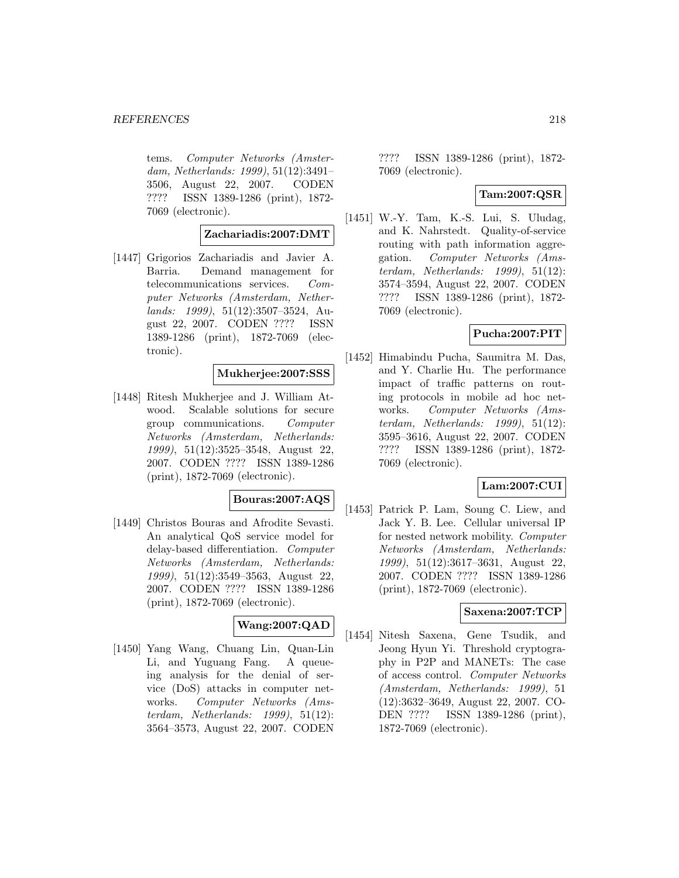tems. *Computer Networks (Amsterdam, Netherlands: 1999)*, 51(12):3491–3506, August 22, 2007. CODEN ???? ISSN 1389-1286 (print), 1872-7069 (electronic).

**Zachariadis:2007:DMT**

[1447] Grigorios Zachariadis and Javier A. Barria. Demand management for telecommunications services. *Computer Networks (Amsterdam, Netherlands: 1999)*, 51(12):3507–3524, August 22, 2007. CODEN ???? ISSN 1389-1286 (print), 1872-7069 (electronic).

**Mukherjee:2007:SSS**

[1448] Ritesh Mukherjee and J. William Atwood. Scalable solutions for secure group communications. *Computer Networks (Amsterdam, Netherlands: 1999)*, 51(12):3525–3548, August 22, 2007. CODEN ???? ISSN 1389-1286 (print), 1872-7069 (electronic).

**Bouras:2007:AQS**

[1449] Christos Bouras and Afrodite Sevasti. An analytical QoS service model for delay-based differentiation. *Computer Networks (Amsterdam, Netherlands: 1999)*, 51(12):3549–3563, August 22, 2007. CODEN ???? ISSN 1389-1286 (print), 1872-7069 (electronic).

**Wang:2007:QAD**

[1450] Yang Wang, Chuang Lin, Quan-Lin Li, and Yuguang Fang. A queueing analysis for the denial of service (DoS) attacks in computer networks. *Computer Networks (Amsterdam, Netherlands: 1999)*, 51(12):3564–3573, August 22, 2007. CODEN ???? ISSN 1389-1286 (print), 1872-7069 (electronic).

**Tam:2007:QSR**

[1451] W.-Y. Tam, K.-S. Lui, S. Uludag, and K. Nahrstedt. Quality-of-service routing with path information aggregation. *Computer Networks (Amsterdam, Netherlands: 1999)*, 51(12):3574–3594, August 22, 2007. CODEN ???? ISSN 1389-1286 (print), 1872-7069 (electronic).

**Pucha:2007:PIT**

[1452] Himabindu Pucha, Saumitra M. Das, and Y. Charlie Hu. The performance impact of traffic patterns on routing protocols in mobile ad hoc networks. *Computer Networks (Amsterdam, Netherlands: 1999)*, 51(12):3595–3616, August 22, 2007. CODEN ???? ISSN 1389-1286 (print), 1872-7069 (electronic).

**Lam:2007:CUI**

[1453] Patrick P. Lam, Soung C. Liew, and Jack Y. B. Lee. Cellular universal IP for nested network mobility. *Computer Networks (Amsterdam, Netherlands: 1999)*, 51(12):3617–3631, August 22, 2007. CODEN ???? ISSN 1389-1286 (print), 1872-7069 (electronic).

**Saxena:2007:TCP**

[1454] Nitesh Saxena, Gene Tsudik, and Jeong Hyun Yi. Threshold cryptography in P2P and MANETs: The case of access control. *Computer Networks (Amsterdam, Netherlands: 1999)*, 51(12):3632–3649, August 22, 2007. CODEN ???? ISSN 1389-1286 (print), 1872-7069 (electronic).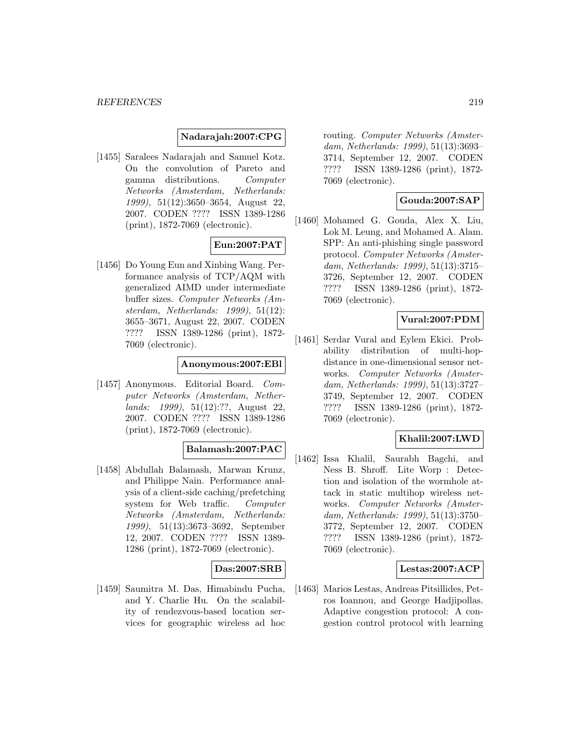**Nadarajah:2007:CPG**

[1455] Saralees Nadarajah and Samuel Kotz. On the convolution of Pareto and gamma distributions. *Computer Networks (Amsterdam, Netherlands: 1999)*, 51(12):3650–3654, August 22, 2007. CODEN ???? ISSN 1389-1286 (print), 1872-7069 (electronic).

**Eun:2007:PAT**

[1456] Do Young Eun and Xinbing Wang. Performance analysis of TCP/AQM with generalized AIMD under intermediate buffer sizes. *Computer Networks (Amsterdam, Netherlands: 1999)*, 51(12): 3655–3671, August 22, 2007. CODEN ???? ISSN 1389-1286 (print), 1872-7069 (electronic).

**Anonymous:2007:EBl**

[1457] Anonymous. Editorial Board. *Computer Networks (Amsterdam, Netherlands: 1999)*, 51(12):??, August 22, 2007. CODEN ???? ISSN 1389-1286 (print), 1872-7069 (electronic).

**Balamash:2007:PAC**

[1458] Abdullah Balamash, Marwan Krunz, and Philippe Nain. Performance analysis of a client-side caching/prefetching system for Web traffic. *Computer Networks (Amsterdam, Netherlands: 1999)*, 51(13):3673–3692, September 12, 2007. CODEN ???? ISSN 1389-1286 (print), 1872-7069 (electronic).

**Das:2007:SRB**

[1459] Saumitra M. Das, Himabindu Pucha, and Y. Charlie Hu. On the scalability of rendezvous-based location services for geographic wireless ad hoc routing. *Computer Networks (Amsterdam, Netherlands: 1999)*, 51(13):3693–3714, September 12, 2007. CODEN ???? ISSN 1389-1286 (print), 1872-7069 (electronic).

**Gouda:2007:SAP**

[1460] Mohamed G. Gouda, Alex X. Liu, Lok M. Leung, and Mohamed A. Alam. SPP: An anti-phishing single password protocol. *Computer Networks (Amsterdam, Netherlands: 1999)*, 51(13):3715–3726, September 12, 2007. CODEN ???? ISSN 1389-1286 (print), 1872-7069 (electronic).

**Vural:2007:PDM**

[1461] Serdar Vural and Eylem Ekici. Probability distribution of multi-hop-distance in one-dimensional sensor networks. *Computer Networks (Amsterdam, Netherlands: 1999)*, 51(13):3727–3749, September 12, 2007. CODEN ???? ISSN 1389-1286 (print), 1872-7069 (electronic).

**Khalil:2007:LWD**

[1462] Issa Khalil, Saurabh Bagchi, and Ness B. Shroff. Lite Worp : Detection and isolation of the wormhole attack in static multihop wireless networks. *Computer Networks (Amsterdam, Netherlands: 1999)*, 51(13):3750–3772, September 12, 2007. CODEN ???? ISSN 1389-1286 (print), 1872-7069 (electronic).

**Lestas:2007:ACP**

[1463] Marios Lestas, Andreas Pitsillides, Petros Ioannou, and George Hadjipollas. Adaptive congestion protocol: A congestion control protocol with learning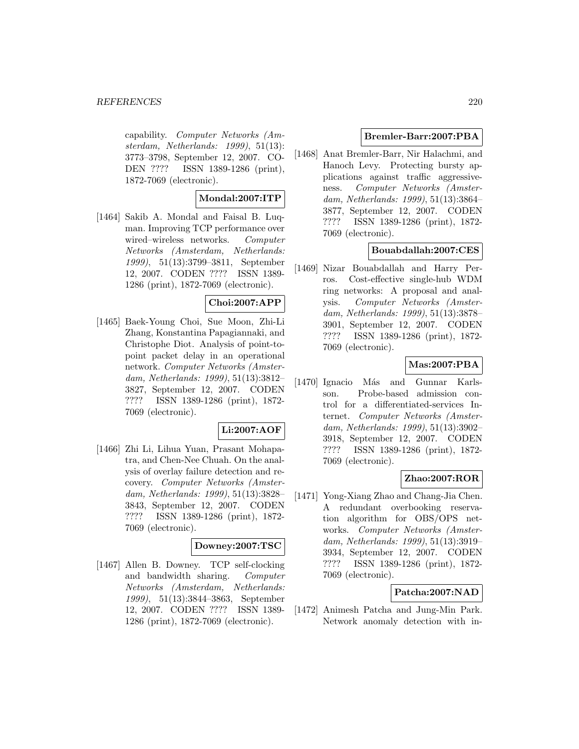capability. *Computer Networks (Amsterdam, Netherlands: 1999)*, 51(13): 3773–3798, September 12, 2007. CODEN ???? ISSN 1389-1286 (print), 1872-7069 (electronic).

**Mondal:2007:ITP**

[1464] Sakib A. Mondal and Faisal B. Luqman. Improving TCP performance over wired–wireless networks. *Computer Networks (Amsterdam, Netherlands: 1999)*, 51(13):3799–3811, September 12, 2007. CODEN ???? ISSN 1389-1286 (print), 1872-7069 (electronic).

**Choi:2007:APP**

[1465] Baek-Young Choi, Sue Moon, Zhi-Li Zhang, Konstantina Papagiannaki, and Christophe Diot. Analysis of point-to-point packet delay in an operational network. *Computer Networks (Amsterdam, Netherlands: 1999)*, 51(13):3812–3827, September 12, 2007. CODEN ???? ISSN 1389-1286 (print), 1872-7069 (electronic).

**Li:2007:AOF**

[1466] Zhi Li, Lihua Yuan, Prasant Mohapatra, and Chen-Nee Chuah. On the analysis of overlay failure detection and recovery. *Computer Networks (Amsterdam, Netherlands: 1999)*, 51(13):3828–3843, September 12, 2007. CODEN ???? ISSN 1389-1286 (print), 1872-7069 (electronic).

**Downey:2007:TSC**

[1467] Allen B. Downey. TCP self-clocking and bandwidth sharing. *Computer Networks (Amsterdam, Netherlands: 1999)*, 51(13):3844–3863, September 12, 2007. CODEN ???? ISSN 1389-1286 (print), 1872-7069 (electronic).

**Bremler-Barr:2007:PBA**

[1468] Anat Bremler-Barr, Nir Halachmi, and Hanoch Levy. Protecting bursty applications against traffic aggressiveness. *Computer Networks (Amsterdam, Netherlands: 1999)*, 51(13):3864–3877, September 12, 2007. CODEN ???? ISSN 1389-1286 (print), 1872-7069 (electronic).

**Bouabdallah:2007:CES**

[1469] Nizar Bouabdallah and Harry Perros. Cost-effective single-hub WDM ring networks: A proposal and analysis. *Computer Networks (Amsterdam, Netherlands: 1999)*, 51(13):3878–3901, September 12, 2007. CODEN ???? ISSN 1389-1286 (print), 1872-7069 (electronic).

**Mas:2007:PBA**

[1470] Ignacio Más and Gunnar Karlsson. Probe-based admission control for a differentiated-services Internet. *Computer Networks (Amsterdam, Netherlands: 1999)*, 51(13):3902–3918, September 12, 2007. CODEN ???? ISSN 1389-1286 (print), 1872-7069 (electronic).

**Zhao:2007:ROR**

[1471] Yong-Xiang Zhao and Chang-Jia Chen. A redundant overbooking reservation algorithm for OBS/OPS networks. *Computer Networks (Amsterdam, Netherlands: 1999)*, 51(13):3919–3934, September 12, 2007. CODEN ???? ISSN 1389-1286 (print), 1872-7069 (electronic).

**Patcha:2007:NAD**

[1472] Animesh Patcha and Jung-Min Park. Network anomaly detection with in-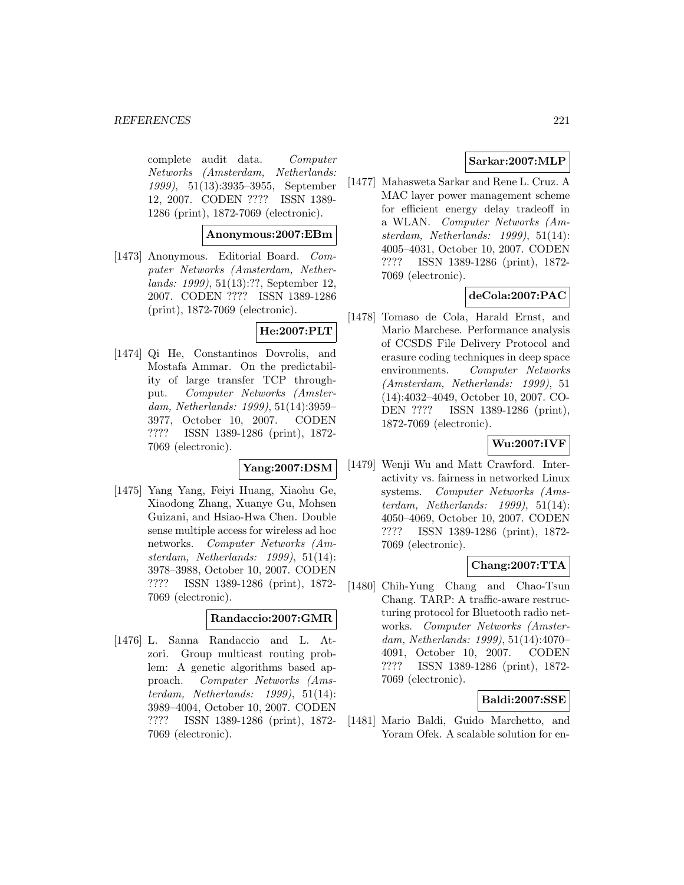complete audit data. *Computer Networks (Amsterdam, Netherlands: 1999)*, 51(13):3935–3955, September 12, 2007. CODEN ???? ISSN 1389-1286 (print), 1872-7069 (electronic).

**Anonymous:2007:EBm**

[1473] Anonymous. Editorial Board. *Computer Networks (Amsterdam, Netherlands: 1999)*, 51(13):??, September 12, 2007. CODEN ???? ISSN 1389-1286 (print), 1872-7069 (electronic).

**He:2007:PLT**

[1474] Qi He, Constantinos Dovrolis, and Mostafa Ammar. On the predictability of large transfer TCP throughput. *Computer Networks (Amsterdam, Netherlands: 1999)*, 51(14):3959–3977, October 10, 2007. CODEN ???? ISSN 1389-1286 (print), 1872-7069 (electronic).

**Yang:2007:DSM**

[1475] Yang Yang, Feiyi Huang, Xiaohu Ge, Xiaodong Zhang, Xuanye Gu, Mohsen Guizani, and Hsiao-Hwa Chen. Double sense multiple access for wireless ad hoc networks. *Computer Networks (Amsterdam, Netherlands: 1999)*, 51(14): 3978–3988, October 10, 2007. CODEN ???? ISSN 1389-1286 (print), 1872-7069 (electronic).

**Randaccio:2007:GMR**

[1476] L. Sanna Randaccio and L. Atzori. Group multicast routing problem: A genetic algorithms based approach. *Computer Networks (Amsterdam, Netherlands: 1999)*, 51(14): 3989–4004, October 10, 2007. CODEN ???? ISSN 1389-1286 (print), 1872-7069 (electronic).

**Sarkar:2007:MLP**

[1477] Mahasweta Sarkar and Rene L. Cruz. A MAC layer power management scheme for efficient energy delay tradeoff in a WLAN. *Computer Networks (Amsterdam, Netherlands: 1999)*, 51(14): 4005–4031, October 10, 2007. CODEN ???? ISSN 1389-1286 (print), 1872-7069 (electronic).

**deCola:2007:PAC**

[1478] Tomaso de Cola, Harald Ernst, and Mario Marchese. Performance analysis of CCSDS File Delivery Protocol and erasure coding techniques in deep space environments. *Computer Networks (Amsterdam, Netherlands: 1999)*, 51 (14):4032–4049, October 10, 2007. CODEN ???? ISSN 1389-1286 (print), 1872-7069 (electronic).

**Wu:2007:IVF**

[1479] Wenji Wu and Matt Crawford. Interactivity vs. fairness in networked Linux systems. *Computer Networks (Amsterdam, Netherlands: 1999)*, 51(14): 4050–4069, October 10, 2007. CODEN ???? ISSN 1389-1286 (print), 1872-7069 (electronic).

**Chang:2007:TTA**

[1480] Chih-Yung Chang and Chao-Tsun Chang. TARP: A traffic-aware restructuring protocol for Bluetooth radio networks. *Computer Networks (Amsterdam, Netherlands: 1999)*, 51(14):4070–4091, October 10, 2007. CODEN ???? ISSN 1389-1286 (print), 1872-7069 (electronic).

**Baldi:2007:SSE**

[1481] Mario Baldi, Guido Marchetto, and Yoram Ofek. A scalable solution for en-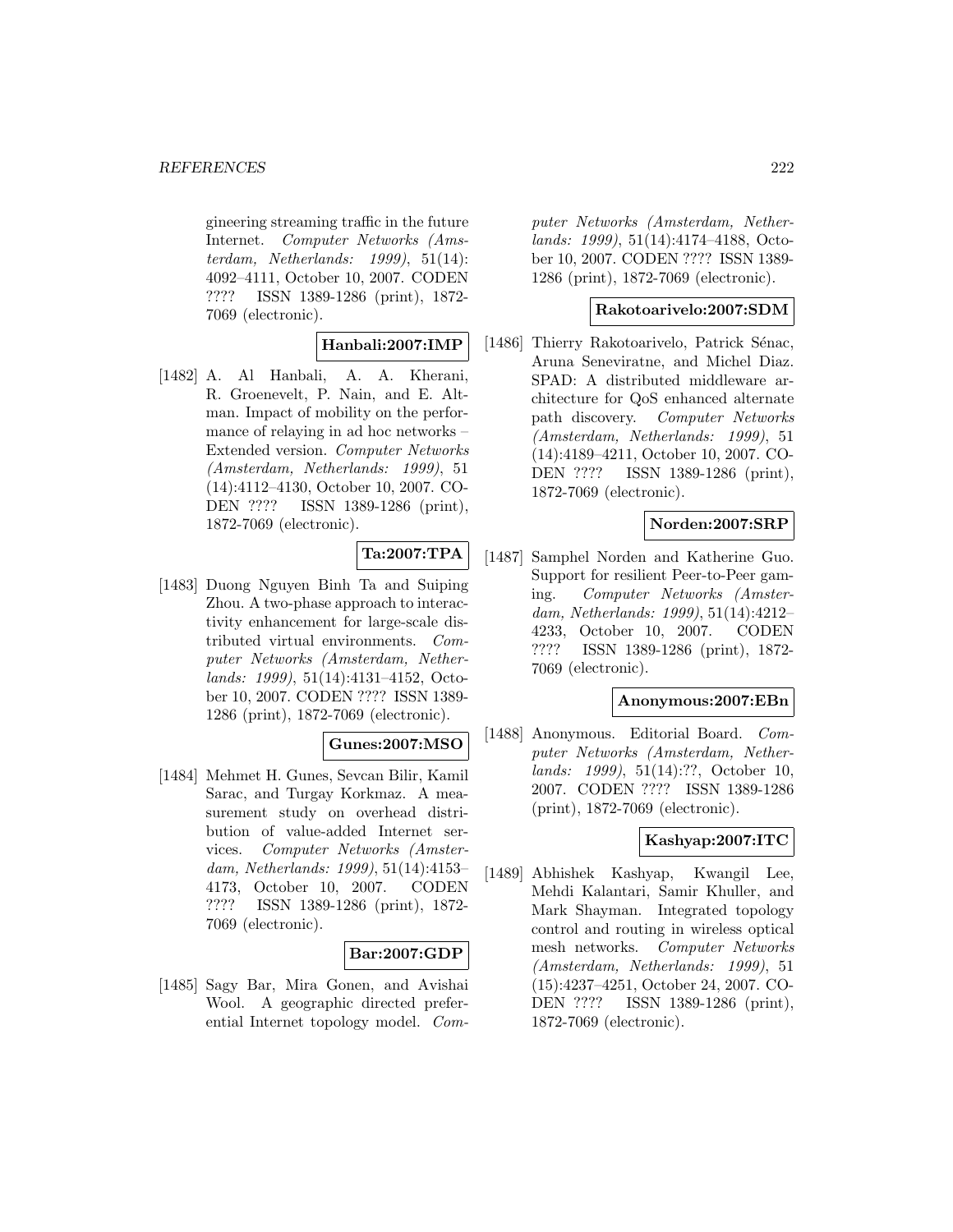gineering streaming traffic in the future Internet. *Computer Networks (Amsterdam, Netherlands: 1999)*, 51(14): 4092–4111, October 10, 2007. CODEN ???? ISSN 1389-1286 (print), 1872-7069 (electronic).

**Hanbali:2007:IMP**

[1482] A. Al Hanbali, A. A. Kherani, R. Groenevelt, P. Nain, and E. Altman. Impact of mobility on the performance of relaying in ad hoc networks – Extended version. *Computer Networks (Amsterdam, Netherlands: 1999)*, 51 (14):4112–4130, October 10, 2007. CODEN ???? ISSN 1389-1286 (print), 1872-7069 (electronic).

**Ta:2007:TPA**

[1483] Duong Nguyen Binh Ta and Suiping Zhou. A two-phase approach to interactivity enhancement for large-scale distributed virtual environments. *Computer Networks (Amsterdam, Netherlands: 1999)*, 51(14):4131–4152, October 10, 2007. CODEN ???? ISSN 1389-1286 (print), 1872-7069 (electronic).

**Gunes:2007:MSO**

[1484] Mehmet H. Gunes, Sevcan Bilir, Kamil Sarac, and Turgay Korkmaz. A measurement study on overhead distribution of value-added Internet services. *Computer Networks (Amsterdam, Netherlands: 1999)*, 51(14):4153–4173, October 10, 2007. CODEN ???? ISSN 1389-1286 (print), 1872-7069 (electronic).

**Bar:2007:GDP**

[1485] Sagy Bar, Mira Gonen, and Avishai Wool. A geographic directed preferential Internet topology model. *Computer Networks (Amsterdam, Netherlands: 1999)*, 51(14):4174–4188, October 10, 2007. CODEN ???? ISSN 1389-1286 (print), 1872-7069 (electronic).

**Rakotoarivelo:2007:SDM**

[1486] Thierry Rakotoarivelo, Patrick Sénac, Aruna Seneviratne, and Michel Diaz. SPAD: A distributed middleware architecture for QoS enhanced alternate path discovery. *Computer Networks (Amsterdam, Netherlands: 1999)*, 51 (14):4189–4211, October 10, 2007. CODEN ???? ISSN 1389-1286 (print), 1872-7069 (electronic).

**Norden:2007:SRP**

[1487] Samphel Norden and Katherine Guo. Support for resilient Peer-to-Peer gaming. *Computer Networks (Amsterdam, Netherlands: 1999)*, 51(14):4212–4233, October 10, 2007. CODEN ???? ISSN 1389-1286 (print), 1872-7069 (electronic).

**Anonymous:2007:EBn**

[1488] Anonymous. Editorial Board. *Computer Networks (Amsterdam, Netherlands: 1999)*, 51(14):??, October 10, 2007. CODEN ???? ISSN 1389-1286 (print), 1872-7069 (electronic).

**Kashyap:2007:ITC**

[1489] Abhishek Kashyap, Kwangil Lee, Mehdi Kalantari, Samir Khuller, and Mark Shayman. Integrated topology control and routing in wireless optical mesh networks. *Computer Networks (Amsterdam, Netherlands: 1999)*, 51 (15):4237–4251, October 24, 2007. CODEN ???? ISSN 1389-1286 (print), 1872-7069 (electronic).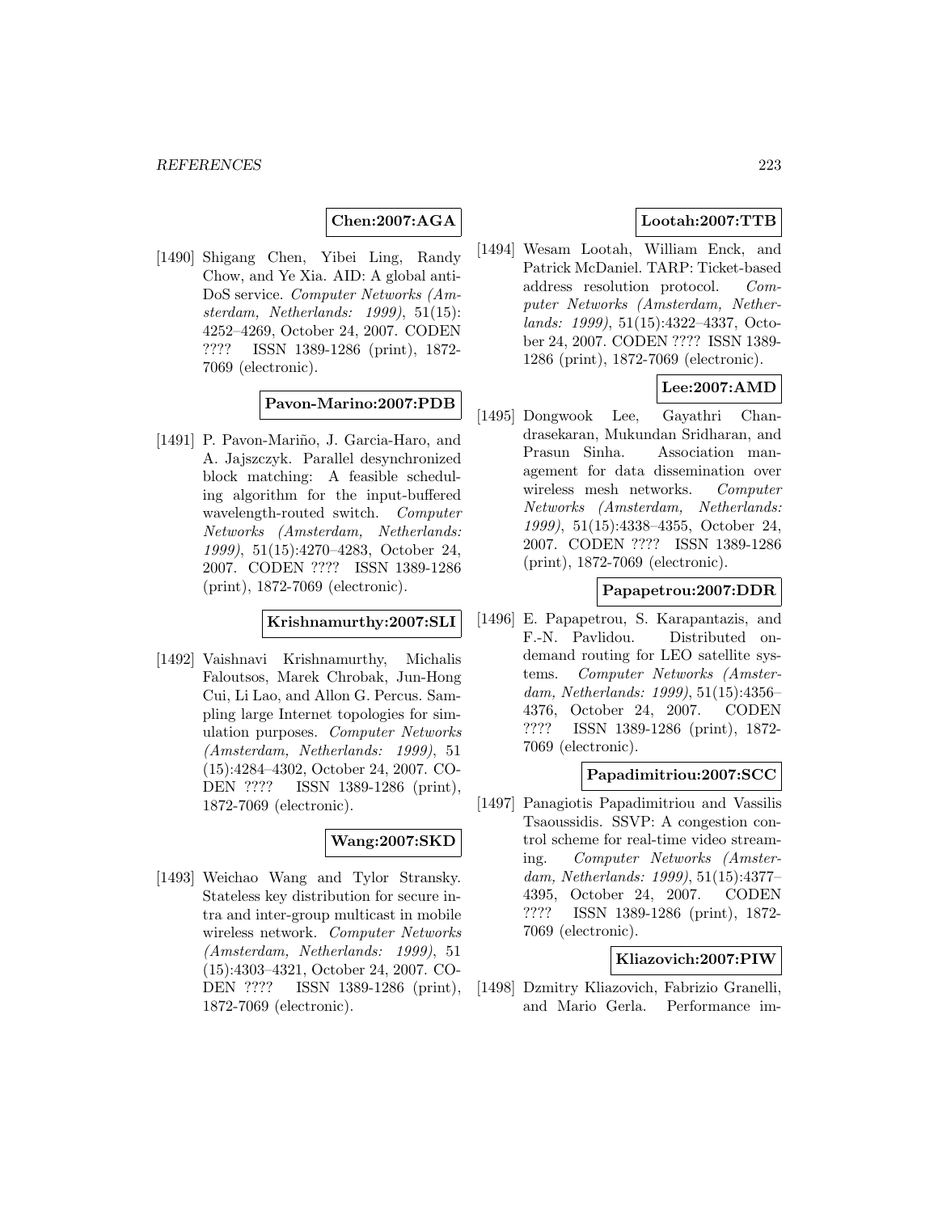**Chen:2007:AGA**

[1490] Shigang Chen, Yibei Ling, Randy Chow, and Ye Xia. AID: A global anti-DoS service. *Computer Networks (Amsterdam, Netherlands: 1999)*, 51(15): 4252–4269, October 24, 2007. CODEN ???? ISSN 1389-1286 (print), 1872-7069 (electronic).

**Pavon-Marino:2007:PDB**

[1491] P. Pavon-Mariño, J. Garcia-Haro, and A. Jajszczyk. Parallel desynchronized block matching: A feasible scheduling algorithm for the input-buffered wavelength-routed switch. *Computer Networks (Amsterdam, Netherlands: 1999)*, 51(15):4270–4283, October 24, 2007. CODEN ???? ISSN 1389-1286 (print), 1872-7069 (electronic).

**Krishnamurthy:2007:SLI**

[1492] Vaishnavi Krishnamurthy, Michalis Faloutsos, Marek Chrobak, Jun-Hong Cui, Li Lao, and Allon G. Percus. Sampling large Internet topologies for simulation purposes. *Computer Networks (Amsterdam, Netherlands: 1999)*, 51 (15):4284–4302, October 24, 2007. CODEN ???? ISSN 1389-1286 (print), 1872-7069 (electronic).

**Wang:2007:SKD**

[1493] Weichao Wang and Tylor Stransky. Stateless key distribution for secure intra and inter-group multicast in mobile wireless network. *Computer Networks (Amsterdam, Netherlands: 1999)*, 51 (15):4303–4321, October 24, 2007. CODEN ???? ISSN 1389-1286 (print), 1872-7069 (electronic).

**Lootah:2007:TTB**

[1494] Wesam Lootah, William Enck, and Patrick McDaniel. TARP: Ticket-based address resolution protocol. *Computer Networks (Amsterdam, Netherlands: 1999)*, 51(15):4322–4337, October 24, 2007. CODEN ???? ISSN 1389-1286 (print), 1872-7069 (electronic).

**Lee:2007:AMD**

[1495] Dongwook Lee, Gayathri Chandrasekaran, Mukundan Sridharan, and Prasun Sinha. Association management for data dissemination over wireless mesh networks. *Computer Networks (Amsterdam, Netherlands: 1999)*, 51(15):4338–4355, October 24, 2007. CODEN ???? ISSN 1389-1286 (print), 1872-7069 (electronic).

**Papapetrou:2007:DDR**

[1496] E. Papapetrou, S. Karapantazis, and F.-N. Pavlidou. Distributed on-demand routing for LEO satellite systems. *Computer Networks (Amsterdam, Netherlands: 1999)*, 51(15):4356–4376, October 24, 2007. CODEN ???? ISSN 1389-1286 (print), 1872-7069 (electronic).

**Papadimitriou:2007:SCC**

[1497] Panagiotis Papadimitriou and Vassilis Tsaoussidis. SSVP: A congestion control scheme for real-time video streaming. *Computer Networks (Amsterdam, Netherlands: 1999)*, 51(15):4377–4395, October 24, 2007. CODEN ???? ISSN 1389-1286 (print), 1872-7069 (electronic).

**Kliazovich:2007:PIW**

[1498] Dzmitry Kliazovich, Fabrizio Granelli, and Mario Gerla. Performance im-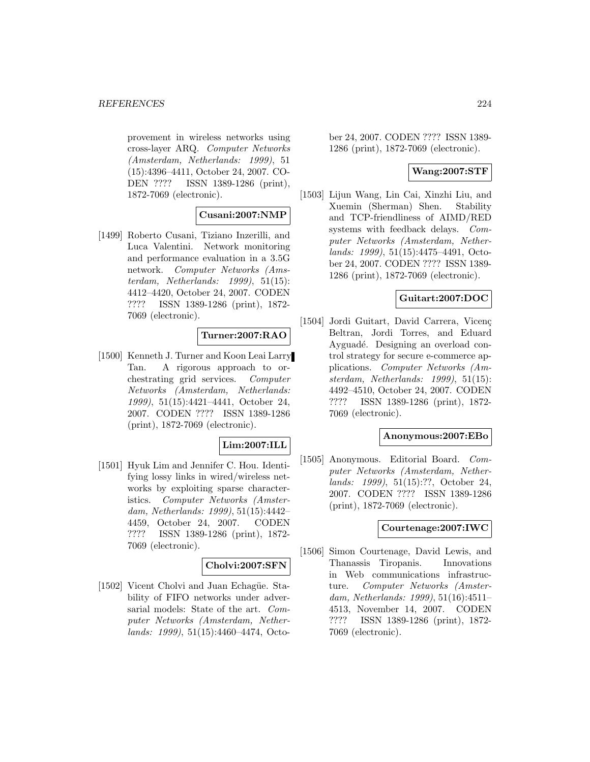provement in wireless networks using cross-layer ARQ. *Computer Networks (Amsterdam, Netherlands: 1999)*, 51 (15):4396–4411, October 24, 2007. CODEN ???? ISSN 1389-1286 (print), 1872-7069 (electronic).

**Cusani:2007:NMP**

[1499] Roberto Cusani, Tiziano Inzerilli, and Luca Valentini. Network monitoring and performance evaluation in a 3.5G network. *Computer Networks (Amsterdam, Netherlands: 1999)*, 51(15): 4412–4420, October 24, 2007. CODEN ???? ISSN 1389-1286 (print), 1872-7069 (electronic).

**Turner:2007:RAO**

[1500] Kenneth J. Turner and Koon Leai Larry Tan. A rigorous approach to orchestrating grid services. *Computer Networks (Amsterdam, Netherlands: 1999)*, 51(15):4421–4441, October 24, 2007. CODEN ???? ISSN 1389-1286 (print), 1872-7069 (electronic).

**Lim:2007:ILL**

[1501] Hyuk Lim and Jennifer C. Hou. Identifying lossy links in wired/wireless networks by exploiting sparse characteristics. *Computer Networks (Amsterdam, Netherlands: 1999)*, 51(15):4442–4459, October 24, 2007. CODEN ???? ISSN 1389-1286 (print), 1872-7069 (electronic).

**Cholvi:2007:SFN**

[1502] Vicent Cholvi and Juan Echagüe. Stability of FIFO networks under adversarial models: State of the art. *Computer Networks (Amsterdam, Netherlands: 1999)*, 51(15):4460–4474, October 24, 2007. CODEN ???? ISSN 1389-1286 (print), 1872-7069 (electronic).

**Wang:2007:STF**

[1503] Lijun Wang, Lin Cai, Xinzhi Liu, and Xuemin (Sherman) Shen. Stability and TCP-friendliness of AIMD/RED systems with feedback delays. *Computer Networks (Amsterdam, Netherlands: 1999)*, 51(15):4475–4491, October 24, 2007. CODEN ???? ISSN 1389-1286 (print), 1872-7069 (electronic).

**Guitart:2007:DOC**

[1504] Jordi Guitart, David Carrera, Vicenç Beltran, Jordi Torres, and Eduard Ayguadé. Designing an overload control strategy for secure e-commerce applications. *Computer Networks (Amsterdam, Netherlands: 1999)*, 51(15): 4492–4510, October 24, 2007. CODEN ???? ISSN 1389-1286 (print), 1872-7069 (electronic).

**Anonymous:2007:EBo**

[1505] Anonymous. Editorial Board. *Computer Networks (Amsterdam, Netherlands: 1999)*, 51(15):??, October 24, 2007. CODEN ???? ISSN 1389-1286 (print), 1872-7069 (electronic).

**Courtenage:2007:IWC**

[1506] Simon Courtenage, David Lewis, and Thanassis Tiropanis. Innovations in Web communications infrastructure. *Computer Networks (Amsterdam, Netherlands: 1999)*, 51(16):4511–4513, November 14, 2007. CODEN ???? ISSN 1389-1286 (print), 1872-7069 (electronic).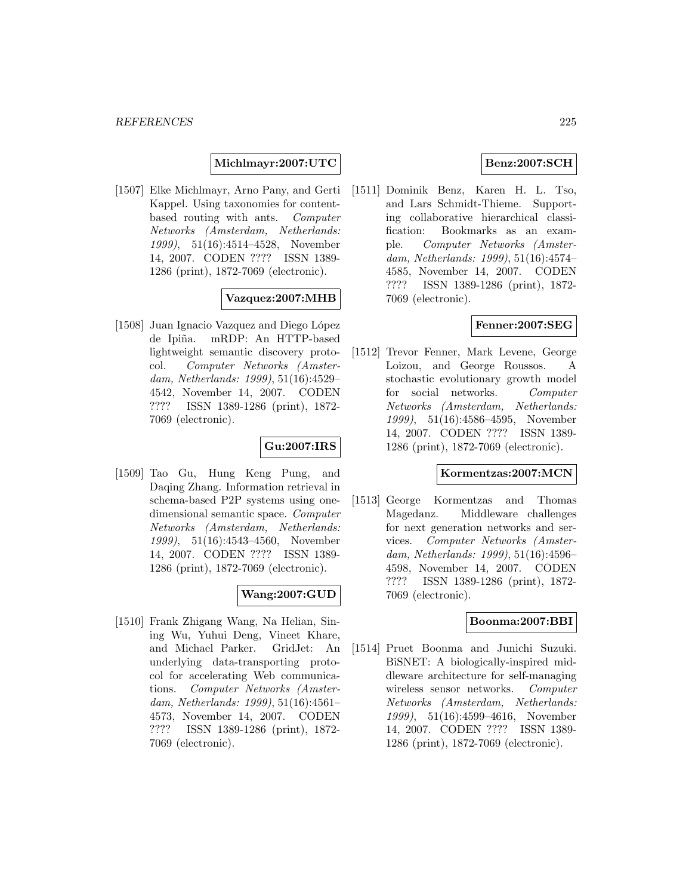**Michlmayr:2007:UTC**

[1507] Elke Michlmayr, Arno Pany, and Gerti Kappel. Using taxonomies for content-based routing with ants. *Computer Networks (Amsterdam, Netherlands: 1999)*, 51(16):4514–4528, November 14, 2007. CODEN ???? ISSN 1389-1286 (print), 1872-7069 (electronic).

**Vazquez:2007:MHB**

[1508] Juan Ignacio Vazquez and Diego López de Ipiña. mRDP: An HTTP-based lightweight semantic discovery protocol. *Computer Networks (Amsterdam, Netherlands: 1999)*, 51(16):4529–4542, November 14, 2007. CODEN ???? ISSN 1389-1286 (print), 1872-7069 (electronic).

**Gu:2007:IRS**

[1509] Tao Gu, Hung Keng Pung, and Daqing Zhang. Information retrieval in schema-based P2P systems using one-dimensional semantic space. *Computer Networks (Amsterdam, Netherlands: 1999)*, 51(16):4543–4560, November 14, 2007. CODEN ???? ISSN 1389-1286 (print), 1872-7069 (electronic).

**Wang:2007:GUD**

[1510] Frank Zhigang Wang, Na Helian, Sining Wu, Yuhui Deng, Vineet Khare, and Michael Parker. GridJet: An underlying data-transporting protocol for accelerating Web communications. *Computer Networks (Amsterdam, Netherlands: 1999)*, 51(16):4561–4573, November 14, 2007. CODEN ???? ISSN 1389-1286 (print), 1872-7069 (electronic).

**Benz:2007:SCH**

[1511] Dominik Benz, Karen H. L. Tso, and Lars Schmidt-Thieme. Supporting collaborative hierarchical classification: Bookmarks as an example. *Computer Networks (Amsterdam, Netherlands: 1999)*, 51(16):4574–4585, November 14, 2007. CODEN ???? ISSN 1389-1286 (print), 1872-7069 (electronic).

**Fenner:2007:SEG**

[1512] Trevor Fenner, Mark Levene, George Loizou, and George Roussos. A stochastic evolutionary growth model for social networks. *Computer Networks (Amsterdam, Netherlands: 1999)*, 51(16):4586–4595, November 14, 2007. CODEN ???? ISSN 1389-1286 (print), 1872-7069 (electronic).

**Kormentzas:2007:MCN**

[1513] George Kormentzas and Thomas Magedanz. Middleware challenges for next generation networks and services. *Computer Networks (Amsterdam, Netherlands: 1999)*, 51(16):4596–4598, November 14, 2007. CODEN ???? ISSN 1389-1286 (print), 1872-7069 (electronic).

**Boonma:2007:BBI**

[1514] Pruet Boonma and Junichi Suzuki. BiSNET: A biologically-inspired middleware architecture for self-managing wireless sensor networks. *Computer Networks (Amsterdam, Netherlands: 1999)*, 51(16):4599–4616, November 14, 2007. CODEN ???? ISSN 1389-1286 (print), 1872-7069 (electronic).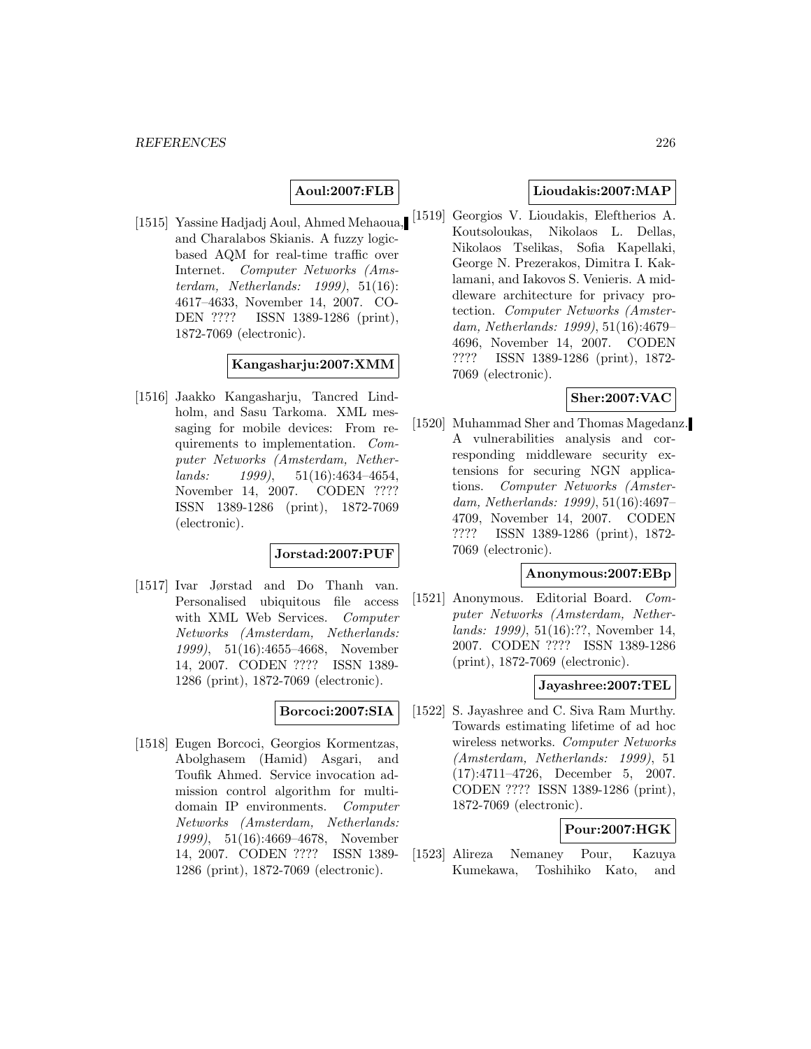**Aoul:2007:FLB**

[1515] Yassine Hadjadj Aoul, Ahmed Mehaoua, and Charalabos Skianis. A fuzzy logic-based AQM for real-time traffic over Internet. *Computer Networks (Amsterdam, Netherlands: 1999)*, 51(16): 4617–4633, November 14, 2007. CODEN ???? ISSN 1389-1286 (print), 1872-7069 (electronic).

**Kangasharju:2007:XMM**

[1516] Jaakko Kangasharju, Tancred Lindholm, and Sasu Tarkoma. XML messaging for mobile devices: From requirements to implementation. *Computer Networks (Amsterdam, Netherlands: 1999)*, 51(16):4634–4654, November 14, 2007. CODEN ???? ISSN 1389-1286 (print), 1872-7069 (electronic).

**Jorstad:2007:PUF**

[1517] Ivar Jørstad and Do Thanh van. Personalised ubiquitous file access with XML Web Services. *Computer Networks (Amsterdam, Netherlands: 1999)*, 51(16):4655–4668, November 14, 2007. CODEN ???? ISSN 1389-1286 (print), 1872-7069 (electronic).

**Borcoci:2007:SIA**

[1518] Eugen Borcoci, Georgios Kormentzas, Abolghasem (Hamid) Asgari, and Toufik Ahmed. Service invocation admission control algorithm for multi-domain IP environments. *Computer Networks (Amsterdam, Netherlands: 1999)*, 51(16):4669–4678, November 14, 2007. CODEN ???? ISSN 1389-1286 (print), 1872-7069 (electronic).

**Lioudakis:2007:MAP**

[1519] Georgios V. Lioudakis, Eleftherios A. Koutsoloukas, Nikolaos L. Dellas, Nikolaos Tselikas, Sofia Kapellaki, George N. Prezerakos, Dimitra I. Kaklamani, and Iakovos S. Venieris. A middleware architecture for privacy protection. *Computer Networks (Amsterdam, Netherlands: 1999)*, 51(16):4679–4696, November 14, 2007. CODEN ???? ISSN 1389-1286 (print), 1872-7069 (electronic).

**Sher:2007:VAC**

[1520] Muhammad Sher and Thomas Magedanz. A vulnerabilities analysis and corresponding middleware security extensions for securing NGN applications. *Computer Networks (Amsterdam, Netherlands: 1999)*, 51(16):4697–4709, November 14, 2007. CODEN ???? ISSN 1389-1286 (print), 1872-7069 (electronic).

**Anonymous:2007:EBp**

[1521] Anonymous. Editorial Board. *Computer Networks (Amsterdam, Netherlands: 1999)*, 51(16):??, November 14, 2007. CODEN ???? ISSN 1389-1286 (print), 1872-7069 (electronic).

**Jayashree:2007:TEL**

[1522] S. Jayashree and C. Siva Ram Murthy. Towards estimating lifetime of ad hoc wireless networks. *Computer Networks (Amsterdam, Netherlands: 1999)*, 51 (17):4711–4726, December 5, 2007. CODEN ???? ISSN 1389-1286 (print), 1872-7069 (electronic).

**Pour:2007:HGK**

[1523] Alireza Nemaney Pour, Kazuya Kumekawa, Toshihiko Kato, and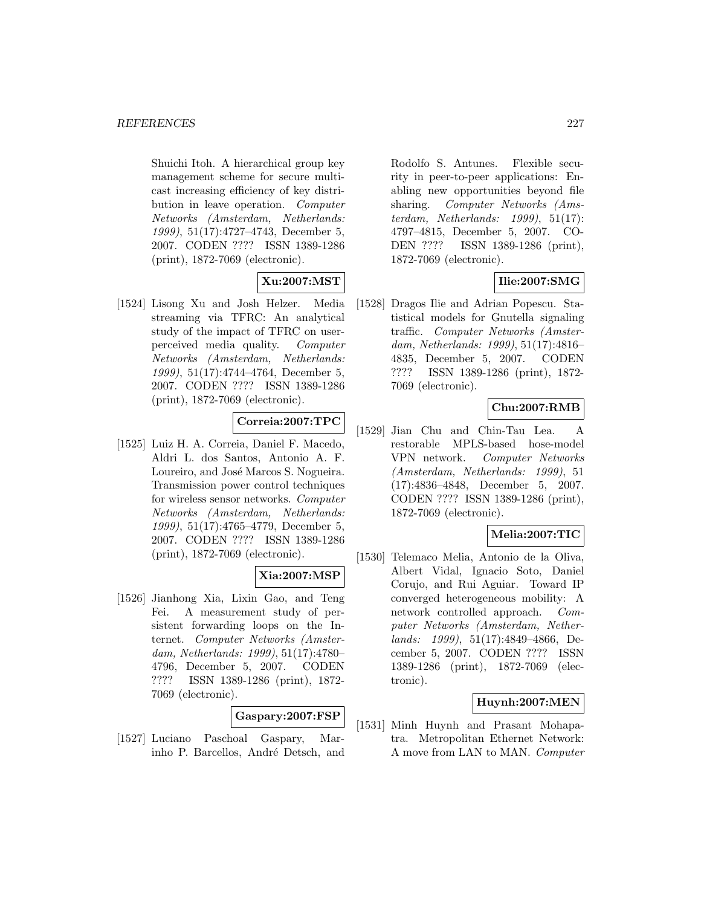Shuichi Itoh. A hierarchical group key management scheme for secure multicast increasing efficiency of key distribution in leave operation. *Computer Networks (Amsterdam, Netherlands: 1999)*, 51(17):4727–4743, December 5, 2007. CODEN ???? ISSN 1389-1286 (print), 1872-7069 (electronic).

**Xu:2007:MST**

[1524] Lisong Xu and Josh Helzer. Media streaming via TFRC: An analytical study of the impact of TFRC on user-perceived media quality. *Computer Networks (Amsterdam, Netherlands: 1999)*, 51(17):4744–4764, December 5, 2007. CODEN ???? ISSN 1389-1286 (print), 1872-7069 (electronic).

**Correia:2007:TPC**

[1525] Luiz H. A. Correia, Daniel F. Macedo, Aldri L. dos Santos, Antonio A. F. Loureiro, and José Marcos S. Nogueira. Transmission power control techniques for wireless sensor networks. *Computer Networks (Amsterdam, Netherlands: 1999)*, 51(17):4765–4779, December 5, 2007. CODEN ???? ISSN 1389-1286 (print), 1872-7069 (electronic).

**Xia:2007:MSP**

[1526] Jianhong Xia, Lixin Gao, and Teng Fei. A measurement study of persistent forwarding loops on the Internet. *Computer Networks (Amsterdam, Netherlands: 1999)*, 51(17):4780–4796, December 5, 2007. CODEN ???? ISSN 1389-1286 (print), 1872-7069 (electronic).

**Gaspary:2007:FSP**

[1527] Luciano Paschoal Gaspary, Marinho P. Barcellos, André Detsch, and Rodolfo S. Antunes. Flexible security in peer-to-peer applications: Enabling new opportunities beyond file sharing. *Computer Networks (Amsterdam, Netherlands: 1999)*, 51(17): 4797–4815, December 5, 2007. CODEN ???? ISSN 1389-1286 (print), 1872-7069 (electronic).

**Ilie:2007:SMG**

[1528] Dragos Ilie and Adrian Popescu. Statistical models for Gnutella signaling traffic. *Computer Networks (Amsterdam, Netherlands: 1999)*, 51(17):4816–4835, December 5, 2007. CODEN ???? ISSN 1389-1286 (print), 1872-7069 (electronic).

**Chu:2007:RMB**

[1529] Jian Chu and Chin-Tau Lea. A restorable MPLS-based hose-model VPN network. *Computer Networks (Amsterdam, Netherlands: 1999)*, 51 (17):4836–4848, December 5, 2007. CODEN ???? ISSN 1389-1286 (print), 1872-7069 (electronic).

**Melia:2007:TIC**

[1530] Telemaco Melia, Antonio de la Oliva, Albert Vidal, Ignacio Soto, Daniel Corujo, and Rui Aguiar. Toward IP converged heterogeneous mobility: A network controlled approach. *Computer Networks (Amsterdam, Netherlands: 1999)*, 51(17):4849–4866, December 5, 2007. CODEN ???? ISSN 1389-1286 (print), 1872-7069 (electronic).

**Huynh:2007:MEN**

[1531] Minh Huynh and Prasant Mohapatra. Metropolitan Ethernet Network: A move from LAN to MAN. *Computer*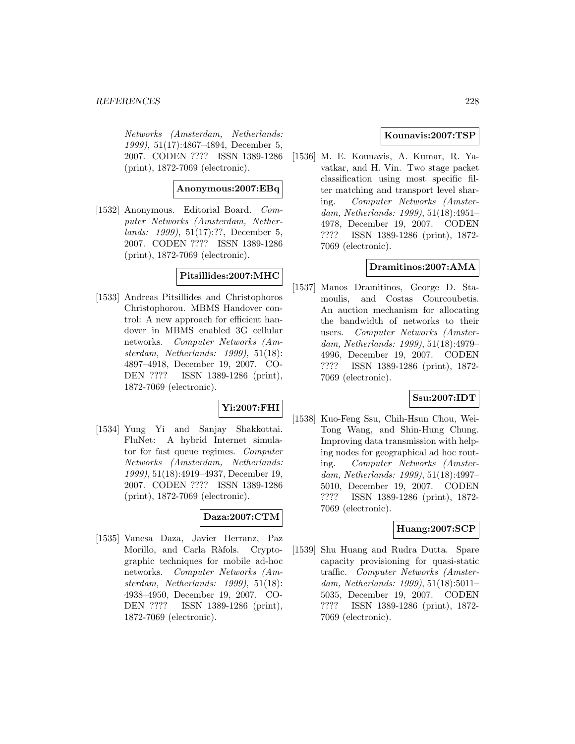*Networks (Amsterdam, Netherlands: 1999)*, 51(17):4867–4894, December 5, 2007. CODEN ???? ISSN 1389-1286 (print), 1872-7069 (electronic).

**Anonymous:2007:EBq**

[1532] Anonymous. Editorial Board. *Computer Networks (Amsterdam, Netherlands: 1999)*, 51(17):??, December 5, 2007. CODEN ???? ISSN 1389-1286 (print), 1872-7069 (electronic).

**Pitsillides:2007:MHC**

[1533] Andreas Pitsillides and Christophoros Christophorou. MBMS Handover control: A new approach for efficient handover in MBMS enabled 3G cellular networks. *Computer Networks (Amsterdam, Netherlands: 1999)*, 51(18): 4897–4918, December 19, 2007. CODEN ???? ISSN 1389-1286 (print), 1872-7069 (electronic).

**Yi:2007:FHI**

[1534] Yung Yi and Sanjay Shakkottai. FluNet: A hybrid Internet simulator for fast queue regimes. *Computer Networks (Amsterdam, Netherlands: 1999)*, 51(18):4919–4937, December 19, 2007. CODEN ???? ISSN 1389-1286 (print), 1872-7069 (electronic).

**Daza:2007:CTM**

[1535] Vanesa Daza, Javier Herranz, Paz Morillo, and Carla Ràfols. Cryptographic techniques for mobile ad-hoc networks. *Computer Networks (Amsterdam, Netherlands: 1999)*, 51(18): 4938–4950, December 19, 2007. CODEN ???? ISSN 1389-1286 (print), 1872-7069 (electronic).

**Kounavis:2007:TSP**

[1536] M. E. Kounavis, A. Kumar, R. Yavatkar, and H. Vin. Two stage packet classification using most specific filter matching and transport level sharing. *Computer Networks (Amsterdam, Netherlands: 1999)*, 51(18):4951–4978, December 19, 2007. CODEN ???? ISSN 1389-1286 (print), 1872-7069 (electronic).

**Dramitinos:2007:AMA**

[1537] Manos Dramitinos, George D. Stamoulis, and Costas Courcoubetis. An auction mechanism for allocating the bandwidth of networks to their users. *Computer Networks (Amsterdam, Netherlands: 1999)*, 51(18):4979–4996, December 19, 2007. CODEN ???? ISSN 1389-1286 (print), 1872-7069 (electronic).

**Ssu:2007:IDT**

[1538] Kuo-Feng Ssu, Chih-Hsun Chou, Wei-Tong Wang, and Shin-Hung Chung. Improving data transmission with helping nodes for geographical ad hoc routing. *Computer Networks (Amsterdam, Netherlands: 1999)*, 51(18):4997–5010, December 19, 2007. CODEN ???? ISSN 1389-1286 (print), 1872-7069 (electronic).

**Huang:2007:SCP**

[1539] Shu Huang and Rudra Dutta. Spare capacity provisioning for quasi-static traffic. *Computer Networks (Amsterdam, Netherlands: 1999)*, 51(18):5011–5035, December 19, 2007. CODEN ???? ISSN 1389-1286 (print), 1872-7069 (electronic).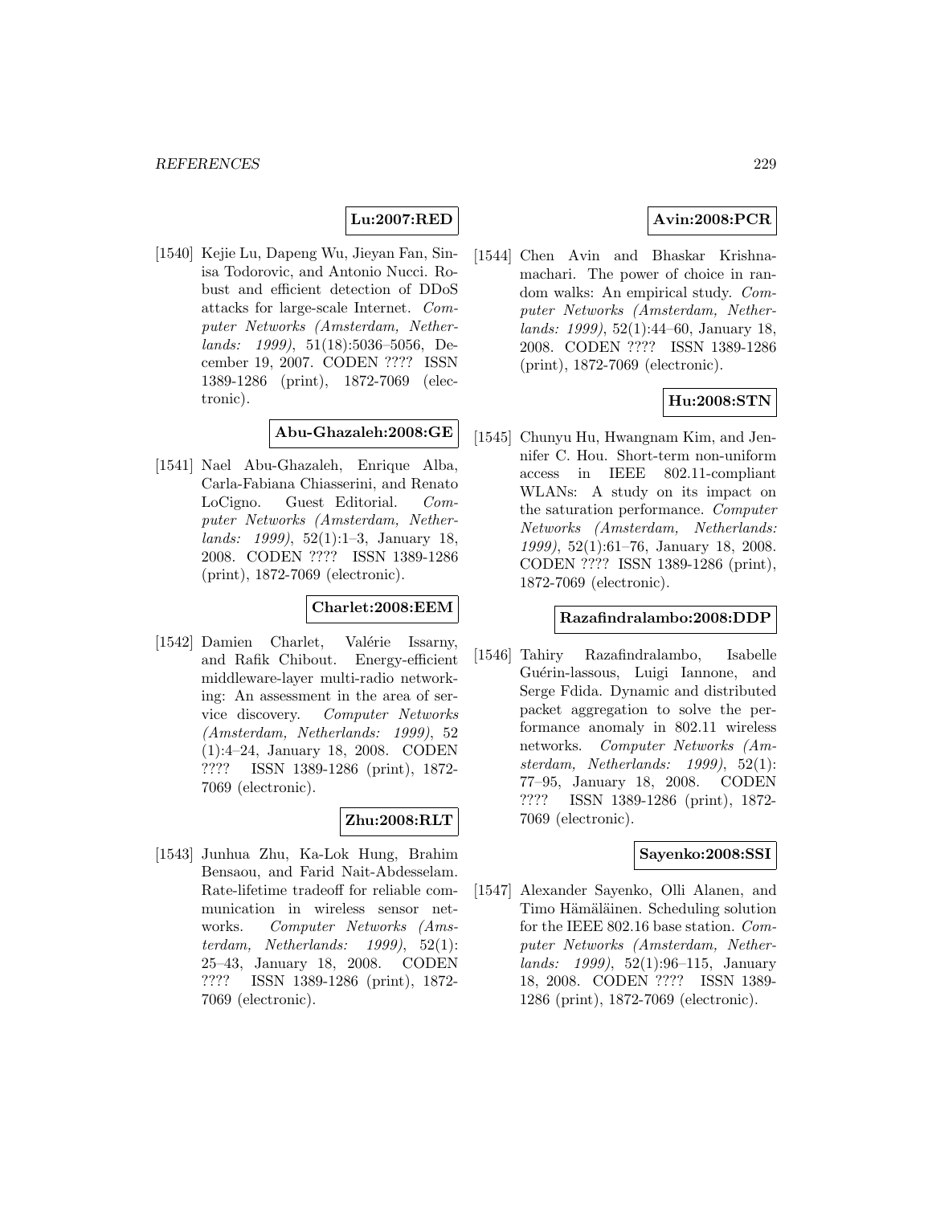**Lu:2007:RED**

[1540] Kejie Lu, Dapeng Wu, Jieyan Fan, Sinisa Todorovic, and Antonio Nucci. Robust and efficient detection of DDoS attacks for large-scale Internet. *Computer Networks (Amsterdam, Netherlands: 1999)*, 51(18):5036–5056, December 19, 2007. CODEN ???? ISSN 1389-1286 (print), 1872-7069 (electronic).

**Abu-Ghazaleh:2008:GE**

[1541] Nael Abu-Ghazaleh, Enrique Alba, Carla-Fabiana Chiasserini, and Renato LoCigno. Guest Editorial. *Computer Networks (Amsterdam, Netherlands: 1999)*, 52(1):1–3, January 18, 2008. CODEN ???? ISSN 1389-1286 (print), 1872-7069 (electronic).

**Charlet:2008:EEM**

[1542] Damien Charlet, Valérie Issarny, and Rafik Chibout. Energy-efficient middleware-layer multi-radio networking: An assessment in the area of service discovery. *Computer Networks (Amsterdam, Netherlands: 1999)*, 52 (1):4–24, January 18, 2008. CODEN ???? ISSN 1389-1286 (print), 1872-7069 (electronic).

**Zhu:2008:RLT**

[1543] Junhua Zhu, Ka-Lok Hung, Brahim Bensaou, and Farid Nait-Abdesselam. Rate-lifetime tradeoff for reliable communication in wireless sensor networks. *Computer Networks (Amsterdam, Netherlands: 1999)*, 52(1): 25–43, January 18, 2008. CODEN ???? ISSN 1389-1286 (print), 1872-7069 (electronic).

**Avin:2008:PCR**

[1544] Chen Avin and Bhaskar Krishnamachari. The power of choice in random walks: An empirical study. *Computer Networks (Amsterdam, Netherlands: 1999)*, 52(1):44–60, January 18, 2008. CODEN ???? ISSN 1389-1286 (print), 1872-7069 (electronic).

**Hu:2008:STN**

[1545] Chunyu Hu, Hwangnam Kim, and Jennifer C. Hou. Short-term non-uniform access in IEEE 802.11-compliant WLANs: A study on its impact on the saturation performance. *Computer Networks (Amsterdam, Netherlands: 1999)*, 52(1):61–76, January 18, 2008. CODEN ???? ISSN 1389-1286 (print), 1872-7069 (electronic).

**Razafindralambo:2008:DDP**

[1546] Tahiry Razafindralambo, Isabelle Guérin-lassous, Luigi Iannone, and Serge Fdida. Dynamic and distributed packet aggregation to solve the performance anomaly in 802.11 wireless networks. *Computer Networks (Amsterdam, Netherlands: 1999)*, 52(1): 77–95, January 18, 2008. CODEN ???? ISSN 1389-1286 (print), 1872-7069 (electronic).

**Sayenko:2008:SSI**

[1547] Alexander Sayenko, Olli Alanen, and Timo Hämäläinen. Scheduling solution for the IEEE 802.16 base station. *Computer Networks (Amsterdam, Netherlands: 1999)*, 52(1):96–115, January 18, 2008. CODEN ???? ISSN 1389-1286 (print), 1872-7069 (electronic).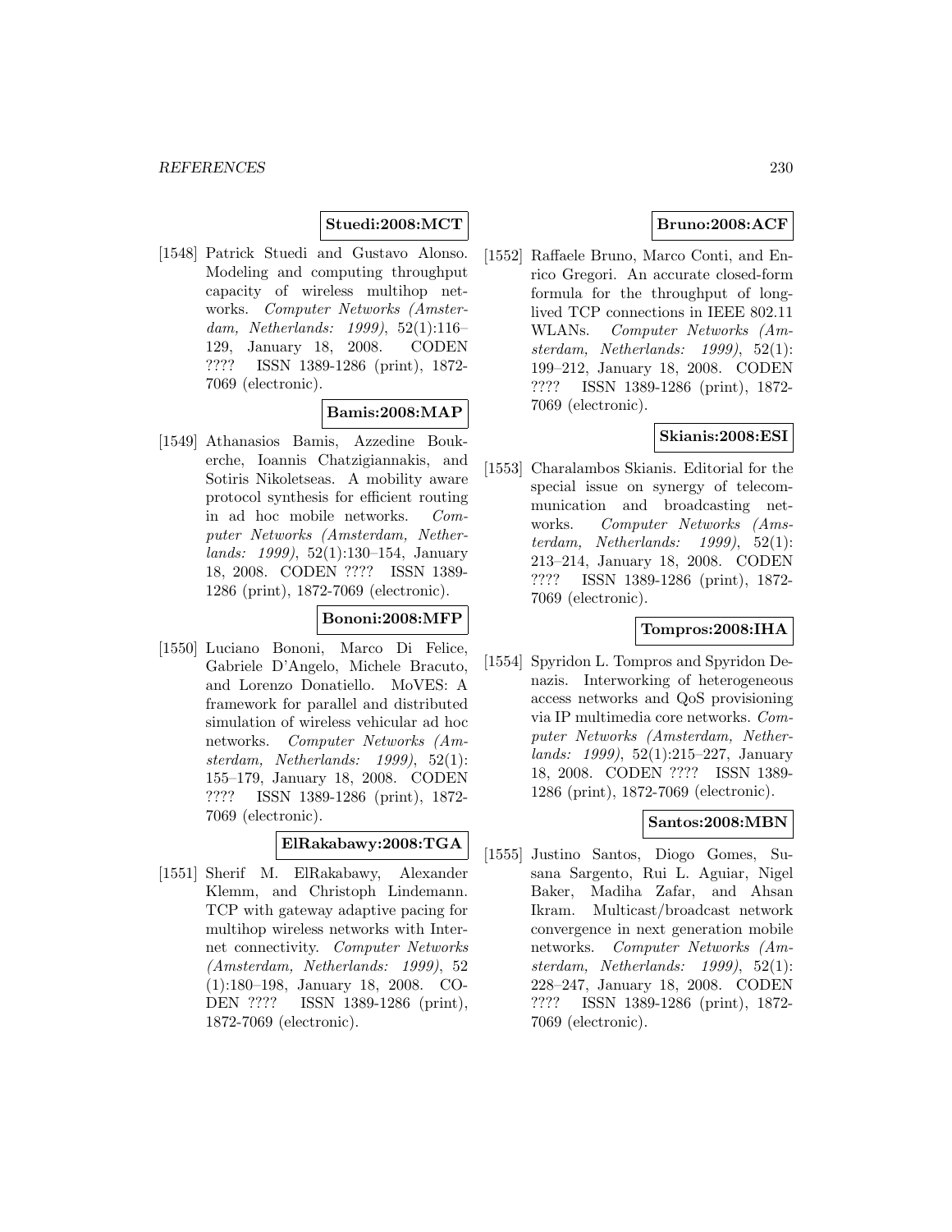**Stuedi:2008:MCT**

[1548] Patrick Stuedi and Gustavo Alonso. Modeling and computing throughput capacity of wireless multihop networks. *Computer Networks (Amsterdam, Netherlands: 1999)*, 52(1):116–129, January 18, 2008. CODEN ???? ISSN 1389-1286 (print), 1872-7069 (electronic).

**Bamis:2008:MAP**

[1549] Athanasios Bamis, Azzedine Boukerche, Ioannis Chatzigiannakis, and Sotiris Nikoletseas. A mobility aware protocol synthesis for efficient routing in ad hoc mobile networks. *Computer Networks (Amsterdam, Netherlands: 1999)*, 52(1):130–154, January 18, 2008. CODEN ???? ISSN 1389-1286 (print), 1872-7069 (electronic).

**Bononi:2008:MFP**

[1550] Luciano Bononi, Marco Di Felice, Gabriele D'Angelo, Michele Bracuto, and Lorenzo Donatiello. MoVES: A framework for parallel and distributed simulation of wireless vehicular ad hoc networks. *Computer Networks (Amsterdam, Netherlands: 1999)*, 52(1):155–179, January 18, 2008. CODEN ???? ISSN 1389-1286 (print), 1872-7069 (electronic).

**ElRakabawy:2008:TGA**

[1551] Sherif M. ElRakabawy, Alexander Klemm, and Christoph Lindemann. TCP with gateway adaptive pacing for multihop wireless networks with Internet connectivity. *Computer Networks (Amsterdam, Netherlands: 1999)*, 52(1):180–198, January 18, 2008. CODEN ???? ISSN 1389-1286 (print), 1872-7069 (electronic).

**Bruno:2008:ACF**

[1552] Raffaele Bruno, Marco Conti, and Enrico Gregori. An accurate closed-form formula for the throughput of long-lived TCP connections in IEEE 802.11 WLANs. *Computer Networks (Amsterdam, Netherlands: 1999)*, 52(1):199–212, January 18, 2008. CODEN ???? ISSN 1389-1286 (print), 1872-7069 (electronic).

**Skianis:2008:ESI**

[1553] Charalambos Skianis. Editorial for the special issue on synergy of telecommunication and broadcasting networks. *Computer Networks (Amsterdam, Netherlands: 1999)*, 52(1):213–214, January 18, 2008. CODEN ???? ISSN 1389-1286 (print), 1872-7069 (electronic).

**Tompros:2008:IHA**

[1554] Spyridon L. Tompros and Spyridon Denazis. Interworking of heterogeneous access networks and QoS provisioning via IP multimedia core networks. *Computer Networks (Amsterdam, Netherlands: 1999)*, 52(1):215–227, January 18, 2008. CODEN ???? ISSN 1389-1286 (print), 1872-7069 (electronic).

**Santos:2008:MBN**

[1555] Justino Santos, Diogo Gomes, Susana Sargento, Rui L. Aguiar, Nigel Baker, Madiha Zafar, and Ahsan Ikram. Multicast/broadcast network convergence in next generation mobile networks. *Computer Networks (Amsterdam, Netherlands: 1999)*, 52(1):228–247, January 18, 2008. CODEN ???? ISSN 1389-1286 (print), 1872-7069 (electronic).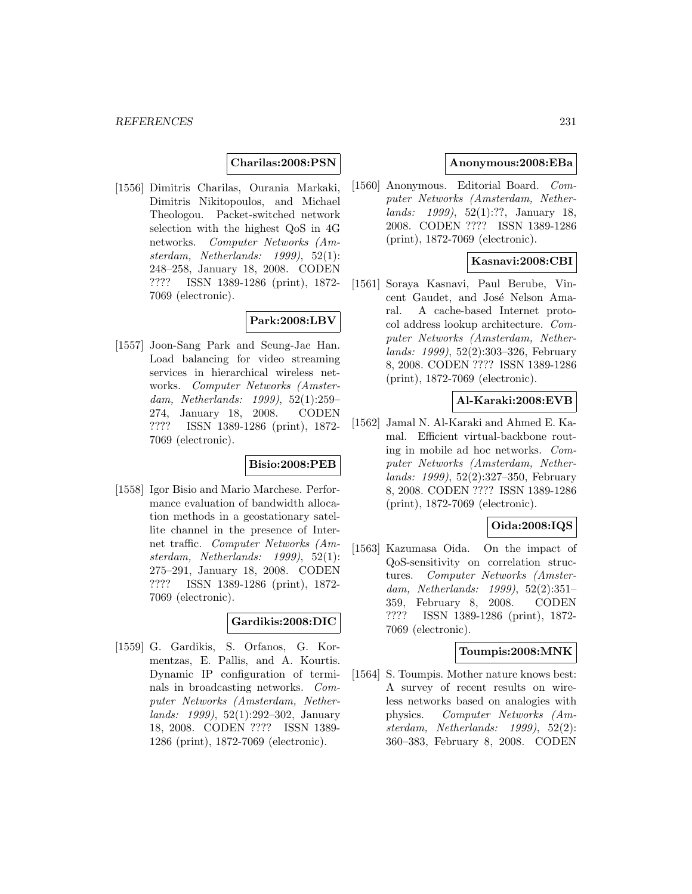**Charilas:2008:PSN**

[1556] Dimitris Charilas, Ourania Markaki, Dimitris Nikitopoulos, and Michael Theologou. Packet-switched network selection with the highest QoS in 4G networks. *Computer Networks (Amsterdam, Netherlands: 1999)*, 52(1): 248–258, January 18, 2008. CODEN ???? ISSN 1389-1286 (print), 1872-7069 (electronic).

**Park:2008:LBV**

[1557] Joon-Sang Park and Seung-Jae Han. Load balancing for video streaming services in hierarchical wireless networks. *Computer Networks (Amsterdam, Netherlands: 1999)*, 52(1):259–274, January 18, 2008. CODEN ???? ISSN 1389-1286 (print), 1872-7069 (electronic).

**Bisio:2008:PEB**

[1558] Igor Bisio and Mario Marchese. Performance evaluation of bandwidth allocation methods in a geostationary satellite channel in the presence of Internet traffic. *Computer Networks (Amsterdam, Netherlands: 1999)*, 52(1): 275–291, January 18, 2008. CODEN ???? ISSN 1389-1286 (print), 1872-7069 (electronic).

**Gardikis:2008:DIC**

[1559] G. Gardikis, S. Orfanos, G. Kormentzas, E. Pallis, and A. Kourtis. Dynamic IP configuration of terminals in broadcasting networks. *Computer Networks (Amsterdam, Netherlands: 1999)*, 52(1):292–302, January 18, 2008. CODEN ???? ISSN 1389-1286 (print), 1872-7069 (electronic).

**Anonymous:2008:EBa**

[1560] Anonymous. Editorial Board. *Computer Networks (Amsterdam, Netherlands: 1999)*, 52(1):??, January 18, 2008. CODEN ???? ISSN 1389-1286 (print), 1872-7069 (electronic).

**Kasnavi:2008:CBI**

[1561] Soraya Kasnavi, Paul Berube, Vincent Gaudet, and José Nelson Amaral. A cache-based Internet protocol address lookup architecture. *Computer Networks (Amsterdam, Netherlands: 1999)*, 52(2):303–326, February 8, 2008. CODEN ???? ISSN 1389-1286 (print), 1872-7069 (electronic).

**Al-Karaki:2008:EVB**

[1562] Jamal N. Al-Karaki and Ahmed E. Kamal. Efficient virtual-backbone routing in mobile ad hoc networks. *Computer Networks (Amsterdam, Netherlands: 1999)*, 52(2):327–350, February 8, 2008. CODEN ???? ISSN 1389-1286 (print), 1872-7069 (electronic).

**Oida:2008:IQS**

[1563] Kazumasa Oida. On the impact of QoS-sensitivity on correlation structures. *Computer Networks (Amsterdam, Netherlands: 1999)*, 52(2):351–359, February 8, 2008. CODEN ???? ISSN 1389-1286 (print), 1872-7069 (electronic).

**Toumpis:2008:MNK**

[1564] S. Toumpis. Mother nature knows best: A survey of recent results on wireless networks based on analogies with physics. *Computer Networks (Amsterdam, Netherlands: 1999)*, 52(2): 360–383, February 8, 2008. CODEN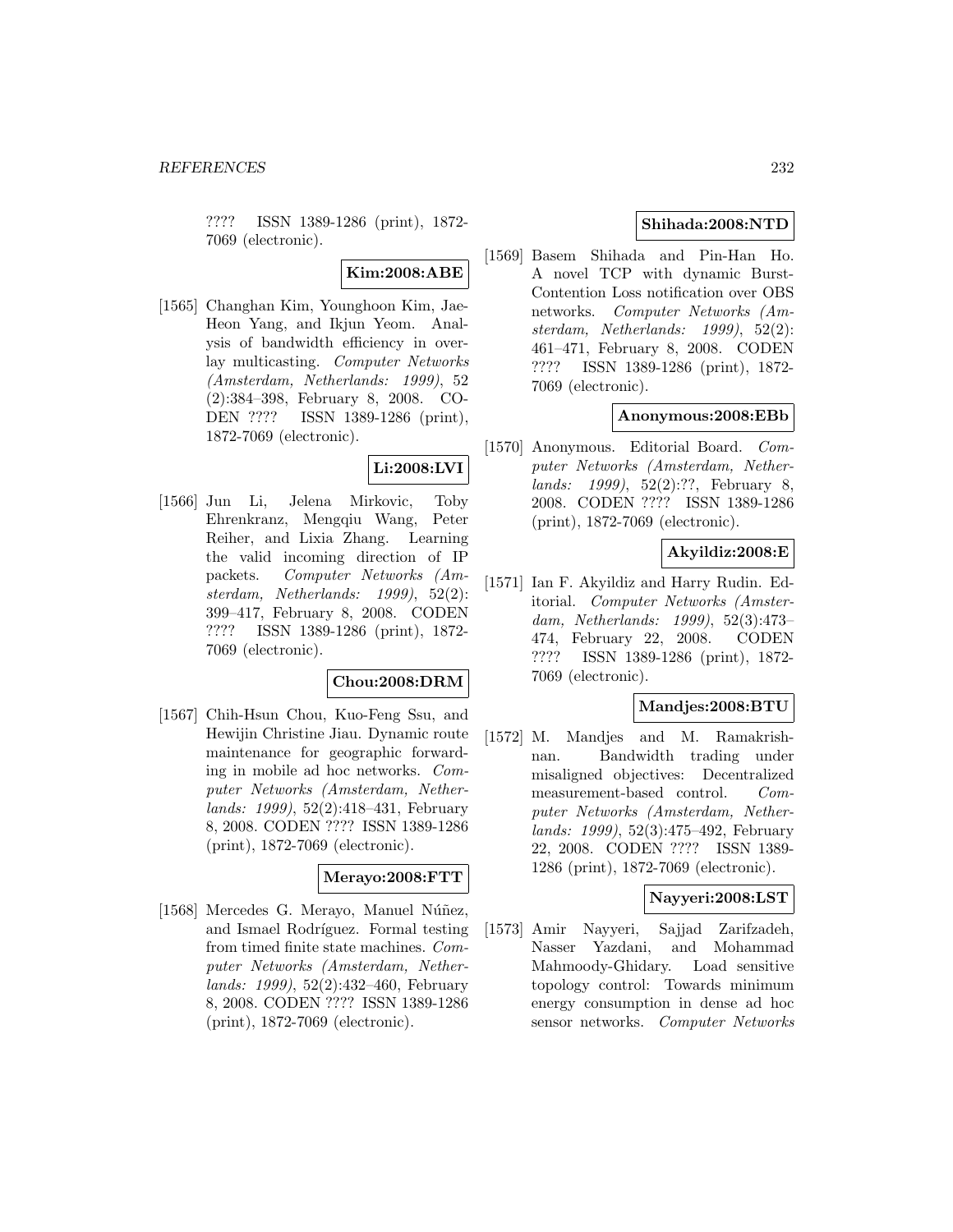???? ISSN 1389-1286 (print), 1872-7069 (electronic).

**Kim:2008:ABE**

[1565] Changhan Kim, Younghoon Kim, Jae-Heon Yang, and Ikjun Yeom. Analysis of bandwidth efficiency in overlay multicasting. *Computer Networks (Amsterdam, Netherlands: 1999)*, 52 (2):384–398, February 8, 2008. CODEN ???? ISSN 1389-1286 (print), 1872-7069 (electronic).

**Li:2008:LVI**

[1566] Jun Li, Jelena Mirkovic, Toby Ehrenkranz, Mengqiu Wang, Peter Reiher, and Lixia Zhang. Learning the valid incoming direction of IP packets. *Computer Networks (Amsterdam, Netherlands: 1999)*, 52(2): 399–417, February 8, 2008. CODEN ???? ISSN 1389-1286 (print), 1872-7069 (electronic).

**Chou:2008:DRM**

[1567] Chih-Hsun Chou, Kuo-Feng Ssu, and Hewijin Christine Jiau. Dynamic route maintenance for geographic forwarding in mobile ad hoc networks. *Computer Networks (Amsterdam, Netherlands: 1999)*, 52(2):418–431, February 8, 2008. CODEN ???? ISSN 1389-1286 (print), 1872-7069 (electronic).

**Merayo:2008:FTT**

[1568] Mercedes G. Merayo, Manuel Núñez, and Ismael Rodríguez. Formal testing from timed finite state machines. *Computer Networks (Amsterdam, Netherlands: 1999)*, 52(2):432–460, February 8, 2008. CODEN ???? ISSN 1389-1286 (print), 1872-7069 (electronic).

**Shihada:2008:NTD**

[1569] Basem Shihada and Pin-Han Ho. A novel TCP with dynamic Burst-Contention Loss notification over OBS networks. *Computer Networks (Amsterdam, Netherlands: 1999)*, 52(2): 461–471, February 8, 2008. CODEN ???? ISSN 1389-1286 (print), 1872-7069 (electronic).

**Anonymous:2008:EBb**

[1570] Anonymous. Editorial Board. *Computer Networks (Amsterdam, Netherlands: 1999)*, 52(2):??, February 8, 2008. CODEN ???? ISSN 1389-1286 (print), 1872-7069 (electronic).

**Akyildiz:2008:E**

[1571] Ian F. Akyildiz and Harry Rudin. Editorial. *Computer Networks (Amsterdam, Netherlands: 1999)*, 52(3):473–474, February 22, 2008. CODEN ???? ISSN 1389-1286 (print), 1872-7069 (electronic).

**Mandjes:2008:BTU**

[1572] M. Mandjes and M. Ramakrishnan. Bandwidth trading under misaligned objectives: Decentralized measurement-based control. *Computer Networks (Amsterdam, Netherlands: 1999)*, 52(3):475–492, February 22, 2008. CODEN ???? ISSN 1389-1286 (print), 1872-7069 (electronic).

**Nayyeri:2008:LST**

[1573] Amir Nayyeri, Sajjad Zarifzadeh, Nasser Yazdani, and Mohammad Mahmoody-Ghidary. Load sensitive topology control: Towards minimum energy consumption in dense ad hoc sensor networks. *Computer Networks*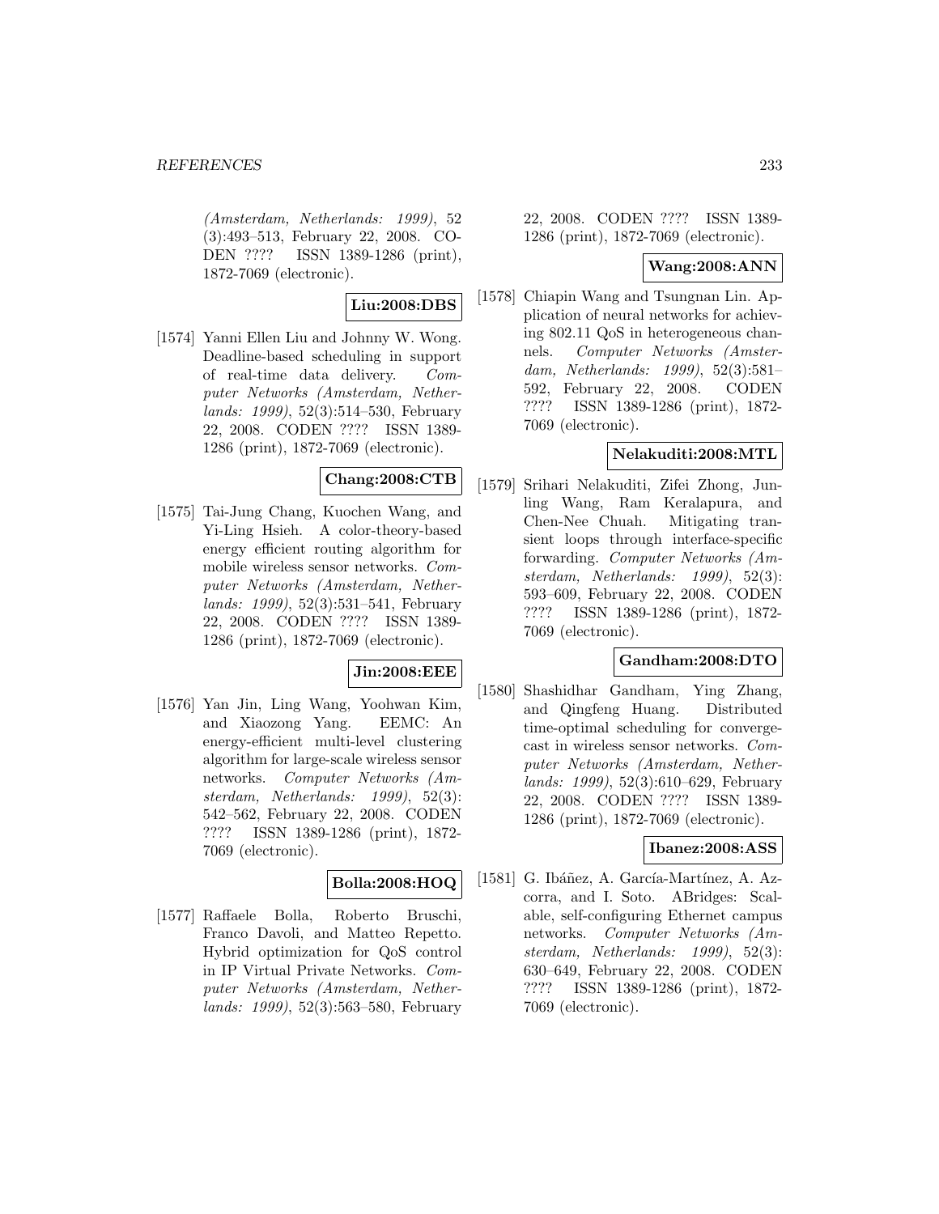*(Amsterdam, Netherlands: 1999)*, 52 (3):493–513, February 22, 2008. CODEN ???? ISSN 1389-1286 (print), 1872-7069 (electronic).

**Liu:2008:DBS**

[1574] Yanni Ellen Liu and Johnny W. Wong. Deadline-based scheduling in support of real-time data delivery. *Computer Networks (Amsterdam, Netherlands: 1999)*, 52(3):514–530, February 22, 2008. CODEN ???? ISSN 1389-1286 (print), 1872-7069 (electronic).

**Chang:2008:CTB**

[1575] Tai-Jung Chang, Kuochen Wang, and Yi-Ling Hsieh. A color-theory-based energy efficient routing algorithm for mobile wireless sensor networks. *Computer Networks (Amsterdam, Netherlands: 1999)*, 52(3):531–541, February 22, 2008. CODEN ???? ISSN 1389-1286 (print), 1872-7069 (electronic).

**Jin:2008:EEE**

[1576] Yan Jin, Ling Wang, Yoohwan Kim, and Xiaozong Yang. EEMC: An energy-efficient multi-level clustering algorithm for large-scale wireless sensor networks. *Computer Networks (Amsterdam, Netherlands: 1999)*, 52(3): 542–562, February 22, 2008. CODEN ???? ISSN 1389-1286 (print), 1872-7069 (electronic).

**Bolla:2008:HOQ**

[1577] Raffaele Bolla, Roberto Bruschi, Franco Davoli, and Matteo Repetto. Hybrid optimization for QoS control in IP Virtual Private Networks. *Computer Networks (Amsterdam, Netherlands: 1999)*, 52(3):563–580, February 22, 2008. CODEN ???? ISSN 1389-1286 (print), 1872-7069 (electronic).

**Wang:2008:ANN**

[1578] Chiapin Wang and Tsungnan Lin. Application of neural networks for achieving 802.11 QoS in heterogeneous channels. *Computer Networks (Amsterdam, Netherlands: 1999)*, 52(3):581–592, February 22, 2008. CODEN ???? ISSN 1389-1286 (print), 1872-7069 (electronic).

**Nelakuditi:2008:MTL**

[1579] Srihari Nelakuditi, Zifei Zhong, Junling Wang, Ram Keralapura, and Chen-Nee Chuah. Mitigating transient loops through interface-specific forwarding. *Computer Networks (Amsterdam, Netherlands: 1999)*, 52(3): 593–609, February 22, 2008. CODEN ???? ISSN 1389-1286 (print), 1872-7069 (electronic).

**Gandham:2008:DTO**

[1580] Shashidhar Gandham, Ying Zhang, and Qingfeng Huang. Distributed time-optimal scheduling for convergecast in wireless sensor networks. *Computer Networks (Amsterdam, Netherlands: 1999)*, 52(3):610–629, February 22, 2008. CODEN ???? ISSN 1389-1286 (print), 1872-7069 (electronic).

**Ibanez:2008:ASS**

[1581] G. Ibáñez, A. García-Martínez, A. Azcorra, and I. Soto. ABridges: Scalable, self-configuring Ethernet campus networks. *Computer Networks (Amsterdam, Netherlands: 1999)*, 52(3): 630–649, February 22, 2008. CODEN ???? ISSN 1389-1286 (print), 1872-7069 (electronic).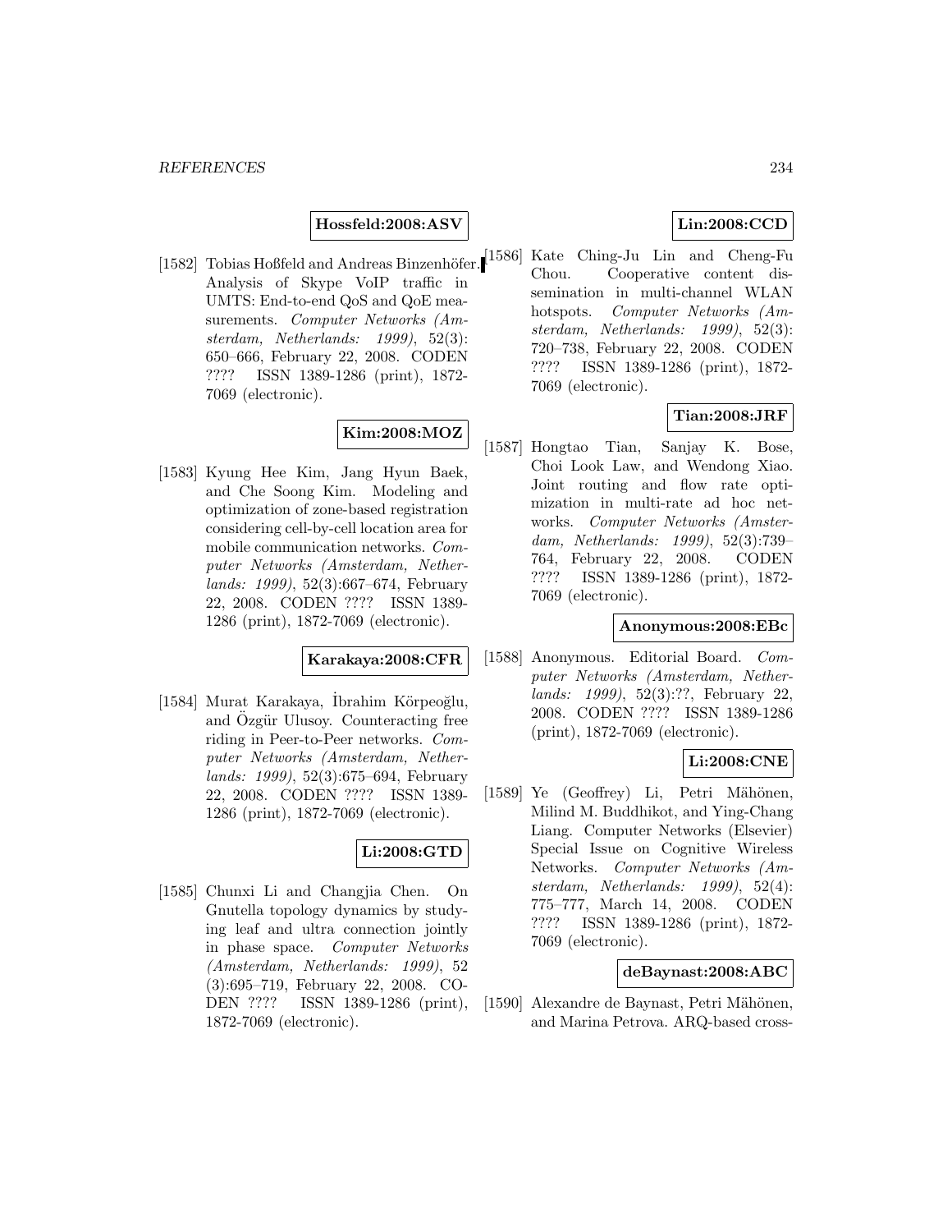**Hossfeld:2008:ASV**

[1582] Tobias Hoßfeld and Andreas Binzenhöfer. Analysis of Skype VoIP traffic in UMTS: End-to-end QoS and QoE measurements. *Computer Networks (Amsterdam, Netherlands: 1999)*, 52(3): 650–666, February 22, 2008. CODEN ???? ISSN 1389-1286 (print), 1872-7069 (electronic).

**Kim:2008:MOZ**

[1583] Kyung Hee Kim, Jang Hyun Baek, and Che Soong Kim. Modeling and optimization of zone-based registration considering cell-by-cell location area for mobile communication networks. *Computer Networks (Amsterdam, Netherlands: 1999)*, 52(3):667–674, February 22, 2008. CODEN ???? ISSN 1389-1286 (print), 1872-7069 (electronic).

**Karakaya:2008:CFR**

[1584] Murat Karakaya, İbrahim Körpeoğlu, and Özgür Ulusoy. Counteracting free riding in Peer-to-Peer networks. *Computer Networks (Amsterdam, Netherlands: 1999)*, 52(3):675–694, February 22, 2008. CODEN ???? ISSN 1389-1286 (print), 1872-7069 (electronic).

**Li:2008:GTD**

[1585] Chunxi Li and Changjia Chen. On Gnutella topology dynamics by studying leaf and ultra connection jointly in phase space. *Computer Networks (Amsterdam, Netherlands: 1999)*, 52 (3):695–719, February 22, 2008. CODEN ???? ISSN 1389-1286 (print), 1872-7069 (electronic).

**Lin:2008:CCD**

[1586] Kate Ching-Ju Lin and Cheng-Fu Chou. Cooperative content dissemination in multi-channel WLAN hotspots. *Computer Networks (Amsterdam, Netherlands: 1999)*, 52(3): 720–738, February 22, 2008. CODEN ???? ISSN 1389-1286 (print), 1872-7069 (electronic).

**Tian:2008:JRF**

[1587] Hongtao Tian, Sanjay K. Bose, Choi Look Law, and Wendong Xiao. Joint routing and flow rate optimization in multi-rate ad hoc networks. *Computer Networks (Amsterdam, Netherlands: 1999)*, 52(3):739–764, February 22, 2008. CODEN ???? ISSN 1389-1286 (print), 1872-7069 (electronic).

**Anonymous:2008:EBc**

[1588] Anonymous. Editorial Board. *Computer Networks (Amsterdam, Netherlands: 1999)*, 52(3):??, February 22, 2008. CODEN ???? ISSN 1389-1286 (print), 1872-7069 (electronic).

**Li:2008:CNE**

[1589] Ye (Geoffrey) Li, Petri Mähönen, Milind M. Buddhikot, and Ying-Chang Liang. Computer Networks (Elsevier) Special Issue on Cognitive Wireless Networks. *Computer Networks (Amsterdam, Netherlands: 1999)*, 52(4): 775–777, March 14, 2008. CODEN ???? ISSN 1389-1286 (print), 1872-7069 (electronic).

**deBaynast:2008:ABC**

[1590] Alexandre de Baynast, Petri Mähönen, and Marina Petrova. ARQ-based cross-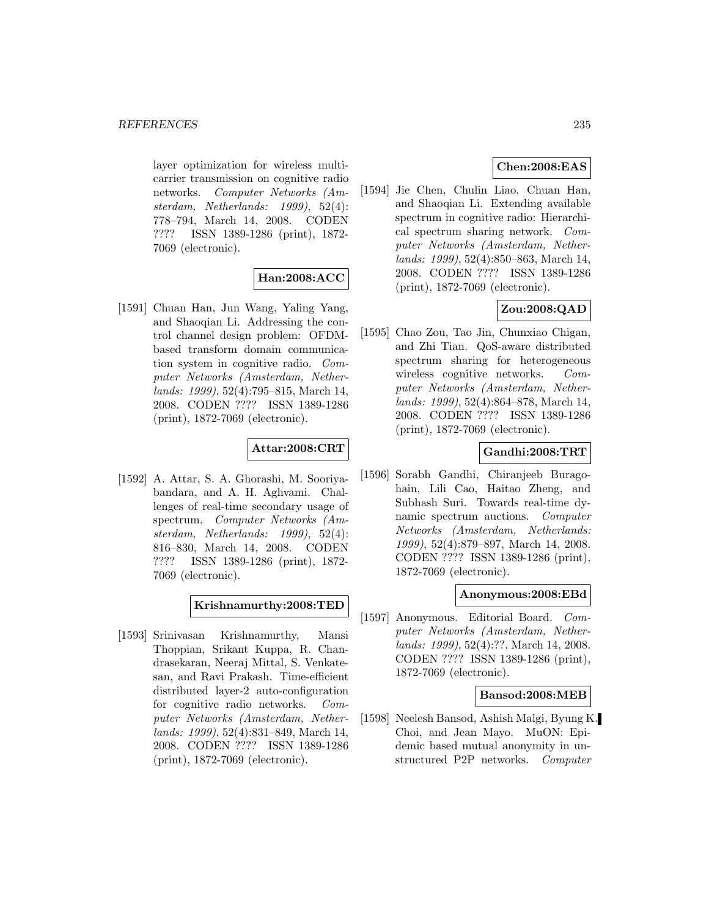layer optimization for wireless multicarrier transmission on cognitive radio networks. *Computer Networks (Amsterdam, Netherlands: 1999)*, 52(4): 778–794, March 14, 2008. CODEN ???? ISSN 1389-1286 (print), 1872-7069 (electronic).

**Han:2008:ACC**

[1591] Chuan Han, Jun Wang, Yaling Yang, and Shaoqian Li. Addressing the control channel design problem: OFDM-based transform domain communication system in cognitive radio. *Computer Networks (Amsterdam, Netherlands: 1999)*, 52(4):795–815, March 14, 2008. CODEN ???? ISSN 1389-1286 (print), 1872-7069 (electronic).

**Attar:2008:CRT**

[1592] A. Attar, S. A. Ghorashi, M. Sooriyabandara, and A. H. Aghvami. Challenges of real-time secondary usage of spectrum. *Computer Networks (Amsterdam, Netherlands: 1999)*, 52(4): 816–830, March 14, 2008. CODEN ???? ISSN 1389-1286 (print), 1872-7069 (electronic).

**Krishnamurthy:2008:TED**

[1593] Srinivasan Krishnamurthy, Mansi Thoppian, Srikant Kuppa, R. Chandrasekaran, Neeraj Mittal, S. Venkatesan, and Ravi Prakash. Time-efficient distributed layer-2 auto-configuration for cognitive radio networks. *Computer Networks (Amsterdam, Netherlands: 1999)*, 52(4):831–849, March 14, 2008. CODEN ???? ISSN 1389-1286 (print), 1872-7069 (electronic).

**Chen:2008:EAS**

[1594] Jie Chen, Chulin Liao, Chuan Han, and Shaoqian Li. Extending available spectrum in cognitive radio: Hierarchical spectrum sharing network. *Computer Networks (Amsterdam, Netherlands: 1999)*, 52(4):850–863, March 14, 2008. CODEN ???? ISSN 1389-1286 (print), 1872-7069 (electronic).

**Zou:2008:QAD**

[1595] Chao Zou, Tao Jin, Chunxiao Chigan, and Zhi Tian. QoS-aware distributed spectrum sharing for heterogeneous wireless cognitive networks. *Computer Networks (Amsterdam, Netherlands: 1999)*, 52(4):864–878, March 14, 2008. CODEN ???? ISSN 1389-1286 (print), 1872-7069 (electronic).

**Gandhi:2008:TRT**

[1596] Sorabh Gandhi, Chiranjeeb Buragohain, Lili Cao, Haitao Zheng, and Subhash Suri. Towards real-time dynamic spectrum auctions. *Computer Networks (Amsterdam, Netherlands: 1999)*, 52(4):879–897, March 14, 2008. CODEN ???? ISSN 1389-1286 (print), 1872-7069 (electronic).

**Anonymous:2008:EBd**

[1597] Anonymous. Editorial Board. *Computer Networks (Amsterdam, Netherlands: 1999)*, 52(4):??, March 14, 2008. CODEN ???? ISSN 1389-1286 (print), 1872-7069 (electronic).

**Bansod:2008:MEB**

[1598] Neelesh Bansod, Ashish Malgi, Byung K. Choi, and Jean Mayo. MuON: Epidemic based mutual anonymity in unstructured P2P networks. *Computer*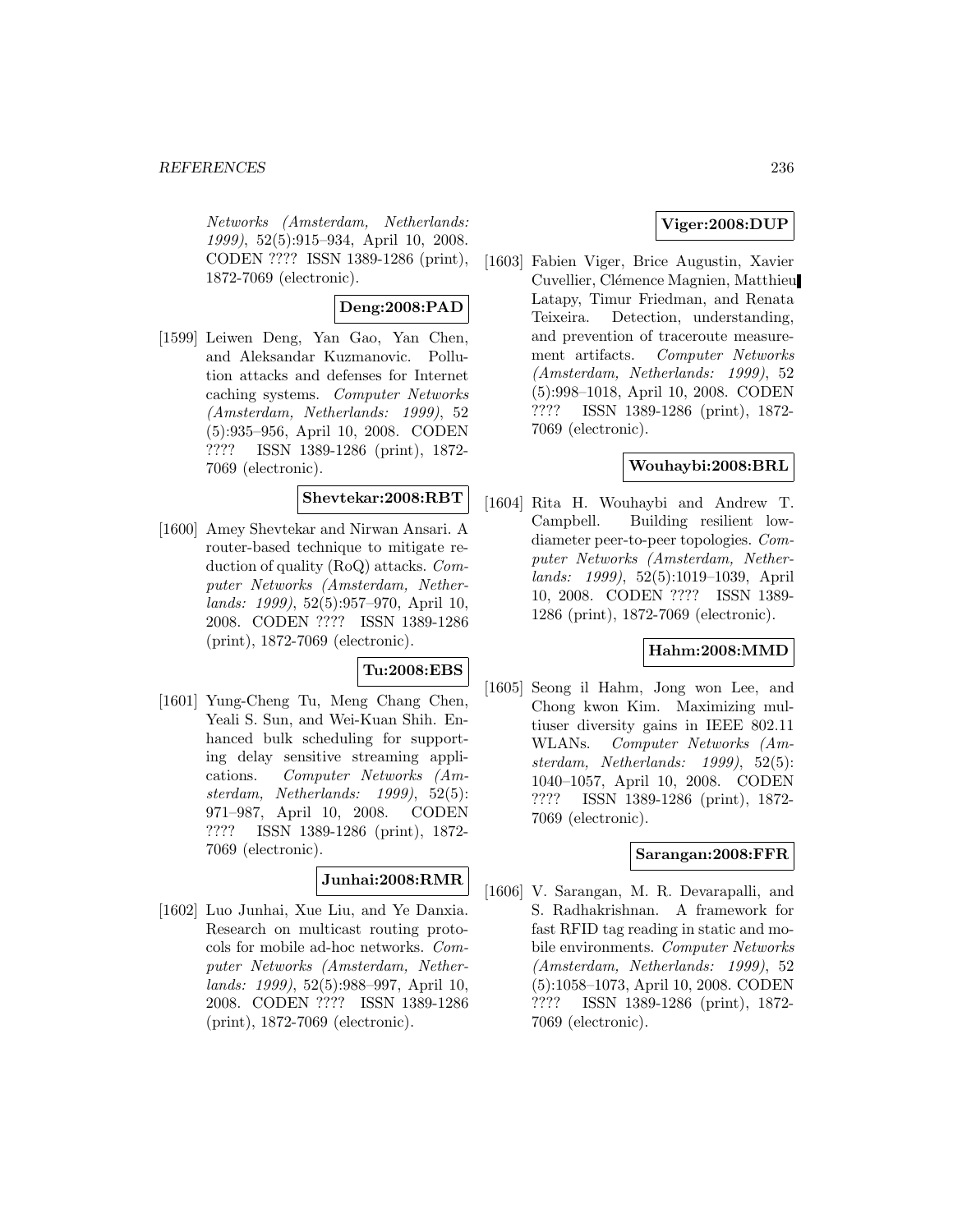*Networks (Amsterdam, Netherlands: 1999)*, 52(5):915–934, April 10, 2008. CODEN ???? ISSN 1389-1286 (print), 1872-7069 (electronic).

**Deng:2008:PAD**

[1599] Leiwen Deng, Yan Gao, Yan Chen, and Aleksandar Kuzmanovic. Pollution attacks and defenses for Internet caching systems. *Computer Networks (Amsterdam, Netherlands: 1999)*, 52 (5):935–956, April 10, 2008. CODEN ???? ISSN 1389-1286 (print), 1872-7069 (electronic).

**Shevtekar:2008:RBT**

[1600] Amey Shevtekar and Nirwan Ansari. A router-based technique to mitigate reduction of quality (RoQ) attacks. *Computer Networks (Amsterdam, Netherlands: 1999)*, 52(5):957–970, April 10, 2008. CODEN ???? ISSN 1389-1286 (print), 1872-7069 (electronic).

**Tu:2008:EBS**

[1601] Yung-Cheng Tu, Meng Chang Chen, Yeali S. Sun, and Wei-Kuan Shih. Enhanced bulk scheduling for supporting delay sensitive streaming applications. *Computer Networks (Amsterdam, Netherlands: 1999)*, 52(5): 971–987, April 10, 2008. CODEN ???? ISSN 1389-1286 (print), 1872-7069 (electronic).

**Junhai:2008:RMR**

[1602] Luo Junhai, Xue Liu, and Ye Danxia. Research on multicast routing protocols for mobile ad-hoc networks. *Computer Networks (Amsterdam, Netherlands: 1999)*, 52(5):988–997, April 10, 2008. CODEN ???? ISSN 1389-1286 (print), 1872-7069 (electronic).

**Viger:2008:DUP**

[1603] Fabien Viger, Brice Augustin, Xavier Cuvellier, Clémence Magnien, Matthieu Latapy, Timur Friedman, and Renata Teixeira. Detection, understanding, and prevention of traceroute measurement artifacts. *Computer Networks (Amsterdam, Netherlands: 1999)*, 52 (5):998–1018, April 10, 2008. CODEN ???? ISSN 1389-1286 (print), 1872-7069 (electronic).

**Wouhaybi:2008:BRL**

[1604] Rita H. Wouhaybi and Andrew T. Campbell. Building resilient low-diameter peer-to-peer topologies. *Computer Networks (Amsterdam, Netherlands: 1999)*, 52(5):1019–1039, April 10, 2008. CODEN ???? ISSN 1389-1286 (print), 1872-7069 (electronic).

**Hahm:2008:MMD**

[1605] Seong il Hahm, Jong won Lee, and Chong kwon Kim. Maximizing multiuser diversity gains in IEEE 802.11 WLANs. *Computer Networks (Amsterdam, Netherlands: 1999)*, 52(5): 1040–1057, April 10, 2008. CODEN ???? ISSN 1389-1286 (print), 1872-7069 (electronic).

**Sarangan:2008:FFR**

[1606] V. Sarangan, M. R. Devarapalli, and S. Radhakrishnan. A framework for fast RFID tag reading in static and mobile environments. *Computer Networks (Amsterdam, Netherlands: 1999)*, 52 (5):1058–1073, April 10, 2008. CODEN ???? ISSN 1389-1286 (print), 1872-7069 (electronic).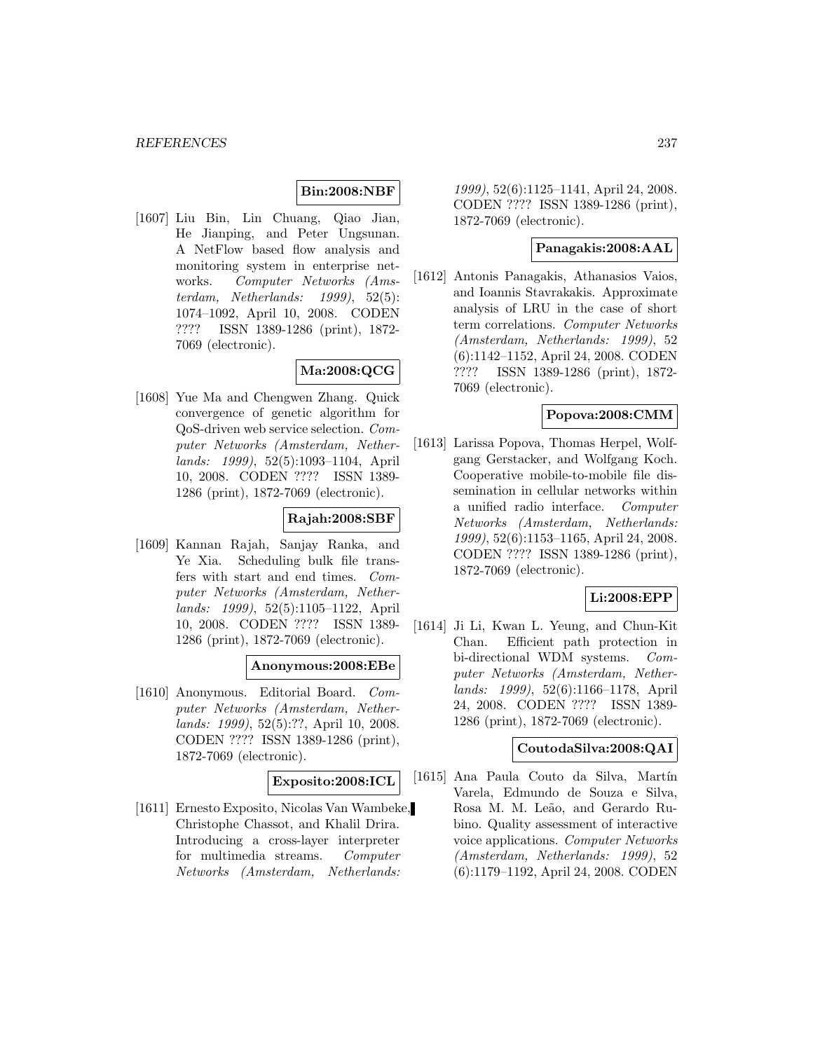**Bin:2008:NBF**

[1607] Liu Bin, Lin Chuang, Qiao Jian, He Jianping, and Peter Ungsunan. A NetFlow based flow analysis and monitoring system in enterprise networks. *Computer Networks (Amsterdam, Netherlands: 1999)*, 52(5): 1074–1092, April 10, 2008. CODEN ???? ISSN 1389-1286 (print), 1872-7069 (electronic).

**Ma:2008:QCG**

[1608] Yue Ma and Chengwen Zhang. Quick convergence of genetic algorithm for QoS-driven web service selection. *Computer Networks (Amsterdam, Netherlands: 1999)*, 52(5):1093–1104, April 10, 2008. CODEN ???? ISSN 1389-1286 (print), 1872-7069 (electronic).

**Rajah:2008:SBF**

[1609] Kannan Rajah, Sanjay Ranka, and Ye Xia. Scheduling bulk file transfers with start and end times. *Computer Networks (Amsterdam, Netherlands: 1999)*, 52(5):1105–1122, April 10, 2008. CODEN ???? ISSN 1389-1286 (print), 1872-7069 (electronic).

**Anonymous:2008:EBe**

[1610] Anonymous. Editorial Board. *Computer Networks (Amsterdam, Netherlands: 1999)*, 52(5):??, April 10, 2008. CODEN ???? ISSN 1389-1286 (print), 1872-7069 (electronic).

**Exposito:2008:ICL**

[1611] Ernesto Exposito, Nicolas Van Wambeke, Christophe Chassot, and Khalil Drira. Introducing a cross-layer interpreter for multimedia streams. *Computer Networks (Amsterdam, Netherlands: 1999)*, 52(6):1125–1141, April 24, 2008. CODEN ???? ISSN 1389-1286 (print), 1872-7069 (electronic).

**Panagakis:2008:AAL**

[1612] Antonis Panagakis, Athanasios Vaios, and Ioannis Stavrakakis. Approximate analysis of LRU in the case of short term correlations. *Computer Networks (Amsterdam, Netherlands: 1999)*, 52 (6):1142–1152, April 24, 2008. CODEN ???? ISSN 1389-1286 (print), 1872-7069 (electronic).

**Popova:2008:CMM**

[1613] Larissa Popova, Thomas Herpel, Wolfgang Gerstacker, and Wolfgang Koch. Cooperative mobile-to-mobile file dissemination in cellular networks within a unified radio interface. *Computer Networks (Amsterdam, Netherlands: 1999)*, 52(6):1153–1165, April 24, 2008. CODEN ???? ISSN 1389-1286 (print), 1872-7069 (electronic).

**Li:2008:EPP**

[1614] Ji Li, Kwan L. Yeung, and Chun-Kit Chan. Efficient path protection in bi-directional WDM systems. *Computer Networks (Amsterdam, Netherlands: 1999)*, 52(6):1166–1178, April 24, 2008. CODEN ???? ISSN 1389-1286 (print), 1872-7069 (electronic).

**CoutodaSilva:2008:QAI**

[1615] Ana Paula Couto da Silva, Martín Varela, Edmundo de Souza e Silva, Rosa M. M. Leão, and Gerardo Rubino. Quality assessment of interactive voice applications. *Computer Networks (Amsterdam, Netherlands: 1999)*, 52 (6):1179–1192, April 24, 2008. CODEN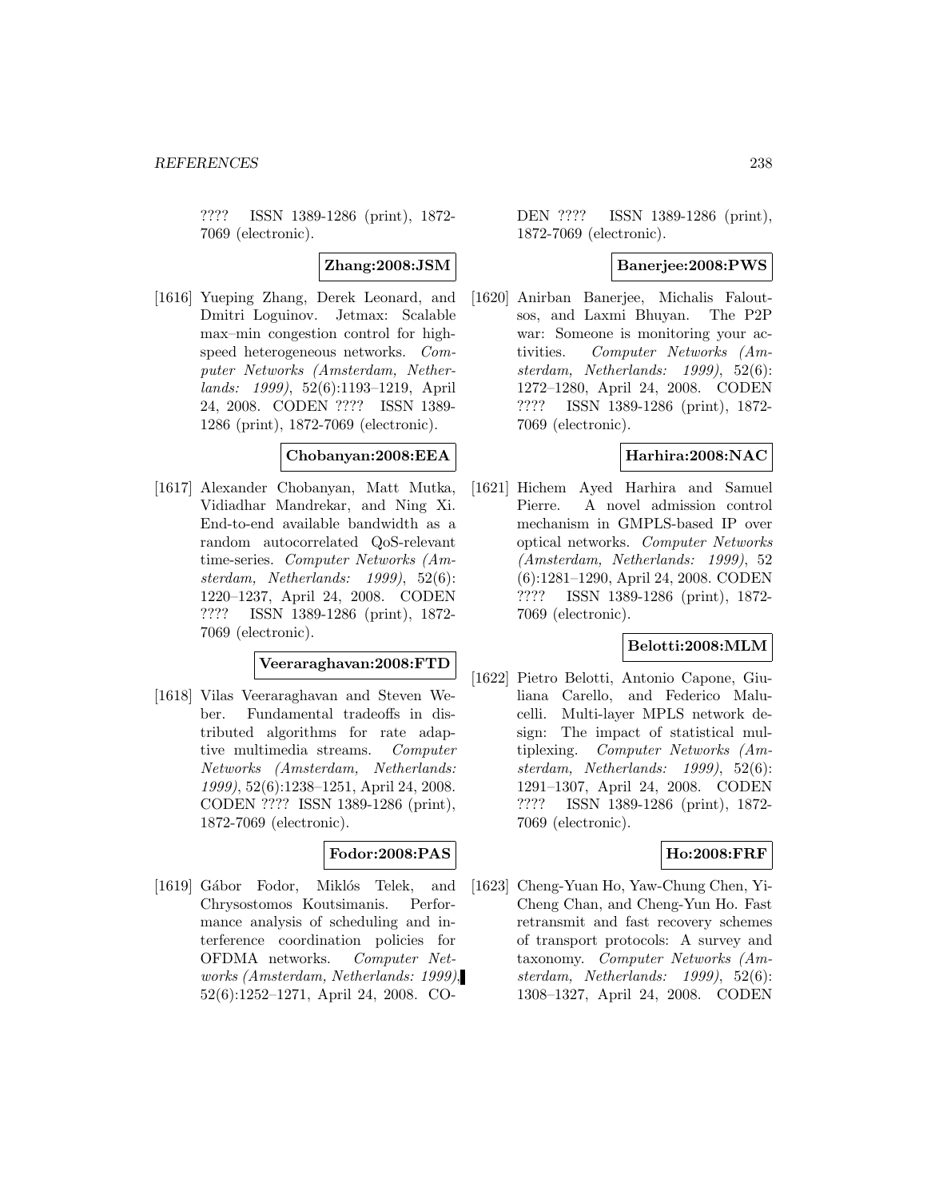???? ISSN 1389-1286 (print), 1872-7069 (electronic).

**Zhang:2008:JSM**

[1616] Yueping Zhang, Derek Leonard, and Dmitri Loguinov. Jetmax: Scalable max–min congestion control for high-speed heterogeneous networks. *Computer Networks (Amsterdam, Netherlands: 1999)*, 52(6):1193–1219, April 24, 2008. CODEN ???? ISSN 1389-1286 (print), 1872-7069 (electronic).

**Chobanyan:2008:EEA**

[1617] Alexander Chobanyan, Matt Mutka, Vidiadhar Mandrekar, and Ning Xi. End-to-end available bandwidth as a random autocorrelated QoS-relevant time-series. *Computer Networks (Amsterdam, Netherlands: 1999)*, 52(6): 1220–1237, April 24, 2008. CODEN ???? ISSN 1389-1286 (print), 1872-7069 (electronic).

**Veeraraghavan:2008:FTD**

[1618] Vilas Veeraraghavan and Steven Weber. Fundamental tradeoffs in distributed algorithms for rate adaptive multimedia streams. *Computer Networks (Amsterdam, Netherlands: 1999)*, 52(6):1238–1251, April 24, 2008. CODEN ???? ISSN 1389-1286 (print), 1872-7069 (electronic).

**Fodor:2008:PAS**

[1619] Gábor Fodor, Miklós Telek, and Chrysostomos Koutsimanis. Performance analysis of scheduling and interference coordination policies for OFDMA networks. *Computer Networks (Amsterdam, Netherlands: 1999)*, 52(6):1252–1271, April 24, 2008. CODEN ???? ISSN 1389-1286 (print), 1872-7069 (electronic).

**Banerjee:2008:PWS**

[1620] Anirban Banerjee, Michalis Faloutsos, and Laxmi Bhuyan. The P2P war: Someone is monitoring your activities. *Computer Networks (Amsterdam, Netherlands: 1999)*, 52(6): 1272–1280, April 24, 2008. CODEN ???? ISSN 1389-1286 (print), 1872-7069 (electronic).

**Harhira:2008:NAC**

[1621] Hichem Ayed Harhira and Samuel Pierre. A novel admission control mechanism in GMPLS-based IP over optical networks. *Computer Networks (Amsterdam, Netherlands: 1999)*, 52 (6):1281–1290, April 24, 2008. CODEN ???? ISSN 1389-1286 (print), 1872-7069 (electronic).

**Belotti:2008:MLM**

[1622] Pietro Belotti, Antonio Capone, Giuliana Carello, and Federico Malucelli. Multi-layer MPLS network design: The impact of statistical multiplexing. *Computer Networks (Amsterdam, Netherlands: 1999)*, 52(6): 1291–1307, April 24, 2008. CODEN ???? ISSN 1389-1286 (print), 1872-7069 (electronic).

**Ho:2008:FRF**

[1623] Cheng-Yuan Ho, Yaw-Chung Chen, Yi-Cheng Chan, and Cheng-Yun Ho. Fast retransmit and fast recovery schemes of transport protocols: A survey and taxonomy. *Computer Networks (Amsterdam, Netherlands: 1999)*, 52(6): 1308–1327, April 24, 2008. CODEN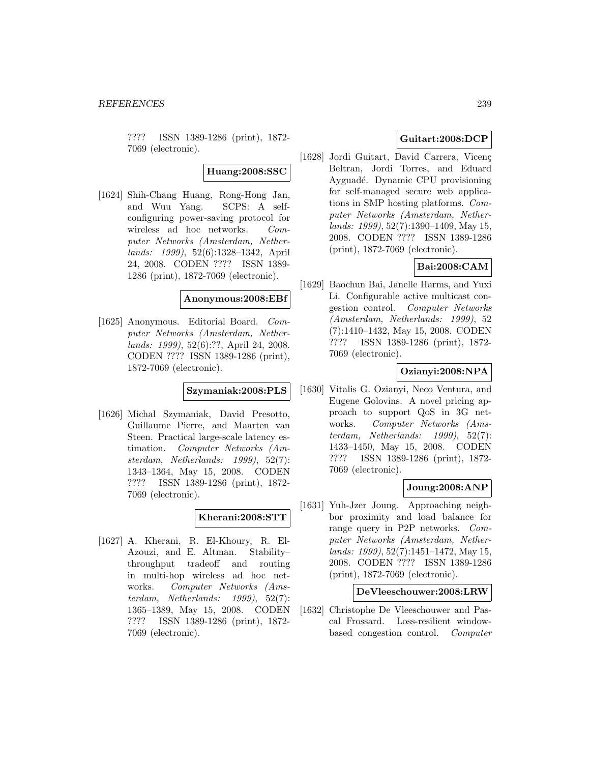???? ISSN 1389-1286 (print), 1872-7069 (electronic).

**Huang:2008:SSC**

[1624] Shih-Chang Huang, Rong-Hong Jan, and Wuu Yang. SCPS: A self-configuring power-saving protocol for wireless ad hoc networks. *Computer Networks (Amsterdam, Netherlands: 1999)*, 52(6):1328–1342, April 24, 2008. CODEN ???? ISSN 1389-1286 (print), 1872-7069 (electronic).

**Anonymous:2008:EBf**

[1625] Anonymous. Editorial Board. *Computer Networks (Amsterdam, Netherlands: 1999)*, 52(6):??, April 24, 2008. CODEN ???? ISSN 1389-1286 (print), 1872-7069 (electronic).

**Szymaniak:2008:PLS**

[1626] Michal Szymaniak, David Presotto, Guillaume Pierre, and Maarten van Steen. Practical large-scale latency estimation. *Computer Networks (Amsterdam, Netherlands: 1999)*, 52(7): 1343–1364, May 15, 2008. CODEN ???? ISSN 1389-1286 (print), 1872-7069 (electronic).

**Kherani:2008:STT**

[1627] A. Kherani, R. El-Khoury, R. El-Azouzi, and E. Altman. Stability–throughput tradeoff and routing in multi-hop wireless ad hoc networks. *Computer Networks (Amsterdam, Netherlands: 1999)*, 52(7): 1365–1389, May 15, 2008. CODEN ???? ISSN 1389-1286 (print), 1872-7069 (electronic).

**Guitart:2008:DCP**

[1628] Jordi Guitart, David Carrera, Vicenç Beltran, Jordi Torres, and Eduard Ayguadé. Dynamic CPU provisioning for self-managed secure web applications in SMP hosting platforms. *Computer Networks (Amsterdam, Netherlands: 1999)*, 52(7):1390–1409, May 15, 2008. CODEN ???? ISSN 1389-1286 (print), 1872-7069 (electronic).

**Bai:2008:CAM**

[1629] Baochun Bai, Janelle Harms, and Yuxi Li. Configurable active multicast congestion control. *Computer Networks (Amsterdam, Netherlands: 1999)*, 52 (7):1410–1432, May 15, 2008. CODEN ???? ISSN 1389-1286 (print), 1872-7069 (electronic).

**Ozianyi:2008:NPA**

[1630] Vitalis G. Ozianyi, Neco Ventura, and Eugene Golovins. A novel pricing approach to support QoS in 3G networks. *Computer Networks (Amsterdam, Netherlands: 1999)*, 52(7): 1433–1450, May 15, 2008. CODEN ???? ISSN 1389-1286 (print), 1872-7069 (electronic).

**Joung:2008:ANP**

[1631] Yuh-Jzer Joung. Approaching neighbor proximity and load balance for range query in P2P networks. *Computer Networks (Amsterdam, Netherlands: 1999)*, 52(7):1451–1472, May 15, 2008. CODEN ???? ISSN 1389-1286 (print), 1872-7069 (electronic).

**DeVleeschouwer:2008:LRW**

[1632] Christophe De Vleeschouwer and Pascal Frossard. Loss-resilient window-based congestion control. *Computer*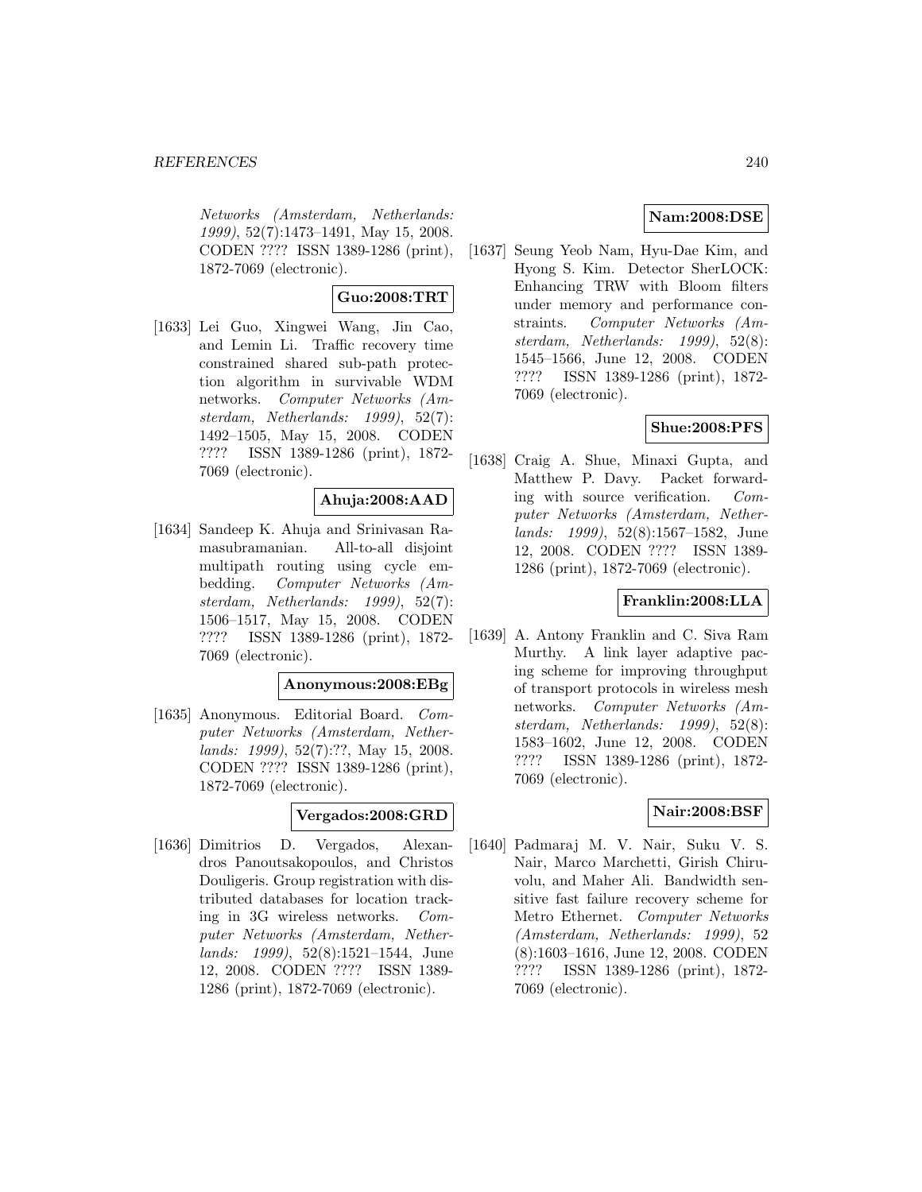Networks (Amsterdam, Netherlands: 1999)*, 52(7):1473–1491, May 15, 2008. CODEN ???? ISSN 1389-1286 (print), 1872-7069 (electronic).

**Guo:2008:TRT**

[1633] Lei Guo, Xingwei Wang, Jin Cao, and Lemin Li. Traffic recovery time constrained shared sub-path protection algorithm in survivable WDM networks. *Computer Networks (Amsterdam, Netherlands: 1999)*, 52(7): 1492–1505, May 15, 2008. CODEN ???? ISSN 1389-1286 (print), 1872-7069 (electronic).

**Ahuja:2008:AAD**

[1634] Sandeep K. Ahuja and Srinivasan Ramasubramanian. All-to-all disjoint multipath routing using cycle embedding. *Computer Networks (Amsterdam, Netherlands: 1999)*, 52(7): 1506–1517, May 15, 2008. CODEN ???? ISSN 1389-1286 (print), 1872-7069 (electronic).

**Anonymous:2008:EBg**

[1635] Anonymous. Editorial Board. *Computer Networks (Amsterdam, Netherlands: 1999)*, 52(7):??, May 15, 2008. CODEN ???? ISSN 1389-1286 (print), 1872-7069 (electronic).

**Vergados:2008:GRD**

[1636] Dimitrios D. Vergados, Alexandros Panoutsakopoulos, and Christos Douligeris. Group registration with distributed databases for location tracking in 3G wireless networks. *Computer Networks (Amsterdam, Netherlands: 1999)*, 52(8):1521–1544, June 12, 2008. CODEN ???? ISSN 1389-1286 (print), 1872-7069 (electronic).

**Nam:2008:DSE**

[1637] Seung Yeob Nam, Hyu-Dae Kim, and Hyong S. Kim. Detector SherLOCK: Enhancing TRW with Bloom filters under memory and performance constraints. *Computer Networks (Amsterdam, Netherlands: 1999)*, 52(8): 1545–1566, June 12, 2008. CODEN ???? ISSN 1389-1286 (print), 1872-7069 (electronic).

**Shue:2008:PFS**

[1638] Craig A. Shue, Minaxi Gupta, and Matthew P. Davy. Packet forwarding with source verification. *Computer Networks (Amsterdam, Netherlands: 1999)*, 52(8):1567–1582, June 12, 2008. CODEN ???? ISSN 1389-1286 (print), 1872-7069 (electronic).

**Franklin:2008:LLA**

[1639] A. Antony Franklin and C. Siva Ram Murthy. A link layer adaptive pacing scheme for improving throughput of transport protocols in wireless mesh networks. *Computer Networks (Amsterdam, Netherlands: 1999)*, 52(8): 1583–1602, June 12, 2008. CODEN ???? ISSN 1389-1286 (print), 1872-7069 (electronic).

**Nair:2008:BSF**

[1640] Padmaraj M. V. Nair, Suku V. S. Nair, Marco Marchetti, Girish Chiruvolu, and Maher Ali. Bandwidth sensitive fast failure recovery scheme for Metro Ethernet. *Computer Networks (Amsterdam, Netherlands: 1999)*, 52 (8):1603–1616, June 12, 2008. CODEN ???? ISSN 1389-1286 (print), 1872-7069 (electronic).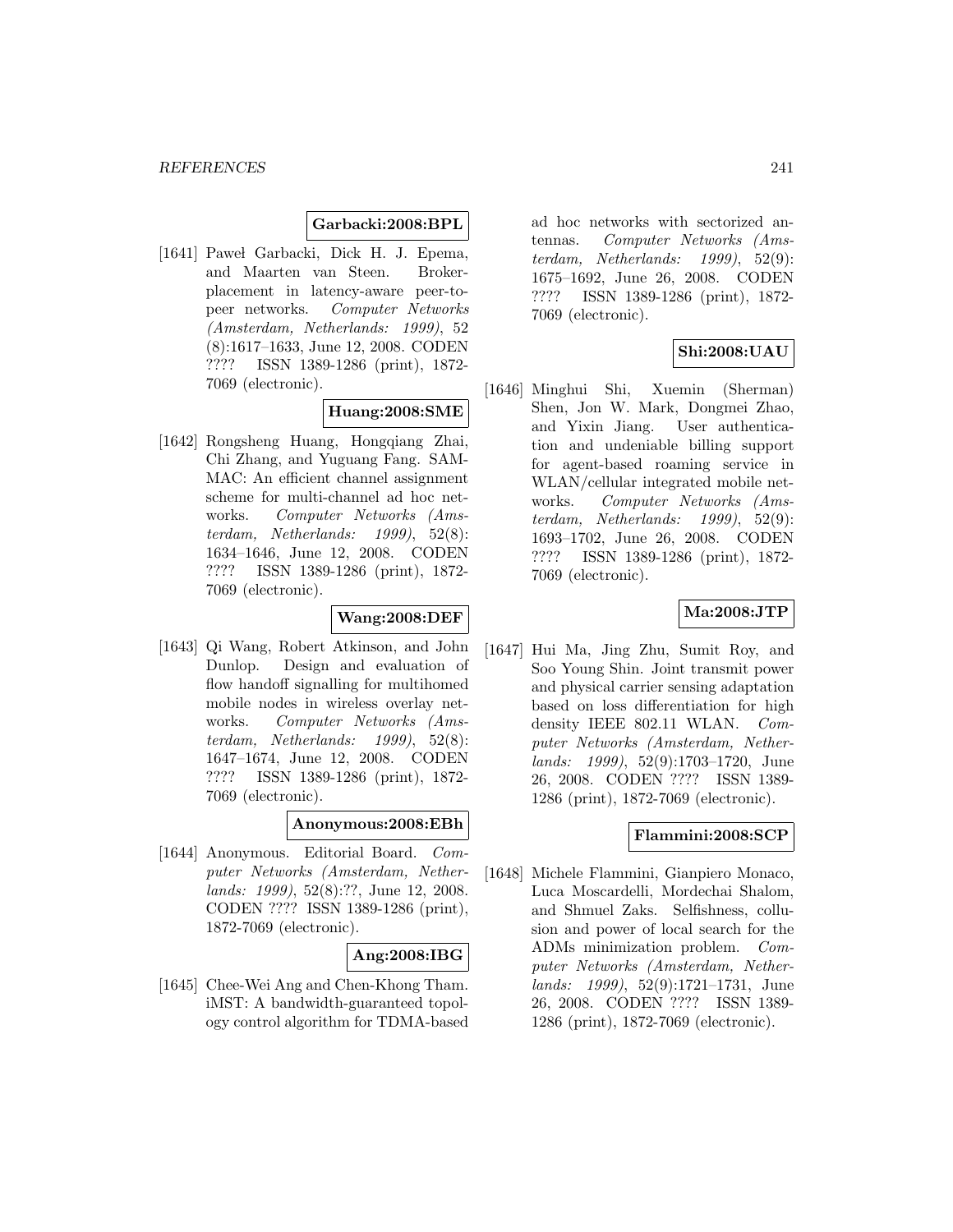**Garbacki:2008:BPL**

[1641] Paweł Garbacki, Dick H. J. Epema, and Maarten van Steen. Broker-placement in latency-aware peer-to-peer networks. *Computer Networks (Amsterdam, Netherlands: 1999)*, 52 (8):1617–1633, June 12, 2008. CODEN ???? ISSN 1389-1286 (print), 1872-7069 (electronic).

**Huang:2008:SME**

[1642] Rongsheng Huang, Hongqiang Zhai, Chi Zhang, and Yuguang Fang. SAM-MAC: An efficient channel assignment scheme for multi-channel ad hoc networks. *Computer Networks (Amsterdam, Netherlands: 1999)*, 52(8): 1634–1646, June 12, 2008. CODEN ???? ISSN 1389-1286 (print), 1872-7069 (electronic).

**Wang:2008:DEF**

[1643] Qi Wang, Robert Atkinson, and John Dunlop. Design and evaluation of flow handoff signalling for multihomed mobile nodes in wireless overlay networks. *Computer Networks (Amsterdam, Netherlands: 1999)*, 52(8): 1647–1674, June 12, 2008. CODEN ???? ISSN 1389-1286 (print), 1872-7069 (electronic).

**Anonymous:2008:EBh**

[1644] Anonymous. Editorial Board. *Computer Networks (Amsterdam, Netherlands: 1999)*, 52(8):??, June 12, 2008. CODEN ???? ISSN 1389-1286 (print), 1872-7069 (electronic).

**Ang:2008:IBG**

[1645] Chee-Wei Ang and Chen-Khong Tham. iMST: A bandwidth-guaranteed topology control algorithm for TDMA-based ad hoc networks with sectorized antennas. *Computer Networks (Amsterdam, Netherlands: 1999)*, 52(9): 1675–1692, June 26, 2008. CODEN ???? ISSN 1389-1286 (print), 1872-7069 (electronic).

**Shi:2008:UAU**

[1646] Minghui Shi, Xuemin (Sherman) Shen, Jon W. Mark, Dongmei Zhao, and Yixin Jiang. User authentication and undeniable billing support for agent-based roaming service in WLAN/cellular integrated mobile networks. *Computer Networks (Amsterdam, Netherlands: 1999)*, 52(9): 1693–1702, June 26, 2008. CODEN ???? ISSN 1389-1286 (print), 1872-7069 (electronic).

**Ma:2008:JTP**

[1647] Hui Ma, Jing Zhu, Sumit Roy, and Soo Young Shin. Joint transmit power and physical carrier sensing adaptation based on loss differentiation for high density IEEE 802.11 WLAN. *Computer Networks (Amsterdam, Netherlands: 1999)*, 52(9):1703–1720, June 26, 2008. CODEN ???? ISSN 1389-1286 (print), 1872-7069 (electronic).

**Flammini:2008:SCP**

[1648] Michele Flammini, Gianpiero Monaco, Luca Moscardelli, Mordechai Shalom, and Shmuel Zaks. Selfishness, collusion and power of local search for the ADMs minimization problem. *Computer Networks (Amsterdam, Netherlands: 1999)*, 52(9):1721–1731, June 26, 2008. CODEN ???? ISSN 1389-1286 (print), 1872-7069 (electronic).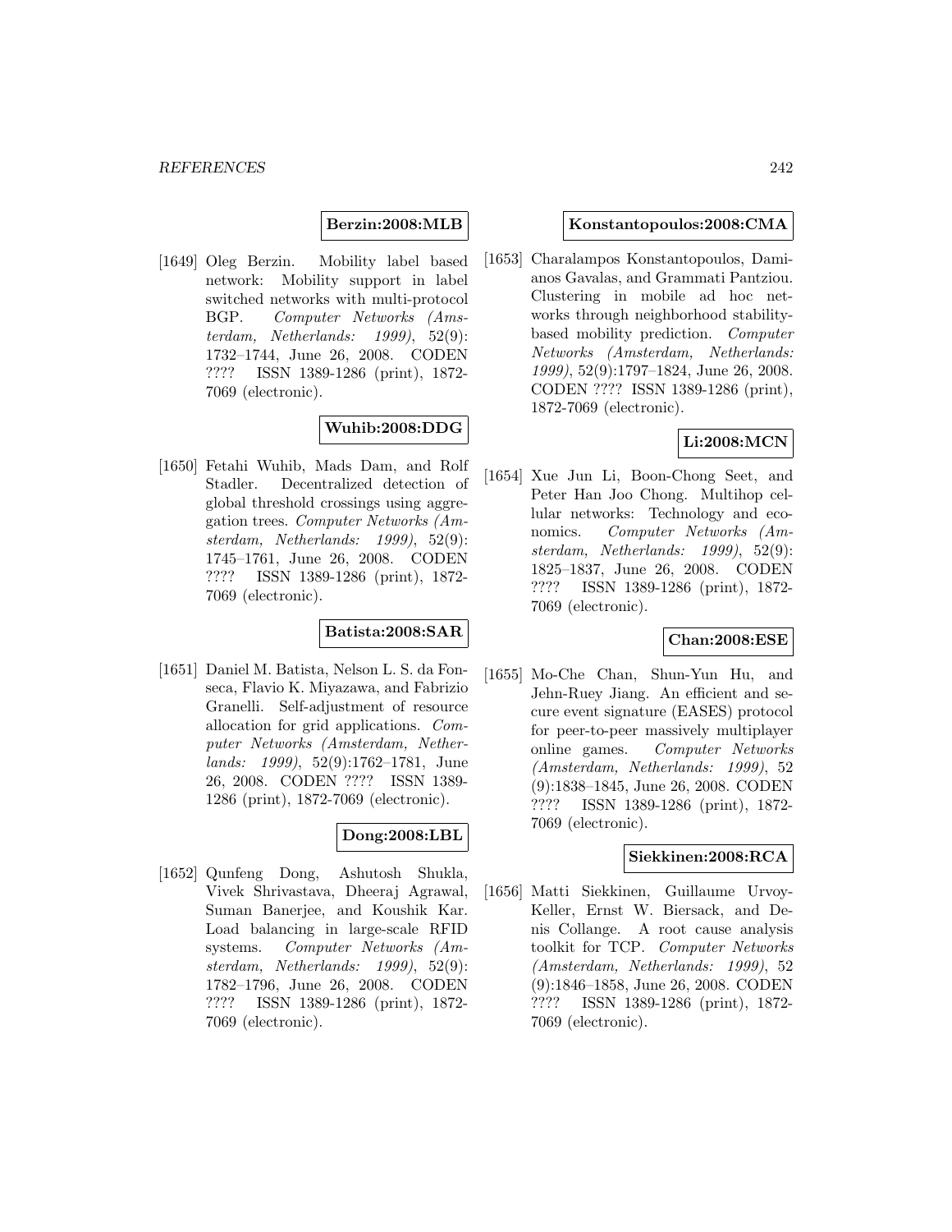**Berzin:2008:MLB**

[1649] Oleg Berzin. Mobility label based network: Mobility support in label switched networks with multi-protocol BGP. *Computer Networks (Amsterdam, Netherlands: 1999)*, 52(9): 1732–1744, June 26, 2008. CODEN ???? ISSN 1389-1286 (print), 1872-7069 (electronic).

**Wuhib:2008:DDG**

[1650] Fetahi Wuhib, Mads Dam, and Rolf Stadler. Decentralized detection of global threshold crossings using aggregation trees. *Computer Networks (Amsterdam, Netherlands: 1999)*, 52(9): 1745–1761, June 26, 2008. CODEN ???? ISSN 1389-1286 (print), 1872-7069 (electronic).

**Batista:2008:SAR**

[1651] Daniel M. Batista, Nelson L. S. da Fonseca, Flavio K. Miyazawa, and Fabrizio Granelli. Self-adjustment of resource allocation for grid applications. *Computer Networks (Amsterdam, Netherlands: 1999)*, 52(9):1762–1781, June 26, 2008. CODEN ???? ISSN 1389-1286 (print), 1872-7069 (electronic).

**Dong:2008:LBL**

[1652] Qunfeng Dong, Ashutosh Shukla, Vivek Shrivastava, Dheeraj Agrawal, Suman Banerjee, and Koushik Kar. Load balancing in large-scale RFID systems. *Computer Networks (Amsterdam, Netherlands: 1999)*, 52(9): 1782–1796, June 26, 2008. CODEN ???? ISSN 1389-1286 (print), 1872-7069 (electronic).

**Konstantopoulos:2008:CMA**

[1653] Charalampos Konstantopoulos, Damianos Gavalas, and Grammati Pantziou. Clustering in mobile ad hoc networks through neighborhood stability-based mobility prediction. *Computer Networks (Amsterdam, Netherlands: 1999)*, 52(9):1797–1824, June 26, 2008. CODEN ???? ISSN 1389-1286 (print), 1872-7069 (electronic).

**Li:2008:MCN**

[1654] Xue Jun Li, Boon-Chong Seet, and Peter Han Joo Chong. Multihop cellular networks: Technology and economics. *Computer Networks (Amsterdam, Netherlands: 1999)*, 52(9): 1825–1837, June 26, 2008. CODEN ???? ISSN 1389-1286 (print), 1872-7069 (electronic).

**Chan:2008:ESE**

[1655] Mo-Che Chan, Shun-Yun Hu, and Jehn-Ruey Jiang. An efficient and secure event signature (EASES) protocol for peer-to-peer massively multiplayer online games. *Computer Networks (Amsterdam, Netherlands: 1999)*, 52 (9):1838–1845, June 26, 2008. CODEN ???? ISSN 1389-1286 (print), 1872-7069 (electronic).

**Siekkinen:2008:RCA**

[1656] Matti Siekkinen, Guillaume Urvoy-Keller, Ernst W. Biersack, and Denis Collange. A root cause analysis toolkit for TCP. *Computer Networks (Amsterdam, Netherlands: 1999)*, 52 (9):1846–1858, June 26, 2008. CODEN ???? ISSN 1389-1286 (print), 1872-7069 (electronic).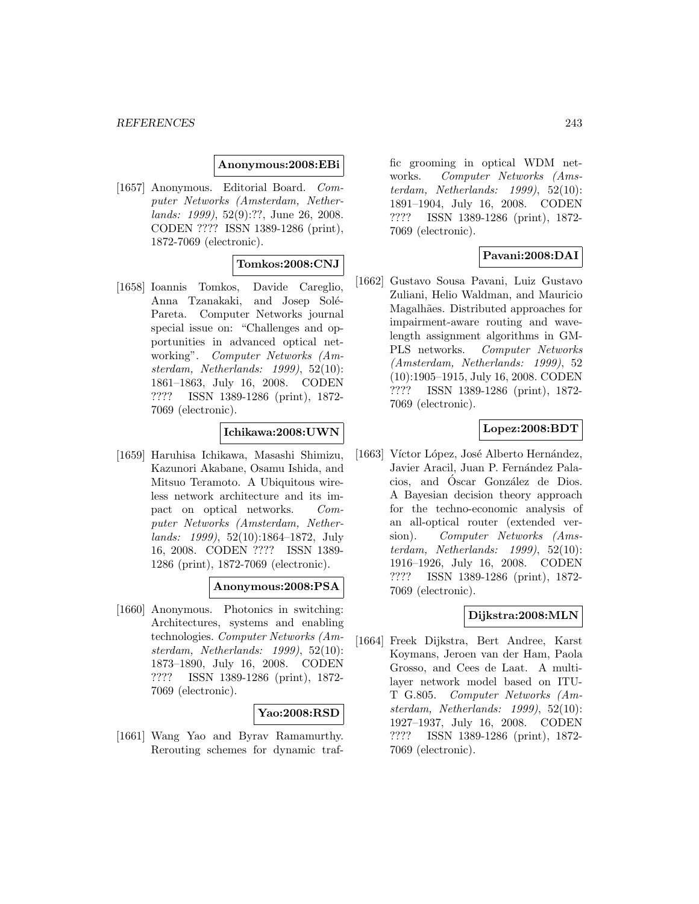**Anonymous:2008:EBi**

[1657] Anonymous. Editorial Board. *Computer Networks (Amsterdam, Netherlands: 1999)*, 52(9):??, June 26, 2008. CODEN ???? ISSN 1389-1286 (print), 1872-7069 (electronic).

**Tomkos:2008:CNJ**

[1658] Ioannis Tomkos, Davide Careglio, Anna Tzanakaki, and Josep Solé-Pareta. Computer Networks journal special issue on: "Challenges and opportunities in advanced optical networking". *Computer Networks (Amsterdam, Netherlands: 1999)*, 52(10): 1861–1863, July 16, 2008. CODEN ???? ISSN 1389-1286 (print), 1872-7069 (electronic).

**Ichikawa:2008:UWN**

[1659] Haruhisa Ichikawa, Masashi Shimizu, Kazunori Akabane, Osamu Ishida, and Mitsuo Teramoto. A Ubiquitous wireless network architecture and its impact on optical networks. *Computer Networks (Amsterdam, Netherlands: 1999)*, 52(10):1864–1872, July 16, 2008. CODEN ???? ISSN 1389-1286 (print), 1872-7069 (electronic).

**Anonymous:2008:PSA**

[1660] Anonymous. Photonics in switching: Architectures, systems and enabling technologies. *Computer Networks (Amsterdam, Netherlands: 1999)*, 52(10): 1873–1890, July 16, 2008. CODEN ???? ISSN 1389-1286 (print), 1872-7069 (electronic).

**Yao:2008:RSD**

[1661] Wang Yao and Byrav Ramamurthy. Rerouting schemes for dynamic traffic grooming in optical WDM networks. *Computer Networks (Amsterdam, Netherlands: 1999)*, 52(10): 1891–1904, July 16, 2008. CODEN ???? ISSN 1389-1286 (print), 1872-7069 (electronic).

**Pavani:2008:DAI**

[1662] Gustavo Sousa Pavani, Luiz Gustavo Zuliani, Helio Waldman, and Mauricio Magalhães. Distributed approaches for impairment-aware routing and wavelength assignment algorithms in GMPLS networks. *Computer Networks (Amsterdam, Netherlands: 1999)*, 52 (10):1905–1915, July 16, 2008. CODEN ???? ISSN 1389-1286 (print), 1872-7069 (electronic).

**Lopez:2008:BDT**

[1663] Víctor López, José Alberto Hernández, Javier Aracil, Juan P. Fernández Palacios, and Óscar González de Dios. A Bayesian decision theory approach for the techno-economic analysis of an all-optical router (extended version). *Computer Networks (Amsterdam, Netherlands: 1999)*, 52(10): 1916–1926, July 16, 2008. CODEN ???? ISSN 1389-1286 (print), 1872-7069 (electronic).

**Dijkstra:2008:MLN**

[1664] Freek Dijkstra, Bert Andree, Karst Koymans, Jeroen van der Ham, Paola Grosso, and Cees de Laat. A multi-layer network model based on ITU-T G.805. *Computer Networks (Amsterdam, Netherlands: 1999)*, 52(10): 1927–1937, July 16, 2008. CODEN ???? ISSN 1389-1286 (print), 1872-7069 (electronic).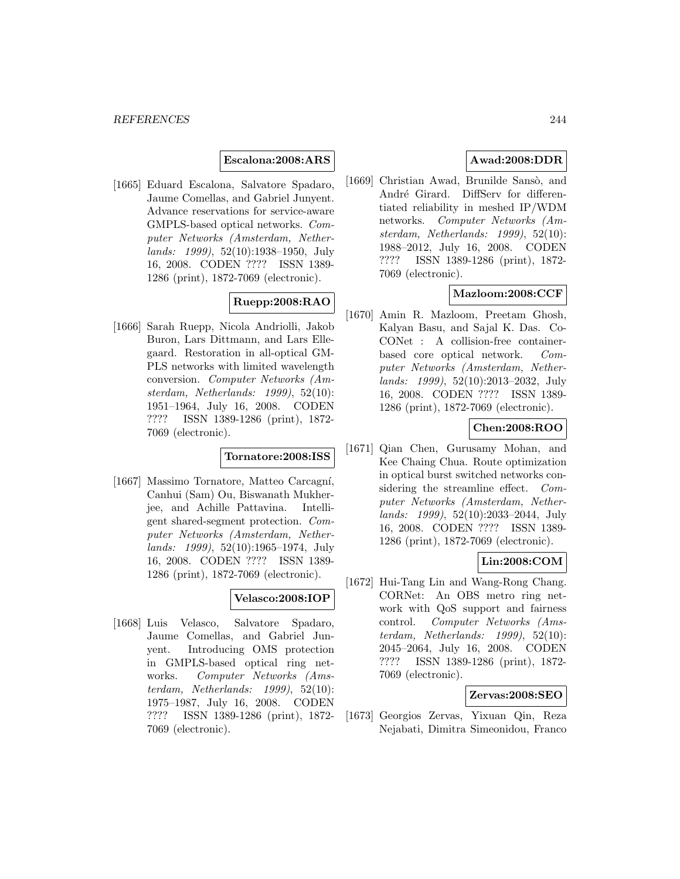**Escalona:2008:ARS**

[1665] Eduard Escalona, Salvatore Spadaro, Jaume Comellas, and Gabriel Junyent. Advance reservations for service-aware GMPLS-based optical networks. *Computer Networks (Amsterdam, Netherlands: 1999)*, 52(10):1938–1950, July 16, 2008. CODEN ???? ISSN 1389-1286 (print), 1872-7069 (electronic).

**Ruepp:2008:RAO**

[1666] Sarah Ruepp, Nicola Andriolli, Jakob Buron, Lars Dittmann, and Lars Ellegaard. Restoration in all-optical GMPLS networks with limited wavelength conversion. *Computer Networks (Amsterdam, Netherlands: 1999)*, 52(10): 1951–1964, July 16, 2008. CODEN ???? ISSN 1389-1286 (print), 1872-7069 (electronic).

**Tornatore:2008:ISS**

[1667] Massimo Tornatore, Matteo Carcagní, Canhui (Sam) Ou, Biswanath Mukherjee, and Achille Pattavina. Intelligent shared-segment protection. *Computer Networks (Amsterdam, Netherlands: 1999)*, 52(10):1965–1974, July 16, 2008. CODEN ???? ISSN 1389-1286 (print), 1872-7069 (electronic).

**Velasco:2008:IOP**

[1668] Luis Velasco, Salvatore Spadaro, Jaume Comellas, and Gabriel Junyent. Introducing OMS protection in GMPLS-based optical ring networks. *Computer Networks (Amsterdam, Netherlands: 1999)*, 52(10): 1975–1987, July 16, 2008. CODEN ???? ISSN 1389-1286 (print), 1872-7069 (electronic).

**Awad:2008:DDR**

[1669] Christian Awad, Brunilde Sansò, and André Girard. DiffServ for differentiated reliability in meshed IP/WDM networks. *Computer Networks (Amsterdam, Netherlands: 1999)*, 52(10): 1988–2012, July 16, 2008. CODEN ???? ISSN 1389-1286 (print), 1872-7069 (electronic).

**Mazloom:2008:CCF**

[1670] Amin R. Mazloom, Preetam Ghosh, Kalyan Basu, and Sajal K. Das. CoCONet : A collision-free container-based core optical network. *Computer Networks (Amsterdam, Netherlands: 1999)*, 52(10):2013–2032, July 16, 2008. CODEN ???? ISSN 1389-1286 (print), 1872-7069 (electronic).

**Chen:2008:ROO**

[1671] Qian Chen, Gurusamy Mohan, and Kee Chaing Chua. Route optimization in optical burst switched networks considering the streamline effect. *Computer Networks (Amsterdam, Netherlands: 1999)*, 52(10):2033–2044, July 16, 2008. CODEN ???? ISSN 1389-1286 (print), 1872-7069 (electronic).

**Lin:2008:COM**

[1672] Hui-Tang Lin and Wang-Rong Chang. CORNet: An OBS metro ring network with QoS support and fairness control. *Computer Networks (Amsterdam, Netherlands: 1999)*, 52(10): 2045–2064, July 16, 2008. CODEN ???? ISSN 1389-1286 (print), 1872-7069 (electronic).

**Zervas:2008:SEO**

[1673] Georgios Zervas, Yixuan Qin, Reza Nejabati, Dimitra Simeonidou, Franco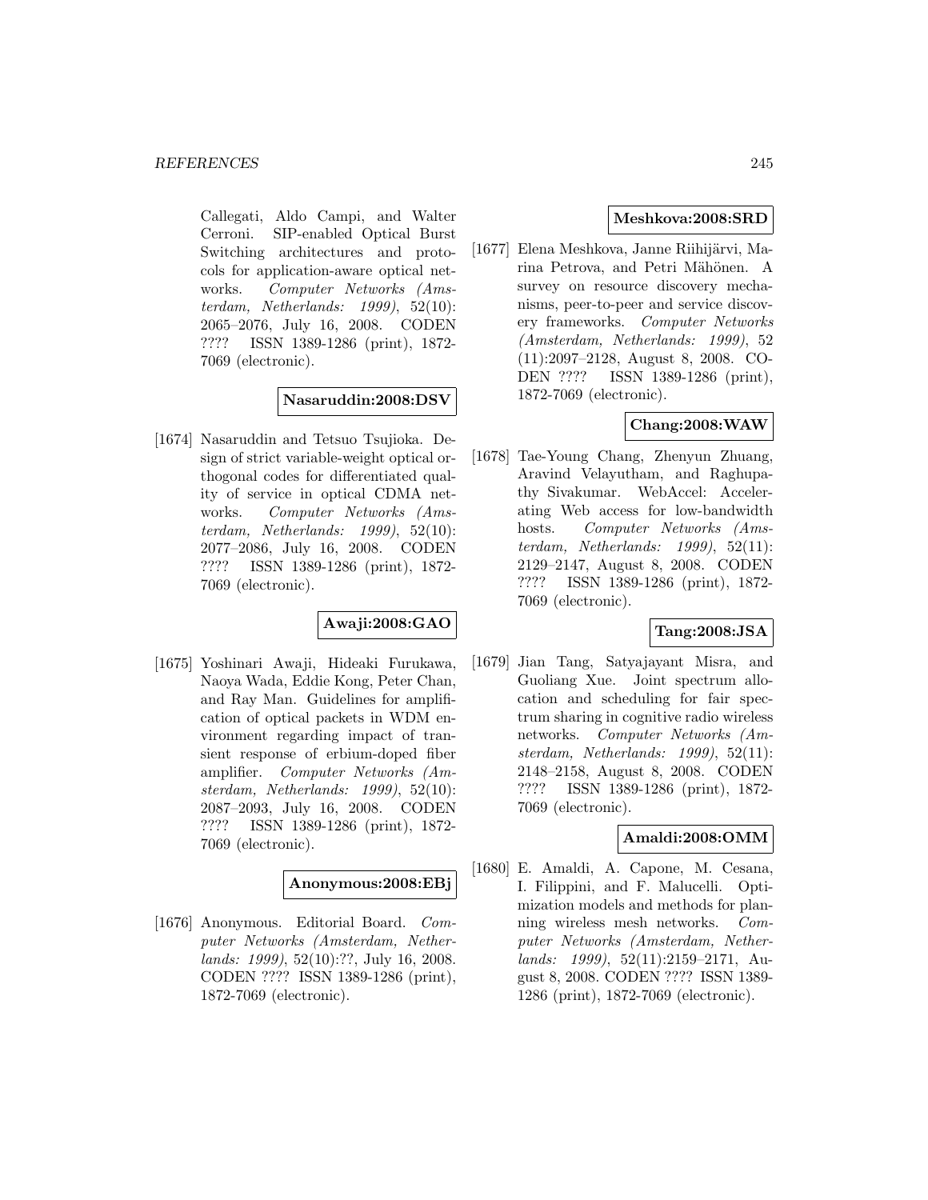Callegati, Aldo Campi, and Walter Cerroni. SIP-enabled Optical Burst Switching architectures and protocols for application-aware optical networks. *Computer Networks (Amsterdam, Netherlands: 1999)*, 52(10): 2065–2076, July 16, 2008. CODEN ???? ISSN 1389-1286 (print), 1872-7069 (electronic).

**Nasaruddin:2008:DSV**

[1674] Nasaruddin and Tetsuo Tsujioka. Design of strict variable-weight optical orthogonal codes for differentiated quality of service in optical CDMA networks. *Computer Networks (Amsterdam, Netherlands: 1999)*, 52(10): 2077–2086, July 16, 2008. CODEN ???? ISSN 1389-1286 (print), 1872-7069 (electronic).

**Awaji:2008:GAO**

[1675] Yoshinari Awaji, Hideaki Furukawa, Naoya Wada, Eddie Kong, Peter Chan, and Ray Man. Guidelines for amplification of optical packets in WDM environment regarding impact of transient response of erbium-doped fiber amplifier. *Computer Networks (Amsterdam, Netherlands: 1999)*, 52(10): 2087–2093, July 16, 2008. CODEN ???? ISSN 1389-1286 (print), 1872-7069 (electronic).

**Anonymous:2008:EBj**

[1676] Anonymous. Editorial Board. *Computer Networks (Amsterdam, Netherlands: 1999)*, 52(10):??, July 16, 2008. CODEN ???? ISSN 1389-1286 (print), 1872-7069 (electronic).

**Meshkova:2008:SRD**

[1677] Elena Meshkova, Janne Riihijärvi, Marina Petrova, and Petri Mähönen. A survey on resource discovery mechanisms, peer-to-peer and service discovery frameworks. *Computer Networks (Amsterdam, Netherlands: 1999)*, 52 (11):2097–2128, August 8, 2008. CODEN ???? ISSN 1389-1286 (print), 1872-7069 (electronic).

**Chang:2008:WAW**

[1678] Tae-Young Chang, Zhenyun Zhuang, Aravind Velayutham, and Raghupathy Sivakumar. WebAccel: Accelerating Web access for low-bandwidth hosts. *Computer Networks (Amsterdam, Netherlands: 1999)*, 52(11): 2129–2147, August 8, 2008. CODEN ???? ISSN 1389-1286 (print), 1872-7069 (electronic).

**Tang:2008:JSA**

[1679] Jian Tang, Satyajayant Misra, and Guoliang Xue. Joint spectrum allocation and scheduling for fair spectrum sharing in cognitive radio wireless networks. *Computer Networks (Amsterdam, Netherlands: 1999)*, 52(11): 2148–2158, August 8, 2008. CODEN ???? ISSN 1389-1286 (print), 1872-7069 (electronic).

**Amaldi:2008:OMM**

[1680] E. Amaldi, A. Capone, M. Cesana, I. Filippini, and F. Malucelli. Optimization models and methods for planning wireless mesh networks. *Computer Networks (Amsterdam, Netherlands: 1999)*, 52(11):2159–2171, August 8, 2008. CODEN ???? ISSN 1389-1286 (print), 1872-7069 (electronic).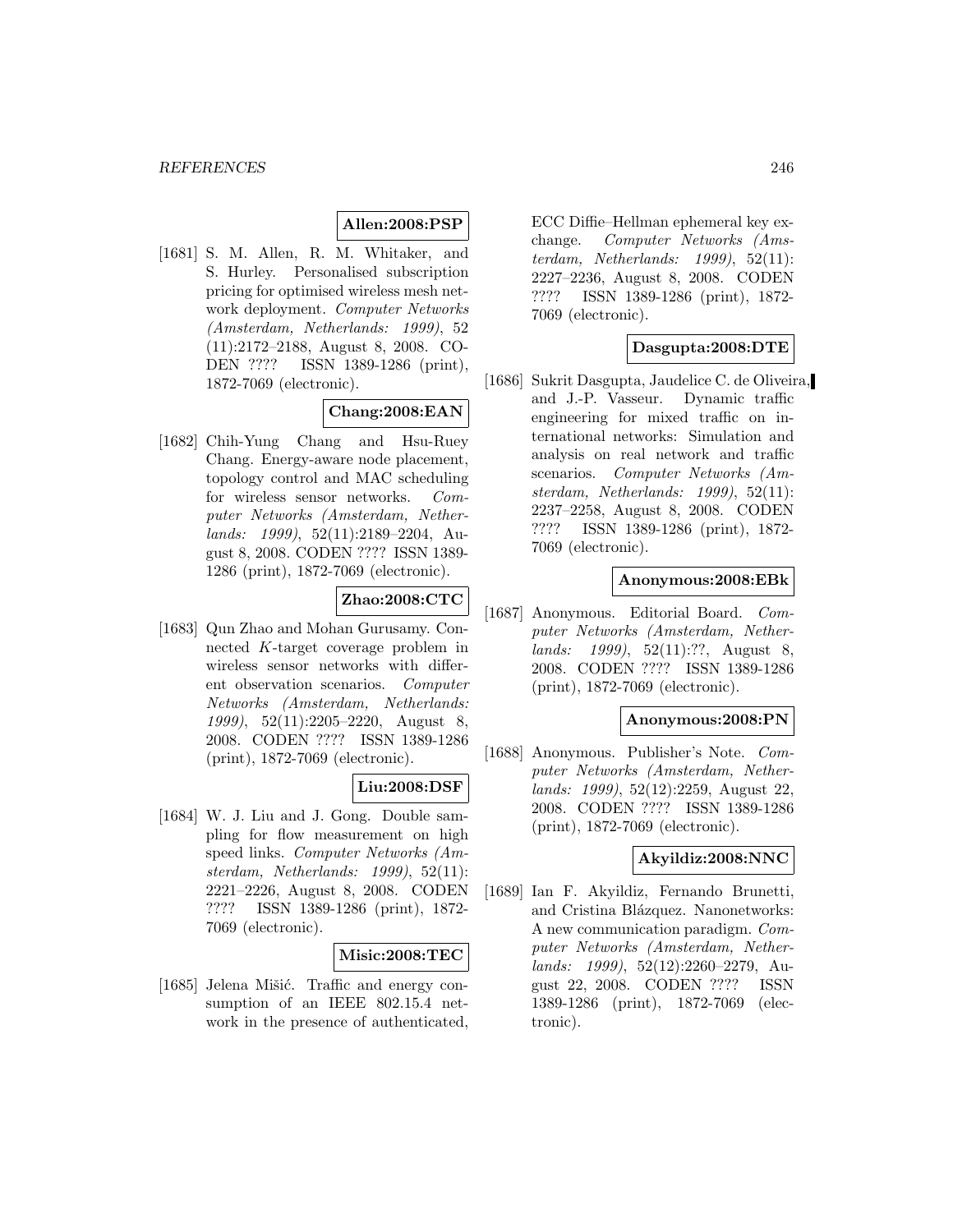**Allen:2008:PSP**

[1681] S. M. Allen, R. M. Whitaker, and S. Hurley. Personalised subscription pricing for optimised wireless mesh network deployment. *Computer Networks (Amsterdam, Netherlands: 1999)*, 52 (11):2172–2188, August 8, 2008. CODEN ???? ISSN 1389-1286 (print), 1872-7069 (electronic).

**Chang:2008:EAN**

[1682] Chih-Yung Chang and Hsu-Ruey Chang. Energy-aware node placement, topology control and MAC scheduling for wireless sensor networks. *Computer Networks (Amsterdam, Netherlands: 1999)*, 52(11):2189–2204, August 8, 2008. CODEN ???? ISSN 1389-1286 (print), 1872-7069 (electronic).

**Zhao:2008:CTC**

[1683] Qun Zhao and Mohan Gurusamy. Connected $K$-target coverage problem in wireless sensor networks with different observation scenarios. *Computer Networks (Amsterdam, Netherlands: 1999)*, 52(11):2205–2220, August 8, 2008. CODEN ???? ISSN 1389-1286 (print), 1872-7069 (electronic).

**Liu:2008:DSF**

[1684] W. J. Liu and J. Gong. Double sampling for flow measurement on high speed links. *Computer Networks (Amsterdam, Netherlands: 1999)*, 52(11): 2221–2226, August 8, 2008. CODEN ???? ISSN 1389-1286 (print), 1872-7069 (electronic).

**Misic:2008:TEC**

[1685] Jelena Mišić. Traffic and energy consumption of an IEEE 802.15.4 network in the presence of authenticated, ECC Diffie–Hellman ephemeral key exchange. *Computer Networks (Amsterdam, Netherlands: 1999)*, 52(11): 2227–2236, August 8, 2008. CODEN ???? ISSN 1389-1286 (print), 1872-7069 (electronic).

**Dasgupta:2008:DTE**

[1686] Sukrit Dasgupta, Jaudelice C. de Oliveira, and J.-P. Vasseur. Dynamic traffic engineering for mixed traffic on international networks: Simulation and analysis on real network and traffic scenarios. *Computer Networks (Amsterdam, Netherlands: 1999)*, 52(11): 2237–2258, August 8, 2008. CODEN ???? ISSN 1389-1286 (print), 1872-7069 (electronic).

**Anonymous:2008:EBk**

[1687] Anonymous. Editorial Board. *Computer Networks (Amsterdam, Netherlands: 1999)*, 52(11):??, August 8, 2008. CODEN ???? ISSN 1389-1286 (print), 1872-7069 (electronic).

**Anonymous:2008:PN**

[1688] Anonymous. Publisher's Note. *Computer Networks (Amsterdam, Netherlands: 1999)*, 52(12):2259, August 22, 2008. CODEN ???? ISSN 1389-1286 (print), 1872-7069 (electronic).

**Akyildiz:2008:NNC**

[1689] Ian F. Akyildiz, Fernando Brunetti, and Cristina Blázquez. Nanonetworks: A new communication paradigm. *Computer Networks (Amsterdam, Netherlands: 1999)*, 52(12):2260–2279, August 22, 2008. CODEN ???? ISSN 1389-1286 (print), 1872-7069 (electronic).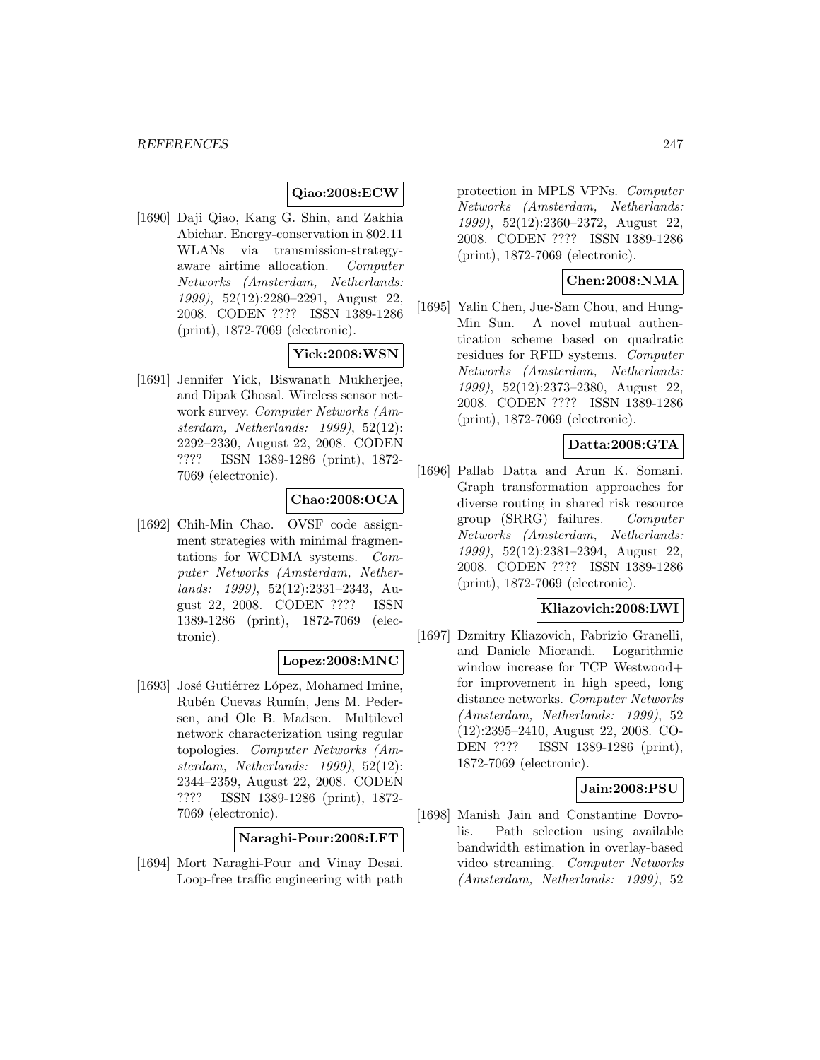**Qiao:2008:ECW**

[1690] Daji Qiao, Kang G. Shin, and Zakhia Abichar. Energy-conservation in 802.11 WLANs via transmission-strategy-aware airtime allocation. *Computer Networks (Amsterdam, Netherlands: 1999)*, 52(12):2280–2291, August 22, 2008. CODEN ???? ISSN 1389-1286 (print), 1872-7069 (electronic).

**Yick:2008:WSN**

[1691] Jennifer Yick, Biswanath Mukherjee, and Dipak Ghosal. Wireless sensor network survey. *Computer Networks (Amsterdam, Netherlands: 1999)*, 52(12): 2292–2330, August 22, 2008. CODEN ???? ISSN 1389-1286 (print), 1872-7069 (electronic).

**Chao:2008:OCA**

[1692] Chih-Min Chao. OVSF code assignment strategies with minimal fragmentations for WCDMA systems. *Computer Networks (Amsterdam, Netherlands: 1999)*, 52(12):2331–2343, August 22, 2008. CODEN ???? ISSN 1389-1286 (print), 1872-7069 (electronic).

**Lopez:2008:MNC**

[1693] José Gutiérrez López, Mohamed Imine, Rubén Cuevas Rumín, Jens M. Pedersen, and Ole B. Madsen. Multilevel network characterization using regular topologies. *Computer Networks (Amsterdam, Netherlands: 1999)*, 52(12): 2344–2359, August 22, 2008. CODEN ???? ISSN 1389-1286 (print), 1872-7069 (electronic).

**Naraghi-Pour:2008:LFT**

[1694] Mort Naraghi-Pour and Vinay Desai. Loop-free traffic engineering with path protection in MPLS VPNs. *Computer Networks (Amsterdam, Netherlands: 1999)*, 52(12):2360–2372, August 22, 2008. CODEN ???? ISSN 1389-1286 (print), 1872-7069 (electronic).

**Chen:2008:NMA**

[1695] Yalin Chen, Jue-Sam Chou, and Hung-Min Sun. A novel mutual authentication scheme based on quadratic residues for RFID systems. *Computer Networks (Amsterdam, Netherlands: 1999)*, 52(12):2373–2380, August 22, 2008. CODEN ???? ISSN 1389-1286 (print), 1872-7069 (electronic).

**Datta:2008:GTA**

[1696] Pallab Datta and Arun K. Somani. Graph transformation approaches for diverse routing in shared risk resource group (SRRG) failures. *Computer Networks (Amsterdam, Netherlands: 1999)*, 52(12):2381–2394, August 22, 2008. CODEN ???? ISSN 1389-1286 (print), 1872-7069 (electronic).

**Kliazovich:2008:LWI**

[1697] Dzmitry Kliazovich, Fabrizio Granelli, and Daniele Miorandi. Logarithmic window increase for TCP Westwood+ for improvement in high speed, long distance networks. *Computer Networks (Amsterdam, Netherlands: 1999)*, 52 (12):2395–2410, August 22, 2008. CODEN ???? ISSN 1389-1286 (print), 1872-7069 (electronic).

**Jain:2008:PSU**

[1698] Manish Jain and Constantine Dovrolis. Path selection using available bandwidth estimation in overlay-based video streaming. *Computer Networks (Amsterdam, Netherlands: 1999)*, 52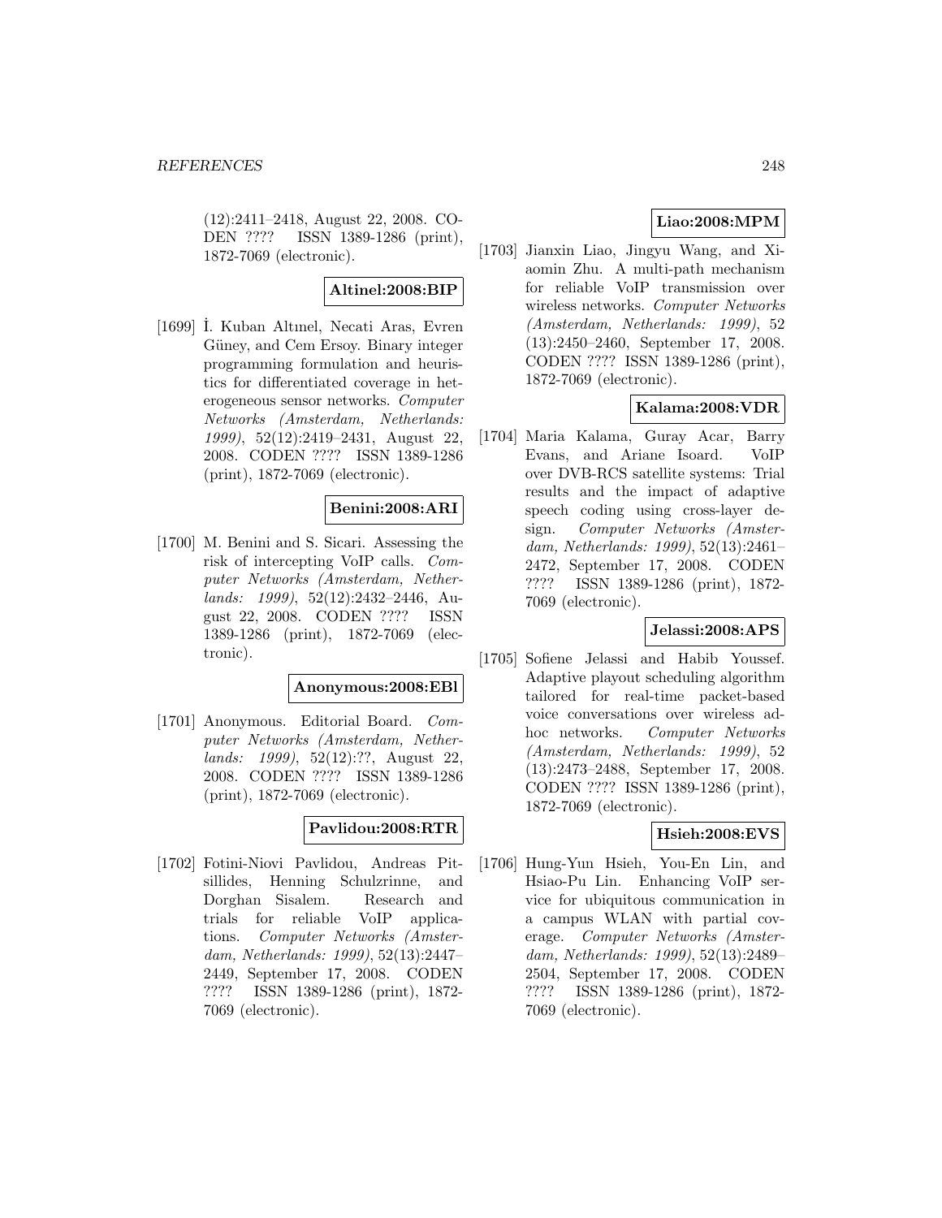(12):2411–2418, August 22, 2008. CODEN ???? ISSN 1389-1286 (print), 1872-7069 (electronic).

**Altinel:2008:BIP**

[1699] İ. Kuban Altınel, Necati Aras, Evren Güney, and Cem Ersoy. Binary integer programming formulation and heuristics for differentiated coverage in heterogeneous sensor networks. *Computer Networks (Amsterdam, Netherlands: 1999)*, 52(12):2419–2431, August 22, 2008. CODEN ???? ISSN 1389-1286 (print), 1872-7069 (electronic).

**Benini:2008:ARI**

[1700] M. Benini and S. Sicari. Assessing the risk of intercepting VoIP calls. *Computer Networks (Amsterdam, Netherlands: 1999)*, 52(12):2432–2446, August 22, 2008. CODEN ???? ISSN 1389-1286 (print), 1872-7069 (electronic).

**Anonymous:2008:EBl**

[1701] Anonymous. Editorial Board. *Computer Networks (Amsterdam, Netherlands: 1999)*, 52(12):??, August 22, 2008. CODEN ???? ISSN 1389-1286 (print), 1872-7069 (electronic).

**Pavlidou:2008:RTR**

[1702] Fotini-Niovi Pavlidou, Andreas Pitsillides, Henning Schulzrinne, and Dorghan Sisalem. Research and trials for reliable VoIP applications. *Computer Networks (Amsterdam, Netherlands: 1999)*, 52(13):2447–2449, September 17, 2008. CODEN ???? ISSN 1389-1286 (print), 1872-7069 (electronic).

**Liao:2008:MPM**

[1703] Jianxin Liao, Jingyu Wang, and Xiaomin Zhu. A multi-path mechanism for reliable VoIP transmission over wireless networks. *Computer Networks (Amsterdam, Netherlands: 1999)*, 52 (13):2450–2460, September 17, 2008. CODEN ???? ISSN 1389-1286 (print), 1872-7069 (electronic).

**Kalama:2008:VDR**

[1704] Maria Kalama, Guray Acar, Barry Evans, and Ariane Isoard. VoIP over DVB-RCS satellite systems: Trial results and the impact of adaptive speech coding using cross-layer design. *Computer Networks (Amsterdam, Netherlands: 1999)*, 52(13):2461–2472, September 17, 2008. CODEN ???? ISSN 1389-1286 (print), 1872-7069 (electronic).

**Jelassi:2008:APS**

[1705] Sofiene Jelassi and Habib Youssef. Adaptive playout scheduling algorithm tailored for real-time packet-based voice conversations over wireless adhoc networks. *Computer Networks (Amsterdam, Netherlands: 1999)*, 52 (13):2473–2488, September 17, 2008. CODEN ???? ISSN 1389-1286 (print), 1872-7069 (electronic).

**Hsieh:2008:EVS**

[1706] Hung-Yun Hsieh, You-En Lin, and Hsiao-Pu Lin. Enhancing VoIP service for ubiquitous communication in a campus WLAN with partial coverage. *Computer Networks (Amsterdam, Netherlands: 1999)*, 52(13):2489–2504, September 17, 2008. CODEN ???? ISSN 1389-1286 (print), 1872-7069 (electronic).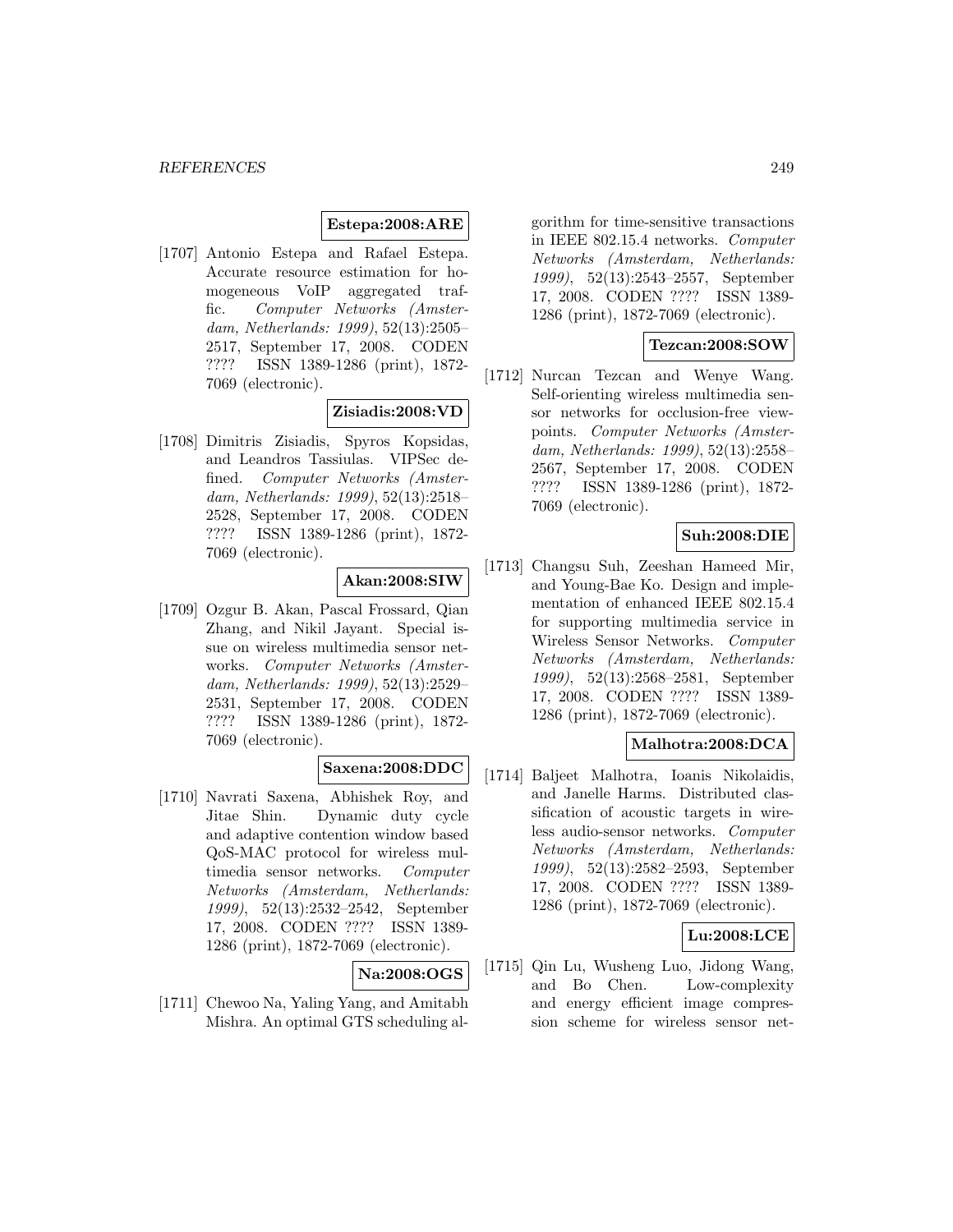**Estepa:2008:ARE**

[1707] Antonio Estepa and Rafael Estepa. Accurate resource estimation for homogeneous VoIP aggregated traffic. *Computer Networks (Amsterdam, Netherlands: 1999)*, 52(13):2505–2517, September 17, 2008. CODEN ???? ISSN 1389-1286 (print), 1872-7069 (electronic).

**Zisiadis:2008:VD**

[1708] Dimitris Zisiadis, Spyros Kopsidas, and Leandros Tassiulas. VIPSec defined. *Computer Networks (Amsterdam, Netherlands: 1999)*, 52(13):2518–2528, September 17, 2008. CODEN ???? ISSN 1389-1286 (print), 1872-7069 (electronic).

**Akan:2008:SIW**

[1709] Ozgur B. Akan, Pascal Frossard, Qian Zhang, and Nikil Jayant. Special issue on wireless multimedia sensor networks. *Computer Networks (Amsterdam, Netherlands: 1999)*, 52(13):2529–2531, September 17, 2008. CODEN ???? ISSN 1389-1286 (print), 1872-7069 (electronic).

**Saxena:2008:DDC**

[1710] Navrati Saxena, Abhishek Roy, and Jitae Shin. Dynamic duty cycle and adaptive contention window based QoS-MAC protocol for wireless multimedia sensor networks. *Computer Networks (Amsterdam, Netherlands: 1999)*, 52(13):2532–2542, September 17, 2008. CODEN ???? ISSN 1389-1286 (print), 1872-7069 (electronic).

**Na:2008:OGS**

[1711] Chewoo Na, Yaling Yang, and Amitabh Mishra. An optimal GTS scheduling algorithm for time-sensitive transactions in IEEE 802.15.4 networks. *Computer Networks (Amsterdam, Netherlands: 1999)*, 52(13):2543–2557, September 17, 2008. CODEN ???? ISSN 1389-1286 (print), 1872-7069 (electronic).

**Tezcan:2008:SOW**

[1712] Nurcan Tezcan and Wenye Wang. Self-orienting wireless multimedia sensor networks for occlusion-free viewpoints. *Computer Networks (Amsterdam, Netherlands: 1999)*, 52(13):2558–2567, September 17, 2008. CODEN ???? ISSN 1389-1286 (print), 1872-7069 (electronic).

**Suh:2008:DIE**

[1713] Changsu Suh, Zeeshan Hameed Mir, and Young-Bae Ko. Design and implementation of enhanced IEEE 802.15.4 for supporting multimedia service in Wireless Sensor Networks. *Computer Networks (Amsterdam, Netherlands: 1999)*, 52(13):2568–2581, September 17, 2008. CODEN ???? ISSN 1389-1286 (print), 1872-7069 (electronic).

**Malhotra:2008:DCA**

[1714] Baljeet Malhotra, Ioanis Nikolaidis, and Janelle Harms. Distributed classification of acoustic targets in wireless audio-sensor networks. *Computer Networks (Amsterdam, Netherlands: 1999)*, 52(13):2582–2593, September 17, 2008. CODEN ???? ISSN 1389-1286 (print), 1872-7069 (electronic).

**Lu:2008:LCE**

[1715] Qin Lu, Wusheng Luo, Jidong Wang, and Bo Chen. Low-complexity and energy efficient image compression scheme for wireless sensor net-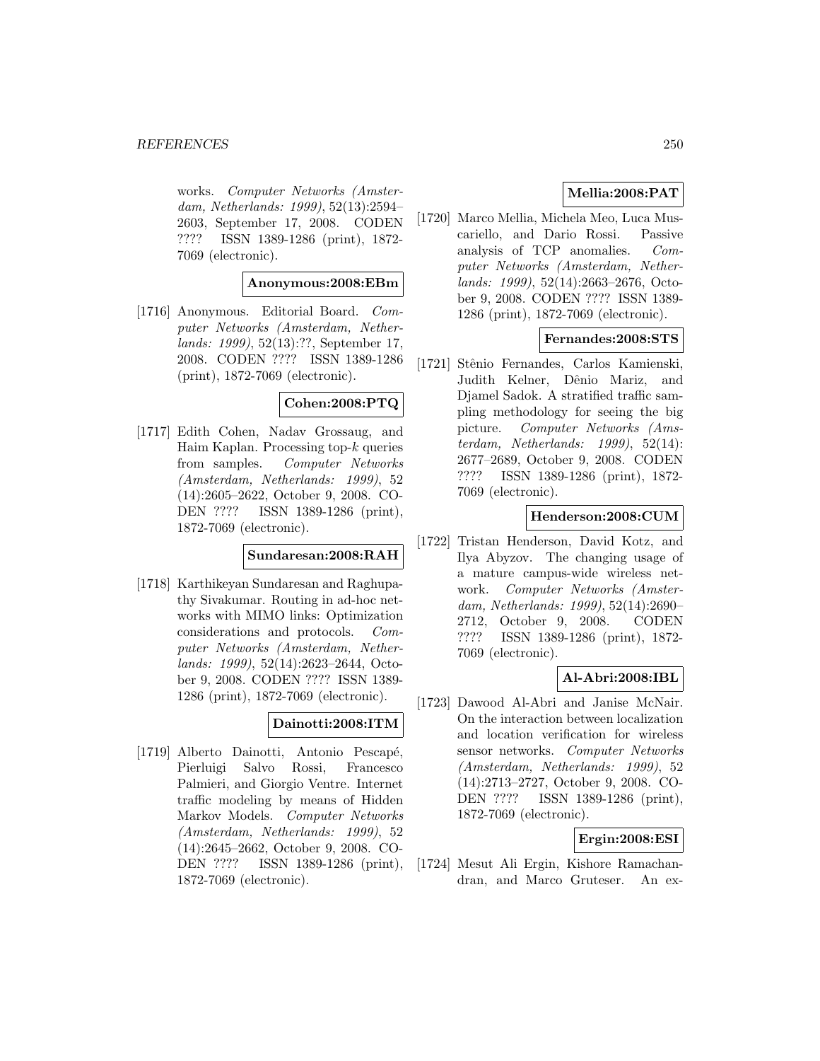works. *Computer Networks (Amsterdam, Netherlands: 1999)*, 52(13):2594–2603, September 17, 2008. CODEN ???? ISSN 1389-1286 (print), 1872-7069 (electronic).

**Anonymous:2008:EBm**

[1716] Anonymous. Editorial Board. *Computer Networks (Amsterdam, Netherlands: 1999)*, 52(13):??, September 17, 2008. CODEN ???? ISSN 1389-1286 (print), 1872-7069 (electronic).

**Cohen:2008:PTQ**

[1717] Edith Cohen, Nadav Grossaug, and Haim Kaplan. Processing top-$k$ queries from samples. *Computer Networks (Amsterdam, Netherlands: 1999)*, 52 (14):2605–2622, October 9, 2008. CODEN ???? ISSN 1389-1286 (print), 1872-7069 (electronic).

**Sundaresan:2008:RAH**

[1718] Karthikeyan Sundaresan and Raghupathy Sivakumar. Routing in ad-hoc networks with MIMO links: Optimization considerations and protocols. *Computer Networks (Amsterdam, Netherlands: 1999)*, 52(14):2623–2644, October 9, 2008. CODEN ???? ISSN 1389-1286 (print), 1872-7069 (electronic).

**Dainotti:2008:ITM**

[1719] Alberto Dainotti, Antonio Pescapé, Pierluigi Salvo Rossi, Francesco Palmieri, and Giorgio Ventre. Internet traffic modeling by means of Hidden Markov Models. *Computer Networks (Amsterdam, Netherlands: 1999)*, 52 (14):2645–2662, October 9, 2008. CODEN ???? ISSN 1389-1286 (print), 1872-7069 (electronic).

**Mellia:2008:PAT**

[1720] Marco Mellia, Michela Meo, Luca Muscariello, and Dario Rossi. Passive analysis of TCP anomalies. *Computer Networks (Amsterdam, Netherlands: 1999)*, 52(14):2663–2676, October 9, 2008. CODEN ???? ISSN 1389-1286 (print), 1872-7069 (electronic).

**Fernandes:2008:STS**

[1721] Stênio Fernandes, Carlos Kamienski, Judith Kelner, Dênio Mariz, and Djamel Sadok. A stratified traffic sampling methodology for seeing the big picture. *Computer Networks (Amsterdam, Netherlands: 1999)*, 52(14): 2677–2689, October 9, 2008. CODEN ???? ISSN 1389-1286 (print), 1872-7069 (electronic).

**Henderson:2008:CUM**

[1722] Tristan Henderson, David Kotz, and Ilya Abyzov. The changing usage of a mature campus-wide wireless network. *Computer Networks (Amsterdam, Netherlands: 1999)*, 52(14):2690–2712, October 9, 2008. CODEN ???? ISSN 1389-1286 (print), 1872-7069 (electronic).

**Al-Abri:2008:IBL**

[1723] Dawood Al-Abri and Janise McNair. On the interaction between localization and location verification for wireless sensor networks. *Computer Networks (Amsterdam, Netherlands: 1999)*, 52 (14):2713–2727, October 9, 2008. CODEN ???? ISSN 1389-1286 (print), 1872-7069 (electronic).

**Ergin:2008:ESI**

[1724] Mesut Ali Ergin, Kishore Ramachandran, and Marco Gruteser. An ex-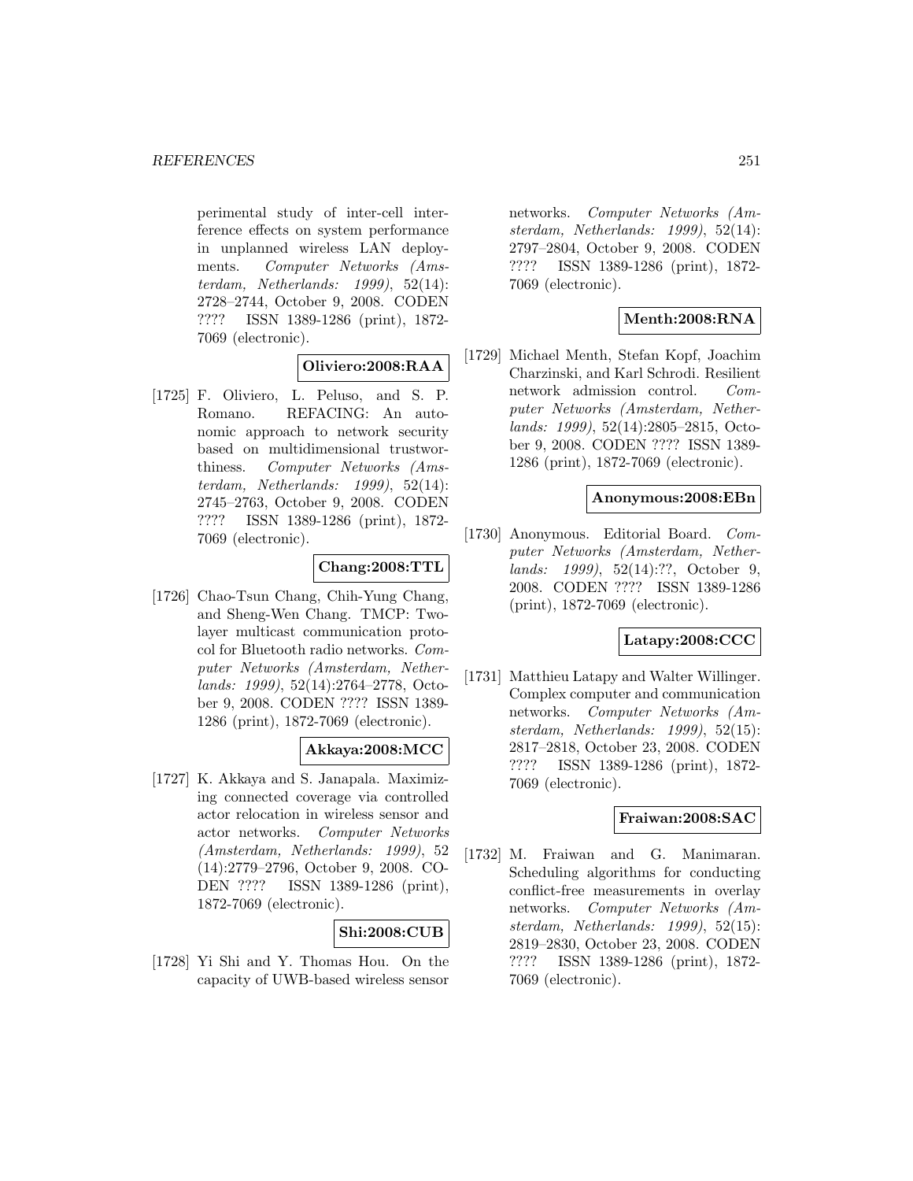perimental study of inter-cell interference effects on system performance in unplanned wireless LAN deployments. *Computer Networks (Amsterdam, Netherlands: 1999)*, 52(14): 2728–2744, October 9, 2008. CODEN ???? ISSN 1389-1286 (print), 1872-7069 (electronic).

**Oliviero:2008:RAA**

[1725] F. Oliviero, L. Peluso, and S. P. Romano. REFACING: An autonomic approach to network security based on multidimensional trustworthiness. *Computer Networks (Amsterdam, Netherlands: 1999)*, 52(14): 2745–2763, October 9, 2008. CODEN ???? ISSN 1389-1286 (print), 1872-7069 (electronic).

**Chang:2008:TTL**

[1726] Chao-Tsun Chang, Chih-Yung Chang, and Sheng-Wen Chang. TMCP: Two-layer multicast communication protocol for Bluetooth radio networks. *Computer Networks (Amsterdam, Netherlands: 1999)*, 52(14):2764–2778, October 9, 2008. CODEN ???? ISSN 1389-1286 (print), 1872-7069 (electronic).

**Akkaya:2008:MCC**

[1727] K. Akkaya and S. Janapala. Maximizing connected coverage via controlled actor relocation in wireless sensor and actor networks. *Computer Networks (Amsterdam, Netherlands: 1999)*, 52 (14):2779–2796, October 9, 2008. CODEN ???? ISSN 1389-1286 (print), 1872-7069 (electronic).

**Shi:2008:CUB**

[1728] Yi Shi and Y. Thomas Hou. On the capacity of UWB-based wireless sensor networks. *Computer Networks (Amsterdam, Netherlands: 1999)*, 52(14): 2797–2804, October 9, 2008. CODEN ???? ISSN 1389-1286 (print), 1872-7069 (electronic).

**Menth:2008:RNA**

[1729] Michael Menth, Stefan Kopf, Joachim Charzinski, and Karl Schrodi. Resilient network admission control. *Computer Networks (Amsterdam, Netherlands: 1999)*, 52(14):2805–2815, October 9, 2008. CODEN ???? ISSN 1389-1286 (print), 1872-7069 (electronic).

**Anonymous:2008:EBn**

[1730] Anonymous. Editorial Board. *Computer Networks (Amsterdam, Netherlands: 1999)*, 52(14):??, October 9, 2008. CODEN ???? ISSN 1389-1286 (print), 1872-7069 (electronic).

**Latapy:2008:CCC**

[1731] Matthieu Latapy and Walter Willinger. Complex computer and communication networks. *Computer Networks (Amsterdam, Netherlands: 1999)*, 52(15): 2817–2818, October 23, 2008. CODEN ???? ISSN 1389-1286 (print), 1872-7069 (electronic).

**Fraiwan:2008:SAC**

[1732] M. Fraiwan and G. Manimaran. Scheduling algorithms for conducting conflict-free measurements in overlay networks. *Computer Networks (Amsterdam, Netherlands: 1999)*, 52(15): 2819–2830, October 23, 2008. CODEN ???? ISSN 1389-1286 (print), 1872-7069 (electronic).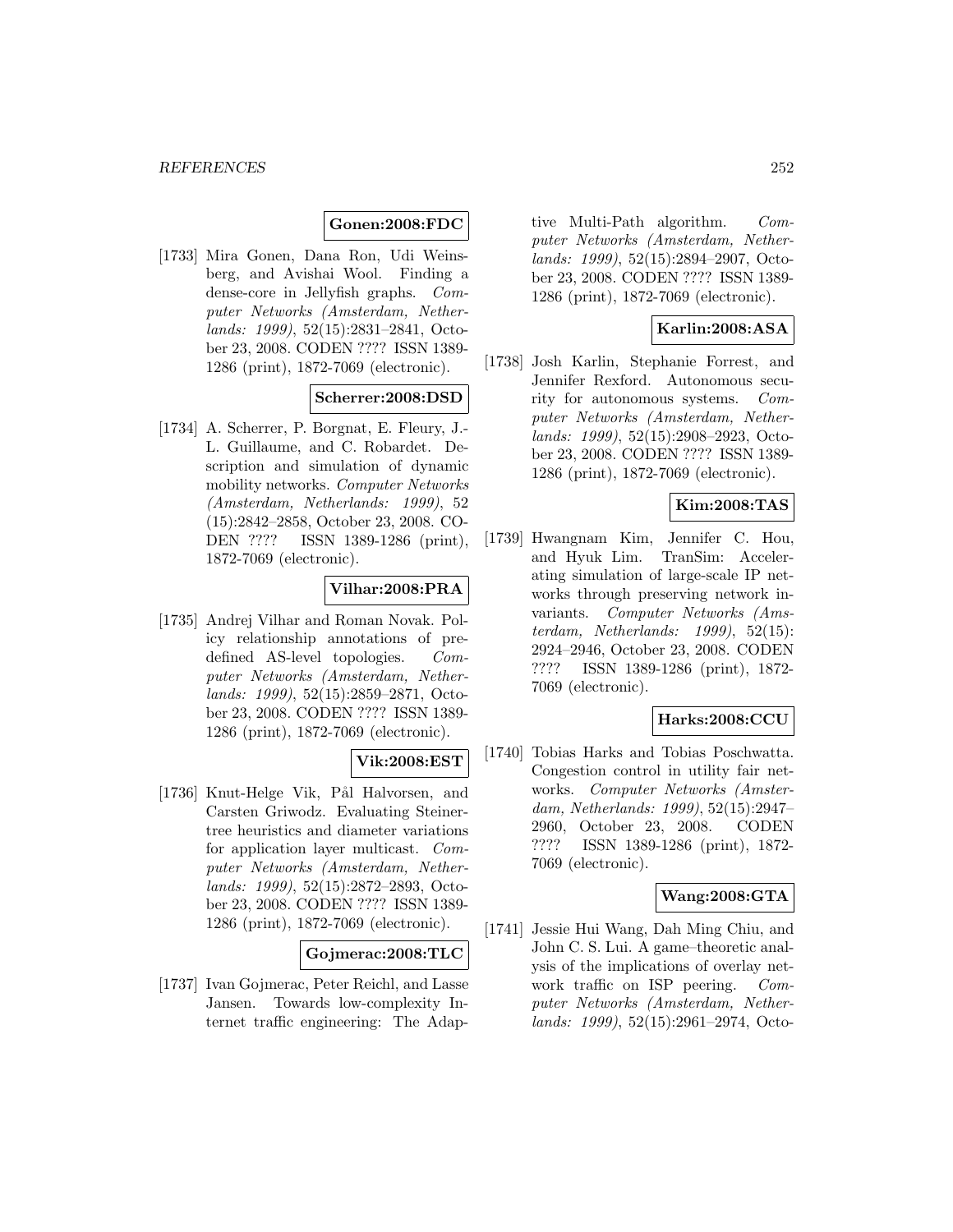**Gonen:2008:FDC**

[1733] Mira Gonen, Dana Ron, Udi Weinsberg, and Avishai Wool. Finding a dense-core in Jellyfish graphs. *Computer Networks (Amsterdam, Netherlands: 1999)*, 52(15):2831–2841, October 23, 2008. CODEN ???? ISSN 1389-1286 (print), 1872-7069 (electronic).

**Scherrer:2008:DSD**

[1734] A. Scherrer, P. Borgnat, E. Fleury, J.-L. Guillaume, and C. Robardet. Description and simulation of dynamic mobility networks. *Computer Networks (Amsterdam, Netherlands: 1999)*, 52 (15):2842–2858, October 23, 2008. CODEN ???? ISSN 1389-1286 (print), 1872-7069 (electronic).

**Vilhar:2008:PRA**

[1735] Andrej Vilhar and Roman Novak. Policy relationship annotations of predefined AS-level topologies. *Computer Networks (Amsterdam, Netherlands: 1999)*, 52(15):2859–2871, October 23, 2008. CODEN ???? ISSN 1389-1286 (print), 1872-7069 (electronic).

**Vik:2008:EST**

[1736] Knut-Helge Vik, Pål Halvorsen, and Carsten Griwodz. Evaluating Steiner-tree heuristics and diameter variations for application layer multicast. *Computer Networks (Amsterdam, Netherlands: 1999)*, 52(15):2872–2893, October 23, 2008. CODEN ???? ISSN 1389-1286 (print), 1872-7069 (electronic).

**Gojmerac:2008:TLC**

[1737] Ivan Gojmerac, Peter Reichl, and Lasse Jansen. Towards low-complexity Internet traffic engineering: The Adaptive Multi-Path algorithm. *Computer Networks (Amsterdam, Netherlands: 1999)*, 52(15):2894–2907, October 23, 2008. CODEN ???? ISSN 1389-1286 (print), 1872-7069 (electronic).

**Karlin:2008:ASA**

[1738] Josh Karlin, Stephanie Forrest, and Jennifer Rexford. Autonomous security for autonomous systems. *Computer Networks (Amsterdam, Netherlands: 1999)*, 52(15):2908–2923, October 23, 2008. CODEN ???? ISSN 1389-1286 (print), 1872-7069 (electronic).

**Kim:2008:TAS**

[1739] Hwangnam Kim, Jennifer C. Hou, and Hyuk Lim. TranSim: Accelerating simulation of large-scale IP networks through preserving network invariants. *Computer Networks (Amsterdam, Netherlands: 1999)*, 52(15): 2924–2946, October 23, 2008. CODEN ???? ISSN 1389-1286 (print), 1872-7069 (electronic).

**Harks:2008:CCU**

[1740] Tobias Harks and Tobias Poschwatta. Congestion control in utility fair networks. *Computer Networks (Amsterdam, Netherlands: 1999)*, 52(15):2947–2960, October 23, 2008. CODEN ???? ISSN 1389-1286 (print), 1872-7069 (electronic).

**Wang:2008:GTA**

[1741] Jessie Hui Wang, Dah Ming Chiu, and John C. S. Lui. A game–theoretic analysis of the implications of overlay network traffic on ISP peering. *Computer Networks (Amsterdam, Netherlands: 1999)*, 52(15):2961–2974, Octo-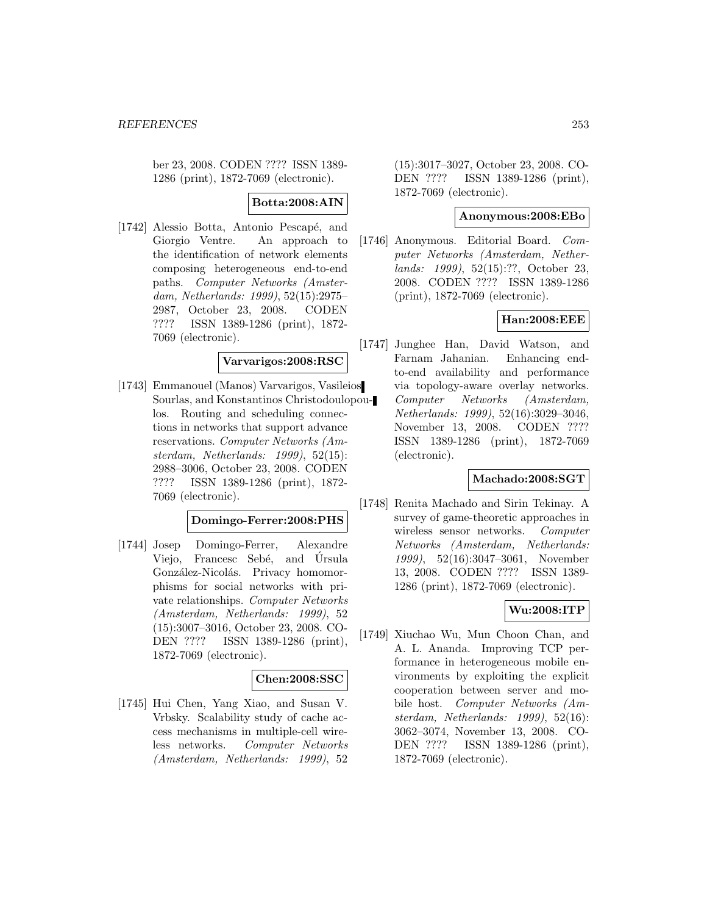ber 23, 2008. CODEN ???? ISSN 1389-1286 (print), 1872-7069 (electronic).

**Botta:2008:AIN**

[1742] Alessio Botta, Antonio Pescapé, and Giorgio Ventre. An approach to the identification of network elements composing heterogeneous end-to-end paths. *Computer Networks (Amsterdam, Netherlands: 1999)*, 52(15):2975–2987, October 23, 2008. CODEN ???? ISSN 1389-1286 (print), 1872-7069 (electronic).

**Varvarigos:2008:RSC**

[1743] Emmanouel (Manos) Varvarigos, Vasileios Sourlas, and Konstantinos Christodoulopoulos. Routing and scheduling connections in networks that support advance reservations. *Computer Networks (Amsterdam, Netherlands: 1999)*, 52(15):2988–3006, October 23, 2008. CODEN ???? ISSN 1389-1286 (print), 1872-7069 (electronic).

**Domingo-Ferrer:2008:PHS**

[1744] Josep Domingo-Ferrer, Alexandre Viejo, Francesc Sebé, and Úrsula González-Nicolás. Privacy homomorphisms for social networks with private relationships. *Computer Networks (Amsterdam, Netherlands: 1999)*, 52(15):3007–3016, October 23, 2008. CODEN ???? ISSN 1389-1286 (print), 1872-7069 (electronic).

**Chen:2008:SSC**

[1745] Hui Chen, Yang Xiao, and Susan V. Vrbsky. Scalability study of cache access mechanisms in multiple-cell wireless networks. *Computer Networks (Amsterdam, Netherlands: 1999)*, 52(15):3017–3027, October 23, 2008. CODEN ???? ISSN 1389-1286 (print), 1872-7069 (electronic).

**Anonymous:2008:EBo**

[1746] Anonymous. Editorial Board. *Computer Networks (Amsterdam, Netherlands: 1999)*, 52(15):??, October 23, 2008. CODEN ???? ISSN 1389-1286 (print), 1872-7069 (electronic).

**Han:2008:EEE**

[1747] Junghee Han, David Watson, and Farnam Jahanian. Enhancing end-to-end availability and performance via topology-aware overlay networks. *Computer Networks (Amsterdam, Netherlands: 1999)*, 52(16):3029–3046, November 13, 2008. CODEN ???? ISSN 1389-1286 (print), 1872-7069 (electronic).

**Machado:2008:SGT**

[1748] Renita Machado and Sirin Tekinay. A survey of game-theoretic approaches in wireless sensor networks. *Computer Networks (Amsterdam, Netherlands: 1999)*, 52(16):3047–3061, November 13, 2008. CODEN ???? ISSN 1389-1286 (print), 1872-7069 (electronic).

**Wu:2008:ITP**

[1749] Xiuchao Wu, Mun Choon Chan, and A. L. Ananda. Improving TCP performance in heterogeneous mobile environments by exploiting the explicit cooperation between server and mobile host. *Computer Networks (Amsterdam, Netherlands: 1999)*, 52(16):3062–3074, November 13, 2008. CODEN ???? ISSN 1389-1286 (print), 1872-7069 (electronic).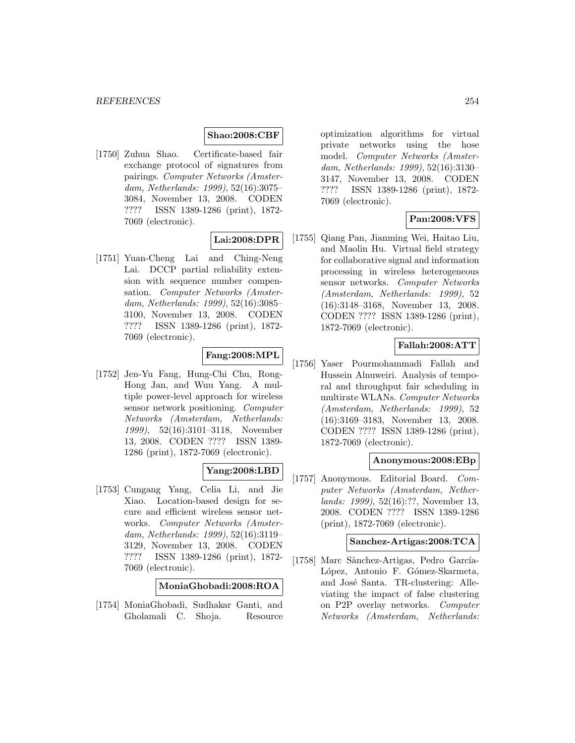**Shao:2008:CBF**

[1750] Zuhua Shao. Certificate-based fair exchange protocol of signatures from pairings. *Computer Networks (Amsterdam, Netherlands: 1999)*, 52(16):3075–3084, November 13, 2008. CODEN ???? ISSN 1389-1286 (print), 1872-7069 (electronic).

**Lai:2008:DPR**

[1751] Yuan-Cheng Lai and Ching-Neng Lai. DCCP partial reliability extension with sequence number compensation. *Computer Networks (Amsterdam, Netherlands: 1999)*, 52(16):3085–3100, November 13, 2008. CODEN ???? ISSN 1389-1286 (print), 1872-7069 (electronic).

**Fang:2008:MPL**

[1752] Jen-Yu Fang, Hung-Chi Chu, Rong-Hong Jan, and Wuu Yang. A multiple power-level approach for wireless sensor network positioning. *Computer Networks (Amsterdam, Netherlands: 1999)*, 52(16):3101–3118, November 13, 2008. CODEN ???? ISSN 1389-1286 (print), 1872-7069 (electronic).

**Yang:2008:LBD**

[1753] Cungang Yang, Celia Li, and Jie Xiao. Location-based design for secure and efficient wireless sensor networks. *Computer Networks (Amsterdam, Netherlands: 1999)*, 52(16):3119–3129, November 13, 2008. CODEN ???? ISSN 1389-1286 (print), 1872-7069 (electronic).

**MoniaGhobadi:2008:ROA**

[1754] MoniaGhobadi, Sudhakar Ganti, and Gholamali C. Shoja. Resource optimization algorithms for virtual private networks using the hose model. *Computer Networks (Amsterdam, Netherlands: 1999)*, 52(16):3130–3147, November 13, 2008. CODEN ???? ISSN 1389-1286 (print), 1872-7069 (electronic).

**Pan:2008:VFS**

[1755] Qiang Pan, Jianming Wei, Haitao Liu, and Maolin Hu. Virtual field strategy for collaborative signal and information processing in wireless heterogeneous sensor networks. *Computer Networks (Amsterdam, Netherlands: 1999)*, 52 (16):3148–3168, November 13, 2008. CODEN ???? ISSN 1389-1286 (print), 1872-7069 (electronic).

**Fallah:2008:ATT**

[1756] Yaser Pourmohammadi Fallah and Hussein Alnuweiri. Analysis of temporal and throughput fair scheduling in multirate WLANs. *Computer Networks (Amsterdam, Netherlands: 1999)*, 52 (16):3169–3183, November 13, 2008. CODEN ???? ISSN 1389-1286 (print), 1872-7069 (electronic).

**Anonymous:2008:EBp**

[1757] Anonymous. Editorial Board. *Computer Networks (Amsterdam, Netherlands: 1999)*, 52(16):??, November 13, 2008. CODEN ???? ISSN 1389-1286 (print), 1872-7069 (electronic).

**Sanchez-Artigas:2008:TCA**

[1758] Marc Sànchez-Artigas, Pedro García-López, Antonio F. Gómez-Skarmeta, and José Santa. TR-clustering: Alleviating the impact of false clustering on P2P overlay networks. *Computer Networks (Amsterdam, Netherlands:*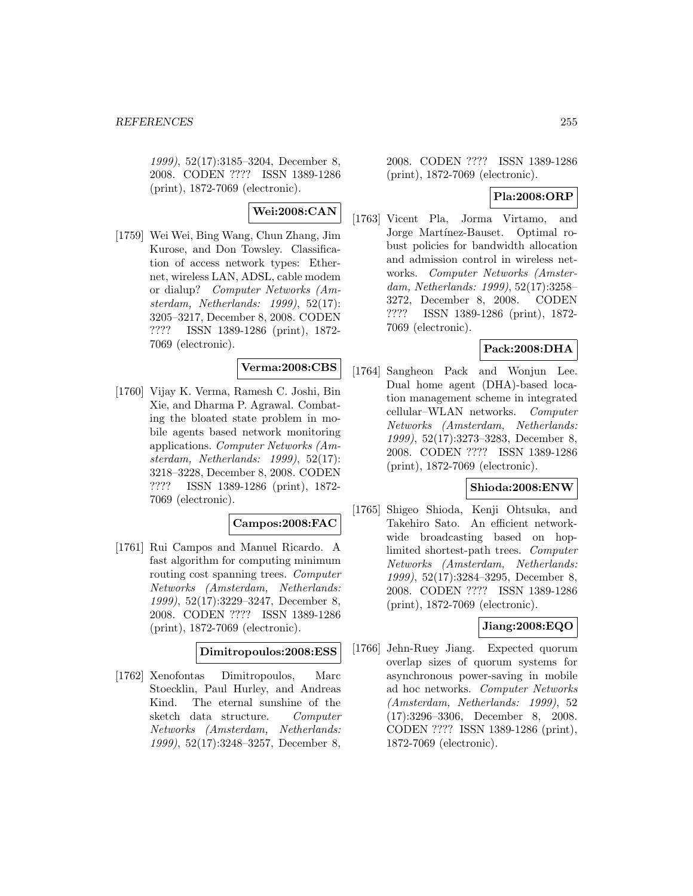1999), 52(17):3185–3204, December 8, 2008. CODEN ???? ISSN 1389-1286 (print), 1872-7069 (electronic).

**Wei:2008:CAN**

[1759] Wei Wei, Bing Wang, Chun Zhang, Jim Kurose, and Don Towsley. Classification of access network types: Ethernet, wireless LAN, ADSL, cable modem or dialup? *Computer Networks (Amsterdam, Netherlands: 1999)*, 52(17): 3205–3217, December 8, 2008. CODEN ???? ISSN 1389-1286 (print), 1872-7069 (electronic).

**Verma:2008:CBS**

[1760] Vijay K. Verma, Ramesh C. Joshi, Bin Xie, and Dharma P. Agrawal. Combating the bloated state problem in mobile agents based network monitoring applications. *Computer Networks (Amsterdam, Netherlands: 1999)*, 52(17): 3218–3228, December 8, 2008. CODEN ???? ISSN 1389-1286 (print), 1872-7069 (electronic).

**Campos:2008:FAC**

[1761] Rui Campos and Manuel Ricardo. A fast algorithm for computing minimum routing cost spanning trees. *Computer Networks (Amsterdam, Netherlands: 1999)*, 52(17):3229–3247, December 8, 2008. CODEN ???? ISSN 1389-1286 (print), 1872-7069 (electronic).

**Dimitropoulos:2008:ESS**

[1762] Xenofontas Dimitropoulos, Marc Stoecklin, Paul Hurley, and Andreas Kind. The eternal sunshine of the sketch data structure. *Computer Networks (Amsterdam, Netherlands: 1999)*, 52(17):3248–3257, December 8, 2008. CODEN ???? ISSN 1389-1286 (print), 1872-7069 (electronic).

**Pla:2008:ORP**

[1763] Vicent Pla, Jorma Virtamo, and Jorge Martínez-Bauset. Optimal robust policies for bandwidth allocation and admission control in wireless networks. *Computer Networks (Amsterdam, Netherlands: 1999)*, 52(17):3258–3272, December 8, 2008. CODEN ???? ISSN 1389-1286 (print), 1872-7069 (electronic).

**Pack:2008:DHA**

[1764] Sangheon Pack and Wonjun Lee. Dual home agent (DHA)-based location management scheme in integrated cellular–WLAN networks. *Computer Networks (Amsterdam, Netherlands: 1999)*, 52(17):3273–3283, December 8, 2008. CODEN ???? ISSN 1389-1286 (print), 1872-7069 (electronic).

**Shioda:2008:ENW**

[1765] Shigeo Shioda, Kenji Ohtsuka, and Takehiro Sato. An efficient network-wide broadcasting based on hop-limited shortest-path trees. *Computer Networks (Amsterdam, Netherlands: 1999)*, 52(17):3284–3295, December 8, 2008. CODEN ???? ISSN 1389-1286 (print), 1872-7069 (electronic).

**Jiang:2008:EQO**

[1766] Jehn-Ruey Jiang. Expected quorum overlap sizes of quorum systems for asynchronous power-saving in mobile ad hoc networks. *Computer Networks (Amsterdam, Netherlands: 1999)*, 52 (17):3296–3306, December 8, 2008. CODEN ???? ISSN 1389-1286 (print), 1872-7069 (electronic).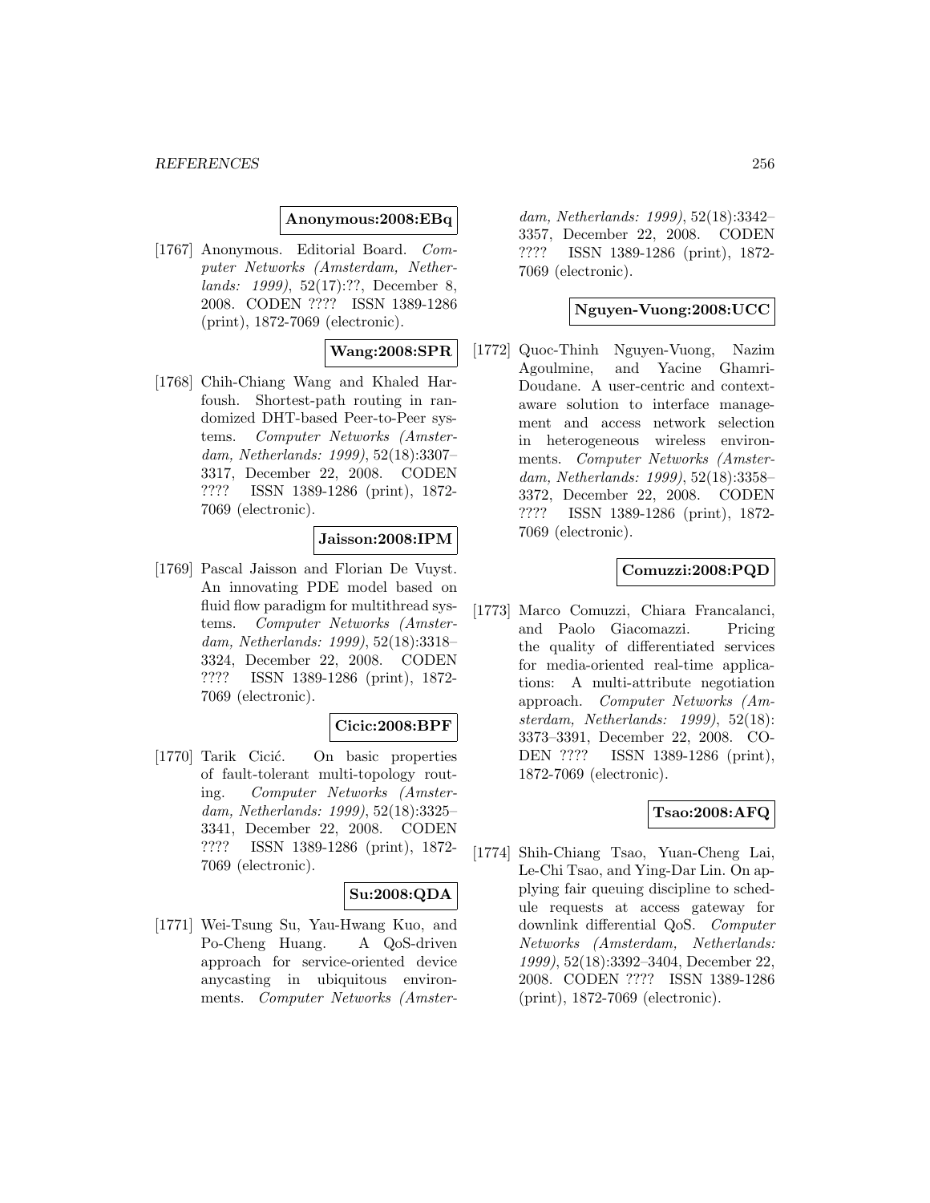**Anonymous:2008:EBq**

[1767] Anonymous. Editorial Board. *Computer Networks (Amsterdam, Netherlands: 1999)*, 52(17):??, December 8, 2008. CODEN ???? ISSN 1389-1286 (print), 1872-7069 (electronic).

**Wang:2008:SPR**

[1768] Chih-Chiang Wang and Khaled Harfoush. Shortest-path routing in randomized DHT-based Peer-to-Peer systems. *Computer Networks (Amsterdam, Netherlands: 1999)*, 52(18):3307–3317, December 22, 2008. CODEN ???? ISSN 1389-1286 (print), 1872-7069 (electronic).

**Jaisson:2008:IPM**

[1769] Pascal Jaisson and Florian De Vuyst. An innovating PDE model based on fluid flow paradigm for multithread systems. *Computer Networks (Amsterdam, Netherlands: 1999)*, 52(18):3318–3324, December 22, 2008. CODEN ???? ISSN 1389-1286 (print), 1872-7069 (electronic).

**Cicic:2008:BPF**

[1770] Tarik Cicić. On basic properties of fault-tolerant multi-topology routing. *Computer Networks (Amsterdam, Netherlands: 1999)*, 52(18):3325–3341, December 22, 2008. CODEN ???? ISSN 1389-1286 (print), 1872-7069 (electronic).

**Su:2008:QDA**

[1771] Wei-Tsung Su, Yau-Hwang Kuo, and Po-Cheng Huang. A QoS-driven approach for service-oriented device anycasting in ubiquitous environments. *Computer Networks (Amsterdam, Netherlands: 1999)*, 52(18):3342–3357, December 22, 2008. CODEN ???? ISSN 1389-1286 (print), 1872-7069 (electronic).

**Nguyen-Vuong:2008:UCC**

[1772] Quoc-Thinh Nguyen-Vuong, Nazim Agoulmine, and Yacine Ghamri-Doudane. A user-centric and context-aware solution to interface management and access network selection in heterogeneous wireless environments. *Computer Networks (Amsterdam, Netherlands: 1999)*, 52(18):3358–3372, December 22, 2008. CODEN ???? ISSN 1389-1286 (print), 1872-7069 (electronic).

**Comuzzi:2008:PQD**

[1773] Marco Comuzzi, Chiara Francalanci, and Paolo Giacomazzi. Pricing the quality of differentiated services for media-oriented real-time applications: A multi-attribute negotiation approach. *Computer Networks (Amsterdam, Netherlands: 1999)*, 52(18): 3373–3391, December 22, 2008. CODEN ???? ISSN 1389-1286 (print), 1872-7069 (electronic).

**Tsao:2008:AFQ**

[1774] Shih-Chiang Tsao, Yuan-Cheng Lai, Le-Chi Tsao, and Ying-Dar Lin. On applying fair queuing discipline to schedule requests at access gateway for downlink differential QoS. *Computer Networks (Amsterdam, Netherlands: 1999)*, 52(18):3392–3404, December 22, 2008. CODEN ???? ISSN 1389-1286 (print), 1872-7069 (electronic).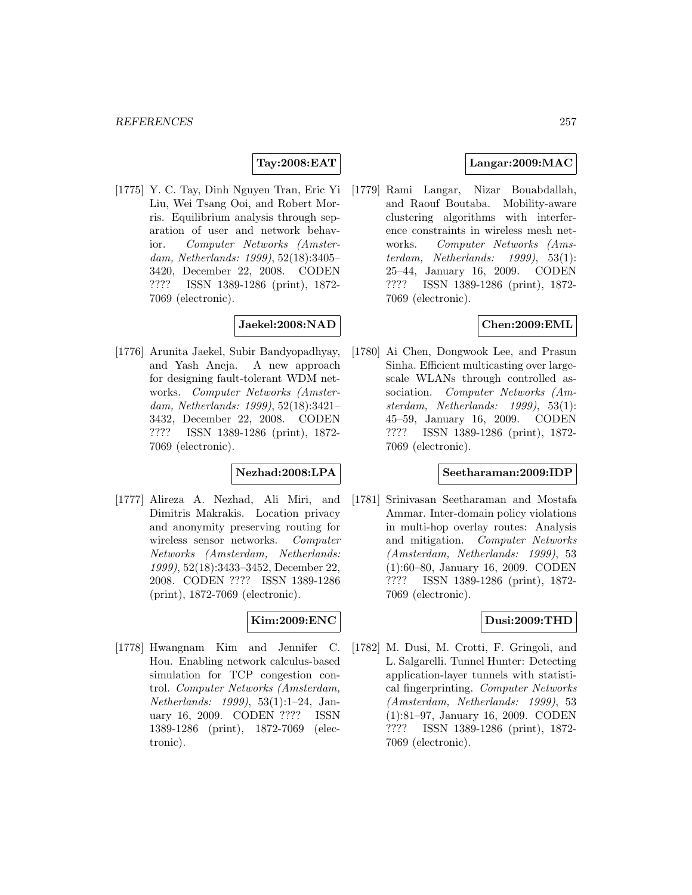**Tay:2008:EAT**

[1775] Y. C. Tay, Dinh Nguyen Tran, Eric Yi Liu, Wei Tsang Ooi, and Robert Morris. Equilibrium analysis through separation of user and network behavior. *Computer Networks (Amsterdam, Netherlands: 1999)*, 52(18):3405–3420, December 22, 2008. CODEN ???? ISSN 1389-1286 (print), 1872-7069 (electronic).

**Jaekel:2008:NAD**

[1776] Arunita Jaekel, Subir Bandyopadhyay, and Yash Aneja. A new approach for designing fault-tolerant WDM networks. *Computer Networks (Amsterdam, Netherlands: 1999)*, 52(18):3421–3432, December 22, 2008. CODEN ???? ISSN 1389-1286 (print), 1872-7069 (electronic).

**Nezhad:2008:LPA**

[1777] Alireza A. Nezhad, Ali Miri, and Dimitris Makrakis. Location privacy and anonymity preserving routing for wireless sensor networks. *Computer Networks (Amsterdam, Netherlands: 1999)*, 52(18):3433–3452, December 22, 2008. CODEN ???? ISSN 1389-1286 (print), 1872-7069 (electronic).

**Kim:2009:ENC**

[1778] Hwangnam Kim and Jennifer C. Hou. Enabling network calculus-based simulation for TCP congestion control. *Computer Networks (Amsterdam, Netherlands: 1999)*, 53(1):1–24, January 16, 2009. CODEN ???? ISSN 1389-1286 (print), 1872-7069 (electronic).

**Langar:2009:MAC**

[1779] Rami Langar, Nizar Bouabdallah, and Raouf Boutaba. Mobility-aware clustering algorithms with interference constraints in wireless mesh networks. *Computer Networks (Amsterdam, Netherlands: 1999)*, 53(1): 25–44, January 16, 2009. CODEN ???? ISSN 1389-1286 (print), 1872-7069 (electronic).

**Chen:2009:EML**

[1780] Ai Chen, Dongwook Lee, and Prasun Sinha. Efficient multicasting over large-scale WLANs through controlled association. *Computer Networks (Amsterdam, Netherlands: 1999)*, 53(1): 45–59, January 16, 2009. CODEN ???? ISSN 1389-1286 (print), 1872-7069 (electronic).

**Seetharaman:2009:IDP**

[1781] Srinivasan Seetharaman and Mostafa Ammar. Inter-domain policy violations in multi-hop overlay routes: Analysis and mitigation. *Computer Networks (Amsterdam, Netherlands: 1999)*, 53 (1):60–80, January 16, 2009. CODEN ???? ISSN 1389-1286 (print), 1872-7069 (electronic).

**Dusi:2009:THD**

[1782] M. Dusi, M. Crotti, F. Gringoli, and L. Salgarelli. Tunnel Hunter: Detecting application-layer tunnels with statistical fingerprinting. *Computer Networks (Amsterdam, Netherlands: 1999)*, 53 (1):81–97, January 16, 2009. CODEN ???? ISSN 1389-1286 (print), 1872-7069 (electronic).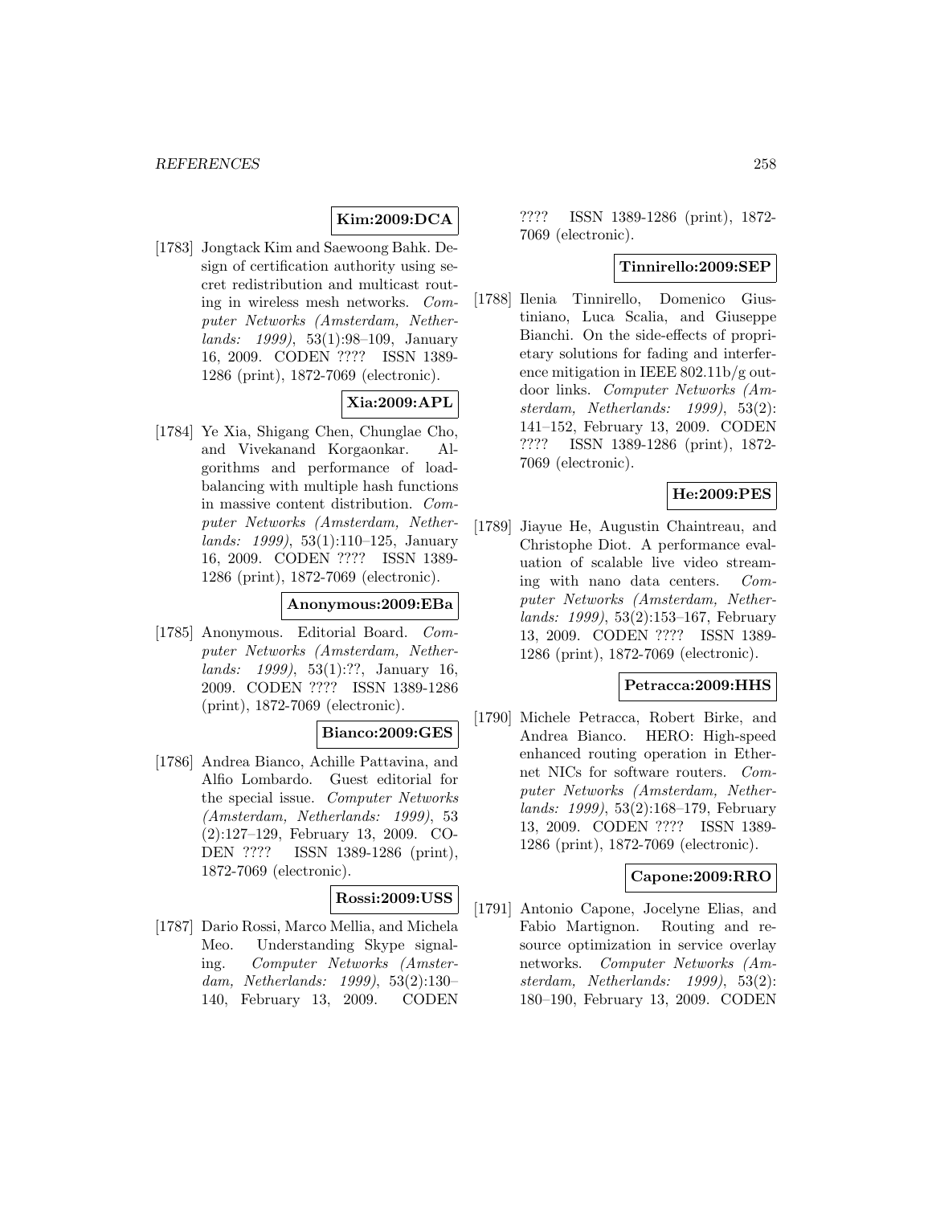**Kim:2009:DCA**

[1783] Jongtack Kim and Saewoong Bahk. Design of certification authority using secret redistribution and multicast routing in wireless mesh networks. *Computer Networks (Amsterdam, Netherlands: 1999)*, 53(1):98–109, January 16, 2009. CODEN ???? ISSN 1389-1286 (print), 1872-7069 (electronic).

**Xia:2009:APL**

[1784] Ye Xia, Shigang Chen, Chunglae Cho, and Vivekanand Korgaonkar. Algorithms and performance of load-balancing with multiple hash functions in massive content distribution. *Computer Networks (Amsterdam, Netherlands: 1999)*, 53(1):110–125, January 16, 2009. CODEN ???? ISSN 1389-1286 (print), 1872-7069 (electronic).

**Anonymous:2009:EBa**

[1785] Anonymous. Editorial Board. *Computer Networks (Amsterdam, Netherlands: 1999)*, 53(1):??, January 16, 2009. CODEN ???? ISSN 1389-1286 (print), 1872-7069 (electronic).

**Bianco:2009:GES**

[1786] Andrea Bianco, Achille Pattavina, and Alfio Lombardo. Guest editorial for the special issue. *Computer Networks (Amsterdam, Netherlands: 1999)*, 53 (2):127–129, February 13, 2009. CODEN ???? ISSN 1389-1286 (print), 1872-7069 (electronic).

**Rossi:2009:USS**

[1787] Dario Rossi, Marco Mellia, and Michela Meo. Understanding Skype signaling. *Computer Networks (Amsterdam, Netherlands: 1999)*, 53(2):130–140, February 13, 2009. CODEN ???? ISSN 1389-1286 (print), 1872-7069 (electronic).

**Tinnirello:2009:SEP**

[1788] Ilenia Tinnirello, Domenico Giustiniano, Luca Scalia, and Giuseppe Bianchi. On the side-effects of proprietary solutions for fading and interference mitigation in IEEE 802.11b/g outdoor links. *Computer Networks (Amsterdam, Netherlands: 1999)*, 53(2): 141–152, February 13, 2009. CODEN ???? ISSN 1389-1286 (print), 1872-7069 (electronic).

**He:2009:PES**

[1789] Jiayue He, Augustin Chaintreau, and Christophe Diot. A performance evaluation of scalable live video streaming with nano data centers. *Computer Networks (Amsterdam, Netherlands: 1999)*, 53(2):153–167, February 13, 2009. CODEN ???? ISSN 1389-1286 (print), 1872-7069 (electronic).

**Petracca:2009:HHS**

[1790] Michele Petracca, Robert Birke, and Andrea Bianco. HERO: High-speed enhanced routing operation in Ethernet NICs for software routers. *Computer Networks (Amsterdam, Netherlands: 1999)*, 53(2):168–179, February 13, 2009. CODEN ???? ISSN 1389-1286 (print), 1872-7069 (electronic).

**Capone:2009:RRO**

[1791] Antonio Capone, Jocelyne Elias, and Fabio Martignon. Routing and resource optimization in service overlay networks. *Computer Networks (Amsterdam, Netherlands: 1999)*, 53(2): 180–190, February 13, 2009. CODEN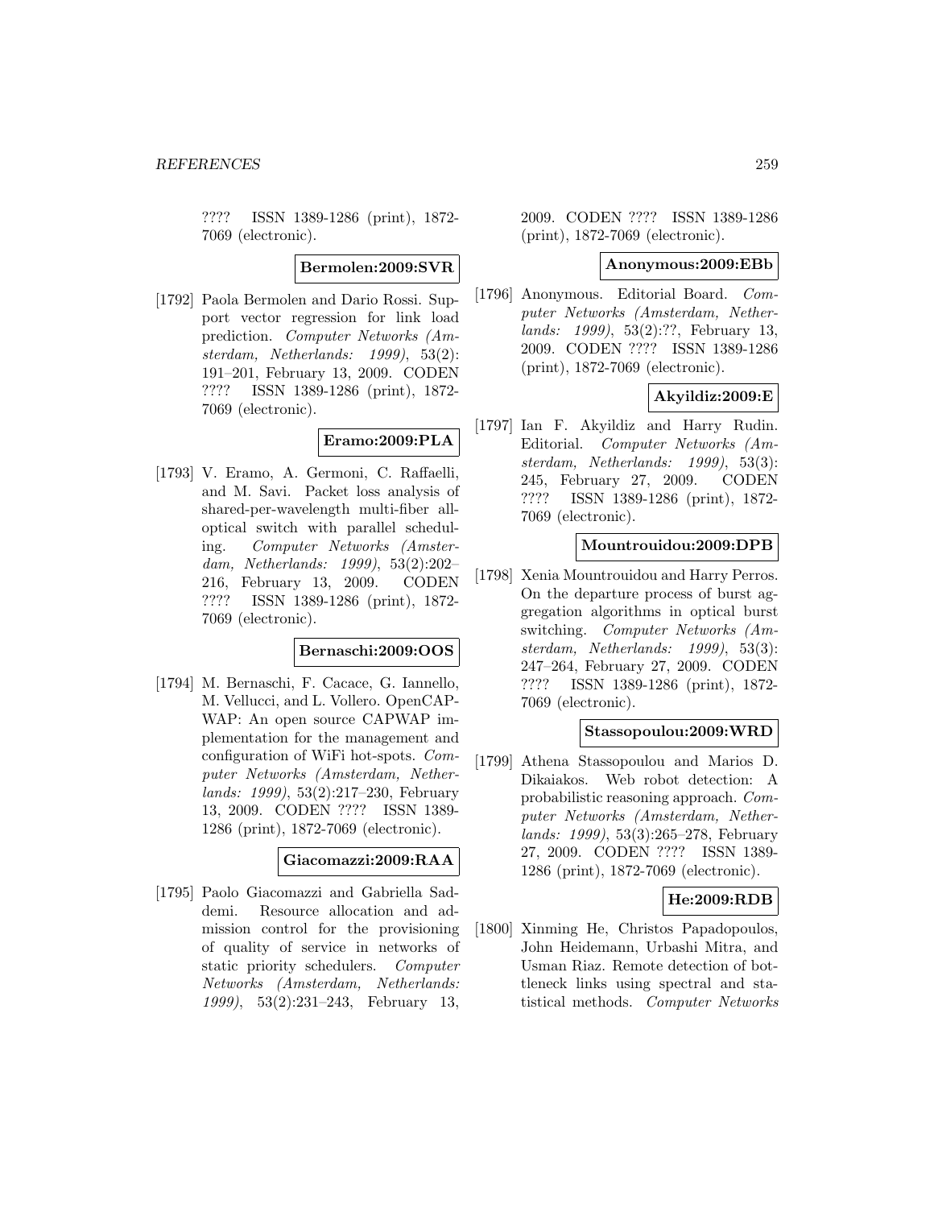???? ISSN 1389-1286 (print), 1872-7069 (electronic).

**Bermolen:2009:SVR**

[1792] Paola Bermolen and Dario Rossi. Support vector regression for link load prediction. *Computer Networks (Amsterdam, Netherlands: 1999)*, 53(2): 191–201, February 13, 2009. CODEN ???? ISSN 1389-1286 (print), 1872-7069 (electronic).

**Eramo:2009:PLA**

[1793] V. Eramo, A. Germoni, C. Raffaelli, and M. Savi. Packet loss analysis of shared-per-wavelength multi-fiber all-optical switch with parallel scheduling. *Computer Networks (Amsterdam, Netherlands: 1999)*, 53(2):202–216, February 13, 2009. CODEN ???? ISSN 1389-1286 (print), 1872-7069 (electronic).

**Bernaschi:2009:OOS**

[1794] M. Bernaschi, F. Cacace, G. Iannello, M. Vellucci, and L. Vollero. OpenCAPWAP: An open source CAPWAP implementation for the management and configuration of WiFi hot-spots. *Computer Networks (Amsterdam, Netherlands: 1999)*, 53(2):217–230, February 13, 2009. CODEN ???? ISSN 1389-1286 (print), 1872-7069 (electronic).

**Giacomazzi:2009:RAA**

[1795] Paolo Giacomazzi and Gabriella Saddemi. Resource allocation and admission control for the provisioning of quality of service in networks of static priority schedulers. *Computer Networks (Amsterdam, Netherlands: 1999)*, 53(2):231–243, February 13, 2009. CODEN ???? ISSN 1389-1286 (print), 1872-7069 (electronic).

**Anonymous:2009:EBb**

[1796] Anonymous. Editorial Board. *Computer Networks (Amsterdam, Netherlands: 1999)*, 53(2):??, February 13, 2009. CODEN ???? ISSN 1389-1286 (print), 1872-7069 (electronic).

**Akyildiz:2009:E**

[1797] Ian F. Akyildiz and Harry Rudin. Editorial. *Computer Networks (Amsterdam, Netherlands: 1999)*, 53(3): 245, February 27, 2009. CODEN ???? ISSN 1389-1286 (print), 1872-7069 (electronic).

**Mountrouidou:2009:DPB**

[1798] Xenia Mountrouidou and Harry Perros. On the departure process of burst aggregation algorithms in optical burst switching. *Computer Networks (Amsterdam, Netherlands: 1999)*, 53(3): 247–264, February 27, 2009. CODEN ???? ISSN 1389-1286 (print), 1872-7069 (electronic).

**Stassopoulou:2009:WRD**

[1799] Athena Stassopoulou and Marios D. Dikaiakos. Web robot detection: A probabilistic reasoning approach. *Computer Networks (Amsterdam, Netherlands: 1999)*, 53(3):265–278, February 27, 2009. CODEN ???? ISSN 1389-1286 (print), 1872-7069 (electronic).

**He:2009:RDB**

[1800] Xinming He, Christos Papadopoulos, John Heidemann, Urbashi Mitra, and Usman Riaz. Remote detection of bottleneck links using spectral and statistical methods. *Computer Networks*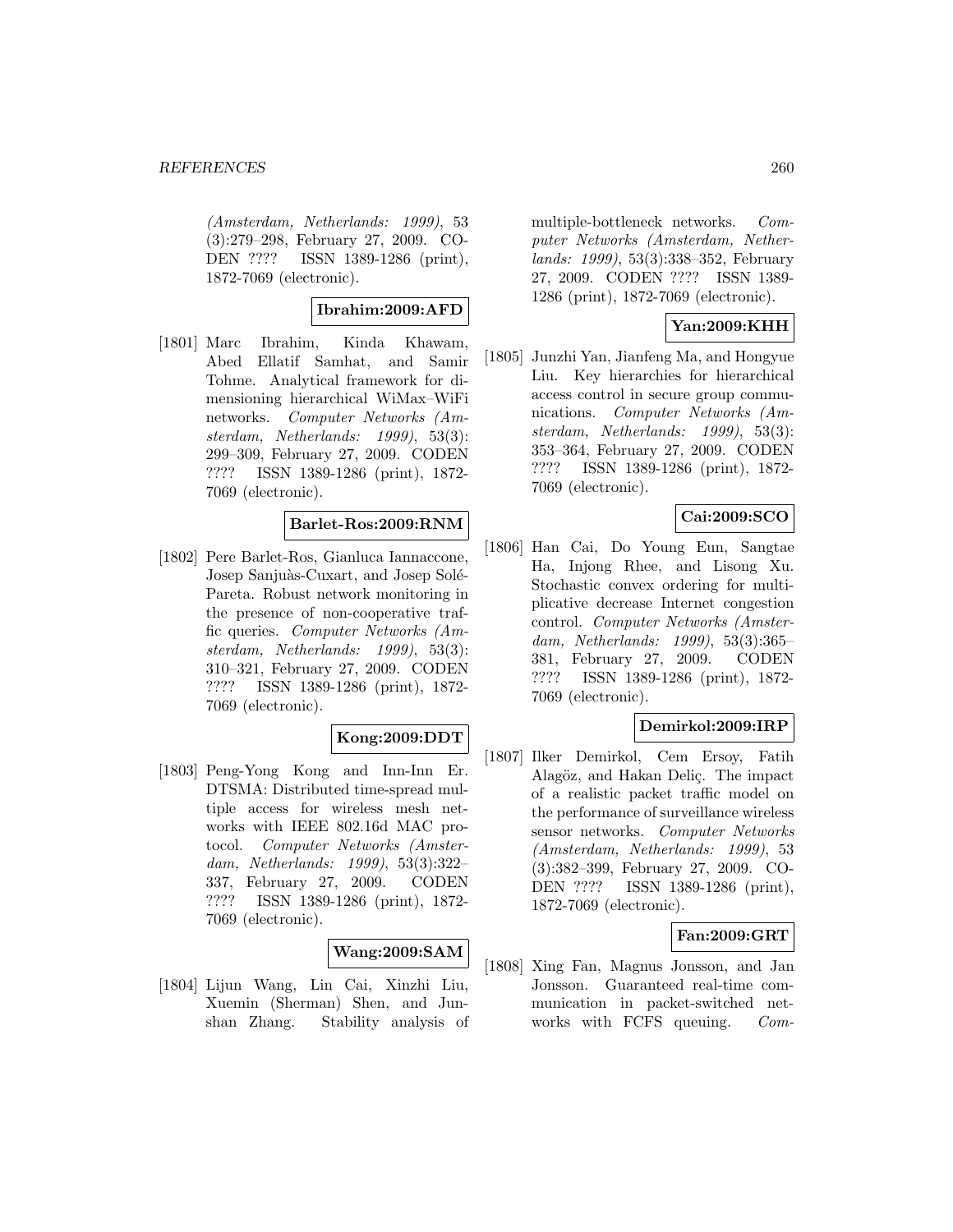*(Amsterdam, Netherlands: 1999)*, 53 (3):279–298, February 27, 2009. CODEN ???? ISSN 1389-1286 (print), 1872-7069 (electronic).

**Ibrahim:2009:AFD**

[1801] Marc Ibrahim, Kinda Khawam, Abed Ellatif Samhat, and Samir Tohme. Analytical framework for dimensioning hierarchical WiMax–WiFi networks. *Computer Networks (Amsterdam, Netherlands: 1999)*, 53(3): 299–309, February 27, 2009. CODEN ???? ISSN 1389-1286 (print), 1872-7069 (electronic).

**Barlet-Ros:2009:RNM**

[1802] Pere Barlet-Ros, Gianluca Iannaccone, Josep Sanjuàs-Cuxart, and Josep Solé-Pareta. Robust network monitoring in the presence of non-cooperative traffic queries. *Computer Networks (Amsterdam, Netherlands: 1999)*, 53(3): 310–321, February 27, 2009. CODEN ???? ISSN 1389-1286 (print), 1872-7069 (electronic).

**Kong:2009:DDT**

[1803] Peng-Yong Kong and Inn-Inn Er. DTSMA: Distributed time-spread multiple access for wireless mesh networks with IEEE 802.16d MAC protocol. *Computer Networks (Amsterdam, Netherlands: 1999)*, 53(3):322–337, February 27, 2009. CODEN ???? ISSN 1389-1286 (print), 1872-7069 (electronic).

**Wang:2009:SAM**

[1804] Lijun Wang, Lin Cai, Xinzhi Liu, Xuemin (Sherman) Shen, and Junshan Zhang. Stability analysis of multiple-bottleneck networks. *Computer Networks (Amsterdam, Netherlands: 1999)*, 53(3):338–352, February 27, 2009. CODEN ???? ISSN 1389-1286 (print), 1872-7069 (electronic).

**Yan:2009:KHH**

[1805] Junzhi Yan, Jianfeng Ma, and Hongyue Liu. Key hierarchies for hierarchical access control in secure group communications. *Computer Networks (Amsterdam, Netherlands: 1999)*, 53(3): 353–364, February 27, 2009. CODEN ???? ISSN 1389-1286 (print), 1872-7069 (electronic).

**Cai:2009:SCO**

[1806] Han Cai, Do Young Eun, Sangtae Ha, Injong Rhee, and Lisong Xu. Stochastic convex ordering for multiplicative decrease Internet congestion control. *Computer Networks (Amsterdam, Netherlands: 1999)*, 53(3):365–381, February 27, 2009. CODEN ???? ISSN 1389-1286 (print), 1872-7069 (electronic).

**Demirkol:2009:IRP**

[1807] Ilker Demirkol, Cem Ersoy, Fatih Alagöz, and Hakan Deliç. The impact of a realistic packet traffic model on the performance of surveillance wireless sensor networks. *Computer Networks (Amsterdam, Netherlands: 1999)*, 53 (3):382–399, February 27, 2009. CODEN ???? ISSN 1389-1286 (print), 1872-7069 (electronic).

**Fan:2009:GRT**

[1808] Xing Fan, Magnus Jonsson, and Jan Jonsson. Guaranteed real-time communication in packet-switched networks with FCFS queuing. *Com-*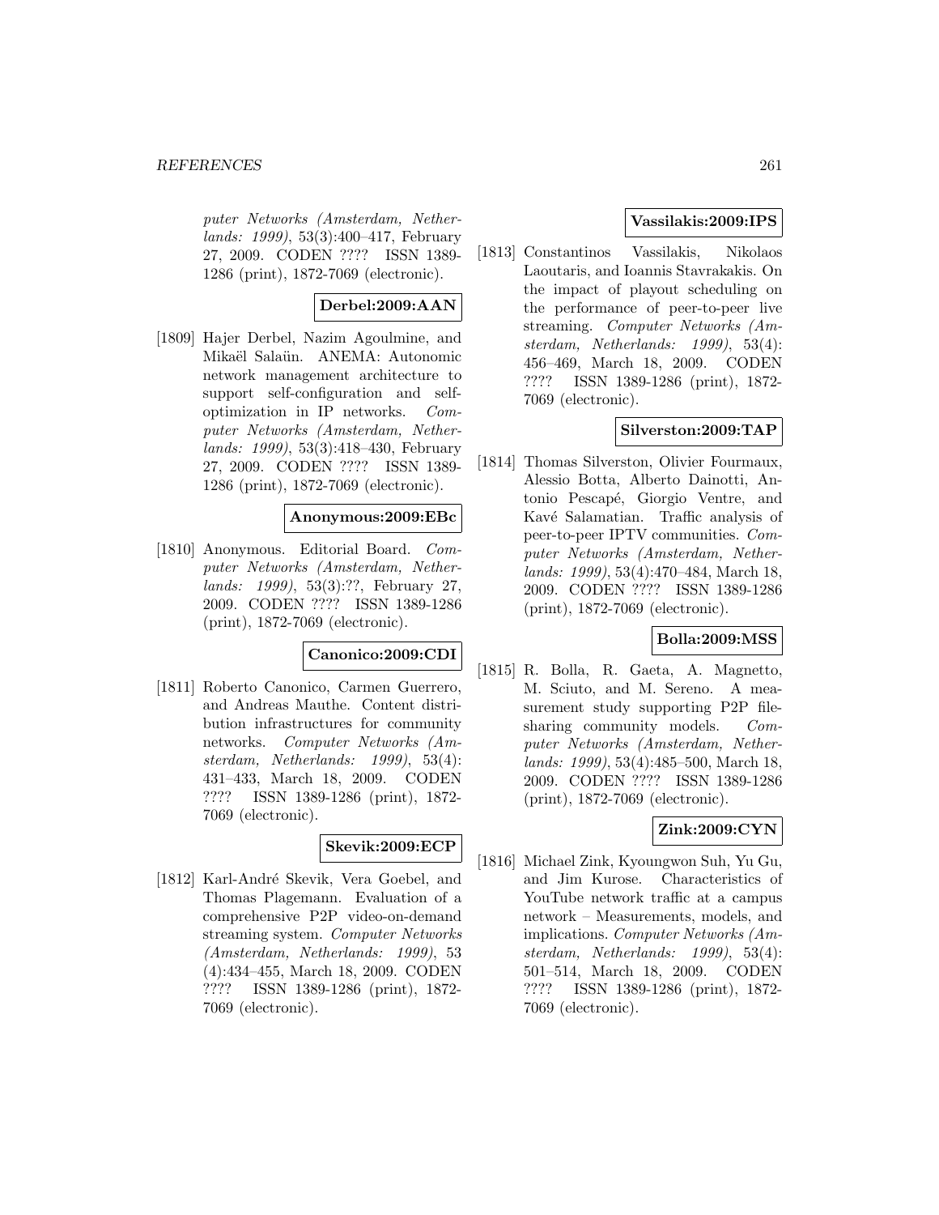puter Networks (Amsterdam, Netherlands: 1999)*, 53(3):400–417, February 27, 2009. CODEN ???? ISSN 1389-1286 (print), 1872-7069 (electronic).

**Derbel:2009:AAN**

[1809] Hajer Derbel, Nazim Agoulmine, and Mikaël Salaün. ANEMA: Autonomic network management architecture to support self-configuration and self-optimization in IP networks. *Computer Networks (Amsterdam, Netherlands: 1999)*, 53(3):418–430, February 27, 2009. CODEN ???? ISSN 1389-1286 (print), 1872-7069 (electronic).

**Anonymous:2009:EBc**

[1810] Anonymous. Editorial Board. *Computer Networks (Amsterdam, Netherlands: 1999)*, 53(3):??, February 27, 2009. CODEN ???? ISSN 1389-1286 (print), 1872-7069 (electronic).

**Canonico:2009:CDI**

[1811] Roberto Canonico, Carmen Guerrero, and Andreas Mauthe. Content distribution infrastructures for community networks. *Computer Networks (Amsterdam, Netherlands: 1999)*, 53(4): 431–433, March 18, 2009. CODEN ???? ISSN 1389-1286 (print), 1872-7069 (electronic).

**Skevik:2009:ECP**

[1812] Karl-André Skevik, Vera Goebel, and Thomas Plagemann. Evaluation of a comprehensive P2P video-on-demand streaming system. *Computer Networks (Amsterdam, Netherlands: 1999)*, 53 (4):434–455, March 18, 2009. CODEN ???? ISSN 1389-1286 (print), 1872-7069 (electronic).

**Vassilakis:2009:IPS**

[1813] Constantinos Vassilakis, Nikolaos Laoutaris, and Ioannis Stavrakakis. On the impact of playout scheduling on the performance of peer-to-peer live streaming. *Computer Networks (Amsterdam, Netherlands: 1999)*, 53(4): 456–469, March 18, 2009. CODEN ???? ISSN 1389-1286 (print), 1872-7069 (electronic).

**Silverston:2009:TAP**

[1814] Thomas Silverston, Olivier Fourmaux, Alessio Botta, Alberto Dainotti, Antonio Pescapé, Giorgio Ventre, and Kavé Salamatian. Traffic analysis of peer-to-peer IPTV communities. *Computer Networks (Amsterdam, Netherlands: 1999)*, 53(4):470–484, March 18, 2009. CODEN ???? ISSN 1389-1286 (print), 1872-7069 (electronic).

**Bolla:2009:MSS**

[1815] R. Bolla, R. Gaeta, A. Magnetto, M. Sciuto, and M. Sereno. A measurement study supporting P2P file-sharing community models. *Computer Networks (Amsterdam, Netherlands: 1999)*, 53(4):485–500, March 18, 2009. CODEN ???? ISSN 1389-1286 (print), 1872-7069 (electronic).

**Zink:2009:CYN**

[1816] Michael Zink, Kyoungwon Suh, Yu Gu, and Jim Kurose. Characteristics of YouTube network traffic at a campus network – Measurements, models, and implications. *Computer Networks (Amsterdam, Netherlands: 1999)*, 53(4): 501–514, March 18, 2009. CODEN ???? ISSN 1389-1286 (print), 1872-7069 (electronic).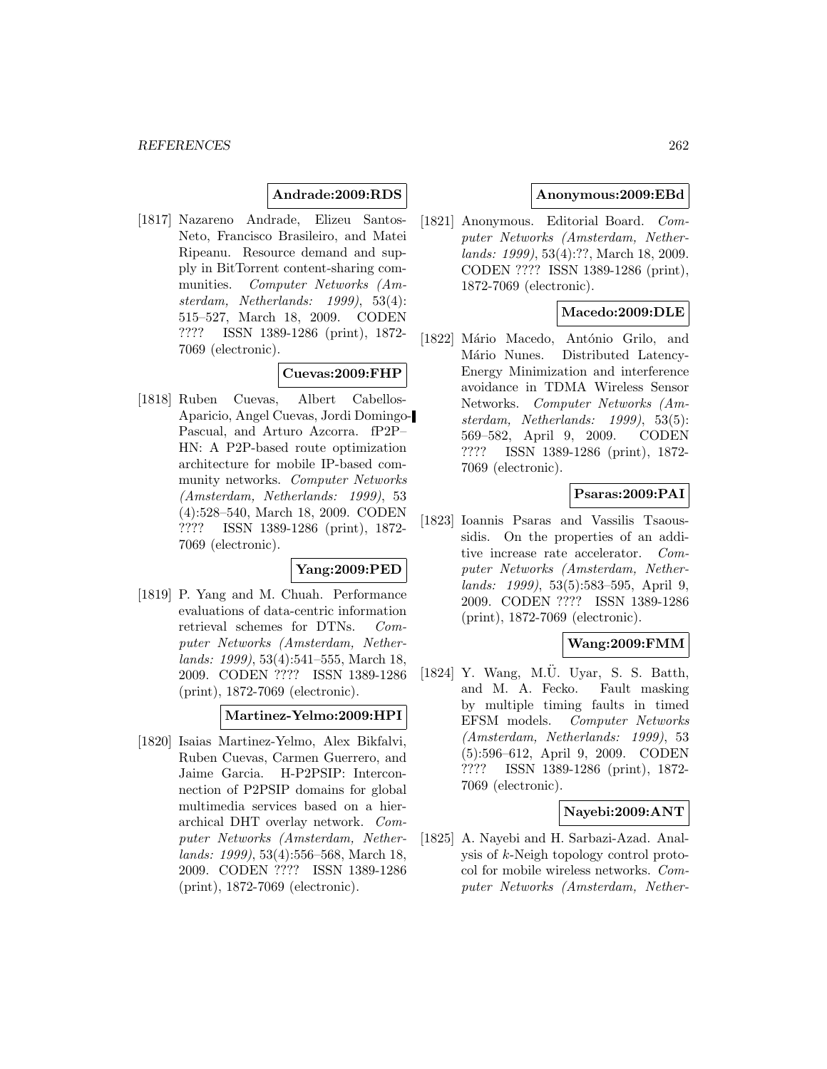**Andrade:2009:RDS**

[1817] Nazareno Andrade, Elizeu Santos-Neto, Francisco Brasileiro, and Matei Ripeanu. Resource demand and supply in BitTorrent content-sharing communities. *Computer Networks (Amsterdam, Netherlands: 1999)*, 53(4): 515–527, March 18, 2009. CODEN ???? ISSN 1389-1286 (print), 1872-7069 (electronic).

**Cuevas:2009:FHP**

[1818] Ruben Cuevas, Albert Cabellos-Aparicio, Angel Cuevas, Jordi Domingo-Pascual, and Arturo Azcorra. fP2P–HN: A P2P-based route optimization architecture for mobile IP-based community networks. *Computer Networks (Amsterdam, Netherlands: 1999)*, 53 (4):528–540, March 18, 2009. CODEN ???? ISSN 1389-1286 (print), 1872-7069 (electronic).

**Yang:2009:PED**

[1819] P. Yang and M. Chuah. Performance evaluations of data-centric information retrieval schemes for DTNs. *Computer Networks (Amsterdam, Netherlands: 1999)*, 53(4):541–555, March 18, 2009. CODEN ???? ISSN 1389-1286 (print), 1872-7069 (electronic).

**Martinez-Yelmo:2009:HPI**

[1820] Isaias Martinez-Yelmo, Alex Bikfalvi, Ruben Cuevas, Carmen Guerrero, and Jaime Garcia. H-P2PSIP: Interconnection of P2PSIP domains for global multimedia services based on a hierarchical DHT overlay network. *Computer Networks (Amsterdam, Netherlands: 1999)*, 53(4):556–568, March 18, 2009. CODEN ???? ISSN 1389-1286 (print), 1872-7069 (electronic).

**Anonymous:2009:EBd**

[1821] Anonymous. Editorial Board. *Computer Networks (Amsterdam, Netherlands: 1999)*, 53(4):??, March 18, 2009. CODEN ???? ISSN 1389-1286 (print), 1872-7069 (electronic).

**Macedo:2009:DLE**

[1822] Mário Macedo, António Grilo, and Mário Nunes. Distributed Latency-Energy Minimization and interference avoidance in TDMA Wireless Sensor Networks. *Computer Networks (Amsterdam, Netherlands: 1999)*, 53(5): 569–582, April 9, 2009. CODEN ???? ISSN 1389-1286 (print), 1872-7069 (electronic).

**Psaras:2009:PAI**

[1823] Ioannis Psaras and Vassilis Tsaoussidis. On the properties of an additive increase rate accelerator. *Computer Networks (Amsterdam, Netherlands: 1999)*, 53(5):583–595, April 9, 2009. CODEN ???? ISSN 1389-1286 (print), 1872-7069 (electronic).

**Wang:2009:FMM**

[1824] Y. Wang, M.Ü. Uyar, S. S. Batth, and M. A. Fecko. Fault masking by multiple timing faults in timed EFSM models. *Computer Networks (Amsterdam, Netherlands: 1999)*, 53 (5):596–612, April 9, 2009. CODEN ???? ISSN 1389-1286 (print), 1872-7069 (electronic).

**Nayebi:2009:ANT**

[1825] A. Nayebi and H. Sarbazi-Azad. Analysis of $k$-Neigh topology control protocol for mobile wireless networks. *Computer Networks (Amsterdam, Nether-*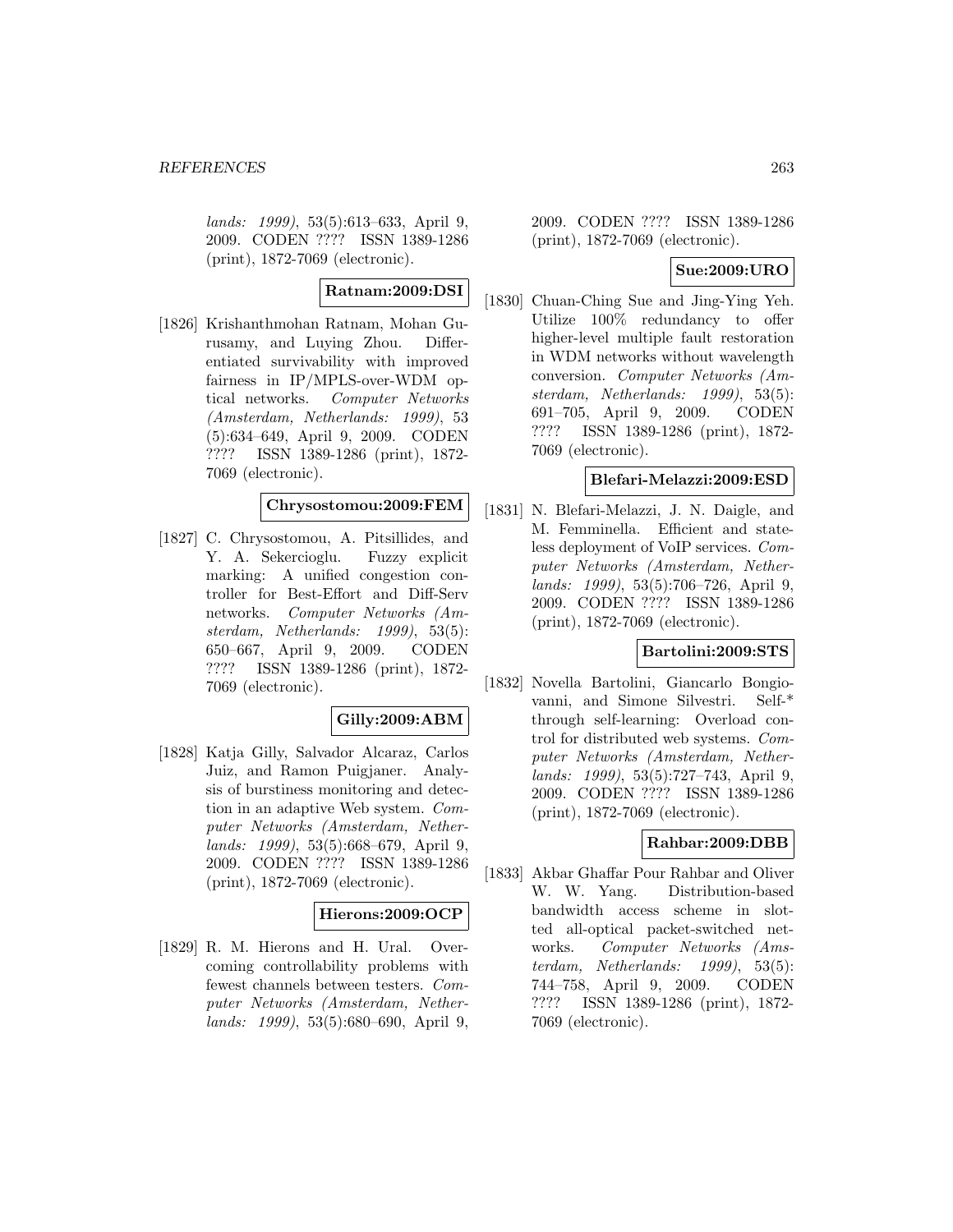*lands: 1999)*, 53(5):613–633, April 9, 2009. CODEN ???? ISSN 1389-1286 (print), 1872-7069 (electronic).

**Ratnam:2009:DSI**

[1826] Krishanthmohan Ratnam, Mohan Gurusamy, and Luying Zhou. Differentiated survivability with improved fairness in IP/MPLS-over-WDM optical networks. *Computer Networks (Amsterdam, Netherlands: 1999)*, 53 (5):634–649, April 9, 2009. CODEN ???? ISSN 1389-1286 (print), 1872-7069 (electronic).

**Chrysostomou:2009:FEM**

[1827] C. Chrysostomou, A. Pitsillides, and Y. A. Sekercioglu. Fuzzy explicit marking: A unified congestion controller for Best-Effort and Diff-Serv networks. *Computer Networks (Amsterdam, Netherlands: 1999)*, 53(5): 650–667, April 9, 2009. CODEN ???? ISSN 1389-1286 (print), 1872-7069 (electronic).

**Gilly:2009:ABM**

[1828] Katja Gilly, Salvador Alcaraz, Carlos Juiz, and Ramon Puigjaner. Analysis of burstiness monitoring and detection in an adaptive Web system. *Computer Networks (Amsterdam, Netherlands: 1999)*, 53(5):668–679, April 9, 2009. CODEN ???? ISSN 1389-1286 (print), 1872-7069 (electronic).

**Hierons:2009:OCP**

[1829] R. M. Hierons and H. Ural. Overcoming controllability problems with fewest channels between testers. *Computer Networks (Amsterdam, Netherlands: 1999)*, 53(5):680–690, April 9, 2009. CODEN ???? ISSN 1389-1286 (print), 1872-7069 (electronic).

**Sue:2009:URO**

[1830] Chuan-Ching Sue and Jing-Ying Yeh. Utilize 100% redundancy to offer higher-level multiple fault restoration in WDM networks without wavelength conversion. *Computer Networks (Amsterdam, Netherlands: 1999)*, 53(5): 691–705, April 9, 2009. CODEN ???? ISSN 1389-1286 (print), 1872-7069 (electronic).

**Blefari-Melazzi:2009:ESD**

[1831] N. Blefari-Melazzi, J. N. Daigle, and M. Femminella. Efficient and stateless deployment of VoIP services. *Computer Networks (Amsterdam, Netherlands: 1999)*, 53(5):706–726, April 9, 2009. CODEN ???? ISSN 1389-1286 (print), 1872-7069 (electronic).

**Bartolini:2009:STS**

[1832] Novella Bartolini, Giancarlo Bongiovanni, and Simone Silvestri. Self-* through self-learning: Overload control for distributed web systems. *Computer Networks (Amsterdam, Netherlands: 1999)*, 53(5):727–743, April 9, 2009. CODEN ???? ISSN 1389-1286 (print), 1872-7069 (electronic).

**Rahbar:2009:DBB**

[1833] Akbar Ghaffar Pour Rahbar and Oliver W. W. Yang. Distribution-based bandwidth access scheme in slotted all-optical packet-switched networks. *Computer Networks (Amsterdam, Netherlands: 1999)*, 53(5): 744–758, April 9, 2009. CODEN ???? ISSN 1389-1286 (print), 1872-7069 (electronic).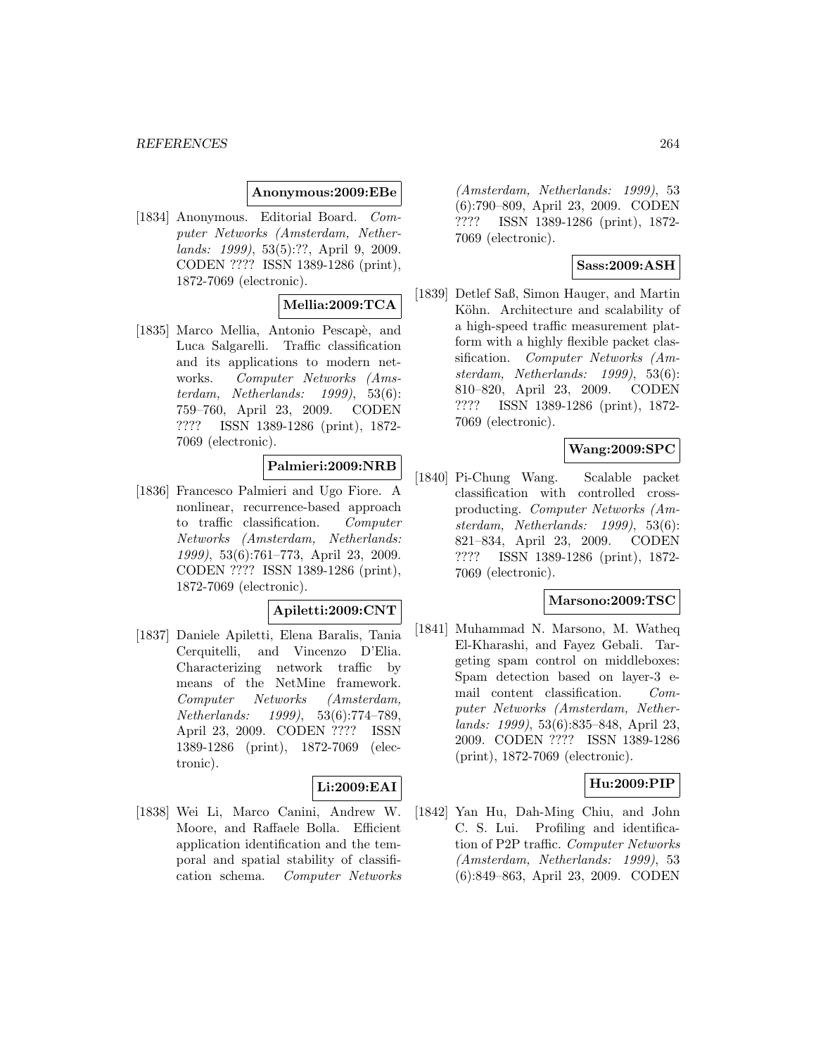**Anonymous:2009:EBe**

[1834] Anonymous. Editorial Board. *Computer Networks (Amsterdam, Netherlands: 1999)*, 53(5):??, April 9, 2009. CODEN ???? ISSN 1389-1286 (print), 1872-7069 (electronic).

**Mellia:2009:TCA**

[1835] Marco Mellia, Antonio Pescapè, and Luca Salgarelli. Traffic classification and its applications to modern networks. *Computer Networks (Amsterdam, Netherlands: 1999)*, 53(6): 759–760, April 23, 2009. CODEN ???? ISSN 1389-1286 (print), 1872-7069 (electronic).

**Palmieri:2009:NRB**

[1836] Francesco Palmieri and Ugo Fiore. A nonlinear, recurrence-based approach to traffic classification. *Computer Networks (Amsterdam, Netherlands: 1999)*, 53(6):761–773, April 23, 2009. CODEN ???? ISSN 1389-1286 (print), 1872-7069 (electronic).

**Apiletti:2009:CNT**

[1837] Daniele Apiletti, Elena Baralis, Tania Cerquitelli, and Vincenzo D'Elia. Characterizing network traffic by means of the NetMine framework. *Computer Networks (Amsterdam, Netherlands: 1999)*, 53(6):774–789, April 23, 2009. CODEN ???? ISSN 1389-1286 (print), 1872-7069 (electronic).

**Li:2009:EAI**

[1838] Wei Li, Marco Canini, Andrew W. Moore, and Raffaele Bolla. Efficient application identification and the temporal and spatial stability of classification schema. *Computer Networks (Amsterdam, Netherlands: 1999)*, 53 (6):790–809, April 23, 2009. CODEN ???? ISSN 1389-1286 (print), 1872-7069 (electronic).

**Sass:2009:ASH**

[1839] Detlef Saß, Simon Hauger, and Martin Köhn. Architecture and scalability of a high-speed traffic measurement platform with a highly flexible packet classification. *Computer Networks (Amsterdam, Netherlands: 1999)*, 53(6): 810–820, April 23, 2009. CODEN ???? ISSN 1389-1286 (print), 1872-7069 (electronic).

**Wang:2009:SPC**

[1840] Pi-Chung Wang. Scalable packet classification with controlled cross-producting. *Computer Networks (Amsterdam, Netherlands: 1999)*, 53(6): 821–834, April 23, 2009. CODEN ???? ISSN 1389-1286 (print), 1872-7069 (electronic).

**Marsono:2009:TSC**

[1841] Muhammad N. Marsono, M. Watheq El-Kharashi, and Fayez Gebali. Targeting spam control on middleboxes: Spam detection based on layer-3 e-mail content classification. *Computer Networks (Amsterdam, Netherlands: 1999)*, 53(6):835–848, April 23, 2009. CODEN ???? ISSN 1389-1286 (print), 1872-7069 (electronic).

**Hu:2009:PIP**

[1842] Yan Hu, Dah-Ming Chiu, and John C. S. Lui. Profiling and identification of P2P traffic. *Computer Networks (Amsterdam, Netherlands: 1999)*, 53 (6):849–863, April 23, 2009. CODEN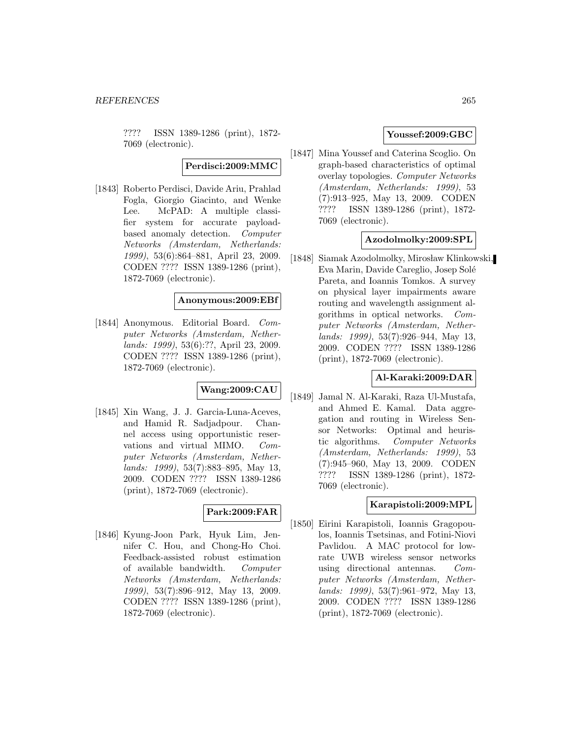???? ISSN 1389-1286 (print), 1872-7069 (electronic).

**Perdisci:2009:MMC**

[1843] Roberto Perdisci, Davide Ariu, Prahlad Fogla, Giorgio Giacinto, and Wenke Lee. McPAD: A multiple classifier system for accurate payload-based anomaly detection. *Computer Networks (Amsterdam, Netherlands: 1999)*, 53(6):864–881, April 23, 2009. CODEN ???? ISSN 1389-1286 (print), 1872-7069 (electronic).

**Anonymous:2009:EBf**

[1844] Anonymous. Editorial Board. *Computer Networks (Amsterdam, Netherlands: 1999)*, 53(6):??, April 23, 2009. CODEN ???? ISSN 1389-1286 (print), 1872-7069 (electronic).

**Wang:2009:CAU**

[1845] Xin Wang, J. J. Garcia-Luna-Aceves, and Hamid R. Sadjadpour. Channel access using opportunistic reservations and virtual MIMO. *Computer Networks (Amsterdam, Netherlands: 1999)*, 53(7):883–895, May 13, 2009. CODEN ???? ISSN 1389-1286 (print), 1872-7069 (electronic).

**Park:2009:FAR**

[1846] Kyung-Joon Park, Hyuk Lim, Jennifer C. Hou, and Chong-Ho Choi. Feedback-assisted robust estimation of available bandwidth. *Computer Networks (Amsterdam, Netherlands: 1999)*, 53(7):896–912, May 13, 2009. CODEN ???? ISSN 1389-1286 (print), 1872-7069 (electronic).

**Youssef:2009:GBC**

[1847] Mina Youssef and Caterina Scoglio. On graph-based characteristics of optimal overlay topologies. *Computer Networks (Amsterdam, Netherlands: 1999)*, 53 (7):913–925, May 13, 2009. CODEN ???? ISSN 1389-1286 (print), 1872-7069 (electronic).

**Azodolmolky:2009:SPL**

[1848] Siamak Azodolmolky, Mirosław Klinkowski, Eva Marin, Davide Careglio, Josep Solé Pareta, and Ioannis Tomkos. A survey on physical layer impairments aware routing and wavelength assignment algorithms in optical networks. *Computer Networks (Amsterdam, Netherlands: 1999)*, 53(7):926–944, May 13, 2009. CODEN ???? ISSN 1389-1286 (print), 1872-7069 (electronic).

**Al-Karaki:2009:DAR**

[1849] Jamal N. Al-Karaki, Raza Ul-Mustafa, and Ahmed E. Kamal. Data aggregation and routing in Wireless Sensor Networks: Optimal and heuristic algorithms. *Computer Networks (Amsterdam, Netherlands: 1999)*, 53 (7):945–960, May 13, 2009. CODEN ???? ISSN 1389-1286 (print), 1872-7069 (electronic).

**Karapistoli:2009:MPL**

[1850] Eirini Karapistoli, Ioannis Gragopoulos, Ioannis Tsetsinas, and Fotini-Niovi Pavlidou. A MAC protocol for low-rate UWB wireless sensor networks using directional antennas. *Computer Networks (Amsterdam, Netherlands: 1999)*, 53(7):961–972, May 13, 2009. CODEN ???? ISSN 1389-1286 (print), 1872-7069 (electronic).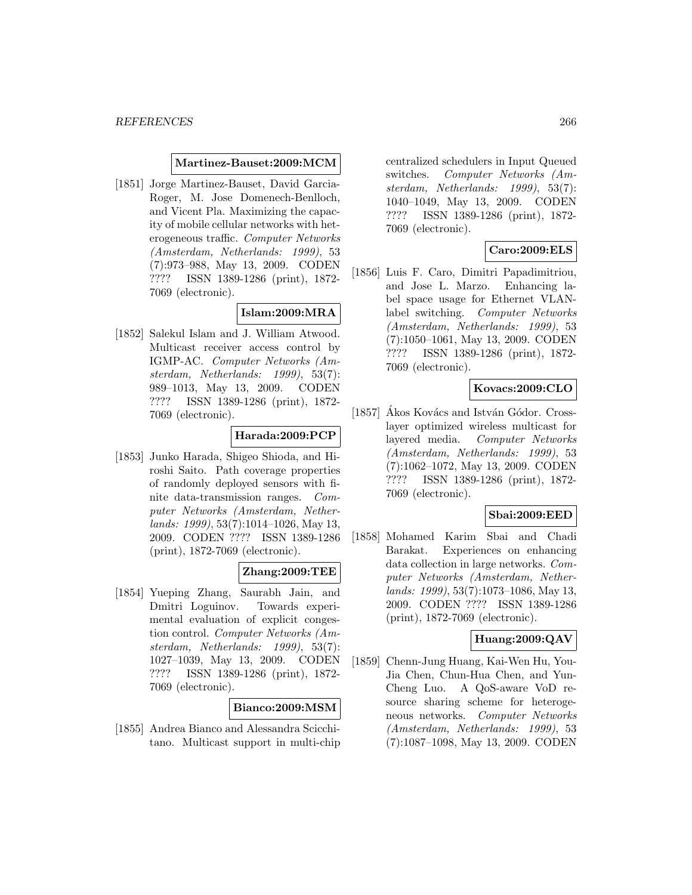**Martinez-Bauset:2009:MCM**

[1851] Jorge Martinez-Bauset, David Garcia-Roger, M. Jose Domenech-Benlloch, and Vicent Pla. Maximizing the capacity of mobile cellular networks with heterogeneous traffic. *Computer Networks (Amsterdam, Netherlands: 1999)*, 53 (7):973–988, May 13, 2009. CODEN ???? ISSN 1389-1286 (print), 1872-7069 (electronic).

**Islam:2009:MRA**

[1852] Salekul Islam and J. William Atwood. Multicast receiver access control by IGMP-AC. *Computer Networks (Amsterdam, Netherlands: 1999)*, 53(7): 989–1013, May 13, 2009. CODEN ???? ISSN 1389-1286 (print), 1872-7069 (electronic).

**Harada:2009:PCP**

[1853] Junko Harada, Shigeo Shioda, and Hiroshi Saito. Path coverage properties of randomly deployed sensors with finite data-transmission ranges. *Computer Networks (Amsterdam, Netherlands: 1999)*, 53(7):1014–1026, May 13, 2009. CODEN ???? ISSN 1389-1286 (print), 1872-7069 (electronic).

**Zhang:2009:TEE**

[1854] Yueping Zhang, Saurabh Jain, and Dmitri Loguinov. Towards experimental evaluation of explicit congestion control. *Computer Networks (Amsterdam, Netherlands: 1999)*, 53(7): 1027–1039, May 13, 2009. CODEN ???? ISSN 1389-1286 (print), 1872-7069 (electronic).

**Bianco:2009:MSM**

[1855] Andrea Bianco and Alessandra Scicchitano. Multicast support in multi-chip centralized schedulers in Input Queued switches. *Computer Networks (Amsterdam, Netherlands: 1999)*, 53(7): 1040–1049, May 13, 2009. CODEN ???? ISSN 1389-1286 (print), 1872-7069 (electronic).

**Caro:2009:ELS**

[1856] Luis F. Caro, Dimitri Papadimitriou, and Jose L. Marzo. Enhancing label space usage for Ethernet VLAN-label switching. *Computer Networks (Amsterdam, Netherlands: 1999)*, 53 (7):1050–1061, May 13, 2009. CODEN ???? ISSN 1389-1286 (print), 1872-7069 (electronic).

**Kovacs:2009:CLO**

[1857] Ákos Kovács and István Gódor. Cross-layer optimized wireless multicast for layered media. *Computer Networks (Amsterdam, Netherlands: 1999)*, 53 (7):1062–1072, May 13, 2009. CODEN ???? ISSN 1389-1286 (print), 1872-7069 (electronic).

**Sbai:2009:EED**

[1858] Mohamed Karim Sbai and Chadi Barakat. Experiences on enhancing data collection in large networks. *Computer Networks (Amsterdam, Netherlands: 1999)*, 53(7):1073–1086, May 13, 2009. CODEN ???? ISSN 1389-1286 (print), 1872-7069 (electronic).

**Huang:2009:QAV**

[1859] Chenn-Jung Huang, Kai-Wen Hu, You-Jia Chen, Chun-Hua Chen, and Yun-Cheng Luo. A QoS-aware VoD resource sharing scheme for heterogeneous networks. *Computer Networks (Amsterdam, Netherlands: 1999)*, 53 (7):1087–1098, May 13, 2009. CODEN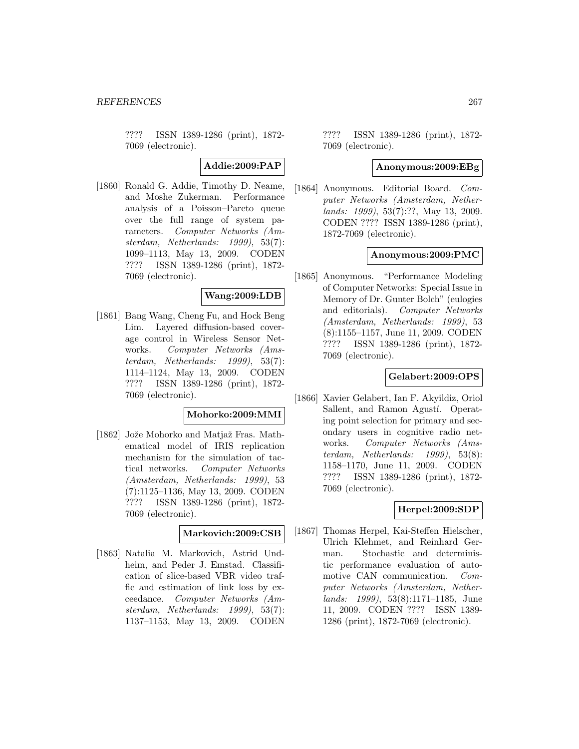???? ISSN 1389-1286 (print), 1872-7069 (electronic).

**Addie:2009:PAP**

[1860] Ronald G. Addie, Timothy D. Neame, and Moshe Zukerman. Performance analysis of a Poisson–Pareto queue over the full range of system parameters. *Computer Networks (Amsterdam, Netherlands: 1999)*, 53(7): 1099–1113, May 13, 2009. CODEN ???? ISSN 1389-1286 (print), 1872-7069 (electronic).

**Wang:2009:LDB**

[1861] Bang Wang, Cheng Fu, and Hock Beng Lim. Layered diffusion-based coverage control in Wireless Sensor Networks. *Computer Networks (Amsterdam, Netherlands: 1999)*, 53(7): 1114–1124, May 13, 2009. CODEN ???? ISSN 1389-1286 (print), 1872-7069 (electronic).

**Mohorko:2009:MMI**

[1862] Jože Mohorko and Matjaž Fras. Mathematical model of IRIS replication mechanism for the simulation of tactical networks. *Computer Networks (Amsterdam, Netherlands: 1999)*, 53 (7):1125–1136, May 13, 2009. CODEN ???? ISSN 1389-1286 (print), 1872-7069 (electronic).

**Markovich:2009:CSB**

[1863] Natalia M. Markovich, Astrid Undheim, and Peder J. Emstad. Classification of slice-based VBR video traffic and estimation of link loss by exceedance. *Computer Networks (Amsterdam, Netherlands: 1999)*, 53(7): 1137–1153, May 13, 2009. CODEN ???? ISSN 1389-1286 (print), 1872-7069 (electronic).

**Anonymous:2009:EBg**

[1864] Anonymous. Editorial Board. *Computer Networks (Amsterdam, Netherlands: 1999)*, 53(7):??, May 13, 2009. CODEN ???? ISSN 1389-1286 (print), 1872-7069 (electronic).

**Anonymous:2009:PMC**

[1865] Anonymous. "Performance Modeling of Computer Networks: Special Issue in Memory of Dr. Gunter Bolch" (eulogies and editorials). *Computer Networks (Amsterdam, Netherlands: 1999)*, 53 (8):1155–1157, June 11, 2009. CODEN ???? ISSN 1389-1286 (print), 1872-7069 (electronic).

**Gelabert:2009:OPS**

[1866] Xavier Gelabert, Ian F. Akyildiz, Oriol Sallent, and Ramon Agustí. Operating point selection for primary and secondary users in cognitive radio networks. *Computer Networks (Amsterdam, Netherlands: 1999)*, 53(8): 1158–1170, June 11, 2009. CODEN ???? ISSN 1389-1286 (print), 1872-7069 (electronic).

**Herpel:2009:SDP**

[1867] Thomas Herpel, Kai-Steffen Hielscher, Ulrich Klehmet, and Reinhard German. Stochastic and deterministic performance evaluation of automotive CAN communication. *Computer Networks (Amsterdam, Netherlands: 1999)*, 53(8):1171–1185, June 11, 2009. CODEN ???? ISSN 1389-1286 (print), 1872-7069 (electronic).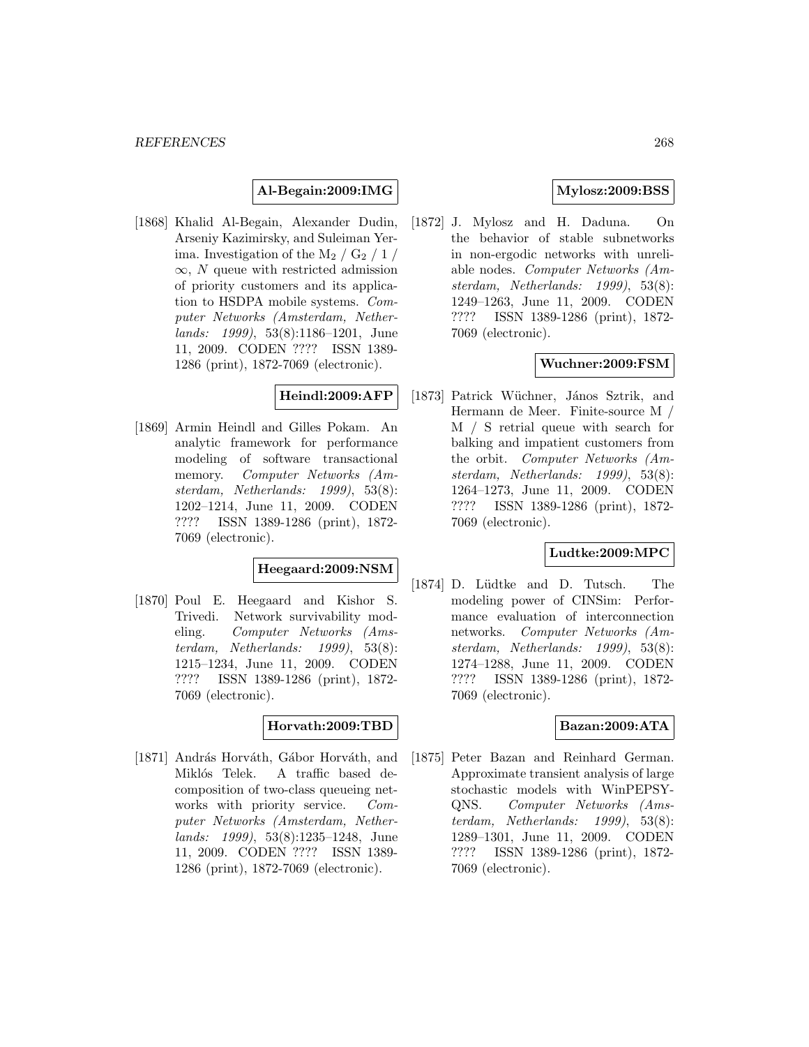**Al-Begain:2009:IMG**

[1868] Khalid Al-Begain, Alexander Dudin, Arseniy Kazimirsky, and Suleiman Yerima. Investigation of the $M_2$ / $G_2$ / 1 / $\infty$, $N$ queue with restricted admission of priority customers and its application to HSDPA mobile systems. *Computer Networks (Amsterdam, Netherlands: 1999)*, 53(8):1186–1201, June 11, 2009. CODEN ???? ISSN 1389-1286 (print), 1872-7069 (electronic).

**Heindl:2009:AFP**

[1869] Armin Heindl and Gilles Pokam. An analytic framework for performance modeling of software transactional memory. *Computer Networks (Amsterdam, Netherlands: 1999)*, 53(8): 1202–1214, June 11, 2009. CODEN ???? ISSN 1389-1286 (print), 1872-7069 (electronic).

**Heegaard:2009:NSM**

[1870] Poul E. Heegaard and Kishor S. Trivedi. Network survivability modeling. *Computer Networks (Amsterdam, Netherlands: 1999)*, 53(8): 1215–1234, June 11, 2009. CODEN ???? ISSN 1389-1286 (print), 1872-7069 (electronic).

**Horvath:2009:TBD**

[1871] András Horváth, Gábor Horváth, and Miklós Telek. A traffic based decomposition of two-class queueing networks with priority service. *Computer Networks (Amsterdam, Netherlands: 1999)*, 53(8):1235–1248, June 11, 2009. CODEN ???? ISSN 1389-1286 (print), 1872-7069 (electronic).

**Mylosz:2009:BSS**

[1872] J. Mylosz and H. Daduna. On the behavior of stable subnetworks in non-ergodic networks with unreliable nodes. *Computer Networks (Amsterdam, Netherlands: 1999)*, 53(8): 1249–1263, June 11, 2009. CODEN ???? ISSN 1389-1286 (print), 1872-7069 (electronic).

**Wuchner:2009:FSM**

[1873] Patrick Wüchner, János Sztrik, and Hermann de Meer. Finite-source M / M / S retrial queue with search for balking and impatient customers from the orbit. *Computer Networks (Amsterdam, Netherlands: 1999)*, 53(8): 1264–1273, June 11, 2009. CODEN ???? ISSN 1389-1286 (print), 1872-7069 (electronic).

**Ludtke:2009:MPC**

[1874] D. Lüdtke and D. Tutsch. The modeling power of CINSim: Performance evaluation of interconnection networks. *Computer Networks (Amsterdam, Netherlands: 1999)*, 53(8): 1274–1288, June 11, 2009. CODEN ???? ISSN 1389-1286 (print), 1872-7069 (electronic).

**Bazan:2009:ATA**

[1875] Peter Bazan and Reinhard German. Approximate transient analysis of large stochastic models with WinPEPSY-QNS. *Computer Networks (Amsterdam, Netherlands: 1999)*, 53(8): 1289–1301, June 11, 2009. CODEN ???? ISSN 1389-1286 (print), 1872-7069 (electronic).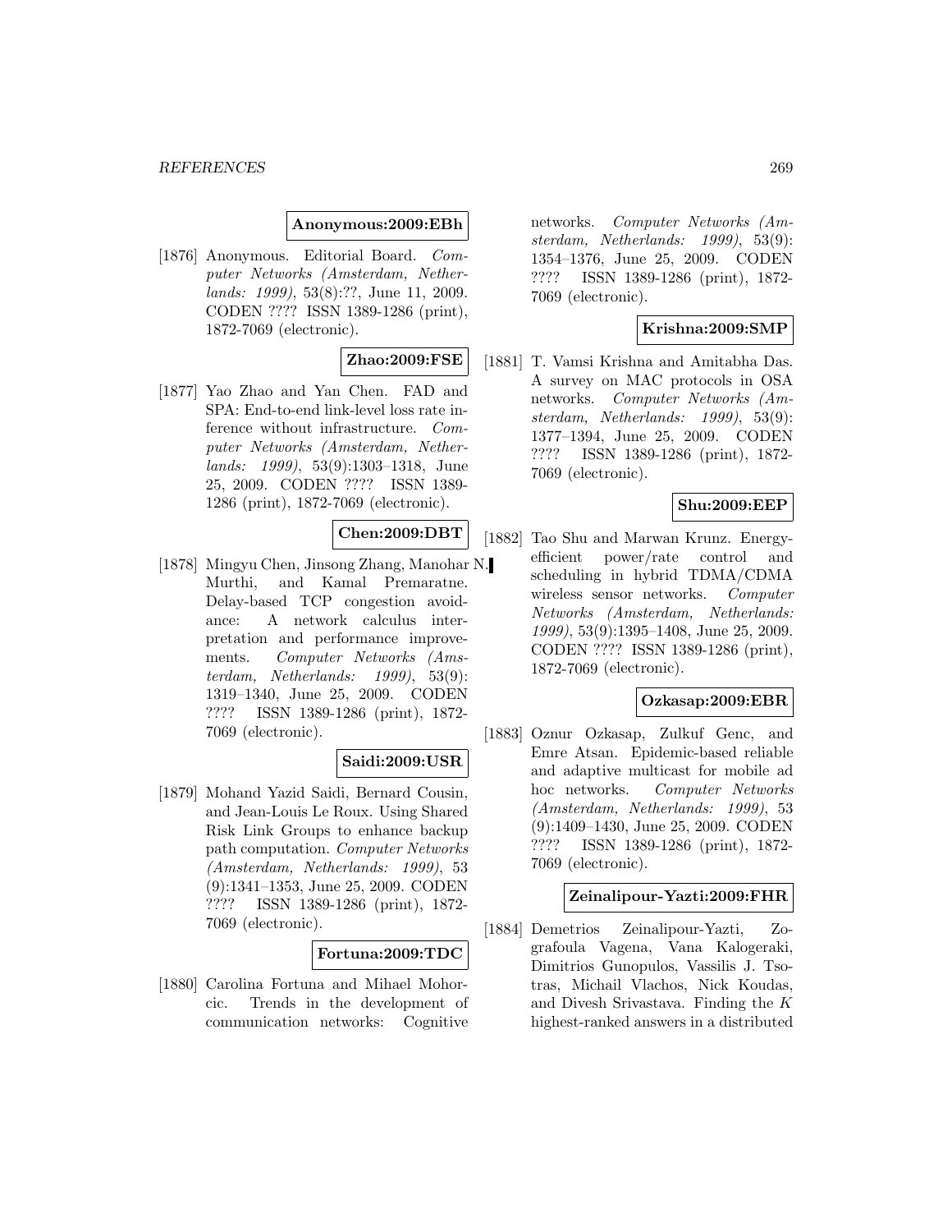**Anonymous:2009:EBh**

[1876] Anonymous. Editorial Board. *Computer Networks (Amsterdam, Netherlands: 1999)*, 53(8):??, June 11, 2009. CODEN ???? ISSN 1389-1286 (print), 1872-7069 (electronic).

**Zhao:2009:FSE**

[1877] Yao Zhao and Yan Chen. FAD and SPA: End-to-end link-level loss rate inference without infrastructure. *Computer Networks (Amsterdam, Netherlands: 1999)*, 53(9):1303–1318, June 25, 2009. CODEN ???? ISSN 1389-1286 (print), 1872-7069 (electronic).

**Chen:2009:DBT**

[1878] Mingyu Chen, Jinsong Zhang, Manohar N. Murthi, and Kamal Premaratne. Delay-based TCP congestion avoidance: A network calculus interpretation and performance improvements. *Computer Networks (Amsterdam, Netherlands: 1999)*, 53(9): 1319–1340, June 25, 2009. CODEN ???? ISSN 1389-1286 (print), 1872-7069 (electronic).

**Saidi:2009:USR**

[1879] Mohand Yazid Saidi, Bernard Cousin, and Jean-Louis Le Roux. Using Shared Risk Link Groups to enhance backup path computation. *Computer Networks (Amsterdam, Netherlands: 1999)*, 53 (9):1341–1353, June 25, 2009. CODEN ???? ISSN 1389-1286 (print), 1872-7069 (electronic).

**Fortuna:2009:TDC**

[1880] Carolina Fortuna and Mihael Mohorcic. Trends in the development of communication networks: Cognitive networks. *Computer Networks (Amsterdam, Netherlands: 1999)*, 53(9): 1354–1376, June 25, 2009. CODEN ???? ISSN 1389-1286 (print), 1872-7069 (electronic).

**Krishna:2009:SMP**

[1881] T. Vamsi Krishna and Amitabha Das. A survey on MAC protocols in OSA networks. *Computer Networks (Amsterdam, Netherlands: 1999)*, 53(9): 1377–1394, June 25, 2009. CODEN ???? ISSN 1389-1286 (print), 1872-7069 (electronic).

**Shu:2009:EEP**

[1882] Tao Shu and Marwan Krunz. Energy-efficient power/rate control and scheduling in hybrid TDMA/CDMA wireless sensor networks. *Computer Networks (Amsterdam, Netherlands: 1999)*, 53(9):1395–1408, June 25, 2009. CODEN ???? ISSN 1389-1286 (print), 1872-7069 (electronic).

**Ozkasap:2009:EBR**

[1883] Oznur Ozkasap, Zulkuf Genc, and Emre Atsan. Epidemic-based reliable and adaptive multicast for mobile ad hoc networks. *Computer Networks (Amsterdam, Netherlands: 1999)*, 53 (9):1409–1430, June 25, 2009. CODEN ???? ISSN 1389-1286 (print), 1872-7069 (electronic).

**Zeinalipour-Yazti:2009:FHR**

[1884] Demetrios Zeinalipour-Yazti, Zografoula Vagena, Vana Kalogeraki, Dimitrios Gunopulos, Vassilis J. Tsotras, Michail Vlachos, Nick Koudas, and Divesh Srivastava. Finding the $K$ highest-ranked answers in a distributed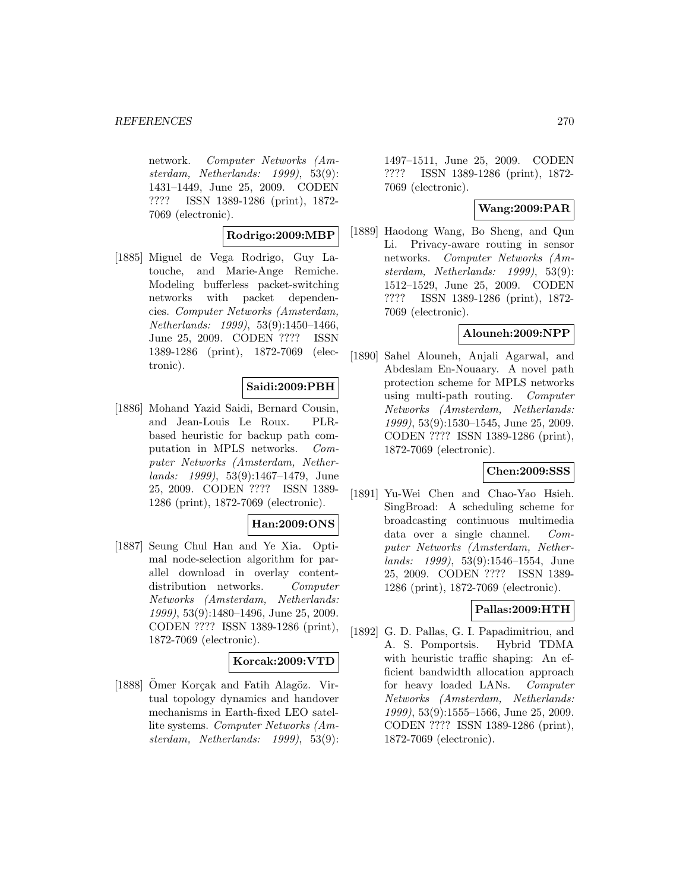network. *Computer Networks (Amsterdam, Netherlands: 1999)*, 53(9): 1431–1449, June 25, 2009. CODEN ???? ISSN 1389-1286 (print), 1872-7069 (electronic).

**Rodrigo:2009:MBP**

[1885] Miguel de Vega Rodrigo, Guy Latouche, and Marie-Ange Remiche. Modeling bufferless packet-switching networks with packet dependencies. *Computer Networks (Amsterdam, Netherlands: 1999)*, 53(9):1450–1466, June 25, 2009. CODEN ???? ISSN 1389-1286 (print), 1872-7069 (electronic).

**Saidi:2009:PBH**

[1886] Mohand Yazid Saidi, Bernard Cousin, and Jean-Louis Le Roux. PLR-based heuristic for backup path computation in MPLS networks. *Computer Networks (Amsterdam, Netherlands: 1999)*, 53(9):1467–1479, June 25, 2009. CODEN ???? ISSN 1389-1286 (print), 1872-7069 (electronic).

**Han:2009:ONS**

[1887] Seung Chul Han and Ye Xia. Optimal node-selection algorithm for parallel download in overlay content-distribution networks. *Computer Networks (Amsterdam, Netherlands: 1999)*, 53(9):1480–1496, June 25, 2009. CODEN ???? ISSN 1389-1286 (print), 1872-7069 (electronic).

**Korcak:2009:VTD**

[1888] Ömer Korçak and Fatih Alagöz. Virtual topology dynamics and handover mechanisms in Earth-fixed LEO satellite systems. *Computer Networks (Amsterdam, Netherlands: 1999)*, 53(9): 1497–1511, June 25, 2009. CODEN ???? ISSN 1389-1286 (print), 1872-7069 (electronic).

**Wang:2009:PAR**

[1889] Haodong Wang, Bo Sheng, and Qun Li. Privacy-aware routing in sensor networks. *Computer Networks (Amsterdam, Netherlands: 1999)*, 53(9): 1512–1529, June 25, 2009. CODEN ???? ISSN 1389-1286 (print), 1872-7069 (electronic).

**Alouneh:2009:NPP**

[1890] Sahel Alouneh, Anjali Agarwal, and Abdeslam En-Nouaary. A novel path protection scheme for MPLS networks using multi-path routing. *Computer Networks (Amsterdam, Netherlands: 1999)*, 53(9):1530–1545, June 25, 2009. CODEN ???? ISSN 1389-1286 (print), 1872-7069 (electronic).

**Chen:2009:SSS**

[1891] Yu-Wei Chen and Chao-Yao Hsieh. SingBroad: A scheduling scheme for broadcasting continuous multimedia data over a single channel. *Computer Networks (Amsterdam, Netherlands: 1999)*, 53(9):1546–1554, June 25, 2009. CODEN ???? ISSN 1389-1286 (print), 1872-7069 (electronic).

**Pallas:2009:HTH**

[1892] G. D. Pallas, G. I. Papadimitriou, and A. S. Pomportsis. Hybrid TDMA with heuristic traffic shaping: An efficient bandwidth allocation approach for heavy loaded LANs. *Computer Networks (Amsterdam, Netherlands: 1999)*, 53(9):1555–1566, June 25, 2009. CODEN ???? ISSN 1389-1286 (print), 1872-7069 (electronic).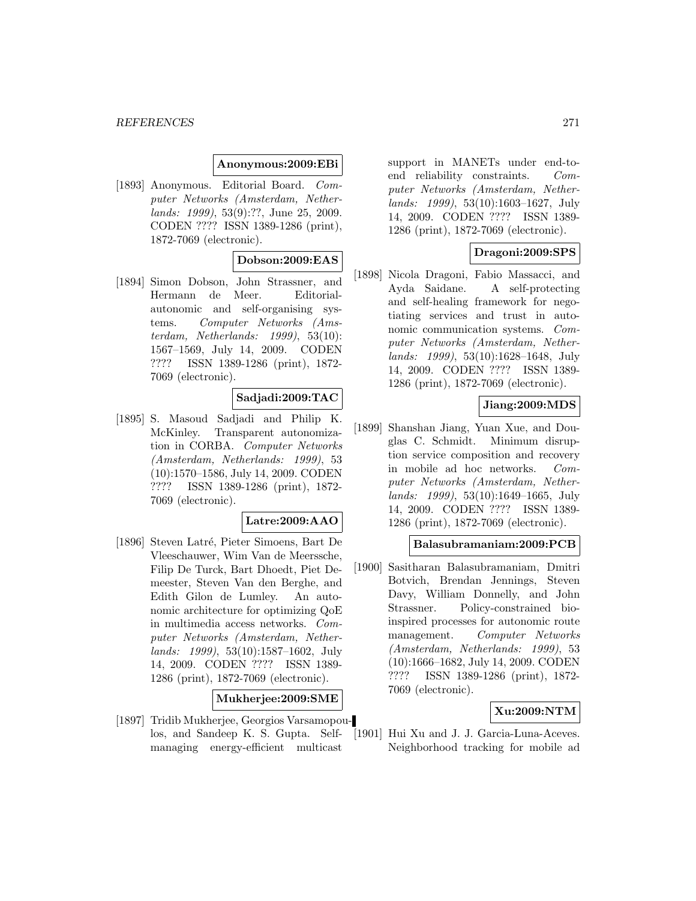**Anonymous:2009:EBi**

[1893] Anonymous. Editorial Board. *Computer Networks (Amsterdam, Netherlands: 1999)*, 53(9):??, June 25, 2009. CODEN ???? ISSN 1389-1286 (print), 1872-7069 (electronic).

**Dobson:2009:EAS**

[1894] Simon Dobson, John Strassner, and Hermann de Meer. Editorial-autonomic and self-organising systems. *Computer Networks (Amsterdam, Netherlands: 1999)*, 53(10): 1567–1569, July 14, 2009. CODEN ???? ISSN 1389-1286 (print), 1872-7069 (electronic).

**Sadjadi:2009:TAC**

[1895] S. Masoud Sadjadi and Philip K. McKinley. Transparent autonomization in CORBA. *Computer Networks (Amsterdam, Netherlands: 1999)*, 53 (10):1570–1586, July 14, 2009. CODEN ???? ISSN 1389-1286 (print), 1872-7069 (electronic).

**Latre:2009:AAO**

[1896] Steven Latré, Pieter Simoens, Bart De Vleeschauwer, Wim Van de Meerssche, Filip De Turck, Bart Dhoedt, Piet Demeester, Steven Van den Berghe, and Edith Gilon de Lumley. An autonomic architecture for optimizing QoE in multimedia access networks. *Computer Networks (Amsterdam, Netherlands: 1999)*, 53(10):1587–1602, July 14, 2009. CODEN ???? ISSN 1389-1286 (print), 1872-7069 (electronic).

**Mukherjee:2009:SME**

[1897] Tridib Mukherjee, Georgios Varsamopoulos, and Sandeep K. S. Gupta. Self-managing energy-efficient multicast support in MANETs under end-to-end reliability constraints. *Computer Networks (Amsterdam, Netherlands: 1999)*, 53(10):1603–1627, July 14, 2009. CODEN ???? ISSN 1389-1286 (print), 1872-7069 (electronic).

**Dragoni:2009:SPS**

[1898] Nicola Dragoni, Fabio Massacci, and Ayda Saidane. A self-protecting and self-healing framework for negotiating services and trust in autonomic communication systems. *Computer Networks (Amsterdam, Netherlands: 1999)*, 53(10):1628–1648, July 14, 2009. CODEN ???? ISSN 1389-1286 (print), 1872-7069 (electronic).

**Jiang:2009:MDS**

[1899] Shanshan Jiang, Yuan Xue, and Douglas C. Schmidt. Minimum disruption service composition and recovery in mobile ad hoc networks. *Computer Networks (Amsterdam, Netherlands: 1999)*, 53(10):1649–1665, July 14, 2009. CODEN ???? ISSN 1389-1286 (print), 1872-7069 (electronic).

**Balasubramaniam:2009:PCB**

[1900] Sasitharan Balasubramaniam, Dmitri Botvich, Brendan Jennings, Steven Davy, William Donnelly, and John Strassner. Policy-constrained bio-inspired processes for autonomic route management. *Computer Networks (Amsterdam, Netherlands: 1999)*, 53 (10):1666–1682, July 14, 2009. CODEN ???? ISSN 1389-1286 (print), 1872-7069 (electronic).

**Xu:2009:NTM**

[1901] Hui Xu and J. J. Garcia-Luna-Aceves. Neighborhood tracking for mobile ad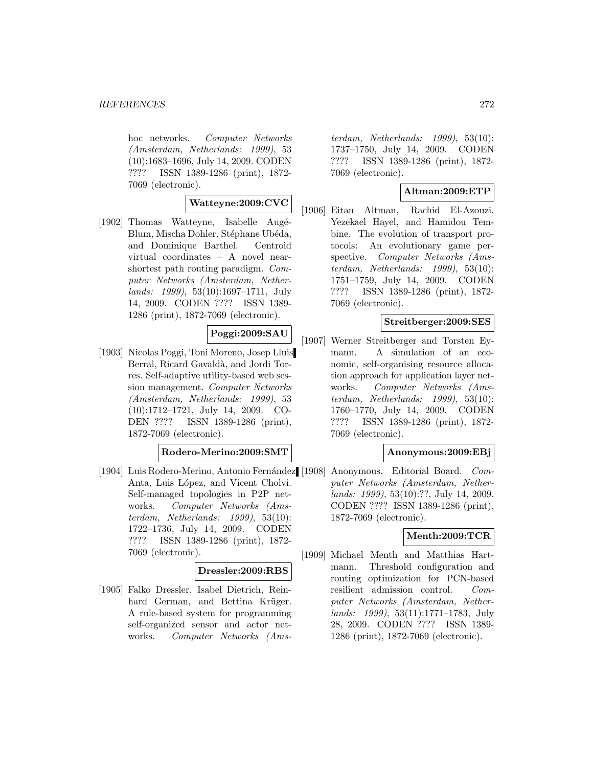hoc networks. *Computer Networks (Amsterdam, Netherlands: 1999)*, 53 (10):1683–1696, July 14, 2009. CODEN ???? ISSN 1389-1286 (print), 1872-7069 (electronic).

**Watteyne:2009:CVC**

[1902] Thomas Watteyne, Isabelle Augé-Blum, Mischa Dohler, Stéphane Ubéda, and Dominique Barthel. Centroid virtual coordinates – A novel near-shortest path routing paradigm. *Computer Networks (Amsterdam, Netherlands: 1999)*, 53(10):1697–1711, July 14, 2009. CODEN ???? ISSN 1389-1286 (print), 1872-7069 (electronic).

**Poggi:2009:SAU**

[1903] Nicolas Poggi, Toni Moreno, Josep Lluis Berral, Ricard Gavaldà, and Jordi Torres. Self-adaptive utility-based web session management. *Computer Networks (Amsterdam, Netherlands: 1999)*, 53 (10):1712–1721, July 14, 2009. CODEN ???? ISSN 1389-1286 (print), 1872-7069 (electronic).

**Rodero-Merino:2009:SMT**

[1904] Luis Rodero-Merino, Antonio Fernández Anta, Luis López, and Vicent Cholvi. Self-managed topologies in P2P networks. *Computer Networks (Amsterdam, Netherlands: 1999)*, 53(10): 1722–1736, July 14, 2009. CODEN ???? ISSN 1389-1286 (print), 1872-7069 (electronic).

**Dressler:2009:RBS**

[1905] Falko Dressler, Isabel Dietrich, Reinhard German, and Bettina Krüger. A rule-based system for programming self-organized sensor and actor networks. *Computer Networks (Amsterdam, Netherlands: 1999)*, 53(10): 1737–1750, July 14, 2009. CODEN ???? ISSN 1389-1286 (print), 1872-7069 (electronic).

**Altman:2009:ETP**

[1906] Eitan Altman, Rachid El-Azouzi, Yezekael Hayel, and Hamidou Tembine. The evolution of transport protocols: An evolutionary game perspective. *Computer Networks (Amsterdam, Netherlands: 1999)*, 53(10): 1751–1759, July 14, 2009. CODEN ???? ISSN 1389-1286 (print), 1872-7069 (electronic).

**Streitberger:2009:SES**

[1907] Werner Streitberger and Torsten Eymann. A simulation of an economic, self-organising resource allocation approach for application layer networks. *Computer Networks (Amsterdam, Netherlands: 1999)*, 53(10): 1760–1770, July 14, 2009. CODEN ???? ISSN 1389-1286 (print), 1872-7069 (electronic).

**Anonymous:2009:EBj**

[1908] Anonymous. Editorial Board. *Computer Networks (Amsterdam, Netherlands: 1999)*, 53(10):??, July 14, 2009. CODEN ???? ISSN 1389-1286 (print), 1872-7069 (electronic).

**Menth:2009:TCR**

[1909] Michael Menth and Matthias Hartmann. Threshold configuration and routing optimization for PCN-based resilient admission control. *Computer Networks (Amsterdam, Netherlands: 1999)*, 53(11):1771–1783, July 28, 2009. CODEN ???? ISSN 1389-1286 (print), 1872-7069 (electronic).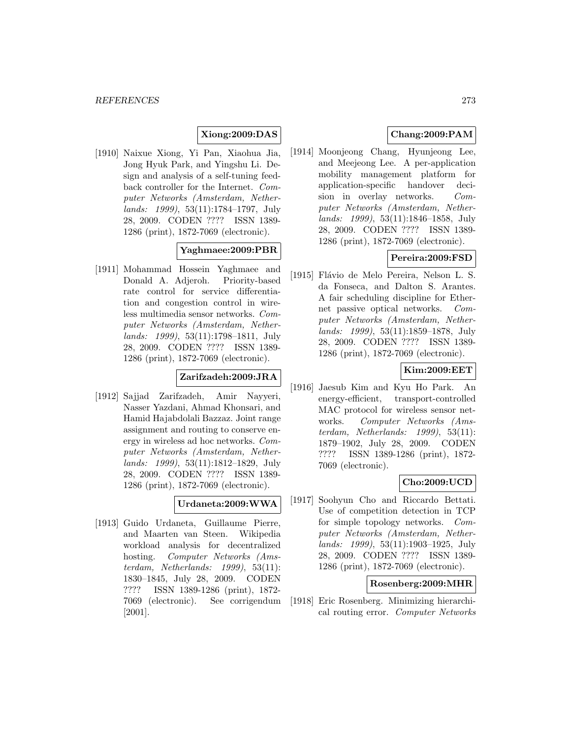**Xiong:2009:DAS**

[1910] Naixue Xiong, Yi Pan, Xiaohua Jia, Jong Hyuk Park, and Yingshu Li. Design and analysis of a self-tuning feedback controller for the Internet. *Computer Networks (Amsterdam, Netherlands: 1999)*, 53(11):1784–1797, July 28, 2009. CODEN ???? ISSN 1389-1286 (print), 1872-7069 (electronic).

**Yaghmaee:2009:PBR**

[1911] Mohammad Hossein Yaghmaee and Donald A. Adjeroh. Priority-based rate control for service differentiation and congestion control in wireless multimedia sensor networks. *Computer Networks (Amsterdam, Netherlands: 1999)*, 53(11):1798–1811, July 28, 2009. CODEN ???? ISSN 1389-1286 (print), 1872-7069 (electronic).

**Zarifzadeh:2009:JRA**

[1912] Sajjad Zarifzadeh, Amir Nayyeri, Nasser Yazdani, Ahmad Khonsari, and Hamid Hajabdolali Bazzaz. Joint range assignment and routing to conserve energy in wireless ad hoc networks. *Computer Networks (Amsterdam, Netherlands: 1999)*, 53(11):1812–1829, July 28, 2009. CODEN ???? ISSN 1389-1286 (print), 1872-7069 (electronic).

**Urdaneta:2009:WWA**

[1913] Guido Urdaneta, Guillaume Pierre, and Maarten van Steen. Wikipedia workload analysis for decentralized hosting. *Computer Networks (Amsterdam, Netherlands: 1999)*, 53(11): 1830–1845, July 28, 2009. CODEN ???? ISSN 1389-1286 (print), 1872-7069 (electronic). See corrigendum [2001].

**Chang:2009:PAM**

[1914] Moonjeong Chang, Hyunjeong Lee, and Meejeong Lee. A per-application mobility management platform for application-specific handover decision in overlay networks. *Computer Networks (Amsterdam, Netherlands: 1999)*, 53(11):1846–1858, July 28, 2009. CODEN ???? ISSN 1389-1286 (print), 1872-7069 (electronic).

**Pereira:2009:FSD**

[1915] Flávio de Melo Pereira, Nelson L. S. da Fonseca, and Dalton S. Arantes. A fair scheduling discipline for Ethernet passive optical networks. *Computer Networks (Amsterdam, Netherlands: 1999)*, 53(11):1859–1878, July 28, 2009. CODEN ???? ISSN 1389-1286 (print), 1872-7069 (electronic).

**Kim:2009:EET**

[1916] Jaesub Kim and Kyu Ho Park. An energy-efficient, transport-controlled MAC protocol for wireless sensor networks. *Computer Networks (Amsterdam, Netherlands: 1999)*, 53(11): 1879–1902, July 28, 2009. CODEN ???? ISSN 1389-1286 (print), 1872-7069 (electronic).

**Cho:2009:UCD**

[1917] Soohyun Cho and Riccardo Bettati. Use of competition detection in TCP for simple topology networks. *Computer Networks (Amsterdam, Netherlands: 1999)*, 53(11):1903–1925, July 28, 2009. CODEN ???? ISSN 1389-1286 (print), 1872-7069 (electronic).

**Rosenberg:2009:MHR**

[1918] Eric Rosenberg. Minimizing hierarchical routing error. *Computer Networks*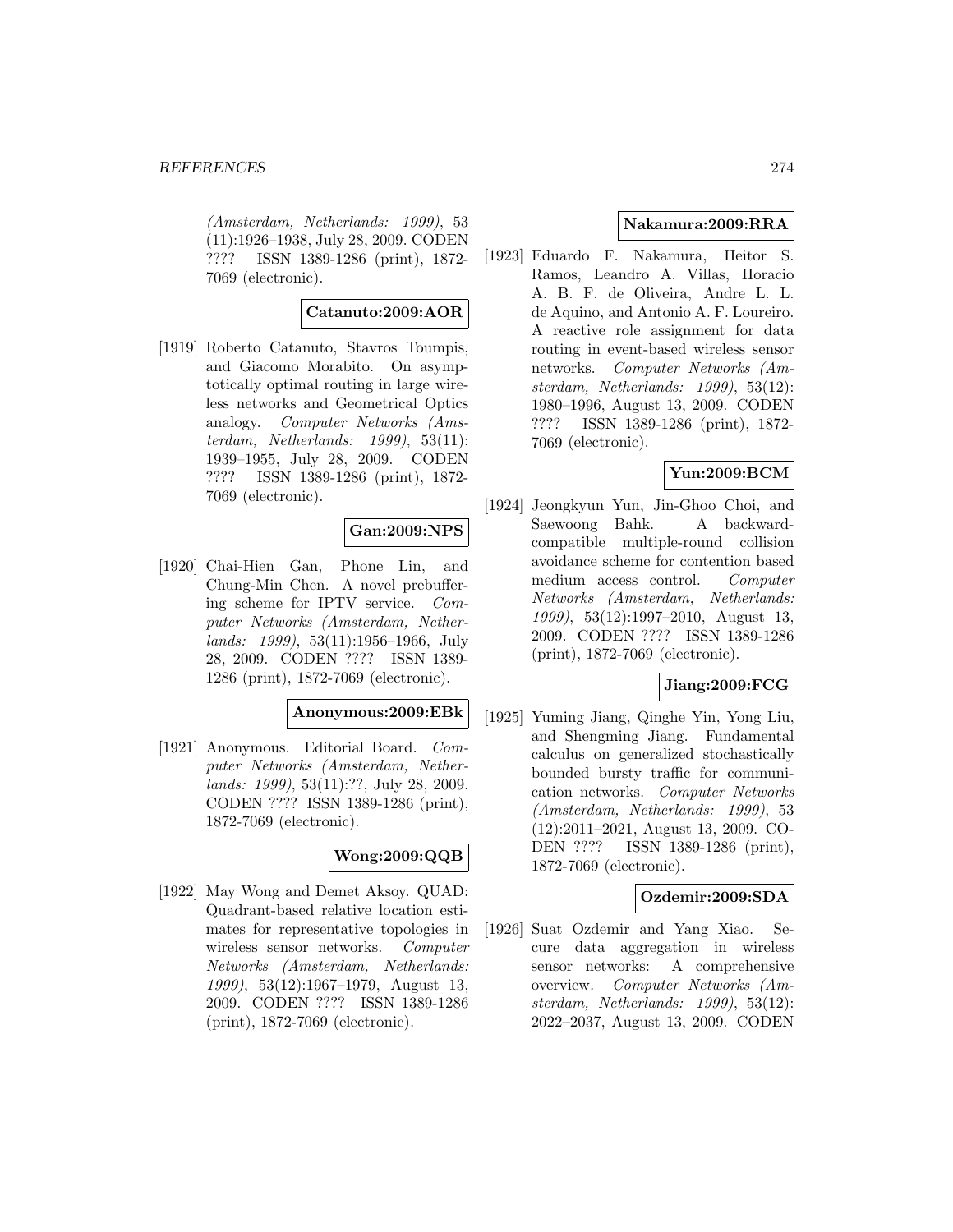*(Amsterdam, Netherlands: 1999)*, 53 (11):1926–1938, July 28, 2009. CODEN ???? ISSN 1389-1286 (print), 1872-7069 (electronic).

**Catanuto:2009:AOR**

[1919] Roberto Catanuto, Stavros Toumpis, and Giacomo Morabito. On asymptotically optimal routing in large wireless networks and Geometrical Optics analogy. *Computer Networks (Amsterdam, Netherlands: 1999)*, 53(11): 1939–1955, July 28, 2009. CODEN ???? ISSN 1389-1286 (print), 1872-7069 (electronic).

**Gan:2009:NPS**

[1920] Chai-Hien Gan, Phone Lin, and Chung-Min Chen. A novel prebuffering scheme for IPTV service. *Computer Networks (Amsterdam, Netherlands: 1999)*, 53(11):1956–1966, July 28, 2009. CODEN ???? ISSN 1389-1286 (print), 1872-7069 (electronic).

**Anonymous:2009:EBk**

[1921] Anonymous. Editorial Board. *Computer Networks (Amsterdam, Netherlands: 1999)*, 53(11):??, July 28, 2009. CODEN ???? ISSN 1389-1286 (print), 1872-7069 (electronic).

**Wong:2009:QQB**

[1922] May Wong and Demet Aksoy. QUAD: Quadrant-based relative location estimates for representative topologies in wireless sensor networks. *Computer Networks (Amsterdam, Netherlands: 1999)*, 53(12):1967–1979, August 13, 2009. CODEN ???? ISSN 1389-1286 (print), 1872-7069 (electronic).

**Nakamura:2009:RRA**

[1923] Eduardo F. Nakamura, Heitor S. Ramos, Leandro A. Villas, Horacio A. B. F. de Oliveira, Andre L. L. de Aquino, and Antonio A. F. Loureiro. A reactive role assignment for data routing in event-based wireless sensor networks. *Computer Networks (Amsterdam, Netherlands: 1999)*, 53(12): 1980–1996, August 13, 2009. CODEN ???? ISSN 1389-1286 (print), 1872-7069 (electronic).

**Yun:2009:BCM**

[1924] Jeongkyun Yun, Jin-Ghoo Choi, and Saewoong Bahk. A backward-compatible multiple-round collision avoidance scheme for contention based medium access control. *Computer Networks (Amsterdam, Netherlands: 1999)*, 53(12):1997–2010, August 13, 2009. CODEN ???? ISSN 1389-1286 (print), 1872-7069 (electronic).

**Jiang:2009:FCG**

[1925] Yuming Jiang, Qinghe Yin, Yong Liu, and Shengming Jiang. Fundamental calculus on generalized stochastically bounded bursty traffic for communication networks. *Computer Networks (Amsterdam, Netherlands: 1999)*, 53 (12):2011–2021, August 13, 2009. CODEN ???? ISSN 1389-1286 (print), 1872-7069 (electronic).

**Ozdemir:2009:SDA**

[1926] Suat Ozdemir and Yang Xiao. Secure data aggregation in wireless sensor networks: A comprehensive overview. *Computer Networks (Amsterdam, Netherlands: 1999)*, 53(12): 2022–2037, August 13, 2009. CODEN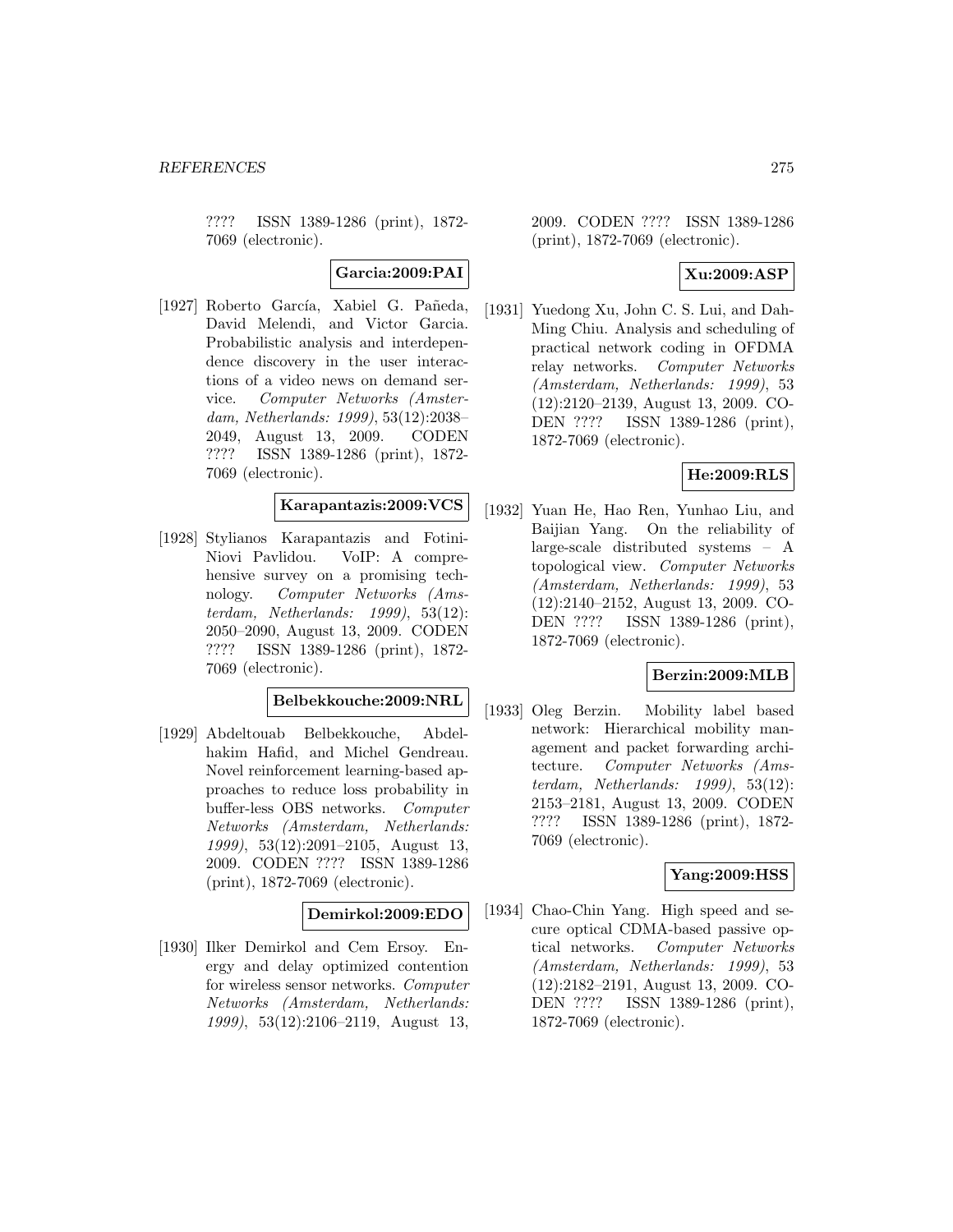???? ISSN 1389-1286 (print), 1872-7069 (electronic).

**Garcia:2009:PAI**

[1927] Roberto García, Xabiel G. Pañeda, David Melendi, and Victor Garcia. Probabilistic analysis and interdependence discovery in the user interactions of a video news on demand service. *Computer Networks (Amsterdam, Netherlands: 1999)*, 53(12):2038–2049, August 13, 2009. CODEN ???? ISSN 1389-1286 (print), 1872-7069 (electronic).

**Karapantazis:2009:VCS**

[1928] Stylianos Karapantazis and Fotini-Niovi Pavlidou. VoIP: A comprehensive survey on a promising technology. *Computer Networks (Amsterdam, Netherlands: 1999)*, 53(12):2050–2090, August 13, 2009. CODEN ???? ISSN 1389-1286 (print), 1872-7069 (electronic).

**Belbekkouche:2009:NRL**

[1929] Abdeltouab Belbekkouche, Abdelhakim Hafid, and Michel Gendreau. Novel reinforcement learning-based approaches to reduce loss probability in buffer-less OBS networks. *Computer Networks (Amsterdam, Netherlands: 1999)*, 53(12):2091–2105, August 13, 2009. CODEN ???? ISSN 1389-1286 (print), 1872-7069 (electronic).

**Demirkol:2009:EDO**

[1930] Ilker Demirkol and Cem Ersoy. Energy and delay optimized contention for wireless sensor networks. *Computer Networks (Amsterdam, Netherlands: 1999)*, 53(12):2106–2119, August 13, 2009. CODEN ???? ISSN 1389-1286 (print), 1872-7069 (electronic).

**Xu:2009:ASP**

[1931] Yuedong Xu, John C. S. Lui, and Dah-Ming Chiu. Analysis and scheduling of practical network coding in OFDMA relay networks. *Computer Networks (Amsterdam, Netherlands: 1999)*, 53(12):2120–2139, August 13, 2009. CODEN ???? ISSN 1389-1286 (print), 1872-7069 (electronic).

**He:2009:RLS**

[1932] Yuan He, Hao Ren, Yunhao Liu, and Baijian Yang. On the reliability of large-scale distributed systems – A topological view. *Computer Networks (Amsterdam, Netherlands: 1999)*, 53(12):2140–2152, August 13, 2009. CODEN ???? ISSN 1389-1286 (print), 1872-7069 (electronic).

**Berzin:2009:MLB**

[1933] Oleg Berzin. Mobility label based network: Hierarchical mobility management and packet forwarding architecture. *Computer Networks (Amsterdam, Netherlands: 1999)*, 53(12):2153–2181, August 13, 2009. CODEN ???? ISSN 1389-1286 (print), 1872-7069 (electronic).

**Yang:2009:HSS**

[1934] Chao-Chin Yang. High speed and secure optical CDMA-based passive optical networks. *Computer Networks (Amsterdam, Netherlands: 1999)*, 53(12):2182–2191, August 13, 2009. CODEN ???? ISSN 1389-1286 (print), 1872-7069 (electronic).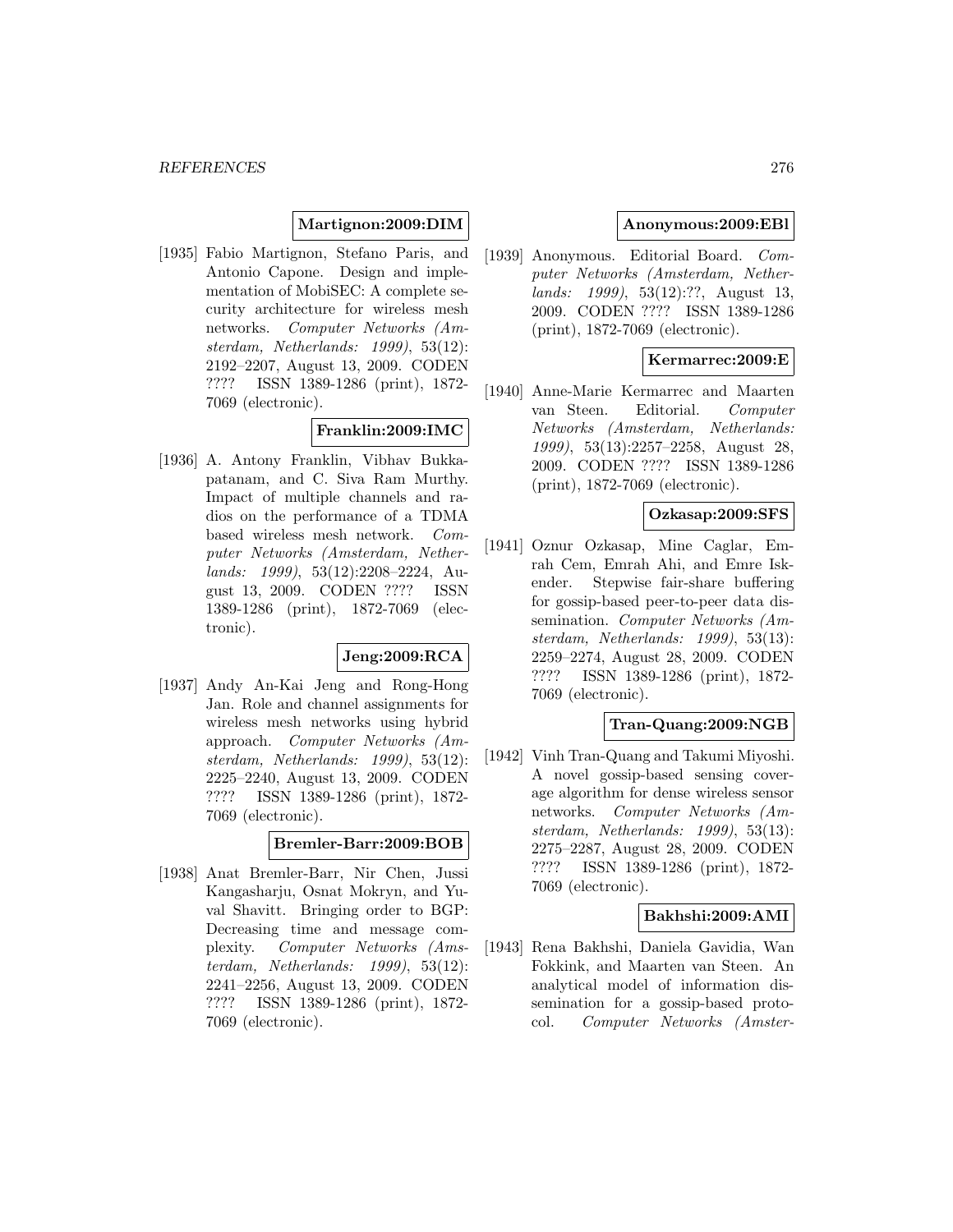**Martignon:2009:DIM**

[1935] Fabio Martignon, Stefano Paris, and Antonio Capone. Design and implementation of MobiSEC: A complete security architecture for wireless mesh networks. *Computer Networks (Amsterdam, Netherlands: 1999)*, 53(12): 2192–2207, August 13, 2009. CODEN ???? ISSN 1389-1286 (print), 1872-7069 (electronic).

**Franklin:2009:IMC**

[1936] A. Antony Franklin, Vibhav Bukkapatanam, and C. Siva Ram Murthy. Impact of multiple channels and radios on the performance of a TDMA based wireless mesh network. *Computer Networks (Amsterdam, Netherlands: 1999)*, 53(12):2208–2224, August 13, 2009. CODEN ???? ISSN 1389-1286 (print), 1872-7069 (electronic).

**Jeng:2009:RCA**

[1937] Andy An-Kai Jeng and Rong-Hong Jan. Role and channel assignments for wireless mesh networks using hybrid approach. *Computer Networks (Amsterdam, Netherlands: 1999)*, 53(12): 2225–2240, August 13, 2009. CODEN ???? ISSN 1389-1286 (print), 1872-7069 (electronic).

**Bremler-Barr:2009:BOB**

[1938] Anat Bremler-Barr, Nir Chen, Jussi Kangasharju, Osnat Mokryn, and Yuval Shavitt. Bringing order to BGP: Decreasing time and message complexity. *Computer Networks (Amsterdam, Netherlands: 1999)*, 53(12): 2241–2256, August 13, 2009. CODEN ???? ISSN 1389-1286 (print), 1872-7069 (electronic).

**Anonymous:2009:EBl**

[1939] Anonymous. Editorial Board. *Computer Networks (Amsterdam, Netherlands: 1999)*, 53(12):??, August 13, 2009. CODEN ???? ISSN 1389-1286 (print), 1872-7069 (electronic).

**Kermarrec:2009:E**

[1940] Anne-Marie Kermarrec and Maarten van Steen. Editorial. *Computer Networks (Amsterdam, Netherlands: 1999)*, 53(13):2257–2258, August 28, 2009. CODEN ???? ISSN 1389-1286 (print), 1872-7069 (electronic).

**Ozkasap:2009:SFS**

[1941] Oznur Ozkasap, Mine Caglar, Emrah Cem, Emrah Ahi, and Emre Iskender. Stepwise fair-share buffering for gossip-based peer-to-peer data dissemination. *Computer Networks (Amsterdam, Netherlands: 1999)*, 53(13): 2259–2274, August 28, 2009. CODEN ???? ISSN 1389-1286 (print), 1872-7069 (electronic).

**Tran-Quang:2009:NGB**

[1942] Vinh Tran-Quang and Takumi Miyoshi. A novel gossip-based sensing coverage algorithm for dense wireless sensor networks. *Computer Networks (Amsterdam, Netherlands: 1999)*, 53(13): 2275–2287, August 28, 2009. CODEN ???? ISSN 1389-1286 (print), 1872-7069 (electronic).

**Bakhshi:2009:AMI**

[1943] Rena Bakhshi, Daniela Gavidia, Wan Fokkink, and Maarten van Steen. An analytical model of information dissemination for a gossip-based protocol. *Computer Networks (Amster-*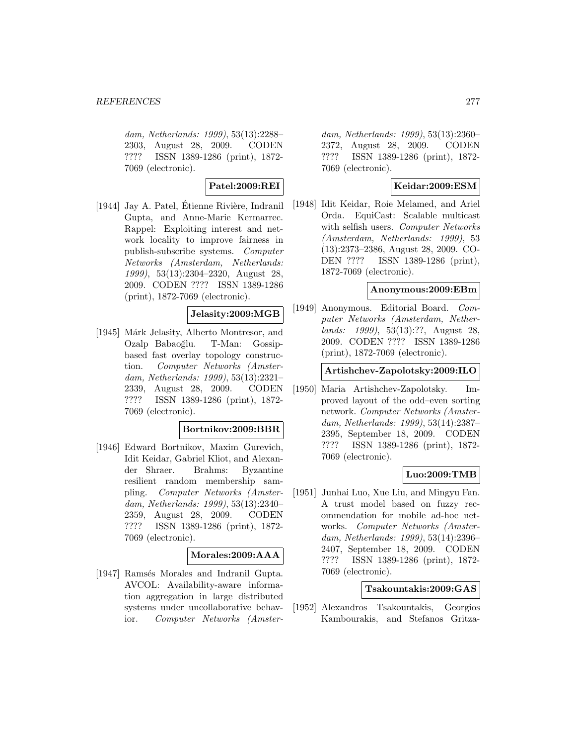dam, Netherlands: 1999), 53(13):2288–2303, August 28, 2009. CODEN ???? ISSN 1389-1286 (print), 1872-7069 (electronic).

**Patel:2009:REI**

[1944] Jay A. Patel, Étienne Rivière, Indranil Gupta, and Anne-Marie Kermarrec. Rappel: Exploiting interest and network locality to improve fairness in publish-subscribe systems. *Computer Networks (Amsterdam, Netherlands: 1999)*, 53(13):2304–2320, August 28, 2009. CODEN ???? ISSN 1389-1286 (print), 1872-7069 (electronic).

**Jelasity:2009:MGB**

[1945] Márk Jelasity, Alberto Montresor, and Ozalp Babaoğlu. T-Man: Gossip-based fast overlay topology construction. *Computer Networks (Amsterdam, Netherlands: 1999)*, 53(13):2321–2339, August 28, 2009. CODEN ???? ISSN 1389-1286 (print), 1872-7069 (electronic).

**Bortnikov:2009:BBR**

[1946] Edward Bortnikov, Maxim Gurevich, Idit Keidar, Gabriel Kliot, and Alexander Shraer. Brahms: Byzantine resilient random membership sampling. *Computer Networks (Amsterdam, Netherlands: 1999)*, 53(13):2340–2359, August 28, 2009. CODEN ???? ISSN 1389-1286 (print), 1872-7069 (electronic).

**Morales:2009:AAA**

[1947] Ramsés Morales and Indranil Gupta. AVCOL: Availability-aware information aggregation in large distributed systems under uncollaborative behavior. *Computer Networks (Amsterdam, Netherlands: 1999)*, 53(13):2360–2372, August 28, 2009. CODEN ???? ISSN 1389-1286 (print), 1872-7069 (electronic).

**Keidar:2009:ESM**

[1948] Idit Keidar, Roie Melamed, and Ariel Orda. EquiCast: Scalable multicast with selfish users. *Computer Networks (Amsterdam, Netherlands: 1999)*, 53 (13):2373–2386, August 28, 2009. CODEN ???? ISSN 1389-1286 (print), 1872-7069 (electronic).

**Anonymous:2009:EBm**

[1949] Anonymous. Editorial Board. *Computer Networks (Amsterdam, Netherlands: 1999)*, 53(13):??, August 28, 2009. CODEN ???? ISSN 1389-1286 (print), 1872-7069 (electronic).

**Artishchev-Zapolotsky:2009:ILO**

[1950] Maria Artishchev-Zapolotsky. Improved layout of the odd–even sorting network. *Computer Networks (Amsterdam, Netherlands: 1999)*, 53(14):2387–2395, September 18, 2009. CODEN ???? ISSN 1389-1286 (print), 1872-7069 (electronic).

**Luo:2009:TMB**

[1951] Junhai Luo, Xue Liu, and Mingyu Fan. A trust model based on fuzzy recommendation for mobile ad-hoc networks. *Computer Networks (Amsterdam, Netherlands: 1999)*, 53(14):2396–2407, September 18, 2009. CODEN ???? ISSN 1389-1286 (print), 1872-7069 (electronic).

**Tsakountakis:2009:GAS**

[1952] Alexandros Tsakountakis, Georgios Kambourakis, and Stefanos Gritza-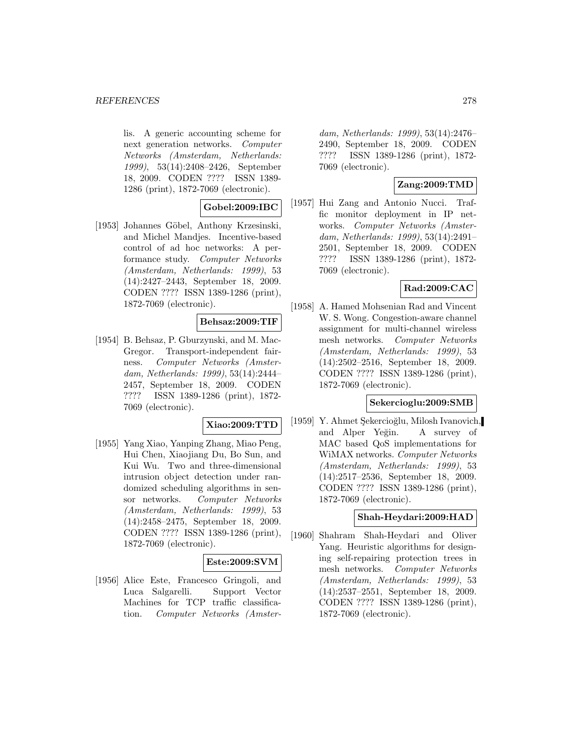lis. A generic accounting scheme for next generation networks. *Computer Networks (Amsterdam, Netherlands: 1999)*, 53(14):2408–2426, September 18, 2009. CODEN ???? ISSN 1389-1286 (print), 1872-7069 (electronic).

**Gobel:2009:IBC**

[1953] Johannes Göbel, Anthony Krzesinski, and Michel Mandjes. Incentive-based control of ad hoc networks: A performance study. *Computer Networks (Amsterdam, Netherlands: 1999)*, 53 (14):2427–2443, September 18, 2009. CODEN ???? ISSN 1389-1286 (print), 1872-7069 (electronic).

**Behsaz:2009:TIF**

[1954] B. Behsaz, P. Gburzynski, and M. MacGregor. Transport-independent fairness. *Computer Networks (Amsterdam, Netherlands: 1999)*, 53(14):2444–2457, September 18, 2009. CODEN ???? ISSN 1389-1286 (print), 1872-7069 (electronic).

**Xiao:2009:TTD**

[1955] Yang Xiao, Yanping Zhang, Miao Peng, Hui Chen, Xiaojiang Du, Bo Sun, and Kui Wu. Two and three-dimensional intrusion object detection under randomized scheduling algorithms in sensor networks. *Computer Networks (Amsterdam, Netherlands: 1999)*, 53 (14):2458–2475, September 18, 2009. CODEN ???? ISSN 1389-1286 (print), 1872-7069 (electronic).

**Este:2009:SVM**

[1956] Alice Este, Francesco Gringoli, and Luca Salgarelli. Support Vector Machines for TCP traffic classification. *Computer Networks (Amsterdam, Netherlands: 1999)*, 53(14):2476–2490, September 18, 2009. CODEN ???? ISSN 1389-1286 (print), 1872-7069 (electronic).

**Zang:2009:TMD**

[1957] Hui Zang and Antonio Nucci. Traffic monitor deployment in IP networks. *Computer Networks (Amsterdam, Netherlands: 1999)*, 53(14):2491–2501, September 18, 2009. CODEN ???? ISSN 1389-1286 (print), 1872-7069 (electronic).

**Rad:2009:CAC**

[1958] A. Hamed Mohsenian Rad and Vincent W. S. Wong. Congestion-aware channel assignment for multi-channel wireless mesh networks. *Computer Networks (Amsterdam, Netherlands: 1999)*, 53 (14):2502–2516, September 18, 2009. CODEN ???? ISSN 1389-1286 (print), 1872-7069 (electronic).

**Sekercioglu:2009:SMB**

[1959] Y. Ahmet Şekercioğlu, Milosh Ivanovich, and Alper Yeğin. A survey of MAC based QoS implementations for WiMAX networks. *Computer Networks (Amsterdam, Netherlands: 1999)*, 53 (14):2517–2536, September 18, 2009. CODEN ???? ISSN 1389-1286 (print), 1872-7069 (electronic).

**Shah-Heydari:2009:HAD**

[1960] Shahram Shah-Heydari and Oliver Yang. Heuristic algorithms for designing self-repairing protection trees in mesh networks. *Computer Networks (Amsterdam, Netherlands: 1999)*, 53 (14):2537–2551, September 18, 2009. CODEN ???? ISSN 1389-1286 (print), 1872-7069 (electronic).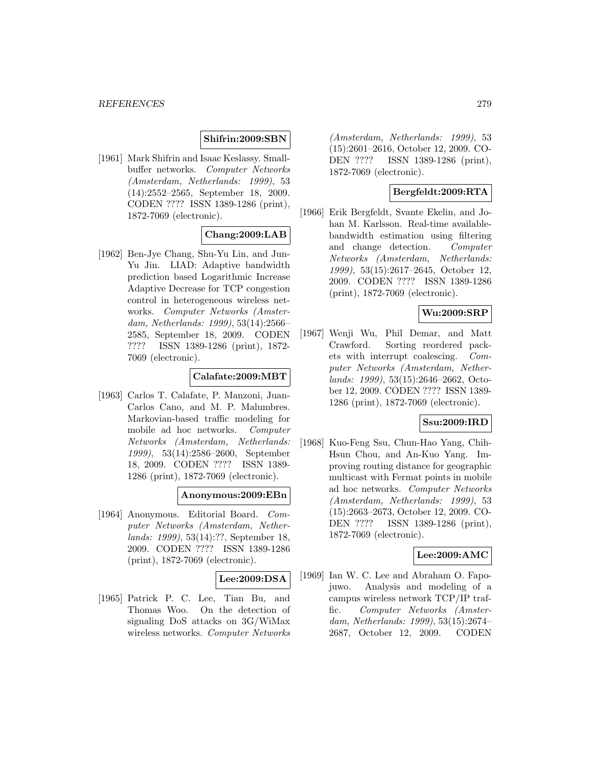**Shifrin:2009:SBN**

[1961] Mark Shifrin and Isaac Keslassy. Small-buffer networks. *Computer Networks (Amsterdam, Netherlands: 1999)*, 53 (14):2552–2565, September 18, 2009. CODEN ???? ISSN 1389-1286 (print), 1872-7069 (electronic).

**Chang:2009:LAB**

[1962] Ben-Jye Chang, Shu-Yu Lin, and Jun-Yu Jin. LIAD: Adaptive bandwidth prediction based Logarithmic Increase Adaptive Decrease for TCP congestion control in heterogeneous wireless networks. *Computer Networks (Amsterdam, Netherlands: 1999)*, 53(14):2566–2585, September 18, 2009. CODEN ???? ISSN 1389-1286 (print), 1872-7069 (electronic).

**Calafate:2009:MBT**

[1963] Carlos T. Calafate, P. Manzoni, Juan-Carlos Cano, and M. P. Malumbres. Markovian-based traffic modeling for mobile ad hoc networks. *Computer Networks (Amsterdam, Netherlands: 1999)*, 53(14):2586–2600, September 18, 2009. CODEN ???? ISSN 1389-1286 (print), 1872-7069 (electronic).

**Anonymous:2009:EBn**

[1964] Anonymous. Editorial Board. *Computer Networks (Amsterdam, Netherlands: 1999)*, 53(14):??, September 18, 2009. CODEN ???? ISSN 1389-1286 (print), 1872-7069 (electronic).

**Lee:2009:DSA**

[1965] Patrick P. C. Lee, Tian Bu, and Thomas Woo. On the detection of signaling DoS attacks on 3G/WiMax wireless networks. *Computer Networks (Amsterdam, Netherlands: 1999)*, 53 (15):2601–2616, October 12, 2009. CODEN ???? ISSN 1389-1286 (print), 1872-7069 (electronic).

**Bergfeldt:2009:RTA**

[1966] Erik Bergfeldt, Svante Ekelin, and Johan M. Karlsson. Real-time available-bandwidth estimation using filtering and change detection. *Computer Networks (Amsterdam, Netherlands: 1999)*, 53(15):2617–2645, October 12, 2009. CODEN ???? ISSN 1389-1286 (print), 1872-7069 (electronic).

**Wu:2009:SRP**

[1967] Wenji Wu, Phil Demar, and Matt Crawford. Sorting reordered packets with interrupt coalescing. *Computer Networks (Amsterdam, Netherlands: 1999)*, 53(15):2646–2662, October 12, 2009. CODEN ???? ISSN 1389-1286 (print), 1872-7069 (electronic).

**Ssu:2009:IRD**

[1968] Kuo-Feng Ssu, Chun-Hao Yang, Chih-Hsun Chou, and An-Kuo Yang. Improving routing distance for geographic multicast with Fermat points in mobile ad hoc networks. *Computer Networks (Amsterdam, Netherlands: 1999)*, 53 (15):2663–2673, October 12, 2009. CODEN ???? ISSN 1389-1286 (print), 1872-7069 (electronic).

**Lee:2009:AMC**

[1969] Ian W. C. Lee and Abraham O. Fapojuwo. Analysis and modeling of a campus wireless network TCP/IP traffic. *Computer Networks (Amsterdam, Netherlands: 1999)*, 53(15):2674–2687, October 12, 2009. CODEN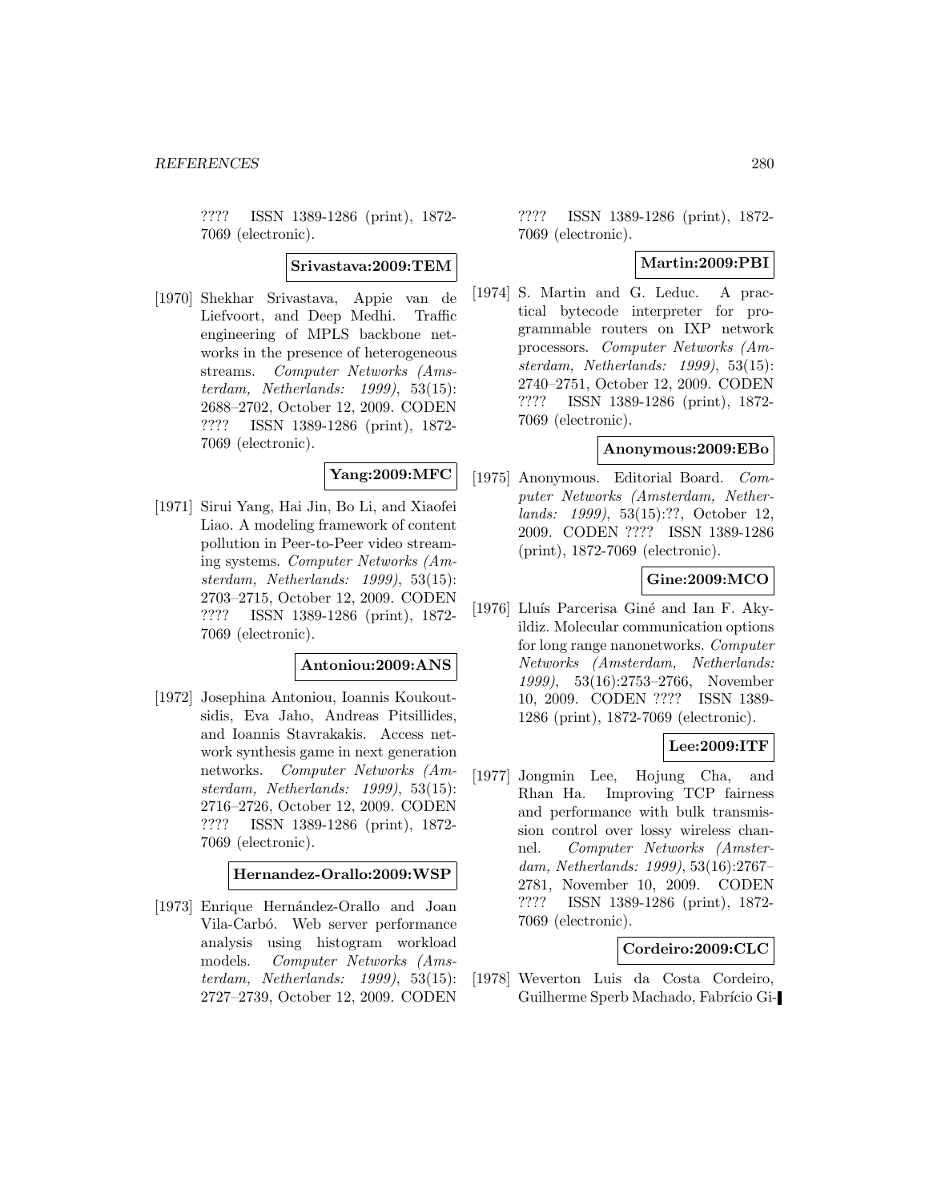???? ISSN 1389-1286 (print), 1872-7069 (electronic).

**Srivastava:2009:TEM**

[1970] Shekhar Srivastava, Appie van de Liefvoort, and Deep Medhi. Traffic engineering of MPLS backbone networks in the presence of heterogeneous streams. *Computer Networks (Amsterdam, Netherlands: 1999)*, 53(15): 2688–2702, October 12, 2009. CODEN ???? ISSN 1389-1286 (print), 1872-7069 (electronic).

**Yang:2009:MFC**

[1971] Sirui Yang, Hai Jin, Bo Li, and Xiaofei Liao. A modeling framework of content pollution in Peer-to-Peer video streaming systems. *Computer Networks (Amsterdam, Netherlands: 1999)*, 53(15): 2703–2715, October 12, 2009. CODEN ???? ISSN 1389-1286 (print), 1872-7069 (electronic).

**Antoniou:2009:ANS**

[1972] Josephina Antoniou, Ioannis Koukoutsidis, Eva Jaho, Andreas Pitsillides, and Ioannis Stavrakakis. Access network synthesis game in next generation networks. *Computer Networks (Amsterdam, Netherlands: 1999)*, 53(15): 2716–2726, October 12, 2009. CODEN ???? ISSN 1389-1286 (print), 1872-7069 (electronic).

**Hernandez-Orallo:2009:WSP**

[1973] Enrique Hernández-Orallo and Joan Vila-Carbó. Web server performance analysis using histogram workload models. *Computer Networks (Amsterdam, Netherlands: 1999)*, 53(15): 2727–2739, October 12, 2009. CODEN ???? ISSN 1389-1286 (print), 1872-7069 (electronic).

**Martin:2009:PBI**

[1974] S. Martin and G. Leduc. A practical bytecode interpreter for programmable routers on IXP network processors. *Computer Networks (Amsterdam, Netherlands: 1999)*, 53(15): 2740–2751, October 12, 2009. CODEN ???? ISSN 1389-1286 (print), 1872-7069 (electronic).

**Anonymous:2009:EBo**

[1975] Anonymous. Editorial Board. *Computer Networks (Amsterdam, Netherlands: 1999)*, 53(15):??, October 12, 2009. CODEN ???? ISSN 1389-1286 (print), 1872-7069 (electronic).

**Gine:2009:MCO**

[1976] Lluís Parcerisa Giné and Ian F. Akyildiz. Molecular communication options for long range nanonetworks. *Computer Networks (Amsterdam, Netherlands: 1999)*, 53(16):2753–2766, November 10, 2009. CODEN ???? ISSN 1389-1286 (print), 1872-7069 (electronic).

**Lee:2009:ITF**

[1977] Jongmin Lee, Hojung Cha, and Rhan Ha. Improving TCP fairness and performance with bulk transmission control over lossy wireless channel. *Computer Networks (Amsterdam, Netherlands: 1999)*, 53(16):2767–2781, November 10, 2009. CODEN ???? ISSN 1389-1286 (print), 1872-7069 (electronic).

**Cordeiro:2009:CLC**

[1978] Weverton Luis da Costa Cordeiro, Guilherme Sperb Machado, Fabrício Gi-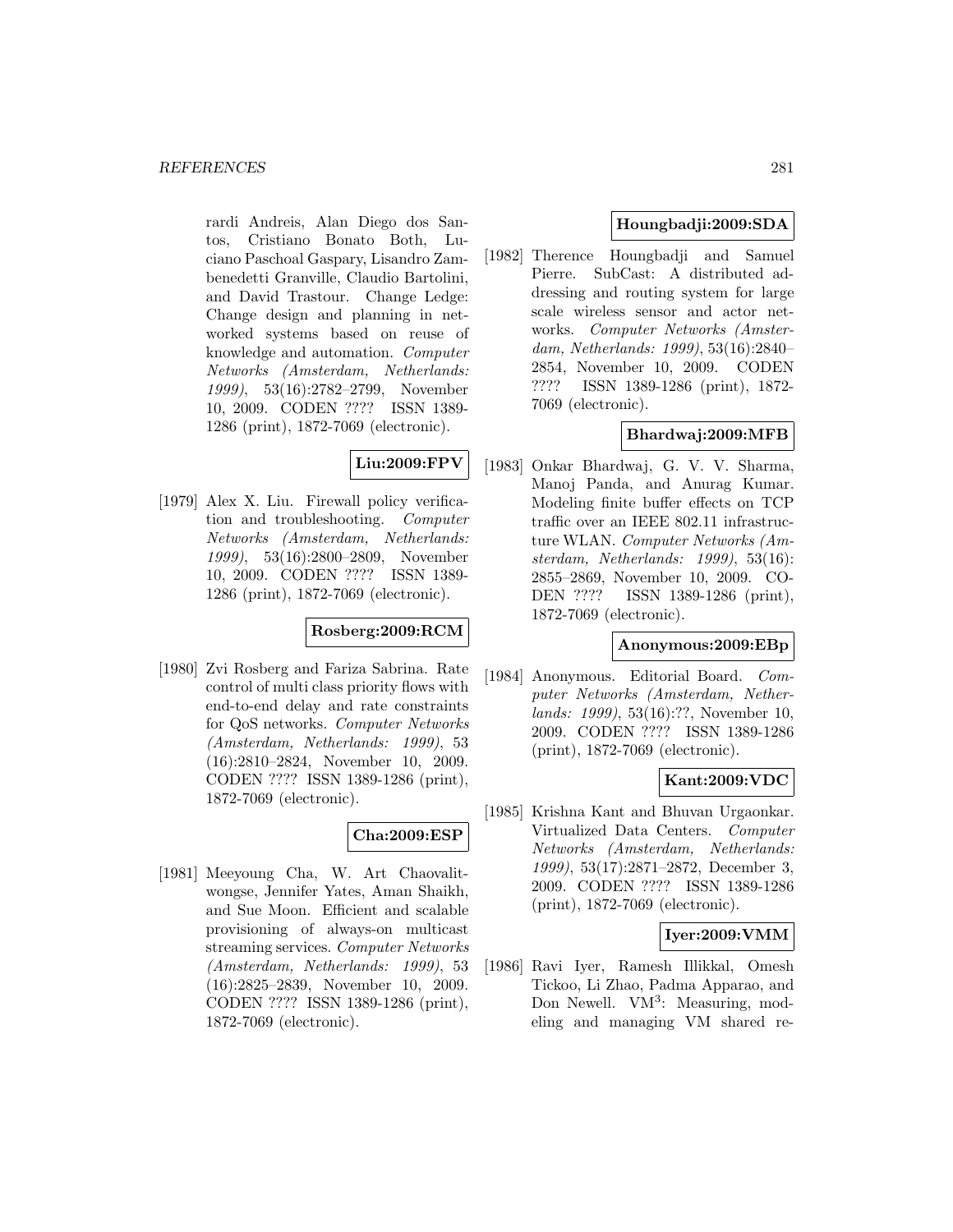rardi Andreis, Alan Diego dos Santos, Cristiano Bonato Both, Luciano Paschoal Gaspary, Lisandro Zambenedetti Granville, Claudio Bartolini, and David Trastour. Change Ledge: Change design and planning in networked systems based on reuse of knowledge and automation. *Computer Networks (Amsterdam, Netherlands: 1999)*, 53(16):2782–2799, November 10, 2009. CODEN ???? ISSN 1389-1286 (print), 1872-7069 (electronic).

**Liu:2009:FPV**

[1979] Alex X. Liu. Firewall policy verification and troubleshooting. *Computer Networks (Amsterdam, Netherlands: 1999)*, 53(16):2800–2809, November 10, 2009. CODEN ???? ISSN 1389-1286 (print), 1872-7069 (electronic).

**Rosberg:2009:RCM**

[1980] Zvi Rosberg and Fariza Sabrina. Rate control of multi class priority flows with end-to-end delay and rate constraints for QoS networks. *Computer Networks (Amsterdam, Netherlands: 1999)*, 53 (16):2810–2824, November 10, 2009. CODEN ???? ISSN 1389-1286 (print), 1872-7069 (electronic).

**Cha:2009:ESP**

[1981] Meeyoung Cha, W. Art Chaovalitwongse, Jennifer Yates, Aman Shaikh, and Sue Moon. Efficient and scalable provisioning of always-on multicast streaming services. *Computer Networks (Amsterdam, Netherlands: 1999)*, 53 (16):2825–2839, November 10, 2009. CODEN ???? ISSN 1389-1286 (print), 1872-7069 (electronic).

**Houngbadji:2009:SDA**

[1982] Therence Houngbadji and Samuel Pierre. SubCast: A distributed addressing and routing system for large scale wireless sensor and actor networks. *Computer Networks (Amsterdam, Netherlands: 1999)*, 53(16):2840–2854, November 10, 2009. CODEN ???? ISSN 1389-1286 (print), 1872-7069 (electronic).

**Bhardwaj:2009:MFB**

[1983] Onkar Bhardwaj, G. V. V. Sharma, Manoj Panda, and Anurag Kumar. Modeling finite buffer effects on TCP traffic over an IEEE 802.11 infrastructure WLAN. *Computer Networks (Amsterdam, Netherlands: 1999)*, 53(16): 2855–2869, November 10, 2009. CODEN ???? ISSN 1389-1286 (print), 1872-7069 (electronic).

**Anonymous:2009:EBp**

[1984] Anonymous. Editorial Board. *Computer Networks (Amsterdam, Netherlands: 1999)*, 53(16):??, November 10, 2009. CODEN ???? ISSN 1389-1286 (print), 1872-7069 (electronic).

**Kant:2009:VDC**

[1985] Krishna Kant and Bhuvan Urgaonkar. Virtualized Data Centers. *Computer Networks (Amsterdam, Netherlands: 1999)*, 53(17):2871–2872, December 3, 2009. CODEN ???? ISSN 1389-1286 (print), 1872-7069 (electronic).

**Iyer:2009:VMM**

[1986] Ravi Iyer, Ramesh Illikkal, Omesh Tickoo, Li Zhao, Padma Apparao, and Don Newell. $VM^3$: Measuring, modeling and managing VM shared re-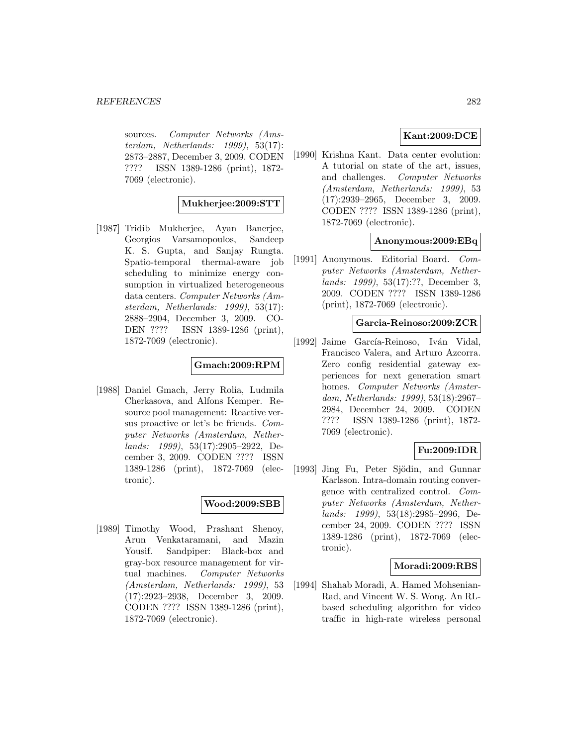sources. *Computer Networks (Amsterdam, Netherlands: 1999)*, 53(17): 2873–2887, December 3, 2009. CODEN ???? ISSN 1389-1286 (print), 1872-7069 (electronic).

**Mukherjee:2009:STT**

[1987] Tridib Mukherjee, Ayan Banerjee, Georgios Varsamopoulos, Sandeep K. S. Gupta, and Sanjay Rungta. Spatio-temporal thermal-aware job scheduling to minimize energy consumption in virtualized heterogeneous data centers. *Computer Networks (Amsterdam, Netherlands: 1999)*, 53(17): 2888–2904, December 3, 2009. CODEN ???? ISSN 1389-1286 (print), 1872-7069 (electronic).

**Gmach:2009:RPM**

[1988] Daniel Gmach, Jerry Rolia, Ludmila Cherkasova, and Alfons Kemper. Resource pool management: Reactive versus proactive or let's be friends. *Computer Networks (Amsterdam, Netherlands: 1999)*, 53(17):2905–2922, December 3, 2009. CODEN ???? ISSN 1389-1286 (print), 1872-7069 (electronic).

**Wood:2009:SBB**

[1989] Timothy Wood, Prashant Shenoy, Arun Venkataramani, and Mazin Yousif. Sandpiper: Black-box and gray-box resource management for virtual machines. *Computer Networks (Amsterdam, Netherlands: 1999)*, 53 (17):2923–2938, December 3, 2009. CODEN ???? ISSN 1389-1286 (print), 1872-7069 (electronic).

**Kant:2009:DCE**

[1990] Krishna Kant. Data center evolution: A tutorial on state of the art, issues, and challenges. *Computer Networks (Amsterdam, Netherlands: 1999)*, 53 (17):2939–2965, December 3, 2009. CODEN ???? ISSN 1389-1286 (print), 1872-7069 (electronic).

**Anonymous:2009:EBq**

[1991] Anonymous. Editorial Board. *Computer Networks (Amsterdam, Netherlands: 1999)*, 53(17):??, December 3, 2009. CODEN ???? ISSN 1389-1286 (print), 1872-7069 (electronic).

**Garcia-Reinoso:2009:ZCR**

[1992] Jaime García-Reinoso, Iván Vidal, Francisco Valera, and Arturo Azcorra. Zero config residential gateway experiences for next generation smart homes. *Computer Networks (Amsterdam, Netherlands: 1999)*, 53(18):2967–2984, December 24, 2009. CODEN ???? ISSN 1389-1286 (print), 1872-7069 (electronic).

**Fu:2009:IDR**

[1993] Jing Fu, Peter Sjödin, and Gunnar Karlsson. Intra-domain routing convergence with centralized control. *Computer Networks (Amsterdam, Netherlands: 1999)*, 53(18):2985–2996, December 24, 2009. CODEN ???? ISSN 1389-1286 (print), 1872-7069 (electronic).

**Moradi:2009:RBS**

[1994] Shahab Moradi, A. Hamed Mohsenian-Rad, and Vincent W. S. Wong. An RL-based scheduling algorithm for video traffic in high-rate wireless personal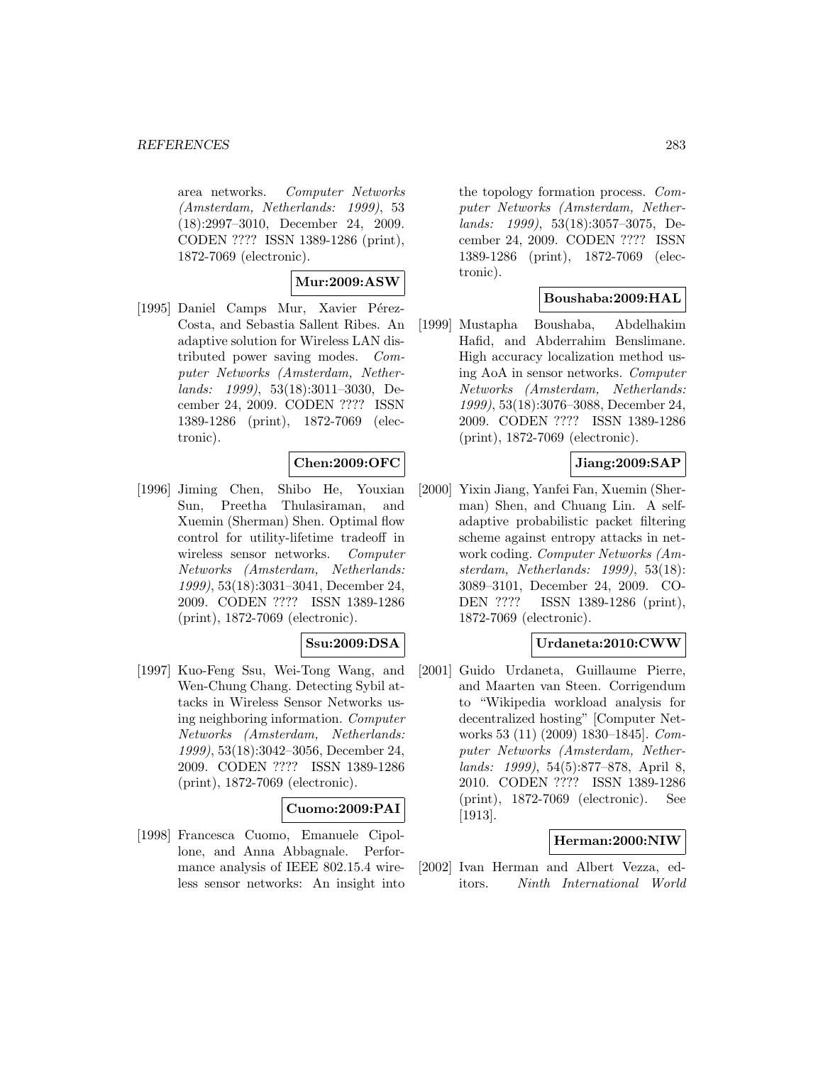area networks. *Computer Networks (Amsterdam, Netherlands: 1999)*, 53 (18):2997–3010, December 24, 2009. CODEN ???? ISSN 1389-1286 (print), 1872-7069 (electronic).

**Mur:2009:ASW**

[1995] Daniel Camps Mur, Xavier Pérez-Costa, and Sebastia Sallent Ribes. An adaptive solution for Wireless LAN distributed power saving modes. *Computer Networks (Amsterdam, Netherlands: 1999)*, 53(18):3011–3030, December 24, 2009. CODEN ???? ISSN 1389-1286 (print), 1872-7069 (electronic).

**Chen:2009:OFC**

[1996] Jiming Chen, Shibo He, Youxian Sun, Preetha Thulasiraman, and Xuemin (Sherman) Shen. Optimal flow control for utility-lifetime tradeoff in wireless sensor networks. *Computer Networks (Amsterdam, Netherlands: 1999)*, 53(18):3031–3041, December 24, 2009. CODEN ???? ISSN 1389-1286 (print), 1872-7069 (electronic).

**Ssu:2009:DSA**

[1997] Kuo-Feng Ssu, Wei-Tong Wang, and Wen-Chung Chang. Detecting Sybil attacks in Wireless Sensor Networks using neighboring information. *Computer Networks (Amsterdam, Netherlands: 1999)*, 53(18):3042–3056, December 24, 2009. CODEN ???? ISSN 1389-1286 (print), 1872-7069 (electronic).

**Cuomo:2009:PAI**

[1998] Francesca Cuomo, Emanuele Cipollone, and Anna Abbagnale. Performance analysis of IEEE 802.15.4 wireless sensor networks: An insight into the topology formation process. *Computer Networks (Amsterdam, Netherlands: 1999)*, 53(18):3057–3075, December 24, 2009. CODEN ???? ISSN 1389-1286 (print), 1872-7069 (electronic).

**Boushaba:2009:HAL**

[1999] Mustapha Boushaba, Abdelhakim Hafid, and Abderrahim Benslimane. High accuracy localization method using AoA in sensor networks. *Computer Networks (Amsterdam, Netherlands: 1999)*, 53(18):3076–3088, December 24, 2009. CODEN ???? ISSN 1389-1286 (print), 1872-7069 (electronic).

**Jiang:2009:SAP**

[2000] Yixin Jiang, Yanfei Fan, Xuemin (Sherman) Shen, and Chuang Lin. A self-adaptive probabilistic packet filtering scheme against entropy attacks in network coding. *Computer Networks (Amsterdam, Netherlands: 1999)*, 53(18): 3089–3101, December 24, 2009. CODEN ???? ISSN 1389-1286 (print), 1872-7069 (electronic).

**Urdaneta:2010:CWW**

[2001] Guido Urdaneta, Guillaume Pierre, and Maarten van Steen. Corrigendum to "Wikipedia workload analysis for decentralized hosting" [Computer Networks 53 (11) (2009) 1830–1845]. *Computer Networks (Amsterdam, Netherlands: 1999)*, 54(5):877–878, April 8, 2010. CODEN ???? ISSN 1389-1286 (print), 1872-7069 (electronic). See [1913].

**Herman:2000:NIW**

[2002] Ivan Herman and Albert Vezza, editors. *Ninth International World*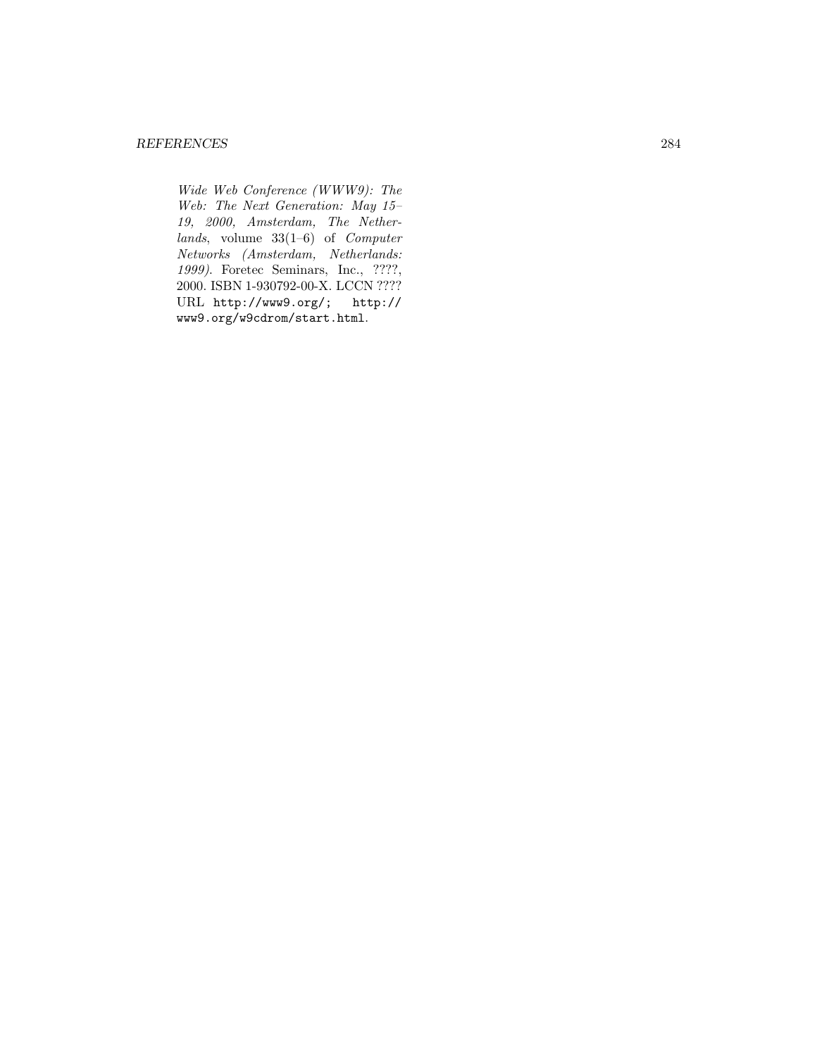*Wide Web Conference (WWW9): The Web: The Next Generation: May 15–19, 2000, Amsterdam, The Netherlands*, volume 33(1–6) of *Computer Networks (Amsterdam, Netherlands: 1999)*. Foretec Seminars, Inc., ????, 2000. ISBN 1-930792-00-X. LCCN ???? URL `http://www9.org/`; `http://www9.org/w9cdrom/start.html`.